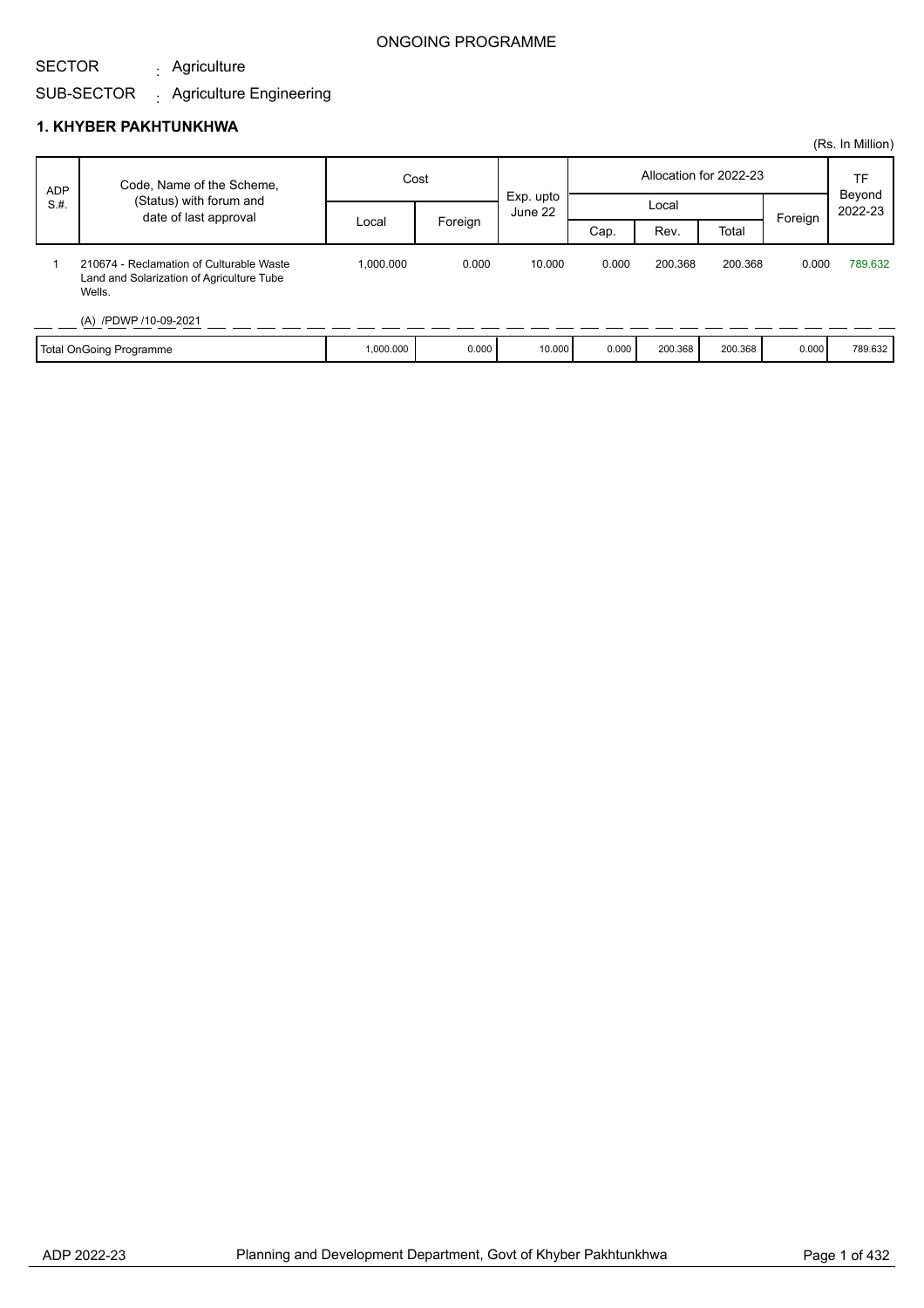ONGOING PROGRAMME

SECTOR : Agriculture

SUB-SECTOR : Agriculture Engineering

## 1. KHYBER PAKHTUNKHWA

(Rs. In Million)

| ADP S.#. | Code, Name of the Scheme, (Status) with forum and date of last approval | Cost | | Exp. upto June 22 | Allocation for 2022-23 | | | | TF Beyond 2022-23 |
|---|---|---|---|---|---|---|---|---|---|
| | | Local | Foreign | | Local | | | Foreign | |
| | | | | | Cap. | Rev. | Total | | |
| 1 | 210674 - Reclamation of Culturable Waste Land and Solarization of Agriculture Tube Wells. (A) /PDWP /10-09-2021 | 1,000.000 | 0.000 | 10.000 | 0.000 | 200.368 | 200.368 | 0.000 | 789.632 |
| | Total OnGoing Programme | 1,000.000 | 0.000 | 10.000 | 0.000 | 200.368 | 200.368 | 0.000 | 789.632 |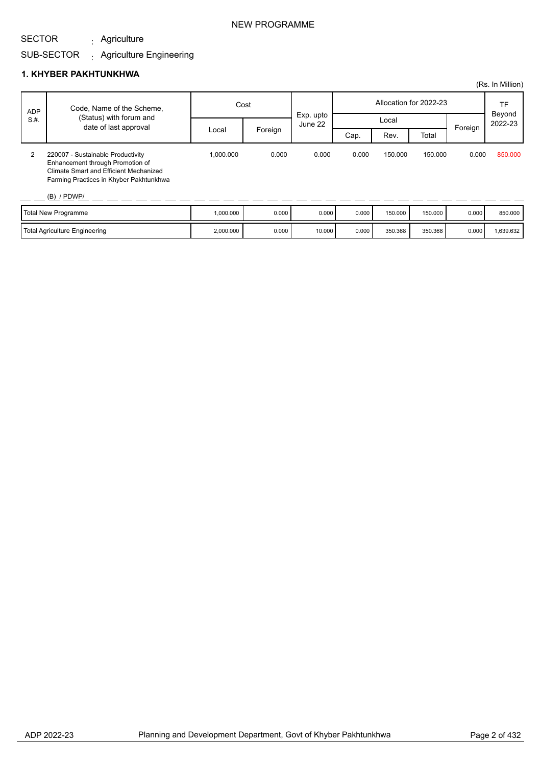NEW PROGRAMME

SECTOR : Agriculture

SUB-SECTOR : Agriculture Engineering

### 1. KHYBER PAKHTUNKHWA

(Rs. In Million)

| ADP S.#. | Code, Name of the Scheme, (Status) with forum and date of last approval | Cost | | Exp. upto June 22 | Allocation for 2022-23 | | | | TF Beyond 2022-23 |
|---|---|---|---|---|---|---|---|---|---|
| | | Local | Foreign | | Local | | | Foreign | |
| | | | | | Cap. | Rev. | Total | | |
| 2 | 220007 - Sustainable Productivity Enhancement through Promotion of Climate Smart and Efficient Mechanized Farming Practices in Khyber Pakhtunkhwa<br>(B) / PDWP/ | 1,000.000 | 0.000 | 0.000 | 0.000 | 150.000 | 150.000 | 0.000 | 850.000 |
| | Total New Programme | 1,000.000 | 0.000 | 0.000 | 0.000 | 150.000 | 150.000 | 0.000 | 850.000 |
| | Total Agriculture Engineering | 2,000.000 | 0.000 | 10.000 | 0.000 | 350.368 | 350.368 | 0.000 | 1,639.632 |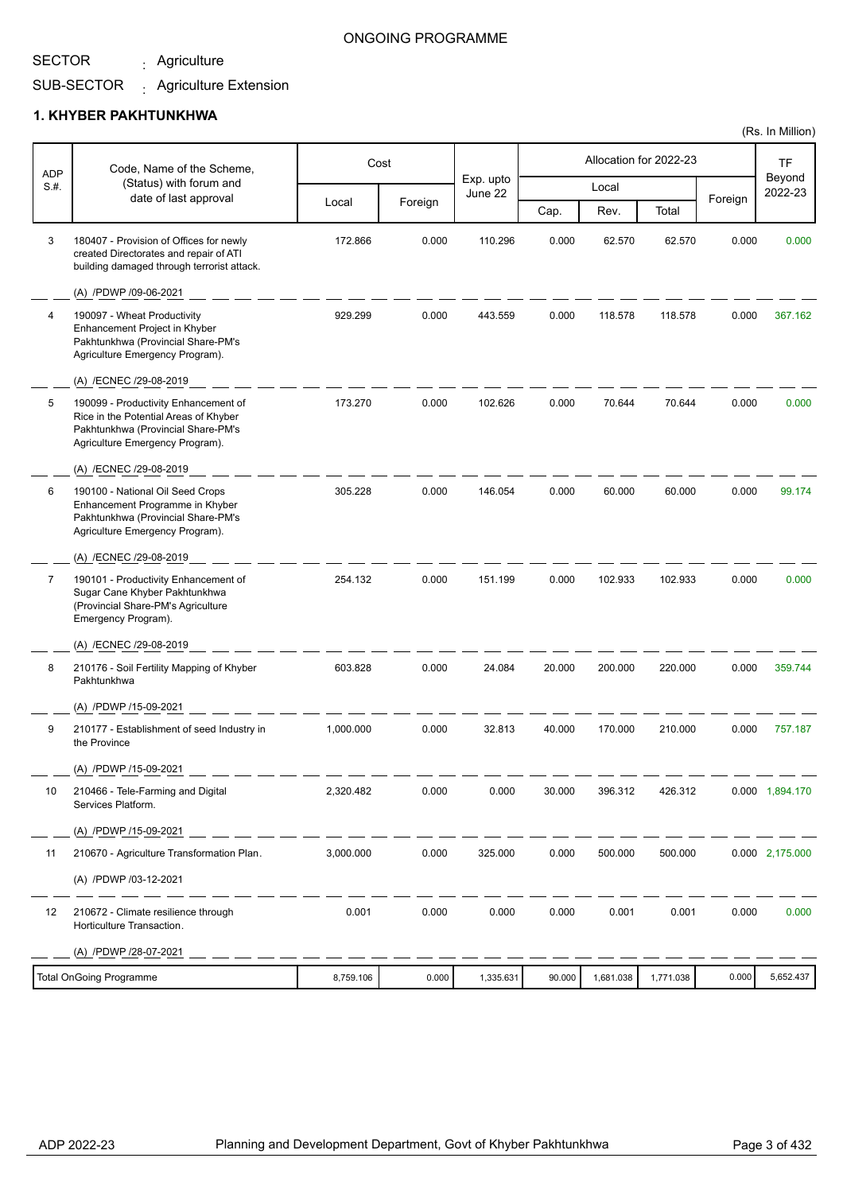ONGOING PROGRAMME

SECTOR : Agriculture

SUB-SECTOR : Agriculture Extension

## 1. KHYBER PAKHTUNKHWA

(Rs. In Million)

| ADP S.#. | Code, Name of the Scheme, (Status) with forum and date of last approval | Cost | | Exp. upto June 22 | Allocation for 2022-23 | | | | TF Beyond 2022-23 |
|---|---|---|---|---|---|---|---|---|---|
| | | Local | Foreign | | Local | | | Foreign | |
| | | | | | Cap. | Rev. | Total | | |
| 3 | 180407 - Provision of Offices for newly created Directorates and repair of ATI building damaged through terrorist attack.<br>(A) /PDWP /09-06-2021 | 172.866 | 0.000 | 110.296 | 0.000 | 62.570 | 62.570 | 0.000 | 0.000 |
| 4 | 190097 - Wheat Productivity Enhancement Project in Khyber Pakhtunkhwa (Provincial Share-PM's Agriculture Emergency Program).<br>(A) /ECNEC /29-08-2019 | 929.299 | 0.000 | 443.559 | 0.000 | 118.578 | 118.578 | 0.000 | 367.162 |
| 5 | 190099 - Productivity Enhancement of Rice in the Potential Areas of Khyber Pakhtunkhwa (Provincial Share-PM's Agriculture Emergency Program).<br>(A) /ECNEC /29-08-2019 | 173.270 | 0.000 | 102.626 | 0.000 | 70.644 | 70.644 | 0.000 | 0.000 |
| 6 | 190100 - National Oil Seed Crops Enhancement Programme in Khyber Pakhtunkhwa (Provincial Share-PM's Agriculture Emergency Program).<br>(A) /ECNEC /29-08-2019 | 305.228 | 0.000 | 146.054 | 0.000 | 60.000 | 60.000 | 0.000 | 99.174 |
| 7 | 190101 - Productivity Enhancement of Sugar Cane Khyber Pakhtunkhwa (Provincial Share-PM's Agriculture Emergency Program).<br>(A) /ECNEC /29-08-2019 | 254.132 | 0.000 | 151.199 | 0.000 | 102.933 | 102.933 | 0.000 | 0.000 |
| 8 | 210176 - Soil Fertility Mapping of Khyber Pakhtunkhwa<br>(A) /PDWP /15-09-2021 | 603.828 | 0.000 | 24.084 | 20.000 | 200.000 | 220.000 | 0.000 | 359.744 |
| 9 | 210177 - Establishment of seed Industry in the Province<br>(A) /PDWP /15-09-2021 | 1,000.000 | 0.000 | 32.813 | 40.000 | 170.000 | 210.000 | 0.000 | 757.187 |
| 10 | 210466 - Tele-Farming and Digital Services Platform.<br>(A) /PDWP /15-09-2021 | 2,320.482 | 0.000 | 0.000 | 30.000 | 396.312 | 426.312 | 0.000 | 1,894.170 |
| 11 | 210670 - Agriculture Transformation Plan.<br>(A) /PDWP /03-12-2021 | 3,000.000 | 0.000 | 325.000 | 0.000 | 500.000 | 500.000 | 0.000 | 2,175.000 |
| 12 | 210672 - Climate resilience through Horticulture Transaction.<br>(A) /PDWP /28-07-2021 | 0.001 | 0.000 | 0.000 | 0.000 | 0.001 | 0.001 | 0.000 | 0.000 |
| | Total OnGoing Programme | 8,759.106 | 0.000 | 1,335.631 | 90.000 | 1,681.038 | 1,771.038 | 0.000 | 5,652.437 |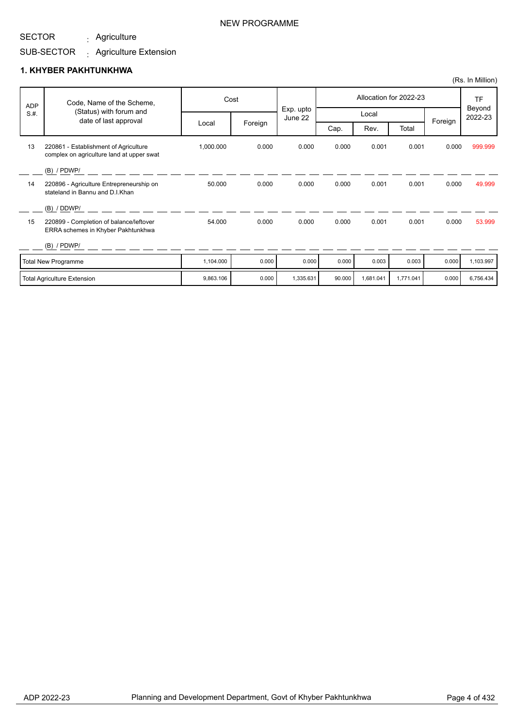NEW PROGRAMME

SECTOR : Agriculture

SUB-SECTOR : Agriculture Extension

## 1. KHYBER PAKHTUNKHWA

(Rs. In Million)

| ADP S.#. | Code, Name of the Scheme, (Status) with forum and date of last approval | Cost | | Exp. upto June 22 | Allocation for 2022-23 | | | | TF Beyond 2022-23 |
|---|---|---|---|---|---|---|---|---|---|
| | | Local | Foreign | | Local | | | Foreign | |
| | | | | | Cap. | Rev. | Total | | |
| 13 | 220861 - Establishment of Agriculture complex on agriculture land at upper swat<br>(B) / PDWP/ | 1,000.000 | 0.000 | 0.000 | 0.000 | 0.001 | 0.001 | 0.000 | 999.999 |
| 14 | 220896 - Agriculture Entrepreneurship on stateland in Bannu and D.I.Khan<br>(B) / DDWP/ | 50.000 | 0.000 | 0.000 | 0.000 | 0.001 | 0.001 | 0.000 | 49.999 |
| 15 | 220899 - Completion of balance/leftover ERRA schemes in Khyber Pakhtunkhwa<br>(B) / PDWP/ | 54.000 | 0.000 | 0.000 | 0.000 | 0.001 | 0.001 | 0.000 | 53.999 |
| | Total New Programme | 1,104.000 | 0.000 | 0.000 | 0.000 | 0.003 | 0.003 | 0.000 | 1,103.997 |
| | Total Agriculture Extension | 9,863.106 | 0.000 | 1,335.631 | 90.000 | 1,681.041 | 1,771.041 | 0.000 | 6,756.434 |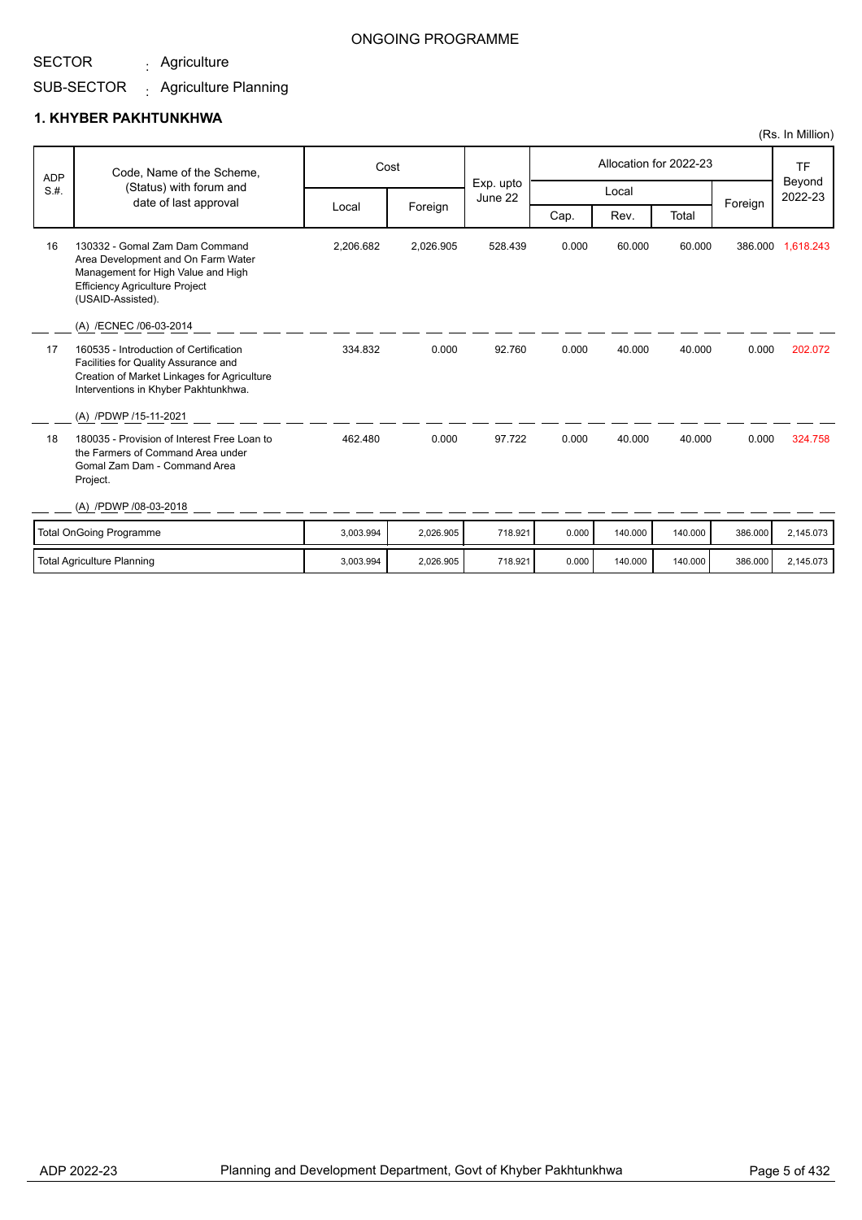ONGOING PROGRAMME

SECTOR : Agriculture

SUB-SECTOR : Agriculture Planning

## 1. KHYBER PAKHTUNKHWA

(Rs. In Million)

| ADP S.#. | Code, Name of the Scheme, (Status) with forum and date of last approval | Cost | | Exp. upto June 22 | Allocation for 2022-23 | | | | TF Beyond 2022-23 |
|---|---|---|---|---|---|---|---|---|---|
| | | Local | Foreign | | Local | | | Foreign | |
| | | | | | Cap. | Rev. | Total | | |
| 16 | 130332 - Gomal Zam Dam Command Area Development and On Farm Water Management for High Value and High Efficiency Agriculture Project (USAID-Assisted). (A) /ECNEC /06-03-2014 | 2,206.682 | 2,026.905 | 528.439 | 0.000 | 60.000 | 60.000 | 386.000 | 1,618.243 |
| 17 | 160535 - Introduction of Certification Facilities for Quality Assurance and Creation of Market Linkages for Agriculture Interventions in Khyber Pakhtunkhwa. (A) /PDWP /15-11-2021 | 334.832 | 0.000 | 92.760 | 0.000 | 40.000 | 40.000 | 0.000 | 202.072 |
| 18 | 180035 - Provision of Interest Free Loan to the Farmers of Command Area under Gomal Zam Dam - Command Area Project. (A) /PDWP /08-03-2018 | 462.480 | 0.000 | 97.722 | 0.000 | 40.000 | 40.000 | 0.000 | 324.758 |
| | Total OnGoing Programme | 3,003.994 | 2,026.905 | 718.921 | 0.000 | 140.000 | 140.000 | 386.000 | 2,145.073 |
| | Total Agriculture Planning | 3,003.994 | 2,026.905 | 718.921 | 0.000 | 140.000 | 140.000 | 386.000 | 2,145.073 |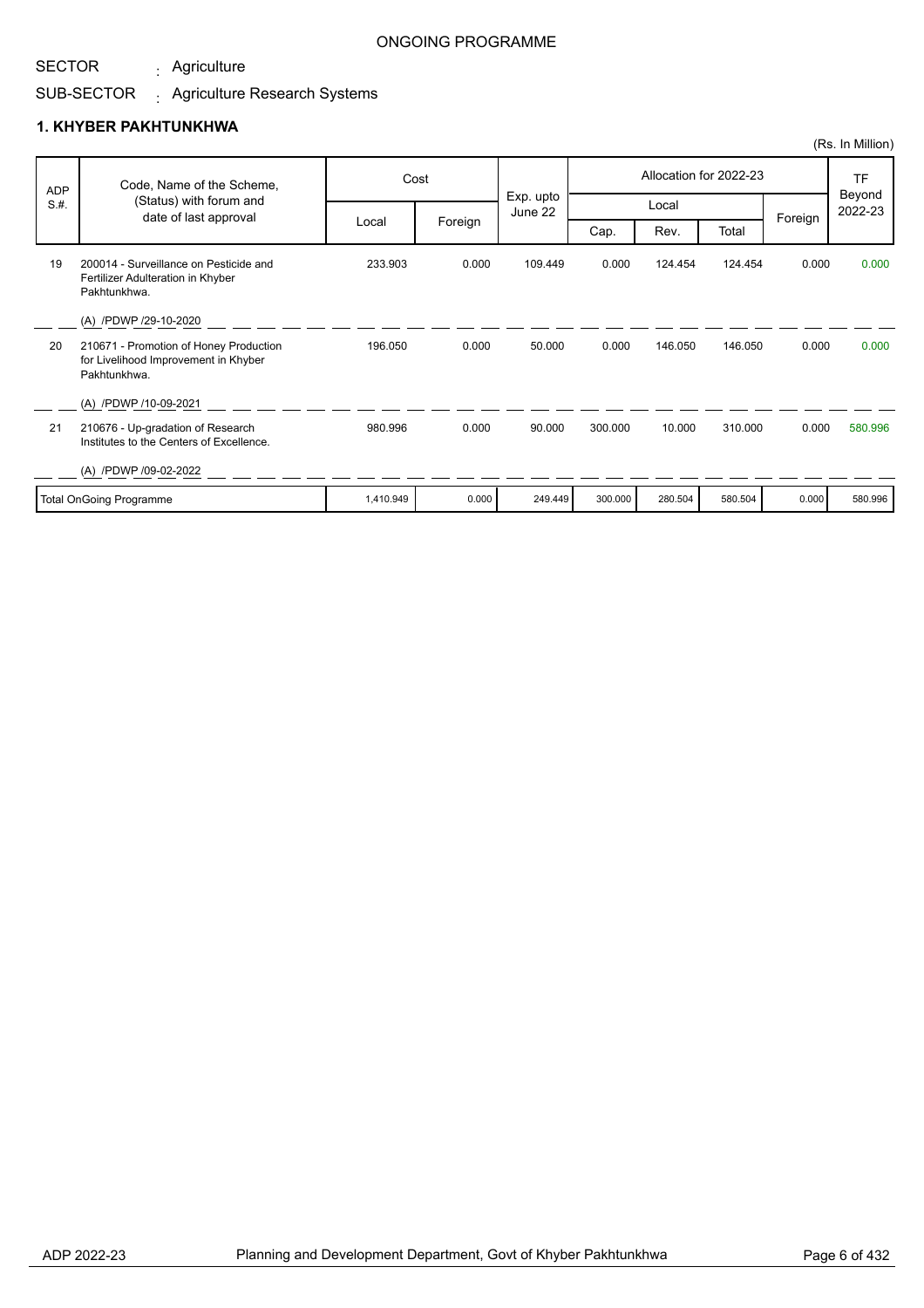ONGOING PROGRAMME

SECTOR : Agriculture

SUB-SECTOR : Agriculture Research Systems

## 1. KHYBER PAKHTUNKHWA

(Rs. In Million)

| ADP S.#. | Code, Name of the Scheme, (Status) with forum and date of last approval | Cost | | Exp. upto June 22 | Allocation for 2022-23 | | | | TF Beyond 2022-23 |
|---|---|---|---|---|---|---|---|---|---|
| | | Local | Foreign | | Local | | | Foreign | |
| | | | | | Cap. | Rev. | Total | | |
| 19 | 200014 - Surveillance on Pesticide and Fertilizer Adulteration in Khyber Pakhtunkhwa.<br>(A) /PDWP /29-10-2020 | 233.903 | 0.000 | 109.449 | 0.000 | 124.454 | 124.454 | 0.000 | 0.000 |
| 20 | 210671 - Promotion of Honey Production for Livelihood Improvement in Khyber Pakhtunkhwa.<br>(A) /PDWP /10-09-2021 | 196.050 | 0.000 | 50.000 | 0.000 | 146.050 | 146.050 | 0.000 | 0.000 |
| 21 | 210676 - Up-gradation of Research Institutes to the Centers of Excellence.<br>(A) /PDWP /09-02-2022 | 980.996 | 0.000 | 90.000 | 300.000 | 10.000 | 310.000 | 0.000 | 580.996 |
| | Total OnGoing Programme | 1,410.949 | 0.000 | 249.449 | 300.000 | 280.504 | 580.504 | 0.000 | 580.996 |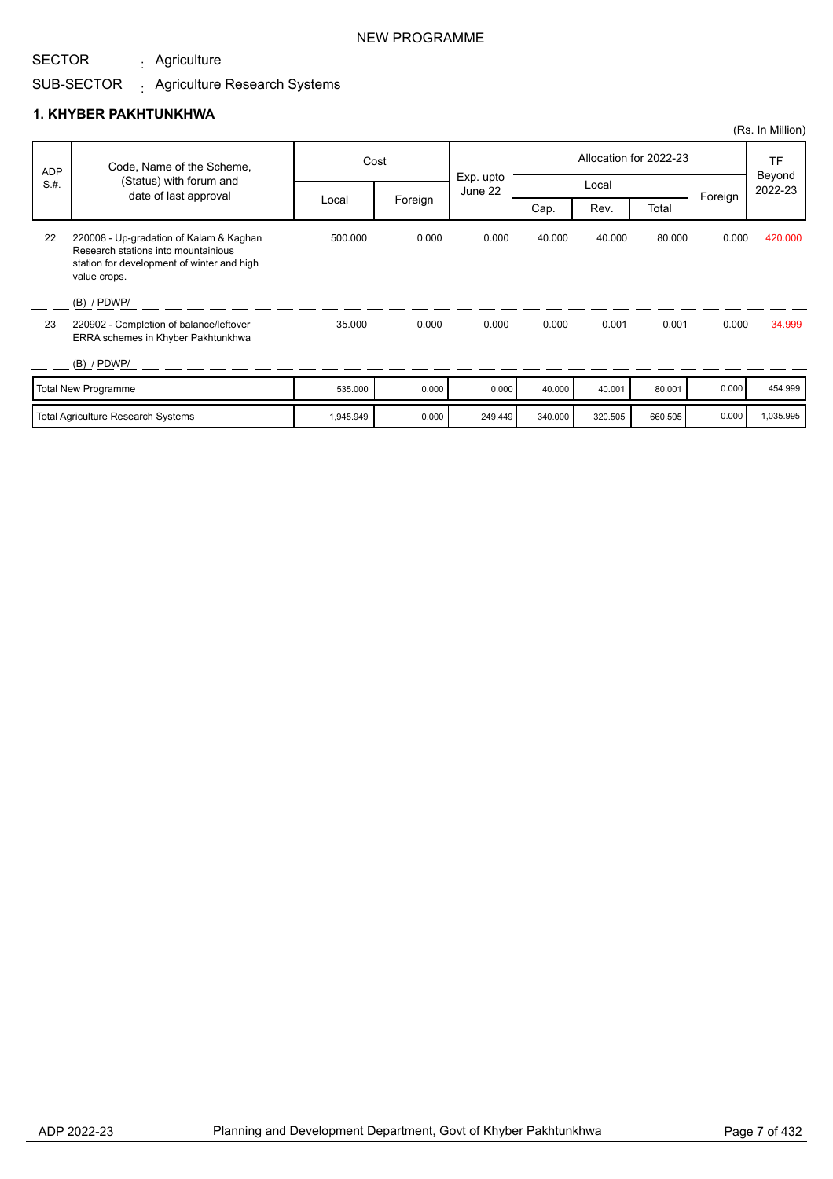NEW PROGRAMME

SECTOR : Agriculture

SUB-SECTOR : Agriculture Research Systems

### 1. KHYBER PAKHTUNKHWA

(Rs. In Million)

| ADP S.#. | Code, Name of the Scheme, (Status) with forum and date of last approval | Cost | | Exp. upto June 22 | Allocation for 2022-23 | | | | TF Beyond 2022-23 |
|---|---|---|---|---|---|---|---|---|---|
| | | Local | Foreign | | Local | | | Foreign | |
| | | | | | Cap. | Rev. | Total | | |
| 22 | 220008 - Up-gradation of Kalam & Kaghan Research stations into mountainious station for development of winter and high value crops. (B) / PDWP/ | 500.000 | 0.000 | 0.000 | 40.000 | 40.000 | 80.000 | 0.000 | 420.000 |
| 23 | 220902 - Completion of balance/leftover ERRA schemes in Khyber Pakhtunkhwa (B) / PDWP/ | 35.000 | 0.000 | 0.000 | 0.000 | 0.001 | 0.001 | 0.000 | 34.999 |
| | Total New Programme | 535.000 | 0.000 | 0.000 | 40.000 | 40.001 | 80.001 | 0.000 | 454.999 |
| | Total Agriculture Research Systems | 1,945.949 | 0.000 | 249.449 | 340.000 | 320.505 | 660.505 | 0.000 | 1,035.995 |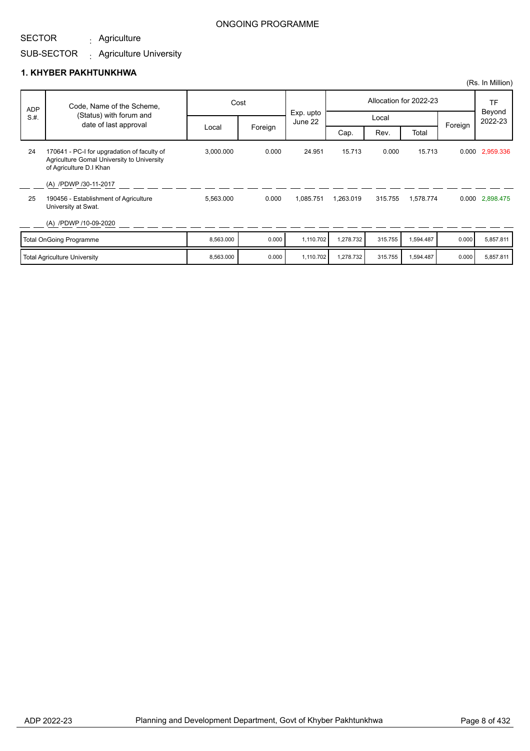ONGOING PROGRAMME

SECTOR : Agriculture

SUB-SECTOR : Agriculture University

### 1. KHYBER PAKHTUNKHWA

(Rs. In Million)

| ADP S.#. | Code, Name of the Scheme, (Status) with forum and date of last approval | Cost | | Exp. upto June 22 | Allocation for 2022-23 | | | | TF Beyond 2022-23 |
|---|---|---|---|---|---|---|---|---|---|
| | | | | | Local | | | Foreign | |
| | | Local | Foreign | | Cap. | Rev. | Total | | |
| 24 | 170641 - PC-I for upgradation of faculty of Agriculture Gomal University to University of Agriculture D.I Khan<br><br>(A) /PDWP /30-11-2017 | 3,000.000 | 0.000 | 24.951 | 15.713 | 0.000 | 15.713 | 0.000 | 2,959.336 |
| 25 | 190456 - Establishment of Agriculture University at Swat.<br><br>(A) /PDWP /10-09-2020 | 5,563.000 | 0.000 | 1,085.751 | 1,263.019 | 315.755 | 1,578.774 | 0.000 | 2,898.475 |
| | Total OnGoing Programme | 8,563.000 | 0.000 | 1,110.702 | 1,278.732 | 315.755 | 1,594.487 | 0.000 | 5,857.811 |
| | Total Agriculture University | 8,563.000 | 0.000 | 1,110.702 | 1,278.732 | 315.755 | 1,594.487 | 0.000 | 5,857.811 |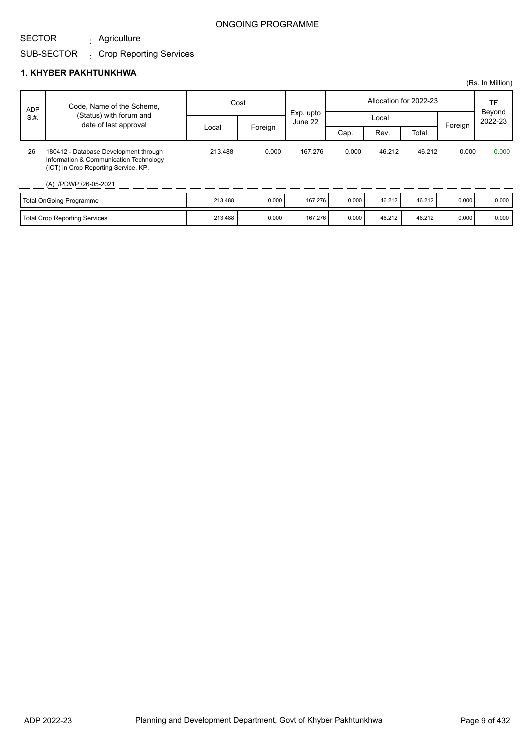ONGOING PROGRAMME

SECTOR : Agriculture

SUB-SECTOR : Crop Reporting Services

## 1. KHYBER PAKHTUNKHWA

(Rs. In Million)

| ADP S.#. | Code, Name of the Scheme, (Status) with forum and date of last approval | Cost | | Exp. upto June 22 | Allocation for 2022-23 | | | | TF Beyond 2022-23 |
|---|---|---|---|---|---|---|---|---|---|
| | | Local | Foreign | | Local | | | Foreign | |
| | | | | | Cap. | Rev. | Total | | |
| 26 | 180412 - Database Development through Information & Communication Technology (ICT) in Crop Reporting Service, KP.<br>(A) /PDWP /26-05-2021 | 213.488 | 0.000 | 167.276 | 0.000 | 46.212 | 46.212 | 0.000 | 0.000 |
| | Total OnGoing Programme | 213.488 | 0.000 | 167.276 | 0.000 | 46.212 | 46.212 | 0.000 | 0.000 |
| | Total Crop Reporting Services | 213.488 | 0.000 | 167.276 | 0.000 | 46.212 | 46.212 | 0.000 | 0.000 |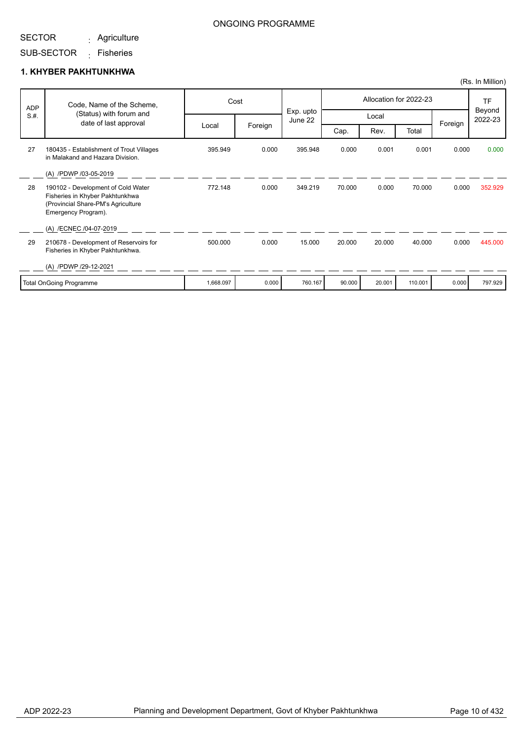ONGOING PROGRAMME

SECTOR : Agriculture

SUB-SECTOR : Fisheries

## 1. KHYBER PAKHTUNKHWA

(Rs. In Million)

| ADP S.#. | Code, Name of the Scheme, (Status) with forum and date of last approval | Cost | | Exp. upto June 22 | Allocation for 2022-23 | | | | TF Beyond 2022-23 |
|---|---|---|---|---|---|---|---|---|---|
| | | Local | Foreign | | Local | | | Foreign | |
| | | | | | Cap. | Rev. | Total | | |
| 27 | 180435 - Establishment of Trout Villages in Malakand and Hazara Division.<br>(A) /PDWP /03-05-2019 | 395.949 | 0.000 | 395.948 | 0.000 | 0.001 | 0.001 | 0.000 | 0.000 |
| 28 | 190102 - Development of Cold Water Fisheries in Khyber Pakhtunkhwa (Provincial Share-PM's Agriculture Emergency Program).<br>(A) /ECNEC /04-07-2019 | 772.148 | 0.000 | 349.219 | 70.000 | 0.000 | 70.000 | 0.000 | 352.929 |
| 29 | 210678 - Development of Reservoirs for Fisheries in Khyber Pakhtunkhwa.<br>(A) /PDWP /29-12-2021 | 500.000 | 0.000 | 15.000 | 20.000 | 20.000 | 40.000 | 0.000 | 445.000 |
| | Total OnGoing Programme | 1,668.097 | 0.000 | 760.167 | 90.000 | 20.001 | 110.001 | 0.000 | 797.929 |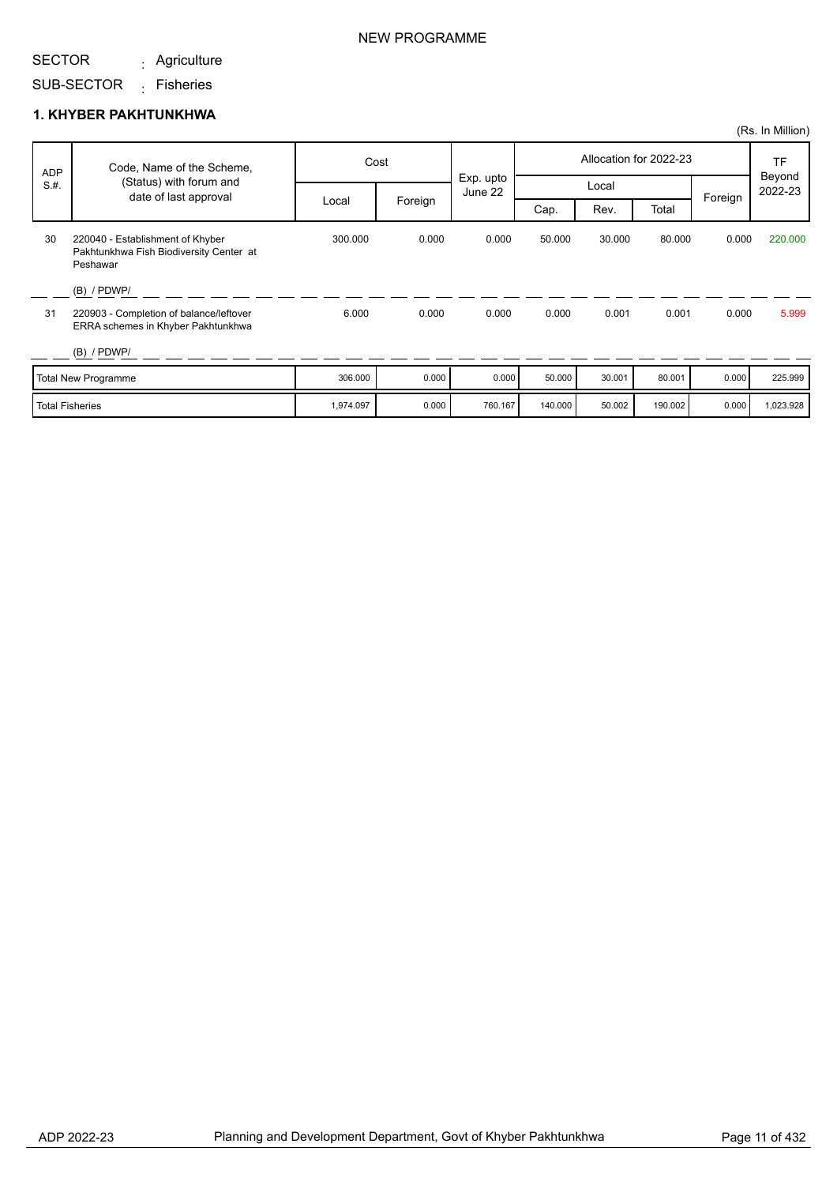NEW PROGRAMME

SECTOR : Agriculture

SUB-SECTOR : Fisheries

## 1. KHYBER PAKHTUNKHWA

(Rs. In Million)

| ADP S.#. | Code, Name of the Scheme, (Status) with forum and date of last approval | Cost | | Exp. upto June 22 | Allocation for 2022-23 | | | | TF Beyond 2022-23 |
|---|---|---|---|---|---|---|---|---|---|
| | | Local | Foreign | | Local | | | Foreign | |
| | | | | | Cap. | Rev. | Total | | |
| 30 | 220040 - Establishment of Khyber Pakhtunkhwa Fish Biodiversity Center at Peshawar (B) / PDWP/ | 300.000 | 0.000 | 0.000 | 50.000 | 30.000 | 80.000 | 0.000 | 220.000 |
| 31 | 220903 - Completion of balance/leftover ERRA schemes in Khyber Pakhtunkhwa (B) / PDWP/ | 6.000 | 0.000 | 0.000 | 0.000 | 0.001 | 0.001 | 0.000 | 5.999 |
| | Total New Programme | 306.000 | 0.000 | 0.000 | 50.000 | 30.001 | 80.001 | 0.000 | 225.999 |
| | Total Fisheries | 1,974.097 | 0.000 | 760.167 | 140.000 | 50.002 | 190.002 | 0.000 | 1,023.928 |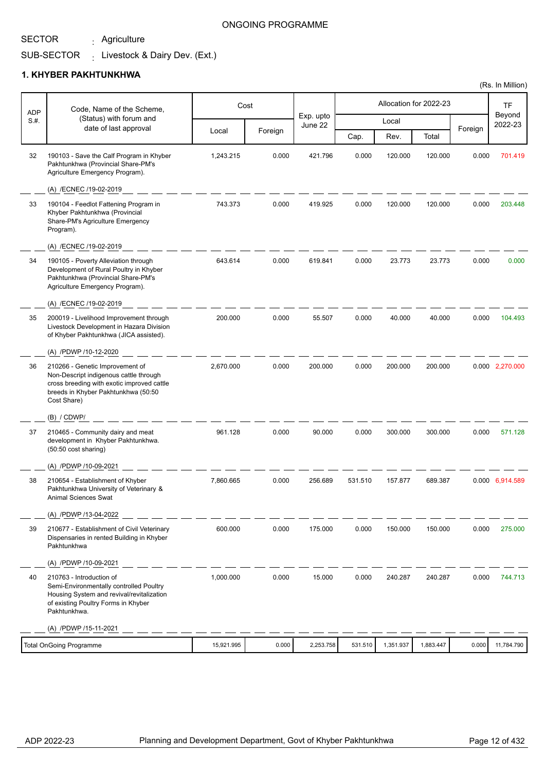ONGOING PROGRAMME

SECTOR : Agriculture

SUB-SECTOR : Livestock & Dairy Dev. (Ext.)

## 1. KHYBER PAKHTUNKHWA

(Rs. In Million)

| ADP S.#. | Code, Name of the Scheme, (Status) with forum and date of last approval | Cost | | Exp. upto June 22 | Allocation for 2022-23 | | | | TF Beyond 2022-23 |
|---|---|---|---|---|---|---|---|---|---|
| | | Local | Foreign | | Local | | | Foreign | |
| | | | | | Cap. | Rev. | Total | | |
| 32 | 190103 - Save the Calf Program in Khyber Pakhtunkhwa (Provincial Share-PM's Agriculture Emergency Program). (A) /ECNEC /19-02-2019 | 1,243.215 | 0.000 | 421.796 | 0.000 | 120.000 | 120.000 | 0.000 | 701.419 |
| 33 | 190104 - Feedlot Fattening Program in Khyber Pakhtunkhwa (Provincial Share-PM's Agriculture Emergency Program). (A) /ECNEC /19-02-2019 | 743.373 | 0.000 | 419.925 | 0.000 | 120.000 | 120.000 | 0.000 | 203.448 |
| 34 | 190105 - Poverty Alleviation through Development of Rural Poultry in Khyber Pakhtunkhwa (Provincial Share-PM's Agriculture Emergency Program). (A) /ECNEC /19-02-2019 | 643.614 | 0.000 | 619.841 | 0.000 | 23.773 | 23.773 | 0.000 | 0.000 |
| 35 | 200019 - Livelihood Improvement through Livestock Development in Hazara Division of Khyber Pakhtunkhwa (JICA assisted). (A) /PDWP /10-12-2020 | 200.000 | 0.000 | 55.507 | 0.000 | 40.000 | 40.000 | 0.000 | 104.493 |
| 36 | 210266 - Genetic Improvement of Non-Descript indigenous cattle through cross breeding with exotic improved cattle breeds in Khyber Pakhtunkhwa (50:50 Cost Share) (B) / CDWP/ | 2,670.000 | 0.000 | 200.000 | 0.000 | 200.000 | 200.000 | 0.000 | 2,270.000 |
| 37 | 210465 - Community dairy and meat development in Khyber Pakhtunkhwa. (50:50 cost sharing) (A) /PDWP /10-09-2021 | 961.128 | 0.000 | 90.000 | 0.000 | 300.000 | 300.000 | 0.000 | 571.128 |
| 38 | 210654 - Establishment of Khyber Pakhtunkhwa University of Veterinary & Animal Sciences Swat (A) /PDWP /13-04-2022 | 7,860.665 | 0.000 | 256.689 | 531.510 | 157.877 | 689.387 | 0.000 | 6,914.589 |
| 39 | 210677 - Establishment of Civil Veterinary Dispensaries in rented Building in Khyber Pakhtunkhwa (A) /PDWP /10-09-2021 | 600.000 | 0.000 | 175.000 | 0.000 | 150.000 | 150.000 | 0.000 | 275.000 |
| 40 | 210763 - Introduction of Semi-Environmentally controlled Poultry Housing System and revival/revitalization of existing Poultry Forms in Khyber Pakhtunkhwa. (A) /PDWP /15-11-2021 | 1,000.000 | 0.000 | 15.000 | 0.000 | 240.287 | 240.287 | 0.000 | 744.713 |
| | Total OnGoing Programme | 15,921.995 | 0.000 | 2,253.758 | 531.510 | 1,351.937 | 1,883.447 | 0.000 | 11,784.790 |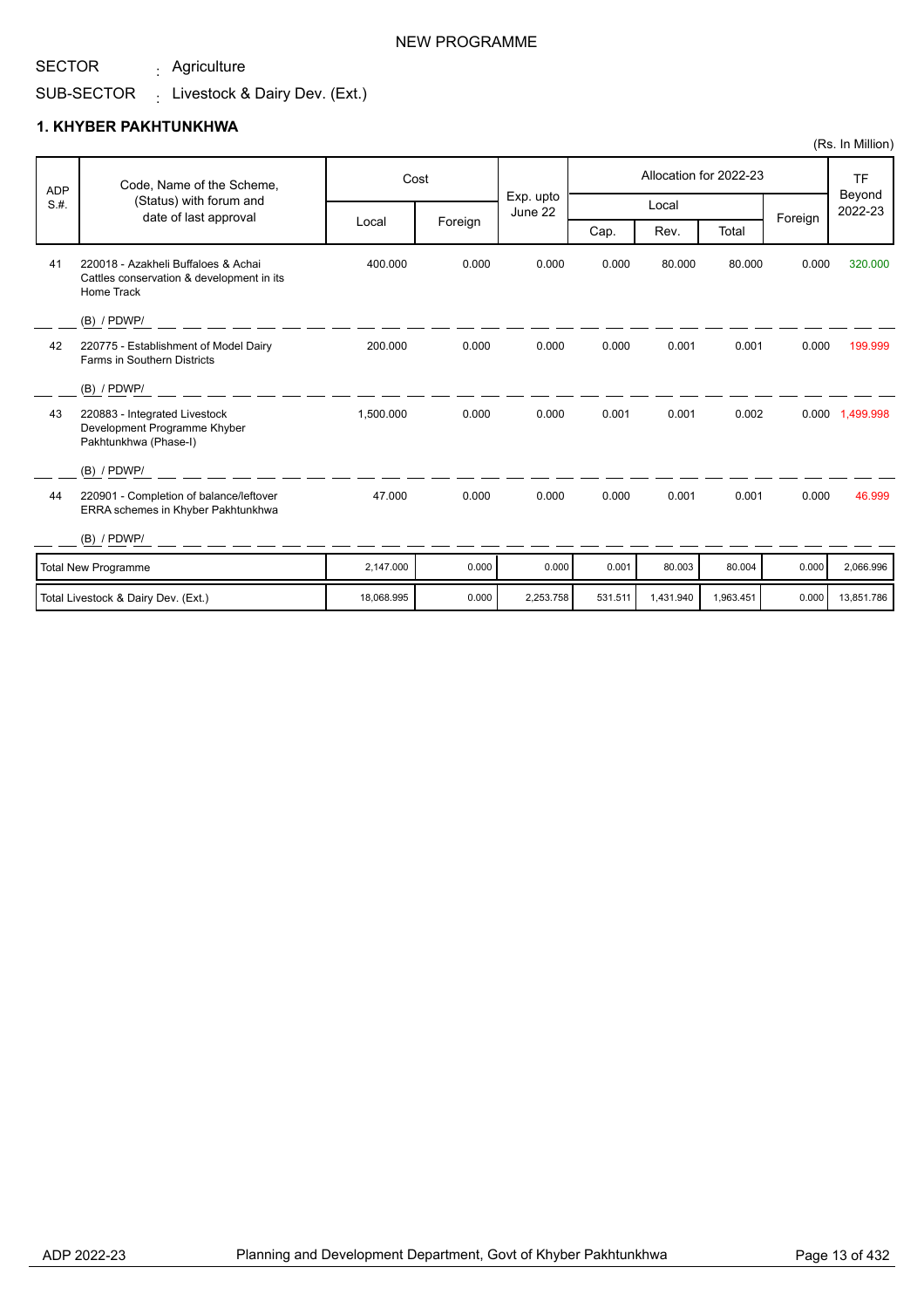NEW PROGRAMME

SECTOR : Agriculture

SUB-SECTOR : Livestock & Dairy Dev. (Ext.)

### 1. KHYBER PAKHTUNKHWA

(Rs. In Million)

| ADP S.#. | Code, Name of the Scheme, (Status) with forum and date of last approval | Cost | | Exp. upto June 22 | Allocation for 2022-23 | | | | TF Beyond 2022-23 |
|---|---|---|---|---|---|---|---|---|---|
| | | Local | Foreign | | Local | | | Foreign | |
| | | | | | Cap. | Rev. | Total | | |
| 41 | 220018 - Azakheli Buffaloes & Achai Cattles conservation & development in its Home Track<br>(B) / PDWP/ | 400.000 | 0.000 | 0.000 | 0.000 | 80.000 | 80.000 | 0.000 | 320.000 |
| 42 | 220775 - Establishment of Model Dairy Farms in Southern Districts<br>(B) / PDWP/ | 200.000 | 0.000 | 0.000 | 0.000 | 0.001 | 0.001 | 0.000 | 199.999 |
| 43 | 220883 - Integrated Livestock Development Programme Khyber Pakhtunkhwa (Phase-I)<br>(B) / PDWP/ | 1,500.000 | 0.000 | 0.000 | 0.001 | 0.001 | 0.002 | 0.000 | 1,499.998 |
| 44 | 220901 - Completion of balance/leftover ERRA schemes in Khyber Pakhtunkhwa<br>(B) / PDWP/ | 47.000 | 0.000 | 0.000 | 0.000 | 0.001 | 0.001 | 0.000 | 46.999 |
| | Total New Programme | 2,147.000 | 0.000 | 0.000 | 0.001 | 80.003 | 80.004 | 0.000 | 2,066.996 |
| | Total Livestock & Dairy Dev. (Ext.) | 18,068.995 | 0.000 | 2,253.758 | 531.511 | 1,431.940 | 1,963.451 | 0.000 | 13,851.786 |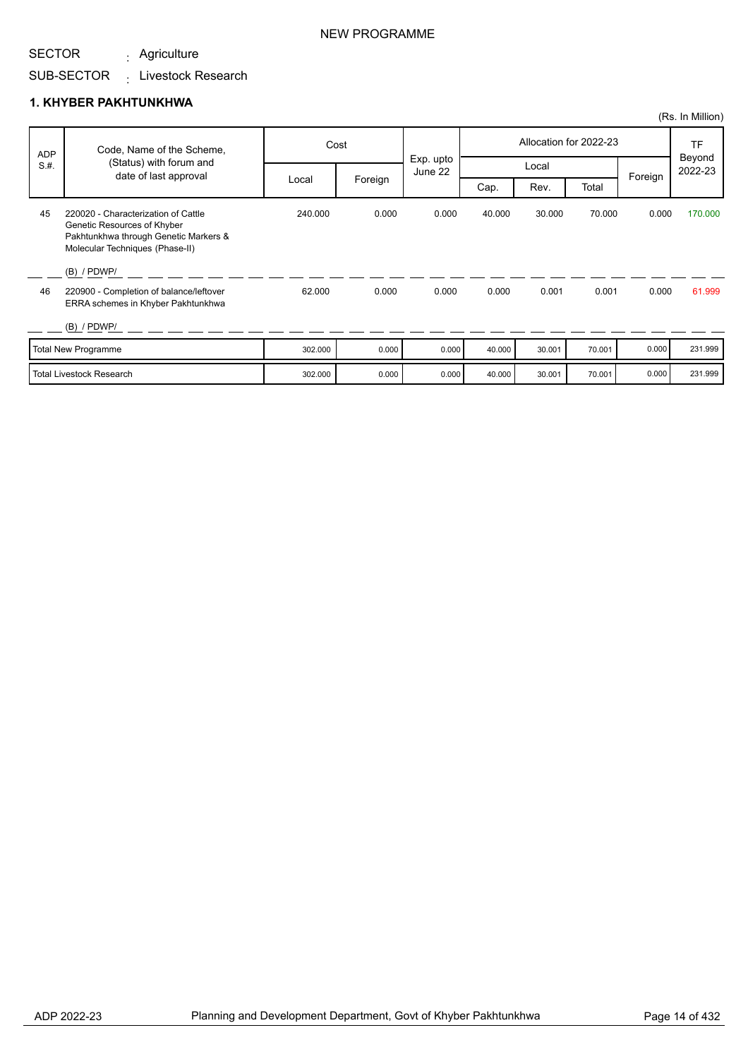NEW PROGRAMME

SECTOR : Agriculture

SUB-SECTOR : Livestock Research

## 1. KHYBER PAKHTUNKHWA

(Rs. In Million)

| ADP S.#. | Code, Name of the Scheme, (Status) with forum and date of last approval | Cost | | Exp. upto June 22 | Allocation for 2022-23 | | | | TF Beyond 2022-23 |
|---|---|---|---|---|---|---|---|---|---|
| | | Local | Foreign | | Local | | | Foreign | |
| | | | | | Cap. | Rev. | Total | | |
| 45 | 220020 - Characterization of Cattle Genetic Resources of Khyber Pakhtunkhwa through Genetic Markers & Molecular Techniques (Phase-II)<br>(B) / PDWP/ | 240.000 | 0.000 | 0.000 | 40.000 | 30.000 | 70.000 | 0.000 | 170.000 |
| 46 | 220900 - Completion of balance/leftover ERRA schemes in Khyber Pakhtunkhwa<br>(B) / PDWP/ | 62.000 | 0.000 | 0.000 | 0.000 | 0.001 | 0.001 | 0.000 | 61.999 |
| | Total New Programme | 302.000 | 0.000 | 0.000 | 40.000 | 30.001 | 70.001 | 0.000 | 231.999 |
| | Total Livestock Research | 302.000 | 0.000 | 0.000 | 40.000 | 30.001 | 70.001 | 0.000 | 231.999 |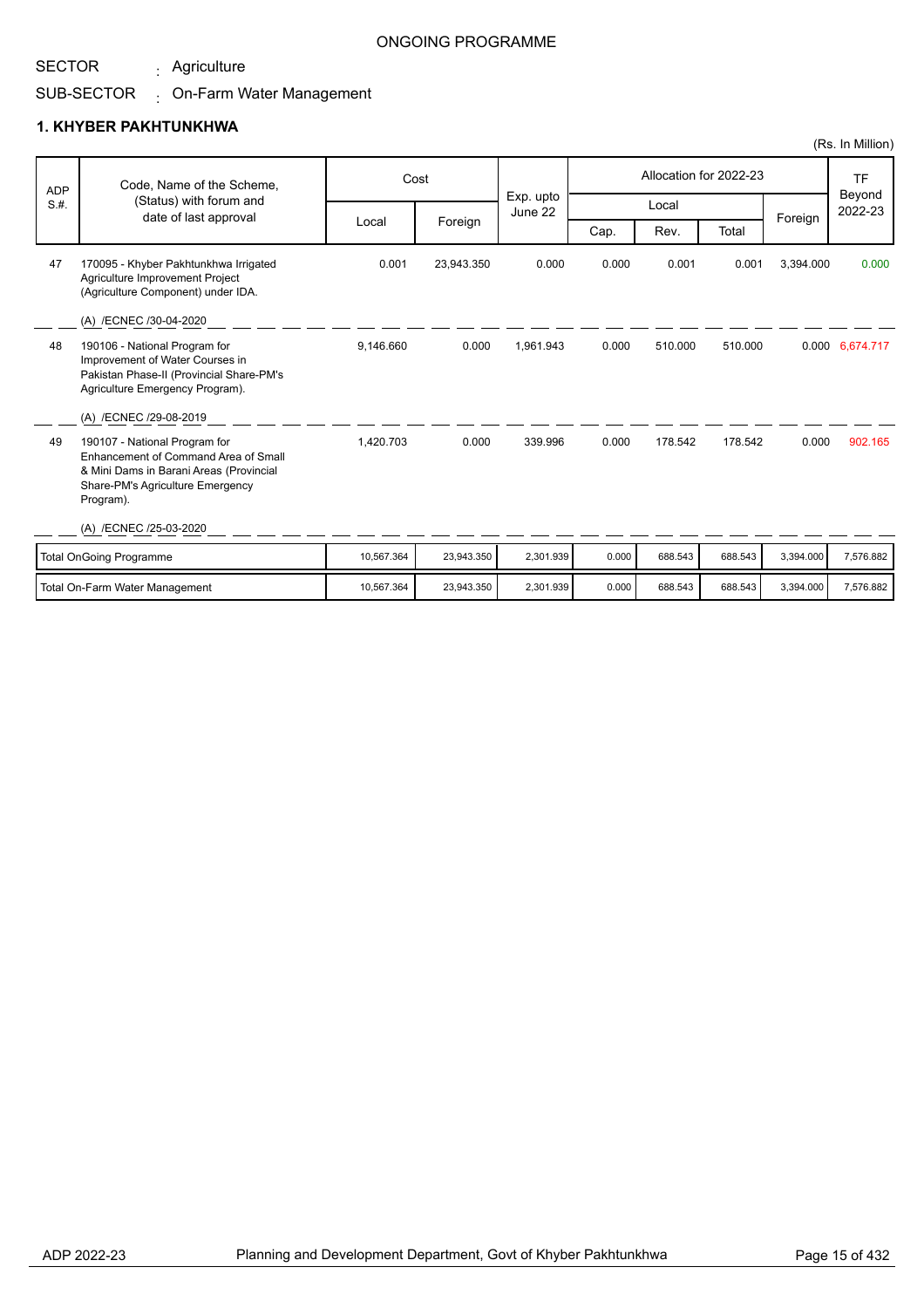ONGOING PROGRAMME

SECTOR : Agriculture

SUB-SECTOR : On-Farm Water Management

## 1. KHYBER PAKHTUNKHWA

(Rs. In Million)

| ADP S.#. | Code, Name of the Scheme, (Status) with forum and date of last approval | Cost | | Exp. upto June 22 | Allocation for 2022-23 | | | | TF Beyond 2022-23 |
|---|---|---|---|---|---|---|---|---|---|
| | | Local | Foreign | | Local | | | Foreign | |
| | | | | | Cap. | Rev. | Total | | |
| 47 | 170095 - Khyber Pakhtunkhwa Irrigated Agriculture Improvement Project (Agriculture Component) under IDA.<br>(A) /ECNEC /30-04-2020 | 0.001 | 23,943.350 | 0.000 | 0.000 | 0.001 | 0.001 | 3,394.000 | 0.000 |
| 48 | 190106 - National Program for Improvement of Water Courses in Pakistan Phase-II (Provincial Share-PM's Agriculture Emergency Program).<br>(A) /ECNEC /29-08-2019 | 9,146.660 | 0.000 | 1,961.943 | 0.000 | 510.000 | 510.000 | 0.000 | 6,674.717 |
| 49 | 190107 - National Program for Enhancement of Command Area of Small & Mini Dams in Barani Areas (Provincial Share-PM's Agriculture Emergency Program).<br>(A) /ECNEC /25-03-2020 | 1,420.703 | 0.000 | 339.996 | 0.000 | 178.542 | 178.542 | 0.000 | 902.165 |
| | Total OnGoing Programme | 10,567.364 | 23,943.350 | 2,301.939 | 0.000 | 688.543 | 688.543 | 3,394.000 | 7,576.882 |
| | Total On-Farm Water Management | 10,567.364 | 23,943.350 | 2,301.939 | 0.000 | 688.543 | 688.543 | 3,394.000 | 7,576.882 |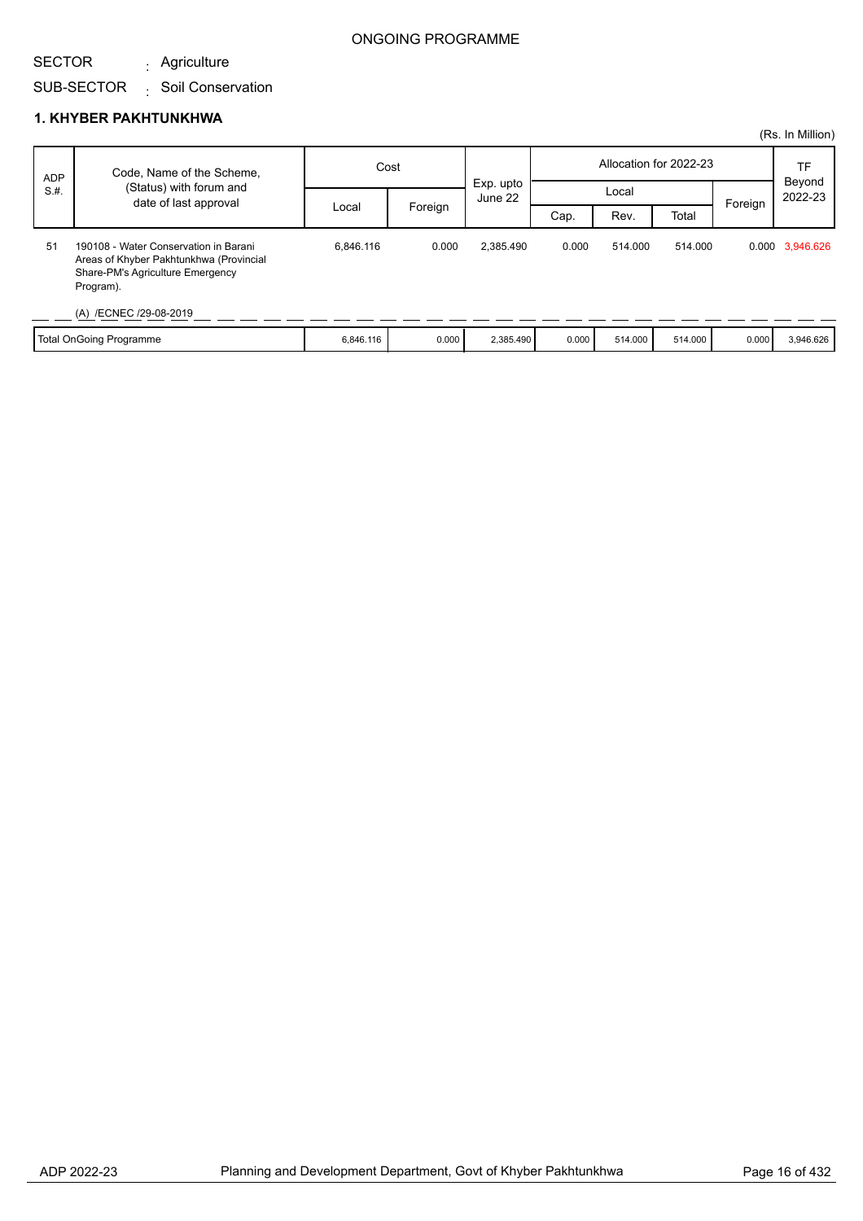ONGOING PROGRAMME

SECTOR : Agriculture

SUB-SECTOR : Soil Conservation

## 1. KHYBER PAKHTUNKHWA

(Rs. In Million)

| ADP S.#. | Code, Name of the Scheme, (Status) with forum and date of last approval | Cost | | Exp. upto June 22 | Allocation for 2022-23 | | | | TF Beyond 2022-23 |
|---|---|---|---|---|---|---|---|---|---|
| | | Local | Foreign | | Local | | | Foreign | |
| | | | | | Cap. | Rev. | Total | | |
| 51 | 190108 - Water Conservation in Barani Areas of Khyber Pakhtunkhwa (Provincial Share-PM's Agriculture Emergency Program).<br>(A) /ECNEC /29-08-2019 | 6,846.116 | 0.000 | 2,385.490 | 0.000 | 514.000 | 514.000 | 0.000 | 3,946.626 |
| Total OnGoing Programme | | 6,846.116 | 0.000 | 2,385.490 | 0.000 | 514.000 | 514.000 | 0.000 | 3,946.626 |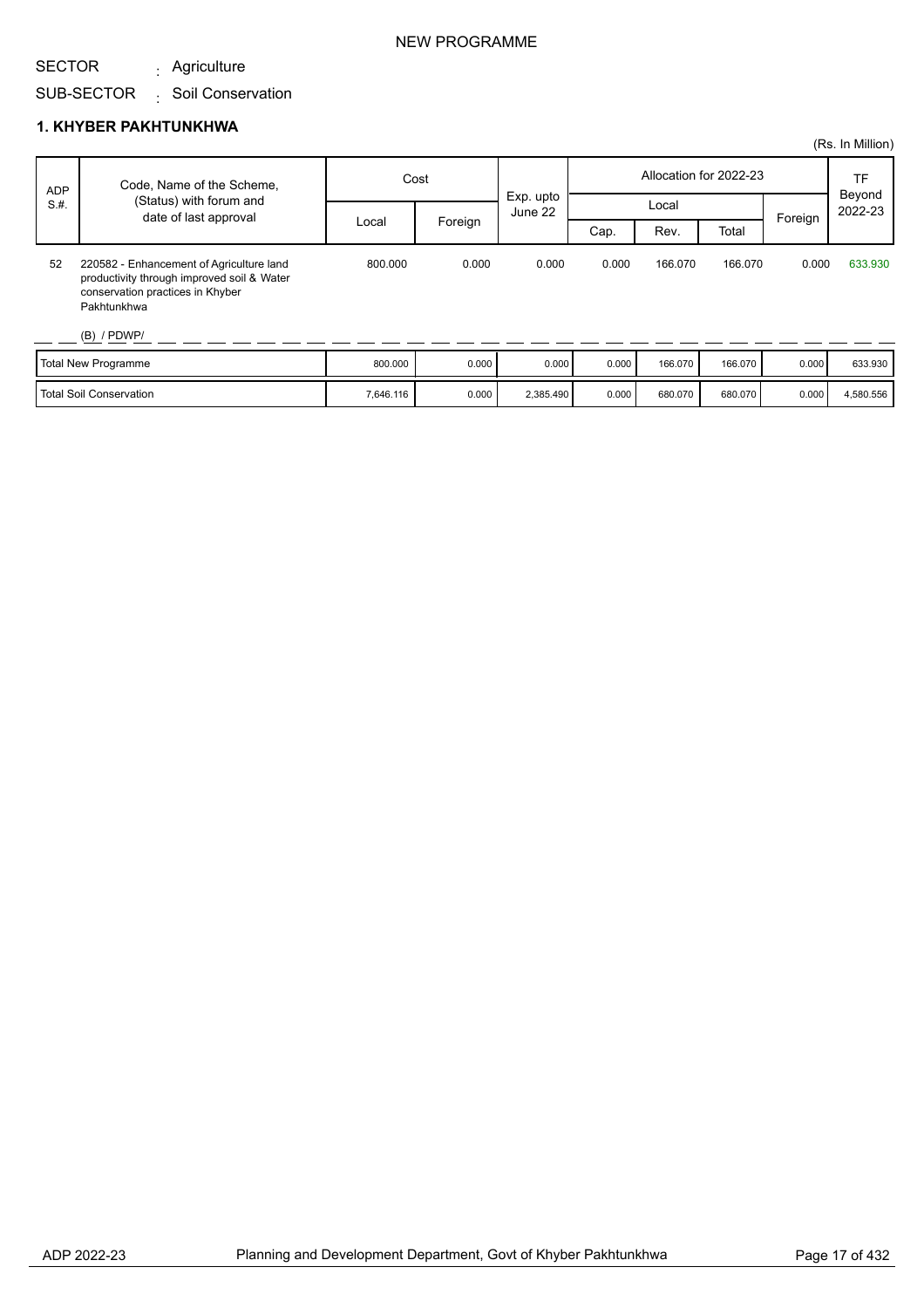NEW PROGRAMME

SECTOR : Agriculture

SUB-SECTOR : Soil Conservation

## 1. KHYBER PAKHTUNKHWA

(Rs. In Million)

| ADP S.#. | Code, Name of the Scheme, (Status) with forum and date of last approval | Cost | | Exp. upto June 22 | Allocation for 2022-23 | | | | TF Beyond 2022-23 |
|---|---|---|---|---|---|---|---|---|---|
| | | Local | Foreign | | Local | | | Foreign | |
| | | | | | Cap. | Rev. | Total | | |
| 52 | 220582 - Enhancement of Agriculture land productivity through improved soil & Water conservation practices in Khyber Pakhtunkhwa (B) / PDWP/ | 800.000 | 0.000 | 0.000 | 0.000 | 166.070 | 166.070 | 0.000 | 633.930 |
| | Total New Programme | 800.000 | 0.000 | 0.000 | 0.000 | 166.070 | 166.070 | 0.000 | 633.930 |
| | Total Soil Conservation | 7,646.116 | 0.000 | 2,385.490 | 0.000 | 680.070 | 680.070 | 0.000 | 4,580.556 |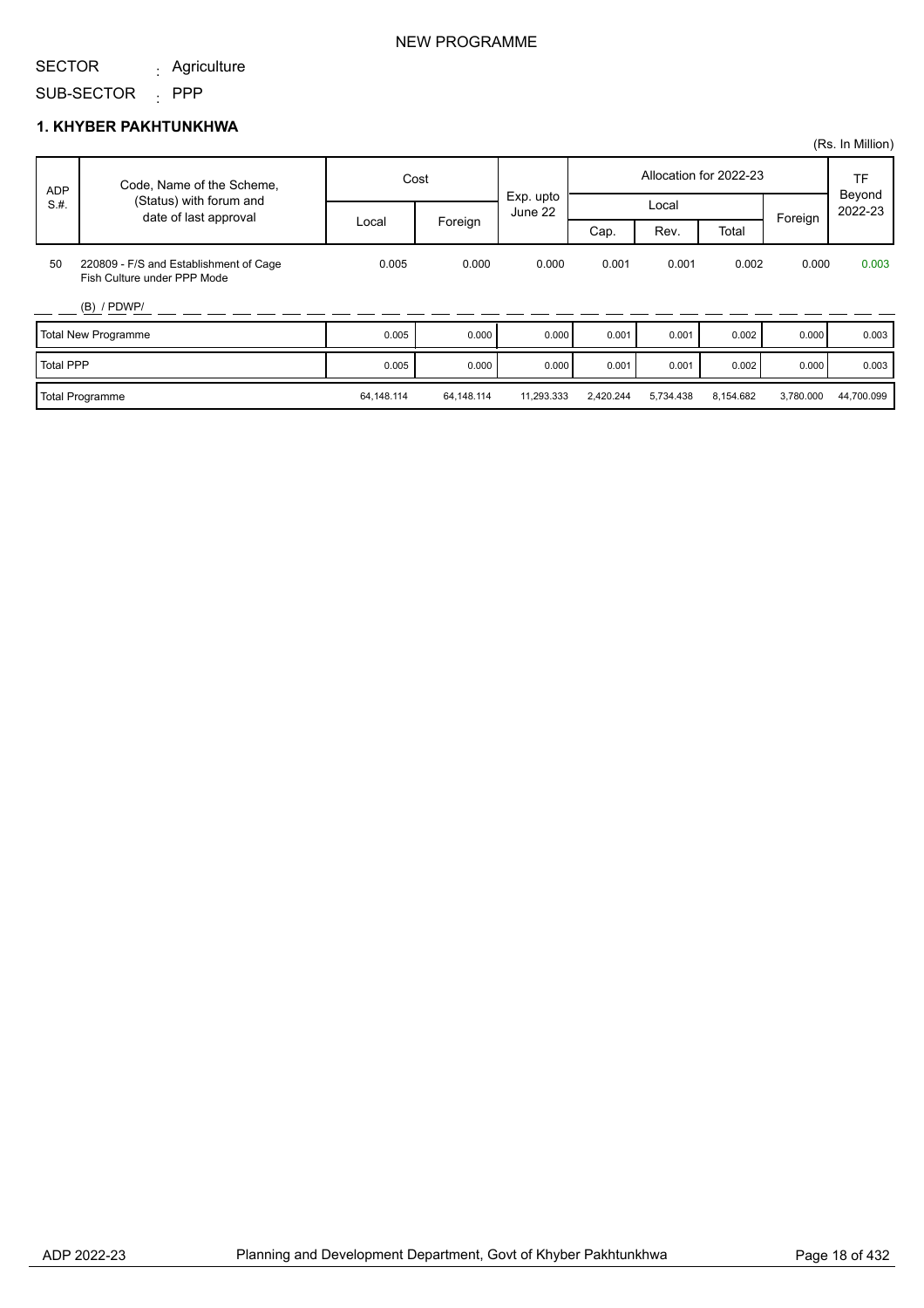NEW PROGRAMME

SECTOR : Agriculture

SUB-SECTOR : PPP

### 1. KHYBER PAKHTUNKHWA

(Rs. In Million)

| ADP S.#. | Code, Name of the Scheme, (Status) with forum and date of last approval | Cost | | Exp. upto June 22 | Allocation for 2022-23 | | | | TF Beyond 2022-23 |
|---|---|---|---|---|---|---|---|---|---|
| | | | | | Local | | | Foreign | |
| | | Local | Foreign | | Cap. | Rev. | Total | | |
| 50 | 220809 - F/S and Establishment of Cage Fish Culture under PPP Mode<br>(B) / PDWP/ | 0.005 | 0.000 | 0.000 | 0.001 | 0.001 | 0.002 | 0.000 | 0.003 |
| Total New Programme | | 0.005 | 0.000 | 0.000 | 0.001 | 0.001 | 0.002 | 0.000 | 0.003 |
| Total PPP | | 0.005 | 0.000 | 0.000 | 0.001 | 0.001 | 0.002 | 0.000 | 0.003 |
| Total Programme | | 64,148.114 | 64,148.114 | 11,293.333 | 2,420.244 | 5,734.438 | 8,154.682 | 3,780.000 | 44,700.099 |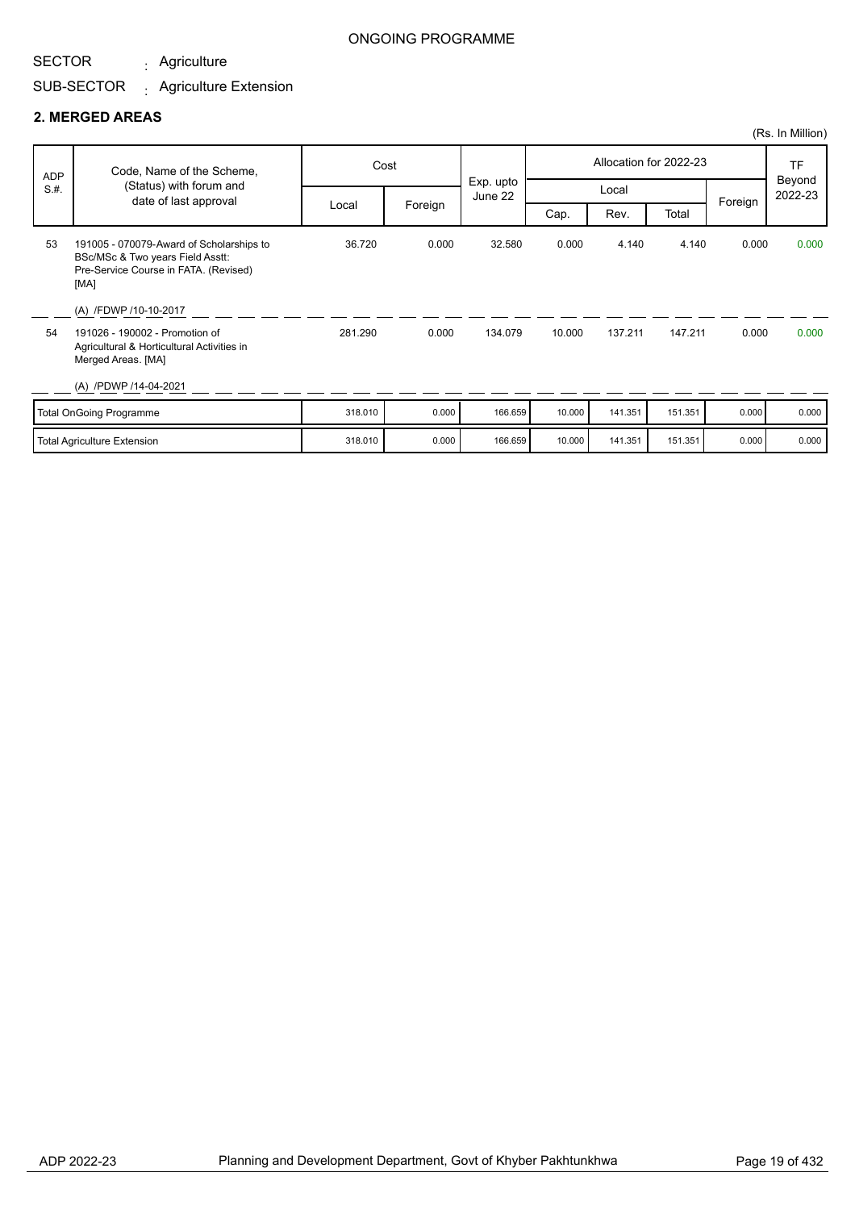ONGOING PROGRAMME

SECTOR : Agriculture

SUB-SECTOR : Agriculture Extension

## 2. MERGED AREAS

(Rs. In Million)

| ADP S.#. | Code, Name of the Scheme, (Status) with forum and date of last approval | Cost | | Exp. upto June 22 | Allocation for 2022-23 | | | | TF Beyond 2022-23 |
|---|---|---|---|---|---|---|---|---|---|
| | | Local | Foreign | | Local | | | Foreign | |
| | | | | | Cap. | Rev. | Total | | |
| 53 | 191005 - 070079-Award of Scholarships to BSc/MSc & Two years Field Asstt: Pre-Service Course in FATA. (Revised) [MA]<br>(A) /FDWP /10-10-2017 | 36.720 | 0.000 | 32.580 | 0.000 | 4.140 | 4.140 | 0.000 | 0.000 |
| 54 | 191026 - 190002 - Promotion of Agricultural & Horticultural Activities in Merged Areas. [MA]<br>(A) /PDWP /14-04-2021 | 281.290 | 0.000 | 134.079 | 10.000 | 137.211 | 147.211 | 0.000 | 0.000 |
| | Total OnGoing Programme | 318.010 | 0.000 | 166.659 | 10.000 | 141.351 | 151.351 | 0.000 | 0.000 |
| | Total Agriculture Extension | 318.010 | 0.000 | 166.659 | 10.000 | 141.351 | 151.351 | 0.000 | 0.000 |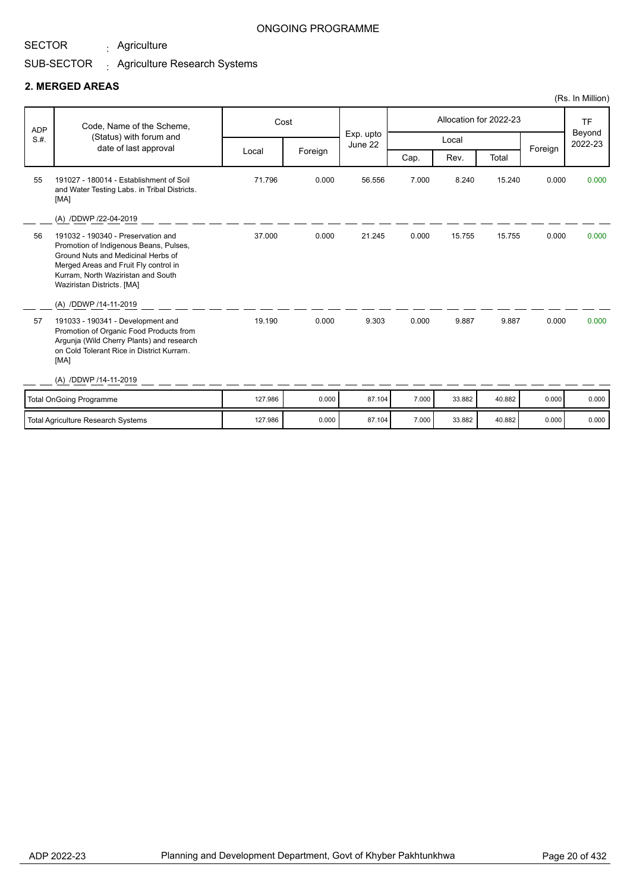ONGOING PROGRAMME

SECTOR : Agriculture

SUB-SECTOR : Agriculture Research Systems

## 2. MERGED AREAS

(Rs. In Million)

| ADP S.#. | Code, Name of the Scheme, (Status) with forum and date of last approval | Cost | | Exp. upto June 22 | Allocation for 2022-23 | | | | TF Beyond 2022-23 |
|---|---|---|---|---|---|---|---|---|---|
| | | Local | Foreign | | Local | | | Foreign | |
| | | | | | Cap. | Rev. | Total | | |
| 55 | 191027 - 180014 - Establishment of Soil and Water Testing Labs. in Tribal Districts. [MA] (A) /DDWP /22-04-2019 | 71.796 | 0.000 | 56.556 | 7.000 | 8.240 | 15.240 | 0.000 | 0.000 |
| 56 | 191032 - 190340 - Preservation and Promotion of Indigenous Beans, Pulses, Ground Nuts and Medicinal Herbs of Merged Areas and Fruit Fly control in Kurram, North Waziristan and South Waziristan Districts. [MA] (A) /DDWP /14-11-2019 | 37.000 | 0.000 | 21.245 | 0.000 | 15.755 | 15.755 | 0.000 | 0.000 |
| 57 | 191033 - 190341 - Development and Promotion of Organic Food Products from Argunja (Wild Cherry Plants) and research on Cold Tolerant Rice in District Kurram. [MA] (A) /DDWP /14-11-2019 | 19.190 | 0.000 | 9.303 | 0.000 | 9.887 | 9.887 | 0.000 | 0.000 |
| | Total OnGoing Programme | 127.986 | 0.000 | 87.104 | 7.000 | 33.882 | 40.882 | 0.000 | 0.000 |
| | Total Agriculture Research Systems | 127.986 | 0.000 | 87.104 | 7.000 | 33.882 | 40.882 | 0.000 | 0.000 |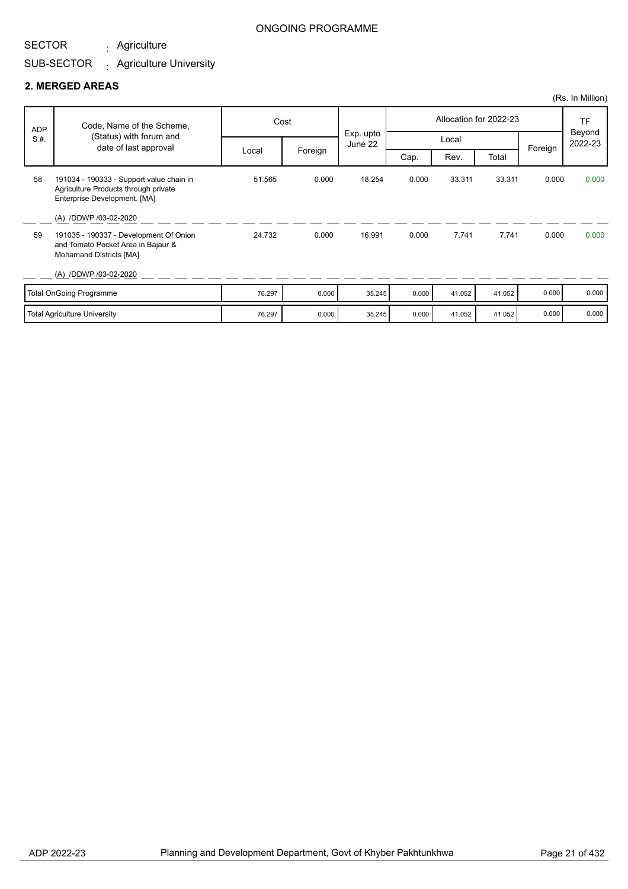ONGOING PROGRAMME

SECTOR : Agriculture

SUB-SECTOR : Agriculture University

## 2. MERGED AREAS

(Rs. In Million)

| ADP S.#. | Code, Name of the Scheme, (Status) with forum and date of last approval | Cost | | Exp. upto June 22 | Allocation for 2022-23 | | | | TF Beyond 2022-23 |
|---|---|---|---|---|---|---|---|---|---|
| | | Local | Foreign | | Local | | | Foreign | |
| | | | | | Cap. | Rev. | Total | | |
| 58 | 191034 - 190333 - Support value chain in Agriculture Products through private Enterprise Development. [MA]<br>(A) /DDWP /03-02-2020 | 51.565 | 0.000 | 18.254 | 0.000 | 33.311 | 33.311 | 0.000 | 0.000 |
| 59 | 191035 - 190337 - Development Of Onion and Tomato Pocket Area in Bajaur & Mohamand Districts [MA]<br>(A) /DDWP /03-02-2020 | 24.732 | 0.000 | 16.991 | 0.000 | 7.741 | 7.741 | 0.000 | 0.000 |
| | Total OnGoing Programme | 76.297 | 0.000 | 35.245 | 0.000 | 41.052 | 41.052 | 0.000 | 0.000 |
| | Total Agriculture University | 76.297 | 0.000 | 35.245 | 0.000 | 41.052 | 41.052 | 0.000 | 0.000 |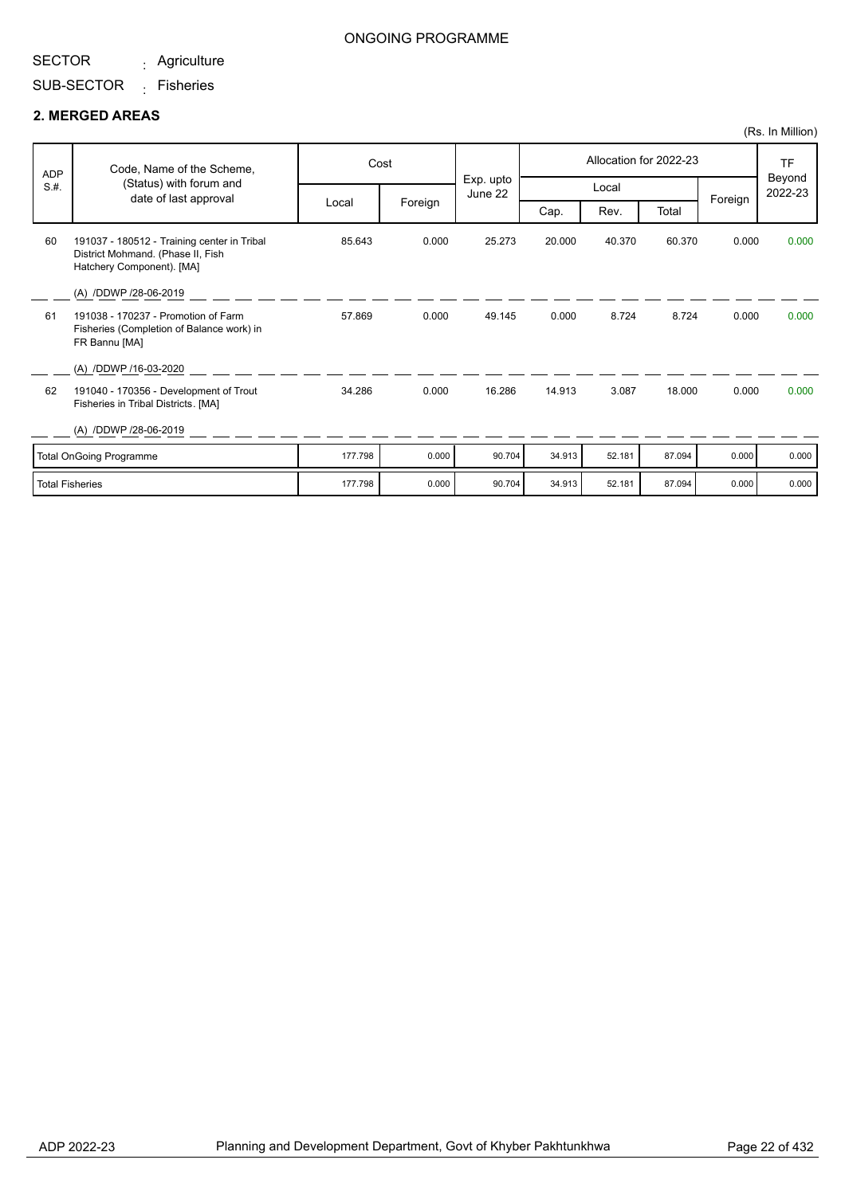ONGOING PROGRAMME

SECTOR : Agriculture

SUB-SECTOR : Fisheries

## 2. MERGED AREAS

(Rs. In Million)

| ADP S.#. | Code, Name of the Scheme, (Status) with forum and date of last approval | Cost | | Exp. upto June 22 | Allocation for 2022-23 | | | | TF Beyond 2022-23 |
|---|---|---|---|---|---|---|---|---|---|
| | | Local | Foreign | | Local | | | Foreign | |
| | | | | | Cap. | Rev. | Total | | |
| 60 | 191037 - 180512 - Training center in Tribal District Mohmand. (Phase II, Fish Hatchery Component). [MA]<br>(A) /DDWP /28-06-2019 | 85.643 | 0.000 | 25.273 | 20.000 | 40.370 | 60.370 | 0.000 | 0.000 |
| 61 | 191038 - 170237 - Promotion of Farm Fisheries (Completion of Balance work) in FR Bannu [MA]<br>(A) /DDWP /16-03-2020 | 57.869 | 0.000 | 49.145 | 0.000 | 8.724 | 8.724 | 0.000 | 0.000 |
| 62 | 191040 - 170356 - Development of Trout Fisheries in Tribal Districts. [MA]<br>(A) /DDWP /28-06-2019 | 34.286 | 0.000 | 16.286 | 14.913 | 3.087 | 18.000 | 0.000 | 0.000 |
| | Total OnGoing Programme | 177.798 | 0.000 | 90.704 | 34.913 | 52.181 | 87.094 | 0.000 | 0.000 |
| | Total Fisheries | 177.798 | 0.000 | 90.704 | 34.913 | 52.181 | 87.094 | 0.000 | 0.000 |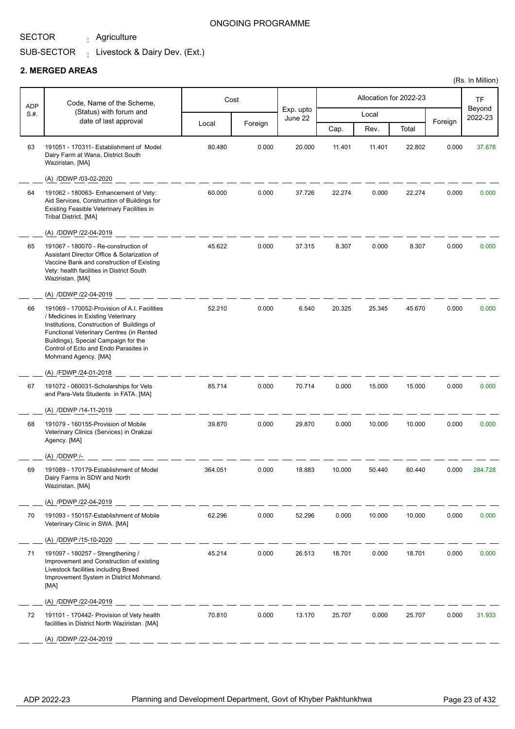ONGOING PROGRAMME

SECTOR : Agriculture

SUB-SECTOR : Livestock & Dairy Dev. (Ext.)

## 2. MERGED AREAS

(Rs. In Million)

| ADP S.#. | Code, Name of the Scheme, (Status) with forum and date of last approval | Cost | | Exp. upto June 22 | Allocation for 2022-23 | | | | TF Beyond 2022-23 |
|---|---|---|---|---|---|---|---|---|---|
| | | Local | Foreign | | Local | | | Foreign | |
| | | | | | Cap. | Rev. | Total | | |
| 63 | 191051 - 170311- Establishment of Model Dairy Farm at Wana, District South Waziristan. [MA]<br>(A) /DDWP /03-02-2020 | 80.480 | 0.000 | 20.000 | 11.401 | 11.401 | 22.802 | 0.000 | 37.678 |
| 64 | 191062 - 180063- Enhancement of Vety: Aid Services, Construction of Buildings for Existing Feasible Veterinary Facilities in Tribal District. [MA]<br>(A) /DDWP /22-04-2019 | 60.000 | 0.000 | 37.726 | 22.274 | 0.000 | 22.274 | 0.000 | 0.000 |
| 65 | 191067 - 180070 - Re-construction of Assistant Director Office & Solarization of Vaccine Bank and construction of Existing Vety: health facilities in District South Waziristan. [MA]<br>(A) /DDWP /22-04-2019 | 45.622 | 0.000 | 37.315 | 8.307 | 0.000 | 8.307 | 0.000 | 0.000 |
| 66 | 191069 - 170052-Provision of A.I. Facilities / Medicines in Existing Veterinary Institutions, Construction of Buildings of Functional Veterinary Centres (in Rented Buildings), Special Campaign for the Control of Ecto and Endo Parasites in Mohmand Agency. [MA]<br>(A) /FDWP /24-01-2018 | 52.210 | 0.000 | 6.540 | 20.325 | 25.345 | 45.670 | 0.000 | 0.000 |
| 67 | 191072 - 060031-Scholarships for Vets and Para-Vets Students in FATA. [MA]<br>(A) /DDWP /14-11-2019 | 85.714 | 0.000 | 70.714 | 0.000 | 15.000 | 15.000 | 0.000 | 0.000 |
| 68 | 191079 - 160155-Provision of Mobile Veterinary Clinics (Services) in Orakzai Agency. [MA]<br>(A) /DDWP /- | 39.870 | 0.000 | 29.870 | 0.000 | 10.000 | 10.000 | 0.000 | 0.000 |
| 69 | 191089 - 170179-Establishment of Model Dairy Farms in SDW and North Waziristan. [MA]<br>(A) /PDWP /22-04-2019 | 364.051 | 0.000 | 18.883 | 10.000 | 50.440 | 60.440 | 0.000 | 284.728 |
| 70 | 191093 - 150157-Establishment of Mobile Veterinary Clinic in SWA. [MA]<br>(A) /DDWP /15-10-2020 | 62.296 | 0.000 | 52.296 | 0.000 | 10.000 | 10.000 | 0.000 | 0.000 |
| 71 | 191097 - 180257 - Strengthening / Improvement and Construction of existing Livestock facilities including Breed Improvement System in District Mohmand. [MA]<br>(A) /DDWP /22-04-2019 | 45.214 | 0.000 | 26.513 | 18.701 | 0.000 | 18.701 | 0.000 | 0.000 |
| 72 | 191101 - 170442- Provision of Vety health facilities in District North Waziristan. [MA]<br>(A) /DDWP /22-04-2019 | 70.810 | 0.000 | 13.170 | 25.707 | 0.000 | 25.707 | 0.000 | 31.933 |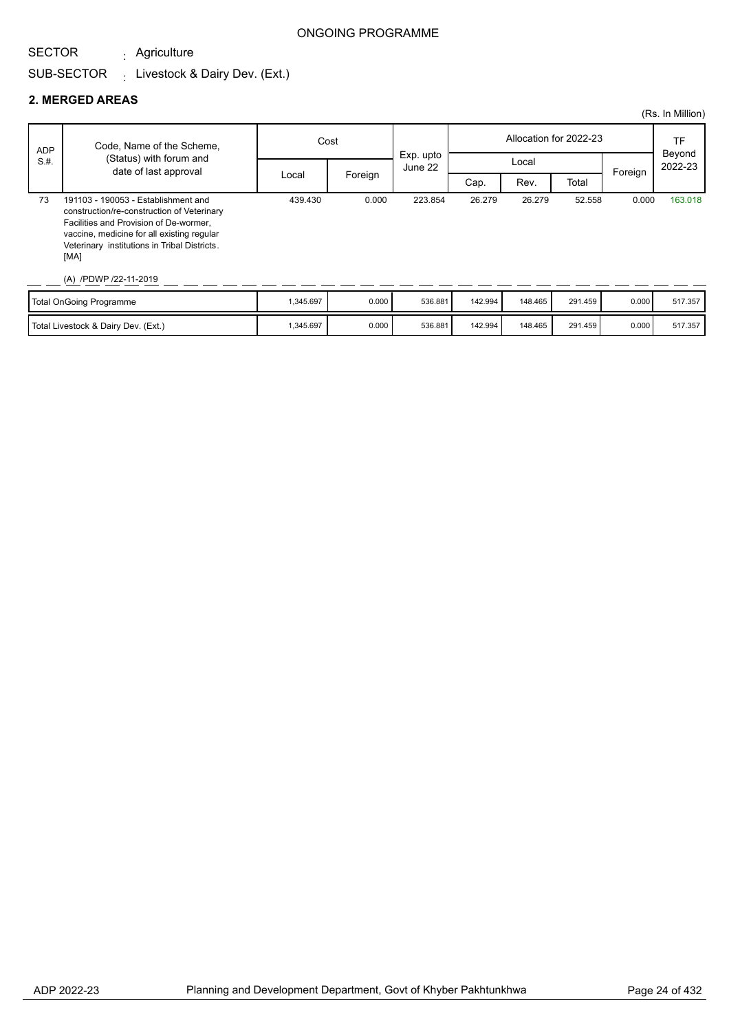ONGOING PROGRAMME

SECTOR : Agriculture

SUB-SECTOR : Livestock & Dairy Dev. (Ext.)

## 2. MERGED AREAS

(Rs. In Million)

| ADP S.#. | Code, Name of the Scheme, (Status) with forum and date of last approval | Cost | | Exp. upto June 22 | Allocation for 2022-23 | | | | TF Beyond 2022-23 |
|---|---|---|---|---|---|---|---|---|---|
| | | Local | Foreign | | Local | | | Foreign | |
| | | | | | Cap. | Rev. | Total | | |
| 73 | 191103 - 190053 - Establishment and construction/re-construction of Veterinary Facilities and Provision of De-wormer, vaccine, medicine for all existing regular Veterinary institutions in Tribal Districts. [MA]<br><br>(A) /PDWP /22-11-2019 | 439.430 | 0.000 | 223.854 | 26.279 | 26.279 | 52.558 | 0.000 | 163.018 |
| | Total OnGoing Programme | 1,345.697 | 0.000 | 536.881 | 142.994 | 148.465 | 291.459 | 0.000 | 517.357 |
| | Total Livestock & Dairy Dev. (Ext.) | 1,345.697 | 0.000 | 536.881 | 142.994 | 148.465 | 291.459 | 0.000 | 517.357 |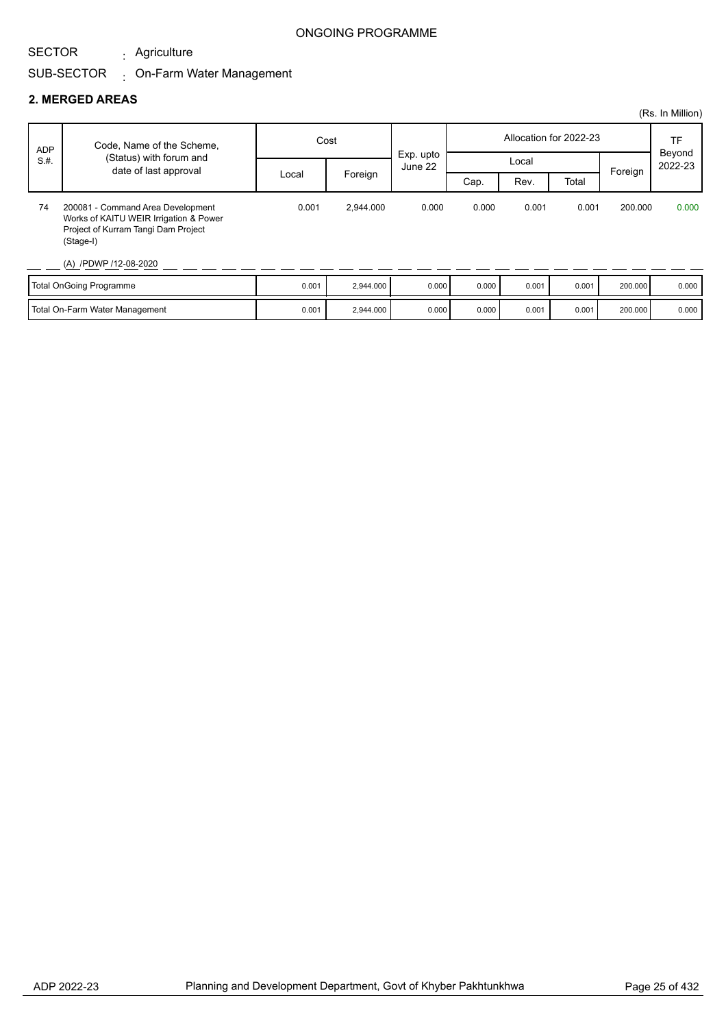ONGOING PROGRAMME

SECTOR : Agriculture

SUB-SECTOR : On-Farm Water Management

## 2. MERGED AREAS

(Rs. In Million)

| ADP S.#. | Code, Name of the Scheme, (Status) with forum and date of last approval | Cost | | Exp. upto June 22 | Allocation for 2022-23 | | | | TF Beyond 2022-23 |
|---|---|---|---|---|---|---|---|---|---|
| | | Local | Foreign | | Local | | | Foreign | |
| | | | | | Cap. | Rev. | Total | | |
| 74 | 200081 - Command Area Development Works of KAITU WEIR Irrigation & Power Project of Kurram Tangi Dam Project (Stage-I)<br>(A) /PDWP /12-08-2020 | 0.001 | 2,944.000 | 0.000 | 0.000 | 0.001 | 0.001 | 200.000 | 0.000 |
| | Total OnGoing Programme | 0.001 | 2,944.000 | 0.000 | 0.000 | 0.001 | 0.001 | 200.000 | 0.000 |
| | Total On-Farm Water Management | 0.001 | 2,944.000 | 0.000 | 0.000 | 0.001 | 0.001 | 200.000 | 0.000 |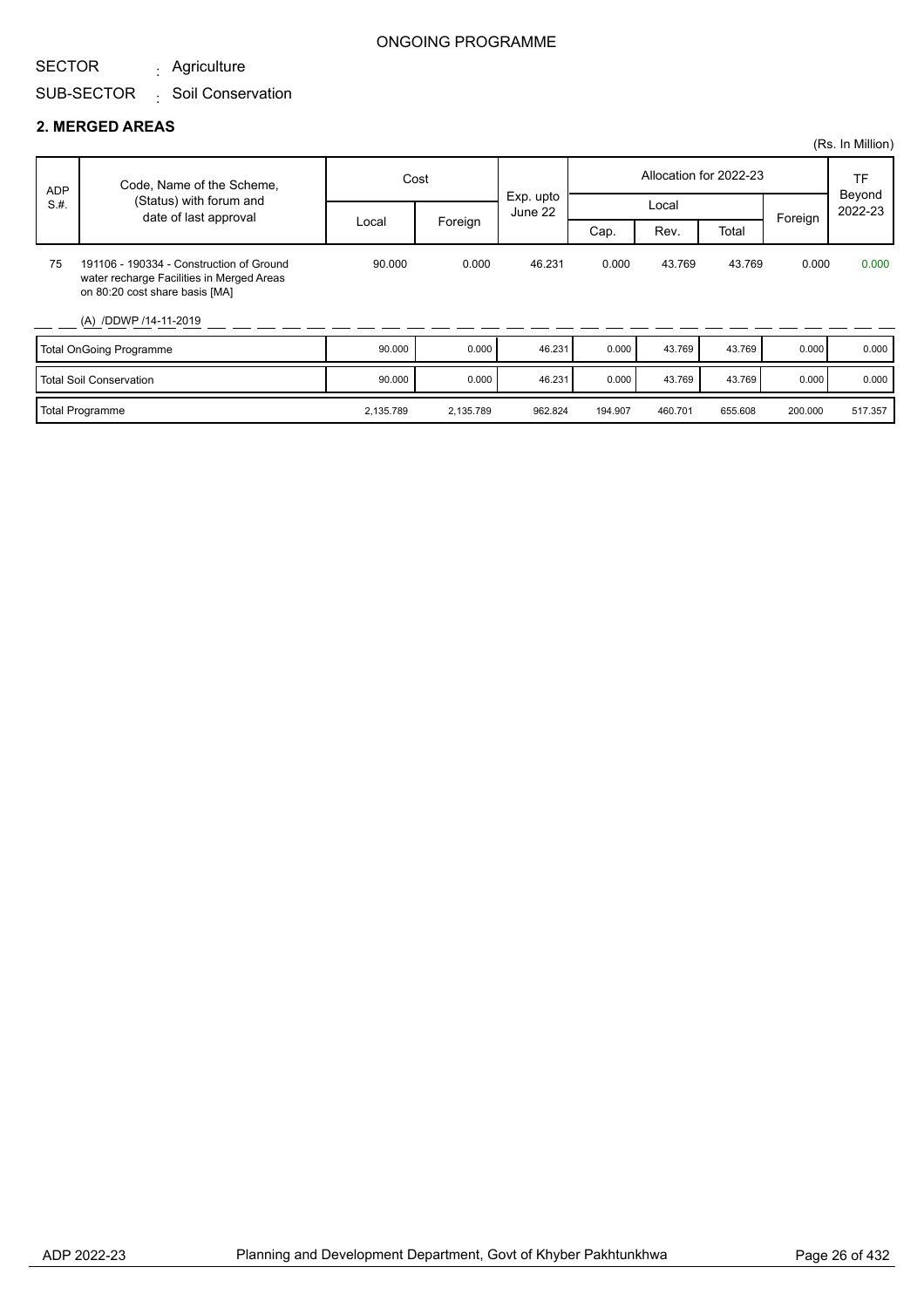ONGOING PROGRAMME

SECTOR : Agriculture

SUB-SECTOR : Soil Conservation

## 2. MERGED AREAS

(Rs. In Million)

| ADP S.#. | Code, Name of the Scheme, (Status) with forum and date of last approval | Cost | | Exp. upto June 22 | Allocation for 2022-23 | | | | TF Beyond 2022-23 |
|---|---|---|---|---|---|---|---|---|---|
| | | Local | Foreign | | Local | | | Foreign | |
| | | | | | Cap. | Rev. | Total | | |
| 75 | 191106 - 190334 - Construction of Ground water recharge Facilities in Merged Areas on 80:20 cost share basis [MA]<br><br>(A) /DDWP /14-11-2019 | 90.000 | 0.000 | 46.231 | 0.000 | 43.769 | 43.769 | 0.000 | 0.000 |
| | Total OnGoing Programme | 90.000 | 0.000 | 46.231 | 0.000 | 43.769 | 43.769 | 0.000 | 0.000 |
| | Total Soil Conservation | 90.000 | 0.000 | 46.231 | 0.000 | 43.769 | 43.769 | 0.000 | 0.000 |
| | Total Programme | 2,135.789 | 2,135.789 | 962.824 | 194.907 | 460.701 | 655.608 | 200.000 | 517.357 |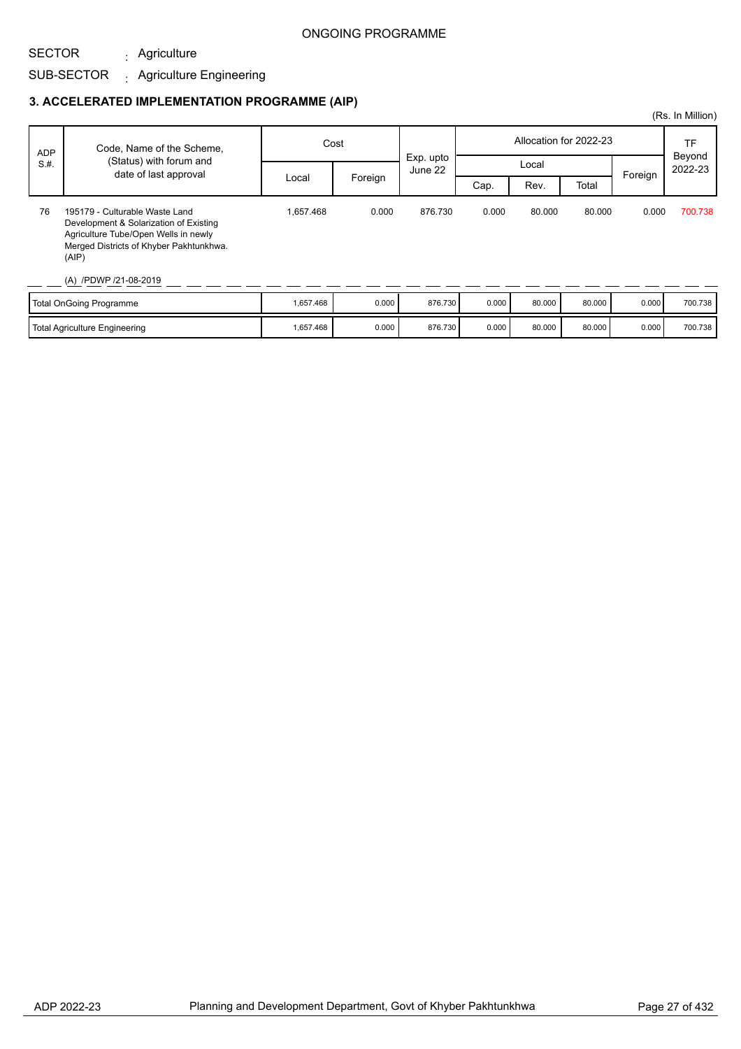ONGOING PROGRAMME

SECTOR : Agriculture

SUB-SECTOR : Agriculture Engineering

### 3. ACCELERATED IMPLEMENTATION PROGRAMME (AIP)

(Rs. In Million)

| ADP S.#. | Code, Name of the Scheme, (Status) with forum and date of last approval | Cost | | Exp. upto June 22 | Allocation for 2022-23 | | | | TF Beyond 2022-23 |
|---|---|---|---|---|---|---|---|---|---|
| | | Local | Foreign | | Local | | | Foreign | |
| | | | | | Cap. | Rev. | Total | | |
| 76 | 195179 - Culturable Waste Land Development & Solarization of Existing Agriculture Tube/Open Wells in newly Merged Districts of Khyber Pakhtunkhwa. (AIP)<br>(A) /PDWP /21-08-2019 | 1,657.468 | 0.000 | 876.730 | 0.000 | 80.000 | 80.000 | 0.000 | 700.738 |
| | Total OnGoing Programme | 1,657.468 | 0.000 | 876.730 | 0.000 | 80.000 | 80.000 | 0.000 | 700.738 |
| | Total Agriculture Engineering | 1,657.468 | 0.000 | 876.730 | 0.000 | 80.000 | 80.000 | 0.000 | 700.738 |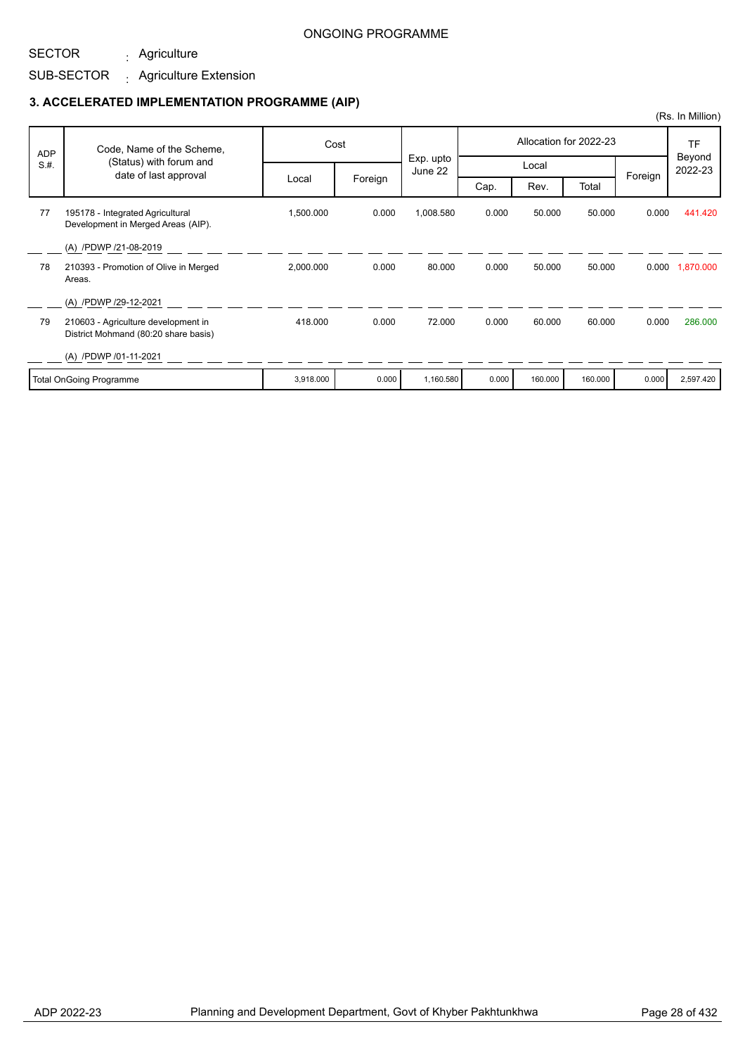ONGOING PROGRAMME

SECTOR : Agriculture

SUB-SECTOR : Agriculture Extension

### 3. ACCELERATED IMPLEMENTATION PROGRAMME (AIP)

(Rs. In Million)

| ADP S.#. | Code, Name of the Scheme, (Status) with forum and date of last approval | Cost | | Exp. upto June 22 | Allocation for 2022-23 | | | | TF Beyond 2022-23 |
|---|---|---|---|---|---|---|---|---|---|
| | | Local | Foreign | | Local | | | Foreign | |
| | | | | | Cap. | Rev. | Total | | |
| 77 | 195178 - Integrated Agricultural Development in Merged Areas (AIP). (A) /PDWP /21-08-2019 | 1,500.000 | 0.000 | 1,008.580 | 0.000 | 50.000 | 50.000 | 0.000 | 441.420 |
| 78 | 210393 - Promotion of Olive in Merged Areas. (A) /PDWP /29-12-2021 | 2,000.000 | 0.000 | 80.000 | 0.000 | 50.000 | 50.000 | 0.000 | 1,870.000 |
| 79 | 210603 - Agriculture development in District Mohmand (80:20 share basis) (A) /PDWP /01-11-2021 | 418.000 | 0.000 | 72.000 | 0.000 | 60.000 | 60.000 | 0.000 | 286.000 |
| Total OnGoing Programme | | 3,918.000 | 0.000 | 1,160.580 | 0.000 | 160.000 | 160.000 | 0.000 | 2,597.420 |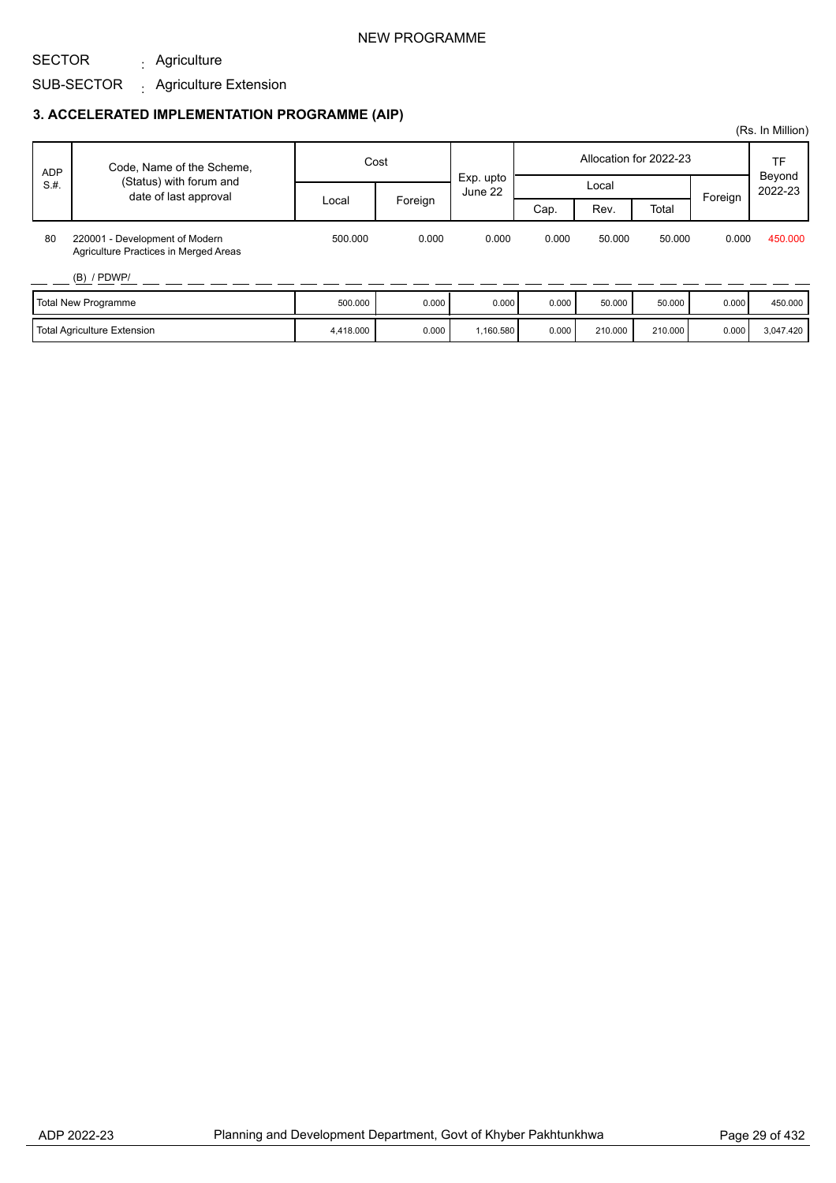NEW PROGRAMME

SECTOR : Agriculture

SUB-SECTOR : Agriculture Extension

## 3. ACCELERATED IMPLEMENTATION PROGRAMME (AIP)

(Rs. In Million)

| ADP S.#. | Code, Name of the Scheme, (Status) with forum and date of last approval | Cost | | Exp. upto June 22 | Allocation for 2022-23 | | | | TF Beyond 2022-23 |
|---|---|---|---|---|---|---|---|---|---|
| | | | | | Local | | | Foreign | |
| | | Local | Foreign | | Cap. | Rev. | Total | | |
| 80 | 220001 - Development of Modern Agriculture Practices in Merged Areas<br><br>(B) / PDWP/ | 500.000 | 0.000 | 0.000 | 0.000 | 50.000 | 50.000 | 0.000 | 450.000 |
| | Total New Programme | 500.000 | 0.000 | 0.000 | 0.000 | 50.000 | 50.000 | 0.000 | 450.000 |
| | Total Agriculture Extension | 4,418.000 | 0.000 | 1,160.580 | 0.000 | 210.000 | 210.000 | 0.000 | 3,047.420 |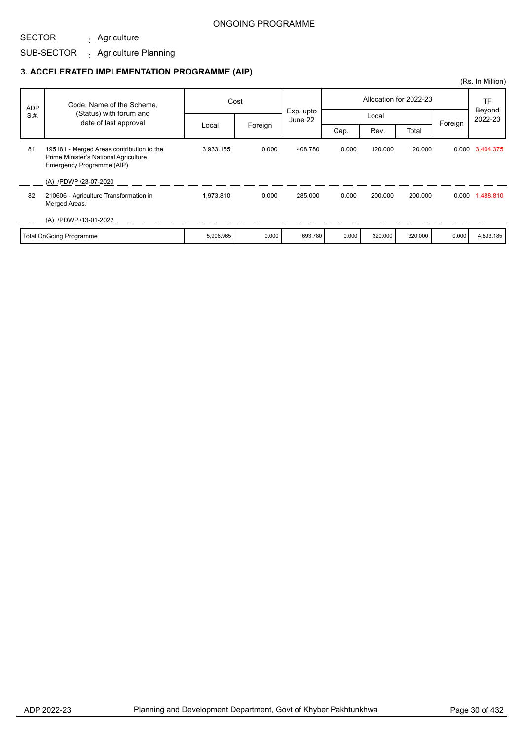ONGOING PROGRAMME

SECTOR : Agriculture

SUB-SECTOR : Agriculture Planning

### 3. ACCELERATED IMPLEMENTATION PROGRAMME (AIP)

(Rs. In Million)

| ADP S.#. | Code, Name of the Scheme, (Status) with forum and date of last approval | Cost | | Exp. upto June 22 | Allocation for 2022-23 | | | | TF Beyond 2022-23 |
|---|---|---|---|---|---|---|---|---|---|
| | | Local | Foreign | | Local | | | Foreign | |
| | | | | | Cap. | Rev. | Total | | |
| 81 | 195181 - Merged Areas contribution to the Prime Minister's National Agriculture Emergency Programme (AIP)<br>(A) /PDWP /23-07-2020 | 3,933.155 | 0.000 | 408.780 | 0.000 | 120.000 | 120.000 | 0.000 | 3,404.375 |
| 82 | 210606 - Agriculture Transformation in Merged Areas.<br>(A) /PDWP /13-01-2022 | 1,973.810 | 0.000 | 285.000 | 0.000 | 200.000 | 200.000 | 0.000 | 1,488.810 |
| | Total OnGoing Programme | 5,906.965 | 0.000 | 693.780 | 0.000 | 320.000 | 320.000 | 0.000 | 4,893.185 |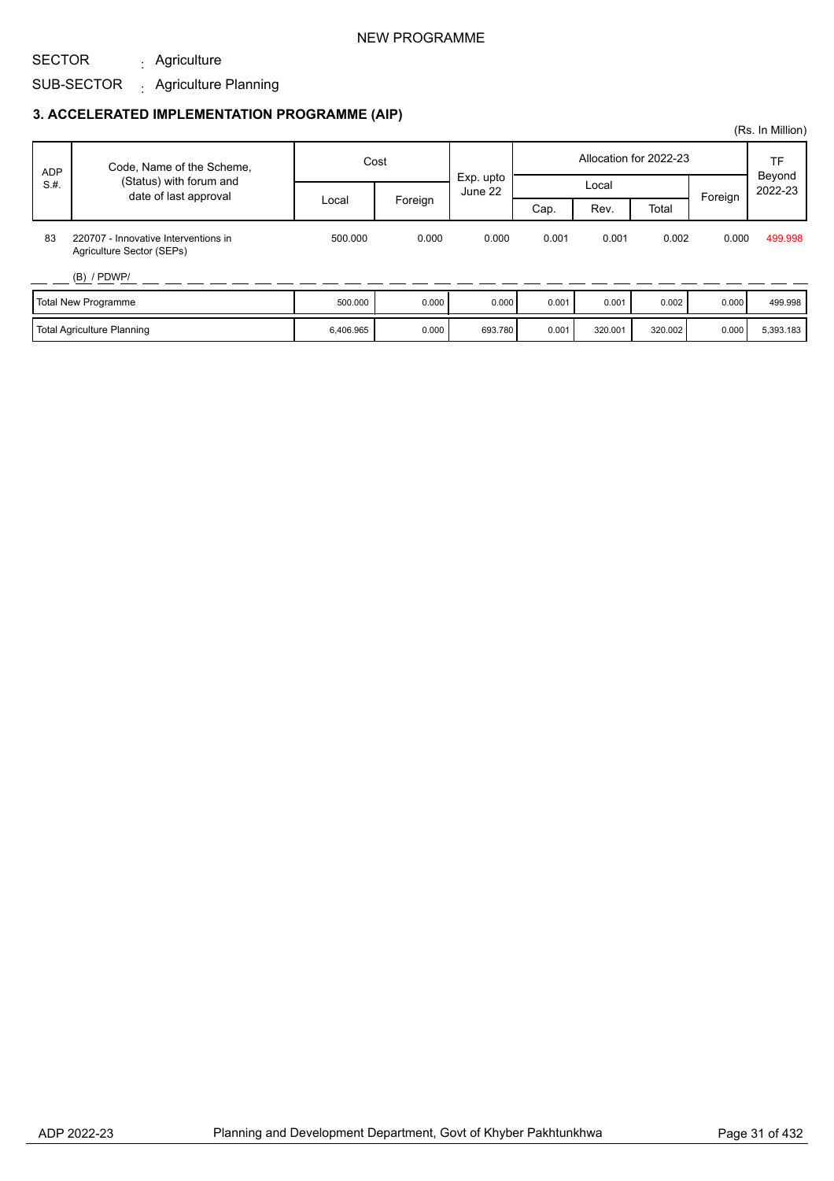NEW PROGRAMME

SECTOR : Agriculture

SUB-SECTOR : Agriculture Planning

### 3. ACCELERATED IMPLEMENTATION PROGRAMME (AIP)

(Rs. In Million)

| ADP S.#. | Code, Name of the Scheme, (Status) with forum and date of last approval | Cost | | Exp. upto June 22 | Allocation for 2022-23 | | | | TF Beyond 2022-23 |
|---|---|---|---|---|---|---|---|---|---|
| | | | | | Local | | | Foreign | |
| | | Local | Foreign | | Cap. | Rev. | Total | | |
| 83 | 220707 - Innovative Interventions in Agriculture Sector (SEPs)<br><br>(B) / PDWP/ | 500.000 | 0.000 | 0.000 | 0.001 | 0.001 | 0.002 | 0.000 | 499.998 |
| | Total New Programme | 500.000 | 0.000 | 0.000 | 0.001 | 0.001 | 0.002 | 0.000 | 499.998 |
| | Total Agriculture Planning | 6,406.965 | 0.000 | 693.780 | 0.001 | 320.001 | 320.002 | 0.000 | 5,393.183 |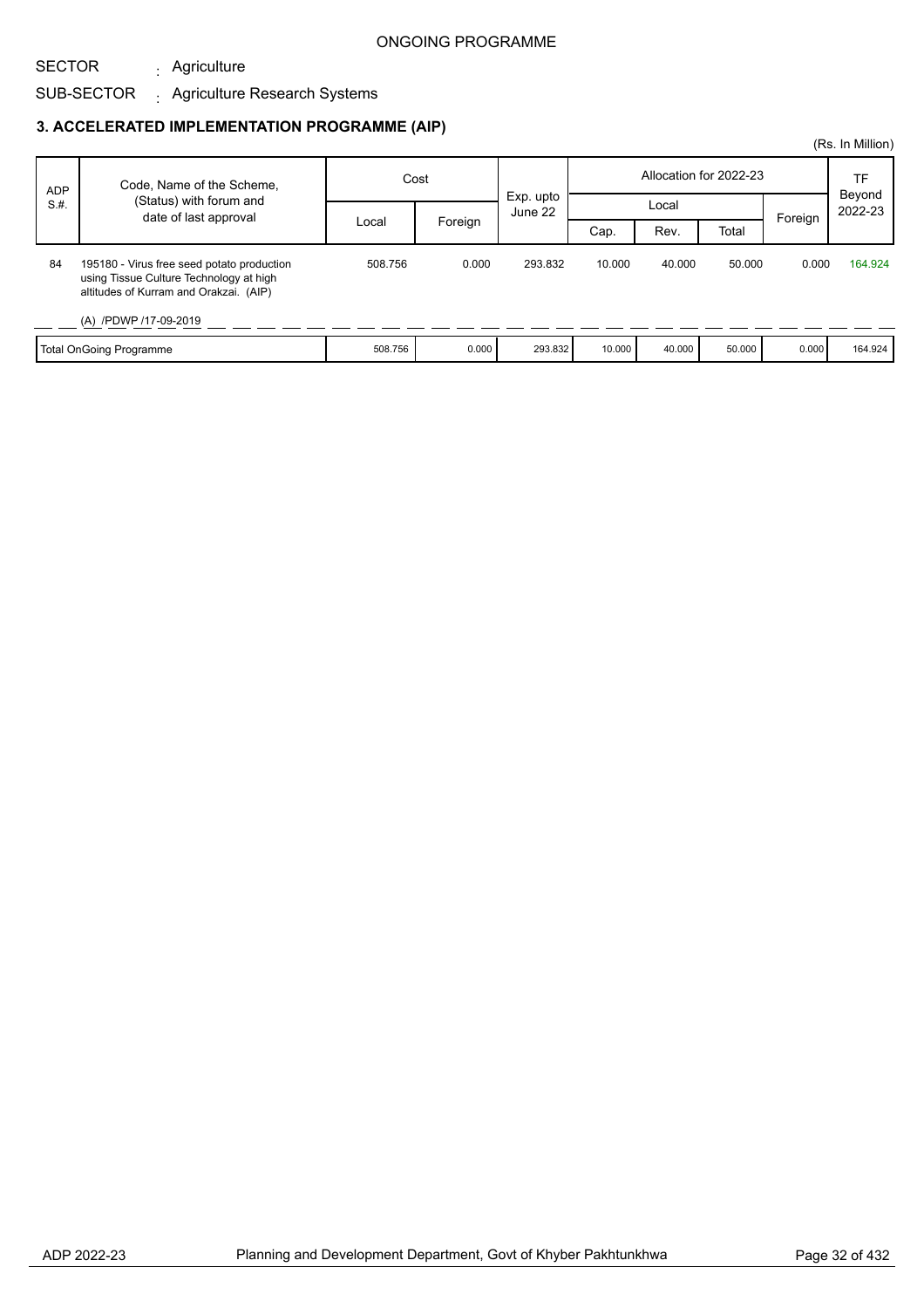ONGOING PROGRAMME

SECTOR : Agriculture

SUB-SECTOR : Agriculture Research Systems

### 3. ACCELERATED IMPLEMENTATION PROGRAMME (AIP)

(Rs. In Million)

| ADP S.#. | Code, Name of the Scheme, (Status) with forum and date of last approval | Cost | | Exp. upto June 22 | Allocation for 2022-23 | | | | TF Beyond 2022-23 |
|---|---|---|---|---|---|---|---|---|---|
| | | | | | Local | | | Foreign | |
| | | Local | Foreign | | Cap. | Rev. | Total | | |
| 84 | 195180 - Virus free seed potato production using Tissue Culture Technology at high altitudes of Kurram and Orakzai. (AIP) (A) /PDWP /17-09-2019 | 508.756 | 0.000 | 293.832 | 10.000 | 40.000 | 50.000 | 0.000 | 164.924 |
| | Total OnGoing Programme | 508.756 | 0.000 | 293.832 | 10.000 | 40.000 | 50.000 | 0.000 | 164.924 |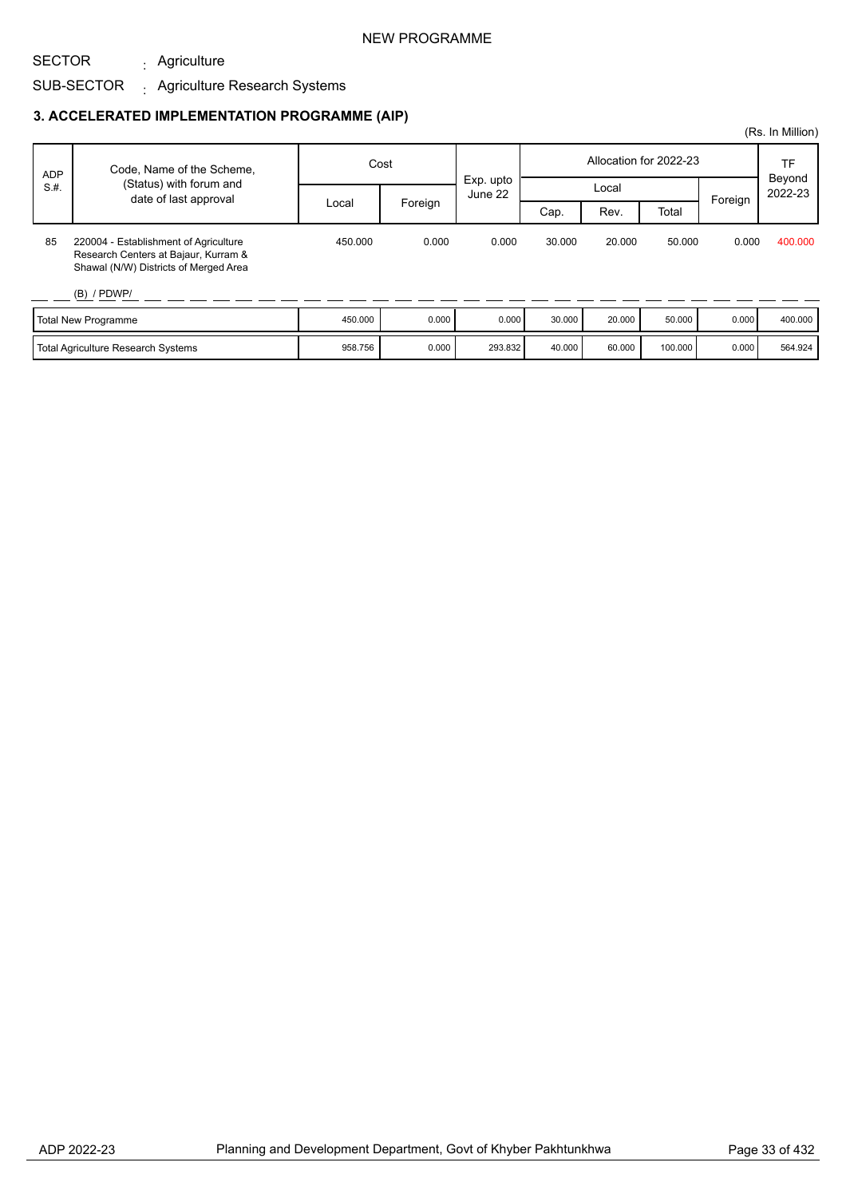NEW PROGRAMME

SECTOR : Agriculture

SUB-SECTOR : Agriculture Research Systems

### 3. ACCELERATED IMPLEMENTATION PROGRAMME (AIP)

(Rs. In Million)

| ADP S.#. | Code, Name of the Scheme, (Status) with forum and date of last approval | Cost | | Exp. upto June 22 | Allocation for 2022-23 | | | | TF Beyond 2022-23 |
|---|---|---|---|---|---|---|---|---|---|
| | | Local | Foreign | | Local | | | Foreign | |
| | | | | | Cap. | Rev. | Total | | |
| 85 | 220004 - Establishment of Agriculture Research Centers at Bajaur, Kurram & Shawal (N/W) Districts of Merged Area (B) / PDWP/ | 450.000 | 0.000 | 0.000 | 30.000 | 20.000 | 50.000 | 0.000 | 400.000 |
| | Total New Programme | 450.000 | 0.000 | 0.000 | 30.000 | 20.000 | 50.000 | 0.000 | 400.000 |
| | Total Agriculture Research Systems | 958.756 | 0.000 | 293.832 | 40.000 | 60.000 | 100.000 | 0.000 | 564.924 |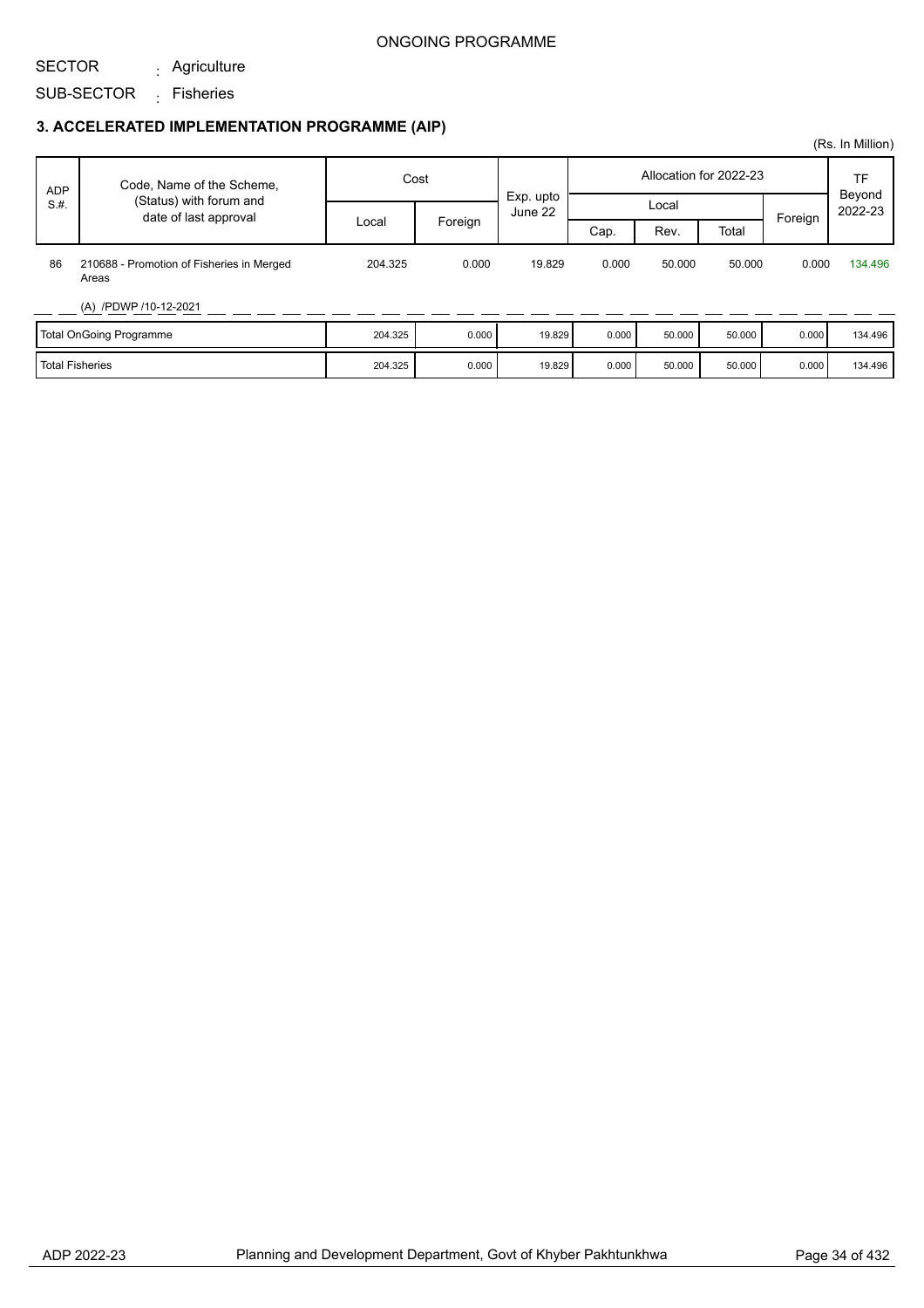ONGOING PROGRAMME

SECTOR : Agriculture

SUB-SECTOR : Fisheries

### 3. ACCELERATED IMPLEMENTATION PROGRAMME (AIP)

(Rs. In Million)

| ADP S.#. | Code, Name of the Scheme, (Status) with forum and date of last approval | Cost | | Exp. upto June 22 | Allocation for 2022-23 | | | | TF Beyond 2022-23 |
|---|---|---|---|---|---|---|---|---|---|
| | | Local | Foreign | | Local | | | Foreign | |
| | | | | | Cap. | Rev. | Total | | |
| 86 | 210688 - Promotion of Fisheries in Merged Areas<br>(A) /PDWP /10-12-2021 | 204.325 | 0.000 | 19.829 | 0.000 | 50.000 | 50.000 | 0.000 | 134.496 |
| Total OnGoing Programme | | 204.325 | 0.000 | 19.829 | 0.000 | 50.000 | 50.000 | 0.000 | 134.496 |
| Total Fisheries | | 204.325 | 0.000 | 19.829 | 0.000 | 50.000 | 50.000 | 0.000 | 134.496 |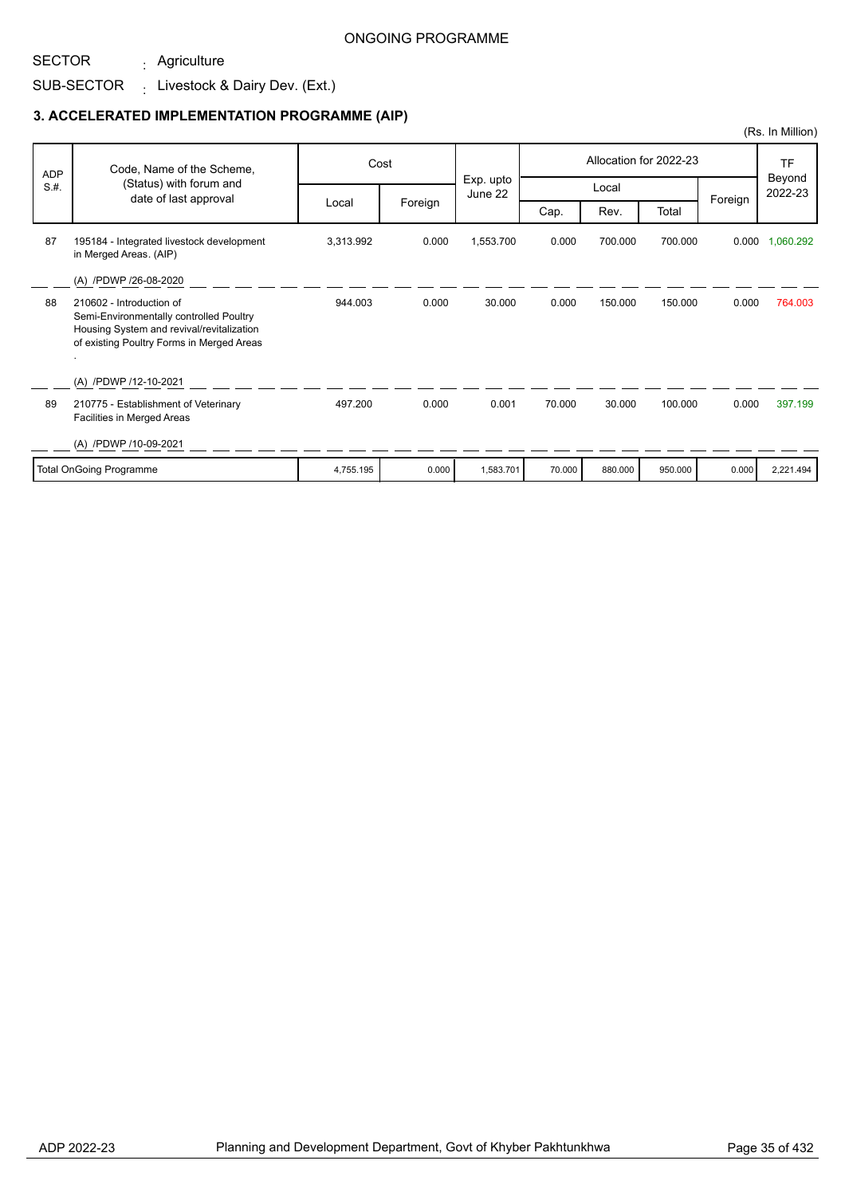ONGOING PROGRAMME

SECTOR : Agriculture

SUB-SECTOR : Livestock & Dairy Dev. (Ext.)

### 3. ACCELERATED IMPLEMENTATION PROGRAMME (AIP)

(Rs. In Million)

| ADP S.#. | Code, Name of the Scheme, (Status) with forum and date of last approval | Cost | | Exp. upto June 22 | Allocation for 2022-23 | | | | TF Beyond 2022-23 |
|---|---|---|---|---|---|---|---|---|---|
| | | Local | Foreign | | Local | | | Foreign | |
| | | | | | Cap. | Rev. | Total | | |
| 87 | 195184 - Integrated livestock development in Merged Areas. (AIP)<br>(A) /PDWP /26-08-2020 | 3,313.992 | 0.000 | 1,553.700 | 0.000 | 700.000 | 700.000 | 0.000 | 1,060.292 |
| 88 | 210602 - Introduction of Semi-Environmentally controlled Poultry Housing System and revival/revitalization of existing Poultry Forms in Merged Areas .<br>(A) /PDWP /12-10-2021 | 944.003 | 0.000 | 30.000 | 0.000 | 150.000 | 150.000 | 0.000 | 764.003 |
| 89 | 210775 - Establishment of Veterinary Facilities in Merged Areas<br>(A) /PDWP /10-09-2021 | 497.200 | 0.000 | 0.001 | 70.000 | 30.000 | 100.000 | 0.000 | 397.199 |
| | Total OnGoing Programme | 4,755.195 | 0.000 | 1,583.701 | 70.000 | 880.000 | 950.000 | 0.000 | 2,221.494 |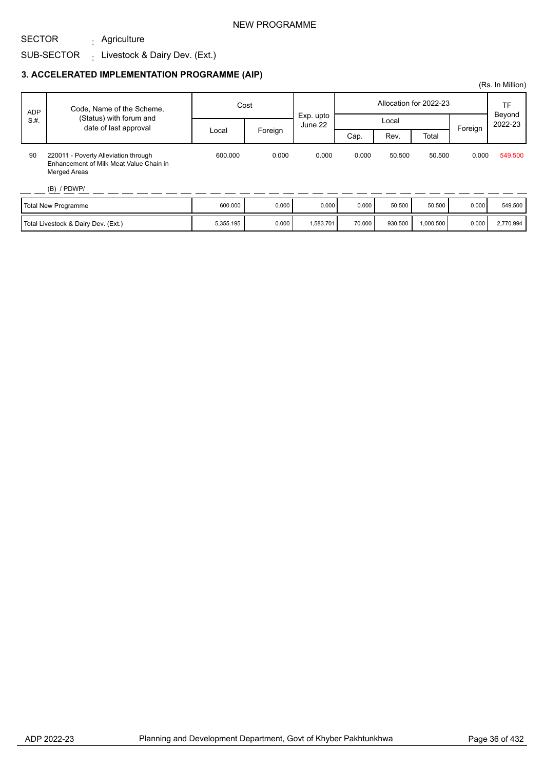NEW PROGRAMME

SECTOR : Agriculture

SUB-SECTOR : Livestock & Dairy Dev. (Ext.)

### 3. ACCELERATED IMPLEMENTATION PROGRAMME (AIP)

(Rs. In Million)

| ADP S.#. | Code, Name of the Scheme, (Status) with forum and date of last approval | Cost | | Exp. upto June 22 | Allocation for 2022-23 | | | | TF Beyond 2022-23 |
|---|---|---|---|---|---|---|---|---|---|
| | | Local | Foreign | | Local | | | Foreign | |
| | | | | | Cap. | Rev. | Total | | |
| 90 | 220011 - Poverty Alleviation through Enhancement of Milk Meat Value Chain in Merged Areas<br>(B) / PDWP/ | 600.000 | 0.000 | 0.000 | 0.000 | 50.500 | 50.500 | 0.000 | 549.500 |
| | Total New Programme | 600.000 | 0.000 | 0.000 | 0.000 | 50.500 | 50.500 | 0.000 | 549.500 |
| | Total Livestock & Dairy Dev. (Ext.) | 5,355.195 | 0.000 | 1,583.701 | 70.000 | 930.500 | 1,000.500 | 0.000 | 2,770.994 |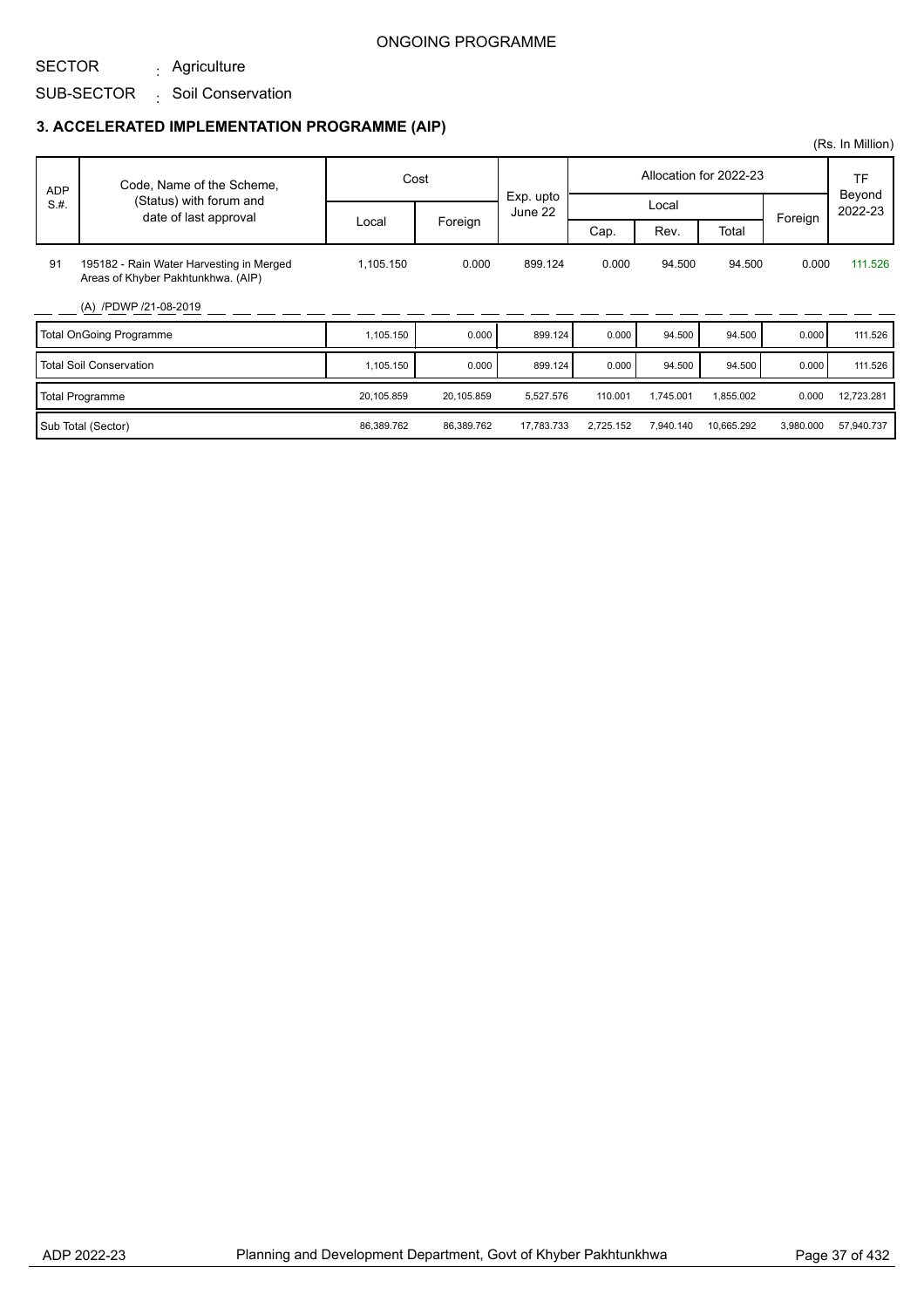ONGOING PROGRAMME

SECTOR : Agriculture

SUB-SECTOR : Soil Conservation

### 3. ACCELERATED IMPLEMENTATION PROGRAMME (AIP)

(Rs. In Million)

| ADP S.#. | Code, Name of the Scheme, (Status) with forum and date of last approval | Cost | | Exp. upto June 22 | Allocation for 2022-23 | | | | TF Beyond 2022-23 |
|---|---|---|---|---|---|---|---|---|---|
| | | | | | Local | | | Foreign | |
| | | Local | Foreign | | Cap. | Rev. | Total | | |
| 91 | 195182 - Rain Water Harvesting in Merged Areas of Khyber Pakhtunkhwa. (AIP)<br>(A) /PDWP /21-08-2019 | 1,105.150 | 0.000 | 899.124 | 0.000 | 94.500 | 94.500 | 0.000 | 111.526 |
| | Total OnGoing Programme | 1,105.150 | 0.000 | 899.124 | 0.000 | 94.500 | 94.500 | 0.000 | 111.526 |
| | Total Soil Conservation | 1,105.150 | 0.000 | 899.124 | 0.000 | 94.500 | 94.500 | 0.000 | 111.526 |
| | Total Programme | 20,105.859 | 20,105.859 | 5,527.576 | 110.001 | 1,745.001 | 1,855.002 | 0.000 | 12,723.281 |
| | Sub Total (Sector) | 86,389.762 | 86,389.762 | 17,783.733 | 2,725.152 | 7,940.140 | 10,665.292 | 3,980.000 | 57,940.737 |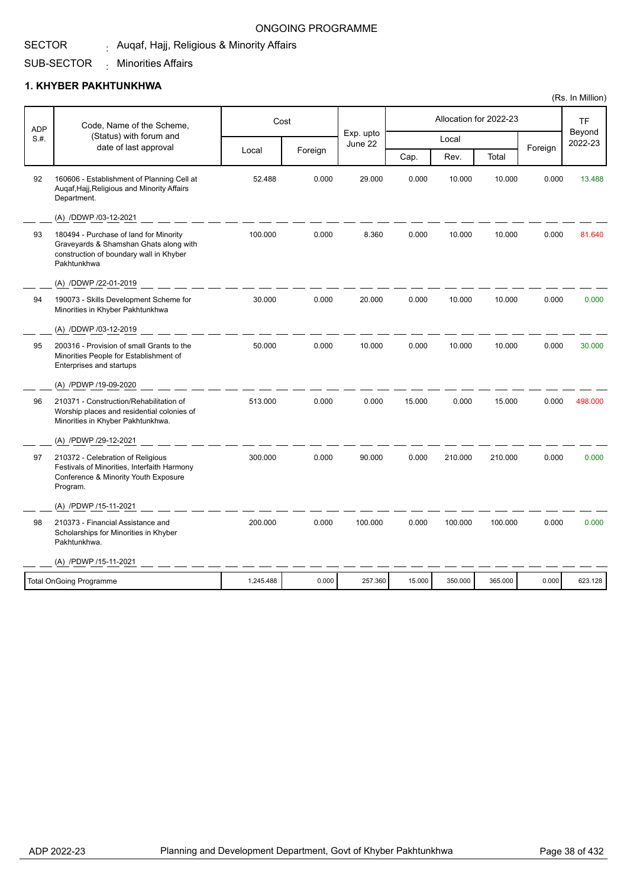ONGOING PROGRAMME

SECTOR : Auqaf, Hajj, Religious & Minority Affairs

SUB-SECTOR : Minorities Affairs

## 1. KHYBER PAKHTUNKHWA

(Rs. In Million)

| ADP S.#. | Code, Name of the Scheme, (Status) with forum and date of last approval | Cost | | Exp. upto June 22 | Allocation for 2022-23 | | | | TF Beyond 2022-23 |
|---|---|---|---|---|---|---|---|---|---|
| | | Local | Foreign | | Local | | | Foreign | |
| | | | | | Cap. | Rev. | Total | | |
| 92 | 160606 - Establishment of Planning Cell at Auqaf,Hajj,Religious and Minority Affairs Department. (A) /DDWP /03-12-2021 | 52.488 | 0.000 | 29.000 | 0.000 | 10.000 | 10.000 | 0.000 | 13.488 |
| 93 | 180494 - Purchase of land for Minority Graveyards & Shamshan Ghats along with construction of boundary wall in Khyber Pakhtunkhwa (A) /DDWP /22-01-2019 | 100.000 | 0.000 | 8.360 | 0.000 | 10.000 | 10.000 | 0.000 | 81.640 |
| 94 | 190073 - Skills Development Scheme for Minorities in Khyber Pakhtunkhwa (A) /DDWP /03-12-2019 | 30.000 | 0.000 | 20.000 | 0.000 | 10.000 | 10.000 | 0.000 | 0.000 |
| 95 | 200316 - Provision of small Grants to the Minorities People for Establishment of Enterprises and startups (A) /PDWP /19-09-2020 | 50.000 | 0.000 | 10.000 | 0.000 | 10.000 | 10.000 | 0.000 | 30.000 |
| 96 | 210371 - Construction/Rehabilitation of Worship places and residential colonies of Minorities in Khyber Pakhtunkhwa. (A) /PDWP /29-12-2021 | 513.000 | 0.000 | 0.000 | 15.000 | 0.000 | 15.000 | 0.000 | 498.000 |
| 97 | 210372 - Celebration of Religious Festivals of Minorities, Interfaith Harmony Conference & Minority Youth Exposure Program. (A) /PDWP /15-11-2021 | 300.000 | 0.000 | 90.000 | 0.000 | 210.000 | 210.000 | 0.000 | 0.000 |
| 98 | 210373 - Financial Assistance and Scholarships for Minorities in Khyber Pakhtunkhwa. (A) /PDWP /15-11-2021 | 200.000 | 0.000 | 100.000 | 0.000 | 100.000 | 100.000 | 0.000 | 0.000 |
| | Total OnGoing Programme | 1,245.488 | 0.000 | 257.360 | 15.000 | 350.000 | 365.000 | 0.000 | 623.128 |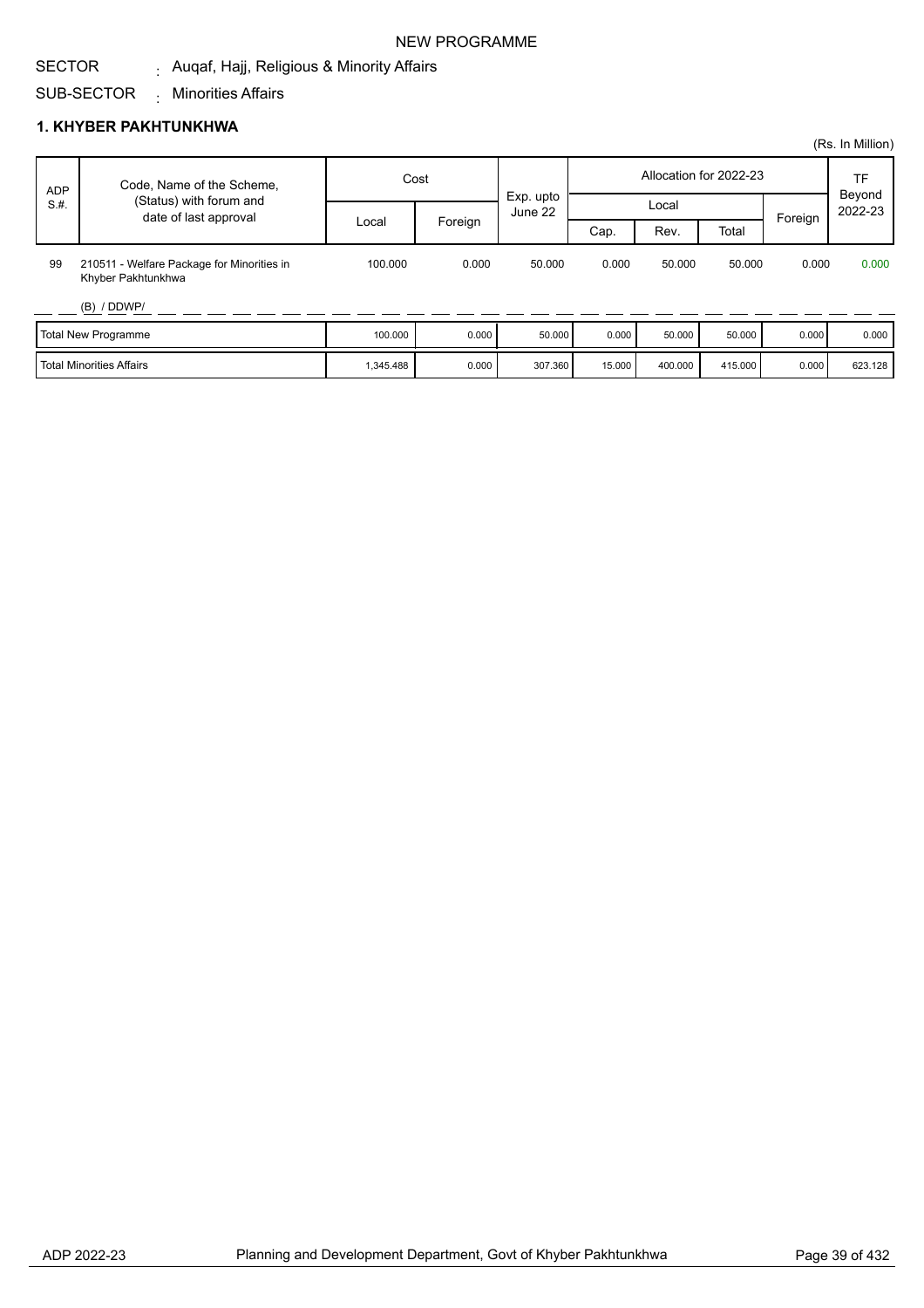NEW PROGRAMME

SECTOR : Auqaf, Hajj, Religious & Minority Affairs

SUB-SECTOR : Minorities Affairs

## 1. KHYBER PAKHTUNKHWA

(Rs. In Million)

| ADP S.#. | Code, Name of the Scheme, (Status) with forum and date of last approval | Cost | | Exp. upto June 22 | Allocation for 2022-23 | | | | TF Beyond 2022-23 |
|---|---|---|---|---|---|---|---|---|---|
| | | Local | Foreign | | Local | | | Foreign | |
| | | | | | Cap. | Rev. | Total | | |
| 99 | 210511 - Welfare Package for Minorities in Khyber Pakhtunkhwa (B) / DDWP/ | 100.000 | 0.000 | 50.000 | 0.000 | 50.000 | 50.000 | 0.000 | 0.000 |
| | Total New Programme | 100.000 | 0.000 | 50.000 | 0.000 | 50.000 | 50.000 | 0.000 | 0.000 |
| | Total Minorities Affairs | 1,345.488 | 0.000 | 307.360 | 15.000 | 400.000 | 415.000 | 0.000 | 623.128 |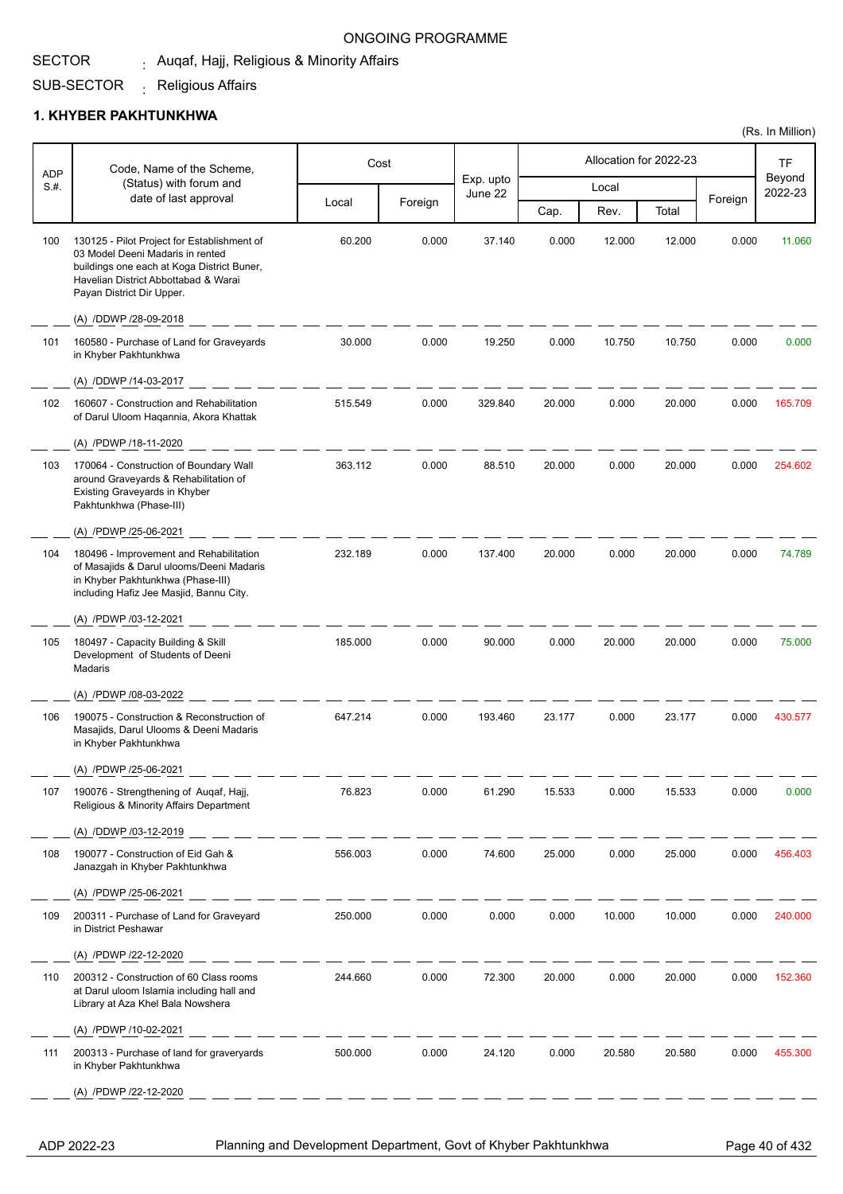ONGOING PROGRAMME

SECTOR : Auqaf, Hajj, Religious & Minority Affairs

SUB-SECTOR : Religious Affairs

## 1. KHYBER PAKHTUNKHWA

(Rs. In Million)

| ADP S.#. | Code, Name of the Scheme, (Status) with forum and date of last approval | Cost | | Exp. upto June 22 | Allocation for 2022-23 | | | | TF Beyond 2022-23 |
|---|---|---|---|---|---|---|---|---|---|
| | | Local | Foreign | | Local | | | Foreign | |
| | | | | | Cap. | Rev. | Total | | |
| 100 | 130125 - Pilot Project for Establishment of 03 Model Deeni Madaris in rented buildings one each at Koga District Buner, Havelian District Abbottabad & Warai Payan District Dir Upper.<br>(A) /DDWP /28-09-2018 | 60.200 | 0.000 | 37.140 | 0.000 | 12.000 | 12.000 | 0.000 | 11.060 |
| 101 | 160580 - Purchase of Land for Graveyards in Khyber Pakhtunkhwa<br>(A) /DDWP /14-03-2017 | 30.000 | 0.000 | 19.250 | 0.000 | 10.750 | 10.750 | 0.000 | 0.000 |
| 102 | 160607 - Construction and Rehabilitation of Darul Uloom Haqannia, Akora Khattak<br>(A) /PDWP /18-11-2020 | 515.549 | 0.000 | 329.840 | 20.000 | 0.000 | 20.000 | 0.000 | 165.709 |
| 103 | 170064 - Construction of Boundary Wall around Graveyards & Rehabilitation of Existing Graveyards in Khyber Pakhtunkhwa (Phase-III)<br>(A) /PDWP /25-06-2021 | 363.112 | 0.000 | 88.510 | 20.000 | 0.000 | 20.000 | 0.000 | 254.602 |
| 104 | 180496 - Improvement and Rehabilitation of Masajids & Darul ulooms/Deeni Madaris in Khyber Pakhtunkhwa (Phase-III) including Hafiz Jee Masjid, Bannu City.<br>(A) /PDWP /03-12-2021 | 232.189 | 0.000 | 137.400 | 20.000 | 0.000 | 20.000 | 0.000 | 74.789 |
| 105 | 180497 - Capacity Building & Skill Development of Students of Deeni Madaris<br>(A) /PDWP /08-03-2022 | 185.000 | 0.000 | 90.000 | 0.000 | 20.000 | 20.000 | 0.000 | 75.000 |
| 106 | 190075 - Construction & Reconstruction of Masajids, Darul Ulooms & Deeni Madaris in Khyber Pakhtunkhwa<br>(A) /PDWP /25-06-2021 | 647.214 | 0.000 | 193.460 | 23.177 | 0.000 | 23.177 | 0.000 | 430.577 |
| 107 | 190076 - Strengthening of Auqaf, Hajj, Religious & Minority Affairs Department<br>(A) /DDWP /03-12-2019 | 76.823 | 0.000 | 61.290 | 15.533 | 0.000 | 15.533 | 0.000 | 0.000 |
| 108 | 190077 - Construction of Eid Gah & Janazgah in Khyber Pakhtunkhwa<br>(A) /PDWP /25-06-2021 | 556.003 | 0.000 | 74.600 | 25.000 | 0.000 | 25.000 | 0.000 | 456.403 |
| 109 | 200311 - Purchase of Land for Graveyard in District Peshawar<br>(A) /PDWP /22-12-2020 | 250.000 | 0.000 | 0.000 | 0.000 | 10.000 | 10.000 | 0.000 | 240.000 |
| 110 | 200312 - Construction of 60 Class rooms at Darul uloom Islamia including hall and Library at Aza Khel Bala Nowshera<br>(A) /PDWP /10-02-2021 | 244.660 | 0.000 | 72.300 | 20.000 | 0.000 | 20.000 | 0.000 | 152.360 |
| 111 | 200313 - Purchase of land for graveryards in Khyber Pakhtunkhwa<br>(A) /PDWP /22-12-2020 | 500.000 | 0.000 | 24.120 | 0.000 | 20.580 | 20.580 | 0.000 | 455.300 |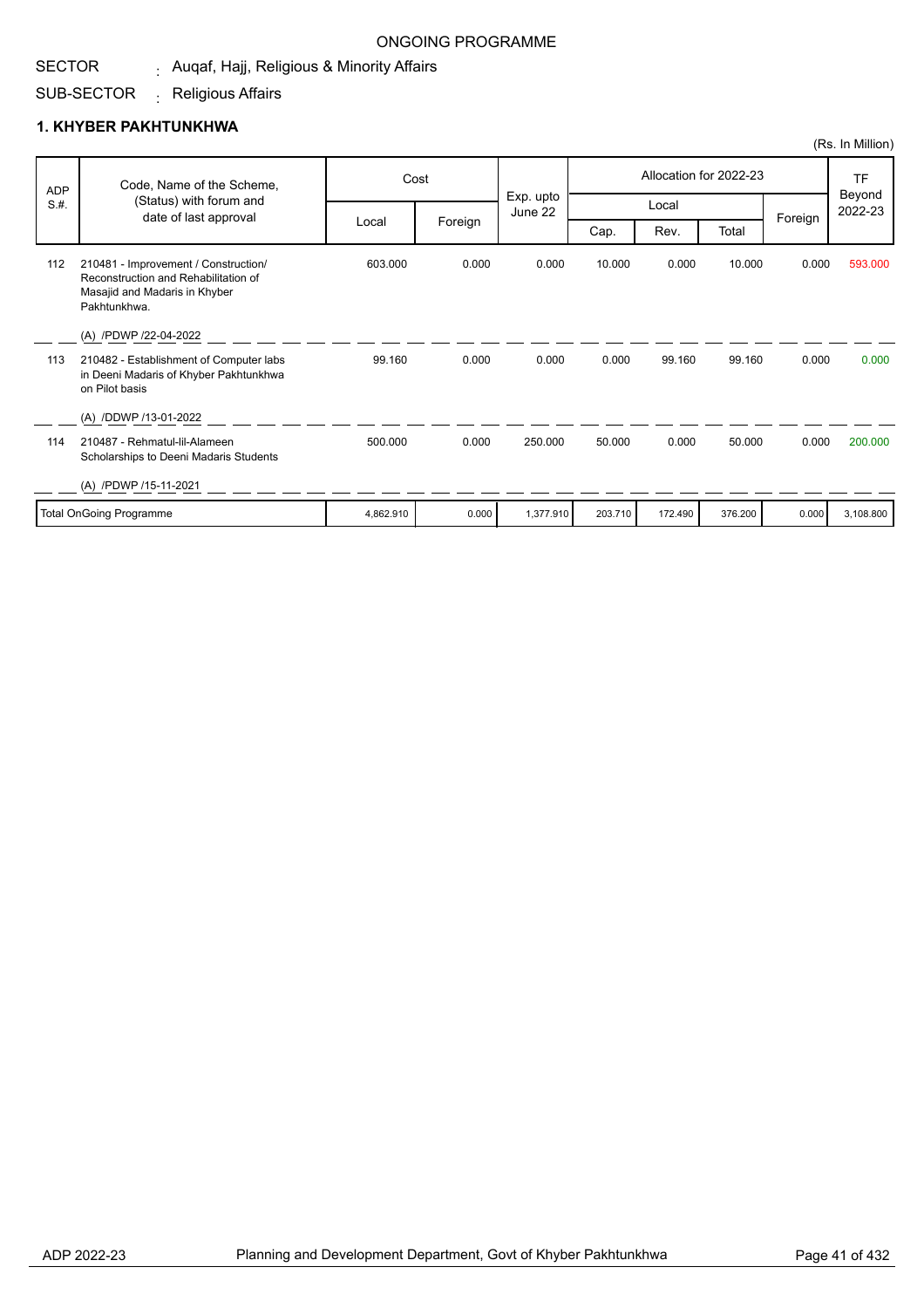ONGOING PROGRAMME

SECTOR : Auqaf, Hajj, Religious & Minority Affairs

SUB-SECTOR : Religious Affairs

## 1. KHYBER PAKHTUNKHWA

(Rs. In Million)

| ADP S.#. | Code, Name of the Scheme, (Status) with forum and date of last approval | Cost | | Exp. upto June 22 | Allocation for 2022-23 | | | | TF Beyond 2022-23 |
|---|---|---|---|---|---|---|---|---|---|
| | | | | | Local | | | Foreign | |
| | | Local | Foreign | | Cap. | Rev. | Total | | |
| 112 | 210481 - Improvement / Construction/ Reconstruction and Rehabilitation of Masajid and Madaris in Khyber Pakhtunkhwa. (A) /PDWP /22-04-2022 | 603.000 | 0.000 | 0.000 | 10.000 | 0.000 | 10.000 | 0.000 | 593.000 |
| 113 | 210482 - Establishment of Computer labs in Deeni Madaris of Khyber Pakhtunkhwa on Pilot basis (A) /DDWP /13-01-2022 | 99.160 | 0.000 | 0.000 | 0.000 | 99.160 | 99.160 | 0.000 | 0.000 |
| 114 | 210487 - Rehmatul-lil-Alameen Scholarships to Deeni Madaris Students (A) /PDWP /15-11-2021 | 500.000 | 0.000 | 250.000 | 50.000 | 0.000 | 50.000 | 0.000 | 200.000 |
| | Total OnGoing Programme | 4,862.910 | 0.000 | 1,377.910 | 203.710 | 172.490 | 376.200 | 0.000 | 3,108.800 |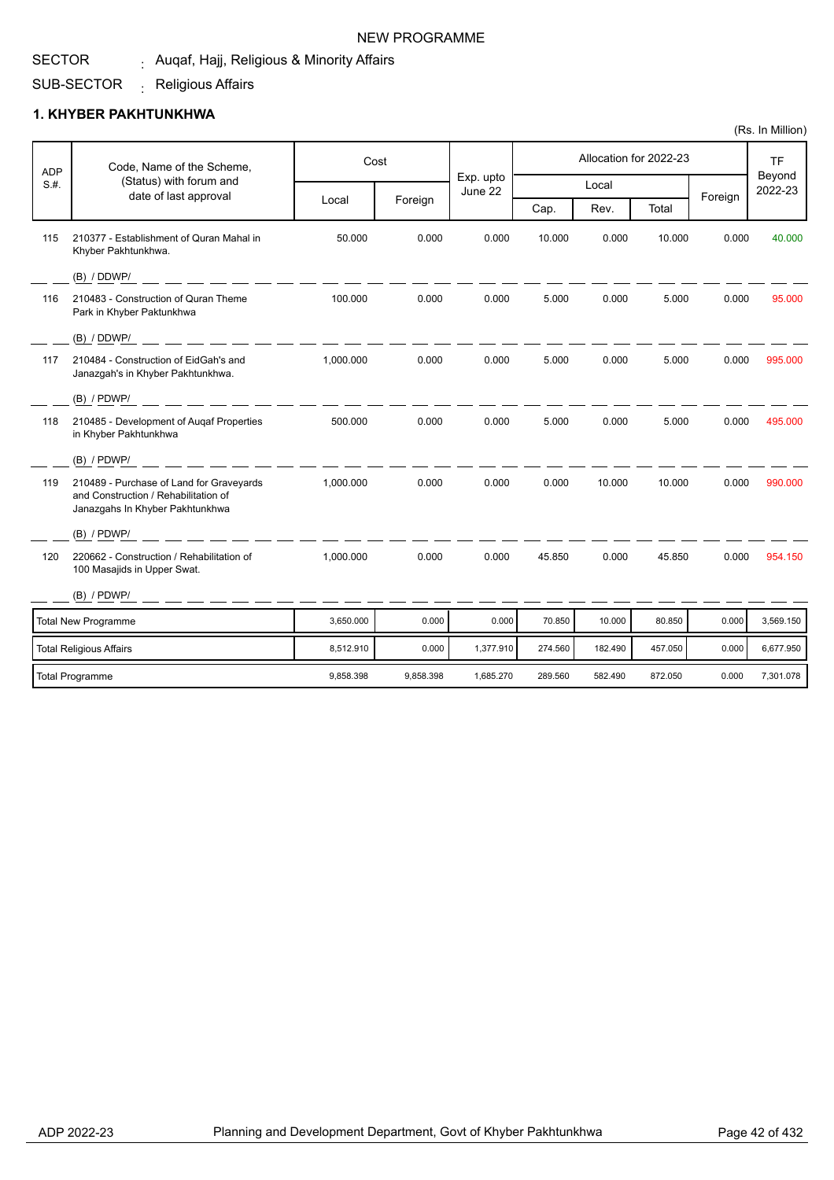NEW PROGRAMME

SECTOR : Auqaf, Hajj, Religious & Minority Affairs

SUB-SECTOR : Religious Affairs

## 1. KHYBER PAKHTUNKHWA

(Rs. In Million)

| ADP S.#. | Code, Name of the Scheme, (Status) with forum and date of last approval | Cost | | Exp. upto June 22 | Allocation for 2022-23 | | | | TF Beyond 2022-23 |
|---|---|---|---|---|---|---|---|---|---|
| | | Local | Foreign | | Local | | | Foreign | |
| | | | | | Cap. | Rev. | Total | | |
| 115 | 210377 - Establishment of Quran Mahal in Khyber Pakhtunkhwa. (B) / DDWP/ | 50.000 | 0.000 | 0.000 | 10.000 | 0.000 | 10.000 | 0.000 | 40.000 |
| 116 | 210483 - Construction of Quran Theme Park in Khyber Paktunkhwa (B) / DDWP/ | 100.000 | 0.000 | 0.000 | 5.000 | 0.000 | 5.000 | 0.000 | 95.000 |
| 117 | 210484 - Construction of EidGah's and Janazgah's in Khyber Pakhtunkhwa. (B) / PDWP/ | 1,000.000 | 0.000 | 0.000 | 5.000 | 0.000 | 5.000 | 0.000 | 995.000 |
| 118 | 210485 - Development of Auqaf Properties in Khyber Pakhtunkhwa (B) / PDWP/ | 500.000 | 0.000 | 0.000 | 5.000 | 0.000 | 5.000 | 0.000 | 495.000 |
| 119 | 210489 - Purchase of Land for Graveyards and Construction / Rehabilitation of Janazgahs In Khyber Pakhtunkhwa (B) / PDWP/ | 1,000.000 | 0.000 | 0.000 | 0.000 | 10.000 | 10.000 | 0.000 | 990.000 |
| 120 | 220662 - Construction / Rehabilitation of 100 Masajids in Upper Swat. (B) / PDWP/ | 1,000.000 | 0.000 | 0.000 | 45.850 | 0.000 | 45.850 | 0.000 | 954.150 |
| | Total New Programme | 3,650.000 | 0.000 | 0.000 | 70.850 | 10.000 | 80.850 | 0.000 | 3,569.150 |
| | Total Religious Affairs | 8,512.910 | 0.000 | 1,377.910 | 274.560 | 182.490 | 457.050 | 0.000 | 6,677.950 |
| | Total Programme | 9,858.398 | 9,858.398 | 1,685.270 | 289.560 | 582.490 | 872.050 | 0.000 | 7,301.078 |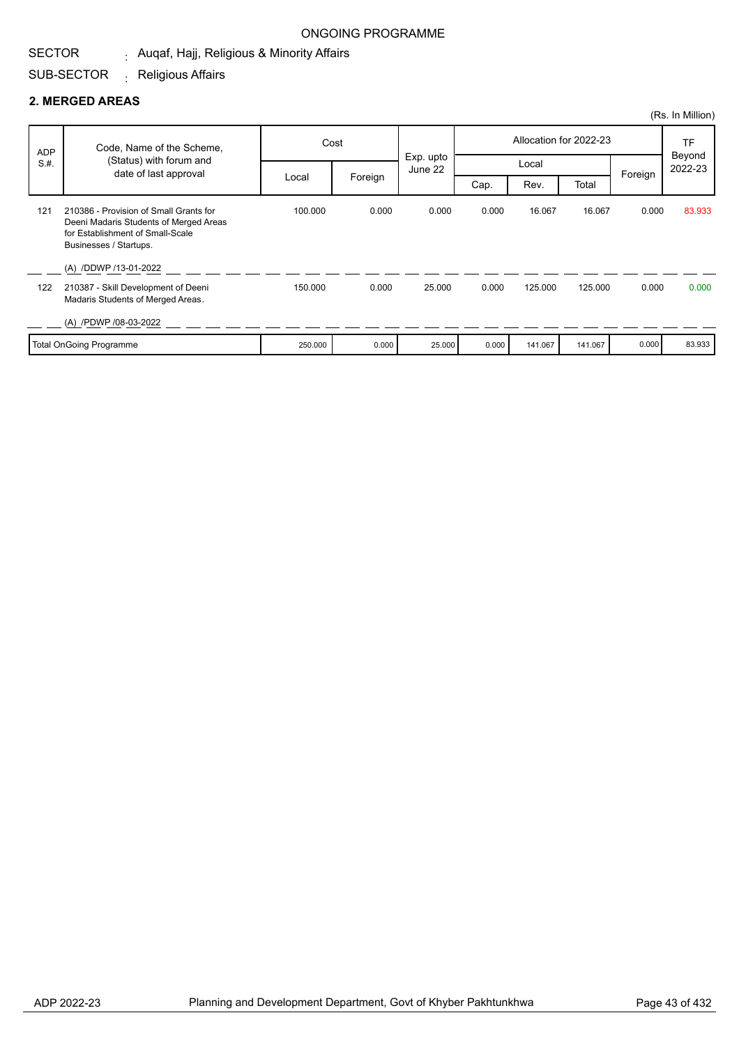ONGOING PROGRAMME

SECTOR : Auqaf, Hajj, Religious & Minority Affairs

SUB-SECTOR : Religious Affairs

## 2. MERGED AREAS

(Rs. In Million)

| ADP S.#. | Code, Name of the Scheme, (Status) with forum and date of last approval | Cost | | Exp. upto June 22 | Allocation for 2022-23 | | | | TF Beyond 2022-23 |
|---|---|---|---|---|---|---|---|---|---|
| | | | | | Local | | | Foreign | |
| | | Local | Foreign | | Cap. | Rev. | Total | | |
| 121 | 210386 - Provision of Small Grants for Deeni Madaris Students of Merged Areas for Establishment of Small-Scale Businesses / Startups. (A) /DDWP /13-01-2022 | 100.000 | 0.000 | 0.000 | 0.000 | 16.067 | 16.067 | 0.000 | 83.933 |
| 122 | 210387 - Skill Development of Deeni Madaris Students of Merged Areas. (A) /PDWP /08-03-2022 | 150.000 | 0.000 | 25.000 | 0.000 | 125.000 | 125.000 | 0.000 | 0.000 |
| | Total OnGoing Programme | 250.000 | 0.000 | 25.000 | 0.000 | 141.067 | 141.067 | 0.000 | 83.933 |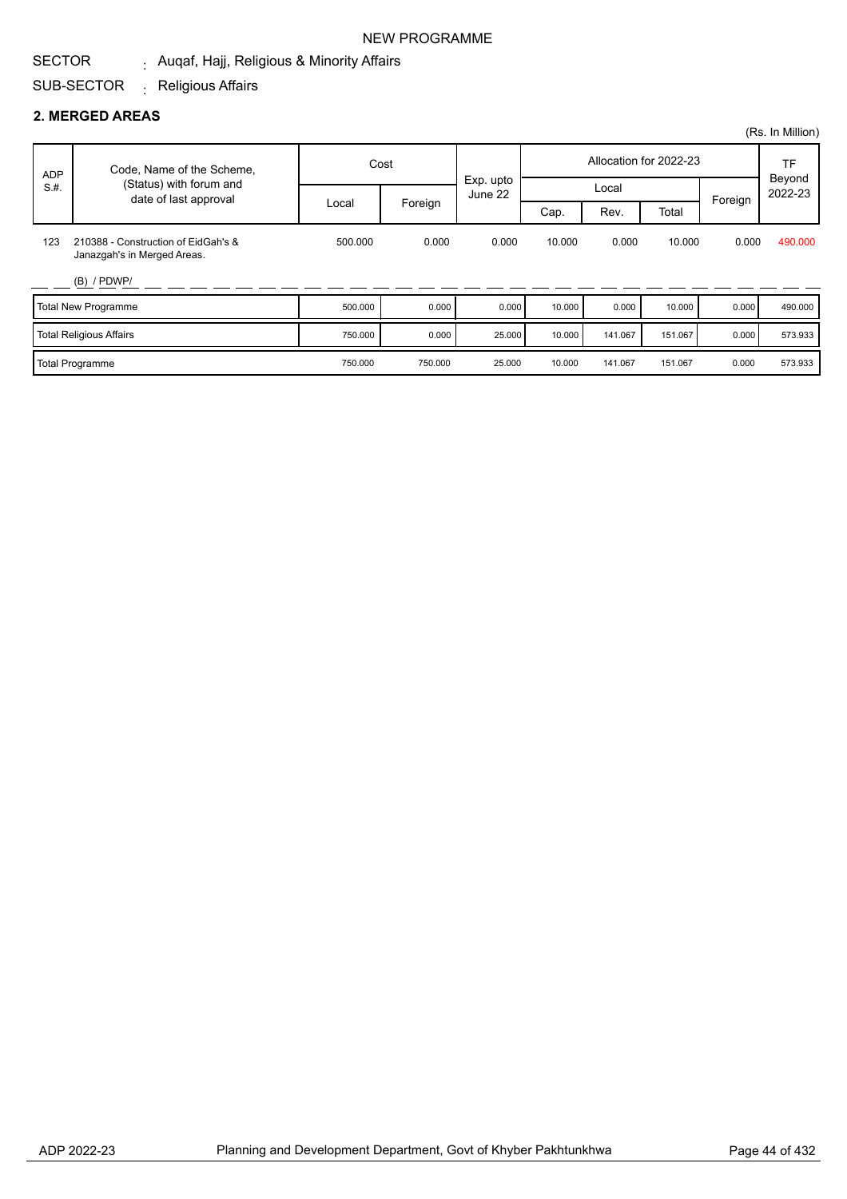NEW PROGRAMME

SECTOR : Auqaf, Hajj, Religious & Minority Affairs

SUB-SECTOR : Religious Affairs

## 2. MERGED AREAS

(Rs. In Million)

| ADP S.#. | Code, Name of the Scheme, (Status) with forum and date of last approval | Cost | | Exp. upto June 22 | Allocation for 2022-23 | | | | TF Beyond 2022-23 |
|---|---|---|---|---|---|---|---|---|---|
| | | Local | Foreign | | Local | | | Foreign | |
| | | | | | Cap. | Rev. | Total | | |
| 123 | 210388 - Construction of EidGah's & Janazgah's in Merged Areas.<br>(B) / PDWP/ | 500.000 | 0.000 | 0.000 | 10.000 | 0.000 | 10.000 | 0.000 | 490.000 |
| Total New Programme | | 500.000 | 0.000 | 0.000 | 10.000 | 0.000 | 10.000 | 0.000 | 490.000 |
| Total Religious Affairs | | 750.000 | 0.000 | 25.000 | 10.000 | 141.067 | 151.067 | 0.000 | 573.933 |
| Total Programme | | 750.000 | 750.000 | 25.000 | 10.000 | 141.067 | 151.067 | 0.000 | 573.933 |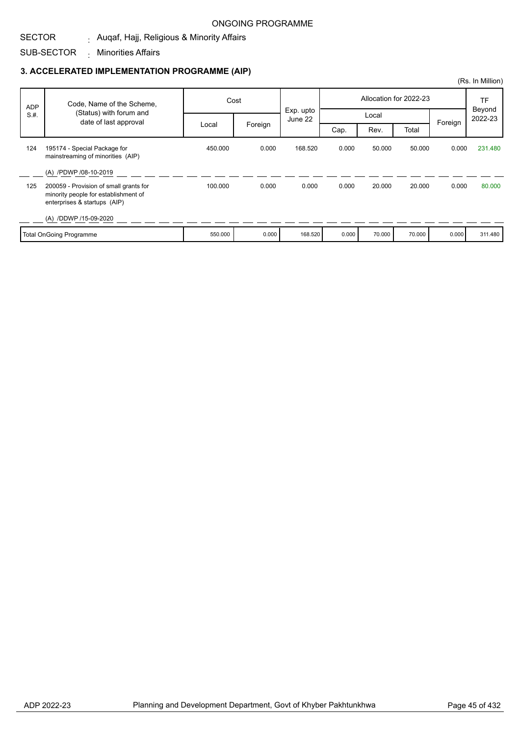ONGOING PROGRAMME

SECTOR : Auqaf, Hajj, Religious & Minority Affairs

SUB-SECTOR : Minorities Affairs

### 3. ACCELERATED IMPLEMENTATION PROGRAMME (AIP)

(Rs. In Million)

| ADP S.#. | Code, Name of the Scheme, (Status) with forum and date of last approval | Cost | | Exp. upto June 22 | Allocation for 2022-23 | | | | TF Beyond 2022-23 |
|---|---|---|---|---|---|---|---|---|---|
| | | Local | Foreign | | Local | | | Foreign | |
| | | | | | Cap. | Rev. | Total | | |
| 124 | 195174 - Special Package for mainstreaming of minorities (AIP)<br>(A) /PDWP /08-10-2019 | 450.000 | 0.000 | 168.520 | 0.000 | 50.000 | 50.000 | 0.000 | 231.480 |
| 125 | 200059 - Provision of small grants for minority people for establishment of enterprises & startups (AIP)<br>(A) /DDWP /15-09-2020 | 100.000 | 0.000 | 0.000 | 0.000 | 20.000 | 20.000 | 0.000 | 80.000 |
| | Total OnGoing Programme | 550.000 | 0.000 | 168.520 | 0.000 | 70.000 | 70.000 | 0.000 | 311.480 |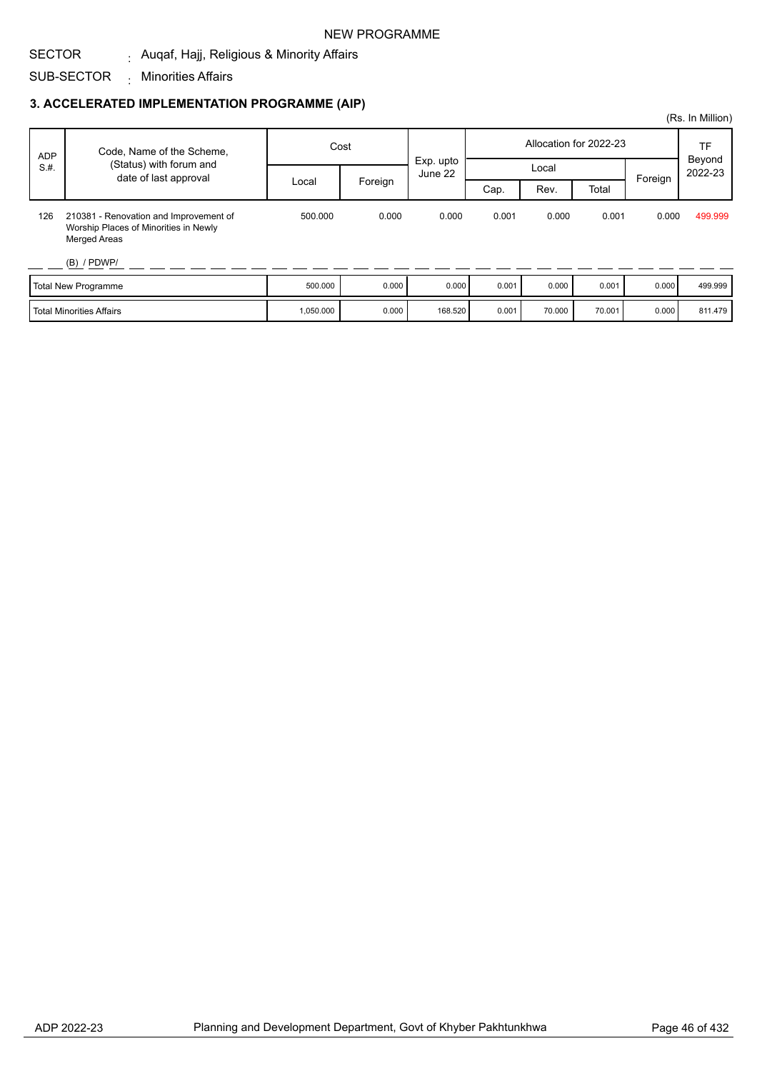NEW PROGRAMME

SECTOR : Auqaf, Hajj, Religious & Minority Affairs

SUB-SECTOR : Minorities Affairs

### 3. ACCELERATED IMPLEMENTATION PROGRAMME (AIP)

(Rs. In Million)

| ADP S.#. | Code, Name of the Scheme, (Status) with forum and date of last approval | Cost | | Exp. upto June 22 | Allocation for 2022-23 | | | | TF Beyond 2022-23 |
|---|---|---|---|---|---|---|---|---|---|
| | | Local | Foreign | | Local | | | Foreign | |
| | | | | | Cap. | Rev. | Total | | |
| 126 | 210381 - Renovation and Improvement of Worship Places of Minorities in Newly Merged Areas (B) / PDWP/ | 500.000 | 0.000 | 0.000 | 0.001 | 0.000 | 0.001 | 0.000 | 499.999 |
| | Total New Programme | 500.000 | 0.000 | 0.000 | 0.001 | 0.000 | 0.001 | 0.000 | 499.999 |
| | Total Minorities Affairs | 1,050.000 | 0.000 | 168.520 | 0.001 | 70.000 | 70.001 | 0.000 | 811.479 |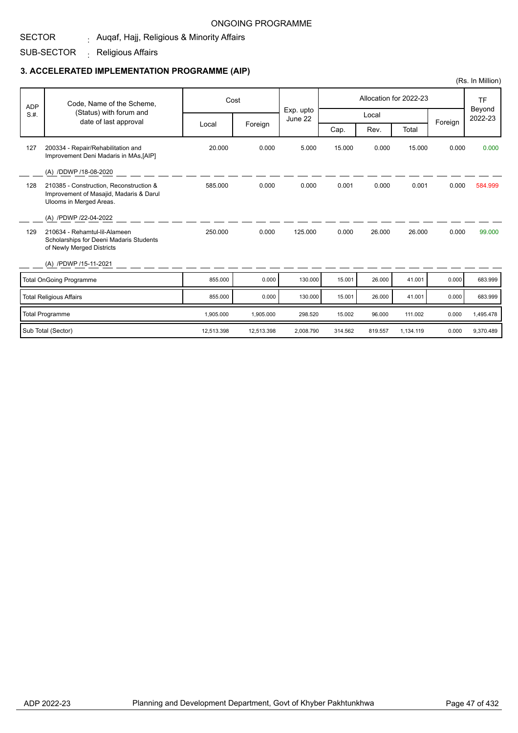ONGOING PROGRAMME

SECTOR : Auqaf, Hajj, Religious & Minority Affairs

SUB-SECTOR : Religious Affairs

### 3. ACCELERATED IMPLEMENTATION PROGRAMME (AIP)

(Rs. In Million)

| ADP S.#. | Code, Name of the Scheme, (Status) with forum and date of last approval | Cost | | Exp. upto June 22 | Allocation for 2022-23 | | | | TF Beyond 2022-23 |
|---|---|---|---|---|---|---|---|---|---|
| | | | | | Local | | | Foreign | |
| | | Local | Foreign | | Cap. | Rev. | Total | | |
| 127 | 200334 - Repair/Rehabilitation and Improvement Deni Madaris in MAs,[AIP] (A) /DDWP /18-08-2020 | 20.000 | 0.000 | 5.000 | 15.000 | 0.000 | 15.000 | 0.000 | 0.000 |
| 128 | 210385 - Construction, Reconstruction & Improvement of Masajid, Madaris & Darul Ulooms in Merged Areas. (A) /PDWP /22-04-2022 | 585.000 | 0.000 | 0.000 | 0.001 | 0.000 | 0.001 | 0.000 | 584.999 |
| 129 | 210634 - Rehamtul-lil-Alameen Scholarships for Deeni Madaris Students of Newly Merged Districts (A) /PDWP /15-11-2021 | 250.000 | 0.000 | 125.000 | 0.000 | 26.000 | 26.000 | 0.000 | 99.000 |
| | Total OnGoing Programme | 855.000 | 0.000 | 130.000 | 15.001 | 26.000 | 41.001 | 0.000 | 683.999 |
| | Total Religious Affairs | 855.000 | 0.000 | 130.000 | 15.001 | 26.000 | 41.001 | 0.000 | 683.999 |
| | Total Programme | 1,905.000 | 1,905.000 | 298.520 | 15.002 | 96.000 | 111.002 | 0.000 | 1,495.478 |
| | Sub Total (Sector) | 12,513.398 | 12,513.398 | 2,008.790 | 314.562 | 819.557 | 1,134.119 | 0.000 | 9,370.489 |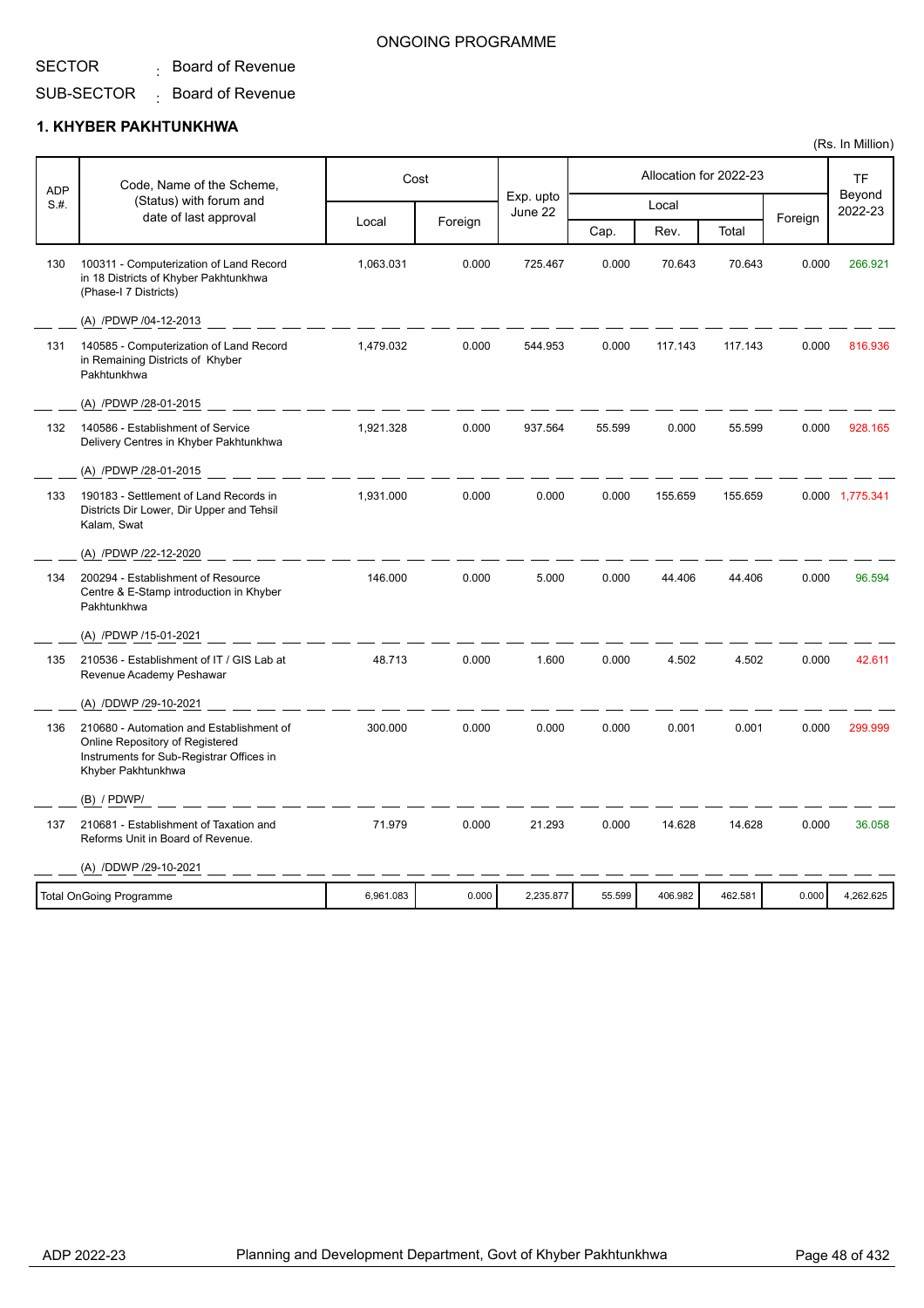ONGOING PROGRAMME

SECTOR : Board of Revenue

SUB-SECTOR : Board of Revenue

## 1. KHYBER PAKHTUNKHWA

(Rs. In Million)

| ADP S.#. | Code, Name of the Scheme, (Status) with forum and date of last approval | Cost | | Exp. upto June 22 | Allocation for 2022-23 | | | | TF Beyond 2022-23 |
|---|---|---|---|---|---|---|---|---|---|
| | | Local | Foreign | | Local | | | Foreign | |
| | | | | | Cap. | Rev. | Total | | |
| 130 | 100311 - Computerization of Land Record in 18 Districts of Khyber Pakhtunkhwa (Phase-I 7 Districts)<br>(A) /PDWP /04-12-2013 | 1,063.031 | 0.000 | 725.467 | 0.000 | 70.643 | 70.643 | 0.000 | 266.921 |
| 131 | 140585 - Computerization of Land Record in Remaining Districts of Khyber Pakhtunkhwa<br>(A) /PDWP /28-01-2015 | 1,479.032 | 0.000 | 544.953 | 0.000 | 117.143 | 117.143 | 0.000 | 816.936 |
| 132 | 140586 - Establishment of Service Delivery Centres in Khyber Pakhtunkhwa<br>(A) /PDWP /28-01-2015 | 1,921.328 | 0.000 | 937.564 | 55.599 | 0.000 | 55.599 | 0.000 | 928.165 |
| 133 | 190183 - Settlement of Land Records in Districts Dir Lower, Dir Upper and Tehsil Kalam, Swat<br>(A) /PDWP /22-12-2020 | 1,931.000 | 0.000 | 0.000 | 0.000 | 155.659 | 155.659 | 0.000 | 1,775.341 |
| 134 | 200294 - Establishment of Resource Centre & E-Stamp introduction in Khyber Pakhtunkhwa<br>(A) /PDWP /15-01-2021 | 146.000 | 0.000 | 5.000 | 0.000 | 44.406 | 44.406 | 0.000 | 96.594 |
| 135 | 210536 - Establishment of IT / GIS Lab at Revenue Academy Peshawar<br>(A) /DDWP /29-10-2021 | 48.713 | 0.000 | 1.600 | 0.000 | 4.502 | 4.502 | 0.000 | 42.611 |
| 136 | 210680 - Automation and Establishment of Online Repository of Registered Instruments for Sub-Registrar Offices in Khyber Pakhtunkhwa<br>(B) / PDWP/ | 300.000 | 0.000 | 0.000 | 0.000 | 0.001 | 0.001 | 0.000 | 299.999 |
| 137 | 210681 - Establishment of Taxation and Reforms Unit in Board of Revenue.<br>(A) /DDWP /29-10-2021 | 71.979 | 0.000 | 21.293 | 0.000 | 14.628 | 14.628 | 0.000 | 36.058 |
| Total OnGoing Programme | | 6,961.083 | 0.000 | 2,235.877 | 55.599 | 406.982 | 462.581 | 0.000 | 4,262.625 |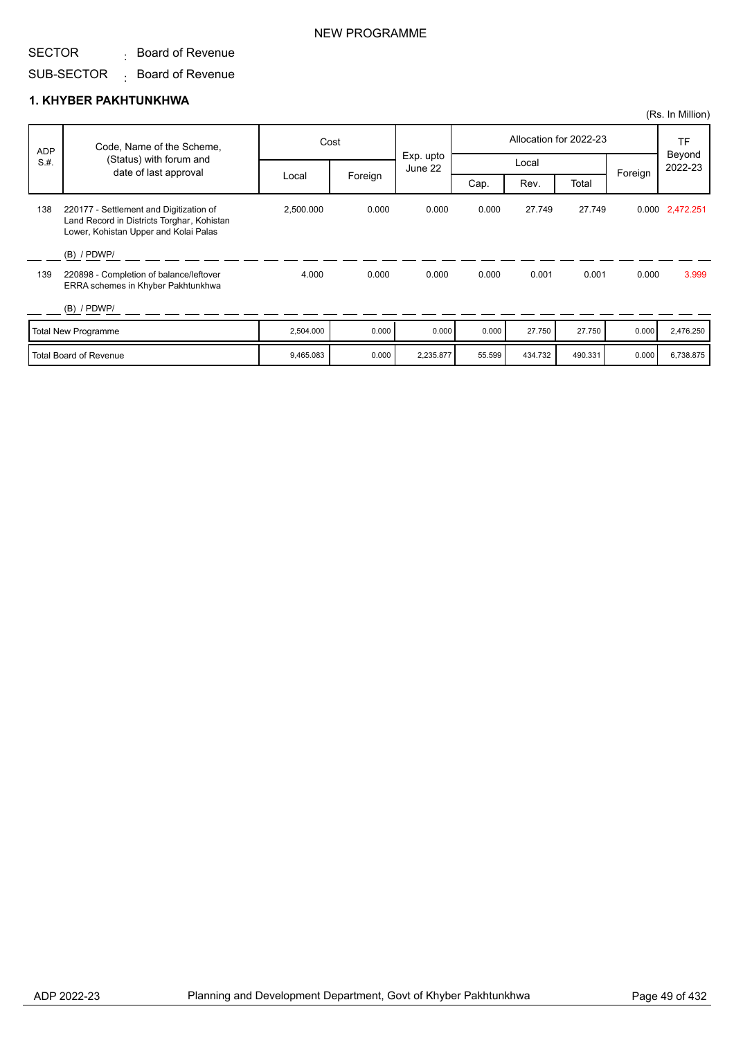NEW PROGRAMME

SECTOR : Board of Revenue

SUB-SECTOR : Board of Revenue

### 1. KHYBER PAKHTUNKHWA

(Rs. In Million)

| ADP S.#. | Code, Name of the Scheme, (Status) with forum and date of last approval | Cost | | Exp. upto June 22 | Allocation for 2022-23 | | | | TF Beyond 2022-23 |
|---|---|---|---|---|---|---|---|---|---|
| | | Local | Foreign | | Local | | | Foreign | |
| | | | | | Cap. | Rev. | Total | | |
| 138 | 220177 - Settlement and Digitization of Land Record in Districts Torghar, Kohistan Lower, Kohistan Upper and Kolai Palas (B) / PDWP/ | 2,500.000 | 0.000 | 0.000 | 0.000 | 27.749 | 27.749 | 0.000 | 2,472.251 |
| 139 | 220898 - Completion of balance/leftover ERRA schemes in Khyber Pakhtunkhwa (B) / PDWP/ | 4.000 | 0.000 | 0.000 | 0.000 | 0.001 | 0.001 | 0.000 | 3.999 |
| | Total New Programme | 2,504.000 | 0.000 | 0.000 | 0.000 | 27.750 | 27.750 | 0.000 | 2,476.250 |
| | Total Board of Revenue | 9,465.083 | 0.000 | 2,235.877 | 55.599 | 434.732 | 490.331 | 0.000 | 6,738.875 |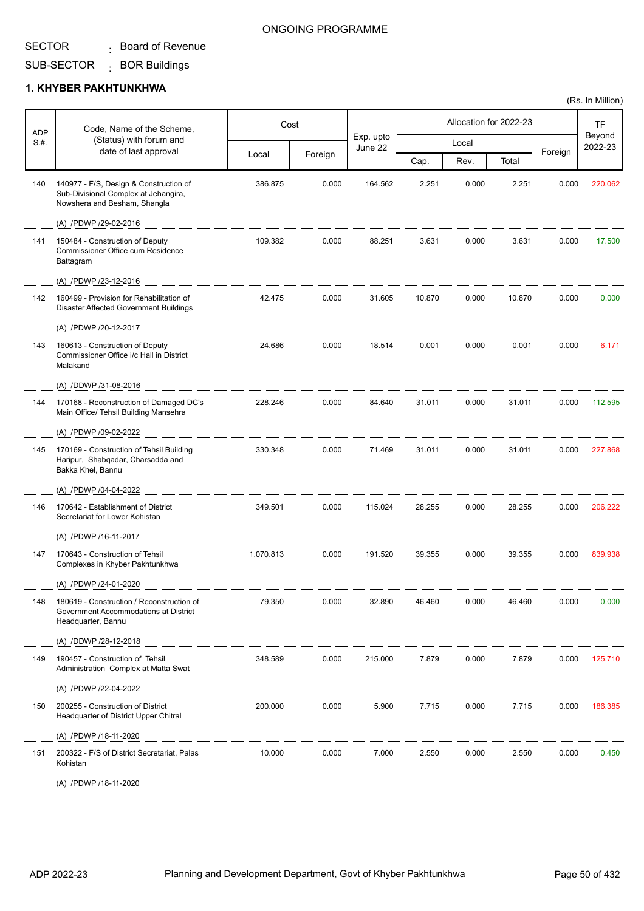ONGOING PROGRAMME

SECTOR : Board of Revenue

SUB-SECTOR : BOR Buildings

### 1. KHYBER PAKHTUNKHWA

(Rs. In Million)

| ADP S.#. | Code, Name of the Scheme, (Status) with forum and date of last approval | Cost | | Exp. upto June 22 | Allocation for 2022-23 | | | | TF Beyond 2022-23 |
|---|---|---|---|---|---|---|---|---|---|
| | | Local | Foreign | | Local | | | Foreign | |
| | | | | | Cap. | Rev. | Total | | |
| 140 | 140977 - F/S, Design & Construction of Sub-Divisional Complex at Jehangira, Nowshera and Besham, Shangla (A) /PDWP /29-02-2016 | 386.875 | 0.000 | 164.562 | 2.251 | 0.000 | 2.251 | 0.000 | 220.062 |
| 141 | 150484 - Construction of Deputy Commissioner Office cum Residence Battagram (A) /PDWP /23-12-2016 | 109.382 | 0.000 | 88.251 | 3.631 | 0.000 | 3.631 | 0.000 | 17.500 |
| 142 | 160499 - Provision for Rehabilitation of Disaster Affected Government Buildings (A) /PDWP /20-12-2017 | 42.475 | 0.000 | 31.605 | 10.870 | 0.000 | 10.870 | 0.000 | 0.000 |
| 143 | 160613 - Construction of Deputy Commissioner Office i/c Hall in District Malakand (A) /DDWP /31-08-2016 | 24.686 | 0.000 | 18.514 | 0.001 | 0.000 | 0.001 | 0.000 | 6.171 |
| 144 | 170168 - Reconstruction of Damaged DC's Main Office/ Tehsil Building Mansehra (A) /PDWP /09-02-2022 | 228.246 | 0.000 | 84.640 | 31.011 | 0.000 | 31.011 | 0.000 | 112.595 |
| 145 | 170169 - Construction of Tehsil Building Haripur, Shabqadar, Charsadda and Bakka Khel, Bannu (A) /PDWP /04-04-2022 | 330.348 | 0.000 | 71.469 | 31.011 | 0.000 | 31.011 | 0.000 | 227.868 |
| 146 | 170642 - Establishment of District Secretariat for Lower Kohistan (A) /PDWP /16-11-2017 | 349.501 | 0.000 | 115.024 | 28.255 | 0.000 | 28.255 | 0.000 | 206.222 |
| 147 | 170643 - Construction of Tehsil Complexes in Khyber Pakhtunkhwa (A) /PDWP /24-01-2020 | 1,070.813 | 0.000 | 191.520 | 39.355 | 0.000 | 39.355 | 0.000 | 839.938 |
| 148 | 180619 - Construction / Reconstruction of Government Accommodations at District Headquarter, Bannu (A) /DDWP /28-12-2018 | 79.350 | 0.000 | 32.890 | 46.460 | 0.000 | 46.460 | 0.000 | 0.000 |
| 149 | 190457 - Construction of Tehsil Administration Complex at Matta Swat (A) /PDWP /22-04-2022 | 348.589 | 0.000 | 215.000 | 7.879 | 0.000 | 7.879 | 0.000 | 125.710 |
| 150 | 200255 - Construction of District Headquarter of District Upper Chitral (A) /PDWP /18-11-2020 | 200.000 | 0.000 | 5.900 | 7.715 | 0.000 | 7.715 | 0.000 | 186.385 |
| 151 | 200322 - F/S of District Secretariat, Palas Kohistan (A) /PDWP /18-11-2020 | 10.000 | 0.000 | 7.000 | 2.550 | 0.000 | 2.550 | 0.000 | 0.450 |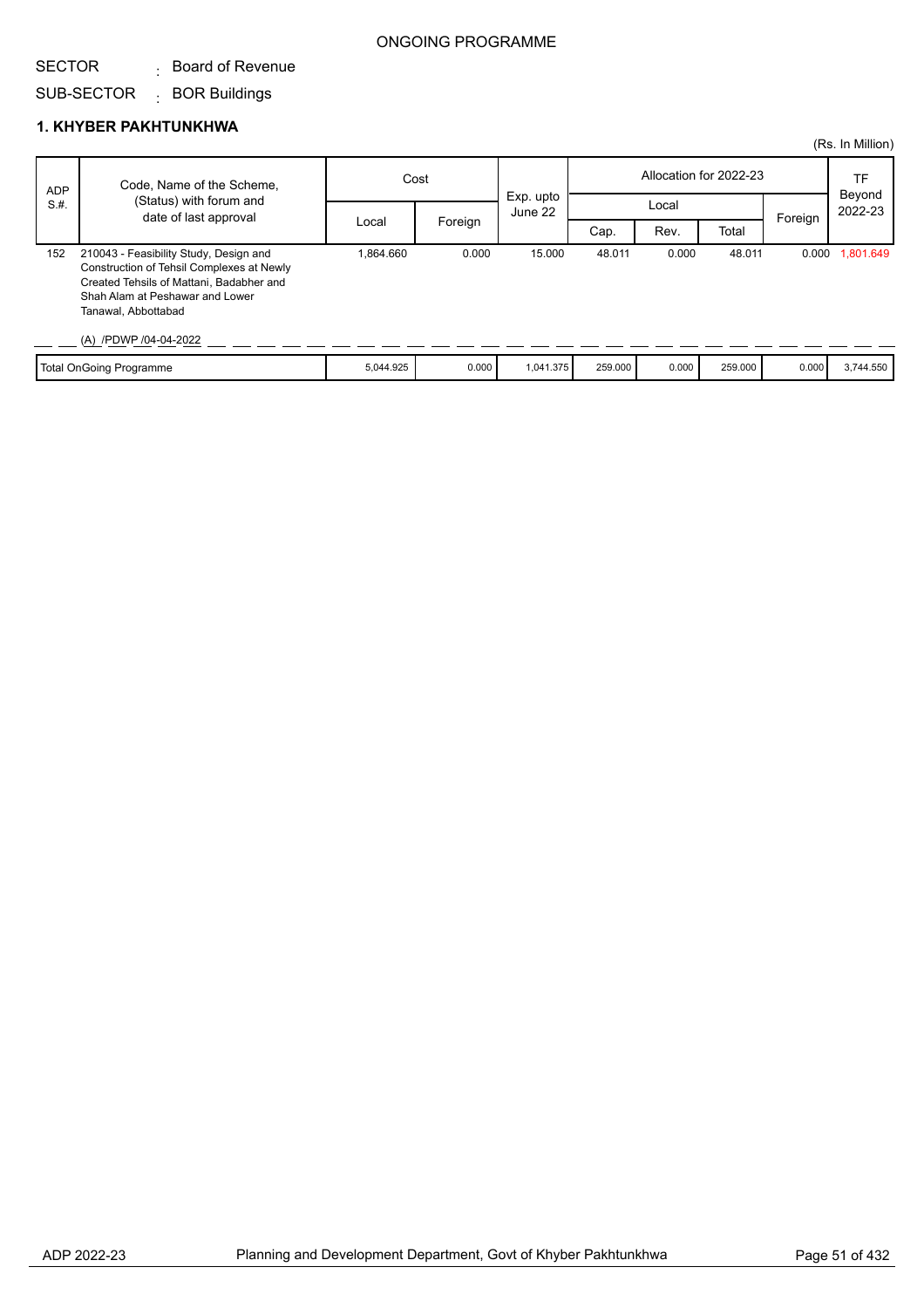ONGOING PROGRAMME

SECTOR : Board of Revenue

SUB-SECTOR : BOR Buildings

## 1. KHYBER PAKHTUNKHWA

(Rs. In Million)

| ADP S.#. | Code, Name of the Scheme, (Status) with forum and date of last approval | Cost | | Exp. upto June 22 | Allocation for 2022-23 | | | | TF Beyond 2022-23 |
|---|---|---|---|---|---|---|---|---|---|
| | | Local | Foreign | | Local | | | Foreign | |
| | | | | | Cap. | Rev. | Total | | |
| 152 | 210043 - Feasibility Study, Design and Construction of Tehsil Complexes at Newly Created Tehsils of Mattani, Badabher and Shah Alam at Peshawar and Lower Tanawal, Abbottabad<br><br>(A) /PDWP /04-04-2022 | 1,864.660 | 0.000 | 15.000 | 48.011 | 0.000 | 48.011 | 0.000 | 1,801.649 |
| | Total OnGoing Programme | 5,044.925 | 0.000 | 1,041.375 | 259.000 | 0.000 | 259.000 | 0.000 | 3,744.550 |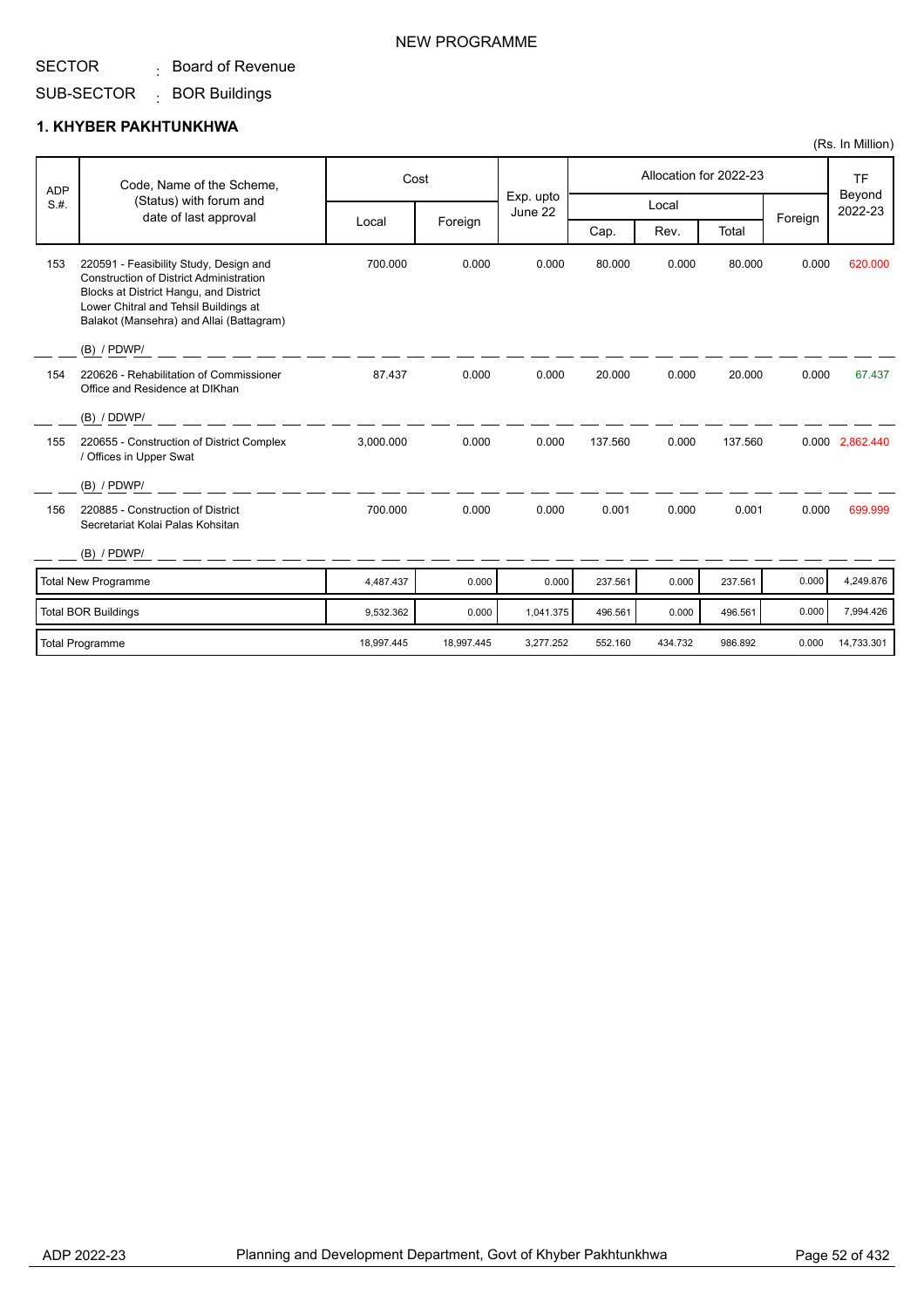NEW PROGRAMME

SECTOR : Board of Revenue

SUB-SECTOR : BOR Buildings

## 1. KHYBER PAKHTUNKHWA

(Rs. In Million)

| ADP S.#. | Code, Name of the Scheme, (Status) with forum and date of last approval | Cost | | Exp. upto June 22 | Allocation for 2022-23 | | | | TF Beyond 2022-23 |
|---|---|---|---|---|---|---|---|---|---|
| | | Local | Foreign | | Local | | | Foreign | |
| | | | | | Cap. | Rev. | Total | | |
| 153 | 220591 - Feasibility Study, Design and Construction of District Administration Blocks at District Hangu, and District Lower Chitral and Tehsil Buildings at Balakot (Mansehra) and Allai (Battagram) (B) / PDWP/ | 700.000 | 0.000 | 0.000 | 80.000 | 0.000 | 80.000 | 0.000 | 620.000 |
| 154 | 220626 - Rehabilitation of Commissioner Office and Residence at DIKhan (B) / DDWP/ | 87.437 | 0.000 | 0.000 | 20.000 | 0.000 | 20.000 | 0.000 | 67.437 |
| 155 | 220655 - Construction of District Complex / Offices in Upper Swat (B) / PDWP/ | 3,000.000 | 0.000 | 0.000 | 137.560 | 0.000 | 137.560 | 0.000 | 2,862.440 |
| 156 | 220885 - Construction of District Secretariat Kolai Palas Kohsitan (B) / PDWP/ | 700.000 | 0.000 | 0.000 | 0.001 | 0.000 | 0.001 | 0.000 | 699.999 |
| | Total New Programme | 4,487.437 | 0.000 | 0.000 | 237.561 | 0.000 | 237.561 | 0.000 | 4,249.876 |
| | Total BOR Buildings | 9,532.362 | 0.000 | 1,041.375 | 496.561 | 0.000 | 496.561 | 0.000 | 7,994.426 |
| | Total Programme | 18,997.445 | 18,997.445 | 3,277.252 | 552.160 | 434.732 | 986.892 | 0.000 | 14,733.301 |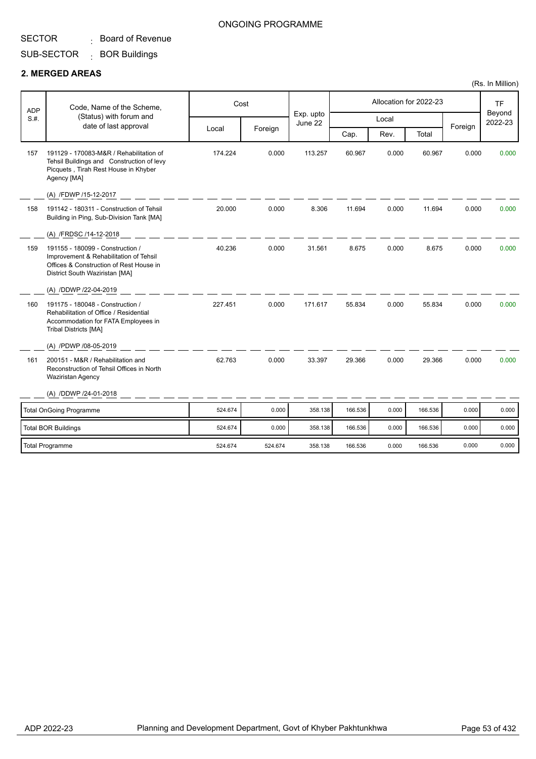ONGOING PROGRAMME

SECTOR : Board of Revenue

SUB-SECTOR : BOR Buildings

## 2. MERGED AREAS

(Rs. In Million)

| ADP S.#. | Code, Name of the Scheme, (Status) with forum and date of last approval | Cost | | Exp. upto June 22 | Allocation for 2022-23 | | | | TF Beyond 2022-23 |
|---|---|---|---|---|---|---|---|---|---|
| | | Local | Foreign | | Local | | | Foreign | |
| | | | | | Cap. | Rev. | Total | | |
| 157 | 191129 - 170083-M&R / Rehabilitation of Tehsil Buildings and Construction of levy Picquets , Tirah Rest House in Khyber Agency [MA]<br>(A) /FDWP /15-12-2017 | 174.224 | 0.000 | 113.257 | 60.967 | 0.000 | 60.967 | 0.000 | 0.000 |
| 158 | 191142 - 180311 - Construction of Tehsil Building in Ping, Sub-Division Tank [MA]<br>(A) /FRDSC /14-12-2018 | 20.000 | 0.000 | 8.306 | 11.694 | 0.000 | 11.694 | 0.000 | 0.000 |
| 159 | 191155 - 180099 - Construction / Improvement & Rehabilitation of Tehsil Offices & Construction of Rest House in District South Waziristan [MA]<br>(A) /DDWP /22-04-2019 | 40.236 | 0.000 | 31.561 | 8.675 | 0.000 | 8.675 | 0.000 | 0.000 |
| 160 | 191175 - 180048 - Construction / Rehabilitation of Office / Residential Accommodation for FATA Employees in Tribal Districts [MA]<br>(A) /PDWP /08-05-2019 | 227.451 | 0.000 | 171.617 | 55.834 | 0.000 | 55.834 | 0.000 | 0.000 |
| 161 | 200151 - M&R / Rehabilitation and Reconstruction of Tehsil Offices in North Waziristan Agency<br>(A) /DDWP /24-01-2018 | 62.763 | 0.000 | 33.397 | 29.366 | 0.000 | 29.366 | 0.000 | 0.000 |
| | Total OnGoing Programme | 524.674 | 0.000 | 358.138 | 166.536 | 0.000 | 166.536 | 0.000 | 0.000 |
| | Total BOR Buildings | 524.674 | 0.000 | 358.138 | 166.536 | 0.000 | 166.536 | 0.000 | 0.000 |
| | Total Programme | 524.674 | 524.674 | 358.138 | 166.536 | 0.000 | 166.536 | 0.000 | 0.000 |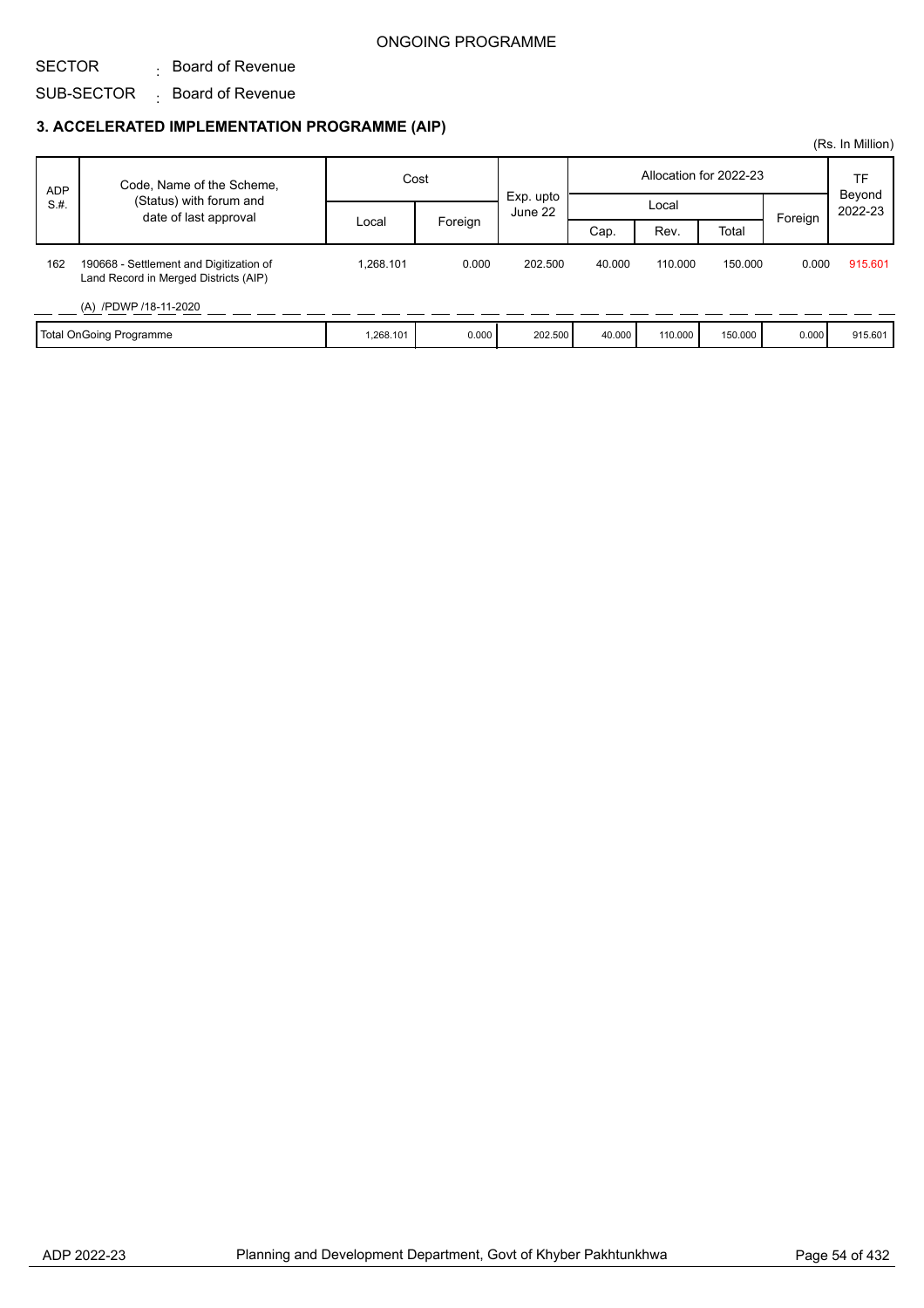ONGOING PROGRAMME

SECTOR : Board of Revenue

SUB-SECTOR : Board of Revenue

### 3. ACCELERATED IMPLEMENTATION PROGRAMME (AIP)

(Rs. In Million)

| ADP S.#. | Code, Name of the Scheme, (Status) with forum and date of last approval | Cost | | Exp. upto June 22 | Allocation for 2022-23 | | | | TF Beyond 2022-23 |
|---|---|---|---|---|---|---|---|---|---|
| | | Local | Foreign | | Local | | | Foreign | |
| | | | | | Cap. | Rev. | Total | | |
| 162 | 190668 - Settlement and Digitization of Land Record in Merged Districts (AIP) (A) /PDWP /18-11-2020 | 1,268.101 | 0.000 | 202.500 | 40.000 | 110.000 | 150.000 | 0.000 | 915.601 |
| | Total OnGoing Programme | 1,268.101 | 0.000 | 202.500 | 40.000 | 110.000 | 150.000 | 0.000 | 915.601 |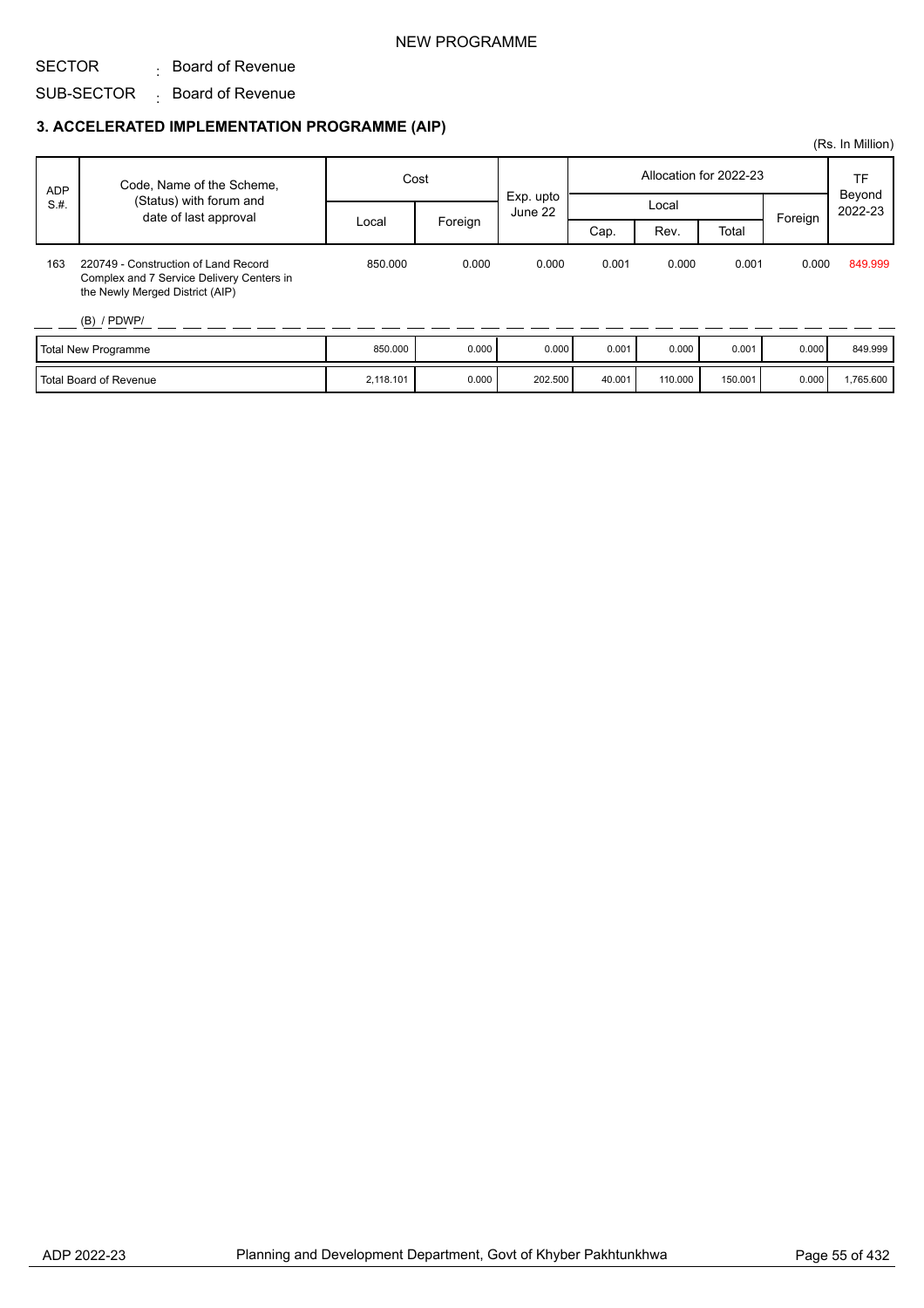NEW PROGRAMME

SECTOR : Board of Revenue

SUB-SECTOR : Board of Revenue

### 3. ACCELERATED IMPLEMENTATION PROGRAMME (AIP)

(Rs. In Million)

| ADP S.#. | Code, Name of the Scheme, (Status) with forum and date of last approval | Cost | | Exp. upto June 22 | Allocation for 2022-23 | | | | TF Beyond 2022-23 |
|---|---|---|---|---|---|---|---|---|---|
| | | | | | Local | | | Foreign | |
| | | Local | Foreign | | Cap. | Rev. | Total | | |
| 163 | 220749 - Construction of Land Record Complex and 7 Service Delivery Centers in the Newly Merged District (AIP)<br><br>(B) / PDWP/ | 850.000 | 0.000 | 0.000 | 0.001 | 0.000 | 0.001 | 0.000 | 849.999 |
| Total New Programme | | 850.000 | 0.000 | 0.000 | 0.001 | 0.000 | 0.001 | 0.000 | 849.999 |
| Total Board of Revenue | | 2,118.101 | 0.000 | 202.500 | 40.001 | 110.000 | 150.001 | 0.000 | 1,765.600 |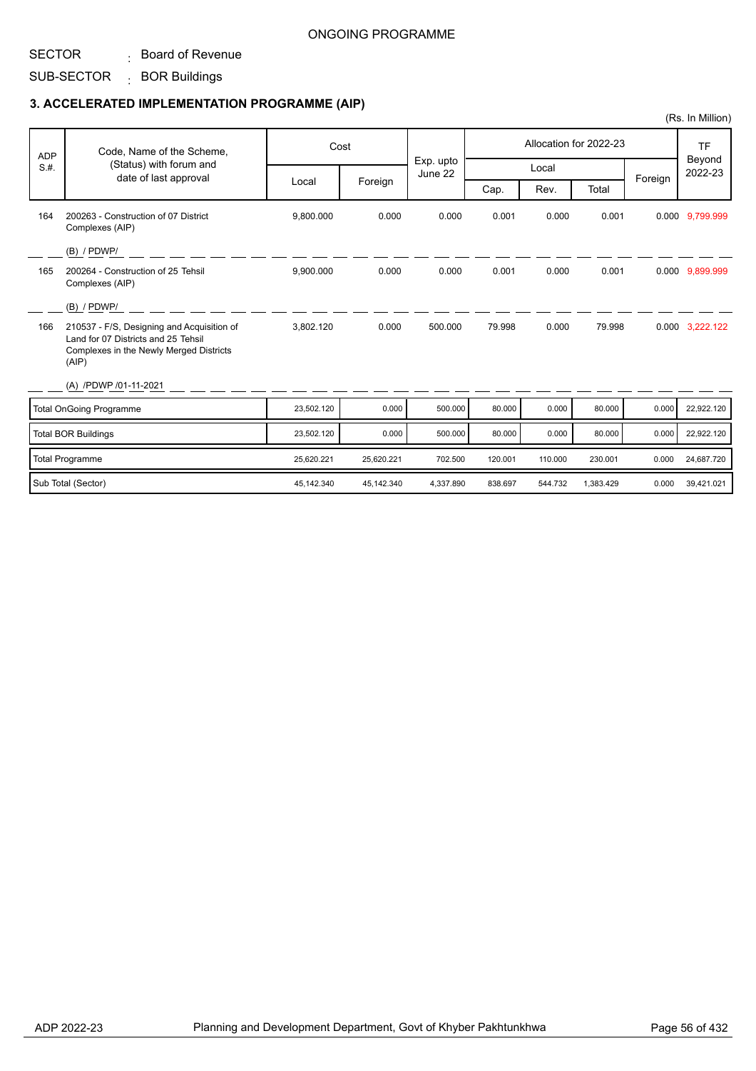ONGOING PROGRAMME

SECTOR : Board of Revenue

SUB-SECTOR : BOR Buildings

### 3. ACCELERATED IMPLEMENTATION PROGRAMME (AIP)

(Rs. In Million)

| ADP S.#. | Code, Name of the Scheme, (Status) with forum and date of last approval | Cost | | Exp. upto June 22 | Allocation for 2022-23 | | | | TF Beyond 2022-23 |
|---|---|---|---|---|---|---|---|---|---|
| | | Local | Foreign | | Local | | | Foreign | |
| | | | | | Cap. | Rev. | Total | | |
| 164 | 200263 - Construction of 07 District Complexes (AIP)<br>(B) / PDWP/ | 9,800.000 | 0.000 | 0.000 | 0.001 | 0.000 | 0.001 | 0.000 | 9,799.999 |
| 165 | 200264 - Construction of 25 Tehsil Complexes (AIP)<br>(B) / PDWP/ | 9,900.000 | 0.000 | 0.000 | 0.001 | 0.000 | 0.001 | 0.000 | 9,899.999 |
| 166 | 210537 - F/S, Designing and Acquisition of Land for 07 Districts and 25 Tehsil Complexes in the Newly Merged Districts (AIP)<br>(A) /PDWP /01-11-2021 | 3,802.120 | 0.000 | 500.000 | 79.998 | 0.000 | 79.998 | 0.000 | 3,222.122 |
| | Total OnGoing Programme | 23,502.120 | 0.000 | 500.000 | 80.000 | 0.000 | 80.000 | 0.000 | 22,922.120 |
| | Total BOR Buildings | 23,502.120 | 0.000 | 500.000 | 80.000 | 0.000 | 80.000 | 0.000 | 22,922.120 |
| | Total Programme | 25,620.221 | 25,620.221 | 702.500 | 120.001 | 110.000 | 230.001 | 0.000 | 24,687.720 |
| | Sub Total (Sector) | 45,142.340 | 45,142.340 | 4,337.890 | 838.697 | 544.732 | 1,383.429 | 0.000 | 39,421.021 |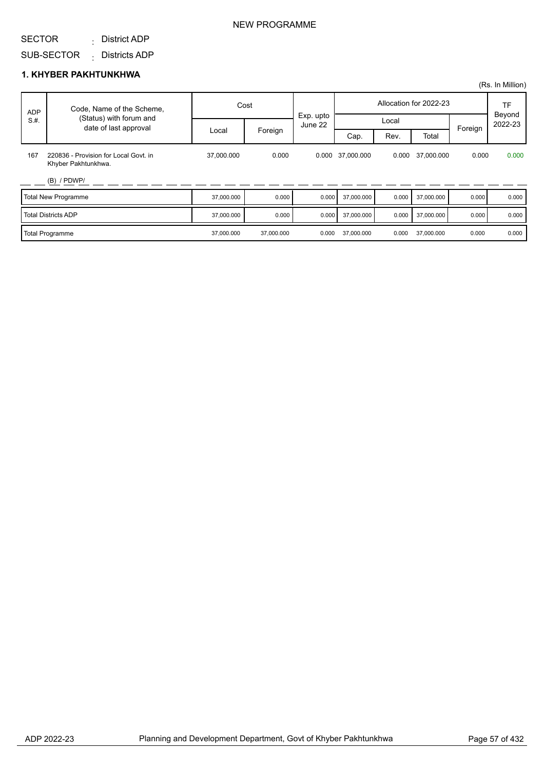NEW PROGRAMME

SECTOR : District ADP

SUB-SECTOR : Districts ADP

## 1. KHYBER PAKHTUNKHWA

(Rs. In Million)

| ADP S.#. | Code, Name of the Scheme, (Status) with forum and date of last approval | Cost | | Exp. upto June 22 | Allocation for 2022-23 | | | | TF Beyond 2022-23 |
|---|---|---|---|---|---|---|---|---|---|
| | | Local | Foreign | | Local | | | Foreign | |
| | | | | | Cap. | Rev. | Total | | |
| 167 | 220836 - Provision for Local Govt. in Khyber Pakhtunkhwa. (B) / PDWP/ | 37,000.000 | 0.000 | 0.000 | 37,000.000 | 0.000 | 37,000.000 | 0.000 | 0.000 |
| | Total New Programme | 37,000.000 | 0.000 | 0.000 | 37,000.000 | 0.000 | 37,000.000 | 0.000 | 0.000 |
| | Total Districts ADP | 37,000.000 | 0.000 | 0.000 | 37,000.000 | 0.000 | 37,000.000 | 0.000 | 0.000 |
| | Total Programme | 37,000.000 | 37,000.000 | 0.000 | 37,000.000 | 0.000 | 37,000.000 | 0.000 | 0.000 |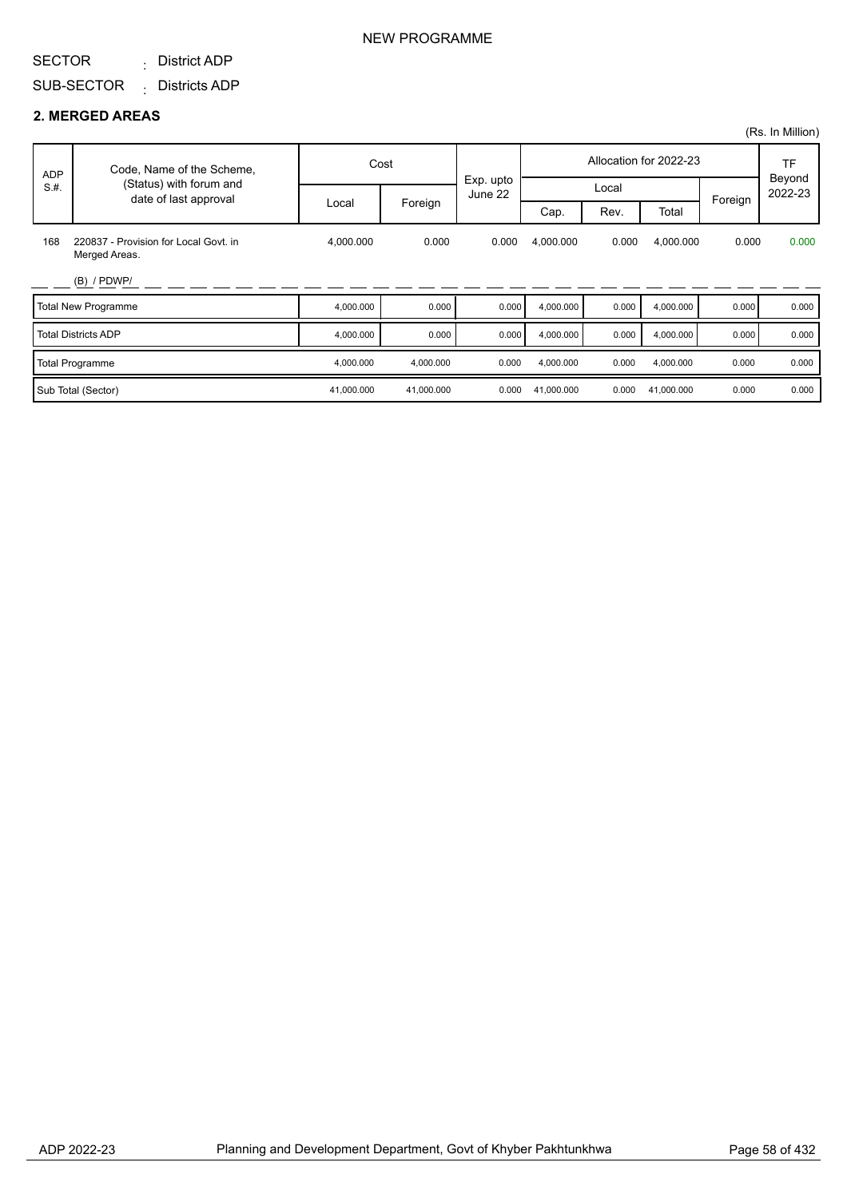NEW PROGRAMME

SECTOR : District ADP

SUB-SECTOR : Districts ADP

## 2. MERGED AREAS

(Rs. In Million)

| ADP S.#. | Code, Name of the Scheme, (Status) with forum and date of last approval | Cost | | Exp. upto June 22 | Allocation for 2022-23 | | | | TF Beyond 2022-23 |
|---|---|---|---|---|---|---|---|---|---|
| | | Local | Foreign | | Local | | | Foreign | |
| | | | | | Cap. | Rev. | Total | | |
| 168 | 220837 - Provision for Local Govt. in Merged Areas. (B) / PDWP/ | 4,000.000 | 0.000 | 0.000 | 4,000.000 | 0.000 | 4,000.000 | 0.000 | 0.000 |
| | Total New Programme | 4,000.000 | 0.000 | 0.000 | 4,000.000 | 0.000 | 4,000.000 | 0.000 | 0.000 |
| | Total Districts ADP | 4,000.000 | 0.000 | 0.000 | 4,000.000 | 0.000 | 4,000.000 | 0.000 | 0.000 |
| | Total Programme | 4,000.000 | 4,000.000 | 0.000 | 4,000.000 | 0.000 | 4,000.000 | 0.000 | 0.000 |
| | Sub Total (Sector) | 41,000.000 | 41,000.000 | 0.000 | 41,000.000 | 0.000 | 41,000.000 | 0.000 | 0.000 |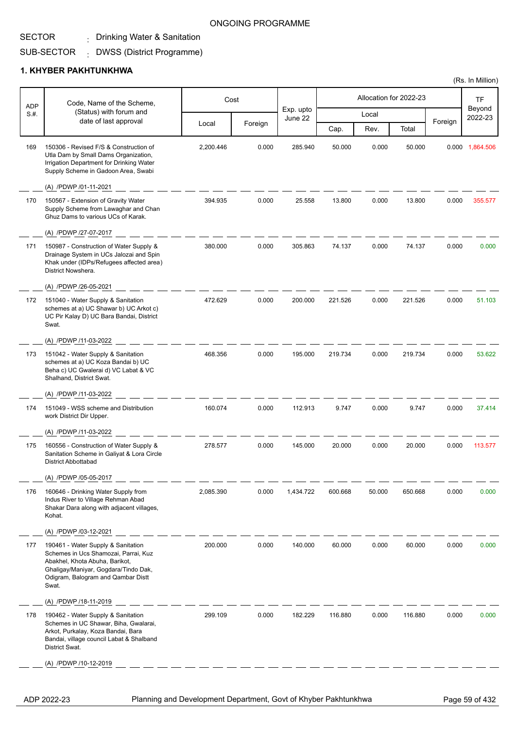ONGOING PROGRAMME

SECTOR : Drinking Water & Sanitation

SUB-SECTOR : DWSS (District Programme)

## 1. KHYBER PAKHTUNKHWA

(Rs. In Million)

| ADP S.#. | Code, Name of the Scheme, (Status) with forum and date of last approval | Cost | | Exp. upto June 22 | Allocation for 2022-23 | | | | TF Beyond 2022-23 |
|---|---|---|---|---|---|---|---|---|---|
| | | Local | Foreign | | Local | | | Foreign | |
| | | | | | Cap. | Rev. | Total | | |
| 169 | 150306 - Revised F/S & Construction of Utla Dam by Small Dams Organization, Irrigation Department for Drinking Water Supply Scheme in Gadoon Area, Swabi<br>(A) /PDWP /01-11-2021 | 2,200.446 | 0.000 | 285.940 | 50.000 | 0.000 | 50.000 | 0.000 | 1,864.506 |
| 170 | 150567 - Extension of Gravity Water Supply Scheme from Lawaghar and Chan Ghuz Dams to various UCs of Karak.<br>(A) /PDWP /27-07-2017 | 394.935 | 0.000 | 25.558 | 13.800 | 0.000 | 13.800 | 0.000 | 355.577 |
| 171 | 150987 - Construction of Water Supply & Drainage System in UCs Jalozai and Spin Khak under (IDPs/Refugees affected area) District Nowshera.<br>(A) /PDWP /26-05-2021 | 380.000 | 0.000 | 305.863 | 74.137 | 0.000 | 74.137 | 0.000 | 0.000 |
| 172 | 151040 - Water Supply & Sanitation schemes at a) UC Shawar b) UC Arkot c) UC Pir Kalay D) UC Bara Bandai, District Swat.<br>(A) /PDWP /11-03-2022 | 472.629 | 0.000 | 200.000 | 221.526 | 0.000 | 221.526 | 0.000 | 51.103 |
| 173 | 151042 - Water Supply & Sanitation schemes at a) UC Koza Bandai b) UC Beha c) UC Gwalerai d) VC Labat & VC Shalhand, District Swat.<br>(A) /PDWP /11-03-2022 | 468.356 | 0.000 | 195.000 | 219.734 | 0.000 | 219.734 | 0.000 | 53.622 |
| 174 | 151049 - WSS scheme and Distribution work District Dir Upper.<br>(A) /PDWP /11-03-2022 | 160.074 | 0.000 | 112.913 | 9.747 | 0.000 | 9.747 | 0.000 | 37.414 |
| 175 | 160556 - Construction of Water Supply & Sanitation Scheme in Galiyat & Lora Circle District Abbottabad<br>(A) /PDWP /05-05-2017 | 278.577 | 0.000 | 145.000 | 20.000 | 0.000 | 20.000 | 0.000 | 113.577 |
| 176 | 160646 - Drinking Water Supply from Indus River to Village Rehman Abad Shakar Dara along with adjacent villages, Kohat.<br>(A) /PDWP /03-12-2021 | 2,085.390 | 0.000 | 1,434.722 | 600.668 | 50.000 | 650.668 | 0.000 | 0.000 |
| 177 | 190461 - Water Supply & Sanitation Schemes in Ucs Shamozai, Parrai, Kuz Abakhel, Khota Abuha, Barikot, Ghaligay/Maniyar, Gogdara/Tindo Dak, Odigram, Balogram and Qambar Distt Swat.<br>(A) /PDWP /18-11-2019 | 200.000 | 0.000 | 140.000 | 60.000 | 0.000 | 60.000 | 0.000 | 0.000 |
| 178 | 190462 - Water Supply & Sanitation Schemes in UC Shawar, Biha, Gwalarai, Arkot, Purkalay, Koza Bandai, Bara Bandai, village council Labat & Shalband District Swat.<br>(A) /PDWP /10-12-2019 | 299.109 | 0.000 | 182.229 | 116.880 | 0.000 | 116.880 | 0.000 | 0.000 |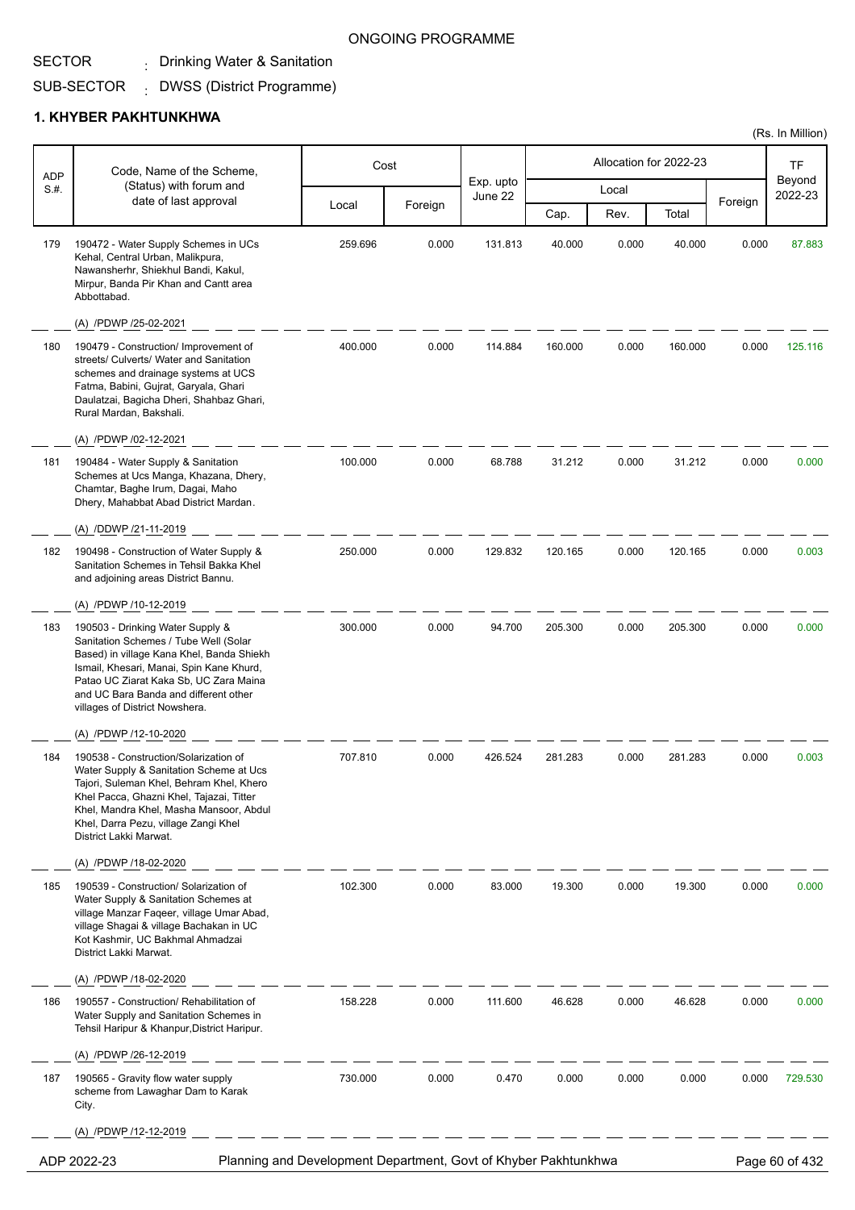ONGOING PROGRAMME

SECTOR : Drinking Water & Sanitation

SUB-SECTOR : DWSS (District Programme)

## 1. KHYBER PAKHTUNKHWA

(Rs. In Million)

| ADP S.#. | Code, Name of the Scheme, (Status) with forum and date of last approval | Cost | | Exp. upto June 22 | Allocation for 2022-23 | | | | TF Beyond 2022-23 |
|---|---|---|---|---|---|---|---|---|---|
| | | Local | Foreign | | Local | | | Foreign | |
| | | | | | Cap. | Rev. | Total | | |
| 179 | 190472 - Water Supply Schemes in UCs Kehal, Central Urban, Malikpura, Nawansherhr, Shiekhul Bandi, Kakul, Mirpur, Banda Pir Khan and Cantt area Abbottabad.<br>(A) /PDWP /25-02-2021 | 259.696 | 0.000 | 131.813 | 40.000 | 0.000 | 40.000 | 0.000 | 87.883 |
| 180 | 190479 - Construction/ Improvement of streets/ Culverts/ Water and Sanitation schemes and drainage systems at UCS Fatma, Babini, Gujrat, Garyala, Ghari Daulatzai, Bagicha Dheri, Shahbaz Ghari, Rural Mardan, Bakshali.<br>(A) /PDWP /02-12-2021 | 400.000 | 0.000 | 114.884 | 160.000 | 0.000 | 160.000 | 0.000 | 125.116 |
| 181 | 190484 - Water Supply & Sanitation Schemes at Ucs Manga, Khazana, Dhery, Chamtar, Baghe Irum, Dagai, Maho Dhery, Mahabbat Abad District Mardan.<br>(A) /DDWP /21-11-2019 | 100.000 | 0.000 | 68.788 | 31.212 | 0.000 | 31.212 | 0.000 | 0.000 |
| 182 | 190498 - Construction of Water Supply & Sanitation Schemes in Tehsil Bakka Khel and adjoining areas District Bannu.<br>(A) /PDWP /10-12-2019 | 250.000 | 0.000 | 129.832 | 120.165 | 0.000 | 120.165 | 0.000 | 0.003 |
| 183 | 190503 - Drinking Water Supply & Sanitation Schemes / Tube Well (Solar Based) in village Kana Khel, Banda Shiekh Ismail, Khesari, Manai, Spin Kane Khurd, Patao UC Ziarat Kaka Sb, UC Zara Maina and UC Bara Banda and different other villages of District Nowshera.<br>(A) /PDWP /12-10-2020 | 300.000 | 0.000 | 94.700 | 205.300 | 0.000 | 205.300 | 0.000 | 0.000 |
| 184 | 190538 - Construction/Solarization of Water Supply & Sanitation Scheme at Ucs Tajori, Suleman Khel, Behram Khel, Khero Khel Pacca, Ghazni Khel, Tajazai, Titter Khel, Mandra Khel, Masha Mansoor, Abdul Khel, Darra Pezu, village Zangi Khel District Lakki Marwat.<br>(A) /PDWP /18-02-2020 | 707.810 | 0.000 | 426.524 | 281.283 | 0.000 | 281.283 | 0.000 | 0.003 |
| 185 | 190539 - Construction/ Solarization of Water Supply & Sanitation Schemes at village Manzar Faqeer, village Umar Abad, village Shagai & village Bachakan in UC Kot Kashmir, UC Bakhmal Ahmadzai District Lakki Marwat.<br>(A) /PDWP /18-02-2020 | 102.300 | 0.000 | 83.000 | 19.300 | 0.000 | 19.300 | 0.000 | 0.000 |
| 186 | 190557 - Construction/ Rehabilitation of Water Supply and Sanitation Schemes in Tehsil Haripur & Khanpur,District Haripur.<br>(A) /PDWP /26-12-2019 | 158.228 | 0.000 | 111.600 | 46.628 | 0.000 | 46.628 | 0.000 | 0.000 |
| 187 | 190565 - Gravity flow water supply scheme from Lawaghar Dam to Karak City.<br>(A) /PDWP /12-12-2019 | 730.000 | 0.000 | 0.470 | 0.000 | 0.000 | 0.000 | 0.000 | 729.530 |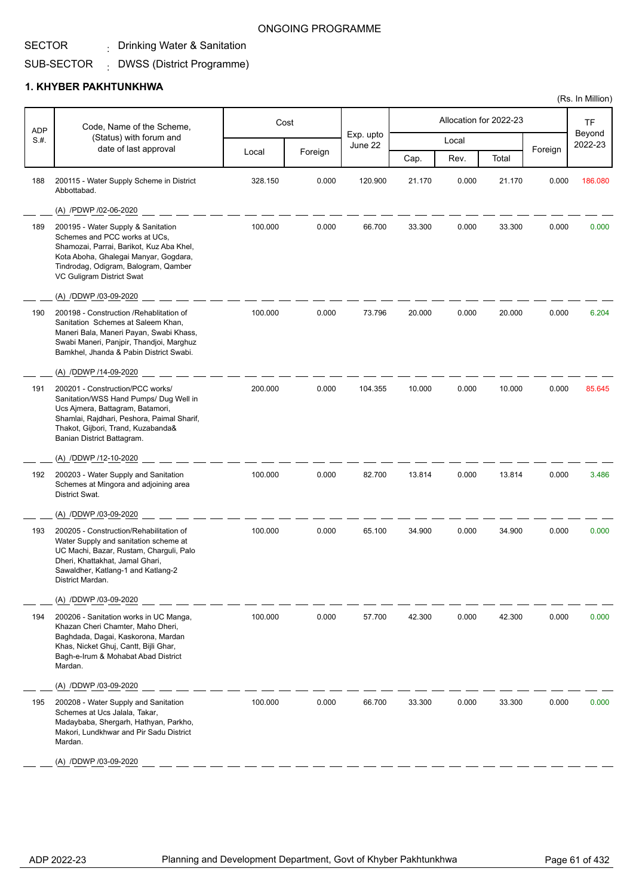ONGOING PROGRAMME

SECTOR : Drinking Water & Sanitation

SUB-SECTOR : DWSS (District Programme)

## 1. KHYBER PAKHTUNKHWA

(Rs. In Million)

| ADP S.#. | Code, Name of the Scheme, (Status) with forum and date of last approval | Cost | | Exp. upto June 22 | Allocation for 2022-23 | | | | TF Beyond 2022-23 |
|---|---|---|---|---|---|---|---|---|---|
| | | Local | Foreign | | Local | | | Foreign | |
| | | | | | Cap. | Rev. | Total | | |
| 188 | 200115 - Water Supply Scheme in District Abbottabad. (A) /PDWP /02-06-2020 | 328.150 | 0.000 | 120.900 | 21.170 | 0.000 | 21.170 | 0.000 | 186.080 |
| 189 | 200195 - Water Supply & Sanitation Schemes and PCC works at UCs, Shamozai, Parrai, Barikot, Kuz Aba Khel, Kota Aboha, Ghalegai Manyar, Gogdara, Tindrodag, Odigram, Balogram, Qamber VC Guligram District Swat (A) /DDWP /03-09-2020 | 100.000 | 0.000 | 66.700 | 33.300 | 0.000 | 33.300 | 0.000 | 0.000 |
| 190 | 200198 - Construction /Rehablitation of Sanitation Schemes at Saleem Khan, Maneri Bala, Maneri Payan, Swabi Khass, Swabi Maneri, Panjpir, Thandjoi, Marghuz Bamkhel, Jhanda & Pabin District Swabi. (A) /DDWP /14-09-2020 | 100.000 | 0.000 | 73.796 | 20.000 | 0.000 | 20.000 | 0.000 | 6.204 |
| 191 | 200201 - Construction/PCC works/ Sanitation/WSS Hand Pumps/ Dug Well in Ucs Ajmera, Battagram, Batamori, Shamlai, Rajdhari, Peshora, Paimal Sharif, Thakot, Gijbori, Trand, Kuzabanda& Banian District Battagram. (A) /DDWP /12-10-2020 | 200.000 | 0.000 | 104.355 | 10.000 | 0.000 | 10.000 | 0.000 | 85.645 |
| 192 | 200203 - Water Supply and Sanitation Schemes at Mingora and adjoining area District Swat. (A) /DDWP /03-09-2020 | 100.000 | 0.000 | 82.700 | 13.814 | 0.000 | 13.814 | 0.000 | 3.486 |
| 193 | 200205 - Construction/Rehabilitation of Water Supply and sanitation scheme at UC Machi, Bazar, Rustam, Charguli, Palo Dheri, Khattakhat, Jamal Ghari, Sawaldher, Katlang-1 and Katlang-2 District Mardan. (A) /DDWP /03-09-2020 | 100.000 | 0.000 | 65.100 | 34.900 | 0.000 | 34.900 | 0.000 | 0.000 |
| 194 | 200206 - Sanitation works in UC Manga, Khazan Cheri Chamter, Maho Dheri, Baghdada, Dagai, Kaskorona, Mardan Khas, Nicket Ghuj, Cantt, Bijli Ghar, Bagh-e-Irum & Mohabat Abad District Mardan. (A) /DDWP /03-09-2020 | 100.000 | 0.000 | 57.700 | 42.300 | 0.000 | 42.300 | 0.000 | 0.000 |
| 195 | 200208 - Water Supply and Sanitation Schemes at Ucs Jalala, Takar, Madaybaba, Shergarh, Hathyan, Parkho, Makori, Lundkhwar and Pir Sadu District Mardan. (A) /DDWP /03-09-2020 | 100.000 | 0.000 | 66.700 | 33.300 | 0.000 | 33.300 | 0.000 | 0.000 |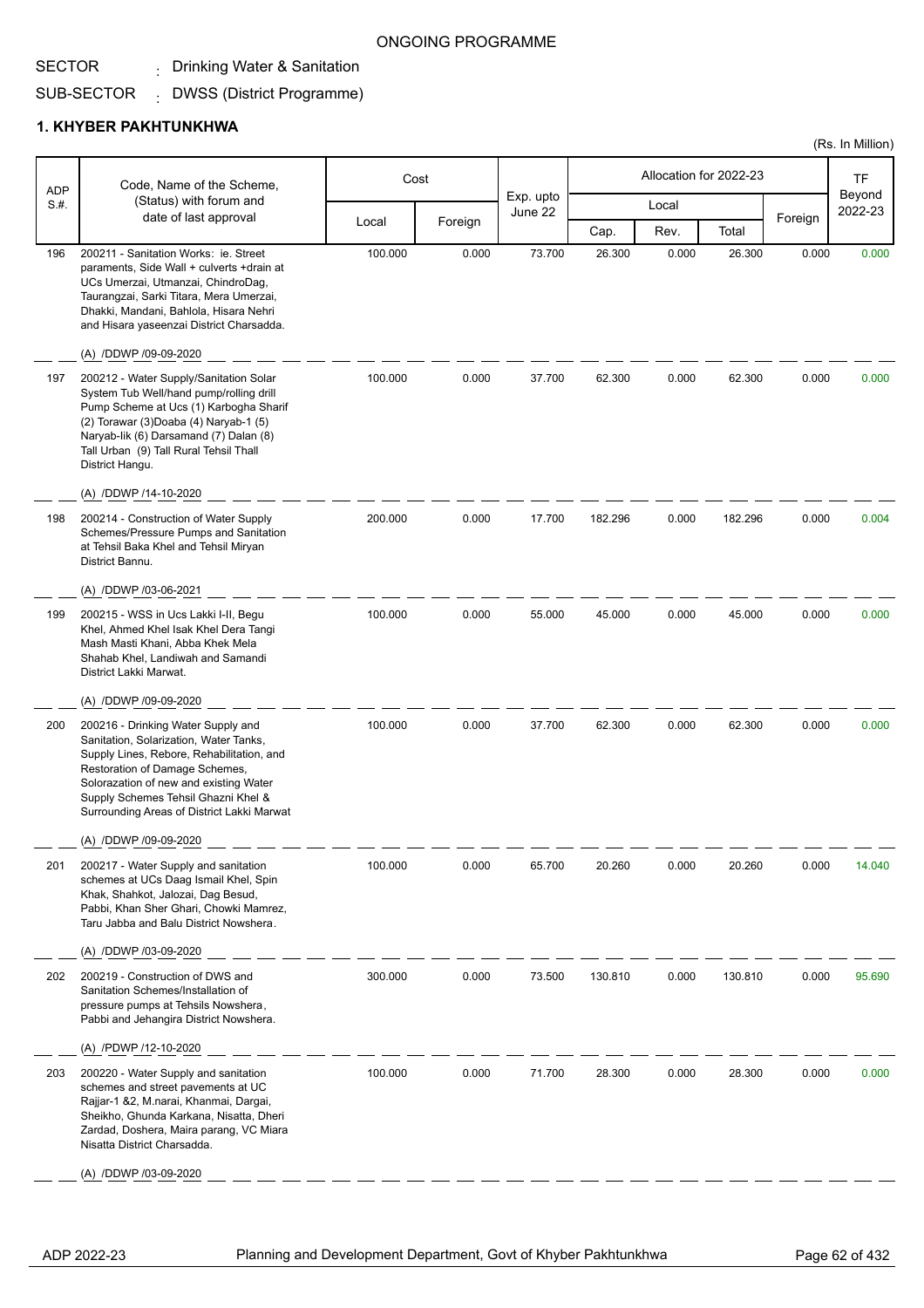ONGOING PROGRAMME

SECTOR : Drinking Water & Sanitation

SUB-SECTOR : DWSS (District Programme)

## 1. KHYBER PAKHTUNKHWA

(Rs. In Million)

| ADP S.#. | Code, Name of the Scheme, (Status) with forum and date of last approval | Cost | | Exp. upto June 22 | Allocation for 2022-23 | | | | TF Beyond 2022-23 |
|---|---|---|---|---|---|---|---|---|---|
| | | Local | Foreign | | Local | | | Foreign | |
| | | | | | Cap. | Rev. | Total | | |
| 196 | 200211 - Sanitation Works: ie. Street paraments, Side Wall + culverts +drain at UCs Umerzai, Utmanzai, ChindroDag, Taurangzai, Sarki Titara, Mera Umerzai, Dhakki, Mandani, Bahlola, Hisara Nehri and Hisara yaseenzai District Charsadda.<br>(A) /DDWP /09-09-2020 | 100.000 | 0.000 | 73.700 | 26.300 | 0.000 | 26.300 | 0.000 | 0.000 |
| 197 | 200212 - Water Supply/Sanitation Solar System Tub Well/hand pump/rolling drill Pump Scheme at Ucs (1) Karbogha Sharif (2) Torawar (3)Doaba (4) Naryab-1 (5) Naryab-lik (6) Darsamand (7) Dalan (8) Tall Urban (9) Tall Rural Tehsil Thall District Hangu.<br>(A) /DDWP /14-10-2020 | 100.000 | 0.000 | 37.700 | 62.300 | 0.000 | 62.300 | 0.000 | 0.000 |
| 198 | 200214 - Construction of Water Supply Schemes/Pressure Pumps and Sanitation at Tehsil Baka Khel and Tehsil Miryan District Bannu.<br>(A) /DDWP /03-06-2021 | 200.000 | 0.000 | 17.700 | 182.296 | 0.000 | 182.296 | 0.000 | 0.004 |
| 199 | 200215 - WSS in Ucs Lakki I-II, Begu Khel, Ahmed Khel Isak Khel Dera Tangi Mash Masti Khani, Abba Khek Mela Shahab Khel, Landiwah and Samandi District Lakki Marwat.<br>(A) /DDWP /09-09-2020 | 100.000 | 0.000 | 55.000 | 45.000 | 0.000 | 45.000 | 0.000 | 0.000 |
| 200 | 200216 - Drinking Water Supply and Sanitation, Solarization, Water Tanks, Supply Lines, Rebore, Rehabilitation, and Restoration of Damage Schemes, Solorazation of new and existing Water Supply Schemes Tehsil Ghazni Khel & Surrounding Areas of District Lakki Marwat<br>(A) /DDWP /09-09-2020 | 100.000 | 0.000 | 37.700 | 62.300 | 0.000 | 62.300 | 0.000 | 0.000 |
| 201 | 200217 - Water Supply and sanitation schemes at UCs Daag Ismail Khel, Spin Khak, Shahkot, Jalozai, Dag Besud, Pabbi, Khan Sher Ghari, Chowki Mamrez, Taru Jabba and Balu District Nowshera.<br>(A) /DDWP /03-09-2020 | 100.000 | 0.000 | 65.700 | 20.260 | 0.000 | 20.260 | 0.000 | 14.040 |
| 202 | 200219 - Construction of DWS and Sanitation Schemes/Installation of pressure pumps at Tehsils Nowshera, Pabbi and Jehangira District Nowshera.<br>(A) /PDWP /12-10-2020 | 300.000 | 0.000 | 73.500 | 130.810 | 0.000 | 130.810 | 0.000 | 95.690 |
| 203 | 200220 - Water Supply and sanitation schemes and street pavements at UC Rajjar-1 &2, M.narai, Khanmai, Dargai, Sheikho, Ghunda Karkana, Nisatta, Dheri Zardad, Doshera, Maira parang, VC Miara Nisatta District Charsadda.<br>(A) /DDWP /03-09-2020 | 100.000 | 0.000 | 71.700 | 28.300 | 0.000 | 28.300 | 0.000 | 0.000 |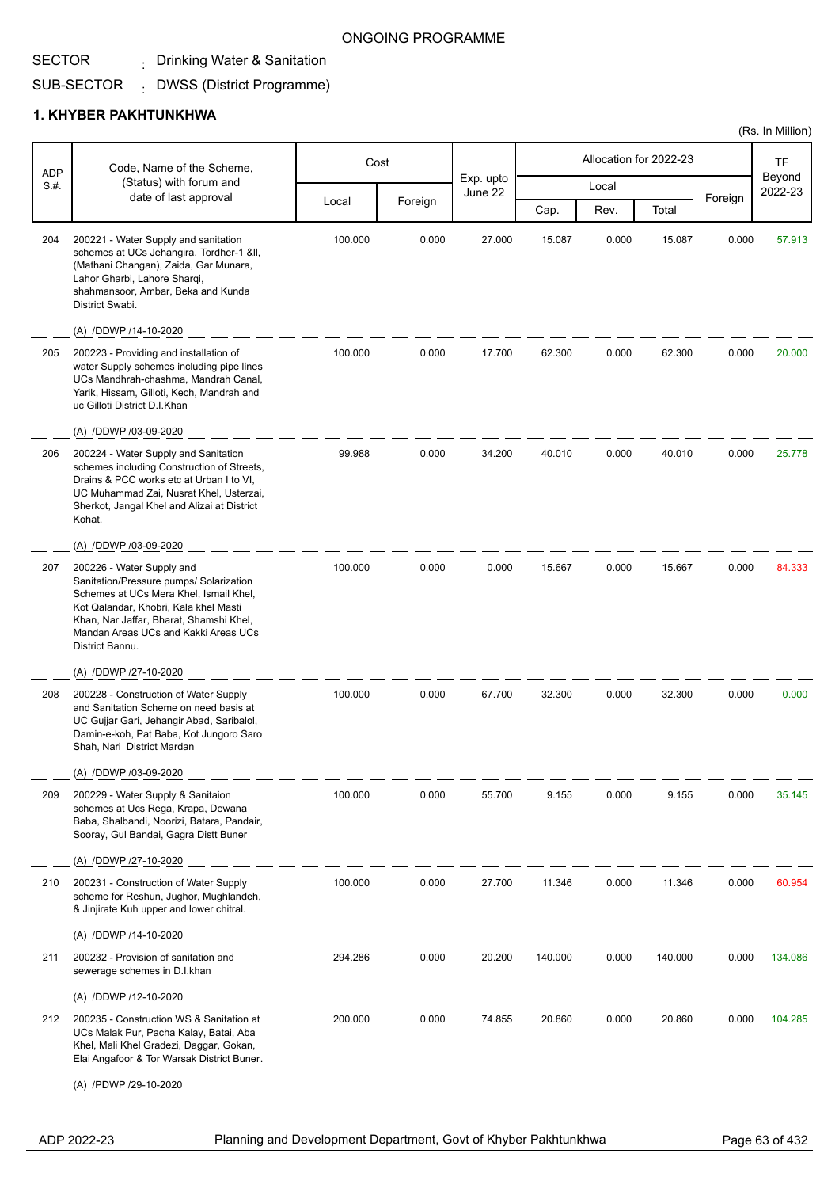ONGOING PROGRAMME

SECTOR : Drinking Water & Sanitation

SUB-SECTOR : DWSS (District Programme)

## 1. KHYBER PAKHTUNKHWA

(Rs. In Million)

| ADP S.#. | Code, Name of the Scheme, (Status) with forum and date of last approval | Cost | | Exp. upto June 22 | Allocation for 2022-23 | | | | TF Beyond 2022-23 |
|---|---|---|---|---|---|---|---|---|---|
| | | Local | Foreign | | Local | | | Foreign | |
| | | | | | Cap. | Rev. | Total | | |
| 204 | 200221 - Water Supply and sanitation schemes at UCs Jehangira, Tordher-1 &II, (Mathani Changan), Zaida, Gar Munara, Lahor Gharbi, Lahore Sharqi, shahmansoor, Ambar, Beka and Kunda District Swabi. (A) /DDWP /14-10-2020 | 100.000 | 0.000 | 27.000 | 15.087 | 0.000 | 15.087 | 0.000 | 57.913 |
| 205 | 200223 - Providing and installation of water Supply schemes including pipe lines UCs Mandhrah-chashma, Mandrah Canal, Yarik, Hissam, Gilloti, Kech, Mandrah and uc Gilloti District D.I.Khan (A) /DDWP /03-09-2020 | 100.000 | 0.000 | 17.700 | 62.300 | 0.000 | 62.300 | 0.000 | 20.000 |
| 206 | 200224 - Water Supply and Sanitation schemes including Construction of Streets, Drains & PCC works etc at Urban I to VI, UC Muhammad Zai, Nusrat Khel, Usterzai, Sherkot, Jangal Khel and Alizai at District Kohat. (A) /DDWP /03-09-2020 | 99.988 | 0.000 | 34.200 | 40.010 | 0.000 | 40.010 | 0.000 | 25.778 |
| 207 | 200226 - Water Supply and Sanitation/Pressure pumps/ Solarization Schemes at UCs Mera Khel, Ismail Khel, Kot Qalandar, Khobri, Kala khel Masti Khan, Nar Jaffar, Bharat, Shamshi Khel, Mandan Areas UCs and Kakki Areas UCs District Bannu. (A) /DDWP /27-10-2020 | 100.000 | 0.000 | 0.000 | 15.667 | 0.000 | 15.667 | 0.000 | 84.333 |
| 208 | 200228 - Construction of Water Supply and Sanitation Scheme on need basis at UC Gujjar Gari, Jehangir Abad, Saribalol, Damin-e-koh, Pat Baba, Kot Jungoro Saro Shah, Nari District Mardan (A) /DDWP /03-09-2020 | 100.000 | 0.000 | 67.700 | 32.300 | 0.000 | 32.300 | 0.000 | 0.000 |
| 209 | 200229 - Water Supply & Sanitaion schemes at Ucs Rega, Krapa, Dewana Baba, Shalbandi, Noorizi, Batara, Pandair, Sooray, Gul Bandai, Gagra Distt Buner (A) /DDWP /27-10-2020 | 100.000 | 0.000 | 55.700 | 9.155 | 0.000 | 9.155 | 0.000 | 35.145 |
| 210 | 200231 - Construction of Water Supply scheme for Reshun, Jughor, Mughlandeh, & Jinjirate Kuh upper and lower chitral. (A) /DDWP /14-10-2020 | 100.000 | 0.000 | 27.700 | 11.346 | 0.000 | 11.346 | 0.000 | 60.954 |
| 211 | 200232 - Provision of sanitation and sewerage schemes in D.I.khan (A) /DDWP /12-10-2020 | 294.286 | 0.000 | 20.200 | 140.000 | 0.000 | 140.000 | 0.000 | 134.086 |
| 212 | 200235 - Construction WS & Sanitation at UCs Malak Pur, Pacha Kalay, Batai, Aba Khel, Mali Khel Gradezi, Daggar, Gokan, Elai Angafoor & Tor Warsak District Buner. (A) /PDWP /29-10-2020 | 200.000 | 0.000 | 74.855 | 20.860 | 0.000 | 20.860 | 0.000 | 104.285 |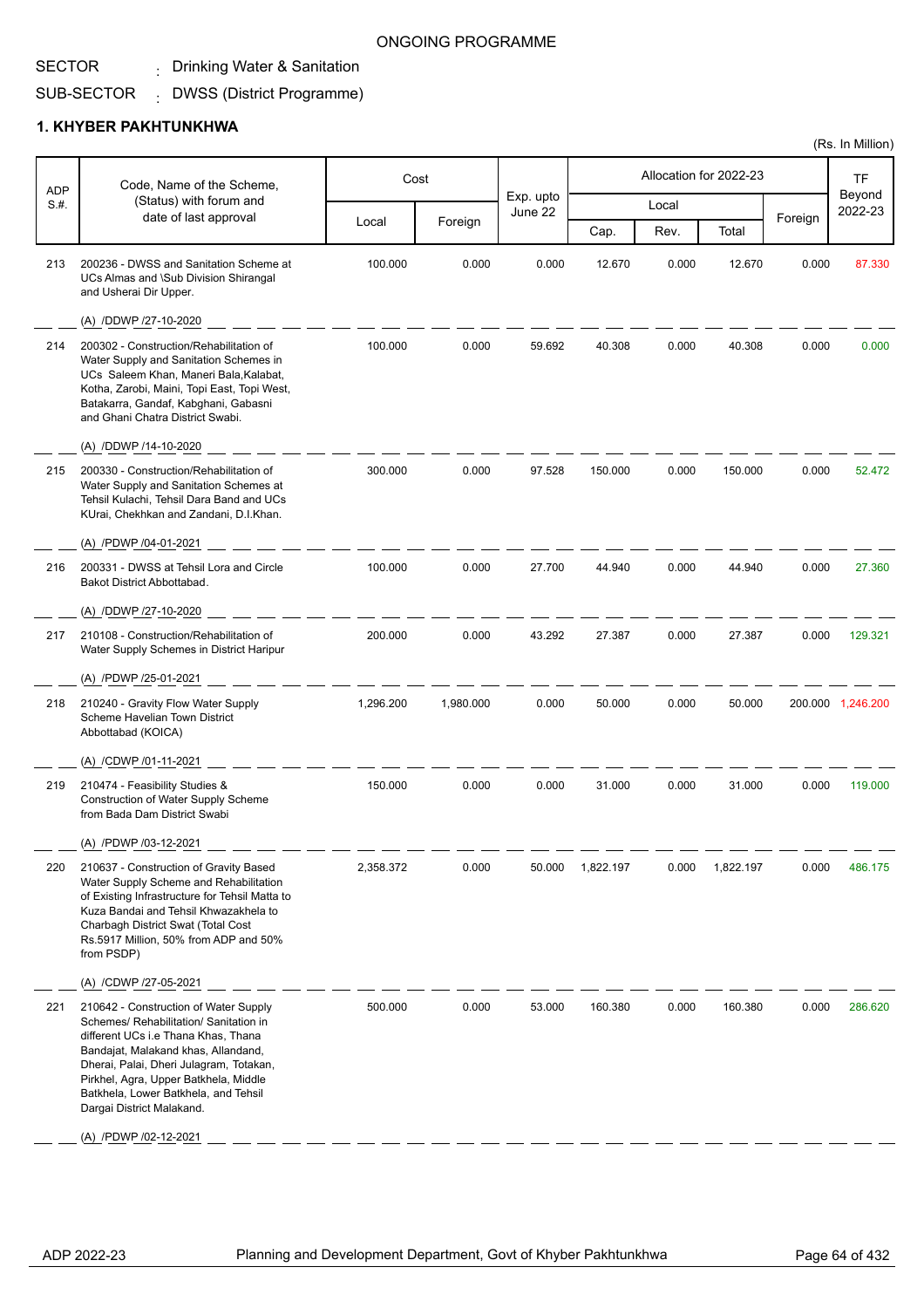ONGOING PROGRAMME

SECTOR : Drinking Water & Sanitation

SUB-SECTOR : DWSS (District Programme)

## 1. KHYBER PAKHTUNKHWA

(Rs. In Million)

| ADP S.#. | Code, Name of the Scheme, (Status) with forum and date of last approval | Cost | | Exp. upto June 22 | Allocation for 2022-23 | | | | TF Beyond 2022-23 |
|---|---|---|---|---|---|---|---|---|---|
| | | Local | Foreign | | Local | | | Foreign | |
| | | | | | Cap. | Rev. | Total | | |
| 213 | 200236 - DWSS and Sanitation Scheme at UCs Almas and \Sub Division Shirangal and Usherai Dir Upper.<br><br>(A) /DDWP /27-10-2020 | 100.000 | 0.000 | 0.000 | 12.670 | 0.000 | 12.670 | 0.000 | 87.330 |
| 214 | 200302 - Construction/Rehabilitation of Water Supply and Sanitation Schemes in UCs Saleem Khan, Maneri Bala,Kalabat, Kotha, Zarobi, Maini, Topi East, Topi West, Batakarra, Gandaf, Kabghani, Gabasni and Ghani Chatra District Swabi.<br><br>(A) /DDWP /14-10-2020 | 100.000 | 0.000 | 59.692 | 40.308 | 0.000 | 40.308 | 0.000 | 0.000 |
| 215 | 200330 - Construction/Rehabilitation of Water Supply and Sanitation Schemes at Tehsil Kulachi, Tehsil Dara Band and UCs KUrai, Chekhkan and Zandani, D.I.Khan.<br><br>(A) /PDWP /04-01-2021 | 300.000 | 0.000 | 97.528 | 150.000 | 0.000 | 150.000 | 0.000 | 52.472 |
| 216 | 200331 - DWSS at Tehsil Lora and Circle Bakot District Abbottabad.<br><br>(A) /DDWP /27-10-2020 | 100.000 | 0.000 | 27.700 | 44.940 | 0.000 | 44.940 | 0.000 | 27.360 |
| 217 | 210108 - Construction/Rehabilitation of Water Supply Schemes in District Haripur<br><br>(A) /PDWP /25-01-2021 | 200.000 | 0.000 | 43.292 | 27.387 | 0.000 | 27.387 | 0.000 | 129.321 |
| 218 | 210240 - Gravity Flow Water Supply Scheme Havelian Town District Abbottabad (KOICA)<br><br>(A) /CDWP /01-11-2021 | 1,296.200 | 1,980.000 | 0.000 | 50.000 | 0.000 | 50.000 | 200.000 | 1,246.200 |
| 219 | 210474 - Feasibility Studies & Construction of Water Supply Scheme from Bada Dam District Swabi<br><br>(A) /PDWP /03-12-2021 | 150.000 | 0.000 | 0.000 | 31.000 | 0.000 | 31.000 | 0.000 | 119.000 |
| 220 | 210637 - Construction of Gravity Based Water Supply Scheme and Rehabilitation of Existing Infrastructure for Tehsil Matta to Kuza Bandai and Tehsil Khwazakhela to Charbagh District Swat (Total Cost Rs.5917 Million, 50% from ADP and 50% from PSDP)<br><br>(A) /CDWP /27-05-2021 | 2,358.372 | 0.000 | 50.000 | 1,822.197 | 0.000 | 1,822.197 | 0.000 | 486.175 |
| 221 | 210642 - Construction of Water Supply Schemes/ Rehabilitation/ Sanitation in different UCs i.e Thana Khas, Thana Bandajat, Malakand khas, Allandand, Dherai, Palai, Dheri Julagram, Totakan, Pirkhel, Agra, Upper Batkhela, Middle Batkhela, Lower Batkhela, and Tehsil Dargai District Malakand.<br><br>(A) /PDWP /02-12-2021 | 500.000 | 0.000 | 53.000 | 160.380 | 0.000 | 160.380 | 0.000 | 286.620 |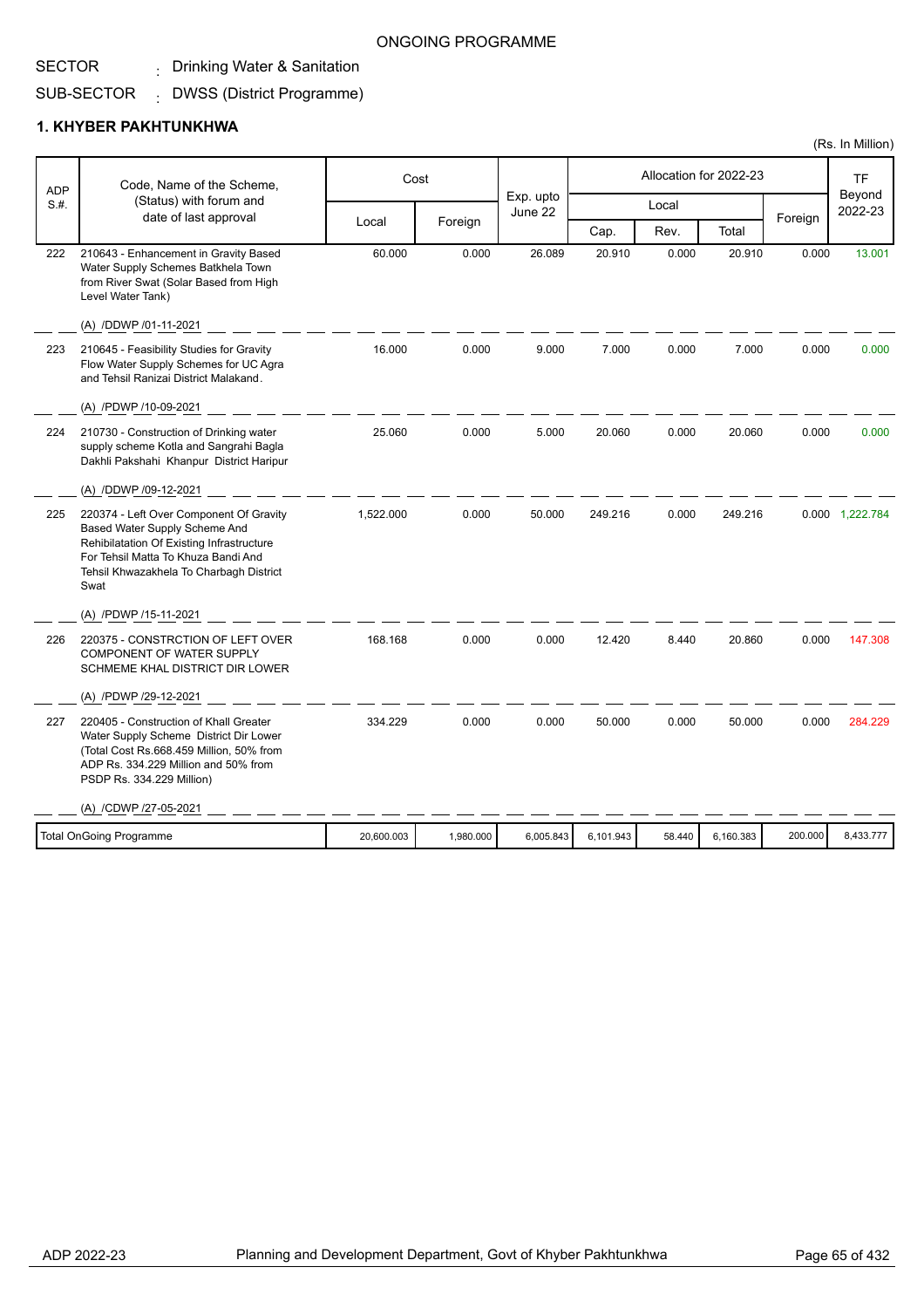ONGOING PROGRAMME

SECTOR : Drinking Water & Sanitation

SUB-SECTOR : DWSS (District Programme)

## 1. KHYBER PAKHTUNKHWA

(Rs. In Million)

| ADP S.#. | Code, Name of the Scheme, (Status) with forum and date of last approval | Cost | | Exp. upto June 22 | Allocation for 2022-23 | | | | TF Beyond 2022-23 |
|---|---|---|---|---|---|---|---|---|---|
| | | Local | Foreign | | Local | | | Foreign | |
| | | | | | Cap. | Rev. | Total | | |
| 222 | 210643 - Enhancement in Gravity Based Water Supply Schemes Batkhela Town from River Swat (Solar Based from High Level Water Tank)<br>(A) /DDWP /01-11-2021 | 60.000 | 0.000 | 26.089 | 20.910 | 0.000 | 20.910 | 0.000 | 13.001 |
| 223 | 210645 - Feasibility Studies for Gravity Flow Water Supply Schemes for UC Agra and Tehsil Ranizai District Malakand.<br>(A) /PDWP /10-09-2021 | 16.000 | 0.000 | 9.000 | 7.000 | 0.000 | 7.000 | 0.000 | 0.000 |
| 224 | 210730 - Construction of Drinking water supply scheme Kotla and Sangrahi Bagla Dakhli Pakshahi Khanpur District Haripur<br>(A) /DDWP /09-12-2021 | 25.060 | 0.000 | 5.000 | 20.060 | 0.000 | 20.060 | 0.000 | 0.000 |
| 225 | 220374 - Left Over Component Of Gravity Based Water Supply Scheme And Rehibilatation Of Existing Infrastructure For Tehsil Matta To Khuza Bandi And Tehsil Khwazakhela To Charbagh District Swat<br>(A) /PDWP /15-11-2021 | 1,522.000 | 0.000 | 50.000 | 249.216 | 0.000 | 249.216 | 0.000 | 1,222.784 |
| 226 | 220375 - CONSTRCTION OF LEFT OVER COMPONENT OF WATER SUPPLY SCHMEME KHAL DISTRICT DIR LOWER<br>(A) /PDWP /29-12-2021 | 168.168 | 0.000 | 0.000 | 12.420 | 8.440 | 20.860 | 0.000 | 147.308 |
| 227 | 220405 - Construction of Khall Greater Water Supply Scheme District Dir Lower (Total Cost Rs.668.459 Million, 50% from ADP Rs. 334.229 Million and 50% from PSDP Rs. 334.229 Million)<br>(A) /CDWP /27-05-2021 | 334.229 | 0.000 | 0.000 | 50.000 | 0.000 | 50.000 | 0.000 | 284.229 |
| | Total OnGoing Programme | 20,600.003 | 1,980.000 | 6,005.843 | 6,101.943 | 58.440 | 6,160.383 | 200.000 | 8,433.777 |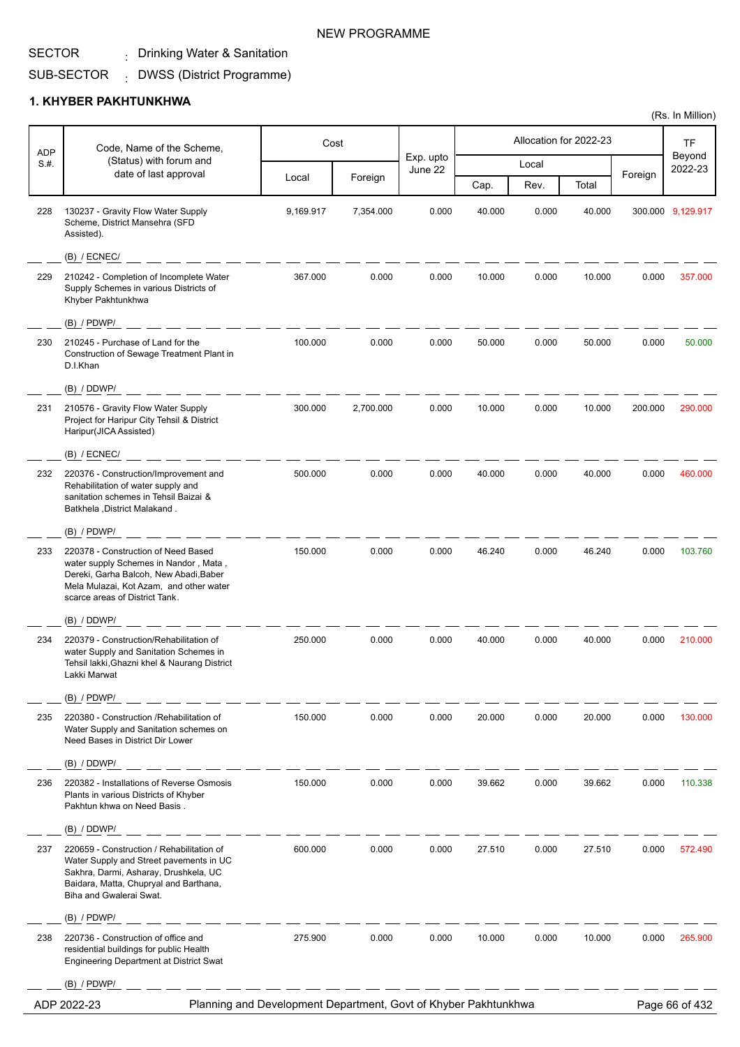NEW PROGRAMME

SECTOR : Drinking Water & Sanitation

SUB-SECTOR : DWSS (District Programme)

## 1. KHYBER PAKHTUNKHWA

(Rs. In Million)

| ADP S.#. | Code, Name of the Scheme, (Status) with forum and date of last approval | Cost | | Exp. upto June 22 | Allocation for 2022-23 | | | | TF Beyond 2022-23 |
|---|---|---|---|---|---|---|---|---|---|
| | | Local | Foreign | | Local | | | Foreign | |
| | | | | | Cap. | Rev. | Total | | |
| 228 | 130237 - Gravity Flow Water Supply Scheme, District Mansehra (SFD Assisted). (B) / ECNEC/ | 9,169.917 | 7,354.000 | 0.000 | 40.000 | 0.000 | 40.000 | 300.000 | 9,129.917 |
| 229 | 210242 - Completion of Incomplete Water Supply Schemes in various Districts of Khyber Pakhtunkhwa (B) / PDWP/ | 367.000 | 0.000 | 0.000 | 10.000 | 0.000 | 10.000 | 0.000 | 357.000 |
| 230 | 210245 - Purchase of Land for the Construction of Sewage Treatment Plant in D.I.Khan (B) / DDWP/ | 100.000 | 0.000 | 0.000 | 50.000 | 0.000 | 50.000 | 0.000 | 50.000 |
| 231 | 210576 - Gravity Flow Water Supply Project for Haripur City Tehsil & District Haripur(JICA Assisted) (B) / ECNEC/ | 300.000 | 2,700.000 | 0.000 | 10.000 | 0.000 | 10.000 | 200.000 | 290.000 |
| 232 | 220376 - Construction/Improvement and Rehabilitation of water supply and sanitation schemes in Tehsil Baizai & Batkhela ,District Malakand . (B) / PDWP/ | 500.000 | 0.000 | 0.000 | 40.000 | 0.000 | 40.000 | 0.000 | 460.000 |
| 233 | 220378 - Construction of Need Based water supply Schemes in Nandor , Mata , Dereki, Garha Balcoh, New Abadi,Baber Mela Mulazai, Kot Azam, and other water scarce areas of District Tank. (B) / DDWP/ | 150.000 | 0.000 | 0.000 | 46.240 | 0.000 | 46.240 | 0.000 | 103.760 |
| 234 | 220379 - Construction/Rehabilitation of water Supply and Sanitation Schemes in Tehsil lakki,Ghazni khel & Naurang District Lakki Marwat (B) / PDWP/ | 250.000 | 0.000 | 0.000 | 40.000 | 0.000 | 40.000 | 0.000 | 210.000 |
| 235 | 220380 - Construction /Rehabilitation of Water Supply and Sanitation schemes on Need Bases in District Dir Lower (B) / DDWP/ | 150.000 | 0.000 | 0.000 | 20.000 | 0.000 | 20.000 | 0.000 | 130.000 |
| 236 | 220382 - Installations of Reverse Osmosis Plants in various Districts of Khyber Pakhtun khwa on Need Basis . (B) / DDWP/ | 150.000 | 0.000 | 0.000 | 39.662 | 0.000 | 39.662 | 0.000 | 110.338 |
| 237 | 220659 - Construction / Rehabilitation of Water Supply and Street pavements in UC Sakhra, Darmi, Asharay, Drushkela, UC Baidara, Matta, Chupryal and Barthana, Biha and Gwalerai Swat. (B) / PDWP/ | 600.000 | 0.000 | 0.000 | 27.510 | 0.000 | 27.510 | 0.000 | 572.490 |
| 238 | 220736 - Construction of office and residential buildings for public Health Engineering Department at District Swat (B) / PDWP/ | 275.900 | 0.000 | 0.000 | 10.000 | 0.000 | 10.000 | 0.000 | 265.900 |

ADP 2022-23 — Planning and Development Department, Govt of Khyber Pakhtunkhwa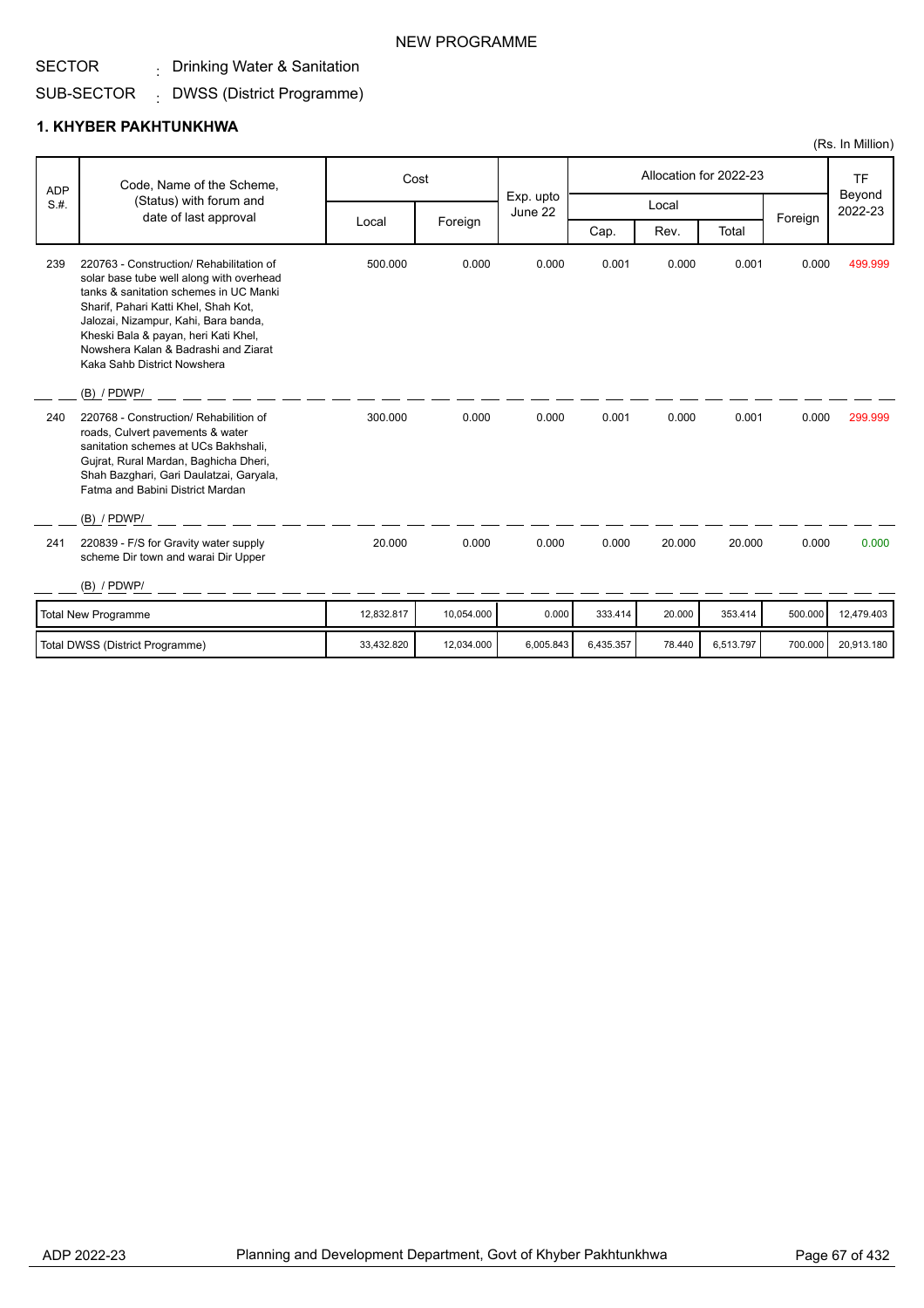NEW PROGRAMME

SECTOR : Drinking Water & Sanitation

SUB-SECTOR : DWSS (District Programme)

## 1. KHYBER PAKHTUNKHWA

(Rs. In Million)

| ADP S.#. | Code, Name of the Scheme, (Status) with forum and date of last approval | Cost | | Exp. upto June 22 | Allocation for 2022-23 | | | | TF Beyond 2022-23 |
|---|---|---|---|---|---|---|---|---|---|
| | | Local | Foreign | | Local | | | Foreign | |
| | | | | | Cap. | Rev. | Total | | |
| 239 | 220763 - Construction/ Rehabilitation of solar base tube well along with overhead tanks & sanitation schemes in UC Manki Sharif, Pahari Katti Khel, Shah Kot, Jalozai, Nizampur, Kahi, Bara banda, Kheski Bala & payan, heri Kati Khel, Nowshera Kalan & Badrashi and Ziarat Kaka Sahb District Nowshera<br>(B) / PDWP/ | 500.000 | 0.000 | 0.000 | 0.001 | 0.000 | 0.001 | 0.000 | 499.999 |
| 240 | 220768 - Construction/ Rehabilition of roads, Culvert pavements & water sanitation schemes at UCs Bakhshali, Gujrat, Rural Mardan, Baghicha Dheri, Shah Bazghari, Gari Daulatzai, Garyala, Fatma and Babini District Mardan<br>(B) / PDWP/ | 300.000 | 0.000 | 0.000 | 0.001 | 0.000 | 0.001 | 0.000 | 299.999 |
| 241 | 220839 - F/S for Gravity water supply scheme Dir town and warai Dir Upper<br>(B) / PDWP/ | 20.000 | 0.000 | 0.000 | 0.000 | 20.000 | 20.000 | 0.000 | 0.000 |
| | Total New Programme | 12,832.817 | 10,054.000 | 0.000 | 333.414 | 20.000 | 353.414 | 500.000 | 12,479.403 |
| | Total DWSS (District Programme) | 33,432.820 | 12,034.000 | 6,005.843 | 6,435.357 | 78.440 | 6,513.797 | 700.000 | 20,913.180 |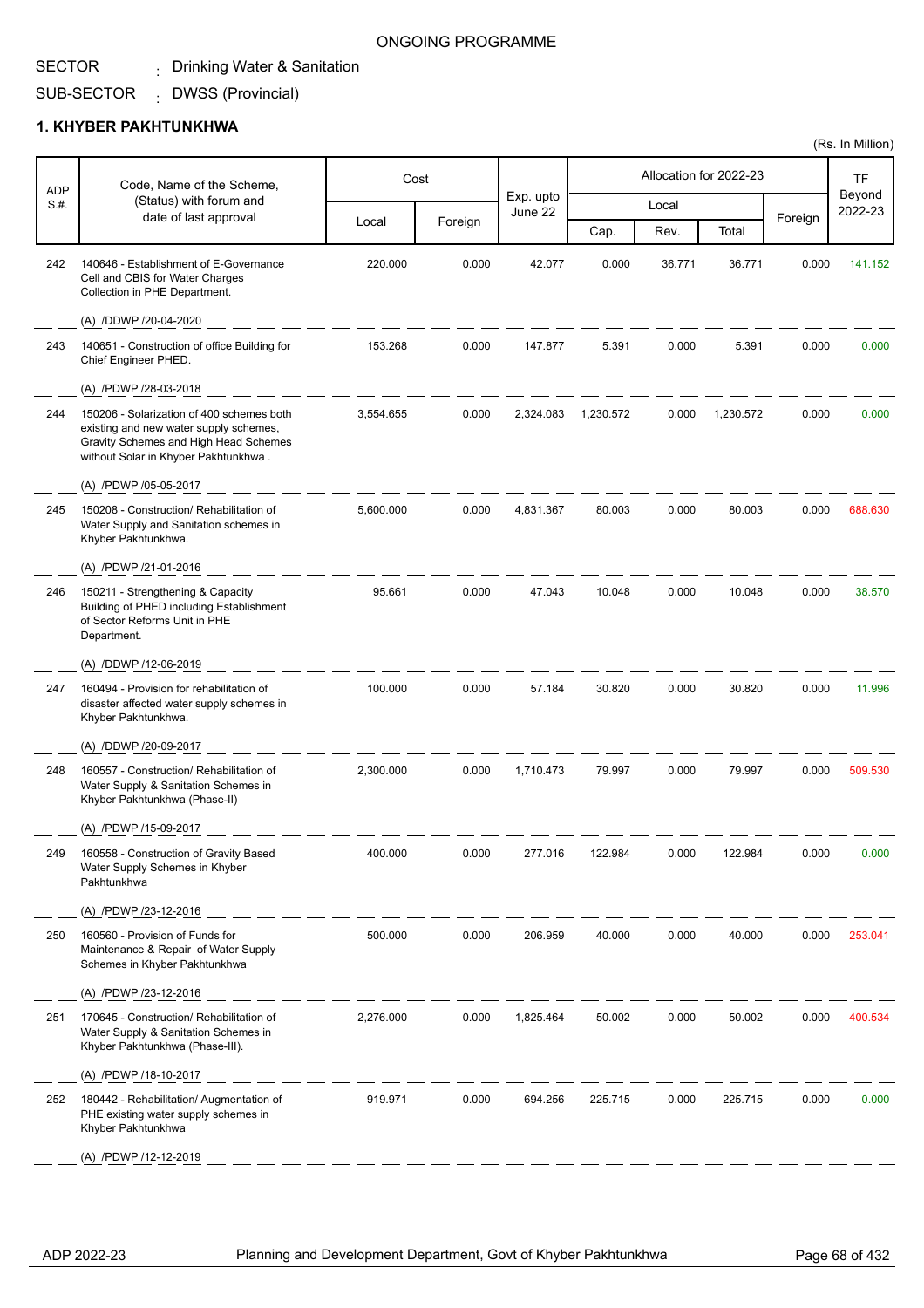ONGOING PROGRAMME

SECTOR : Drinking Water & Sanitation

SUB-SECTOR : DWSS (Provincial)

## 1. KHYBER PAKHTUNKHWA

(Rs. In Million)

| ADP S.#. | Code, Name of the Scheme, (Status) with forum and date of last approval | Cost | | Exp. upto June 22 | Allocation for 2022-23 | | | | TF Beyond 2022-23 |
|---|---|---|---|---|---|---|---|---|---|
| | | Local | Foreign | | Local | | | Foreign | |
| | | | | | Cap. | Rev. | Total | | |
| 242 | 140646 - Establishment of E-Governance Cell and CBIS for Water Charges Collection in PHE Department. (A) /DDWP /20-04-2020 | 220.000 | 0.000 | 42.077 | 0.000 | 36.771 | 36.771 | 0.000 | 141.152 |
| 243 | 140651 - Construction of office Building for Chief Engineer PHED. (A) /PDWP /28-03-2018 | 153.268 | 0.000 | 147.877 | 5.391 | 0.000 | 5.391 | 0.000 | 0.000 |
| 244 | 150206 - Solarization of 400 schemes both existing and new water supply schemes, Gravity Schemes and High Head Schemes without Solar in Khyber Pakhtunkhwa . (A) /PDWP /05-05-2017 | 3,554.655 | 0.000 | 2,324.083 | 1,230.572 | 0.000 | 1,230.572 | 0.000 | 0.000 |
| 245 | 150208 - Construction/ Rehabilitation of Water Supply and Sanitation schemes in Khyber Pakhtunkhwa. (A) /PDWP /21-01-2016 | 5,600.000 | 0.000 | 4,831.367 | 80.003 | 0.000 | 80.003 | 0.000 | 688.630 |
| 246 | 150211 - Strengthening & Capacity Building of PHED including Establishment of Sector Reforms Unit in PHE Department. (A) /DDWP /12-06-2019 | 95.661 | 0.000 | 47.043 | 10.048 | 0.000 | 10.048 | 0.000 | 38.570 |
| 247 | 160494 - Provision for rehabilitation of disaster affected water supply schemes in Khyber Pakhtunkhwa. (A) /DDWP /20-09-2017 | 100.000 | 0.000 | 57.184 | 30.820 | 0.000 | 30.820 | 0.000 | 11.996 |
| 248 | 160557 - Construction/ Rehabilitation of Water Supply & Sanitation Schemes in Khyber Pakhtunkhwa (Phase-II) (A) /PDWP /15-09-2017 | 2,300.000 | 0.000 | 1,710.473 | 79.997 | 0.000 | 79.997 | 0.000 | 509.530 |
| 249 | 160558 - Construction of Gravity Based Water Supply Schemes in Khyber Pakhtunkhwa (A) /PDWP /23-12-2016 | 400.000 | 0.000 | 277.016 | 122.984 | 0.000 | 122.984 | 0.000 | 0.000 |
| 250 | 160560 - Provision of Funds for Maintenance & Repair of Water Supply Schemes in Khyber Pakhtunkhwa (A) /PDWP /23-12-2016 | 500.000 | 0.000 | 206.959 | 40.000 | 0.000 | 40.000 | 0.000 | 253.041 |
| 251 | 170645 - Construction/ Rehabilitation of Water Supply & Sanitation Schemes in Khyber Pakhtunkhwa (Phase-III). (A) /PDWP /18-10-2017 | 2,276.000 | 0.000 | 1,825.464 | 50.002 | 0.000 | 50.002 | 0.000 | 400.534 |
| 252 | 180442 - Rehabilitation/ Augmentation of PHE existing water supply schemes in Khyber Pakhtunkhwa (A) /PDWP /12-12-2019 | 919.971 | 0.000 | 694.256 | 225.715 | 0.000 | 225.715 | 0.000 | 0.000 |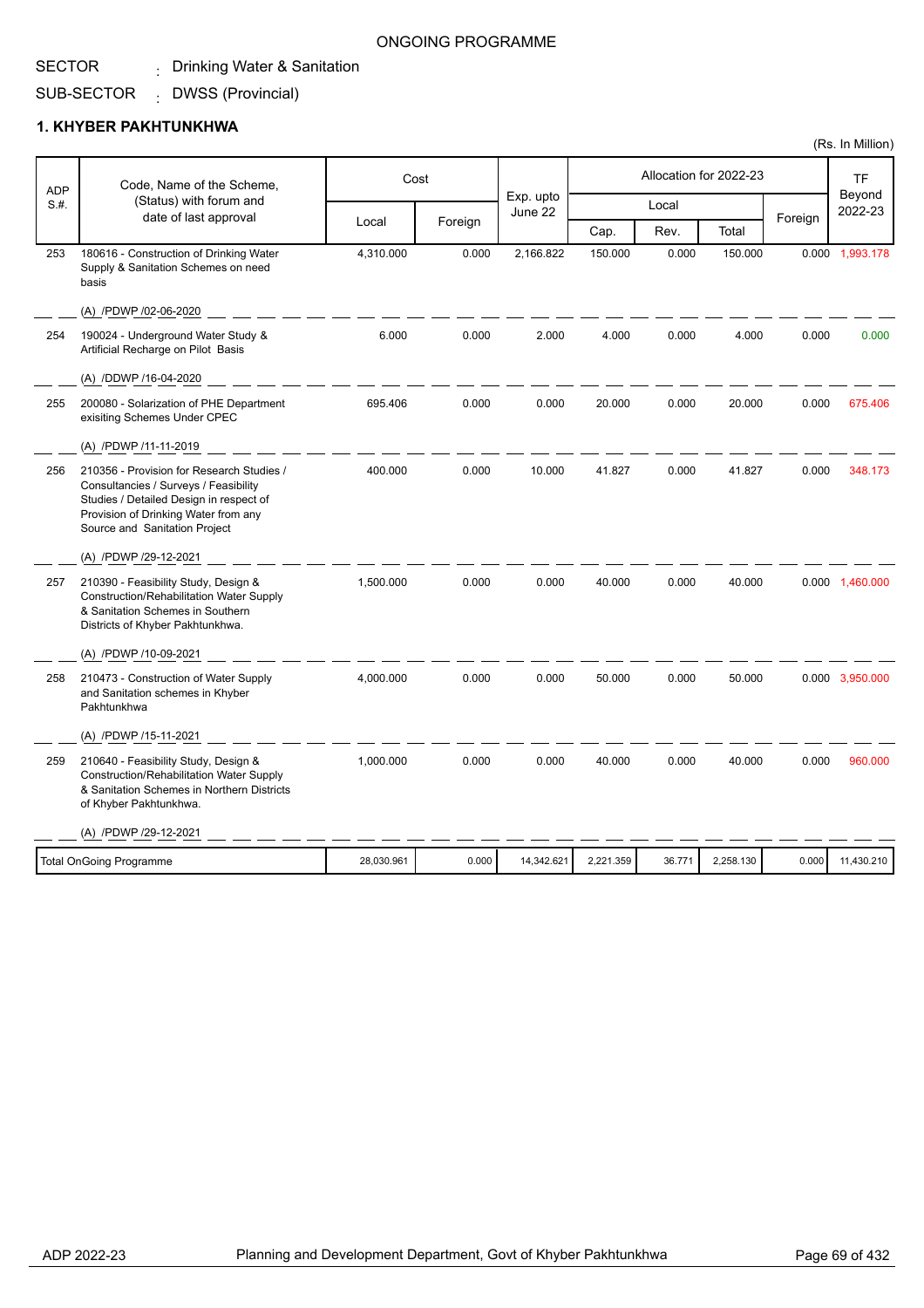ONGOING PROGRAMME

SECTOR : Drinking Water & Sanitation

SUB-SECTOR : DWSS (Provincial)

## 1. KHYBER PAKHTUNKHWA

(Rs. In Million)

| ADP S.#. | Code, Name of the Scheme, (Status) with forum and date of last approval | Cost | | Exp. upto June 22 | Allocation for 2022-23 | | | | TF Beyond 2022-23 |
|---|---|---|---|---|---|---|---|---|---|
| | | Local | Foreign | | Local | | | Foreign | |
| | | | | | Cap. | Rev. | Total | | |
| 253 | 180616 - Construction of Drinking Water Supply & Sanitation Schemes on need basis<br>(A) /PDWP /02-06-2020 | 4,310.000 | 0.000 | 2,166.822 | 150.000 | 0.000 | 150.000 | 0.000 | 1,993.178 |
| 254 | 190024 - Underground Water Study & Artificial Recharge on Pilot Basis<br>(A) /DDWP /16-04-2020 | 6.000 | 0.000 | 2.000 | 4.000 | 0.000 | 4.000 | 0.000 | 0.000 |
| 255 | 200080 - Solarization of PHE Department exisiting Schemes Under CPEC<br>(A) /PDWP /11-11-2019 | 695.406 | 0.000 | 0.000 | 20.000 | 0.000 | 20.000 | 0.000 | 675.406 |
| 256 | 210356 - Provision for Research Studies / Consultancies / Surveys / Feasibility Studies / Detailed Design in respect of Provision of Drinking Water from any Source and Sanitation Project<br>(A) /PDWP /29-12-2021 | 400.000 | 0.000 | 10.000 | 41.827 | 0.000 | 41.827 | 0.000 | 348.173 |
| 257 | 210390 - Feasibility Study, Design & Construction/Rehabilitation Water Supply & Sanitation Schemes in Southern Districts of Khyber Pakhtunkhwa.<br>(A) /PDWP /10-09-2021 | 1,500.000 | 0.000 | 0.000 | 40.000 | 0.000 | 40.000 | 0.000 | 1,460.000 |
| 258 | 210473 - Construction of Water Supply and Sanitation schemes in Khyber Pakhtunkhwa<br>(A) /PDWP /15-11-2021 | 4,000.000 | 0.000 | 0.000 | 50.000 | 0.000 | 50.000 | 0.000 | 3,950.000 |
| 259 | 210640 - Feasibility Study, Design & Construction/Rehabilitation Water Supply & Sanitation Schemes in Northern Districts of Khyber Pakhtunkhwa.<br>(A) /PDWP /29-12-2021 | 1,000.000 | 0.000 | 0.000 | 40.000 | 0.000 | 40.000 | 0.000 | 960.000 |
| | Total OnGoing Programme | 28,030.961 | 0.000 | 14,342.621 | 2,221.359 | 36.771 | 2,258.130 | 0.000 | 11,430.210 |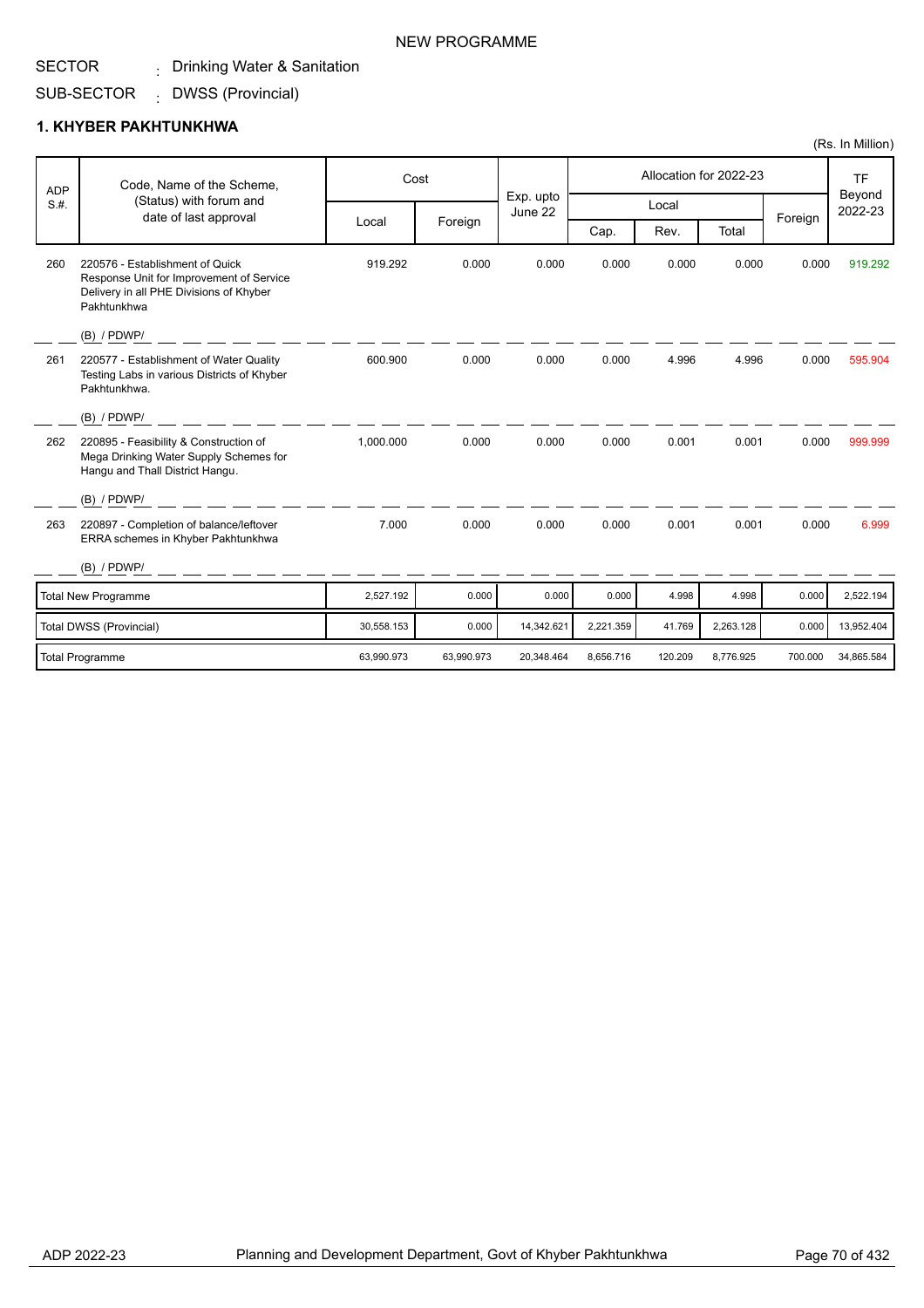NEW PROGRAMME

SECTOR : Drinking Water & Sanitation

SUB-SECTOR : DWSS (Provincial)

## 1. KHYBER PAKHTUNKHWA

(Rs. In Million)

| ADP S.#. | Code, Name of the Scheme, (Status) with forum and date of last approval | Cost | | Exp. upto June 22 | Allocation for 2022-23 | | | | TF Beyond 2022-23 |
|---|---|---|---|---|---|---|---|---|---|
| | | Local | Foreign | | Local | | | Foreign | |
| | | | | | Cap. | Rev. | Total | | |
| 260 | 220576 - Establishment of Quick Response Unit for Improvement of Service Delivery in all PHE Divisions of Khyber Pakhtunkhwa<br>(B) / PDWP/ | 919.292 | 0.000 | 0.000 | 0.000 | 0.000 | 0.000 | 0.000 | 919.292 |
| 261 | 220577 - Establishment of Water Quality Testing Labs in various Districts of Khyber Pakhtunkhwa.<br>(B) / PDWP/ | 600.900 | 0.000 | 0.000 | 0.000 | 4.996 | 4.996 | 0.000 | 595.904 |
| 262 | 220895 - Feasibility & Construction of Mega Drinking Water Supply Schemes for Hangu and Thall District Hangu.<br>(B) / PDWP/ | 1,000.000 | 0.000 | 0.000 | 0.000 | 0.001 | 0.001 | 0.000 | 999.999 |
| 263 | 220897 - Completion of balance/leftover ERRA schemes in Khyber Pakhtunkhwa<br>(B) / PDWP/ | 7.000 | 0.000 | 0.000 | 0.000 | 0.001 | 0.001 | 0.000 | 6.999 |
| | Total New Programme | 2,527.192 | 0.000 | 0.000 | 0.000 | 4.998 | 4.998 | 0.000 | 2,522.194 |
| | Total DWSS (Provincial) | 30,558.153 | 0.000 | 14,342.621 | 2,221.359 | 41.769 | 2,263.128 | 0.000 | 13,952.404 |
| | Total Programme | 63,990.973 | 63,990.973 | 20,348.464 | 8,656.716 | 120.209 | 8,776.925 | 700.000 | 34,865.584 |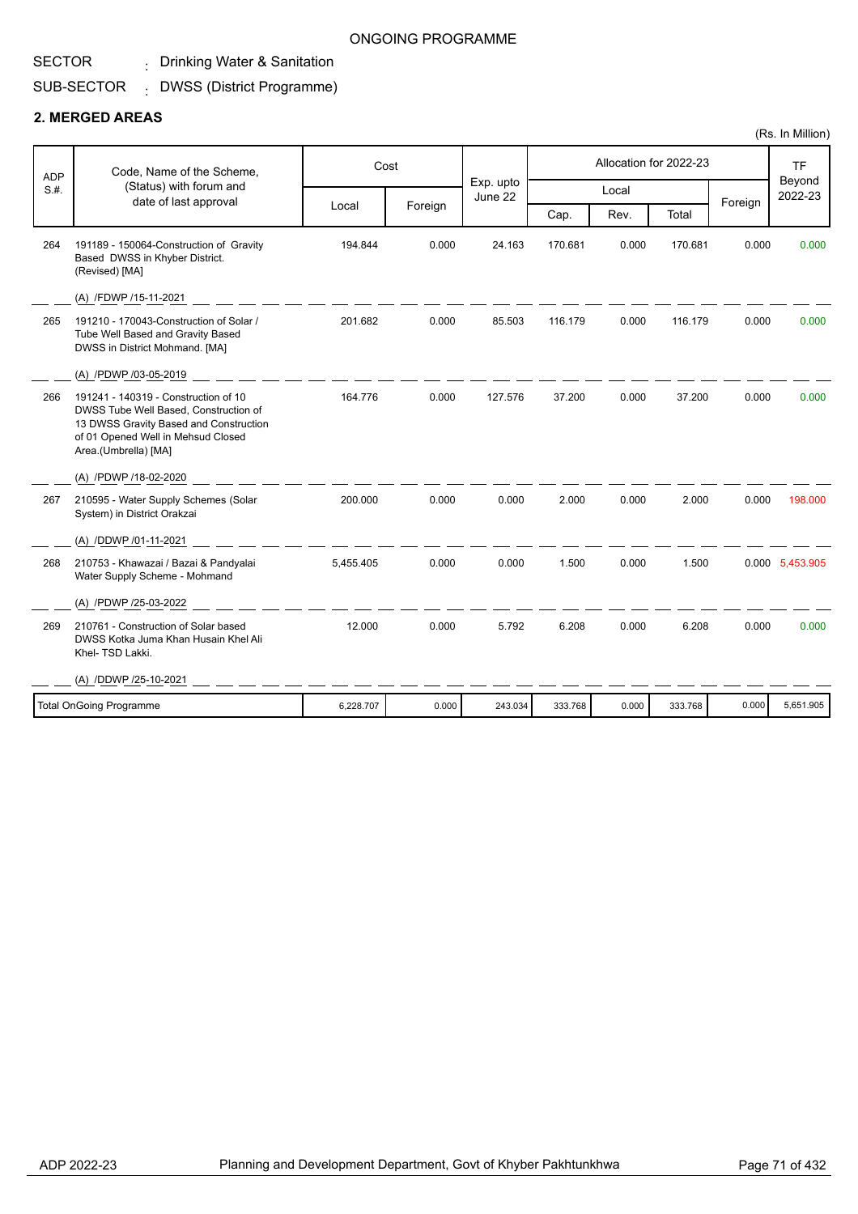ONGOING PROGRAMME

SECTOR : Drinking Water & Sanitation

SUB-SECTOR : DWSS (District Programme)

## 2. MERGED AREAS

(Rs. In Million)

| ADP S.#. | Code, Name of the Scheme, (Status) with forum and date of last approval | Cost | | Exp. upto June 22 | Allocation for 2022-23 | | | | TF Beyond 2022-23 |
|---|---|---|---|---|---|---|---|---|---|
| | | Local | Foreign | | Local | | | Foreign | |
| | | | | | Cap. | Rev. | Total | | |
| 264 | 191189 - 150064-Construction of Gravity Based DWSS in Khyber District. (Revised) [MA]<br>(A) /FDWP /15-11-2021 | 194.844 | 0.000 | 24.163 | 170.681 | 0.000 | 170.681 | 0.000 | 0.000 |
| 265 | 191210 - 170043-Construction of Solar / Tube Well Based and Gravity Based DWSS in District Mohmand. [MA]<br>(A) /PDWP /03-05-2019 | 201.682 | 0.000 | 85.503 | 116.179 | 0.000 | 116.179 | 0.000 | 0.000 |
| 266 | 191241 - 140319 - Construction of 10 DWSS Tube Well Based, Construction of 13 DWSS Gravity Based and Construction of 01 Opened Well in Mehsud Closed Area.(Umbrella) [MA]<br>(A) /PDWP /18-02-2020 | 164.776 | 0.000 | 127.576 | 37.200 | 0.000 | 37.200 | 0.000 | 0.000 |
| 267 | 210595 - Water Supply Schemes (Solar System) in District Orakzai<br>(A) /DDWP /01-11-2021 | 200.000 | 0.000 | 0.000 | 2.000 | 0.000 | 2.000 | 0.000 | 198.000 |
| 268 | 210753 - Khawazai / Bazai & Pandyalai Water Supply Scheme - Mohmand<br>(A) /PDWP /25-03-2022 | 5,455.405 | 0.000 | 0.000 | 1.500 | 0.000 | 1.500 | 0.000 | 5,453.905 |
| 269 | 210761 - Construction of Solar based DWSS Kotka Juma Khan Husain Khel Ali Khel- TSD Lakki.<br>(A) /DDWP /25-10-2021 | 12.000 | 0.000 | 5.792 | 6.208 | 0.000 | 6.208 | 0.000 | 0.000 |
| | **Total OnGoing Programme** | 6,228.707 | 0.000 | 243.034 | 333.768 | 0.000 | 333.768 | 0.000 | 5,651.905 |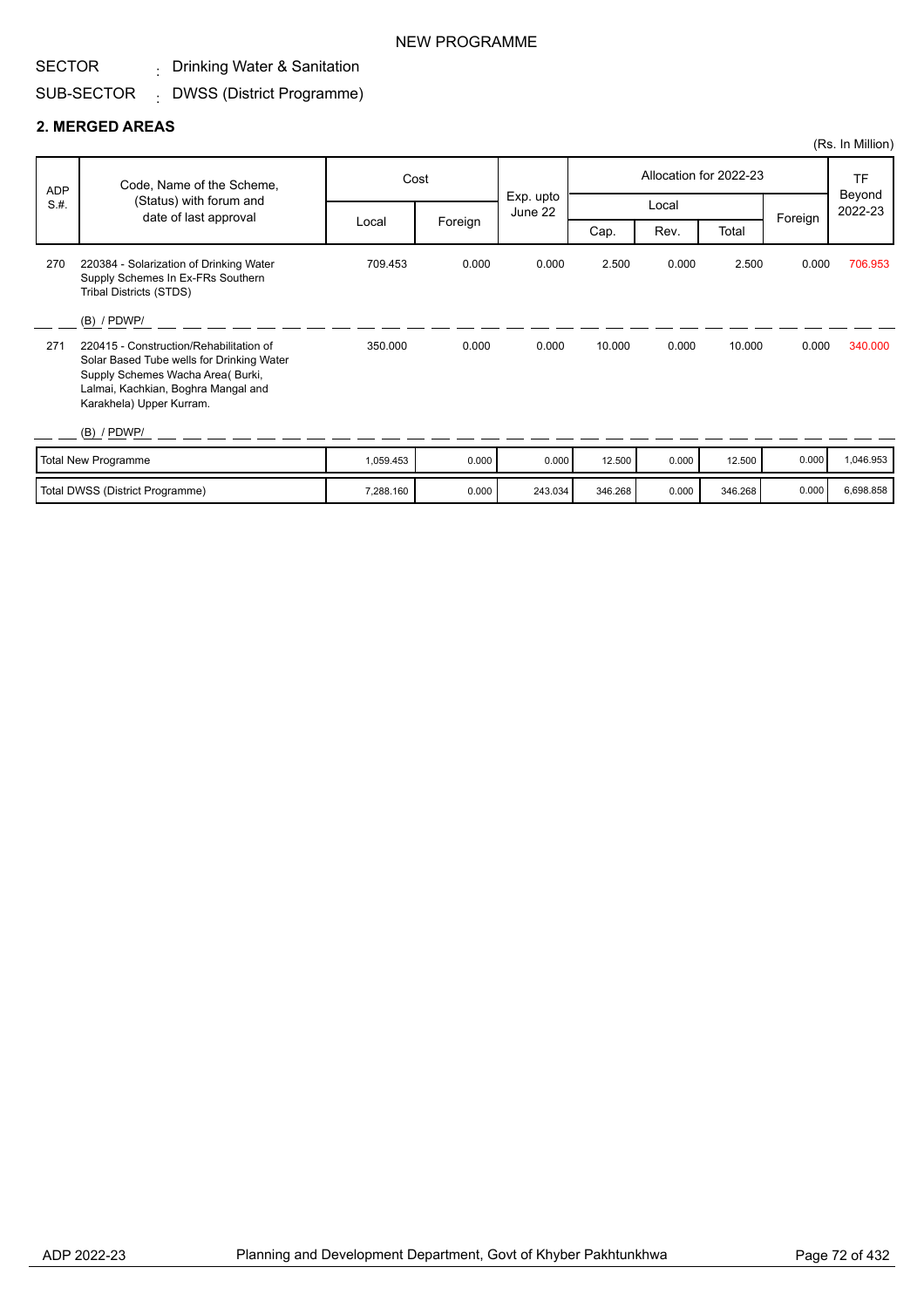NEW PROGRAMME

SECTOR : Drinking Water & Sanitation

SUB-SECTOR : DWSS (District Programme)

## 2. MERGED AREAS

(Rs. In Million)

| ADP S.#. | Code, Name of the Scheme, (Status) with forum and date of last approval | Cost | | Exp. upto June 22 | Allocation for 2022-23 | | | | TF Beyond 2022-23 |
|---|---|---|---|---|---|---|---|---|---|
| | | Local | Foreign | | Local | | | Foreign | |
| | | | | | Cap. | Rev. | Total | | |
| 270 | 220384 - Solarization of Drinking Water Supply Schemes In Ex-FRs Southern Tribal Districts (STDS)<br><br>(B) / PDWP/ | 709.453 | 0.000 | 0.000 | 2.500 | 0.000 | 2.500 | 0.000 | 706.953 |
| 271 | 220415 - Construction/Rehabilitation of Solar Based Tube wells for Drinking Water Supply Schemes Wacha Area( Burki, Lalmai, Kachkian, Boghra Mangal and Karakhela) Upper Kurram.<br><br>(B) / PDWP/ | 350.000 | 0.000 | 0.000 | 10.000 | 0.000 | 10.000 | 0.000 | 340.000 |
| | Total New Programme | 1,059.453 | 0.000 | 0.000 | 12.500 | 0.000 | 12.500 | 0.000 | 1,046.953 |
| | Total DWSS (District Programme) | 7,288.160 | 0.000 | 243.034 | 346.268 | 0.000 | 346.268 | 0.000 | 6,698.858 |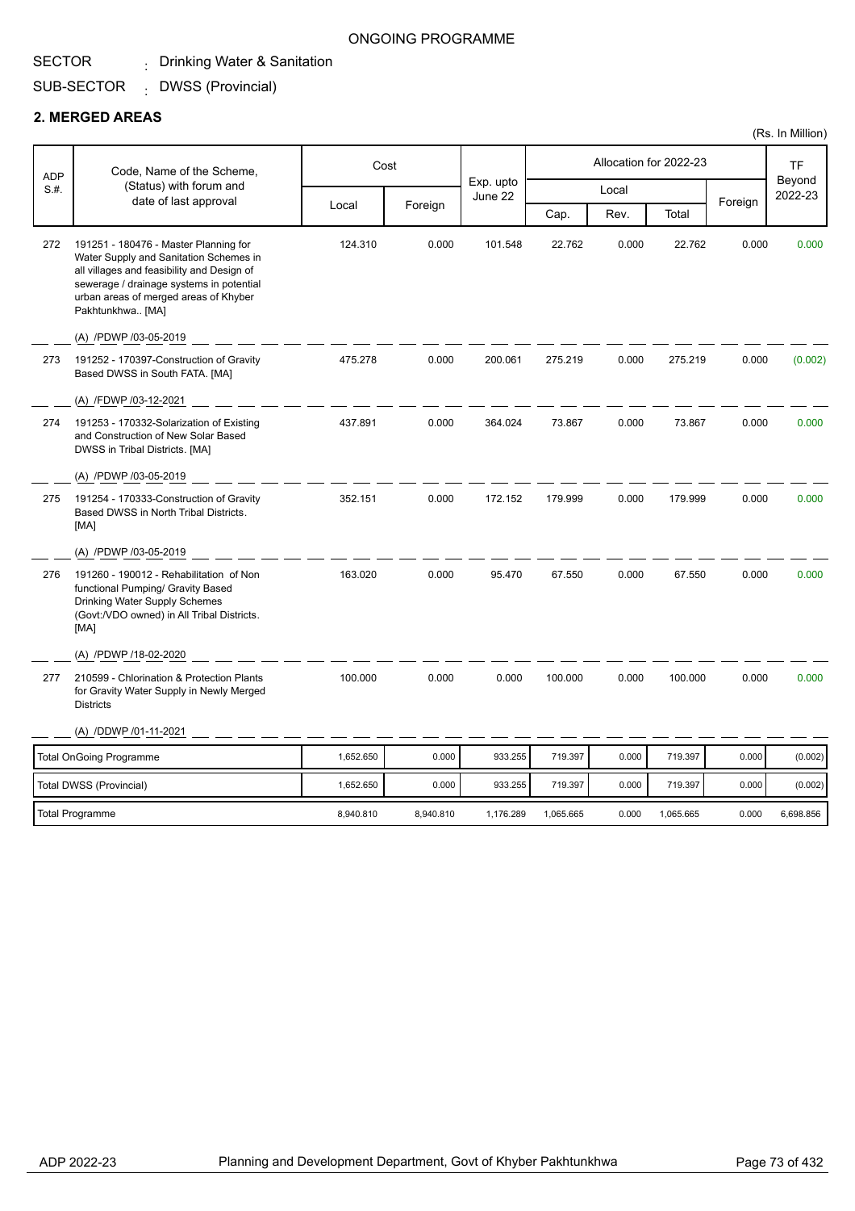ONGOING PROGRAMME

SECTOR : Drinking Water & Sanitation

SUB-SECTOR : DWSS (Provincial)

## 2. MERGED AREAS

(Rs. In Million)

| ADP S.#. | Code, Name of the Scheme, (Status) with forum and date of last approval | Cost | | Exp. upto June 22 | Allocation for 2022-23 | | | | TF Beyond 2022-23 |
|---|---|---|---|---|---|---|---|---|---|
| | | Local | Foreign | | Local | | | Foreign | |
| | | | | | Cap. | Rev. | Total | | |
| 272 | 191251 - 180476 - Master Planning for Water Supply and Sanitation Schemes in all villages and feasibility and Design of sewerage / drainage systems in potential urban areas of merged areas of Khyber Pakhtunkhwa.. [MA]<br>(A) /PDWP /03-05-2019 | 124.310 | 0.000 | 101.548 | 22.762 | 0.000 | 22.762 | 0.000 | 0.000 |
| 273 | 191252 - 170397-Construction of Gravity Based DWSS in South FATA. [MA]<br>(A) /FDWP /03-12-2021 | 475.278 | 0.000 | 200.061 | 275.219 | 0.000 | 275.219 | 0.000 | (0.002) |
| 274 | 191253 - 170332-Solarization of Existing and Construction of New Solar Based DWSS in Tribal Districts. [MA]<br>(A) /PDWP /03-05-2019 | 437.891 | 0.000 | 364.024 | 73.867 | 0.000 | 73.867 | 0.000 | 0.000 |
| 275 | 191254 - 170333-Construction of Gravity Based DWSS in North Tribal Districts. [MA]<br>(A) /PDWP /03-05-2019 | 352.151 | 0.000 | 172.152 | 179.999 | 0.000 | 179.999 | 0.000 | 0.000 |
| 276 | 191260 - 190012 - Rehabilitation of Non functional Pumping/ Gravity Based Drinking Water Supply Schemes (Govt:/VDO owned) in All Tribal Districts. [MA]<br>(A) /PDWP /18-02-2020 | 163.020 | 0.000 | 95.470 | 67.550 | 0.000 | 67.550 | 0.000 | 0.000 |
| 277 | 210599 - Chlorination & Protection Plants for Gravity Water Supply in Newly Merged Districts<br>(A) /DDWP /01-11-2021 | 100.000 | 0.000 | 0.000 | 100.000 | 0.000 | 100.000 | 0.000 | 0.000 |
| | Total OnGoing Programme | 1,652.650 | 0.000 | 933.255 | 719.397 | 0.000 | 719.397 | 0.000 | (0.002) |
| | Total DWSS (Provincial) | 1,652.650 | 0.000 | 933.255 | 719.397 | 0.000 | 719.397 | 0.000 | (0.002) |
| | Total Programme | 8,940.810 | 8,940.810 | 1,176.289 | 1,065.665 | 0.000 | 1,065.665 | 0.000 | 6,698.856 |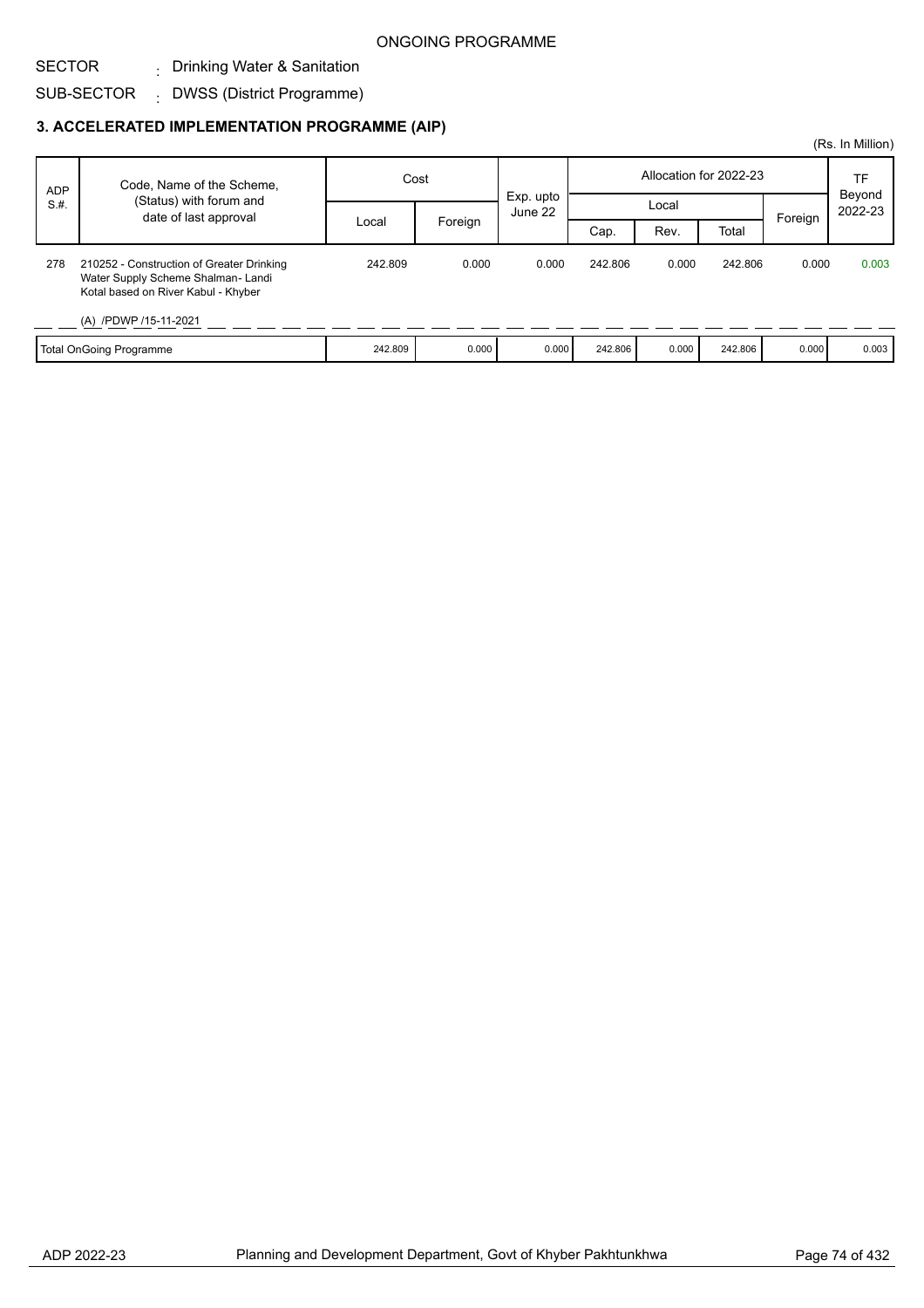ONGOING PROGRAMME

SECTOR : Drinking Water & Sanitation

SUB-SECTOR : DWSS (District Programme)

### 3. ACCELERATED IMPLEMENTATION PROGRAMME (AIP)

(Rs. In Million)

| ADP S.#. | Code, Name of the Scheme, (Status) with forum and date of last approval | Cost | | Exp. upto June 22 | Allocation for 2022-23 | | | | TF Beyond 2022-23 |
|---|---|---|---|---|---|---|---|---|---|
| | | Local | Foreign | | Local | | | Foreign | |
| | | | | | Cap. | Rev. | Total | | |
| 278 | 210252 - Construction of Greater Drinking Water Supply Scheme Shalman- Landi Kotal based on River Kabul - Khyber<br>(A) /PDWP /15-11-2021 | 242.809 | 0.000 | 0.000 | 242.806 | 0.000 | 242.806 | 0.000 | 0.003 |
| | Total OnGoing Programme | 242.809 | 0.000 | 0.000 | 242.806 | 0.000 | 242.806 | 0.000 | 0.003 |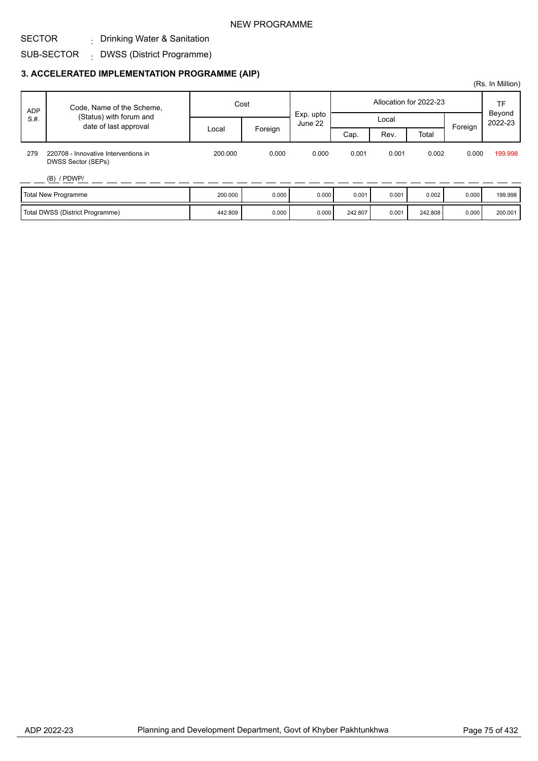NEW PROGRAMME

SECTOR : Drinking Water & Sanitation

SUB-SECTOR : DWSS (District Programme)

### 3. ACCELERATED IMPLEMENTATION PROGRAMME (AIP)

(Rs. In Million)

| ADP S.#. | Code, Name of the Scheme, (Status) with forum and date of last approval | Cost | | Exp. upto June 22 | Allocation for 2022-23 | | | | TF Beyond 2022-23 |
|---|---|---|---|---|---|---|---|---|---|
| | | Local | Foreign | | Local | | | Foreign | |
| | | | | | Cap. | Rev. | Total | | |
| 279 | 220708 - Innovative Interventions in DWSS Sector (SEPs)<br>(B) / PDWP/ | 200.000 | 0.000 | 0.000 | 0.001 | 0.001 | 0.002 | 0.000 | 199.998 |
| | Total New Programme | 200.000 | 0.000 | 0.000 | 0.001 | 0.001 | 0.002 | 0.000 | 199.998 |
| | Total DWSS (District Programme) | 442.809 | 0.000 | 0.000 | 242.807 | 0.001 | 242.808 | 0.000 | 200.001 |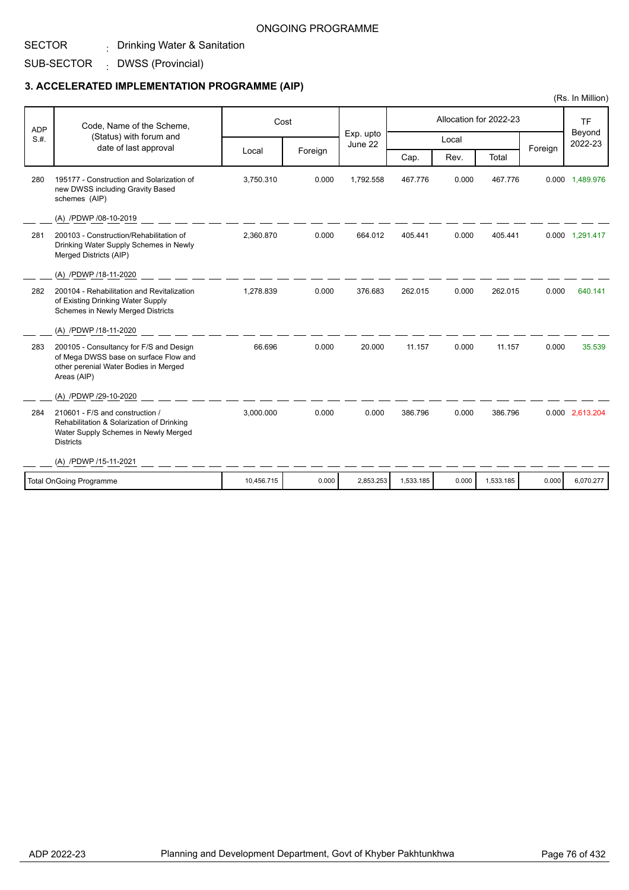ONGOING PROGRAMME

SECTOR : Drinking Water & Sanitation

SUB-SECTOR : DWSS (Provincial)

### 3. ACCELERATED IMPLEMENTATION PROGRAMME (AIP)

(Rs. In Million)

| ADP S.#. | Code, Name of the Scheme, (Status) with forum and date of last approval | Cost | | Exp. upto June 22 | Allocation for 2022-23 | | | | TF Beyond 2022-23 |
|---|---|---|---|---|---|---|---|---|---|
| | | | | | Local | | | Foreign | |
| | | Local | Foreign | | Cap. | Rev. | Total | | |
| 280 | 195177 - Construction and Solarization of new DWSS including Gravity Based schemes (AIP)<br>(A) /PDWP /08-10-2019 | 3,750.310 | 0.000 | 1,792.558 | 467.776 | 0.000 | 467.776 | 0.000 | 1,489.976 |
| 281 | 200103 - Construction/Rehabilitation of Drinking Water Supply Schemes in Newly Merged Districts (AIP)<br>(A) /PDWP /18-11-2020 | 2,360.870 | 0.000 | 664.012 | 405.441 | 0.000 | 405.441 | 0.000 | 1,291.417 |
| 282 | 200104 - Rehabilitation and Revitalization of Existing Drinking Water Supply Schemes in Newly Merged Districts<br>(A) /PDWP /18-11-2020 | 1,278.839 | 0.000 | 376.683 | 262.015 | 0.000 | 262.015 | 0.000 | 640.141 |
| 283 | 200105 - Consultancy for F/S and Design of Mega DWSS base on surface Flow and other perenial Water Bodies in Merged Areas (AIP)<br>(A) /PDWP /29-10-2020 | 66.696 | 0.000 | 20.000 | 11.157 | 0.000 | 11.157 | 0.000 | 35.539 |
| 284 | 210601 - F/S and construction / Rehabilitation & Solarization of Drinking Water Supply Schemes in Newly Merged Districts<br>(A) /PDWP /15-11-2021 | 3,000.000 | 0.000 | 0.000 | 386.796 | 0.000 | 386.796 | 0.000 | 2,613.204 |
| | Total OnGoing Programme | 10,456.715 | 0.000 | 2,853.253 | 1,533.185 | 0.000 | 1,533.185 | 0.000 | 6,070.277 |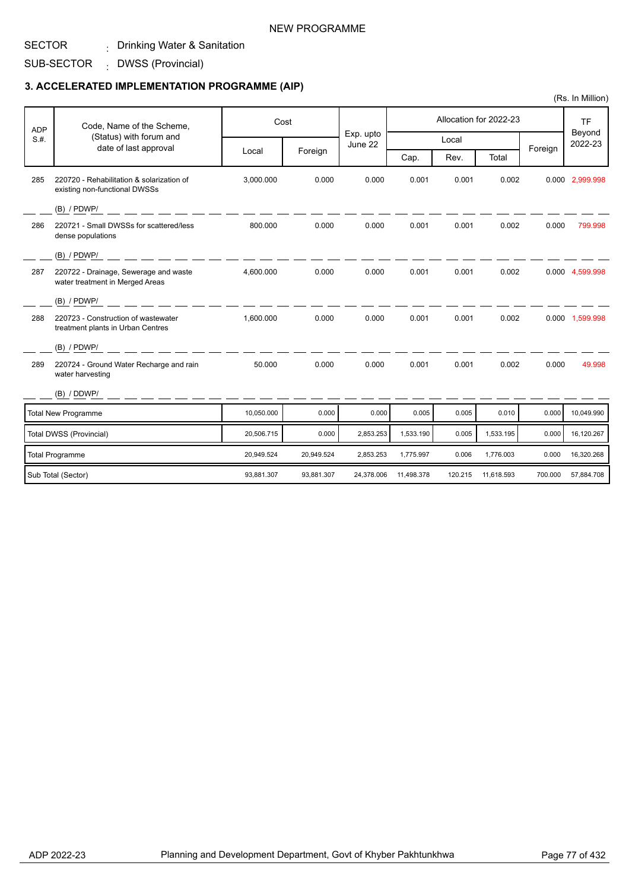NEW PROGRAMME

SECTOR : Drinking Water & Sanitation

SUB-SECTOR : DWSS (Provincial)

### 3. ACCELERATED IMPLEMENTATION PROGRAMME (AIP)

(Rs. In Million)

| ADP S.#. | Code, Name of the Scheme, (Status) with forum and date of last approval | Cost | | Exp. upto June 22 | Allocation for 2022-23 | | | | TF Beyond 2022-23 |
|---|---|---|---|---|---|---|---|---|---|
| | | Local | Foreign | | Local | | | Foreign | |
| | | | | | Cap. | Rev. | Total | | |
| 285 | 220720 - Rehabilitation & solarization of existing non-functional DWSSs<br>(B) / PDWP/ | 3,000.000 | 0.000 | 0.000 | 0.001 | 0.001 | 0.002 | 0.000 | 2,999.998 |
| 286 | 220721 - Small DWSSs for scattered/less dense populations<br>(B) / PDWP/ | 800.000 | 0.000 | 0.000 | 0.001 | 0.001 | 0.002 | 0.000 | 799.998 |
| 287 | 220722 - Drainage, Sewerage and waste water treatment in Merged Areas<br>(B) / PDWP/ | 4,600.000 | 0.000 | 0.000 | 0.001 | 0.001 | 0.002 | 0.000 | 4,599.998 |
| 288 | 220723 - Construction of wastewater treatment plants in Urban Centres<br>(B) / PDWP/ | 1,600.000 | 0.000 | 0.000 | 0.001 | 0.001 | 0.002 | 0.000 | 1,599.998 |
| 289 | 220724 - Ground Water Recharge and rain water harvesting<br>(B) / DDWP/ | 50.000 | 0.000 | 0.000 | 0.001 | 0.001 | 0.002 | 0.000 | 49.998 |
| | Total New Programme | 10,050.000 | 0.000 | 0.000 | 0.005 | 0.005 | 0.010 | 0.000 | 10,049.990 |
| | Total DWSS (Provincial) | 20,506.715 | 0.000 | 2,853.253 | 1,533.190 | 0.005 | 1,533.195 | 0.000 | 16,120.267 |
| | Total Programme | 20,949.524 | 20,949.524 | 2,853.253 | 1,775.997 | 0.006 | 1,776.003 | 0.000 | 16,320.268 |
| | Sub Total (Sector) | 93,881.307 | 93,881.307 | 24,378.006 | 11,498.378 | 120.215 | 11,618.593 | 700.000 | 57,884.708 |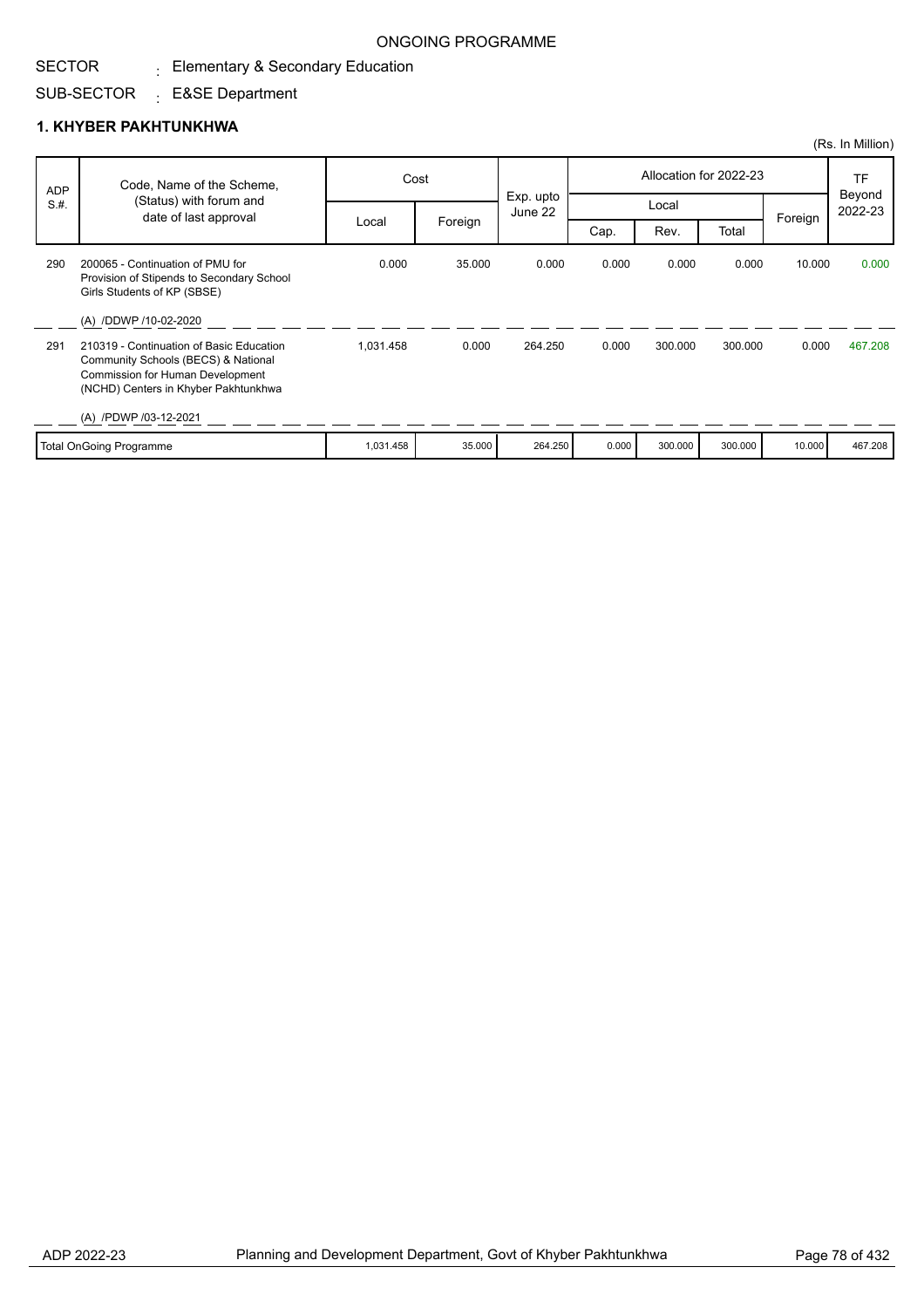ONGOING PROGRAMME

SECTOR : Elementary & Secondary Education

SUB-SECTOR : E&SE Department

## 1. KHYBER PAKHTUNKHWA

(Rs. In Million)

| ADP S.#. | Code, Name of the Scheme, (Status) with forum and date of last approval | Cost | | Exp. upto June 22 | Allocation for 2022-23 | | | | TF Beyond 2022-23 |
|---|---|---|---|---|---|---|---|---|---|
| | | Local | Foreign | | Local | | | Foreign | |
| | | | | | Cap. | Rev. | Total | | |
| 290 | 200065 - Continuation of PMU for Provision of Stipends to Secondary School Girls Students of KP (SBSE)<br><br>(A) /DDWP /10-02-2020 | 0.000 | 35.000 | 0.000 | 0.000 | 0.000 | 0.000 | 10.000 | 0.000 |
| 291 | 210319 - Continuation of Basic Education Community Schools (BECS) & National Commission for Human Development (NCHD) Centers in Khyber Pakhtunkhwa<br><br>(A) /PDWP /03-12-2021 | 1,031.458 | 0.000 | 264.250 | 0.000 | 300.000 | 300.000 | 0.000 | 467.208 |
| Total OnGoing Programme | | 1,031.458 | 35.000 | 264.250 | 0.000 | 300.000 | 300.000 | 10.000 | 467.208 |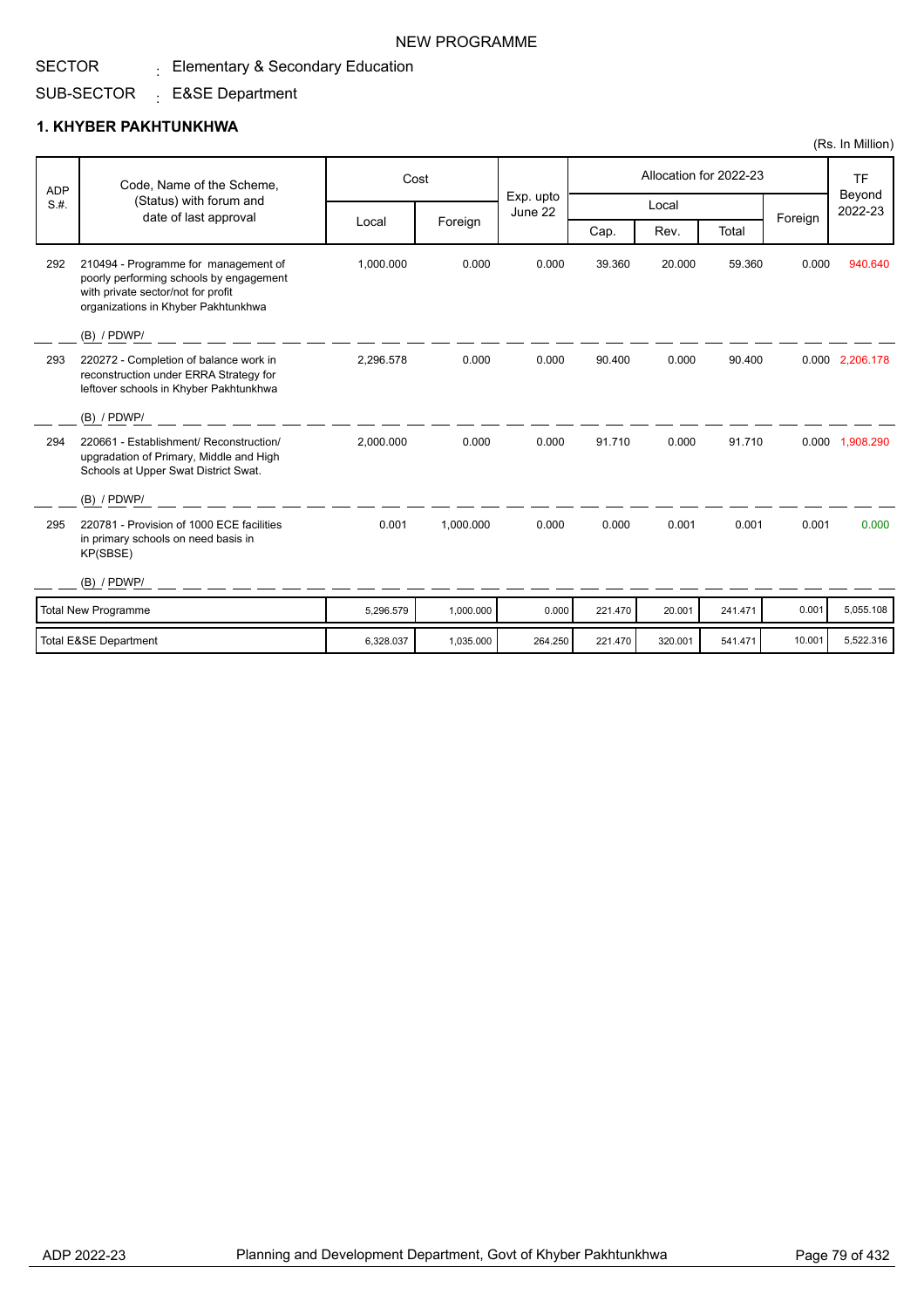NEW PROGRAMME

SECTOR : Elementary & Secondary Education

SUB-SECTOR : E&SE Department

## 1. KHYBER PAKHTUNKHWA

(Rs. In Million)

| ADP S.#. | Code, Name of the Scheme, (Status) with forum and date of last approval | Cost | | Exp. upto June 22 | Allocation for 2022-23 | | | | TF Beyond 2022-23 |
|---|---|---|---|---|---|---|---|---|---|
| | | Local | Foreign | | Local | | | Foreign | |
| | | | | | Cap. | Rev. | Total | | |
| 292 | 210494 - Programme for management of poorly performing schools by engagement with private sector/not for profit organizations in Khyber Pakhtunkhwa<br>(B) / PDWP/ | 1,000.000 | 0.000 | 0.000 | 39.360 | 20.000 | 59.360 | 0.000 | 940.640 |
| 293 | 220272 - Completion of balance work in reconstruction under ERRA Strategy for leftover schools in Khyber Pakhtunkhwa<br>(B) / PDWP/ | 2,296.578 | 0.000 | 0.000 | 90.400 | 0.000 | 90.400 | 0.000 | 2,206.178 |
| 294 | 220661 - Establishment/ Reconstruction/ upgradation of Primary, Middle and High Schools at Upper Swat District Swat.<br>(B) / PDWP/ | 2,000.000 | 0.000 | 0.000 | 91.710 | 0.000 | 91.710 | 0.000 | 1,908.290 |
| 295 | 220781 - Provision of 1000 ECE facilities in primary schools on need basis in KP(SBSE)<br>(B) / PDWP/ | 0.001 | 1,000.000 | 0.000 | 0.000 | 0.001 | 0.001 | 0.001 | 0.000 |
| | Total New Programme | 5,296.579 | 1,000.000 | 0.000 | 221.470 | 20.001 | 241.471 | 0.001 | 5,055.108 |
| | Total E&SE Department | 6,328.037 | 1,035.000 | 264.250 | 221.470 | 320.001 | 541.471 | 10.001 | 5,522.316 |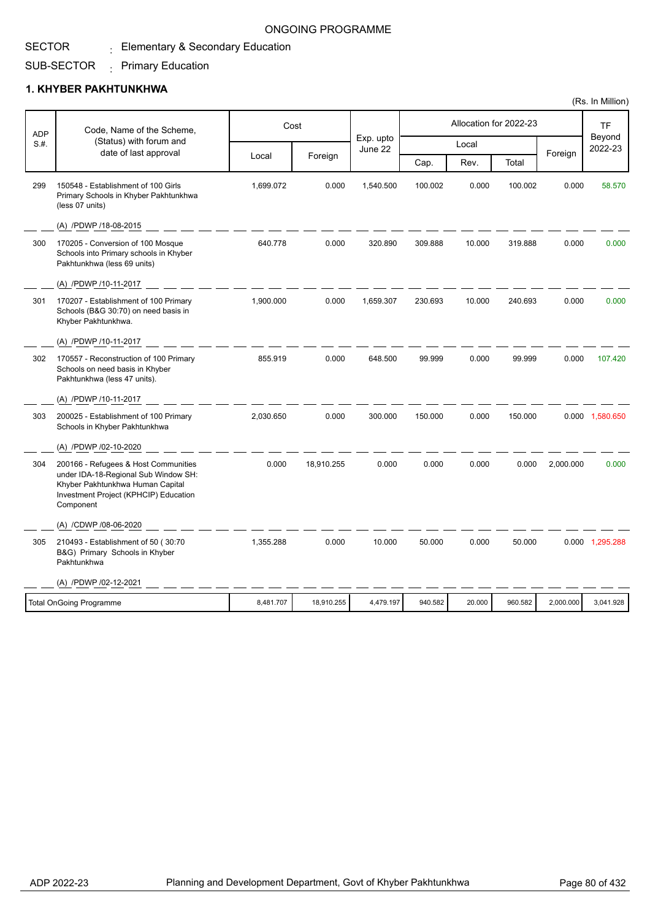ONGOING PROGRAMME

SECTOR : Elementary & Secondary Education

SUB-SECTOR : Primary Education

## 1. KHYBER PAKHTUNKHWA

(Rs. In Million)

| ADP S.#. | Code, Name of the Scheme, (Status) with forum and date of last approval | Cost | | Exp. upto June 22 | Allocation for 2022-23 | | | | TF Beyond 2022-23 |
|---|---|---|---|---|---|---|---|---|---|
| | | Local | Foreign | | Local | | | Foreign | |
| | | | | | Cap. | Rev. | Total | | |
| 299 | 150548 - Establishment of 100 Girls Primary Schools in Khyber Pakhtunkhwa (less 07 units)<br>(A) /PDWP /18-08-2015 | 1,699.072 | 0.000 | 1,540.500 | 100.002 | 0.000 | 100.002 | 0.000 | 58.570 |
| 300 | 170205 - Conversion of 100 Mosque Schools into Primary schools in Khyber Pakhtunkhwa (less 69 units)<br>(A) /PDWP /10-11-2017 | 640.778 | 0.000 | 320.890 | 309.888 | 10.000 | 319.888 | 0.000 | 0.000 |
| 301 | 170207 - Establishment of 100 Primary Schools (B&G 30:70) on need basis in Khyber Pakhtunkhwa.<br>(A) /PDWP /10-11-2017 | 1,900.000 | 0.000 | 1,659.307 | 230.693 | 10.000 | 240.693 | 0.000 | 0.000 |
| 302 | 170557 - Reconstruction of 100 Primary Schools on need basis in Khyber Pakhtunkhwa (less 47 units).<br>(A) /PDWP /10-11-2017 | 855.919 | 0.000 | 648.500 | 99.999 | 0.000 | 99.999 | 0.000 | 107.420 |
| 303 | 200025 - Establishment of 100 Primary Schools in Khyber Pakhtunkhwa<br>(A) /PDWP /02-10-2020 | 2,030.650 | 0.000 | 300.000 | 150.000 | 0.000 | 150.000 | 0.000 | 1,580.650 |
| 304 | 200166 - Refugees & Host Communities under IDA-18-Regional Sub Window SH: Khyber Pakhtunkhwa Human Capital Investment Project (KPHCIP) Education Component<br>(A) /CDWP /08-06-2020 | 0.000 | 18,910.255 | 0.000 | 0.000 | 0.000 | 0.000 | 2,000.000 | 0.000 |
| 305 | 210493 - Establishment of 50 ( 30:70 B&G) Primary Schools in Khyber Pakhtunkhwa<br>(A) /PDWP /02-12-2021 | 1,355.288 | 0.000 | 10.000 | 50.000 | 0.000 | 50.000 | 0.000 | 1,295.288 |
| | Total OnGoing Programme | 8,481.707 | 18,910.255 | 4,479.197 | 940.582 | 20.000 | 960.582 | 2,000.000 | 3,041.928 |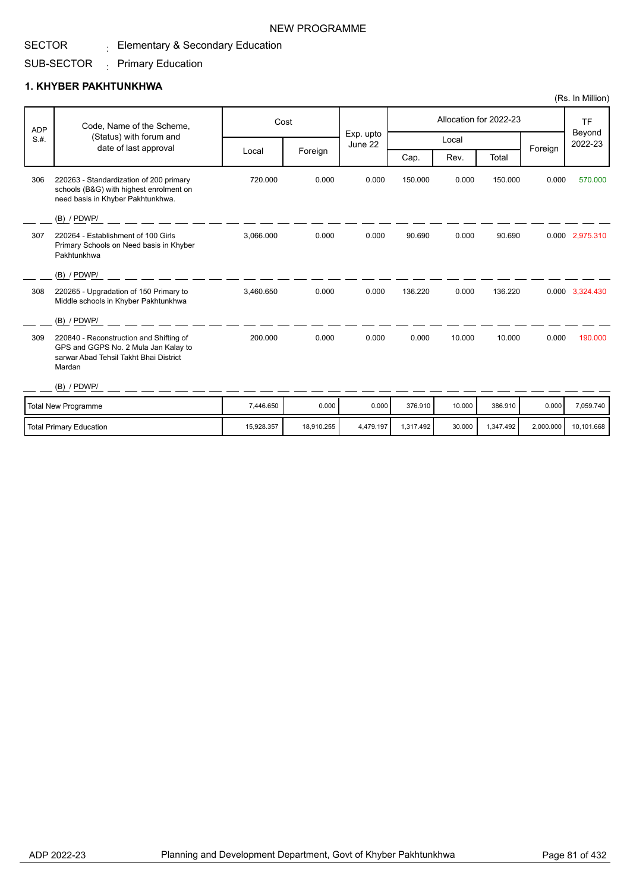NEW PROGRAMME

SECTOR : Elementary & Secondary Education

SUB-SECTOR : Primary Education

## 1. KHYBER PAKHTUNKHWA

(Rs. In Million)

| ADP S.#. | Code, Name of the Scheme, (Status) with forum and date of last approval | Cost | | Exp. upto June 22 | Allocation for 2022-23 | | | | TF Beyond 2022-23 |
|---|---|---|---|---|---|---|---|---|---|
| | | Local | Foreign | | Local | | | Foreign | |
| | | | | | Cap. | Rev. | Total | | |
| 306 | 220263 - Standardization of 200 primary schools (B&G) with highest enrolment on need basis in Khyber Pakhtunkhwa. (B) / PDWP/ | 720.000 | 0.000 | 0.000 | 150.000 | 0.000 | 150.000 | 0.000 | 570.000 |
| 307 | 220264 - Establishment of 100 Girls Primary Schools on Need basis in Khyber Pakhtunkhwa (B) / PDWP/ | 3,066.000 | 0.000 | 0.000 | 90.690 | 0.000 | 90.690 | 0.000 | 2,975.310 |
| 308 | 220265 - Upgradation of 150 Primary to Middle schools in Khyber Pakhtunkhwa (B) / PDWP/ | 3,460.650 | 0.000 | 0.000 | 136.220 | 0.000 | 136.220 | 0.000 | 3,324.430 |
| 309 | 220840 - Reconstruction and Shifting of GPS and GGPS No. 2 Mula Jan Kalay to sarwar Abad Tehsil Takht Bhai District Mardan (B) / PDWP/ | 200.000 | 0.000 | 0.000 | 0.000 | 10.000 | 10.000 | 0.000 | 190.000 |
| | Total New Programme | 7,446.650 | 0.000 | 0.000 | 376.910 | 10.000 | 386.910 | 0.000 | 7,059.740 |
| | Total Primary Education | 15,928.357 | 18,910.255 | 4,479.197 | 1,317.492 | 30.000 | 1,347.492 | 2,000.000 | 10,101.668 |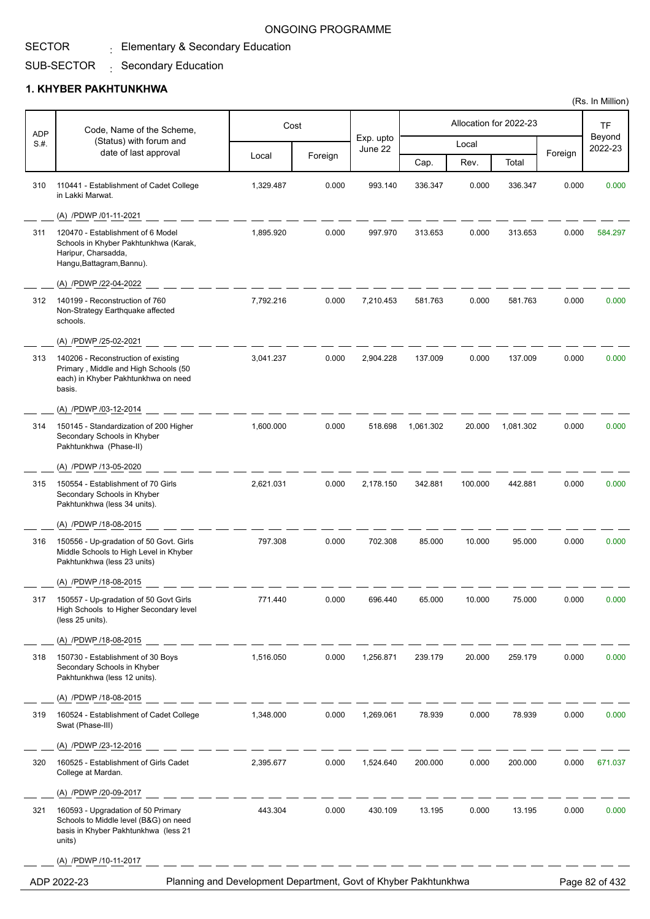ONGOING PROGRAMME

SECTOR : Elementary & Secondary Education

SUB-SECTOR : Secondary Education

## 1. KHYBER PAKHTUNKHWA

(Rs. In Million)

| ADP S.#. | Code, Name of the Scheme, (Status) with forum and date of last approval | Cost | | Exp. upto June 22 | Allocation for 2022-23 | | | | TF Beyond 2022-23 |
|---|---|---|---|---|---|---|---|---|---|
| | | Local | Foreign | | Local | | | Foreign | |
| | | | | | Cap. | Rev. | Total | | |
| 310 | 110441 - Establishment of Cadet College in Lakki Marwat. (A) /PDWP /01-11-2021 | 1,329.487 | 0.000 | 993.140 | 336.347 | 0.000 | 336.347 | 0.000 | 0.000 |
| 311 | 120470 - Establishment of 6 Model Schools in Khyber Pakhtunkhwa (Karak, Haripur, Charsadda, Hangu,Battagram,Bannu). (A) /PDWP /22-04-2022 | 1,895.920 | 0.000 | 997.970 | 313.653 | 0.000 | 313.653 | 0.000 | 584.297 |
| 312 | 140199 - Reconstruction of 760 Non-Strategy Earthquake affected schools. (A) /PDWP /25-02-2021 | 7,792.216 | 0.000 | 7,210.453 | 581.763 | 0.000 | 581.763 | 0.000 | 0.000 |
| 313 | 140206 - Reconstruction of existing Primary , Middle and High Schools (50 each) in Khyber Pakhtunkhwa on need basis. (A) /PDWP /03-12-2014 | 3,041.237 | 0.000 | 2,904.228 | 137.009 | 0.000 | 137.009 | 0.000 | 0.000 |
| 314 | 150145 - Standardization of 200 Higher Secondary Schools in Khyber Pakhtunkhwa (Phase-II) (A) /PDWP /13-05-2020 | 1,600.000 | 0.000 | 518.698 | 1,061.302 | 20.000 | 1,081.302 | 0.000 | 0.000 |
| 315 | 150554 - Establishment of 70 Girls Secondary Schools in Khyber Pakhtunkhwa (less 34 units). (A) /PDWP /18-08-2015 | 2,621.031 | 0.000 | 2,178.150 | 342.881 | 100.000 | 442.881 | 0.000 | 0.000 |
| 316 | 150556 - Up-gradation of 50 Govt. Girls Middle Schools to High Level in Khyber Pakhtunkhwa (less 23 units) (A) /PDWP /18-08-2015 | 797.308 | 0.000 | 702.308 | 85.000 | 10.000 | 95.000 | 0.000 | 0.000 |
| 317 | 150557 - Up-gradation of 50 Govt Girls High Schools to Higher Secondary level (less 25 units). (A) /PDWP /18-08-2015 | 771.440 | 0.000 | 696.440 | 65.000 | 10.000 | 75.000 | 0.000 | 0.000 |
| 318 | 150730 - Establishment of 30 Boys Secondary Schools in Khyber Pakhtunkhwa (less 12 units). (A) /PDWP /18-08-2015 | 1,516.050 | 0.000 | 1,256.871 | 239.179 | 20.000 | 259.179 | 0.000 | 0.000 |
| 319 | 160524 - Establishment of Cadet College Swat (Phase-III) (A) /PDWP /23-12-2016 | 1,348.000 | 0.000 | 1,269.061 | 78.939 | 0.000 | 78.939 | 0.000 | 0.000 |
| 320 | 160525 - Establishment of Girls Cadet College at Mardan. (A) /PDWP /20-09-2017 | 2,395.677 | 0.000 | 1,524.640 | 200.000 | 0.000 | 200.000 | 0.000 | 671.037 |
| 321 | 160593 - Upgradation of 50 Primary Schools to Middle level (B&G) on need basis in Khyber Pakhtunkhwa (less 21 units) (A) /PDWP /10-11-2017 | 443.304 | 0.000 | 430.109 | 13.195 | 0.000 | 13.195 | 0.000 | 0.000 |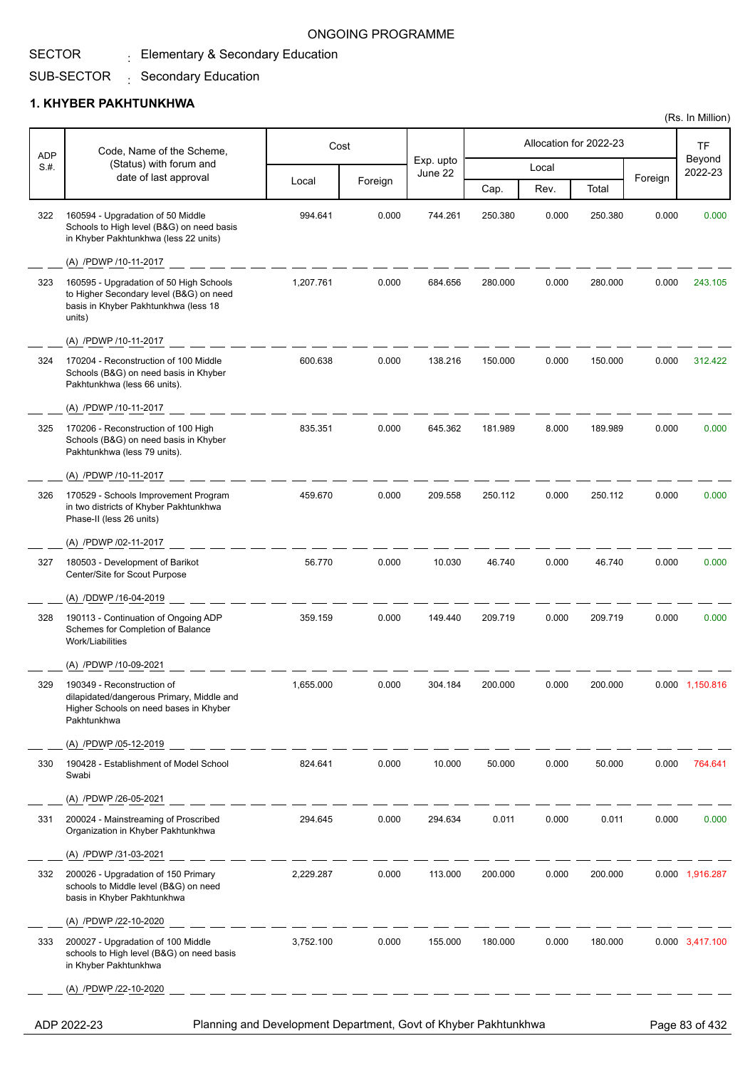ONGOING PROGRAMME

SECTOR : Elementary & Secondary Education

SUB-SECTOR : Secondary Education

## 1. KHYBER PAKHTUNKHWA

(Rs. In Million)

| ADP S.#. | Code, Name of the Scheme, (Status) with forum and date of last approval | Cost | | Exp. upto June 22 | Allocation for 2022-23 | | | | TF Beyond 2022-23 |
|---|---|---|---|---|---|---|---|---|---|
| | | Local | Foreign | | Local | | | Foreign | |
| | | | | | Cap. | Rev. | Total | | |
| 322 | 160594 - Upgradation of 50 Middle Schools to High level (B&G) on need basis in Khyber Pakhtunkhwa (less 22 units)<br>(A) /PDWP /10-11-2017 | 994.641 | 0.000 | 744.261 | 250.380 | 0.000 | 250.380 | 0.000 | 0.000 |
| 323 | 160595 - Upgradation of 50 High Schools to Higher Secondary level (B&G) on need basis in Khyber Pakhtunkhwa (less 18 units)<br>(A) /PDWP /10-11-2017 | 1,207.761 | 0.000 | 684.656 | 280.000 | 0.000 | 280.000 | 0.000 | 243.105 |
| 324 | 170204 - Reconstruction of 100 Middle Schools (B&G) on need basis in Khyber Pakhtunkhwa (less 66 units).<br>(A) /PDWP /10-11-2017 | 600.638 | 0.000 | 138.216 | 150.000 | 0.000 | 150.000 | 0.000 | 312.422 |
| 325 | 170206 - Reconstruction of 100 High Schools (B&G) on need basis in Khyber Pakhtunkhwa (less 79 units).<br>(A) /PDWP /10-11-2017 | 835.351 | 0.000 | 645.362 | 181.989 | 8.000 | 189.989 | 0.000 | 0.000 |
| 326 | 170529 - Schools Improvement Program in two districts of Khyber Pakhtunkhwa Phase-II (less 26 units)<br>(A) /PDWP /02-11-2017 | 459.670 | 0.000 | 209.558 | 250.112 | 0.000 | 250.112 | 0.000 | 0.000 |
| 327 | 180503 - Development of Barikot Center/Site for Scout Purpose<br>(A) /DDWP /16-04-2019 | 56.770 | 0.000 | 10.030 | 46.740 | 0.000 | 46.740 | 0.000 | 0.000 |
| 328 | 190113 - Continuation of Ongoing ADP Schemes for Completion of Balance Work/Liabilities<br>(A) /PDWP /10-09-2021 | 359.159 | 0.000 | 149.440 | 209.719 | 0.000 | 209.719 | 0.000 | 0.000 |
| 329 | 190349 - Reconstruction of dilapidated/dangerous Primary, Middle and Higher Schools on need bases in Khyber Pakhtunkhwa<br>(A) /PDWP /05-12-2019 | 1,655.000 | 0.000 | 304.184 | 200.000 | 0.000 | 200.000 | 0.000 | 1,150.816 |
| 330 | 190428 - Establishment of Model School Swabi<br>(A) /PDWP /26-05-2021 | 824.641 | 0.000 | 10.000 | 50.000 | 0.000 | 50.000 | 0.000 | 764.641 |
| 331 | 200024 - Mainstreaming of Proscribed Organization in Khyber Pakhtunkhwa<br>(A) /PDWP /31-03-2021 | 294.645 | 0.000 | 294.634 | 0.011 | 0.000 | 0.011 | 0.000 | 0.000 |
| 332 | 200026 - Upgradation of 150 Primary schools to Middle level (B&G) on need basis in Khyber Pakhtunkhwa<br>(A) /PDWP /22-10-2020 | 2,229.287 | 0.000 | 113.000 | 200.000 | 0.000 | 200.000 | 0.000 | 1,916.287 |
| 333 | 200027 - Upgradation of 100 Middle schools to High level (B&G) on need basis in Khyber Pakhtunkhwa<br>(A) /PDWP /22-10-2020 | 3,752.100 | 0.000 | 155.000 | 180.000 | 0.000 | 180.000 | 0.000 | 3,417.100 |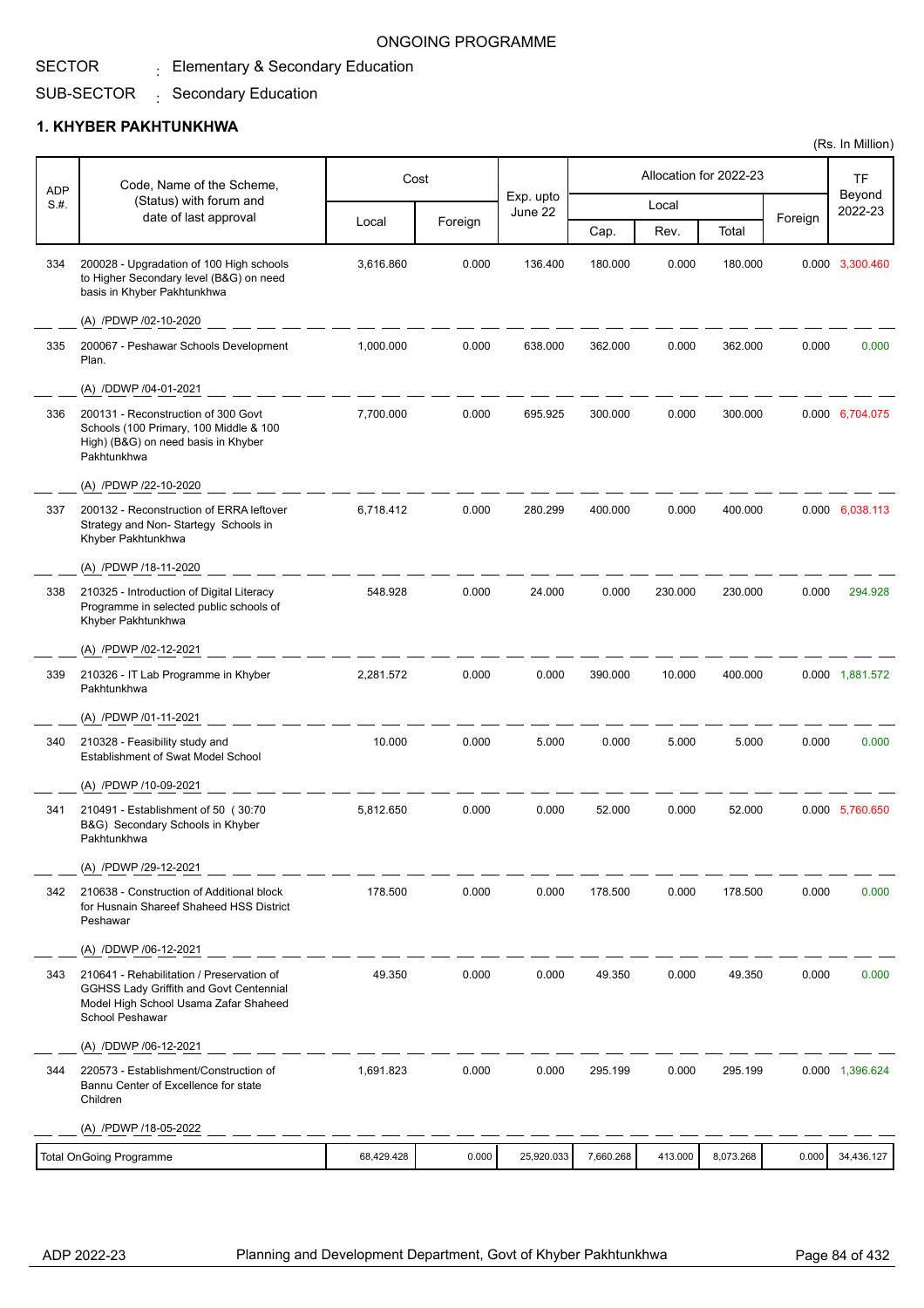ONGOING PROGRAMME

SECTOR : Elementary & Secondary Education

SUB-SECTOR : Secondary Education

## 1. KHYBER PAKHTUNKHWA

(Rs. In Million)

| ADP S.#. | Code, Name of the Scheme, (Status) with forum and date of last approval | Cost | | Exp. upto June 22 | Allocation for 2022-23 | | | | TF Beyond 2022-23 |
|---|---|---|---|---|---|---|---|---|---|
| | | Local | Foreign | | Local | | | Foreign | |
| | | | | | Cap. | Rev. | Total | | |
| 334 | 200028 - Upgradation of 100 High schools to Higher Secondary level (B&G) on need basis in Khyber Pakhtunkhwa<br>(A) /PDWP /02-10-2020 | 3,616.860 | 0.000 | 136.400 | 180.000 | 0.000 | 180.000 | 0.000 | 3,300.460 |
| 335 | 200067 - Peshawar Schools Development Plan.<br>(A) /DDWP /04-01-2021 | 1,000.000 | 0.000 | 638.000 | 362.000 | 0.000 | 362.000 | 0.000 | 0.000 |
| 336 | 200131 - Reconstruction of 300 Govt Schools (100 Primary, 100 Middle & 100 High) (B&G) on need basis in Khyber Pakhtunkhwa<br>(A) /PDWP /22-10-2020 | 7,700.000 | 0.000 | 695.925 | 300.000 | 0.000 | 300.000 | 0.000 | 6,704.075 |
| 337 | 200132 - Reconstruction of ERRA leftover Strategy and Non- Startegy Schools in Khyber Pakhtunkhwa<br>(A) /PDWP /18-11-2020 | 6,718.412 | 0.000 | 280.299 | 400.000 | 0.000 | 400.000 | 0.000 | 6,038.113 |
| 338 | 210325 - Introduction of Digital Literacy Programme in selected public schools of Khyber Pakhtunkhwa<br>(A) /PDWP /02-12-2021 | 548.928 | 0.000 | 24.000 | 0.000 | 230.000 | 230.000 | 0.000 | 294.928 |
| 339 | 210326 - IT Lab Programme in Khyber Pakhtunkhwa<br>(A) /PDWP /01-11-2021 | 2,281.572 | 0.000 | 0.000 | 390.000 | 10.000 | 400.000 | 0.000 | 1,881.572 |
| 340 | 210328 - Feasibility study and Establishment of Swat Model School<br>(A) /PDWP /10-09-2021 | 10.000 | 0.000 | 5.000 | 0.000 | 5.000 | 5.000 | 0.000 | 0.000 |
| 341 | 210491 - Establishment of 50 ( 30:70 B&G) Secondary Schools in Khyber Pakhtunkhwa<br>(A) /PDWP /29-12-2021 | 5,812.650 | 0.000 | 0.000 | 52.000 | 0.000 | 52.000 | 0.000 | 5,760.650 |
| 342 | 210638 - Construction of Additional block for Husnain Shareef Shaheed HSS District Peshawar<br>(A) /DDWP /06-12-2021 | 178.500 | 0.000 | 0.000 | 178.500 | 0.000 | 178.500 | 0.000 | 0.000 |
| 343 | 210641 - Rehabilitation / Preservation of GGHSS Lady Griffith and Govt Centennial Model High School Usama Zafar Shaheed School Peshawar<br>(A) /DDWP /06-12-2021 | 49.350 | 0.000 | 0.000 | 49.350 | 0.000 | 49.350 | 0.000 | 0.000 |
| 344 | 220573 - Establishment/Construction of Bannu Center of Excellence for state Children<br>(A) /PDWP /18-05-2022 | 1,691.823 | 0.000 | 0.000 | 295.199 | 0.000 | 295.199 | 0.000 | 1,396.624 |
| Total OnGoing Programme | | 68,429.428 | 0.000 | 25,920.033 | 7,660.268 | 413.000 | 8,073.268 | 0.000 | 34,436.127 |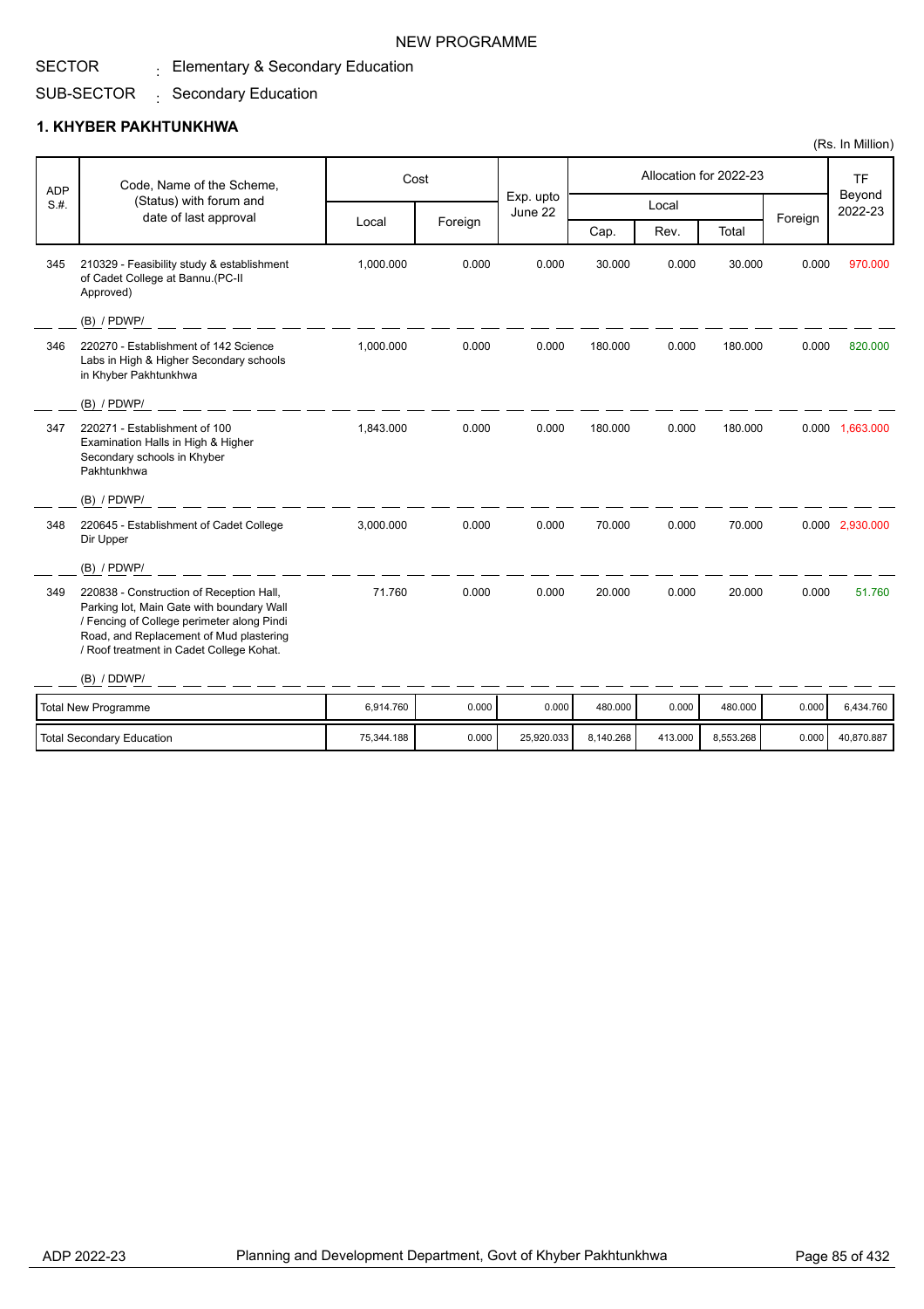NEW PROGRAMME

SECTOR : Elementary & Secondary Education

SUB-SECTOR : Secondary Education

## 1. KHYBER PAKHTUNKHWA

(Rs. In Million)

| ADP S.#. | Code, Name of the Scheme, (Status) with forum and date of last approval | Cost | | Exp. upto June 22 | Allocation for 2022-23 | | | | TF Beyond 2022-23 |
|---|---|---|---|---|---|---|---|---|---|
| | | Local | Foreign | | Local | | | Foreign | |
| | | | | | Cap. | Rev. | Total | | |
| 345 | 210329 - Feasibility study & establishment of Cadet College at Bannu.(PC-II Approved)<br>(B) / PDWP/ | 1,000.000 | 0.000 | 0.000 | 30.000 | 0.000 | 30.000 | 0.000 | 970.000 |
| 346 | 220270 - Establishment of 142 Science Labs in High & Higher Secondary schools in Khyber Pakhtunkhwa<br>(B) / PDWP/ | 1,000.000 | 0.000 | 0.000 | 180.000 | 0.000 | 180.000 | 0.000 | 820.000 |
| 347 | 220271 - Establishment of 100 Examination Halls in High & Higher Secondary schools in Khyber Pakhtunkhwa<br>(B) / PDWP/ | 1,843.000 | 0.000 | 0.000 | 180.000 | 0.000 | 180.000 | 0.000 | 1,663.000 |
| 348 | 220645 - Establishment of Cadet College Dir Upper<br>(B) / PDWP/ | 3,000.000 | 0.000 | 0.000 | 70.000 | 0.000 | 70.000 | 0.000 | 2,930.000 |
| 349 | 220838 - Construction of Reception Hall, Parking lot, Main Gate with boundary Wall / Fencing of College perimeter along Pindi Road, and Replacement of Mud plastering / Roof treatment in Cadet College Kohat.<br>(B) / DDWP/ | 71.760 | 0.000 | 0.000 | 20.000 | 0.000 | 20.000 | 0.000 | 51.760 |
| | Total New Programme | 6,914.760 | 0.000 | 0.000 | 480.000 | 0.000 | 480.000 | 0.000 | 6,434.760 |
| | Total Secondary Education | 75,344.188 | 0.000 | 25,920.033 | 8,140.268 | 413.000 | 8,553.268 | 0.000 | 40,870.887 |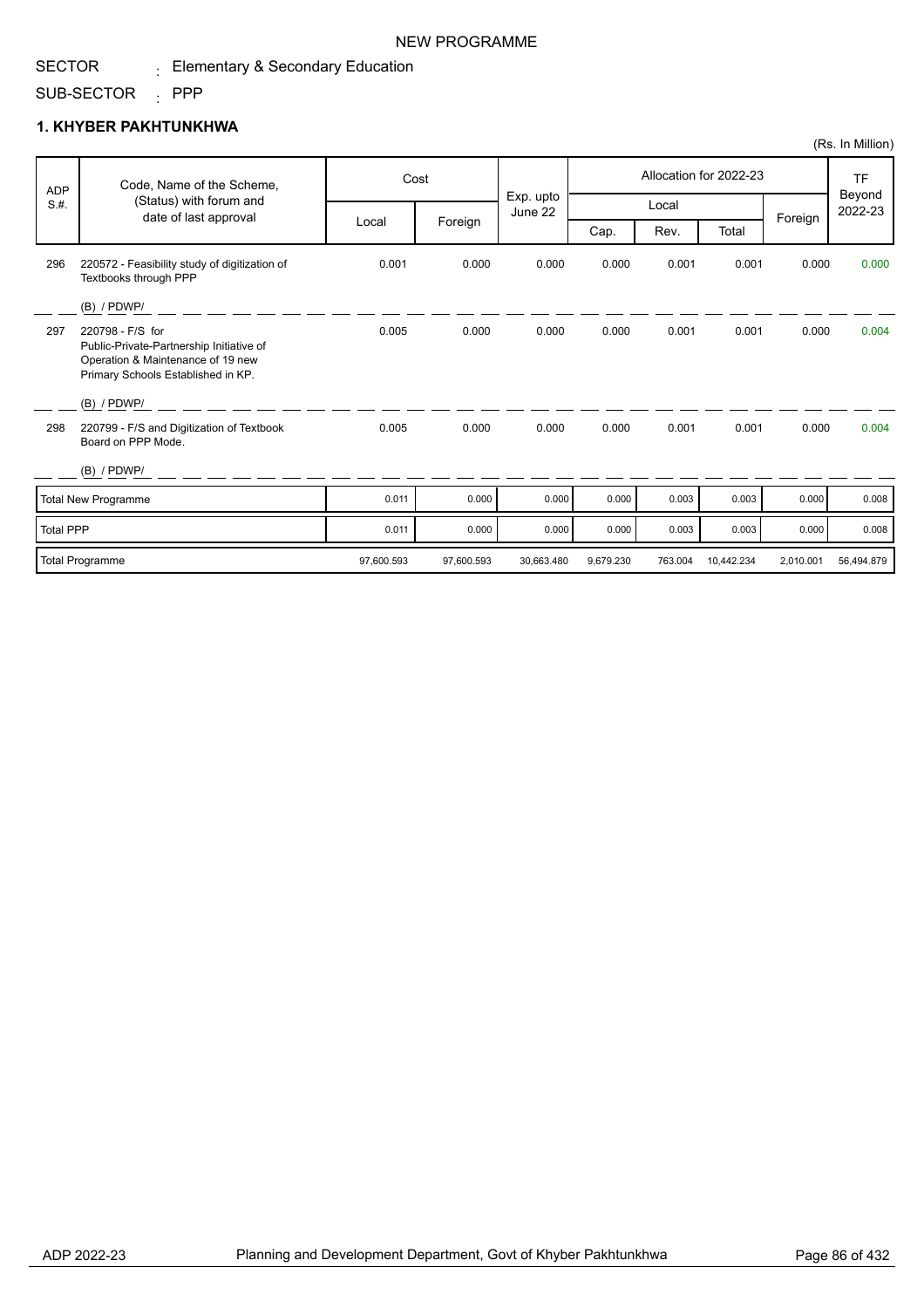NEW PROGRAMME

SECTOR : Elementary & Secondary Education

SUB-SECTOR : PPP

## 1. KHYBER PAKHTUNKHWA

(Rs. In Million)

| ADP S.#. | Code, Name of the Scheme, (Status) with forum and date of last approval | Cost | | Exp. upto June 22 | Allocation for 2022-23 | | | | TF Beyond 2022-23 |
|---|---|---|---|---|---|---|---|---|---|
| | | Local | Foreign | | Local | | | Foreign | |
| | | | | | Cap. | Rev. | Total | | |
| 296 | 220572 - Feasibility study of digitization of Textbooks through PPP<br>(B) / PDWP/ | 0.001 | 0.000 | 0.000 | 0.000 | 0.001 | 0.001 | 0.000 | 0.000 |
| 297 | 220798 - F/S for Public-Private-Partnership Initiative of Operation & Maintenance of 19 new Primary Schools Established in KP.<br>(B) / PDWP/ | 0.005 | 0.000 | 0.000 | 0.000 | 0.001 | 0.001 | 0.000 | 0.004 |
| 298 | 220799 - F/S and Digitization of Textbook Board on PPP Mode.<br>(B) / PDWP/ | 0.005 | 0.000 | 0.000 | 0.000 | 0.001 | 0.001 | 0.000 | 0.004 |
| Total New Programme | | 0.011 | 0.000 | 0.000 | 0.000 | 0.003 | 0.003 | 0.000 | 0.008 |
| Total PPP | | 0.011 | 0.000 | 0.000 | 0.000 | 0.003 | 0.003 | 0.000 | 0.008 |
| Total Programme | | 97,600.593 | 97,600.593 | 30,663.480 | 9,679.230 | 763.004 | 10,442.234 | 2,010.001 | 56,494.879 |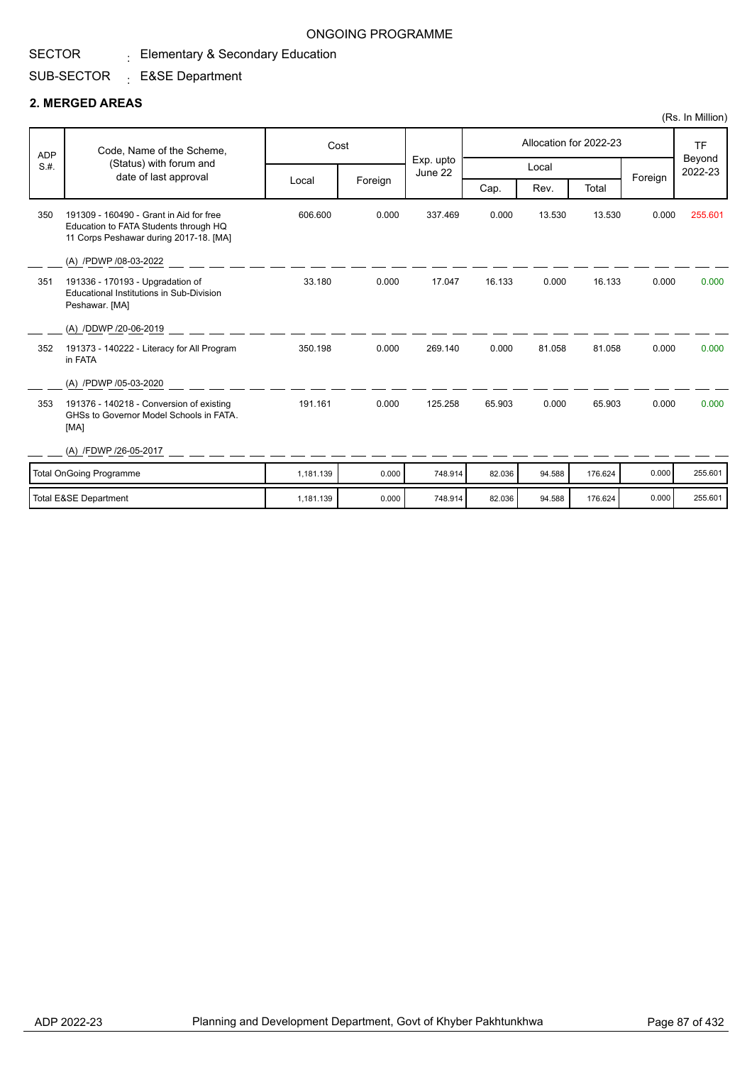ONGOING PROGRAMME

SECTOR : Elementary & Secondary Education

SUB-SECTOR : E&SE Department

## 2. MERGED AREAS

(Rs. In Million)

| ADP S.#. | Code, Name of the Scheme, (Status) with forum and date of last approval | Cost | | Exp. upto June 22 | Allocation for 2022-23 | | | | TF Beyond 2022-23 |
|---|---|---|---|---|---|---|---|---|---|
| | | Local | Foreign | | Local | | | Foreign | |
| | | | | | Cap. | Rev. | Total | | |
| 350 | 191309 - 160490 - Grant in Aid for free Education to FATA Students through HQ 11 Corps Peshawar during 2017-18. [MA]<br>(A) /PDWP /08-03-2022 | 606.600 | 0.000 | 337.469 | 0.000 | 13.530 | 13.530 | 0.000 | 255.601 |
| 351 | 191336 - 170193 - Upgradation of Educational Institutions in Sub-Division Peshawar. [MA]<br>(A) /DDWP /20-06-2019 | 33.180 | 0.000 | 17.047 | 16.133 | 0.000 | 16.133 | 0.000 | 0.000 |
| 352 | 191373 - 140222 - Literacy for All Program in FATA<br>(A) /PDWP /05-03-2020 | 350.198 | 0.000 | 269.140 | 0.000 | 81.058 | 81.058 | 0.000 | 0.000 |
| 353 | 191376 - 140218 - Conversion of existing GHSs to Governor Model Schools in FATA. [MA]<br>(A) /FDWP /26-05-2017 | 191.161 | 0.000 | 125.258 | 65.903 | 0.000 | 65.903 | 0.000 | 0.000 |
| | Total OnGoing Programme | 1,181.139 | 0.000 | 748.914 | 82.036 | 94.588 | 176.624 | 0.000 | 255.601 |
| | Total E&SE Department | 1,181.139 | 0.000 | 748.914 | 82.036 | 94.588 | 176.624 | 0.000 | 255.601 |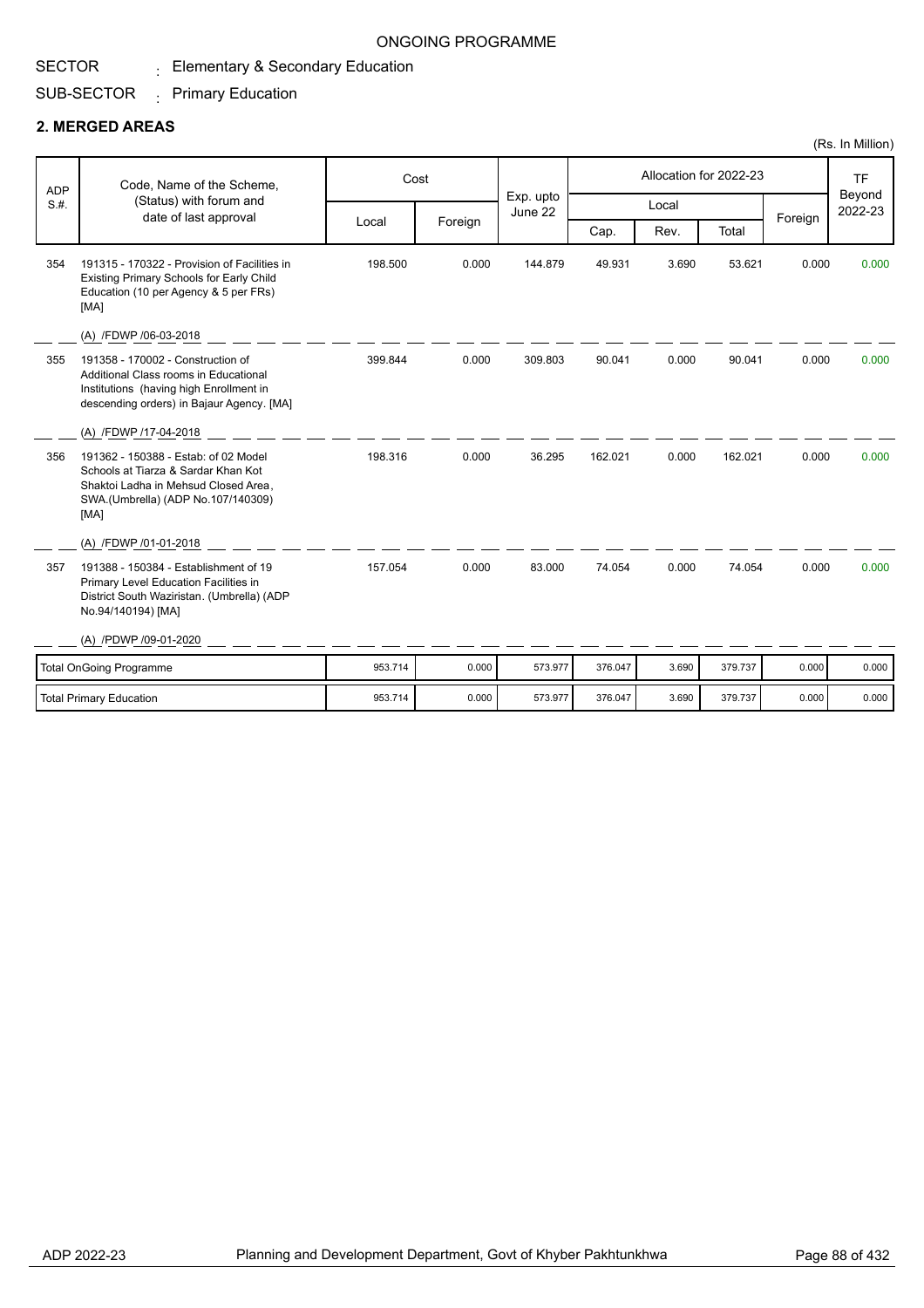ONGOING PROGRAMME

SECTOR : Elementary & Secondary Education

SUB-SECTOR : Primary Education

## 2. MERGED AREAS

(Rs. In Million)

| ADP S.#. | Code, Name of the Scheme, (Status) with forum and date of last approval | Cost | | Exp. upto June 22 | Allocation for 2022-23 | | | | TF Beyond 2022-23 |
|---|---|---|---|---|---|---|---|---|---|
| | | Local | Foreign | | Local | | | Foreign | |
| | | | | | Cap. | Rev. | Total | | |
| 354 | 191315 - 170322 - Provision of Facilities in Existing Primary Schools for Early Child Education (10 per Agency & 5 per FRs) [MA]<br>(A) /FDWP /06-03-2018 | 198.500 | 0.000 | 144.879 | 49.931 | 3.690 | 53.621 | 0.000 | 0.000 |
| 355 | 191358 - 170002 - Construction of Additional Class rooms in Educational Institutions (having high Enrollment in descending orders) in Bajaur Agency. [MA]<br>(A) /FDWP /17-04-2018 | 399.844 | 0.000 | 309.803 | 90.041 | 0.000 | 90.041 | 0.000 | 0.000 |
| 356 | 191362 - 150388 - Estab: of 02 Model Schools at Tiarza & Sardar Khan Kot Shaktoi Ladha in Mehsud Closed Area, SWA.(Umbrella) (ADP No.107/140309) [MA]<br>(A) /FDWP /01-01-2018 | 198.316 | 0.000 | 36.295 | 162.021 | 0.000 | 162.021 | 0.000 | 0.000 |
| 357 | 191388 - 150384 - Establishment of 19 Primary Level Education Facilities in District South Waziristan. (Umbrella) (ADP No.94/140194) [MA]<br>(A) /PDWP /09-01-2020 | 157.054 | 0.000 | 83.000 | 74.054 | 0.000 | 74.054 | 0.000 | 0.000 |
| | Total OnGoing Programme | 953.714 | 0.000 | 573.977 | 376.047 | 3.690 | 379.737 | 0.000 | 0.000 |
| | Total Primary Education | 953.714 | 0.000 | 573.977 | 376.047 | 3.690 | 379.737 | 0.000 | 0.000 |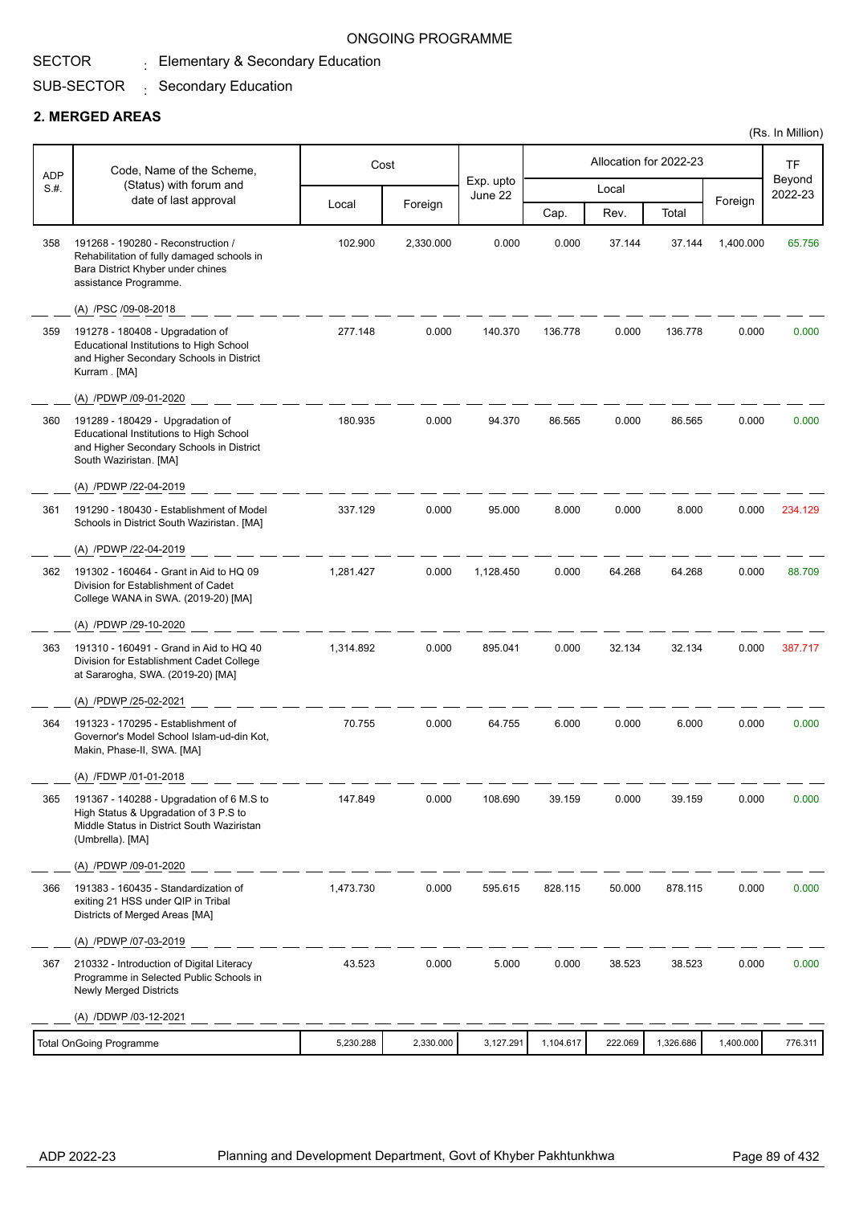ONGOING PROGRAMME

SECTOR : Elementary & Secondary Education

SUB-SECTOR : Secondary Education

## 2. MERGED AREAS

(Rs. In Million)

| ADP S.#. | Code, Name of the Scheme, (Status) with forum and date of last approval | Cost | | Exp. upto June 22 | Allocation for 2022-23 | | | | TF Beyond 2022-23 |
|---|---|---|---|---|---|---|---|---|---|
| | | Local | Foreign | | Local | | | Foreign | |
| | | | | | Cap. | Rev. | Total | | |
| 358 | 191268 - 190280 - Reconstruction / Rehabilitation of fully damaged schools in Bara District Khyber under chines assistance Programme. (A) /PSC /09-08-2018 | 102.900 | 2,330.000 | 0.000 | 0.000 | 37.144 | 37.144 | 1,400.000 | 65.756 |
| 359 | 191278 - 180408 - Upgradation of Educational Institutions to High School and Higher Secondary Schools in District Kurram . [MA] (A) /PDWP /09-01-2020 | 277.148 | 0.000 | 140.370 | 136.778 | 0.000 | 136.778 | 0.000 | 0.000 |
| 360 | 191289 - 180429 - Upgradation of Educational Institutions to High School and Higher Secondary Schools in District South Waziristan. [MA] (A) /PDWP /22-04-2019 | 180.935 | 0.000 | 94.370 | 86.565 | 0.000 | 86.565 | 0.000 | 0.000 |
| 361 | 191290 - 180430 - Establishment of Model Schools in District South Waziristan. [MA] (A) /PDWP /22-04-2019 | 337.129 | 0.000 | 95.000 | 8.000 | 0.000 | 8.000 | 0.000 | 234.129 |
| 362 | 191302 - 160464 - Grant in Aid to HQ 09 Division for Establishment of Cadet College WANA in SWA. (2019-20) [MA] (A) /PDWP /29-10-2020 | 1,281.427 | 0.000 | 1,128.450 | 0.000 | 64.268 | 64.268 | 0.000 | 88.709 |
| 363 | 191310 - 160491 - Grand in Aid to HQ 40 Division for Establishment Cadet College at Sararogha, SWA. (2019-20) [MA] (A) /PDWP /25-02-2021 | 1,314.892 | 0.000 | 895.041 | 0.000 | 32.134 | 32.134 | 0.000 | 387.717 |
| 364 | 191323 - 170295 - Establishment of Governor's Model School Islam-ud-din Kot, Makin, Phase-II, SWA. [MA] (A) /FDWP /01-01-2018 | 70.755 | 0.000 | 64.755 | 6.000 | 0.000 | 6.000 | 0.000 | 0.000 |
| 365 | 191367 - 140288 - Upgradation of 6 M.S to High Status & Upgradation of 3 P.S to Middle Status in District South Waziristan (Umbrella). [MA] (A) /PDWP /09-01-2020 | 147.849 | 0.000 | 108.690 | 39.159 | 0.000 | 39.159 | 0.000 | 0.000 |
| 366 | 191383 - 160435 - Standardization of exiting 21 HSS under QIP in Tribal Districts of Merged Areas [MA] (A) /PDWP /07-03-2019 | 1,473.730 | 0.000 | 595.615 | 828.115 | 50.000 | 878.115 | 0.000 | 0.000 |
| 367 | 210332 - Introduction of Digital Literacy Programme in Selected Public Schools in Newly Merged Districts (A) /DDWP /03-12-2021 | 43.523 | 0.000 | 5.000 | 0.000 | 38.523 | 38.523 | 0.000 | 0.000 |
| | Total OnGoing Programme | 5,230.288 | 2,330.000 | 3,127.291 | 1,104.617 | 222.069 | 1,326.686 | 1,400.000 | 776.311 |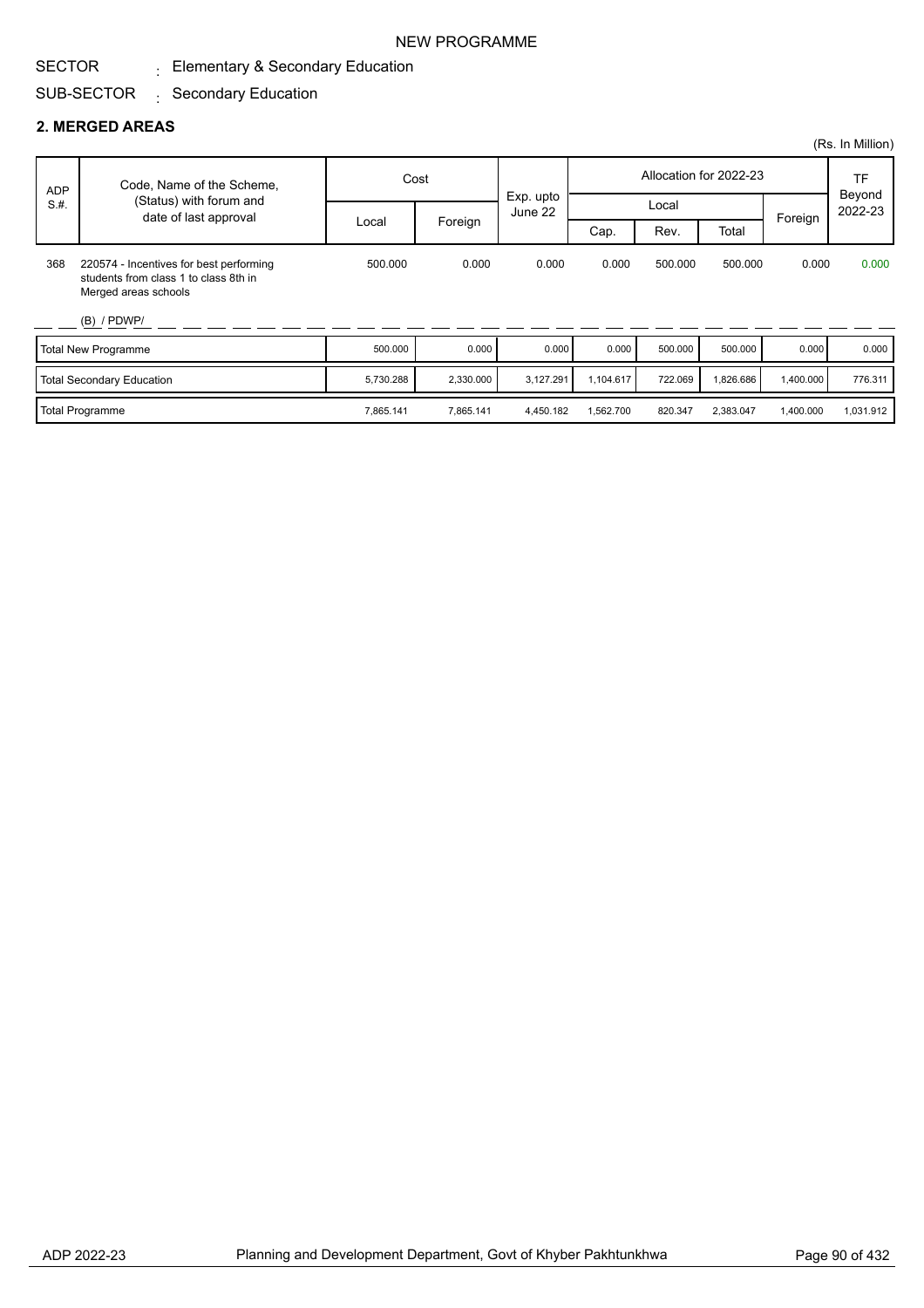NEW PROGRAMME

SECTOR : Elementary & Secondary Education

SUB-SECTOR : Secondary Education

## 2. MERGED AREAS

(Rs. In Million)

| ADP S.#. | Code, Name of the Scheme, (Status) with forum and date of last approval | Cost | | Exp. upto June 22 | Allocation for 2022-23 | | | | TF Beyond 2022-23 |
|---|---|---|---|---|---|---|---|---|---|
| | | Local | Foreign | | Local | | | Foreign | |
| | | | | | Cap. | Rev. | Total | | |
| 368 | 220574 - Incentives for best performing students from class 1 to class 8th in Merged areas schools (B) / PDWP/ | 500.000 | 0.000 | 0.000 | 0.000 | 500.000 | 500.000 | 0.000 | 0.000 |
| | Total New Programme | 500.000 | 0.000 | 0.000 | 0.000 | 500.000 | 500.000 | 0.000 | 0.000 |
| | Total Secondary Education | 5,730.288 | 2,330.000 | 3,127.291 | 1,104.617 | 722.069 | 1,826.686 | 1,400.000 | 776.311 |
| | Total Programme | 7,865.141 | 7,865.141 | 4,450.182 | 1,562.700 | 820.347 | 2,383.047 | 1,400.000 | 1,031.912 |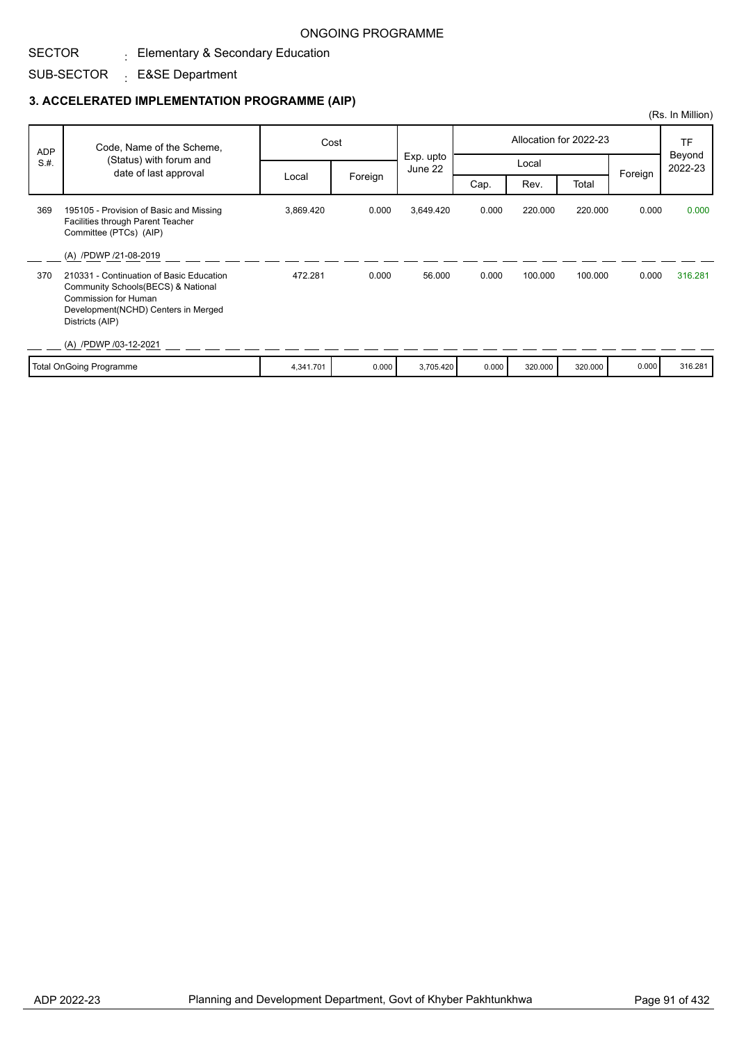ONGOING PROGRAMME

SECTOR : Elementary & Secondary Education

SUB-SECTOR : E&SE Department

### 3. ACCELERATED IMPLEMENTATION PROGRAMME (AIP)

(Rs. In Million)

| ADP S.#. | Code, Name of the Scheme, (Status) with forum and date of last approval | Cost | | Exp. upto June 22 | Allocation for 2022-23 | | | | TF Beyond 2022-23 |
|---|---|---|---|---|---|---|---|---|---|
| | | Local | Foreign | | Local | | | Foreign | |
| | | | | | Cap. | Rev. | Total | | |
| 369 | 195105 - Provision of Basic and Missing Facilities through Parent Teacher Committee (PTCs) (AIP)<br>(A) /PDWP /21-08-2019 | 3,869.420 | 0.000 | 3,649.420 | 0.000 | 220.000 | 220.000 | 0.000 | 0.000 |
| 370 | 210331 - Continuation of Basic Education Community Schools(BECS) & National Commission for Human Development(NCHD) Centers in Merged Districts (AIP)<br>(A) /PDWP /03-12-2021 | 472.281 | 0.000 | 56.000 | 0.000 | 100.000 | 100.000 | 0.000 | 316.281 |
| | Total OnGoing Programme | 4,341.701 | 0.000 | 3,705.420 | 0.000 | 320.000 | 320.000 | 0.000 | 316.281 |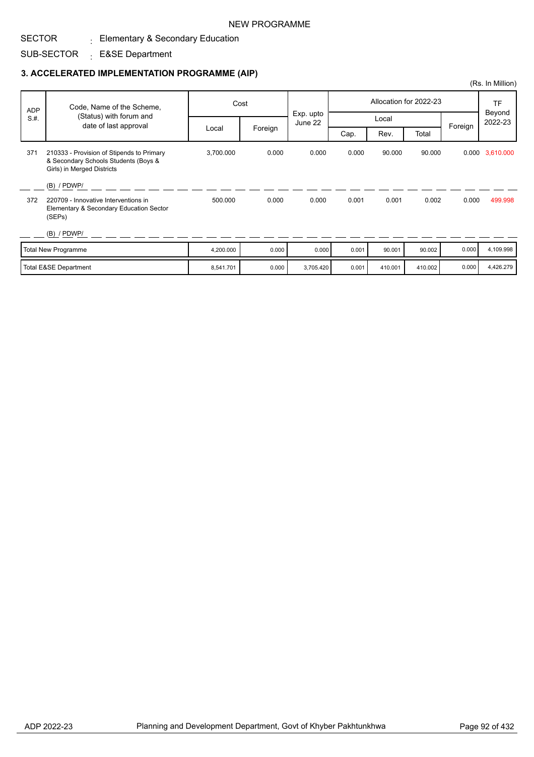NEW PROGRAMME

SECTOR : Elementary & Secondary Education

SUB-SECTOR : E&SE Department

### 3. ACCELERATED IMPLEMENTATION PROGRAMME (AIP)

(Rs. In Million)

| ADP S.#. | Code, Name of the Scheme, (Status) with forum and date of last approval | Cost | | Exp. upto June 22 | Allocation for 2022-23 | | | | TF Beyond 2022-23 |
|---|---|---|---|---|---|---|---|---|---|
| | | Local | Foreign | | Local | | | Foreign | |
| | | | | | Cap. | Rev. | Total | | |
| 371 | 210333 - Provision of Stipends to Primary & Secondary Schools Students (Boys & Girls) in Merged Districts<br>(B) / PDWP/ | 3,700.000 | 0.000 | 0.000 | 0.000 | 90.000 | 90.000 | 0.000 | 3,610.000 |
| 372 | 220709 - Innovative Interventions in Elementary & Secondary Education Sector (SEPs)<br>(B) / PDWP/ | 500.000 | 0.000 | 0.000 | 0.001 | 0.001 | 0.002 | 0.000 | 499.998 |
| | Total New Programme | 4,200.000 | 0.000 | 0.000 | 0.001 | 90.001 | 90.002 | 0.000 | 4,109.998 |
| | Total E&SE Department | 8,541.701 | 0.000 | 3,705.420 | 0.001 | 410.001 | 410.002 | 0.000 | 4,426.279 |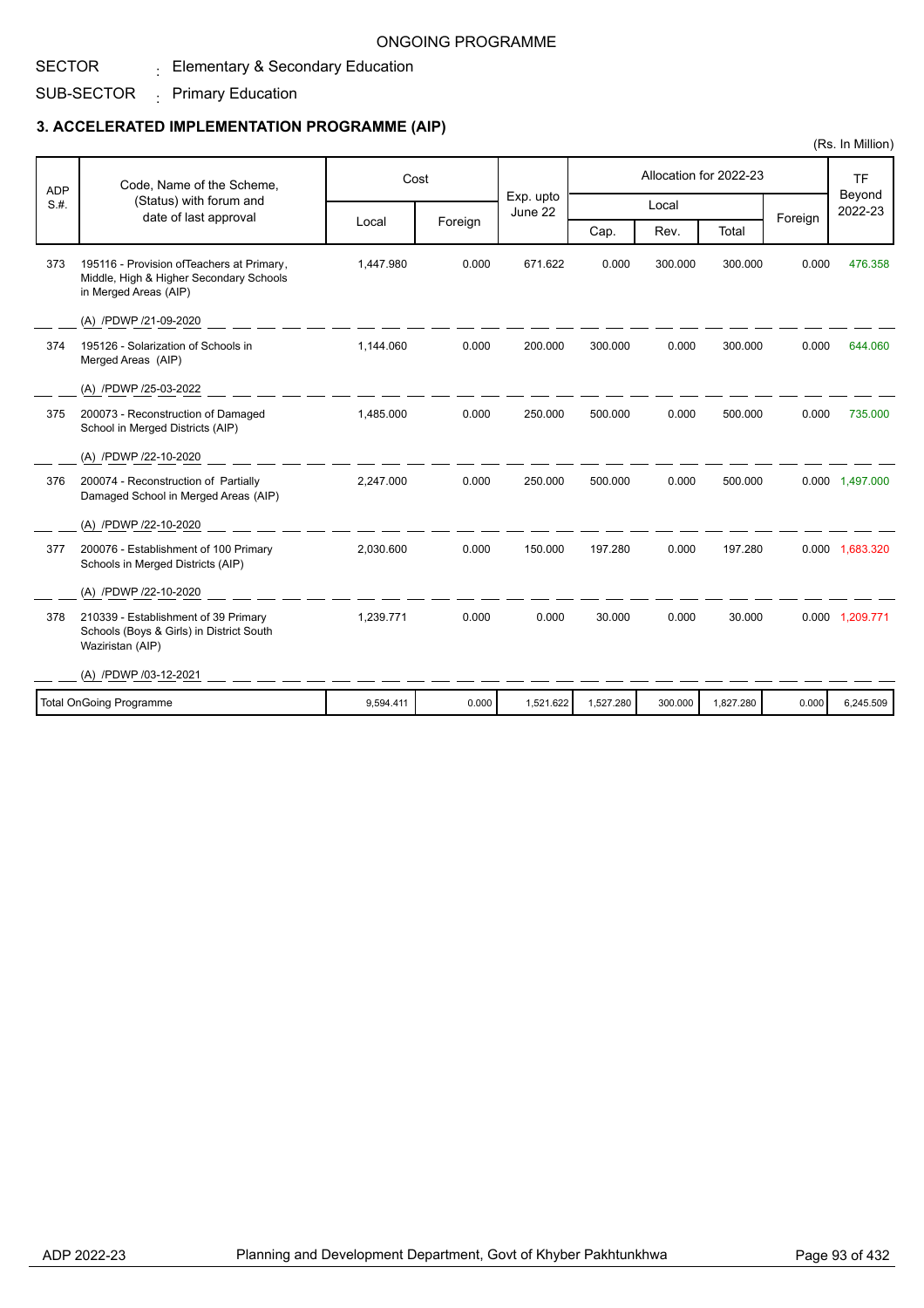ONGOING PROGRAMME

SECTOR : Elementary & Secondary Education

SUB-SECTOR : Primary Education

## 3. ACCELERATED IMPLEMENTATION PROGRAMME (AIP)

(Rs. In Million)

| ADP S.#. | Code, Name of the Scheme, (Status) with forum and date of last approval | Cost | | Exp. upto June 22 | Allocation for 2022-23 | | | | TF Beyond 2022-23 |
|---|---|---|---|---|---|---|---|---|---|
| | | | | | Local | | | Foreign | |
| | | Local | Foreign | | Cap. | Rev. | Total | | |
| 373 | 195116 - Provision ofTeachers at Primary, Middle, High & Higher Secondary Schools in Merged Areas (AIP)<br>(A) /PDWP /21-09-2020 | 1,447.980 | 0.000 | 671.622 | 0.000 | 300.000 | 300.000 | 0.000 | 476.358 |
| 374 | 195126 - Solarization of Schools in Merged Areas (AIP)<br>(A) /PDWP /25-03-2022 | 1,144.060 | 0.000 | 200.000 | 300.000 | 0.000 | 300.000 | 0.000 | 644.060 |
| 375 | 200073 - Reconstruction of Damaged School in Merged Districts (AIP)<br>(A) /PDWP /22-10-2020 | 1,485.000 | 0.000 | 250.000 | 500.000 | 0.000 | 500.000 | 0.000 | 735.000 |
| 376 | 200074 - Reconstruction of Partially Damaged School in Merged Areas (AIP)<br>(A) /PDWP /22-10-2020 | 2,247.000 | 0.000 | 250.000 | 500.000 | 0.000 | 500.000 | 0.000 | 1,497.000 |
| 377 | 200076 - Establishment of 100 Primary Schools in Merged Districts (AIP)<br>(A) /PDWP /22-10-2020 | 2,030.600 | 0.000 | 150.000 | 197.280 | 0.000 | 197.280 | 0.000 | 1,683.320 |
| 378 | 210339 - Establishment of 39 Primary Schools (Boys & Girls) in District South Waziristan (AIP)<br>(A) /PDWP /03-12-2021 | 1,239.771 | 0.000 | 0.000 | 30.000 | 0.000 | 30.000 | 0.000 | 1,209.771 |
| Total OnGoing Programme | | 9,594.411 | 0.000 | 1,521.622 | 1,527.280 | 300.000 | 1,827.280 | 0.000 | 6,245.509 |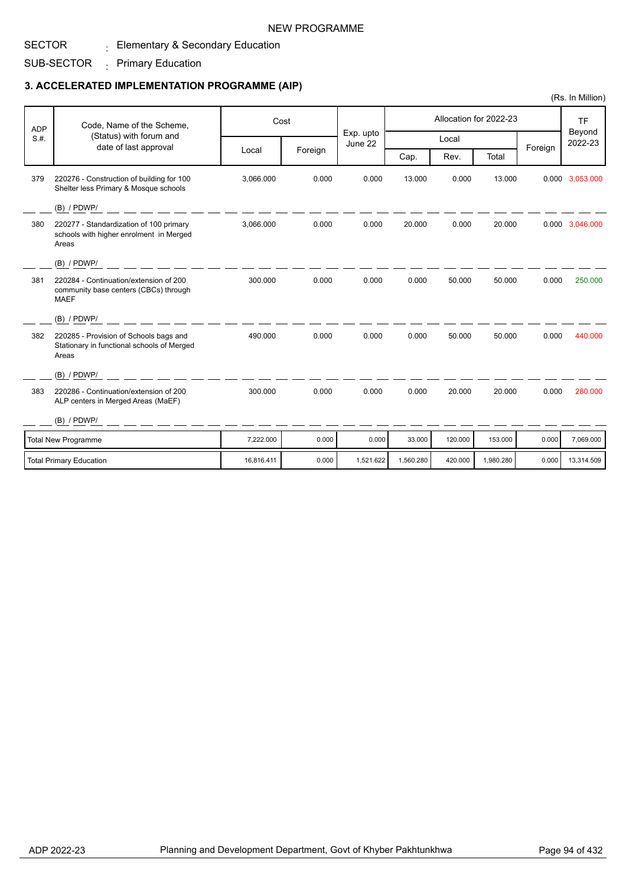NEW PROGRAMME

SECTOR : Elementary & Secondary Education

SUB-SECTOR : Primary Education

### 3. ACCELERATED IMPLEMENTATION PROGRAMME (AIP)

(Rs. In Million)

| ADP S.#. | Code, Name of the Scheme, (Status) with forum and date of last approval | Cost | | Exp. upto June 22 | Allocation for 2022-23 | | | | TF Beyond 2022-23 |
|---|---|---|---|---|---|---|---|---|---|
| | | | | | Local | | | Foreign | |
| | | Local | Foreign | | Cap. | Rev. | Total | | |
| 379 | 220276 - Construction of building for 100 Shelter less Primary & Mosque schools (B) / PDWP/ | 3,066.000 | 0.000 | 0.000 | 13.000 | 0.000 | 13.000 | 0.000 | 3,053.000 |
| 380 | 220277 - Standardization of 100 primary schools with higher enrolment in Merged Areas (B) / PDWP/ | 3,066.000 | 0.000 | 0.000 | 20.000 | 0.000 | 20.000 | 0.000 | 3,046.000 |
| 381 | 220284 - Continuation/extension of 200 community base centers (CBCs) through MAEF (B) / PDWP/ | 300.000 | 0.000 | 0.000 | 0.000 | 50.000 | 50.000 | 0.000 | 250.000 |
| 382 | 220285 - Provision of Schools bags and Stationary in functional schools of Merged Areas (B) / PDWP/ | 490.000 | 0.000 | 0.000 | 0.000 | 50.000 | 50.000 | 0.000 | 440.000 |
| 383 | 220286 - Continuation/extension of 200 ALP centers in Merged Areas (MaEF) (B) / PDWP/ | 300.000 | 0.000 | 0.000 | 0.000 | 20.000 | 20.000 | 0.000 | 280.000 |
| | Total New Programme | 7,222.000 | 0.000 | 0.000 | 33.000 | 120.000 | 153.000 | 0.000 | 7,069.000 |
| | Total Primary Education | 16,816.411 | 0.000 | 1,521.622 | 1,560.280 | 420.000 | 1,980.280 | 0.000 | 13,314.509 |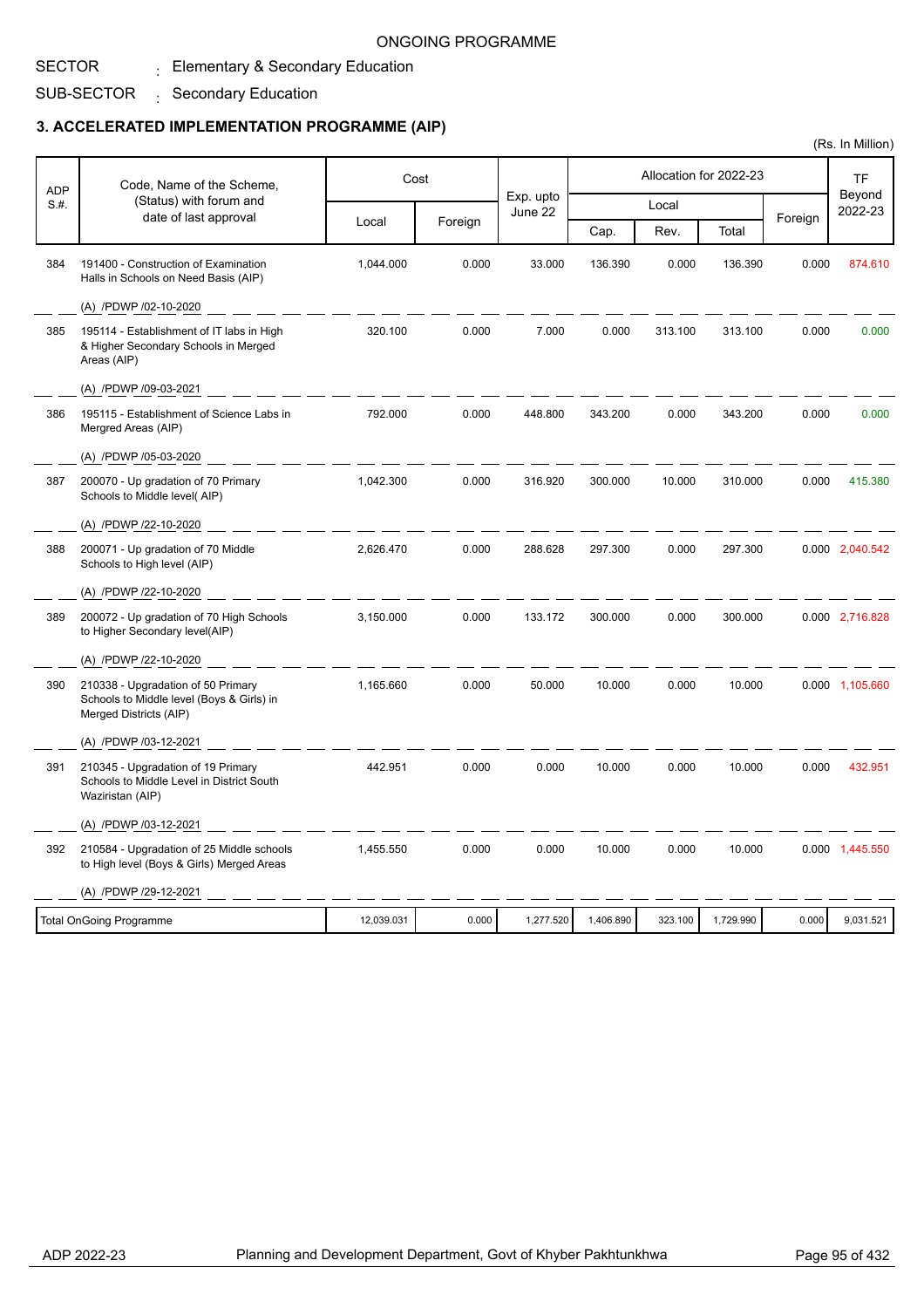ONGOING PROGRAMME

SECTOR : Elementary & Secondary Education

SUB-SECTOR : Secondary Education

### 3. ACCELERATED IMPLEMENTATION PROGRAMME (AIP)

(Rs. In Million)

| ADP S.#. | Code, Name of the Scheme, (Status) with forum and date of last approval | Cost | | Exp. upto June 22 | Allocation for 2022-23 | | | | TF Beyond 2022-23 |
|---|---|---|---|---|---|---|---|---|---|
| | | Local | Foreign | | Local | | | Foreign | |
| | | | | | Cap. | Rev. | Total | | |
| 384 | 191400 - Construction of Examination Halls in Schools on Need Basis (AIP)<br>(A) /PDWP /02-10-2020 | 1,044.000 | 0.000 | 33.000 | 136.390 | 0.000 | 136.390 | 0.000 | 874.610 |
| 385 | 195114 - Establishment of IT labs in High & Higher Secondary Schools in Merged Areas (AIP)<br>(A) /PDWP /09-03-2021 | 320.100 | 0.000 | 7.000 | 0.000 | 313.100 | 313.100 | 0.000 | 0.000 |
| 386 | 195115 - Establishment of Science Labs in Mergred Areas (AIP)<br>(A) /PDWP /05-03-2020 | 792.000 | 0.000 | 448.800 | 343.200 | 0.000 | 343.200 | 0.000 | 0.000 |
| 387 | 200070 - Up gradation of 70 Primary Schools to Middle level( AIP)<br>(A) /PDWP /22-10-2020 | 1,042.300 | 0.000 | 316.920 | 300.000 | 10.000 | 310.000 | 0.000 | 415.380 |
| 388 | 200071 - Up gradation of 70 Middle Schools to High level (AIP)<br>(A) /PDWP /22-10-2020 | 2,626.470 | 0.000 | 288.628 | 297.300 | 0.000 | 297.300 | 0.000 | 2,040.542 |
| 389 | 200072 - Up gradation of 70 High Schools to Higher Secondary level(AIP)<br>(A) /PDWP /22-10-2020 | 3,150.000 | 0.000 | 133.172 | 300.000 | 0.000 | 300.000 | 0.000 | 2,716.828 |
| 390 | 210338 - Upgradation of 50 Primary Schools to Middle level (Boys & Girls) in Merged Districts (AIP)<br>(A) /PDWP /03-12-2021 | 1,165.660 | 0.000 | 50.000 | 10.000 | 0.000 | 10.000 | 0.000 | 1,105.660 |
| 391 | 210345 - Upgradation of 19 Primary Schools to Middle Level in District South Waziristan (AIP)<br>(A) /PDWP /03-12-2021 | 442.951 | 0.000 | 0.000 | 10.000 | 0.000 | 10.000 | 0.000 | 432.951 |
| 392 | 210584 - Upgradation of 25 Middle schools to High level (Boys & Girls) Merged Areas<br>(A) /PDWP /29-12-2021 | 1,455.550 | 0.000 | 0.000 | 10.000 | 0.000 | 10.000 | 0.000 | 1,445.550 |
| | Total OnGoing Programme | 12,039.031 | 0.000 | 1,277.520 | 1,406.890 | 323.100 | 1,729.990 | 0.000 | 9,031.521 |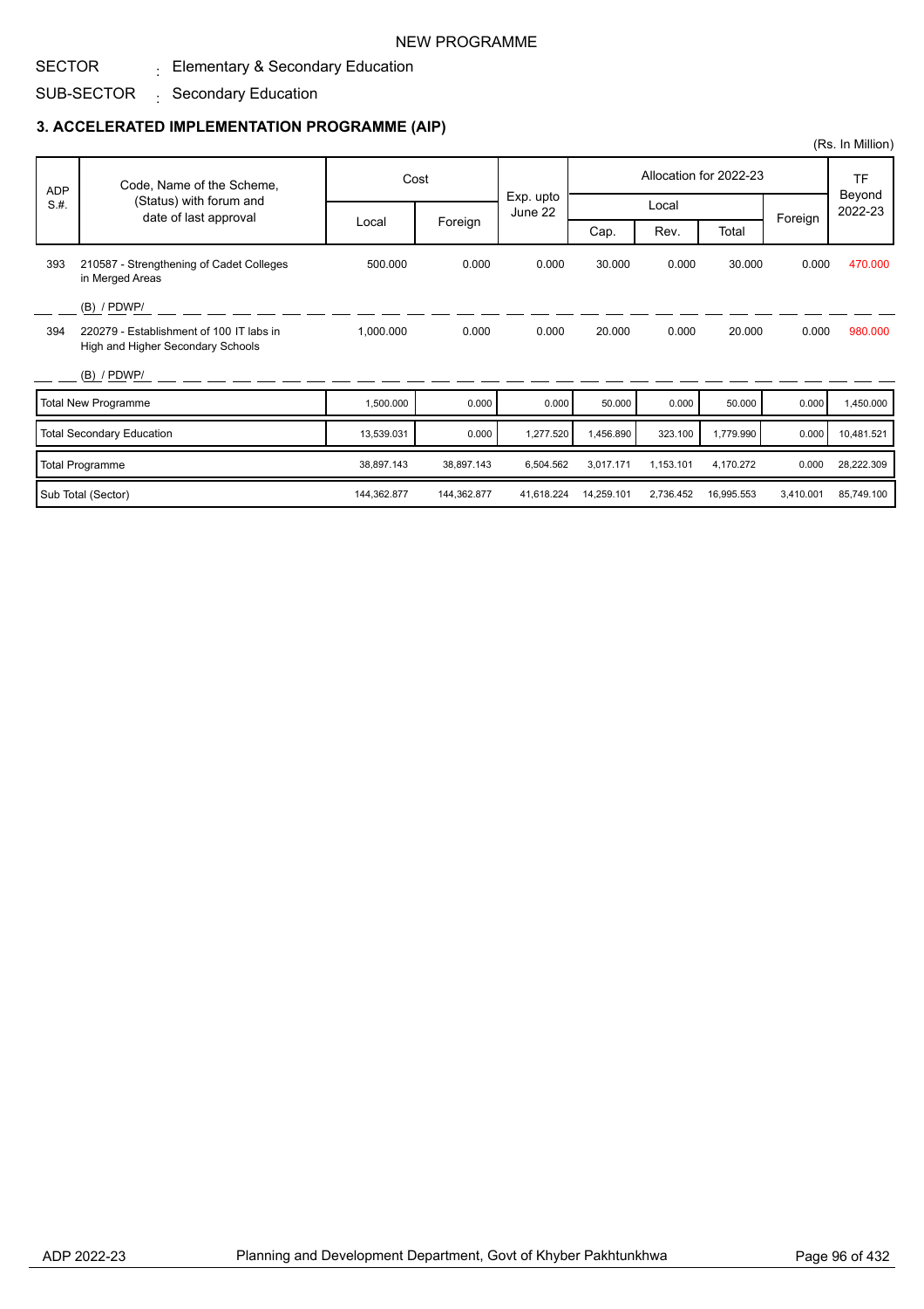NEW PROGRAMME

SECTOR : Elementary & Secondary Education

SUB-SECTOR : Secondary Education

### 3. ACCELERATED IMPLEMENTATION PROGRAMME (AIP)

(Rs. In Million)

| ADP S.#. | Code, Name of the Scheme, (Status) with forum and date of last approval | Cost | | Exp. upto June 22 | Allocation for 2022-23 | | | | TF Beyond 2022-23 |
|---|---|---|---|---|---|---|---|---|---|
| | | Local | Foreign | | Local | | | Foreign | |
| | | | | | Cap. | Rev. | Total | | |
| 393 | 210587 - Strengthening of Cadet Colleges in Merged Areas<br>(B) / PDWP/ | 500.000 | 0.000 | 0.000 | 30.000 | 0.000 | 30.000 | 0.000 | 470.000 |
| 394 | 220279 - Establishment of 100 IT labs in High and Higher Secondary Schools<br>(B) / PDWP/ | 1,000.000 | 0.000 | 0.000 | 20.000 | 0.000 | 20.000 | 0.000 | 980.000 |
| | Total New Programme | 1,500.000 | 0.000 | 0.000 | 50.000 | 0.000 | 50.000 | 0.000 | 1,450.000 |
| | Total Secondary Education | 13,539.031 | 0.000 | 1,277.520 | 1,456.890 | 323.100 | 1,779.990 | 0.000 | 10,481.521 |
| | Total Programme | 38,897.143 | 38,897.143 | 6,504.562 | 3,017.171 | 1,153.101 | 4,170.272 | 0.000 | 28,222.309 |
| | Sub Total (Sector) | 144,362.877 | 144,362.877 | 41,618.224 | 14,259.101 | 2,736.452 | 16,995.553 | 3,410.001 | 85,749.100 |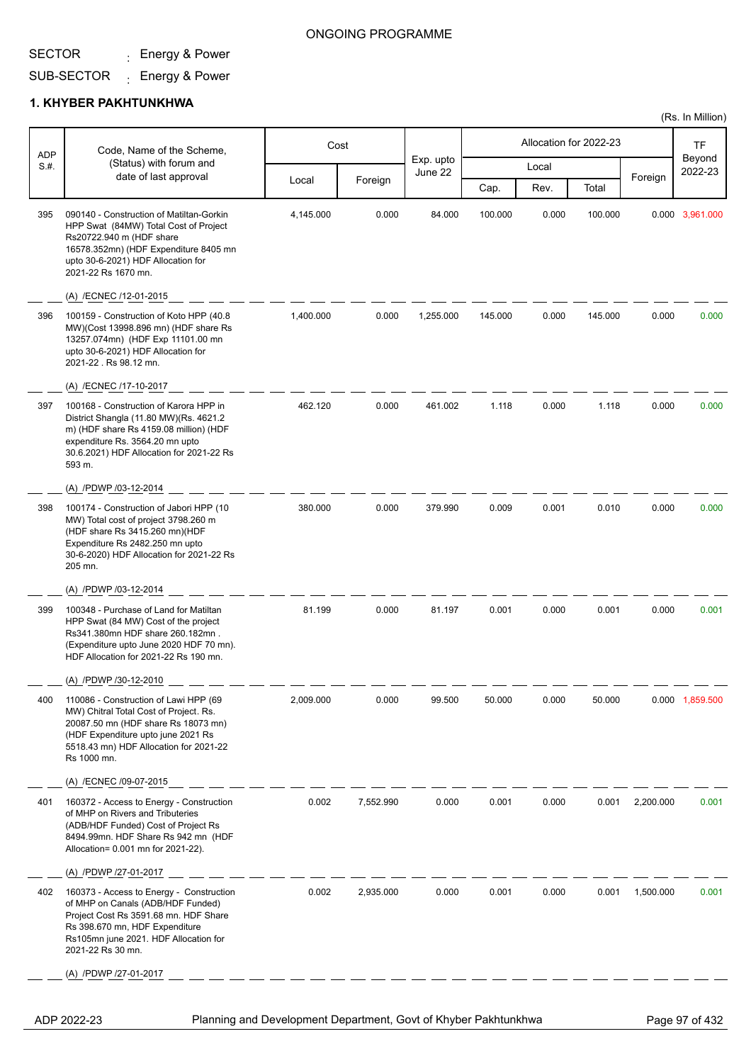ONGOING PROGRAMME

SECTOR : Energy & Power

SUB-SECTOR : Energy & Power

## 1. KHYBER PAKHTUNKHWA

(Rs. In Million)

| ADP S.#. | Code, Name of the Scheme, (Status) with forum and date of last approval | Cost | | Exp. upto June 22 | Allocation for 2022-23 | | | | TF Beyond 2022-23 |
|---|---|---|---|---|---|---|---|---|---|
| | | Local | Foreign | | Local | | | Foreign | |
| | | | | | Cap. | Rev. | Total | | |
| 395 | 090140 - Construction of Matiltan-Gorkin HPP Swat (84MW) Total Cost of Project Rs20722.940 m (HDF share 16578.352mn) (HDF Expenditure 8405 mn upto 30-6-2021) HDF Allocation for 2021-22 Rs 1670 mn.<br>(A) /ECNEC /12-01-2015 | 4,145.000 | 0.000 | 84.000 | 100.000 | 0.000 | 100.000 | 0.000 | 3,961.000 |
| 396 | 100159 - Construction of Koto HPP (40.8 MW)(Cost 13998.896 mn) (HDF share Rs 13257.074mn) (HDF Exp 11101.00 mn upto 30-6-2021) HDF Allocation for 2021-22 . Rs 98.12 mn.<br>(A) /ECNEC /17-10-2017 | 1,400.000 | 0.000 | 1,255.000 | 145.000 | 0.000 | 145.000 | 0.000 | 0.000 |
| 397 | 100168 - Construction of Karora HPP in District Shangla (11.80 MW)(Rs. 4621.2 m) (HDF share Rs 4159.08 million) (HDF expenditure Rs. 3564.20 mn upto 30.6.2021) HDF Allocation for 2021-22 Rs 593 m.<br>(A) /PDWP /03-12-2014 | 462.120 | 0.000 | 461.002 | 1.118 | 0.000 | 1.118 | 0.000 | 0.000 |
| 398 | 100174 - Construction of Jabori HPP (10 MW) Total cost of project 3798.260 m (HDF share Rs 3415.260 mn)(HDF Expenditure Rs 2482.250 mn upto 30-6-2020) HDF Allocation for 2021-22 Rs 205 mn.<br>(A) /PDWP /03-12-2014 | 380.000 | 0.000 | 379.990 | 0.009 | 0.001 | 0.010 | 0.000 | 0.000 |
| 399 | 100348 - Purchase of Land for Matiltan HPP Swat (84 MW) Cost of the project Rs341.380mn HDF share 260.182mn . (Expenditure upto June 2020 HDF 70 mn). HDF Allocation for 2021-22 Rs 190 mn.<br>(A) /PDWP /30-12-2010 | 81.199 | 0.000 | 81.197 | 0.001 | 0.000 | 0.001 | 0.000 | 0.001 |
| 400 | 110086 - Construction of Lawi HPP (69 MW) Chitral Total Cost of Project. Rs. 20087.50 mn (HDF share Rs 18073 mn) (HDF Expenditure upto june 2021 Rs 5518.43 mn) HDF Allocation for 2021-22 Rs 1000 mn.<br>(A) /ECNEC /09-07-2015 | 2,009.000 | 0.000 | 99.500 | 50.000 | 0.000 | 50.000 | 0.000 | 1,859.500 |
| 401 | 160372 - Access to Energy - Construction of MHP on Rivers and Tributeries (ADB/HDF Funded) Cost of Project Rs 8494.99mn. HDF Share Rs 942 mn (HDF Allocation= 0.001 mn for 2021-22).<br>(A) /PDWP /27-01-2017 | 0.002 | 7,552.990 | 0.000 | 0.001 | 0.000 | 0.001 | 2,200.000 | 0.001 |
| 402 | 160373 - Access to Energy - Construction of MHP on Canals (ADB/HDF Funded) Project Cost Rs 3591.68 mn. HDF Share Rs 398.670 mn, HDF Expenditure Rs105mn june 2021. HDF Allocation for 2021-22 Rs 30 mn.<br>(A) /PDWP /27-01-2017 | 0.002 | 2,935.000 | 0.000 | 0.001 | 0.000 | 0.001 | 1,500.000 | 0.001 |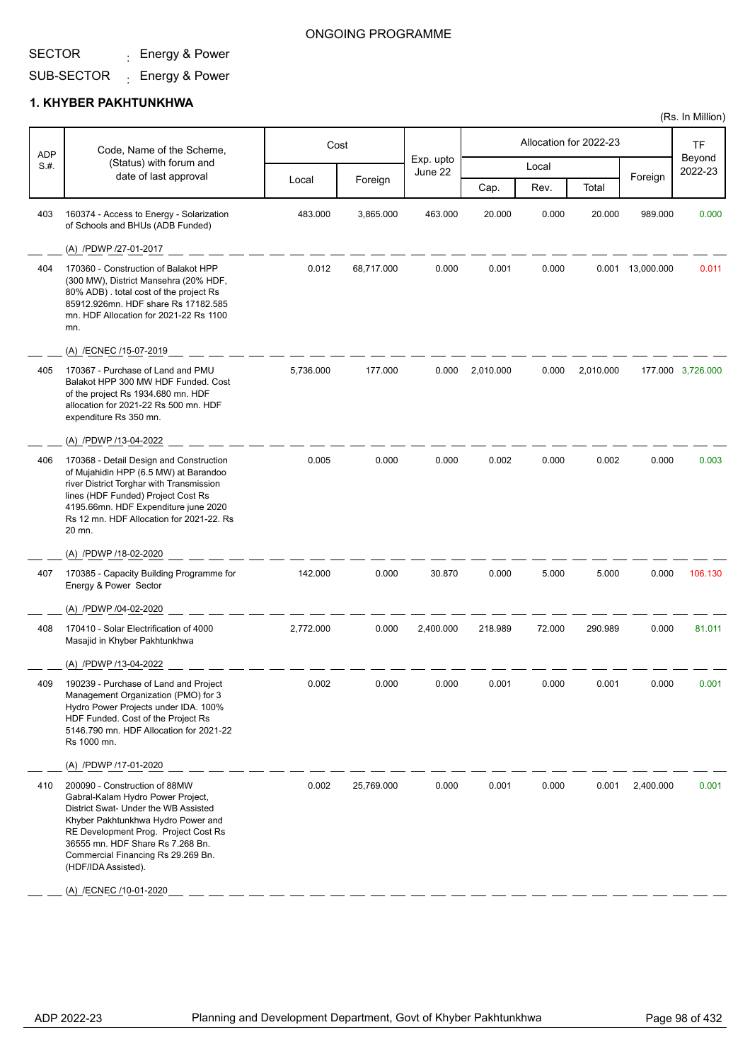ONGOING PROGRAMME

SECTOR : Energy & Power

SUB-SECTOR : Energy & Power

## 1. KHYBER PAKHTUNKHWA

(Rs. In Million)

| ADP S.#. | Code, Name of the Scheme, (Status) with forum and date of last approval | Cost | | Exp. upto June 22 | Allocation for 2022-23 | | | | TF Beyond 2022-23 |
|---|---|---|---|---|---|---|---|---|---|
| | | Local | Foreign | | Local | | | Foreign | |
| | | | | | Cap. | Rev. | Total | | |
| 403 | 160374 - Access to Energy - Solarization of Schools and BHUs (ADB Funded)<br><br>(A) /PDWP /27-01-2017 | 483.000 | 3,865.000 | 463.000 | 20.000 | 0.000 | 20.000 | 989.000 | 0.000 |
| 404 | 170360 - Construction of Balakot HPP (300 MW), District Mansehra (20% HDF, 80% ADB) . total cost of the project Rs 85912.926mn. HDF share Rs 17182.585 mn. HDF Allocation for 2021-22 Rs 1100 mn.<br><br>(A) /ECNEC /15-07-2019 | 0.012 | 68,717.000 | 0.000 | 0.001 | 0.000 | 0.001 | 13,000.000 | 0.011 |
| 405 | 170367 - Purchase of Land and PMU Balakot HPP 300 MW HDF Funded. Cost of the project Rs 1934.680 mn. HDF allocation for 2021-22 Rs 500 mn. HDF expenditure Rs 350 mn.<br><br>(A) /PDWP /13-04-2022 | 5,736.000 | 177.000 | 0.000 | 2,010.000 | 0.000 | 2,010.000 | 177.000 | 3,726.000 |
| 406 | 170368 - Detail Design and Construction of Mujahidin HPP (6.5 MW) at Barandoo river District Torghar with Transmission lines (HDF Funded) Project Cost Rs 4195.66mn. HDF Expenditure june 2020 Rs 12 mn. HDF Allocation for 2021-22. Rs 20 mn.<br><br>(A) /PDWP /18-02-2020 | 0.005 | 0.000 | 0.000 | 0.002 | 0.000 | 0.002 | 0.000 | 0.003 |
| 407 | 170385 - Capacity Building Programme for Energy & Power Sector<br><br>(A) /PDWP /04-02-2020 | 142.000 | 0.000 | 30.870 | 0.000 | 5.000 | 5.000 | 0.000 | 106.130 |
| 408 | 170410 - Solar Electrification of 4000 Masajid in Khyber Pakhtunkhwa<br><br>(A) /PDWP /13-04-2022 | 2,772.000 | 0.000 | 2,400.000 | 218.989 | 72.000 | 290.989 | 0.000 | 81.011 |
| 409 | 190239 - Purchase of Land and Project Management Organization (PMO) for 3 Hydro Power Projects under IDA. 100% HDF Funded. Cost of the Project Rs 5146.790 mn. HDF Allocation for 2021-22 Rs 1000 mn.<br><br>(A) /PDWP /17-01-2020 | 0.002 | 0.000 | 0.000 | 0.001 | 0.000 | 0.001 | 0.000 | 0.001 |
| 410 | 200090 - Construction of 88MW Gabral-Kalam Hydro Power Project, District Swat- Under the WB Assisted Khyber Pakhtunkhwa Hydro Power and RE Development Prog. Project Cost Rs 36555 mn. HDF Share Rs 7.268 Bn. Commercial Financing Rs 29.269 Bn. (HDF/IDA Assisted).<br><br>(A) /ECNEC /10-01-2020 | 0.002 | 25,769.000 | 0.000 | 0.001 | 0.000 | 0.001 | 2,400.000 | 0.001 |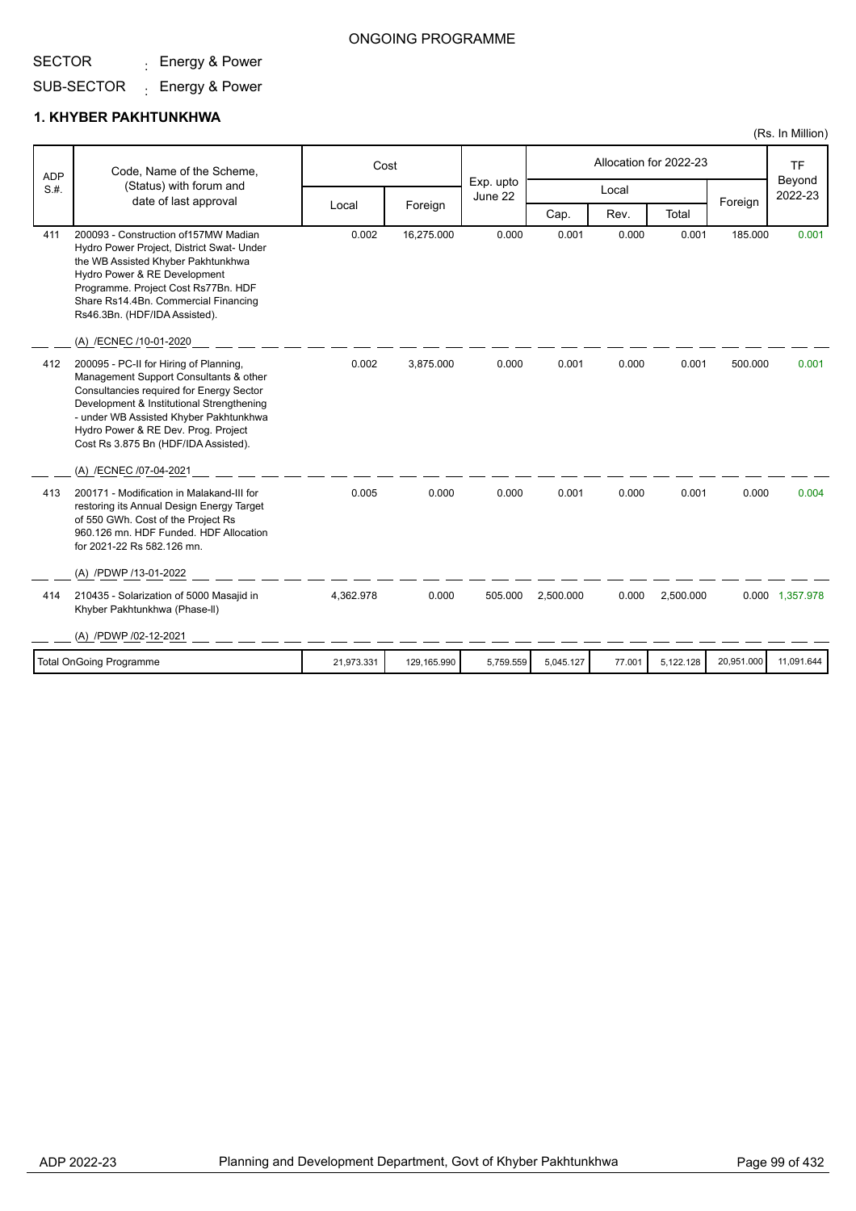ONGOING PROGRAMME

SECTOR : Energy & Power

SUB-SECTOR : Energy & Power

## 1. KHYBER PAKHTUNKHWA

(Rs. In Million)

| ADP S.#. | Code, Name of the Scheme, (Status) with forum and date of last approval | Cost | | Exp. upto June 22 | Allocation for 2022-23 | | | | TF Beyond 2022-23 |
|---|---|---|---|---|---|---|---|---|---|
| | | | | | Local | | | Foreign | |
| | | Local | Foreign | | Cap. | Rev. | Total | | |
| 411 | 200093 - Construction of157MW Madian Hydro Power Project, District Swat- Under the WB Assisted Khyber Pakhtunkhwa Hydro Power & RE Development Programme. Project Cost Rs77Bn. HDF Share Rs14.4Bn. Commercial Financing Rs46.3Bn. (HDF/IDA Assisted).<br>(A) /ECNEC /10-01-2020 | 0.002 | 16,275.000 | 0.000 | 0.001 | 0.000 | 0.001 | 185.000 | 0.001 |
| 412 | 200095 - PC-II for Hiring of Planning, Management Support Consultants & other Consultancies required for Energy Sector Development & Institutional Strengthening - under WB Assisted Khyber Pakhtunkhwa Hydro Power & RE Dev. Prog. Project Cost Rs 3.875 Bn (HDF/IDA Assisted).<br>(A) /ECNEC /07-04-2021 | 0.002 | 3,875.000 | 0.000 | 0.001 | 0.000 | 0.001 | 500.000 | 0.001 |
| 413 | 200171 - Modification in Malakand-III for restoring its Annual Design Energy Target of 550 GWh. Cost of the Project Rs 960.126 mn. HDF Funded. HDF Allocation for 2021-22 Rs 582.126 mn.<br>(A) /PDWP /13-01-2022 | 0.005 | 0.000 | 0.000 | 0.001 | 0.000 | 0.001 | 0.000 | 0.004 |
| 414 | 210435 - Solarization of 5000 Masajid in Khyber Pakhtunkhwa (Phase-ll)<br>(A) /PDWP /02-12-2021 | 4,362.978 | 0.000 | 505.000 | 2,500.000 | 0.000 | 2,500.000 | 0.000 | 1,357.978 |
| | Total OnGoing Programme | 21,973.331 | 129,165.990 | 5,759.559 | 5,045.127 | 77.001 | 5,122.128 | 20,951.000 | 11,091.644 |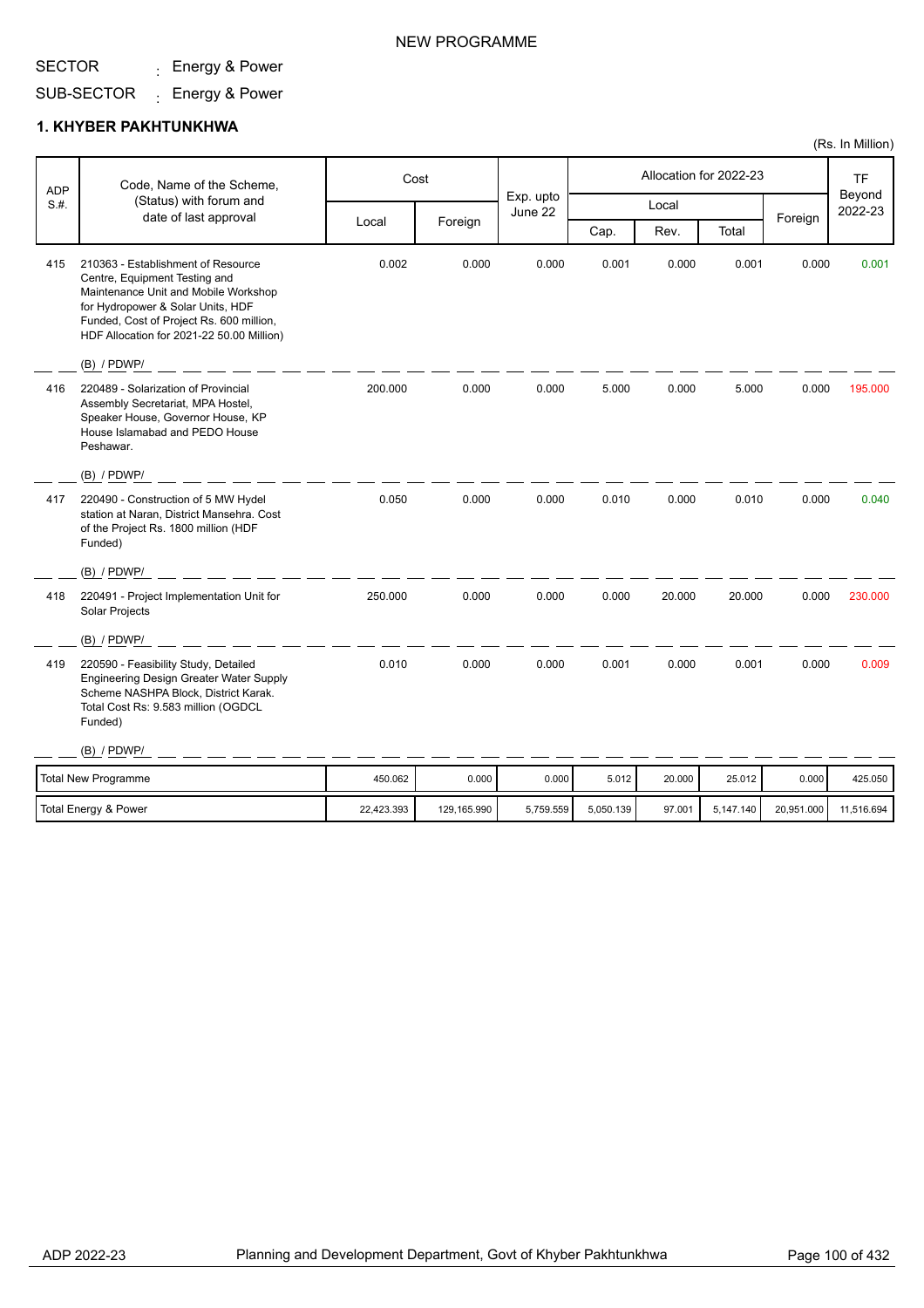NEW PROGRAMME

SECTOR : Energy & Power

SUB-SECTOR : Energy & Power

## 1. KHYBER PAKHTUNKHWA

(Rs. In Million)

| ADP S.#. | Code, Name of the Scheme, (Status) with forum and date of last approval | Cost | | Exp. upto June 22 | Allocation for 2022-23 | | | | TF Beyond 2022-23 |
|---|---|---|---|---|---|---|---|---|---|
| | | | | | Local | | | Foreign | |
| | | Local | Foreign | | Cap. | Rev. | Total | | |
| 415 | 210363 - Establishment of Resource Centre, Equipment Testing and Maintenance Unit and Mobile Workshop for Hydropower & Solar Units, HDF Funded, Cost of Project Rs. 600 million, HDF Allocation for 2021-22 50.00 Million)<br>(B) / PDWP/ | 0.002 | 0.000 | 0.000 | 0.001 | 0.000 | 0.001 | 0.000 | 0.001 |
| 416 | 220489 - Solarization of Provincial Assembly Secretariat, MPA Hostel, Speaker House, Governor House, KP House Islamabad and PEDO House Peshawar.<br>(B) / PDWP/ | 200.000 | 0.000 | 0.000 | 5.000 | 0.000 | 5.000 | 0.000 | 195.000 |
| 417 | 220490 - Construction of 5 MW Hydel station at Naran, District Mansehra. Cost of the Project Rs. 1800 million (HDF Funded)<br>(B) / PDWP/ | 0.050 | 0.000 | 0.000 | 0.010 | 0.000 | 0.010 | 0.000 | 0.040 |
| 418 | 220491 - Project Implementation Unit for Solar Projects<br>(B) / PDWP/ | 250.000 | 0.000 | 0.000 | 0.000 | 20.000 | 20.000 | 0.000 | 230.000 |
| 419 | 220590 - Feasibility Study, Detailed Engineering Design Greater Water Supply Scheme NASHPA Block, District Karak. Total Cost Rs: 9.583 million (OGDCL Funded)<br>(B) / PDWP/ | 0.010 | 0.000 | 0.000 | 0.001 | 0.000 | 0.001 | 0.000 | 0.009 |
| | Total New Programme | 450.062 | 0.000 | 0.000 | 5.012 | 20.000 | 25.012 | 0.000 | 425.050 |
| | Total Energy & Power | 22,423.393 | 129,165.990 | 5,759.559 | 5,050.139 | 97.001 | 5,147.140 | 20,951.000 | 11,516.694 |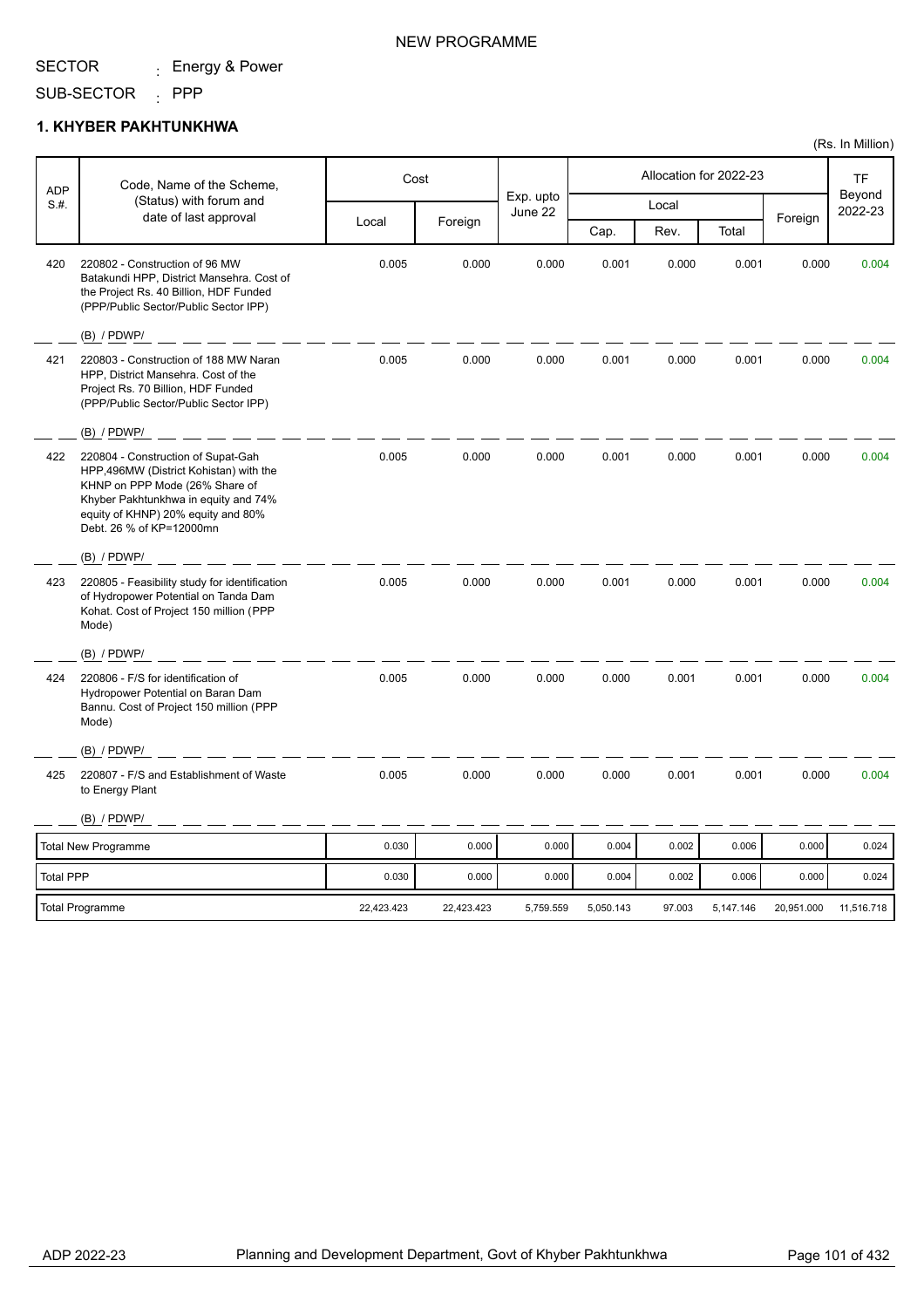NEW PROGRAMME

SECTOR : Energy & Power

SUB-SECTOR : PPP

## 1. KHYBER PAKHTUNKHWA

(Rs. In Million)

| ADP S.#. | Code, Name of the Scheme, (Status) with forum and date of last approval | Cost | | Exp. upto June 22 | Allocation for 2022-23 | | | | TF Beyond 2022-23 |
|---|---|---|---|---|---|---|---|---|---|
| | | Local | Foreign | | Local | | | Foreign | |
| | | | | | Cap. | Rev. | Total | | |
| 420 | 220802 - Construction of 96 MW Batakundi HPP, District Mansehra. Cost of the Project Rs. 40 Billion, HDF Funded (PPP/Public Sector/Public Sector IPP) (B) / PDWP/ | 0.005 | 0.000 | 0.000 | 0.001 | 0.000 | 0.001 | 0.000 | 0.004 |
| 421 | 220803 - Construction of 188 MW Naran HPP, District Mansehra. Cost of the Project Rs. 70 Billion, HDF Funded (PPP/Public Sector/Public Sector IPP) (B) / PDWP/ | 0.005 | 0.000 | 0.000 | 0.001 | 0.000 | 0.001 | 0.000 | 0.004 |
| 422 | 220804 - Construction of Supat-Gah HPP,496MW (District Kohistan) with the KHNP on PPP Mode (26% Share of Khyber Pakhtunkhwa in equity and 74% equity of KHNP) 20% equity and 80% Debt. 26 % of KP=12000mn (B) / PDWP/ | 0.005 | 0.000 | 0.000 | 0.001 | 0.000 | 0.001 | 0.000 | 0.004 |
| 423 | 220805 - Feasibility study for identification of Hydropower Potential on Tanda Dam Kohat. Cost of Project 150 million (PPP Mode) (B) / PDWP/ | 0.005 | 0.000 | 0.000 | 0.001 | 0.000 | 0.001 | 0.000 | 0.004 |
| 424 | 220806 - F/S for identification of Hydropower Potential on Baran Dam Bannu. Cost of Project 150 million (PPP Mode) (B) / PDWP/ | 0.005 | 0.000 | 0.000 | 0.000 | 0.001 | 0.001 | 0.000 | 0.004 |
| 425 | 220807 - F/S and Establishment of Waste to Energy Plant (B) / PDWP/ | 0.005 | 0.000 | 0.000 | 0.000 | 0.001 | 0.001 | 0.000 | 0.004 |
| | Total New Programme | 0.030 | 0.000 | 0.000 | 0.004 | 0.002 | 0.006 | 0.000 | 0.024 |
| | Total PPP | 0.030 | 0.000 | 0.000 | 0.004 | 0.002 | 0.006 | 0.000 | 0.024 |
| | Total Programme | 22,423.423 | 22,423.423 | 5,759.559 | 5,050.143 | 97.003 | 5,147.146 | 20,951.000 | 11,516.718 |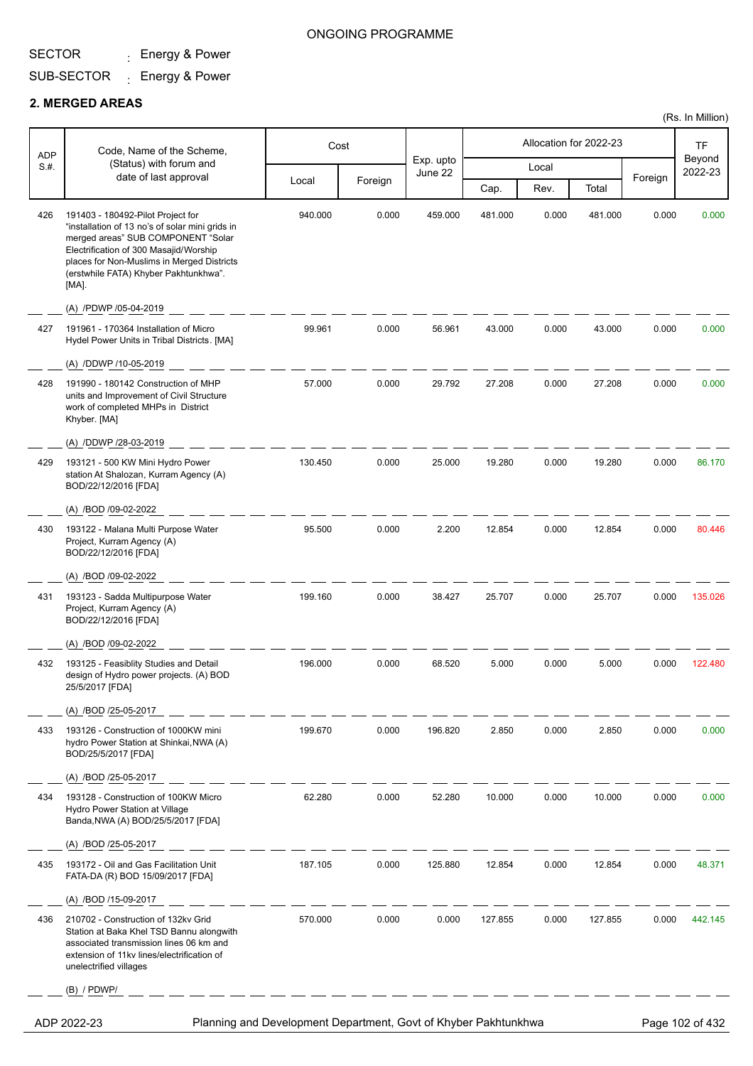ONGOING PROGRAMME

SECTOR : Energy & Power

SUB-SECTOR : Energy & Power

## 2. MERGED AREAS

(Rs. In Million)

| ADP S.#. | Code, Name of the Scheme, (Status) with forum and date of last approval | Cost | | Exp. upto June 22 | Allocation for 2022-23 | | | | TF Beyond 2022-23 |
|---|---|---|---|---|---|---|---|---|---|
| | | Local | Foreign | | Local | | | Foreign | |
| | | | | | Cap. | Rev. | Total | | |
| 426 | 191403 - 180492-Pilot Project for "installation of 13 no's of solar mini grids in merged areas" SUB COMPONENT "Solar Electrification of 300 Masajid/Worship places for Non-Muslims in Merged Districts (erstwhile FATA) Khyber Pakhtunkhwa". [MA]. (A) /PDWP /05-04-2019 | 940.000 | 0.000 | 459.000 | 481.000 | 0.000 | 481.000 | 0.000 | 0.000 |
| 427 | 191961 - 170364 Installation of Micro Hydel Power Units in Tribal Districts. [MA] (A) /DDWP /10-05-2019 | 99.961 | 0.000 | 56.961 | 43.000 | 0.000 | 43.000 | 0.000 | 0.000 |
| 428 | 191990 - 180142 Construction of MHP units and Improvement of Civil Structure work of completed MHPs in District Khyber. [MA] (A) /DDWP /28-03-2019 | 57.000 | 0.000 | 29.792 | 27.208 | 0.000 | 27.208 | 0.000 | 0.000 |
| 429 | 193121 - 500 KW Mini Hydro Power station At Shalozan, Kurram Agency (A) BOD/22/12/2016 [FDA] (A) /BOD /09-02-2022 | 130.450 | 0.000 | 25.000 | 19.280 | 0.000 | 19.280 | 0.000 | 86.170 |
| 430 | 193122 - Malana Multi Purpose Water Project, Kurram Agency (A) BOD/22/12/2016 [FDA] (A) /BOD /09-02-2022 | 95.500 | 0.000 | 2.200 | 12.854 | 0.000 | 12.854 | 0.000 | 80.446 |
| 431 | 193123 - Sadda Multipurpose Water Project, Kurram Agency (A) BOD/22/12/2016 [FDA] (A) /BOD /09-02-2022 | 199.160 | 0.000 | 38.427 | 25.707 | 0.000 | 25.707 | 0.000 | 135.026 |
| 432 | 193125 - Feasiblity Studies and Detail design of Hydro power projects. (A) BOD 25/5/2017 [FDA] (A) /BOD /25-05-2017 | 196.000 | 0.000 | 68.520 | 5.000 | 0.000 | 5.000 | 0.000 | 122.480 |
| 433 | 193126 - Construction of 1000KW mini hydro Power Station at Shinkai,NWA (A) BOD/25/5/2017 [FDA] (A) /BOD /25-05-2017 | 199.670 | 0.000 | 196.820 | 2.850 | 0.000 | 2.850 | 0.000 | 0.000 |
| 434 | 193128 - Construction of 100KW Micro Hydro Power Station at Village Banda,NWA (A) BOD/25/5/2017 [FDA] (A) /BOD /25-05-2017 | 62.280 | 0.000 | 52.280 | 10.000 | 0.000 | 10.000 | 0.000 | 0.000 |
| 435 | 193172 - Oil and Gas Facilitation Unit FATA-DA (R) BOD 15/09/2017 [FDA] (A) /BOD /15-09-2017 | 187.105 | 0.000 | 125.880 | 12.854 | 0.000 | 12.854 | 0.000 | 48.371 |
| 436 | 210702 - Construction of 132kv Grid Station at Baka Khel TSD Bannu alongwith associated transmission lines 06 km and extension of 11kv lines/electrification of unelectrified villages (B) / PDWP/ | 570.000 | 0.000 | 0.000 | 127.855 | 0.000 | 127.855 | 0.000 | 442.145 |

ADP 2022-23 — Planning and Development Department, Govt of Khyber Pakhtunkhwa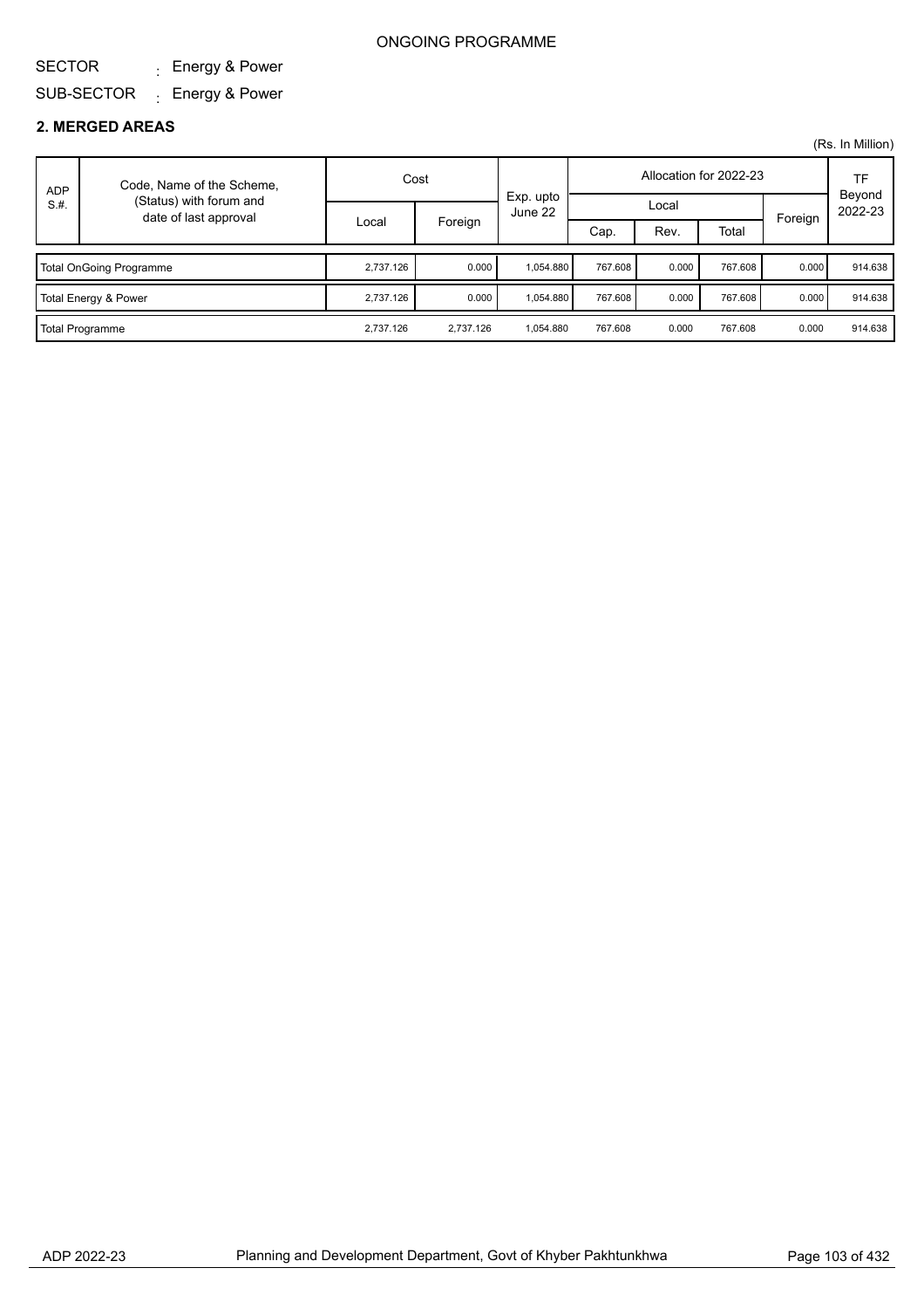ONGOING PROGRAMME

SECTOR : Energy & Power

SUB-SECTOR : Energy & Power

## 2. MERGED AREAS

(Rs. In Million)

| ADP S.#. | Code, Name of the Scheme, (Status) with forum and date of last approval | Cost | | Exp. upto June 22 | Allocation for 2022-23 | | | | TF Beyond 2022-23 |
|---|---|---|---|---|---|---|---|---|---|
| | | | | | Local | | | Foreign | |
| | | Local | Foreign | | Cap. | Rev. | Total | | |
| Total OnGoing Programme | | 2,737.126 | 0.000 | 1,054.880 | 767.608 | 0.000 | 767.608 | 0.000 | 914.638 |
| Total Energy & Power | | 2,737.126 | 0.000 | 1,054.880 | 767.608 | 0.000 | 767.608 | 0.000 | 914.638 |
| Total Programme | | 2,737.126 | 2,737.126 | 1,054.880 | 767.608 | 0.000 | 767.608 | 0.000 | 914.638 |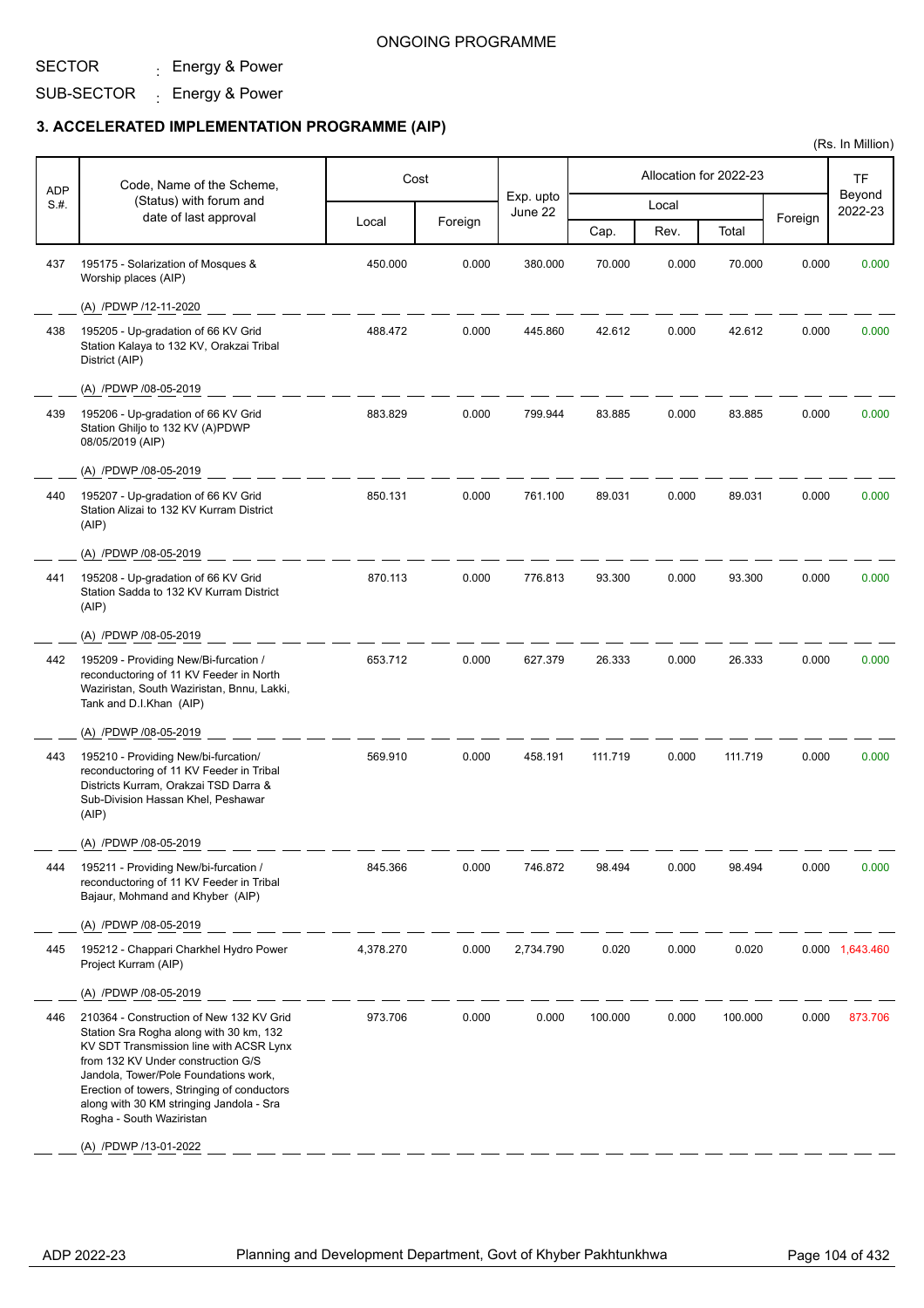ONGOING PROGRAMME

SECTOR : Energy & Power

SUB-SECTOR : Energy & Power

### 3. ACCELERATED IMPLEMENTATION PROGRAMME (AIP)

(Rs. In Million)

| ADP S.#. | Code, Name of the Scheme, (Status) with forum and date of last approval | Cost | | Exp. upto June 22 | Allocation for 2022-23 | | | | TF Beyond 2022-23 |
|---|---|---|---|---|---|---|---|---|---|
| | | | | | Local | | | Foreign | |
| | | Local | Foreign | | Cap. | Rev. | Total | | |
| 437 | 195175 - Solarization of Mosques & Worship places (AIP)<br>(A) /PDWP /12-11-2020 | 450.000 | 0.000 | 380.000 | 70.000 | 0.000 | 70.000 | 0.000 | 0.000 |
| 438 | 195205 - Up-gradation of 66 KV Grid Station Kalaya to 132 KV, Orakzai Tribal District (AIP)<br>(A) /PDWP /08-05-2019 | 488.472 | 0.000 | 445.860 | 42.612 | 0.000 | 42.612 | 0.000 | 0.000 |
| 439 | 195206 - Up-gradation of 66 KV Grid Station Ghiljo to 132 KV (A)PDWP 08/05/2019 (AIP)<br>(A) /PDWP /08-05-2019 | 883.829 | 0.000 | 799.944 | 83.885 | 0.000 | 83.885 | 0.000 | 0.000 |
| 440 | 195207 - Up-gradation of 66 KV Grid Station Alizai to 132 KV Kurram District (AIP)<br>(A) /PDWP /08-05-2019 | 850.131 | 0.000 | 761.100 | 89.031 | 0.000 | 89.031 | 0.000 | 0.000 |
| 441 | 195208 - Up-gradation of 66 KV Grid Station Sadda to 132 KV Kurram District (AIP)<br>(A) /PDWP /08-05-2019 | 870.113 | 0.000 | 776.813 | 93.300 | 0.000 | 93.300 | 0.000 | 0.000 |
| 442 | 195209 - Providing New/Bi-furcation / reconductoring of 11 KV Feeder in North Waziristan, South Waziristan, Bnnu, Lakki, Tank and D.I.Khan (AIP)<br>(A) /PDWP /08-05-2019 | 653.712 | 0.000 | 627.379 | 26.333 | 0.000 | 26.333 | 0.000 | 0.000 |
| 443 | 195210 - Providing New/bi-furcation/ reconductoring of 11 KV Feeder in Tribal Districts Kurram, Orakzai TSD Darra & Sub-Division Hassan Khel, Peshawar (AIP)<br>(A) /PDWP /08-05-2019 | 569.910 | 0.000 | 458.191 | 111.719 | 0.000 | 111.719 | 0.000 | 0.000 |
| 444 | 195211 - Providing New/bi-furcation / reconductoring of 11 KV Feeder in Tribal Bajaur, Mohmand and Khyber (AIP)<br>(A) /PDWP /08-05-2019 | 845.366 | 0.000 | 746.872 | 98.494 | 0.000 | 98.494 | 0.000 | 0.000 |
| 445 | 195212 - Chappari Charkhel Hydro Power Project Kurram (AIP)<br>(A) /PDWP /08-05-2019 | 4,378.270 | 0.000 | 2,734.790 | 0.020 | 0.000 | 0.020 | 0.000 | 1,643.460 |
| 446 | 210364 - Construction of New 132 KV Grid Station Sra Rogha along with 30 km, 132 KV SDT Transmission line with ACSR Lynx from 132 KV Under construction G/S Jandola, Tower/Pole Foundations work, Erection of towers, Stringing of conductors along with 30 KM stringing Jandola - Sra Rogha - South Waziristan<br>(A) /PDWP /13-01-2022 | 973.706 | 0.000 | 0.000 | 100.000 | 0.000 | 100.000 | 0.000 | 873.706 |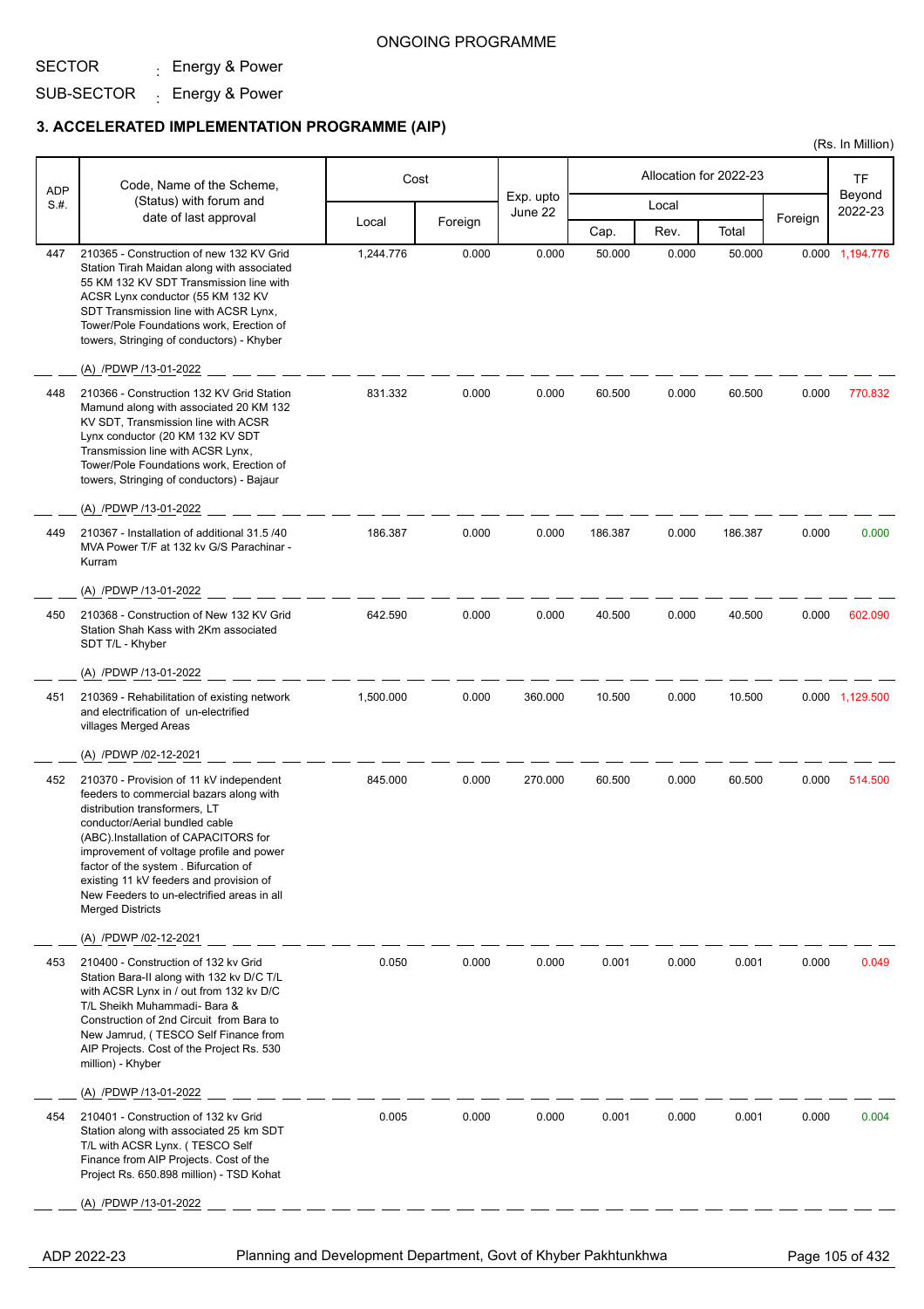ONGOING PROGRAMME

SECTOR : Energy & Power

SUB-SECTOR : Energy & Power

## 3. ACCELERATED IMPLEMENTATION PROGRAMME (AIP)

(Rs. In Million)

| ADP S.#. | Code, Name of the Scheme, (Status) with forum and date of last approval | Cost | | Exp. upto June 22 | Allocation for 2022-23 | | | | TF Beyond 2022-23 |
|---|---|---|---|---|---|---|---|---|---|
| | | Local | Foreign | | Local | | | Foreign | |
| | | | | | Cap. | Rev. | Total | | |
| 447 | 210365 - Construction of new 132 KV Grid Station Tirah Maidan along with associated 55 KM 132 KV SDT Transmission line with ACSR Lynx conductor (55 KM 132 KV SDT Transmission line with ACSR Lynx, Tower/Pole Foundations work, Erection of towers, Stringing of conductors) - Khyber<br>(A) /PDWP /13-01-2022 | 1,244.776 | 0.000 | 0.000 | 50.000 | 0.000 | 50.000 | 0.000 | 1,194.776 |
| 448 | 210366 - Construction 132 KV Grid Station Mamund along with associated 20 KM 132 KV SDT, Transmission line with ACSR Lynx conductor (20 KM 132 KV SDT Transmission line with ACSR Lynx, Tower/Pole Foundations work, Erection of towers, Stringing of conductors) - Bajaur<br>(A) /PDWP /13-01-2022 | 831.332 | 0.000 | 0.000 | 60.500 | 0.000 | 60.500 | 0.000 | 770.832 |
| 449 | 210367 - Installation of additional 31.5 /40 MVA Power T/F at 132 kv G/S Parachinar - Kurram<br>(A) /PDWP /13-01-2022 | 186.387 | 0.000 | 0.000 | 186.387 | 0.000 | 186.387 | 0.000 | 0.000 |
| 450 | 210368 - Construction of New 132 KV Grid Station Shah Kass with 2Km associated SDT T/L - Khyber<br>(A) /PDWP /13-01-2022 | 642.590 | 0.000 | 0.000 | 40.500 | 0.000 | 40.500 | 0.000 | 602.090 |
| 451 | 210369 - Rehabilitation of existing network and electrification of un-electrified villages Merged Areas<br>(A) /PDWP /02-12-2021 | 1,500.000 | 0.000 | 360.000 | 10.500 | 0.000 | 10.500 | 0.000 | 1,129.500 |
| 452 | 210370 - Provision of 11 kV independent feeders to commercial bazars along with distribution transformers, LT conductor/Aerial bundled cable (ABC).Installation of CAPACITORS for improvement of voltage profile and power factor of the system . Bifurcation of existing 11 kV feeders and provision of New Feeders to un-electrified areas in all Merged Districts<br>(A) /PDWP /02-12-2021 | 845.000 | 0.000 | 270.000 | 60.500 | 0.000 | 60.500 | 0.000 | 514.500 |
| 453 | 210400 - Construction of 132 kv Grid Station Bara-II along with 132 kv D/C T/L with ACSR Lynx in / out from 132 kv D/C T/L Sheikh Muhammadi- Bara & Construction of 2nd Circuit from Bara to New Jamrud, ( TESCO Self Finance from AIP Projects. Cost of the Project Rs. 530 million) - Khyber<br>(A) /PDWP /13-01-2022 | 0.050 | 0.000 | 0.000 | 0.001 | 0.000 | 0.001 | 0.000 | 0.049 |
| 454 | 210401 - Construction of 132 kv Grid Station along with associated 25 km SDT T/L with ACSR Lynx. ( TESCO Self Finance from AIP Projects. Cost of the Project Rs. 650.898 million) - TSD Kohat<br>(A) /PDWP /13-01-2022 | 0.005 | 0.000 | 0.000 | 0.001 | 0.000 | 0.001 | 0.000 | 0.004 |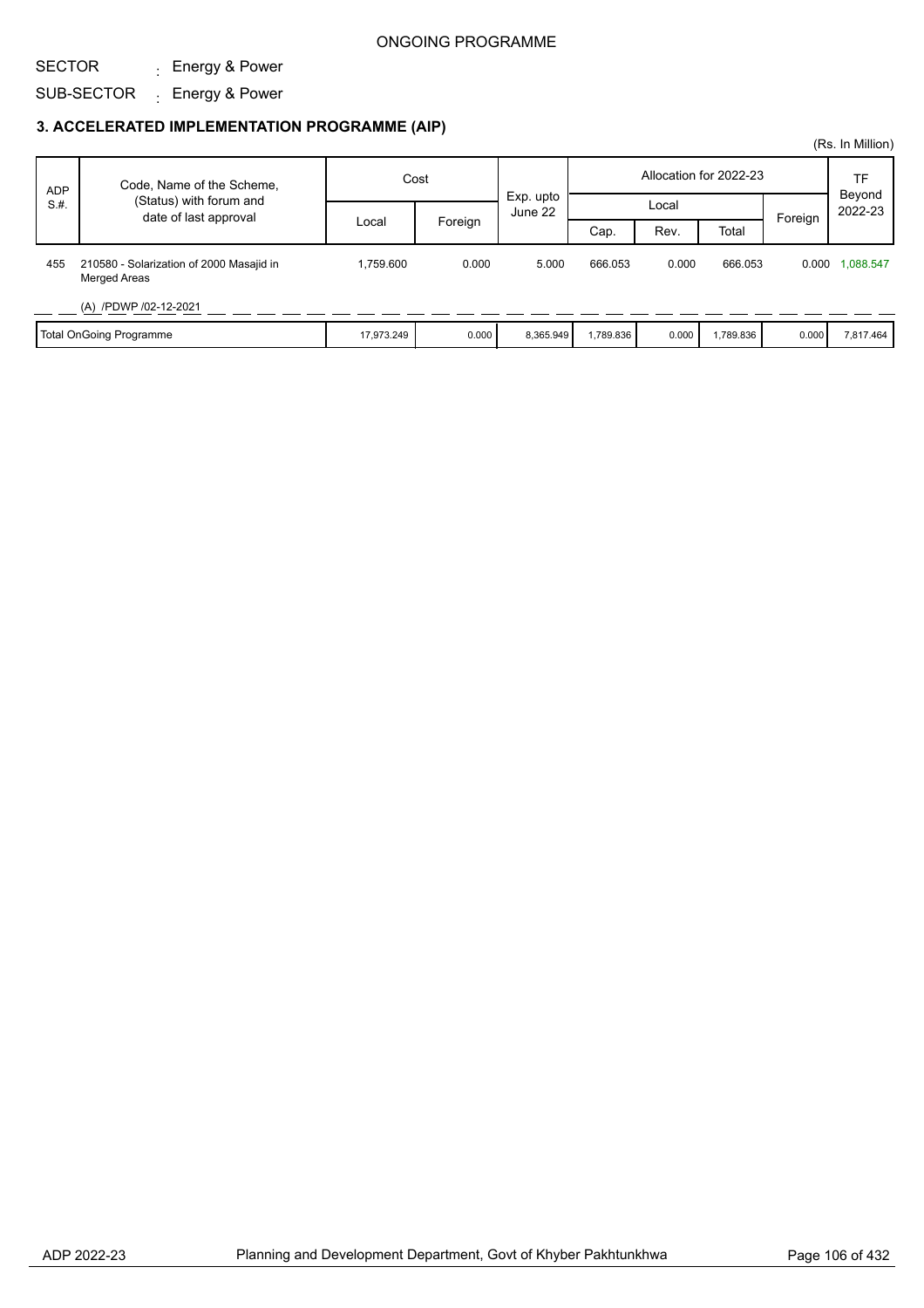ONGOING PROGRAMME

SECTOR : Energy & Power

SUB-SECTOR : Energy & Power

### 3. ACCELERATED IMPLEMENTATION PROGRAMME (AIP)

(Rs. In Million)

| ADP S.#. | Code, Name of the Scheme, (Status) with forum and date of last approval | Cost | | Exp. upto June 22 | Allocation for 2022-23 | | | | TF Beyond 2022-23 |
|---|---|---|---|---|---|---|---|---|---|
| | | | | | Local | | | | |
| | | Local | Foreign | | Cap. | Rev. | Total | Foreign | |
| 455 | 210580 - Solarization of 2000 Masajid in Merged Areas<br>(A) /PDWP /02-12-2021 | 1,759.600 | 0.000 | 5.000 | 666.053 | 0.000 | 666.053 | 0.000 | 1,088.547 |
| | Total OnGoing Programme | 17,973.249 | 0.000 | 8,365.949 | 1,789.836 | 0.000 | 1,789.836 | 0.000 | 7,817.464 |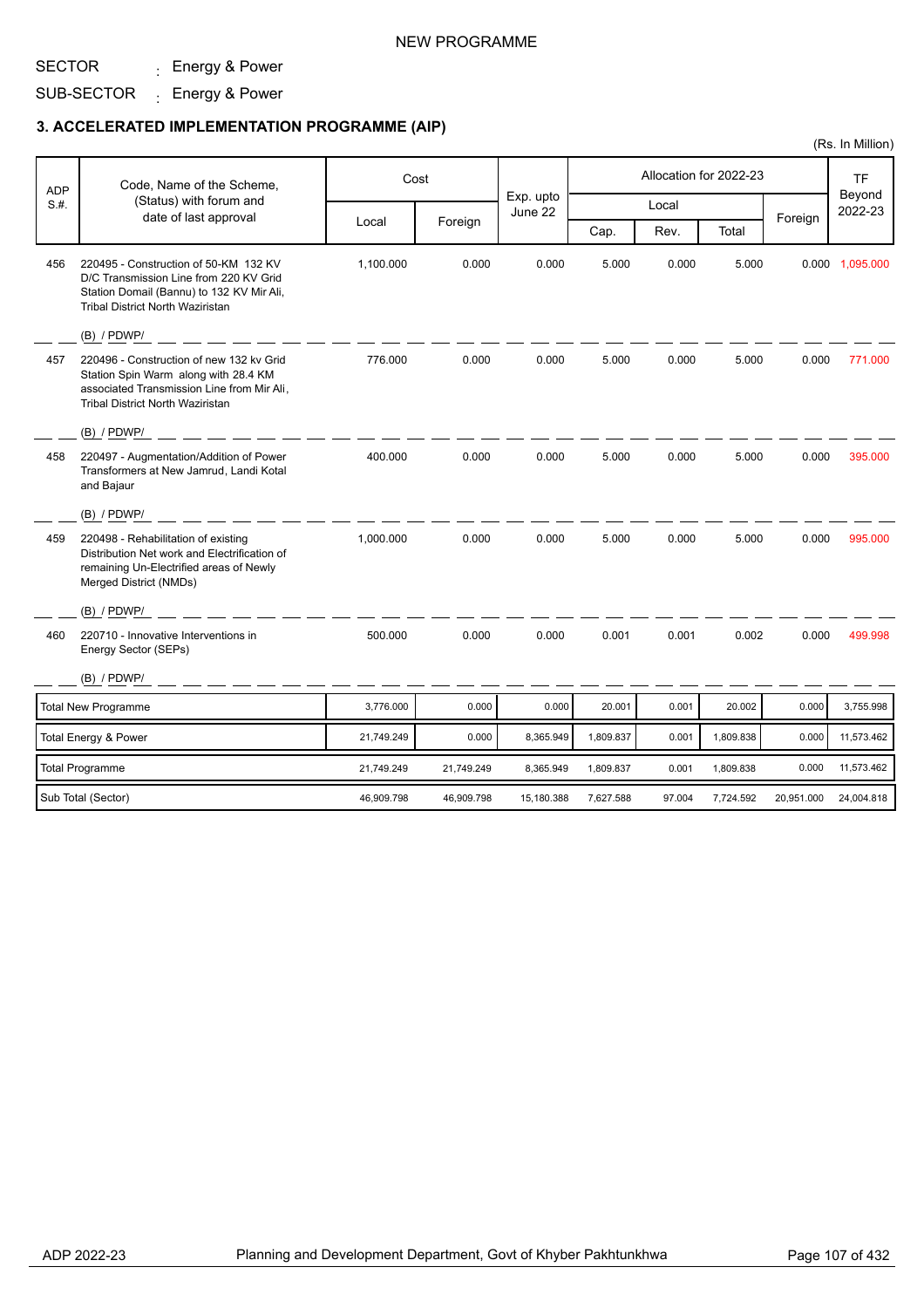NEW PROGRAMME

SECTOR : Energy & Power

SUB-SECTOR : Energy & Power

### 3. ACCELERATED IMPLEMENTATION PROGRAMME (AIP)

(Rs. In Million)

| ADP S.#. | Code, Name of the Scheme, (Status) with forum and date of last approval | Cost | | Exp. upto June 22 | Allocation for 2022-23 | | | | TF Beyond 2022-23 |
|---|---|---|---|---|---|---|---|---|---|
| | | Local | Foreign | | Local | | | Foreign | |
| | | | | | Cap. | Rev. | Total | | |
| 456 | 220495 - Construction of 50-KM 132 KV D/C Transmission Line from 220 KV Grid Station Domail (Bannu) to 132 KV Mir Ali, Tribal District North Waziristan<br>(B) / PDWP/ | 1,100.000 | 0.000 | 0.000 | 5.000 | 0.000 | 5.000 | 0.000 | 1,095.000 |
| 457 | 220496 - Construction of new 132 kv Grid Station Spin Warm along with 28.4 KM associated Transmission Line from Mir Ali, Tribal District North Waziristan<br>(B) / PDWP/ | 776.000 | 0.000 | 0.000 | 5.000 | 0.000 | 5.000 | 0.000 | 771.000 |
| 458 | 220497 - Augmentation/Addition of Power Transformers at New Jamrud, Landi Kotal and Bajaur<br>(B) / PDWP/ | 400.000 | 0.000 | 0.000 | 5.000 | 0.000 | 5.000 | 0.000 | 395.000 |
| 459 | 220498 - Rehabilitation of existing Distribution Net work and Electrification of remaining Un-Electrified areas of Newly Merged District (NMDs)<br>(B) / PDWP/ | 1,000.000 | 0.000 | 0.000 | 5.000 | 0.000 | 5.000 | 0.000 | 995.000 |
| 460 | 220710 - Innovative Interventions in Energy Sector (SEPs)<br>(B) / PDWP/ | 500.000 | 0.000 | 0.000 | 0.001 | 0.001 | 0.002 | 0.000 | 499.998 |
| | Total New Programme | 3,776.000 | 0.000 | 0.000 | 20.001 | 0.001 | 20.002 | 0.000 | 3,755.998 |
| | Total Energy & Power | 21,749.249 | 0.000 | 8,365.949 | 1,809.837 | 0.001 | 1,809.838 | 0.000 | 11,573.462 |
| | Total Programme | 21,749.249 | 21,749.249 | 8,365.949 | 1,809.837 | 0.001 | 1,809.838 | 0.000 | 11,573.462 |
| | Sub Total (Sector) | 46,909.798 | 46,909.798 | 15,180.388 | 7,627.588 | 97.004 | 7,724.592 | 20,951.000 | 24,004.818 |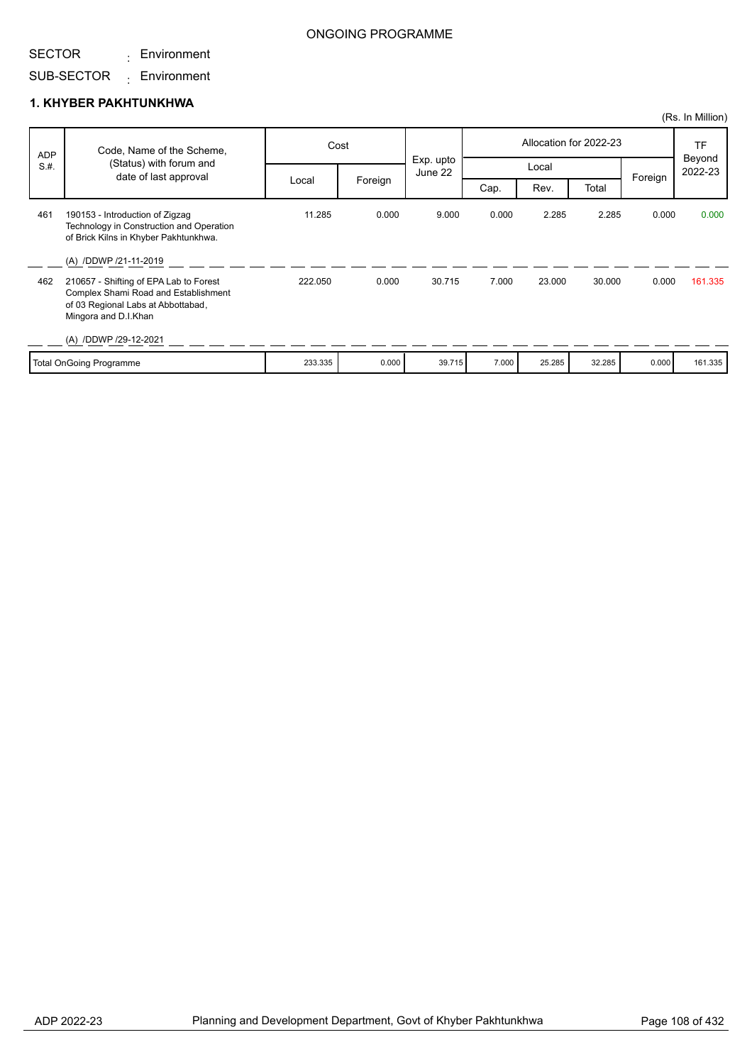ONGOING PROGRAMME

SECTOR : Environment

SUB-SECTOR : Environment

### 1. KHYBER PAKHTUNKHWA

(Rs. In Million)

| ADP S.#. | Code, Name of the Scheme, (Status) with forum and date of last approval | Cost | | Exp. upto June 22 | Allocation for 2022-23 | | | | TF Beyond 2022-23 |
|---|---|---|---|---|---|---|---|---|---|
| | | Local | Foreign | | Local | | | Foreign | |
| | | | | | Cap. | Rev. | Total | | |
| 461 | 190153 - Introduction of Zigzag Technology in Construction and Operation of Brick Kilns in Khyber Pakhtunkhwa. (A) /DDWP /21-11-2019 | 11.285 | 0.000 | 9.000 | 0.000 | 2.285 | 2.285 | 0.000 | 0.000 |
| 462 | 210657 - Shifting of EPA Lab to Forest Complex Shami Road and Establishment of 03 Regional Labs at Abbottabad, Mingora and D.I.Khan (A) /DDWP /29-12-2021 | 222.050 | 0.000 | 30.715 | 7.000 | 23.000 | 30.000 | 0.000 | 161.335 |
| | Total OnGoing Programme | 233.335 | 0.000 | 39.715 | 7.000 | 25.285 | 32.285 | 0.000 | 161.335 |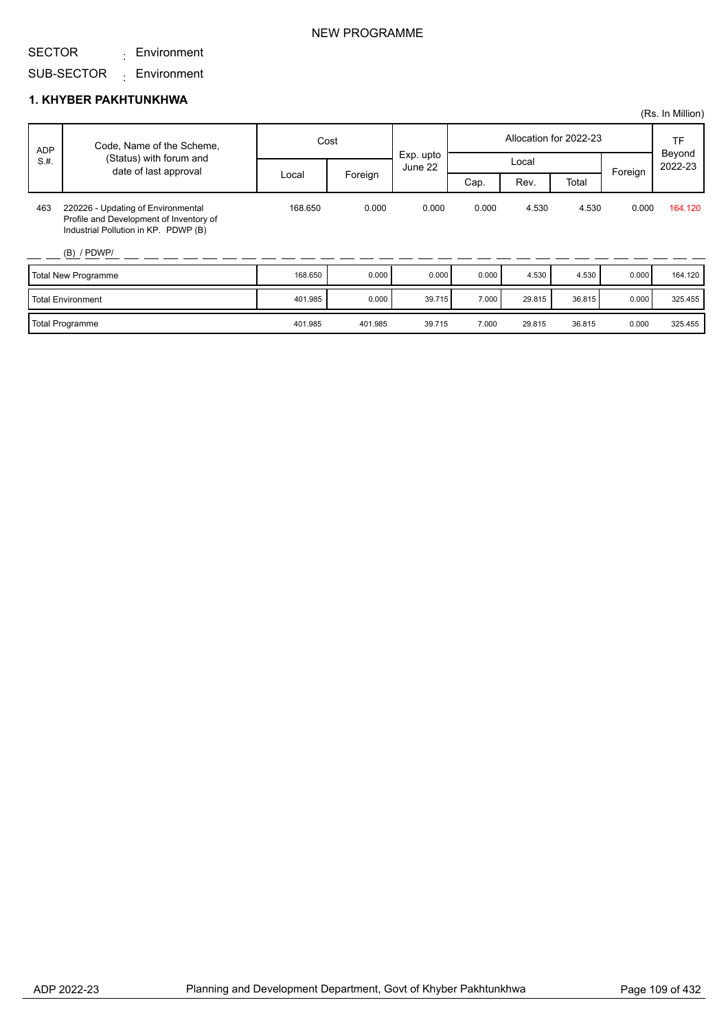NEW PROGRAMME

SECTOR : Environment

SUB-SECTOR : Environment

## 1. KHYBER PAKHTUNKHWA

(Rs. In Million)

| ADP S.#. | Code, Name of the Scheme, (Status) with forum and date of last approval | Cost | | Exp. upto June 22 | Allocation for 2022-23 | | | | TF Beyond 2022-23 |
|---|---|---|---|---|---|---|---|---|---|
| | | Local | Foreign | | Local | | | Foreign | |
| | | | | | Cap. | Rev. | Total | | |
| 463 | 220226 - Updating of Environmental Profile and Development of Inventory of Industrial Pollution in KP. PDWP (B) (B) / PDWP/ | 168.650 | 0.000 | 0.000 | 0.000 | 4.530 | 4.530 | 0.000 | 164.120 |
| | Total New Programme | 168.650 | 0.000 | 0.000 | 0.000 | 4.530 | 4.530 | 0.000 | 164.120 |
| | Total Environment | 401.985 | 0.000 | 39.715 | 7.000 | 29.815 | 36.815 | 0.000 | 325.455 |
| | Total Programme | 401.985 | 401.985 | 39.715 | 7.000 | 29.815 | 36.815 | 0.000 | 325.455 |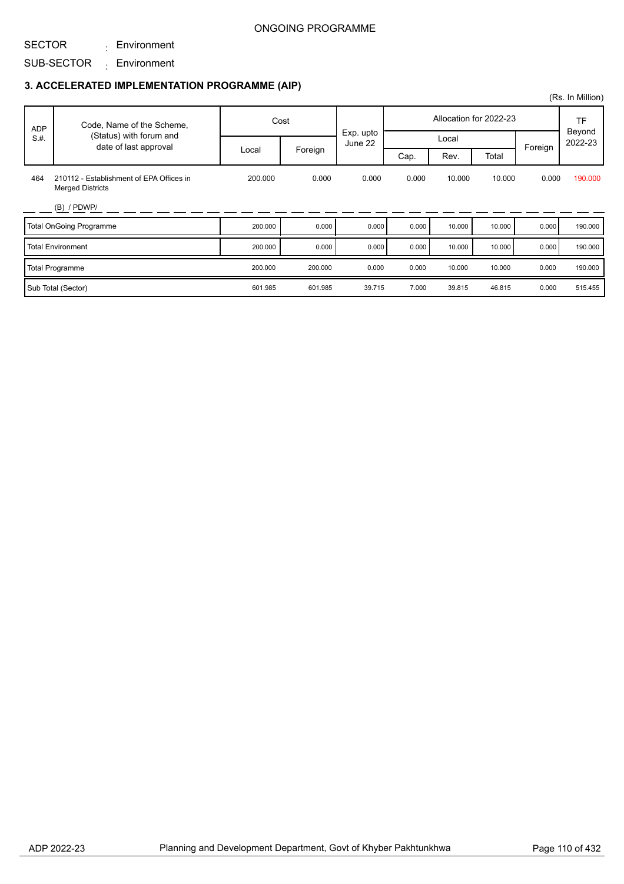ONGOING PROGRAMME

SECTOR : Environment

SUB-SECTOR : Environment

### 3. ACCELERATED IMPLEMENTATION PROGRAMME (AIP)

(Rs. In Million)

| ADP S.#. | Code, Name of the Scheme, (Status) with forum and date of last approval | Cost | | Exp. upto June 22 | Allocation for 2022-23 | | | | TF Beyond 2022-23 |
|---|---|---|---|---|---|---|---|---|---|
| | | Local | Foreign | | Local | | | Foreign | |
| | | | | | Cap. | Rev. | Total | | |
| 464 | 210112 - Establishment of EPA Offices in Merged Districts (B) / PDWP/ | 200.000 | 0.000 | 0.000 | 0.000 | 10.000 | 10.000 | 0.000 | 190.000 |
| | Total OnGoing Programme | 200.000 | 0.000 | 0.000 | 0.000 | 10.000 | 10.000 | 0.000 | 190.000 |
| | Total Environment | 200.000 | 0.000 | 0.000 | 0.000 | 10.000 | 10.000 | 0.000 | 190.000 |
| | Total Programme | 200.000 | 200.000 | 0.000 | 0.000 | 10.000 | 10.000 | 0.000 | 190.000 |
| | Sub Total (Sector) | 601.985 | 601.985 | 39.715 | 7.000 | 39.815 | 46.815 | 0.000 | 515.455 |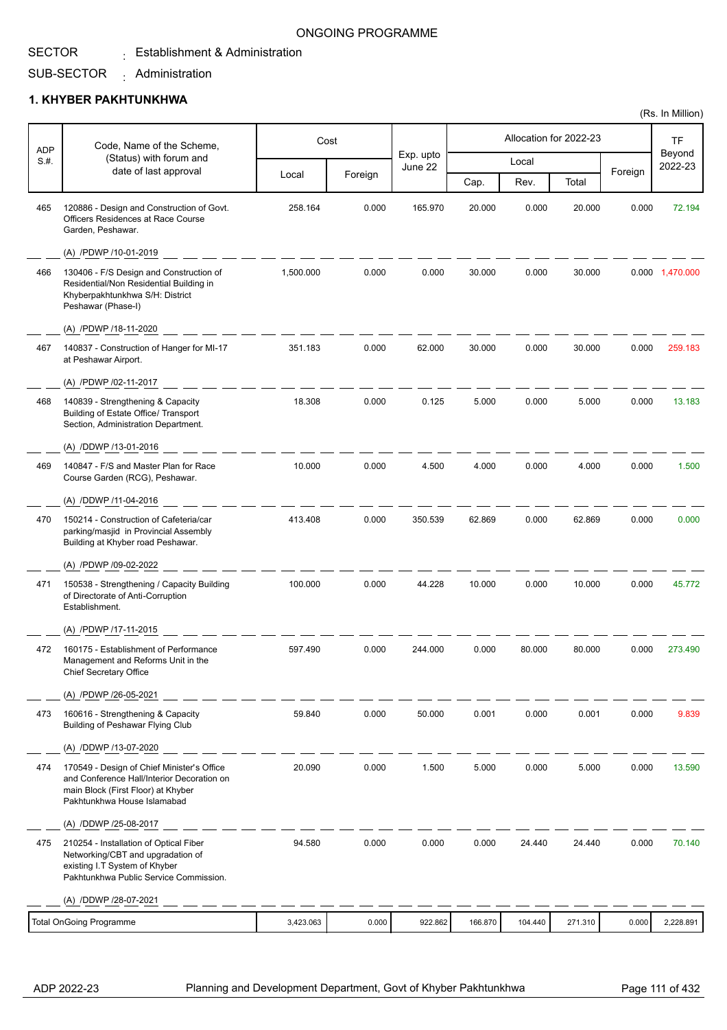ONGOING PROGRAMME

SECTOR : Establishment & Administration

SUB-SECTOR : Administration

## 1. KHYBER PAKHTUNKHWA

(Rs. In Million)

| ADP S.#. | Code, Name of the Scheme, (Status) with forum and date of last approval | Cost | | Exp. upto June 22 | Allocation for 2022-23 | | | | TF Beyond 2022-23 |
|---|---|---|---|---|---|---|---|---|---|
| | | Local | Foreign | | Local | | | Foreign | |
| | | | | | Cap. | Rev. | Total | | |
| 465 | 120886 - Design and Construction of Govt. Officers Residences at Race Course Garden, Peshawar. (A) /PDWP /10-01-2019 | 258.164 | 0.000 | 165.970 | 20.000 | 0.000 | 20.000 | 0.000 | 72.194 |
| 466 | 130406 - F/S Design and Construction of Residential/Non Residential Building in Khyberpakhtunkhwa S/H: District Peshawar (Phase-I) (A) /PDWP /18-11-2020 | 1,500.000 | 0.000 | 0.000 | 30.000 | 0.000 | 30.000 | 0.000 | 1,470.000 |
| 467 | 140837 - Construction of Hanger for MI-17 at Peshawar Airport. (A) /PDWP /02-11-2017 | 351.183 | 0.000 | 62.000 | 30.000 | 0.000 | 30.000 | 0.000 | 259.183 |
| 468 | 140839 - Strengthening & Capacity Building of Estate Office/ Transport Section, Administration Department. (A) /DDWP /13-01-2016 | 18.308 | 0.000 | 0.125 | 5.000 | 0.000 | 5.000 | 0.000 | 13.183 |
| 469 | 140847 - F/S and Master Plan for Race Course Garden (RCG), Peshawar. (A) /DDWP /11-04-2016 | 10.000 | 0.000 | 4.500 | 4.000 | 0.000 | 4.000 | 0.000 | 1.500 |
| 470 | 150214 - Construction of Cafeteria/car parking/masjid in Provincial Assembly Building at Khyber road Peshawar. (A) /PDWP /09-02-2022 | 413.408 | 0.000 | 350.539 | 62.869 | 0.000 | 62.869 | 0.000 | 0.000 |
| 471 | 150538 - Strengthening / Capacity Building of Directorate of Anti-Corruption Establishment. (A) /PDWP /17-11-2015 | 100.000 | 0.000 | 44.228 | 10.000 | 0.000 | 10.000 | 0.000 | 45.772 |
| 472 | 160175 - Establishment of Performance Management and Reforms Unit in the Chief Secretary Office (A) /PDWP /26-05-2021 | 597.490 | 0.000 | 244.000 | 0.000 | 80.000 | 80.000 | 0.000 | 273.490 |
| 473 | 160616 - Strengthening & Capacity Building of Peshawar Flying Club (A) /DDWP /13-07-2020 | 59.840 | 0.000 | 50.000 | 0.001 | 0.000 | 0.001 | 0.000 | 9.839 |
| 474 | 170549 - Design of Chief Minister's Office and Conference Hall/Interior Decoration on main Block (First Floor) at Khyber Pakhtunkhwa House Islamabad (A) /DDWP /25-08-2017 | 20.090 | 0.000 | 1.500 | 5.000 | 0.000 | 5.000 | 0.000 | 13.590 |
| 475 | 210254 - Installation of Optical Fiber Networking/CBT and upgradation of existing I.T System of Khyber Pakhtunkhwa Public Service Commission. (A) /DDWP /28-07-2021 | 94.580 | 0.000 | 0.000 | 0.000 | 24.440 | 24.440 | 0.000 | 70.140 |
| | Total OnGoing Programme | 3,423.063 | 0.000 | 922.862 | 166.870 | 104.440 | 271.310 | 0.000 | 2,228.891 |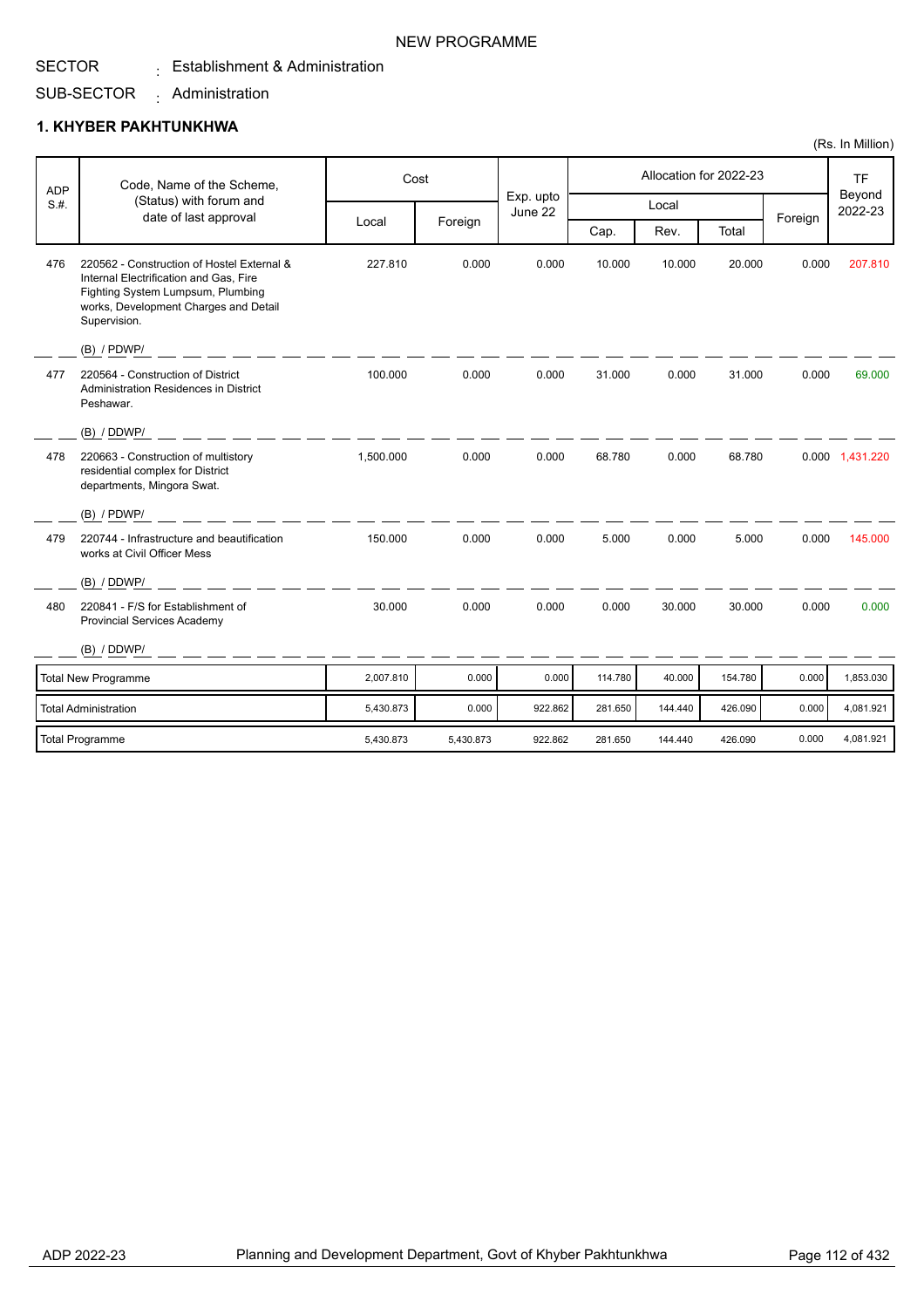NEW PROGRAMME

SECTOR : Establishment & Administration

SUB-SECTOR : Administration

## 1. KHYBER PAKHTUNKHWA

(Rs. In Million)

| ADP S.#. | Code, Name of the Scheme, (Status) with forum and date of last approval | Cost | | Exp. upto June 22 | Allocation for 2022-23 | | | | TF Beyond 2022-23 |
|---|---|---|---|---|---|---|---|---|---|
| | | Local | Foreign | | Local | | | Foreign | |
| | | | | | Cap. | Rev. | Total | | |
| 476 | 220562 - Construction of Hostel External & Internal Electrification and Gas, Fire Fighting System Lumpsum, Plumbing works, Development Charges and Detail Supervision. (B) / PDWP/ | 227.810 | 0.000 | 0.000 | 10.000 | 10.000 | 20.000 | 0.000 | 207.810 |
| 477 | 220564 - Construction of District Administration Residences in District Peshawar. (B) / DDWP/ | 100.000 | 0.000 | 0.000 | 31.000 | 0.000 | 31.000 | 0.000 | 69.000 |
| 478 | 220663 - Construction of multistory residential complex for District departments, Mingora Swat. (B) / PDWP/ | 1,500.000 | 0.000 | 0.000 | 68.780 | 0.000 | 68.780 | 0.000 | 1,431.220 |
| 479 | 220744 - Infrastructure and beautification works at Civil Officer Mess (B) / DDWP/ | 150.000 | 0.000 | 0.000 | 5.000 | 0.000 | 5.000 | 0.000 | 145.000 |
| 480 | 220841 - F/S for Establishment of Provincial Services Academy (B) / DDWP/ | 30.000 | 0.000 | 0.000 | 0.000 | 30.000 | 30.000 | 0.000 | 0.000 |
| | Total New Programme | 2,007.810 | 0.000 | 0.000 | 114.780 | 40.000 | 154.780 | 0.000 | 1,853.030 |
| | Total Administration | 5,430.873 | 0.000 | 922.862 | 281.650 | 144.440 | 426.090 | 0.000 | 4,081.921 |
| | Total Programme | 5,430.873 | 5,430.873 | 922.862 | 281.650 | 144.440 | 426.090 | 0.000 | 4,081.921 |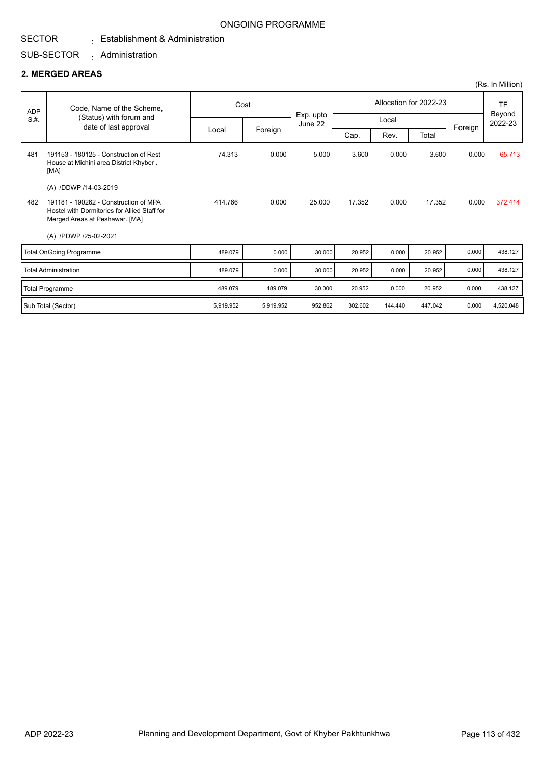ONGOING PROGRAMME

SECTOR : Establishment & Administration

SUB-SECTOR : Administration

## 2. MERGED AREAS

(Rs. In Million)

| ADP S.#. | Code, Name of the Scheme, (Status) with forum and date of last approval | Cost | | Exp. upto June 22 | Allocation for 2022-23 | | | | TF Beyond 2022-23 |
|---|---|---|---|---|---|---|---|---|---|
| | | Local | Foreign | | Local | | | Foreign | |
| | | | | | Cap. | Rev. | Total | | |
| 481 | 191153 - 180125 - Construction of Rest House at Michini area District Khyber . [MA]<br>(A) /DDWP /14-03-2019 | 74.313 | 0.000 | 5.000 | 3.600 | 0.000 | 3.600 | 0.000 | 65.713 |
| 482 | 191181 - 190262 - Construction of MPA Hostel with Dormitories for Allied Staff for Merged Areas at Peshawar. [MA]<br>(A) /PDWP /25-02-2021 | 414.766 | 0.000 | 25.000 | 17.352 | 0.000 | 17.352 | 0.000 | 372.414 |
| | Total OnGoing Programme | 489.079 | 0.000 | 30.000 | 20.952 | 0.000 | 20.952 | 0.000 | 438.127 |
| | Total Administration | 489.079 | 0.000 | 30.000 | 20.952 | 0.000 | 20.952 | 0.000 | 438.127 |
| | Total Programme | 489.079 | 489.079 | 30.000 | 20.952 | 0.000 | 20.952 | 0.000 | 438.127 |
| | Sub Total (Sector) | 5,919.952 | 5,919.952 | 952.862 | 302.602 | 144.440 | 447.042 | 0.000 | 4,520.048 |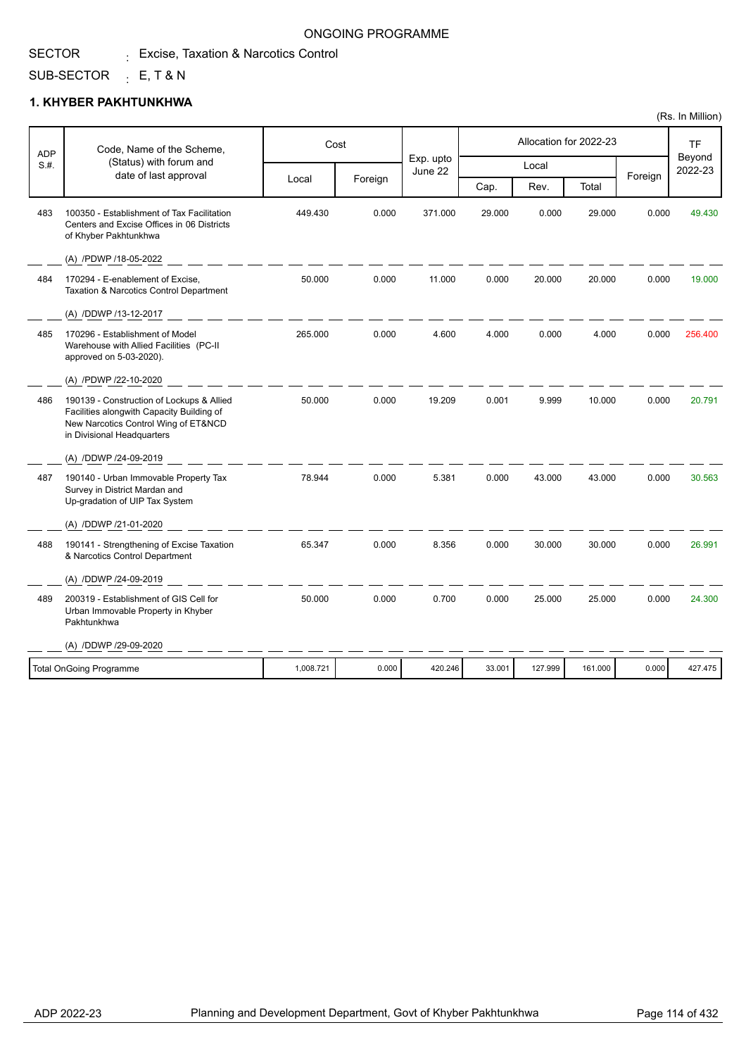ONGOING PROGRAMME

SECTOR : Excise, Taxation & Narcotics Control

SUB-SECTOR : E, T & N

## 1. KHYBER PAKHTUNKHWA

(Rs. In Million)

| ADP S.#. | Code, Name of the Scheme, (Status) with forum and date of last approval | Cost | | Exp. upto June 22 | Allocation for 2022-23 | | | | TF Beyond 2022-23 |
|---|---|---|---|---|---|---|---|---|---|
| | | Local | Foreign | | Local | | | Foreign | |
| | | | | | Cap. | Rev. | Total | | |
| 483 | 100350 - Establishment of Tax Facilitation Centers and Excise Offices in 06 Districts of Khyber Pakhtunkhwa<br>(A) /PDWP /18-05-2022 | 449.430 | 0.000 | 371.000 | 29.000 | 0.000 | 29.000 | 0.000 | 49.430 |
| 484 | 170294 - E-enablement of Excise, Taxation & Narcotics Control Department<br>(A) /DDWP /13-12-2017 | 50.000 | 0.000 | 11.000 | 0.000 | 20.000 | 20.000 | 0.000 | 19.000 |
| 485 | 170296 - Establishment of Model Warehouse with Allied Facilities (PC-II approved on 5-03-2020).<br>(A) /PDWP /22-10-2020 | 265.000 | 0.000 | 4.600 | 4.000 | 0.000 | 4.000 | 0.000 | 256.400 |
| 486 | 190139 - Construction of Lockups & Allied Facilities alongwith Capacity Building of New Narcotics Control Wing of ET&NCD in Divisional Headquarters<br>(A) /DDWP /24-09-2019 | 50.000 | 0.000 | 19.209 | 0.001 | 9.999 | 10.000 | 0.000 | 20.791 |
| 487 | 190140 - Urban Immovable Property Tax Survey in District Mardan and Up-gradation of UIP Tax System<br>(A) /DDWP /21-01-2020 | 78.944 | 0.000 | 5.381 | 0.000 | 43.000 | 43.000 | 0.000 | 30.563 |
| 488 | 190141 - Strengthening of Excise Taxation & Narcotics Control Department<br>(A) /DDWP /24-09-2019 | 65.347 | 0.000 | 8.356 | 0.000 | 30.000 | 30.000 | 0.000 | 26.991 |
| 489 | 200319 - Establishment of GIS Cell for Urban Immovable Property in Khyber Pakhtunkhwa<br>(A) /DDWP /29-09-2020 | 50.000 | 0.000 | 0.700 | 0.000 | 25.000 | 25.000 | 0.000 | 24.300 |
| | Total OnGoing Programme | 1,008.721 | 0.000 | 420.246 | 33.001 | 127.999 | 161.000 | 0.000 | 427.475 |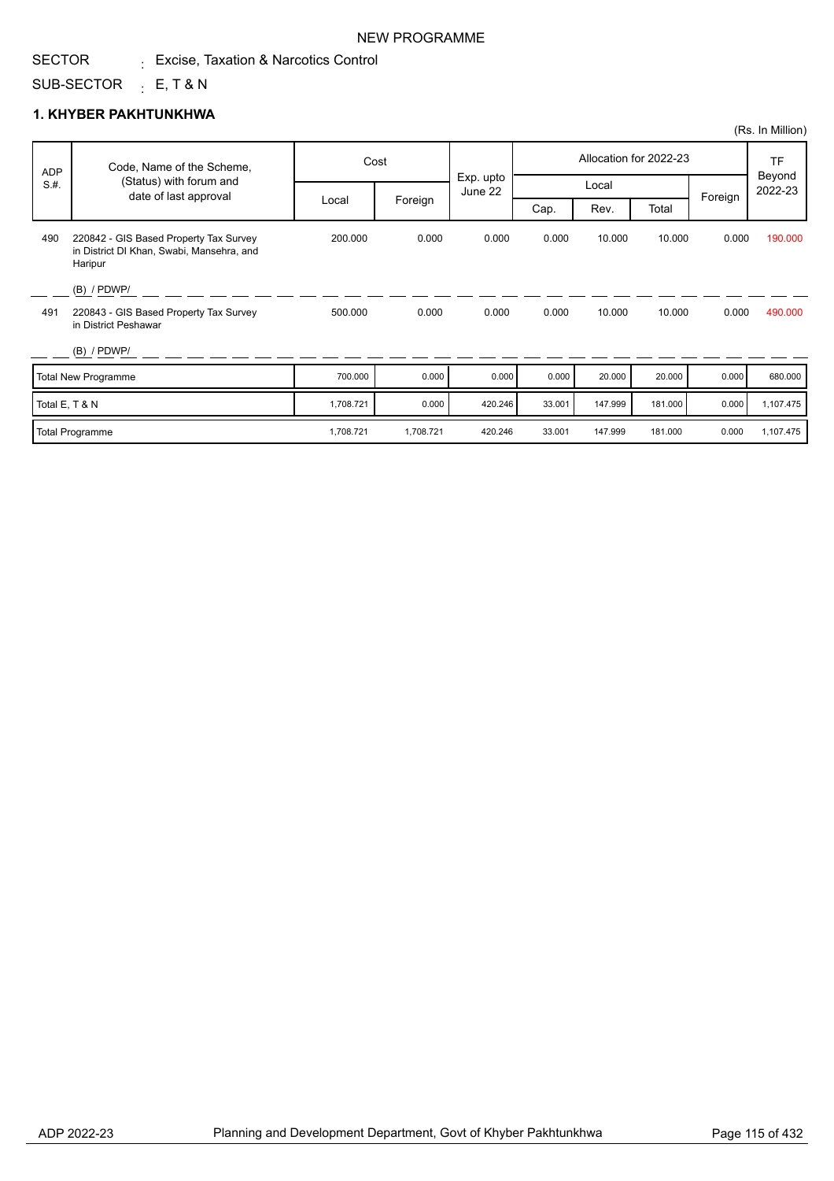NEW PROGRAMME

SECTOR : Excise, Taxation & Narcotics Control

SUB-SECTOR : E, T & N

## 1. KHYBER PAKHTUNKHWA

(Rs. In Million)

| ADP S.#. | Code, Name of the Scheme, (Status) with forum and date of last approval | Cost | | Exp. upto June 22 | Allocation for 2022-23 | | | | TF Beyond 2022-23 |
|---|---|---|---|---|---|---|---|---|---|
| | | Local | Foreign | | Local | | | Foreign | |
| | | | | | Cap. | Rev. | Total | | |
| 490 | 220842 - GIS Based Property Tax Survey in District DI Khan, Swabi, Mansehra, and Haripur<br>(B) / PDWP/ | 200.000 | 0.000 | 0.000 | 0.000 | 10.000 | 10.000 | 0.000 | 190.000 |
| 491 | 220843 - GIS Based Property Tax Survey in District Peshawar<br>(B) / PDWP/ | 500.000 | 0.000 | 0.000 | 0.000 | 10.000 | 10.000 | 0.000 | 490.000 |
| | Total New Programme | 700.000 | 0.000 | 0.000 | 0.000 | 20.000 | 20.000 | 0.000 | 680.000 |
| | Total E, T & N | 1,708.721 | 0.000 | 420.246 | 33.001 | 147.999 | 181.000 | 0.000 | 1,107.475 |
| | Total Programme | 1,708.721 | 1,708.721 | 420.246 | 33.001 | 147.999 | 181.000 | 0.000 | 1,107.475 |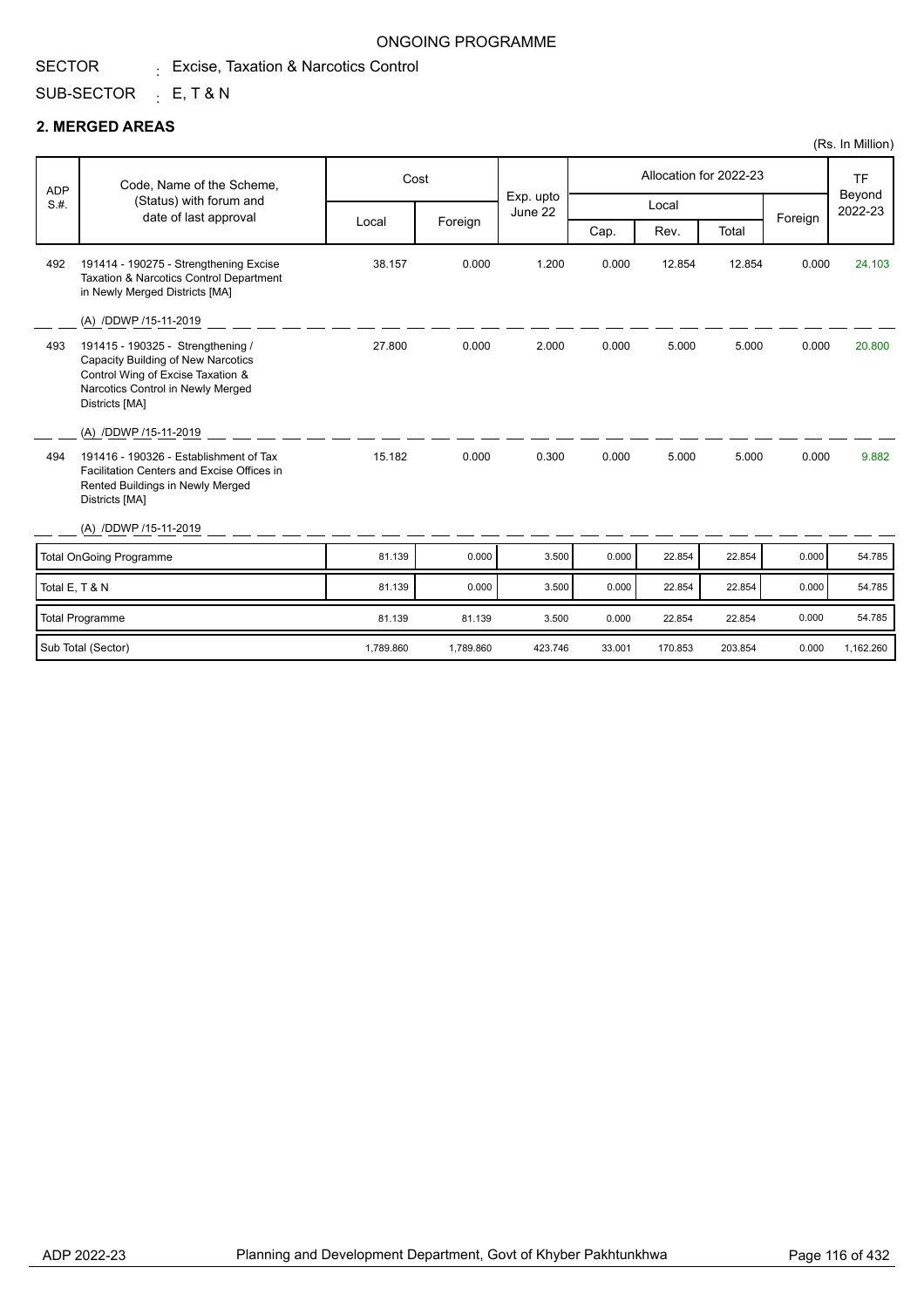ONGOING PROGRAMME

SECTOR : Excise, Taxation & Narcotics Control

SUB-SECTOR : E, T & N

## 2. MERGED AREAS

(Rs. In Million)

| ADP S.#. | Code, Name of the Scheme, (Status) with forum and date of last approval | Cost | | Exp. upto June 22 | Allocation for 2022-23 | | | | TF Beyond 2022-23 |
|---|---|---|---|---|---|---|---|---|---|
| | | Local | Foreign | | Local | | | Foreign | |
| | | | | | Cap. | Rev. | Total | | |
| 492 | 191414 - 190275 - Strengthening Excise Taxation & Narcotics Control Department in Newly Merged Districts [MA]<br>(A) /DDWP /15-11-2019 | 38.157 | 0.000 | 1.200 | 0.000 | 12.854 | 12.854 | 0.000 | 24.103 |
| 493 | 191415 - 190325 - Strengthening / Capacity Building of New Narcotics Control Wing of Excise Taxation & Narcotics Control in Newly Merged Districts [MA]<br>(A) /DDWP /15-11-2019 | 27.800 | 0.000 | 2.000 | 0.000 | 5.000 | 5.000 | 0.000 | 20.800 |
| 494 | 191416 - 190326 - Establishment of Tax Facilitation Centers and Excise Offices in Rented Buildings in Newly Merged Districts [MA]<br>(A) /DDWP /15-11-2019 | 15.182 | 0.000 | 0.300 | 0.000 | 5.000 | 5.000 | 0.000 | 9.882 |
| | Total OnGoing Programme | 81.139 | 0.000 | 3.500 | 0.000 | 22.854 | 22.854 | 0.000 | 54.785 |
| | Total E, T & N | 81.139 | 0.000 | 3.500 | 0.000 | 22.854 | 22.854 | 0.000 | 54.785 |
| | Total Programme | 81.139 | 81.139 | 3.500 | 0.000 | 22.854 | 22.854 | 0.000 | 54.785 |
| | Sub Total (Sector) | 1,789.860 | 1,789.860 | 423.746 | 33.001 | 170.853 | 203.854 | 0.000 | 1,162.260 |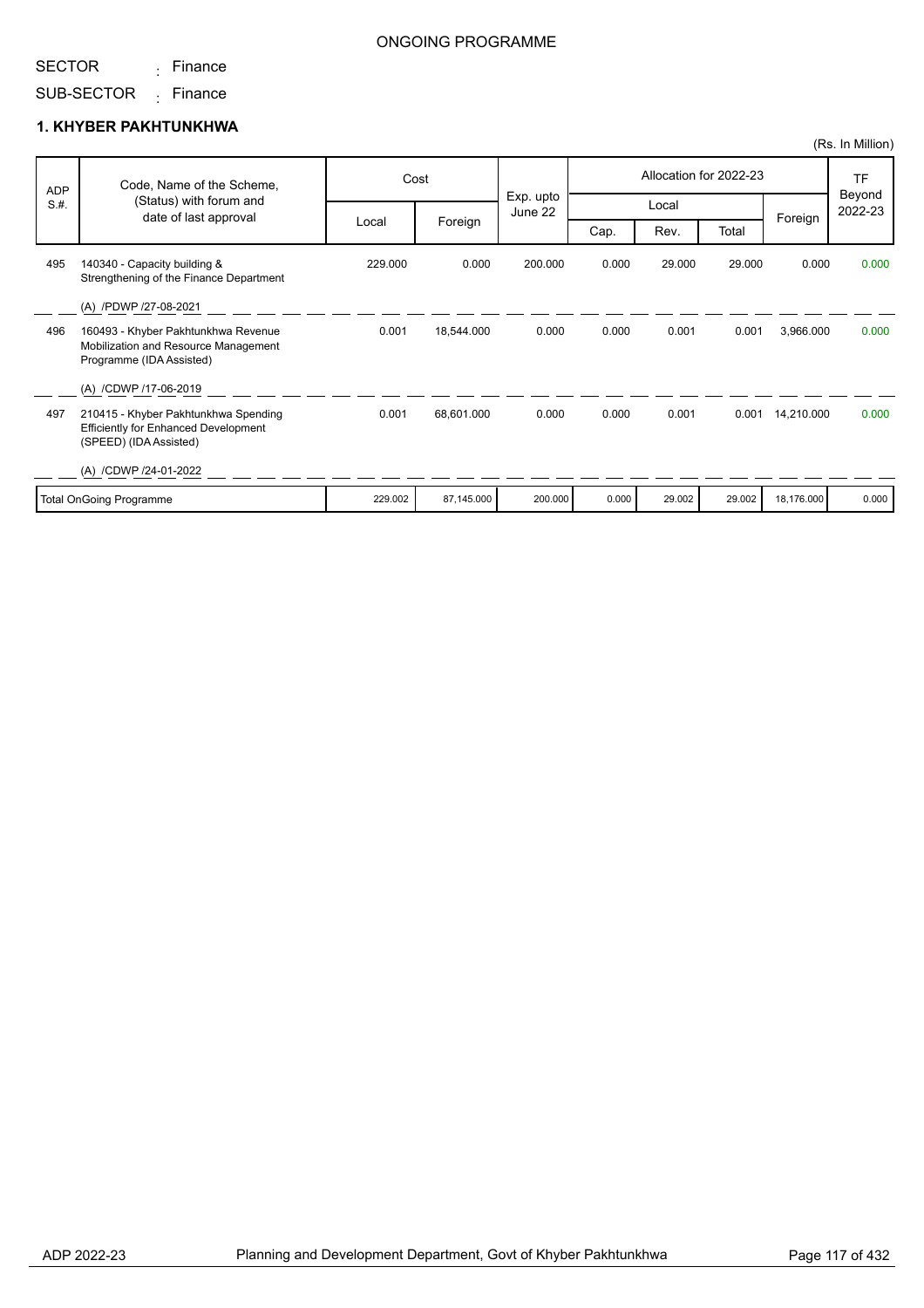ONGOING PROGRAMME

SECTOR : Finance

SUB-SECTOR : Finance

## 1. KHYBER PAKHTUNKHWA

(Rs. In Million)

| ADP S.#. | Code, Name of the Scheme, (Status) with forum and date of last approval | Cost | | Exp. upto June 22 | Allocation for 2022-23 | | | | TF Beyond 2022-23 |
|---|---|---|---|---|---|---|---|---|---|
| | | Local | Foreign | | Local | | | Foreign | |
| | | | | | Cap. | Rev. | Total | | |
| 495 | 140340 - Capacity building & Strengthening of the Finance Department<br><br>(A) /PDWP /27-08-2021 | 229.000 | 0.000 | 200.000 | 0.000 | 29.000 | 29.000 | 0.000 | 0.000 |
| 496 | 160493 - Khyber Pakhtunkhwa Revenue Mobilization and Resource Management Programme (IDA Assisted)<br><br>(A) /CDWP /17-06-2019 | 0.001 | 18,544.000 | 0.000 | 0.000 | 0.001 | 0.001 | 3,966.000 | 0.000 |
| 497 | 210415 - Khyber Pakhtunkhwa Spending Efficiently for Enhanced Development (SPEED) (IDA Assisted)<br><br>(A) /CDWP /24-01-2022 | 0.001 | 68,601.000 | 0.000 | 0.000 | 0.001 | 0.001 | 14,210.000 | 0.000 |
| | Total OnGoing Programme | 229.002 | 87,145.000 | 200.000 | 0.000 | 29.002 | 29.002 | 18,176.000 | 0.000 |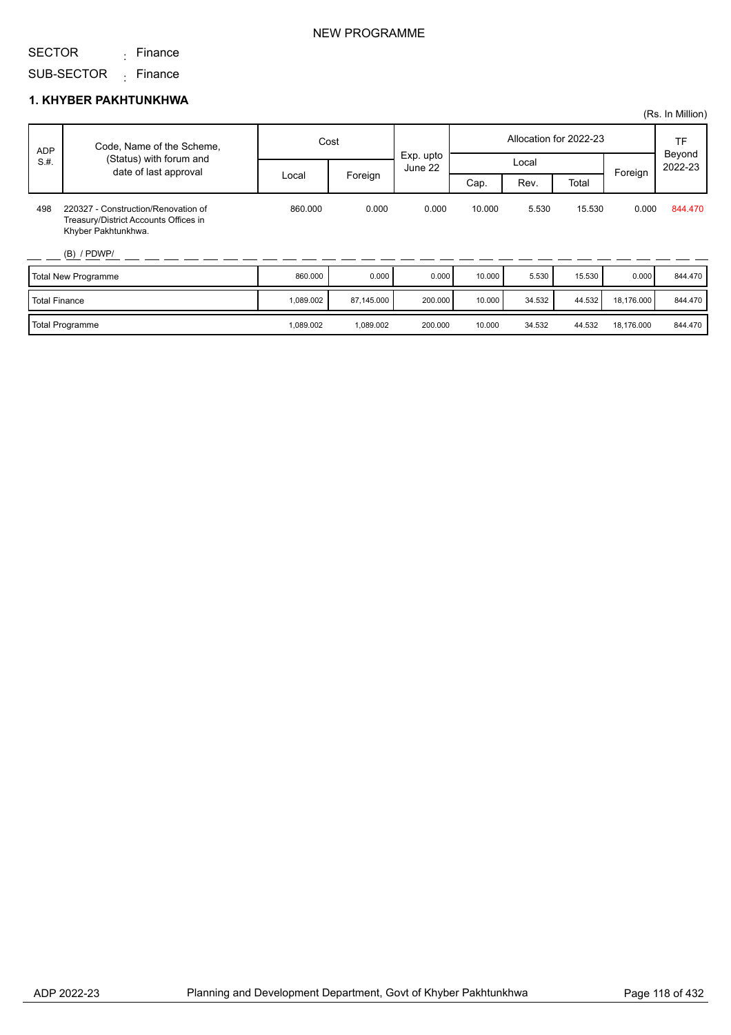NEW PROGRAMME

SECTOR : Finance

SUB-SECTOR : Finance

### 1. KHYBER PAKHTUNKHWA

(Rs. In Million)

| ADP S.#. | Code, Name of the Scheme, (Status) with forum and date of last approval | Cost | | Exp. upto June 22 | Allocation for 2022-23 | | | | TF Beyond 2022-23 |
|---|---|---|---|---|---|---|---|---|---|
| | | | | | Local | | | Foreign | |
| | | Local | Foreign | | Cap. | Rev. | Total | | |
| 498 | 220327 - Construction/Renovation of Treasury/District Accounts Offices in Khyber Pakhtunkhwa. (B) / PDWP/ | 860.000 | 0.000 | 0.000 | 10.000 | 5.530 | 15.530 | 0.000 | 844.470 |
| Total New Programme | | 860.000 | 0.000 | 0.000 | 10.000 | 5.530 | 15.530 | 0.000 | 844.470 |
| Total Finance | | 1,089.002 | 87,145.000 | 200.000 | 10.000 | 34.532 | 44.532 | 18,176.000 | 844.470 |
| Total Programme | | 1,089.002 | 1,089.002 | 200.000 | 10.000 | 34.532 | 44.532 | 18,176.000 | 844.470 |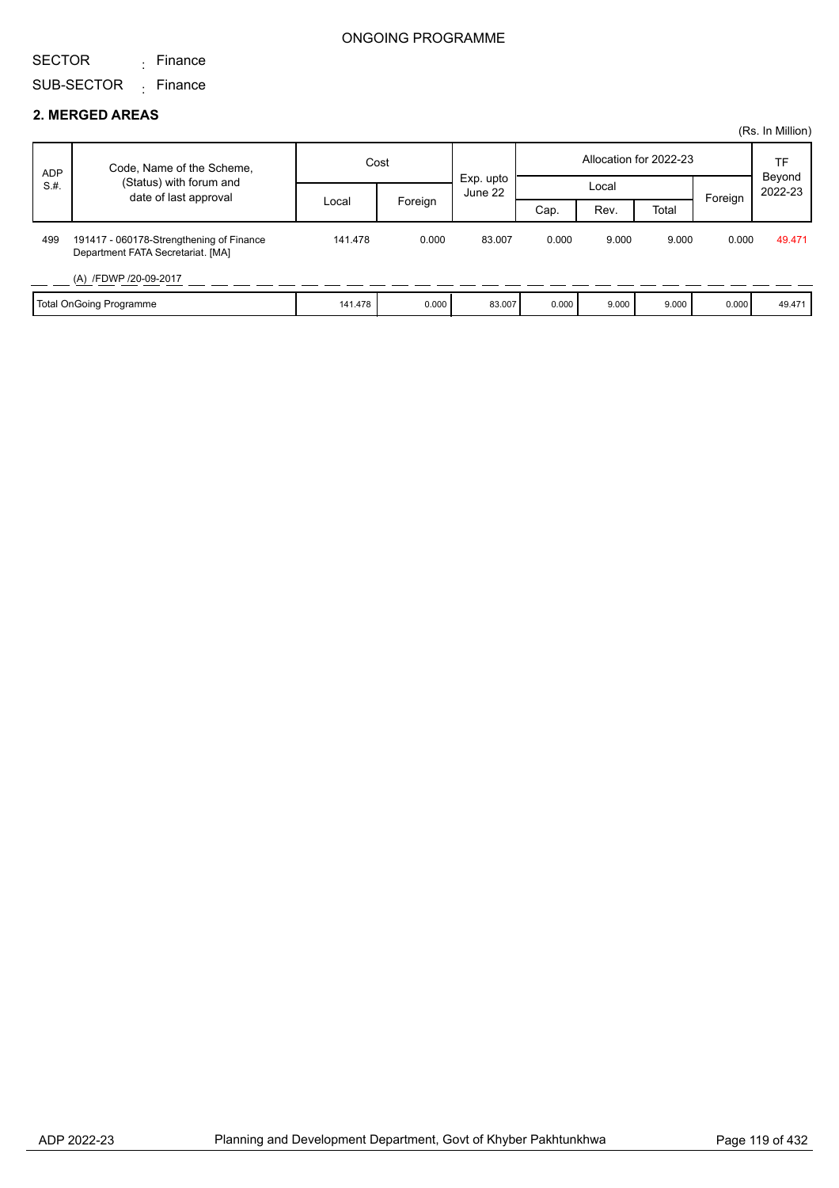ONGOING PROGRAMME

SECTOR : Finance

SUB-SECTOR : Finance

## 2. MERGED AREAS

(Rs. In Million)

| ADP S.#. | Code, Name of the Scheme, (Status) with forum and date of last approval | Cost | | Exp. upto June 22 | Allocation for 2022-23 | | | | TF Beyond 2022-23 |
|---|---|---|---|---|---|---|---|---|---|
| | | Local | Foreign | | Local | | | Foreign | |
| | | | | | Cap. | Rev. | Total | | |
| 499 | 191417 - 060178-Strengthening of Finance Department FATA Secretariat. [MA] (A) /FDWP /20-09-2017 | 141.478 | 0.000 | 83.007 | 0.000 | 9.000 | 9.000 | 0.000 | 49.471 |
| Total OnGoing Programme | | 141.478 | 0.000 | 83.007 | 0.000 | 9.000 | 9.000 | 0.000 | 49.471 |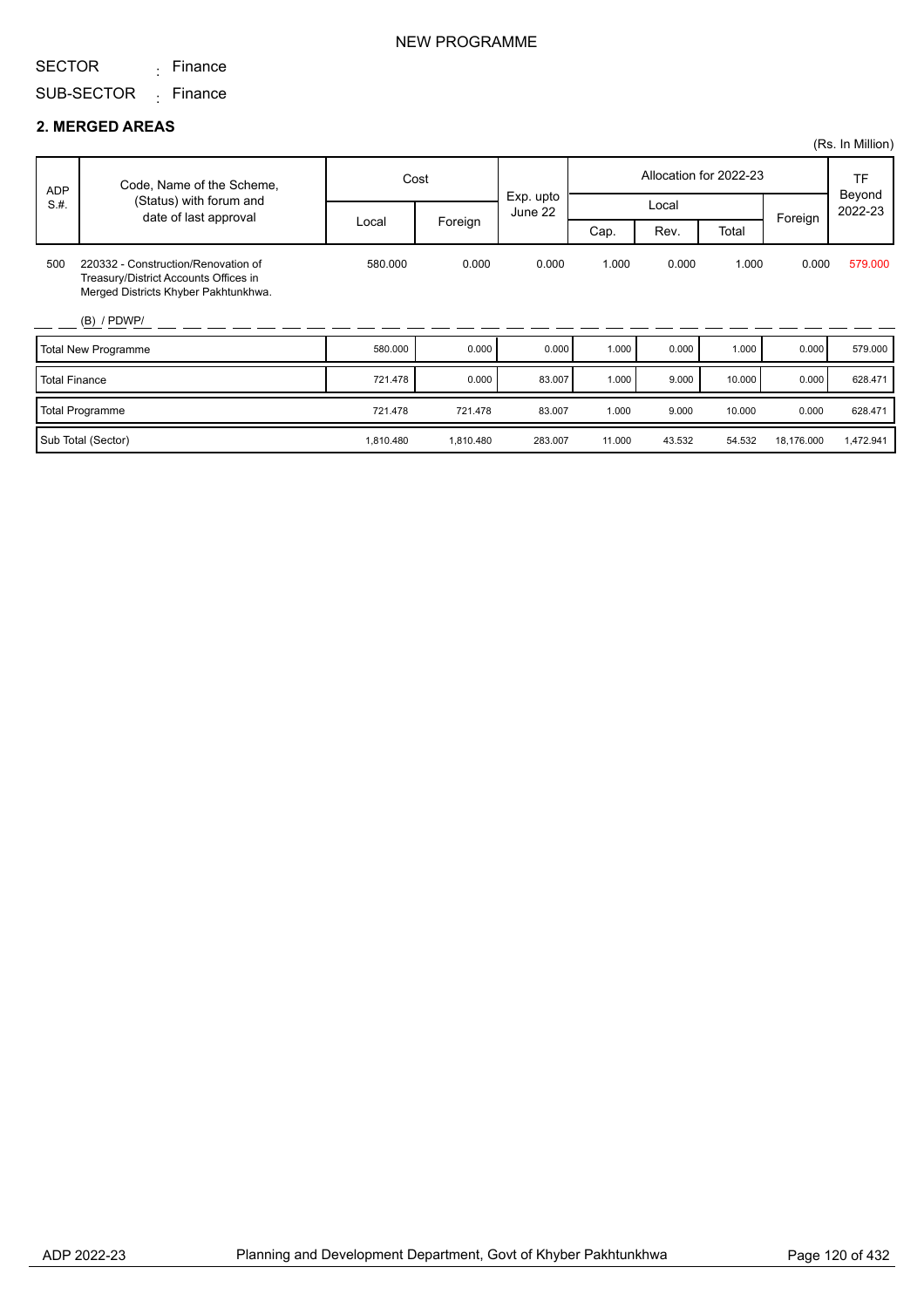NEW PROGRAMME

SECTOR : Finance

SUB-SECTOR : Finance

## 2. MERGED AREAS

(Rs. In Million)

| ADP S.#. | Code, Name of the Scheme, (Status) with forum and date of last approval | Cost | | Exp. upto June 22 | Allocation for 2022-23 | | | | TF Beyond 2022-23 |
|---|---|---|---|---|---|---|---|---|---|
| | | Local | Foreign | | Local | | | Foreign | |
| | | | | | Cap. | Rev. | Total | | |
| 500 | 220332 - Construction/Renovation of Treasury/District Accounts Offices in Merged Districts Khyber Pakhtunkhwa. (B) / PDWP/ | 580.000 | 0.000 | 0.000 | 1.000 | 0.000 | 1.000 | 0.000 | 579.000 |
| | Total New Programme | 580.000 | 0.000 | 0.000 | 1.000 | 0.000 | 1.000 | 0.000 | 579.000 |
| | Total Finance | 721.478 | 0.000 | 83.007 | 1.000 | 9.000 | 10.000 | 0.000 | 628.471 |
| | Total Programme | 721.478 | 721.478 | 83.007 | 1.000 | 9.000 | 10.000 | 0.000 | 628.471 |
| | Sub Total (Sector) | 1,810.480 | 1,810.480 | 283.007 | 11.000 | 43.532 | 54.532 | 18,176.000 | 1,472.941 |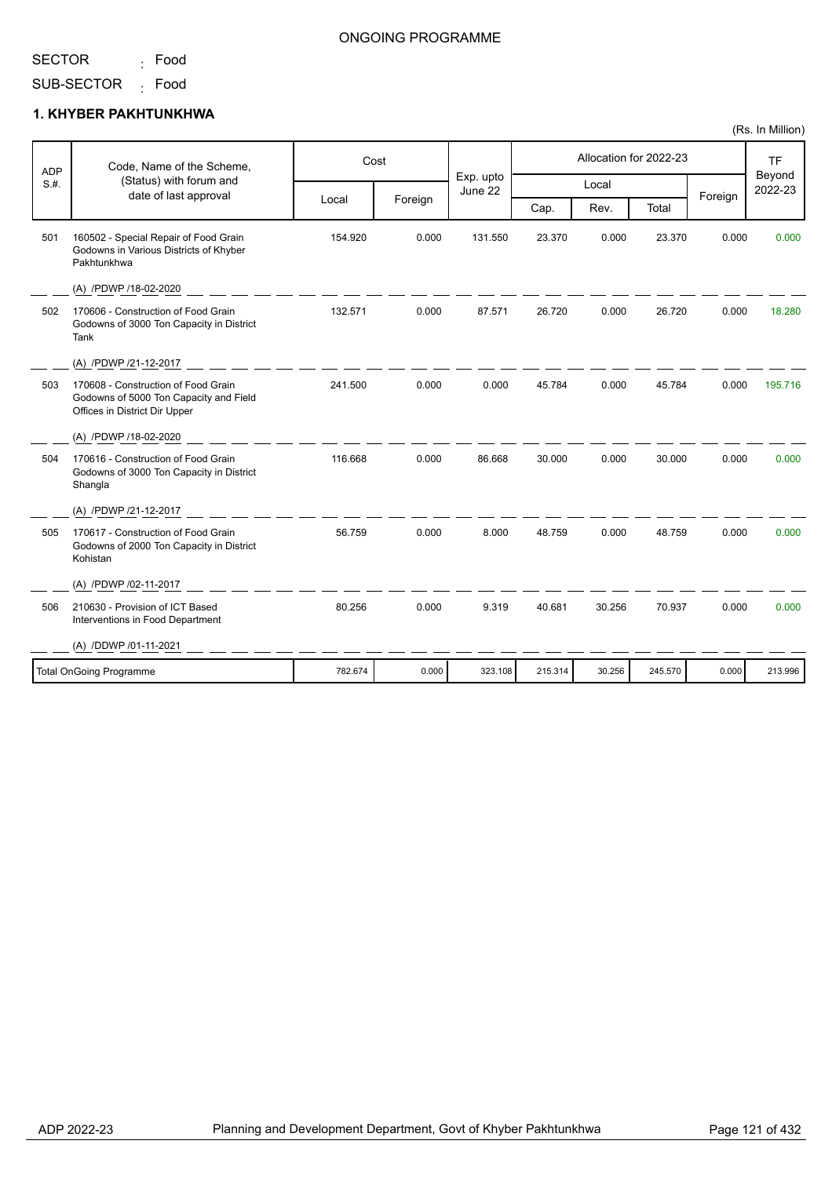ONGOING PROGRAMME

SECTOR : Food

SUB-SECTOR : Food

## 1. KHYBER PAKHTUNKHWA

(Rs. In Million)

| ADP S.#. | Code, Name of the Scheme, (Status) with forum and date of last approval | Cost | | Exp. upto June 22 | Allocation for 2022-23 | | | | TF Beyond 2022-23 |
|---|---|---|---|---|---|---|---|---|---|
| | | Local | Foreign | | Local | | | Foreign | |
| | | | | | Cap. | Rev. | Total | | |
| 501 | 160502 - Special Repair of Food Grain Godowns in Various Districts of Khyber Pakhtunkhwa<br>(A) /PDWP /18-02-2020 | 154.920 | 0.000 | 131.550 | 23.370 | 0.000 | 23.370 | 0.000 | 0.000 |
| 502 | 170606 - Construction of Food Grain Godowns of 3000 Ton Capacity in District Tank<br>(A) /PDWP /21-12-2017 | 132.571 | 0.000 | 87.571 | 26.720 | 0.000 | 26.720 | 0.000 | 18.280 |
| 503 | 170608 - Construction of Food Grain Godowns of 5000 Ton Capacity and Field Offices in District Dir Upper<br>(A) /PDWP /18-02-2020 | 241.500 | 0.000 | 0.000 | 45.784 | 0.000 | 45.784 | 0.000 | 195.716 |
| 504 | 170616 - Construction of Food Grain Godowns of 3000 Ton Capacity in District Shangla<br>(A) /PDWP /21-12-2017 | 116.668 | 0.000 | 86.668 | 30.000 | 0.000 | 30.000 | 0.000 | 0.000 |
| 505 | 170617 - Construction of Food Grain Godowns of 2000 Ton Capacity in District Kohistan<br>(A) /PDWP /02-11-2017 | 56.759 | 0.000 | 8.000 | 48.759 | 0.000 | 48.759 | 0.000 | 0.000 |
| 506 | 210630 - Provision of ICT Based Interventions in Food Department<br>(A) /DDWP /01-11-2021 | 80.256 | 0.000 | 9.319 | 40.681 | 30.256 | 70.937 | 0.000 | 0.000 |
| | Total OnGoing Programme | 782.674 | 0.000 | 323.108 | 215.314 | 30.256 | 245.570 | 0.000 | 213.996 |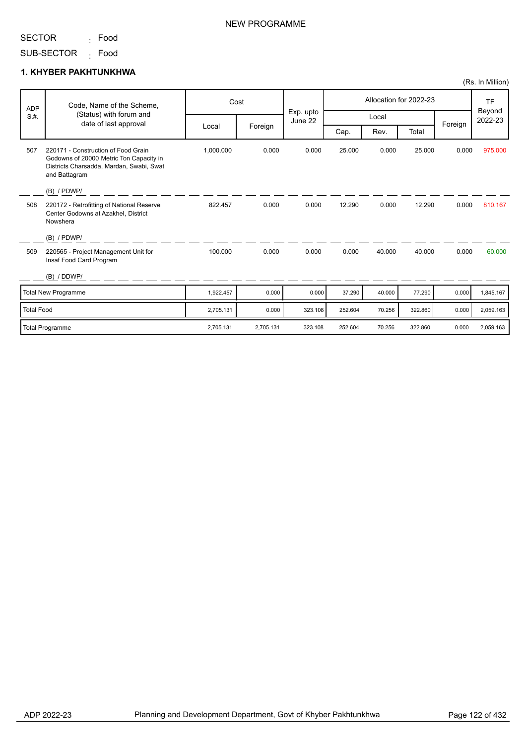NEW PROGRAMME

SECTOR : Food

SUB-SECTOR : Food

## 1. KHYBER PAKHTUNKHWA

(Rs. In Million)

| ADP S.#. | Code, Name of the Scheme, (Status) with forum and date of last approval | Cost | | Exp. upto June 22 | Allocation for 2022-23 | | | | TF Beyond 2022-23 |
|---|---|---|---|---|---|---|---|---|---|
| | | Local | Foreign | | Local | | | Foreign | |
| | | | | | Cap. | Rev. | Total | | |
| 507 | 220171 - Construction of Food Grain Godowns of 20000 Metric Ton Capacity in Districts Charsadda, Mardan, Swabi, Swat and Battagram<br>(B) / PDWP/ | 1,000.000 | 0.000 | 0.000 | 25.000 | 0.000 | 25.000 | 0.000 | 975.000 |
| 508 | 220172 - Retrofitting of National Reserve Center Godowns at Azakhel, District Nowshera<br>(B) / PDWP/ | 822.457 | 0.000 | 0.000 | 12.290 | 0.000 | 12.290 | 0.000 | 810.167 |
| 509 | 220565 - Project Management Unit for Insaf Food Card Program<br>(B) / DDWP/ | 100.000 | 0.000 | 0.000 | 0.000 | 40.000 | 40.000 | 0.000 | 60.000 |
| | Total New Programme | 1,922.457 | 0.000 | 0.000 | 37.290 | 40.000 | 77.290 | 0.000 | 1,845.167 |
| | Total Food | 2,705.131 | 0.000 | 323.108 | 252.604 | 70.256 | 322.860 | 0.000 | 2,059.163 |
| | Total Programme | 2,705.131 | 2,705.131 | 323.108 | 252.604 | 70.256 | 322.860 | 0.000 | 2,059.163 |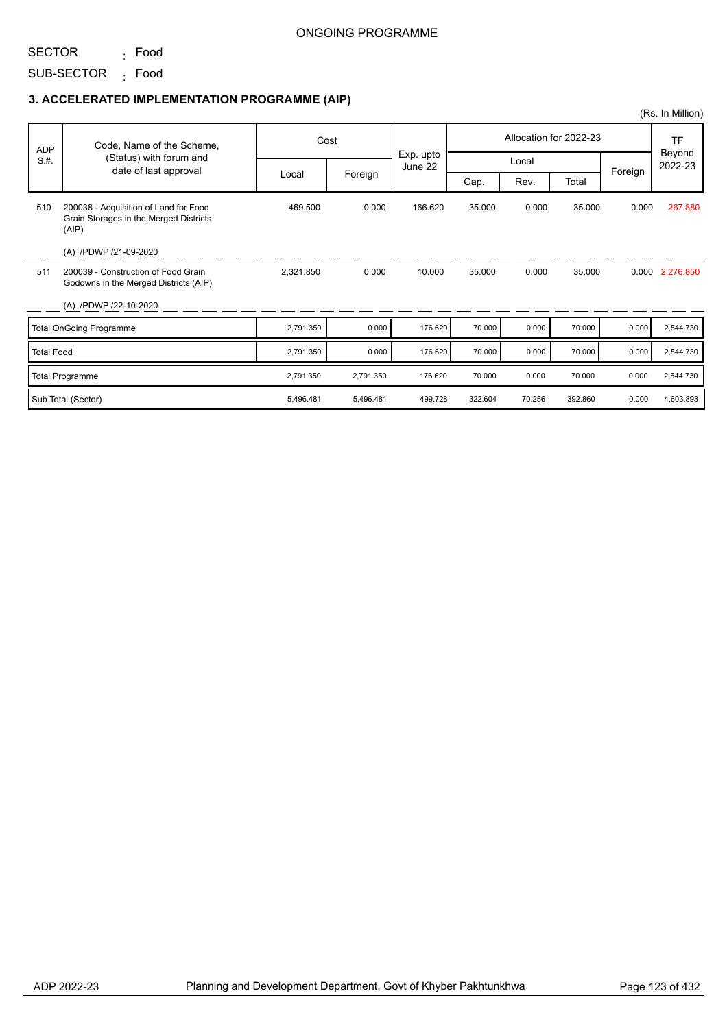ONGOING PROGRAMME

SECTOR : Food

SUB-SECTOR : Food

### 3. ACCELERATED IMPLEMENTATION PROGRAMME (AIP)

(Rs. In Million)

| ADP S.#. | Code, Name of the Scheme, (Status) with forum and date of last approval | Cost | | Exp. upto June 22 | Allocation for 2022-23 | | | | TF Beyond 2022-23 |
|---|---|---|---|---|---|---|---|---|---|
| | | Local | Foreign | | Local | | | Foreign | |
| | | | | | Cap. | Rev. | Total | | |
| 510 | 200038 - Acquisition of Land for Food Grain Storages in the Merged Districts (AIP)<br><br>(A) /PDWP /21-09-2020 | 469.500 | 0.000 | 166.620 | 35.000 | 0.000 | 35.000 | 0.000 | 267.880 |
| 511 | 200039 - Construction of Food Grain Godowns in the Merged Districts (AIP)<br><br>(A) /PDWP /22-10-2020 | 2,321.850 | 0.000 | 10.000 | 35.000 | 0.000 | 35.000 | 0.000 | 2,276.850 |
| | Total OnGoing Programme | 2,791.350 | 0.000 | 176.620 | 70.000 | 0.000 | 70.000 | 0.000 | 2,544.730 |
| | Total Food | 2,791.350 | 0.000 | 176.620 | 70.000 | 0.000 | 70.000 | 0.000 | 2,544.730 |
| | Total Programme | 2,791.350 | 2,791.350 | 176.620 | 70.000 | 0.000 | 70.000 | 0.000 | 2,544.730 |
| | Sub Total (Sector) | 5,496.481 | 5,496.481 | 499.728 | 322.604 | 70.256 | 392.860 | 0.000 | 4,603.893 |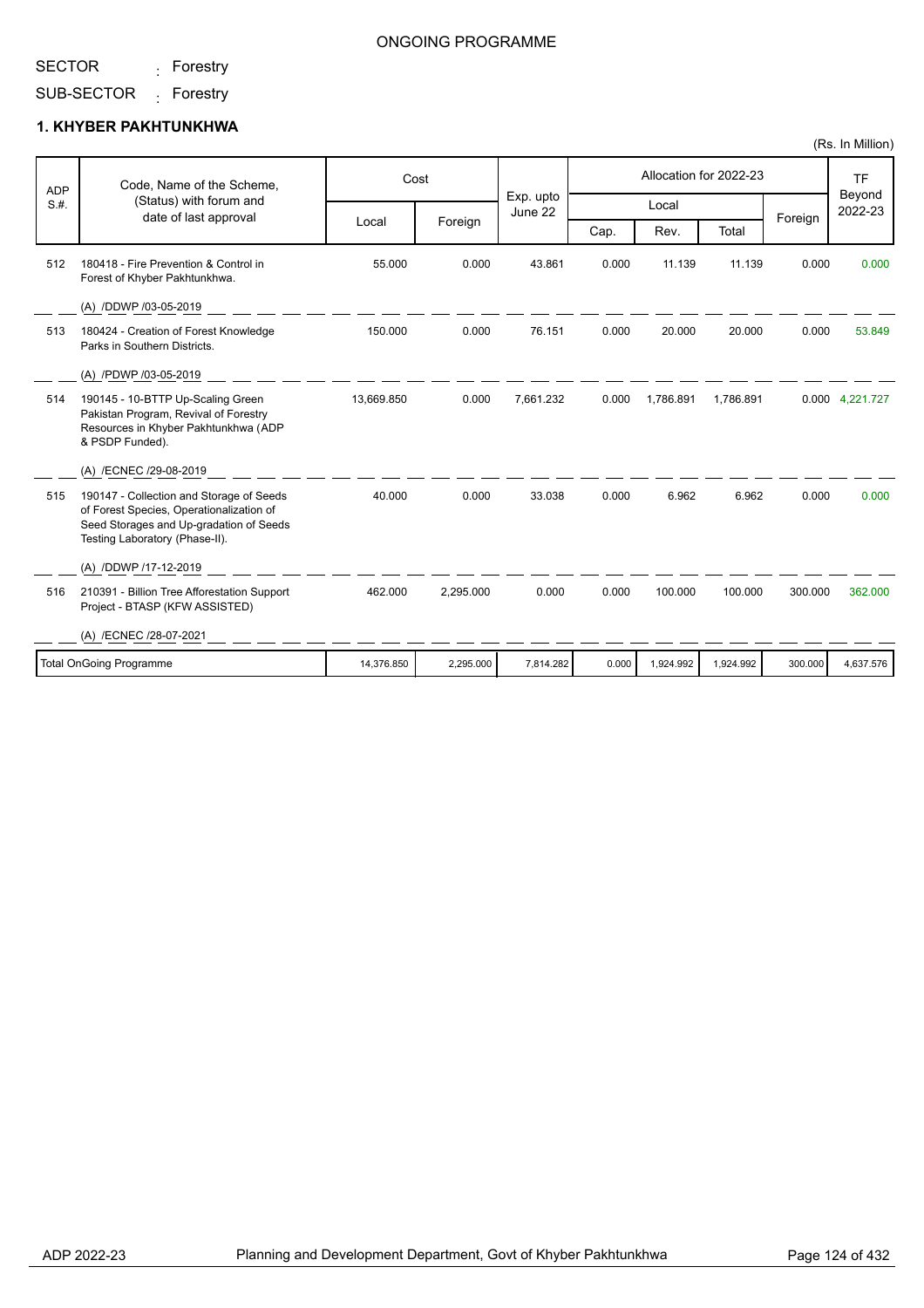ONGOING PROGRAMME

SECTOR : Forestry

SUB-SECTOR : Forestry

## 1. KHYBER PAKHTUNKHWA

(Rs. In Million)

| ADP S.#. | Code, Name of the Scheme, (Status) with forum and date of last approval | Cost | | Exp. upto June 22 | Allocation for 2022-23 | | | | TF Beyond 2022-23 |
|---|---|---|---|---|---|---|---|---|---|
| | | Local | Foreign | | Local | | | Foreign | |
| | | | | | Cap. | Rev. | Total | | |
| 512 | 180418 - Fire Prevention & Control in Forest of Khyber Pakhtunkhwa. (A) /DDWP /03-05-2019 | 55.000 | 0.000 | 43.861 | 0.000 | 11.139 | 11.139 | 0.000 | 0.000 |
| 513 | 180424 - Creation of Forest Knowledge Parks in Southern Districts. (A) /PDWP /03-05-2019 | 150.000 | 0.000 | 76.151 | 0.000 | 20.000 | 20.000 | 0.000 | 53.849 |
| 514 | 190145 - 10-BTTP Up-Scaling Green Pakistan Program, Revival of Forestry Resources in Khyber Pakhtunkhwa (ADP & PSDP Funded). (A) /ECNEC /29-08-2019 | 13,669.850 | 0.000 | 7,661.232 | 0.000 | 1,786.891 | 1,786.891 | 0.000 | 4,221.727 |
| 515 | 190147 - Collection and Storage of Seeds of Forest Species, Operationalization of Seed Storages and Up-gradation of Seeds Testing Laboratory (Phase-II). (A) /DDWP /17-12-2019 | 40.000 | 0.000 | 33.038 | 0.000 | 6.962 | 6.962 | 0.000 | 0.000 |
| 516 | 210391 - Billion Tree Afforestation Support Project - BTASP (KFW ASSISTED) (A) /ECNEC /28-07-2021 | 462.000 | 2,295.000 | 0.000 | 0.000 | 100.000 | 100.000 | 300.000 | 362.000 |
| | Total OnGoing Programme | 14,376.850 | 2,295.000 | 7,814.282 | 0.000 | 1,924.992 | 1,924.992 | 300.000 | 4,637.576 |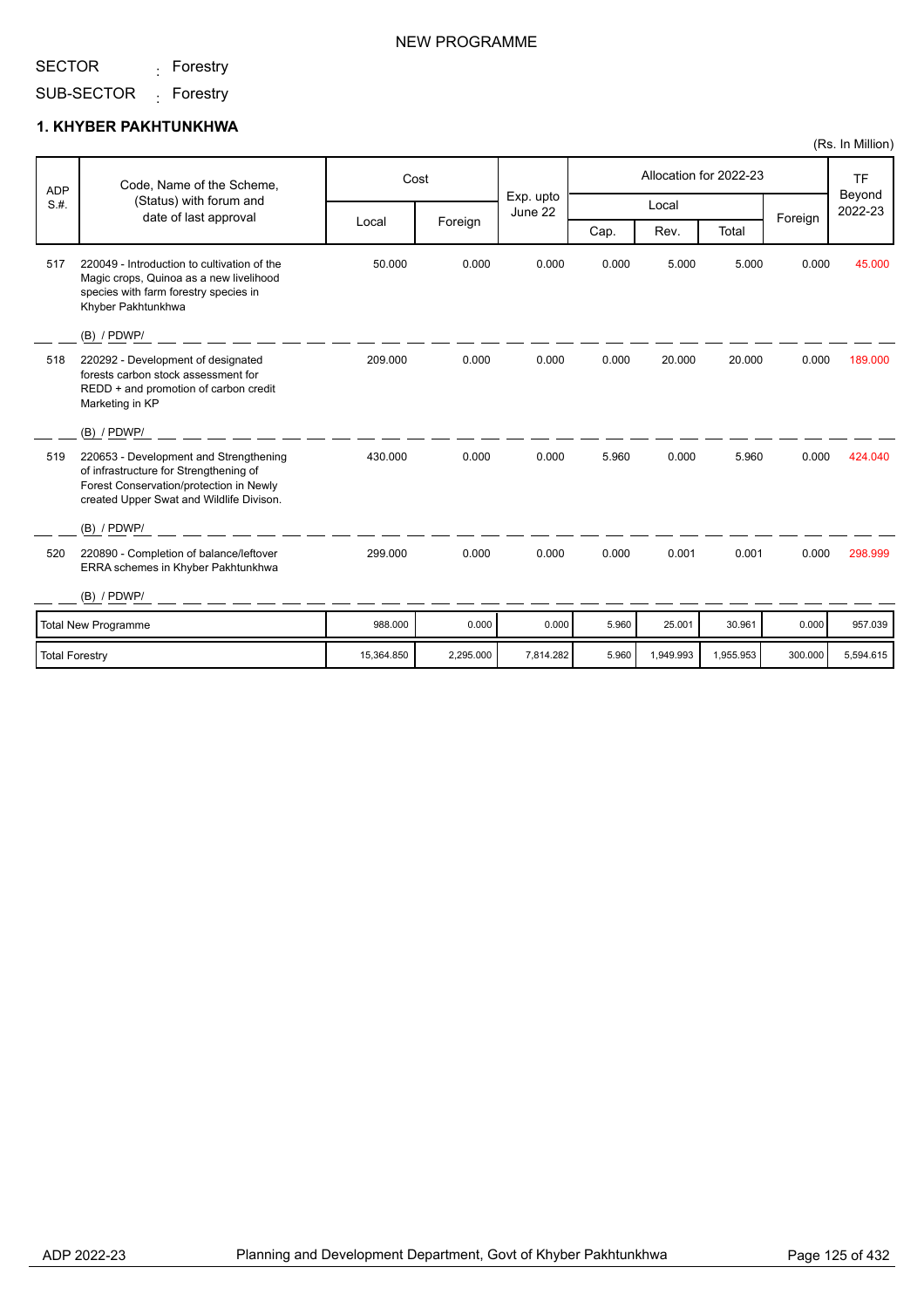NEW PROGRAMME

SECTOR : Forestry

SUB-SECTOR : Forestry

### 1. KHYBER PAKHTUNKHWA

(Rs. In Million)

| ADP S.#. | Code, Name of the Scheme, (Status) with forum and date of last approval | Cost | | Exp. upto June 22 | Allocation for 2022-23 | | | | TF Beyond 2022-23 |
|---|---|---|---|---|---|---|---|---|---|
| | | Local | Foreign | | Local | | | Foreign | |
| | | | | | Cap. | Rev. | Total | | |
| 517 | 220049 - Introduction to cultivation of the Magic crops, Quinoa as a new livelihood species with farm forestry species in Khyber Pakhtunkhwa (B) / PDWP/ | 50.000 | 0.000 | 0.000 | 0.000 | 5.000 | 5.000 | 0.000 | 45.000 |
| 518 | 220292 - Development of designated forests carbon stock assessment for REDD + and promotion of carbon credit Marketing in KP (B) / PDWP/ | 209.000 | 0.000 | 0.000 | 0.000 | 20.000 | 20.000 | 0.000 | 189.000 |
| 519 | 220653 - Development and Strengthening of infrastructure for Strengthening of Forest Conservation/protection in Newly created Upper Swat and Wildlife Divison. (B) / PDWP/ | 430.000 | 0.000 | 0.000 | 5.960 | 0.000 | 5.960 | 0.000 | 424.040 |
| 520 | 220890 - Completion of balance/leftover ERRA schemes in Khyber Pakhtunkhwa (B) / PDWP/ | 299.000 | 0.000 | 0.000 | 0.000 | 0.001 | 0.001 | 0.000 | 298.999 |
| | Total New Programme | 988.000 | 0.000 | 0.000 | 5.960 | 25.001 | 30.961 | 0.000 | 957.039 |
| | Total Forestry | 15,364.850 | 2,295.000 | 7,814.282 | 5.960 | 1,949.993 | 1,955.953 | 300.000 | 5,594.615 |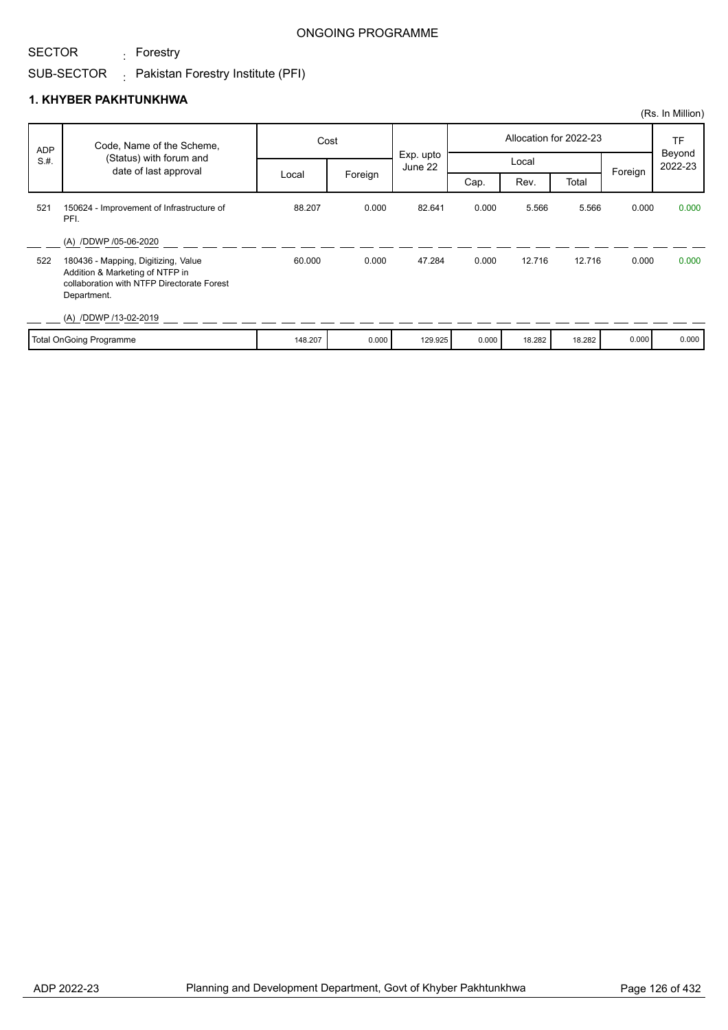ONGOING PROGRAMME

SECTOR : Forestry

SUB-SECTOR : Pakistan Forestry Institute (PFI)

## 1. KHYBER PAKHTUNKHWA

(Rs. In Million)

| ADP S.#. | Code, Name of the Scheme, (Status) with forum and date of last approval | Cost | | Exp. upto June 22 | Allocation for 2022-23 | | | | TF Beyond 2022-23 |
|---|---|---|---|---|---|---|---|---|---|
| | | Local | Foreign | | Local | | | Foreign | |
| | | | | | Cap. | Rev. | Total | | |
| 521 | 150624 - Improvement of Infrastructure of PFI. (A) /DDWP /05-06-2020 | 88.207 | 0.000 | 82.641 | 0.000 | 5.566 | 5.566 | 0.000 | 0.000 |
| 522 | 180436 - Mapping, Digitizing, Value Addition & Marketing of NTFP in collaboration with NTFP Directorate Forest Department. (A) /DDWP /13-02-2019 | 60.000 | 0.000 | 47.284 | 0.000 | 12.716 | 12.716 | 0.000 | 0.000 |
| | Total OnGoing Programme | 148.207 | 0.000 | 129.925 | 0.000 | 18.282 | 18.282 | 0.000 | 0.000 |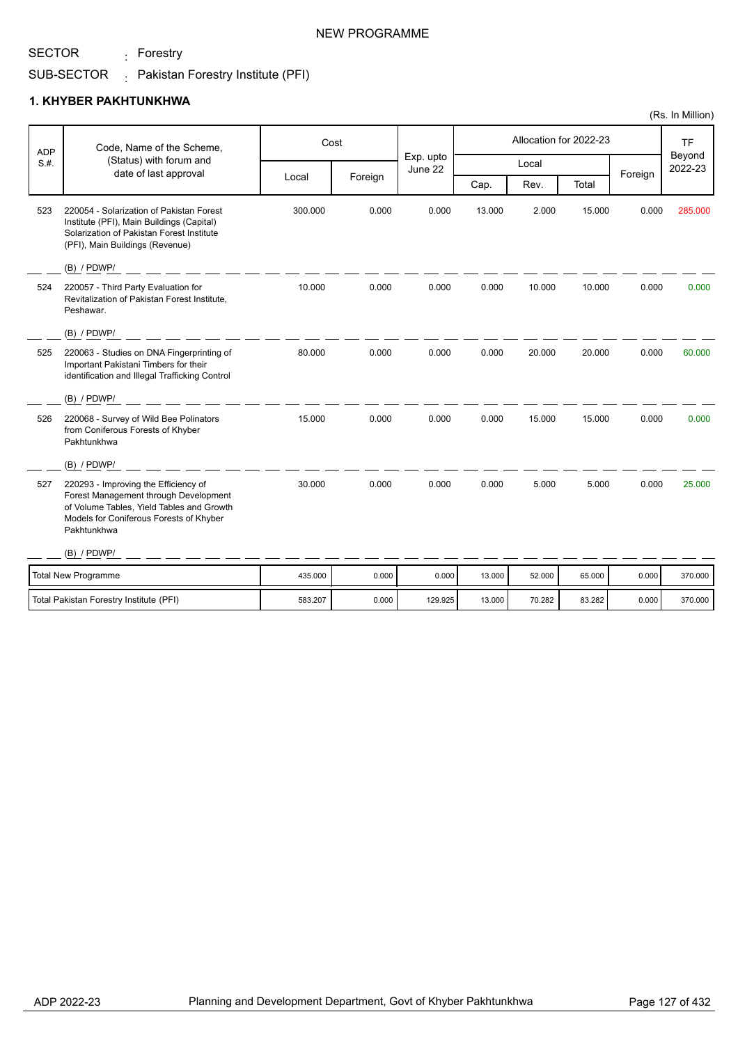NEW PROGRAMME

SECTOR : Forestry

SUB-SECTOR : Pakistan Forestry Institute (PFI)

## 1. KHYBER PAKHTUNKHWA

(Rs. In Million)

| ADP S.#. | Code, Name of the Scheme, (Status) with forum and date of last approval | Cost | | Exp. upto June 22 | Allocation for 2022-23 | | | | TF Beyond 2022-23 |
|---|---|---|---|---|---|---|---|---|---|
| | | Local | Foreign | | Local | | | Foreign | |
| | | | | | Cap. | Rev. | Total | | |
| 523 | 220054 - Solarization of Pakistan Forest Institute (PFI), Main Buildings (Capital) Solarization of Pakistan Forest Institute (PFI), Main Buildings (Revenue)<br>(B) / PDWP/ | 300.000 | 0.000 | 0.000 | 13.000 | 2.000 | 15.000 | 0.000 | 285.000 |
| 524 | 220057 - Third Party Evaluation for Revitalization of Pakistan Forest Institute, Peshawar.<br>(B) / PDWP/ | 10.000 | 0.000 | 0.000 | 0.000 | 10.000 | 10.000 | 0.000 | 0.000 |
| 525 | 220063 - Studies on DNA Fingerprinting of Important Pakistani Timbers for their identification and Illegal Trafficking Control<br>(B) / PDWP/ | 80.000 | 0.000 | 0.000 | 0.000 | 20.000 | 20.000 | 0.000 | 60.000 |
| 526 | 220068 - Survey of Wild Bee Polinators from Coniferous Forests of Khyber Pakhtunkhwa<br>(B) / PDWP/ | 15.000 | 0.000 | 0.000 | 0.000 | 15.000 | 15.000 | 0.000 | 0.000 |
| 527 | 220293 - Improving the Efficiency of Forest Management through Development of Volume Tables, Yield Tables and Growth Models for Coniferous Forests of Khyber Pakhtunkhwa<br>(B) / PDWP/ | 30.000 | 0.000 | 0.000 | 0.000 | 5.000 | 5.000 | 0.000 | 25.000 |
| | Total New Programme | 435.000 | 0.000 | 0.000 | 13.000 | 52.000 | 65.000 | 0.000 | 370.000 |
| | Total Pakistan Forestry Institute (PFI) | 583.207 | 0.000 | 129.925 | 13.000 | 70.282 | 83.282 | 0.000 | 370.000 |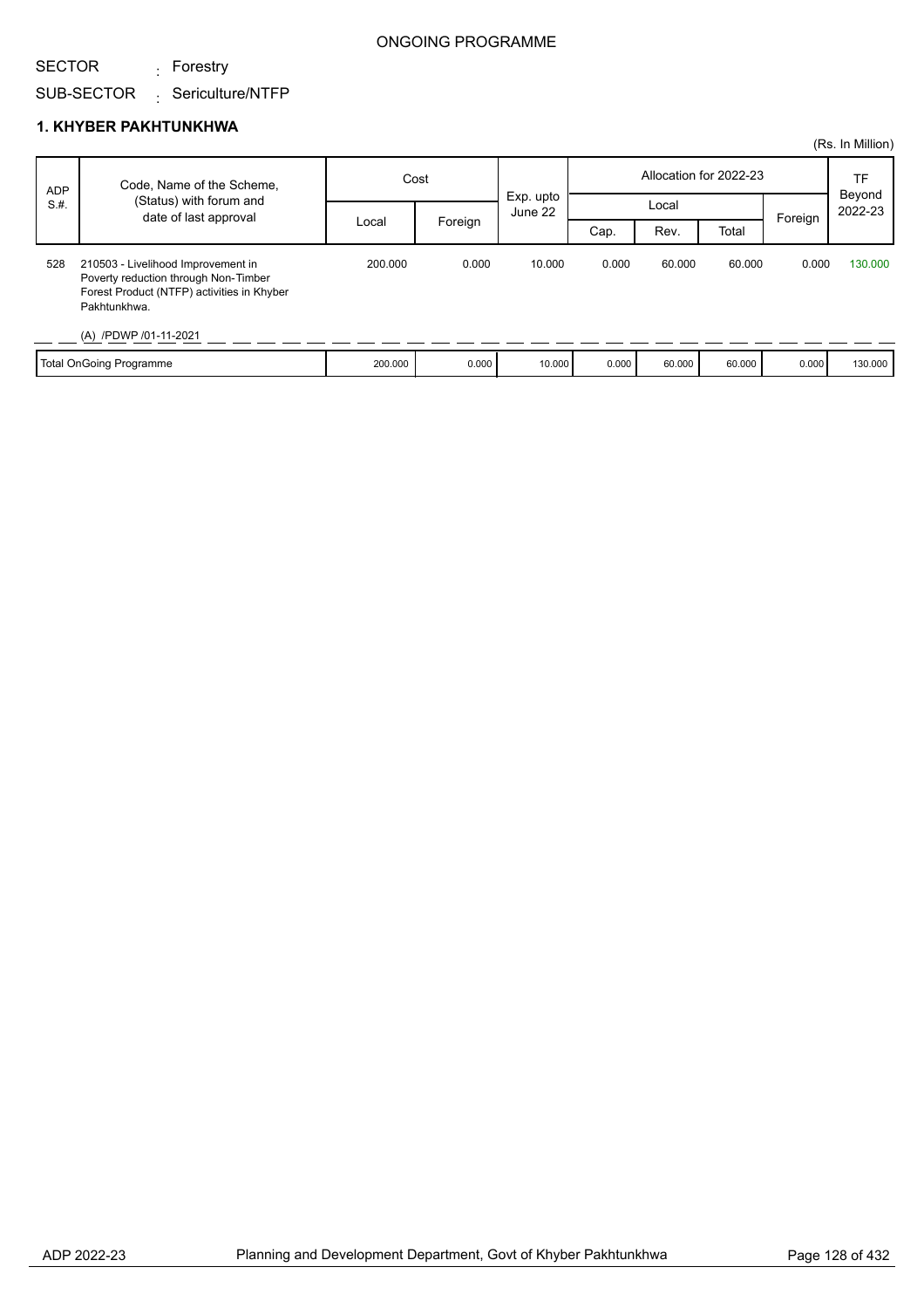ONGOING PROGRAMME

SECTOR : Forestry

SUB-SECTOR : Sericulture/NTFP

## 1. KHYBER PAKHTUNKHWA

(Rs. In Million)

| ADP S.#. | Code, Name of the Scheme, (Status) with forum and date of last approval | Cost | | Exp. upto June 22 | Allocation for 2022-23 | | | | TF Beyond 2022-23 |
|---|---|---|---|---|---|---|---|---|---|
| | | Local | Foreign | | Local | | | Foreign | |
| | | | | | Cap. | Rev. | Total | | |
| 528 | 210503 - Livelihood Improvement in Poverty reduction through Non-Timber Forest Product (NTFP) activities in Khyber Pakhtunkhwa.<br><br>(A) /PDWP /01-11-2021 | 200.000 | 0.000 | 10.000 | 0.000 | 60.000 | 60.000 | 0.000 | 130.000 |
| | Total OnGoing Programme | 200.000 | 0.000 | 10.000 | 0.000 | 60.000 | 60.000 | 0.000 | 130.000 |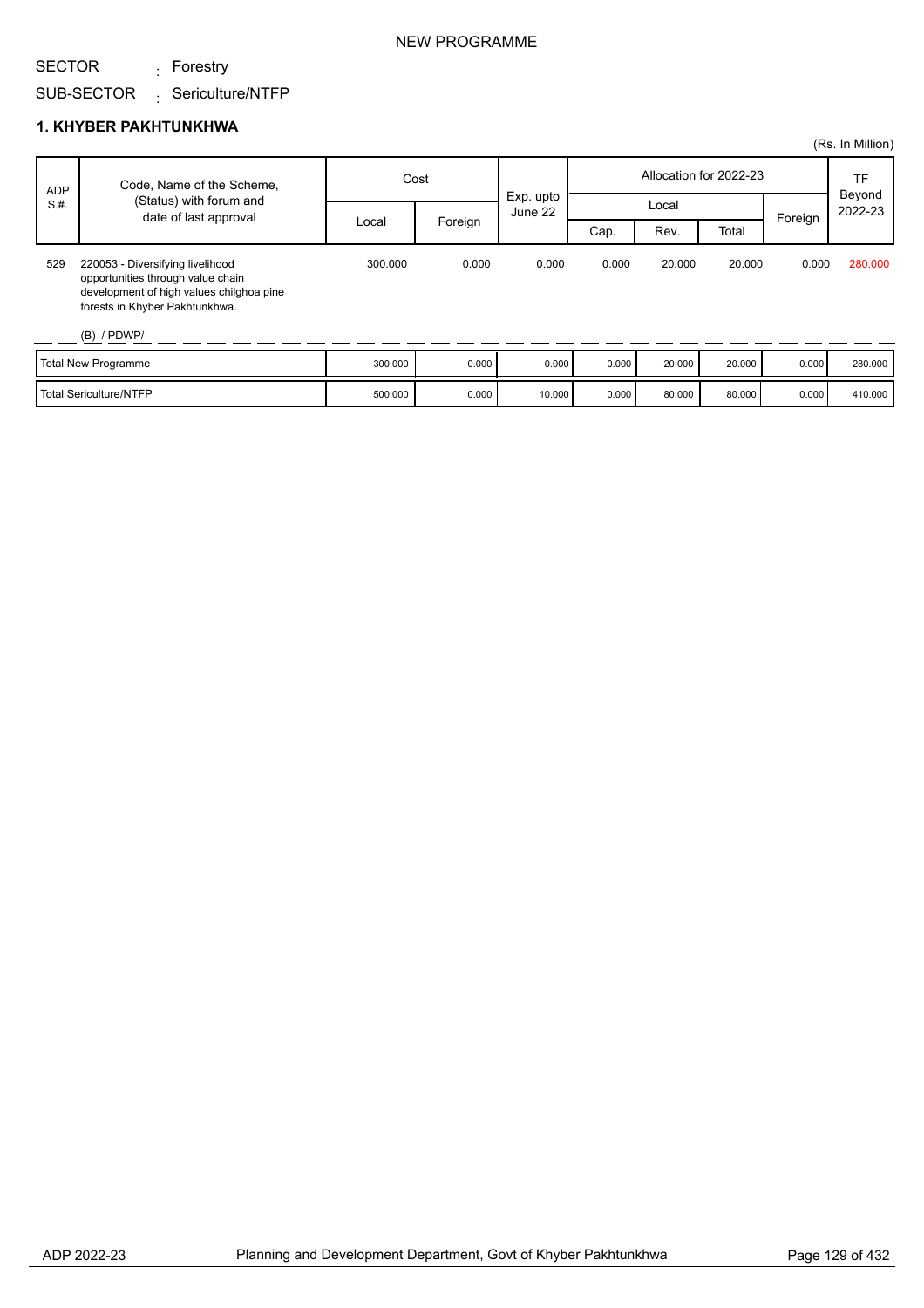NEW PROGRAMME

SECTOR : Forestry

SUB-SECTOR : Sericulture/NTFP

## 1. KHYBER PAKHTUNKHWA

(Rs. In Million)

| ADP S.#. | Code, Name of the Scheme, (Status) with forum and date of last approval | Cost | | Exp. upto June 22 | Allocation for 2022-23 | | | | TF Beyond 2022-23 |
|---|---|---|---|---|---|---|---|---|---|
| | | Local | Foreign | | Local | | | Foreign | |
| | | | | | Cap. | Rev. | Total | | |
| 529 | 220053 - Diversifying livelihood opportunities through value chain development of high values chilghoa pine forests in Khyber Pakhtunkhwa. (B) / PDWP/ | 300.000 | 0.000 | 0.000 | 0.000 | 20.000 | 20.000 | 0.000 | 280.000 |
| Total New Programme | | 300.000 | 0.000 | 0.000 | 0.000 | 20.000 | 20.000 | 0.000 | 280.000 |
| Total Sericulture/NTFP | | 500.000 | 0.000 | 10.000 | 0.000 | 80.000 | 80.000 | 0.000 | 410.000 |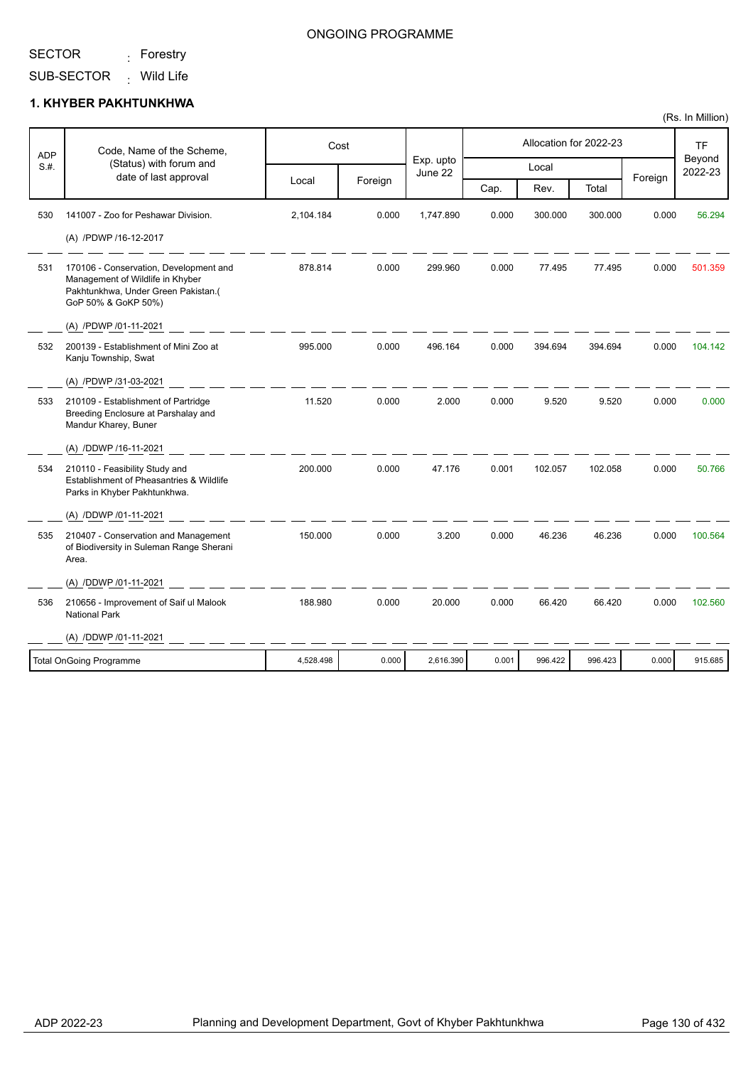ONGOING PROGRAMME

SECTOR : Forestry

SUB-SECTOR : Wild Life

### 1. KHYBER PAKHTUNKHWA

(Rs. In Million)

| ADP S.#. | Code, Name of the Scheme, (Status) with forum and date of last approval | Cost | | Exp. upto June 22 | Allocation for 2022-23 | | | | TF Beyond 2022-23 |
|---|---|---|---|---|---|---|---|---|---|
| | | Local | Foreign | | Local | | | Foreign | |
| | | | | | Cap. | Rev. | Total | | |
| 530 | 141007 - Zoo for Peshawar Division. (A) /PDWP /16-12-2017 | 2,104.184 | 0.000 | 1,747.890 | 0.000 | 300.000 | 300.000 | 0.000 | 56.294 |
| 531 | 170106 - Conservation, Development and Management of Wildlife in Khyber Pakhtunkhwa, Under Green Pakistan.( GoP 50% & GoKP 50%) (A) /PDWP /01-11-2021 | 878.814 | 0.000 | 299.960 | 0.000 | 77.495 | 77.495 | 0.000 | 501.359 |
| 532 | 200139 - Establishment of Mini Zoo at Kanju Township, Swat (A) /PDWP /31-03-2021 | 995.000 | 0.000 | 496.164 | 0.000 | 394.694 | 394.694 | 0.000 | 104.142 |
| 533 | 210109 - Establishment of Partridge Breeding Enclosure at Parshalay and Mandur Kharey, Buner (A) /DDWP /16-11-2021 | 11.520 | 0.000 | 2.000 | 0.000 | 9.520 | 9.520 | 0.000 | 0.000 |
| 534 | 210110 - Feasibility Study and Establishment of Pheasantries & Wildlife Parks in Khyber Pakhtunkhwa. (A) /DDWP /01-11-2021 | 200.000 | 0.000 | 47.176 | 0.001 | 102.057 | 102.058 | 0.000 | 50.766 |
| 535 | 210407 - Conservation and Management of Biodiversity in Suleman Range Sherani Area. (A) /DDWP /01-11-2021 | 150.000 | 0.000 | 3.200 | 0.000 | 46.236 | 46.236 | 0.000 | 100.564 |
| 536 | 210656 - Improvement of Saif ul Malook National Park (A) /DDWP /01-11-2021 | 188.980 | 0.000 | 20.000 | 0.000 | 66.420 | 66.420 | 0.000 | 102.560 |
| | Total OnGoing Programme | 4,528.498 | 0.000 | 2,616.390 | 0.001 | 996.422 | 996.423 | 0.000 | 915.685 |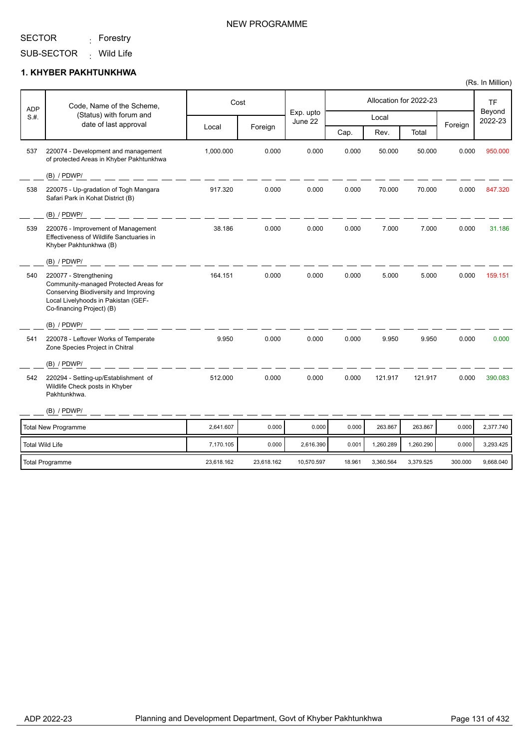NEW PROGRAMME

SECTOR : Forestry

SUB-SECTOR : Wild Life

## 1. KHYBER PAKHTUNKHWA

(Rs. In Million)

| ADP S.#. | Code, Name of the Scheme, (Status) with forum and date of last approval | Cost | | Exp. upto June 22 | Allocation for 2022-23 | | | | TF Beyond 2022-23 |
|---|---|---|---|---|---|---|---|---|---|
| | | Local | Foreign | | Local | | | Foreign | |
| | | | | | Cap. | Rev. | Total | | |
| 537 | 220074 - Development and management of protected Areas in Khyber Pakhtunkhwa (B) / PDWP/ | 1,000.000 | 0.000 | 0.000 | 0.000 | 50.000 | 50.000 | 0.000 | 950.000 |
| 538 | 220075 - Up-gradation of Togh Mangara Safari Park in Kohat District (B) (B) / PDWP/ | 917.320 | 0.000 | 0.000 | 0.000 | 70.000 | 70.000 | 0.000 | 847.320 |
| 539 | 220076 - Improvement of Management Effectiveness of Wildlife Sanctuaries in Khyber Pakhtunkhwa (B) (B) / PDWP/ | 38.186 | 0.000 | 0.000 | 0.000 | 7.000 | 7.000 | 0.000 | 31.186 |
| 540 | 220077 - Strengthening Community-managed Protected Areas for Conserving Biodiversity and Improving Local Livelyhoods in Pakistan (GEF-Co-financing Project) (B) (B) / PDWP/ | 164.151 | 0.000 | 0.000 | 0.000 | 5.000 | 5.000 | 0.000 | 159.151 |
| 541 | 220078 - Leftover Works of Temperate Zone Species Project in Chitral (B) / PDWP/ | 9.950 | 0.000 | 0.000 | 0.000 | 9.950 | 9.950 | 0.000 | 0.000 |
| 542 | 220294 - Setting-up/Establishment of Wildlife Check posts in Khyber Pakhtunkhwa. (B) / PDWP/ | 512.000 | 0.000 | 0.000 | 0.000 | 121.917 | 121.917 | 0.000 | 390.083 |
| | Total New Programme | 2,641.607 | 0.000 | 0.000 | 0.000 | 263.867 | 263.867 | 0.000 | 2,377.740 |
| | Total Wild Life | 7,170.105 | 0.000 | 2,616.390 | 0.001 | 1,260.289 | 1,260.290 | 0.000 | 3,293.425 |
| | Total Programme | 23,618.162 | 23,618.162 | 10,570.597 | 18.961 | 3,360.564 | 3,379.525 | 300.000 | 9,668.040 |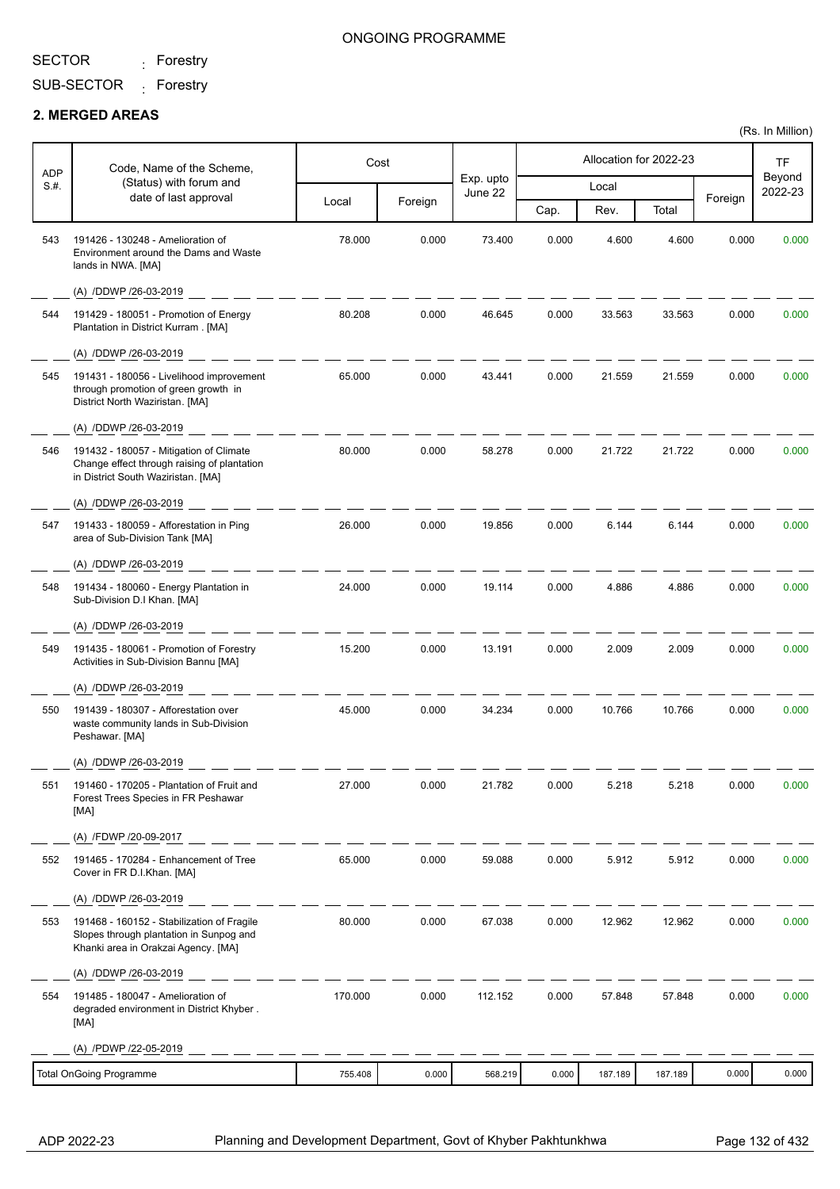ONGOING PROGRAMME

SECTOR : Forestry

SUB-SECTOR : Forestry

**2. MERGED AREAS**

(Rs. In Million)

| ADP S.#. | Code, Name of the Scheme, (Status) with forum and date of last approval | Cost | | Exp. upto June 22 | Allocation for 2022-23 | | | | TF Beyond 2022-23 |
|---|---|---|---|---|---|---|---|---|---|
| | | Local | Foreign | | Local | | | Foreign | |
| | | | | | Cap. | Rev. | Total | | |
| 543 | 191426 - 130248 - Amelioration of Environment around the Dams and Waste lands in NWA. [MA]<br>(A) /DDWP /26-03-2019 | 78.000 | 0.000 | 73.400 | 0.000 | 4.600 | 4.600 | 0.000 | 0.000 |
| 544 | 191429 - 180051 - Promotion of Energy Plantation in District Kurram . [MA]<br>(A) /DDWP /26-03-2019 | 80.208 | 0.000 | 46.645 | 0.000 | 33.563 | 33.563 | 0.000 | 0.000 |
| 545 | 191431 - 180056 - Livelihood improvement through promotion of green growth in District North Waziristan. [MA]<br>(A) /DDWP /26-03-2019 | 65.000 | 0.000 | 43.441 | 0.000 | 21.559 | 21.559 | 0.000 | 0.000 |
| 546 | 191432 - 180057 - Mitigation of Climate Change effect through raising of plantation in District South Waziristan. [MA]<br>(A) /DDWP /26-03-2019 | 80.000 | 0.000 | 58.278 | 0.000 | 21.722 | 21.722 | 0.000 | 0.000 |
| 547 | 191433 - 180059 - Afforestation in Ping area of Sub-Division Tank [MA]<br>(A) /DDWP /26-03-2019 | 26.000 | 0.000 | 19.856 | 0.000 | 6.144 | 6.144 | 0.000 | 0.000 |
| 548 | 191434 - 180060 - Energy Plantation in Sub-Division D.I Khan. [MA]<br>(A) /DDWP /26-03-2019 | 24.000 | 0.000 | 19.114 | 0.000 | 4.886 | 4.886 | 0.000 | 0.000 |
| 549 | 191435 - 180061 - Promotion of Forestry Activities in Sub-Division Bannu [MA]<br>(A) /DDWP /26-03-2019 | 15.200 | 0.000 | 13.191 | 0.000 | 2.009 | 2.009 | 0.000 | 0.000 |
| 550 | 191439 - 180307 - Afforestation over waste community lands in Sub-Division Peshawar. [MA]<br>(A) /DDWP /26-03-2019 | 45.000 | 0.000 | 34.234 | 0.000 | 10.766 | 10.766 | 0.000 | 0.000 |
| 551 | 191460 - 170205 - Plantation of Fruit and Forest Trees Species in FR Peshawar [MA]<br>(A) /FDWP /20-09-2017 | 27.000 | 0.000 | 21.782 | 0.000 | 5.218 | 5.218 | 0.000 | 0.000 |
| 552 | 191465 - 170284 - Enhancement of Tree Cover in FR D.I.Khan. [MA]<br>(A) /DDWP /26-03-2019 | 65.000 | 0.000 | 59.088 | 0.000 | 5.912 | 5.912 | 0.000 | 0.000 |
| 553 | 191468 - 160152 - Stabilization of Fragile Slopes through plantation in Sunpog and Khanki area in Orakzai Agency. [MA]<br>(A) /DDWP /26-03-2019 | 80.000 | 0.000 | 67.038 | 0.000 | 12.962 | 12.962 | 0.000 | 0.000 |
| 554 | 191485 - 180047 - Amelioration of degraded environment in District Khyber . [MA]<br>(A) /PDWP /22-05-2019 | 170.000 | 0.000 | 112.152 | 0.000 | 57.848 | 57.848 | 0.000 | 0.000 |
| | Total OnGoing Programme | 755.408 | 0.000 | 568.219 | 0.000 | 187.189 | 187.189 | 0.000 | 0.000 |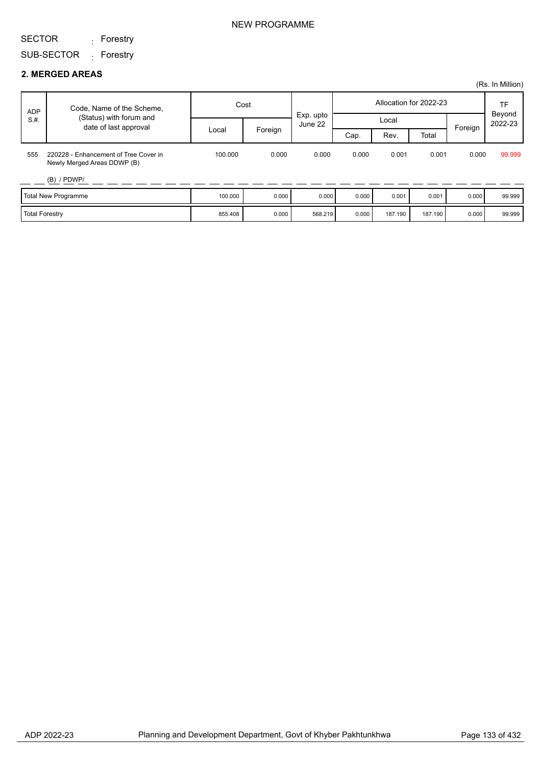NEW PROGRAMME

SECTOR : Forestry

SUB-SECTOR : Forestry

## 2. MERGED AREAS

(Rs. In Million)

| ADP S.#. | Code, Name of the Scheme, (Status) with forum and date of last approval | Cost | | Exp. upto June 22 | Allocation for 2022-23 | | | | TF Beyond 2022-23 |
|---|---|---|---|---|---|---|---|---|---|
| | | Local | Foreign | | Local | | | Foreign | |
| | | | | | Cap. | Rev. | Total | | |
| 555 | 220228 - Enhancement of Tree Cover in Newly Merged Areas DDWP (B) (B) / PDWP/ | 100.000 | 0.000 | 0.000 | 0.000 | 0.001 | 0.001 | 0.000 | 99.999 |
| | Total New Programme | 100.000 | 0.000 | 0.000 | 0.000 | 0.001 | 0.001 | 0.000 | 99.999 |
| | Total Forestry | 855.408 | 0.000 | 568.219 | 0.000 | 187.190 | 187.190 | 0.000 | 99.999 |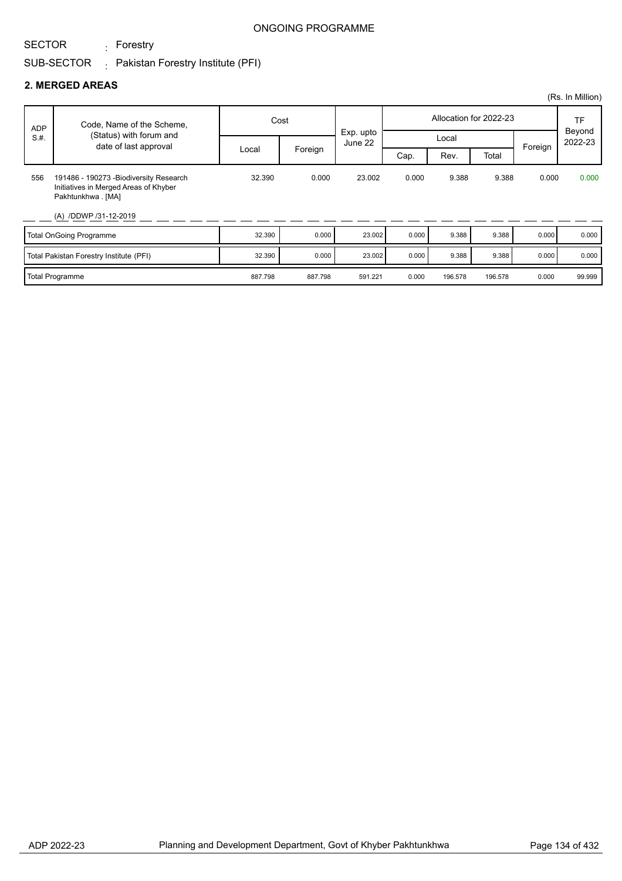ONGOING PROGRAMME

SECTOR : Forestry

SUB-SECTOR : Pakistan Forestry Institute (PFI)

## 2. MERGED AREAS

(Rs. In Million)

| ADP S.#. | Code, Name of the Scheme, (Status) with forum and date of last approval | Cost | | Exp. upto June 22 | Allocation for 2022-23 | | | | TF Beyond 2022-23 |
|---|---|---|---|---|---|---|---|---|---|
| | | Local | Foreign | | Local | | | Foreign | |
| | | | | | Cap. | Rev. | Total | | |
| 556 | 191486 - 190273 -Biodiversity Research Initiatives in Merged Areas of Khyber Pakhtunkhwa . [MA]<br>(A) /DDWP /31-12-2019 | 32.390 | 0.000 | 23.002 | 0.000 | 9.388 | 9.388 | 0.000 | 0.000 |
| Total OnGoing Programme | | 32.390 | 0.000 | 23.002 | 0.000 | 9.388 | 9.388 | 0.000 | 0.000 |
| Total Pakistan Forestry Institute (PFI) | | 32.390 | 0.000 | 23.002 | 0.000 | 9.388 | 9.388 | 0.000 | 0.000 |
| Total Programme | | 887.798 | 887.798 | 591.221 | 0.000 | 196.578 | 196.578 | 0.000 | 99.999 |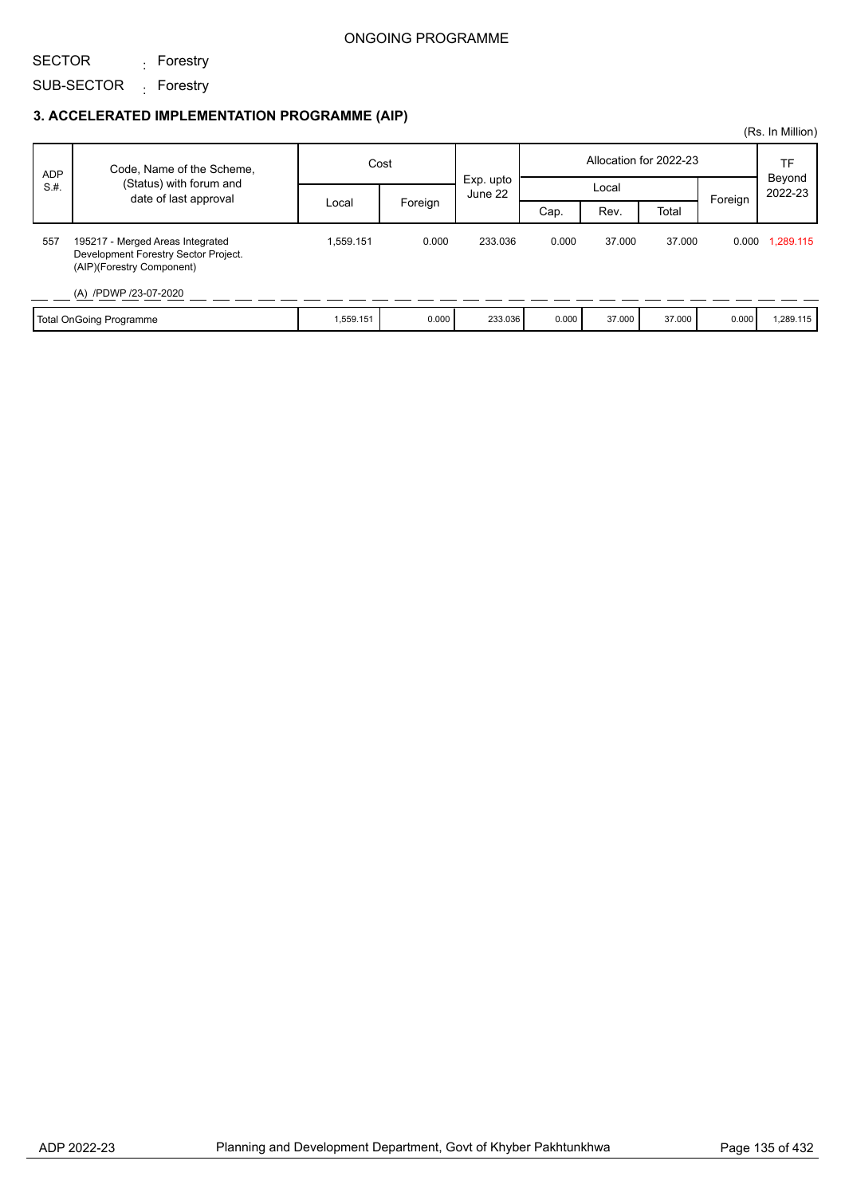ONGOING PROGRAMME

SECTOR : Forestry

SUB-SECTOR : Forestry

### 3. ACCELERATED IMPLEMENTATION PROGRAMME (AIP)

(Rs. In Million)

| ADP S.#. | Code, Name of the Scheme, (Status) with forum and date of last approval | Cost | | Exp. upto June 22 | Allocation for 2022-23 | | | | TF Beyond 2022-23 |
|---|---|---|---|---|---|---|---|---|---|
| | | Local | Foreign | | Local | | | Foreign | |
| | | | | | Cap. | Rev. | Total | | |
| 557 | 195217 - Merged Areas Integrated Development Forestry Sector Project. (AIP)(Forestry Component)<br>(A) /PDWP /23-07-2020 | 1,559.151 | 0.000 | 233.036 | 0.000 | 37.000 | 37.000 | 0.000 | 1,289.115 |
| | Total OnGoing Programme | 1,559.151 | 0.000 | 233.036 | 0.000 | 37.000 | 37.000 | 0.000 | 1,289.115 |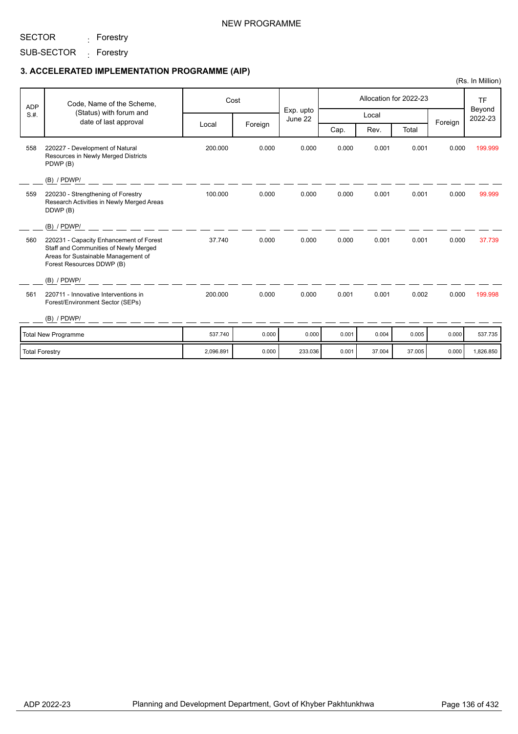NEW PROGRAMME

SECTOR : Forestry

SUB-SECTOR : Forestry

### 3. ACCELERATED IMPLEMENTATION PROGRAMME (AIP)

(Rs. In Million)

| ADP S.#. | Code, Name of the Scheme, (Status) with forum and date of last approval | Cost | | Exp. upto June 22 | Allocation for 2022-23 | | | | TF Beyond 2022-23 |
|---|---|---|---|---|---|---|---|---|---|
| | | Local | Foreign | | Local | | | Foreign | |
| | | | | | Cap. | Rev. | Total | | |
| 558 | 220227 - Development of Natural Resources in Newly Merged Districts PDWP (B)<br>(B) / PDWP/ | 200.000 | 0.000 | 0.000 | 0.000 | 0.001 | 0.001 | 0.000 | 199.999 |
| 559 | 220230 - Strengthening of Forestry Research Activities in Newly Merged Areas DDWP (B)<br>(B) / PDWP/ | 100.000 | 0.000 | 0.000 | 0.000 | 0.001 | 0.001 | 0.000 | 99.999 |
| 560 | 220231 - Capacity Enhancement of Forest Staff and Communities of Newly Merged Areas for Sustainable Management of Forest Resources DDWP (B)<br>(B) / PDWP/ | 37.740 | 0.000 | 0.000 | 0.000 | 0.001 | 0.001 | 0.000 | 37.739 |
| 561 | 220711 - Innovative Interventions in Forest/Environment Sector (SEPs)<br>(B) / PDWP/ | 200.000 | 0.000 | 0.000 | 0.001 | 0.001 | 0.002 | 0.000 | 199.998 |
| | Total New Programme | 537.740 | 0.000 | 0.000 | 0.001 | 0.004 | 0.005 | 0.000 | 537.735 |
| | Total Forestry | 2,096.891 | 0.000 | 233.036 | 0.001 | 37.004 | 37.005 | 0.000 | 1,826.850 |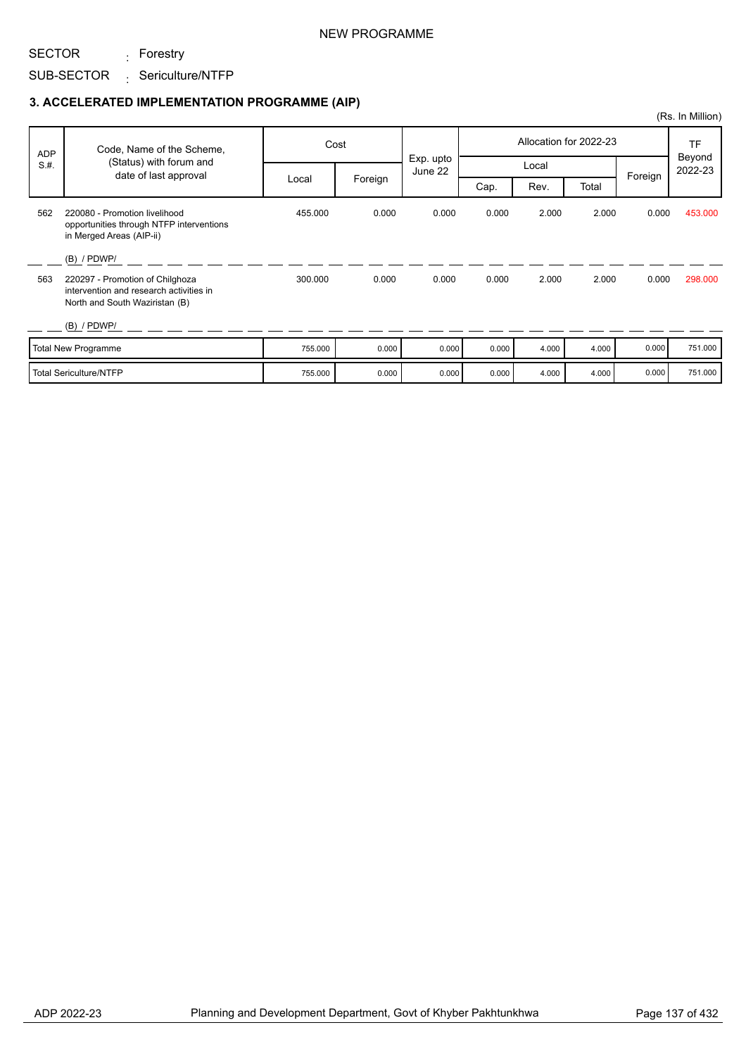NEW PROGRAMME

SECTOR : Forestry

SUB-SECTOR : Sericulture/NTFP

### 3. ACCELERATED IMPLEMENTATION PROGRAMME (AIP)

(Rs. In Million)

| ADP S.#. | Code, Name of the Scheme, (Status) with forum and date of last approval | Cost | | Exp. upto June 22 | Allocation for 2022-23 | | | | TF Beyond 2022-23 |
|---|---|---|---|---|---|---|---|---|---|
| | | Local | Foreign | | Local | | | Foreign | |
| | | | | | Cap. | Rev. | Total | | |
| 562 | 220080 - Promotion livelihood opportunities through NTFP interventions in Merged Areas (AIP-ii) (B) / PDWP/ | 455.000 | 0.000 | 0.000 | 0.000 | 2.000 | 2.000 | 0.000 | 453.000 |
| 563 | 220297 - Promotion of Chilghoza intervention and research activities in North and South Waziristan (B) (B) / PDWP/ | 300.000 | 0.000 | 0.000 | 0.000 | 2.000 | 2.000 | 0.000 | 298.000 |
| | Total New Programme | 755.000 | 0.000 | 0.000 | 0.000 | 4.000 | 4.000 | 0.000 | 751.000 |
| | Total Sericulture/NTFP | 755.000 | 0.000 | 0.000 | 0.000 | 4.000 | 4.000 | 0.000 | 751.000 |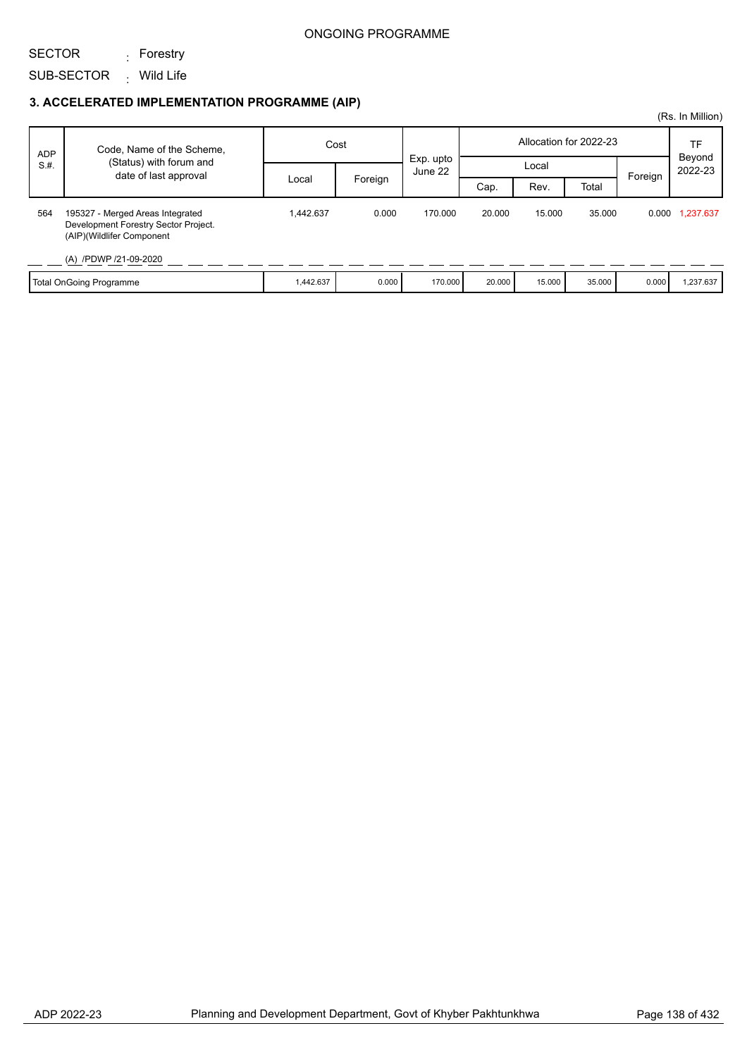ONGOING PROGRAMME

SECTOR : Forestry

SUB-SECTOR : Wild Life

### 3. ACCELERATED IMPLEMENTATION PROGRAMME (AIP)

(Rs. In Million)

| ADP S.#. | Code, Name of the Scheme, (Status) with forum and date of last approval | Cost | | Exp. upto June 22 | Allocation for 2022-23 | | | | TF Beyond 2022-23 |
|---|---|---|---|---|---|---|---|---|---|
| | | Local | Foreign | | Local | | | Foreign | |
| | | | | | Cap. | Rev. | Total | | |
| 564 | 195327 - Merged Areas Integrated Development Forestry Sector Project. (AIP)(Wildlifer Component (A) /PDWP /21-09-2020 | 1,442.637 | 0.000 | 170.000 | 20.000 | 15.000 | 35.000 | 0.000 | 1,237.637 |
| | Total OnGoing Programme | 1,442.637 | 0.000 | 170.000 | 20.000 | 15.000 | 35.000 | 0.000 | 1,237.637 |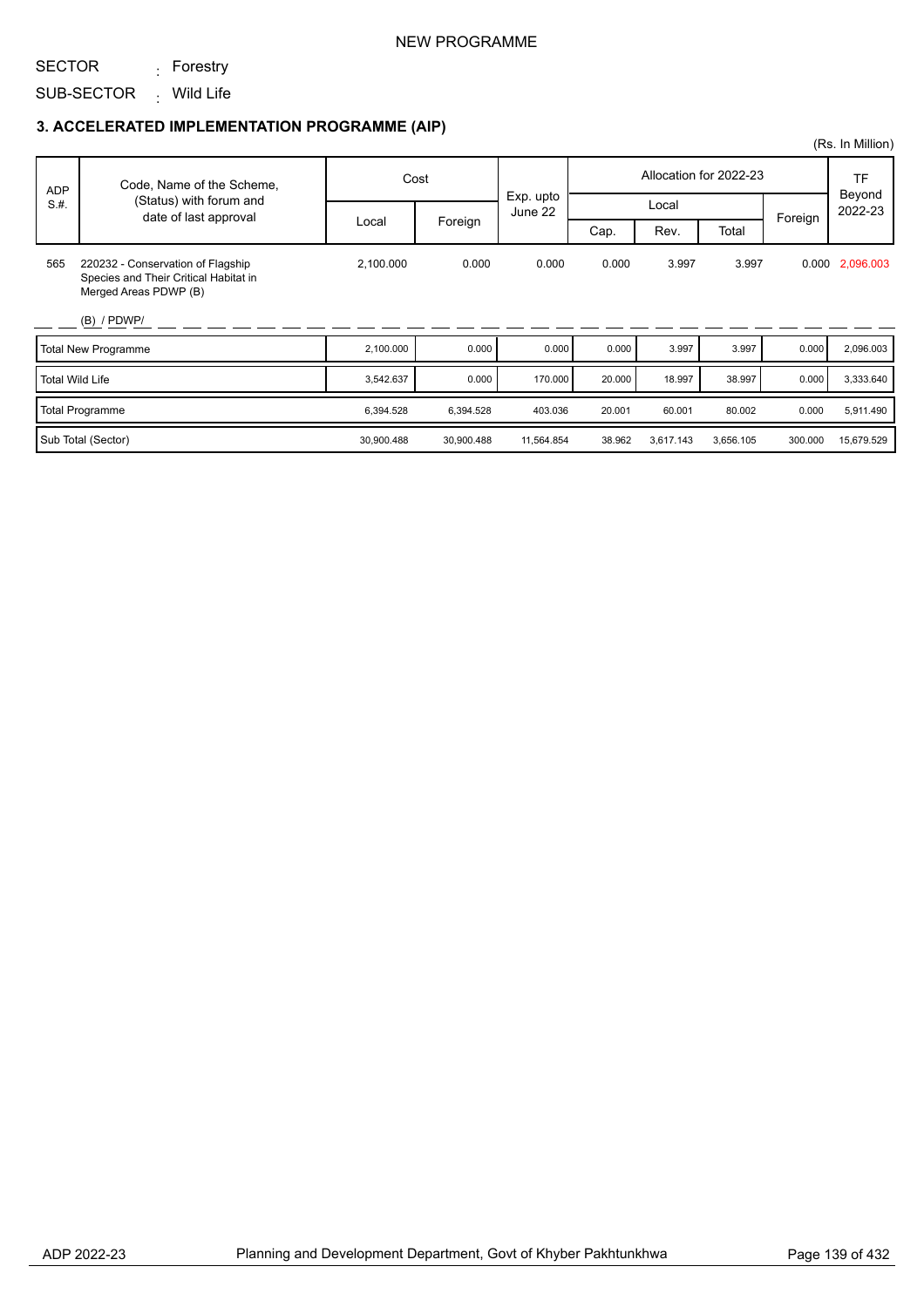NEW PROGRAMME

SECTOR : Forestry

SUB-SECTOR : Wild Life

### 3. ACCELERATED IMPLEMENTATION PROGRAMME (AIP)

(Rs. In Million)

| ADP S.#. | Code, Name of the Scheme, (Status) with forum and date of last approval | Cost | | Exp. upto June 22 | Allocation for 2022-23 | | | | TF Beyond 2022-23 |
|---|---|---|---|---|---|---|---|---|---|
| | | Local | Foreign | | Local | | | Foreign | |
| | | | | | Cap. | Rev. | Total | | |
| 565 | 220232 - Conservation of Flagship Species and Their Critical Habitat in Merged Areas PDWP (B)<br>(B) / PDWP/ | 2,100.000 | 0.000 | 0.000 | 0.000 | 3.997 | 3.997 | 0.000 | 2,096.003 |
| | Total New Programme | 2,100.000 | 0.000 | 0.000 | 0.000 | 3.997 | 3.997 | 0.000 | 2,096.003 |
| | Total Wild Life | 3,542.637 | 0.000 | 170.000 | 20.000 | 18.997 | 38.997 | 0.000 | 3,333.640 |
| | Total Programme | 6,394.528 | 6,394.528 | 403.036 | 20.001 | 60.001 | 80.002 | 0.000 | 5,911.490 |
| | Sub Total (Sector) | 30,900.488 | 30,900.488 | 11,564.854 | 38.962 | 3,617.143 | 3,656.105 | 300.000 | 15,679.529 |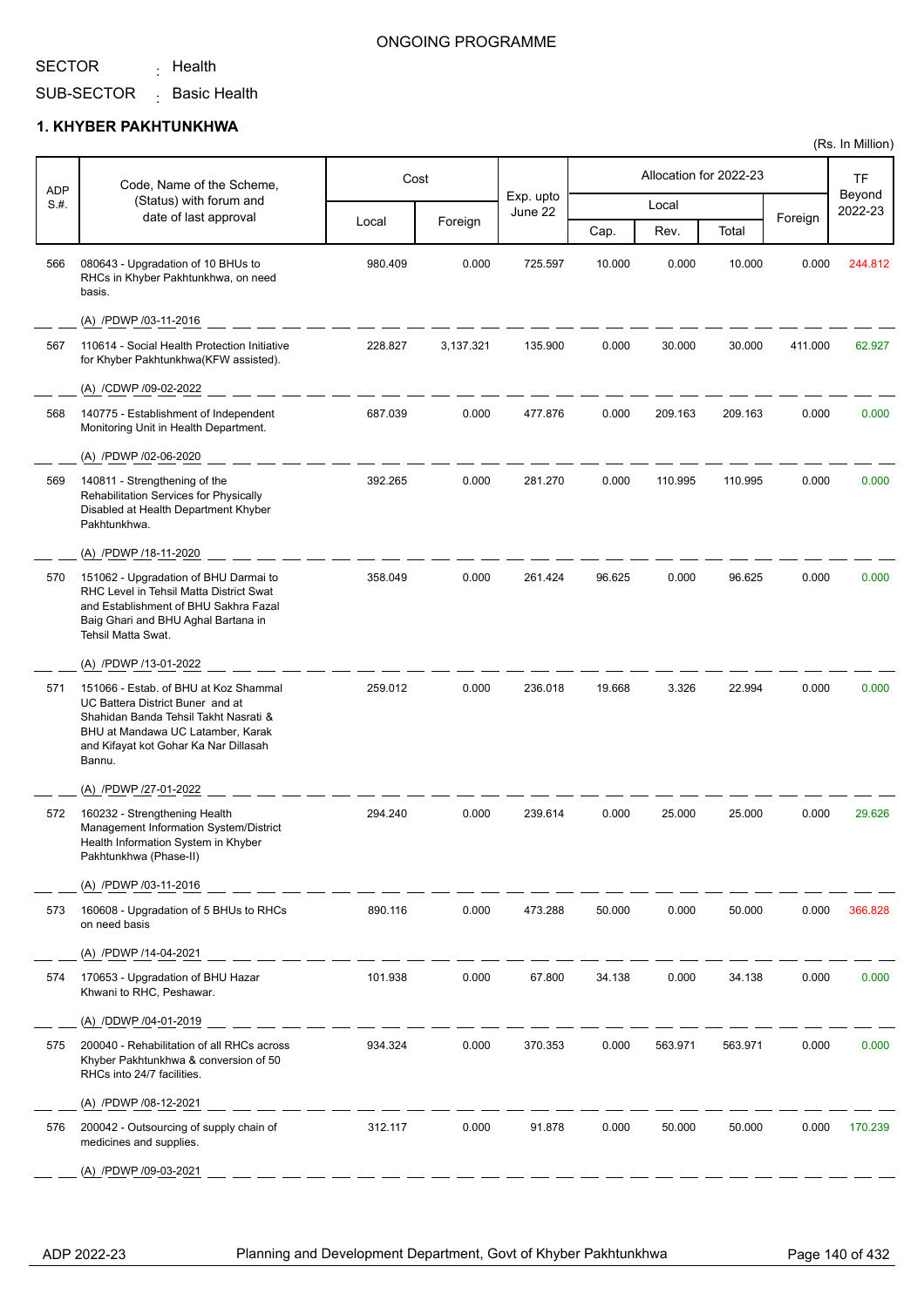ONGOING PROGRAMME

SECTOR : Health

SUB-SECTOR : Basic Health

## 1. KHYBER PAKHTUNKHWA

(Rs. In Million)

| ADP S.#. | Code, Name of the Scheme, (Status) with forum and date of last approval | Cost | | Exp. upto June 22 | Allocation for 2022-23 | | | | TF Beyond 2022-23 |
|---|---|---|---|---|---|---|---|---|---|
| | | Local | Foreign | | Local | | | Foreign | |
| | | | | | Cap. | Rev. | Total | | |
| 566 | 080643 - Upgradation of 10 BHUs to RHCs in Khyber Pakhtunkhwa, on need basis. (A) /PDWP /03-11-2016 | 980.409 | 0.000 | 725.597 | 10.000 | 0.000 | 10.000 | 0.000 | 244.812 |
| 567 | 110614 - Social Health Protection Initiative for Khyber Pakhtunkhwa(KFW assisted). (A) /CDWP /09-02-2022 | 228.827 | 3,137.321 | 135.900 | 0.000 | 30.000 | 30.000 | 411.000 | 62.927 |
| 568 | 140775 - Establishment of Independent Monitoring Unit in Health Department. (A) /PDWP /02-06-2020 | 687.039 | 0.000 | 477.876 | 0.000 | 209.163 | 209.163 | 0.000 | 0.000 |
| 569 | 140811 - Strengthening of the Rehabilitation Services for Physically Disabled at Health Department Khyber Pakhtunkhwa. (A) /PDWP /18-11-2020 | 392.265 | 0.000 | 281.270 | 0.000 | 110.995 | 110.995 | 0.000 | 0.000 |
| 570 | 151062 - Upgradation of BHU Darmai to RHC Level in Tehsil Matta District Swat and Establishment of BHU Sakhra Fazal Baig Ghari and BHU Aghal Bartana in Tehsil Matta Swat. (A) /PDWP /13-01-2022 | 358.049 | 0.000 | 261.424 | 96.625 | 0.000 | 96.625 | 0.000 | 0.000 |
| 571 | 151066 - Estab. of BHU at Koz Shammal UC Battera District Buner and at Shahidan Banda Tehsil Takht Nasrati & BHU at Mandawa UC Latamber, Karak and Kifayat kot Gohar Ka Nar Dillasah Bannu. (A) /PDWP /27-01-2022 | 259.012 | 0.000 | 236.018 | 19.668 | 3.326 | 22.994 | 0.000 | 0.000 |
| 572 | 160232 - Strengthening Health Management Information System/District Health Information System in Khyber Pakhtunkhwa (Phase-II) (A) /PDWP /03-11-2016 | 294.240 | 0.000 | 239.614 | 0.000 | 25.000 | 25.000 | 0.000 | 29.626 |
| 573 | 160608 - Upgradation of 5 BHUs to RHCs on need basis (A) /PDWP /14-04-2021 | 890.116 | 0.000 | 473.288 | 50.000 | 0.000 | 50.000 | 0.000 | 366.828 |
| 574 | 170653 - Upgradation of BHU Hazar Khwani to RHC, Peshawar. (A) /DDWP /04-01-2019 | 101.938 | 0.000 | 67.800 | 34.138 | 0.000 | 34.138 | 0.000 | 0.000 |
| 575 | 200040 - Rehabilitation of all RHCs across Khyber Pakhtunkhwa & conversion of 50 RHCs into 24/7 facilities. (A) /PDWP /08-12-2021 | 934.324 | 0.000 | 370.353 | 0.000 | 563.971 | 563.971 | 0.000 | 0.000 |
| 576 | 200042 - Outsourcing of supply chain of medicines and supplies. (A) /PDWP /09-03-2021 | 312.117 | 0.000 | 91.878 | 0.000 | 50.000 | 50.000 | 0.000 | 170.239 |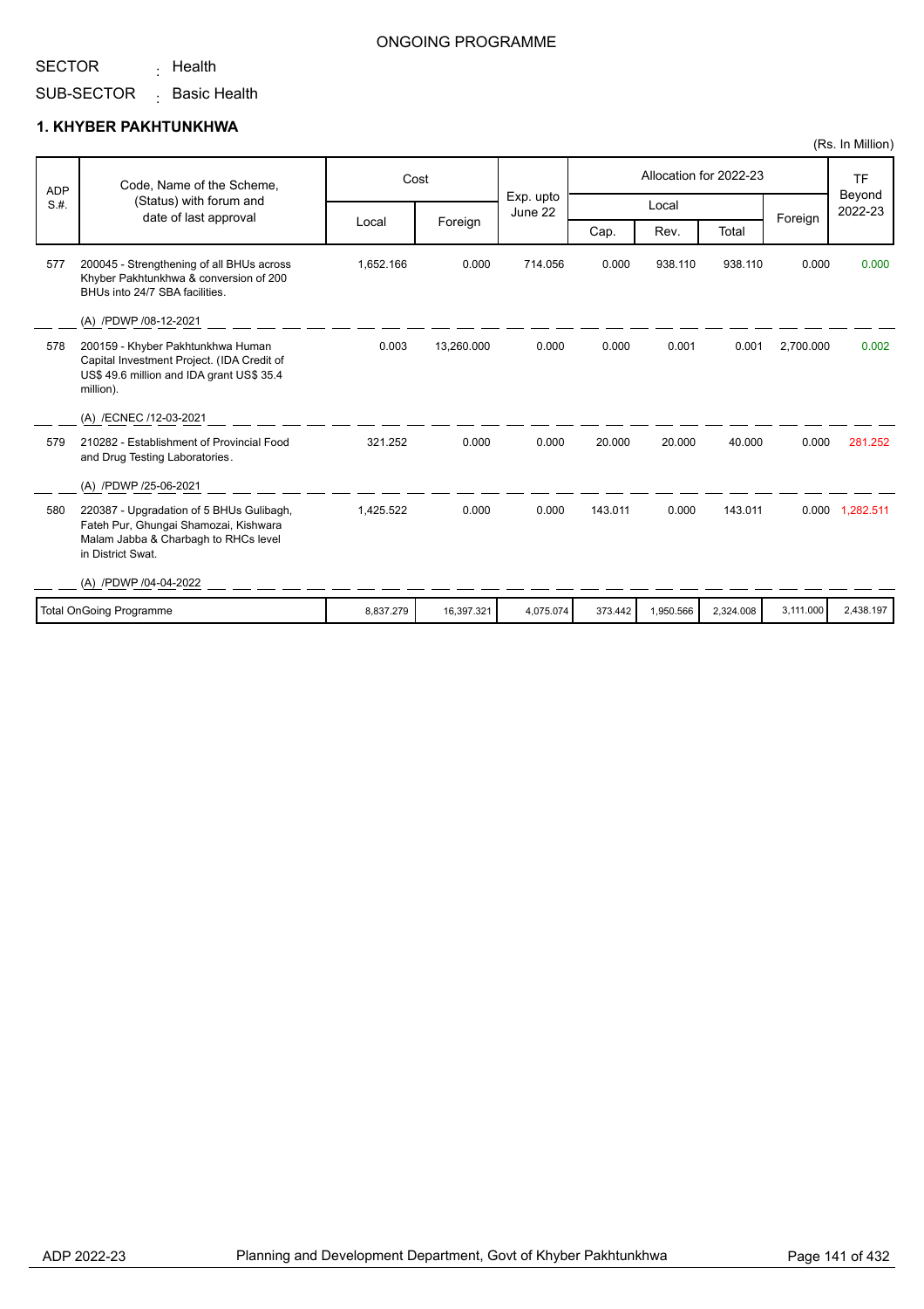ONGOING PROGRAMME

SECTOR : Health

SUB-SECTOR : Basic Health

## 1. KHYBER PAKHTUNKHWA

(Rs. In Million)

| ADP S.#. | Code, Name of the Scheme, (Status) with forum and date of last approval | Cost | | Exp. upto June 22 | Allocation for 2022-23 | | | | TF Beyond 2022-23 |
|---|---|---|---|---|---|---|---|---|---|
| | | Local | Foreign | | Local | | | Foreign | |
| | | | | | Cap. | Rev. | Total | | |
| 577 | 200045 - Strengthening of all BHUs across Khyber Pakhtunkhwa & conversion of 200 BHUs into 24/7 SBA facilities.<br>(A) /PDWP /08-12-2021 | 1,652.166 | 0.000 | 714.056 | 0.000 | 938.110 | 938.110 | 0.000 | 0.000 |
| 578 | 200159 - Khyber Pakhtunkhwa Human Capital Investment Project. (IDA Credit of US$ 49.6 million and IDA grant US$ 35.4 million).<br>(A) /ECNEC /12-03-2021 | 0.003 | 13,260.000 | 0.000 | 0.000 | 0.001 | 0.001 | 2,700.000 | 0.002 |
| 579 | 210282 - Establishment of Provincial Food and Drug Testing Laboratories.<br>(A) /PDWP /25-06-2021 | 321.252 | 0.000 | 0.000 | 20.000 | 20.000 | 40.000 | 0.000 | 281.252 |
| 580 | 220387 - Upgradation of 5 BHUs Gulibagh, Fateh Pur, Ghungai Shamozai, Kishwara Malam Jabba & Charbagh to RHCs level in District Swat.<br>(A) /PDWP /04-04-2022 | 1,425.522 | 0.000 | 0.000 | 143.011 | 0.000 | 143.011 | 0.000 | 1,282.511 |
| | Total OnGoing Programme | 8,837.279 | 16,397.321 | 4,075.074 | 373.442 | 1,950.566 | 2,324.008 | 3,111.000 | 2,438.197 |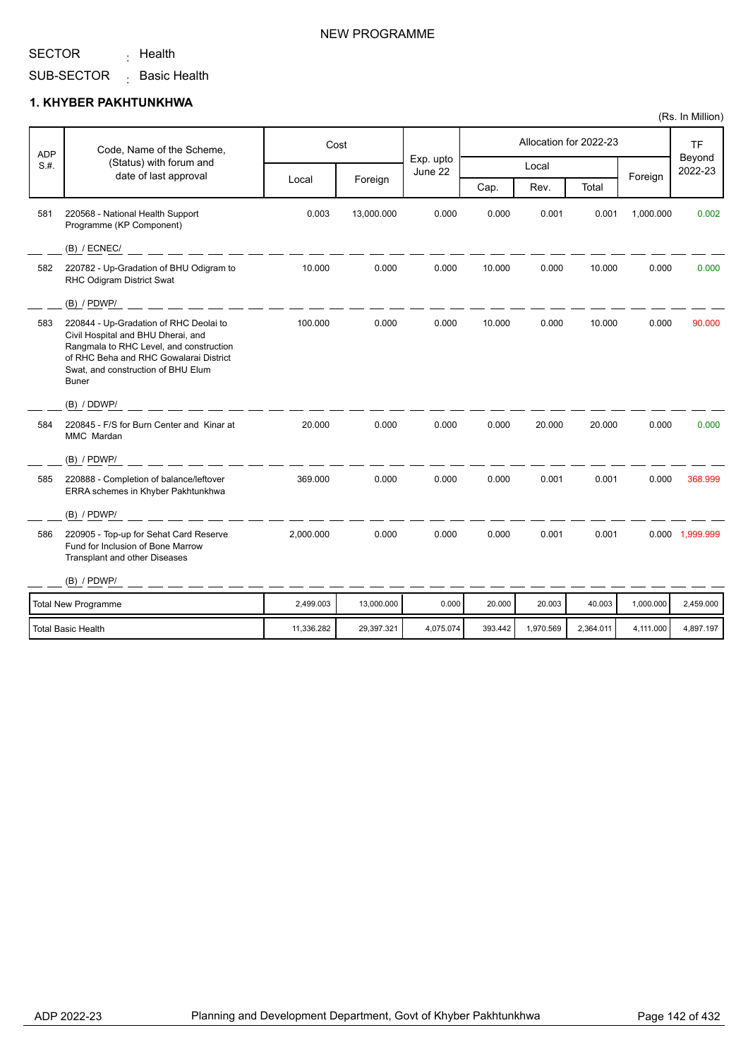NEW PROGRAMME

SECTOR : Health

SUB-SECTOR : Basic Health

## 1. KHYBER PAKHTUNKHWA

(Rs. In Million)

| ADP S.#. | Code, Name of the Scheme, (Status) with forum and date of last approval | Cost | | Exp. upto June 22 | Allocation for 2022-23 | | | | TF Beyond 2022-23 |
|---|---|---|---|---|---|---|---|---|---|
| | | Local | Foreign | | Local | | | Foreign | |
| | | | | | Cap. | Rev. | Total | | |
| 581 | 220568 - National Health Support Programme (KP Component)<br>(B) / ECNEC/ | 0.003 | 13,000.000 | 0.000 | 0.000 | 0.001 | 0.001 | 1,000.000 | 0.002 |
| 582 | 220782 - Up-Gradation of BHU Odigram to RHC Odigram District Swat<br>(B) / PDWP/ | 10.000 | 0.000 | 0.000 | 10.000 | 0.000 | 10.000 | 0.000 | 0.000 |
| 583 | 220844 - Up-Gradation of RHC Deolai to Civil Hospital and BHU Dherai, and Rangmala to RHC Level, and construction of RHC Beha and RHC Gowalarai District Swat, and construction of BHU Elum Buner<br>(B) / DDWP/ | 100.000 | 0.000 | 0.000 | 10.000 | 0.000 | 10.000 | 0.000 | 90.000 |
| 584 | 220845 - F/S for Burn Center and Kinar at MMC Mardan<br>(B) / PDWP/ | 20.000 | 0.000 | 0.000 | 0.000 | 20.000 | 20.000 | 0.000 | 0.000 |
| 585 | 220888 - Completion of balance/leftover ERRA schemes in Khyber Pakhtunkhwa<br>(B) / PDWP/ | 369.000 | 0.000 | 0.000 | 0.000 | 0.001 | 0.001 | 0.000 | 368.999 |
| 586 | 220905 - Top-up for Sehat Card Reserve Fund for Inclusion of Bone Marrow Transplant and other Diseases<br>(B) / PDWP/ | 2,000.000 | 0.000 | 0.000 | 0.000 | 0.001 | 0.001 | 0.000 | 1,999.999 |
| | Total New Programme | 2,499.003 | 13,000.000 | 0.000 | 20.000 | 20.003 | 40.003 | 1,000.000 | 2,459.000 |
| | Total Basic Health | 11,336.282 | 29,397.321 | 4,075.074 | 393.442 | 1,970.569 | 2,364.011 | 4,111.000 | 4,897.197 |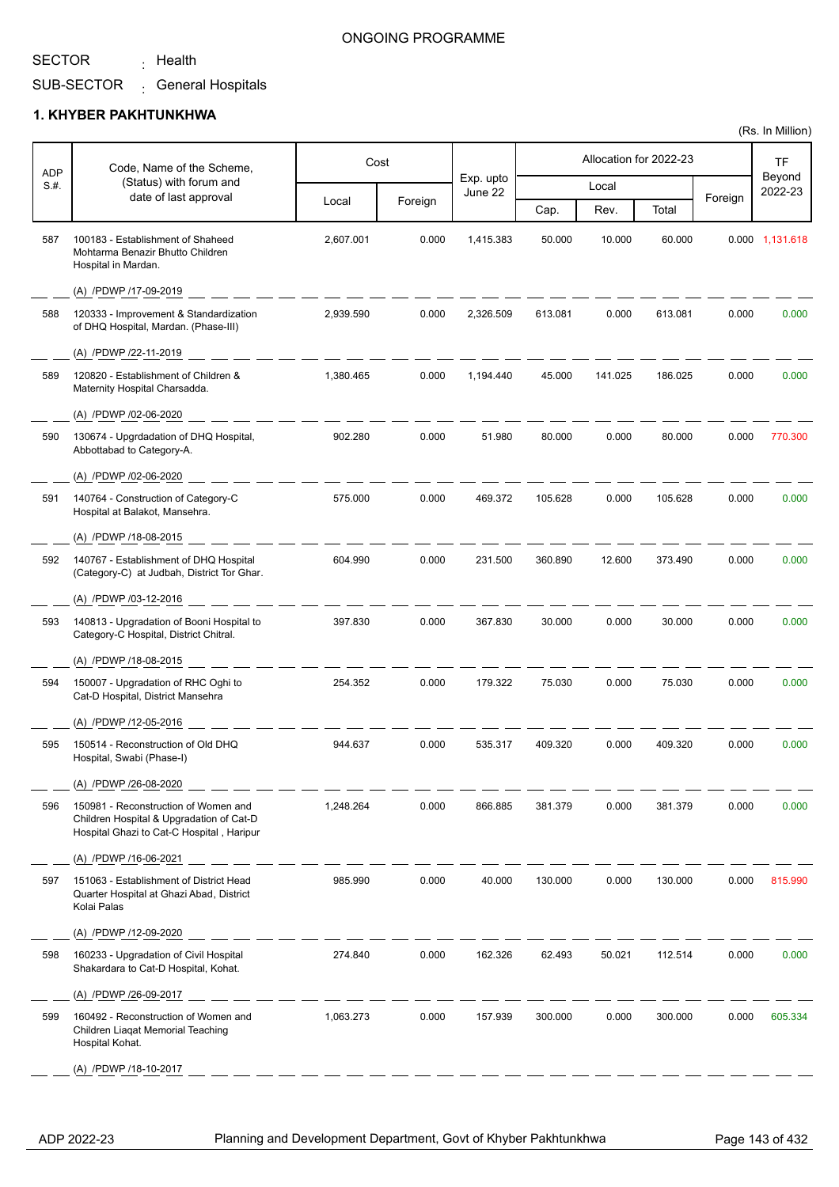ONGOING PROGRAMME

SECTOR : Health

SUB-SECTOR : General Hospitals

## 1. KHYBER PAKHTUNKHWA

(Rs. In Million)

| ADP S.#. | Code, Name of the Scheme, (Status) with forum and date of last approval | Cost | | Exp. upto June 22 | Allocation for 2022-23 | | | | TF Beyond 2022-23 |
|---|---|---|---|---|---|---|---|---|---|
| | | Local | Foreign | | Local | | | Foreign | |
| | | | | | Cap. | Rev. | Total | | |
| 587 | 100183 - Establishment of Shaheed Mohtarma Benazir Bhutto Children Hospital in Mardan. (A) /PDWP /17-09-2019 | 2,607.001 | 0.000 | 1,415.383 | 50.000 | 10.000 | 60.000 | 0.000 | 1,131.618 |
| 588 | 120333 - Improvement & Standardization of DHQ Hospital, Mardan. (Phase-III) (A) /PDWP /22-11-2019 | 2,939.590 | 0.000 | 2,326.509 | 613.081 | 0.000 | 613.081 | 0.000 | 0.000 |
| 589 | 120820 - Establishment of Children & Maternity Hospital Charsadda. (A) /PDWP /02-06-2020 | 1,380.465 | 0.000 | 1,194.440 | 45.000 | 141.025 | 186.025 | 0.000 | 0.000 |
| 590 | 130674 - Upgrdadation of DHQ Hospital, Abbottabad to Category-A. (A) /PDWP /02-06-2020 | 902.280 | 0.000 | 51.980 | 80.000 | 0.000 | 80.000 | 0.000 | 770.300 |
| 591 | 140764 - Construction of Category-C Hospital at Balakot, Mansehra. (A) /PDWP /18-08-2015 | 575.000 | 0.000 | 469.372 | 105.628 | 0.000 | 105.628 | 0.000 | 0.000 |
| 592 | 140767 - Establishment of DHQ Hospital (Category-C) at Judbah, District Tor Ghar. (A) /PDWP /03-12-2016 | 604.990 | 0.000 | 231.500 | 360.890 | 12.600 | 373.490 | 0.000 | 0.000 |
| 593 | 140813 - Upgradation of Booni Hospital to Category-C Hospital, District Chitral. (A) /PDWP /18-08-2015 | 397.830 | 0.000 | 367.830 | 30.000 | 0.000 | 30.000 | 0.000 | 0.000 |
| 594 | 150007 - Upgradation of RHC Oghi to Cat-D Hospital, District Mansehra (A) /PDWP /12-05-2016 | 254.352 | 0.000 | 179.322 | 75.030 | 0.000 | 75.030 | 0.000 | 0.000 |
| 595 | 150514 - Reconstruction of Old DHQ Hospital, Swabi (Phase-I) (A) /PDWP /26-08-2020 | 944.637 | 0.000 | 535.317 | 409.320 | 0.000 | 409.320 | 0.000 | 0.000 |
| 596 | 150981 - Reconstruction of Women and Children Hospital & Upgradation of Cat-D Hospital Ghazi to Cat-C Hospital , Haripur (A) /PDWP /16-06-2021 | 1,248.264 | 0.000 | 866.885 | 381.379 | 0.000 | 381.379 | 0.000 | 0.000 |
| 597 | 151063 - Establishment of District Head Quarter Hospital at Ghazi Abad, District Kolai Palas (A) /PDWP /12-09-2020 | 985.990 | 0.000 | 40.000 | 130.000 | 0.000 | 130.000 | 0.000 | 815.990 |
| 598 | 160233 - Upgradation of Civil Hospital Shakardara to Cat-D Hospital, Kohat. (A) /PDWP /26-09-2017 | 274.840 | 0.000 | 162.326 | 62.493 | 50.021 | 112.514 | 0.000 | 0.000 |
| 599 | 160492 - Reconstruction of Women and Children Liaqat Memorial Teaching Hospital Kohat. (A) /PDWP /18-10-2017 | 1,063.273 | 0.000 | 157.939 | 300.000 | 0.000 | 300.000 | 0.000 | 605.334 |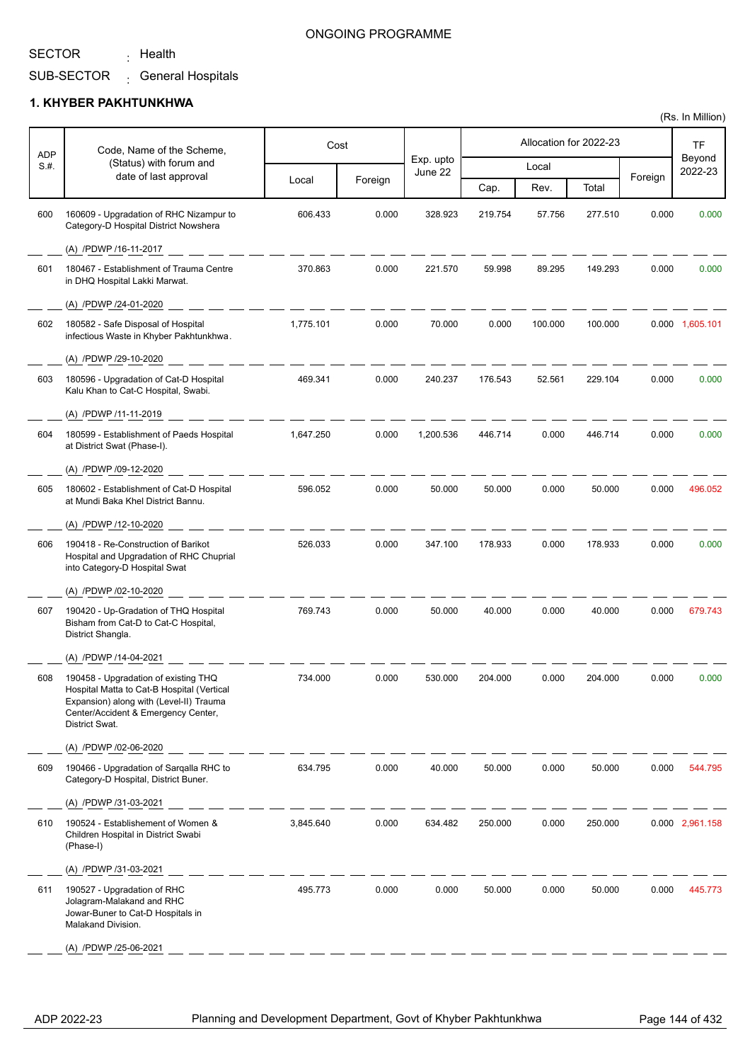ONGOING PROGRAMME

SECTOR : Health

SUB-SECTOR : General Hospitals

## 1. KHYBER PAKHTUNKHWA

(Rs. In Million)

| ADP S.#. | Code, Name of the Scheme, (Status) with forum and date of last approval | Cost | | Exp. upto June 22 | Allocation for 2022-23 | | | | TF Beyond 2022-23 |
|---|---|---|---|---|---|---|---|---|---|
| | | Local | Foreign | | Local | | | Foreign | |
| | | | | | Cap. | Rev. | Total | | |
| 600 | 160609 - Upgradation of RHC Nizampur to Category-D Hospital District Nowshera<br>(A) /PDWP /16-11-2017 | 606.433 | 0.000 | 328.923 | 219.754 | 57.756 | 277.510 | 0.000 | 0.000 |
| 601 | 180467 - Establishment of Trauma Centre in DHQ Hospital Lakki Marwat.<br>(A) /PDWP /24-01-2020 | 370.863 | 0.000 | 221.570 | 59.998 | 89.295 | 149.293 | 0.000 | 0.000 |
| 602 | 180582 - Safe Disposal of Hospital infectious Waste in Khyber Pakhtunkhwa.<br>(A) /PDWP /29-10-2020 | 1,775.101 | 0.000 | 70.000 | 0.000 | 100.000 | 100.000 | 0.000 | 1,605.101 |
| 603 | 180596 - Upgradation of Cat-D Hospital Kalu Khan to Cat-C Hospital, Swabi.<br>(A) /PDWP /11-11-2019 | 469.341 | 0.000 | 240.237 | 176.543 | 52.561 | 229.104 | 0.000 | 0.000 |
| 604 | 180599 - Establishment of Paeds Hospital at District Swat (Phase-I).<br>(A) /PDWP /09-12-2020 | 1,647.250 | 0.000 | 1,200.536 | 446.714 | 0.000 | 446.714 | 0.000 | 0.000 |
| 605 | 180602 - Establishment of Cat-D Hospital at Mundi Baka Khel District Bannu.<br>(A) /PDWP /12-10-2020 | 596.052 | 0.000 | 50.000 | 50.000 | 0.000 | 50.000 | 0.000 | 496.052 |
| 606 | 190418 - Re-Construction of Barikot Hospital and Upgradation of RHC Chuprial into Category-D Hospital Swat<br>(A) /PDWP /02-10-2020 | 526.033 | 0.000 | 347.100 | 178.933 | 0.000 | 178.933 | 0.000 | 0.000 |
| 607 | 190420 - Up-Gradation of THQ Hospital Bisham from Cat-D to Cat-C Hospital, District Shangla.<br>(A) /PDWP /14-04-2021 | 769.743 | 0.000 | 50.000 | 40.000 | 0.000 | 40.000 | 0.000 | 679.743 |
| 608 | 190458 - Upgradation of existing THQ Hospital Matta to Cat-B Hospital (Vertical Expansion) along with (Level-II) Trauma Center/Accident & Emergency Center, District Swat.<br>(A) /PDWP /02-06-2020 | 734.000 | 0.000 | 530.000 | 204.000 | 0.000 | 204.000 | 0.000 | 0.000 |
| 609 | 190466 - Upgradation of Sarqalla RHC to Category-D Hospital, District Buner.<br>(A) /PDWP /31-03-2021 | 634.795 | 0.000 | 40.000 | 50.000 | 0.000 | 50.000 | 0.000 | 544.795 |
| 610 | 190524 - Establishement of Women & Children Hospital in District Swabi (Phase-I)<br>(A) /PDWP /31-03-2021 | 3,845.640 | 0.000 | 634.482 | 250.000 | 0.000 | 250.000 | 0.000 | 2,961.158 |
| 611 | 190527 - Upgradation of RHC Jolagram-Malakand and RHC Jowar-Buner to Cat-D Hospitals in Malakand Division.<br>(A) /PDWP /25-06-2021 | 495.773 | 0.000 | 0.000 | 50.000 | 0.000 | 50.000 | 0.000 | 445.773 |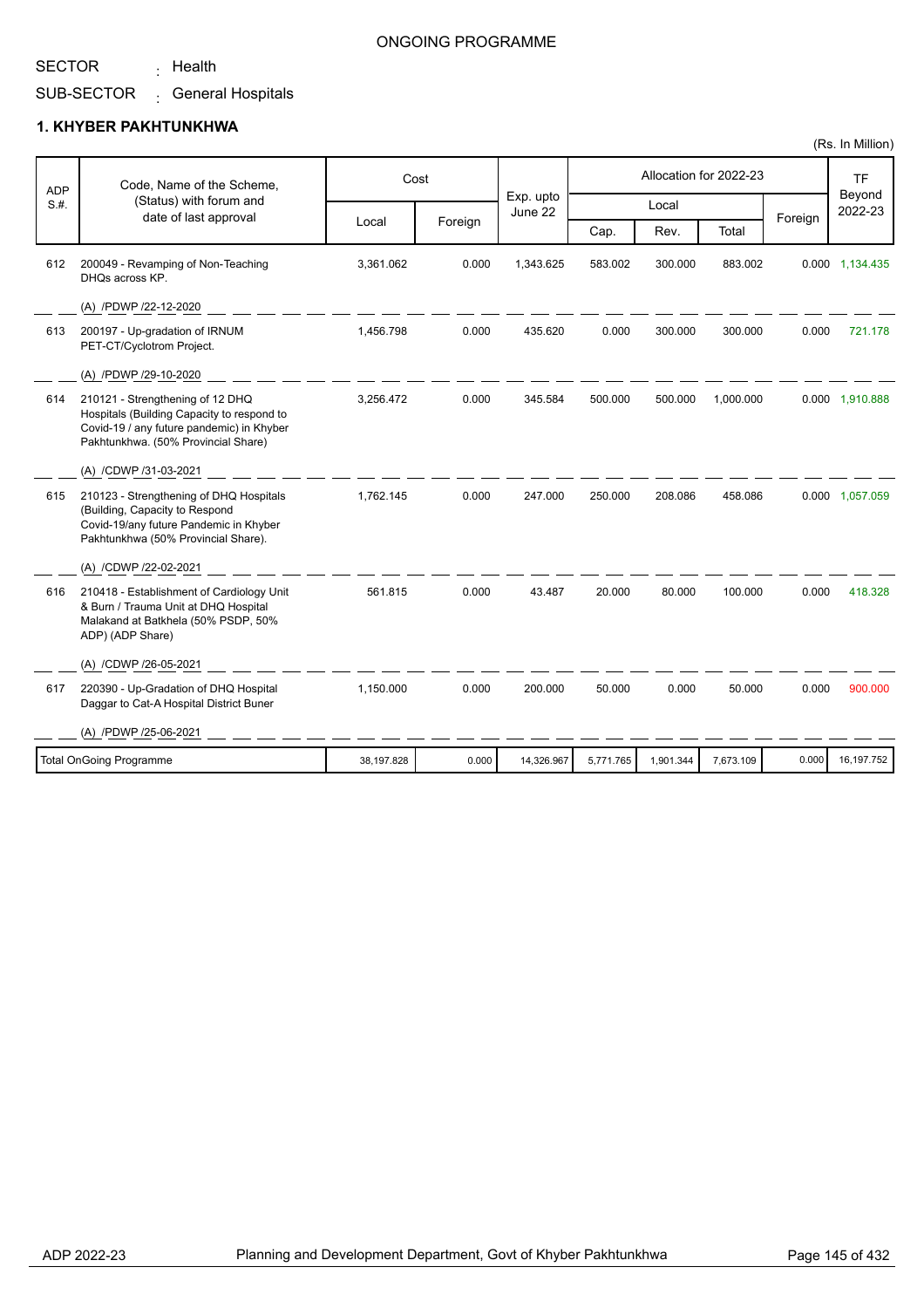ONGOING PROGRAMME

SECTOR : Health

SUB-SECTOR : General Hospitals

## 1. KHYBER PAKHTUNKHWA

(Rs. In Million)

| ADP S.#. | Code, Name of the Scheme, (Status) with forum and date of last approval | Cost | | Exp. upto June 22 | Allocation for 2022-23 | | | | TF Beyond 2022-23 |
|---|---|---|---|---|---|---|---|---|---|
| | | Local | Foreign | | Local | | | Foreign | |
| | | | | | Cap. | Rev. | Total | | |
| 612 | 200049 - Revamping of Non-Teaching DHQs across KP. (A) /PDWP /22-12-2020 | 3,361.062 | 0.000 | 1,343.625 | 583.002 | 300.000 | 883.002 | 0.000 | 1,134.435 |
| 613 | 200197 - Up-gradation of IRNUM PET-CT/Cyclotrom Project. (A) /PDWP /29-10-2020 | 1,456.798 | 0.000 | 435.620 | 0.000 | 300.000 | 300.000 | 0.000 | 721.178 |
| 614 | 210121 - Strengthening of 12 DHQ Hospitals (Building Capacity to respond to Covid-19 / any future pandemic) in Khyber Pakhtunkhwa. (50% Provincial Share) (A) /CDWP /31-03-2021 | 3,256.472 | 0.000 | 345.584 | 500.000 | 500.000 | 1,000.000 | 0.000 | 1,910.888 |
| 615 | 210123 - Strengthening of DHQ Hospitals (Building, Capacity to Respond Covid-19/any future Pandemic in Khyber Pakhtunkhwa (50% Provincial Share). (A) /CDWP /22-02-2021 | 1,762.145 | 0.000 | 247.000 | 250.000 | 208.086 | 458.086 | 0.000 | 1,057.059 |
| 616 | 210418 - Establishment of Cardiology Unit & Burn / Trauma Unit at DHQ Hospital Malakand at Batkhela (50% PSDP, 50% ADP) (ADP Share) (A) /CDWP /26-05-2021 | 561.815 | 0.000 | 43.487 | 20.000 | 80.000 | 100.000 | 0.000 | 418.328 |
| 617 | 220390 - Up-Gradation of DHQ Hospital Daggar to Cat-A Hospital District Buner (A) /PDWP /25-06-2021 | 1,150.000 | 0.000 | 200.000 | 50.000 | 0.000 | 50.000 | 0.000 | 900.000 |
| | Total OnGoing Programme | 38,197.828 | 0.000 | 14,326.967 | 5,771.765 | 1,901.344 | 7,673.109 | 0.000 | 16,197.752 |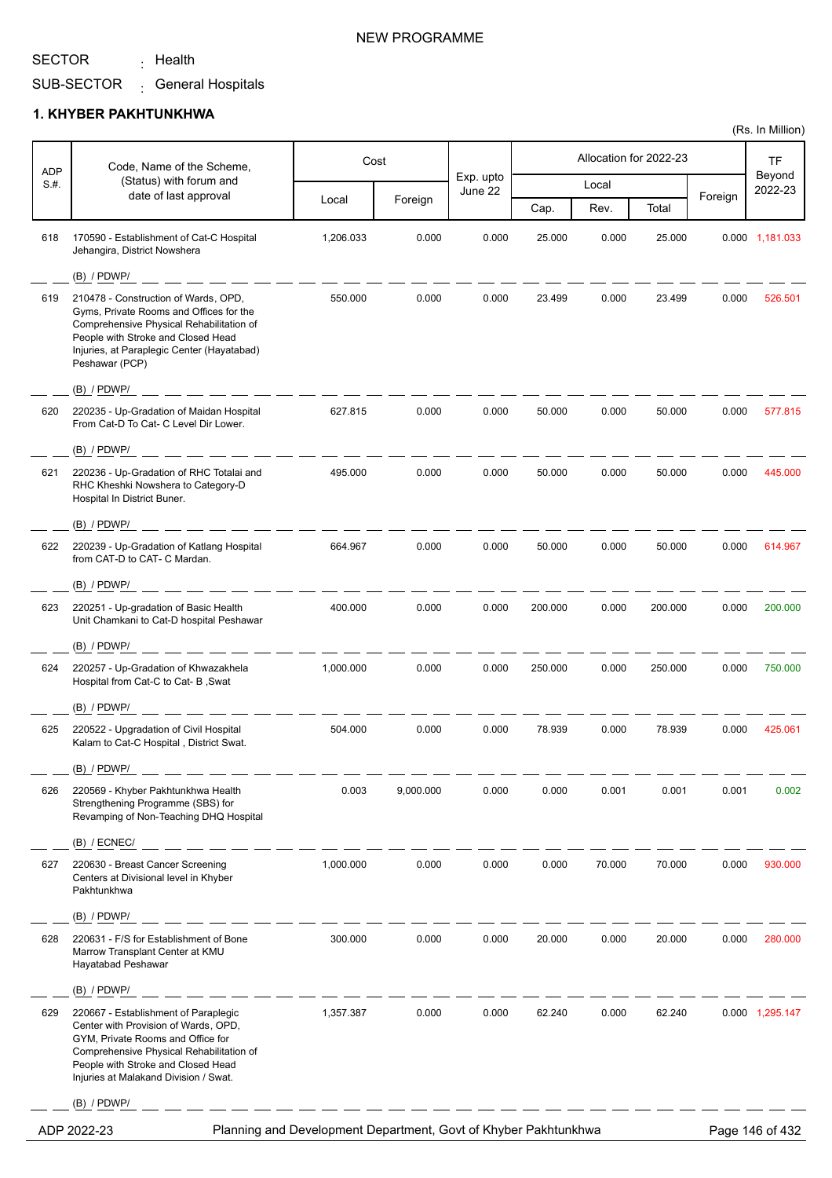NEW PROGRAMME

SECTOR : Health

SUB-SECTOR : General Hospitals

## 1. KHYBER PAKHTUNKHWA

(Rs. In Million)

| ADP S.#. | Code, Name of the Scheme, (Status) with forum and date of last approval | Cost | | Exp. upto June 22 | Allocation for 2022-23 | | | | TF Beyond 2022-23 |
|---|---|---|---|---|---|---|---|---|---|
| | | Local | Foreign | | Local | | | Foreign | |
| | | | | | Cap. | Rev. | Total | | |
| 618 | 170590 - Establishment of Cat-C Hospital Jehangira, District Nowshera<br>(B) / PDWP/ | 1,206.033 | 0.000 | 0.000 | 25.000 | 0.000 | 25.000 | 0.000 | 1,181.033 |
| 619 | 210478 - Construction of Wards, OPD, Gyms, Private Rooms and Offices for the Comprehensive Physical Rehabilitation of People with Stroke and Closed Head Injuries, at Paraplegic Center (Hayatabad) Peshawar (PCP)<br>(B) / PDWP/ | 550.000 | 0.000 | 0.000 | 23.499 | 0.000 | 23.499 | 0.000 | 526.501 |
| 620 | 220235 - Up-Gradation of Maidan Hospital From Cat-D To Cat- C Level Dir Lower.<br>(B) / PDWP/ | 627.815 | 0.000 | 0.000 | 50.000 | 0.000 | 50.000 | 0.000 | 577.815 |
| 621 | 220236 - Up-Gradation of RHC Totalai and RHC Kheshki Nowshera to Category-D Hospital In District Buner.<br>(B) / PDWP/ | 495.000 | 0.000 | 0.000 | 50.000 | 0.000 | 50.000 | 0.000 | 445.000 |
| 622 | 220239 - Up-Gradation of Katlang Hospital from CAT-D to CAT- C Mardan.<br>(B) / PDWP/ | 664.967 | 0.000 | 0.000 | 50.000 | 0.000 | 50.000 | 0.000 | 614.967 |
| 623 | 220251 - Up-gradation of Basic Health Unit Chamkani to Cat-D hospital Peshawar<br>(B) / PDWP/ | 400.000 | 0.000 | 0.000 | 200.000 | 0.000 | 200.000 | 0.000 | 200.000 |
| 624 | 220257 - Up-Gradation of Khwazakhela Hospital from Cat-C to Cat- B ,Swat<br>(B) / PDWP/ | 1,000.000 | 0.000 | 0.000 | 250.000 | 0.000 | 250.000 | 0.000 | 750.000 |
| 625 | 220522 - Upgradation of Civil Hospital Kalam to Cat-C Hospital , District Swat.<br>(B) / PDWP/ | 504.000 | 0.000 | 0.000 | 78.939 | 0.000 | 78.939 | 0.000 | 425.061 |
| 626 | 220569 - Khyber Pakhtunkhwa Health Strengthening Programme (SBS) for Revamping of Non-Teaching DHQ Hospital<br>(B) / ECNEC/ | 0.003 | 9,000.000 | 0.000 | 0.000 | 0.001 | 0.001 | 0.001 | 0.002 |
| 627 | 220630 - Breast Cancer Screening Centers at Divisional level in Khyber Pakhtunkhwa<br>(B) / PDWP/ | 1,000.000 | 0.000 | 0.000 | 0.000 | 70.000 | 70.000 | 0.000 | 930.000 |
| 628 | 220631 - F/S for Establishment of Bone Marrow Transplant Center at KMU Hayatabad Peshawar<br>(B) / PDWP/ | 300.000 | 0.000 | 0.000 | 20.000 | 0.000 | 20.000 | 0.000 | 280.000 |
| 629 | 220667 - Establishment of Paraplegic Center with Provision of Wards, OPD, GYM, Private Rooms and Office for Comprehensive Physical Rehabilitation of People with Stroke and Closed Head Injuries at Malakand Division / Swat.<br>(B) / PDWP/ | 1,357.387 | 0.000 | 0.000 | 62.240 | 0.000 | 62.240 | 0.000 | 1,295.147 |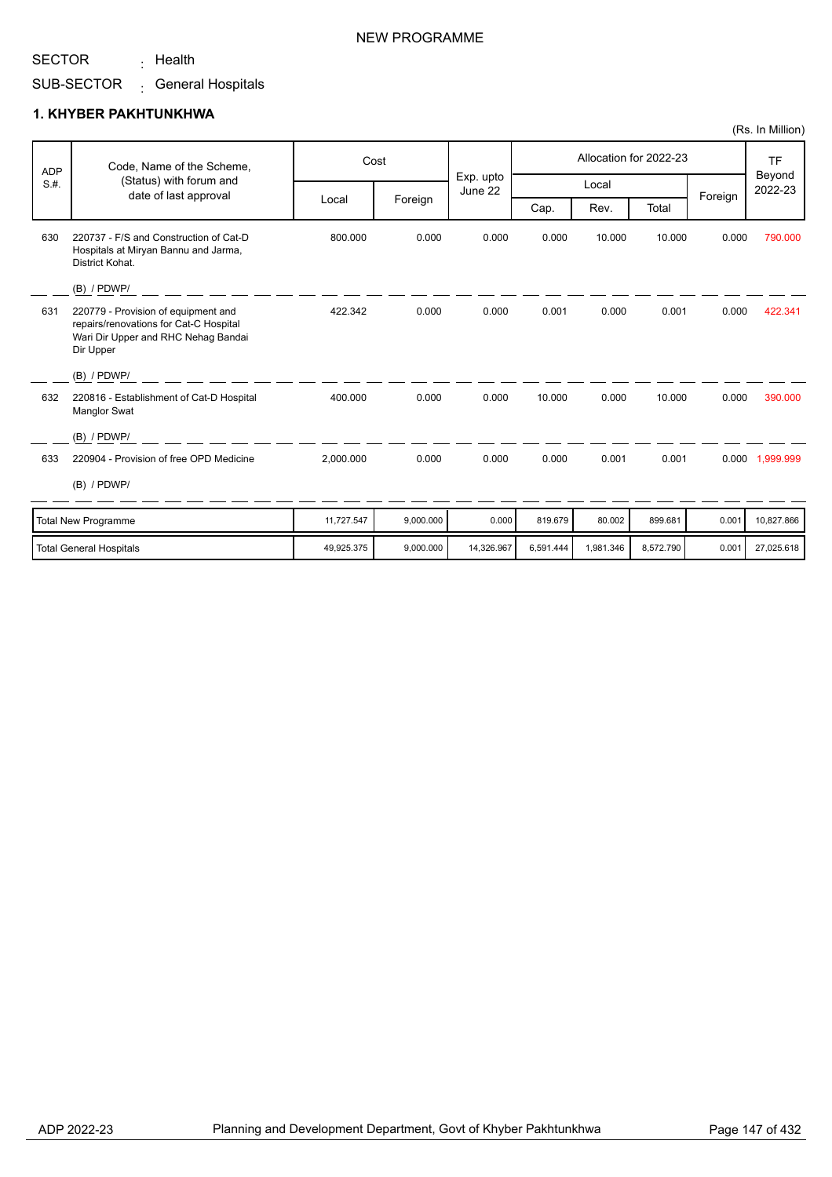NEW PROGRAMME

SECTOR : Health

SUB-SECTOR : General Hospitals

## 1. KHYBER PAKHTUNKHWA

(Rs. In Million)

| ADP S.#. | Code, Name of the Scheme, (Status) with forum and date of last approval | Cost | | Exp. upto June 22 | Allocation for 2022-23 | | | | TF Beyond 2022-23 |
|---|---|---|---|---|---|---|---|---|---|
| | | Local | Foreign | | Local | | | Foreign | |
| | | | | | Cap. | Rev. | Total | | |
| 630 | 220737 - F/S and Construction of Cat-D Hospitals at Miryan Bannu and Jarma, District Kohat.<br>(B) / PDWP/ | 800.000 | 0.000 | 0.000 | 0.000 | 10.000 | 10.000 | 0.000 | 790.000 |
| 631 | 220779 - Provision of equipment and repairs/renovations for Cat-C Hospital Wari Dir Upper and RHC Nehag Bandai Dir Upper<br>(B) / PDWP/ | 422.342 | 0.000 | 0.000 | 0.001 | 0.000 | 0.001 | 0.000 | 422.341 |
| 632 | 220816 - Establishment of Cat-D Hospital Manglor Swat<br>(B) / PDWP/ | 400.000 | 0.000 | 0.000 | 10.000 | 0.000 | 10.000 | 0.000 | 390.000 |
| 633 | 220904 - Provision of free OPD Medicine<br>(B) / PDWP/ | 2,000.000 | 0.000 | 0.000 | 0.000 | 0.001 | 0.001 | 0.000 | 1,999.999 |
| | Total New Programme | 11,727.547 | 9,000.000 | 0.000 | 819.679 | 80.002 | 899.681 | 0.001 | 10,827.866 |
| | Total General Hospitals | 49,925.375 | 9,000.000 | 14,326.967 | 6,591.444 | 1,981.346 | 8,572.790 | 0.001 | 27,025.618 |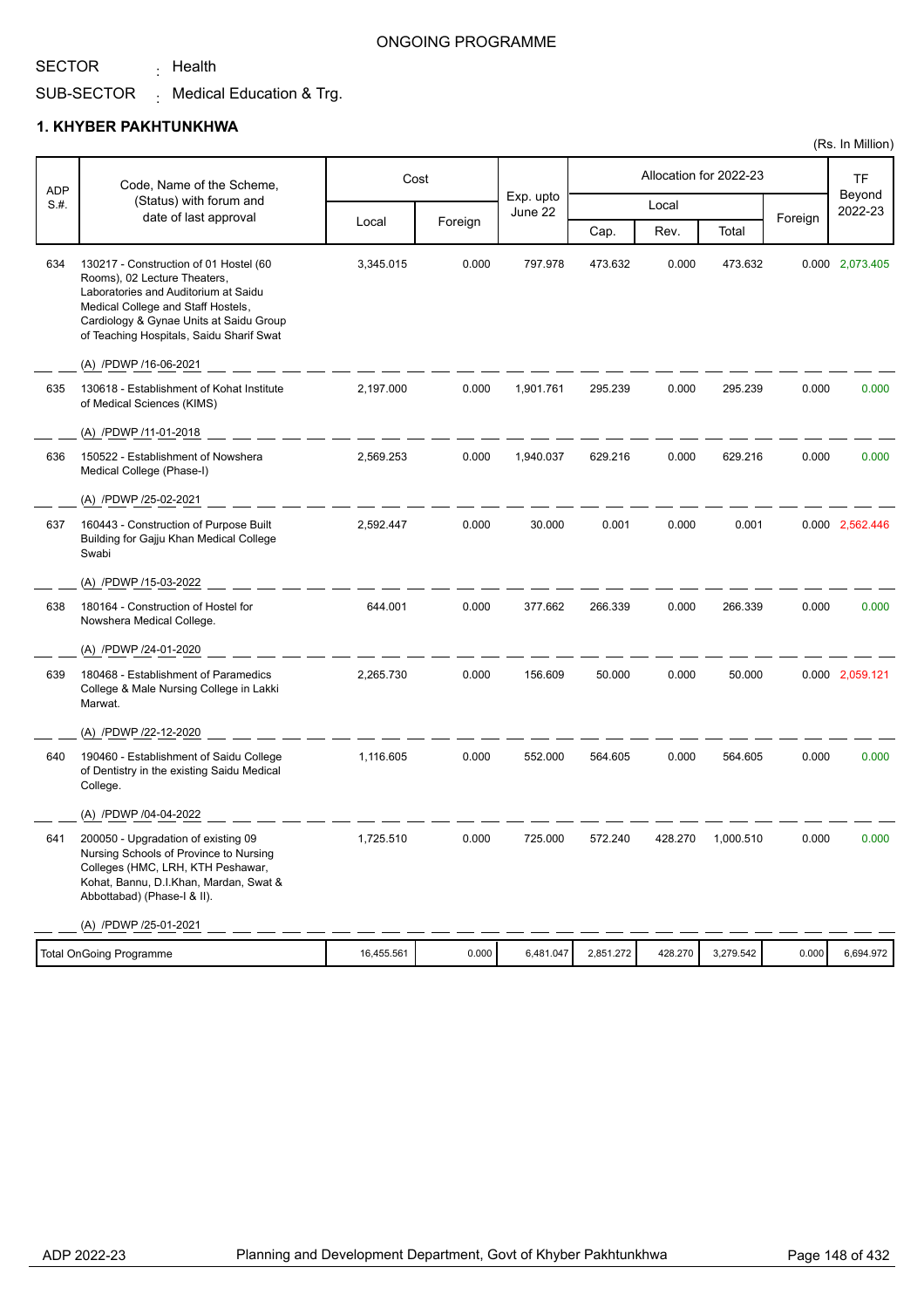ONGOING PROGRAMME

SECTOR : Health

SUB-SECTOR : Medical Education & Trg.

**1. KHYBER PAKHTUNKHWA**

(Rs. In Million)

| ADP S.#. | Code, Name of the Scheme, (Status) with forum and date of last approval | Cost | | Exp. upto June 22 | Allocation for 2022-23 | | | | TF Beyond 2022-23 |
|---|---|---|---|---|---|---|---|---|---|
| | | Local | Foreign | | Local | | | Foreign | |
| | | | | | Cap. | Rev. | Total | | |
| 634 | 130217 - Construction of 01 Hostel (60 Rooms), 02 Lecture Theaters, Laboratories and Auditorium at Saidu Medical College and Staff Hostels, Cardiology & Gynae Units at Saidu Group of Teaching Hospitals, Saidu Sharif Swat<br>(A) /PDWP /16-06-2021 | 3,345.015 | 0.000 | 797.978 | 473.632 | 0.000 | 473.632 | 0.000 | 2,073.405 |
| 635 | 130618 - Establishment of Kohat Institute of Medical Sciences (KIMS)<br>(A) /PDWP /11-01-2018 | 2,197.000 | 0.000 | 1,901.761 | 295.239 | 0.000 | 295.239 | 0.000 | 0.000 |
| 636 | 150522 - Establishment of Nowshera Medical College (Phase-I)<br>(A) /PDWP /25-02-2021 | 2,569.253 | 0.000 | 1,940.037 | 629.216 | 0.000 | 629.216 | 0.000 | 0.000 |
| 637 | 160443 - Construction of Purpose Built Building for Gajju Khan Medical College Swabi<br>(A) /PDWP /15-03-2022 | 2,592.447 | 0.000 | 30.000 | 0.001 | 0.000 | 0.001 | 0.000 | 2,562.446 |
| 638 | 180164 - Construction of Hostel for Nowshera Medical College.<br>(A) /PDWP /24-01-2020 | 644.001 | 0.000 | 377.662 | 266.339 | 0.000 | 266.339 | 0.000 | 0.000 |
| 639 | 180468 - Establishment of Paramedics College & Male Nursing College in Lakki Marwat.<br>(A) /PDWP /22-12-2020 | 2,265.730 | 0.000 | 156.609 | 50.000 | 0.000 | 50.000 | 0.000 | 2,059.121 |
| 640 | 190460 - Establishment of Saidu College of Dentistry in the existing Saidu Medical College.<br>(A) /PDWP /04-04-2022 | 1,116.605 | 0.000 | 552.000 | 564.605 | 0.000 | 564.605 | 0.000 | 0.000 |
| 641 | 200050 - Upgradation of existing 09 Nursing Schools of Province to Nursing Colleges (HMC, LRH, KTH Peshawar, Kohat, Bannu, D.I.Khan, Mardan, Swat & Abbottabad) (Phase-I & II).<br>(A) /PDWP /25-01-2021 | 1,725.510 | 0.000 | 725.000 | 572.240 | 428.270 | 1,000.510 | 0.000 | 0.000 |
| | Total OnGoing Programme | 16,455.561 | 0.000 | 6,481.047 | 2,851.272 | 428.270 | 3,279.542 | 0.000 | 6,694.972 |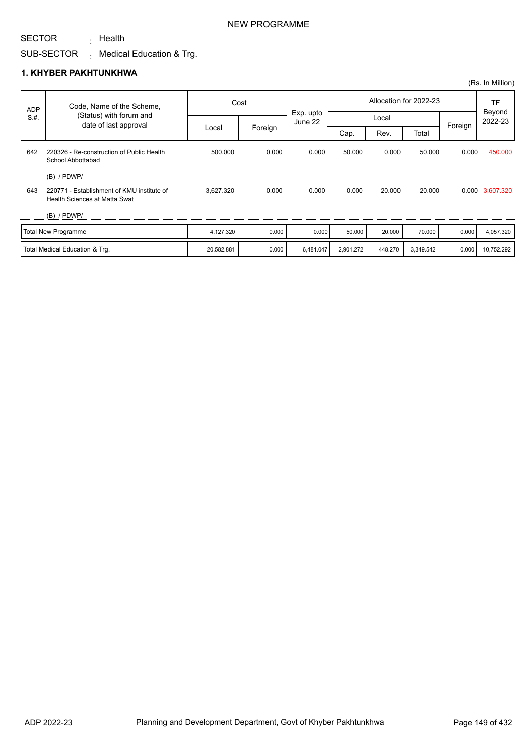NEW PROGRAMME

SECTOR : Health

SUB-SECTOR : Medical Education & Trg.

## 1. KHYBER PAKHTUNKHWA

(Rs. In Million)

| ADP S.#. | Code, Name of the Scheme, (Status) with forum and date of last approval | Cost | | Exp. upto June 22 | Allocation for 2022-23 | | | | TF Beyond 2022-23 |
|---|---|---|---|---|---|---|---|---|---|
| | | Local | Foreign | | Local | | | Foreign | |
| | | | | | Cap. | Rev. | Total | | |
| 642 | 220326 - Re-construction of Public Health School Abbottabad<br>(B) / PDWP/ | 500.000 | 0.000 | 0.000 | 50.000 | 0.000 | 50.000 | 0.000 | 450.000 |
| 643 | 220771 - Establishment of KMU institute of Health Sciences at Matta Swat<br>(B) / PDWP/ | 3,627.320 | 0.000 | 0.000 | 0.000 | 20.000 | 20.000 | 0.000 | 3,607.320 |
| | Total New Programme | 4,127.320 | 0.000 | 0.000 | 50.000 | 20.000 | 70.000 | 0.000 | 4,057.320 |
| | Total Medical Education & Trg. | 20,582.881 | 0.000 | 6,481.047 | 2,901.272 | 448.270 | 3,349.542 | 0.000 | 10,752.292 |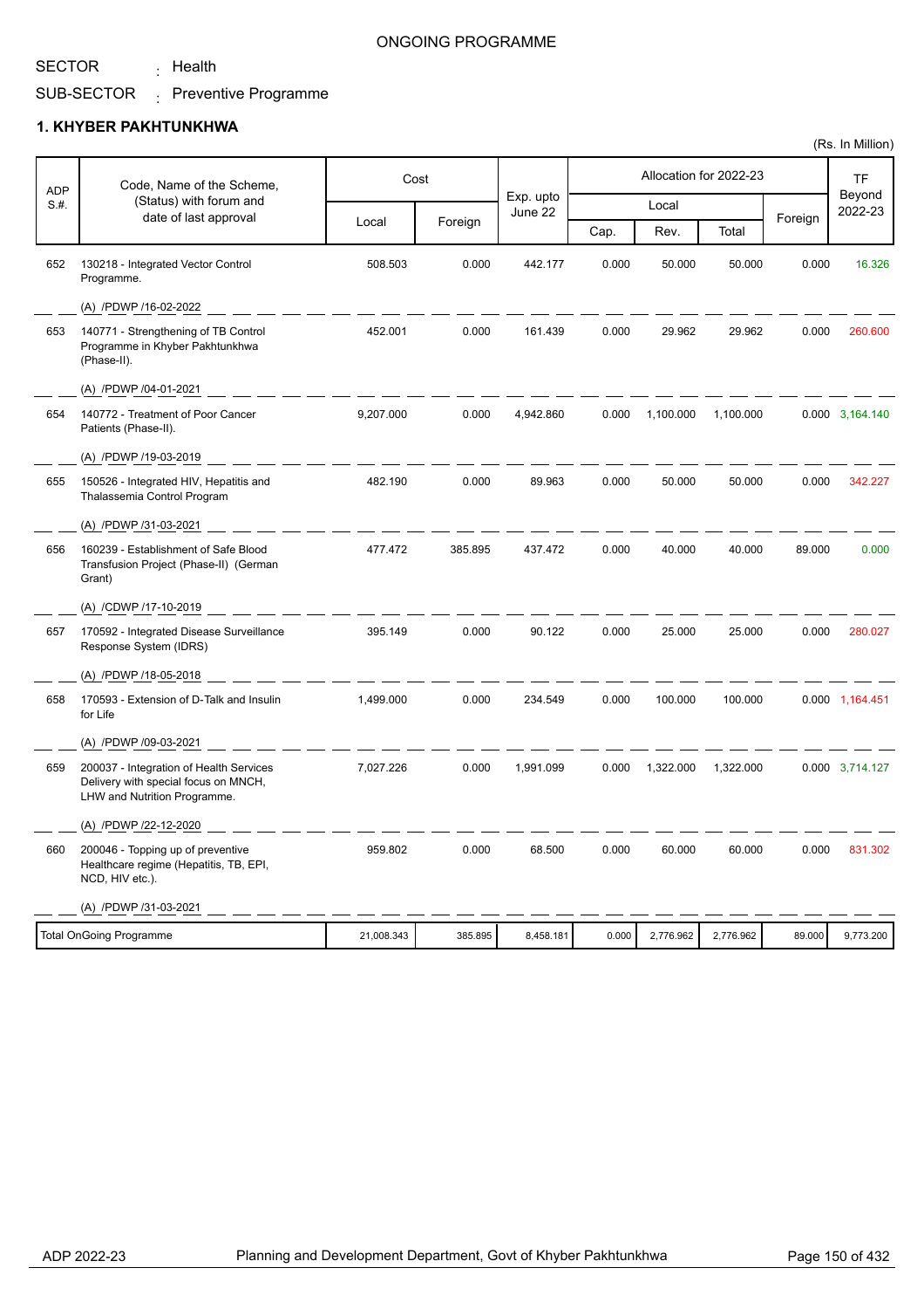ONGOING PROGRAMME

SECTOR : Health

SUB-SECTOR : Preventive Programme

## 1. KHYBER PAKHTUNKHWA

(Rs. In Million)

| ADP S.#. | Code, Name of the Scheme, (Status) with forum and date of last approval | Cost | | Exp. upto June 22 | Allocation for 2022-23 | | | | TF Beyond 2022-23 |
|---|---|---|---|---|---|---|---|---|---|
| | | Local | Foreign | | Local | | | Foreign | |
| | | | | | Cap. | Rev. | Total | | |
| 652 | 130218 - Integrated Vector Control Programme.<br>(A) /PDWP /16-02-2022 | 508.503 | 0.000 | 442.177 | 0.000 | 50.000 | 50.000 | 0.000 | 16.326 |
| 653 | 140771 - Strengthening of TB Control Programme in Khyber Pakhtunkhwa (Phase-II).<br>(A) /PDWP /04-01-2021 | 452.001 | 0.000 | 161.439 | 0.000 | 29.962 | 29.962 | 0.000 | 260.600 |
| 654 | 140772 - Treatment of Poor Cancer Patients (Phase-II).<br>(A) /PDWP /19-03-2019 | 9,207.000 | 0.000 | 4,942.860 | 0.000 | 1,100.000 | 1,100.000 | 0.000 | 3,164.140 |
| 655 | 150526 - Integrated HIV, Hepatitis and Thalassemia Control Program<br>(A) /PDWP /31-03-2021 | 482.190 | 0.000 | 89.963 | 0.000 | 50.000 | 50.000 | 0.000 | 342.227 |
| 656 | 160239 - Establishment of Safe Blood Transfusion Project (Phase-II) (German Grant)<br>(A) /CDWP /17-10-2019 | 477.472 | 385.895 | 437.472 | 0.000 | 40.000 | 40.000 | 89.000 | 0.000 |
| 657 | 170592 - Integrated Disease Surveillance Response System (IDRS)<br>(A) /PDWP /18-05-2018 | 395.149 | 0.000 | 90.122 | 0.000 | 25.000 | 25.000 | 0.000 | 280.027 |
| 658 | 170593 - Extension of D-Talk and Insulin for Life<br>(A) /PDWP /09-03-2021 | 1,499.000 | 0.000 | 234.549 | 0.000 | 100.000 | 100.000 | 0.000 | 1,164.451 |
| 659 | 200037 - Integration of Health Services Delivery with special focus on MNCH, LHW and Nutrition Programme.<br>(A) /PDWP /22-12-2020 | 7,027.226 | 0.000 | 1,991.099 | 0.000 | 1,322.000 | 1,322.000 | 0.000 | 3,714.127 |
| 660 | 200046 - Topping up of preventive Healthcare regime (Hepatitis, TB, EPI, NCD, HIV etc.).<br>(A) /PDWP /31-03-2021 | 959.802 | 0.000 | 68.500 | 0.000 | 60.000 | 60.000 | 0.000 | 831.302 |
| | Total OnGoing Programme | 21,008.343 | 385.895 | 8,458.181 | 0.000 | 2,776.962 | 2,776.962 | 89.000 | 9,773.200 |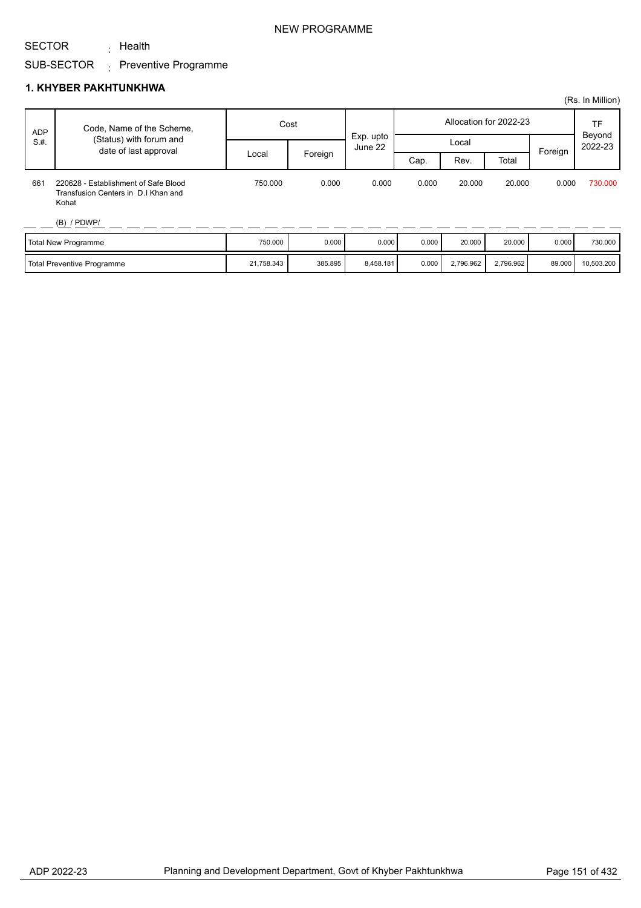NEW PROGRAMME

SECTOR : Health

SUB-SECTOR : Preventive Programme

### 1. KHYBER PAKHTUNKHWA

(Rs. In Million)

| ADP S.#. | Code, Name of the Scheme, (Status) with forum and date of last approval | Cost | | Exp. upto June 22 | Allocation for 2022-23 | | | | TF Beyond 2022-23 |
|---|---|---|---|---|---|---|---|---|---|
| | | Local | Foreign | | Local | | | Foreign | |
| | | | | | Cap. | Rev. | Total | | |
| 661 | 220628 - Establishment of Safe Blood Transfusion Centers in D.I Khan and Kohat<br>(B) / PDWP/ | 750.000 | 0.000 | 0.000 | 0.000 | 20.000 | 20.000 | 0.000 | 730.000 |
| | Total New Programme | 750.000 | 0.000 | 0.000 | 0.000 | 20.000 | 20.000 | 0.000 | 730.000 |
| | Total Preventive Programme | 21,758.343 | 385.895 | 8,458.181 | 0.000 | 2,796.962 | 2,796.962 | 89.000 | 10,503.200 |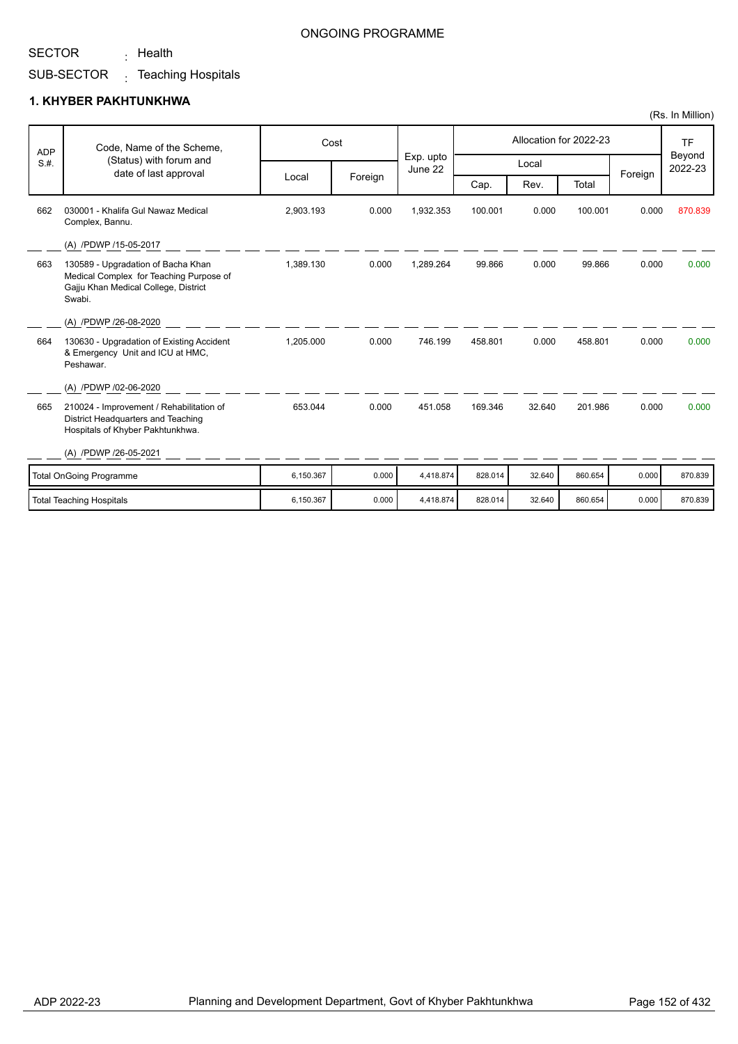ONGOING PROGRAMME

SECTOR : Health

SUB-SECTOR : Teaching Hospitals

## 1. KHYBER PAKHTUNKHWA

(Rs. In Million)

| ADP S.#. | Code, Name of the Scheme, (Status) with forum and date of last approval | Cost | | Exp. upto June 22 | Allocation for 2022-23 | | | | TF Beyond 2022-23 |
|---|---|---|---|---|---|---|---|---|---|
| | | Local | Foreign | | Local | | | Foreign | |
| | | | | | Cap. | Rev. | Total | | |
| 662 | 030001 - Khalifa Gul Nawaz Medical Complex, Bannu.<br>(A) /PDWP /15-05-2017 | 2,903.193 | 0.000 | 1,932.353 | 100.001 | 0.000 | 100.001 | 0.000 | 870.839 |
| 663 | 130589 - Upgradation of Bacha Khan Medical Complex for Teaching Purpose of Gajju Khan Medical College, District Swabi.<br>(A) /PDWP /26-08-2020 | 1,389.130 | 0.000 | 1,289.264 | 99.866 | 0.000 | 99.866 | 0.000 | 0.000 |
| 664 | 130630 - Upgradation of Existing Accident & Emergency Unit and ICU at HMC, Peshawar.<br>(A) /PDWP /02-06-2020 | 1,205.000 | 0.000 | 746.199 | 458.801 | 0.000 | 458.801 | 0.000 | 0.000 |
| 665 | 210024 - Improvement / Rehabilitation of District Headquarters and Teaching Hospitals of Khyber Pakhtunkhwa.<br>(A) /PDWP /26-05-2021 | 653.044 | 0.000 | 451.058 | 169.346 | 32.640 | 201.986 | 0.000 | 0.000 |
| | Total OnGoing Programme | 6,150.367 | 0.000 | 4,418.874 | 828.014 | 32.640 | 860.654 | 0.000 | 870.839 |
| | Total Teaching Hospitals | 6,150.367 | 0.000 | 4,418.874 | 828.014 | 32.640 | 860.654 | 0.000 | 870.839 |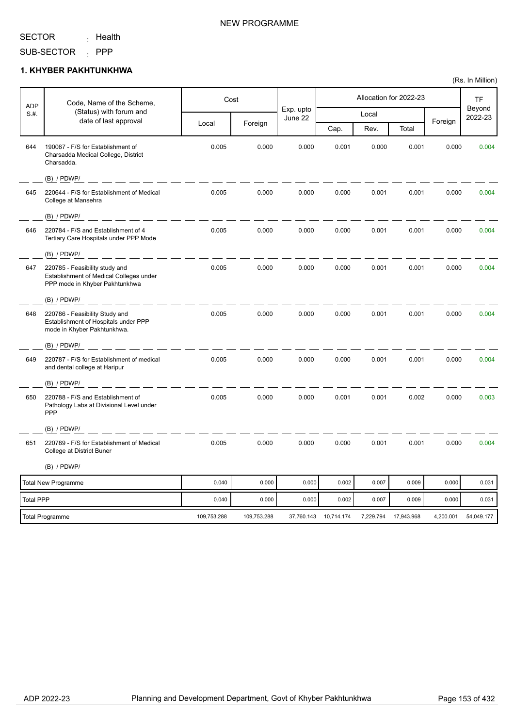NEW PROGRAMME

SECTOR : Health

SUB-SECTOR : PPP

## 1. KHYBER PAKHTUNKHWA

(Rs. In Million)

| ADP S.#. | Code, Name of the Scheme, (Status) with forum and date of last approval | Cost | | Exp. upto June 22 | Allocation for 2022-23 | | | | TF Beyond 2022-23 |
|---|---|---|---|---|---|---|---|---|---|
| | | Local | Foreign | | Local | | | Foreign | |
| | | | | | Cap. | Rev. | Total | | |
| 644 | 190067 - F/S for Establishment of Charsadda Medical College, District Charsadda. (B) / PDWP/ | 0.005 | 0.000 | 0.000 | 0.001 | 0.000 | 0.001 | 0.000 | 0.004 |
| 645 | 220644 - F/S for Establishment of Medical College at Mansehra (B) / PDWP/ | 0.005 | 0.000 | 0.000 | 0.000 | 0.001 | 0.001 | 0.000 | 0.004 |
| 646 | 220784 - F/S and Establishment of 4 Tertiary Care Hospitals under PPP Mode (B) / PDWP/ | 0.005 | 0.000 | 0.000 | 0.000 | 0.001 | 0.001 | 0.000 | 0.004 |
| 647 | 220785 - Feasibility study and Establishment of Medical Colleges under PPP mode in Khyber Pakhtunkhwa (B) / PDWP/ | 0.005 | 0.000 | 0.000 | 0.000 | 0.001 | 0.001 | 0.000 | 0.004 |
| 648 | 220786 - Feasibility Study and Establishment of Hospitals under PPP mode in Khyber Pakhtunkhwa. (B) / PDWP/ | 0.005 | 0.000 | 0.000 | 0.000 | 0.001 | 0.001 | 0.000 | 0.004 |
| 649 | 220787 - F/S for Establishment of medical and dental college at Haripur (B) / PDWP/ | 0.005 | 0.000 | 0.000 | 0.000 | 0.001 | 0.001 | 0.000 | 0.004 |
| 650 | 220788 - F/S and Establishment of Pathology Labs at Divisional Level under PPP (B) / PDWP/ | 0.005 | 0.000 | 0.000 | 0.001 | 0.001 | 0.002 | 0.000 | 0.003 |
| 651 | 220789 - F/S for Establishment of Medical College at District Buner (B) / PDWP/ | 0.005 | 0.000 | 0.000 | 0.000 | 0.001 | 0.001 | 0.000 | 0.004 |
| | Total New Programme | 0.040 | 0.000 | 0.000 | 0.002 | 0.007 | 0.009 | 0.000 | 0.031 |
| | Total PPP | 0.040 | 0.000 | 0.000 | 0.002 | 0.007 | 0.009 | 0.000 | 0.031 |
| | Total Programme | 109,753.288 | 109,753.288 | 37,760.143 | 10,714.174 | 7,229.794 | 17,943.968 | 4,200.001 | 54,049.177 |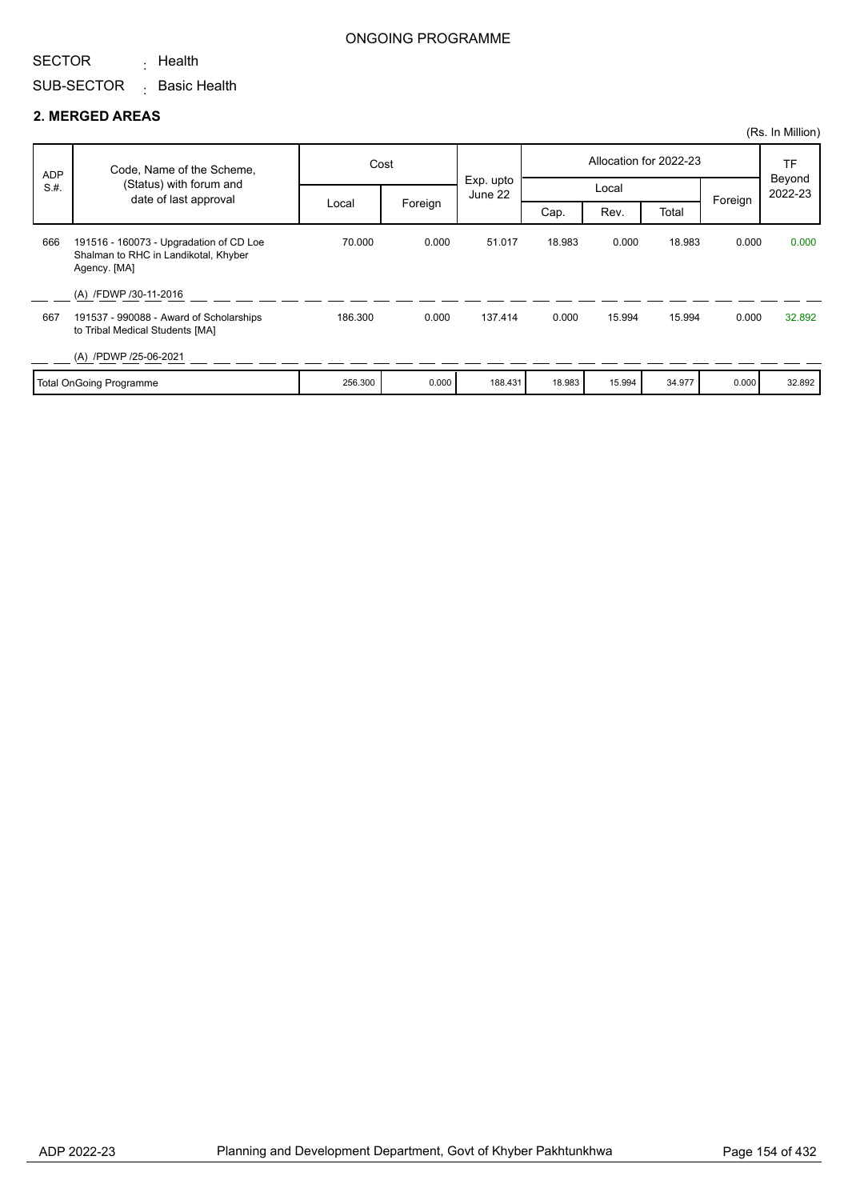ONGOING PROGRAMME

SECTOR : Health

SUB-SECTOR : Basic Health

## 2. MERGED AREAS

(Rs. In Million)

| ADP S.#. | Code, Name of the Scheme, (Status) with forum and date of last approval | Cost | | Exp. upto June 22 | Allocation for 2022-23 | | | | TF Beyond 2022-23 |
|---|---|---|---|---|---|---|---|---|---|
| | | Local | Foreign | | Local | | | Foreign | |
| | | | | | Cap. | Rev. | Total | | |
| 666 | 191516 - 160073 - Upgradation of CD Loe Shalman to RHC in Landikotal, Khyber Agency. [MA]<br>(A) /FDWP /30-11-2016 | 70.000 | 0.000 | 51.017 | 18.983 | 0.000 | 18.983 | 0.000 | 0.000 |
| 667 | 191537 - 990088 - Award of Scholarships to Tribal Medical Students [MA]<br>(A) /PDWP /25-06-2021 | 186.300 | 0.000 | 137.414 | 0.000 | 15.994 | 15.994 | 0.000 | 32.892 |
| | Total OnGoing Programme | 256.300 | 0.000 | 188.431 | 18.983 | 15.994 | 34.977 | 0.000 | 32.892 |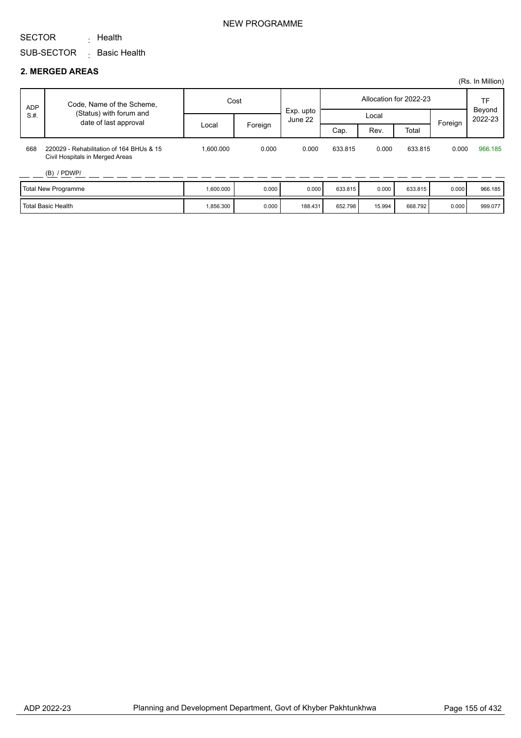NEW PROGRAMME

SECTOR : Health

SUB-SECTOR : Basic Health

## 2. MERGED AREAS

(Rs. In Million)

| ADP S.#. | Code, Name of the Scheme, (Status) with forum and date of last approval | Cost | | Exp. upto June 22 | Allocation for 2022-23 | | | | TF Beyond 2022-23 |
|---|---|---|---|---|---|---|---|---|---|
| | | Local | Foreign | | Local | | | Foreign | |
| | | | | | Cap. | Rev. | Total | | |
| 668 | 220029 - Rehabilitation of 164 BHUs & 15 Civil Hospitals in Merged Areas (B) / PDWP/ | 1,600.000 | 0.000 | 0.000 | 633.815 | 0.000 | 633.815 | 0.000 | 966.185 |
| | Total New Programme | 1,600.000 | 0.000 | 0.000 | 633.815 | 0.000 | 633.815 | 0.000 | 966.185 |
| | Total Basic Health | 1,856.300 | 0.000 | 188.431 | 652.798 | 15.994 | 668.792 | 0.000 | 999.077 |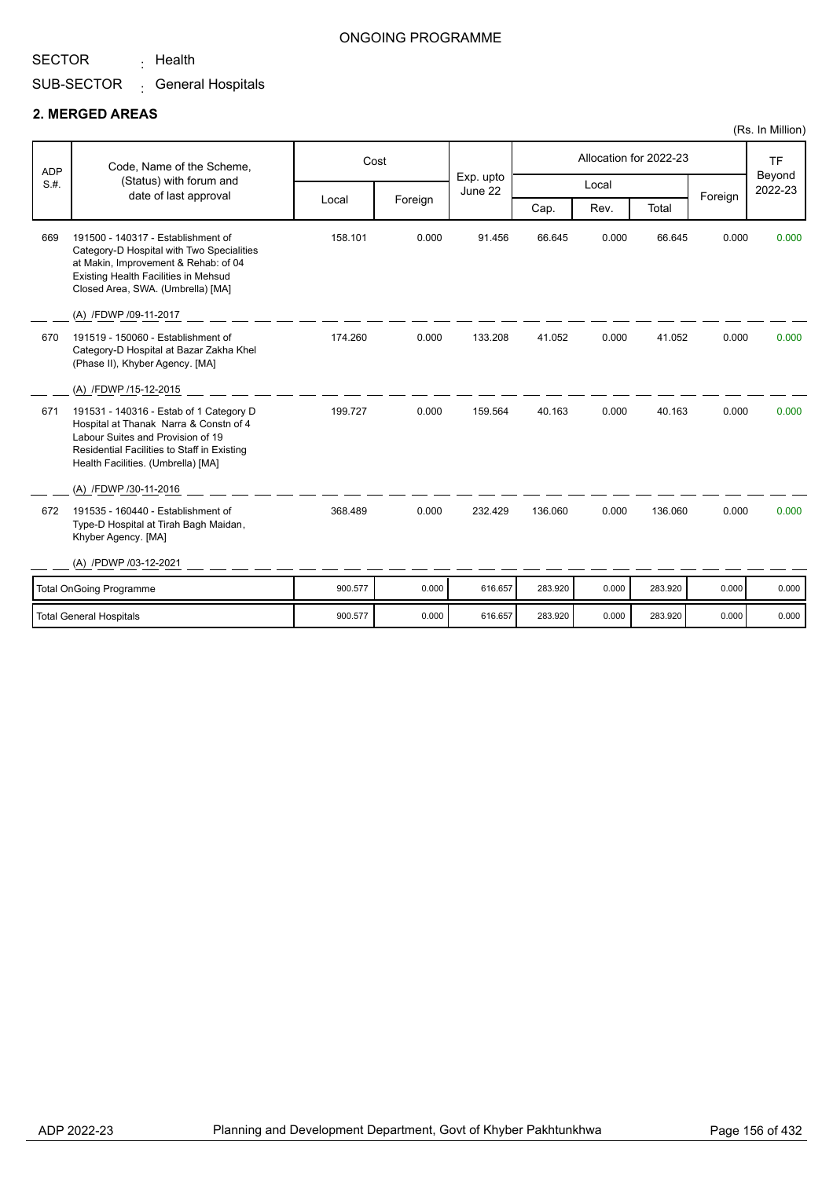ONGOING PROGRAMME

SECTOR : Health

SUB-SECTOR : General Hospitals

## 2. MERGED AREAS

(Rs. In Million)

| ADP S.#. | Code, Name of the Scheme, (Status) with forum and date of last approval | Cost | | Exp. upto June 22 | Allocation for 2022-23 | | | | TF Beyond 2022-23 |
|---|---|---|---|---|---|---|---|---|---|
| | | Local | Foreign | | Local | | | Foreign | |
| | | | | | Cap. | Rev. | Total | | |
| 669 | 191500 - 140317 - Establishment of Category-D Hospital with Two Specialities at Makin, Improvement & Rehab: of 04 Existing Health Facilities in Mehsud Closed Area, SWA. (Umbrella) [MA]<br>(A) /FDWP /09-11-2017 | 158.101 | 0.000 | 91.456 | 66.645 | 0.000 | 66.645 | 0.000 | 0.000 |
| 670 | 191519 - 150060 - Establishment of Category-D Hospital at Bazar Zakha Khel (Phase II), Khyber Agency. [MA]<br>(A) /FDWP /15-12-2015 | 174.260 | 0.000 | 133.208 | 41.052 | 0.000 | 41.052 | 0.000 | 0.000 |
| 671 | 191531 - 140316 - Estab of 1 Category D Hospital at Thanak Narra & Constn of 4 Labour Suites and Provision of 19 Residential Facilities to Staff in Existing Health Facilities. (Umbrella) [MA]<br>(A) /FDWP /30-11-2016 | 199.727 | 0.000 | 159.564 | 40.163 | 0.000 | 40.163 | 0.000 | 0.000 |
| 672 | 191535 - 160440 - Establishment of Type-D Hospital at Tirah Bagh Maidan, Khyber Agency. [MA]<br>(A) /PDWP /03-12-2021 | 368.489 | 0.000 | 232.429 | 136.060 | 0.000 | 136.060 | 0.000 | 0.000 |
| | Total OnGoing Programme | 900.577 | 0.000 | 616.657 | 283.920 | 0.000 | 283.920 | 0.000 | 0.000 |
| | Total General Hospitals | 900.577 | 0.000 | 616.657 | 283.920 | 0.000 | 283.920 | 0.000 | 0.000 |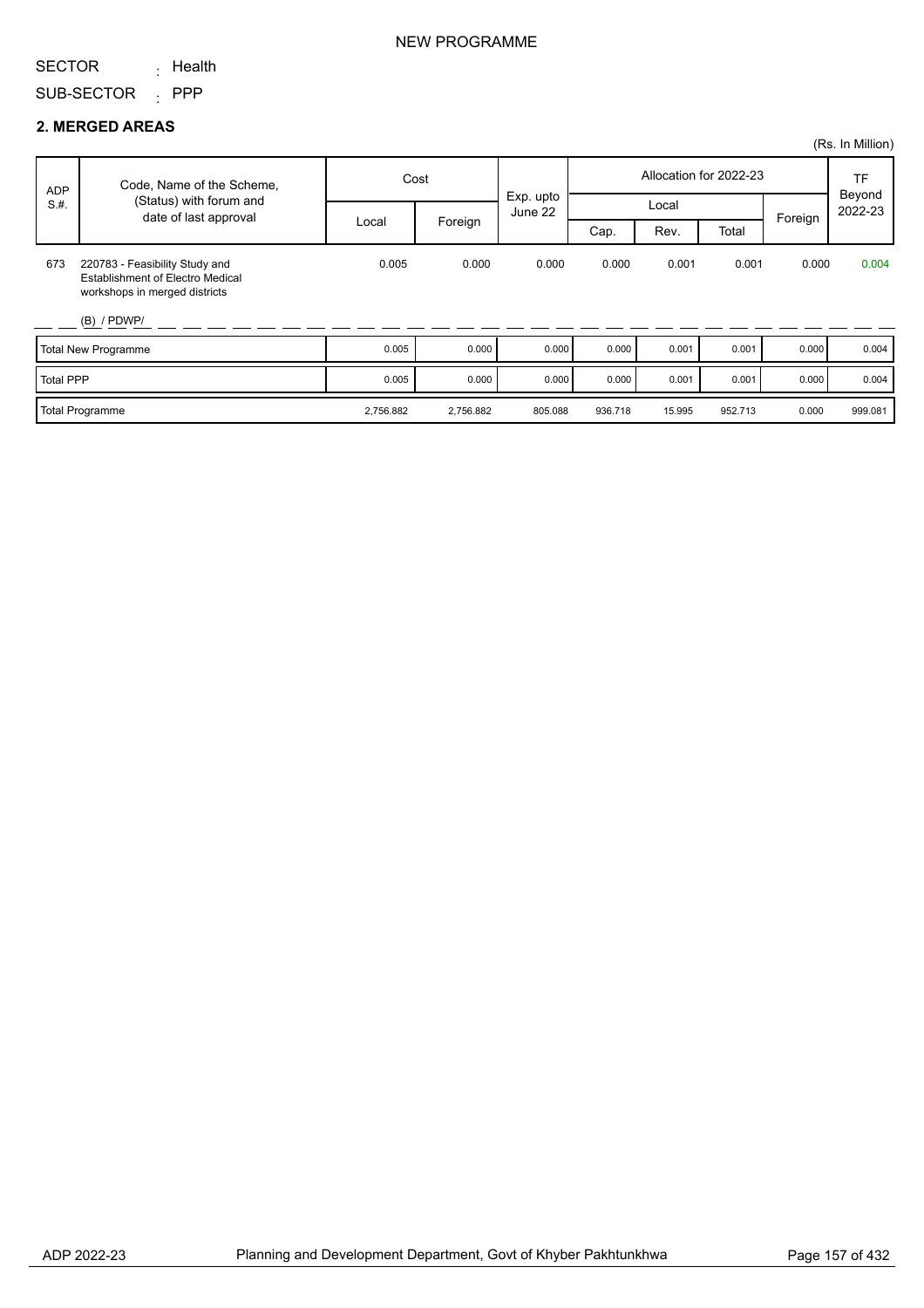NEW PROGRAMME

SECTOR : Health

SUB-SECTOR : PPP

## 2. MERGED AREAS

(Rs. In Million)

| ADP S.#. | Code, Name of the Scheme, (Status) with forum and date of last approval | Cost | | Exp. upto June 22 | Allocation for 2022-23 | | | | TF Beyond 2022-23 |
|---|---|---|---|---|---|---|---|---|---|
| | | Local | Foreign | | Local | | | Foreign | |
| | | | | | Cap. | Rev. | Total | | |
| 673 | 220783 - Feasibility Study and Establishment of Electro Medical workshops in merged districts (B) / PDWP/ | 0.005 | 0.000 | 0.000 | 0.000 | 0.001 | 0.001 | 0.000 | 0.004 |
| | Total New Programme | 0.005 | 0.000 | 0.000 | 0.000 | 0.001 | 0.001 | 0.000 | 0.004 |
| | Total PPP | 0.005 | 0.000 | 0.000 | 0.000 | 0.001 | 0.001 | 0.000 | 0.004 |
| | Total Programme | 2,756.882 | 2,756.882 | 805.088 | 936.718 | 15.995 | 952.713 | 0.000 | 999.081 |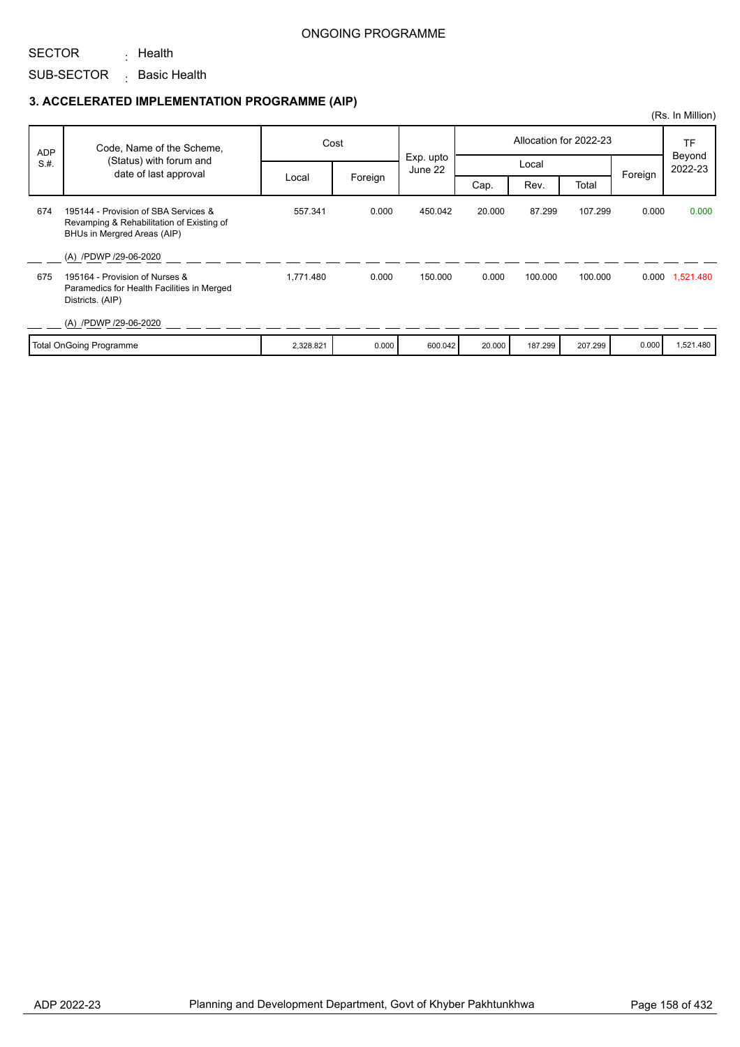ONGOING PROGRAMME

SECTOR : Health

SUB-SECTOR : Basic Health

### 3. ACCELERATED IMPLEMENTATION PROGRAMME (AIP)

(Rs. In Million)

| ADP S.#. | Code, Name of the Scheme, (Status) with forum and date of last approval | Cost | | Exp. upto June 22 | Allocation for 2022-23 | | | | TF Beyond 2022-23 |
|---|---|---|---|---|---|---|---|---|---|
| | | Local | Foreign | | Local | | | Foreign | |
| | | | | | Cap. | Rev. | Total | | |
| 674 | 195144 - Provision of SBA Services & Revamping & Rehabilitation of Existing of BHUs in Mergred Areas (AIP)<br><br>(A) /PDWP /29-06-2020 | 557.341 | 0.000 | 450.042 | 20.000 | 87.299 | 107.299 | 0.000 | 0.000 |
| 675 | 195164 - Provision of Nurses & Paramedics for Health Facilities in Merged Districts. (AIP)<br><br>(A) /PDWP /29-06-2020 | 1,771.480 | 0.000 | 150.000 | 0.000 | 100.000 | 100.000 | 0.000 | 1,521.480 |
| | Total OnGoing Programme | 2,328.821 | 0.000 | 600.042 | 20.000 | 187.299 | 207.299 | 0.000 | 1,521.480 |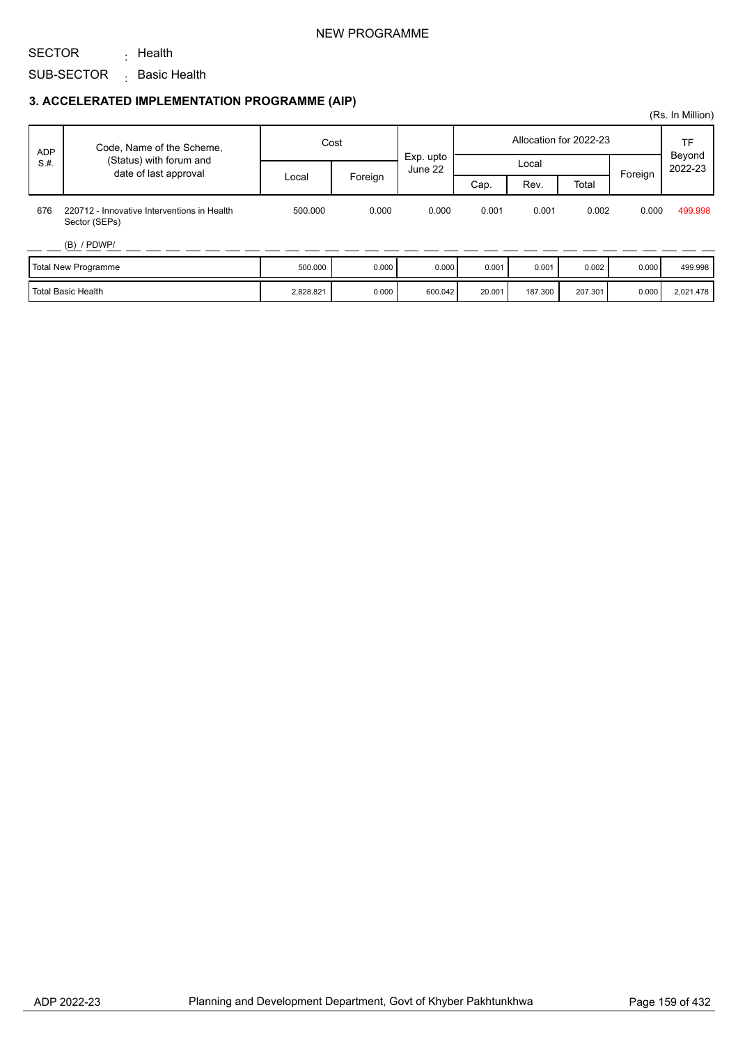NEW PROGRAMME

SECTOR : Health

SUB-SECTOR : Basic Health

### 3. ACCELERATED IMPLEMENTATION PROGRAMME (AIP)

(Rs. In Million)

| ADP S.#. | Code, Name of the Scheme, (Status) with forum and date of last approval | Cost | | Exp. upto June 22 | Allocation for 2022-23 | | | | TF Beyond 2022-23 |
|---|---|---|---|---|---|---|---|---|---|
| | | Local | Foreign | | Local | | | Foreign | |
| | | | | | Cap. | Rev. | Total | | |
| 676 | 220712 - Innovative Interventions in Health Sector (SEPs) (B) / PDWP/ | 500.000 | 0.000 | 0.000 | 0.001 | 0.001 | 0.002 | 0.000 | 499.998 |
| | Total New Programme | 500.000 | 0.000 | 0.000 | 0.001 | 0.001 | 0.002 | 0.000 | 499.998 |
| | Total Basic Health | 2,828.821 | 0.000 | 600.042 | 20.001 | 187.300 | 207.301 | 0.000 | 2,021.478 |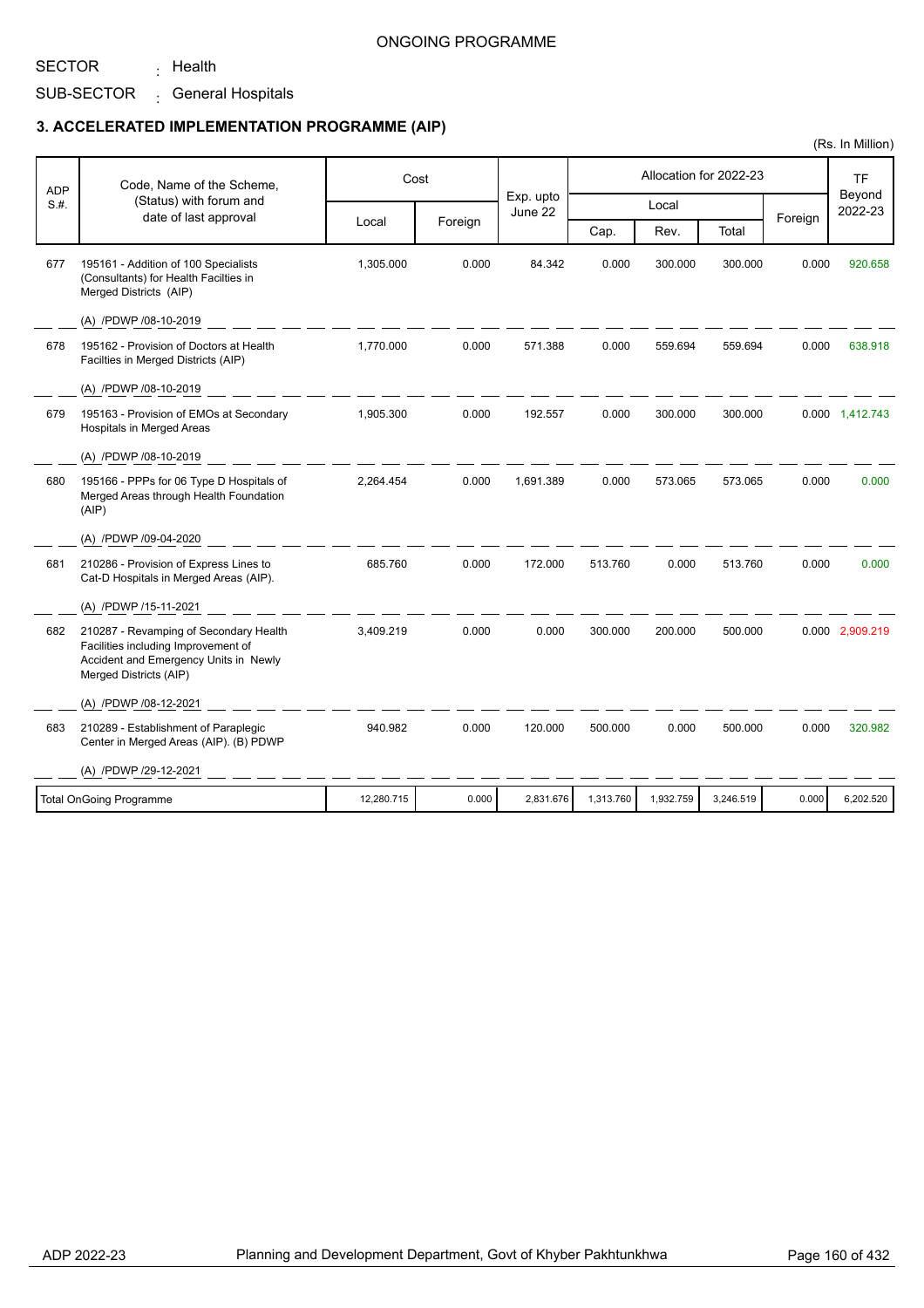ONGOING PROGRAMME

SECTOR : Health

SUB-SECTOR : General Hospitals

### 3. ACCELERATED IMPLEMENTATION PROGRAMME (AIP)

(Rs. In Million)

| ADP S.#. | Code, Name of the Scheme, (Status) with forum and date of last approval | Cost | | Exp. upto June 22 | Allocation for 2022-23 | | | | TF Beyond 2022-23 |
|---|---|---|---|---|---|---|---|---|---|
| | | Local | Foreign | | Local | | | Foreign | |
| | | | | | Cap. | Rev. | Total | | |
| 677 | 195161 - Addition of 100 Specialists (Consultants) for Health Facilties in Merged Districts (AIP)<br>(A) /PDWP /08-10-2019 | 1,305.000 | 0.000 | 84.342 | 0.000 | 300.000 | 300.000 | 0.000 | 920.658 |
| 678 | 195162 - Provision of Doctors at Health Facilties in Merged Districts (AIP)<br>(A) /PDWP /08-10-2019 | 1,770.000 | 0.000 | 571.388 | 0.000 | 559.694 | 559.694 | 0.000 | 638.918 |
| 679 | 195163 - Provision of EMOs at Secondary Hospitals in Merged Areas<br>(A) /PDWP /08-10-2019 | 1,905.300 | 0.000 | 192.557 | 0.000 | 300.000 | 300.000 | 0.000 | 1,412.743 |
| 680 | 195166 - PPPs for 06 Type D Hospitals of Merged Areas through Health Foundation (AIP)<br>(A) /PDWP /09-04-2020 | 2,264.454 | 0.000 | 1,691.389 | 0.000 | 573.065 | 573.065 | 0.000 | 0.000 |
| 681 | 210286 - Provision of Express Lines to Cat-D Hospitals in Merged Areas (AIP).<br>(A) /PDWP /15-11-2021 | 685.760 | 0.000 | 172.000 | 513.760 | 0.000 | 513.760 | 0.000 | 0.000 |
| 682 | 210287 - Revamping of Secondary Health Facilities including Improvement of Accident and Emergency Units in Newly Merged Districts (AIP)<br>(A) /PDWP /08-12-2021 | 3,409.219 | 0.000 | 0.000 | 300.000 | 200.000 | 500.000 | 0.000 | 2,909.219 |
| 683 | 210289 - Establishment of Paraplegic Center in Merged Areas (AIP). (B) PDWP<br>(A) /PDWP /29-12-2021 | 940.982 | 0.000 | 120.000 | 500.000 | 0.000 | 500.000 | 0.000 | 320.982 |
| | **Total OnGoing Programme** | 12,280.715 | 0.000 | 2,831.676 | 1,313.760 | 1,932.759 | 3,246.519 | 0.000 | 6,202.520 |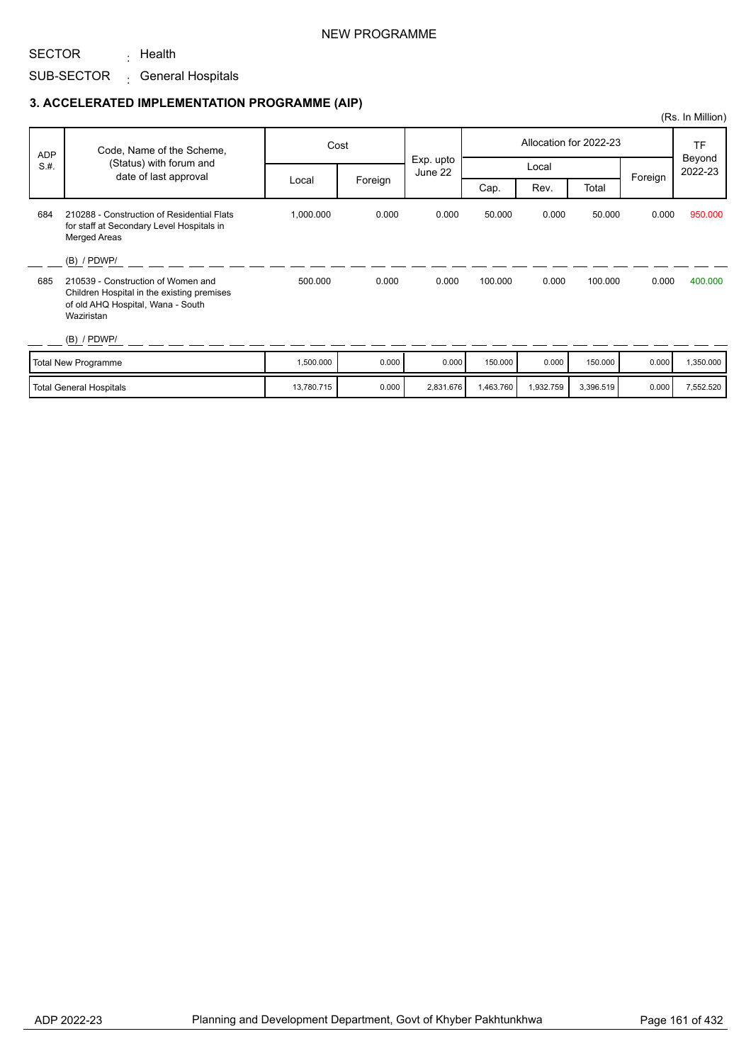NEW PROGRAMME

SECTOR : Health

SUB-SECTOR : General Hospitals

### 3. ACCELERATED IMPLEMENTATION PROGRAMME (AIP)

(Rs. In Million)

| ADP S.#. | Code, Name of the Scheme, (Status) with forum and date of last approval | Cost | | Exp. upto June 22 | Allocation for 2022-23 | | | | TF Beyond 2022-23 |
|---|---|---|---|---|---|---|---|---|---|
| | | Local | Foreign | | Local | | | Foreign | |
| | | | | | Cap. | Rev. | Total | | |
| 684 | 210288 - Construction of Residential Flats for staff at Secondary Level Hospitals in Merged Areas<br><br>(B) / PDWP/ | 1,000.000 | 0.000 | 0.000 | 50.000 | 0.000 | 50.000 | 0.000 | 950.000 |
| 685 | 210539 - Construction of Women and Children Hospital in the existing premises of old AHQ Hospital, Wana - South Waziristan<br><br>(B) / PDWP/ | 500.000 | 0.000 | 0.000 | 100.000 | 0.000 | 100.000 | 0.000 | 400.000 |
| | Total New Programme | 1,500.000 | 0.000 | 0.000 | 150.000 | 0.000 | 150.000 | 0.000 | 1,350.000 |
| | Total General Hospitals | 13,780.715 | 0.000 | 2,831.676 | 1,463.760 | 1,932.759 | 3,396.519 | 0.000 | 7,552.520 |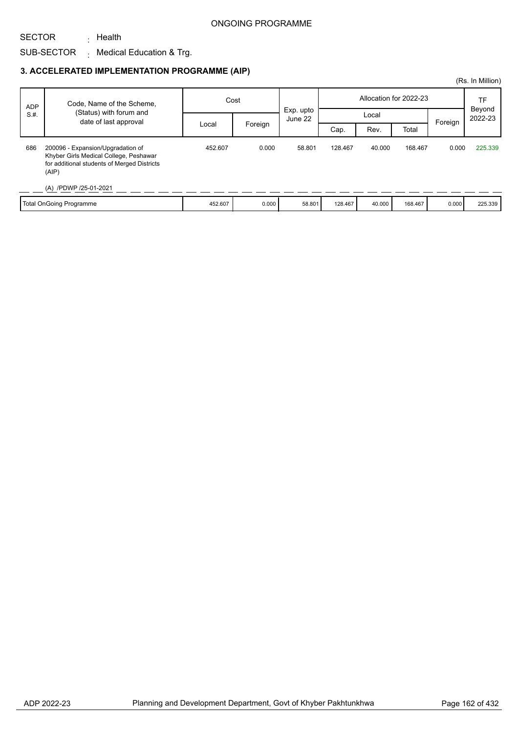ONGOING PROGRAMME

SECTOR : Health

SUB-SECTOR : Medical Education & Trg.

### 3. ACCELERATED IMPLEMENTATION PROGRAMME (AIP)

(Rs. In Million)

| ADP S.#. | Code, Name of the Scheme, (Status) with forum and date of last approval | Cost | | Exp. upto June 22 | Allocation for 2022-23 | | | | TF Beyond 2022-23 |
|---|---|---|---|---|---|---|---|---|---|
| | | Local | Foreign | | Local | | | Foreign | |
| | | | | | Cap. | Rev. | Total | | |
| 686 | 200096 - Expansion/Upgradation of Khyber Girls Medical College, Peshawar for additional students of Merged Districts (AIP)<br><br>(A) /PDWP /25-01-2021 | 452.607 | 0.000 | 58.801 | 128.467 | 40.000 | 168.467 | 0.000 | 225.339 |
| | Total OnGoing Programme | 452.607 | 0.000 | 58.801 | 128.467 | 40.000 | 168.467 | 0.000 | 225.339 |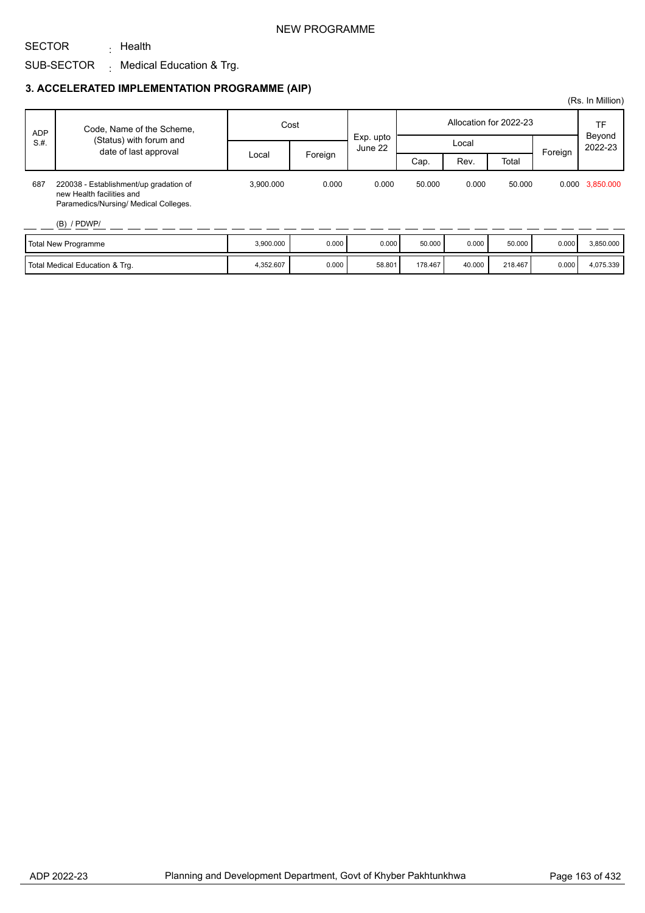NEW PROGRAMME

SECTOR : Health

SUB-SECTOR : Medical Education & Trg.

## 3. ACCELERATED IMPLEMENTATION PROGRAMME (AIP)

(Rs. In Million)

| ADP S.#. | Code, Name of the Scheme, (Status) with forum and date of last approval | Cost | | Exp. upto June 22 | Allocation for 2022-23 | | | | TF Beyond 2022-23 |
|---|---|---|---|---|---|---|---|---|---|
| | | Local | Foreign | | Local | | | Foreign | |
| | | | | | Cap. | Rev. | Total | | |
| 687 | 220038 - Establishment/up gradation of new Health facilities and Paramedics/Nursing/ Medical Colleges. (B) / PDWP/ | 3,900.000 | 0.000 | 0.000 | 50.000 | 0.000 | 50.000 | 0.000 | 3,850.000 |
| | Total New Programme | 3,900.000 | 0.000 | 0.000 | 50.000 | 0.000 | 50.000 | 0.000 | 3,850.000 |
| | Total Medical Education & Trg. | 4,352.607 | 0.000 | 58.801 | 178.467 | 40.000 | 218.467 | 0.000 | 4,075.339 |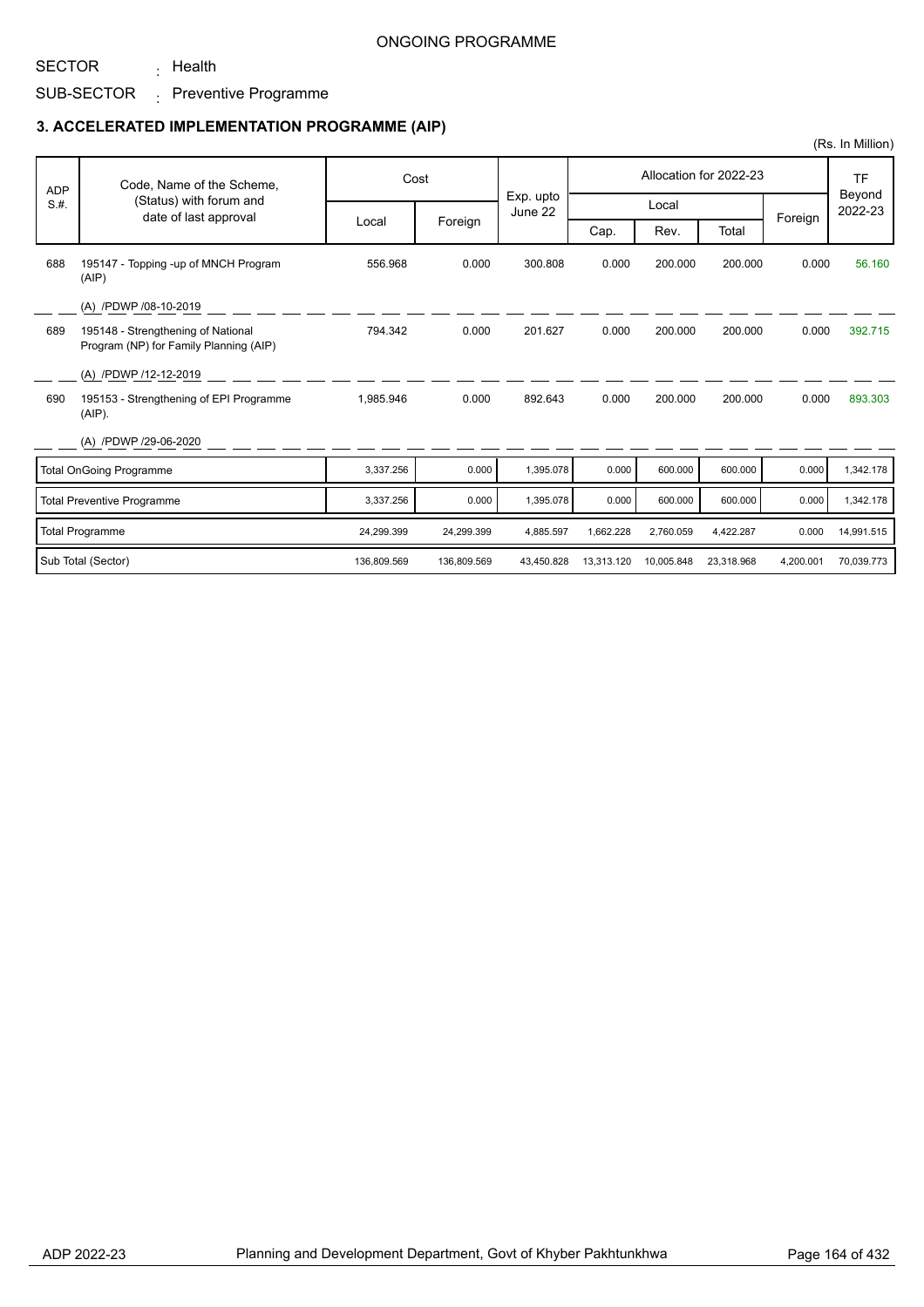ONGOING PROGRAMME

SECTOR : Health

SUB-SECTOR : Preventive Programme

### 3. ACCELERATED IMPLEMENTATION PROGRAMME (AIP)

(Rs. In Million)

| ADP S.#. | Code, Name of the Scheme, (Status) with forum and date of last approval | Cost | | Exp. upto June 22 | Allocation for 2022-23 | | | | TF Beyond 2022-23 |
|---|---|---|---|---|---|---|---|---|---|
| | | Local | Foreign | | Local | | | Foreign | |
| | | | | | Cap. | Rev. | Total | | |
| 688 | 195147 - Topping -up of MNCH Program (AIP) (A) /PDWP /08-10-2019 | 556.968 | 0.000 | 300.808 | 0.000 | 200.000 | 200.000 | 0.000 | 56.160 |
| 689 | 195148 - Strengthening of National Program (NP) for Family Planning (AIP) (A) /PDWP /12-12-2019 | 794.342 | 0.000 | 201.627 | 0.000 | 200.000 | 200.000 | 0.000 | 392.715 |
| 690 | 195153 - Strengthening of EPI Programme (AIP). (A) /PDWP /29-06-2020 | 1,985.946 | 0.000 | 892.643 | 0.000 | 200.000 | 200.000 | 0.000 | 893.303 |
| | Total OnGoing Programme | 3,337.256 | 0.000 | 1,395.078 | 0.000 | 600.000 | 600.000 | 0.000 | 1,342.178 |
| | Total Preventive Programme | 3,337.256 | 0.000 | 1,395.078 | 0.000 | 600.000 | 600.000 | 0.000 | 1,342.178 |
| | Total Programme | 24,299.399 | 24,299.399 | 4,885.597 | 1,662.228 | 2,760.059 | 4,422.287 | 0.000 | 14,991.515 |
| | Sub Total (Sector) | 136,809.569 | 136,809.569 | 43,450.828 | 13,313.120 | 10,005.848 | 23,318.968 | 4,200.001 | 70,039.773 |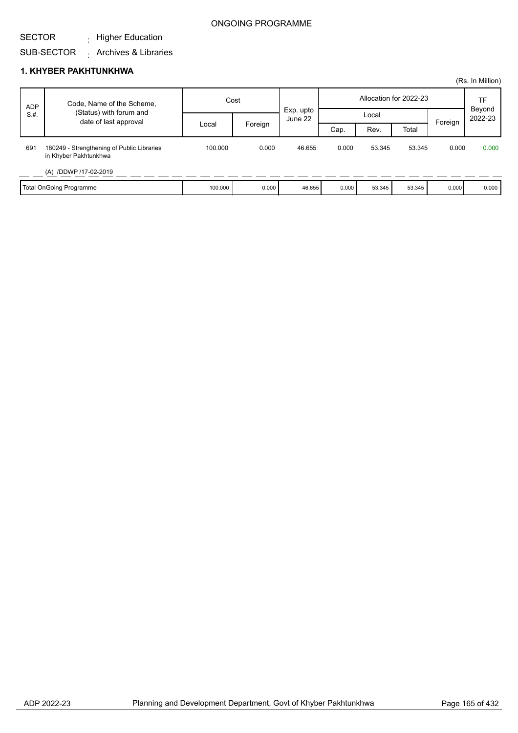ONGOING PROGRAMME

SECTOR : Higher Education

SUB-SECTOR : Archives & Libraries

## 1. KHYBER PAKHTUNKHWA

(Rs. In Million)

| ADP S.#. | Code, Name of the Scheme, (Status) with forum and date of last approval | Cost | | Exp. upto June 22 | Allocation for 2022-23 | | | | TF Beyond 2022-23 |
|---|---|---|---|---|---|---|---|---|---|
| | | Local | Foreign | | Local | | | Foreign | |
| | | | | | Cap. | Rev. | Total | | |
| 691 | 180249 - Strengthening of Public Libraries in Khyber Pakhtunkhwa<br>(A) /DDWP /17-02-2019 | 100.000 | 0.000 | 46.655 | 0.000 | 53.345 | 53.345 | 0.000 | 0.000 |
| Total OnGoing Programme | | 100.000 | 0.000 | 46.655 | 0.000 | 53.345 | 53.345 | 0.000 | 0.000 |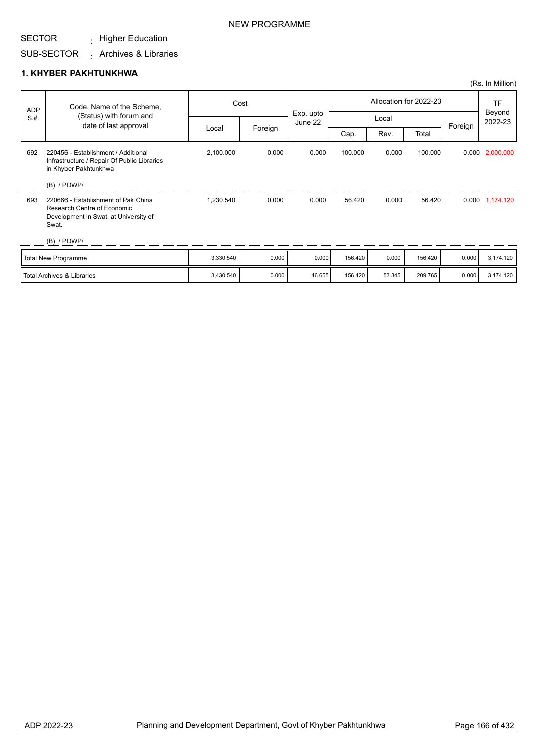NEW PROGRAMME

SECTOR : Higher Education

SUB-SECTOR : Archives & Libraries

## 1. KHYBER PAKHTUNKHWA

(Rs. In Million)

| ADP S.#. | Code, Name of the Scheme, (Status) with forum and date of last approval | Cost | | Exp. upto June 22 | Allocation for 2022-23 | | | | TF Beyond 2022-23 |
|---|---|---|---|---|---|---|---|---|---|
| | | Local | Foreign | | Local | | | Foreign | |
| | | | | | Cap. | Rev. | Total | | |
| 692 | 220456 - Establishment / Additional Infrastructure / Repair Of Public Libraries in Khyber Pakhtunkhwa (B) / PDWP/ | 2,100.000 | 0.000 | 0.000 | 100.000 | 0.000 | 100.000 | 0.000 | 2,000.000 |
| 693 | 220666 - Establishment of Pak China Research Centre of Economic Development in Swat, at University of Swat. (B) / PDWP/ | 1,230.540 | 0.000 | 0.000 | 56.420 | 0.000 | 56.420 | 0.000 | 1,174.120 |
| | Total New Programme | 3,330.540 | 0.000 | 0.000 | 156.420 | 0.000 | 156.420 | 0.000 | 3,174.120 |
| | Total Archives & Libraries | 3,430.540 | 0.000 | 46.655 | 156.420 | 53.345 | 209.765 | 0.000 | 3,174.120 |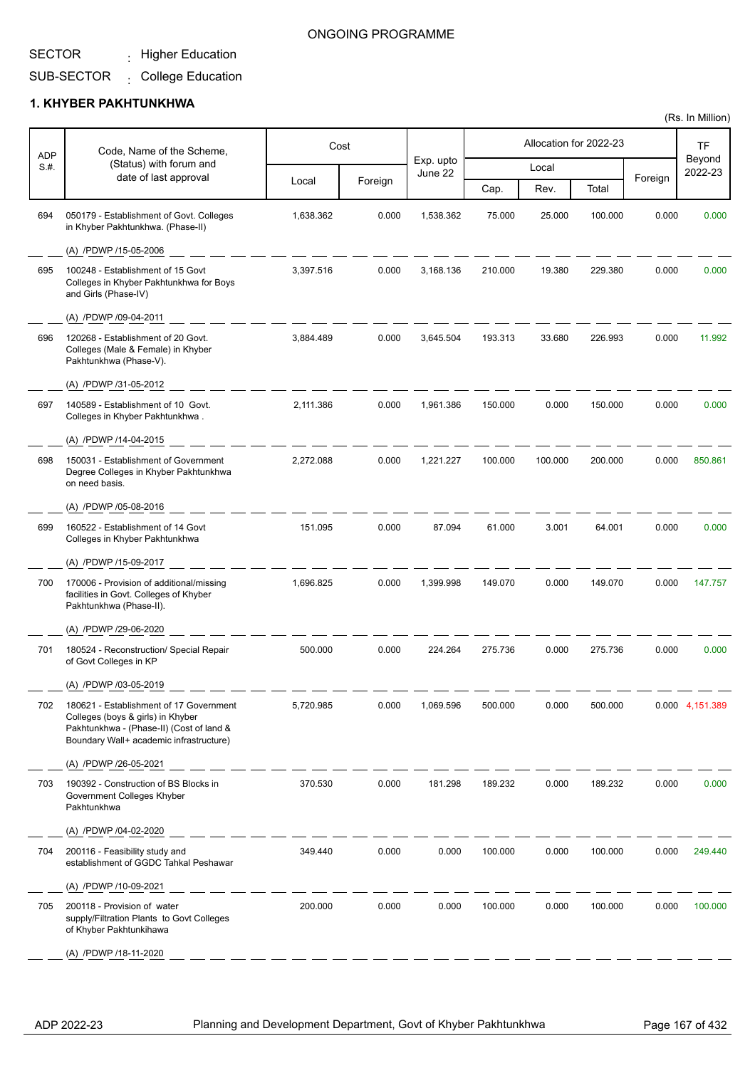ONGOING PROGRAMME

SECTOR : Higher Education

SUB-SECTOR : College Education

## 1. KHYBER PAKHTUNKHWA

(Rs. In Million)

| ADP S.#. | Code, Name of the Scheme, (Status) with forum and date of last approval | Cost | | Exp. upto June 22 | Allocation for 2022-23 | | | | TF Beyond 2022-23 |
|---|---|---|---|---|---|---|---|---|---|
| | | Local | Foreign | | Local | | | Foreign | |
| | | | | | Cap. | Rev. | Total | | |
| 694 | 050179 - Establishment of Govt. Colleges in Khyber Pakhtunkhwa. (Phase-II) (A) /PDWP /15-05-2006 | 1,638.362 | 0.000 | 1,538.362 | 75.000 | 25.000 | 100.000 | 0.000 | 0.000 |
| 695 | 100248 - Establishment of 15 Govt Colleges in Khyber Pakhtunkhwa for Boys and Girls (Phase-IV) (A) /PDWP /09-04-2011 | 3,397.516 | 0.000 | 3,168.136 | 210.000 | 19.380 | 229.380 | 0.000 | 0.000 |
| 696 | 120268 - Establishment of 20 Govt. Colleges (Male & Female) in Khyber Pakhtunkhwa (Phase-V). (A) /PDWP /31-05-2012 | 3,884.489 | 0.000 | 3,645.504 | 193.313 | 33.680 | 226.993 | 0.000 | 11.992 |
| 697 | 140589 - Establishment of 10 Govt. Colleges in Khyber Pakhtunkhwa . (A) /PDWP /14-04-2015 | 2,111.386 | 0.000 | 1,961.386 | 150.000 | 0.000 | 150.000 | 0.000 | 0.000 |
| 698 | 150031 - Establishment of Government Degree Colleges in Khyber Pakhtunkhwa on need basis. (A) /PDWP /05-08-2016 | 2,272.088 | 0.000 | 1,221.227 | 100.000 | 100.000 | 200.000 | 0.000 | 850.861 |
| 699 | 160522 - Establishment of 14 Govt Colleges in Khyber Pakhtunkhwa (A) /PDWP /15-09-2017 | 151.095 | 0.000 | 87.094 | 61.000 | 3.001 | 64.001 | 0.000 | 0.000 |
| 700 | 170006 - Provision of additional/missing facilities in Govt. Colleges of Khyber Pakhtunkhwa (Phase-II). (A) /PDWP /29-06-2020 | 1,696.825 | 0.000 | 1,399.998 | 149.070 | 0.000 | 149.070 | 0.000 | 147.757 |
| 701 | 180524 - Reconstruction/ Special Repair of Govt Colleges in KP (A) /PDWP /03-05-2019 | 500.000 | 0.000 | 224.264 | 275.736 | 0.000 | 275.736 | 0.000 | 0.000 |
| 702 | 180621 - Establishment of 17 Government Colleges (boys & girls) in Khyber Pakhtunkhwa - (Phase-II) (Cost of land & Boundary Wall+ academic infrastructure) (A) /PDWP /26-05-2021 | 5,720.985 | 0.000 | 1,069.596 | 500.000 | 0.000 | 500.000 | 0.000 | 4,151.389 |
| 703 | 190392 - Construction of BS Blocks in Government Colleges Khyber Pakhtunkhwa (A) /PDWP /04-02-2020 | 370.530 | 0.000 | 181.298 | 189.232 | 0.000 | 189.232 | 0.000 | 0.000 |
| 704 | 200116 - Feasibility study and establishment of GGDC Tahkal Peshawar (A) /PDWP /10-09-2021 | 349.440 | 0.000 | 0.000 | 100.000 | 0.000 | 100.000 | 0.000 | 249.440 |
| 705 | 200118 - Provision of water supply/Filtration Plants to Govt Colleges of Khyber Pakhtunkihawa (A) /PDWP /18-11-2020 | 200.000 | 0.000 | 0.000 | 100.000 | 0.000 | 100.000 | 0.000 | 100.000 |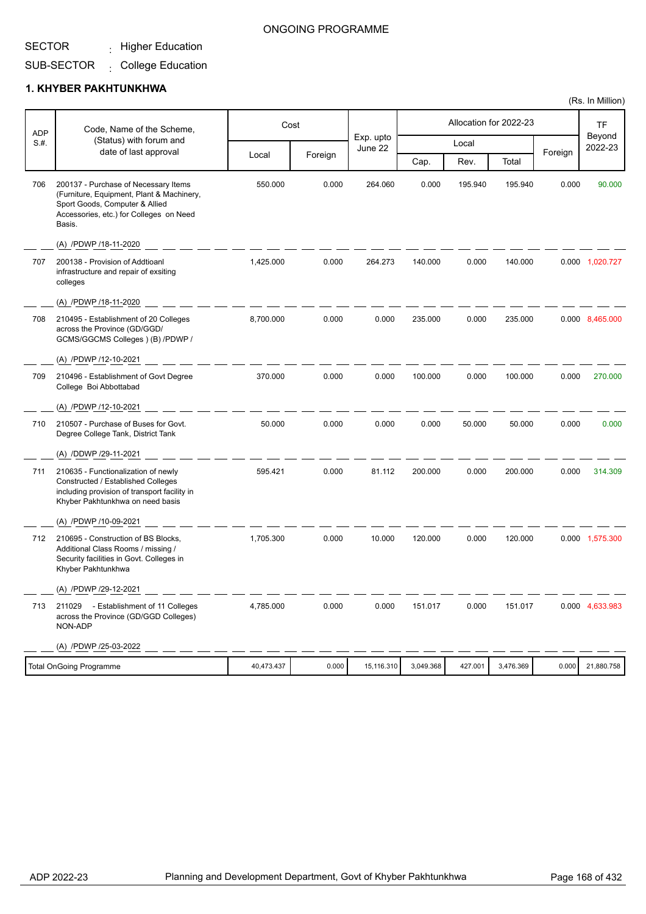ONGOING PROGRAMME

SECTOR : Higher Education

SUB-SECTOR : College Education

## 1. KHYBER PAKHTUNKHWA

(Rs. In Million)

| ADP S.#. | Code, Name of the Scheme, (Status) with forum and date of last approval | Cost | | Exp. upto June 22 | Allocation for 2022-23 | | | | TF Beyond 2022-23 |
|---|---|---|---|---|---|---|---|---|---|
| | | Local | Foreign | | Local | | | Foreign | |
| | | | | | Cap. | Rev. | Total | | |
| 706 | 200137 - Purchase of Necessary Items (Furniture, Equipment, Plant & Machinery, Sport Goods, Computer & Allied Accessories, etc.) for Colleges on Need Basis.<br>(A) /PDWP /18-11-2020 | 550.000 | 0.000 | 264.060 | 0.000 | 195.940 | 195.940 | 0.000 | 90.000 |
| 707 | 200138 - Provision of Addtioanl infrastructure and repair of exsiting colleges<br>(A) /PDWP /18-11-2020 | 1,425.000 | 0.000 | 264.273 | 140.000 | 0.000 | 140.000 | 0.000 | 1,020.727 |
| 708 | 210495 - Establishment of 20 Colleges across the Province (GD/GGD/ GCMS/GGCMS Colleges ) (B) /PDWP /<br>(A) /PDWP /12-10-2021 | 8,700.000 | 0.000 | 0.000 | 235.000 | 0.000 | 235.000 | 0.000 | 8,465.000 |
| 709 | 210496 - Establishment of Govt Degree College Boi Abbottabad<br>(A) /PDWP /12-10-2021 | 370.000 | 0.000 | 0.000 | 100.000 | 0.000 | 100.000 | 0.000 | 270.000 |
| 710 | 210507 - Purchase of Buses for Govt. Degree College Tank, District Tank<br>(A) /DDWP /29-11-2021 | 50.000 | 0.000 | 0.000 | 0.000 | 50.000 | 50.000 | 0.000 | 0.000 |
| 711 | 210635 - Functionalization of newly Constructed / Established Colleges including provision of transport facility in Khyber Pakhtunkhwa on need basis<br>(A) /PDWP /10-09-2021 | 595.421 | 0.000 | 81.112 | 200.000 | 0.000 | 200.000 | 0.000 | 314.309 |
| 712 | 210695 - Construction of BS Blocks, Additional Class Rooms / missing / Security facilities in Govt. Colleges in Khyber Pakhtunkhwa<br>(A) /PDWP /29-12-2021 | 1,705.300 | 0.000 | 10.000 | 120.000 | 0.000 | 120.000 | 0.000 | 1,575.300 |
| 713 | 211029 - Establishment of 11 Colleges across the Province (GD/GGD Colleges) NON-ADP<br>(A) /PDWP /25-03-2022 | 4,785.000 | 0.000 | 0.000 | 151.017 | 0.000 | 151.017 | 0.000 | 4,633.983 |
| | Total OnGoing Programme | 40,473.437 | 0.000 | 15,116.310 | 3,049.368 | 427.001 | 3,476.369 | 0.000 | 21,880.758 |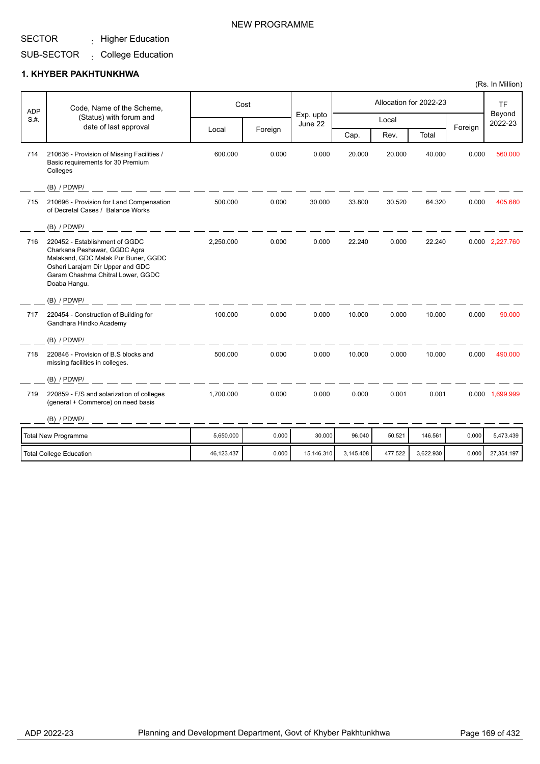NEW PROGRAMME

SECTOR : Higher Education

SUB-SECTOR : College Education

## 1. KHYBER PAKHTUNKHWA

(Rs. In Million)

| ADP S.#. | Code, Name of the Scheme, (Status) with forum and date of last approval | Cost | | Exp. upto June 22 | Allocation for 2022-23 | | | | TF Beyond 2022-23 |
|---|---|---|---|---|---|---|---|---|---|
| | | Local | Foreign | | Local | | | Foreign | |
| | | | | | Cap. | Rev. | Total | | |
| 714 | 210636 - Provision of Missing Facilities / Basic requirements for 30 Premium Colleges<br>(B) / PDWP/ | 600.000 | 0.000 | 0.000 | 20.000 | 20.000 | 40.000 | 0.000 | 560.000 |
| 715 | 210696 - Provision for Land Compensation of Decretal Cases / Balance Works<br>(B) / PDWP/ | 500.000 | 0.000 | 30.000 | 33.800 | 30.520 | 64.320 | 0.000 | 405.680 |
| 716 | 220452 - Establishment of GGDC Charkana Peshawar, GGDC Agra Malakand, GDC Malak Pur Buner, GGDC Osheri Larajam Dir Upper and GDC Garam Chashma Chitral Lower, GGDC Doaba Hangu.<br>(B) / PDWP/ | 2,250.000 | 0.000 | 0.000 | 22.240 | 0.000 | 22.240 | 0.000 | 2,227.760 |
| 717 | 220454 - Construction of Building for Gandhara Hindko Academy<br>(B) / PDWP/ | 100.000 | 0.000 | 0.000 | 10.000 | 0.000 | 10.000 | 0.000 | 90.000 |
| 718 | 220846 - Provision of B.S blocks and missing facilities in colleges.<br>(B) / PDWP/ | 500.000 | 0.000 | 0.000 | 10.000 | 0.000 | 10.000 | 0.000 | 490.000 |
| 719 | 220859 - F/S and solarization of colleges (general + Commerce) on need basis<br>(B) / PDWP/ | 1,700.000 | 0.000 | 0.000 | 0.000 | 0.001 | 0.001 | 0.000 | 1,699.999 |
| | Total New Programme | 5,650.000 | 0.000 | 30.000 | 96.040 | 50.521 | 146.561 | 0.000 | 5,473.439 |
| | Total College Education | 46,123.437 | 0.000 | 15,146.310 | 3,145.408 | 477.522 | 3,622.930 | 0.000 | 27,354.197 |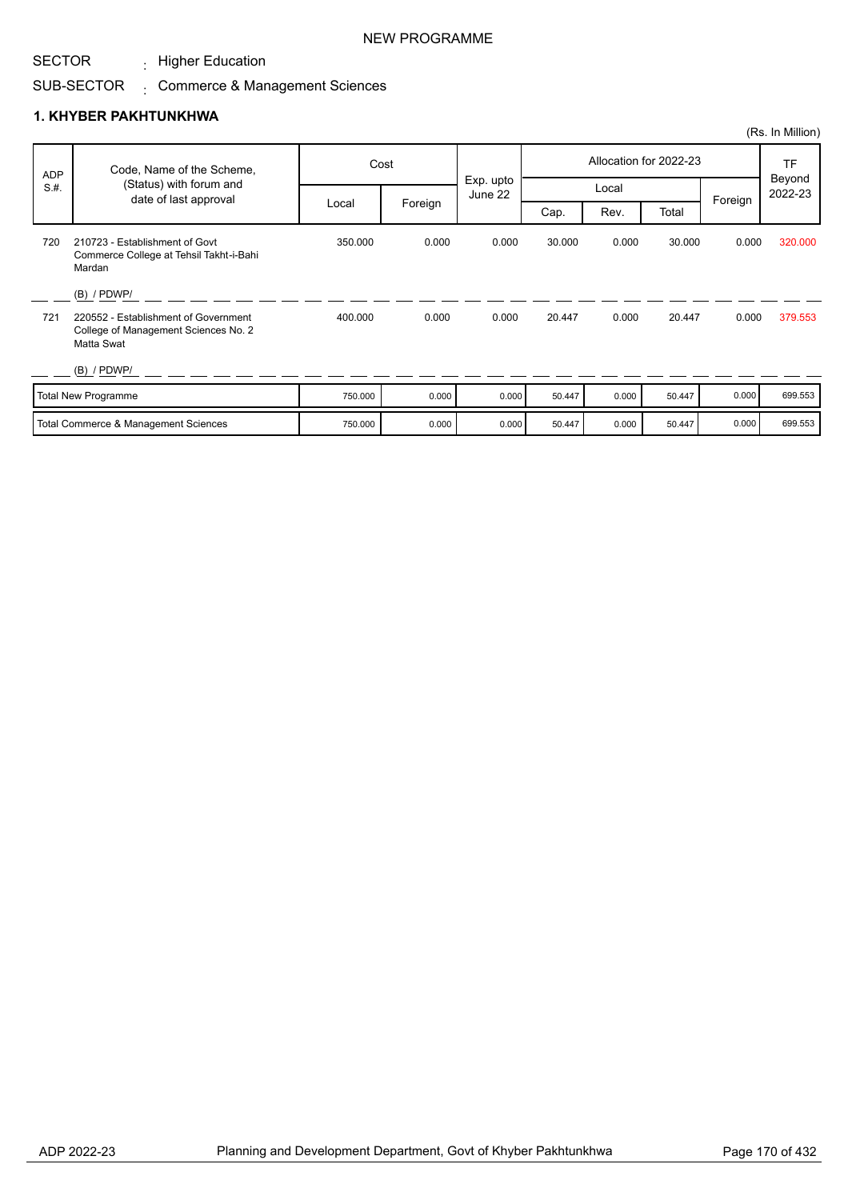NEW PROGRAMME

SECTOR : Higher Education

SUB-SECTOR : Commerce & Management Sciences

## 1. KHYBER PAKHTUNKHWA

(Rs. In Million)

| ADP S.#. | Code, Name of the Scheme, (Status) with forum and date of last approval | Cost | | Exp. upto June 22 | Allocation for 2022-23 | | | | TF Beyond 2022-23 |
|---|---|---|---|---|---|---|---|---|---|
| | | Local | Foreign | | Local | | | Foreign | |
| | | | | | Cap. | Rev. | Total | | |
| 720 | 210723 - Establishment of Govt Commerce College at Tehsil Takht-i-Bahi Mardan<br>(B) / PDWP/ | 350.000 | 0.000 | 0.000 | 30.000 | 0.000 | 30.000 | 0.000 | 320.000 |
| 721 | 220552 - Establishment of Government College of Management Sciences No. 2 Matta Swat<br>(B) / PDWP/ | 400.000 | 0.000 | 0.000 | 20.447 | 0.000 | 20.447 | 0.000 | 379.553 |
| | Total New Programme | 750.000 | 0.000 | 0.000 | 50.447 | 0.000 | 50.447 | 0.000 | 699.553 |
| | Total Commerce & Management Sciences | 750.000 | 0.000 | 0.000 | 50.447 | 0.000 | 50.447 | 0.000 | 699.553 |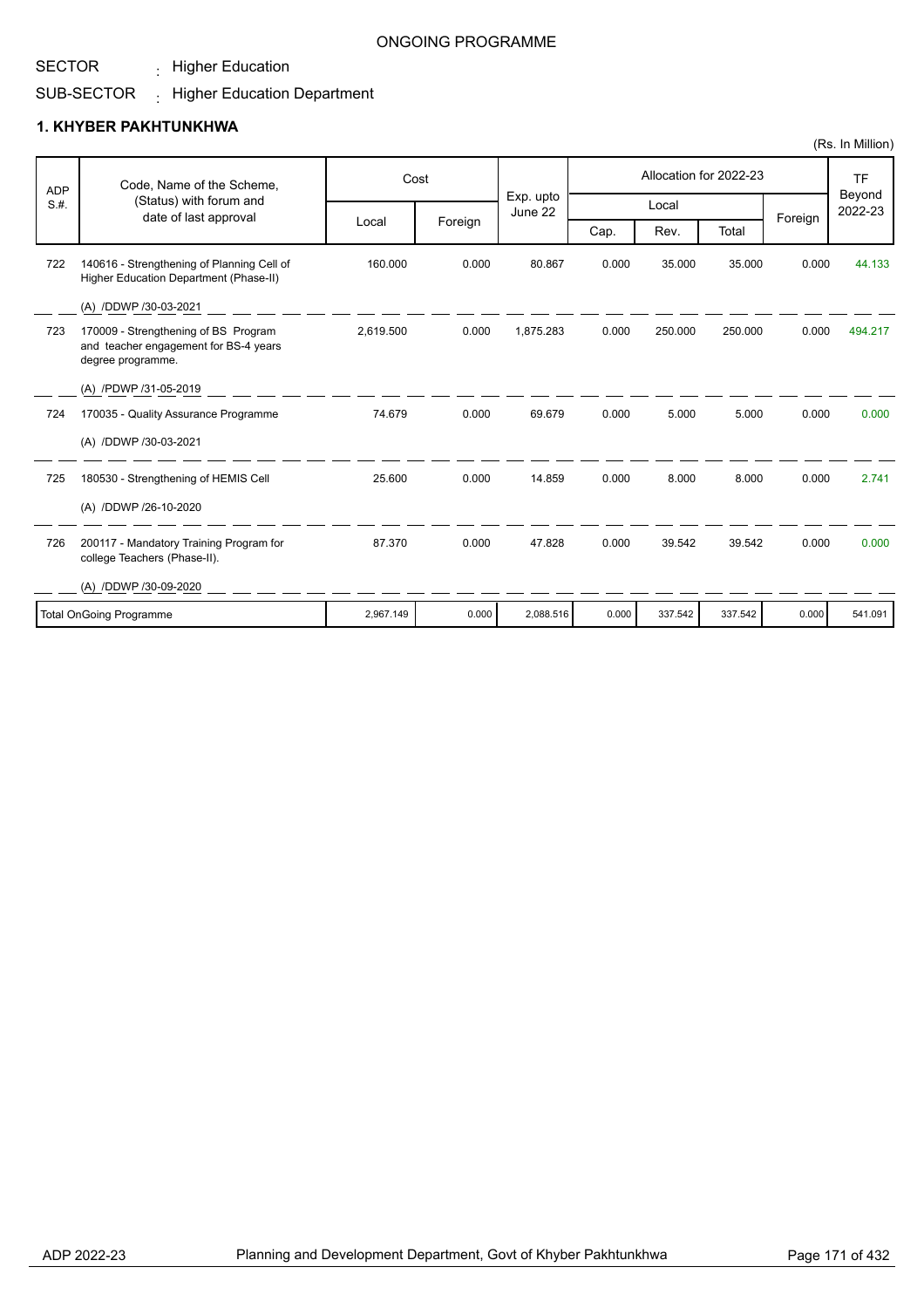ONGOING PROGRAMME

SECTOR : Higher Education

SUB-SECTOR : Higher Education Department

## 1. KHYBER PAKHTUNKHWA

(Rs. In Million)

| ADP S.#. | Code, Name of the Scheme, (Status) with forum and date of last approval | Cost | | Exp. upto June 22 | Allocation for 2022-23 | | | | TF Beyond 2022-23 |
|---|---|---|---|---|---|---|---|---|---|
| | | Local | Foreign | | Local | | | Foreign | |
| | | | | | Cap. | Rev. | Total | | |
| 722 | 140616 - Strengthening of Planning Cell of Higher Education Department (Phase-II)<br>(A) /DDWP /30-03-2021 | 160.000 | 0.000 | 80.867 | 0.000 | 35.000 | 35.000 | 0.000 | 44.133 |
| 723 | 170009 - Strengthening of BS Program and teacher engagement for BS-4 years degree programme.<br>(A) /PDWP /31-05-2019 | 2,619.500 | 0.000 | 1,875.283 | 0.000 | 250.000 | 250.000 | 0.000 | 494.217 |
| 724 | 170035 - Quality Assurance Programme<br>(A) /DDWP /30-03-2021 | 74.679 | 0.000 | 69.679 | 0.000 | 5.000 | 5.000 | 0.000 | 0.000 |
| 725 | 180530 - Strengthening of HEMIS Cell<br>(A) /DDWP /26-10-2020 | 25.600 | 0.000 | 14.859 | 0.000 | 8.000 | 8.000 | 0.000 | 2.741 |
| 726 | 200117 - Mandatory Training Program for college Teachers (Phase-II).<br>(A) /DDWP /30-09-2020 | 87.370 | 0.000 | 47.828 | 0.000 | 39.542 | 39.542 | 0.000 | 0.000 |
| Total OnGoing Programme | | 2,967.149 | 0.000 | 2,088.516 | 0.000 | 337.542 | 337.542 | 0.000 | 541.091 |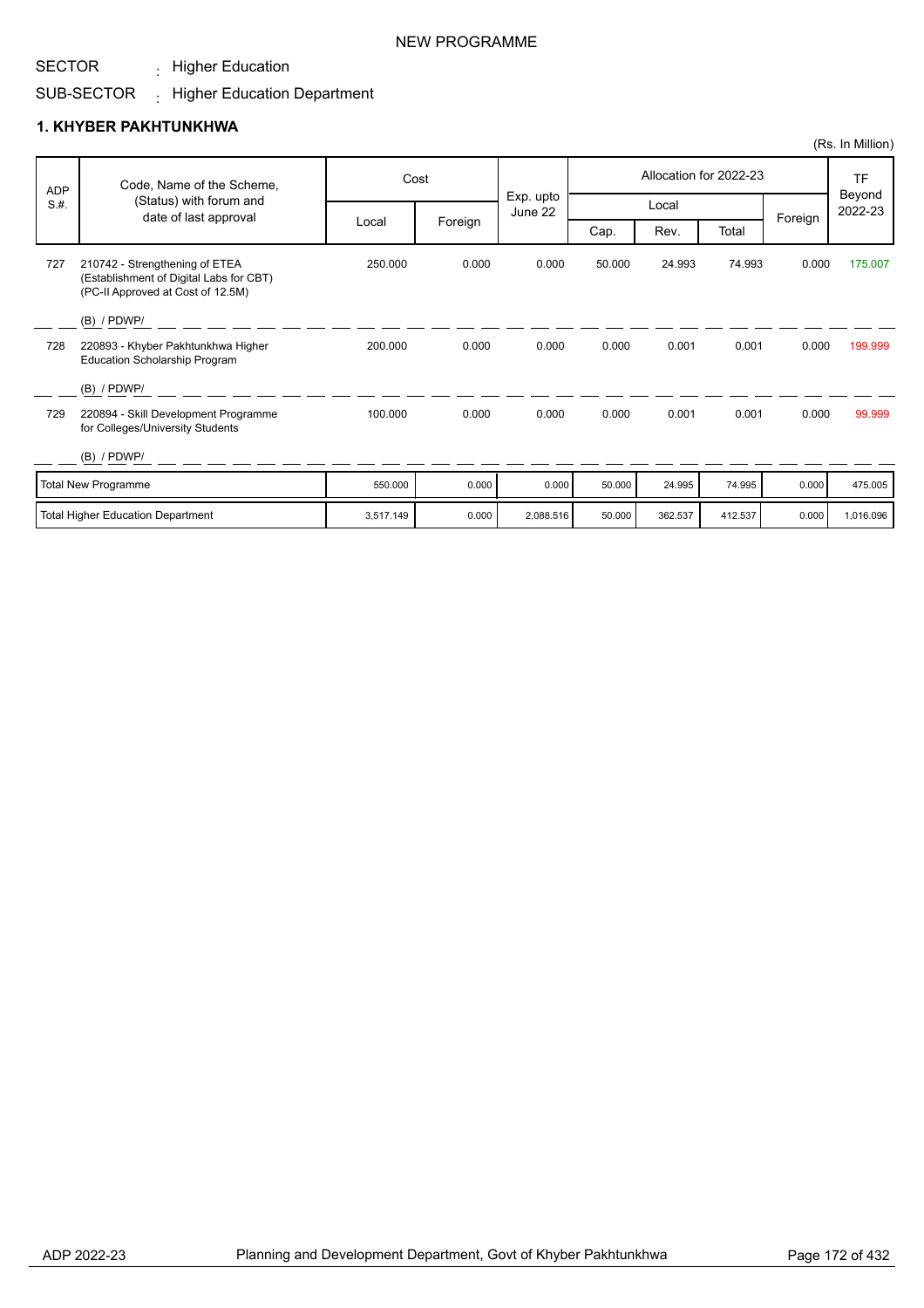NEW PROGRAMME

SECTOR : Higher Education

SUB-SECTOR : Higher Education Department

## 1. KHYBER PAKHTUNKHWA

(Rs. In Million)

| ADP S.#. | Code, Name of the Scheme, (Status) with forum and date of last approval | Cost | | Exp. upto June 22 | Allocation for 2022-23 | | | | TF Beyond 2022-23 |
|---|---|---|---|---|---|---|---|---|---|
| | | Local | Foreign | | Local | | | Foreign | |
| | | | | | Cap. | Rev. | Total | | |
| 727 | 210742 - Strengthening of ETEA (Establishment of Digital Labs for CBT) (PC-II Approved at Cost of 12.5M)<br>(B) / PDWP/ | 250.000 | 0.000 | 0.000 | 50.000 | 24.993 | 74.993 | 0.000 | 175.007 |
| 728 | 220893 - Khyber Pakhtunkhwa Higher Education Scholarship Program<br>(B) / PDWP/ | 200.000 | 0.000 | 0.000 | 0.000 | 0.001 | 0.001 | 0.000 | 199.999 |
| 729 | 220894 - Skill Development Programme for Colleges/University Students<br>(B) / PDWP/ | 100.000 | 0.000 | 0.000 | 0.000 | 0.001 | 0.001 | 0.000 | 99.999 |
| | Total New Programme | 550.000 | 0.000 | 0.000 | 50.000 | 24.995 | 74.995 | 0.000 | 475.005 |
| | Total Higher Education Department | 3,517.149 | 0.000 | 2,088.516 | 50.000 | 362.537 | 412.537 | 0.000 | 1,016.096 |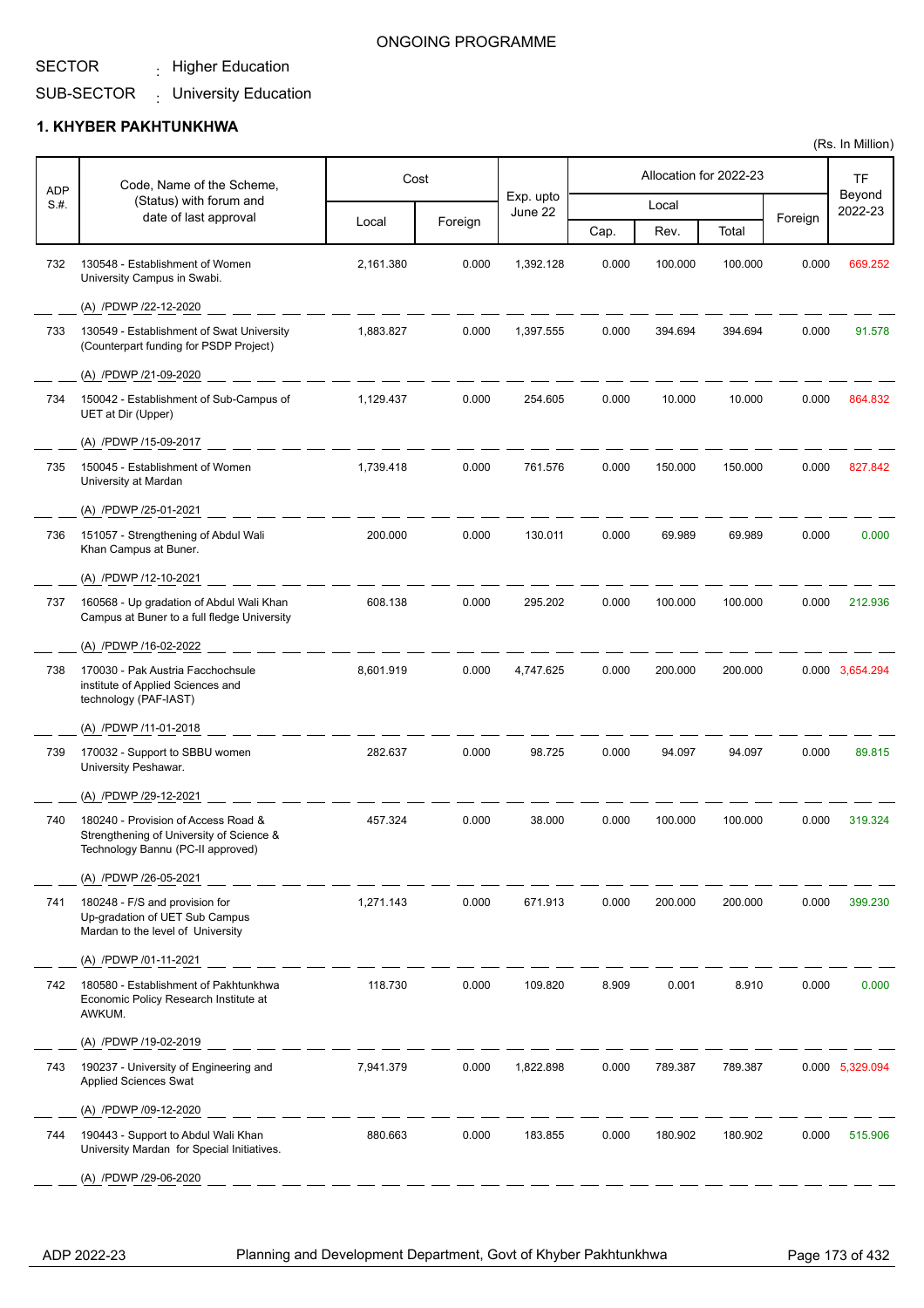ONGOING PROGRAMME

SECTOR : Higher Education

SUB-SECTOR : University Education

## 1. KHYBER PAKHTUNKHWA

(Rs. In Million)

| ADP S.#. | Code, Name of the Scheme, (Status) with forum and date of last approval | Cost | | Exp. upto June 22 | Allocation for 2022-23 | | | | TF Beyond 2022-23 |
|---|---|---|---|---|---|---|---|---|---|
| | | Local | Foreign | | Local | | | Foreign | |
| | | | | | Cap. | Rev. | Total | | |
| 732 | 130548 - Establishment of Women University Campus in Swabi. (A) /PDWP /22-12-2020 | 2,161.380 | 0.000 | 1,392.128 | 0.000 | 100.000 | 100.000 | 0.000 | 669.252 |
| 733 | 130549 - Establishment of Swat University (Counterpart funding for PSDP Project) (A) /PDWP /21-09-2020 | 1,883.827 | 0.000 | 1,397.555 | 0.000 | 394.694 | 394.694 | 0.000 | 91.578 |
| 734 | 150042 - Establishment of Sub-Campus of UET at Dir (Upper) (A) /PDWP /15-09-2017 | 1,129.437 | 0.000 | 254.605 | 0.000 | 10.000 | 10.000 | 0.000 | 864.832 |
| 735 | 150045 - Establishment of Women University at Mardan (A) /PDWP /25-01-2021 | 1,739.418 | 0.000 | 761.576 | 0.000 | 150.000 | 150.000 | 0.000 | 827.842 |
| 736 | 151057 - Strengthening of Abdul Wali Khan Campus at Buner. (A) /PDWP /12-10-2021 | 200.000 | 0.000 | 130.011 | 0.000 | 69.989 | 69.989 | 0.000 | 0.000 |
| 737 | 160568 - Up gradation of Abdul Wali Khan Campus at Buner to a full fledge University (A) /PDWP /16-02-2022 | 608.138 | 0.000 | 295.202 | 0.000 | 100.000 | 100.000 | 0.000 | 212.936 |
| 738 | 170030 - Pak Austria Facchochsule institute of Applied Sciences and technology (PAF-IAST) (A) /PDWP /11-01-2018 | 8,601.919 | 0.000 | 4,747.625 | 0.000 | 200.000 | 200.000 | 0.000 | 3,654.294 |
| 739 | 170032 - Support to SBBU women University Peshawar. (A) /PDWP /29-12-2021 | 282.637 | 0.000 | 98.725 | 0.000 | 94.097 | 94.097 | 0.000 | 89.815 |
| 740 | 180240 - Provision of Access Road & Strengthening of University of Science & Technology Bannu (PC-II approved) (A) /PDWP /26-05-2021 | 457.324 | 0.000 | 38.000 | 0.000 | 100.000 | 100.000 | 0.000 | 319.324 |
| 741 | 180248 - F/S and provision for Up-gradation of UET Sub Campus Mardan to the level of University (A) /PDWP /01-11-2021 | 1,271.143 | 0.000 | 671.913 | 0.000 | 200.000 | 200.000 | 0.000 | 399.230 |
| 742 | 180580 - Establishment of Pakhtunkhwa Economic Policy Research Institute at AWKUM. (A) /PDWP /19-02-2019 | 118.730 | 0.000 | 109.820 | 8.909 | 0.001 | 8.910 | 0.000 | 0.000 |
| 743 | 190237 - University of Engineering and Applied Sciences Swat (A) /PDWP /09-12-2020 | 7,941.379 | 0.000 | 1,822.898 | 0.000 | 789.387 | 789.387 | 0.000 | 5,329.094 |
| 744 | 190443 - Support to Abdul Wali Khan University Mardan for Special Initiatives. (A) /PDWP /29-06-2020 | 880.663 | 0.000 | 183.855 | 0.000 | 180.902 | 180.902 | 0.000 | 515.906 |

ADP 2022-23 Planning and Development Department, Govt of Khyber Pakhtunkhwa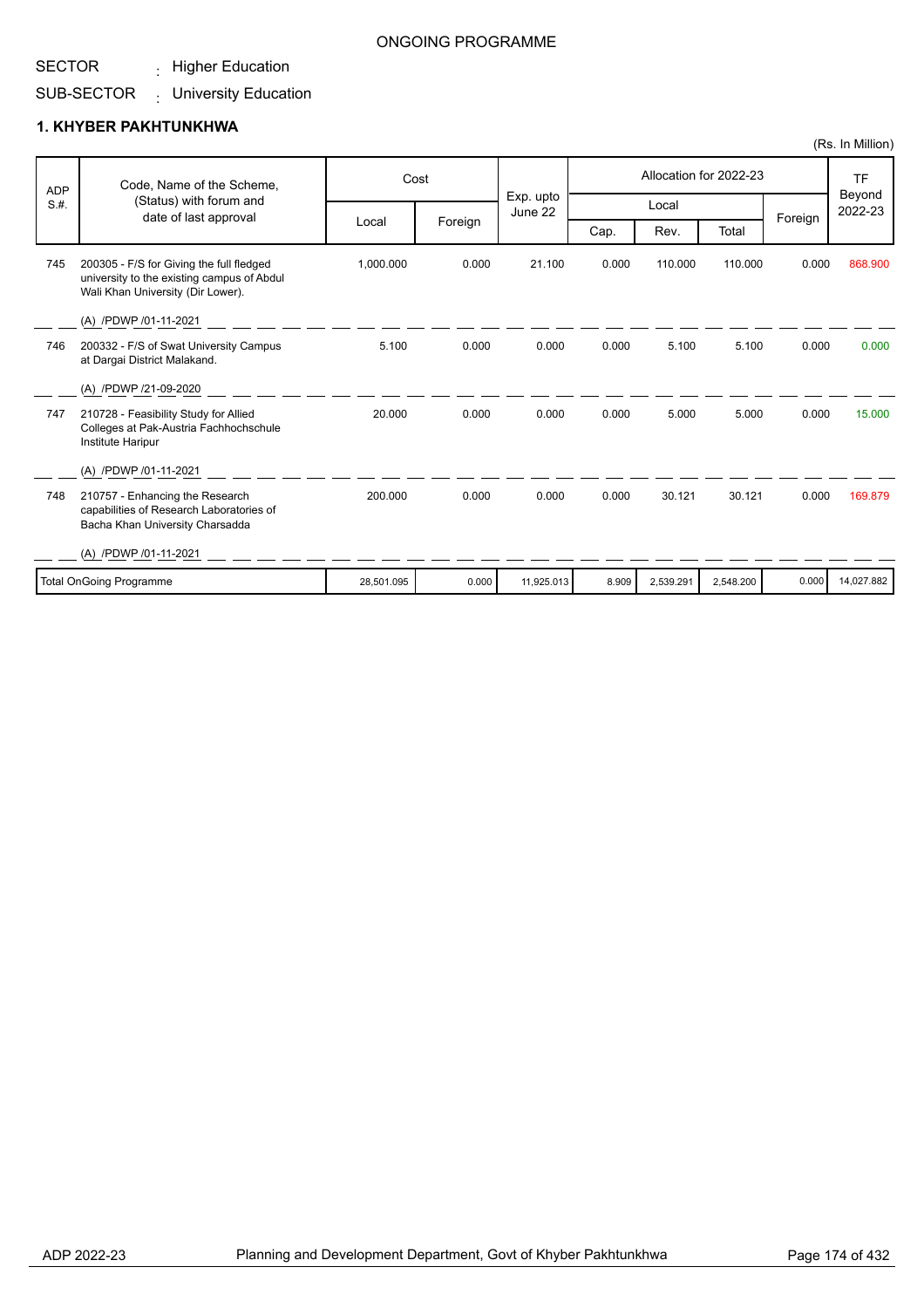ONGOING PROGRAMME

SECTOR : Higher Education

SUB-SECTOR : University Education

## 1. KHYBER PAKHTUNKHWA

(Rs. In Million)

| ADP S.#. | Code, Name of the Scheme, (Status) with forum and date of last approval | Cost | | Exp. upto June 22 | Allocation for 2022-23 | | | | TF Beyond 2022-23 |
|---|---|---|---|---|---|---|---|---|---|
| | | Local | Foreign | | Local | | | Foreign | |
| | | | | | Cap. | Rev. | Total | | |
| 745 | 200305 - F/S for Giving the full fledged university to the existing campus of Abdul Wali Khan University (Dir Lower).<br>(A) /PDWP /01-11-2021 | 1,000.000 | 0.000 | 21.100 | 0.000 | 110.000 | 110.000 | 0.000 | 868.900 |
| 746 | 200332 - F/S of Swat University Campus at Dargai District Malakand.<br>(A) /PDWP /21-09-2020 | 5.100 | 0.000 | 0.000 | 0.000 | 5.100 | 5.100 | 0.000 | 0.000 |
| 747 | 210728 - Feasibility Study for Allied Colleges at Pak-Austria Fachhochschule Institute Haripur<br>(A) /PDWP /01-11-2021 | 20.000 | 0.000 | 0.000 | 0.000 | 5.000 | 5.000 | 0.000 | 15.000 |
| 748 | 210757 - Enhancing the Research capabilities of Research Laboratories of Bacha Khan University Charsadda<br>(A) /PDWP /01-11-2021 | 200.000 | 0.000 | 0.000 | 0.000 | 30.121 | 30.121 | 0.000 | 169.879 |
| | Total OnGoing Programme | 28,501.095 | 0.000 | 11,925.013 | 8.909 | 2,539.291 | 2,548.200 | 0.000 | 14,027.882 |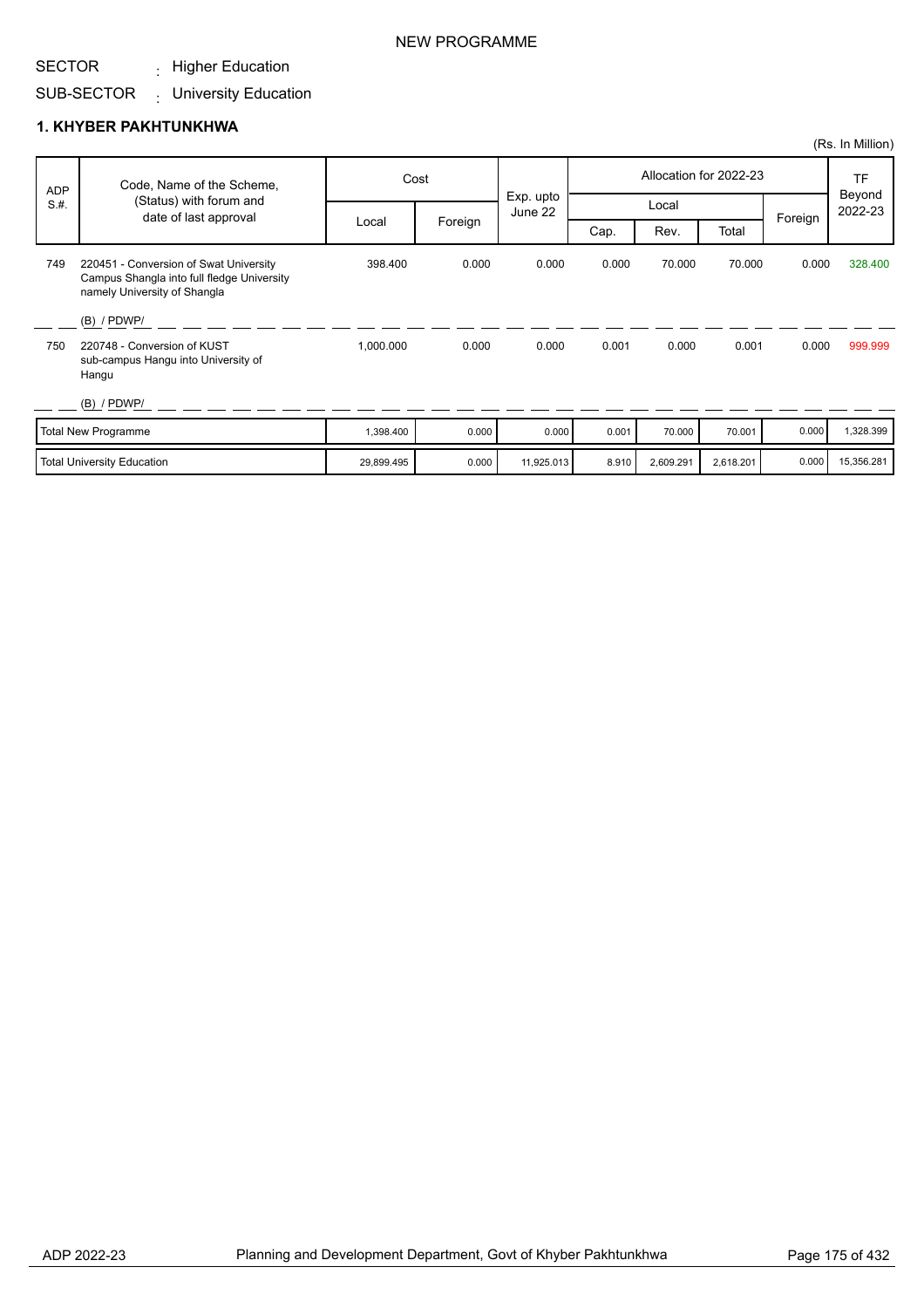NEW PROGRAMME

SECTOR : Higher Education

SUB-SECTOR : University Education

## 1. KHYBER PAKHTUNKHWA

(Rs. In Million)

| ADP S.#. | Code, Name of the Scheme, (Status) with forum and date of last approval | Cost | | Exp. upto June 22 | Allocation for 2022-23 | | | | TF Beyond 2022-23 |
|---|---|---|---|---|---|---|---|---|---|
| | | Local | Foreign | | Local | | | Foreign | |
| | | | | | Cap. | Rev. | Total | | |
| 749 | 220451 - Conversion of Swat University Campus Shangla into full fledge University namely University of Shangla (B) / PDWP/ | 398.400 | 0.000 | 0.000 | 0.000 | 70.000 | 70.000 | 0.000 | 328.400 |
| 750 | 220748 - Conversion of KUST sub-campus Hangu into University of Hangu (B) / PDWP/ | 1,000.000 | 0.000 | 0.000 | 0.001 | 0.000 | 0.001 | 0.000 | 999.999 |
| | Total New Programme | 1,398.400 | 0.000 | 0.000 | 0.001 | 70.000 | 70.001 | 0.000 | 1,328.399 |
| | Total University Education | 29,899.495 | 0.000 | 11,925.013 | 8.910 | 2,609.291 | 2,618.201 | 0.000 | 15,356.281 |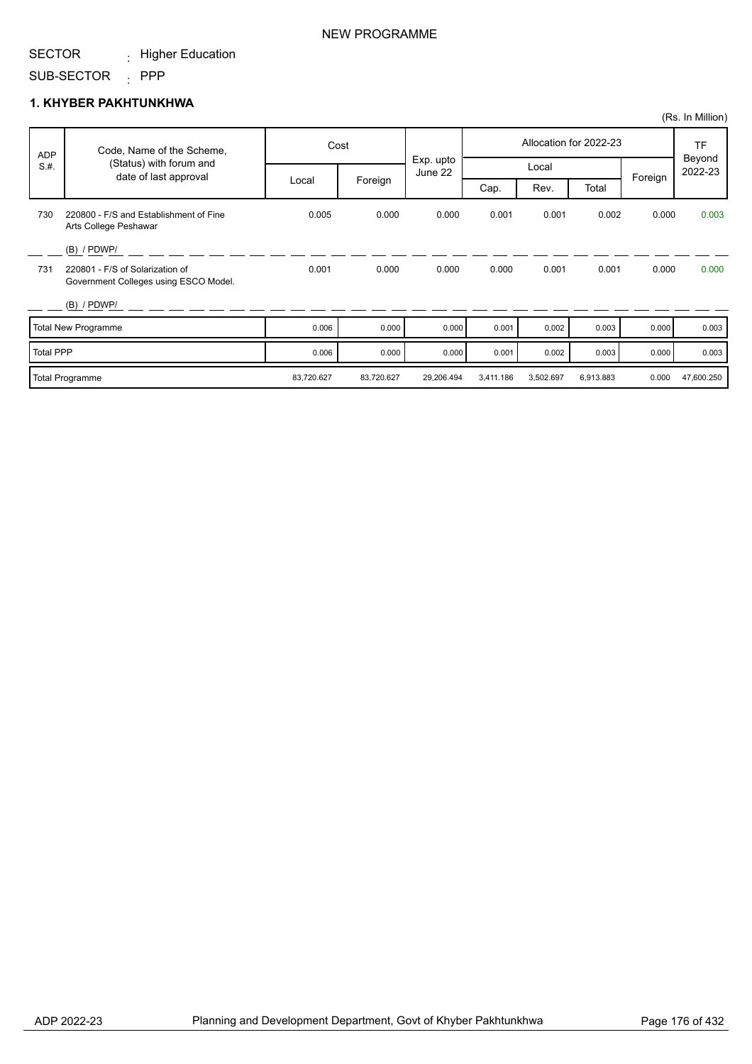NEW PROGRAMME

SECTOR : Higher Education

SUB-SECTOR : PPP

## 1. KHYBER PAKHTUNKHWA

(Rs. In Million)

| ADP S.#. | Code, Name of the Scheme, (Status) with forum and date of last approval | Cost | | Exp. upto June 22 | Allocation for 2022-23 | | | | TF Beyond 2022-23 |
|---|---|---|---|---|---|---|---|---|---|
| | | Local | Foreign | | Local | | | Foreign | |
| | | | | | Cap. | Rev. | Total | | |
| 730 | 220800 - F/S and Establishment of Fine Arts College Peshawar<br>(B) / PDWP/ | 0.005 | 0.000 | 0.000 | 0.001 | 0.001 | 0.002 | 0.000 | 0.003 |
| 731 | 220801 - F/S of Solarization of Government Colleges using ESCO Model.<br>(B) / PDWP/ | 0.001 | 0.000 | 0.000 | 0.000 | 0.001 | 0.001 | 0.000 | 0.000 |
| | Total New Programme | 0.006 | 0.000 | 0.000 | 0.001 | 0.002 | 0.003 | 0.000 | 0.003 |
| | Total PPP | 0.006 | 0.000 | 0.000 | 0.001 | 0.002 | 0.003 | 0.000 | 0.003 |
| | Total Programme | 83,720.627 | 83,720.627 | 29,206.494 | 3,411.186 | 3,502.697 | 6,913.883 | 0.000 | 47,600.250 |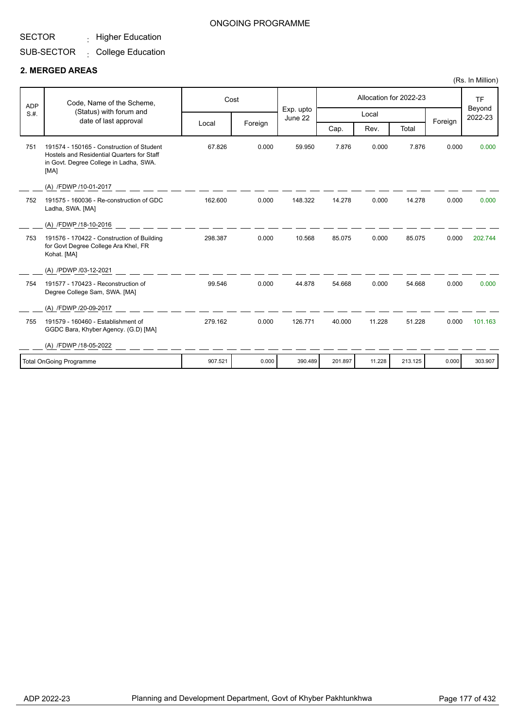ONGOING PROGRAMME

SECTOR : Higher Education

SUB-SECTOR : College Education

## 2. MERGED AREAS

(Rs. In Million)

| ADP S.#. | Code, Name of the Scheme, (Status) with forum and date of last approval | Cost | | Exp. upto June 22 | Allocation for 2022-23 | | | | TF Beyond 2022-23 |
|---|---|---|---|---|---|---|---|---|---|
| | | Local | Foreign | | Local | | | Foreign | |
| | | | | | Cap. | Rev. | Total | | |
| 751 | 191574 - 150165 - Construction of Student Hostels and Residential Quarters for Staff in Govt. Degree College in Ladha, SWA. [MA]<br>(A) /FDWP /10-01-2017 | 67.826 | 0.000 | 59.950 | 7.876 | 0.000 | 7.876 | 0.000 | 0.000 |
| 752 | 191575 - 160036 - Re-construction of GDC Ladha, SWA. [MA]<br>(A) /FDWP /18-10-2016 | 162.600 | 0.000 | 148.322 | 14.278 | 0.000 | 14.278 | 0.000 | 0.000 |
| 753 | 191576 - 170422 - Construction of Building for Govt Degree College Ara Khel, FR Kohat. [MA]<br>(A) /PDWP /03-12-2021 | 298.387 | 0.000 | 10.568 | 85.075 | 0.000 | 85.075 | 0.000 | 202.744 |
| 754 | 191577 - 170423 - Reconstruction of Degree College Sam, SWA. [MA]<br>(A) /FDWP /20-09-2017 | 99.546 | 0.000 | 44.878 | 54.668 | 0.000 | 54.668 | 0.000 | 0.000 |
| 755 | 191579 - 160460 - Establishment of GGDC Bara, Khyber Agency. (G.D) [MA]<br>(A) /FDWP /18-05-2022 | 279.162 | 0.000 | 126.771 | 40.000 | 11.228 | 51.228 | 0.000 | 101.163 |
| | Total OnGoing Programme | 907.521 | 0.000 | 390.489 | 201.897 | 11.228 | 213.125 | 0.000 | 303.907 |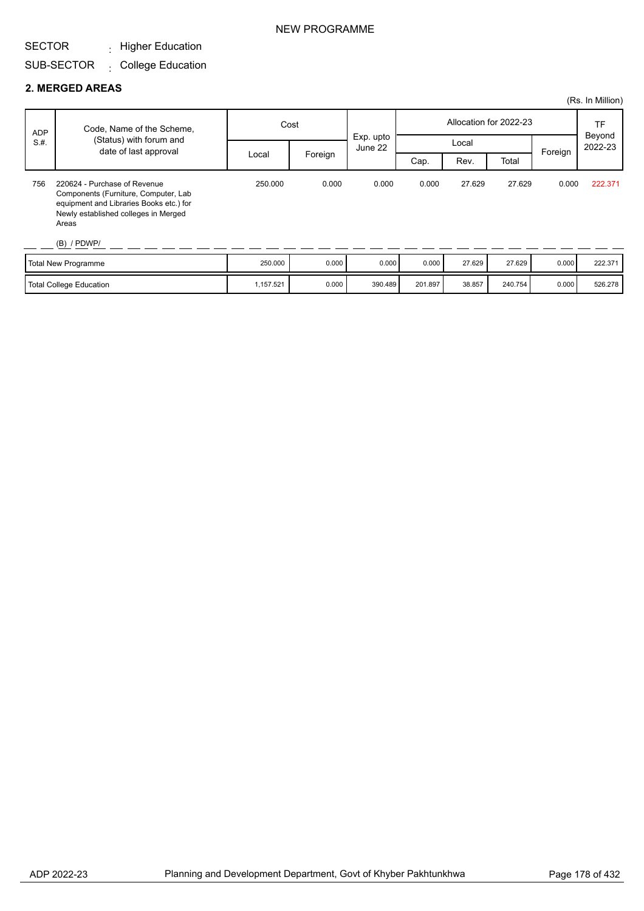NEW PROGRAMME

SECTOR : Higher Education

SUB-SECTOR : College Education

## 2. MERGED AREAS

(Rs. In Million)

| ADP S.#. | Code, Name of the Scheme, (Status) with forum and date of last approval | Cost | | Exp. upto June 22 | Allocation for 2022-23 | | | | TF Beyond 2022-23 |
|---|---|---|---|---|---|---|---|---|---|
| | | Local | Foreign | | Local | | | Foreign | |
| | | | | | Cap. | Rev. | Total | | |
| 756 | 220624 - Purchase of Revenue Components (Furniture, Computer, Lab equipment and Libraries Books etc.) for Newly established colleges in Merged Areas (B) / PDWP/ | 250.000 | 0.000 | 0.000 | 0.000 | 27.629 | 27.629 | 0.000 | 222.371 |
| Total New Programme | | 250.000 | 0.000 | 0.000 | 0.000 | 27.629 | 27.629 | 0.000 | 222.371 |
| Total College Education | | 1,157.521 | 0.000 | 390.489 | 201.897 | 38.857 | 240.754 | 0.000 | 526.278 |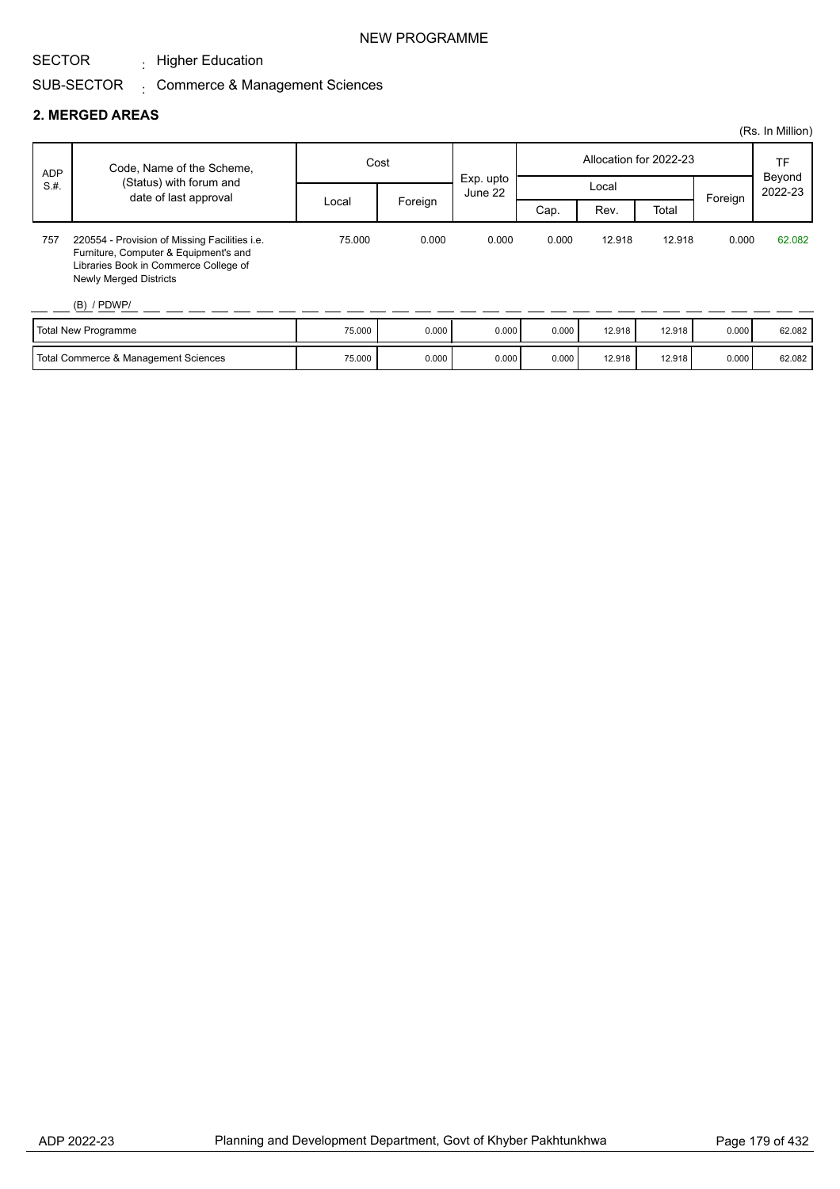NEW PROGRAMME

SECTOR : Higher Education

SUB-SECTOR : Commerce & Management Sciences

## 2. MERGED AREAS

(Rs. In Million)

| ADP S.#. | Code, Name of the Scheme, (Status) with forum and date of last approval | Cost | | Exp. upto June 22 | Allocation for 2022-23 | | | | TF Beyond 2022-23 |
|---|---|---|---|---|---|---|---|---|---|
| | | Local | Foreign | | Local | | | Foreign | |
| | | | | | Cap. | Rev. | Total | | |
| 757 | 220554 - Provision of Missing Facilities i.e. Furniture, Computer & Equipment's and Libraries Book in Commerce College of Newly Merged Districts<br>(B) / PDWP/ | 75.000 | 0.000 | 0.000 | 0.000 | 12.918 | 12.918 | 0.000 | 62.082 |
| Total New Programme | | 75.000 | 0.000 | 0.000 | 0.000 | 12.918 | 12.918 | 0.000 | 62.082 |
| Total Commerce & Management Sciences | | 75.000 | 0.000 | 0.000 | 0.000 | 12.918 | 12.918 | 0.000 | 62.082 |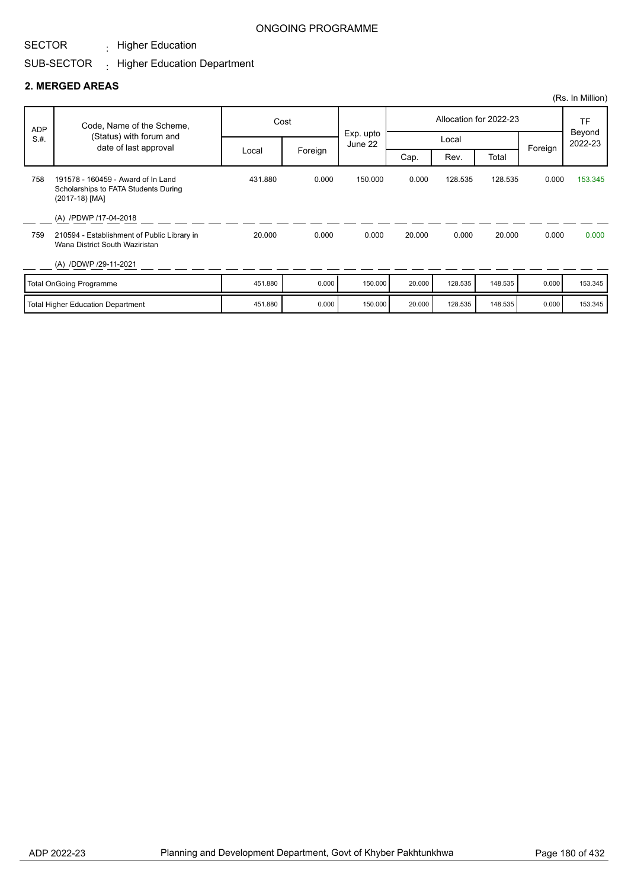ONGOING PROGRAMME

SECTOR : Higher Education

SUB-SECTOR : Higher Education Department

## 2. MERGED AREAS

(Rs. In Million)

| ADP S.#. | Code, Name of the Scheme, (Status) with forum and date of last approval | Cost | | Exp. upto June 22 | Allocation for 2022-23 | | | | TF Beyond 2022-23 |
|---|---|---|---|---|---|---|---|---|---|
| | | Local | Foreign | | Local | | | Foreign | |
| | | | | | Cap. | Rev. | Total | | |
| 758 | 191578 - 160459 - Award of In Land Scholarships to FATA Students During (2017-18) [MA]<br>(A) /PDWP /17-04-2018 | 431.880 | 0.000 | 150.000 | 0.000 | 128.535 | 128.535 | 0.000 | 153.345 |
| 759 | 210594 - Establishment of Public Library in Wana District South Waziristan<br>(A) /DDWP /29-11-2021 | 20.000 | 0.000 | 0.000 | 20.000 | 0.000 | 20.000 | 0.000 | 0.000 |
| | Total OnGoing Programme | 451.880 | 0.000 | 150.000 | 20.000 | 128.535 | 148.535 | 0.000 | 153.345 |
| | Total Higher Education Department | 451.880 | 0.000 | 150.000 | 20.000 | 128.535 | 148.535 | 0.000 | 153.345 |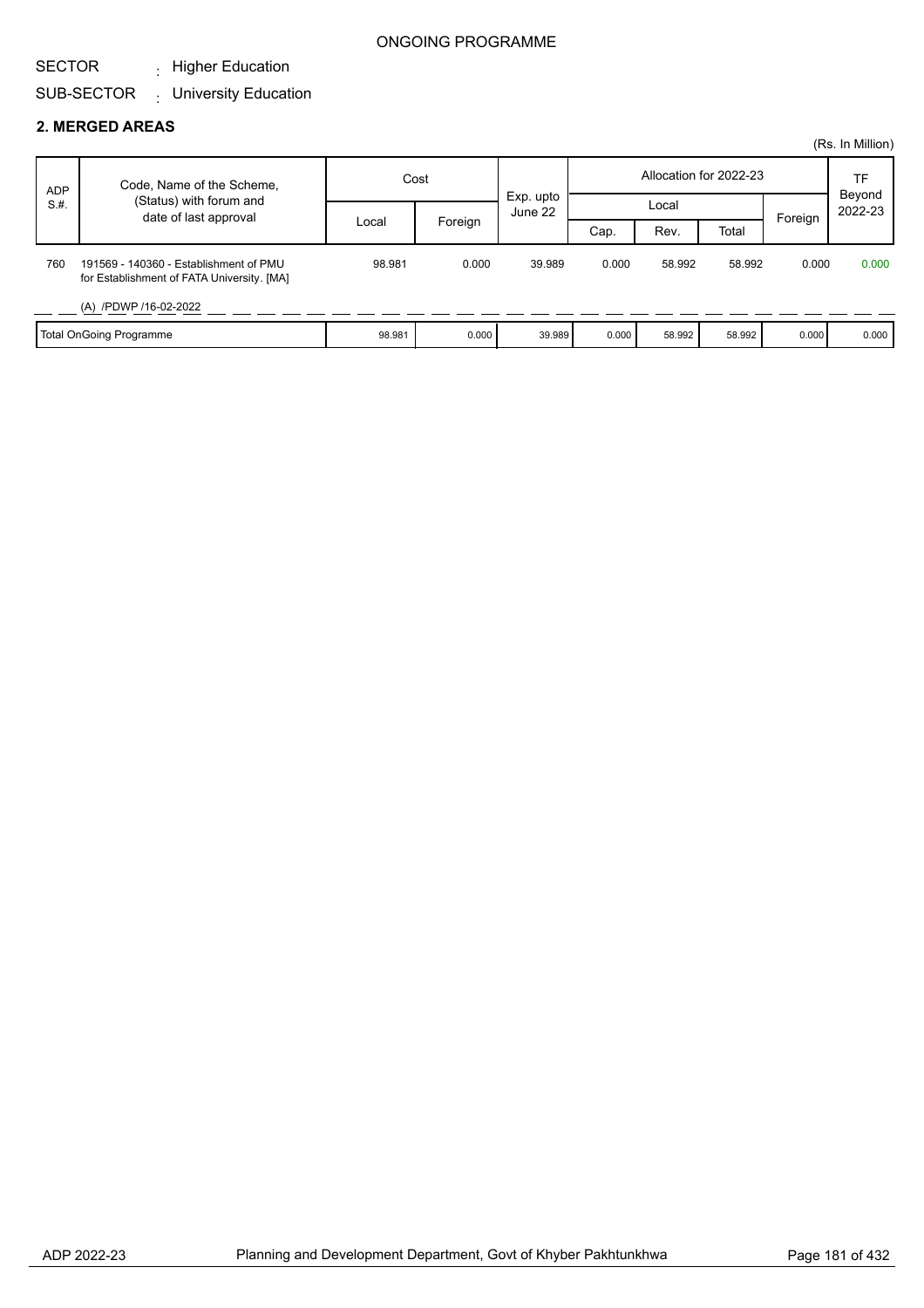ONGOING PROGRAMME

SECTOR : Higher Education

SUB-SECTOR : University Education

## 2. MERGED AREAS

(Rs. In Million)

| ADP S.#. | Code, Name of the Scheme, (Status) with forum and date of last approval | Cost | | Exp. upto June 22 | Allocation for 2022-23 | | | | TF Beyond 2022-23 |
|---|---|---|---|---|---|---|---|---|---|
| | | Local | Foreign | | Local | | | Foreign | |
| | | | | | Cap. | Rev. | Total | | |
| 760 | 191569 - 140360 - Establishment of PMU for Establishment of FATA University. [MA]<br>(A) /PDWP /16-02-2022 | 98.981 | 0.000 | 39.989 | 0.000 | 58.992 | 58.992 | 0.000 | 0.000 |
| | Total OnGoing Programme | 98.981 | 0.000 | 39.989 | 0.000 | 58.992 | 58.992 | 0.000 | 0.000 |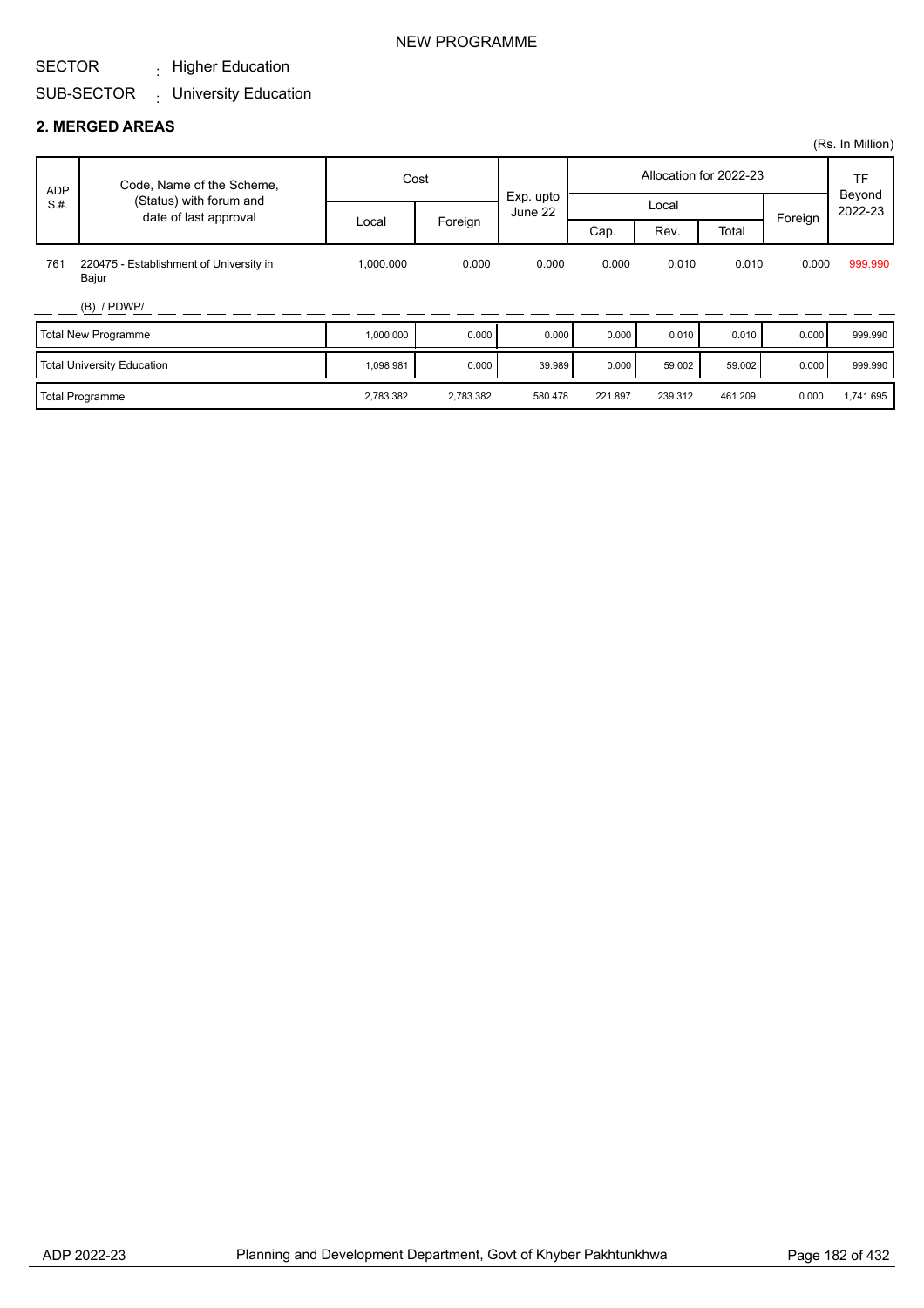NEW PROGRAMME

SECTOR : Higher Education

SUB-SECTOR : University Education

## 2. MERGED AREAS

(Rs. In Million)

| ADP S.#. | Code, Name of the Scheme, (Status) with forum and date of last approval | Cost | | Exp. upto June 22 | Allocation for 2022-23 | | | | TF Beyond 2022-23 |
|---|---|---|---|---|---|---|---|---|---|
| | | Local | Foreign | | Local | | | Foreign | |
| | | | | | Cap. | Rev. | Total | | |
| 761 | 220475 - Establishment of University in Bajur<br>(B) / PDWP/ | 1,000.000 | 0.000 | 0.000 | 0.000 | 0.010 | 0.010 | 0.000 | 999.990 |
| | Total New Programme | 1,000.000 | 0.000 | 0.000 | 0.000 | 0.010 | 0.010 | 0.000 | 999.990 |
| | Total University Education | 1,098.981 | 0.000 | 39.989 | 0.000 | 59.002 | 59.002 | 0.000 | 999.990 |
| | Total Programme | 2,783.382 | 2,783.382 | 580.478 | 221.897 | 239.312 | 461.209 | 0.000 | 1,741.695 |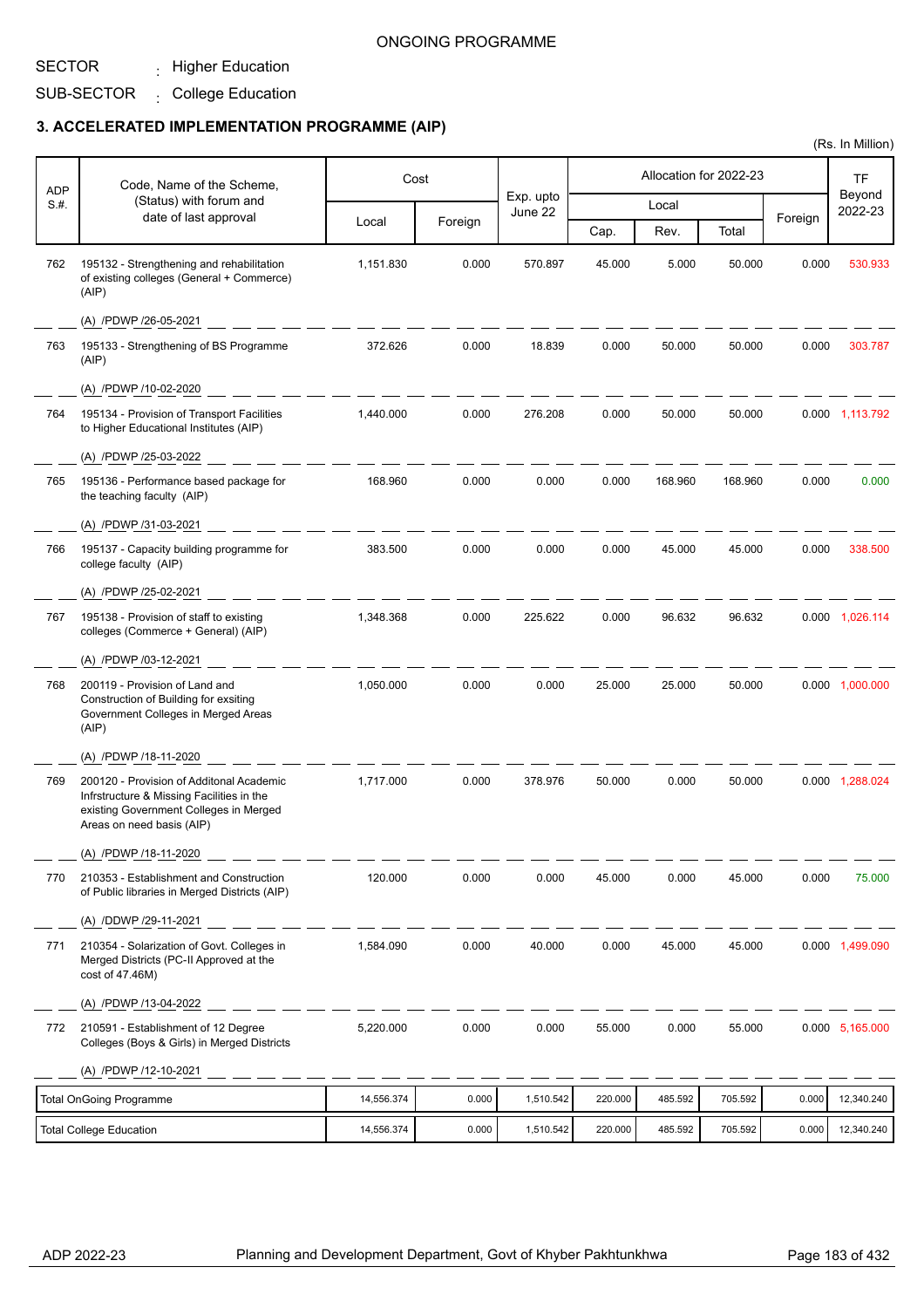ONGOING PROGRAMME

SECTOR : Higher Education

SUB-SECTOR : College Education

### 3. ACCELERATED IMPLEMENTATION PROGRAMME (AIP)

(Rs. In Million)

| ADP S.#. | Code, Name of the Scheme, (Status) with forum and date of last approval | Cost | | Exp. upto June 22 | Allocation for 2022-23 | | | | TF Beyond 2022-23 |
|---|---|---|---|---|---|---|---|---|---|
| | | Local | Foreign | | Local | | | Foreign | |
| | | | | | Cap. | Rev. | Total | | |
| 762 | 195132 - Strengthening and rehabilitation of existing colleges (General + Commerce) (AIP)<br>(A) /PDWP /26-05-2021 | 1,151.830 | 0.000 | 570.897 | 45.000 | 5.000 | 50.000 | 0.000 | 530.933 |
| 763 | 195133 - Strengthening of BS Programme (AIP)<br>(A) /PDWP /10-02-2020 | 372.626 | 0.000 | 18.839 | 0.000 | 50.000 | 50.000 | 0.000 | 303.787 |
| 764 | 195134 - Provision of Transport Facilities to Higher Educational Institutes (AIP)<br>(A) /PDWP /25-03-2022 | 1,440.000 | 0.000 | 276.208 | 0.000 | 50.000 | 50.000 | 0.000 | 1,113.792 |
| 765 | 195136 - Performance based package for the teaching faculty (AIP)<br>(A) /PDWP /31-03-2021 | 168.960 | 0.000 | 0.000 | 0.000 | 168.960 | 168.960 | 0.000 | 0.000 |
| 766 | 195137 - Capacity building programme for college faculty (AIP)<br>(A) /PDWP /25-02-2021 | 383.500 | 0.000 | 0.000 | 0.000 | 45.000 | 45.000 | 0.000 | 338.500 |
| 767 | 195138 - Provision of staff to existing colleges (Commerce + General) (AIP)<br>(A) /PDWP /03-12-2021 | 1,348.368 | 0.000 | 225.622 | 0.000 | 96.632 | 96.632 | 0.000 | 1,026.114 |
| 768 | 200119 - Provision of Land and Construction of Building for exsiting Government Colleges in Merged Areas (AIP)<br>(A) /PDWP /18-11-2020 | 1,050.000 | 0.000 | 0.000 | 25.000 | 25.000 | 50.000 | 0.000 | 1,000.000 |
| 769 | 200120 - Provision of Additonal Academic Infrstructure & Missing Facilities in the existing Government Colleges in Merged Areas on need basis (AIP)<br>(A) /PDWP /18-11-2020 | 1,717.000 | 0.000 | 378.976 | 50.000 | 0.000 | 50.000 | 0.000 | 1,288.024 |
| 770 | 210353 - Establishment and Construction of Public libraries in Merged Districts (AIP)<br>(A) /DDWP /29-11-2021 | 120.000 | 0.000 | 0.000 | 45.000 | 0.000 | 45.000 | 0.000 | 75.000 |
| 771 | 210354 - Solarization of Govt. Colleges in Merged Districts (PC-II Approved at the cost of 47.46M)<br>(A) /PDWP /13-04-2022 | 1,584.090 | 0.000 | 40.000 | 0.000 | 45.000 | 45.000 | 0.000 | 1,499.090 |
| 772 | 210591 - Establishment of 12 Degree Colleges (Boys & Girls) in Merged Districts<br>(A) /PDWP /12-10-2021 | 5,220.000 | 0.000 | 0.000 | 55.000 | 0.000 | 55.000 | 0.000 | 5,165.000 |
| | Total OnGoing Programme | 14,556.374 | 0.000 | 1,510.542 | 220.000 | 485.592 | 705.592 | 0.000 | 12,340.240 |
| | Total College Education | 14,556.374 | 0.000 | 1,510.542 | 220.000 | 485.592 | 705.592 | 0.000 | 12,340.240 |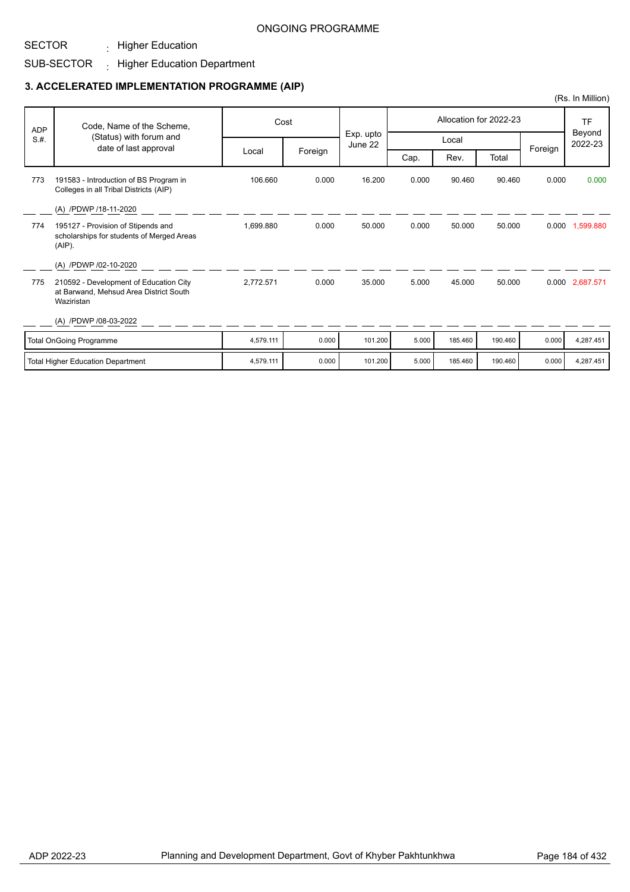ONGOING PROGRAMME

SECTOR : Higher Education

SUB-SECTOR : Higher Education Department

### 3. ACCELERATED IMPLEMENTATION PROGRAMME (AIP)

(Rs. In Million)

| ADP S.#. | Code, Name of the Scheme, (Status) with forum and date of last approval | Cost | | Exp. upto June 22 | Allocation for 2022-23 | | | | TF Beyond 2022-23 |
|---|---|---|---|---|---|---|---|---|---|
| | | Local | Foreign | | Local | | | Foreign | |
| | | | | | Cap. | Rev. | Total | | |
| 773 | 191583 - Introduction of BS Program in Colleges in all Tribal Districts (AIP)<br>(A) /PDWP /18-11-2020 | 106.660 | 0.000 | 16.200 | 0.000 | 90.460 | 90.460 | 0.000 | 0.000 |
| 774 | 195127 - Provision of Stipends and scholarships for students of Merged Areas (AIP).<br>(A) /PDWP /02-10-2020 | 1,699.880 | 0.000 | 50.000 | 0.000 | 50.000 | 50.000 | 0.000 | 1,599.880 |
| 775 | 210592 - Development of Education City at Barwand, Mehsud Area District South Waziristan<br>(A) /PDWP /08-03-2022 | 2,772.571 | 0.000 | 35.000 | 5.000 | 45.000 | 50.000 | 0.000 | 2,687.571 |
| | Total OnGoing Programme | 4,579.111 | 0.000 | 101.200 | 5.000 | 185.460 | 190.460 | 0.000 | 4,287.451 |
| | Total Higher Education Department | 4,579.111 | 0.000 | 101.200 | 5.000 | 185.460 | 190.460 | 0.000 | 4,287.451 |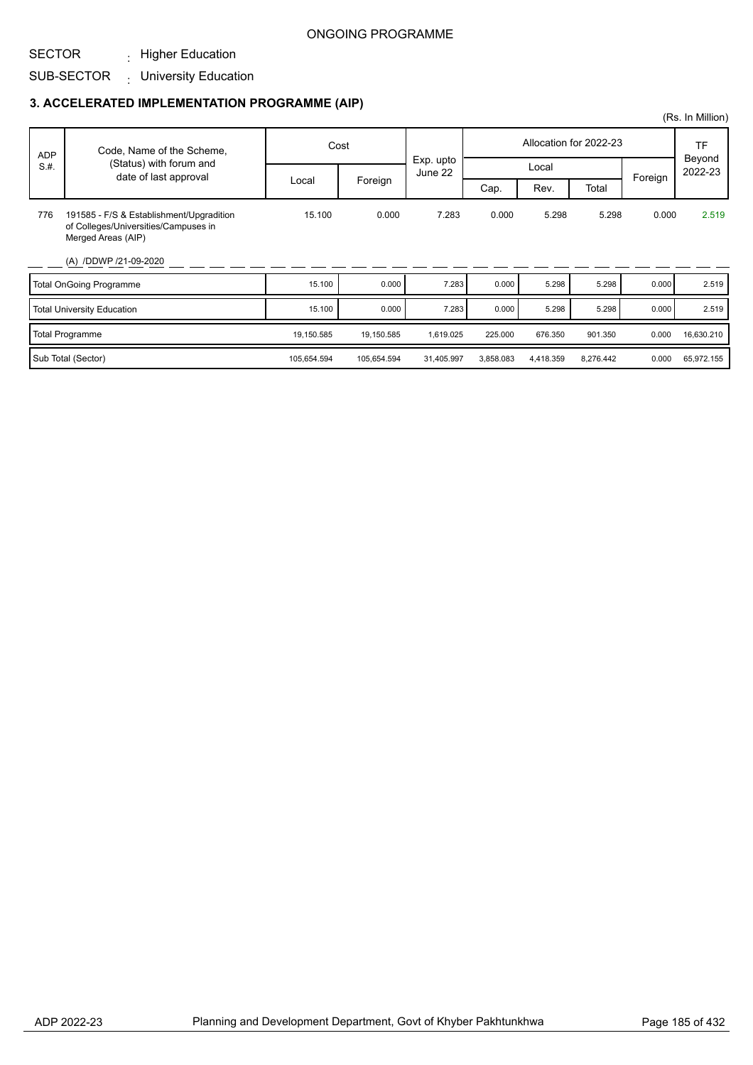ONGOING PROGRAMME

SECTOR : Higher Education

SUB-SECTOR : University Education

### 3. ACCELERATED IMPLEMENTATION PROGRAMME (AIP)

(Rs. In Million)

| ADP S.#. | Code, Name of the Scheme, (Status) with forum and date of last approval | Cost | | Exp. upto June 22 | Allocation for 2022-23 | | | | TF Beyond 2022-23 |
|---|---|---|---|---|---|---|---|---|---|
| | | Local | Foreign | | Local | | | Foreign | |
| | | | | | Cap. | Rev. | Total | | |
| 776 | 191585 - F/S & Establishment/Upgradition of Colleges/Universities/Campuses in Merged Areas (AIP)<br><br>(A) /DDWP /21-09-2020 | 15.100 | 0.000 | 7.283 | 0.000 | 5.298 | 5.298 | 0.000 | 2.519 |
| | Total OnGoing Programme | 15.100 | 0.000 | 7.283 | 0.000 | 5.298 | 5.298 | 0.000 | 2.519 |
| | Total University Education | 15.100 | 0.000 | 7.283 | 0.000 | 5.298 | 5.298 | 0.000 | 2.519 |
| | Total Programme | 19,150.585 | 19,150.585 | 1,619.025 | 225.000 | 676.350 | 901.350 | 0.000 | 16,630.210 |
| | Sub Total (Sector) | 105,654.594 | 105,654.594 | 31,405.997 | 3,858.083 | 4,418.359 | 8,276.442 | 0.000 | 65,972.155 |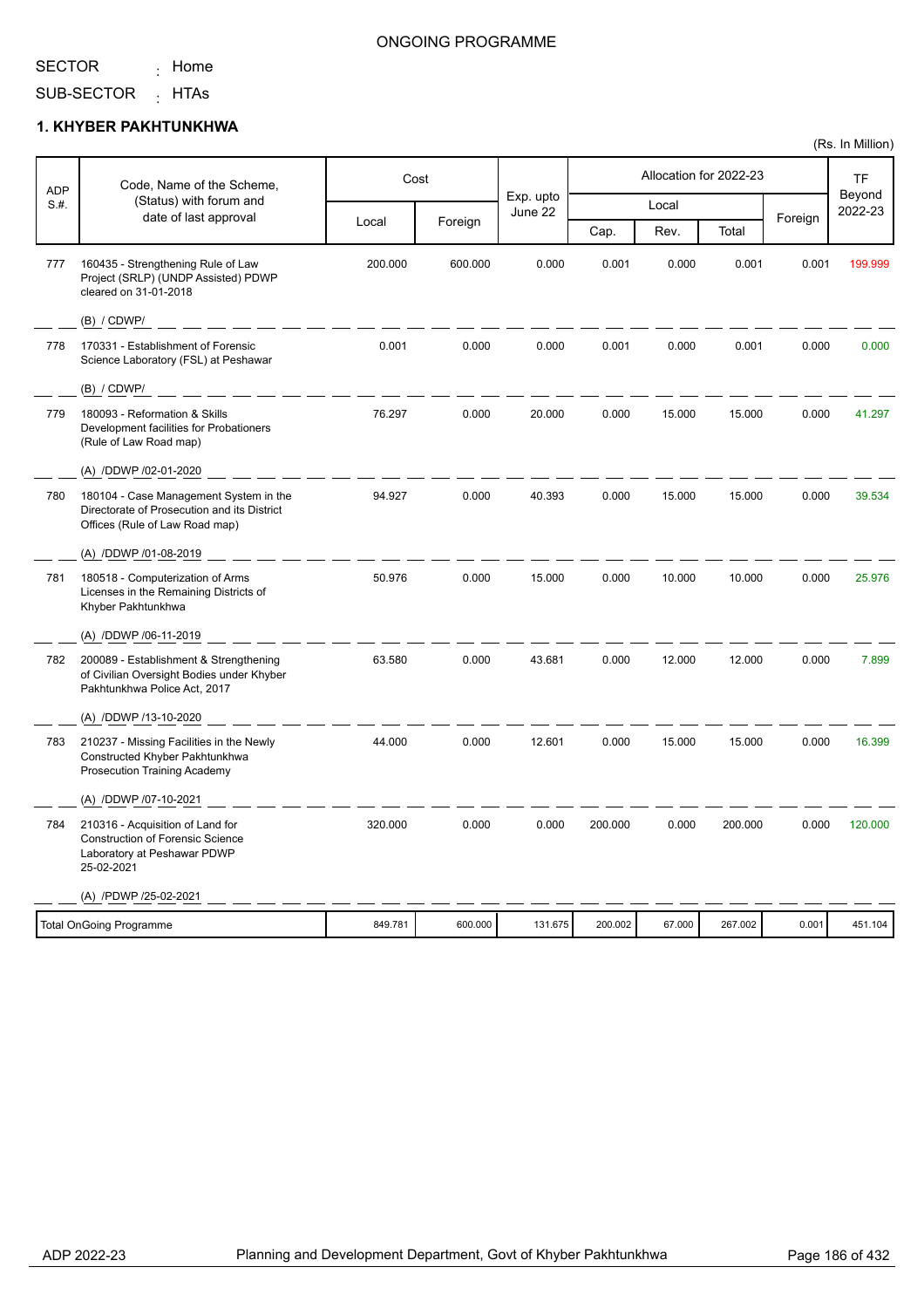ONGOING PROGRAMME

SECTOR : Home

SUB-SECTOR : HTAs

## 1. KHYBER PAKHTUNKHWA

(Rs. In Million)

| ADP S.#. | Code, Name of the Scheme, (Status) with forum and date of last approval | Cost | | Exp. upto June 22 | Allocation for 2022-23 | | | | TF Beyond 2022-23 |
|---|---|---|---|---|---|---|---|---|---|
| | | Local | Foreign | | Local | | | Foreign | |
| | | | | | Cap. | Rev. | Total | | |
| 777 | 160435 - Strengthening Rule of Law Project (SRLP) (UNDP Assisted) PDWP cleared on 31-01-2018<br>(B) / CDWP/ | 200.000 | 600.000 | 0.000 | 0.001 | 0.000 | 0.001 | 0.001 | 199.999 |
| 778 | 170331 - Establishment of Forensic Science Laboratory (FSL) at Peshawar<br>(B) / CDWP/ | 0.001 | 0.000 | 0.000 | 0.001 | 0.000 | 0.001 | 0.000 | 0.000 |
| 779 | 180093 - Reformation & Skills Development facilities for Probationers (Rule of Law Road map)<br>(A) /DDWP /02-01-2020 | 76.297 | 0.000 | 20.000 | 0.000 | 15.000 | 15.000 | 0.000 | 41.297 |
| 780 | 180104 - Case Management System in the Directorate of Prosecution and its District Offices (Rule of Law Road map)<br>(A) /DDWP /01-08-2019 | 94.927 | 0.000 | 40.393 | 0.000 | 15.000 | 15.000 | 0.000 | 39.534 |
| 781 | 180518 - Computerization of Arms Licenses in the Remaining Districts of Khyber Pakhtunkhwa<br>(A) /DDWP /06-11-2019 | 50.976 | 0.000 | 15.000 | 0.000 | 10.000 | 10.000 | 0.000 | 25.976 |
| 782 | 200089 - Establishment & Strengthening of Civilian Oversight Bodies under Khyber Pakhtunkhwa Police Act, 2017<br>(A) /DDWP /13-10-2020 | 63.580 | 0.000 | 43.681 | 0.000 | 12.000 | 12.000 | 0.000 | 7.899 |
| 783 | 210237 - Missing Facilities in the Newly Constructed Khyber Pakhtunkhwa Prosecution Training Academy<br>(A) /DDWP /07-10-2021 | 44.000 | 0.000 | 12.601 | 0.000 | 15.000 | 15.000 | 0.000 | 16.399 |
| 784 | 210316 - Acquisition of Land for Construction of Forensic Science Laboratory at Peshawar PDWP 25-02-2021<br>(A) /PDWP /25-02-2021 | 320.000 | 0.000 | 0.000 | 200.000 | 0.000 | 200.000 | 0.000 | 120.000 |
| | Total OnGoing Programme | 849.781 | 600.000 | 131.675 | 200.002 | 67.000 | 267.002 | 0.001 | 451.104 |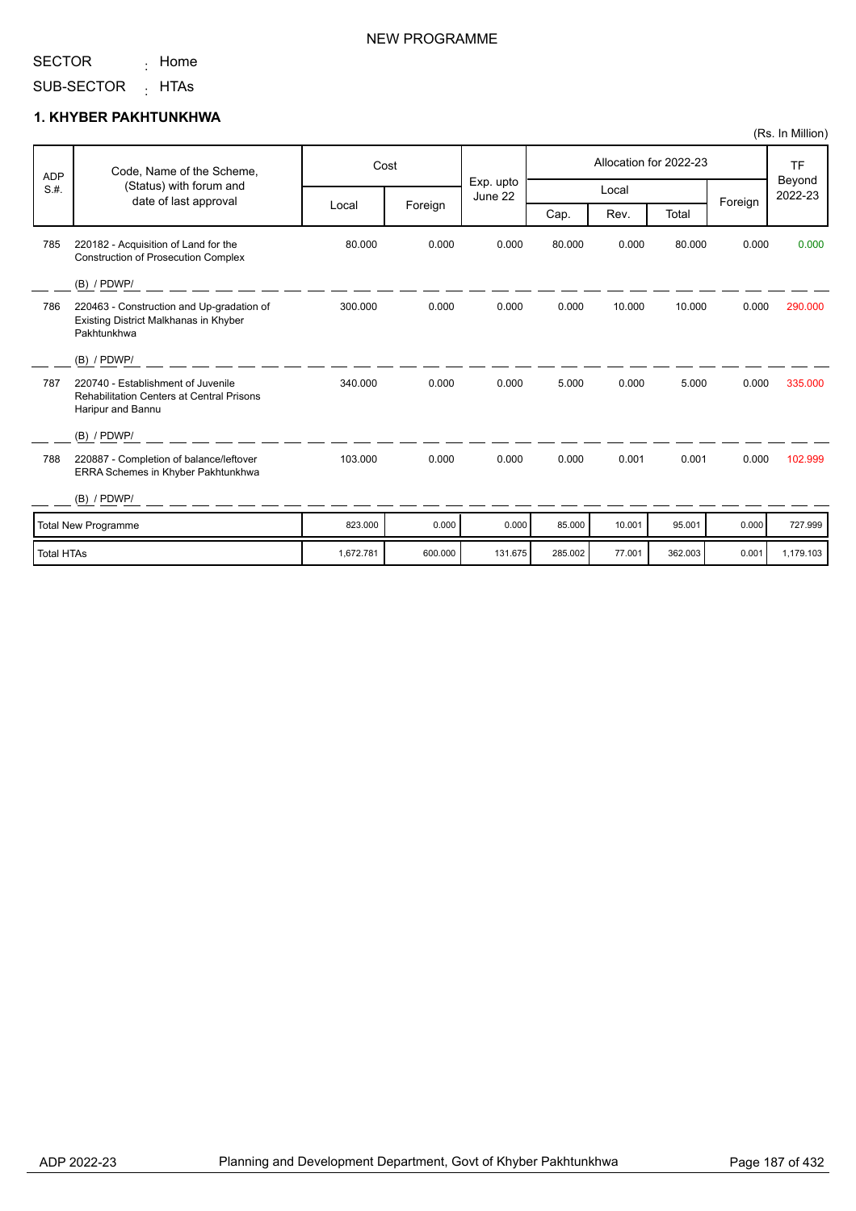NEW PROGRAMME

SECTOR : Home

SUB-SECTOR : HTAs

### 1. KHYBER PAKHTUNKHWA

(Rs. In Million)

| ADP S.#. | Code, Name of the Scheme, (Status) with forum and date of last approval | Cost | | Exp. upto June 22 | Allocation for 2022-23 | | | | TF Beyond 2022-23 |
|---|---|---|---|---|---|---|---|---|---|
| | | Local | Foreign | | Local | | | Foreign | |
| | | | | | Cap. | Rev. | Total | | |
| 785 | 220182 - Acquisition of Land for the Construction of Prosecution Complex<br>(B) / PDWP/ | 80.000 | 0.000 | 0.000 | 80.000 | 0.000 | 80.000 | 0.000 | 0.000 |
| 786 | 220463 - Construction and Up-gradation of Existing District Malkhanas in Khyber Pakhtunkhwa<br>(B) / PDWP/ | 300.000 | 0.000 | 0.000 | 0.000 | 10.000 | 10.000 | 0.000 | 290.000 |
| 787 | 220740 - Establishment of Juvenile Rehabilitation Centers at Central Prisons Haripur and Bannu<br>(B) / PDWP/ | 340.000 | 0.000 | 0.000 | 5.000 | 0.000 | 5.000 | 0.000 | 335.000 |
| 788 | 220887 - Completion of balance/leftover ERRA Schemes in Khyber Pakhtunkhwa<br>(B) / PDWP/ | 103.000 | 0.000 | 0.000 | 0.000 | 0.001 | 0.001 | 0.000 | 102.999 |
| Total New Programme | | 823.000 | 0.000 | 0.000 | 85.000 | 10.001 | 95.001 | 0.000 | 727.999 |
| Total HTAs | | 1,672.781 | 600.000 | 131.675 | 285.002 | 77.001 | 362.003 | 0.001 | 1,179.103 |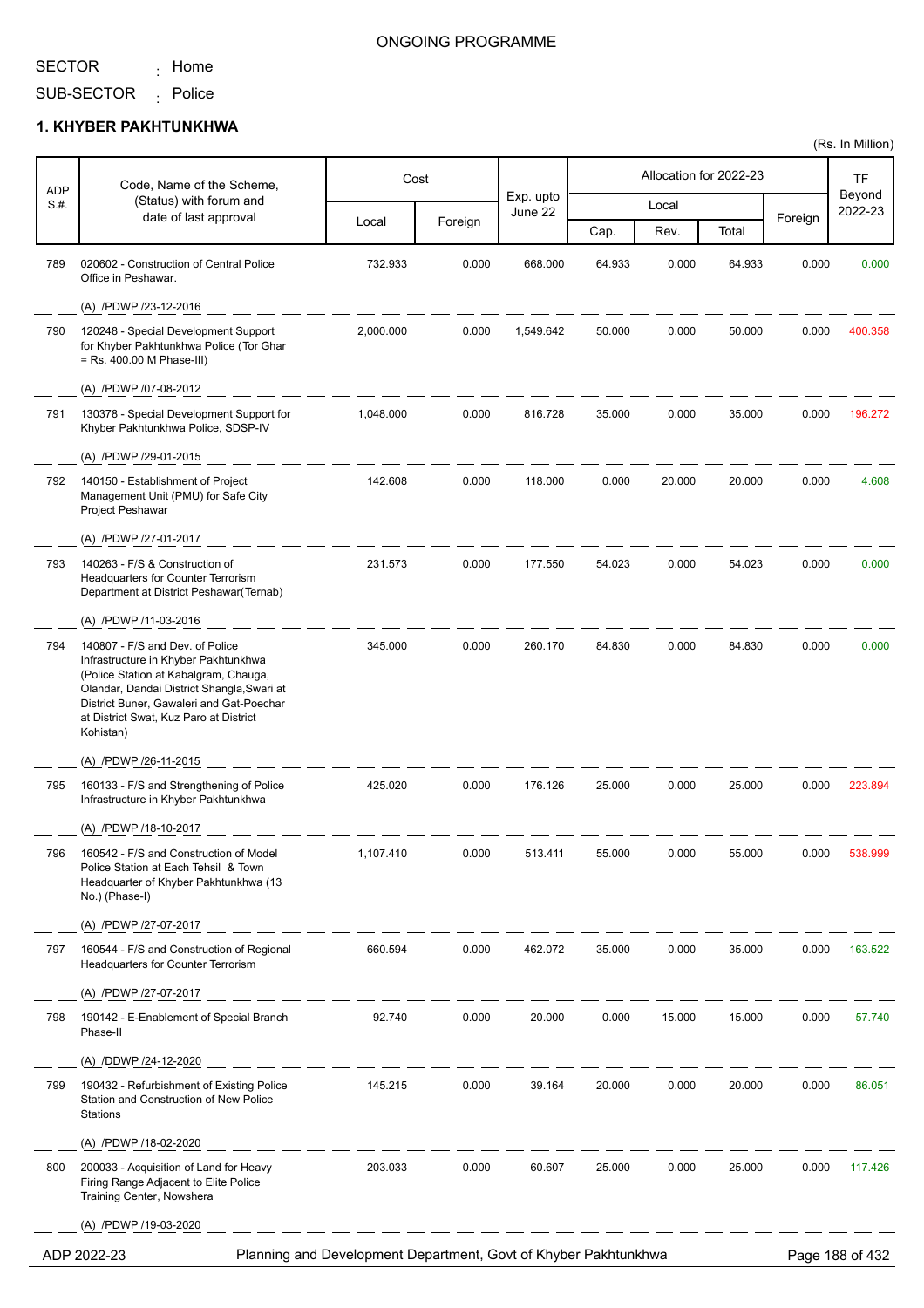ONGOING PROGRAMME

SECTOR : Home

SUB-SECTOR : Police

## 1. KHYBER PAKHTUNKHWA

(Rs. In Million)

| ADP S.#. | Code, Name of the Scheme, (Status) with forum and date of last approval | Cost | | Exp. upto June 22 | Allocation for 2022-23 | | | | TF Beyond 2022-23 |
|---|---|---|---|---|---|---|---|---|---|
| | | Local | Foreign | | Local | | | Foreign | |
| | | | | | Cap. | Rev. | Total | | |
| 789 | 020602 - Construction of Central Police Office in Peshawar.<br>(A) /PDWP /23-12-2016 | 732.933 | 0.000 | 668.000 | 64.933 | 0.000 | 64.933 | 0.000 | 0.000 |
| 790 | 120248 - Special Development Support for Khyber Pakhtunkhwa Police (Tor Ghar = Rs. 400.00 M Phase-III)<br>(A) /PDWP /07-08-2012 | 2,000.000 | 0.000 | 1,549.642 | 50.000 | 0.000 | 50.000 | 0.000 | 400.358 |
| 791 | 130378 - Special Development Support for Khyber Pakhtunkhwa Police, SDSP-IV<br>(A) /PDWP /29-01-2015 | 1,048.000 | 0.000 | 816.728 | 35.000 | 0.000 | 35.000 | 0.000 | 196.272 |
| 792 | 140150 - Establishment of Project Management Unit (PMU) for Safe City Project Peshawar<br>(A) /PDWP /27-01-2017 | 142.608 | 0.000 | 118.000 | 0.000 | 20.000 | 20.000 | 0.000 | 4.608 |
| 793 | 140263 - F/S & Construction of Headquarters for Counter Terrorism Department at District Peshawar(Ternab)<br>(A) /PDWP /11-03-2016 | 231.573 | 0.000 | 177.550 | 54.023 | 0.000 | 54.023 | 0.000 | 0.000 |
| 794 | 140807 - F/S and Dev. of Police Infrastructure in Khyber Pakhtunkhwa (Police Station at Kabalgram, Chauga, Olandar, Dandai District Shangla,Swari at District Buner, Gawaleri and Gat-Poechar at District Swat, Kuz Paro at District Kohistan)<br>(A) /PDWP /26-11-2015 | 345.000 | 0.000 | 260.170 | 84.830 | 0.000 | 84.830 | 0.000 | 0.000 |
| 795 | 160133 - F/S and Strengthening of Police Infrastructure in Khyber Pakhtunkhwa<br>(A) /PDWP /18-10-2017 | 425.020 | 0.000 | 176.126 | 25.000 | 0.000 | 25.000 | 0.000 | 223.894 |
| 796 | 160542 - F/S and Construction of Model Police Station at Each Tehsil & Town Headquarter of Khyber Pakhtunkhwa (13 No.) (Phase-I)<br>(A) /PDWP /27-07-2017 | 1,107.410 | 0.000 | 513.411 | 55.000 | 0.000 | 55.000 | 0.000 | 538.999 |
| 797 | 160544 - F/S and Construction of Regional Headquarters for Counter Terrorism<br>(A) /PDWP /27-07-2017 | 660.594 | 0.000 | 462.072 | 35.000 | 0.000 | 35.000 | 0.000 | 163.522 |
| 798 | 190142 - E-Enablement of Special Branch Phase-II<br>(A) /DDWP /24-12-2020 | 92.740 | 0.000 | 20.000 | 0.000 | 15.000 | 15.000 | 0.000 | 57.740 |
| 799 | 190432 - Refurbishment of Existing Police Station and Construction of New Police Stations<br>(A) /PDWP /18-02-2020 | 145.215 | 0.000 | 39.164 | 20.000 | 0.000 | 20.000 | 0.000 | 86.051 |
| 800 | 200033 - Acquisition of Land for Heavy Firing Range Adjacent to Elite Police Training Center, Nowshera<br>(A) /PDWP /19-03-2020 | 203.033 | 0.000 | 60.607 | 25.000 | 0.000 | 25.000 | 0.000 | 117.426 |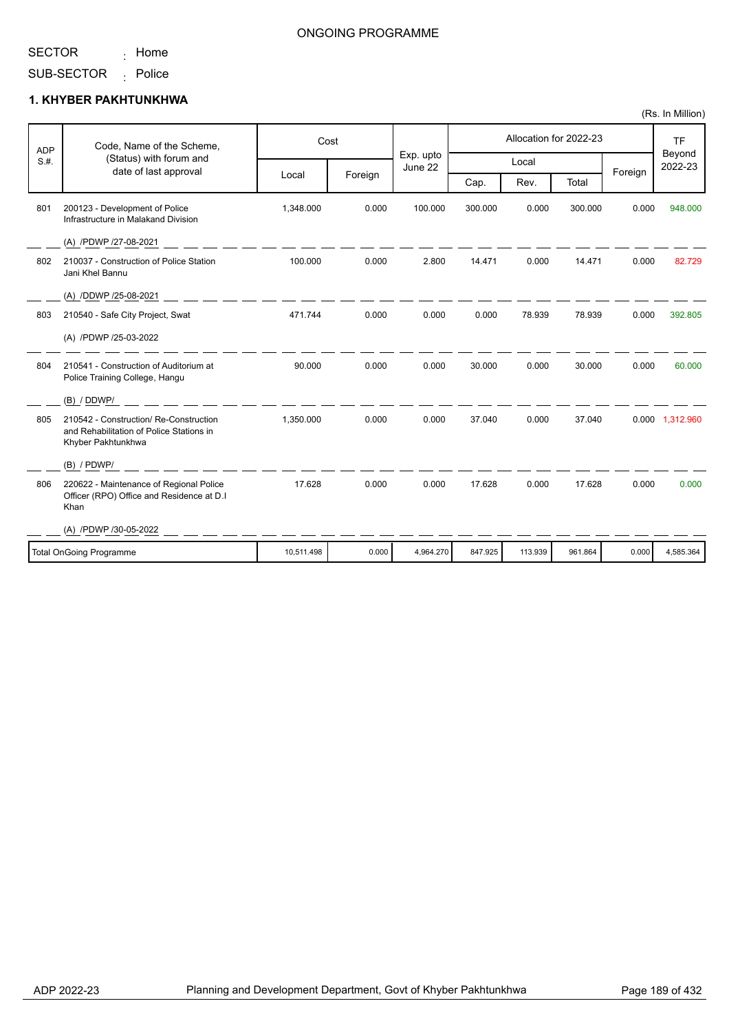ONGOING PROGRAMME

SECTOR : Home

SUB-SECTOR : Police

## 1. KHYBER PAKHTUNKHWA

(Rs. In Million)

| ADP S.#. | Code, Name of the Scheme, (Status) with forum and date of last approval | Cost | | Exp. upto June 22 | Allocation for 2022-23 | | | | TF Beyond 2022-23 |
|---|---|---|---|---|---|---|---|---|---|
| | | Local | Foreign | | Local | | | Foreign | |
| | | | | | Cap. | Rev. | Total | | |
| 801 | 200123 - Development of Police Infrastructure in Malakand Division<br>(A) /PDWP /27-08-2021 | 1,348.000 | 0.000 | 100.000 | 300.000 | 0.000 | 300.000 | 0.000 | 948.000 |
| 802 | 210037 - Construction of Police Station Jani Khel Bannu<br>(A) /DDWP /25-08-2021 | 100.000 | 0.000 | 2.800 | 14.471 | 0.000 | 14.471 | 0.000 | 82.729 |
| 803 | 210540 - Safe City Project, Swat<br>(A) /PDWP /25-03-2022 | 471.744 | 0.000 | 0.000 | 0.000 | 78.939 | 78.939 | 0.000 | 392.805 |
| 804 | 210541 - Construction of Auditorium at Police Training College, Hangu<br>(B) / DDWP/ | 90.000 | 0.000 | 0.000 | 30.000 | 0.000 | 30.000 | 0.000 | 60.000 |
| 805 | 210542 - Construction/ Re-Construction and Rehabilitation of Police Stations in Khyber Pakhtunkhwa<br>(B) / PDWP/ | 1,350.000 | 0.000 | 0.000 | 37.040 | 0.000 | 37.040 | 0.000 | 1,312.960 |
| 806 | 220622 - Maintenance of Regional Police Officer (RPO) Office and Residence at D.I Khan<br>(A) /PDWP /30-05-2022 | 17.628 | 0.000 | 0.000 | 17.628 | 0.000 | 17.628 | 0.000 | 0.000 |
| | Total OnGoing Programme | 10,511.498 | 0.000 | 4,964.270 | 847.925 | 113.939 | 961.864 | 0.000 | 4,585.364 |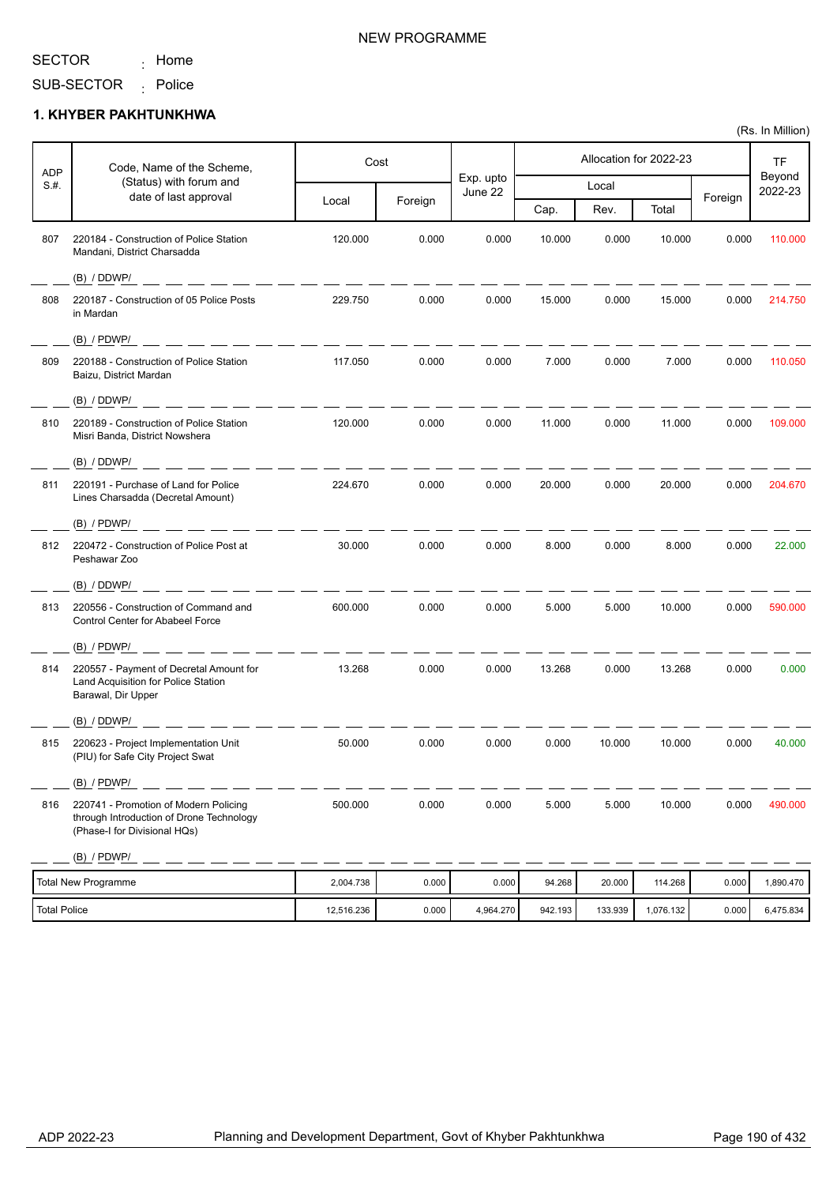NEW PROGRAMME

SECTOR : Home

SUB-SECTOR : Police

## 1. KHYBER PAKHTUNKHWA

(Rs. In Million)

| ADP S.#. | Code, Name of the Scheme, (Status) with forum and date of last approval | Cost | | Exp. upto June 22 | Allocation for 2022-23 | | | | TF Beyond 2022-23 |
|---|---|---|---|---|---|---|---|---|---|
| | | Local | Foreign | | Local | | | Foreign | |
| | | | | | Cap. | Rev. | Total | | |
| 807 | 220184 - Construction of Police Station Mandani, District Charsadda (B) / DDWP/ | 120.000 | 0.000 | 0.000 | 10.000 | 0.000 | 10.000 | 0.000 | 110.000 |
| 808 | 220187 - Construction of 05 Police Posts in Mardan (B) / PDWP/ | 229.750 | 0.000 | 0.000 | 15.000 | 0.000 | 15.000 | 0.000 | 214.750 |
| 809 | 220188 - Construction of Police Station Baizu, District Mardan (B) / DDWP/ | 117.050 | 0.000 | 0.000 | 7.000 | 0.000 | 7.000 | 0.000 | 110.050 |
| 810 | 220189 - Construction of Police Station Misri Banda, District Nowshera (B) / DDWP/ | 120.000 | 0.000 | 0.000 | 11.000 | 0.000 | 11.000 | 0.000 | 109.000 |
| 811 | 220191 - Purchase of Land for Police Lines Charsadda (Decretal Amount) (B) / PDWP/ | 224.670 | 0.000 | 0.000 | 20.000 | 0.000 | 20.000 | 0.000 | 204.670 |
| 812 | 220472 - Construction of Police Post at Peshawar Zoo (B) / DDWP/ | 30.000 | 0.000 | 0.000 | 8.000 | 0.000 | 8.000 | 0.000 | 22.000 |
| 813 | 220556 - Construction of Command and Control Center for Ababeel Force (B) / PDWP/ | 600.000 | 0.000 | 0.000 | 5.000 | 5.000 | 10.000 | 0.000 | 590.000 |
| 814 | 220557 - Payment of Decretal Amount for Land Acquisition for Police Station Barawal, Dir Upper (B) / DDWP/ | 13.268 | 0.000 | 0.000 | 13.268 | 0.000 | 13.268 | 0.000 | 0.000 |
| 815 | 220623 - Project Implementation Unit (PIU) for Safe City Project Swat (B) / PDWP/ | 50.000 | 0.000 | 0.000 | 0.000 | 10.000 | 10.000 | 0.000 | 40.000 |
| 816 | 220741 - Promotion of Modern Policing through Introduction of Drone Technology (Phase-I for Divisional HQs) (B) / PDWP/ | 500.000 | 0.000 | 0.000 | 5.000 | 5.000 | 10.000 | 0.000 | 490.000 |
| Total New Programme | | 2,004.738 | 0.000 | 0.000 | 94.268 | 20.000 | 114.268 | 0.000 | 1,890.470 |
| Total Police | | 12,516.236 | 0.000 | 4,964.270 | 942.193 | 133.939 | 1,076.132 | 0.000 | 6,475.834 |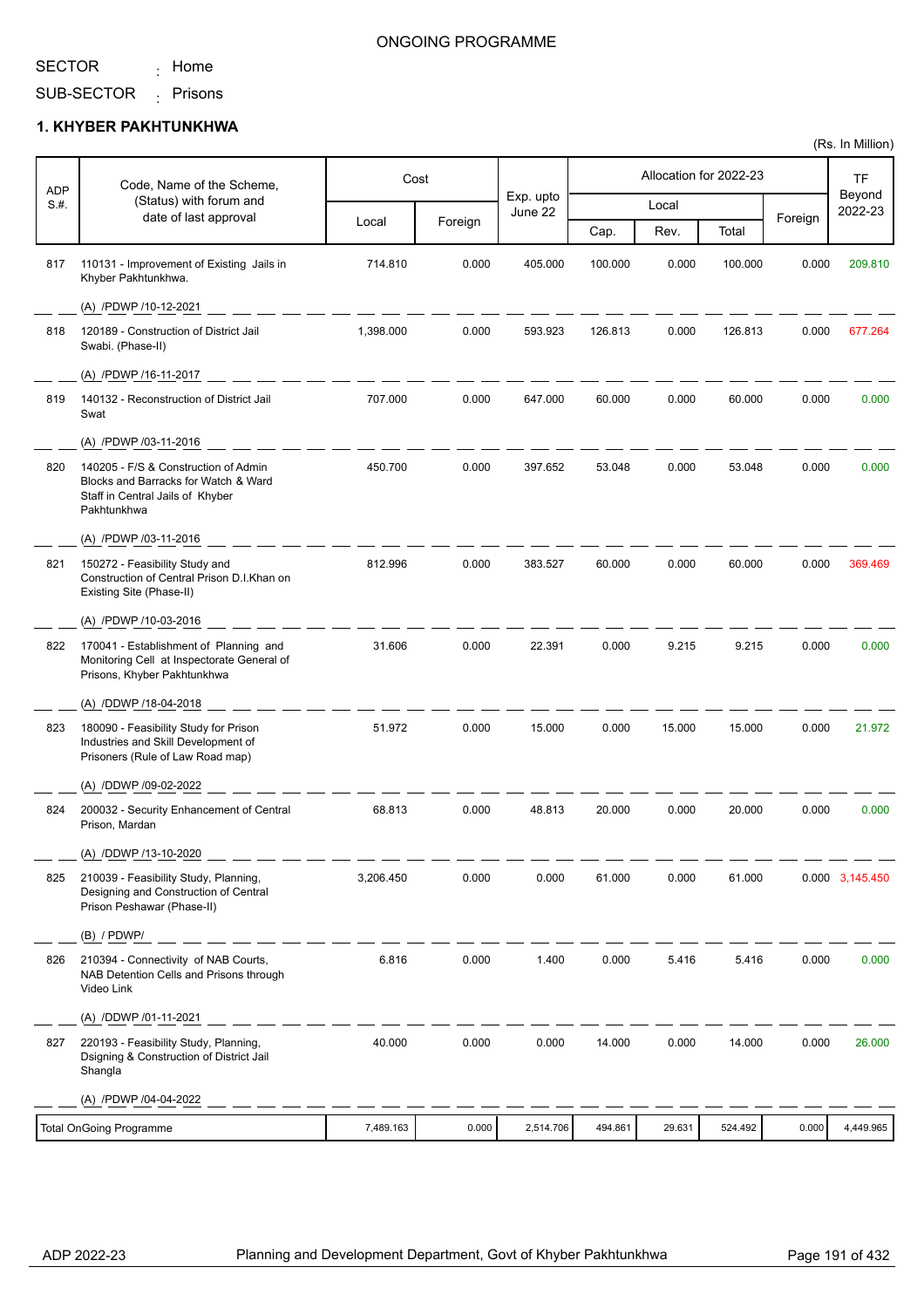ONGOING PROGRAMME

SECTOR : Home

SUB-SECTOR : Prisons

## 1. KHYBER PAKHTUNKHWA

(Rs. In Million)

| ADP S.#. | Code, Name of the Scheme, (Status) with forum and date of last approval | Cost | | Exp. upto June 22 | Allocation for 2022-23 | | | | TF Beyond 2022-23 |
|---|---|---|---|---|---|---|---|---|---|
| | | Local | Foreign | | Local | | | Foreign | |
| | | | | | Cap. | Rev. | Total | | |
| 817 | 110131 - Improvement of Existing Jails in Khyber Pakhtunkhwa. (A) /PDWP /10-12-2021 | 714.810 | 0.000 | 405.000 | 100.000 | 0.000 | 100.000 | 0.000 | 209.810 |
| 818 | 120189 - Construction of District Jail Swabi. (Phase-II) (A) /PDWP /16-11-2017 | 1,398.000 | 0.000 | 593.923 | 126.813 | 0.000 | 126.813 | 0.000 | 677.264 |
| 819 | 140132 - Reconstruction of District Jail Swat (A) /PDWP /03-11-2016 | 707.000 | 0.000 | 647.000 | 60.000 | 0.000 | 60.000 | 0.000 | 0.000 |
| 820 | 140205 - F/S & Construction of Admin Blocks and Barracks for Watch & Ward Staff in Central Jails of Khyber Pakhtunkhwa (A) /PDWP /03-11-2016 | 450.700 | 0.000 | 397.652 | 53.048 | 0.000 | 53.048 | 0.000 | 0.000 |
| 821 | 150272 - Feasibility Study and Construction of Central Prison D.I.Khan on Existing Site (Phase-II) (A) /PDWP /10-03-2016 | 812.996 | 0.000 | 383.527 | 60.000 | 0.000 | 60.000 | 0.000 | 369.469 |
| 822 | 170041 - Establishment of Planning and Monitoring Cell at Inspectorate General of Prisons, Khyber Pakhtunkhwa (A) /DDWP /18-04-2018 | 31.606 | 0.000 | 22.391 | 0.000 | 9.215 | 9.215 | 0.000 | 0.000 |
| 823 | 180090 - Feasibility Study for Prison Industries and Skill Development of Prisoners (Rule of Law Road map) (A) /DDWP /09-02-2022 | 51.972 | 0.000 | 15.000 | 0.000 | 15.000 | 15.000 | 0.000 | 21.972 |
| 824 | 200032 - Security Enhancement of Central Prison, Mardan (A) /DDWP /13-10-2020 | 68.813 | 0.000 | 48.813 | 20.000 | 0.000 | 20.000 | 0.000 | 0.000 |
| 825 | 210039 - Feasibility Study, Planning, Designing and Construction of Central Prison Peshawar (Phase-II) (B) / PDWP/ | 3,206.450 | 0.000 | 0.000 | 61.000 | 0.000 | 61.000 | 0.000 | 3,145.450 |
| 826 | 210394 - Connectivity of NAB Courts, NAB Detention Cells and Prisons through Video Link (A) /DDWP /01-11-2021 | 6.816 | 0.000 | 1.400 | 0.000 | 5.416 | 5.416 | 0.000 | 0.000 |
| 827 | 220193 - Feasibility Study, Planning, Dsigning & Construction of District Jail Shangla (A) /PDWP /04-04-2022 | 40.000 | 0.000 | 0.000 | 14.000 | 0.000 | 14.000 | 0.000 | 26.000 |
| | Total OnGoing Programme | 7,489.163 | 0.000 | 2,514.706 | 494.861 | 29.631 | 524.492 | 0.000 | 4,449.965 |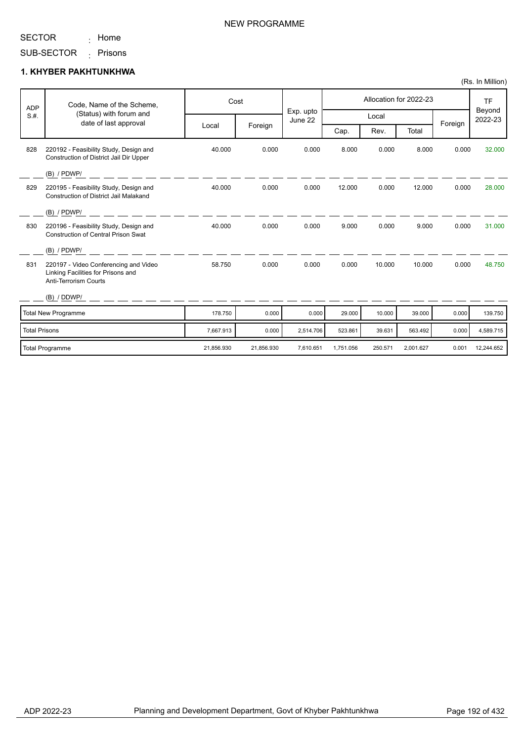NEW PROGRAMME

SECTOR : Home

SUB-SECTOR : Prisons

## 1. KHYBER PAKHTUNKHWA

(Rs. In Million)

| ADP S.#. | Code, Name of the Scheme, (Status) with forum and date of last approval | Cost | | Exp. upto June 22 | Allocation for 2022-23 | | | | TF Beyond 2022-23 |
|---|---|---|---|---|---|---|---|---|---|
| | | Local | Foreign | | Local | | | Foreign | |
| | | | | | Cap. | Rev. | Total | | |
| 828 | 220192 - Feasibility Study, Design and Construction of District Jail Dir Upper (B) / PDWP/ | 40.000 | 0.000 | 0.000 | 8.000 | 0.000 | 8.000 | 0.000 | 32.000 |
| 829 | 220195 - Feasibility Study, Design and Construction of District Jail Malakand (B) / PDWP/ | 40.000 | 0.000 | 0.000 | 12.000 | 0.000 | 12.000 | 0.000 | 28.000 |
| 830 | 220196 - Feasibility Study, Design and Construction of Central Prison Swat (B) / PDWP/ | 40.000 | 0.000 | 0.000 | 9.000 | 0.000 | 9.000 | 0.000 | 31.000 |
| 831 | 220197 - Video Conferencing and Video Linking Facilities for Prisons and Anti-Terrorism Courts (B) / DDWP/ | 58.750 | 0.000 | 0.000 | 0.000 | 10.000 | 10.000 | 0.000 | 48.750 |
| | Total New Programme | 178.750 | 0.000 | 0.000 | 29.000 | 10.000 | 39.000 | 0.000 | 139.750 |
| | Total Prisons | 7,667.913 | 0.000 | 2,514.706 | 523.861 | 39.631 | 563.492 | 0.000 | 4,589.715 |
| | Total Programme | 21,856.930 | 21,856.930 | 7,610.651 | 1,751.056 | 250.571 | 2,001.627 | 0.001 | 12,244.652 |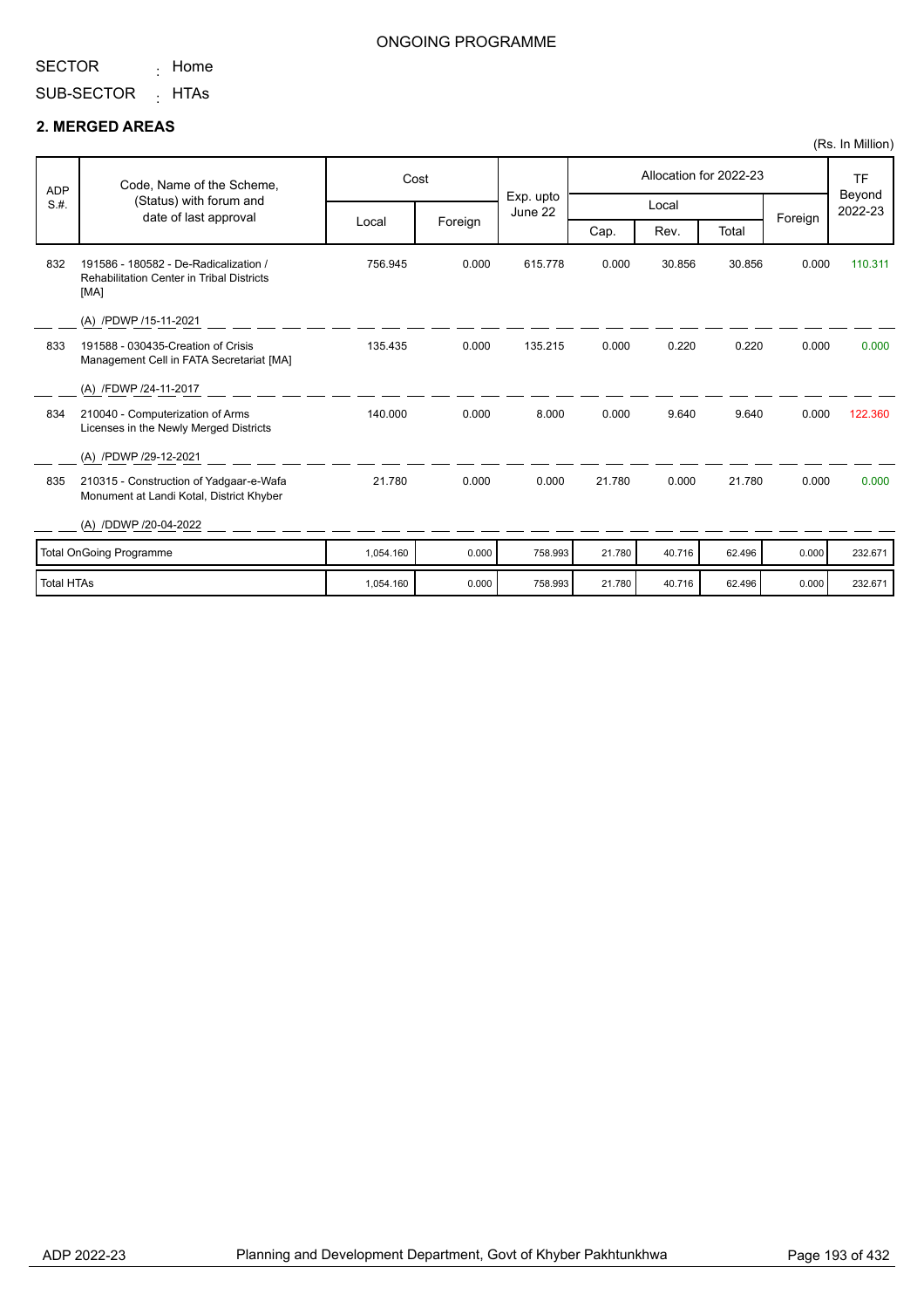ONGOING PROGRAMME

SECTOR : Home

SUB-SECTOR : HTAs

## 2. MERGED AREAS

(Rs. In Million)

| ADP S.#. | Code, Name of the Scheme, (Status) with forum and date of last approval | Cost | | Exp. upto June 22 | Allocation for 2022-23 | | | | TF Beyond 2022-23 |
|---|---|---|---|---|---|---|---|---|---|
| | | Local | Foreign | | Local | | | Foreign | |
| | | | | | Cap. | Rev. | Total | | |
| 832 | 191586 - 180582 - De-Radicalization / Rehabilitation Center in Tribal Districts [MA]<br>(A) /PDWP /15-11-2021 | 756.945 | 0.000 | 615.778 | 0.000 | 30.856 | 30.856 | 0.000 | 110.311 |
| 833 | 191588 - 030435-Creation of Crisis Management Cell in FATA Secretariat [MA]<br>(A) /FDWP /24-11-2017 | 135.435 | 0.000 | 135.215 | 0.000 | 0.220 | 0.220 | 0.000 | 0.000 |
| 834 | 210040 - Computerization of Arms Licenses in the Newly Merged Districts<br>(A) /PDWP /29-12-2021 | 140.000 | 0.000 | 8.000 | 0.000 | 9.640 | 9.640 | 0.000 | 122.360 |
| 835 | 210315 - Construction of Yadgaar-e-Wafa Monument at Landi Kotal, District Khyber<br>(A) /DDWP /20-04-2022 | 21.780 | 0.000 | 0.000 | 21.780 | 0.000 | 21.780 | 0.000 | 0.000 |
| Total OnGoing Programme | | 1,054.160 | 0.000 | 758.993 | 21.780 | 40.716 | 62.496 | 0.000 | 232.671 |
| Total HTAs | | 1,054.160 | 0.000 | 758.993 | 21.780 | 40.716 | 62.496 | 0.000 | 232.671 |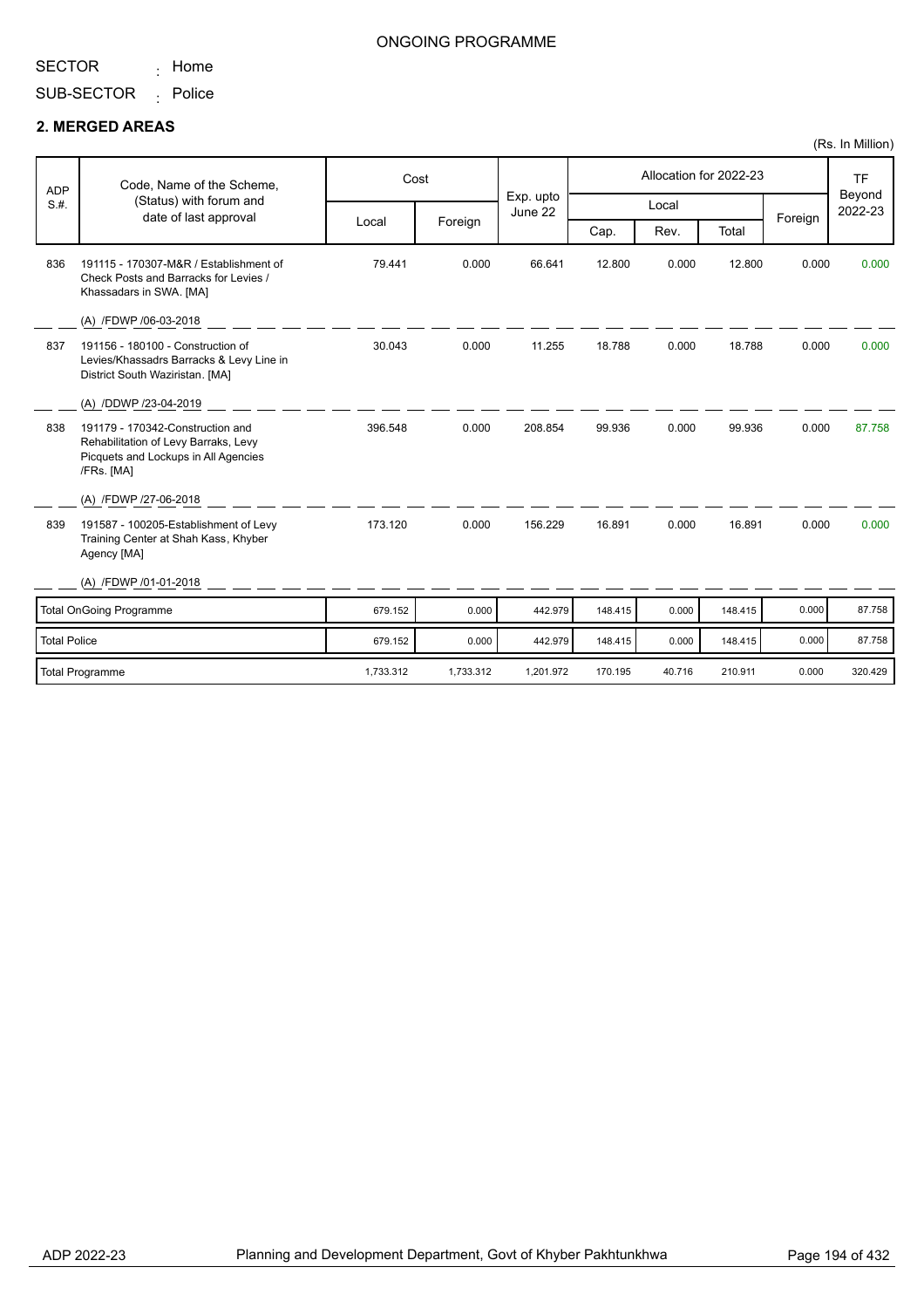ONGOING PROGRAMME

SECTOR : Home

SUB-SECTOR : Police

## 2. MERGED AREAS

(Rs. In Million)

| ADP S.#. | Code, Name of the Scheme, (Status) with forum and date of last approval | Cost | | Exp. upto June 22 | Allocation for 2022-23 | | | | TF Beyond 2022-23 |
|---|---|---|---|---|---|---|---|---|---|
| | | Local | Foreign | | Local | | | Foreign | |
| | | | | | Cap. | Rev. | Total | | |
| 836 | 191115 - 170307-M&R / Establishment of Check Posts and Barracks for Levies / Khassadars in SWA. [MA] (A) /FDWP /06-03-2018 | 79.441 | 0.000 | 66.641 | 12.800 | 0.000 | 12.800 | 0.000 | 0.000 |
| 837 | 191156 - 180100 - Construction of Levies/Khassadrs Barracks & Levy Line in District South Waziristan. [MA] (A) /DDWP /23-04-2019 | 30.043 | 0.000 | 11.255 | 18.788 | 0.000 | 18.788 | 0.000 | 0.000 |
| 838 | 191179 - 170342-Construction and Rehabilitation of Levy Barraks, Levy Picquets and Lockups in All Agencies /FRs. [MA] (A) /FDWP /27-06-2018 | 396.548 | 0.000 | 208.854 | 99.936 | 0.000 | 99.936 | 0.000 | 87.758 |
| 839 | 191587 - 100205-Establishment of Levy Training Center at Shah Kass, Khyber Agency [MA] (A) /FDWP /01-01-2018 | 173.120 | 0.000 | 156.229 | 16.891 | 0.000 | 16.891 | 0.000 | 0.000 |
| | Total OnGoing Programme | 679.152 | 0.000 | 442.979 | 148.415 | 0.000 | 148.415 | 0.000 | 87.758 |
| | Total Police | 679.152 | 0.000 | 442.979 | 148.415 | 0.000 | 148.415 | 0.000 | 87.758 |
| | Total Programme | 1,733.312 | 1,733.312 | 1,201.972 | 170.195 | 40.716 | 210.911 | 0.000 | 320.429 |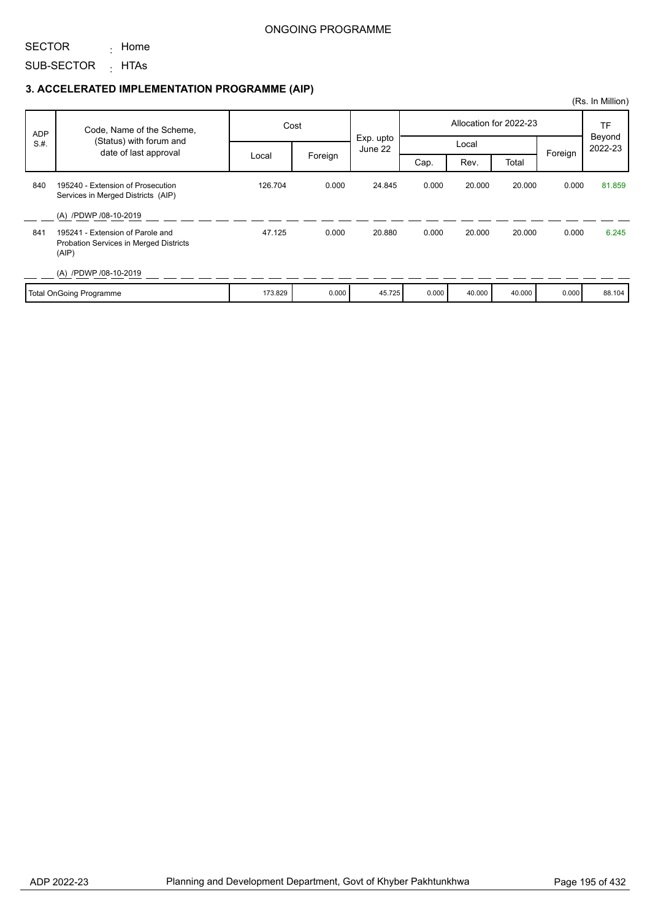ONGOING PROGRAMME

SECTOR : Home

SUB-SECTOR : HTAs

### 3. ACCELERATED IMPLEMENTATION PROGRAMME (AIP)

(Rs. In Million)

| ADP S.#. | Code, Name of the Scheme, (Status) with forum and date of last approval | Cost | | Exp. upto June 22 | Allocation for 2022-23 | | | | TF Beyond 2022-23 |
|---|---|---|---|---|---|---|---|---|---|
| | | Local | Foreign | | Local | | | Foreign | |
| | | | | | Cap. | Rev. | Total | | |
| 840 | 195240 - Extension of Prosecution Services in Merged Districts (AIP)<br>(A) /PDWP /08-10-2019 | 126.704 | 0.000 | 24.845 | 0.000 | 20.000 | 20.000 | 0.000 | 81.859 |
| 841 | 195241 - Extension of Parole and Probation Services in Merged Districts (AIP)<br>(A) /PDWP /08-10-2019 | 47.125 | 0.000 | 20.880 | 0.000 | 20.000 | 20.000 | 0.000 | 6.245 |
| | Total OnGoing Programme | 173.829 | 0.000 | 45.725 | 0.000 | 40.000 | 40.000 | 0.000 | 88.104 |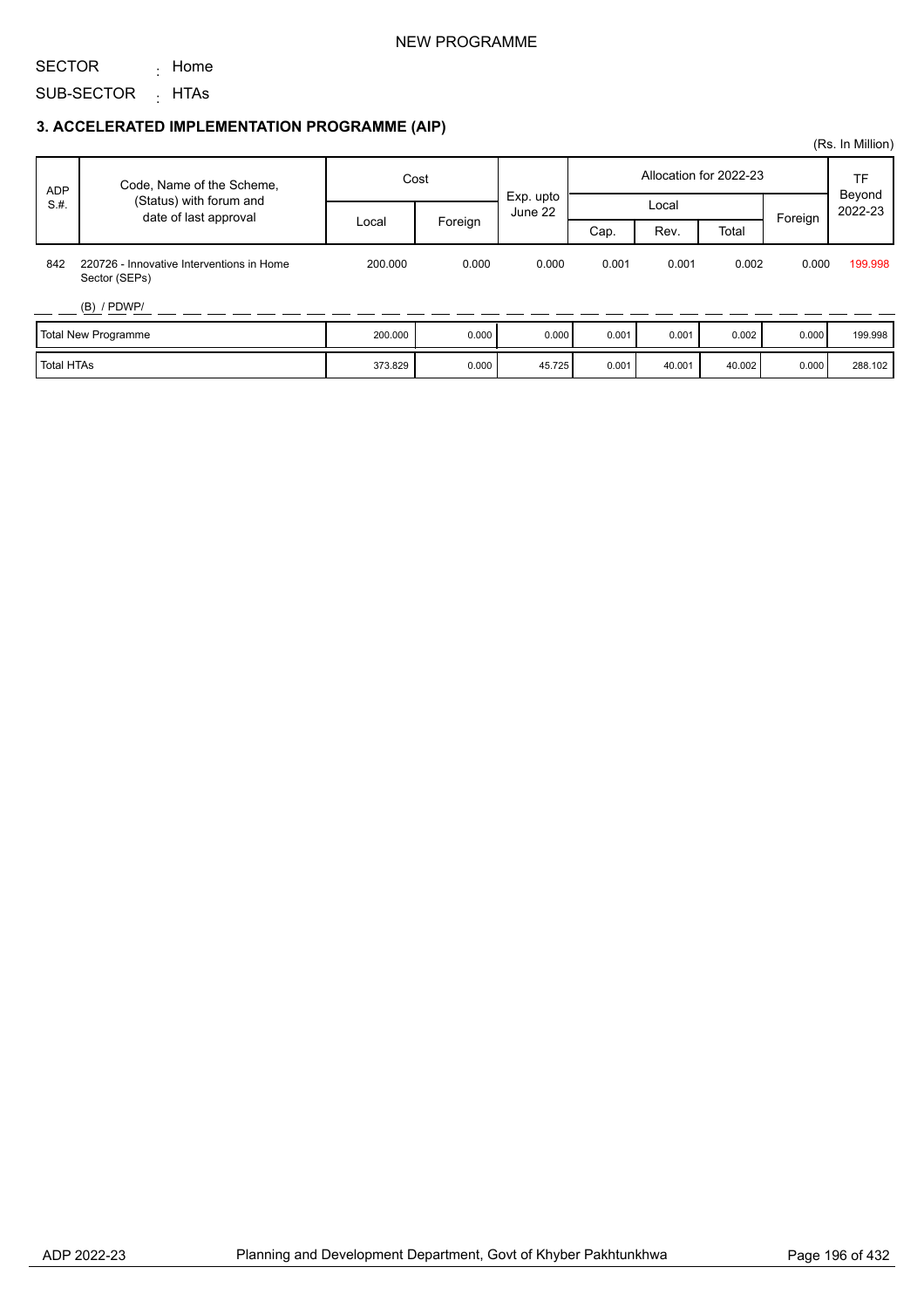NEW PROGRAMME

SECTOR : Home

SUB-SECTOR : HTAs

### 3. ACCELERATED IMPLEMENTATION PROGRAMME (AIP)

(Rs. In Million)

| ADP S.#. | Code, Name of the Scheme, (Status) with forum and date of last approval | Cost | | Exp. upto June 22 | Allocation for 2022-23 | | | | TF Beyond 2022-23 |
|---|---|---|---|---|---|---|---|---|---|
| | | | | | Local | | | Foreign | |
| | | Local | Foreign | | Cap. | Rev. | Total | | |
| 842 | 220726 - Innovative Interventions in Home Sector (SEPs)<br>(B) / PDWP/ | 200.000 | 0.000 | 0.000 | 0.001 | 0.001 | 0.002 | 0.000 | 199.998 |
| | Total New Programme | 200.000 | 0.000 | 0.000 | 0.001 | 0.001 | 0.002 | 0.000 | 199.998 |
| | Total HTAs | 373.829 | 0.000 | 45.725 | 0.001 | 40.001 | 40.002 | 0.000 | 288.102 |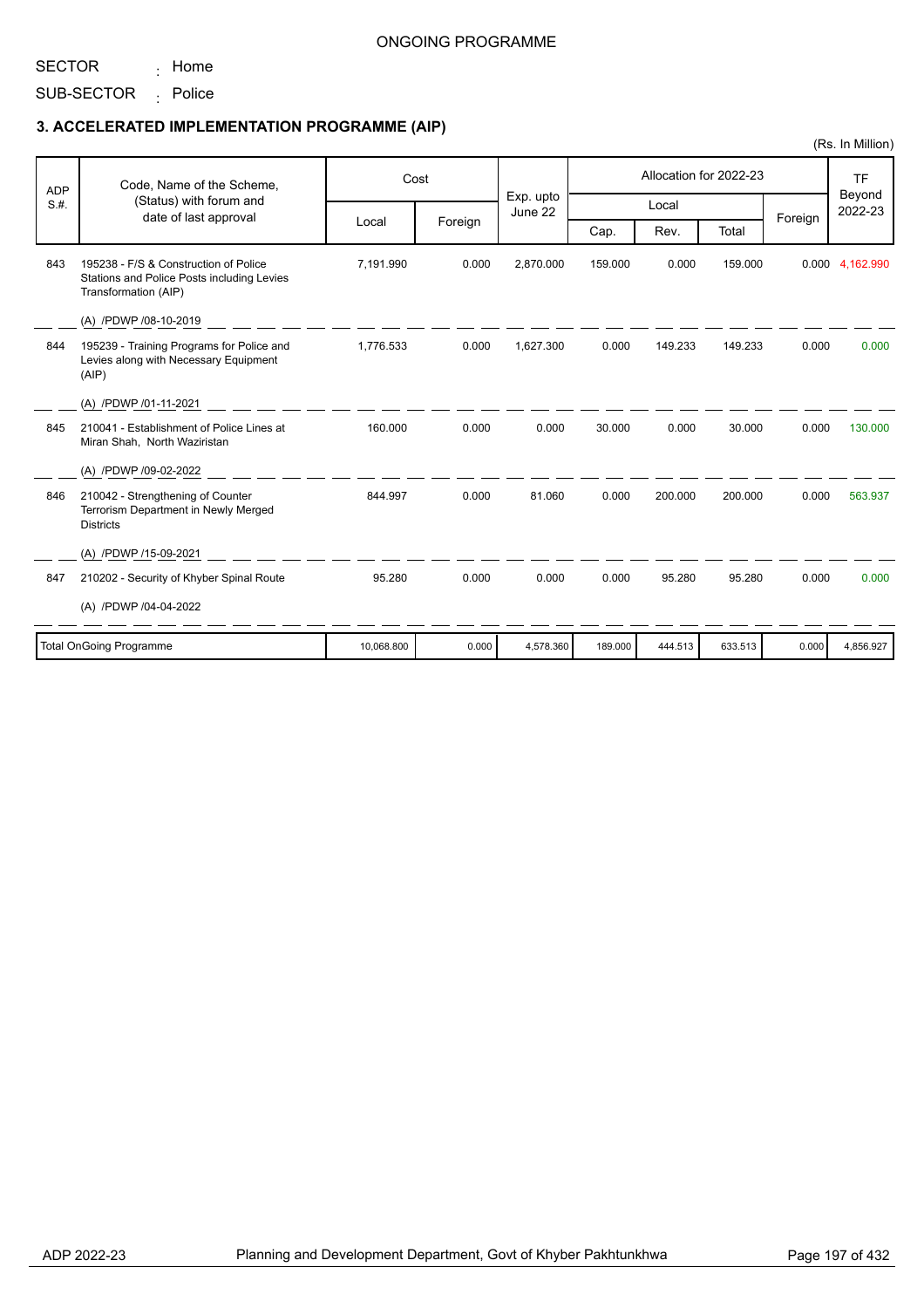ONGOING PROGRAMME

SECTOR : Home

SUB-SECTOR : Police

### 3. ACCELERATED IMPLEMENTATION PROGRAMME (AIP)

(Rs. In Million)

| ADP S.#. | Code, Name of the Scheme, (Status) with forum and date of last approval | Cost | | Exp. upto June 22 | Allocation for 2022-23 | | | | TF Beyond 2022-23 |
|---|---|---|---|---|---|---|---|---|---|
| | | Local | Foreign | | Local | | | Foreign | |
| | | | | | Cap. | Rev. | Total | | |
| 843 | 195238 - F/S & Construction of Police Stations and Police Posts including Levies Transformation (AIP)<br>(A) /PDWP /08-10-2019 | 7,191.990 | 0.000 | 2,870.000 | 159.000 | 0.000 | 159.000 | 0.000 | 4,162.990 |
| 844 | 195239 - Training Programs for Police and Levies along with Necessary Equipment (AIP)<br>(A) /PDWP /01-11-2021 | 1,776.533 | 0.000 | 1,627.300 | 0.000 | 149.233 | 149.233 | 0.000 | 0.000 |
| 845 | 210041 - Establishment of Police Lines at Miran Shah, North Waziristan<br>(A) /PDWP /09-02-2022 | 160.000 | 0.000 | 0.000 | 30.000 | 0.000 | 30.000 | 0.000 | 130.000 |
| 846 | 210042 - Strengthening of Counter Terrorism Department in Newly Merged Districts<br>(A) /PDWP /15-09-2021 | 844.997 | 0.000 | 81.060 | 0.000 | 200.000 | 200.000 | 0.000 | 563.937 |
| 847 | 210202 - Security of Khyber Spinal Route<br>(A) /PDWP /04-04-2022 | 95.280 | 0.000 | 0.000 | 0.000 | 95.280 | 95.280 | 0.000 | 0.000 |
| | Total OnGoing Programme | 10,068.800 | 0.000 | 4,578.360 | 189.000 | 444.513 | 633.513 | 0.000 | 4,856.927 |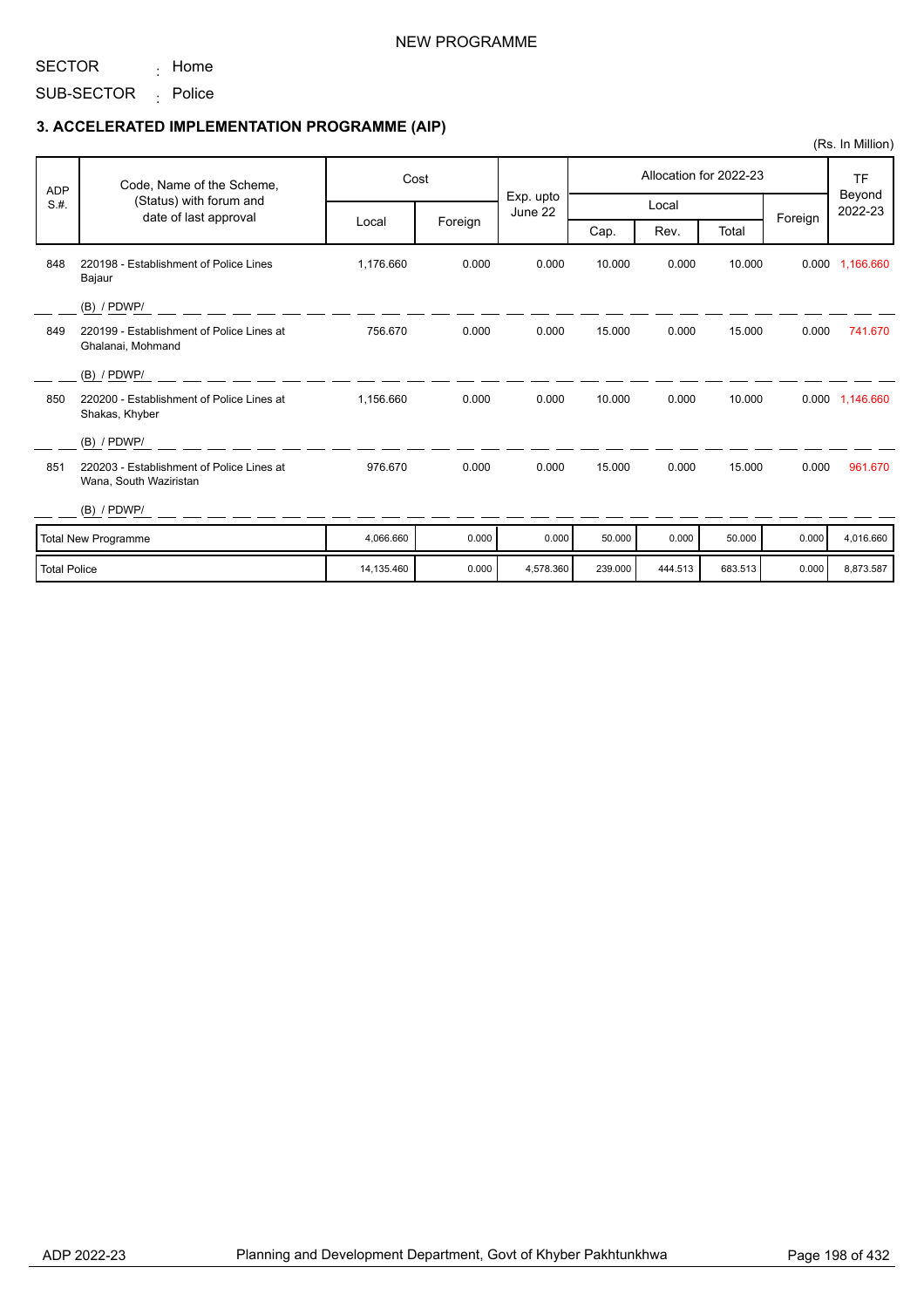NEW PROGRAMME

SECTOR : Home

SUB-SECTOR : Police

### 3. ACCELERATED IMPLEMENTATION PROGRAMME (AIP)

(Rs. In Million)

| ADP S.#. | Code, Name of the Scheme, (Status) with forum and date of last approval | Cost | | Exp. upto June 22 | Allocation for 2022-23 | | | | TF Beyond 2022-23 |
|---|---|---|---|---|---|---|---|---|---|
| | | | | | Local | | | Foreign | |
| | | Local | Foreign | | Cap. | Rev. | Total | | |
| 848 | 220198 - Establishment of Police Lines Bajaur (B) / PDWP/ | 1,176.660 | 0.000 | 0.000 | 10.000 | 0.000 | 10.000 | 0.000 | 1,166.660 |
| 849 | 220199 - Establishment of Police Lines at Ghalanai, Mohmand (B) / PDWP/ | 756.670 | 0.000 | 0.000 | 15.000 | 0.000 | 15.000 | 0.000 | 741.670 |
| 850 | 220200 - Establishment of Police Lines at Shakas, Khyber (B) / PDWP/ | 1,156.660 | 0.000 | 0.000 | 10.000 | 0.000 | 10.000 | 0.000 | 1,146.660 |
| 851 | 220203 - Establishment of Police Lines at Wana, South Waziristan (B) / PDWP/ | 976.670 | 0.000 | 0.000 | 15.000 | 0.000 | 15.000 | 0.000 | 961.670 |
| Total New Programme | | 4,066.660 | 0.000 | 0.000 | 50.000 | 0.000 | 50.000 | 0.000 | 4,016.660 |
| Total Police | | 14,135.460 | 0.000 | 4,578.360 | 239.000 | 444.513 | 683.513 | 0.000 | 8,873.587 |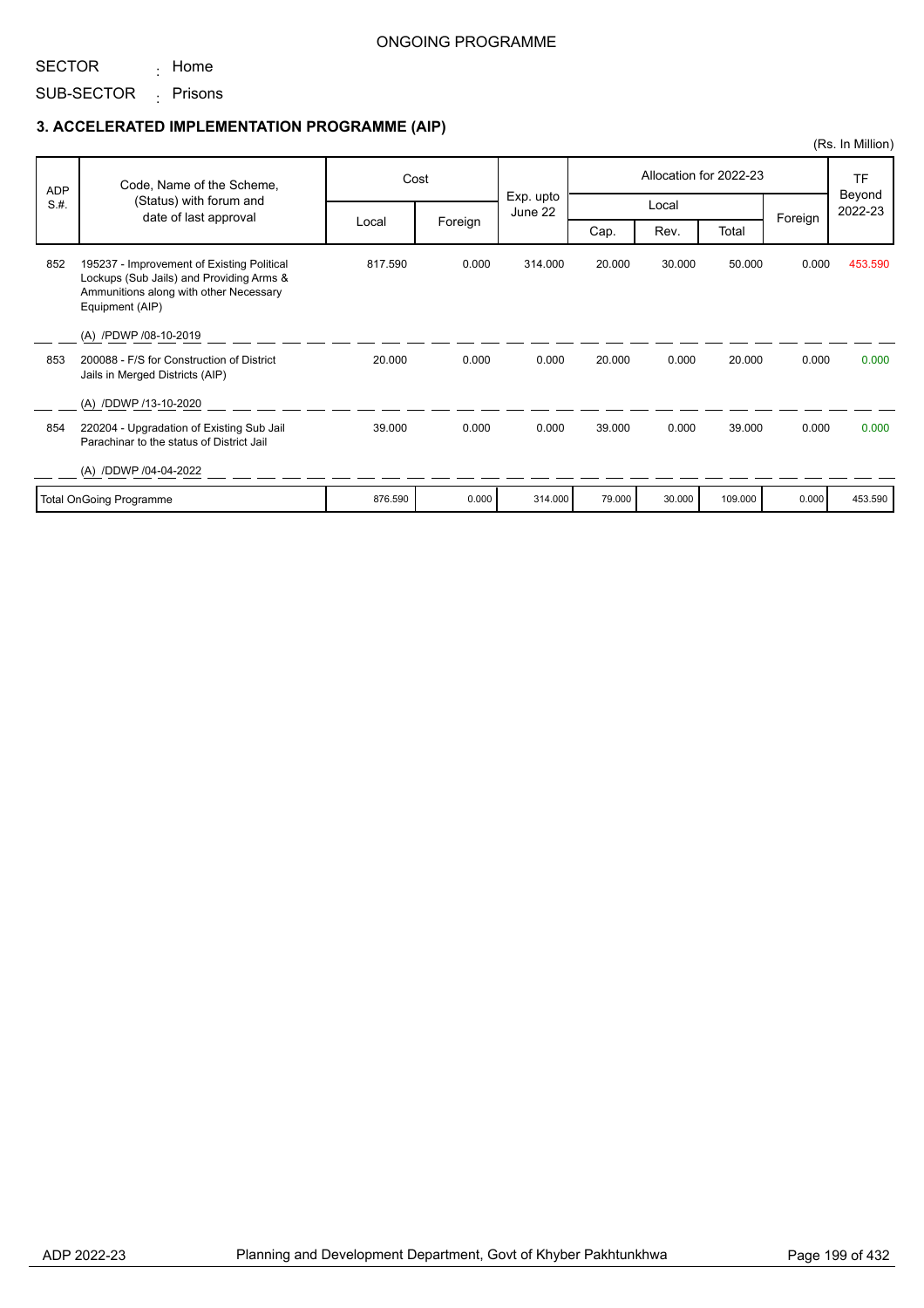ONGOING PROGRAMME

SECTOR : Home

SUB-SECTOR : Prisons

### 3. ACCELERATED IMPLEMENTATION PROGRAMME (AIP)

(Rs. In Million)

| ADP S.#. | Code, Name of the Scheme, (Status) with forum and date of last approval | Cost | | Exp. upto June 22 | Allocation for 2022-23 | | | | TF Beyond 2022-23 |
|---|---|---|---|---|---|---|---|---|---|
| | | Local | Foreign | | Local | | | Foreign | |
| | | | | | Cap. | Rev. | Total | | |
| 852 | 195237 - Improvement of Existing Political Lockups (Sub Jails) and Providing Arms & Ammunitions along with other Necessary Equipment (AIP)<br><br>(A) /PDWP /08-10-2019 | 817.590 | 0.000 | 314.000 | 20.000 | 30.000 | 50.000 | 0.000 | 453.590 |
| 853 | 200088 - F/S for Construction of District Jails in Merged Districts (AIP)<br><br>(A) /DDWP /13-10-2020 | 20.000 | 0.000 | 0.000 | 20.000 | 0.000 | 20.000 | 0.000 | 0.000 |
| 854 | 220204 - Upgradation of Existing Sub Jail Parachinar to the status of District Jail<br><br>(A) /DDWP /04-04-2022 | 39.000 | 0.000 | 0.000 | 39.000 | 0.000 | 39.000 | 0.000 | 0.000 |
| | Total OnGoing Programme | 876.590 | 0.000 | 314.000 | 79.000 | 30.000 | 109.000 | 0.000 | 453.590 |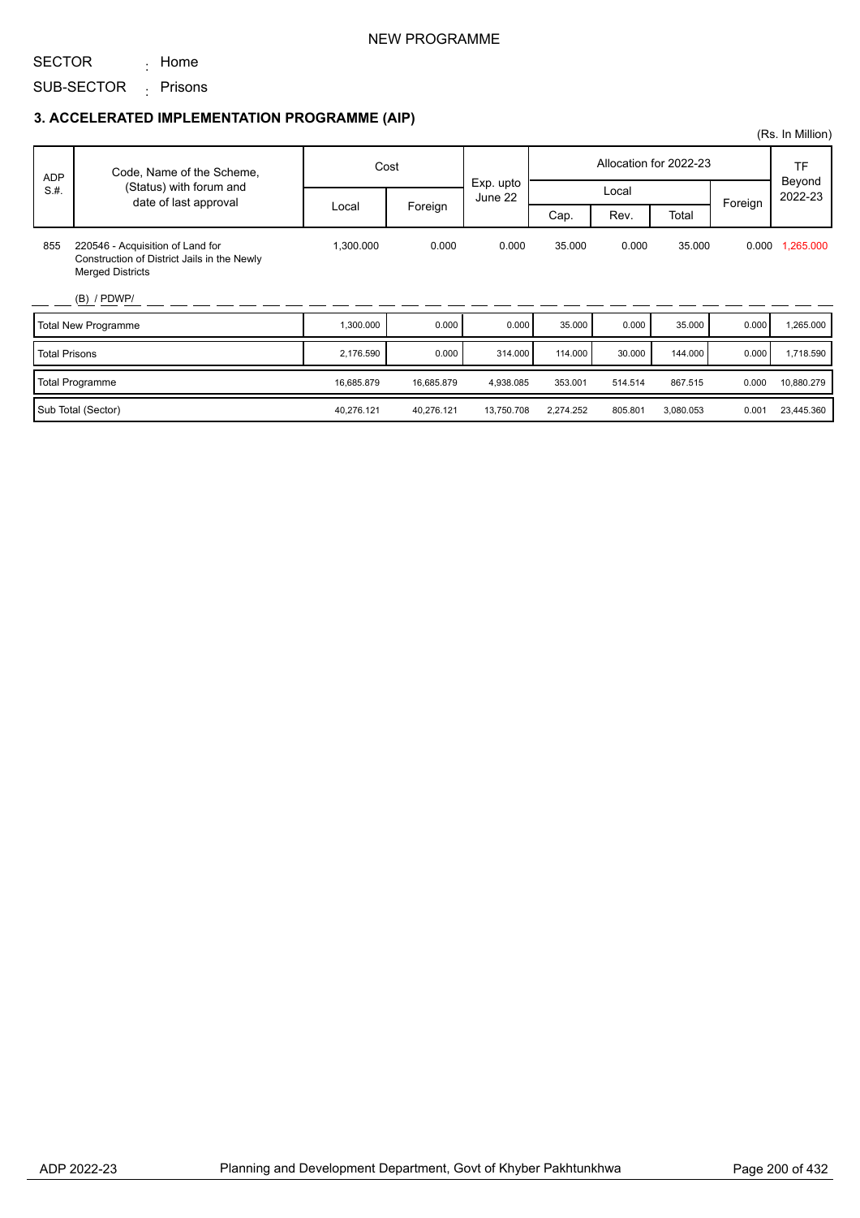NEW PROGRAMME

SECTOR : Home

SUB-SECTOR : Prisons

### 3. ACCELERATED IMPLEMENTATION PROGRAMME (AIP)

(Rs. In Million)

| ADP S.#. | Code, Name of the Scheme, (Status) with forum and date of last approval | Cost | | Exp. upto June 22 | Allocation for 2022-23 | | | | TF Beyond 2022-23 |
|---|---|---|---|---|---|---|---|---|---|
| | | Local | Foreign | | Local | | | Foreign | |
| | | | | | Cap. | Rev. | Total | | |
| 855 | 220546 - Acquisition of Land for Construction of District Jails in the Newly Merged Districts<br>(B) / PDWP/ | 1,300.000 | 0.000 | 0.000 | 35.000 | 0.000 | 35.000 | 0.000 | 1,265.000 |
| | Total New Programme | 1,300.000 | 0.000 | 0.000 | 35.000 | 0.000 | 35.000 | 0.000 | 1,265.000 |
| | Total Prisons | 2,176.590 | 0.000 | 314.000 | 114.000 | 30.000 | 144.000 | 0.000 | 1,718.590 |
| | Total Programme | 16,685.879 | 16,685.879 | 4,938.085 | 353.001 | 514.514 | 867.515 | 0.000 | 10,880.279 |
| | Sub Total (Sector) | 40,276.121 | 40,276.121 | 13,750.708 | 2,274.252 | 805.801 | 3,080.053 | 0.001 | 23,445.360 |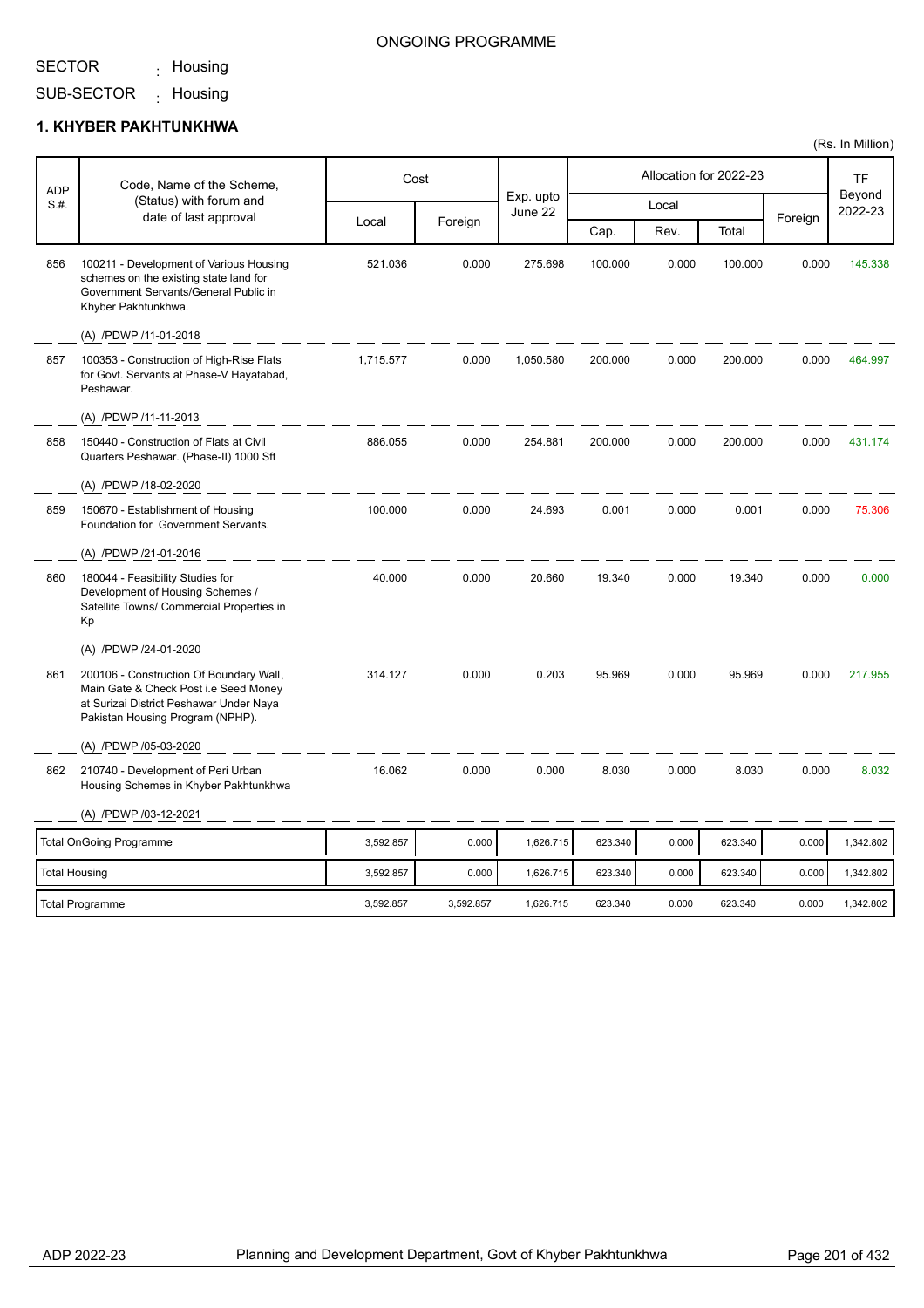ONGOING PROGRAMME

SECTOR : Housing

SUB-SECTOR : Housing

## 1. KHYBER PAKHTUNKHWA

(Rs. In Million)

| ADP S.#. | Code, Name of the Scheme, (Status) with forum and date of last approval | Cost | | Exp. upto June 22 | Allocation for 2022-23 | | | | TF Beyond 2022-23 |
|---|---|---|---|---|---|---|---|---|---|
| | | Local | Foreign | | Local | | | Foreign | |
| | | | | | Cap. | Rev. | Total | | |
| 856 | 100211 - Development of Various Housing schemes on the existing state land for Government Servants/General Public in Khyber Pakhtunkhwa. (A) /PDWP /11-01-2018 | 521.036 | 0.000 | 275.698 | 100.000 | 0.000 | 100.000 | 0.000 | 145.338 |
| 857 | 100353 - Construction of High-Rise Flats for Govt. Servants at Phase-V Hayatabad, Peshawar. (A) /PDWP /11-11-2013 | 1,715.577 | 0.000 | 1,050.580 | 200.000 | 0.000 | 200.000 | 0.000 | 464.997 |
| 858 | 150440 - Construction of Flats at Civil Quarters Peshawar. (Phase-II) 1000 Sft (A) /PDWP /18-02-2020 | 886.055 | 0.000 | 254.881 | 200.000 | 0.000 | 200.000 | 0.000 | 431.174 |
| 859 | 150670 - Establishment of Housing Foundation for Government Servants. (A) /PDWP /21-01-2016 | 100.000 | 0.000 | 24.693 | 0.001 | 0.000 | 0.001 | 0.000 | 75.306 |
| 860 | 180044 - Feasibility Studies for Development of Housing Schemes / Satellite Towns/ Commercial Properties in Kp (A) /PDWP /24-01-2020 | 40.000 | 0.000 | 20.660 | 19.340 | 0.000 | 19.340 | 0.000 | 0.000 |
| 861 | 200106 - Construction Of Boundary Wall, Main Gate & Check Post i.e Seed Money at Surizai District Peshawar Under Naya Pakistan Housing Program (NPHP). (A) /PDWP /05-03-2020 | 314.127 | 0.000 | 0.203 | 95.969 | 0.000 | 95.969 | 0.000 | 217.955 |
| 862 | 210740 - Development of Peri Urban Housing Schemes in Khyber Pakhtunkhwa (A) /PDWP /03-12-2021 | 16.062 | 0.000 | 0.000 | 8.030 | 0.000 | 8.030 | 0.000 | 8.032 |
| | Total OnGoing Programme | 3,592.857 | 0.000 | 1,626.715 | 623.340 | 0.000 | 623.340 | 0.000 | 1,342.802 |
| | Total Housing | 3,592.857 | 0.000 | 1,626.715 | 623.340 | 0.000 | 623.340 | 0.000 | 1,342.802 |
| | Total Programme | 3,592.857 | 3,592.857 | 1,626.715 | 623.340 | 0.000 | 623.340 | 0.000 | 1,342.802 |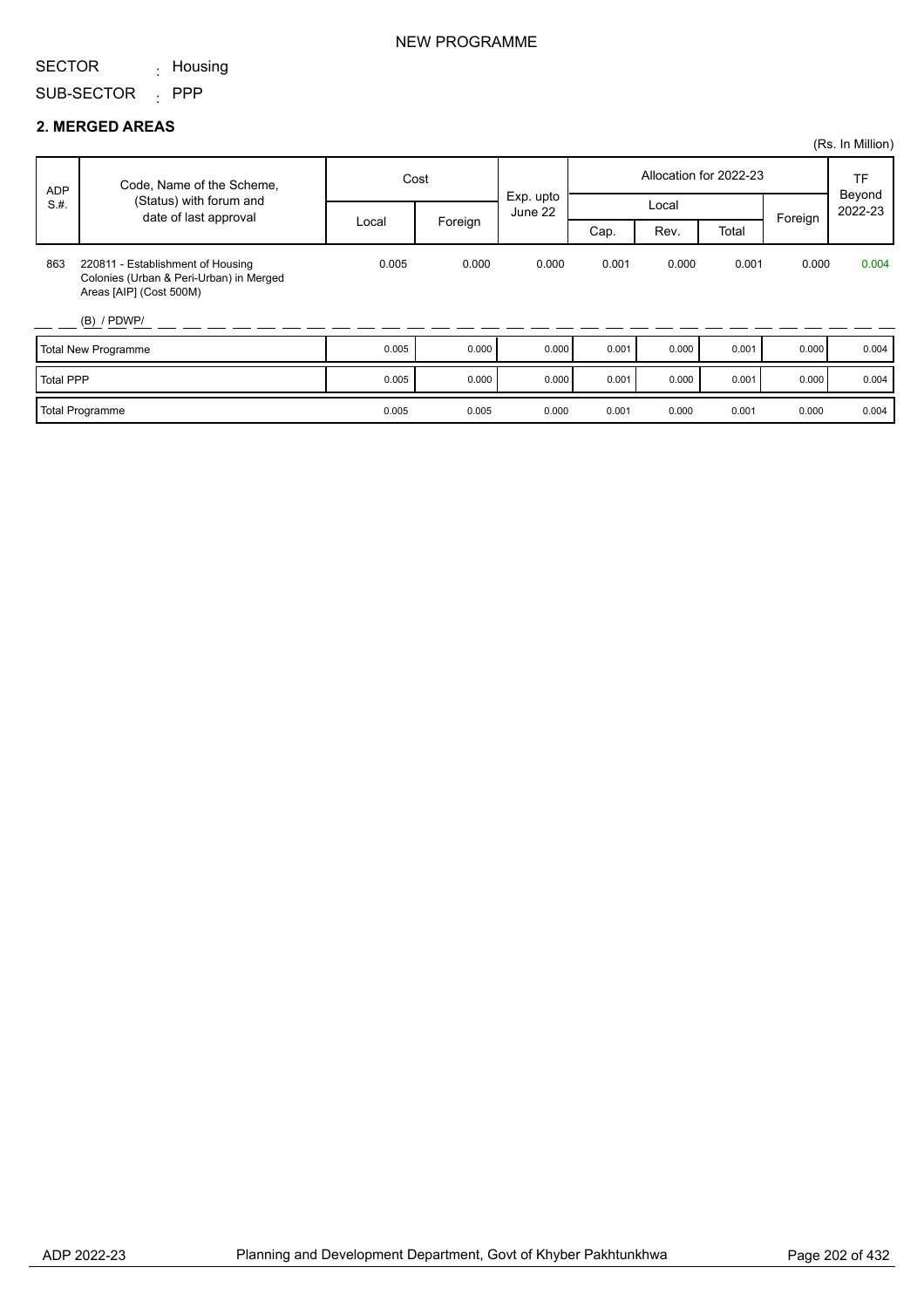NEW PROGRAMME

SECTOR : Housing

SUB-SECTOR : PPP

## 2. MERGED AREAS

(Rs. In Million)

| ADP S.#. | Code, Name of the Scheme, (Status) with forum and date of last approval | Cost | | Exp. upto June 22 | Allocation for 2022-23 | | | | TF Beyond 2022-23 |
|---|---|---|---|---|---|---|---|---|---|
| | | Local | Foreign | | Local | | | Foreign | |
| | | | | | Cap. | Rev. | Total | | |
| 863 | 220811 - Establishment of Housing Colonies (Urban & Peri-Urban) in Merged Areas [AIP] (Cost 500M)<br>(B) / PDWP/ | 0.005 | 0.000 | 0.000 | 0.001 | 0.000 | 0.001 | 0.000 | 0.004 |
| Total New Programme | | 0.005 | 0.000 | 0.000 | 0.001 | 0.000 | 0.001 | 0.000 | 0.004 |
| Total PPP | | 0.005 | 0.000 | 0.000 | 0.001 | 0.000 | 0.001 | 0.000 | 0.004 |
| Total Programme | | 0.005 | 0.005 | 0.000 | 0.001 | 0.000 | 0.001 | 0.000 | 0.004 |

ADP 2022-23 Planning and Development Department, Govt of Khyber Pakhtunkhwa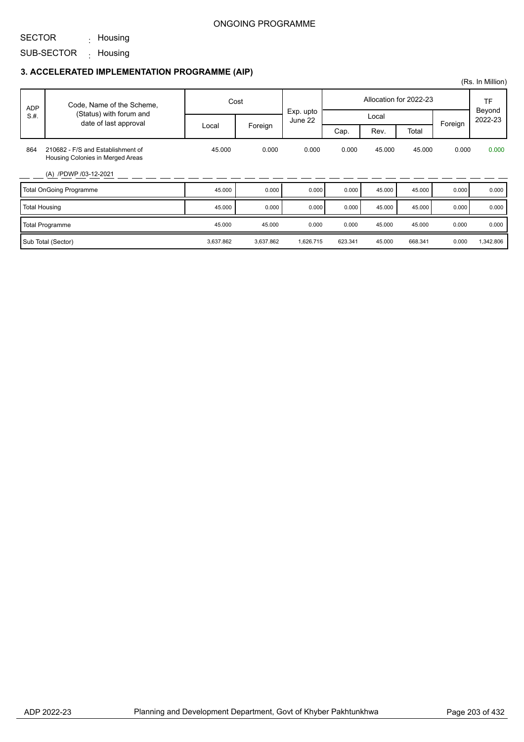ONGOING PROGRAMME

SECTOR : Housing

SUB-SECTOR : Housing

### 3. ACCELERATED IMPLEMENTATION PROGRAMME (AIP)

(Rs. In Million)

| ADP S.#. | Code, Name of the Scheme, (Status) with forum and date of last approval | Cost | | Exp. upto June 22 | Allocation for 2022-23 | | | | TF Beyond 2022-23 |
|---|---|---|---|---|---|---|---|---|---|
| | | | | | Local | | | Foreign | |
| | | Local | Foreign | | Cap. | Rev. | Total | | |
| 864 | 210682 - F/S and Establishment of Housing Colonies in Merged Areas (A) /PDWP /03-12-2021 | 45.000 | 0.000 | 0.000 | 0.000 | 45.000 | 45.000 | 0.000 | 0.000 |
| Total OnGoing Programme | | 45.000 | 0.000 | 0.000 | 0.000 | 45.000 | 45.000 | 0.000 | 0.000 |
| Total Housing | | 45.000 | 0.000 | 0.000 | 0.000 | 45.000 | 45.000 | 0.000 | 0.000 |
| Total Programme | | 45.000 | 45.000 | 0.000 | 0.000 | 45.000 | 45.000 | 0.000 | 0.000 |
| Sub Total (Sector) | | 3,637.862 | 3,637.862 | 1,626.715 | 623.341 | 45.000 | 668.341 | 0.000 | 1,342.806 |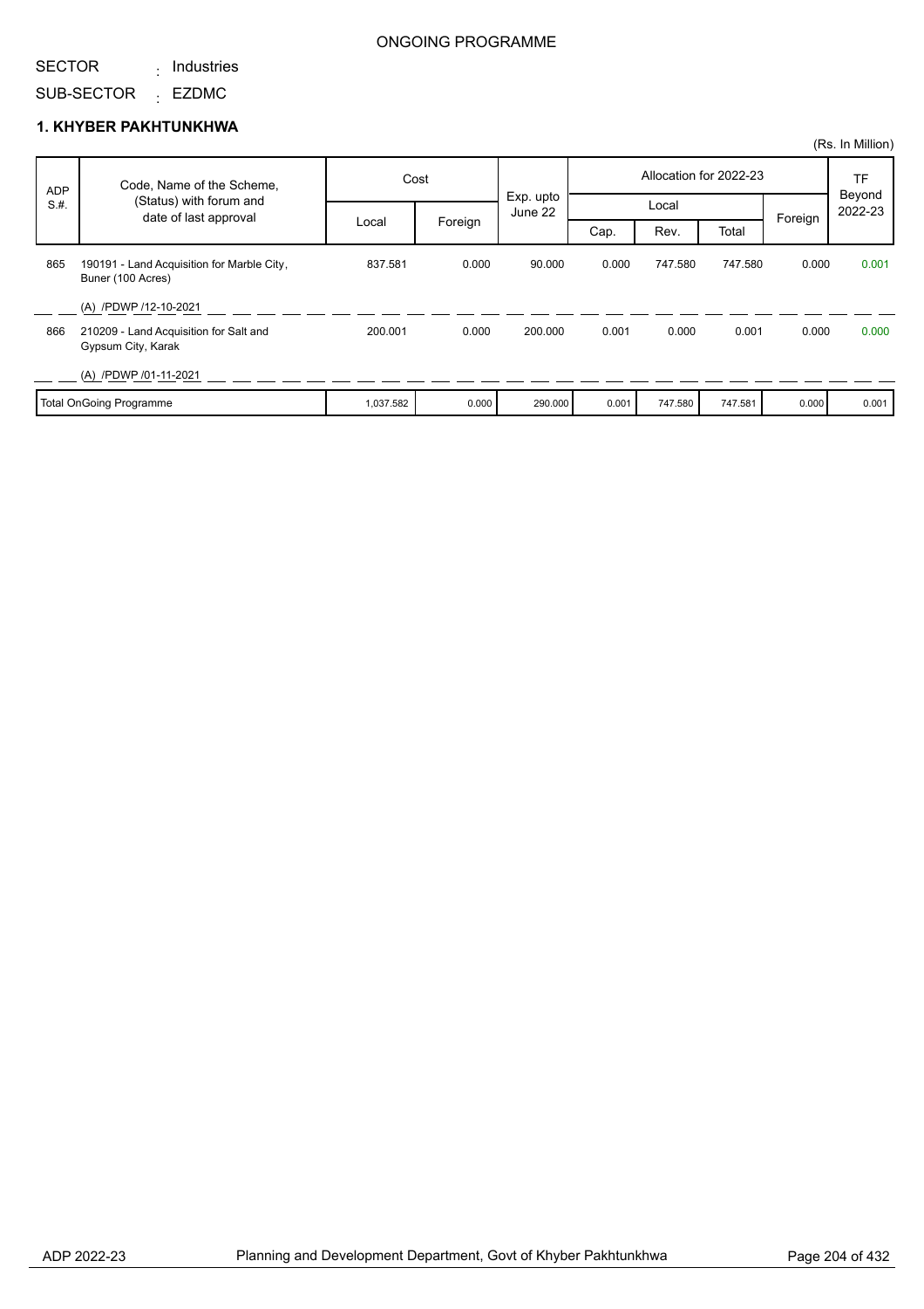ONGOING PROGRAMME

SECTOR : Industries

SUB-SECTOR : EZDMC

## 1. KHYBER PAKHTUNKHWA

(Rs. In Million)

| ADP S.#. | Code, Name of the Scheme, (Status) with forum and date of last approval | Cost | | Exp. upto June 22 | Allocation for 2022-23 | | | | TF Beyond 2022-23 |
|---|---|---|---|---|---|---|---|---|---|
| | | Local | Foreign | | Local | | | Foreign | |
| | | | | | Cap. | Rev. | Total | | |
| 865 | 190191 - Land Acquisition for Marble City, Buner (100 Acres)<br>(A) /PDWP /12-10-2021 | 837.581 | 0.000 | 90.000 | 0.000 | 747.580 | 747.580 | 0.000 | 0.001 |
| 866 | 210209 - Land Acquisition for Salt and Gypsum City, Karak<br>(A) /PDWP /01-11-2021 | 200.001 | 0.000 | 200.000 | 0.001 | 0.000 | 0.001 | 0.000 | 0.000 |
| | Total OnGoing Programme | 1,037.582 | 0.000 | 290.000 | 0.001 | 747.580 | 747.581 | 0.000 | 0.001 |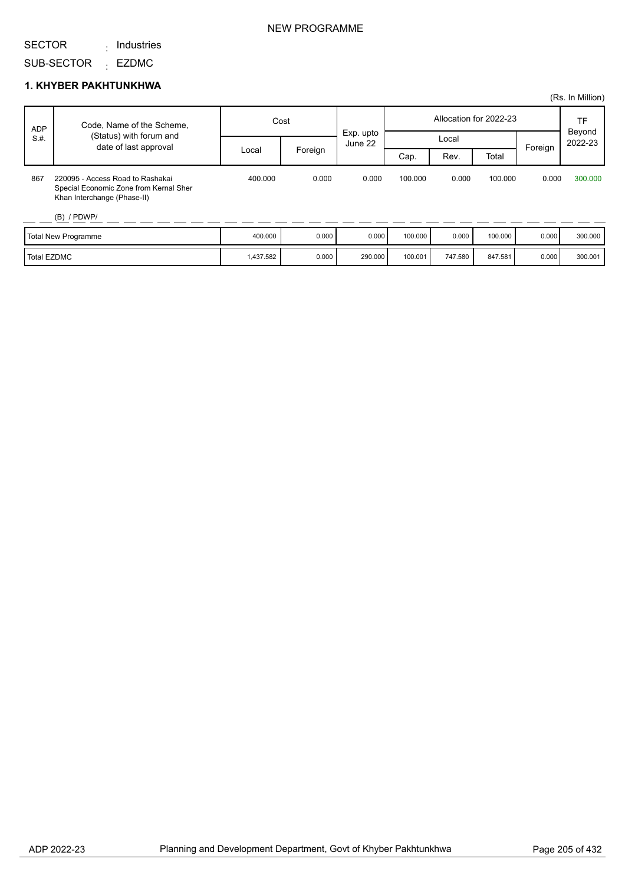NEW PROGRAMME

SECTOR : Industries

SUB-SECTOR : EZDMC

### 1. KHYBER PAKHTUNKHWA

(Rs. In Million)

| ADP S.#. | Code, Name of the Scheme, (Status) with forum and date of last approval | Cost | | Exp. upto June 22 | Allocation for 2022-23 | | | | TF Beyond 2022-23 |
|---|---|---|---|---|---|---|---|---|---|
| | | Local | Foreign | | Local | | | Foreign | |
| | | | | | Cap. | Rev. | Total | | |
| 867 | 220095 - Access Road to Rashakai Special Economic Zone from Kernal Sher Khan Interchange (Phase-II) (B) / PDWP/ | 400.000 | 0.000 | 0.000 | 100.000 | 0.000 | 100.000 | 0.000 | 300.000 |
| | Total New Programme | 400.000 | 0.000 | 0.000 | 100.000 | 0.000 | 100.000 | 0.000 | 300.000 |
| | Total EZDMC | 1,437.582 | 0.000 | 290.000 | 100.001 | 747.580 | 847.581 | 0.000 | 300.001 |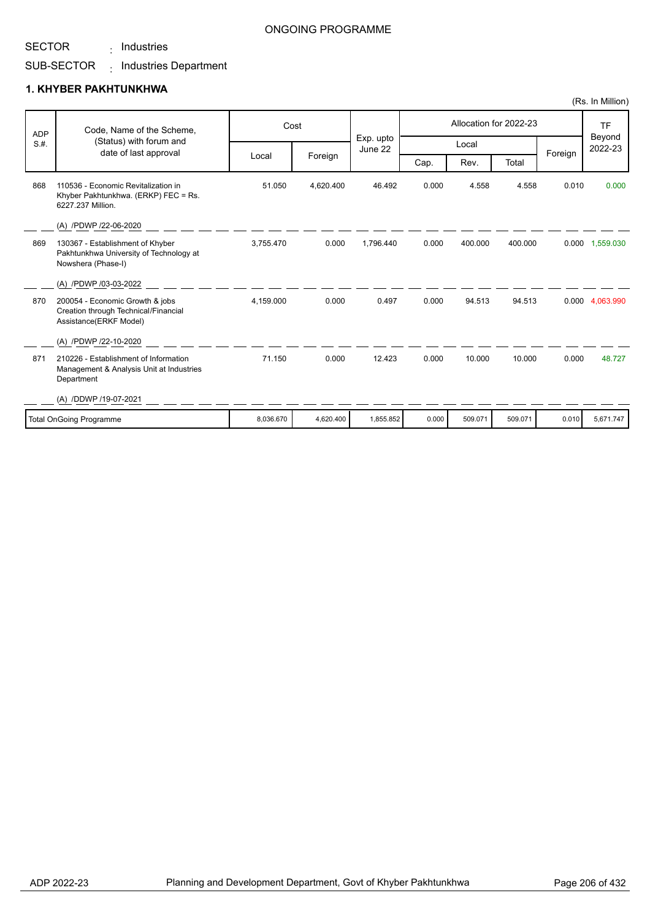ONGOING PROGRAMME

SECTOR : Industries

SUB-SECTOR : Industries Department

## 1. KHYBER PAKHTUNKHWA

(Rs. In Million)

| ADP S.#. | Code, Name of the Scheme, (Status) with forum and date of last approval | Cost | | Exp. upto June 22 | Allocation for 2022-23 | | | | TF Beyond 2022-23 |
|---|---|---|---|---|---|---|---|---|---|
| | | Local | Foreign | | Local | | | Foreign | |
| | | | | | Cap. | Rev. | Total | | |
| 868 | 110536 - Economic Revitalization in Khyber Pakhtunkhwa. (ERKP) FEC = Rs. 6227.237 Million.<br>(A) /PDWP /22-06-2020 | 51.050 | 4,620.400 | 46.492 | 0.000 | 4.558 | 4.558 | 0.010 | 0.000 |
| 869 | 130367 - Establishment of Khyber Pakhtunkhwa University of Technology at Nowshera (Phase-I)<br>(A) /PDWP /03-03-2022 | 3,755.470 | 0.000 | 1,796.440 | 0.000 | 400.000 | 400.000 | 0.000 | 1,559.030 |
| 870 | 200054 - Economic Growth & jobs Creation through Technical/Financial Assistance(ERKF Model)<br>(A) /PDWP /22-10-2020 | 4,159.000 | 0.000 | 0.497 | 0.000 | 94.513 | 94.513 | 0.000 | 4,063.990 |
| 871 | 210226 - Establishment of Information Management & Analysis Unit at Industries Department<br>(A) /DDWP /19-07-2021 | 71.150 | 0.000 | 12.423 | 0.000 | 10.000 | 10.000 | 0.000 | 48.727 |
| | Total OnGoing Programme | 8,036.670 | 4,620.400 | 1,855.852 | 0.000 | 509.071 | 509.071 | 0.010 | 5,671.747 |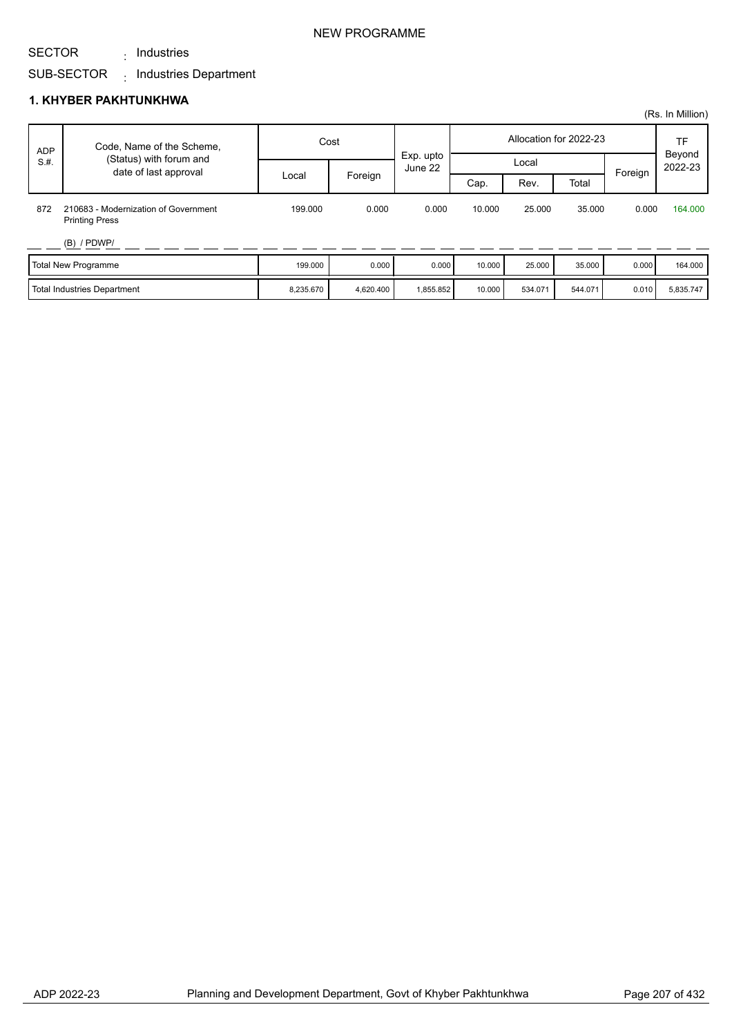NEW PROGRAMME

SECTOR : Industries

SUB-SECTOR : Industries Department

## 1. KHYBER PAKHTUNKHWA

(Rs. In Million)

| ADP S.#. | Code, Name of the Scheme, (Status) with forum and date of last approval | Cost | | Exp. upto June 22 | Allocation for 2022-23 | | | | TF Beyond 2022-23 |
|---|---|---|---|---|---|---|---|---|---|
| | | Local | Foreign | | Local | | | Foreign | |
| | | | | | Cap. | Rev. | Total | | |
| 872 | 210683 - Modernization of Government Printing Press<br><br>(B) / PDWP/ | 199.000 | 0.000 | 0.000 | 10.000 | 25.000 | 35.000 | 0.000 | 164.000 |
| | Total New Programme | 199.000 | 0.000 | 0.000 | 10.000 | 25.000 | 35.000 | 0.000 | 164.000 |
| | Total Industries Department | 8,235.670 | 4,620.400 | 1,855.852 | 10.000 | 534.071 | 544.071 | 0.010 | 5,835.747 |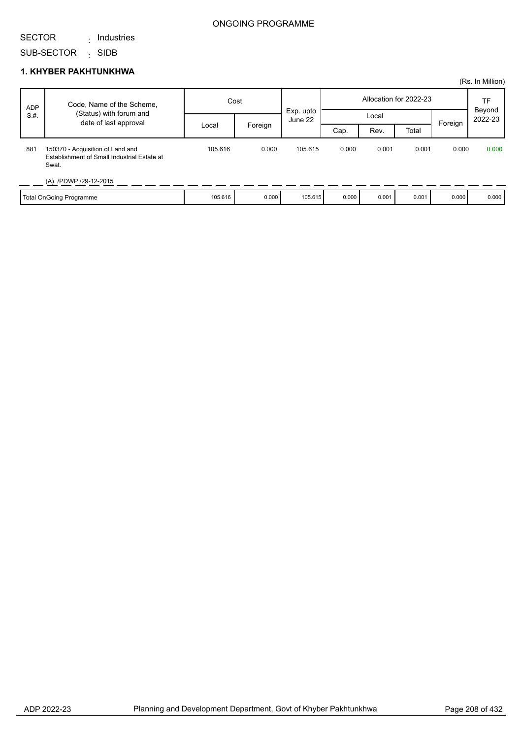ONGOING PROGRAMME

SECTOR : Industries

SUB-SECTOR : SIDB

**1. KHYBER PAKHTUNKHWA**

(Rs. In Million)

| ADP S.#. | Code, Name of the Scheme, (Status) with forum and date of last approval | Cost | | Exp. upto June 22 | Allocation for 2022-23 | | | | TF Beyond 2022-23 |
|---|---|---|---|---|---|---|---|---|---|
| | | Local | Foreign | | Local | | | Foreign | |
| | | | | | Cap. | Rev. | Total | | |
| 881 | 150370 - Acquisition of Land and Establishment of Small Industrial Estate at Swat. (A) /PDWP /29-12-2015 | 105.616 | 0.000 | 105.615 | 0.000 | 0.001 | 0.001 | 0.000 | 0.000 |
| | Total OnGoing Programme | 105.616 | 0.000 | 105.615 | 0.000 | 0.001 | 0.001 | 0.000 | 0.000 |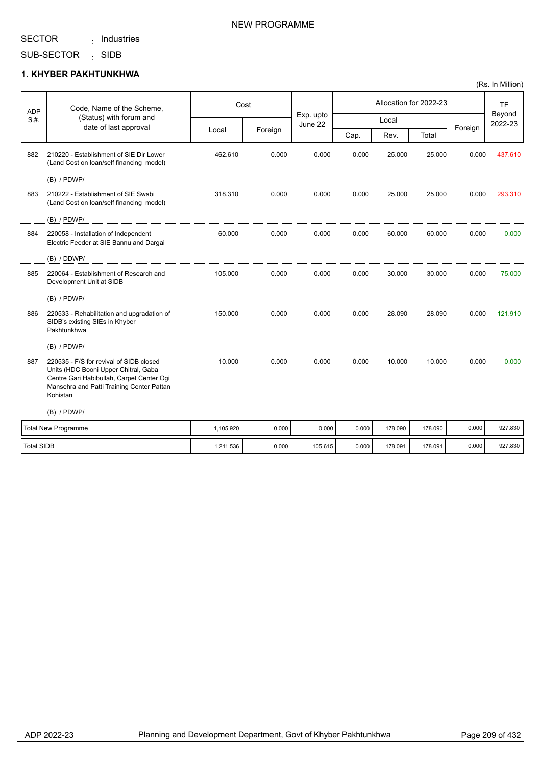NEW PROGRAMME

SECTOR : Industries

SUB-SECTOR : SIDB

## 1. KHYBER PAKHTUNKHWA

(Rs. In Million)

| ADP S.#. | Code, Name of the Scheme, (Status) with forum and date of last approval | Cost | | Exp. upto June 22 | Allocation for 2022-23 | | | | TF Beyond 2022-23 |
|---|---|---|---|---|---|---|---|---|---|
| | | Local | Foreign | | Local | | | Foreign | |
| | | | | | Cap. | Rev. | Total | | |
| 882 | 210220 - Establishment of SIE Dir Lower (Land Cost on loan/self financing model) (B) / PDWP/ | 462.610 | 0.000 | 0.000 | 0.000 | 25.000 | 25.000 | 0.000 | 437.610 |
| 883 | 210222 - Establishment of SIE Swabi (Land Cost on loan/self financing model) (B) / PDWP/ | 318.310 | 0.000 | 0.000 | 0.000 | 25.000 | 25.000 | 0.000 | 293.310 |
| 884 | 220058 - Installation of Independent Electric Feeder at SIE Bannu and Dargai (B) / DDWP/ | 60.000 | 0.000 | 0.000 | 0.000 | 60.000 | 60.000 | 0.000 | 0.000 |
| 885 | 220064 - Establishment of Research and Development Unit at SIDB (B) / PDWP/ | 105.000 | 0.000 | 0.000 | 0.000 | 30.000 | 30.000 | 0.000 | 75.000 |
| 886 | 220533 - Rehabilitation and upgradation of SIDB's existing SIEs in Khyber Pakhtunkhwa (B) / PDWP/ | 150.000 | 0.000 | 0.000 | 0.000 | 28.090 | 28.090 | 0.000 | 121.910 |
| 887 | 220535 - F/S for revival of SIDB closed Units (HDC Booni Upper Chitral, Gaba Centre Gari Habibullah, Carpet Center Ogi Mansehra and Patti Training Center Pattan Kohistan (B) / PDWP/ | 10.000 | 0.000 | 0.000 | 0.000 | 10.000 | 10.000 | 0.000 | 0.000 |
| Total New Programme | | 1,105.920 | 0.000 | 0.000 | 0.000 | 178.090 | 178.090 | 0.000 | 927.830 |
| Total SIDB | | 1,211.536 | 0.000 | 105.615 | 0.000 | 178.091 | 178.091 | 0.000 | 927.830 |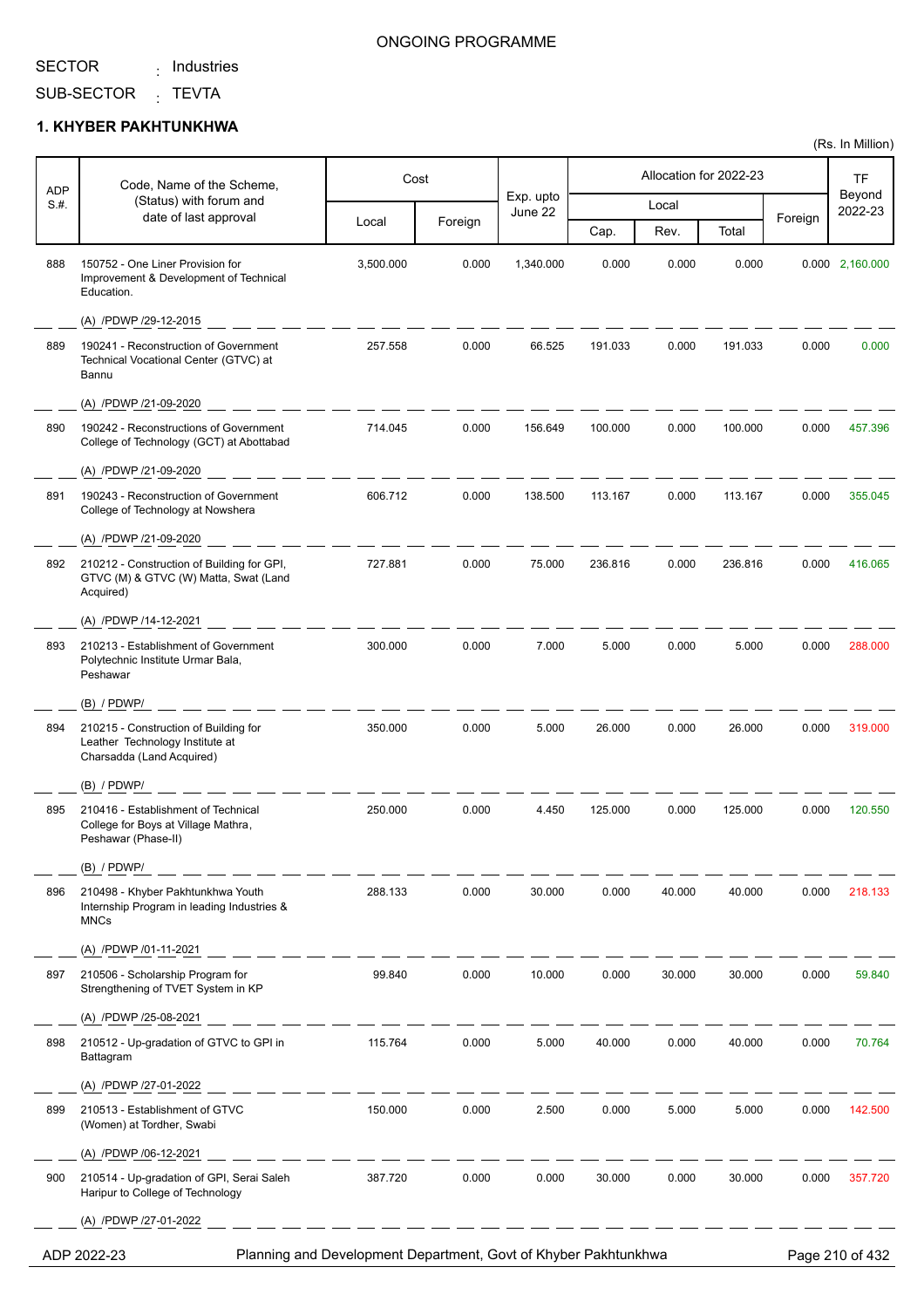ONGOING PROGRAMME

SECTOR : Industries

SUB-SECTOR : TEVTA

## 1. KHYBER PAKHTUNKHWA

(Rs. In Million)

| ADP S.#. | Code, Name of the Scheme, (Status) with forum and date of last approval | Cost | | Exp. upto June 22 | Allocation for 2022-23 | | | | TF Beyond 2022-23 |
|---|---|---|---|---|---|---|---|---|---|
| | | | | | Local | | | Foreign | |
| | | Local | Foreign | | Cap. | Rev. | Total | | |
| 888 | 150752 - One Liner Provision for Improvement & Development of Technical Education. (A) /PDWP /29-12-2015 | 3,500.000 | 0.000 | 1,340.000 | 0.000 | 0.000 | 0.000 | 0.000 | 2,160.000 |
| 889 | 190241 - Reconstruction of Government Technical Vocational Center (GTVC) at Bannu (A) /PDWP /21-09-2020 | 257.558 | 0.000 | 66.525 | 191.033 | 0.000 | 191.033 | 0.000 | 0.000 |
| 890 | 190242 - Reconstructions of Government College of Technology (GCT) at Abottabad (A) /PDWP /21-09-2020 | 714.045 | 0.000 | 156.649 | 100.000 | 0.000 | 100.000 | 0.000 | 457.396 |
| 891 | 190243 - Reconstruction of Government College of Technology at Nowshera (A) /PDWP /21-09-2020 | 606.712 | 0.000 | 138.500 | 113.167 | 0.000 | 113.167 | 0.000 | 355.045 |
| 892 | 210212 - Construction of Building for GPI, GTVC (M) & GTVC (W) Matta, Swat (Land Acquired) (A) /PDWP /14-12-2021 | 727.881 | 0.000 | 75.000 | 236.816 | 0.000 | 236.816 | 0.000 | 416.065 |
| 893 | 210213 - Establishment of Government Polytechnic Institute Urmar Bala, Peshawar (B) / PDWP/ | 300.000 | 0.000 | 7.000 | 5.000 | 0.000 | 5.000 | 0.000 | 288.000 |
| 894 | 210215 - Construction of Building for Leather Technology Institute at Charsadda (Land Acquired) (B) / PDWP/ | 350.000 | 0.000 | 5.000 | 26.000 | 0.000 | 26.000 | 0.000 | 319.000 |
| 895 | 210416 - Establishment of Technical College for Boys at Village Mathra, Peshawar (Phase-II) (B) / PDWP/ | 250.000 | 0.000 | 4.450 | 125.000 | 0.000 | 125.000 | 0.000 | 120.550 |
| 896 | 210498 - Khyber Pakhtunkhwa Youth Internship Program in leading Industries & MNCs (A) /PDWP /01-11-2021 | 288.133 | 0.000 | 30.000 | 0.000 | 40.000 | 40.000 | 0.000 | 218.133 |
| 897 | 210506 - Scholarship Program for Strengthening of TVET System in KP (A) /PDWP /25-08-2021 | 99.840 | 0.000 | 10.000 | 0.000 | 30.000 | 30.000 | 0.000 | 59.840 |
| 898 | 210512 - Up-gradation of GTVC to GPI in Battagram (A) /PDWP /27-01-2022 | 115.764 | 0.000 | 5.000 | 40.000 | 0.000 | 40.000 | 0.000 | 70.764 |
| 899 | 210513 - Establishment of GTVC (Women) at Tordher, Swabi (A) /PDWP /06-12-2021 | 150.000 | 0.000 | 2.500 | 0.000 | 5.000 | 5.000 | 0.000 | 142.500 |
| 900 | 210514 - Up-gradation of GPI, Serai Saleh Haripur to College of Technology (A) /PDWP /27-01-2022 | 387.720 | 0.000 | 0.000 | 30.000 | 0.000 | 30.000 | 0.000 | 357.720 |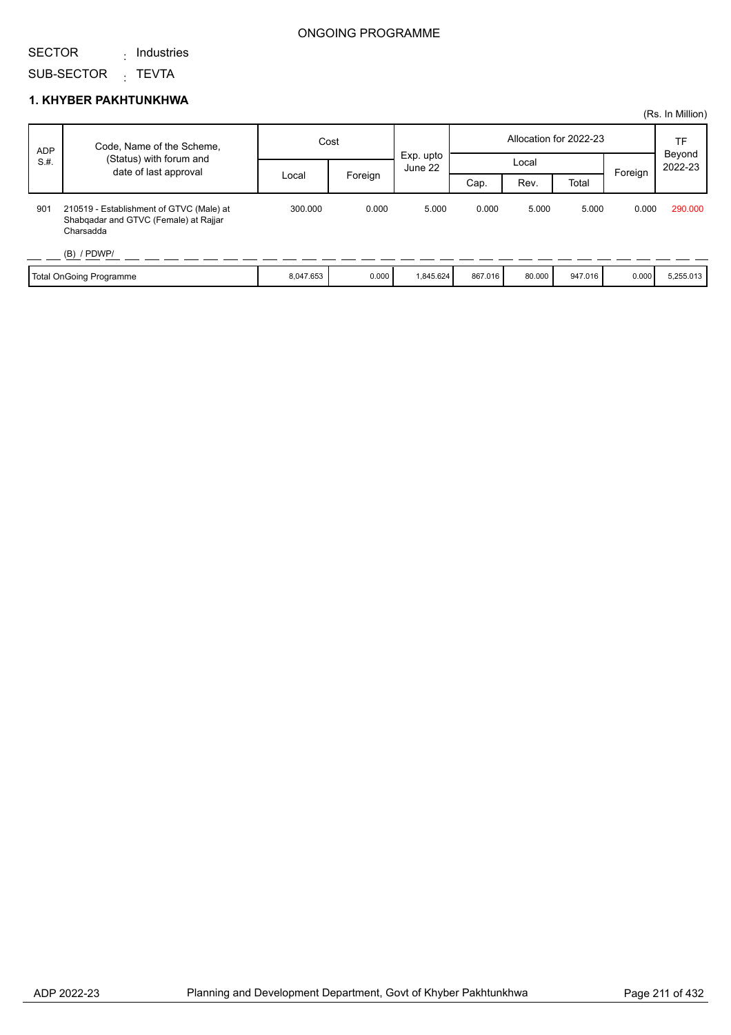ONGOING PROGRAMME

SECTOR : Industries

SUB-SECTOR : TEVTA

## 1. KHYBER PAKHTUNKHWA

(Rs. In Million)

| ADP S.#. | Code, Name of the Scheme, (Status) with forum and date of last approval | Cost | | Exp. upto June 22 | Allocation for 2022-23 | | | | TF Beyond 2022-23 |
|---|---|---|---|---|---|---|---|---|---|
| | | Local | Foreign | | Local | | | Foreign | |
| | | | | | Cap. | Rev. | Total | | |
| 901 | 210519 - Establishment of GTVC (Male) at Shabqadar and GTVC (Female) at Rajjar Charsadda<br>(B) / PDWP/ | 300.000 | 0.000 | 5.000 | 0.000 | 5.000 | 5.000 | 0.000 | 290.000 |
| | Total OnGoing Programme | 8,047.653 | 0.000 | 1,845.624 | 867.016 | 80.000 | 947.016 | 0.000 | 5,255.013 |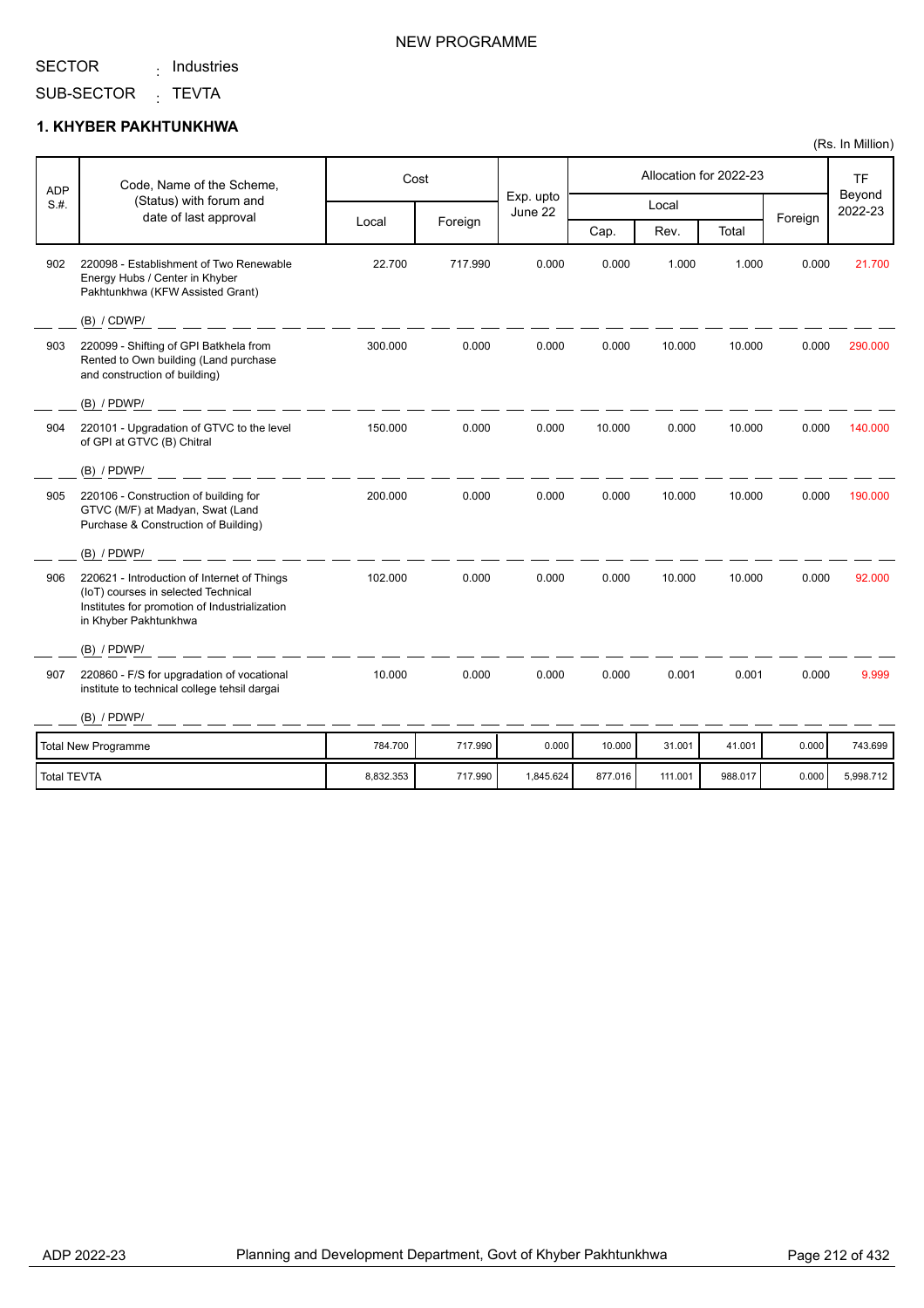NEW PROGRAMME

SECTOR : Industries

SUB-SECTOR : TEVTA

## 1. KHYBER PAKHTUNKHWA

(Rs. In Million)

| ADP S.#. | Code, Name of the Scheme, (Status) with forum and date of last approval | Cost | | Exp. upto June 22 | Allocation for 2022-23 | | | | TF Beyond 2022-23 |
|---|---|---|---|---|---|---|---|---|---|
| | | Local | Foreign | | Local | | | Foreign | |
| | | | | | Cap. | Rev. | Total | | |
| 902 | 220098 - Establishment of Two Renewable Energy Hubs / Center in Khyber Pakhtunkhwa (KFW Assisted Grant) (B) / CDWP/ | 22.700 | 717.990 | 0.000 | 0.000 | 1.000 | 1.000 | 0.000 | 21.700 |
| 903 | 220099 - Shifting of GPI Batkhela from Rented to Own building (Land purchase and construction of building) (B) / PDWP/ | 300.000 | 0.000 | 0.000 | 0.000 | 10.000 | 10.000 | 0.000 | 290.000 |
| 904 | 220101 - Upgradation of GTVC to the level of GPI at GTVC (B) Chitral (B) / PDWP/ | 150.000 | 0.000 | 0.000 | 10.000 | 0.000 | 10.000 | 0.000 | 140.000 |
| 905 | 220106 - Construction of building for GTVC (M/F) at Madyan, Swat (Land Purchase & Construction of Building) (B) / PDWP/ | 200.000 | 0.000 | 0.000 | 0.000 | 10.000 | 10.000 | 0.000 | 190.000 |
| 906 | 220621 - Introduction of Internet of Things (IoT) courses in selected Technical Institutes for promotion of Industrialization in Khyber Pakhtunkhwa (B) / PDWP/ | 102.000 | 0.000 | 0.000 | 0.000 | 10.000 | 10.000 | 0.000 | 92.000 |
| 907 | 220860 - F/S for upgradation of vocational institute to technical college tehsil dargai (B) / PDWP/ | 10.000 | 0.000 | 0.000 | 0.000 | 0.001 | 0.001 | 0.000 | 9.999 |
| | Total New Programme | 784.700 | 717.990 | 0.000 | 10.000 | 31.001 | 41.001 | 0.000 | 743.699 |
| | Total TEVTA | 8,832.353 | 717.990 | 1,845.624 | 877.016 | 111.001 | 988.017 | 0.000 | 5,998.712 |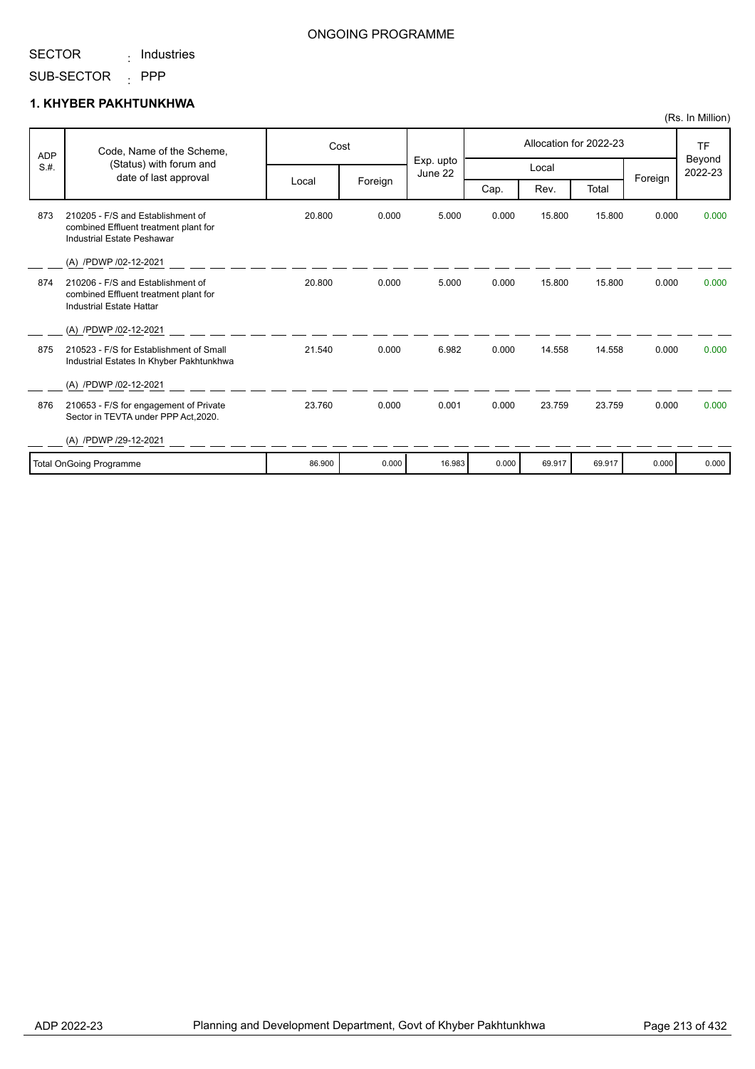ONGOING PROGRAMME

SECTOR : Industries

SUB-SECTOR : PPP

## 1. KHYBER PAKHTUNKHWA

(Rs. In Million)

| ADP S.#. | Code, Name of the Scheme, (Status) with forum and date of last approval | Cost | | Exp. upto June 22 | Allocation for 2022-23 | | | | TF Beyond 2022-23 |
|---|---|---|---|---|---|---|---|---|---|
| | | Local | Foreign | | Local | | | Foreign | |
| | | | | | Cap. | Rev. | Total | | |
| 873 | 210205 - F/S and Establishment of combined Effluent treatment plant for Industrial Estate Peshawar<br>(A) /PDWP /02-12-2021 | 20.800 | 0.000 | 5.000 | 0.000 | 15.800 | 15.800 | 0.000 | 0.000 |
| 874 | 210206 - F/S and Establishment of combined Effluent treatment plant for Industrial Estate Hattar<br>(A) /PDWP /02-12-2021 | 20.800 | 0.000 | 5.000 | 0.000 | 15.800 | 15.800 | 0.000 | 0.000 |
| 875 | 210523 - F/S for Establishment of Small Industrial Estates In Khyber Pakhtunkhwa<br>(A) /PDWP /02-12-2021 | 21.540 | 0.000 | 6.982 | 0.000 | 14.558 | 14.558 | 0.000 | 0.000 |
| 876 | 210653 - F/S for engagement of Private Sector in TEVTA under PPP Act,2020.<br>(A) /PDWP /29-12-2021 | 23.760 | 0.000 | 0.001 | 0.000 | 23.759 | 23.759 | 0.000 | 0.000 |
| | Total OnGoing Programme | 86.900 | 0.000 | 16.983 | 0.000 | 69.917 | 69.917 | 0.000 | 0.000 |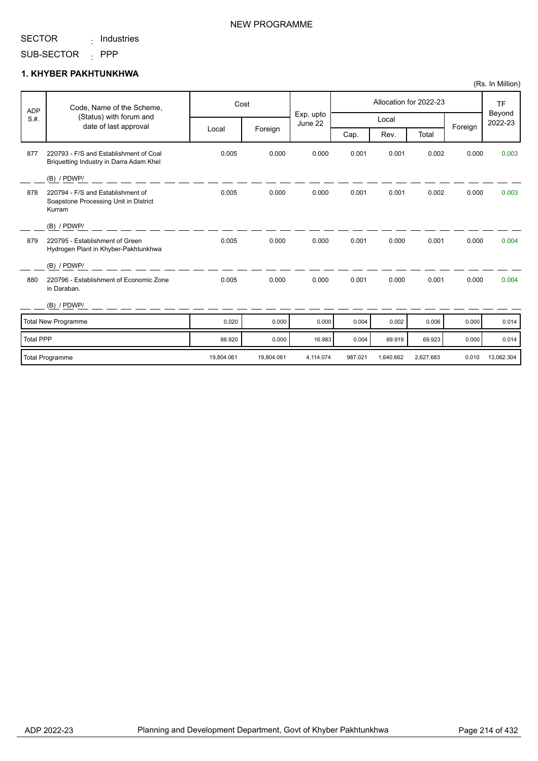NEW PROGRAMME

SECTOR : Industries

SUB-SECTOR : PPP

## 1. KHYBER PAKHTUNKHWA

(Rs. In Million)

| ADP S.#. | Code, Name of the Scheme, (Status) with forum and date of last approval | Cost | | Exp. upto June 22 | Allocation for 2022-23 | | | | TF Beyond 2022-23 |
|---|---|---|---|---|---|---|---|---|---|
| | | Local | Foreign | | Local | | | Foreign | |
| | | | | | Cap. | Rev. | Total | | |
| 877 | 220793 - F/S and Establishment of Coal Briquetting Industry in Darra Adam Khel (B) / PDWP/ | 0.005 | 0.000 | 0.000 | 0.001 | 0.001 | 0.002 | 0.000 | 0.003 |
| 878 | 220794 - F/S and Establishment of Soapstone Processing Unit in District Kurram (B) / PDWP/ | 0.005 | 0.000 | 0.000 | 0.001 | 0.001 | 0.002 | 0.000 | 0.003 |
| 879 | 220795 - Establishment of Green Hydrogen Plant in Khyber-Pakhtunkhwa (B) / PDWP/ | 0.005 | 0.000 | 0.000 | 0.001 | 0.000 | 0.001 | 0.000 | 0.004 |
| 880 | 220796 - Establishment of Economic Zone in Daraban. (B) / PDWP/ | 0.005 | 0.000 | 0.000 | 0.001 | 0.000 | 0.001 | 0.000 | 0.004 |
| | Total New Programme | 0.020 | 0.000 | 0.000 | 0.004 | 0.002 | 0.006 | 0.000 | 0.014 |
| | Total PPP | 86.920 | 0.000 | 16.983 | 0.004 | 69.919 | 69.923 | 0.000 | 0.014 |
| | Total Programme | 19,804.061 | 19,804.061 | 4,114.074 | 987.021 | 1,640.662 | 2,627.683 | 0.010 | 13,062.304 |

ADP 2022-23 — Planning and Development Department, Govt of Khyber Pakhtunkhwa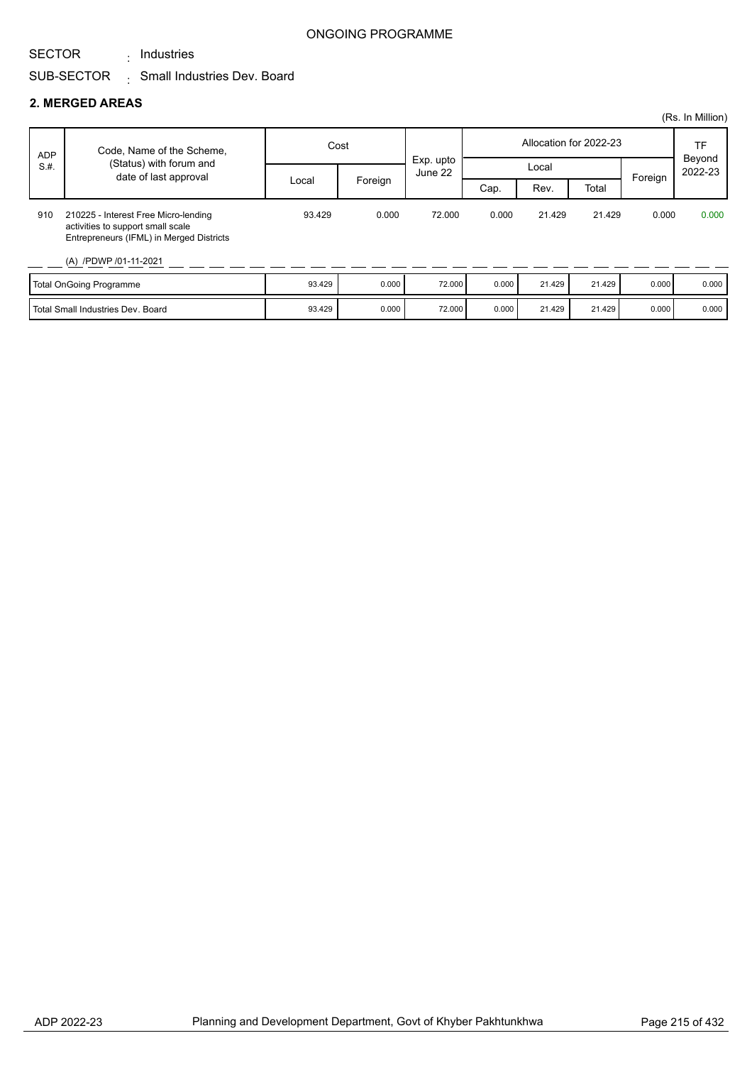ONGOING PROGRAMME

SECTOR : Industries

SUB-SECTOR : Small Industries Dev. Board

## 2. MERGED AREAS

(Rs. In Million)

| ADP S.#. | Code, Name of the Scheme, (Status) with forum and date of last approval | Cost | | Exp. upto June 22 | Allocation for 2022-23 | | | | TF Beyond 2022-23 |
|---|---|---|---|---|---|---|---|---|---|
| | | | | | Local | | | Foreign | |
| | | Local | Foreign | | Cap. | Rev. | Total | | |
| 910 | 210225 - Interest Free Micro-lending activities to support small scale Entrepreneurs (IFML) in Merged Districts (A) /PDWP /01-11-2021 | 93.429 | 0.000 | 72.000 | 0.000 | 21.429 | 21.429 | 0.000 | 0.000 |
| | Total OnGoing Programme | 93.429 | 0.000 | 72.000 | 0.000 | 21.429 | 21.429 | 0.000 | 0.000 |
| | Total Small Industries Dev. Board | 93.429 | 0.000 | 72.000 | 0.000 | 21.429 | 21.429 | 0.000 | 0.000 |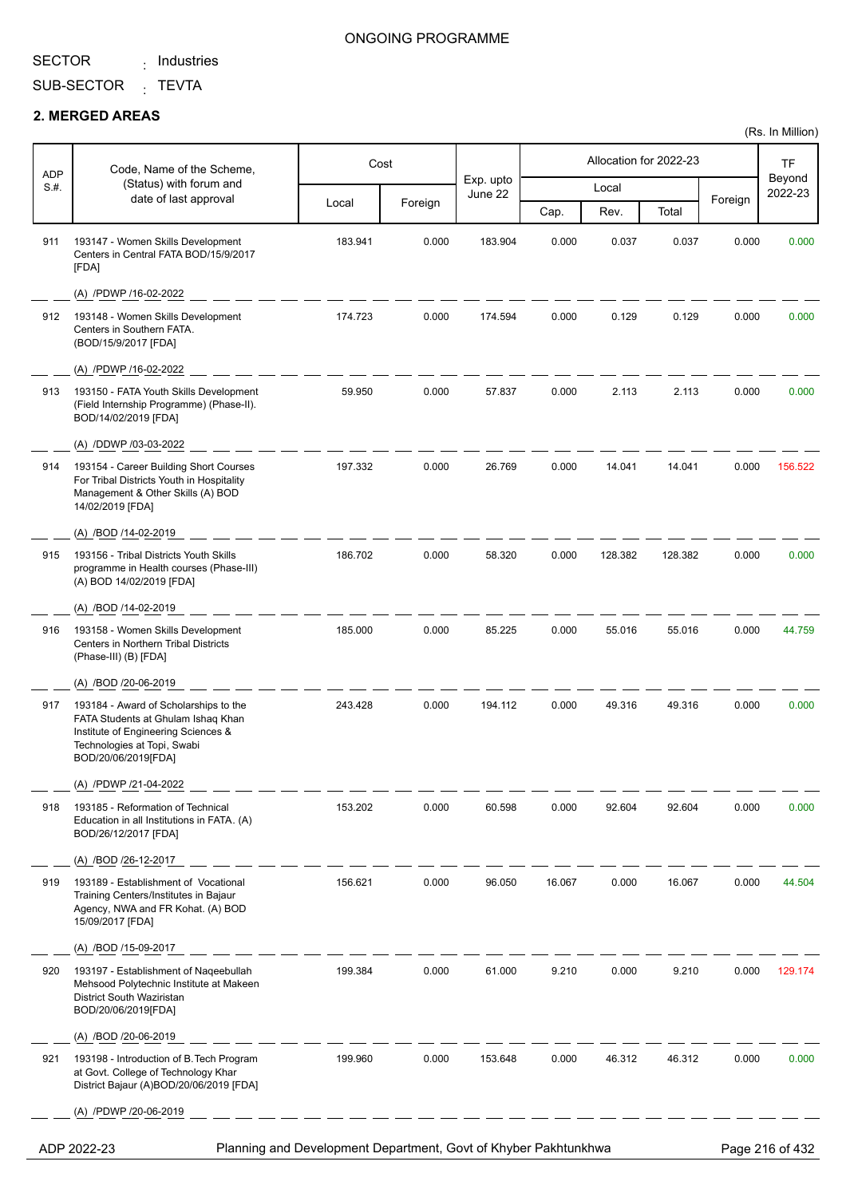ONGOING PROGRAMME

SECTOR : Industries

SUB-SECTOR : TEVTA

## 2. MERGED AREAS

(Rs. In Million)

| ADP S.#. | Code, Name of the Scheme, (Status) with forum and date of last approval | Cost | | Exp. upto June 22 | Allocation for 2022-23 | | | | TF Beyond 2022-23 |
|---|---|---|---|---|---|---|---|---|---|
| | | Local | Foreign | | Local | | | Foreign | |
| | | | | | Cap. | Rev. | Total | | |
| 911 | 193147 - Women Skills Development Centers in Central FATA BOD/15/9/2017 [FDA] (A) /PDWP /16-02-2022 | 183.941 | 0.000 | 183.904 | 0.000 | 0.037 | 0.037 | 0.000 | 0.000 |
| 912 | 193148 - Women Skills Development Centers in Southern FATA. (BOD/15/9/2017 [FDA] (A) /PDWP /16-02-2022 | 174.723 | 0.000 | 174.594 | 0.000 | 0.129 | 0.129 | 0.000 | 0.000 |
| 913 | 193150 - FATA Youth Skills Development (Field Internship Programme) (Phase-II). BOD/14/02/2019 [FDA] (A) /DDWP /03-03-2022 | 59.950 | 0.000 | 57.837 | 0.000 | 2.113 | 2.113 | 0.000 | 0.000 |
| 914 | 193154 - Career Building Short Courses For Tribal Districts Youth in Hospitality Management & Other Skills (A) BOD 14/02/2019 [FDA] (A) /BOD /14-02-2019 | 197.332 | 0.000 | 26.769 | 0.000 | 14.041 | 14.041 | 0.000 | 156.522 |
| 915 | 193156 - Tribal Districts Youth Skills programme in Health courses (Phase-III) (A) BOD 14/02/2019 [FDA] (A) /BOD /14-02-2019 | 186.702 | 0.000 | 58.320 | 0.000 | 128.382 | 128.382 | 0.000 | 0.000 |
| 916 | 193158 - Women Skills Development Centers in Northern Tribal Districts (Phase-III) (B) [FDA] (A) /BOD /20-06-2019 | 185.000 | 0.000 | 85.225 | 0.000 | 55.016 | 55.016 | 0.000 | 44.759 |
| 917 | 193184 - Award of Scholarships to the FATA Students at Ghulam Ishaq Khan Institute of Engineering Sciences & Technologies at Topi, Swabi BOD/20/06/2019[FDA] (A) /PDWP /21-04-2022 | 243.428 | 0.000 | 194.112 | 0.000 | 49.316 | 49.316 | 0.000 | 0.000 |
| 918 | 193185 - Reformation of Technical Education in all Institutions in FATA. (A) BOD/26/12/2017 [FDA] (A) /BOD /26-12-2017 | 153.202 | 0.000 | 60.598 | 0.000 | 92.604 | 92.604 | 0.000 | 0.000 |
| 919 | 193189 - Establishment of Vocational Training Centers/Institutes in Bajaur Agency, NWA and FR Kohat. (A) BOD 15/09/2017 [FDA] (A) /BOD /15-09-2017 | 156.621 | 0.000 | 96.050 | 16.067 | 0.000 | 16.067 | 0.000 | 44.504 |
| 920 | 193197 - Establishment of Naqeebullah Mehsood Polytechnic Institute at Makeen District South Waziristan BOD/20/06/2019[FDA] (A) /BOD /20-06-2019 | 199.384 | 0.000 | 61.000 | 9.210 | 0.000 | 9.210 | 0.000 | 129.174 |
| 921 | 193198 - Introduction of B.Tech Program at Govt. College of Technology Khar District Bajaur (A)BOD/20/06/2019 [FDA] (A) /PDWP /20-06-2019 | 199.960 | 0.000 | 153.648 | 0.000 | 46.312 | 46.312 | 0.000 | 0.000 |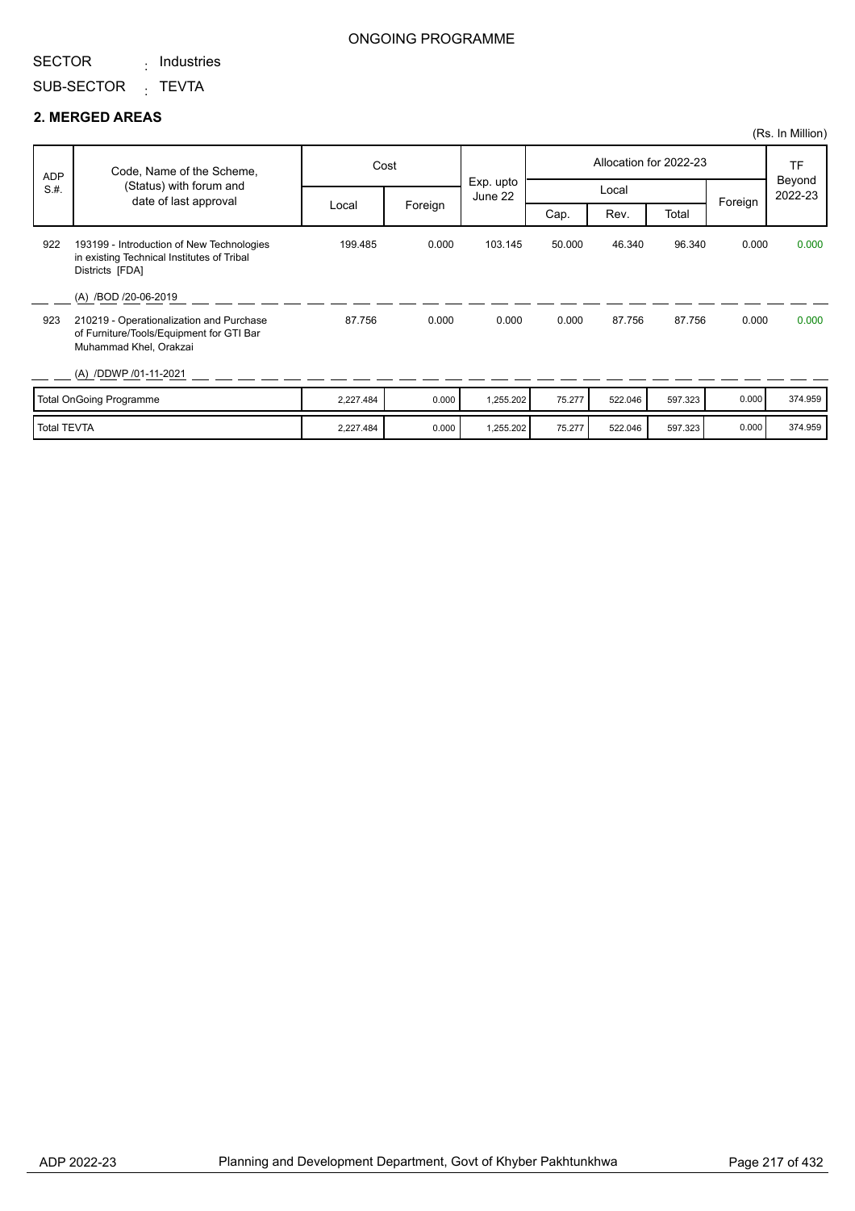ONGOING PROGRAMME

SECTOR : Industries

SUB-SECTOR : TEVTA

## 2. MERGED AREAS

(Rs. In Million)

| ADP S.#. | Code, Name of the Scheme, (Status) with forum and date of last approval | Cost | | Exp. upto June 22 | Allocation for 2022-23 | | | | TF Beyond 2022-23 |
|---|---|---|---|---|---|---|---|---|---|
| | | Local | Foreign | | Local | | | Foreign | |
| | | | | | Cap. | Rev. | Total | | |
| 922 | 193199 - Introduction of New Technologies in existing Technical Institutes of Tribal Districts [FDA] (A) /BOD /20-06-2019 | 199.485 | 0.000 | 103.145 | 50.000 | 46.340 | 96.340 | 0.000 | 0.000 |
| 923 | 210219 - Operationalization and Purchase of Furniture/Tools/Equipment for GTI Bar Muhammad Khel, Orakzai (A) /DDWP /01-11-2021 | 87.756 | 0.000 | 0.000 | 0.000 | 87.756 | 87.756 | 0.000 | 0.000 |
| | Total OnGoing Programme | 2,227.484 | 0.000 | 1,255.202 | 75.277 | 522.046 | 597.323 | 0.000 | 374.959 |
| | Total TEVTA | 2,227.484 | 0.000 | 1,255.202 | 75.277 | 522.046 | 597.323 | 0.000 | 374.959 |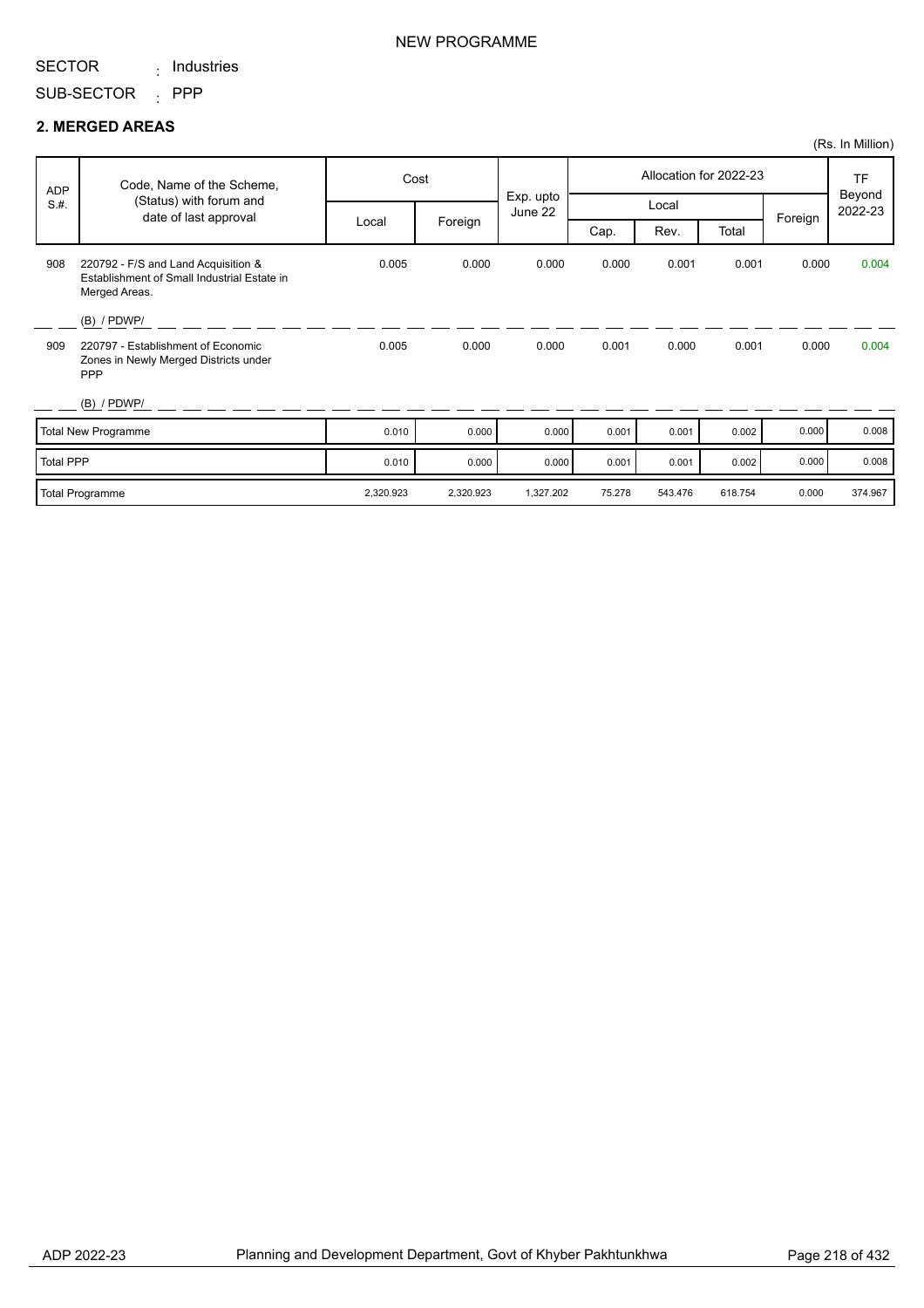NEW PROGRAMME

SECTOR : Industries

SUB-SECTOR : PPP

## 2. MERGED AREAS

(Rs. In Million)

| ADP S.#. | Code, Name of the Scheme, (Status) with forum and date of last approval | Cost | | Exp. upto June 22 | Allocation for 2022-23 | | | | TF Beyond 2022-23 |
|---|---|---|---|---|---|---|---|---|---|
| | | Local | Foreign | | Local | | | Foreign | |
| | | | | | Cap. | Rev. | Total | | |
| 908 | 220792 - F/S and Land Acquisition & Establishment of Small Industrial Estate in Merged Areas.<br>(B) / PDWP/ | 0.005 | 0.000 | 0.000 | 0.000 | 0.001 | 0.001 | 0.000 | 0.004 |
| 909 | 220797 - Establishment of Economic Zones in Newly Merged Districts under PPP<br>(B) / PDWP/ | 0.005 | 0.000 | 0.000 | 0.001 | 0.000 | 0.001 | 0.000 | 0.004 |
| Total New Programme | | 0.010 | 0.000 | 0.000 | 0.001 | 0.001 | 0.002 | 0.000 | 0.008 |
| Total PPP | | 0.010 | 0.000 | 0.000 | 0.001 | 0.001 | 0.002 | 0.000 | 0.008 |
| Total Programme | | 2,320.923 | 2,320.923 | 1,327.202 | 75.278 | 543.476 | 618.754 | 0.000 | 374.967 |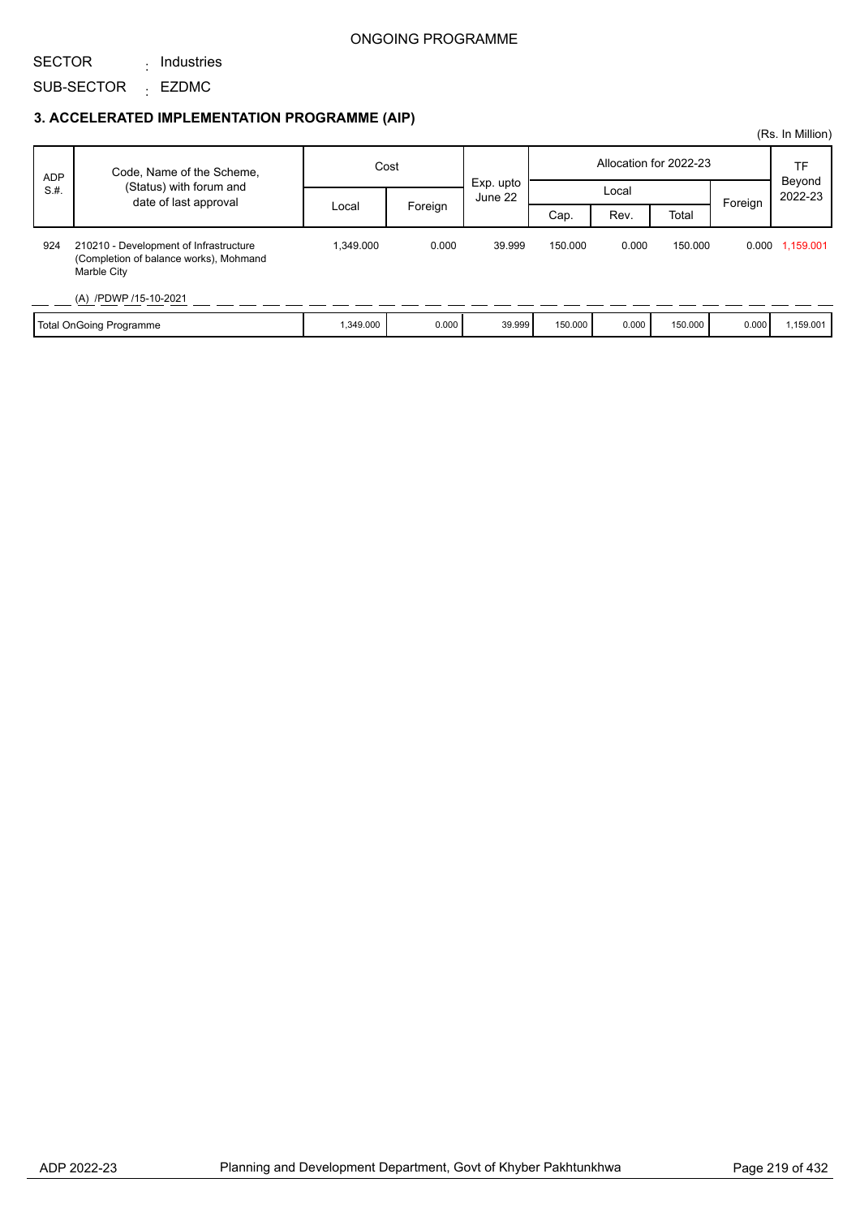ONGOING PROGRAMME

SECTOR : Industries

SUB-SECTOR : EZDMC

### 3. ACCELERATED IMPLEMENTATION PROGRAMME (AIP)

(Rs. In Million)

| ADP S.#. | Code, Name of the Scheme, (Status) with forum and date of last approval | Cost | | Exp. upto June 22 | Allocation for 2022-23 | | | | TF Beyond 2022-23 |
|---|---|---|---|---|---|---|---|---|---|
| | | Local | Foreign | | Local | | | Foreign | |
| | | | | | Cap. | Rev. | Total | | |
| 924 | 210210 - Development of Infrastructure (Completion of balance works), Mohmand Marble City<br><br>(A) /PDWP /15-10-2021 | 1,349.000 | 0.000 | 39.999 | 150.000 | 0.000 | 150.000 | 0.000 | 1,159.001 |
| | Total OnGoing Programme | 1,349.000 | 0.000 | 39.999 | 150.000 | 0.000 | 150.000 | 0.000 | 1,159.001 |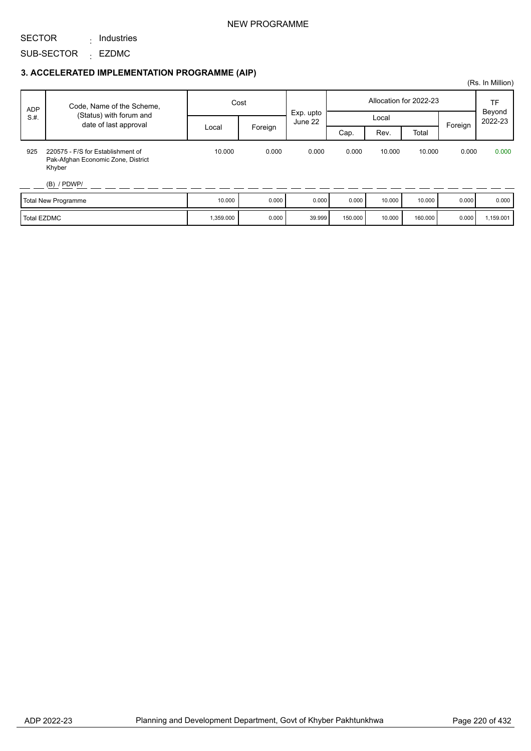NEW PROGRAMME

SECTOR : Industries

SUB-SECTOR : EZDMC

### 3. ACCELERATED IMPLEMENTATION PROGRAMME (AIP)

(Rs. In Million)

| ADP S.#. | Code, Name of the Scheme, (Status) with forum and date of last approval | Cost | | Exp. upto June 22 | Allocation for 2022-23 | | | | TF Beyond 2022-23 |
|---|---|---|---|---|---|---|---|---|---|
| | | Local | Foreign | | Local | | | Foreign | |
| | | | | | Cap. | Rev. | Total | | |
| 925 | 220575 - F/S for Establishment of Pak-Afghan Economic Zone, District Khyber<br>(B) / PDWP/ | 10.000 | 0.000 | 0.000 | 0.000 | 10.000 | 10.000 | 0.000 | 0.000 |
| | Total New Programme | 10.000 | 0.000 | 0.000 | 0.000 | 10.000 | 10.000 | 0.000 | 0.000 |
| | Total EZDMC | 1,359.000 | 0.000 | 39.999 | 150.000 | 10.000 | 160.000 | 0.000 | 1,159.001 |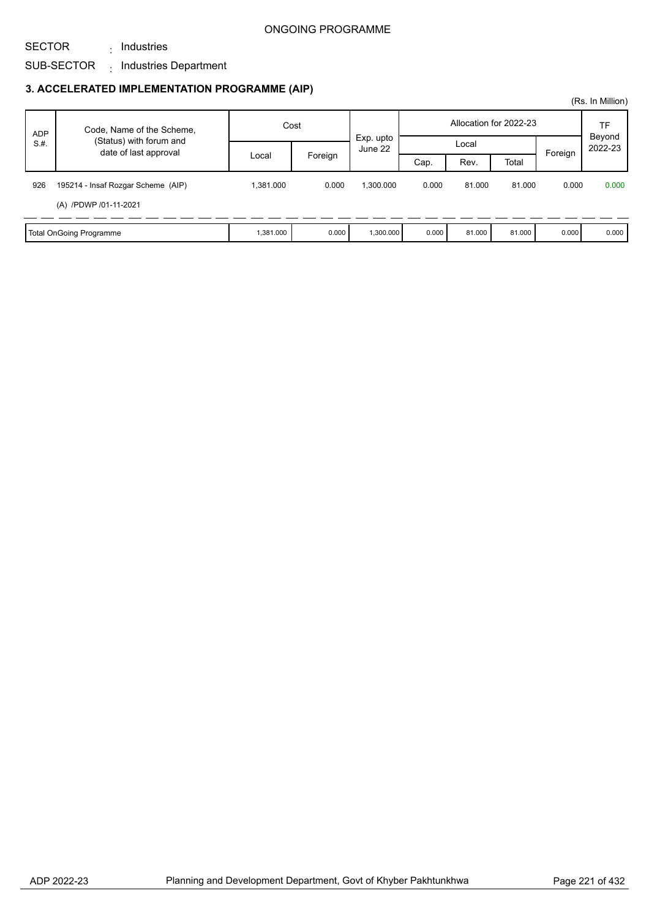ONGOING PROGRAMME

SECTOR : Industries

SUB-SECTOR : Industries Department

### 3. ACCELERATED IMPLEMENTATION PROGRAMME (AIP)

(Rs. In Million)

| ADP S.#. | Code, Name of the Scheme, (Status) with forum and date of last approval | Cost | | Exp. upto June 22 | Allocation for 2022-23 | | | | TF Beyond 2022-23 |
|---|---|---|---|---|---|---|---|---|---|
| | | Local | Foreign | | Local | | | Foreign | |
| | | | | | Cap. | Rev. | Total | | |
| 926 | 195214 - Insaf Rozgar Scheme (AIP)<br>(A) /PDWP /01-11-2021 | 1,381.000 | 0.000 | 1,300.000 | 0.000 | 81.000 | 81.000 | 0.000 | 0.000 |
| Total OnGoing Programme | | 1,381.000 | 0.000 | 1,300.000 | 0.000 | 81.000 | 81.000 | 0.000 | 0.000 |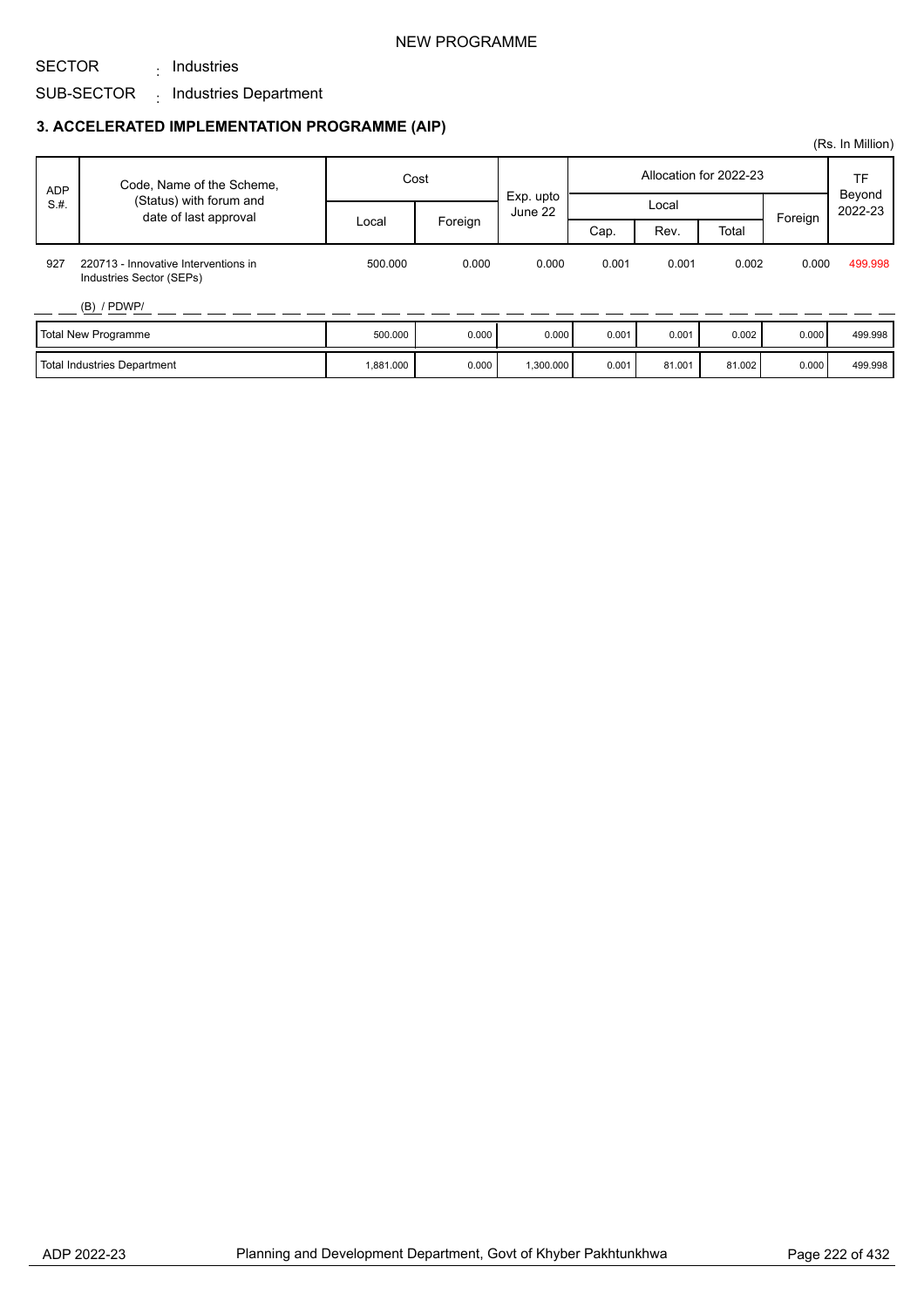NEW PROGRAMME

SECTOR : Industries

SUB-SECTOR : Industries Department

### 3. ACCELERATED IMPLEMENTATION PROGRAMME (AIP)

(Rs. In Million)

| ADP S.#. | Code, Name of the Scheme, (Status) with forum and date of last approval | Cost | | Exp. upto June 22 | Allocation for 2022-23 | | | | TF Beyond 2022-23 |
|---|---|---|---|---|---|---|---|---|---|
| | | Local | Foreign | | Local | | | Foreign | |
| | | | | | Cap. | Rev. | Total | | |
| 927 | 220713 - Innovative Interventions in Industries Sector (SEPs)<br>(B) / PDWP/ | 500.000 | 0.000 | 0.000 | 0.001 | 0.001 | 0.002 | 0.000 | 499.998 |
| | Total New Programme | 500.000 | 0.000 | 0.000 | 0.001 | 0.001 | 0.002 | 0.000 | 499.998 |
| | Total Industries Department | 1,881.000 | 0.000 | 1,300.000 | 0.001 | 81.001 | 81.002 | 0.000 | 499.998 |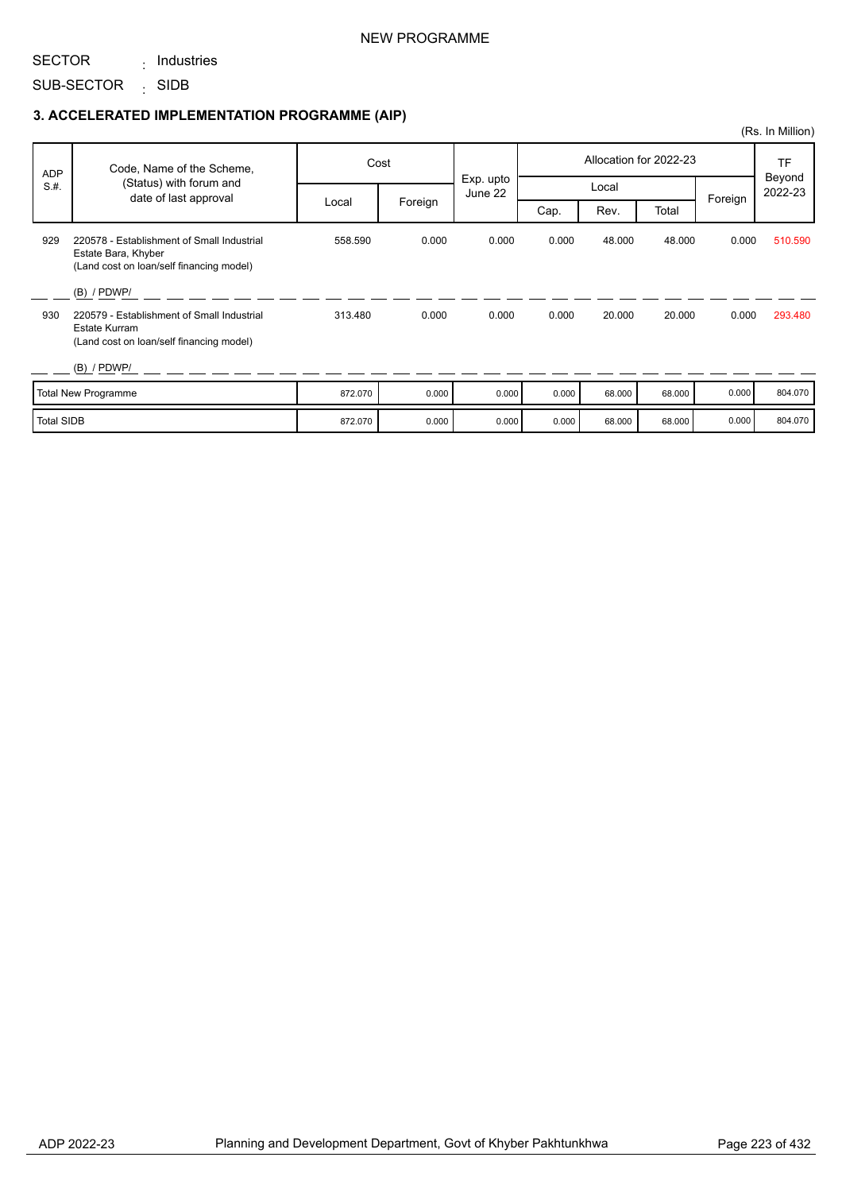NEW PROGRAMME

SECTOR : Industries

SUB-SECTOR : SIDB

### 3. ACCELERATED IMPLEMENTATION PROGRAMME (AIP)

(Rs. In Million)

| ADP S.#. | Code, Name of the Scheme, (Status) with forum and date of last approval | Cost | | Exp. upto June 22 | Allocation for 2022-23 | | | | TF Beyond 2022-23 |
|---|---|---|---|---|---|---|---|---|---|
| | | Local | Foreign | | Local | | | Foreign | |
| | | | | | Cap. | Rev. | Total | | |
| 929 | 220578 - Establishment of Small Industrial Estate Bara, Khyber (Land cost on loan/self financing model) (B) / PDWP/ | 558.590 | 0.000 | 0.000 | 0.000 | 48.000 | 48.000 | 0.000 | 510.590 |
| 930 | 220579 - Establishment of Small Industrial Estate Kurram (Land cost on loan/self financing model) (B) / PDWP/ | 313.480 | 0.000 | 0.000 | 0.000 | 20.000 | 20.000 | 0.000 | 293.480 |
| Total New Programme | | 872.070 | 0.000 | 0.000 | 0.000 | 68.000 | 68.000 | 0.000 | 804.070 |
| Total SIDB | | 872.070 | 0.000 | 0.000 | 0.000 | 68.000 | 68.000 | 0.000 | 804.070 |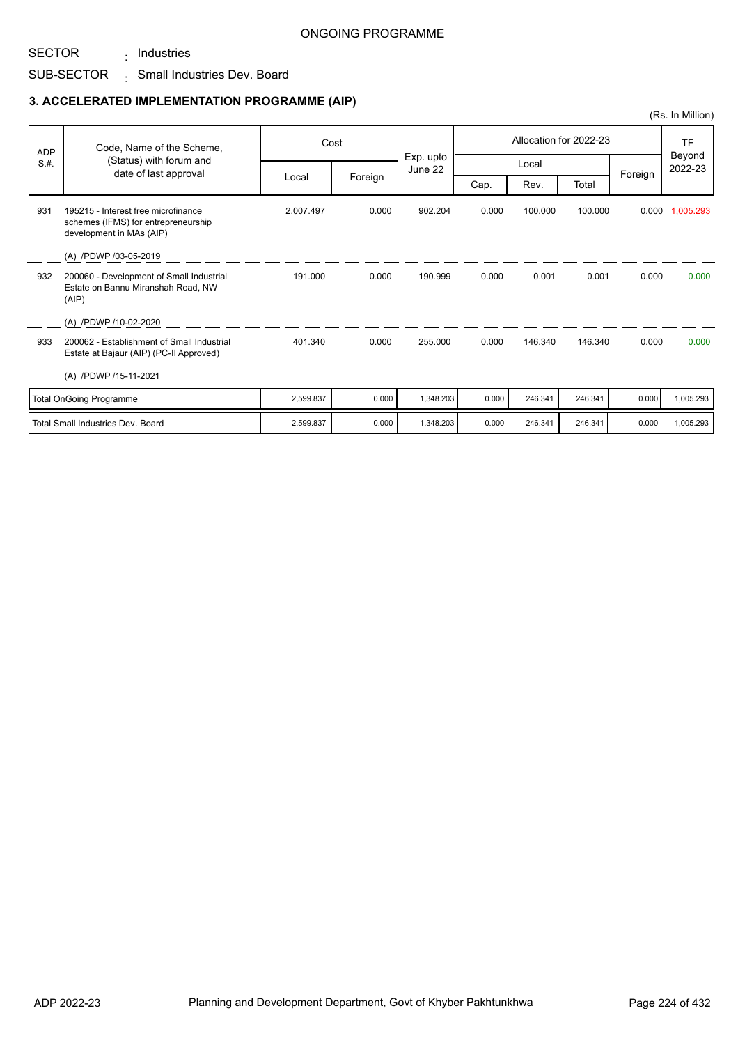ONGOING PROGRAMME

SECTOR : Industries

SUB-SECTOR : Small Industries Dev. Board

### 3. ACCELERATED IMPLEMENTATION PROGRAMME (AIP)

(Rs. In Million)

| ADP S.#. | Code, Name of the Scheme, (Status) with forum and date of last approval | Cost | | Exp. upto June 22 | Allocation for 2022-23 | | | | TF Beyond 2022-23 |
|---|---|---|---|---|---|---|---|---|---|
| | | Local | Foreign | | Local | | | Foreign | |
| | | | | | Cap. | Rev. | Total | | |
| 931 | 195215 - Interest free microfinance schemes (IFMS) for entrepreneurship development in MAs (AIP)<br>(A) /PDWP /03-05-2019 | 2,007.497 | 0.000 | 902.204 | 0.000 | 100.000 | 100.000 | 0.000 | 1,005.293 |
| 932 | 200060 - Development of Small Industrial Estate on Bannu Miranshah Road, NW (AIP)<br>(A) /PDWP /10-02-2020 | 191.000 | 0.000 | 190.999 | 0.000 | 0.001 | 0.001 | 0.000 | 0.000 |
| 933 | 200062 - Establishment of Small Industrial Estate at Bajaur (AIP) (PC-II Approved)<br>(A) /PDWP /15-11-2021 | 401.340 | 0.000 | 255.000 | 0.000 | 146.340 | 146.340 | 0.000 | 0.000 |
| | Total OnGoing Programme | 2,599.837 | 0.000 | 1,348.203 | 0.000 | 246.341 | 246.341 | 0.000 | 1,005.293 |
| | Total Small Industries Dev. Board | 2,599.837 | 0.000 | 1,348.203 | 0.000 | 246.341 | 246.341 | 0.000 | 1,005.293 |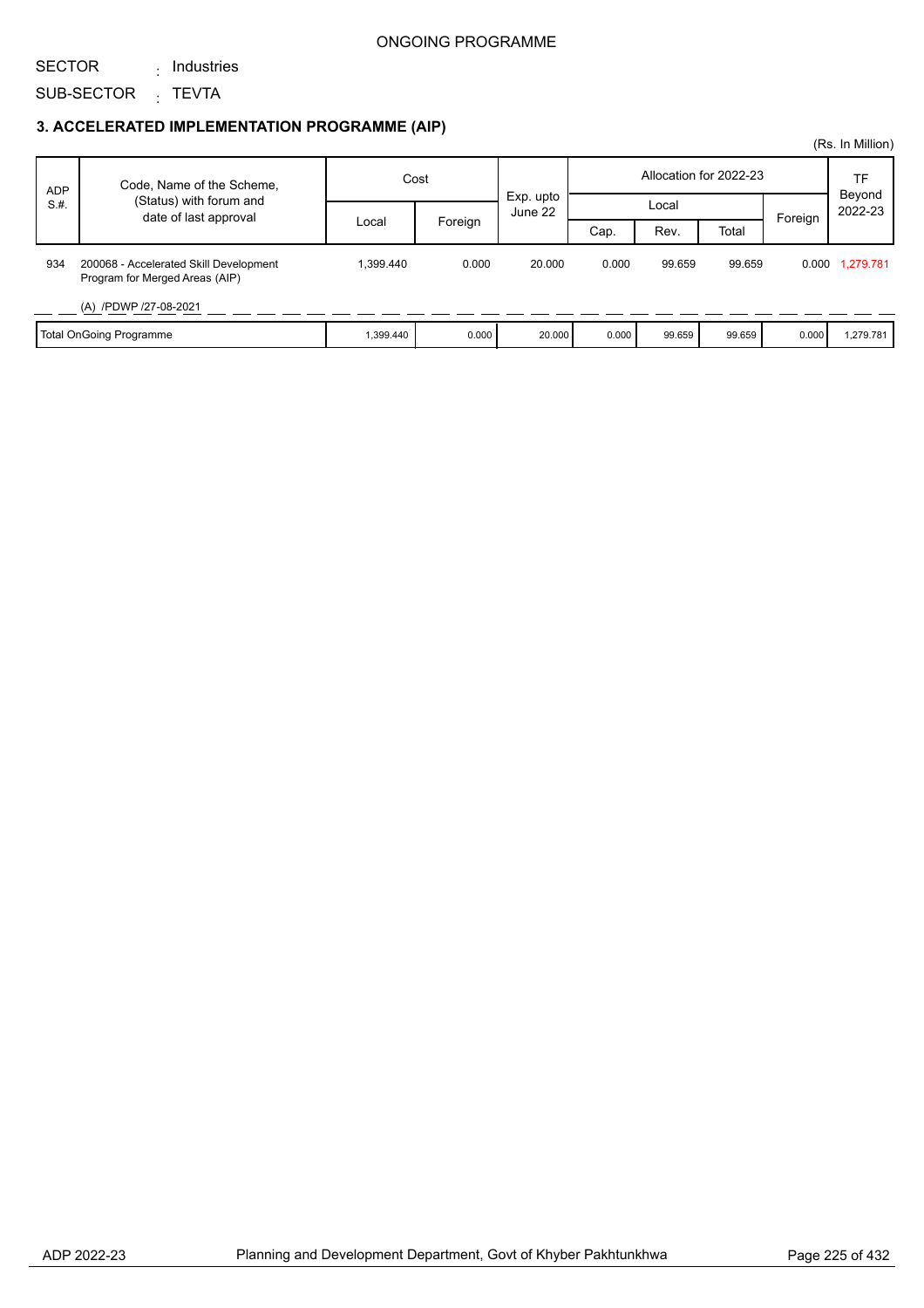ONGOING PROGRAMME

SECTOR : Industries

SUB-SECTOR : TEVTA

### 3. ACCELERATED IMPLEMENTATION PROGRAMME (AIP)

(Rs. In Million)

| ADP S.#. | Code, Name of the Scheme, (Status) with forum and date of last approval | Cost | | Exp. upto June 22 | Allocation for 2022-23 | | | | TF Beyond 2022-23 |
|---|---|---|---|---|---|---|---|---|---|
| | | Local | Foreign | | Local | | | Foreign | |
| | | | | | Cap. | Rev. | Total | | |
| 934 | 200068 - Accelerated Skill Development Program for Merged Areas (AIP)<br>(A) /PDWP /27-08-2021 | 1,399.440 | 0.000 | 20.000 | 0.000 | 99.659 | 99.659 | 0.000 | 1,279.781 |
| Total OnGoing Programme | | 1,399.440 | 0.000 | 20.000 | 0.000 | 99.659 | 99.659 | 0.000 | 1,279.781 |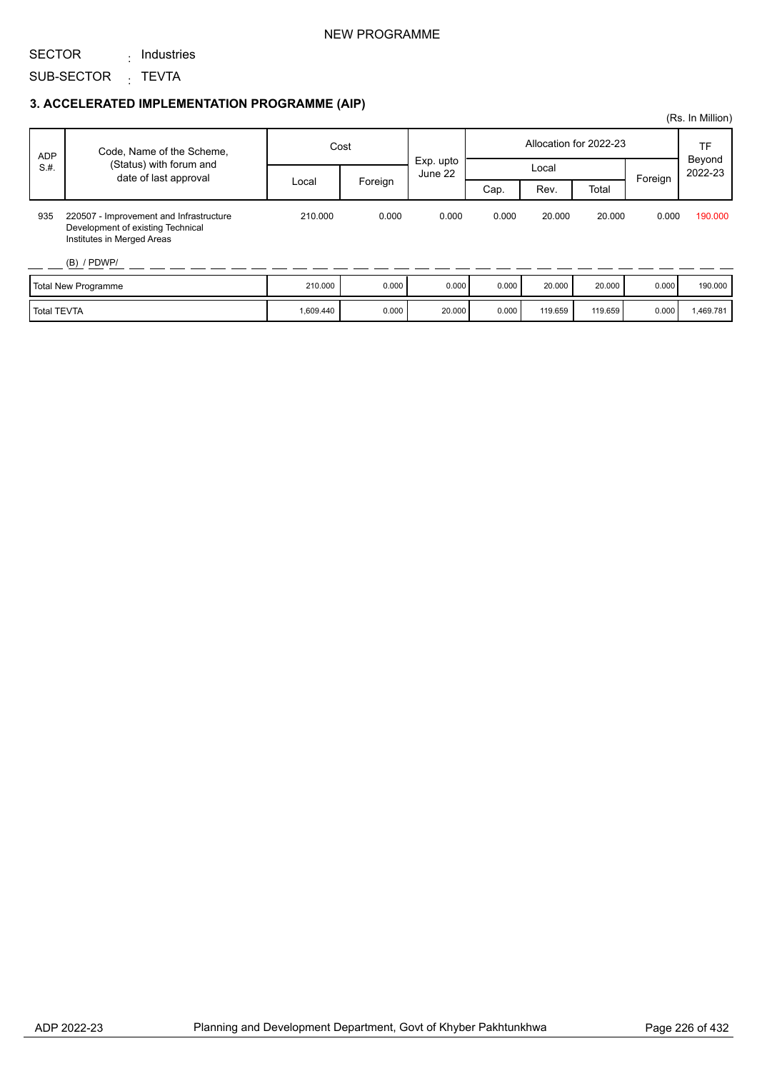NEW PROGRAMME

SECTOR : Industries

SUB-SECTOR : TEVTA

### 3. ACCELERATED IMPLEMENTATION PROGRAMME (AIP)

(Rs. In Million)

| ADP S.#. | Code, Name of the Scheme, (Status) with forum and date of last approval | Cost | | Exp. upto June 22 | Allocation for 2022-23 | | | | TF Beyond 2022-23 |
|---|---|---|---|---|---|---|---|---|---|
| | | Local | Foreign | | Local | | | Foreign | |
| | | | | | Cap. | Rev. | Total | | |
| 935 | 220507 - Improvement and Infrastructure Development of existing Technical Institutes in Merged Areas<br><br>(B) / PDWP/ | 210.000 | 0.000 | 0.000 | 0.000 | 20.000 | 20.000 | 0.000 | 190.000 |
| Total New Programme | | 210.000 | 0.000 | 0.000 | 0.000 | 20.000 | 20.000 | 0.000 | 190.000 |
| Total TEVTA | | 1,609.440 | 0.000 | 20.000 | 0.000 | 119.659 | 119.659 | 0.000 | 1,469.781 |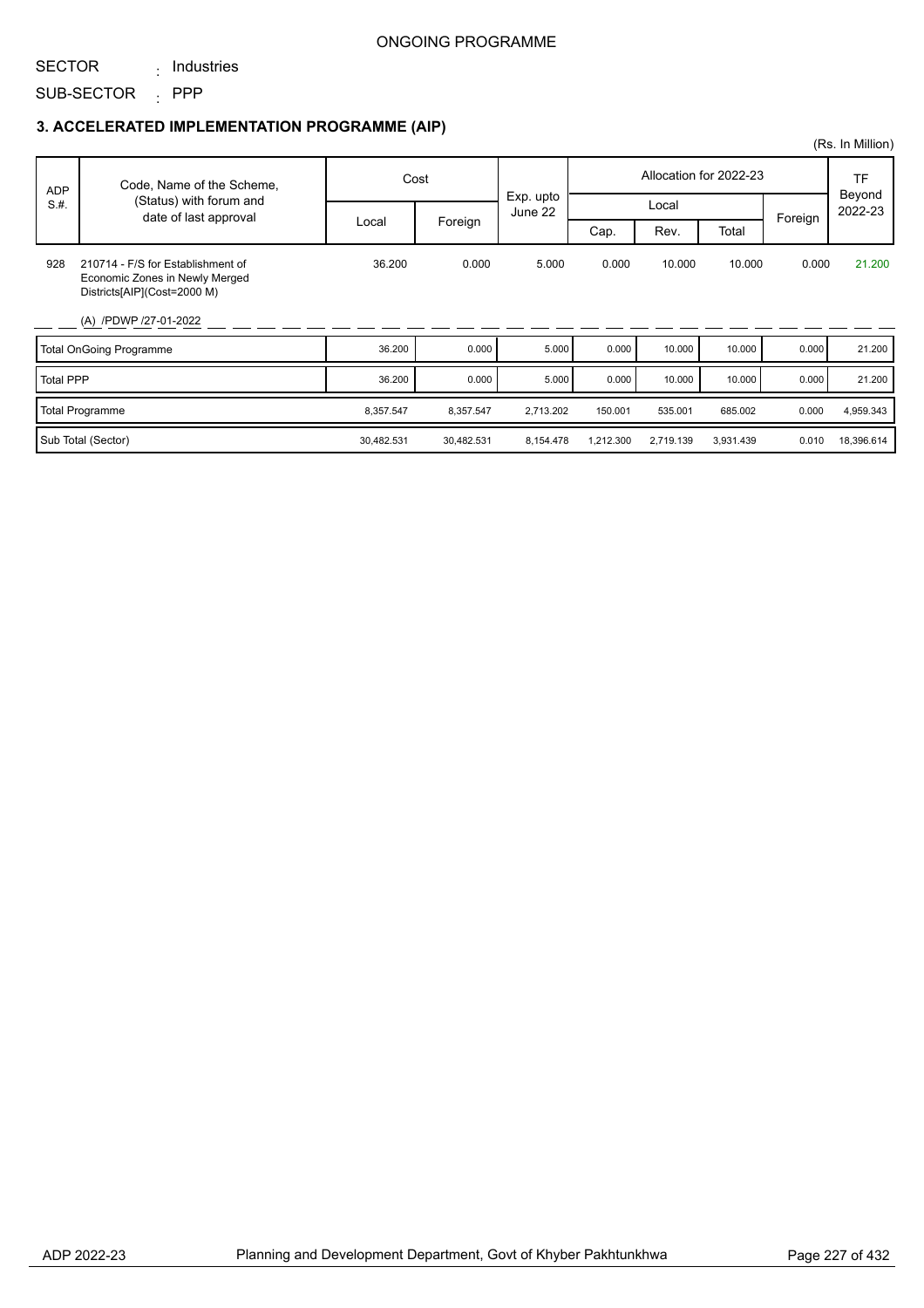ONGOING PROGRAMME

SECTOR : Industries

SUB-SECTOR : PPP

### 3. ACCELERATED IMPLEMENTATION PROGRAMME (AIP)

(Rs. In Million)

| ADP S.#. | Code, Name of the Scheme, (Status) with forum and date of last approval | Cost | | Exp. upto June 22 | Allocation for 2022-23 | | | | TF Beyond 2022-23 |
|---|---|---|---|---|---|---|---|---|---|
| | | Local | Foreign | | Local | | | Foreign | |
| | | | | | Cap. | Rev. | Total | | |
| 928 | 210714 - F/S for Establishment of Economic Zones in Newly Merged Districts[AIP](Cost=2000 M) (A) /PDWP /27-01-2022 | 36.200 | 0.000 | 5.000 | 0.000 | 10.000 | 10.000 | 0.000 | 21.200 |
| | Total OnGoing Programme | 36.200 | 0.000 | 5.000 | 0.000 | 10.000 | 10.000 | 0.000 | 21.200 |
| | Total PPP | 36.200 | 0.000 | 5.000 | 0.000 | 10.000 | 10.000 | 0.000 | 21.200 |
| | Total Programme | 8,357.547 | 8,357.547 | 2,713.202 | 150.001 | 535.001 | 685.002 | 0.000 | 4,959.343 |
| | Sub Total (Sector) | 30,482.531 | 30,482.531 | 8,154.478 | 1,212.300 | 2,719.139 | 3,931.439 | 0.010 | 18,396.614 |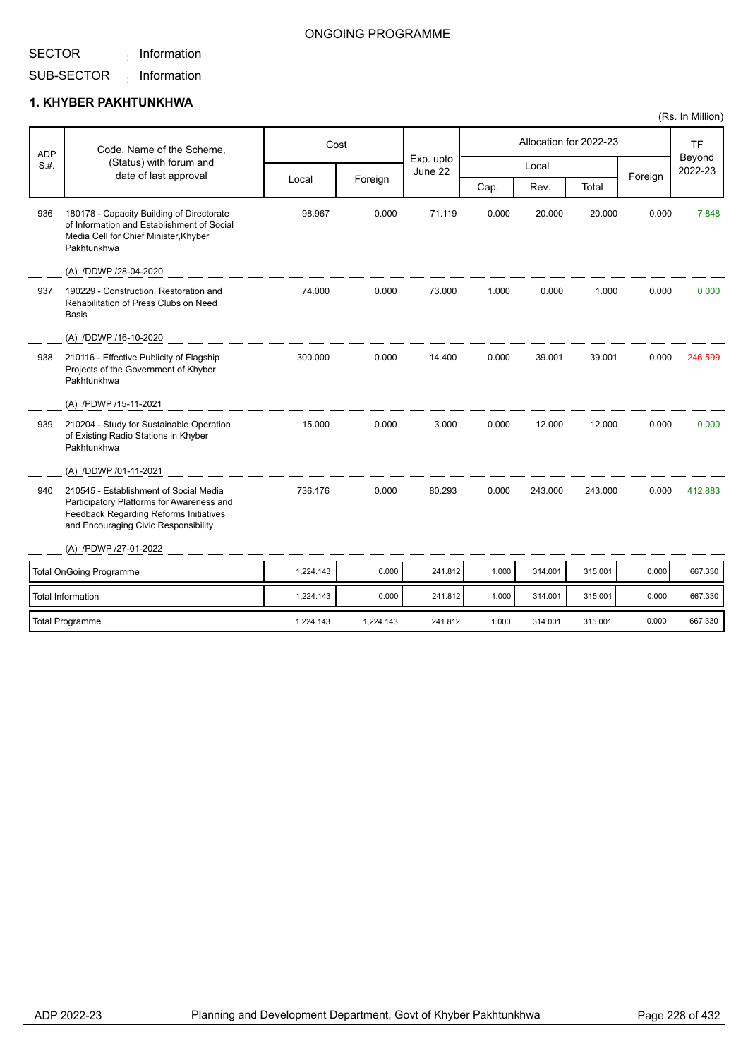ONGOING PROGRAMME

SECTOR : Information

SUB-SECTOR : Information

## 1. KHYBER PAKHTUNKHWA

(Rs. In Million)

| ADP S.#. | Code, Name of the Scheme, (Status) with forum and date of last approval | Cost | | Exp. upto June 22 | Allocation for 2022-23 | | | | TF Beyond 2022-23 |
|---|---|---|---|---|---|---|---|---|---|
| | | Local | Foreign | | Local | | | Foreign | |
| | | | | | Cap. | Rev. | Total | | |
| 936 | 180178 - Capacity Building of Directorate of Information and Establishment of Social Media Cell for Chief Minister,Khyber Pakhtunkhwa<br>(A) /DDWP /28-04-2020 | 98.967 | 0.000 | 71.119 | 0.000 | 20.000 | 20.000 | 0.000 | 7.848 |
| 937 | 190229 - Construction, Restoration and Rehabilitation of Press Clubs on Need Basis<br>(A) /DDWP /16-10-2020 | 74.000 | 0.000 | 73.000 | 1.000 | 0.000 | 1.000 | 0.000 | 0.000 |
| 938 | 210116 - Effective Publicity of Flagship Projects of the Government of Khyber Pakhtunkhwa<br>(A) /PDWP /15-11-2021 | 300.000 | 0.000 | 14.400 | 0.000 | 39.001 | 39.001 | 0.000 | 246.599 |
| 939 | 210204 - Study for Sustainable Operation of Existing Radio Stations in Khyber Pakhtunkhwa<br>(A) /DDWP /01-11-2021 | 15.000 | 0.000 | 3.000 | 0.000 | 12.000 | 12.000 | 0.000 | 0.000 |
| 940 | 210545 - Establishment of Social Media Participatory Platforms for Awareness and Feedback Regarding Reforms Initiatives and Encouraging Civic Responsibility<br>(A) /PDWP /27-01-2022 | 736.176 | 0.000 | 80.293 | 0.000 | 243.000 | 243.000 | 0.000 | 412.883 |
| | Total OnGoing Programme | 1,224.143 | 0.000 | 241.812 | 1.000 | 314.001 | 315.001 | 0.000 | 667.330 |
| | Total Information | 1,224.143 | 0.000 | 241.812 | 1.000 | 314.001 | 315.001 | 0.000 | 667.330 |
| | Total Programme | 1,224.143 | 1,224.143 | 241.812 | 1.000 | 314.001 | 315.001 | 0.000 | 667.330 |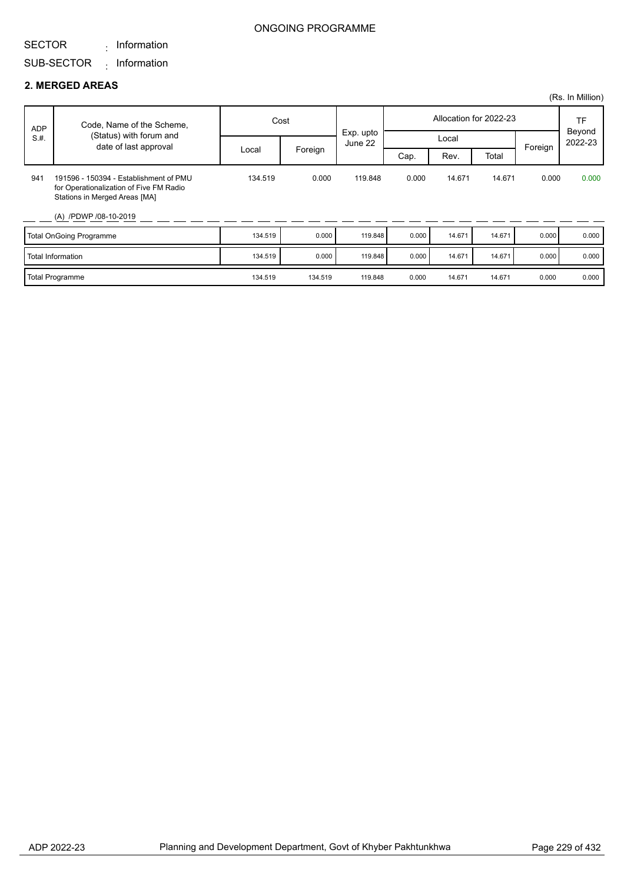ONGOING PROGRAMME

SECTOR : Information

SUB-SECTOR : Information

## 2. MERGED AREAS

(Rs. In Million)

| ADP S.#. | Code, Name of the Scheme, (Status) with forum and date of last approval | Cost | | Exp. upto June 22 | Allocation for 2022-23 | | | | TF Beyond 2022-23 |
|---|---|---|---|---|---|---|---|---|---|
| | | Local | Foreign | | Local | | | Foreign | |
| | | | | | Cap. | Rev. | Total | | |
| 941 | 191596 - 150394 - Establishment of PMU for Operationalization of Five FM Radio Stations in Merged Areas [MA] (A) /PDWP /08-10-2019 | 134.519 | 0.000 | 119.848 | 0.000 | 14.671 | 14.671 | 0.000 | 0.000 |
| | Total OnGoing Programme | 134.519 | 0.000 | 119.848 | 0.000 | 14.671 | 14.671 | 0.000 | 0.000 |
| | Total Information | 134.519 | 0.000 | 119.848 | 0.000 | 14.671 | 14.671 | 0.000 | 0.000 |
| | Total Programme | 134.519 | 134.519 | 119.848 | 0.000 | 14.671 | 14.671 | 0.000 | 0.000 |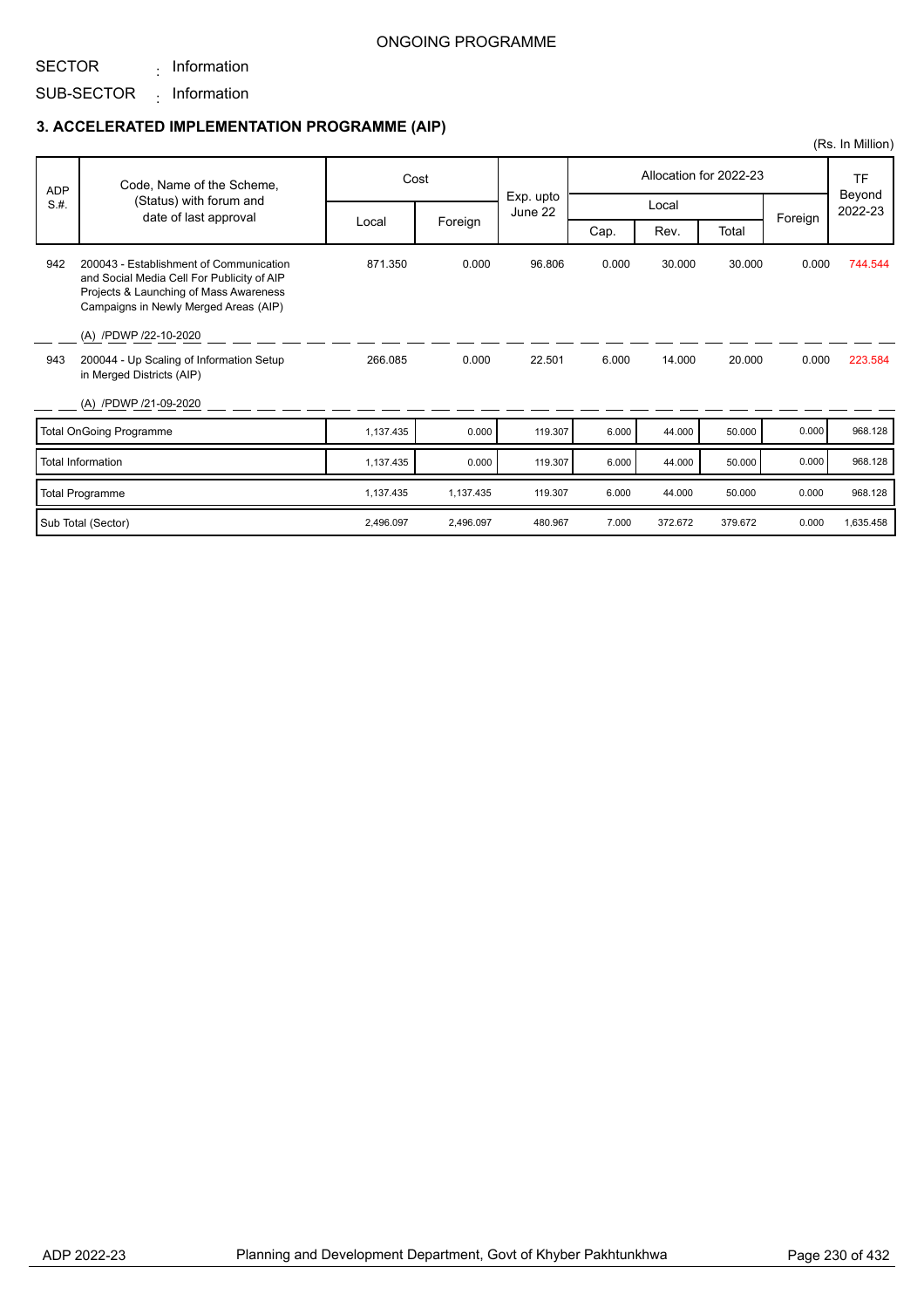ONGOING PROGRAMME

SECTOR : Information

SUB-SECTOR : Information

### 3. ACCELERATED IMPLEMENTATION PROGRAMME (AIP)

(Rs. In Million)

| ADP S.#. | Code, Name of the Scheme, (Status) with forum and date of last approval | Cost | | Exp. upto June 22 | Allocation for 2022-23 | | | | TF Beyond 2022-23 |
|---|---|---|---|---|---|---|---|---|---|
| | | Local | Foreign | | Local | | | Foreign | |
| | | | | | Cap. | Rev. | Total | | |
| 942 | 200043 - Establishment of Communication and Social Media Cell For Publicity of AIP Projects & Launching of Mass Awareness Campaigns in Newly Merged Areas (AIP)<br>(A) /PDWP /22-10-2020 | 871.350 | 0.000 | 96.806 | 0.000 | 30.000 | 30.000 | 0.000 | 744.544 |
| 943 | 200044 - Up Scaling of Information Setup in Merged Districts (AIP)<br>(A) /PDWP /21-09-2020 | 266.085 | 0.000 | 22.501 | 6.000 | 14.000 | 20.000 | 0.000 | 223.584 |
| | Total OnGoing Programme | 1,137.435 | 0.000 | 119.307 | 6.000 | 44.000 | 50.000 | 0.000 | 968.128 |
| | Total Information | 1,137.435 | 0.000 | 119.307 | 6.000 | 44.000 | 50.000 | 0.000 | 968.128 |
| | Total Programme | 1,137.435 | 1,137.435 | 119.307 | 6.000 | 44.000 | 50.000 | 0.000 | 968.128 |
| | Sub Total (Sector) | 2,496.097 | 2,496.097 | 480.967 | 7.000 | 372.672 | 379.672 | 0.000 | 1,635.458 |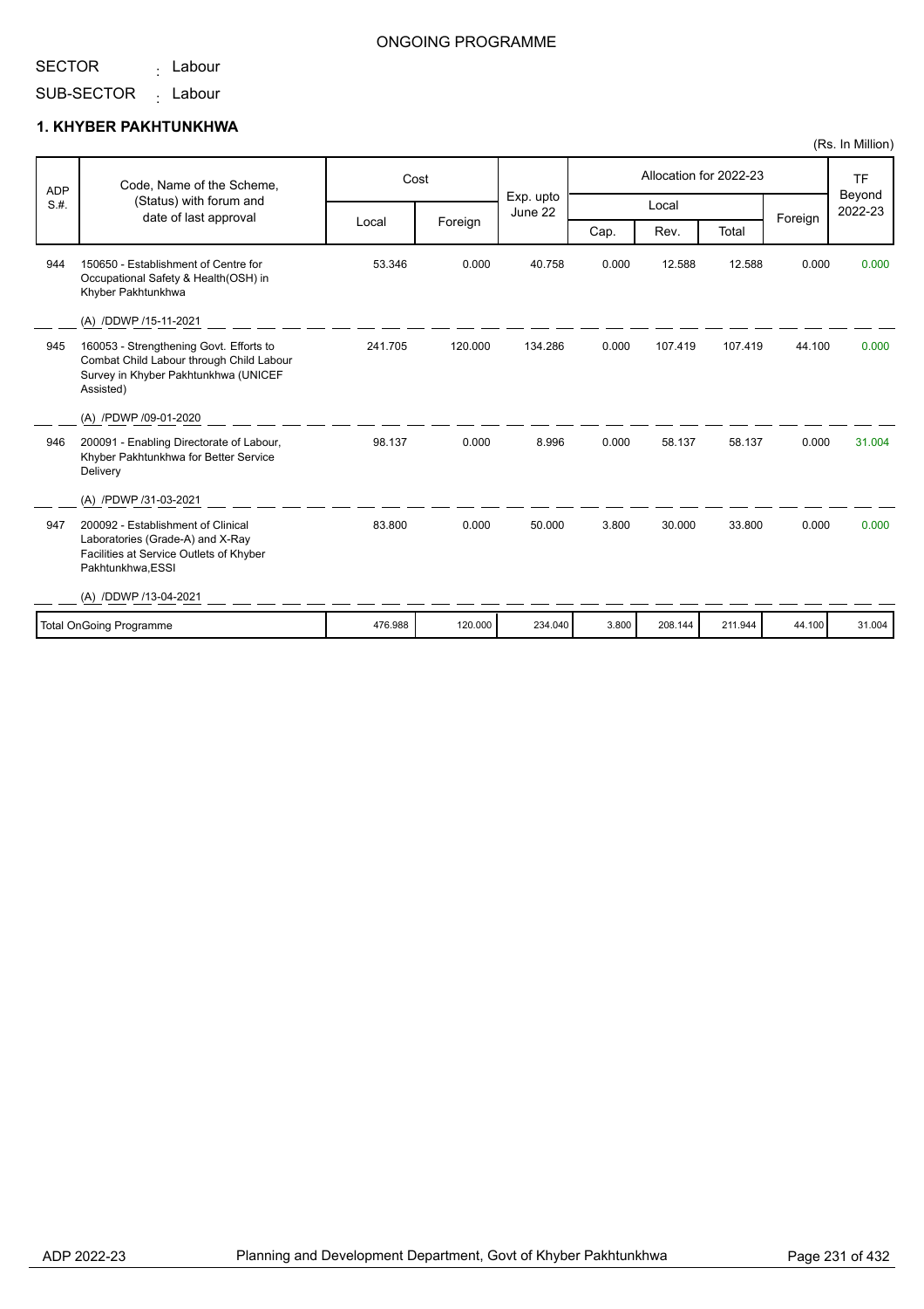ONGOING PROGRAMME

SECTOR : Labour

SUB-SECTOR : Labour

## 1. KHYBER PAKHTUNKHWA

(Rs. In Million)

| ADP S.#. | Code, Name of the Scheme, (Status) with forum and date of last approval | Cost | | Exp. upto June 22 | Allocation for 2022-23 | | | | TF Beyond 2022-23 |
|---|---|---|---|---|---|---|---|---|---|
| | | Local | Foreign | | Local | | | Foreign | |
| | | | | | Cap. | Rev. | Total | | |
| 944 | 150650 - Establishment of Centre for Occupational Safety & Health(OSH) in Khyber Pakhtunkhwa<br>(A) /DDWP /15-11-2021 | 53.346 | 0.000 | 40.758 | 0.000 | 12.588 | 12.588 | 0.000 | 0.000 |
| 945 | 160053 - Strengthening Govt. Efforts to Combat Child Labour through Child Labour Survey in Khyber Pakhtunkhwa (UNICEF Assisted)<br>(A) /PDWP /09-01-2020 | 241.705 | 120.000 | 134.286 | 0.000 | 107.419 | 107.419 | 44.100 | 0.000 |
| 946 | 200091 - Enabling Directorate of Labour, Khyber Pakhtunkhwa for Better Service Delivery<br>(A) /PDWP /31-03-2021 | 98.137 | 0.000 | 8.996 | 0.000 | 58.137 | 58.137 | 0.000 | 31.004 |
| 947 | 200092 - Establishment of Clinical Laboratories (Grade-A) and X-Ray Facilities at Service Outlets of Khyber Pakhtunkhwa,ESSI<br>(A) /DDWP /13-04-2021 | 83.800 | 0.000 | 50.000 | 3.800 | 30.000 | 33.800 | 0.000 | 0.000 |
| | Total OnGoing Programme | 476.988 | 120.000 | 234.040 | 3.800 | 208.144 | 211.944 | 44.100 | 31.004 |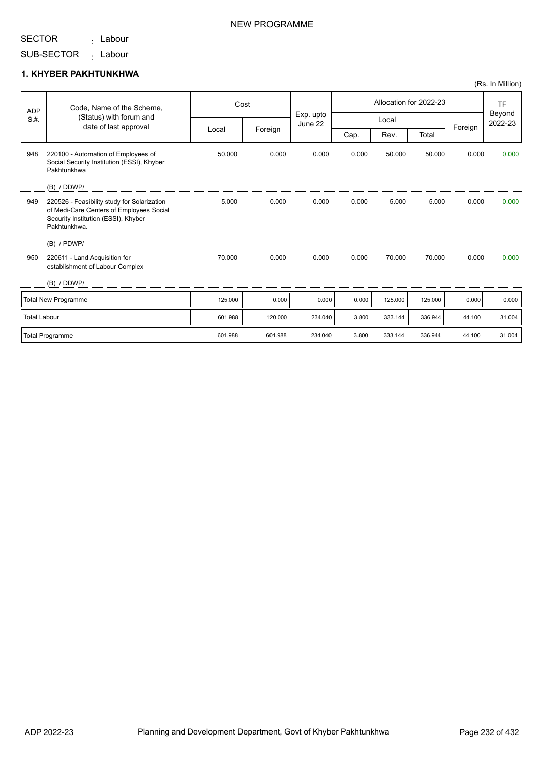NEW PROGRAMME

SECTOR : Labour

SUB-SECTOR : Labour

## 1. KHYBER PAKHTUNKHWA

(Rs. In Million)

| ADP S.#. | Code, Name of the Scheme, (Status) with forum and date of last approval | Cost | | Exp. upto June 22 | Allocation for 2022-23 | | | | TF Beyond 2022-23 |
|---|---|---|---|---|---|---|---|---|---|
| | | Local | Foreign | | Local | | | Foreign | |
| | | | | | Cap. | Rev. | Total | | |
| 948 | 220100 - Automation of Employees of Social Security Institution (ESSI), Khyber Pakhtunkhwa (B) / DDWP/ | 50.000 | 0.000 | 0.000 | 0.000 | 50.000 | 50.000 | 0.000 | 0.000 |
| 949 | 220526 - Feasibility study for Solarization of Medi-Care Centers of Employees Social Security Institution (ESSI), Khyber Pakhtunkhwa. (B) / PDWP/ | 5.000 | 0.000 | 0.000 | 0.000 | 5.000 | 5.000 | 0.000 | 0.000 |
| 950 | 220611 - Land Acquisition for establishment of Labour Complex (B) / DDWP/ | 70.000 | 0.000 | 0.000 | 0.000 | 70.000 | 70.000 | 0.000 | 0.000 |
| | Total New Programme | 125.000 | 0.000 | 0.000 | 0.000 | 125.000 | 125.000 | 0.000 | 0.000 |
| | Total Labour | 601.988 | 120.000 | 234.040 | 3.800 | 333.144 | 336.944 | 44.100 | 31.004 |
| | Total Programme | 601.988 | 601.988 | 234.040 | 3.800 | 333.144 | 336.944 | 44.100 | 31.004 |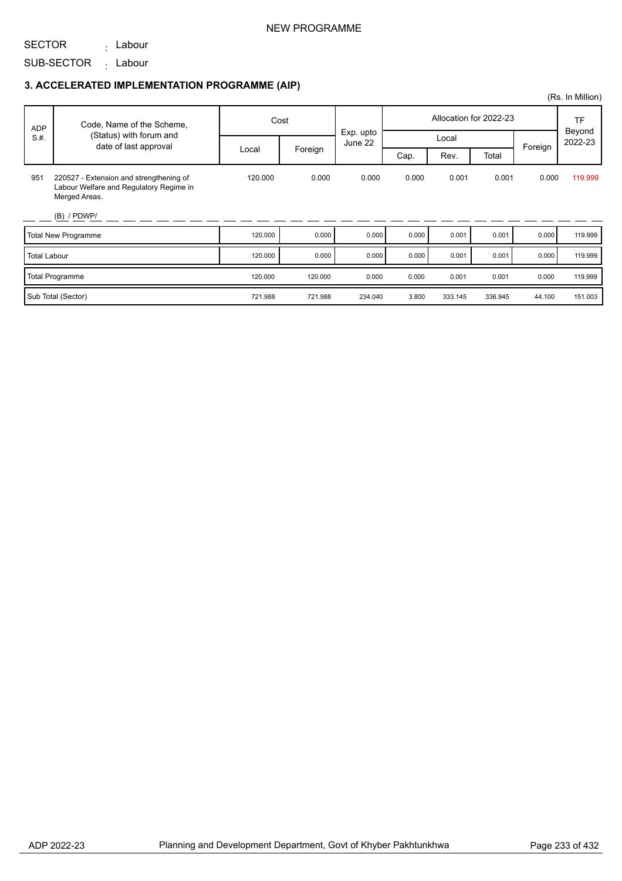NEW PROGRAMME

SECTOR : Labour

SUB-SECTOR : Labour

### 3. ACCELERATED IMPLEMENTATION PROGRAMME (AIP)

(Rs. In Million)

| ADP S.#. | Code, Name of the Scheme, (Status) with forum and date of last approval | Cost | | Exp. upto June 22 | Allocation for 2022-23 | | | | TF Beyond 2022-23 |
|---|---|---|---|---|---|---|---|---|---|
| | | Local | Foreign | | Local | | | Foreign | |
| | | | | | Cap. | Rev. | Total | | |
| 951 | 220527 - Extension and strengthening of Labour Welfare and Regulatory Regime in Merged Areas.<br><br>(B) / PDWP/ | 120.000 | 0.000 | 0.000 | 0.000 | 0.001 | 0.001 | 0.000 | 119.999 |
| | Total New Programme | 120.000 | 0.000 | 0.000 | 0.000 | 0.001 | 0.001 | 0.000 | 119.999 |
| | Total Labour | 120.000 | 0.000 | 0.000 | 0.000 | 0.001 | 0.001 | 0.000 | 119.999 |
| | Total Programme | 120.000 | 120.000 | 0.000 | 0.000 | 0.001 | 0.001 | 0.000 | 119.999 |
| | Sub Total (Sector) | 721.988 | 721.988 | 234.040 | 3.800 | 333.145 | 336.945 | 44.100 | 151.003 |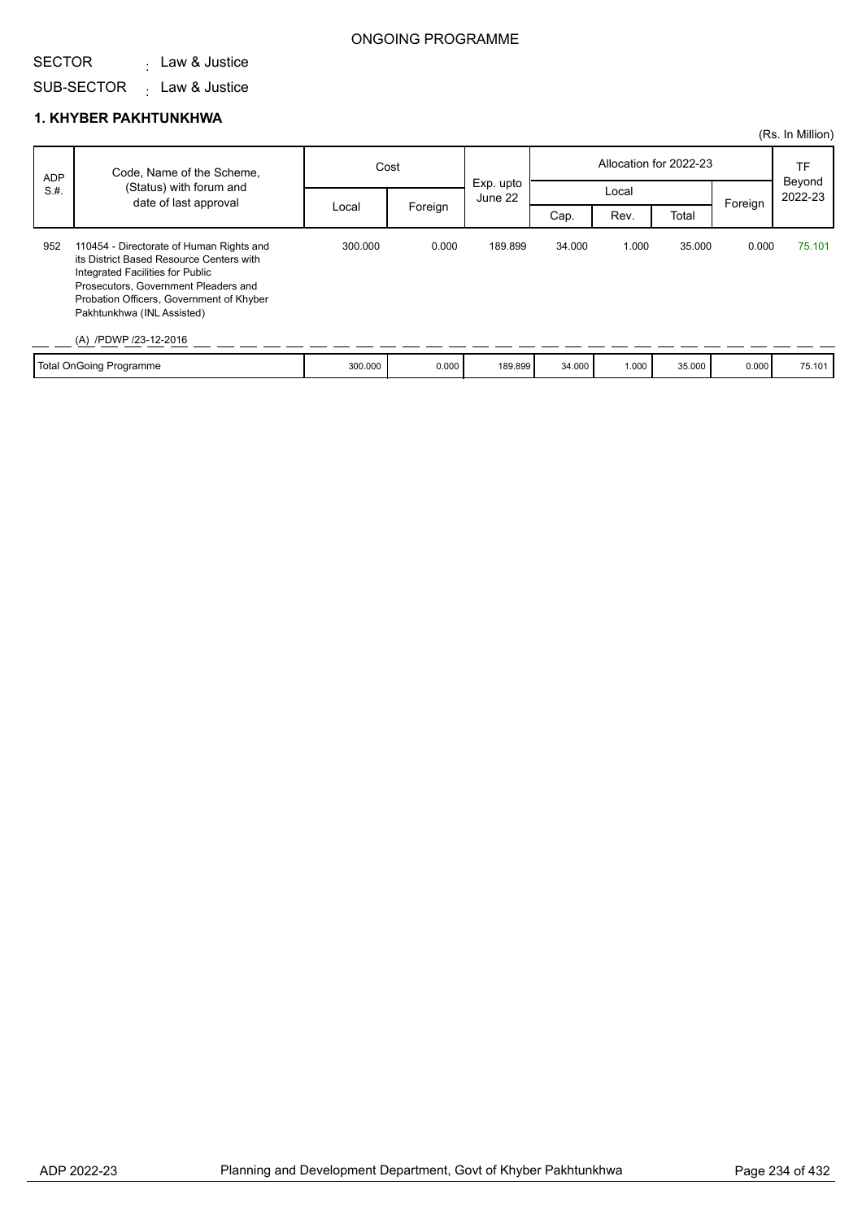ONGOING PROGRAMME

SECTOR : Law & Justice

SUB-SECTOR : Law & Justice

## 1. KHYBER PAKHTUNKHWA

(Rs. In Million)

| ADP S.#. | Code, Name of the Scheme, (Status) with forum and date of last approval | Cost | | Exp. upto June 22 | Allocation for 2022-23 | | | | TF Beyond 2022-23 |
|---|---|---|---|---|---|---|---|---|---|
| | | Local | Foreign | | Local | | | Foreign | |
| | | | | | Cap. | Rev. | Total | | |
| 952 | 110454 - Directorate of Human Rights and its District Based Resource Centers with Integrated Facilities for Public Prosecutors, Government Pleaders and Probation Officers, Government of Khyber Pakhtunkhwa (INL Assisted)<br><br>(A) /PDWP /23-12-2016 | 300.000 | 0.000 | 189.899 | 34.000 | 1.000 | 35.000 | 0.000 | 75.101 |
| | Total OnGoing Programme | 300.000 | 0.000 | 189.899 | 34.000 | 1.000 | 35.000 | 0.000 | 75.101 |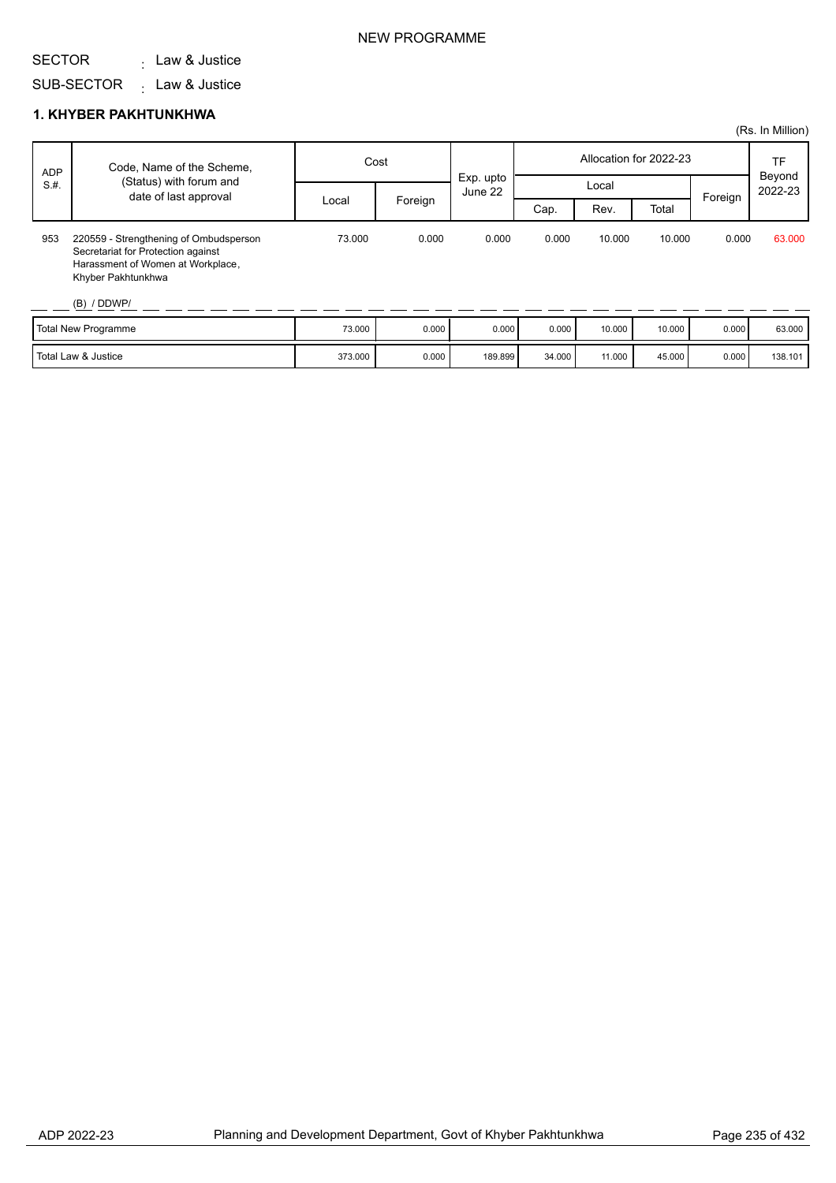NEW PROGRAMME

SECTOR : Law & Justice

SUB-SECTOR : Law & Justice

## 1. KHYBER PAKHTUNKHWA

(Rs. In Million)

| ADP S.#. | Code, Name of the Scheme, (Status) with forum and date of last approval | Cost | | Exp. upto June 22 | Allocation for 2022-23 | | | | TF Beyond 2022-23 |
|---|---|---|---|---|---|---|---|---|---|
| | | Local | Foreign | | Local | | | Foreign | |
| | | | | | Cap. | Rev. | Total | | |
| 953 | 220559 - Strengthening of Ombudsperson Secretariat for Protection against Harassment of Women at Workplace, Khyber Pakhtunkhwa<br>(B) / DDWP/ | 73.000 | 0.000 | 0.000 | 0.000 | 10.000 | 10.000 | 0.000 | 63.000 |
| Total New Programme | | 73.000 | 0.000 | 0.000 | 0.000 | 10.000 | 10.000 | 0.000 | 63.000 |
| Total Law & Justice | | 373.000 | 0.000 | 189.899 | 34.000 | 11.000 | 45.000 | 0.000 | 138.101 |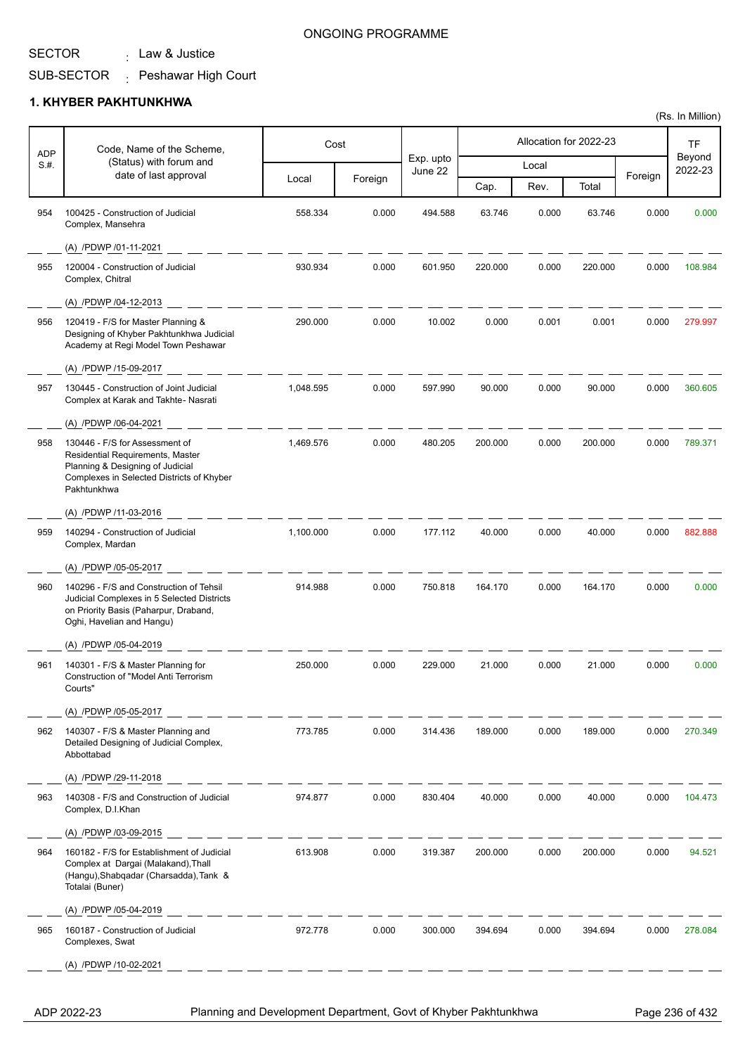ONGOING PROGRAMME

SECTOR : Law & Justice

SUB-SECTOR : Peshawar High Court

## 1. KHYBER PAKHTUNKHWA

(Rs. In Million)

| ADP S.#. | Code, Name of the Scheme, (Status) with forum and date of last approval | Cost | | Exp. upto June 22 | Allocation for 2022-23 | | | | TF Beyond 2022-23 |
|---|---|---|---|---|---|---|---|---|---|
| | | Local | Foreign | | Local | | | Foreign | |
| | | | | | Cap. | Rev. | Total | | |
| 954 | 100425 - Construction of Judicial Complex, Mansehra<br>(A) /PDWP /01-11-2021 | 558.334 | 0.000 | 494.588 | 63.746 | 0.000 | 63.746 | 0.000 | 0.000 |
| 955 | 120004 - Construction of Judicial Complex, Chitral<br>(A) /PDWP /04-12-2013 | 930.934 | 0.000 | 601.950 | 220.000 | 0.000 | 220.000 | 0.000 | 108.984 |
| 956 | 120419 - F/S for Master Planning & Designing of Khyber Pakhtunkhwa Judicial Academy at Regi Model Town Peshawar<br>(A) /PDWP /15-09-2017 | 290.000 | 0.000 | 10.002 | 0.000 | 0.001 | 0.001 | 0.000 | 279.997 |
| 957 | 130445 - Construction of Joint Judicial Complex at Karak and Takhte- Nasrati<br>(A) /PDWP /06-04-2021 | 1,048.595 | 0.000 | 597.990 | 90.000 | 0.000 | 90.000 | 0.000 | 360.605 |
| 958 | 130446 - F/S for Assessment of Residential Requirements, Master Planning & Designing of Judicial Complexes in Selected Districts of Khyber Pakhtunkhwa<br>(A) /PDWP /11-03-2016 | 1,469.576 | 0.000 | 480.205 | 200.000 | 0.000 | 200.000 | 0.000 | 789.371 |
| 959 | 140294 - Construction of Judicial Complex, Mardan<br>(A) /PDWP /05-05-2017 | 1,100.000 | 0.000 | 177.112 | 40.000 | 0.000 | 40.000 | 0.000 | 882.888 |
| 960 | 140296 - F/S and Construction of Tehsil Judicial Complexes in 5 Selected Districts on Priority Basis (Paharpur, Draband, Oghi, Havelian and Hangu)<br>(A) /PDWP /05-04-2019 | 914.988 | 0.000 | 750.818 | 164.170 | 0.000 | 164.170 | 0.000 | 0.000 |
| 961 | 140301 - F/S & Master Planning for Construction of "Model Anti Terrorism Courts"<br>(A) /PDWP /05-05-2017 | 250.000 | 0.000 | 229.000 | 21.000 | 0.000 | 21.000 | 0.000 | 0.000 |
| 962 | 140307 - F/S & Master Planning and Detailed Designing of Judicial Complex, Abbottabad<br>(A) /PDWP /29-11-2018 | 773.785 | 0.000 | 314.436 | 189.000 | 0.000 | 189.000 | 0.000 | 270.349 |
| 963 | 140308 - F/S and Construction of Judicial Complex, D.I.Khan<br>(A) /PDWP /03-09-2015 | 974.877 | 0.000 | 830.404 | 40.000 | 0.000 | 40.000 | 0.000 | 104.473 |
| 964 | 160182 - F/S for Establishment of Judicial Complex at Dargai (Malakand),Thall (Hangu),Shabqadar (Charsadda),Tank & Totalai (Buner)<br>(A) /PDWP /05-04-2019 | 613.908 | 0.000 | 319.387 | 200.000 | 0.000 | 200.000 | 0.000 | 94.521 |
| 965 | 160187 - Construction of Judicial Complexes, Swat<br>(A) /PDWP /10-02-2021 | 972.778 | 0.000 | 300.000 | 394.694 | 0.000 | 394.694 | 0.000 | 278.084 |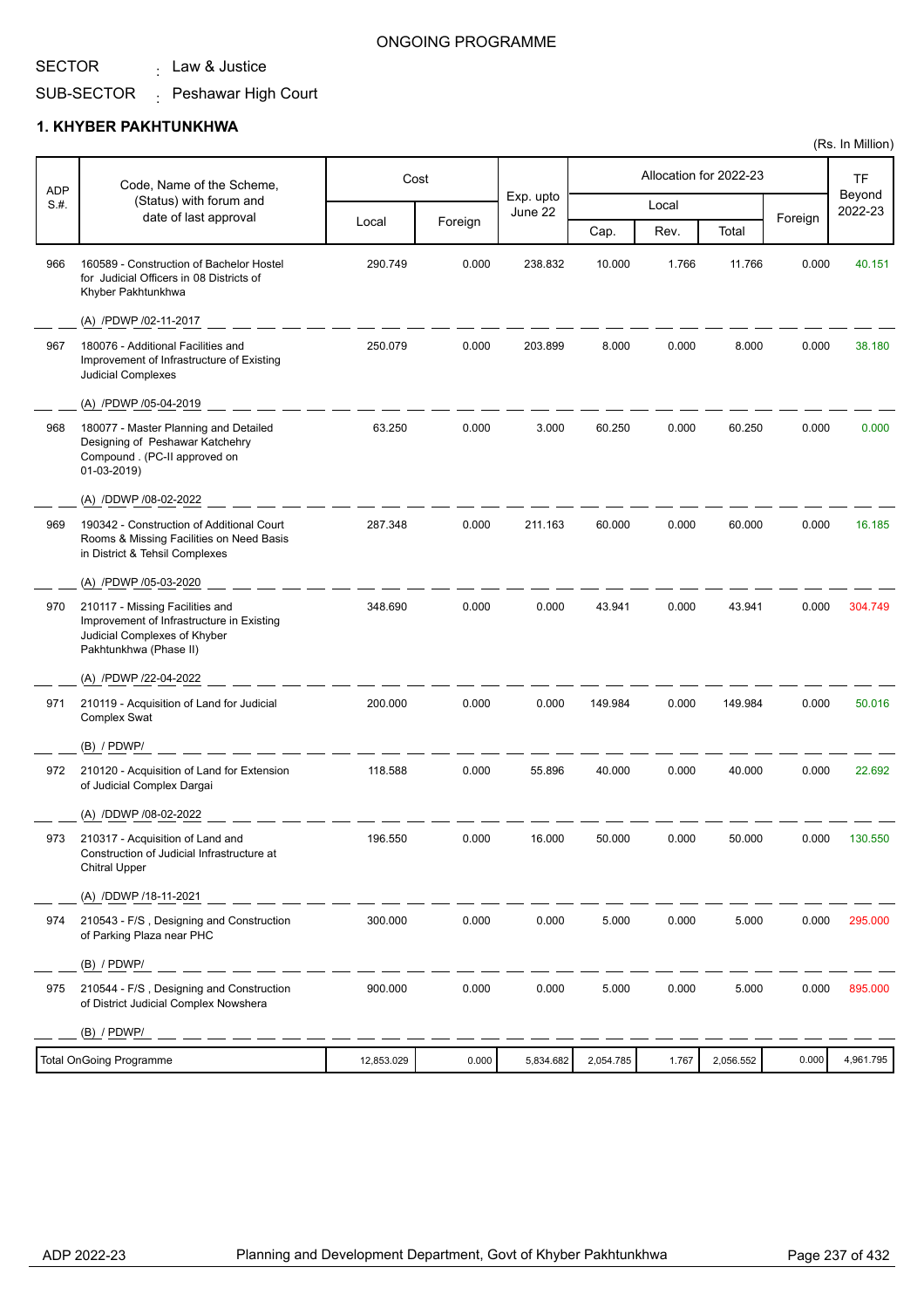ONGOING PROGRAMME

SECTOR : Law & Justice

SUB-SECTOR : Peshawar High Court

## 1. KHYBER PAKHTUNKHWA

(Rs. In Million)

| ADP S.#. | Code, Name of the Scheme, (Status) with forum and date of last approval | Cost | | Exp. upto June 22 | Allocation for 2022-23 | | | | TF Beyond 2022-23 |
|---|---|---|---|---|---|---|---|---|---|
| | | Local | Foreign | | Local | | | Foreign | |
| | | | | | Cap. | Rev. | Total | | |
| 966 | 160589 - Construction of Bachelor Hostel for Judicial Officers in 08 Districts of Khyber Pakhtunkhwa<br>(A) /PDWP /02-11-2017 | 290.749 | 0.000 | 238.832 | 10.000 | 1.766 | 11.766 | 0.000 | 40.151 |
| 967 | 180076 - Additional Facilities and Improvement of Infrastructure of Existing Judicial Complexes<br>(A) /PDWP /05-04-2019 | 250.079 | 0.000 | 203.899 | 8.000 | 0.000 | 8.000 | 0.000 | 38.180 |
| 968 | 180077 - Master Planning and Detailed Designing of Peshawar Katchehry Compound . (PC-II approved on 01-03-2019)<br>(A) /DDWP /08-02-2022 | 63.250 | 0.000 | 3.000 | 60.250 | 0.000 | 60.250 | 0.000 | 0.000 |
| 969 | 190342 - Construction of Additional Court Rooms & Missing Facilities on Need Basis in District & Tehsil Complexes<br>(A) /PDWP /05-03-2020 | 287.348 | 0.000 | 211.163 | 60.000 | 0.000 | 60.000 | 0.000 | 16.185 |
| 970 | 210117 - Missing Facilities and Improvement of Infrastructure in Existing Judicial Complexes of Khyber Pakhtunkhwa (Phase II)<br>(A) /PDWP /22-04-2022 | 348.690 | 0.000 | 0.000 | 43.941 | 0.000 | 43.941 | 0.000 | 304.749 |
| 971 | 210119 - Acquisition of Land for Judicial Complex Swat<br>(B) / PDWP/ | 200.000 | 0.000 | 0.000 | 149.984 | 0.000 | 149.984 | 0.000 | 50.016 |
| 972 | 210120 - Acquisition of Land for Extension of Judicial Complex Dargai<br>(A) /DDWP /08-02-2022 | 118.588 | 0.000 | 55.896 | 40.000 | 0.000 | 40.000 | 0.000 | 22.692 |
| 973 | 210317 - Acquisition of Land and Construction of Judicial Infrastructure at Chitral Upper<br>(A) /DDWP /18-11-2021 | 196.550 | 0.000 | 16.000 | 50.000 | 0.000 | 50.000 | 0.000 | 130.550 |
| 974 | 210543 - F/S , Designing and Construction of Parking Plaza near PHC<br>(B) / PDWP/ | 300.000 | 0.000 | 0.000 | 5.000 | 0.000 | 5.000 | 0.000 | 295.000 |
| 975 | 210544 - F/S , Designing and Construction of District Judicial Complex Nowshera<br>(B) / PDWP/ | 900.000 | 0.000 | 0.000 | 5.000 | 0.000 | 5.000 | 0.000 | 895.000 |
| | Total OnGoing Programme | 12,853.029 | 0.000 | 5,834.682 | 2,054.785 | 1.767 | 2,056.552 | 0.000 | 4,961.795 |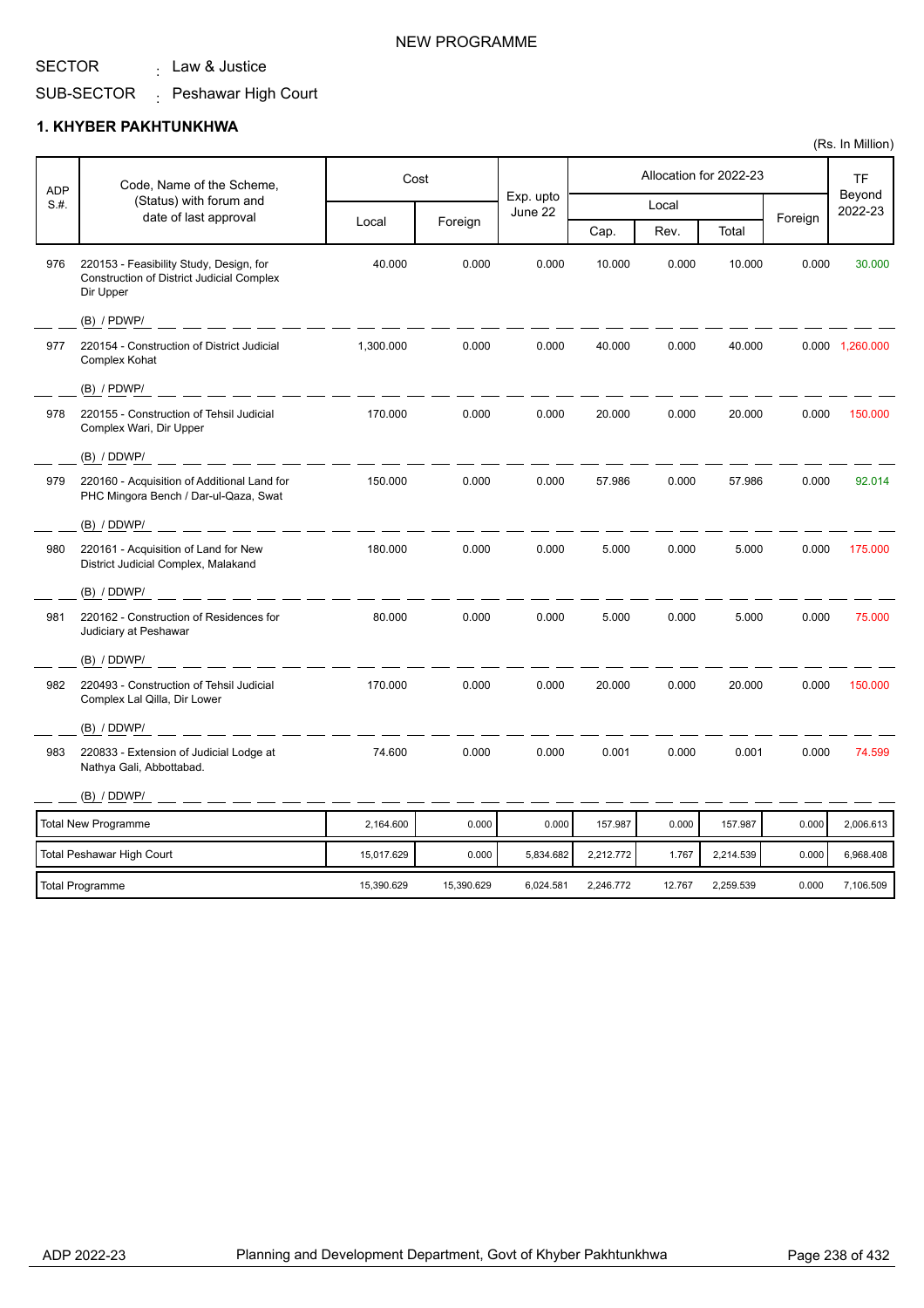NEW PROGRAMME

SECTOR : Law & Justice

SUB-SECTOR : Peshawar High Court

## 1. KHYBER PAKHTUNKHWA

(Rs. In Million)

| ADP S.#. | Code, Name of the Scheme, (Status) with forum and date of last approval | Cost | | Exp. upto June 22 | Allocation for 2022-23 | | | | TF Beyond 2022-23 |
|---|---|---|---|---|---|---|---|---|---|
| | | Local | Foreign | | Local | | | Foreign | |
| | | | | | Cap. | Rev. | Total | | |
| 976 | 220153 - Feasibility Study, Design, for Construction of District Judicial Complex Dir Upper (B) / PDWP/ | 40.000 | 0.000 | 0.000 | 10.000 | 0.000 | 10.000 | 0.000 | 30.000 |
| 977 | 220154 - Construction of District Judicial Complex Kohat (B) / PDWP/ | 1,300.000 | 0.000 | 0.000 | 40.000 | 0.000 | 40.000 | 0.000 | 1,260.000 |
| 978 | 220155 - Construction of Tehsil Judicial Complex Wari, Dir Upper (B) / DDWP/ | 170.000 | 0.000 | 0.000 | 20.000 | 0.000 | 20.000 | 0.000 | 150.000 |
| 979 | 220160 - Acquisition of Additional Land for PHC Mingora Bench / Dar-ul-Qaza, Swat (B) / DDWP/ | 150.000 | 0.000 | 0.000 | 57.986 | 0.000 | 57.986 | 0.000 | 92.014 |
| 980 | 220161 - Acquisition of Land for New District Judicial Complex, Malakand (B) / DDWP/ | 180.000 | 0.000 | 0.000 | 5.000 | 0.000 | 5.000 | 0.000 | 175.000 |
| 981 | 220162 - Construction of Residences for Judiciary at Peshawar (B) / DDWP/ | 80.000 | 0.000 | 0.000 | 5.000 | 0.000 | 5.000 | 0.000 | 75.000 |
| 982 | 220493 - Construction of Tehsil Judicial Complex Lal Qilla, Dir Lower (B) / DDWP/ | 170.000 | 0.000 | 0.000 | 20.000 | 0.000 | 20.000 | 0.000 | 150.000 |
| 983 | 220833 - Extension of Judicial Lodge at Nathya Gali, Abbottabad. (B) / DDWP/ | 74.600 | 0.000 | 0.000 | 0.001 | 0.000 | 0.001 | 0.000 | 74.599 |
| | Total New Programme | 2,164.600 | 0.000 | 0.000 | 157.987 | 0.000 | 157.987 | 0.000 | 2,006.613 |
| | Total Peshawar High Court | 15,017.629 | 0.000 | 5,834.682 | 2,212.772 | 1.767 | 2,214.539 | 0.000 | 6,968.408 |
| | Total Programme | 15,390.629 | 15,390.629 | 6,024.581 | 2,246.772 | 12.767 | 2,259.539 | 0.000 | 7,106.509 |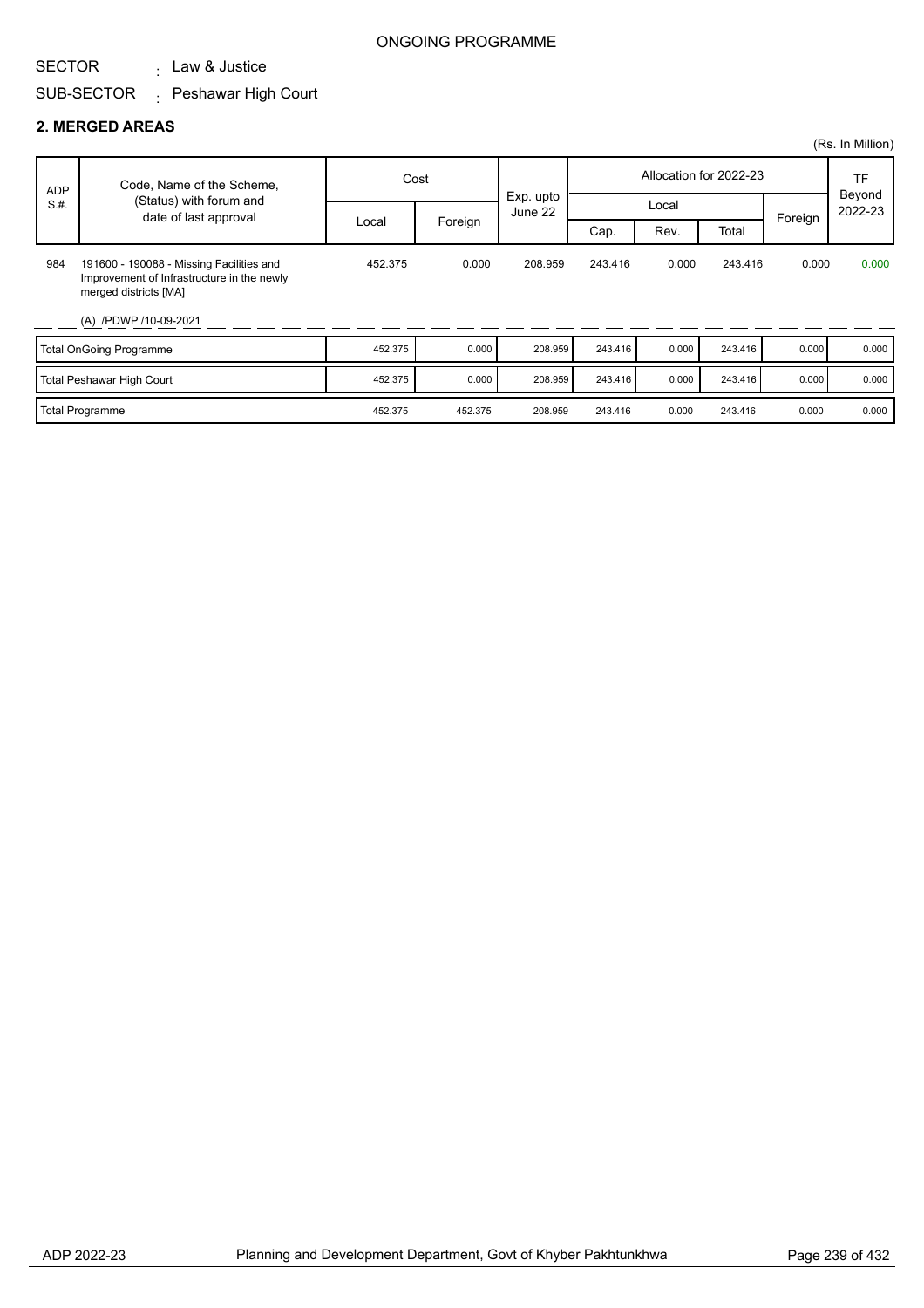ONGOING PROGRAMME

SECTOR : Law & Justice

SUB-SECTOR : Peshawar High Court

## 2. MERGED AREAS

(Rs. In Million)

| ADP S.#. | Code, Name of the Scheme, (Status) with forum and date of last approval | Cost | | Exp. upto June 22 | Allocation for 2022-23 | | | | TF Beyond 2022-23 |
|---|---|---|---|---|---|---|---|---|---|
| | | Local | Foreign | | Local | | | Foreign | |
| | | | | | Cap. | Rev. | Total | | |
| 984 | 191600 - 190088 - Missing Facilities and Improvement of Infrastructure in the newly merged districts [MA] (A) /PDWP /10-09-2021 | 452.375 | 0.000 | 208.959 | 243.416 | 0.000 | 243.416 | 0.000 | 0.000 |
| | Total OnGoing Programme | 452.375 | 0.000 | 208.959 | 243.416 | 0.000 | 243.416 | 0.000 | 0.000 |
| | Total Peshawar High Court | 452.375 | 0.000 | 208.959 | 243.416 | 0.000 | 243.416 | 0.000 | 0.000 |
| | Total Programme | 452.375 | 452.375 | 208.959 | 243.416 | 0.000 | 243.416 | 0.000 | 0.000 |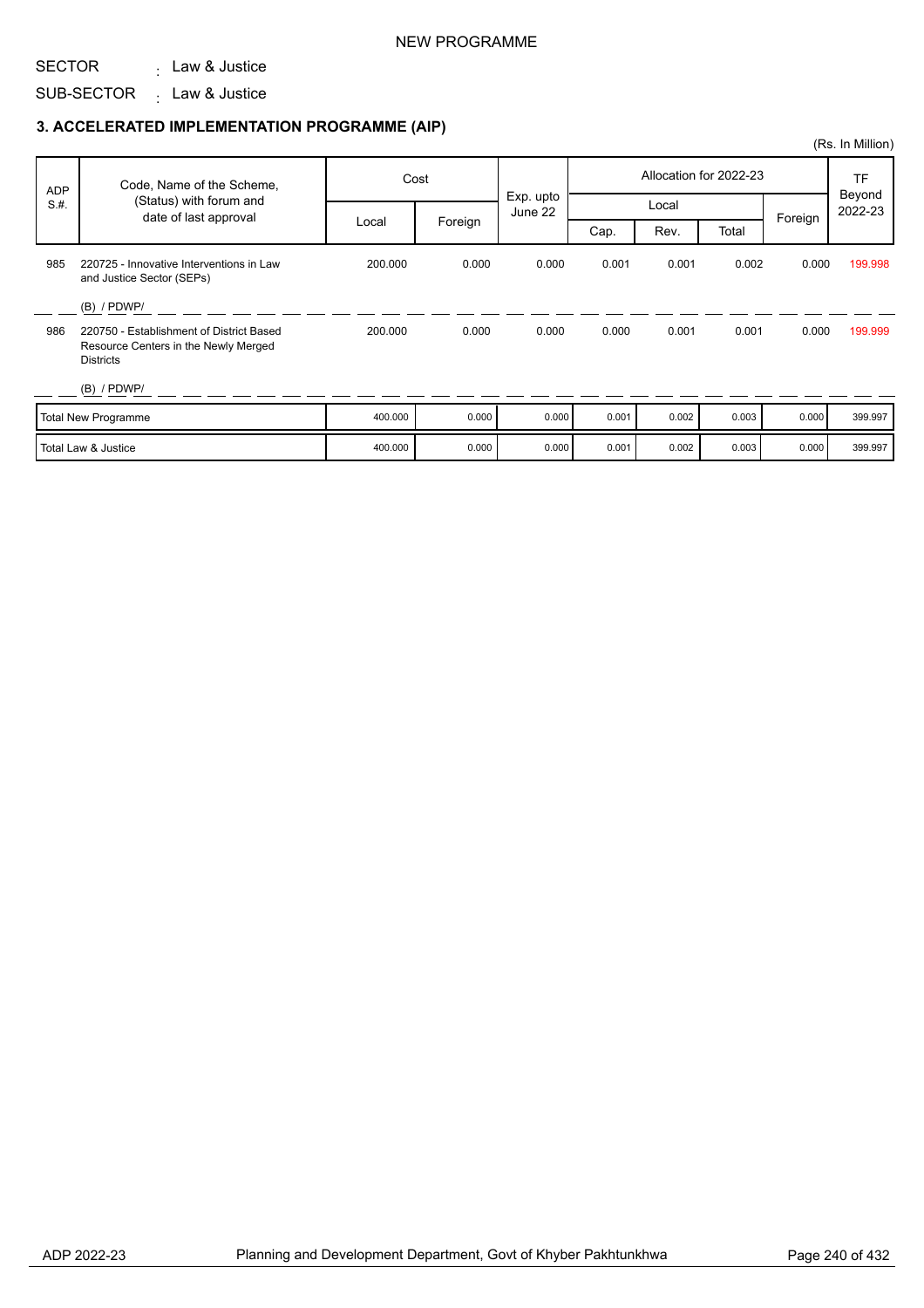NEW PROGRAMME

SECTOR : Law & Justice

SUB-SECTOR : Law & Justice

### 3. ACCELERATED IMPLEMENTATION PROGRAMME (AIP)

(Rs. In Million)

| ADP S.#. | Code, Name of the Scheme, (Status) with forum and date of last approval | Cost | | Exp. upto June 22 | Allocation for 2022-23 | | | | TF Beyond 2022-23 |
|---|---|---|---|---|---|---|---|---|---|
| | | Local | Foreign | | Local | | | Foreign | |
| | | | | | Cap. | Rev. | Total | | |
| 985 | 220725 - Innovative Interventions in Law and Justice Sector (SEPs) (B) / PDWP/ | 200.000 | 0.000 | 0.000 | 0.001 | 0.001 | 0.002 | 0.000 | 199.998 |
| 986 | 220750 - Establishment of District Based Resource Centers in the Newly Merged Districts (B) / PDWP/ | 200.000 | 0.000 | 0.000 | 0.000 | 0.001 | 0.001 | 0.000 | 199.999 |
| | Total New Programme | 400.000 | 0.000 | 0.000 | 0.001 | 0.002 | 0.003 | 0.000 | 399.997 |
| | Total Law & Justice | 400.000 | 0.000 | 0.000 | 0.001 | 0.002 | 0.003 | 0.000 | 399.997 |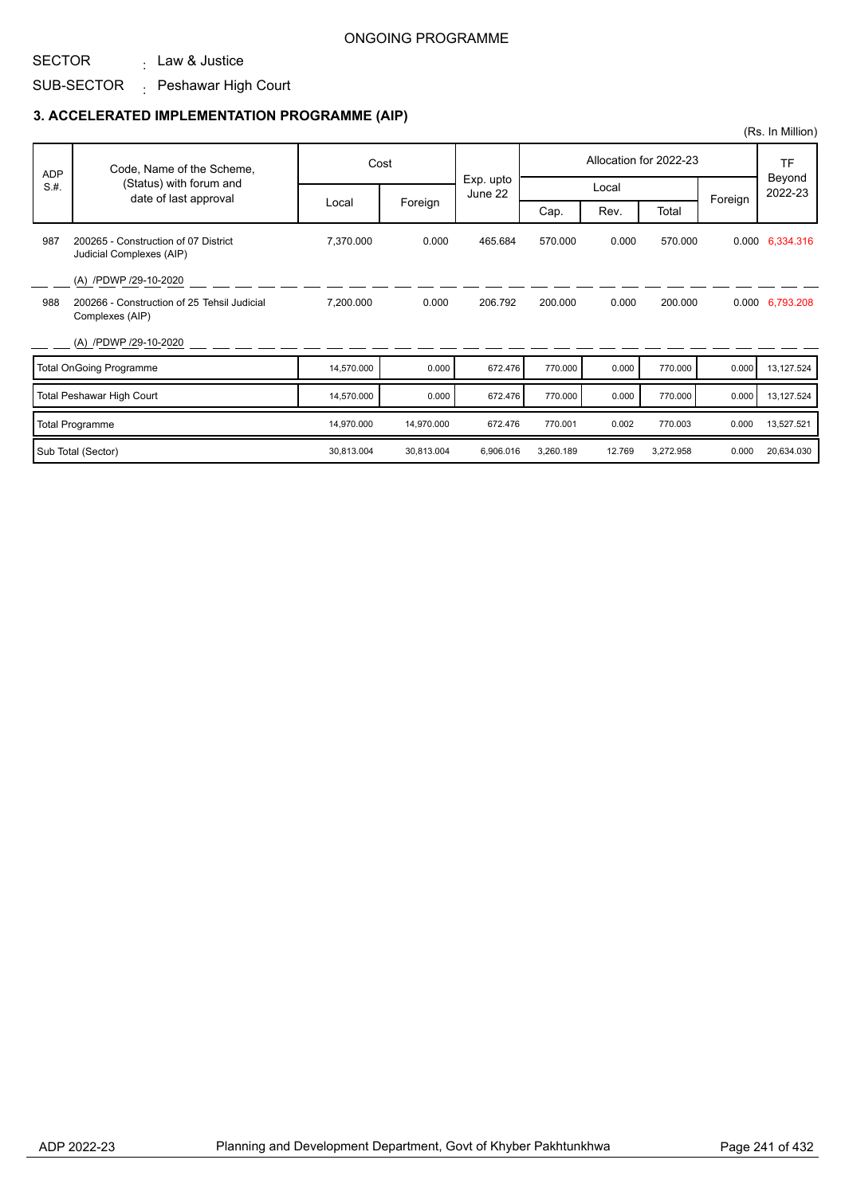ONGOING PROGRAMME

SECTOR : Law & Justice

SUB-SECTOR : Peshawar High Court

### 3. ACCELERATED IMPLEMENTATION PROGRAMME (AIP)

(Rs. In Million)

| ADP S.#. | Code, Name of the Scheme, (Status) with forum and date of last approval | Cost | | Exp. upto June 22 | Allocation for 2022-23 | | | | TF Beyond 2022-23 |
|---|---|---|---|---|---|---|---|---|---|
| | | Local | Foreign | | Local | | | Foreign | |
| | | | | | Cap. | Rev. | Total | | |
| 987 | 200265 - Construction of 07 District Judicial Complexes (AIP)<br>(A) /PDWP /29-10-2020 | 7,370.000 | 0.000 | 465.684 | 570.000 | 0.000 | 570.000 | 0.000 | 6,334.316 |
| 988 | 200266 - Construction of 25 Tehsil Judicial Complexes (AIP)<br>(A) /PDWP /29-10-2020 | 7,200.000 | 0.000 | 206.792 | 200.000 | 0.000 | 200.000 | 0.000 | 6,793.208 |
| | Total OnGoing Programme | 14,570.000 | 0.000 | 672.476 | 770.000 | 0.000 | 770.000 | 0.000 | 13,127.524 |
| | Total Peshawar High Court | 14,570.000 | 0.000 | 672.476 | 770.000 | 0.000 | 770.000 | 0.000 | 13,127.524 |
| | Total Programme | 14,970.000 | 14,970.000 | 672.476 | 770.001 | 0.002 | 770.003 | 0.000 | 13,527.521 |
| | Sub Total (Sector) | 30,813.004 | 30,813.004 | 6,906.016 | 3,260.189 | 12.769 | 3,272.958 | 0.000 | 20,634.030 |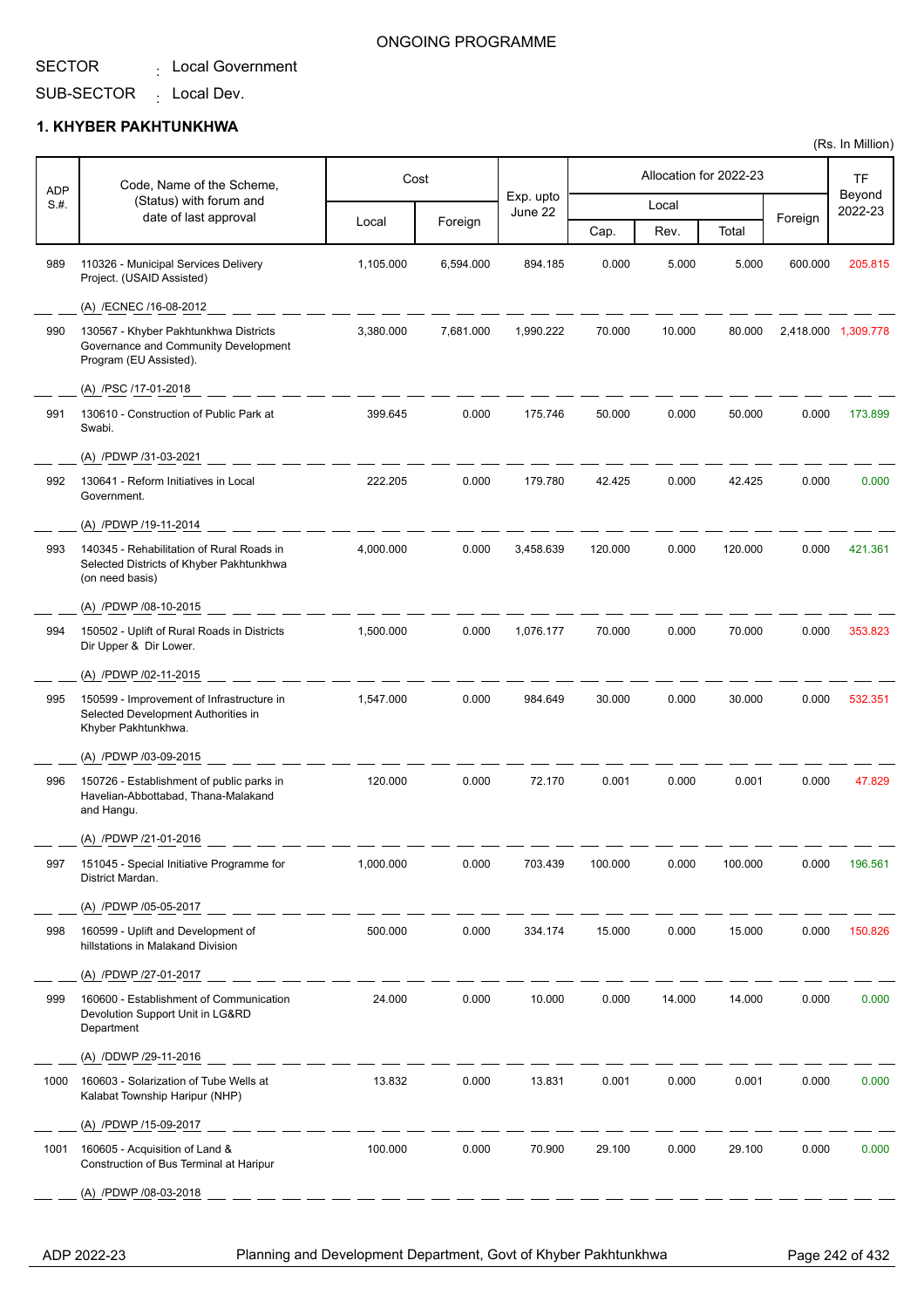ONGOING PROGRAMME

SECTOR : Local Government

SUB-SECTOR : Local Dev.

## 1. KHYBER PAKHTUNKHWA

(Rs. In Million)

| ADP S.#. | Code, Name of the Scheme, (Status) with forum and date of last approval | Cost | | Exp. upto June 22 | Allocation for 2022-23 | | | | TF Beyond 2022-23 |
|---|---|---|---|---|---|---|---|---|---|
| | | Local | Foreign | | Local | | | Foreign | |
| | | | | | Cap. | Rev. | Total | | |
| 989 | 110326 - Municipal Services Delivery Project. (USAID Assisted)<br>(A) /ECNEC /16-08-2012 | 1,105.000 | 6,594.000 | 894.185 | 0.000 | 5.000 | 5.000 | 600.000 | 205.815 |
| 990 | 130567 - Khyber Pakhtunkhwa Districts Governance and Community Development Program (EU Assisted).<br>(A) /PSC /17-01-2018 | 3,380.000 | 7,681.000 | 1,990.222 | 70.000 | 10.000 | 80.000 | 2,418.000 | 1,309.778 |
| 991 | 130610 - Construction of Public Park at Swabi.<br>(A) /PDWP /31-03-2021 | 399.645 | 0.000 | 175.746 | 50.000 | 0.000 | 50.000 | 0.000 | 173.899 |
| 992 | 130641 - Reform Initiatives in Local Government.<br>(A) /PDWP /19-11-2014 | 222.205 | 0.000 | 179.780 | 42.425 | 0.000 | 42.425 | 0.000 | 0.000 |
| 993 | 140345 - Rehabilitation of Rural Roads in Selected Districts of Khyber Pakhtunkhwa (on need basis)<br>(A) /PDWP /08-10-2015 | 4,000.000 | 0.000 | 3,458.639 | 120.000 | 0.000 | 120.000 | 0.000 | 421.361 |
| 994 | 150502 - Uplift of Rural Roads in Districts Dir Upper & Dir Lower.<br>(A) /PDWP /02-11-2015 | 1,500.000 | 0.000 | 1,076.177 | 70.000 | 0.000 | 70.000 | 0.000 | 353.823 |
| 995 | 150599 - Improvement of Infrastructure in Selected Development Authorities in Khyber Pakhtunkhwa.<br>(A) /PDWP /03-09-2015 | 1,547.000 | 0.000 | 984.649 | 30.000 | 0.000 | 30.000 | 0.000 | 532.351 |
| 996 | 150726 - Establishment of public parks in Havelian-Abbottabad, Thana-Malakand and Hangu.<br>(A) /PDWP /21-01-2016 | 120.000 | 0.000 | 72.170 | 0.001 | 0.000 | 0.001 | 0.000 | 47.829 |
| 997 | 151045 - Special Initiative Programme for District Mardan.<br>(A) /PDWP /05-05-2017 | 1,000.000 | 0.000 | 703.439 | 100.000 | 0.000 | 100.000 | 0.000 | 196.561 |
| 998 | 160599 - Uplift and Development of hillstations in Malakand Division<br>(A) /PDWP /27-01-2017 | 500.000 | 0.000 | 334.174 | 15.000 | 0.000 | 15.000 | 0.000 | 150.826 |
| 999 | 160600 - Establishment of Communication Devolution Support Unit in LG&RD Department<br>(A) /DDWP /29-11-2016 | 24.000 | 0.000 | 10.000 | 0.000 | 14.000 | 14.000 | 0.000 | 0.000 |
| 1000 | 160603 - Solarization of Tube Wells at Kalabat Township Haripur (NHP)<br>(A) /PDWP /15-09-2017 | 13.832 | 0.000 | 13.831 | 0.001 | 0.000 | 0.001 | 0.000 | 0.000 |
| 1001 | 160605 - Acquisition of Land & Construction of Bus Terminal at Haripur<br>(A) /PDWP /08-03-2018 | 100.000 | 0.000 | 70.900 | 29.100 | 0.000 | 29.100 | 0.000 | 0.000 |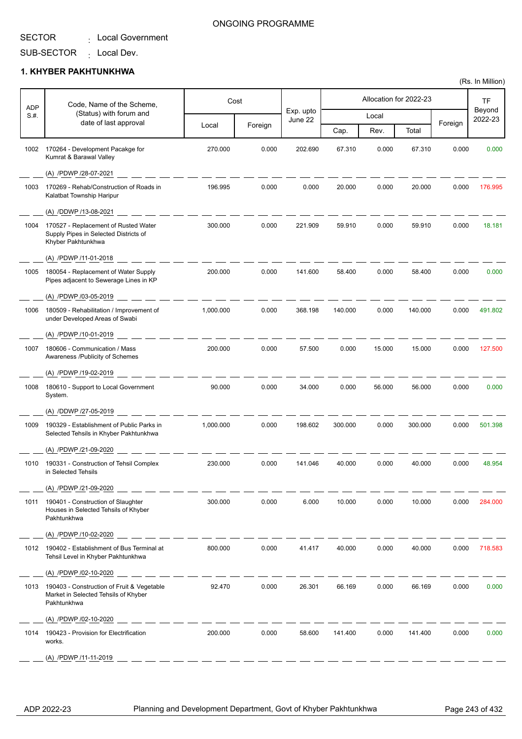ONGOING PROGRAMME

SECTOR : Local Government

SUB-SECTOR : Local Dev.

## 1. KHYBER PAKHTUNKHWA

(Rs. In Million)

| ADP S.#. | Code, Name of the Scheme, (Status) with forum and date of last approval | Cost | | Exp. upto June 22 | Allocation for 2022-23 | | | | TF Beyond 2022-23 |
|---|---|---|---|---|---|---|---|---|---|
| | | Local | Foreign | | Local | | | Foreign | |
| | | | | | Cap. | Rev. | Total | | |
| 1002 | 170264 - Development Pacakge for Kumrat & Barawal Valley<br>(A) /PDWP /28-07-2021 | 270.000 | 0.000 | 202.690 | 67.310 | 0.000 | 67.310 | 0.000 | 0.000 |
| 1003 | 170269 - Rehab/Construction of Roads in Kalatbat Township Haripur<br>(A) /DDWP /13-08-2021 | 196.995 | 0.000 | 0.000 | 20.000 | 0.000 | 20.000 | 0.000 | 176.995 |
| 1004 | 170527 - Replacement of Rusted Water Supply Pipes in Selected Districts of Khyber Pakhtunkhwa<br>(A) /PDWP /11-01-2018 | 300.000 | 0.000 | 221.909 | 59.910 | 0.000 | 59.910 | 0.000 | 18.181 |
| 1005 | 180054 - Replacement of Water Supply Pipes adjacent to Sewerage Lines in KP<br>(A) /PDWP /03-05-2019 | 200.000 | 0.000 | 141.600 | 58.400 | 0.000 | 58.400 | 0.000 | 0.000 |
| 1006 | 180509 - Rehabilitation / Improvement of under Developed Areas of Swabi<br>(A) /PDWP /10-01-2019 | 1,000.000 | 0.000 | 368.198 | 140.000 | 0.000 | 140.000 | 0.000 | 491.802 |
| 1007 | 180606 - Communication / Mass Awareness /Publicity of Schemes<br>(A) /PDWP /19-02-2019 | 200.000 | 0.000 | 57.500 | 0.000 | 15.000 | 15.000 | 0.000 | 127.500 |
| 1008 | 180610 - Support to Local Government System.<br>(A) /DDWP /27-05-2019 | 90.000 | 0.000 | 34.000 | 0.000 | 56.000 | 56.000 | 0.000 | 0.000 |
| 1009 | 190329 - Establishment of Public Parks in Selected Tehsils in Khyber Pakhtunkhwa<br>(A) /PDWP /21-09-2020 | 1,000.000 | 0.000 | 198.602 | 300.000 | 0.000 | 300.000 | 0.000 | 501.398 |
| 1010 | 190331 - Construction of Tehsil Complex in Selected Tehsils<br>(A) /PDWP /21-09-2020 | 230.000 | 0.000 | 141.046 | 40.000 | 0.000 | 40.000 | 0.000 | 48.954 |
| 1011 | 190401 - Construction of Slaughter Houses in Selected Tehsils of Khyber Pakhtunkhwa<br>(A) /PDWP /10-02-2020 | 300.000 | 0.000 | 6.000 | 10.000 | 0.000 | 10.000 | 0.000 | 284.000 |
| 1012 | 190402 - Establishment of Bus Terminal at Tehsil Level in Khyber Pakhtunkhwa<br>(A) /PDWP /02-10-2020 | 800.000 | 0.000 | 41.417 | 40.000 | 0.000 | 40.000 | 0.000 | 718.583 |
| 1013 | 190403 - Construction of Fruit & Vegetable Market in Selected Tehsils of Khyber Pakhtunkhwa<br>(A) /PDWP /02-10-2020 | 92.470 | 0.000 | 26.301 | 66.169 | 0.000 | 66.169 | 0.000 | 0.000 |
| 1014 | 190423 - Provision for Electrification works.<br>(A) /PDWP /11-11-2019 | 200.000 | 0.000 | 58.600 | 141.400 | 0.000 | 141.400 | 0.000 | 0.000 |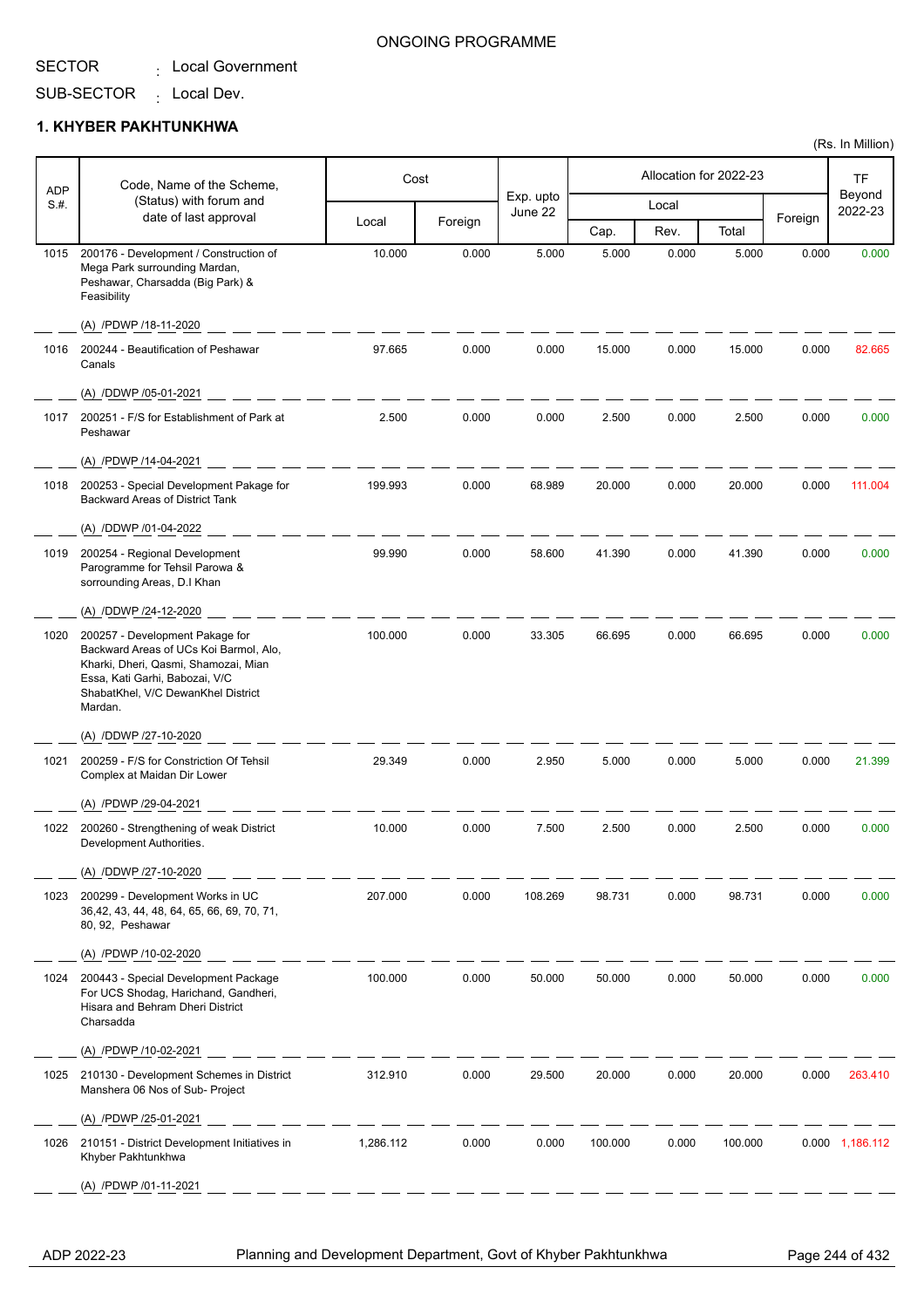ONGOING PROGRAMME

SECTOR : Local Government

SUB-SECTOR : Local Dev.

## 1. KHYBER PAKHTUNKHWA

(Rs. In Million)

| ADP S.#. | Code, Name of the Scheme, (Status) with forum and date of last approval | Cost | | Exp. upto June 22 | Allocation for 2022-23 | | | | TF Beyond 2022-23 |
|---|---|---|---|---|---|---|---|---|---|
| | | Local | Foreign | | Local | | | Foreign | |
| | | | | | Cap. | Rev. | Total | | |
| 1015 | 200176 - Development / Construction of Mega Park surrounding Mardan, Peshawar, Charsadda (Big Park) & Feasibility<br>(A) /PDWP /18-11-2020 | 10.000 | 0.000 | 5.000 | 5.000 | 0.000 | 5.000 | 0.000 | 0.000 |
| 1016 | 200244 - Beautification of Peshawar Canals<br>(A) /DDWP /05-01-2021 | 97.665 | 0.000 | 0.000 | 15.000 | 0.000 | 15.000 | 0.000 | 82.665 |
| 1017 | 200251 - F/S for Establishment of Park at Peshawar<br>(A) /PDWP /14-04-2021 | 2.500 | 0.000 | 0.000 | 2.500 | 0.000 | 2.500 | 0.000 | 0.000 |
| 1018 | 200253 - Special Development Pakage for Backward Areas of District Tank<br>(A) /DDWP /01-04-2022 | 199.993 | 0.000 | 68.989 | 20.000 | 0.000 | 20.000 | 0.000 | 111.004 |
| 1019 | 200254 - Regional Development Parogramme for Tehsil Parowa & sorrounding Areas, D.I Khan<br>(A) /DDWP /24-12-2020 | 99.990 | 0.000 | 58.600 | 41.390 | 0.000 | 41.390 | 0.000 | 0.000 |
| 1020 | 200257 - Development Pakage for Backward Areas of UCs Koi Barmol, Alo, Kharki, Dheri, Qasmi, Shamozai, Mian Essa, Kati Garhi, Babozai, V/C ShabatKhel, V/C DewanKhel District Mardan.<br>(A) /DDWP /27-10-2020 | 100.000 | 0.000 | 33.305 | 66.695 | 0.000 | 66.695 | 0.000 | 0.000 |
| 1021 | 200259 - F/S for Constriction Of Tehsil Complex at Maidan Dir Lower<br>(A) /PDWP /29-04-2021 | 29.349 | 0.000 | 2.950 | 5.000 | 0.000 | 5.000 | 0.000 | 21.399 |
| 1022 | 200260 - Strengthening of weak District Development Authorities.<br>(A) /DDWP /27-10-2020 | 10.000 | 0.000 | 7.500 | 2.500 | 0.000 | 2.500 | 0.000 | 0.000 |
| 1023 | 200299 - Development Works in UC 36,42, 43, 44, 48, 64, 65, 66, 69, 70, 71, 80, 92, Peshawar<br>(A) /PDWP /10-02-2020 | 207.000 | 0.000 | 108.269 | 98.731 | 0.000 | 98.731 | 0.000 | 0.000 |
| 1024 | 200443 - Special Development Package For UCS Shodag, Harichand, Gandheri, Hisara and Behram Dheri District Charsadda<br>(A) /PDWP /10-02-2021 | 100.000 | 0.000 | 50.000 | 50.000 | 0.000 | 50.000 | 0.000 | 0.000 |
| 1025 | 210130 - Development Schemes in District Manshera 06 Nos of Sub- Project<br>(A) /PDWP /25-01-2021 | 312.910 | 0.000 | 29.500 | 20.000 | 0.000 | 20.000 | 0.000 | 263.410 |
| 1026 | 210151 - District Development Initiatives in Khyber Pakhtunkhwa<br>(A) /PDWP /01-11-2021 | 1,286.112 | 0.000 | 0.000 | 100.000 | 0.000 | 100.000 | 0.000 | 1,186.112 |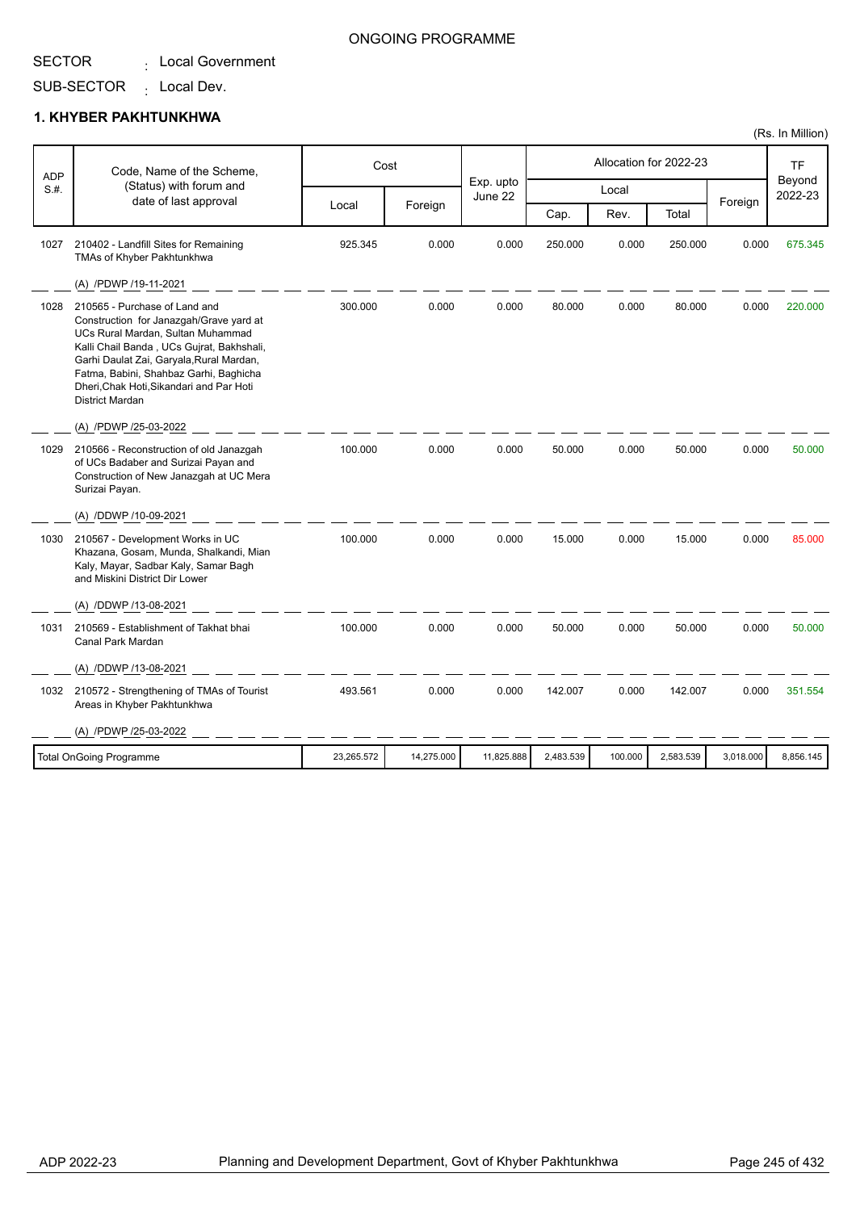ONGOING PROGRAMME

SECTOR : Local Government

SUB-SECTOR : Local Dev.

**1. KHYBER PAKHTUNKHWA**

(Rs. In Million)

| ADP S.#. | Code, Name of the Scheme, (Status) with forum and date of last approval | Cost | | Exp. upto June 22 | Allocation for 2022-23 | | | | TF Beyond 2022-23 |
|---|---|---|---|---|---|---|---|---|---|
| | | Local | Foreign | | Local | | | Foreign | |
| | | | | | Cap. | Rev. | Total | | |
| 1027 | 210402 - Landfill Sites for Remaining TMAs of Khyber Pakhtunkhwa<br>(A) /PDWP /19-11-2021 | 925.345 | 0.000 | 0.000 | 250.000 | 0.000 | 250.000 | 0.000 | 675.345 |
| 1028 | 210565 - Purchase of Land and Construction for Janazgah/Grave yard at UCs Rural Mardan, Sultan Muhammad Kalli Chail Banda , UCs Gujrat, Bakhshali, Garhi Daulat Zai, Garyala,Rural Mardan, Fatma, Babini, Shahbaz Garhi, Baghicha Dheri,Chak Hoti,Sikandari and Par Hoti District Mardan<br>(A) /PDWP /25-03-2022 | 300.000 | 0.000 | 0.000 | 80.000 | 0.000 | 80.000 | 0.000 | 220.000 |
| 1029 | 210566 - Reconstruction of old Janazgah of UCs Badaber and Surizai Payan and Construction of New Janazgah at UC Mera Surizai Payan.<br>(A) /DDWP /10-09-2021 | 100.000 | 0.000 | 0.000 | 50.000 | 0.000 | 50.000 | 0.000 | 50.000 |
| 1030 | 210567 - Development Works in UC Khazana, Gosam, Munda, Shalkandi, Mian Kaly, Mayar, Sadbar Kaly, Samar Bagh and Miskini District Dir Lower<br>(A) /DDWP /13-08-2021 | 100.000 | 0.000 | 0.000 | 15.000 | 0.000 | 15.000 | 0.000 | 85.000 |
| 1031 | 210569 - Establishment of Takhat bhai Canal Park Mardan<br>(A) /DDWP /13-08-2021 | 100.000 | 0.000 | 0.000 | 50.000 | 0.000 | 50.000 | 0.000 | 50.000 |
| 1032 | 210572 - Strengthening of TMAs of Tourist Areas in Khyber Pakhtunkhwa<br>(A) /PDWP /25-03-2022 | 493.561 | 0.000 | 0.000 | 142.007 | 0.000 | 142.007 | 0.000 | 351.554 |
| | Total OnGoing Programme | 23,265.572 | 14,275.000 | 11,825.888 | 2,483.539 | 100.000 | 2,583.539 | 3,018.000 | 8,856.145 |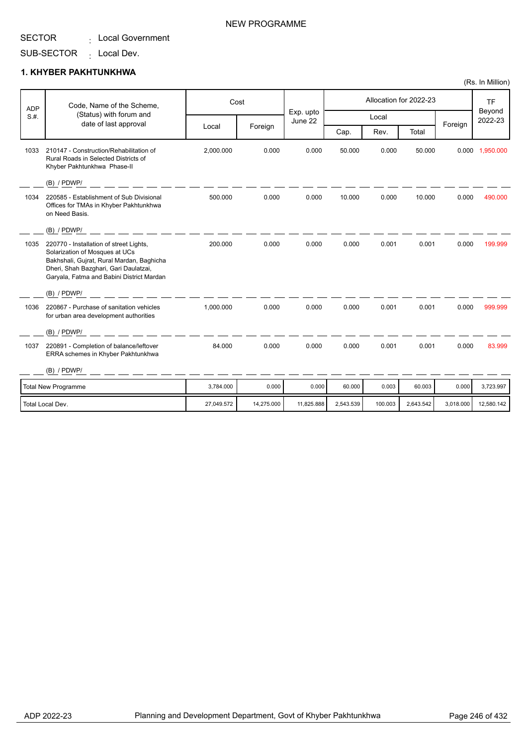NEW PROGRAMME

SECTOR : Local Government

SUB-SECTOR : Local Dev.

### 1. KHYBER PAKHTUNKHWA

(Rs. In Million)

| ADP S.#. | Code, Name of the Scheme, (Status) with forum and date of last approval | Cost | | Exp. upto June 22 | Allocation for 2022-23 | | | | TF Beyond 2022-23 |
|---|---|---|---|---|---|---|---|---|---|
| | | Local | Foreign | | Local | | | Foreign | |
| | | | | | Cap. | Rev. | Total | | |
| 1033 | 210147 - Construction/Rehabilitation of Rural Roads in Selected Districts of Khyber Pakhtunkhwa Phase-II<br>(B) / PDWP/ | 2,000.000 | 0.000 | 0.000 | 50.000 | 0.000 | 50.000 | 0.000 | 1,950.000 |
| 1034 | 220585 - Establishment of Sub Divisional Offices for TMAs in Khyber Pakhtunkhwa on Need Basis.<br>(B) / PDWP/ | 500.000 | 0.000 | 0.000 | 10.000 | 0.000 | 10.000 | 0.000 | 490.000 |
| 1035 | 220770 - Installation of street Lights, Solarization of Mosques at UCs Bakhshali, Gujrat, Rural Mardan, Baghicha Dheri, Shah Bazghari, Gari Daulatzai, Garyala, Fatma and Babini District Mardan<br>(B) / PDWP/ | 200.000 | 0.000 | 0.000 | 0.000 | 0.001 | 0.001 | 0.000 | 199.999 |
| 1036 | 220867 - Purchase of sanitation vehicles for urban area development authorities<br>(B) / PDWP/ | 1,000.000 | 0.000 | 0.000 | 0.000 | 0.001 | 0.001 | 0.000 | 999.999 |
| 1037 | 220891 - Completion of balance/leftover ERRA schemes in Khyber Pakhtunkhwa<br>(B) / PDWP/ | 84.000 | 0.000 | 0.000 | 0.000 | 0.001 | 0.001 | 0.000 | 83.999 |
| | Total New Programme | 3,784.000 | 0.000 | 0.000 | 60.000 | 0.003 | 60.003 | 0.000 | 3,723.997 |
| | Total Local Dev. | 27,049.572 | 14,275.000 | 11,825.888 | 2,543.539 | 100.003 | 2,643.542 | 3,018.000 | 12,580.142 |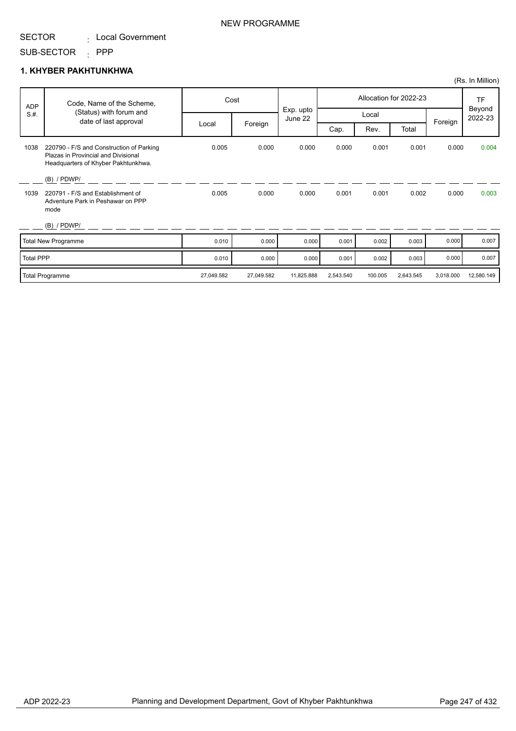NEW PROGRAMME

SECTOR : Local Government

SUB-SECTOR : PPP

## 1. KHYBER PAKHTUNKHWA

(Rs. In Million)

| ADP S.#. | Code, Name of the Scheme, (Status) with forum and date of last approval | Cost | | Exp. upto June 22 | Allocation for 2022-23 | | | | TF Beyond 2022-23 |
|---|---|---|---|---|---|---|---|---|---|
| | | Local | Foreign | | Local | | | Foreign | |
| | | | | | Cap. | Rev. | Total | | |
| 1038 | 220790 - F/S and Construction of Parking Plazas in Provincial and Divisional Headquarters of Khyber Pakhtunkhwa. (B) / PDWP/ | 0.005 | 0.000 | 0.000 | 0.000 | 0.001 | 0.001 | 0.000 | 0.004 |
| 1039 | 220791 - F/S and Establishment of Adventure Park in Peshawar on PPP mode (B) / PDWP/ | 0.005 | 0.000 | 0.000 | 0.001 | 0.001 | 0.002 | 0.000 | 0.003 |
| | Total New Programme | 0.010 | 0.000 | 0.000 | 0.001 | 0.002 | 0.003 | 0.000 | 0.007 |
| | Total PPP | 0.010 | 0.000 | 0.000 | 0.001 | 0.002 | 0.003 | 0.000 | 0.007 |
| | Total Programme | 27,049.582 | 27,049.582 | 11,825.888 | 2,543.540 | 100.005 | 2,643.545 | 3,018.000 | 12,580.149 |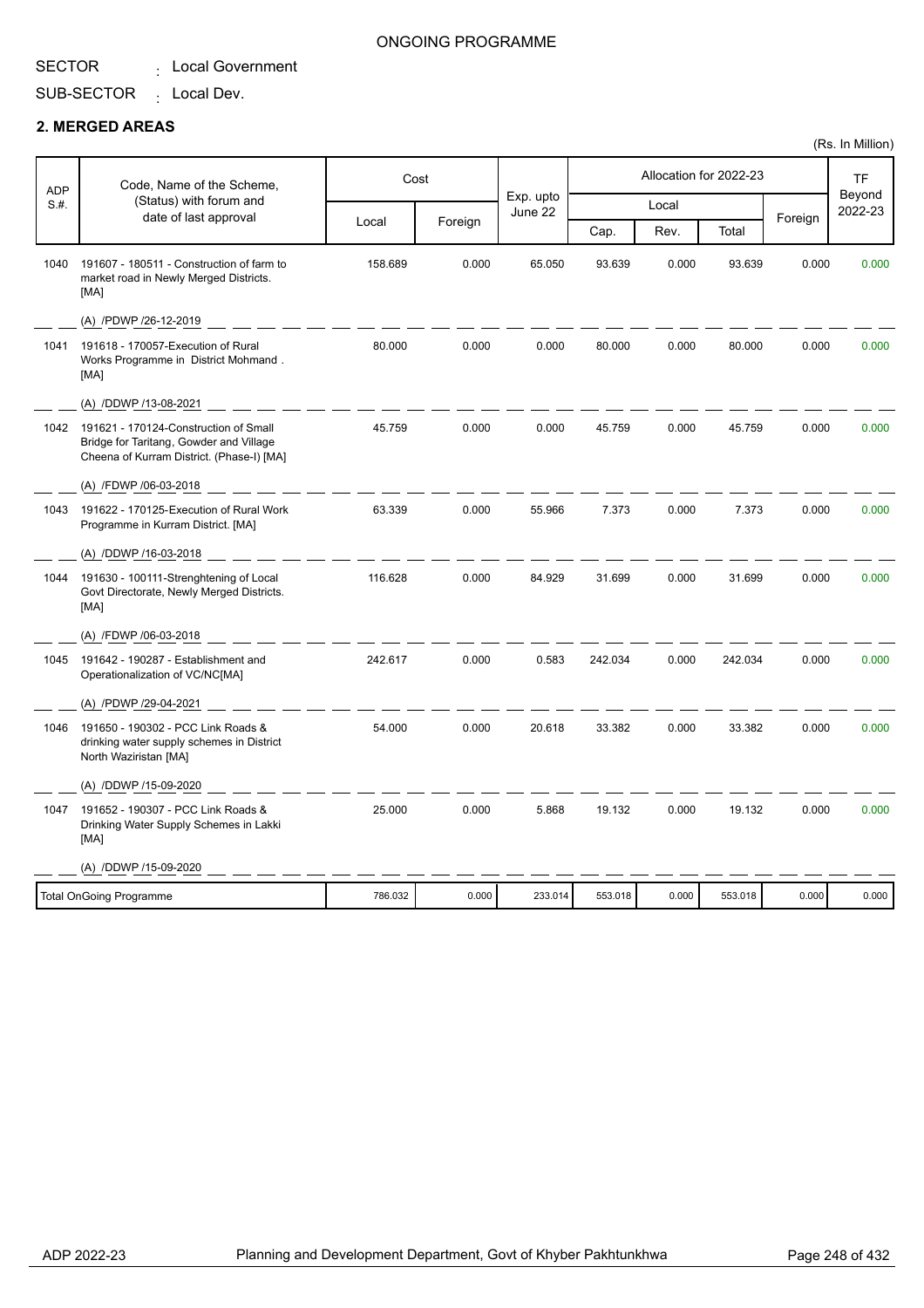ONGOING PROGRAMME

SECTOR : Local Government

SUB-SECTOR : Local Dev.

## 2. MERGED AREAS

(Rs. In Million)

| ADP S.#. | Code, Name of the Scheme, (Status) with forum and date of last approval | Cost | | Exp. upto June 22 | Allocation for 2022-23 | | | | TF Beyond 2022-23 |
|---|---|---|---|---|---|---|---|---|---|
| | | Local | Foreign | | Local | | | Foreign | |
| | | | | | Cap. | Rev. | Total | | |
| 1040 | 191607 - 180511 - Construction of farm to market road in Newly Merged Districts. [MA] (A) /PDWP /26-12-2019 | 158.689 | 0.000 | 65.050 | 93.639 | 0.000 | 93.639 | 0.000 | 0.000 |
| 1041 | 191618 - 170057-Execution of Rural Works Programme in District Mohmand . [MA] (A) /DDWP /13-08-2021 | 80.000 | 0.000 | 0.000 | 80.000 | 0.000 | 80.000 | 0.000 | 0.000 |
| 1042 | 191621 - 170124-Construction of Small Bridge for Taritang, Gowder and Village Cheena of Kurram District. (Phase-I) [MA] (A) /FDWP /06-03-2018 | 45.759 | 0.000 | 0.000 | 45.759 | 0.000 | 45.759 | 0.000 | 0.000 |
| 1043 | 191622 - 170125-Execution of Rural Work Programme in Kurram District. [MA] (A) /DDWP /16-03-2018 | 63.339 | 0.000 | 55.966 | 7.373 | 0.000 | 7.373 | 0.000 | 0.000 |
| 1044 | 191630 - 100111-Strenghtening of Local Govt Directorate, Newly Merged Districts. [MA] (A) /FDWP /06-03-2018 | 116.628 | 0.000 | 84.929 | 31.699 | 0.000 | 31.699 | 0.000 | 0.000 |
| 1045 | 191642 - 190287 - Establishment and Operationalization of VC/NC[MA] (A) /PDWP /29-04-2021 | 242.617 | 0.000 | 0.583 | 242.034 | 0.000 | 242.034 | 0.000 | 0.000 |
| 1046 | 191650 - 190302 - PCC Link Roads & drinking water supply schemes in District North Waziristan [MA] (A) /DDWP /15-09-2020 | 54.000 | 0.000 | 20.618 | 33.382 | 0.000 | 33.382 | 0.000 | 0.000 |
| 1047 | 191652 - 190307 - PCC Link Roads & Drinking Water Supply Schemes in Lakki [MA] (A) /DDWP /15-09-2020 | 25.000 | 0.000 | 5.868 | 19.132 | 0.000 | 19.132 | 0.000 | 0.000 |
| | Total OnGoing Programme | 786.032 | 0.000 | 233.014 | 553.018 | 0.000 | 553.018 | 0.000 | 0.000 |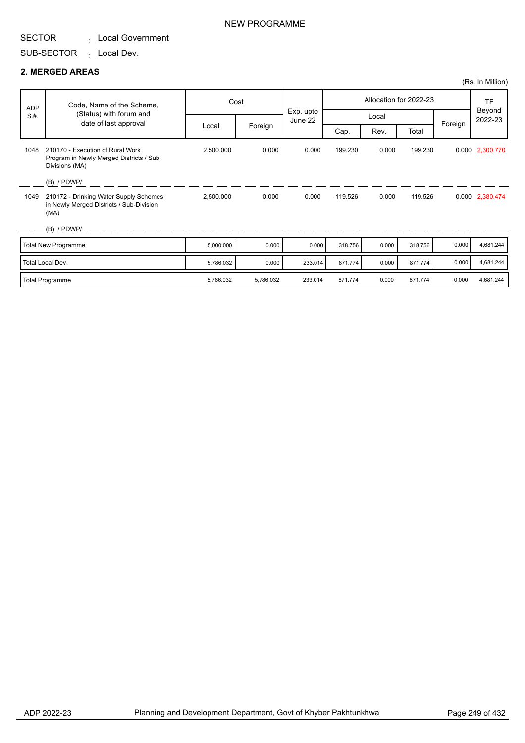NEW PROGRAMME

SECTOR : Local Government

SUB-SECTOR : Local Dev.

## 2. MERGED AREAS

(Rs. In Million)

| ADP S.#. | Code, Name of the Scheme, (Status) with forum and date of last approval | Cost | | Exp. upto June 22 | Allocation for 2022-23 | | | | TF Beyond 2022-23 |
|---|---|---|---|---|---|---|---|---|---|
| | | | | | Local | | | Foreign | |
| | | Local | Foreign | | Cap. | Rev. | Total | | |
| 1048 | 210170 - Execution of Rural Work Program in Newly Merged Districts / Sub Divisions (MA)<br>(B) / PDWP/ | 2,500.000 | 0.000 | 0.000 | 199.230 | 0.000 | 199.230 | 0.000 | 2,300.770 |
| 1049 | 210172 - Drinking Water Supply Schemes in Newly Merged Districts / Sub-Division (MA)<br>(B) / PDWP/ | 2,500.000 | 0.000 | 0.000 | 119.526 | 0.000 | 119.526 | 0.000 | 2,380.474 |
| | Total New Programme | 5,000.000 | 0.000 | 0.000 | 318.756 | 0.000 | 318.756 | 0.000 | 4,681.244 |
| | Total Local Dev. | 5,786.032 | 0.000 | 233.014 | 871.774 | 0.000 | 871.774 | 0.000 | 4,681.244 |
| | Total Programme | 5,786.032 | 5,786.032 | 233.014 | 871.774 | 0.000 | 871.774 | 0.000 | 4,681.244 |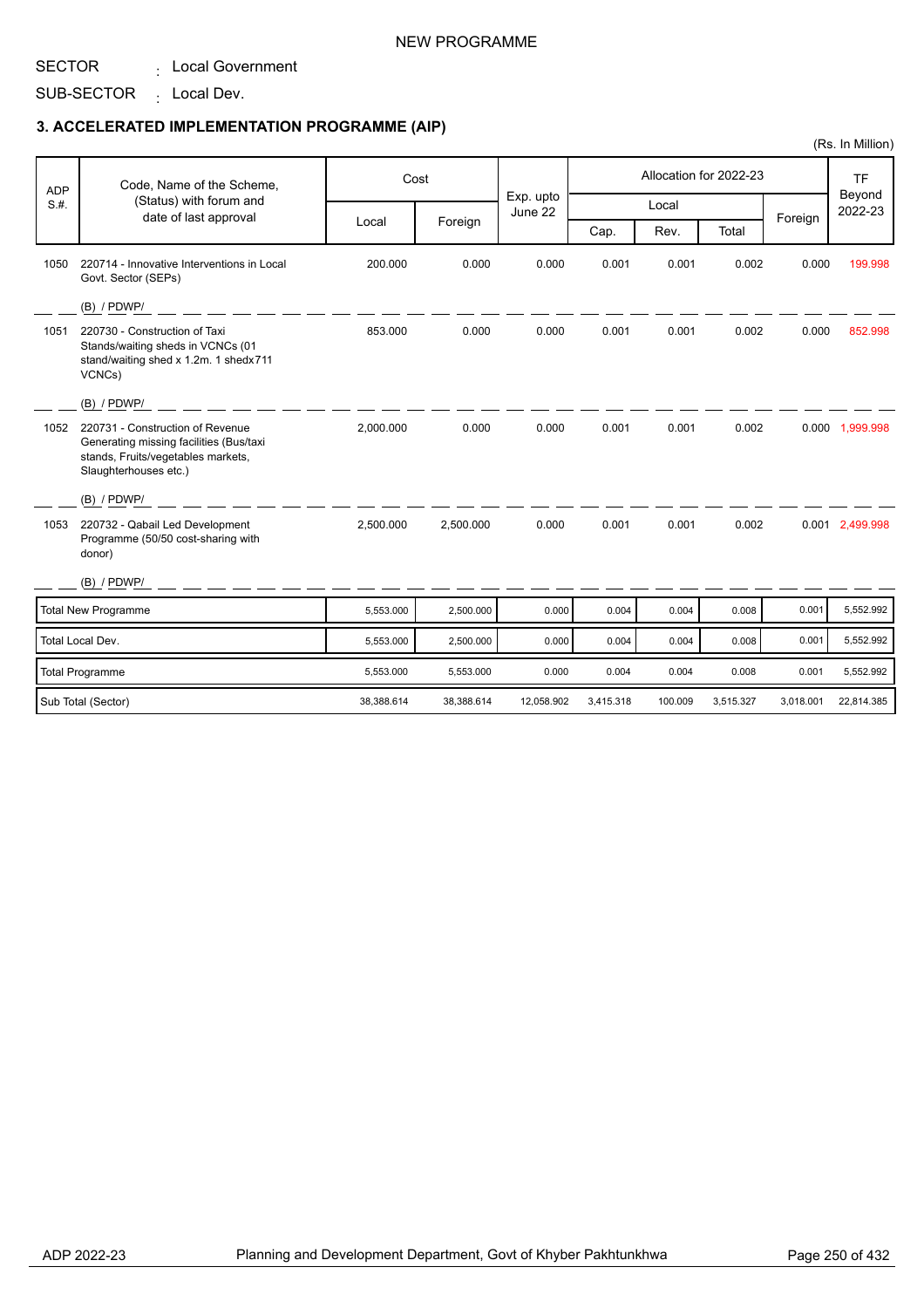NEW PROGRAMME

SECTOR : Local Government

SUB-SECTOR : Local Dev.

### 3. ACCELERATED IMPLEMENTATION PROGRAMME (AIP)

(Rs. In Million)

| ADP S.#. | Code, Name of the Scheme, (Status) with forum and date of last approval | Cost | | Exp. upto June 22 | Allocation for 2022-23 | | | | TF Beyond 2022-23 |
|---|---|---|---|---|---|---|---|---|---|
| | | Local | Foreign | | Local | | | Foreign | |
| | | | | | Cap. | Rev. | Total | | |
| 1050 | 220714 - Innovative Interventions in Local Govt. Sector (SEPs)<br>(B) / PDWP/ | 200.000 | 0.000 | 0.000 | 0.001 | 0.001 | 0.002 | 0.000 | 199.998 |
| 1051 | 220730 - Construction of Taxi Stands/waiting sheds in VCNCs (01 stand/waiting shed x 1.2m. 1 shedx711 VCNCs)<br>(B) / PDWP/ | 853.000 | 0.000 | 0.000 | 0.001 | 0.001 | 0.002 | 0.000 | 852.998 |
| 1052 | 220731 - Construction of Revenue Generating missing facilities (Bus/taxi stands, Fruits/vegetables markets, Slaughterhouses etc.)<br>(B) / PDWP/ | 2,000.000 | 0.000 | 0.000 | 0.001 | 0.001 | 0.002 | 0.000 | 1,999.998 |
| 1053 | 220732 - Qabail Led Development Programme (50/50 cost-sharing with donor)<br>(B) / PDWP/ | 2,500.000 | 2,500.000 | 0.000 | 0.001 | 0.001 | 0.002 | 0.001 | 2,499.998 |
| | Total New Programme | 5,553.000 | 2,500.000 | 0.000 | 0.004 | 0.004 | 0.008 | 0.001 | 5,552.992 |
| | Total Local Dev. | 5,553.000 | 2,500.000 | 0.000 | 0.004 | 0.004 | 0.008 | 0.001 | 5,552.992 |
| | Total Programme | 5,553.000 | 5,553.000 | 0.000 | 0.004 | 0.004 | 0.008 | 0.001 | 5,552.992 |
| | Sub Total (Sector) | 38,388.614 | 38,388.614 | 12,058.902 | 3,415.318 | 100.009 | 3,515.327 | 3,018.001 | 22,814.385 |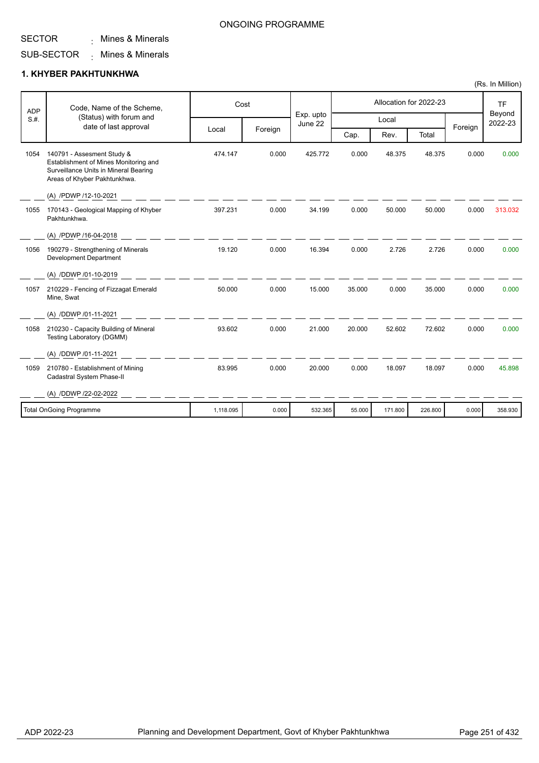ONGOING PROGRAMME

SECTOR : Mines & Minerals

SUB-SECTOR : Mines & Minerals

## 1. KHYBER PAKHTUNKHWA

(Rs. In Million)

| ADP S.#. | Code, Name of the Scheme, (Status) with forum and date of last approval | Cost | | Exp. upto June 22 | Allocation for 2022-23 | | | | TF Beyond 2022-23 |
|---|---|---|---|---|---|---|---|---|---|
| | | Local | Foreign | | Local | | | Foreign | |
| | | | | | Cap. | Rev. | Total | | |
| 1054 | 140791 - Assesment Study & Establishment of Mines Monitoring and Surveillance Units in Mineral Bearing Areas of Khyber Pakhtunkhwa.<br>(A) /PDWP /12-10-2021 | 474.147 | 0.000 | 425.772 | 0.000 | 48.375 | 48.375 | 0.000 | 0.000 |
| 1055 | 170143 - Geological Mapping of Khyber Pakhtunkhwa.<br>(A) /PDWP /16-04-2018 | 397.231 | 0.000 | 34.199 | 0.000 | 50.000 | 50.000 | 0.000 | 313.032 |
| 1056 | 190279 - Strengthening of Minerals Development Department<br>(A) /DDWP /01-10-2019 | 19.120 | 0.000 | 16.394 | 0.000 | 2.726 | 2.726 | 0.000 | 0.000 |
| 1057 | 210229 - Fencing of Fizzagat Emerald Mine, Swat<br>(A) /DDWP /01-11-2021 | 50.000 | 0.000 | 15.000 | 35.000 | 0.000 | 35.000 | 0.000 | 0.000 |
| 1058 | 210230 - Capacity Building of Mineral Testing Laboratory (DGMM)<br>(A) /DDWP /01-11-2021 | 93.602 | 0.000 | 21.000 | 20.000 | 52.602 | 72.602 | 0.000 | 0.000 |
| 1059 | 210780 - Establishment of Mining Cadastral System Phase-II<br>(A) /DDWP /22-02-2022 | 83.995 | 0.000 | 20.000 | 0.000 | 18.097 | 18.097 | 0.000 | 45.898 |
| | Total OnGoing Programme | 1,118.095 | 0.000 | 532.365 | 55.000 | 171.800 | 226.800 | 0.000 | 358.930 |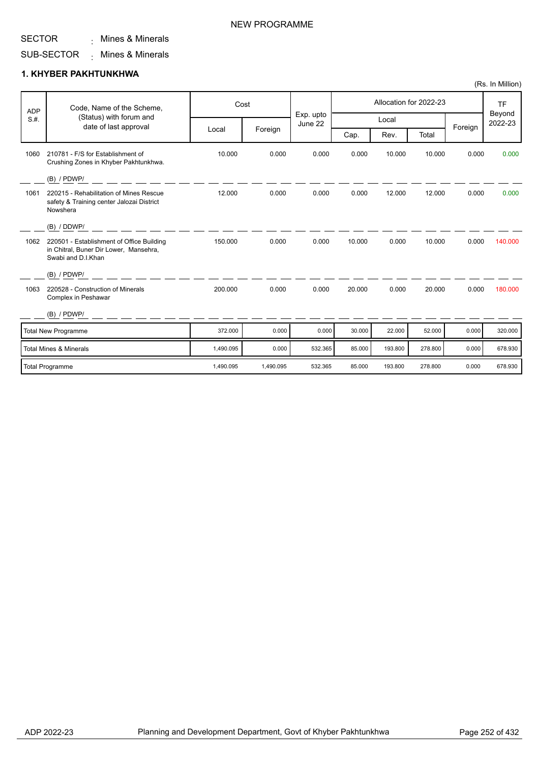NEW PROGRAMME

SECTOR : Mines & Minerals

SUB-SECTOR : Mines & Minerals

## 1. KHYBER PAKHTUNKHWA

(Rs. In Million)

| ADP S.#. | Code, Name of the Scheme, (Status) with forum and date of last approval | Cost | | Exp. upto June 22 | Allocation for 2022-23 | | | | TF Beyond 2022-23 |
|---|---|---|---|---|---|---|---|---|---|
| | | Local | Foreign | | Local | | | Foreign | |
| | | | | | Cap. | Rev. | Total | | |
| 1060 | 210781 - F/S for Establishment of Crushing Zones in Khyber Pakhtunkhwa. (B) / PDWP/ | 10.000 | 0.000 | 0.000 | 0.000 | 10.000 | 10.000 | 0.000 | 0.000 |
| 1061 | 220215 - Rehabilitation of Mines Rescue safety & Training center Jalozai District Nowshera (B) / DDWP/ | 12.000 | 0.000 | 0.000 | 0.000 | 12.000 | 12.000 | 0.000 | 0.000 |
| 1062 | 220501 - Establishment of Office Building in Chitral, Buner Dir Lower, Mansehra, Swabi and D.I.Khan (B) / PDWP/ | 150.000 | 0.000 | 0.000 | 10.000 | 0.000 | 10.000 | 0.000 | 140.000 |
| 1063 | 220528 - Construction of Minerals Complex in Peshawar (B) / PDWP/ | 200.000 | 0.000 | 0.000 | 20.000 | 0.000 | 20.000 | 0.000 | 180.000 |
| | Total New Programme | 372.000 | 0.000 | 0.000 | 30.000 | 22.000 | 52.000 | 0.000 | 320.000 |
| | Total Mines & Minerals | 1,490.095 | 0.000 | 532.365 | 85.000 | 193.800 | 278.800 | 0.000 | 678.930 |
| | Total Programme | 1,490.095 | 1,490.095 | 532.365 | 85.000 | 193.800 | 278.800 | 0.000 | 678.930 |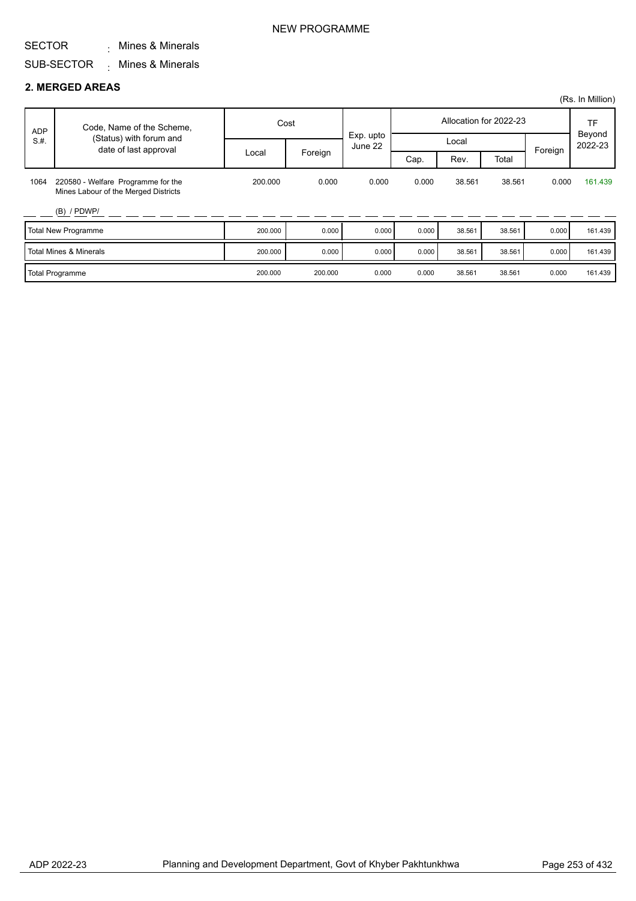NEW PROGRAMME

SECTOR : Mines & Minerals

SUB-SECTOR : Mines & Minerals

## 2. MERGED AREAS

(Rs. In Million)

| ADP S.#. | Code, Name of the Scheme, (Status) with forum and date of last approval | Cost | | Exp. upto June 22 | Allocation for 2022-23 | | | | TF Beyond 2022-23 |
|---|---|---|---|---|---|---|---|---|---|
| | | | | | Local | | | Foreign | |
| | | Local | Foreign | | Cap. | Rev. | Total | | |
| 1064 | 220580 - Welfare Programme for the Mines Labour of the Merged Districts (B) / PDWP/ | 200.000 | 0.000 | 0.000 | 0.000 | 38.561 | 38.561 | 0.000 | 161.439 |
| | Total New Programme | 200.000 | 0.000 | 0.000 | 0.000 | 38.561 | 38.561 | 0.000 | 161.439 |
| | Total Mines & Minerals | 200.000 | 0.000 | 0.000 | 0.000 | 38.561 | 38.561 | 0.000 | 161.439 |
| | Total Programme | 200.000 | 200.000 | 0.000 | 0.000 | 38.561 | 38.561 | 0.000 | 161.439 |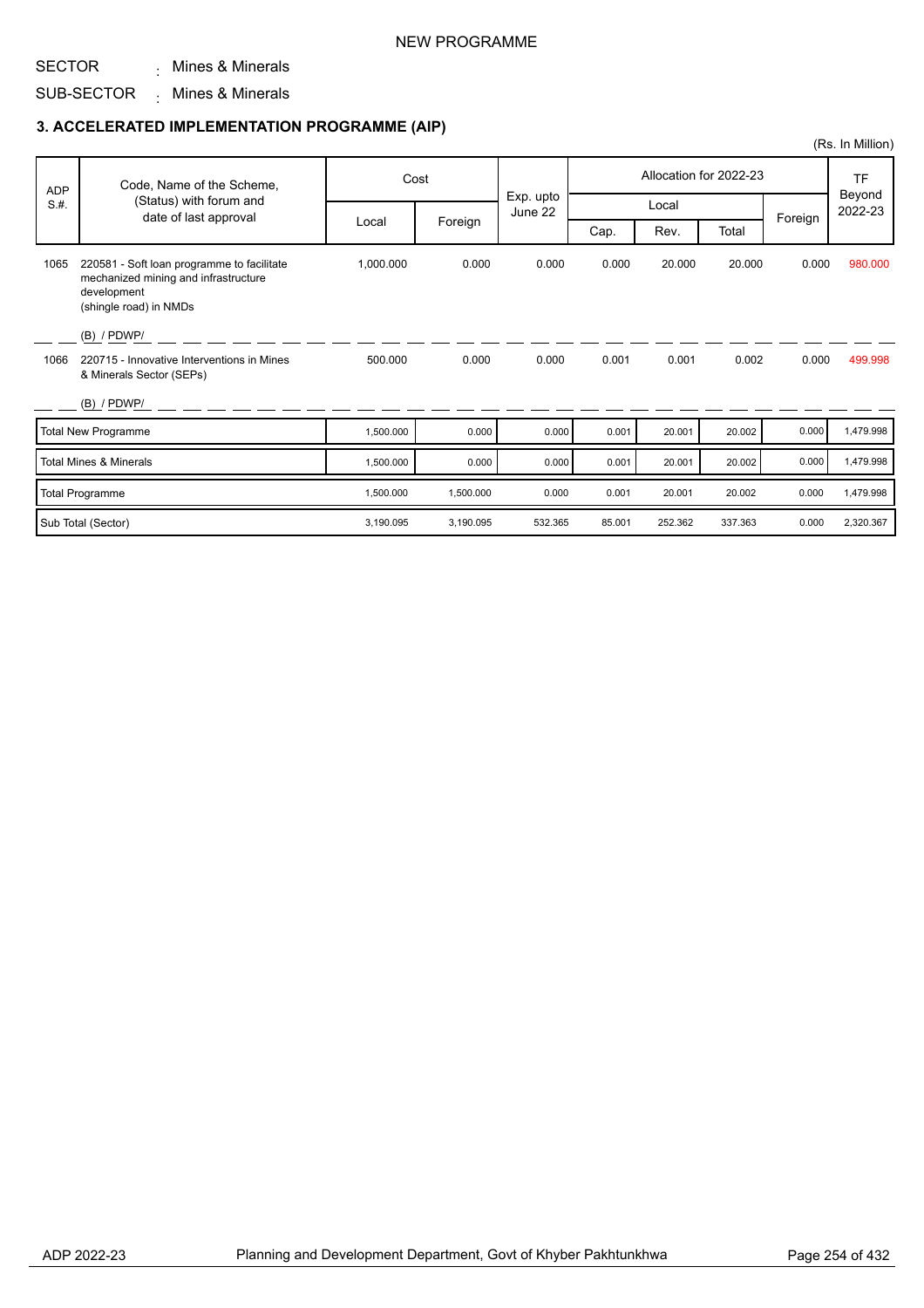NEW PROGRAMME

SECTOR : Mines & Minerals

SUB-SECTOR : Mines & Minerals

### 3. ACCELERATED IMPLEMENTATION PROGRAMME (AIP)

(Rs. In Million)

| ADP S.#. | Code, Name of the Scheme, (Status) with forum and date of last approval | Cost | | Exp. upto June 22 | Allocation for 2022-23 | | | | TF Beyond 2022-23 |
|---|---|---|---|---|---|---|---|---|---|
| | | Local | Foreign | | Local | | | Foreign | |
| | | | | | Cap. | Rev. | Total | | |
| 1065 | 220581 - Soft loan programme to facilitate mechanized mining and infrastructure development (shingle road) in NMDs (B) / PDWP/ | 1,000.000 | 0.000 | 0.000 | 0.000 | 20.000 | 20.000 | 0.000 | 980.000 |
| 1066 | 220715 - Innovative Interventions in Mines & Minerals Sector (SEPs) (B) / PDWP/ | 500.000 | 0.000 | 0.000 | 0.001 | 0.001 | 0.002 | 0.000 | 499.998 |
| Total New Programme | | 1,500.000 | 0.000 | 0.000 | 0.001 | 20.001 | 20.002 | 0.000 | 1,479.998 |
| Total Mines & Minerals | | 1,500.000 | 0.000 | 0.000 | 0.001 | 20.001 | 20.002 | 0.000 | 1,479.998 |
| Total Programme | | 1,500.000 | 1,500.000 | 0.000 | 0.001 | 20.001 | 20.002 | 0.000 | 1,479.998 |
| Sub Total (Sector) | | 3,190.095 | 3,190.095 | 532.365 | 85.001 | 252.362 | 337.363 | 0.000 | 2,320.367 |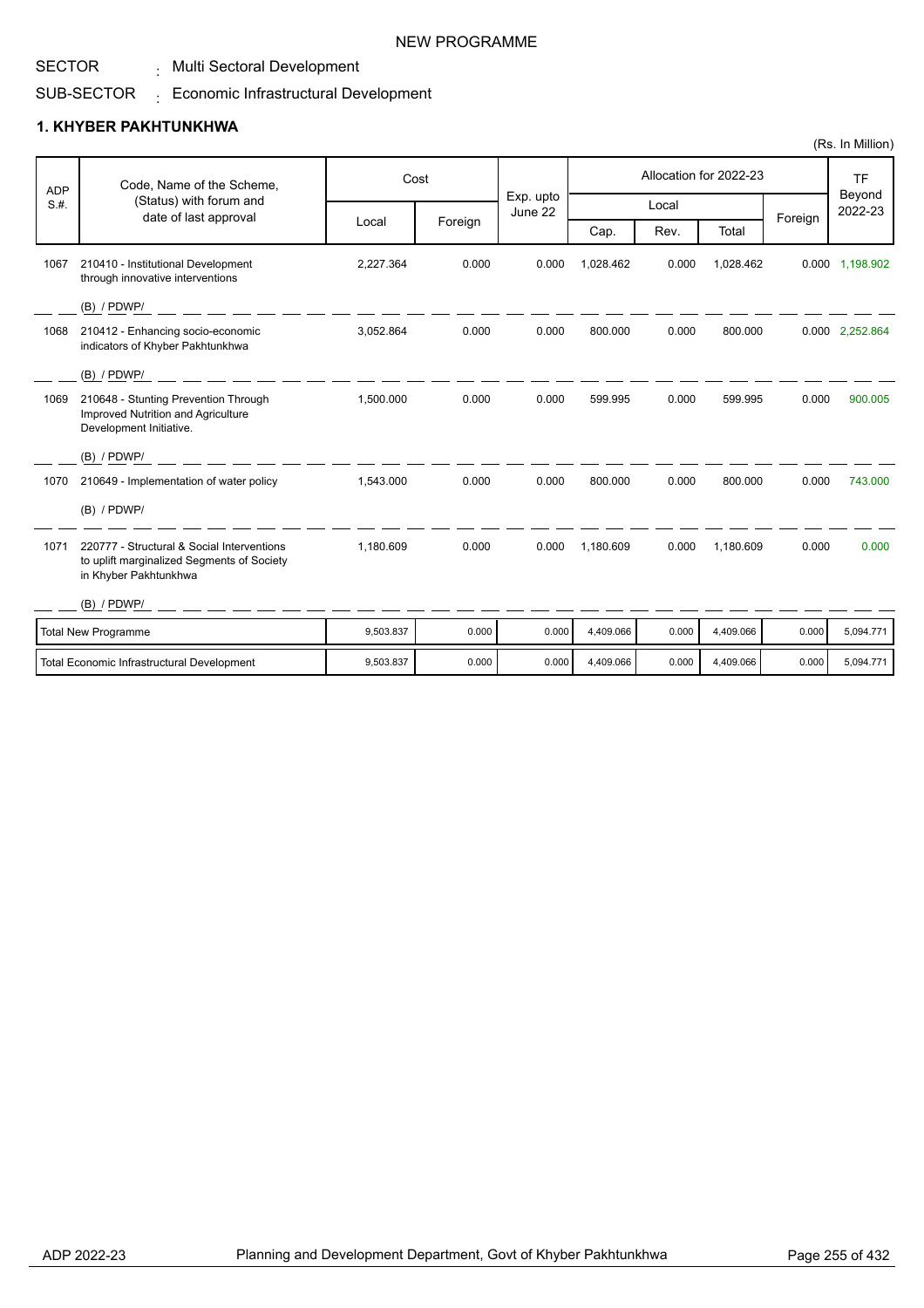NEW PROGRAMME

SECTOR : Multi Sectoral Development

SUB-SECTOR : Economic Infrastructural Development

## 1. KHYBER PAKHTUNKHWA

(Rs. In Million)

| ADP S.#. | Code, Name of the Scheme, (Status) with forum and date of last approval | Cost | | Exp. upto June 22 | Allocation for 2022-23 | | | | TF Beyond 2022-23 |
|---|---|---|---|---|---|---|---|---|---|
| | | Local | Foreign | | Local | | | Foreign | |
| | | | | | Cap. | Rev. | Total | | |
| 1067 | 210410 - Institutional Development through innovative interventions<br>(B) / PDWP/ | 2,227.364 | 0.000 | 0.000 | 1,028.462 | 0.000 | 1,028.462 | 0.000 | 1,198.902 |
| 1068 | 210412 - Enhancing socio-economic indicators of Khyber Pakhtunkhwa<br>(B) / PDWP/ | 3,052.864 | 0.000 | 0.000 | 800.000 | 0.000 | 800.000 | 0.000 | 2,252.864 |
| 1069 | 210648 - Stunting Prevention Through Improved Nutrition and Agriculture Development Initiative.<br>(B) / PDWP/ | 1,500.000 | 0.000 | 0.000 | 599.995 | 0.000 | 599.995 | 0.000 | 900.005 |
| 1070 | 210649 - Implementation of water policy<br>(B) / PDWP/ | 1,543.000 | 0.000 | 0.000 | 800.000 | 0.000 | 800.000 | 0.000 | 743.000 |
| 1071 | 220777 - Structural & Social Interventions to uplift marginalized Segments of Society in Khyber Pakhtunkhwa<br>(B) / PDWP/ | 1,180.609 | 0.000 | 0.000 | 1,180.609 | 0.000 | 1,180.609 | 0.000 | 0.000 |
| | Total New Programme | 9,503.837 | 0.000 | 0.000 | 4,409.066 | 0.000 | 4,409.066 | 0.000 | 5,094.771 |
| | Total Economic Infrastructural Development | 9,503.837 | 0.000 | 0.000 | 4,409.066 | 0.000 | 4,409.066 | 0.000 | 5,094.771 |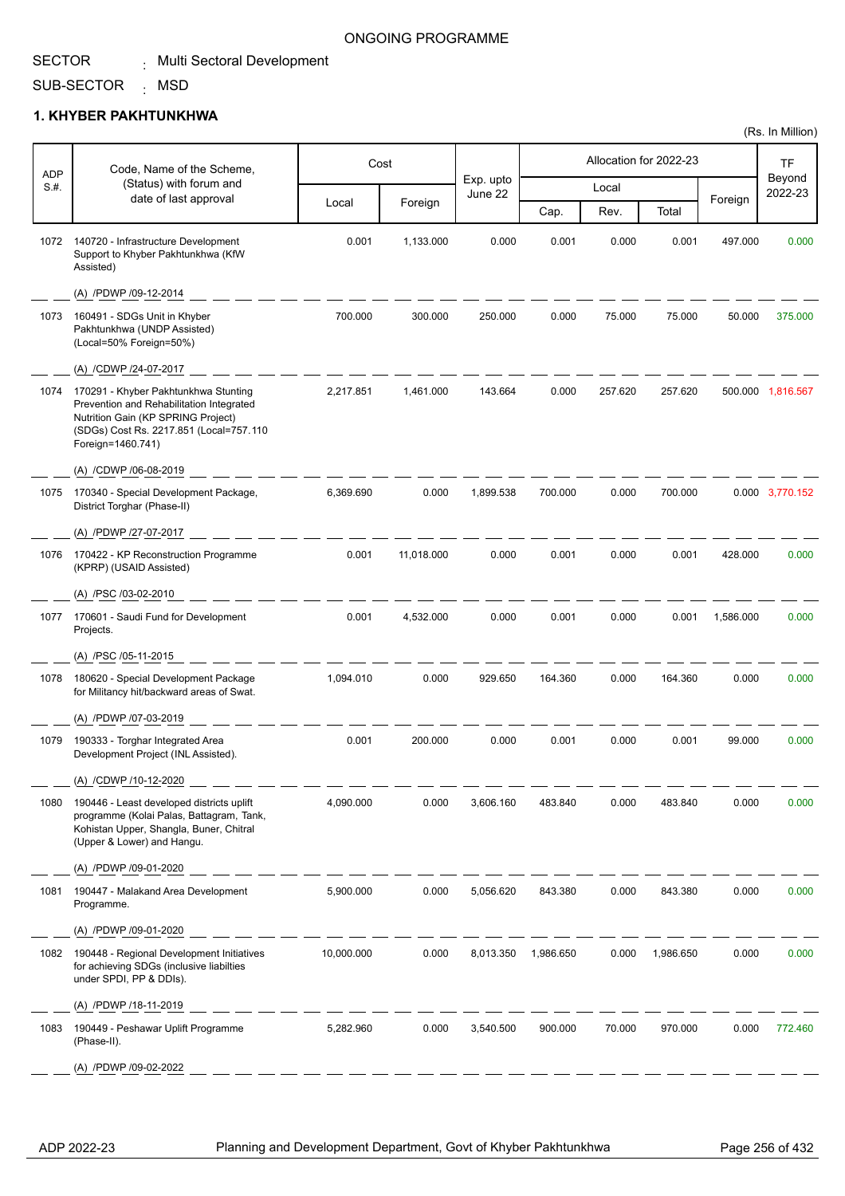ONGOING PROGRAMME

SECTOR : Multi Sectoral Development

SUB-SECTOR : MSD

## 1. KHYBER PAKHTUNKHWA

(Rs. In Million)

| ADP S.#. | Code, Name of the Scheme, (Status) with forum and date of last approval | Cost | | Exp. upto June 22 | Allocation for 2022-23 | | | | TF Beyond 2022-23 |
|---|---|---|---|---|---|---|---|---|---|
| | | Local | Foreign | | Local | | | Foreign | |
| | | | | | Cap. | Rev. | Total | | |
| 1072 | 140720 - Infrastructure Development Support to Khyber Pakhtunkhwa (KfW Assisted)<br>(A) /PDWP /09-12-2014 | 0.001 | 1,133.000 | 0.000 | 0.001 | 0.000 | 0.001 | 497.000 | 0.000 |
| 1073 | 160491 - SDGs Unit in Khyber Pakhtunkhwa (UNDP Assisted) (Local=50% Foreign=50%)<br>(A) /CDWP /24-07-2017 | 700.000 | 300.000 | 250.000 | 0.000 | 75.000 | 75.000 | 50.000 | 375.000 |
| 1074 | 170291 - Khyber Pakhtunkhwa Stunting Prevention and Rehabilitation Integrated Nutrition Gain (KP SPRING Project) (SDGs) Cost Rs. 2217.851 (Local=757.110 Foreign=1460.741)<br>(A) /CDWP /06-08-2019 | 2,217.851 | 1,461.000 | 143.664 | 0.000 | 257.620 | 257.620 | 500.000 | 1,816.567 |
| 1075 | 170340 - Special Development Package, District Torghar (Phase-II)<br>(A) /PDWP /27-07-2017 | 6,369.690 | 0.000 | 1,899.538 | 700.000 | 0.000 | 700.000 | 0.000 | 3,770.152 |
| 1076 | 170422 - KP Reconstruction Programme (KPRP) (USAID Assisted)<br>(A) /PSC /03-02-2010 | 0.001 | 11,018.000 | 0.000 | 0.001 | 0.000 | 0.001 | 428.000 | 0.000 |
| 1077 | 170601 - Saudi Fund for Development Projects.<br>(A) /PSC /05-11-2015 | 0.001 | 4,532.000 | 0.000 | 0.001 | 0.000 | 0.001 | 1,586.000 | 0.000 |
| 1078 | 180620 - Special Development Package for Militancy hit/backward areas of Swat.<br>(A) /PDWP /07-03-2019 | 1,094.010 | 0.000 | 929.650 | 164.360 | 0.000 | 164.360 | 0.000 | 0.000 |
| 1079 | 190333 - Torghar Integrated Area Development Project (INL Assisted).<br>(A) /CDWP /10-12-2020 | 0.001 | 200.000 | 0.000 | 0.001 | 0.000 | 0.001 | 99.000 | 0.000 |
| 1080 | 190446 - Least developed districts uplift programme (Kolai Palas, Battagram, Tank, Kohistan Upper, Shangla, Buner, Chitral (Upper & Lower) and Hangu.<br>(A) /PDWP /09-01-2020 | 4,090.000 | 0.000 | 3,606.160 | 483.840 | 0.000 | 483.840 | 0.000 | 0.000 |
| 1081 | 190447 - Malakand Area Development Programme.<br>(A) /PDWP /09-01-2020 | 5,900.000 | 0.000 | 5,056.620 | 843.380 | 0.000 | 843.380 | 0.000 | 0.000 |
| 1082 | 190448 - Regional Development Initiatives for achieving SDGs (inclusive liabilties under SPDI, PP & DDIs).<br>(A) /PDWP /18-11-2019 | 10,000.000 | 0.000 | 8,013.350 | 1,986.650 | 0.000 | 1,986.650 | 0.000 | 0.000 |
| 1083 | 190449 - Peshawar Uplift Programme (Phase-II).<br>(A) /PDWP /09-02-2022 | 5,282.960 | 0.000 | 3,540.500 | 900.000 | 70.000 | 970.000 | 0.000 | 772.460 |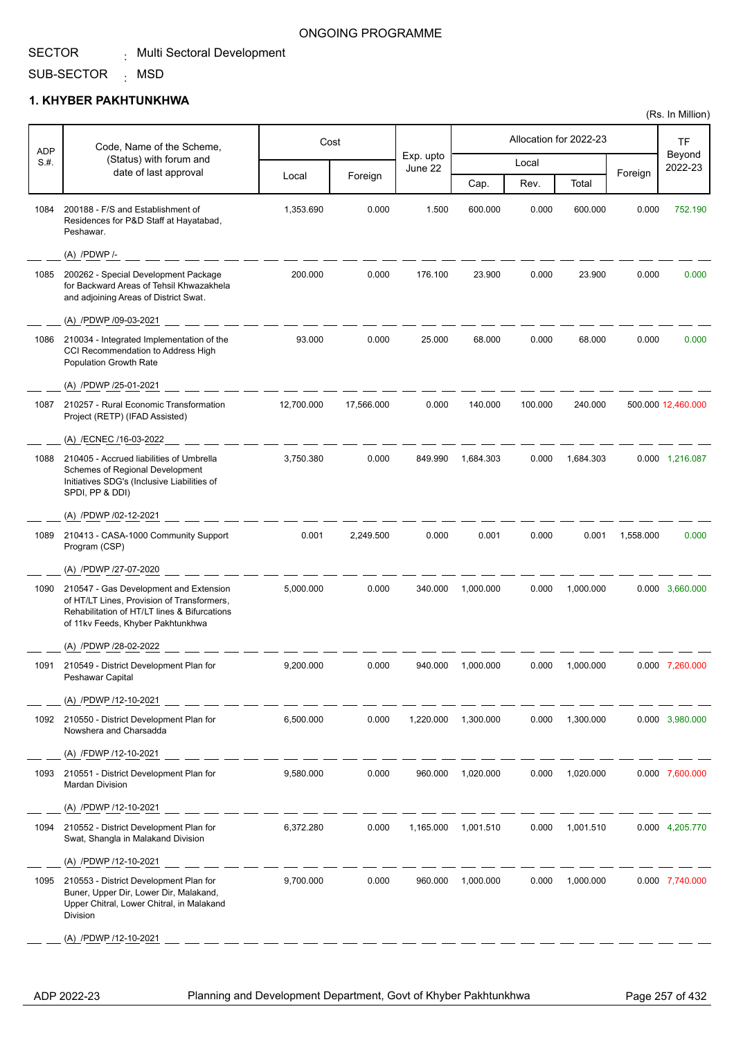ONGOING PROGRAMME

SECTOR : Multi Sectoral Development

SUB-SECTOR : MSD

## 1. KHYBER PAKHTUNKHWA

(Rs. In Million)

| ADP S.#. | Code, Name of the Scheme, (Status) with forum and date of last approval | Cost | | Exp. upto June 22 | Allocation for 2022-23 | | | | TF Beyond 2022-23 |
|---|---|---|---|---|---|---|---|---|---|
| | | Local | Foreign | | Local | | | Foreign | |
| | | | | | Cap. | Rev. | Total | | |
| 1084 | 200188 - F/S and Establishment of Residences for P&D Staff at Hayatabad, Peshawar.<br>(A) /PDWP /- | 1,353.690 | 0.000 | 1.500 | 600.000 | 0.000 | 600.000 | 0.000 | 752.190 |
| 1085 | 200262 - Special Development Package for Backward Areas of Tehsil Khwazakhela and adjoining Areas of District Swat.<br>(A) /PDWP /09-03-2021 | 200.000 | 0.000 | 176.100 | 23.900 | 0.000 | 23.900 | 0.000 | 0.000 |
| 1086 | 210034 - Integrated Implementation of the CCI Recommendation to Address High Population Growth Rate<br>(A) /PDWP /25-01-2021 | 93.000 | 0.000 | 25.000 | 68.000 | 0.000 | 68.000 | 0.000 | 0.000 |
| 1087 | 210257 - Rural Economic Transformation Project (RETP) (IFAD Assisted)<br>(A) /ECNEC /16-03-2022 | 12,700.000 | 17,566.000 | 0.000 | 140.000 | 100.000 | 240.000 | 500.000 | 12,460.000 |
| 1088 | 210405 - Accrued liabilities of Umbrella Schemes of Regional Development Initiatives SDG's (Inclusive Liabilities of SPDI, PP & DDI)<br>(A) /PDWP /02-12-2021 | 3,750.380 | 0.000 | 849.990 | 1,684.303 | 0.000 | 1,684.303 | 0.000 | 1,216.087 |
| 1089 | 210413 - CASA-1000 Community Support Program (CSP)<br>(A) /PDWP /27-07-2020 | 0.001 | 2,249.500 | 0.000 | 0.001 | 0.000 | 0.001 | 1,558.000 | 0.000 |
| 1090 | 210547 - Gas Development and Extension of HT/LT Lines, Provision of Transformers, Rehabilitation of HT/LT lines & Bifurcations of 11kv Feeds, Khyber Pakhtunkhwa<br>(A) /PDWP /28-02-2022 | 5,000.000 | 0.000 | 340.000 | 1,000.000 | 0.000 | 1,000.000 | 0.000 | 3,660.000 |
| 1091 | 210549 - District Development Plan for Peshawar Capital<br>(A) /PDWP /12-10-2021 | 9,200.000 | 0.000 | 940.000 | 1,000.000 | 0.000 | 1,000.000 | 0.000 | 7,260.000 |
| 1092 | 210550 - District Development Plan for Nowshera and Charsadda<br>(A) /FDWP /12-10-2021 | 6,500.000 | 0.000 | 1,220.000 | 1,300.000 | 0.000 | 1,300.000 | 0.000 | 3,980.000 |
| 1093 | 210551 - District Development Plan for Mardan Division<br>(A) /PDWP /12-10-2021 | 9,580.000 | 0.000 | 960.000 | 1,020.000 | 0.000 | 1,020.000 | 0.000 | 7,600.000 |
| 1094 | 210552 - District Development Plan for Swat, Shangla in Malakand Division<br>(A) /PDWP /12-10-2021 | 6,372.280 | 0.000 | 1,165.000 | 1,001.510 | 0.000 | 1,001.510 | 0.000 | 4,205.770 |
| 1095 | 210553 - District Development Plan for Buner, Upper Dir, Lower Dir, Malakand, Upper Chitral, Lower Chitral, in Malakand Division<br>(A) /PDWP /12-10-2021 | 9,700.000 | 0.000 | 960.000 | 1,000.000 | 0.000 | 1,000.000 | 0.000 | 7,740.000 |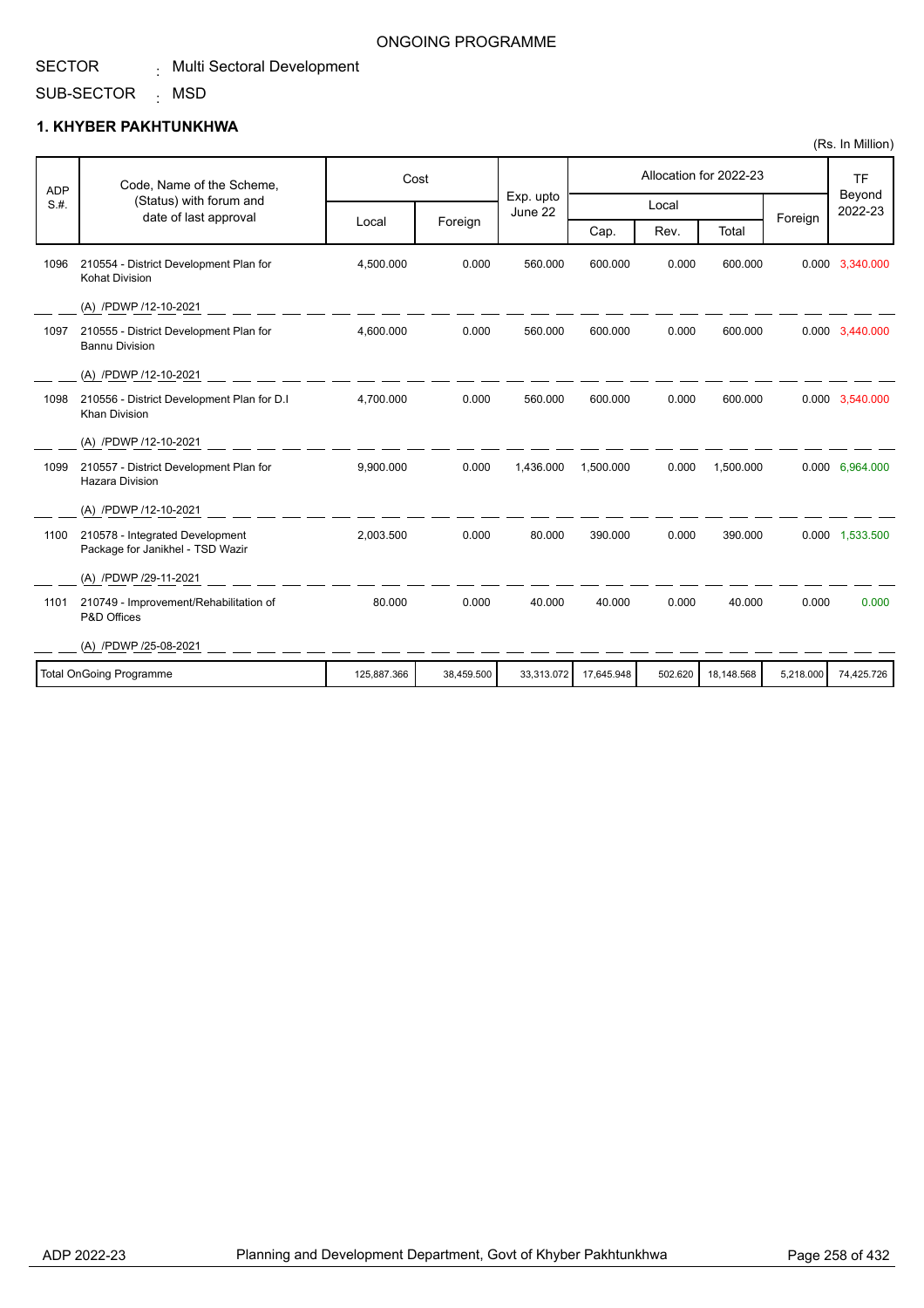ONGOING PROGRAMME

SECTOR : Multi Sectoral Development

SUB-SECTOR : MSD

### 1. KHYBER PAKHTUNKHWA

(Rs. In Million)

| ADP S.#. | Code, Name of the Scheme, (Status) with forum and date of last approval | Cost | | Exp. upto June 22 | Allocation for 2022-23 | | | | TF Beyond 2022-23 |
|---|---|---|---|---|---|---|---|---|---|
| | | Local | Foreign | | Local | | | Foreign | |
| | | | | | Cap. | Rev. | Total | | |
| 1096 | 210554 - District Development Plan for Kohat Division (A) /PDWP /12-10-2021 | 4,500.000 | 0.000 | 560.000 | 600.000 | 0.000 | 600.000 | 0.000 | 3,340.000 |
| 1097 | 210555 - District Development Plan for Bannu Division (A) /PDWP /12-10-2021 | 4,600.000 | 0.000 | 560.000 | 600.000 | 0.000 | 600.000 | 0.000 | 3,440.000 |
| 1098 | 210556 - District Development Plan for D.I Khan Division (A) /PDWP /12-10-2021 | 4,700.000 | 0.000 | 560.000 | 600.000 | 0.000 | 600.000 | 0.000 | 3,540.000 |
| 1099 | 210557 - District Development Plan for Hazara Division (A) /PDWP /12-10-2021 | 9,900.000 | 0.000 | 1,436.000 | 1,500.000 | 0.000 | 1,500.000 | 0.000 | 6,964.000 |
| 1100 | 210578 - Integrated Development Package for Janikhel - TSD Wazir (A) /PDWP /29-11-2021 | 2,003.500 | 0.000 | 80.000 | 390.000 | 0.000 | 390.000 | 0.000 | 1,533.500 |
| 1101 | 210749 - Improvement/Rehabilitation of P&D Offices (A) /PDWP /25-08-2021 | 80.000 | 0.000 | 40.000 | 40.000 | 0.000 | 40.000 | 0.000 | 0.000 |
| | Total OnGoing Programme | 125,887.366 | 38,459.500 | 33,313.072 | 17,645.948 | 502.620 | 18,148.568 | 5,218.000 | 74,425.726 |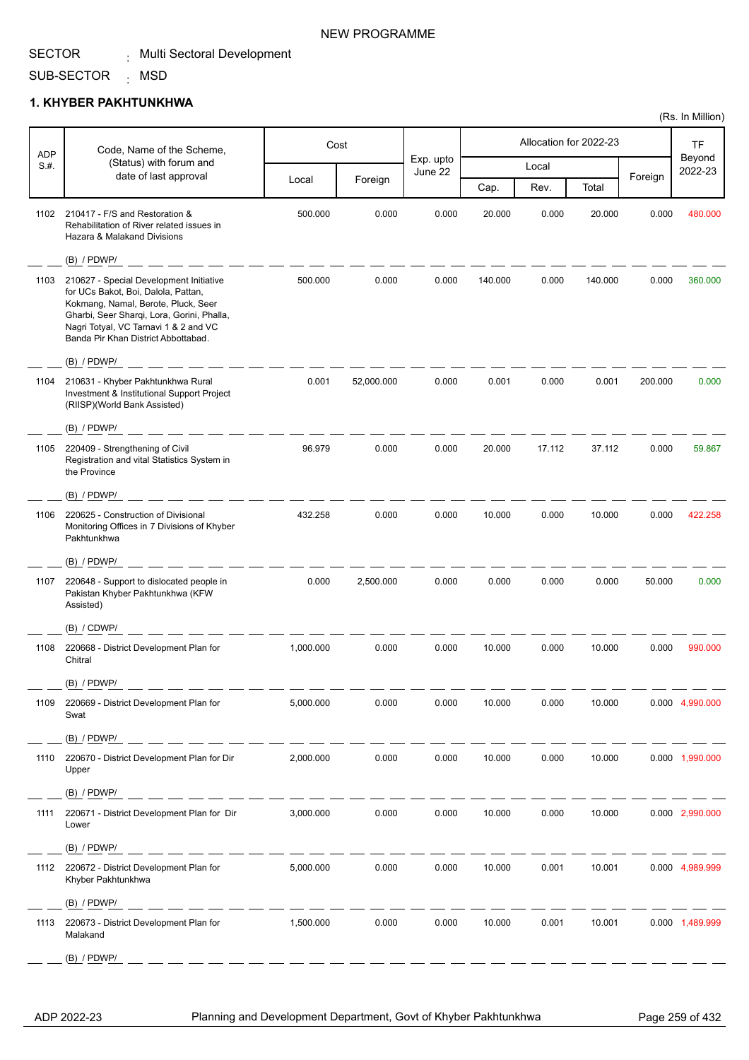NEW PROGRAMME

SECTOR : Multi Sectoral Development

SUB-SECTOR : MSD

## 1. KHYBER PAKHTUNKHWA

(Rs. In Million)

| ADP S.#. | Code, Name of the Scheme, (Status) with forum and date of last approval | Cost | | Exp. upto June 22 | Allocation for 2022-23 | | | | TF Beyond 2022-23 |
|---|---|---|---|---|---|---|---|---|---|
| | | Local | Foreign | | Local | | | Foreign | |
| | | | | | Cap. | Rev. | Total | | |
| 1102 | 210417 - F/S and Restoration & Rehabilitation of River related issues in Hazara & Malakand Divisions<br>(B) / PDWP/ | 500.000 | 0.000 | 0.000 | 20.000 | 0.000 | 20.000 | 0.000 | 480.000 |
| 1103 | 210627 - Special Development Initiative for UCs Bakot, Boi, Dalola, Pattan, Kokmang, Namal, Berote, Pluck, Seer Gharbi, Seer Sharqi, Lora, Gorini, Phalla, Nagri Totyal, VC Tarnavi 1 & 2 and VC Banda Pir Khan District Abbottabad.<br>(B) / PDWP/ | 500.000 | 0.000 | 0.000 | 140.000 | 0.000 | 140.000 | 0.000 | 360.000 |
| 1104 | 210631 - Khyber Pakhtunkhwa Rural Investment & Institutional Support Project (RIISP)(World Bank Assisted)<br>(B) / PDWP/ | 0.001 | 52,000.000 | 0.000 | 0.001 | 0.000 | 0.001 | 200.000 | 0.000 |
| 1105 | 220409 - Strengthening of Civil Registration and vital Statistics System in the Province<br>(B) / PDWP/ | 96.979 | 0.000 | 0.000 | 20.000 | 17.112 | 37.112 | 0.000 | 59.867 |
| 1106 | 220625 - Construction of Divisional Monitoring Offices in 7 Divisions of Khyber Pakhtunkhwa<br>(B) / PDWP/ | 432.258 | 0.000 | 0.000 | 10.000 | 0.000 | 10.000 | 0.000 | 422.258 |
| 1107 | 220648 - Support to dislocated people in Pakistan Khyber Pakhtunkhwa (KFW Assisted)<br>(B) / CDWP/ | 0.000 | 2,500.000 | 0.000 | 0.000 | 0.000 | 0.000 | 50.000 | 0.000 |
| 1108 | 220668 - District Development Plan for Chitral<br>(B) / PDWP/ | 1,000.000 | 0.000 | 0.000 | 10.000 | 0.000 | 10.000 | 0.000 | 990.000 |
| 1109 | 220669 - District Development Plan for Swat<br>(B) / PDWP/ | 5,000.000 | 0.000 | 0.000 | 10.000 | 0.000 | 10.000 | 0.000 | 4,990.000 |
| 1110 | 220670 - District Development Plan for Dir Upper<br>(B) / PDWP/ | 2,000.000 | 0.000 | 0.000 | 10.000 | 0.000 | 10.000 | 0.000 | 1,990.000 |
| 1111 | 220671 - District Development Plan for Dir Lower<br>(B) / PDWP/ | 3,000.000 | 0.000 | 0.000 | 10.000 | 0.000 | 10.000 | 0.000 | 2,990.000 |
| 1112 | 220672 - District Development Plan for Khyber Pakhtunkhwa<br>(B) / PDWP/ | 5,000.000 | 0.000 | 0.000 | 10.000 | 0.001 | 10.001 | 0.000 | 4,989.999 |
| 1113 | 220673 - District Development Plan for Malakand<br>(B) / PDWP/ | 1,500.000 | 0.000 | 0.000 | 10.000 | 0.001 | 10.001 | 0.000 | 1,489.999 |

ADP 2022-23 | Planning and Development Department, Govt of Khyber Pakhtunkhwa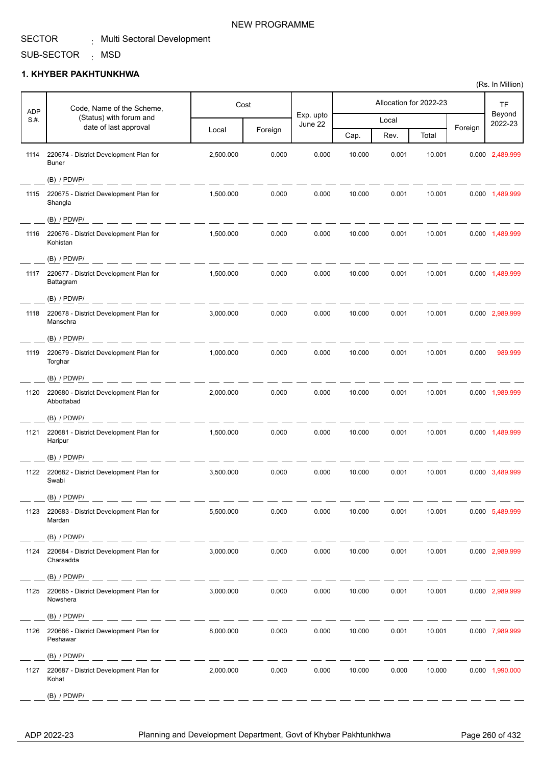NEW PROGRAMME

SECTOR : Multi Sectoral Development

SUB-SECTOR : MSD

### 1. KHYBER PAKHTUNKHWA

(Rs. In Million)

| ADP S.#. | Code, Name of the Scheme, (Status) with forum and date of last approval | Cost | | Exp. upto June 22 | Allocation for 2022-23 | | | | TF Beyond 2022-23 |
|---|---|---|---|---|---|---|---|---|---|
| | | Local | Foreign | | Local | | | Foreign | |
| | | | | | Cap. | Rev. | Total | | |
| 1114 | 220674 - District Development Plan for Buner<br>(B) / PDWP/ | 2,500.000 | 0.000 | 0.000 | 10.000 | 0.001 | 10.001 | 0.000 | 2,489.999 |
| 1115 | 220675 - District Development Plan for Shangla<br>(B) / PDWP/ | 1,500.000 | 0.000 | 0.000 | 10.000 | 0.001 | 10.001 | 0.000 | 1,489.999 |
| 1116 | 220676 - District Development Plan for Kohistan<br>(B) / PDWP/ | 1,500.000 | 0.000 | 0.000 | 10.000 | 0.001 | 10.001 | 0.000 | 1,489.999 |
| 1117 | 220677 - District Development Plan for Battagram<br>(B) / PDWP/ | 1,500.000 | 0.000 | 0.000 | 10.000 | 0.001 | 10.001 | 0.000 | 1,489.999 |
| 1118 | 220678 - District Development Plan for Mansehra<br>(B) / PDWP/ | 3,000.000 | 0.000 | 0.000 | 10.000 | 0.001 | 10.001 | 0.000 | 2,989.999 |
| 1119 | 220679 - District Development Plan for Torghar<br>(B) / PDWP/ | 1,000.000 | 0.000 | 0.000 | 10.000 | 0.001 | 10.001 | 0.000 | 989.999 |
| 1120 | 220680 - District Development Plan for Abbottabad<br>(B) / PDWP/ | 2,000.000 | 0.000 | 0.000 | 10.000 | 0.001 | 10.001 | 0.000 | 1,989.999 |
| 1121 | 220681 - District Development Plan for Haripur<br>(B) / PDWP/ | 1,500.000 | 0.000 | 0.000 | 10.000 | 0.001 | 10.001 | 0.000 | 1,489.999 |
| 1122 | 220682 - District Development Plan for Swabi<br>(B) / PDWP/ | 3,500.000 | 0.000 | 0.000 | 10.000 | 0.001 | 10.001 | 0.000 | 3,489.999 |
| 1123 | 220683 - District Development Plan for Mardan<br>(B) / PDWP/ | 5,500.000 | 0.000 | 0.000 | 10.000 | 0.001 | 10.001 | 0.000 | 5,489.999 |
| 1124 | 220684 - District Development Plan for Charsadda<br>(B) / PDWP/ | 3,000.000 | 0.000 | 0.000 | 10.000 | 0.001 | 10.001 | 0.000 | 2,989.999 |
| 1125 | 220685 - District Development Plan for Nowshera<br>(B) / PDWP/ | 3,000.000 | 0.000 | 0.000 | 10.000 | 0.001 | 10.001 | 0.000 | 2,989.999 |
| 1126 | 220686 - District Development Plan for Peshawar<br>(B) / PDWP/ | 8,000.000 | 0.000 | 0.000 | 10.000 | 0.001 | 10.001 | 0.000 | 7,989.999 |
| 1127 | 220687 - District Development Plan for Kohat<br>(B) / PDWP/ | 2,000.000 | 0.000 | 0.000 | 10.000 | 0.000 | 10.000 | 0.000 | 1,990.000 |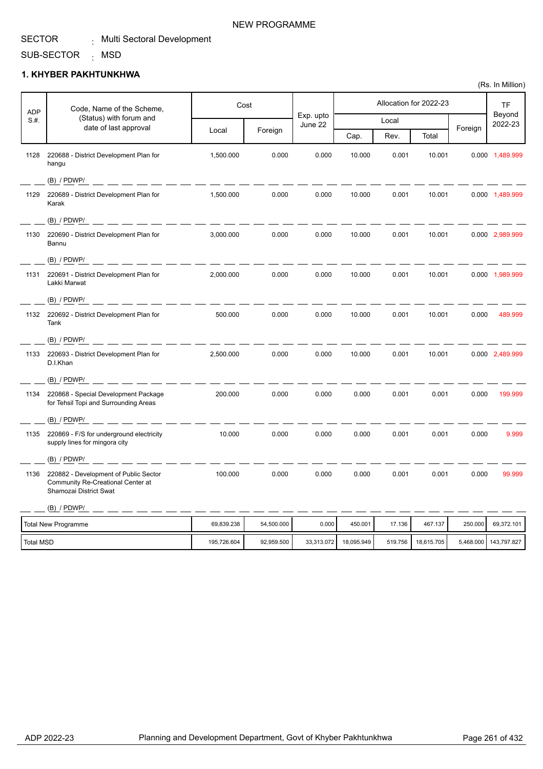NEW PROGRAMME

SECTOR : Multi Sectoral Development

SUB-SECTOR : MSD

## 1. KHYBER PAKHTUNKHWA

(Rs. In Million)

| ADP S.#. | Code, Name of the Scheme, (Status) with forum and date of last approval | Cost | | Exp. upto June 22 | Allocation for 2022-23 | | | | TF Beyond 2022-23 |
|---|---|---|---|---|---|---|---|---|---|
| | | Local | Foreign | | Local | | | Foreign | |
| | | | | | Cap. | Rev. | Total | | |
| 1128 | 220688 - District Development Plan for hangu<br>(B) / PDWP/ | 1,500.000 | 0.000 | 0.000 | 10.000 | 0.001 | 10.001 | 0.000 | 1,489.999 |
| 1129 | 220689 - District Development Plan for Karak<br>(B) / PDWP/ | 1,500.000 | 0.000 | 0.000 | 10.000 | 0.001 | 10.001 | 0.000 | 1,489.999 |
| 1130 | 220690 - District Development Plan for Bannu<br>(B) / PDWP/ | 3,000.000 | 0.000 | 0.000 | 10.000 | 0.001 | 10.001 | 0.000 | 2,989.999 |
| 1131 | 220691 - District Development Plan for Lakki Marwat<br>(B) / PDWP/ | 2,000.000 | 0.000 | 0.000 | 10.000 | 0.001 | 10.001 | 0.000 | 1,989.999 |
| 1132 | 220692 - District Development Plan for Tank<br>(B) / PDWP/ | 500.000 | 0.000 | 0.000 | 10.000 | 0.001 | 10.001 | 0.000 | 489.999 |
| 1133 | 220693 - District Development Plan for D.I.Khan<br>(B) / PDWP/ | 2,500.000 | 0.000 | 0.000 | 10.000 | 0.001 | 10.001 | 0.000 | 2,489.999 |
| 1134 | 220868 - Special Development Package for Tehsil Topi and Surrounding Areas<br>(B) / PDWP/ | 200.000 | 0.000 | 0.000 | 0.000 | 0.001 | 0.001 | 0.000 | 199.999 |
| 1135 | 220869 - F/S for underground electricity supply lines for mingora city<br>(B) / PDWP/ | 10.000 | 0.000 | 0.000 | 0.000 | 0.001 | 0.001 | 0.000 | 9.999 |
| 1136 | 220882 - Development of Public Sector Community Re-Creational Center at Shamozai District Swat<br>(B) / PDWP/ | 100.000 | 0.000 | 0.000 | 0.000 | 0.001 | 0.001 | 0.000 | 99.999 |
| Total New Programme | | 69,839.238 | 54,500.000 | 0.000 | 450.001 | 17.136 | 467.137 | 250.000 | 69,372.101 |
| Total MSD | | 195,726.604 | 92,959.500 | 33,313.072 | 18,095.949 | 519.756 | 18,615.705 | 5,468.000 | 143,797.827 |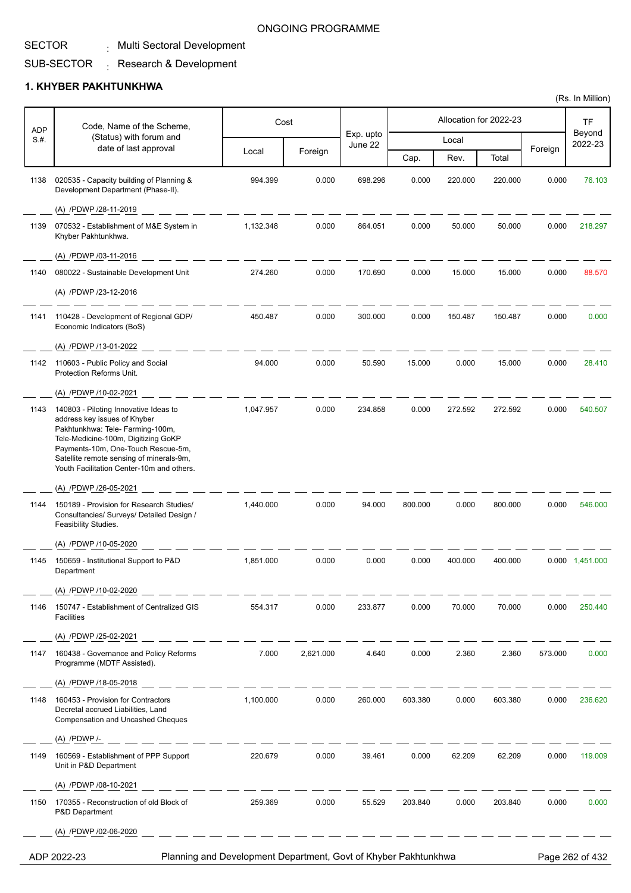ONGOING PROGRAMME

SECTOR : Multi Sectoral Development

SUB-SECTOR : Research & Development

## 1. KHYBER PAKHTUNKHWA

(Rs. In Million)

| ADP S.#. | Code, Name of the Scheme, (Status) with forum and date of last approval | Cost | | Exp. upto June 22 | Allocation for 2022-23 | | | | TF Beyond 2022-23 |
|---|---|---|---|---|---|---|---|---|---|
| | | Local | Foreign | | Local | | | Foreign | |
| | | | | | Cap. | Rev. | Total | | |
| 1138 | 020535 - Capacity building of Planning & Development Department (Phase-II).<br>(A) /PDWP /28-11-2019 | 994.399 | 0.000 | 698.296 | 0.000 | 220.000 | 220.000 | 0.000 | 76.103 |
| 1139 | 070532 - Establishment of M&E System in Khyber Pakhtunkhwa.<br>(A) /PDWP /03-11-2016 | 1,132.348 | 0.000 | 864.051 | 0.000 | 50.000 | 50.000 | 0.000 | 218.297 |
| 1140 | 080022 - Sustainable Development Unit<br>(A) /PDWP /23-12-2016 | 274.260 | 0.000 | 170.690 | 0.000 | 15.000 | 15.000 | 0.000 | 88.570 |
| 1141 | 110428 - Development of Regional GDP/ Economic Indicators (BoS)<br>(A) /PDWP /13-01-2022 | 450.487 | 0.000 | 300.000 | 0.000 | 150.487 | 150.487 | 0.000 | 0.000 |
| 1142 | 110603 - Public Policy and Social Protection Reforms Unit.<br>(A) /PDWP /10-02-2021 | 94.000 | 0.000 | 50.590 | 15.000 | 0.000 | 15.000 | 0.000 | 28.410 |
| 1143 | 140803 - Piloting Innovative Ideas to address key issues of Khyber Pakhtunkhwa: Tele- Farming-100m, Tele-Medicine-100m, Digitizing GoKP Payments-10m, One-Touch Rescue-5m, Satellite remote sensing of minerals-9m, Youth Facilitation Center-10m and others.<br>(A) /PDWP /26-05-2021 | 1,047.957 | 0.000 | 234.858 | 0.000 | 272.592 | 272.592 | 0.000 | 540.507 |
| 1144 | 150189 - Provision for Research Studies/ Consultancies/ Surveys/ Detailed Design / Feasibility Studies.<br>(A) /PDWP /10-05-2020 | 1,440.000 | 0.000 | 94.000 | 800.000 | 0.000 | 800.000 | 0.000 | 546.000 |
| 1145 | 150659 - Institutional Support to P&D Department<br>(A) /PDWP /10-02-2020 | 1,851.000 | 0.000 | 0.000 | 0.000 | 400.000 | 400.000 | 0.000 | 1,451.000 |
| 1146 | 150747 - Establishment of Centralized GIS Facilities<br>(A) /PDWP /25-02-2021 | 554.317 | 0.000 | 233.877 | 0.000 | 70.000 | 70.000 | 0.000 | 250.440 |
| 1147 | 160438 - Governance and Policy Reforms Programme (MDTF Assisted).<br>(A) /PDWP /18-05-2018 | 7.000 | 2,621.000 | 4.640 | 0.000 | 2.360 | 2.360 | 573.000 | 0.000 |
| 1148 | 160453 - Provision for Contractors Decretal accrued Liabilities, Land Compensation and Uncashed Cheques<br>(A) /PDWP /- | 1,100.000 | 0.000 | 260.000 | 603.380 | 0.000 | 603.380 | 0.000 | 236.620 |
| 1149 | 160569 - Establishment of PPP Support Unit in P&D Department<br>(A) /PDWP /08-10-2021 | 220.679 | 0.000 | 39.461 | 0.000 | 62.209 | 62.209 | 0.000 | 119.009 |
| 1150 | 170355 - Reconstruction of old Block of P&D Department<br>(A) /PDWP /02-06-2020 | 259.369 | 0.000 | 55.529 | 203.840 | 0.000 | 203.840 | 0.000 | 0.000 |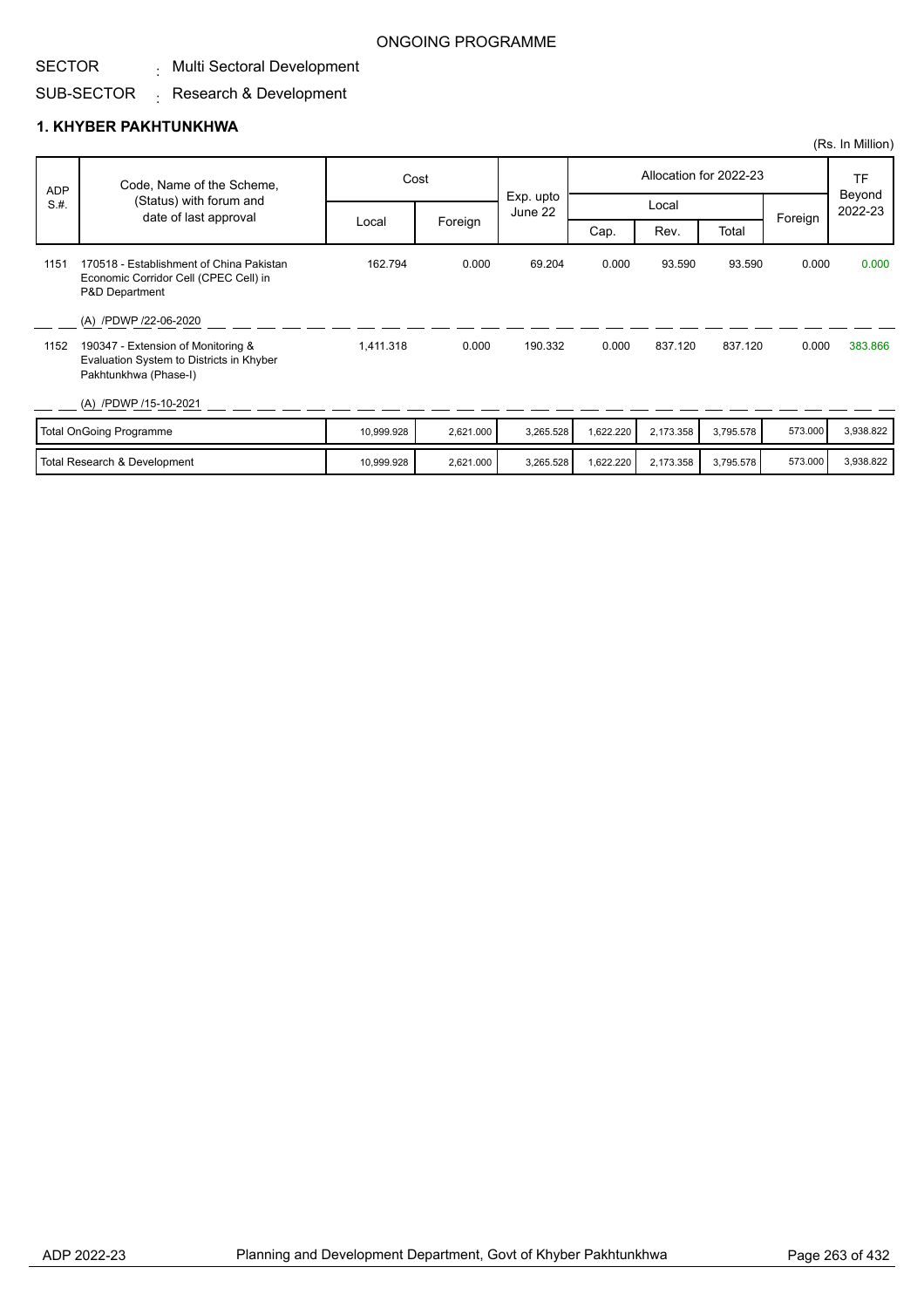ONGOING PROGRAMME

SECTOR : Multi Sectoral Development

SUB-SECTOR : Research & Development

## 1. KHYBER PAKHTUNKHWA

(Rs. In Million)

| ADP S.#. | Code, Name of the Scheme, (Status) with forum and date of last approval | Cost | | Exp. upto June 22 | Allocation for 2022-23 | | | | TF Beyond 2022-23 |
|---|---|---|---|---|---|---|---|---|---|
| | | Local | Foreign | | Local | | | Foreign | |
| | | | | | Cap. | Rev. | Total | | |
| 1151 | 170518 - Establishment of China Pakistan Economic Corridor Cell (CPEC Cell) in P&D Department<br>(A) /PDWP /22-06-2020 | 162.794 | 0.000 | 69.204 | 0.000 | 93.590 | 93.590 | 0.000 | 0.000 |
| 1152 | 190347 - Extension of Monitoring & Evaluation System to Districts in Khyber Pakhtunkhwa (Phase-I)<br>(A) /PDWP /15-10-2021 | 1,411.318 | 0.000 | 190.332 | 0.000 | 837.120 | 837.120 | 0.000 | 383.866 |
| | Total OnGoing Programme | 10,999.928 | 2,621.000 | 3,265.528 | 1,622.220 | 2,173.358 | 3,795.578 | 573.000 | 3,938.822 |
| | Total Research & Development | 10,999.928 | 2,621.000 | 3,265.528 | 1,622.220 | 2,173.358 | 3,795.578 | 573.000 | 3,938.822 |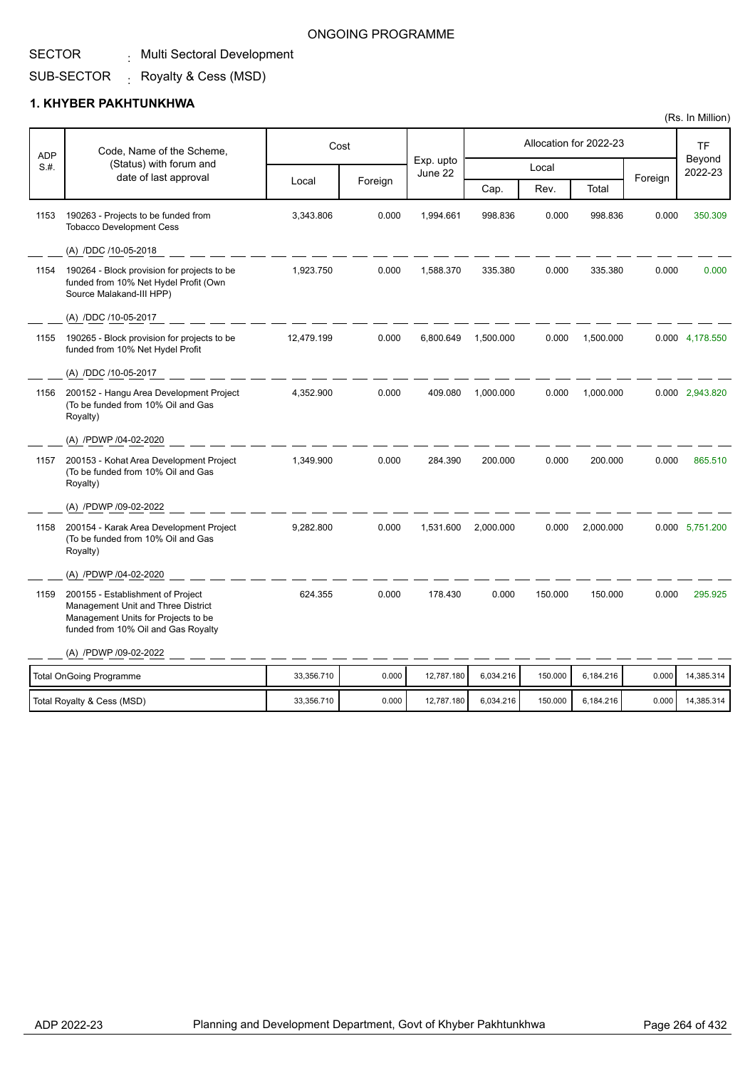ONGOING PROGRAMME

SECTOR : Multi Sectoral Development

SUB-SECTOR : Royalty & Cess (MSD)

## 1. KHYBER PAKHTUNKHWA

(Rs. In Million)

| ADP S.#. | Code, Name of the Scheme, (Status) with forum and date of last approval | Cost | | Exp. upto June 22 | Allocation for 2022-23 | | | | TF Beyond 2022-23 |
|---|---|---|---|---|---|---|---|---|---|
| | | | | | Local | | | Foreign | |
| | | Local | Foreign | | Cap. | Rev. | Total | | |
| 1153 | 190263 - Projects to be funded from Tobacco Development Cess<br>(A) /DDC /10-05-2018 | 3,343.806 | 0.000 | 1,994.661 | 998.836 | 0.000 | 998.836 | 0.000 | 350.309 |
| 1154 | 190264 - Block provision for projects to be funded from 10% Net Hydel Profit (Own Source Malakand-III HPP)<br>(A) /DDC /10-05-2017 | 1,923.750 | 0.000 | 1,588.370 | 335.380 | 0.000 | 335.380 | 0.000 | 0.000 |
| 1155 | 190265 - Block provision for projects to be funded from 10% Net Hydel Profit<br>(A) /DDC /10-05-2017 | 12,479.199 | 0.000 | 6,800.649 | 1,500.000 | 0.000 | 1,500.000 | 0.000 | 4,178.550 |
| 1156 | 200152 - Hangu Area Development Project (To be funded from 10% Oil and Gas Royalty)<br>(A) /PDWP /04-02-2020 | 4,352.900 | 0.000 | 409.080 | 1,000.000 | 0.000 | 1,000.000 | 0.000 | 2,943.820 |
| 1157 | 200153 - Kohat Area Development Project (To be funded from 10% Oil and Gas Royalty)<br>(A) /PDWP /09-02-2022 | 1,349.900 | 0.000 | 284.390 | 200.000 | 0.000 | 200.000 | 0.000 | 865.510 |
| 1158 | 200154 - Karak Area Development Project (To be funded from 10% Oil and Gas Royalty)<br>(A) /PDWP /04-02-2020 | 9,282.800 | 0.000 | 1,531.600 | 2,000.000 | 0.000 | 2,000.000 | 0.000 | 5,751.200 |
| 1159 | 200155 - Establishment of Project Management Unit and Three District Management Units for Projects to be funded from 10% Oil and Gas Royalty<br>(A) /PDWP /09-02-2022 | 624.355 | 0.000 | 178.430 | 0.000 | 150.000 | 150.000 | 0.000 | 295.925 |
| | Total OnGoing Programme | 33,356.710 | 0.000 | 12,787.180 | 6,034.216 | 150.000 | 6,184.216 | 0.000 | 14,385.314 |
| | Total Royalty & Cess (MSD) | 33,356.710 | 0.000 | 12,787.180 | 6,034.216 | 150.000 | 6,184.216 | 0.000 | 14,385.314 |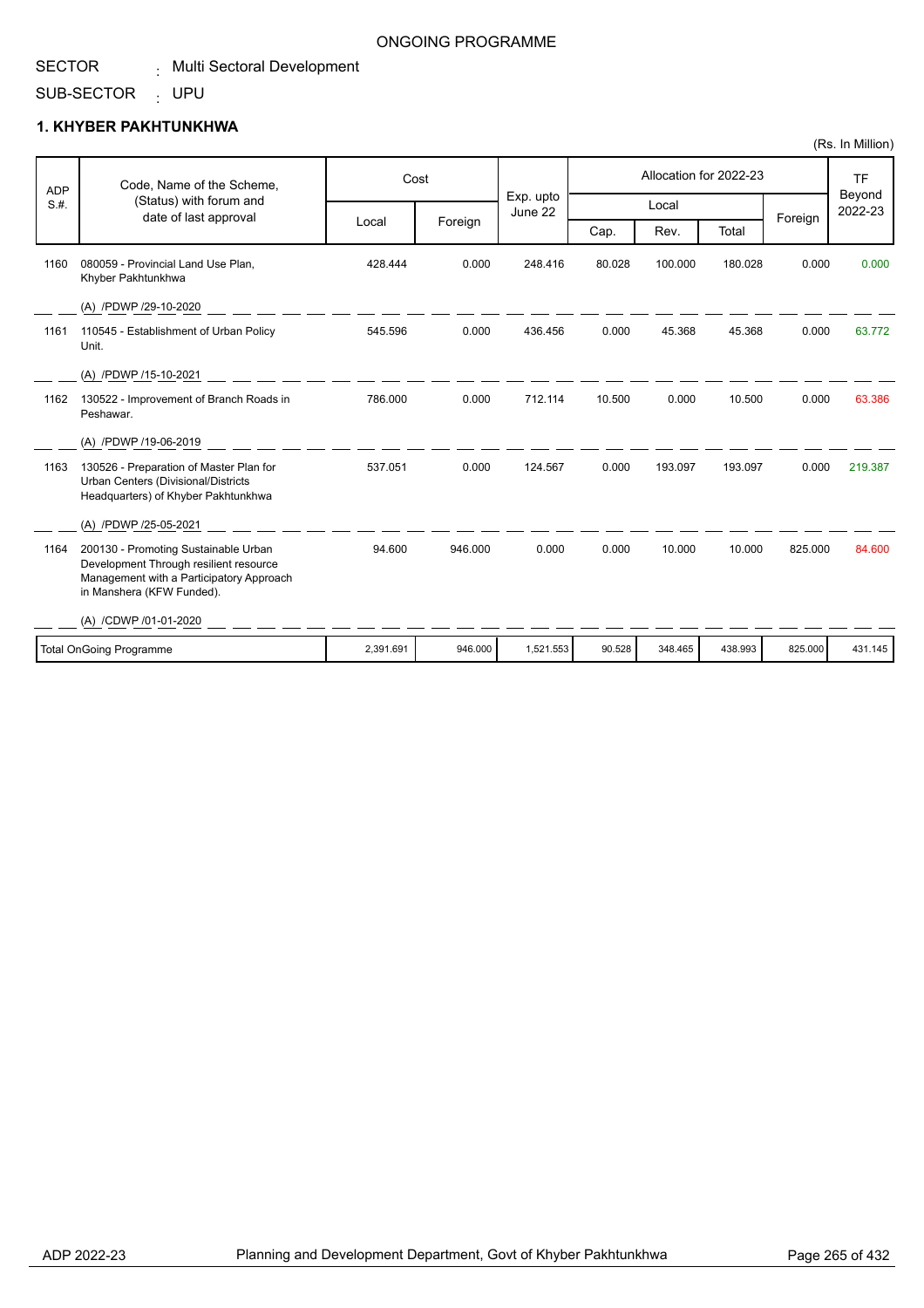ONGOING PROGRAMME

SECTOR : Multi Sectoral Development

SUB-SECTOR : UPU

### 1. KHYBER PAKHTUNKHWA

(Rs. In Million)

| ADP S.#. | Code, Name of the Scheme, (Status) with forum and date of last approval | Cost | | Exp. upto June 22 | Allocation for 2022-23 | | | | TF Beyond 2022-23 |
|---|---|---|---|---|---|---|---|---|---|
| | | Local | Foreign | | Local | | | Foreign | |
| | | | | | Cap. | Rev. | Total | | |
| 1160 | 080059 - Provincial Land Use Plan, Khyber Pakhtunkhwa<br>(A) /PDWP /29-10-2020 | 428.444 | 0.000 | 248.416 | 80.028 | 100.000 | 180.028 | 0.000 | 0.000 |
| 1161 | 110545 - Establishment of Urban Policy Unit.<br>(A) /PDWP /15-10-2021 | 545.596 | 0.000 | 436.456 | 0.000 | 45.368 | 45.368 | 0.000 | 63.772 |
| 1162 | 130522 - Improvement of Branch Roads in Peshawar.<br>(A) /PDWP /19-06-2019 | 786.000 | 0.000 | 712.114 | 10.500 | 0.000 | 10.500 | 0.000 | 63.386 |
| 1163 | 130526 - Preparation of Master Plan for Urban Centers (Divisional/Districts Headquarters) of Khyber Pakhtunkhwa<br>(A) /PDWP /25-05-2021 | 537.051 | 0.000 | 124.567 | 0.000 | 193.097 | 193.097 | 0.000 | 219.387 |
| 1164 | 200130 - Promoting Sustainable Urban Development Through resilient resource Management with a Participatory Approach in Manshera (KFW Funded).<br>(A) /CDWP /01-01-2020 | 94.600 | 946.000 | 0.000 | 0.000 | 10.000 | 10.000 | 825.000 | 84.600 |
| Total OnGoing Programme | | 2,391.691 | 946.000 | 1,521.553 | 90.528 | 348.465 | 438.993 | 825.000 | 431.145 |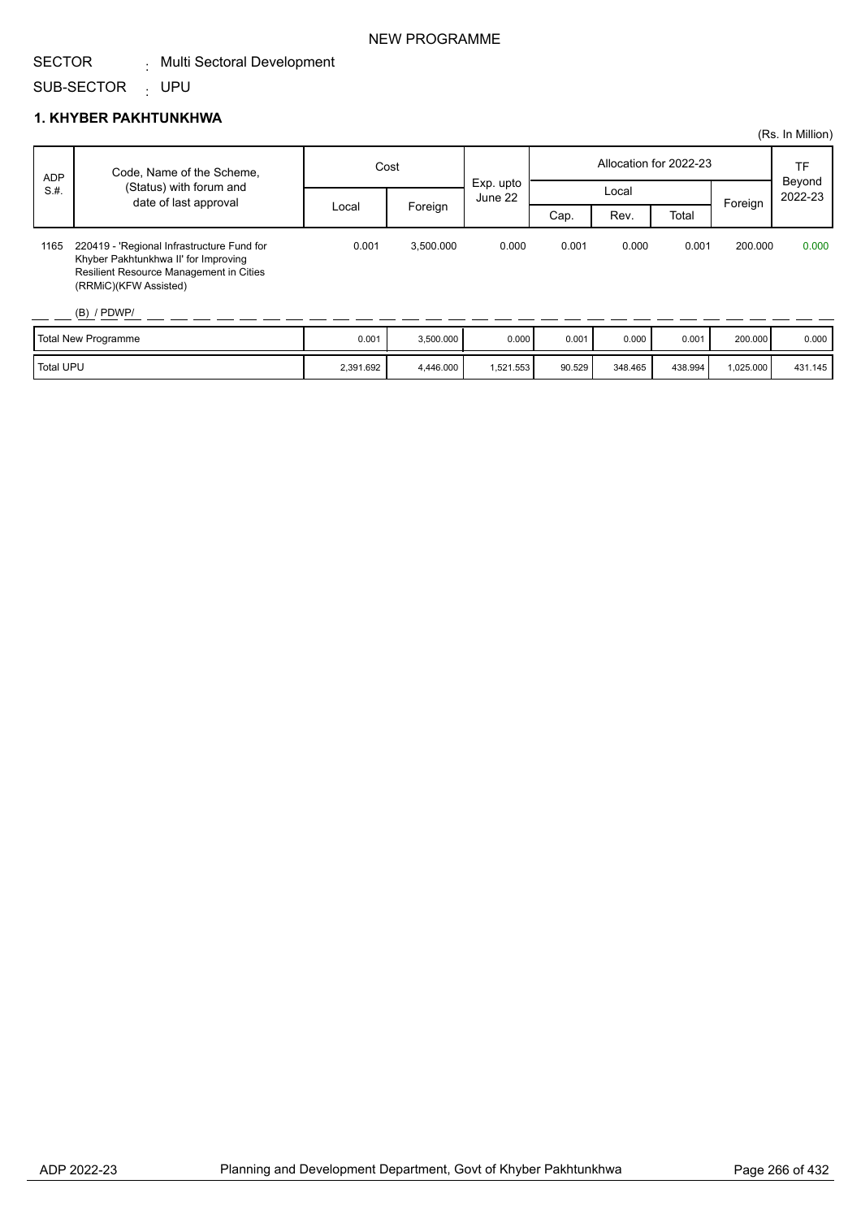NEW PROGRAMME

SECTOR : Multi Sectoral Development

SUB-SECTOR : UPU

## 1. KHYBER PAKHTUNKHWA

(Rs. In Million)

| ADP S.#. | Code, Name of the Scheme, (Status) with forum and date of last approval | Cost | | Exp. upto June 22 | Allocation for 2022-23 | | | | TF Beyond 2022-23 |
|---|---|---|---|---|---|---|---|---|---|
| | | Local | Foreign | | Local | | | Foreign | |
| | | | | | Cap. | Rev. | Total | | |
| 1165 | 220419 - 'Regional Infrastructure Fund for Khyber Pakhtunkhwa II' for Improving Resilient Resource Management in Cities (RRMiC)(KFW Assisted) (B) / PDWP/ | 0.001 | 3,500.000 | 0.000 | 0.001 | 0.000 | 0.001 | 200.000 | 0.000 |
| | Total New Programme | 0.001 | 3,500.000 | 0.000 | 0.001 | 0.000 | 0.001 | 200.000 | 0.000 |
| | Total UPU | 2,391.692 | 4,446.000 | 1,521.553 | 90.529 | 348.465 | 438.994 | 1,025.000 | 431.145 |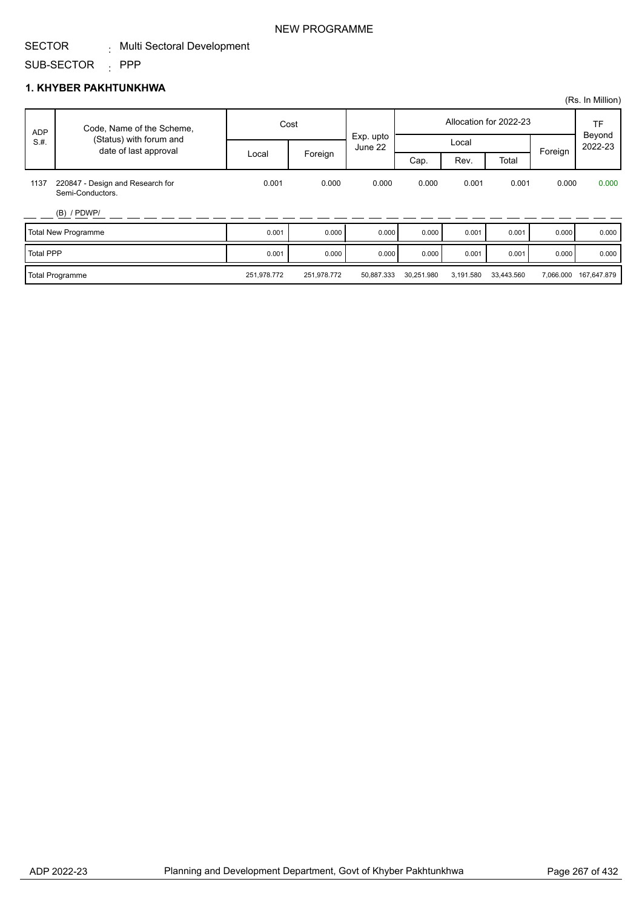NEW PROGRAMME

SECTOR : Multi Sectoral Development

SUB-SECTOR : PPP

## 1. KHYBER PAKHTUNKHWA

(Rs. In Million)

| ADP S.#. | Code, Name of the Scheme, (Status) with forum and date of last approval | Cost | | Exp. upto June 22 | Allocation for 2022-23 | | | | TF Beyond 2022-23 |
|---|---|---|---|---|---|---|---|---|---|
| | | Local | Foreign | | Local | | | Foreign | |
| | | | | | Cap. | Rev. | Total | | |
| 1137 | 220847 - Design and Research for Semi-Conductors. (B) / PDWP/ | 0.001 | 0.000 | 0.000 | 0.000 | 0.001 | 0.001 | 0.000 | 0.000 |
| Total New Programme | | 0.001 | 0.000 | 0.000 | 0.000 | 0.001 | 0.001 | 0.000 | 0.000 |
| Total PPP | | 0.001 | 0.000 | 0.000 | 0.000 | 0.001 | 0.001 | 0.000 | 0.000 |
| Total Programme | | 251,978.772 | 251,978.772 | 50,887.333 | 30,251.980 | 3,191.580 | 33,443.560 | 7,066.000 | 167,647.879 |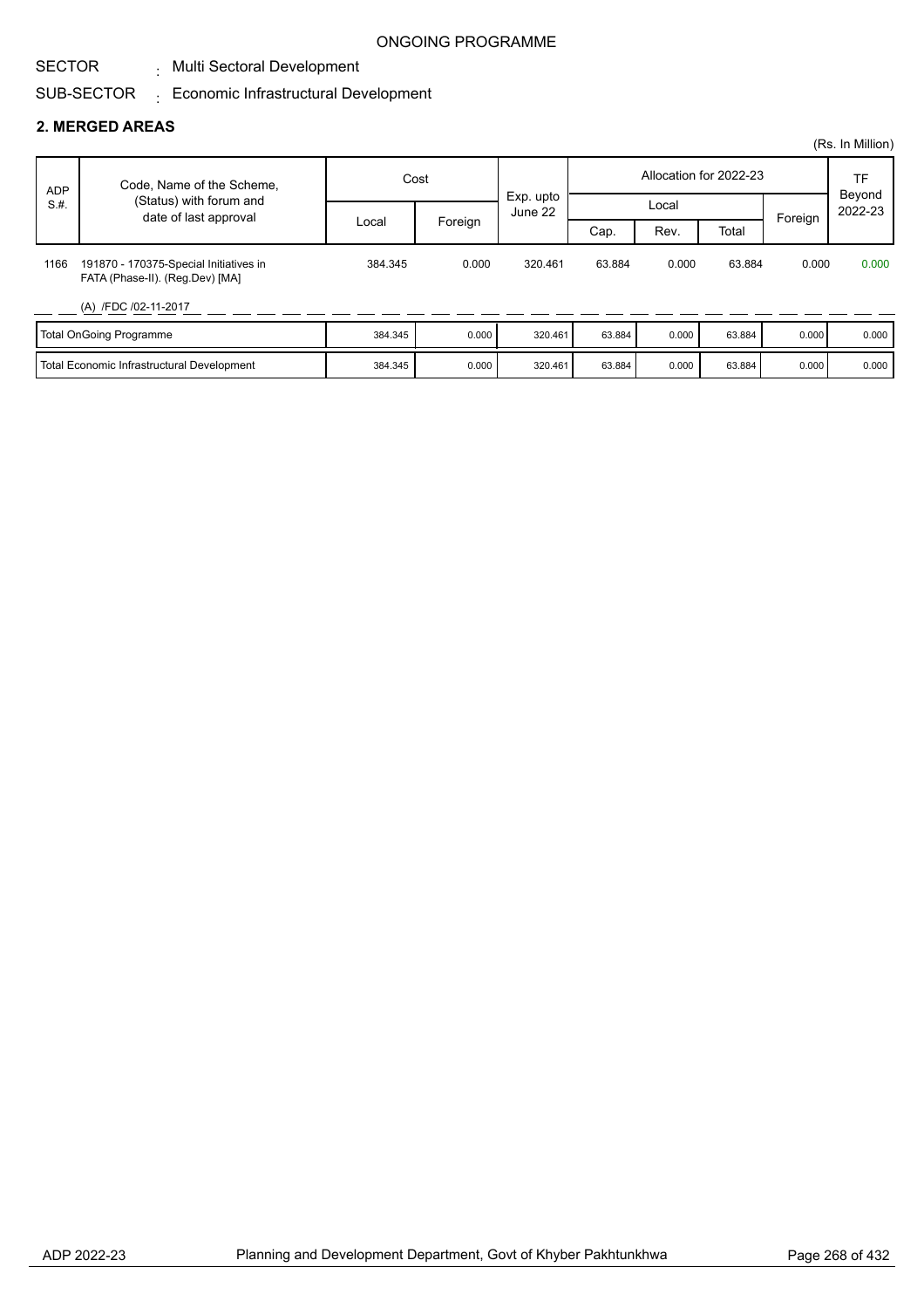ONGOING PROGRAMME

SECTOR : Multi Sectoral Development

SUB-SECTOR : Economic Infrastructural Development

## 2. MERGED AREAS

(Rs. In Million)

| ADP S.#. | Code, Name of the Scheme, (Status) with forum and date of last approval | Cost | | Exp. upto June 22 | Allocation for 2022-23 | | | | TF Beyond 2022-23 |
|---|---|---|---|---|---|---|---|---|---|
| | | Local | Foreign | | Local | | | Foreign | |
| | | | | | Cap. | Rev. | Total | | |
| 1166 | 191870 - 170375-Special Initiatives in FATA (Phase-II). (Reg.Dev) [MA] (A) /FDC /02-11-2017 | 384.345 | 0.000 | 320.461 | 63.884 | 0.000 | 63.884 | 0.000 | 0.000 |
| | Total OnGoing Programme | 384.345 | 0.000 | 320.461 | 63.884 | 0.000 | 63.884 | 0.000 | 0.000 |
| | Total Economic Infrastructural Development | 384.345 | 0.000 | 320.461 | 63.884 | 0.000 | 63.884 | 0.000 | 0.000 |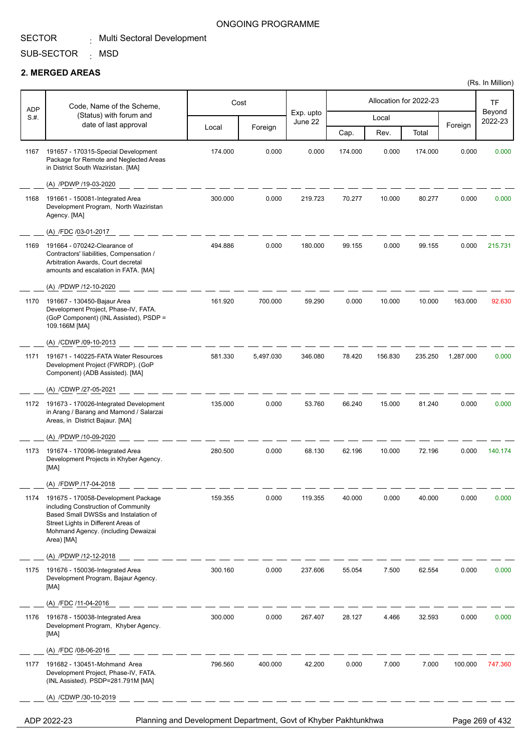ONGOING PROGRAMME

SECTOR : Multi Sectoral Development

SUB-SECTOR : MSD

**2. MERGED AREAS**

(Rs. In Million)

| ADP S.#. | Code, Name of the Scheme, (Status) with forum and date of last approval | Cost | | Exp. upto June 22 | Allocation for 2022-23 | | | | TF Beyond 2022-23 |
|---|---|---|---|---|---|---|---|---|---|
| | | Local | Foreign | | Local | | | Foreign | |
| | | | | | Cap. | Rev. | Total | | |
| 1167 | 191657 - 170315-Special Development Package for Remote and Neglected Areas in District South Waziristan. [MA]<br>(A) /PDWP /19-03-2020 | 174.000 | 0.000 | 0.000 | 174.000 | 0.000 | 174.000 | 0.000 | 0.000 |
| 1168 | 191661 - 150081-Integrated Area Development Program, North Waziristan Agency. [MA]<br>(A) /FDC /03-01-2017 | 300.000 | 0.000 | 219.723 | 70.277 | 10.000 | 80.277 | 0.000 | 0.000 |
| 1169 | 191664 - 070242-Clearance of Contractors' liabilities, Compensation / Arbitration Awards, Court decretal amounts and escalation in FATA. [MA]<br>(A) /PDWP /12-10-2020 | 494.886 | 0.000 | 180.000 | 99.155 | 0.000 | 99.155 | 0.000 | 215.731 |
| 1170 | 191667 - 130450-Bajaur Area Development Project, Phase-IV, FATA. (GoP Component) (INL Assisted), PSDP = 109.166M [MA]<br>(A) /CDWP /09-10-2013 | 161.920 | 700.000 | 59.290 | 0.000 | 10.000 | 10.000 | 163.000 | 92.630 |
| 1171 | 191671 - 140225-FATA Water Resources Development Project (FWRDP). (GoP Component) (ADB Assisted). [MA]<br>(A) /CDWP /27-05-2021 | 581.330 | 5,497.030 | 346.080 | 78.420 | 156.830 | 235.250 | 1,287.000 | 0.000 |
| 1172 | 191673 - 170026-Integrated Development in Arang / Barang and Mamond / Salarzai Areas, in District Bajaur. [MA]<br>(A) /PDWP /10-09-2020 | 135.000 | 0.000 | 53.760 | 66.240 | 15.000 | 81.240 | 0.000 | 0.000 |
| 1173 | 191674 - 170096-Integrated Area Development Projects in Khyber Agency. [MA]<br>(A) /FDWP /17-04-2018 | 280.500 | 0.000 | 68.130 | 62.196 | 10.000 | 72.196 | 0.000 | 140.174 |
| 1174 | 191675 - 170058-Development Package including Construction of Community Based Small DWSSs and Instalation of Street Lights in Different Areas of Mohmand Agency. (including Dewaizai Area) [MA]<br>(A) /PDWP /12-12-2018 | 159.355 | 0.000 | 119.355 | 40.000 | 0.000 | 40.000 | 0.000 | 0.000 |
| 1175 | 191676 - 150036-Integrated Area Development Program, Bajaur Agency. [MA]<br>(A) /FDC /11-04-2016 | 300.160 | 0.000 | 237.606 | 55.054 | 7.500 | 62.554 | 0.000 | 0.000 |
| 1176 | 191678 - 150038-Integrated Area Development Program, Khyber Agency. [MA]<br>(A) /FDC /08-06-2016 | 300.000 | 0.000 | 267.407 | 28.127 | 4.466 | 32.593 | 0.000 | 0.000 |
| 1177 | 191682 - 130451-Mohmand Area Development Project, Phase-IV, FATA. (INL Assisted). PSDP=281.791M [MA]<br>(A) /CDWP /30-10-2019 | 796.560 | 400.000 | 42.200 | 0.000 | 7.000 | 7.000 | 100.000 | 747.360 |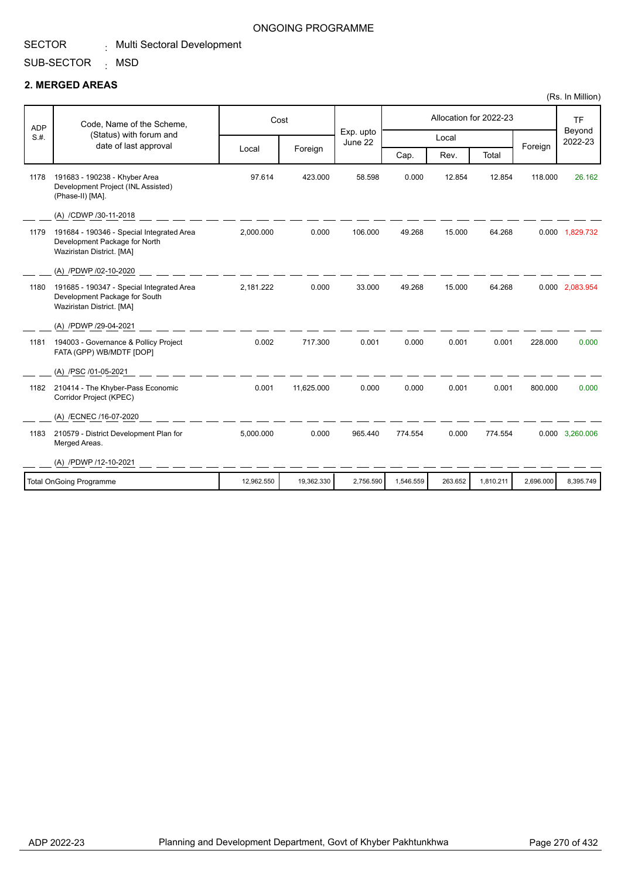ONGOING PROGRAMME

SECTOR : Multi Sectoral Development

SUB-SECTOR : MSD

## 2. MERGED AREAS

(Rs. In Million)

| ADP S.#. | Code, Name of the Scheme, (Status) with forum and date of last approval | Cost | | Exp. upto June 22 | Allocation for 2022-23 | | | | TF Beyond 2022-23 |
|---|---|---|---|---|---|---|---|---|---|
| | | | | | Local | | | Foreign | |
| | | Local | Foreign | | Cap. | Rev. | Total | | |
| 1178 | 191683 - 190238 - Khyber Area Development Project (INL Assisted) (Phase-II) [MA]. (A) /CDWP /30-11-2018 | 97.614 | 423.000 | 58.598 | 0.000 | 12.854 | 12.854 | 118.000 | 26.162 |
| 1179 | 191684 - 190346 - Special Integrated Area Development Package for North Waziristan District. [MA] (A) /PDWP /02-10-2020 | 2,000.000 | 0.000 | 106.000 | 49.268 | 15.000 | 64.268 | 0.000 | 1,829.732 |
| 1180 | 191685 - 190347 - Special Integrated Area Development Package for South Waziristan District. [MA] (A) /PDWP /29-04-2021 | 2,181.222 | 0.000 | 33.000 | 49.268 | 15.000 | 64.268 | 0.000 | 2,083.954 |
| 1181 | 194003 - Governance & Pollicy Project FATA (GPP) WB/MDTF [DOP] (A) /PSC /01-05-2021 | 0.002 | 717.300 | 0.001 | 0.000 | 0.001 | 0.001 | 228.000 | 0.000 |
| 1182 | 210414 - The Khyber-Pass Economic Corridor Project (KPEC) (A) /ECNEC /16-07-2020 | 0.001 | 11,625.000 | 0.000 | 0.000 | 0.001 | 0.001 | 800.000 | 0.000 |
| 1183 | 210579 - District Development Plan for Merged Areas. (A) /PDWP /12-10-2021 | 5,000.000 | 0.000 | 965.440 | 774.554 | 0.000 | 774.554 | 0.000 | 3,260.006 |
| | Total OnGoing Programme | 12,962.550 | 19,362.330 | 2,756.590 | 1,546.559 | 263.652 | 1,810.211 | 2,696.000 | 8,395.749 |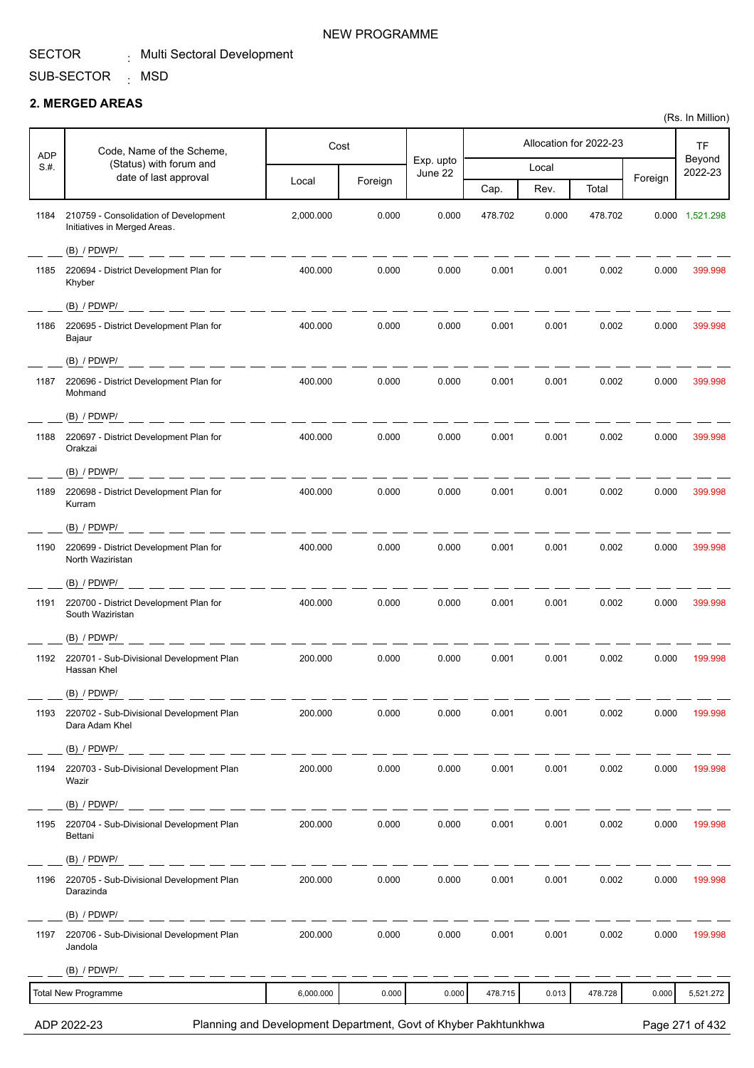NEW PROGRAMME

SECTOR : Multi Sectoral Development

SUB-SECTOR : MSD

## 2. MERGED AREAS

(Rs. In Million)

| ADP S.#. | Code, Name of the Scheme, (Status) with forum and date of last approval | Cost | | Exp. upto June 22 | Allocation for 2022-23 | | | | TF Beyond 2022-23 |
|---|---|---|---|---|---|---|---|---|---|
| | | Local | Foreign | | Local | | | Foreign | |
| | | | | | Cap. | Rev. | Total | | |
| 1184 | 210759 - Consolidation of Development Initiatives in Merged Areas. (B) / PDWP/ | 2,000.000 | 0.000 | 0.000 | 478.702 | 0.000 | 478.702 | 0.000 | 1,521.298 |
| 1185 | 220694 - District Development Plan for Khyber (B) / PDWP/ | 400.000 | 0.000 | 0.000 | 0.001 | 0.001 | 0.002 | 0.000 | 399.998 |
| 1186 | 220695 - District Development Plan for Bajaur (B) / PDWP/ | 400.000 | 0.000 | 0.000 | 0.001 | 0.001 | 0.002 | 0.000 | 399.998 |
| 1187 | 220696 - District Development Plan for Mohmand (B) / PDWP/ | 400.000 | 0.000 | 0.000 | 0.001 | 0.001 | 0.002 | 0.000 | 399.998 |
| 1188 | 220697 - District Development Plan for Orakzai (B) / PDWP/ | 400.000 | 0.000 | 0.000 | 0.001 | 0.001 | 0.002 | 0.000 | 399.998 |
| 1189 | 220698 - District Development Plan for Kurram (B) / PDWP/ | 400.000 | 0.000 | 0.000 | 0.001 | 0.001 | 0.002 | 0.000 | 399.998 |
| 1190 | 220699 - District Development Plan for North Waziristan (B) / PDWP/ | 400.000 | 0.000 | 0.000 | 0.001 | 0.001 | 0.002 | 0.000 | 399.998 |
| 1191 | 220700 - District Development Plan for South Waziristan (B) / PDWP/ | 400.000 | 0.000 | 0.000 | 0.001 | 0.001 | 0.002 | 0.000 | 399.998 |
| 1192 | 220701 - Sub-Divisional Development Plan Hassan Khel (B) / PDWP/ | 200.000 | 0.000 | 0.000 | 0.001 | 0.001 | 0.002 | 0.000 | 199.998 |
| 1193 | 220702 - Sub-Divisional Development Plan Dara Adam Khel (B) / PDWP/ | 200.000 | 0.000 | 0.000 | 0.001 | 0.001 | 0.002 | 0.000 | 199.998 |
| 1194 | 220703 - Sub-Divisional Development Plan Wazir (B) / PDWP/ | 200.000 | 0.000 | 0.000 | 0.001 | 0.001 | 0.002 | 0.000 | 199.998 |
| 1195 | 220704 - Sub-Divisional Development Plan Bettani (B) / PDWP/ | 200.000 | 0.000 | 0.000 | 0.001 | 0.001 | 0.002 | 0.000 | 199.998 |
| 1196 | 220705 - Sub-Divisional Development Plan Darazinda (B) / PDWP/ | 200.000 | 0.000 | 0.000 | 0.001 | 0.001 | 0.002 | 0.000 | 199.998 |
| 1197 | 220706 - Sub-Divisional Development Plan Jandola (B) / PDWP/ | 200.000 | 0.000 | 0.000 | 0.001 | 0.001 | 0.002 | 0.000 | 199.998 |
| | Total New Programme | 6,000.000 | 0.000 | 0.000 | 478.715 | 0.013 | 478.728 | 0.000 | 5,521.272 |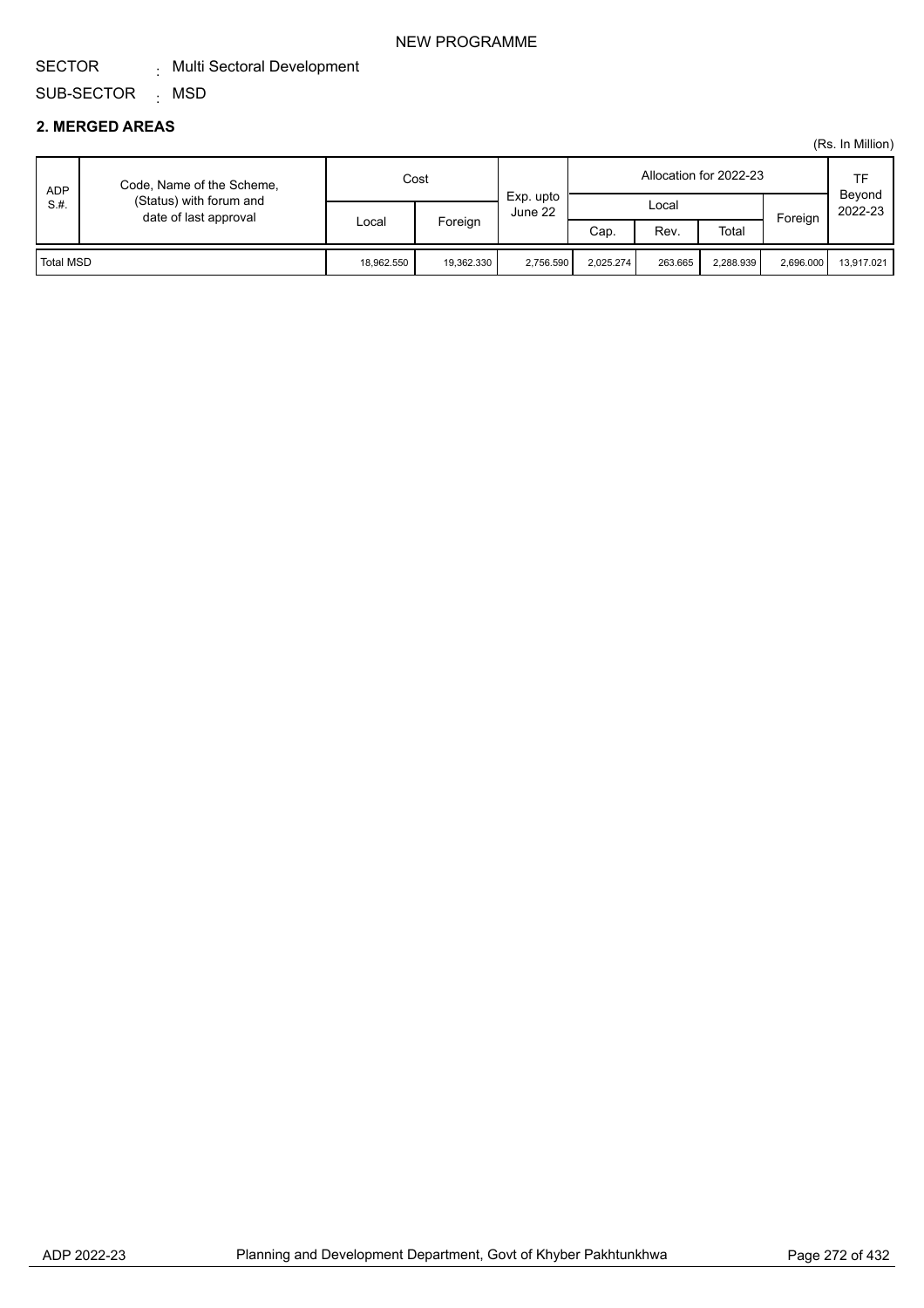NEW PROGRAMME

SECTOR : Multi Sectoral Development

SUB-SECTOR : MSD

## 2. MERGED AREAS

(Rs. In Million)

| ADP S.#. | Code, Name of the Scheme, (Status) with forum and date of last approval | Cost | | Exp. upto June 22 | Allocation for 2022-23 | | | | TF Beyond 2022-23 |
|---|---|---|---|---|---|---|---|---|---|
| | | | | | Local | | | Foreign | |
| | | Local | Foreign | | Cap. | Rev. | Total | | |
| Total MSD | | 18,962.550 | 19,362.330 | 2,756.590 | 2,025.274 | 263.665 | 2,288.939 | 2,696.000 | 13,917.021 |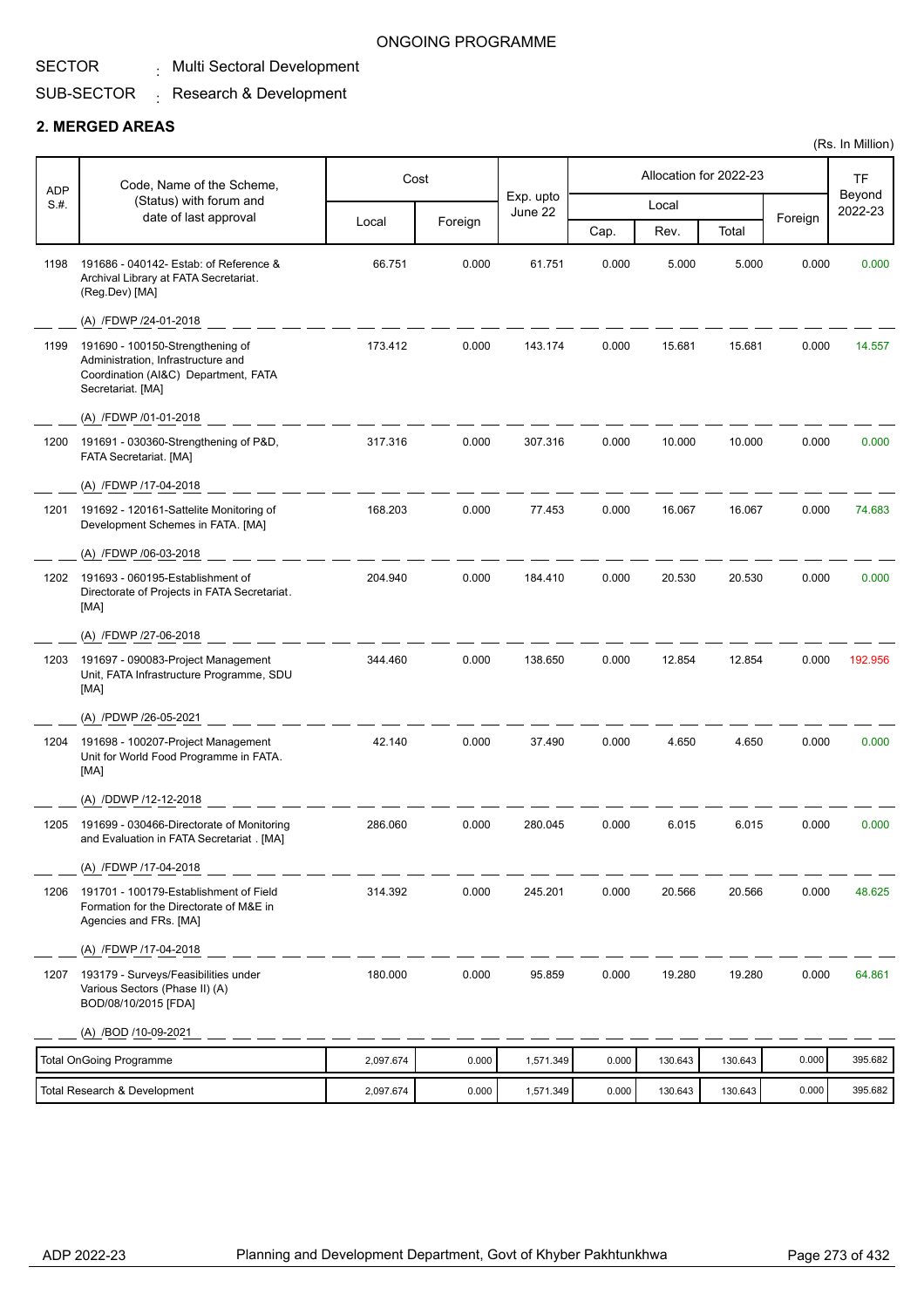ONGOING PROGRAMME

SECTOR : Multi Sectoral Development

SUB-SECTOR : Research & Development

## 2. MERGED AREAS

(Rs. In Million)

| ADP S.#. | Code, Name of the Scheme, (Status) with forum and date of last approval | Cost | | Exp. upto June 22 | Allocation for 2022-23 | | | | TF Beyond 2022-23 |
|---|---|---|---|---|---|---|---|---|---|
| | | Local | Foreign | | Local | | | Foreign | |
| | | | | | Cap. | Rev. | Total | | |
| 1198 | 191686 - 040142- Estab: of Reference & Archival Library at FATA Secretariat. (Reg.Dev) [MA] (A) /FDWP /24-01-2018 | 66.751 | 0.000 | 61.751 | 0.000 | 5.000 | 5.000 | 0.000 | 0.000 |
| 1199 | 191690 - 100150-Strengthening of Administration, Infrastructure and Coordination (AI&C) Department, FATA Secretariat. [MA] (A) /FDWP /01-01-2018 | 173.412 | 0.000 | 143.174 | 0.000 | 15.681 | 15.681 | 0.000 | 14.557 |
| 1200 | 191691 - 030360-Strengthening of P&D, FATA Secretariat. [MA] (A) /FDWP /17-04-2018 | 317.316 | 0.000 | 307.316 | 0.000 | 10.000 | 10.000 | 0.000 | 0.000 |
| 1201 | 191692 - 120161-Sattelite Monitoring of Development Schemes in FATA. [MA] (A) /FDWP /06-03-2018 | 168.203 | 0.000 | 77.453 | 0.000 | 16.067 | 16.067 | 0.000 | 74.683 |
| 1202 | 191693 - 060195-Establishment of Directorate of Projects in FATA Secretariat. [MA] (A) /FDWP /27-06-2018 | 204.940 | 0.000 | 184.410 | 0.000 | 20.530 | 20.530 | 0.000 | 0.000 |
| 1203 | 191697 - 090083-Project Management Unit, FATA Infrastructure Programme, SDU [MA] (A) /PDWP /26-05-2021 | 344.460 | 0.000 | 138.650 | 0.000 | 12.854 | 12.854 | 0.000 | 192.956 |
| 1204 | 191698 - 100207-Project Management Unit for World Food Programme in FATA. [MA] (A) /DDWP /12-12-2018 | 42.140 | 0.000 | 37.490 | 0.000 | 4.650 | 4.650 | 0.000 | 0.000 |
| 1205 | 191699 - 030466-Directorate of Monitoring and Evaluation in FATA Secretariat . [MA] (A) /FDWP /17-04-2018 | 286.060 | 0.000 | 280.045 | 0.000 | 6.015 | 6.015 | 0.000 | 0.000 |
| 1206 | 191701 - 100179-Establishment of Field Formation for the Directorate of M&E in Agencies and FRs. [MA] (A) /FDWP /17-04-2018 | 314.392 | 0.000 | 245.201 | 0.000 | 20.566 | 20.566 | 0.000 | 48.625 |
| 1207 | 193179 - Surveys/Feasibilities under Various Sectors (Phase II) (A) BOD/08/10/2015 [FDA] (A) /BOD /10-09-2021 | 180.000 | 0.000 | 95.859 | 0.000 | 19.280 | 19.280 | 0.000 | 64.861 |
| | Total OnGoing Programme | 2,097.674 | 0.000 | 1,571.349 | 0.000 | 130.643 | 130.643 | 0.000 | 395.682 |
| | Total Research & Development | 2,097.674 | 0.000 | 1,571.349 | 0.000 | 130.643 | 130.643 | 0.000 | 395.682 |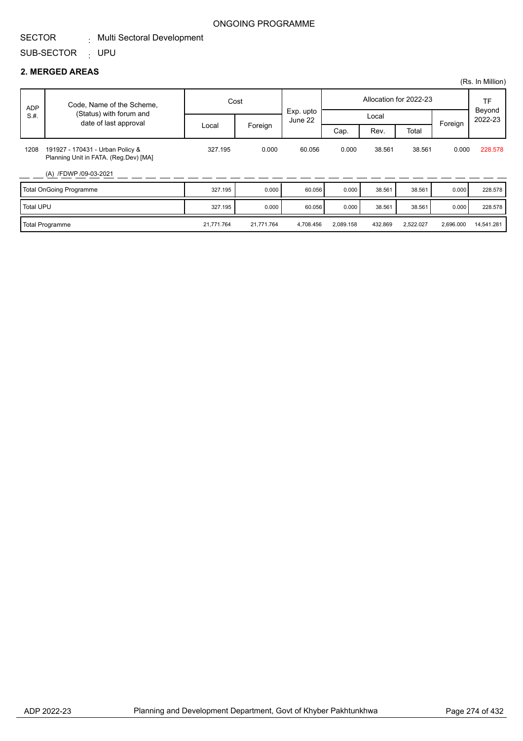ONGOING PROGRAMME

SECTOR : Multi Sectoral Development

SUB-SECTOR : UPU

## 2. MERGED AREAS

(Rs. In Million)

| ADP S.#. | Code, Name of the Scheme, (Status) with forum and date of last approval | Cost | | Exp. upto June 22 | Allocation for 2022-23 | | | | TF Beyond 2022-23 |
|---|---|---|---|---|---|---|---|---|---|
| | | Local | Foreign | | Local | | | Foreign | |
| | | | | | Cap. | Rev. | Total | | |
| 1208 | 191927 - 170431 - Urban Policy & Planning Unit in FATA. (Reg.Dev) [MA] (A) /FDWP /09-03-2021 | 327.195 | 0.000 | 60.056 | 0.000 | 38.561 | 38.561 | 0.000 | 228.578 |
| Total OnGoing Programme | | 327.195 | 0.000 | 60.056 | 0.000 | 38.561 | 38.561 | 0.000 | 228.578 |
| Total UPU | | 327.195 | 0.000 | 60.056 | 0.000 | 38.561 | 38.561 | 0.000 | 228.578 |
| Total Programme | | 21,771.764 | 21,771.764 | 4,708.456 | 2,089.158 | 432.869 | 2,522.027 | 2,696.000 | 14,541.281 |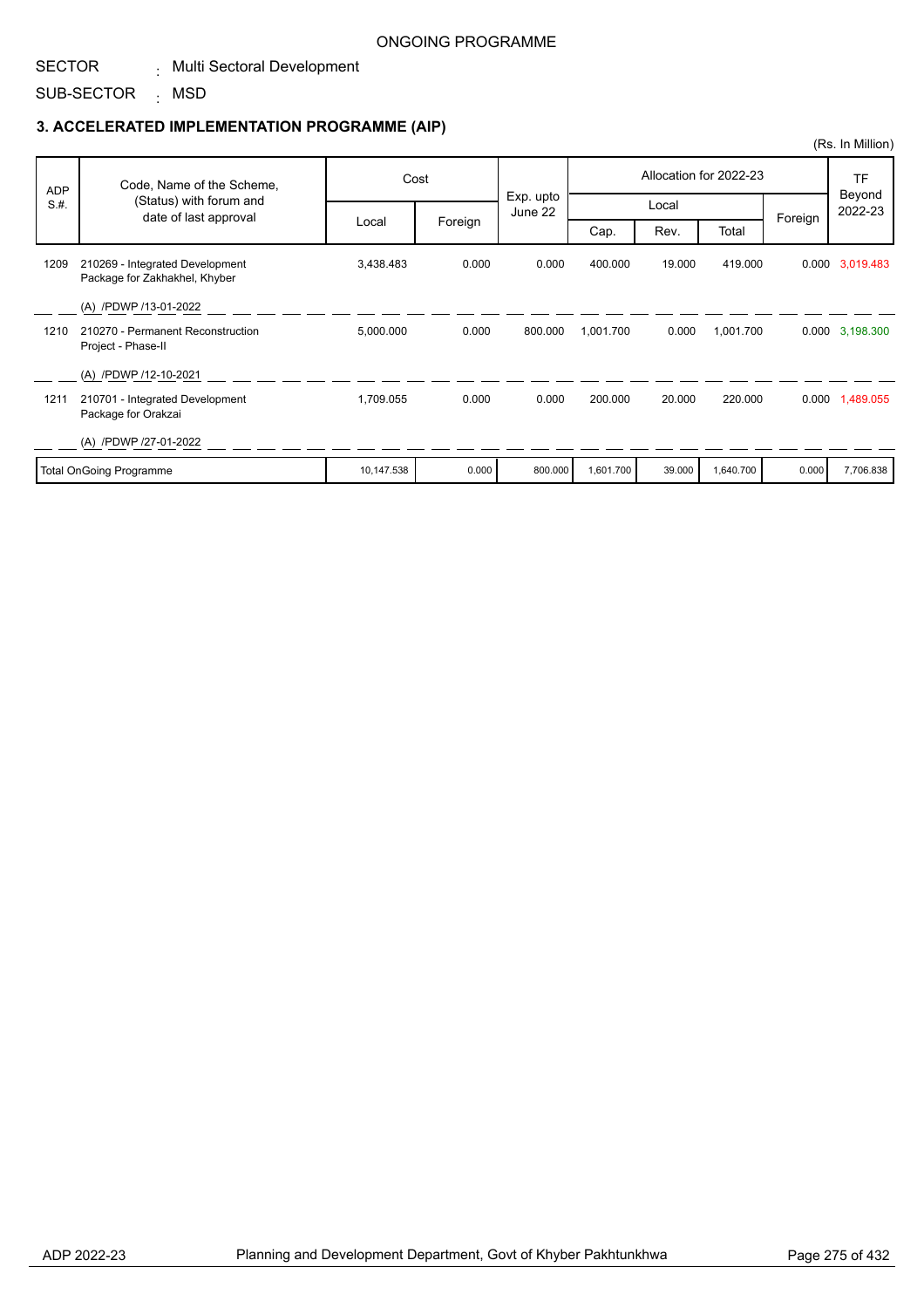ONGOING PROGRAMME

SECTOR : Multi Sectoral Development

SUB-SECTOR : MSD

### 3. ACCELERATED IMPLEMENTATION PROGRAMME (AIP)

(Rs. In Million)

| ADP S.#. | Code, Name of the Scheme, (Status) with forum and date of last approval | Cost | | Exp. upto June 22 | Allocation for 2022-23 | | | | TF Beyond 2022-23 |
|---|---|---|---|---|---|---|---|---|---|
| | | Local | Foreign | | Local | | | Foreign | |
| | | | | | Cap. | Rev. | Total | | |
| 1209 | 210269 - Integrated Development Package for Zakhakhel, Khyber (A) /PDWP /13-01-2022 | 3,438.483 | 0.000 | 0.000 | 400.000 | 19.000 | 419.000 | 0.000 | 3,019.483 |
| 1210 | 210270 - Permanent Reconstruction Project - Phase-II (A) /PDWP /12-10-2021 | 5,000.000 | 0.000 | 800.000 | 1,001.700 | 0.000 | 1,001.700 | 0.000 | 3,198.300 |
| 1211 | 210701 - Integrated Development Package for Orakzai (A) /PDWP /27-01-2022 | 1,709.055 | 0.000 | 0.000 | 200.000 | 20.000 | 220.000 | 0.000 | 1,489.055 |
| | Total OnGoing Programme | 10,147.538 | 0.000 | 800.000 | 1,601.700 | 39.000 | 1,640.700 | 0.000 | 7,706.838 |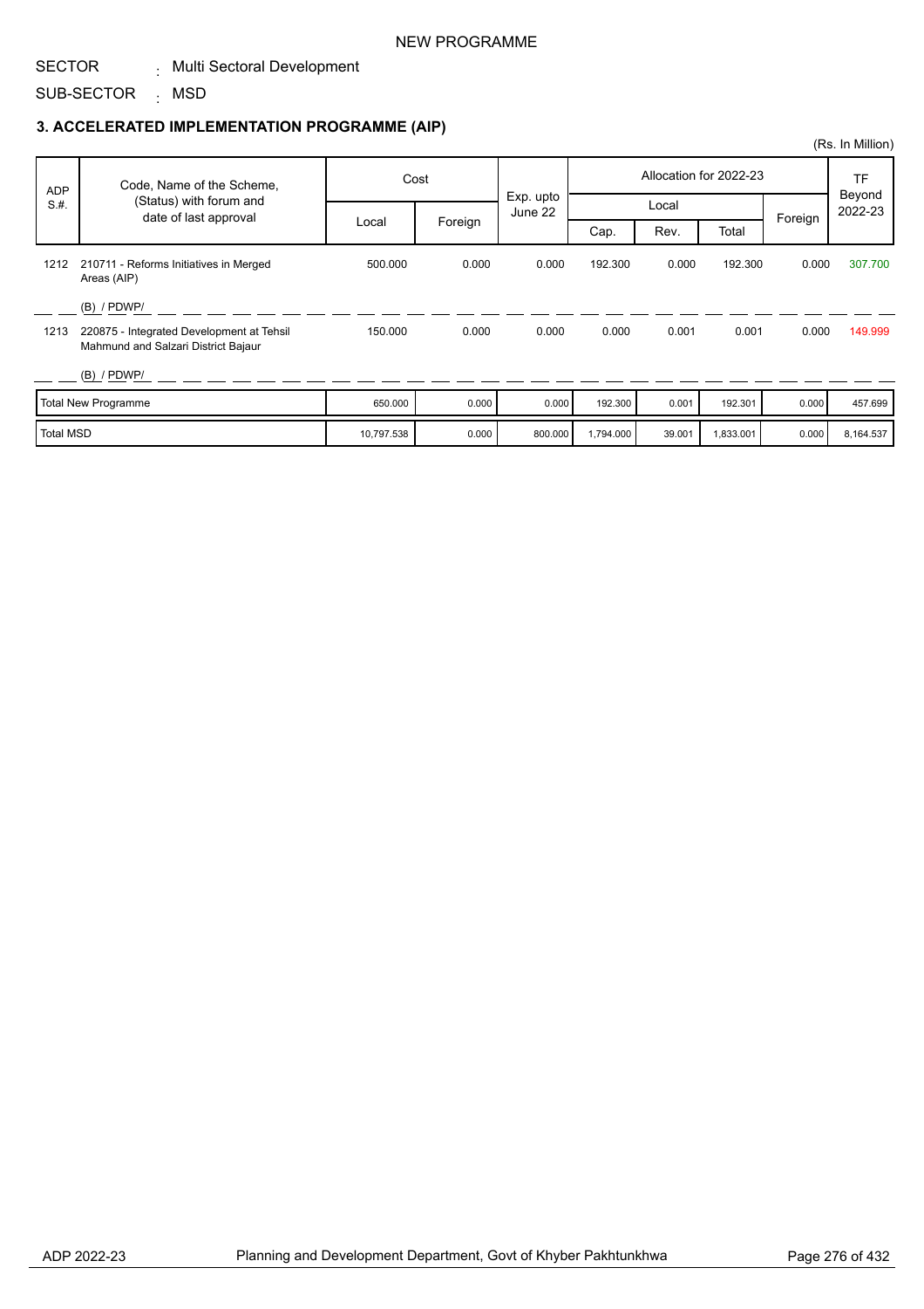NEW PROGRAMME

SECTOR : Multi Sectoral Development

SUB-SECTOR : MSD

### 3. ACCELERATED IMPLEMENTATION PROGRAMME (AIP)

(Rs. In Million)

| ADP S.#. | Code, Name of the Scheme, (Status) with forum and date of last approval | Cost | | Exp. upto June 22 | Allocation for 2022-23 | | | | TF Beyond 2022-23 |
|---|---|---|---|---|---|---|---|---|---|
| | | Local | Foreign | | Local | | | Foreign | |
| | | | | | Cap. | Rev. | Total | | |
| 1212 | 210711 - Reforms Initiatives in Merged Areas (AIP)<br>(B) / PDWP/ | 500.000 | 0.000 | 0.000 | 192.300 | 0.000 | 192.300 | 0.000 | 307.700 |
| 1213 | 220875 - Integrated Development at Tehsil Mahmund and Salzari District Bajaur<br>(B) / PDWP/ | 150.000 | 0.000 | 0.000 | 0.000 | 0.001 | 0.001 | 0.000 | 149.999 |
| | Total New Programme | 650.000 | 0.000 | 0.000 | 192.300 | 0.001 | 192.301 | 0.000 | 457.699 |
| | Total MSD | 10,797.538 | 0.000 | 800.000 | 1,794.000 | 39.001 | 1,833.001 | 0.000 | 8,164.537 |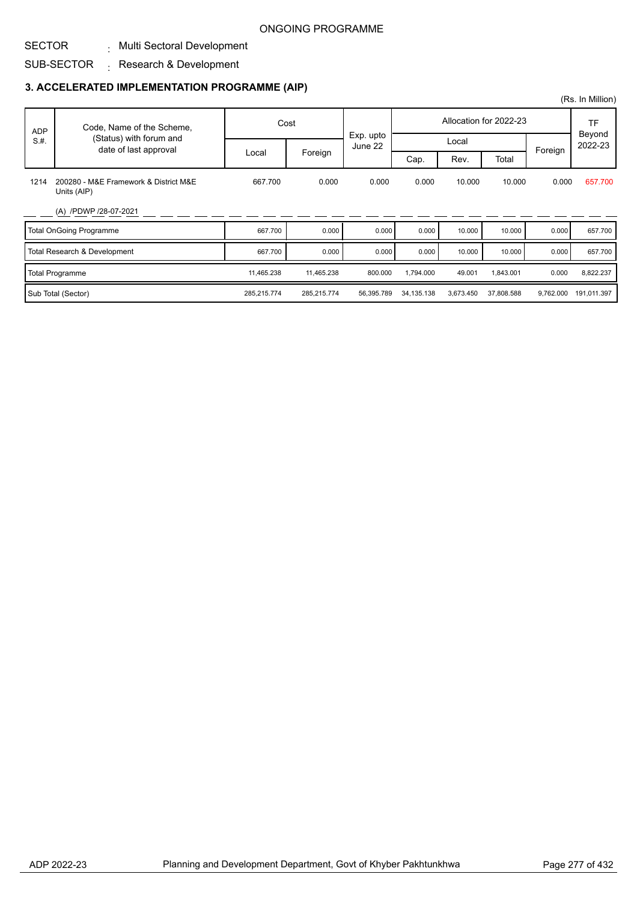ONGOING PROGRAMME

SECTOR : Multi Sectoral Development

SUB-SECTOR : Research & Development

### 3. ACCELERATED IMPLEMENTATION PROGRAMME (AIP)

(Rs. In Million)

| ADP S.#. | Code, Name of the Scheme, (Status) with forum and date of last approval | Cost | | Exp. upto June 22 | Allocation for 2022-23 | | | | TF Beyond 2022-23 |
|---|---|---|---|---|---|---|---|---|---|
| | | Local | Foreign | | Local | | | Foreign | |
| | | | | | Cap. | Rev. | Total | | |
| 1214 | 200280 - M&E Framework & District M&E Units (AIP)<br><br>(A) /PDWP /28-07-2021 | 667.700 | 0.000 | 0.000 | 0.000 | 10.000 | 10.000 | 0.000 | 657.700 |
| Total OnGoing Programme | | 667.700 | 0.000 | 0.000 | 0.000 | 10.000 | 10.000 | 0.000 | 657.700 |
| Total Research & Development | | 667.700 | 0.000 | 0.000 | 0.000 | 10.000 | 10.000 | 0.000 | 657.700 |
| Total Programme | | 11,465.238 | 11,465.238 | 800.000 | 1,794.000 | 49.001 | 1,843.001 | 0.000 | 8,822.237 |
| Sub Total (Sector) | | 285,215.774 | 285,215.774 | 56,395.789 | 34,135.138 | 3,673.450 | 37,808.588 | 9,762.000 | 191,011.397 |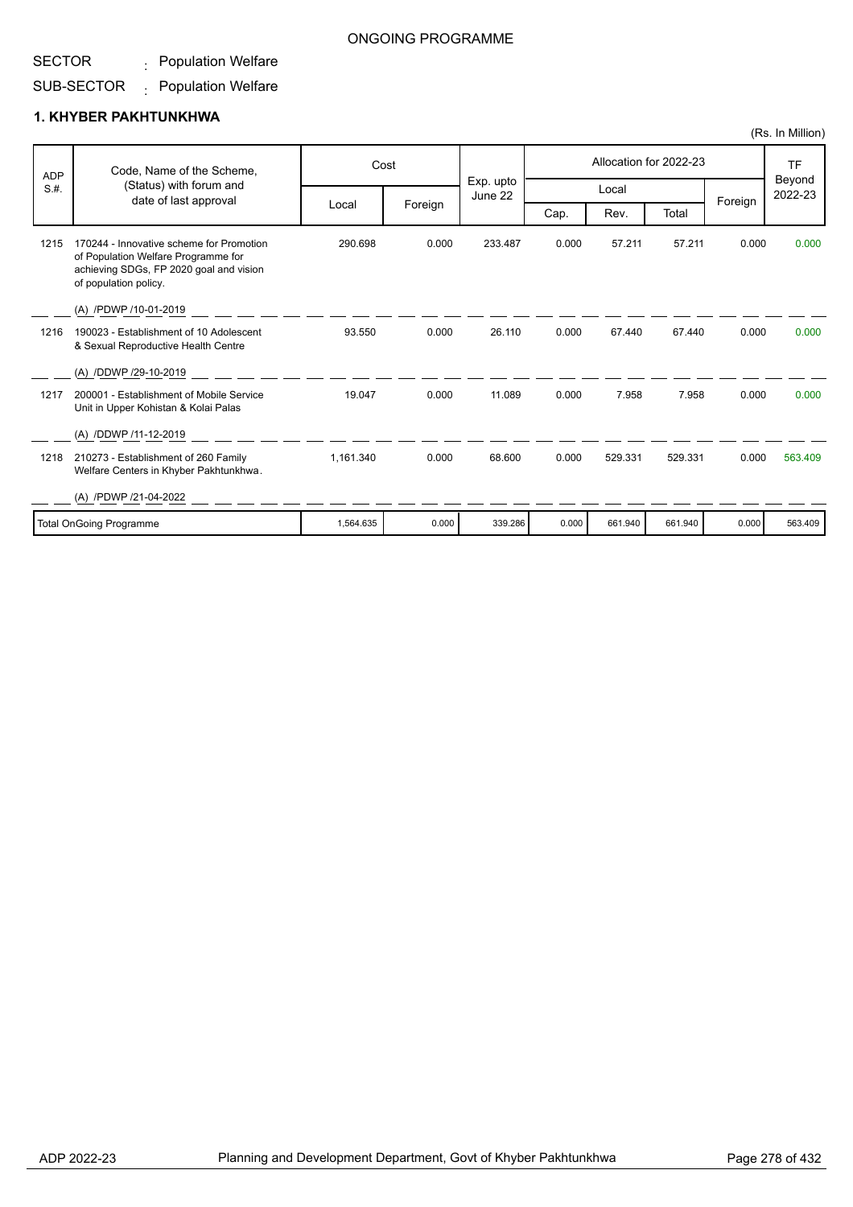ONGOING PROGRAMME

SECTOR : Population Welfare

SUB-SECTOR : Population Welfare

## 1. KHYBER PAKHTUNKHWA

(Rs. In Million)

| ADP S.#. | Code, Name of the Scheme, (Status) with forum and date of last approval | Cost | | Exp. upto June 22 | Allocation for 2022-23 | | | | TF Beyond 2022-23 |
|---|---|---|---|---|---|---|---|---|---|
| | | Local | Foreign | | Local | | | Foreign | |
| | | | | | Cap. | Rev. | Total | | |
| 1215 | 170244 - Innovative scheme for Promotion of Population Welfare Programme for achieving SDGs, FP 2020 goal and vision of population policy.<br>(A) /PDWP /10-01-2019 | 290.698 | 0.000 | 233.487 | 0.000 | 57.211 | 57.211 | 0.000 | 0.000 |
| 1216 | 190023 - Establishment of 10 Adolescent & Sexual Reproductive Health Centre<br>(A) /DDWP /29-10-2019 | 93.550 | 0.000 | 26.110 | 0.000 | 67.440 | 67.440 | 0.000 | 0.000 |
| 1217 | 200001 - Establishment of Mobile Service Unit in Upper Kohistan & Kolai Palas<br>(A) /DDWP /11-12-2019 | 19.047 | 0.000 | 11.089 | 0.000 | 7.958 | 7.958 | 0.000 | 0.000 |
| 1218 | 210273 - Establishment of 260 Family Welfare Centers in Khyber Pakhtunkhwa.<br>(A) /PDWP /21-04-2022 | 1,161.340 | 0.000 | 68.600 | 0.000 | 529.331 | 529.331 | 0.000 | 563.409 |
| | Total OnGoing Programme | 1,564.635 | 0.000 | 339.286 | 0.000 | 661.940 | 661.940 | 0.000 | 563.409 |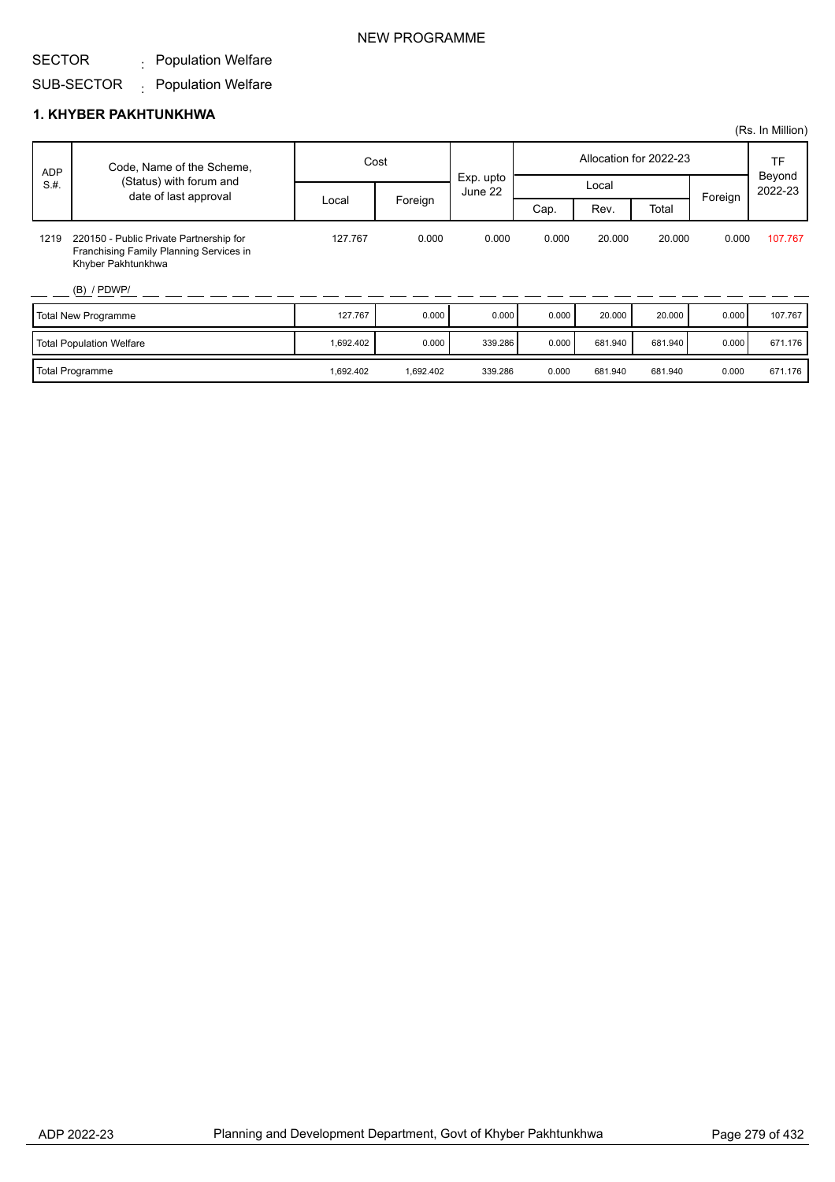NEW PROGRAMME

SECTOR : Population Welfare

SUB-SECTOR : Population Welfare

## 1. KHYBER PAKHTUNKHWA

(Rs. In Million)

| ADP S.#. | Code, Name of the Scheme, (Status) with forum and date of last approval | Cost | | Exp. upto June 22 | Allocation for 2022-23 | | | | TF Beyond 2022-23 |
|---|---|---|---|---|---|---|---|---|---|
| | | Local | Foreign | | Local | | | Foreign | |
| | | | | | Cap. | Rev. | Total | | |
| 1219 | 220150 - Public Private Partnership for Franchising Family Planning Services in Khyber Pakhtunkhwa (B) / PDWP/ | 127.767 | 0.000 | 0.000 | 0.000 | 20.000 | 20.000 | 0.000 | 107.767 |
| | Total New Programme | 127.767 | 0.000 | 0.000 | 0.000 | 20.000 | 20.000 | 0.000 | 107.767 |
| | Total Population Welfare | 1,692.402 | 0.000 | 339.286 | 0.000 | 681.940 | 681.940 | 0.000 | 671.176 |
| | Total Programme | 1,692.402 | 1,692.402 | 339.286 | 0.000 | 681.940 | 681.940 | 0.000 | 671.176 |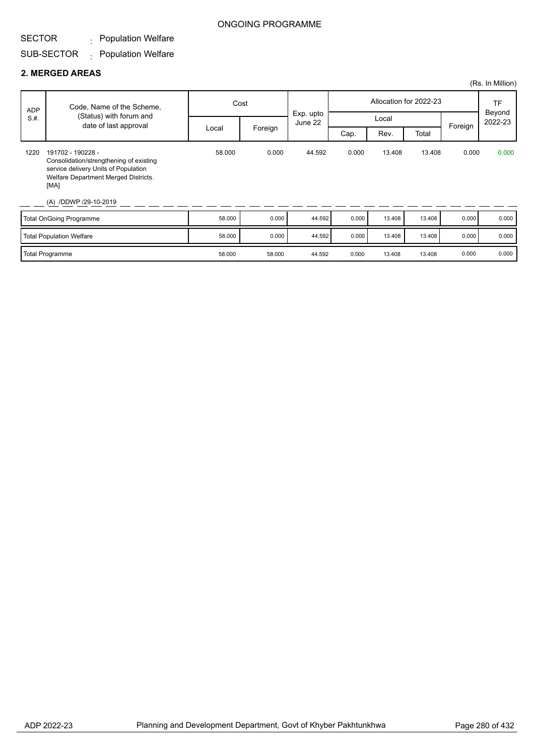ONGOING PROGRAMME

SECTOR : Population Welfare

SUB-SECTOR : Population Welfare

## 2. MERGED AREAS

(Rs. In Million)

| ADP S.#. | Code, Name of the Scheme, (Status) with forum and date of last approval | Cost | | Exp. upto June 22 | Allocation for 2022-23 | | | | TF Beyond 2022-23 |
|---|---|---|---|---|---|---|---|---|---|
| | | Local | Foreign | | Local | | | Foreign | |
| | | | | | Cap. | Rev. | Total | | |
| 1220 | 191702 - 190228 - Consolidation/strengthening of existing service delivery Units of Population Welfare Department Merged Districts. [MA]<br>(A) /DDWP /29-10-2019 | 58.000 | 0.000 | 44.592 | 0.000 | 13.408 | 13.408 | 0.000 | 0.000 |
| Total OnGoing Programme | | 58.000 | 0.000 | 44.592 | 0.000 | 13.408 | 13.408 | 0.000 | 0.000 |
| Total Population Welfare | | 58.000 | 0.000 | 44.592 | 0.000 | 13.408 | 13.408 | 0.000 | 0.000 |
| Total Programme | | 58.000 | 58.000 | 44.592 | 0.000 | 13.408 | 13.408 | 0.000 | 0.000 |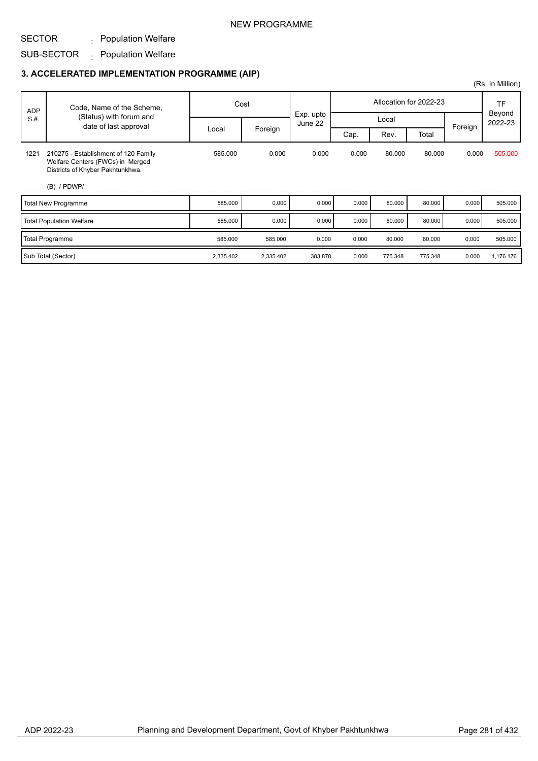NEW PROGRAMME

SECTOR : Population Welfare

SUB-SECTOR : Population Welfare

### 3. ACCELERATED IMPLEMENTATION PROGRAMME (AIP)

(Rs. In Million)

| ADP S.#. | Code, Name of the Scheme, (Status) with forum and date of last approval | Cost | | Exp. upto June 22 | Allocation for 2022-23 | | | | TF Beyond 2022-23 |
|---|---|---|---|---|---|---|---|---|---|
| | | Local | Foreign | | Local | | | Foreign | |
| | | | | | Cap. | Rev. | Total | | |
| 1221 | 210275 - Establishment of 120 Family Welfare Centers (FWCs) in Merged Districts of Khyber Pakhtunkhwa.<br>(B) / PDWP/ | 585.000 | 0.000 | 0.000 | 0.000 | 80.000 | 80.000 | 0.000 | 505.000 |
| | Total New Programme | 585.000 | 0.000 | 0.000 | 0.000 | 80.000 | 80.000 | 0.000 | 505.000 |
| | Total Population Welfare | 585.000 | 0.000 | 0.000 | 0.000 | 80.000 | 80.000 | 0.000 | 505.000 |
| | Total Programme | 585.000 | 585.000 | 0.000 | 0.000 | 80.000 | 80.000 | 0.000 | 505.000 |
| | Sub Total (Sector) | 2,335.402 | 2,335.402 | 383.878 | 0.000 | 775.348 | 775.348 | 0.000 | 1,176.176 |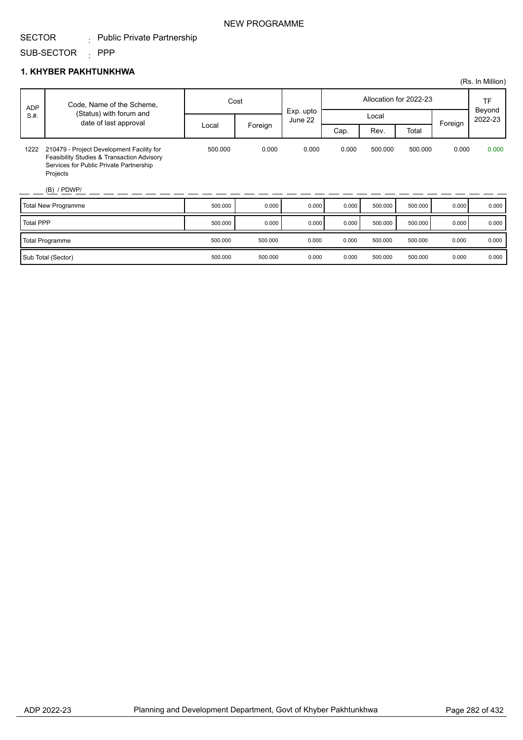NEW PROGRAMME

SECTOR : Public Private Partnership

SUB-SECTOR : PPP

## 1. KHYBER PAKHTUNKHWA

(Rs. In Million)

| ADP S.#. | Code, Name of the Scheme, (Status) with forum and date of last approval | Cost | | Exp. upto June 22 | Allocation for 2022-23 | | | | TF Beyond 2022-23 |
|---|---|---|---|---|---|---|---|---|---|
| | | Local | Foreign | | Local | | | Foreign | |
| | | | | | Cap. | Rev. | Total | | |
| 1222 | 210479 - Project Development Facility for Feasibility Studies & Transaction Advisory Services for Public Private Partnership Projects<br><br>(B) / PDWP/ | 500.000 | 0.000 | 0.000 | 0.000 | 500.000 | 500.000 | 0.000 | 0.000 |
| | Total New Programme | 500.000 | 0.000 | 0.000 | 0.000 | 500.000 | 500.000 | 0.000 | 0.000 |
| | Total PPP | 500.000 | 0.000 | 0.000 | 0.000 | 500.000 | 500.000 | 0.000 | 0.000 |
| | Total Programme | 500.000 | 500.000 | 0.000 | 0.000 | 500.000 | 500.000 | 0.000 | 0.000 |
| | Sub Total (Sector) | 500.000 | 500.000 | 0.000 | 0.000 | 500.000 | 500.000 | 0.000 | 0.000 |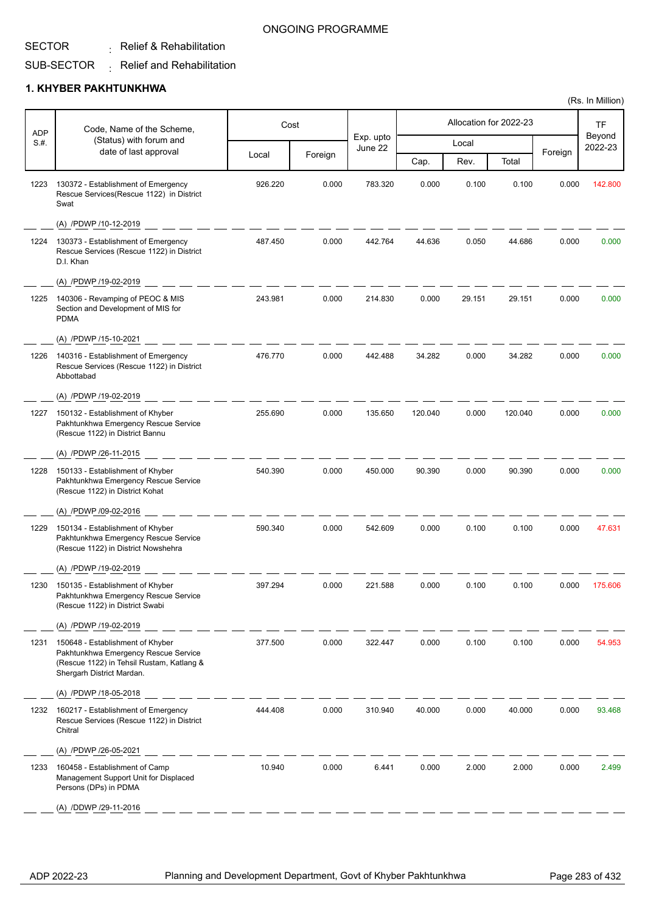ONGOING PROGRAMME

SECTOR : Relief & Rehabilitation

SUB-SECTOR : Relief and Rehabilitation

## 1. KHYBER PAKHTUNKHWA

(Rs. In Million)

| ADP S.#. | Code, Name of the Scheme, (Status) with forum and date of last approval | Cost | | Exp. upto June 22 | Allocation for 2022-23 | | | | TF Beyond 2022-23 |
|---|---|---|---|---|---|---|---|---|---|
| | | Local | Foreign | | Local | | | Foreign | |
| | | | | | Cap. | Rev. | Total | | |
| 1223 | 130372 - Establishment of Emergency Rescue Services(Rescue 1122) in District Swat<br>(A) /PDWP /10-12-2019 | 926.220 | 0.000 | 783.320 | 0.000 | 0.100 | 0.100 | 0.000 | 142.800 |
| 1224 | 130373 - Establishment of Emergency Rescue Services (Rescue 1122) in District D.I. Khan<br>(A) /PDWP /19-02-2019 | 487.450 | 0.000 | 442.764 | 44.636 | 0.050 | 44.686 | 0.000 | 0.000 |
| 1225 | 140306 - Revamping of PEOC & MIS Section and Development of MIS for PDMA<br>(A) /PDWP /15-10-2021 | 243.981 | 0.000 | 214.830 | 0.000 | 29.151 | 29.151 | 0.000 | 0.000 |
| 1226 | 140316 - Establishment of Emergency Rescue Services (Rescue 1122) in District Abbottabad<br>(A) /PDWP /19-02-2019 | 476.770 | 0.000 | 442.488 | 34.282 | 0.000 | 34.282 | 0.000 | 0.000 |
| 1227 | 150132 - Establishment of Khyber Pakhtunkhwa Emergency Rescue Service (Rescue 1122) in District Bannu<br>(A) /PDWP /26-11-2015 | 255.690 | 0.000 | 135.650 | 120.040 | 0.000 | 120.040 | 0.000 | 0.000 |
| 1228 | 150133 - Establishment of Khyber Pakhtunkhwa Emergency Rescue Service (Rescue 1122) in District Kohat<br>(A) /PDWP /09-02-2016 | 540.390 | 0.000 | 450.000 | 90.390 | 0.000 | 90.390 | 0.000 | 0.000 |
| 1229 | 150134 - Establishment of Khyber Pakhtunkhwa Emergency Rescue Service (Rescue 1122) in District Nowshehra<br>(A) /PDWP /19-02-2019 | 590.340 | 0.000 | 542.609 | 0.000 | 0.100 | 0.100 | 0.000 | 47.631 |
| 1230 | 150135 - Establishment of Khyber Pakhtunkhwa Emergency Rescue Service (Rescue 1122) in District Swabi<br>(A) /PDWP /19-02-2019 | 397.294 | 0.000 | 221.588 | 0.000 | 0.100 | 0.100 | 0.000 | 175.606 |
| 1231 | 150648 - Establishment of Khyber Pakhtunkhwa Emergency Rescue Service (Rescue 1122) in Tehsil Rustam, Katlang & Shergarh District Mardan.<br>(A) /PDWP /18-05-2018 | 377.500 | 0.000 | 322.447 | 0.000 | 0.100 | 0.100 | 0.000 | 54.953 |
| 1232 | 160217 - Establishment of Emergency Rescue Services (Rescue 1122) in District Chitral<br>(A) /PDWP /26-05-2021 | 444.408 | 0.000 | 310.940 | 40.000 | 0.000 | 40.000 | 0.000 | 93.468 |
| 1233 | 160458 - Establishment of Camp Management Support Unit for Displaced Persons (DPs) in PDMA<br>(A) /DDWP /29-11-2016 | 10.940 | 0.000 | 6.441 | 0.000 | 2.000 | 2.000 | 0.000 | 2.499 |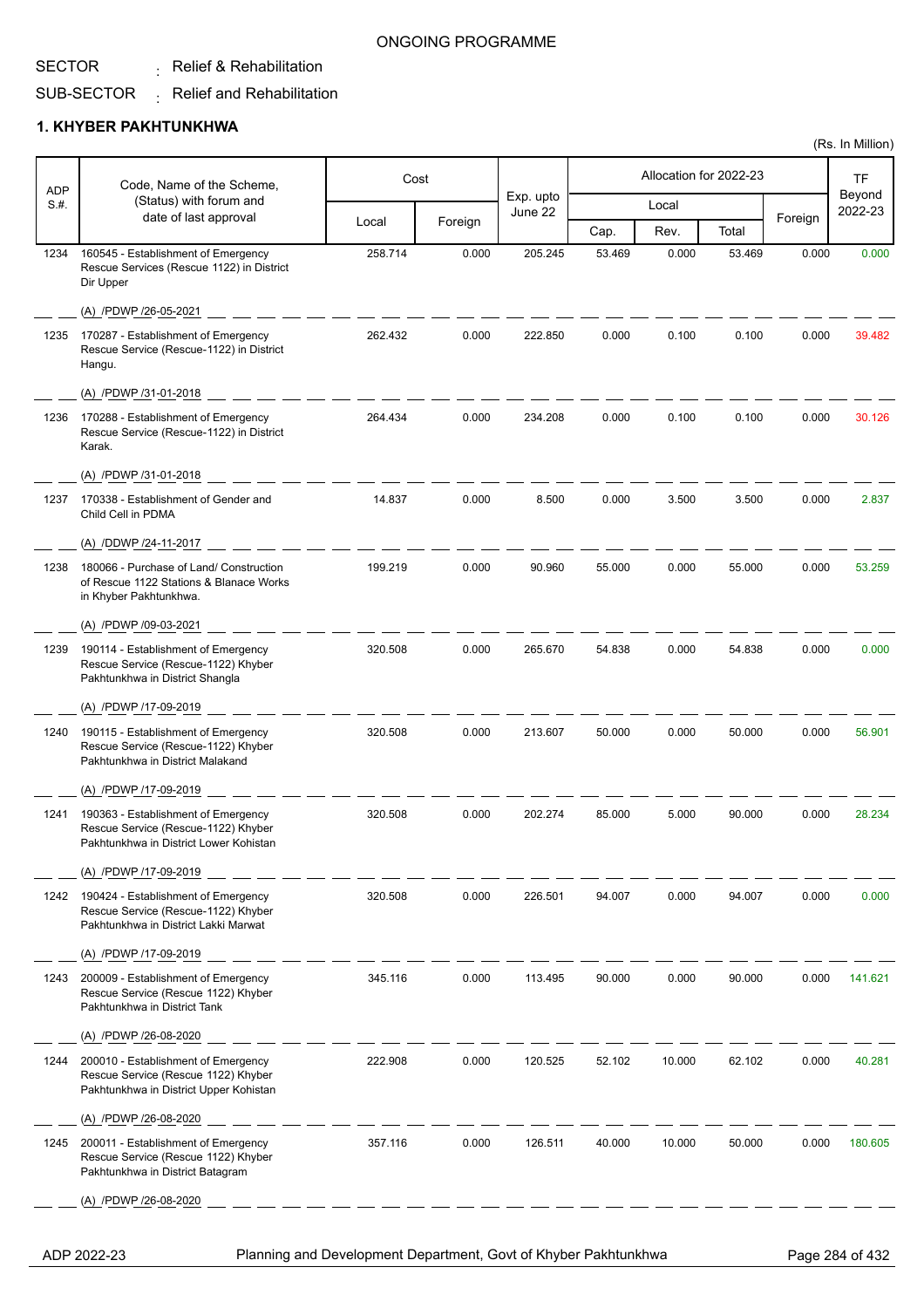ONGOING PROGRAMME

SECTOR : Relief & Rehabilitation

SUB-SECTOR : Relief and Rehabilitation

## 1. KHYBER PAKHTUNKHWA

(Rs. In Million)

| ADP S.#. | Code, Name of the Scheme, (Status) with forum and date of last approval | Cost | | Exp. upto June 22 | Allocation for 2022-23 | | | | TF Beyond 2022-23 |
|---|---|---|---|---|---|---|---|---|---|
| | | Local | Foreign | | Local | | | Foreign | |
| | | | | | Cap. | Rev. | Total | | |
| 1234 | 160545 - Establishment of Emergency Rescue Services (Rescue 1122) in District Dir Upper<br>(A) /PDWP /26-05-2021 | 258.714 | 0.000 | 205.245 | 53.469 | 0.000 | 53.469 | 0.000 | 0.000 |
| 1235 | 170287 - Establishment of Emergency Rescue Service (Rescue-1122) in District Hangu.<br>(A) /PDWP /31-01-2018 | 262.432 | 0.000 | 222.850 | 0.000 | 0.100 | 0.100 | 0.000 | 39.482 |
| 1236 | 170288 - Establishment of Emergency Rescue Service (Rescue-1122) in District Karak.<br>(A) /PDWP /31-01-2018 | 264.434 | 0.000 | 234.208 | 0.000 | 0.100 | 0.100 | 0.000 | 30.126 |
| 1237 | 170338 - Establishment of Gender and Child Cell in PDMA<br>(A) /DDWP /24-11-2017 | 14.837 | 0.000 | 8.500 | 0.000 | 3.500 | 3.500 | 0.000 | 2.837 |
| 1238 | 180066 - Purchase of Land/ Construction of Rescue 1122 Stations & Blanace Works in Khyber Pakhtunkhwa.<br>(A) /PDWP /09-03-2021 | 199.219 | 0.000 | 90.960 | 55.000 | 0.000 | 55.000 | 0.000 | 53.259 |
| 1239 | 190114 - Establishment of Emergency Rescue Service (Rescue-1122) Khyber Pakhtunkhwa in District Shangla<br>(A) /PDWP /17-09-2019 | 320.508 | 0.000 | 265.670 | 54.838 | 0.000 | 54.838 | 0.000 | 0.000 |
| 1240 | 190115 - Establishment of Emergency Rescue Service (Rescue-1122) Khyber Pakhtunkhwa in District Malakand<br>(A) /PDWP /17-09-2019 | 320.508 | 0.000 | 213.607 | 50.000 | 0.000 | 50.000 | 0.000 | 56.901 |
| 1241 | 190363 - Establishment of Emergency Rescue Service (Rescue-1122) Khyber Pakhtunkhwa in District Lower Kohistan<br>(A) /PDWP /17-09-2019 | 320.508 | 0.000 | 202.274 | 85.000 | 5.000 | 90.000 | 0.000 | 28.234 |
| 1242 | 190424 - Establishment of Emergency Rescue Service (Rescue-1122) Khyber Pakhtunkhwa in District Lakki Marwat<br>(A) /PDWP /17-09-2019 | 320.508 | 0.000 | 226.501 | 94.007 | 0.000 | 94.007 | 0.000 | 0.000 |
| 1243 | 200009 - Establishment of Emergency Rescue Service (Rescue 1122) Khyber Pakhtunkhwa in District Tank<br>(A) /PDWP /26-08-2020 | 345.116 | 0.000 | 113.495 | 90.000 | 0.000 | 90.000 | 0.000 | 141.621 |
| 1244 | 200010 - Establishment of Emergency Rescue Service (Rescue 1122) Khyber Pakhtunkhwa in District Upper Kohistan<br>(A) /PDWP /26-08-2020 | 222.908 | 0.000 | 120.525 | 52.102 | 10.000 | 62.102 | 0.000 | 40.281 |
| 1245 | 200011 - Establishment of Emergency Rescue Service (Rescue 1122) Khyber Pakhtunkhwa in District Batagram<br>(A) /PDWP /26-08-2020 | 357.116 | 0.000 | 126.511 | 40.000 | 10.000 | 50.000 | 0.000 | 180.605 |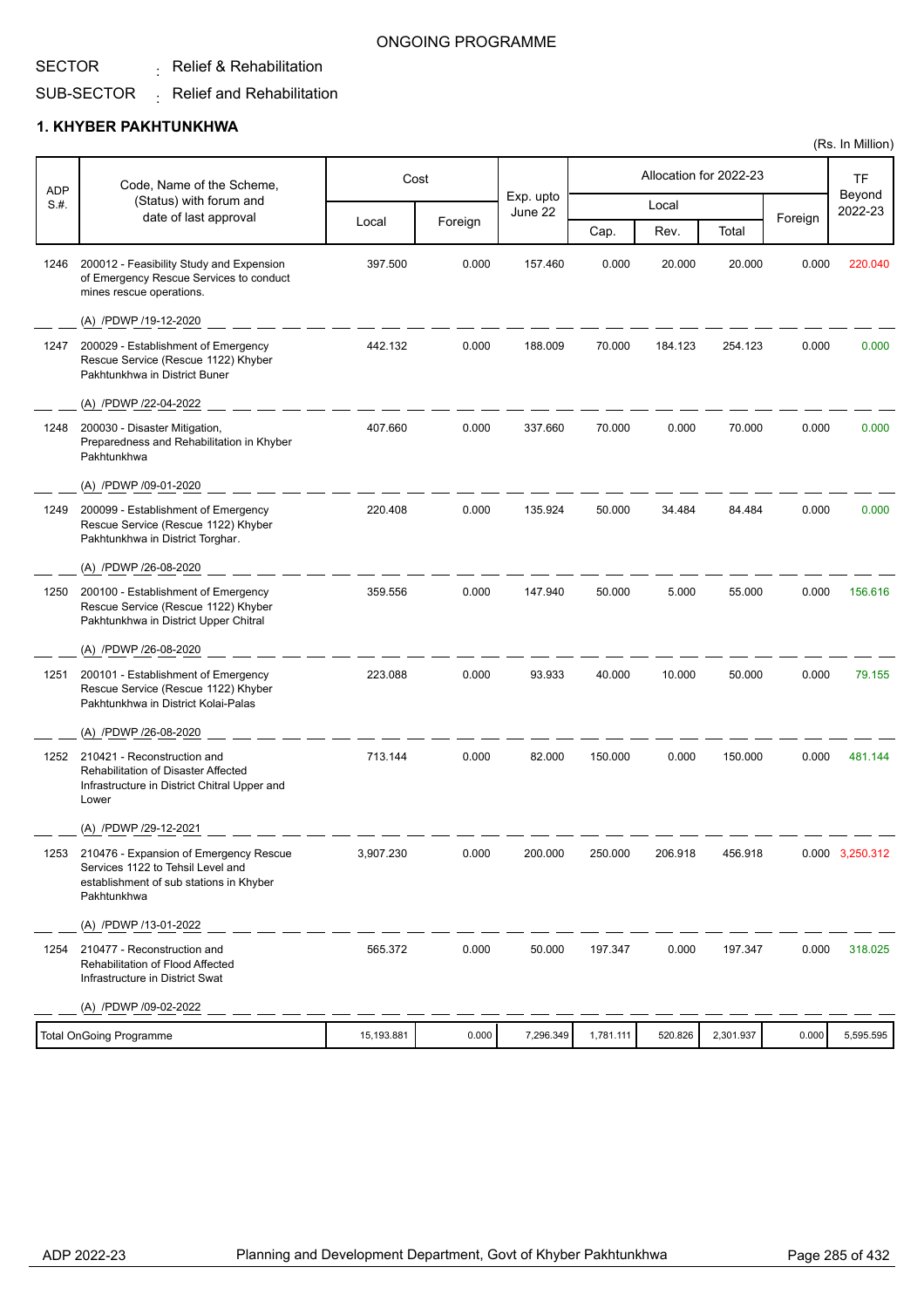ONGOING PROGRAMME

SECTOR : Relief & Rehabilitation

SUB-SECTOR : Relief and Rehabilitation

## 1. KHYBER PAKHTUNKHWA

(Rs. In Million)

| ADP S.#. | Code, Name of the Scheme, (Status) with forum and date of last approval | Cost | | Exp. upto June 22 | Allocation for 2022-23 | | | | TF Beyond 2022-23 |
|---|---|---|---|---|---|---|---|---|---|
| | | Local | Foreign | | Local | | | Foreign | |
| | | | | | Cap. | Rev. | Total | | |
| 1246 | 200012 - Feasibility Study and Expension of Emergency Rescue Services to conduct mines rescue operations.<br>(A) /PDWP /19-12-2020 | 397.500 | 0.000 | 157.460 | 0.000 | 20.000 | 20.000 | 0.000 | 220.040 |
| 1247 | 200029 - Establishment of Emergency Rescue Service (Rescue 1122) Khyber Pakhtunkhwa in District Buner<br>(A) /PDWP /22-04-2022 | 442.132 | 0.000 | 188.009 | 70.000 | 184.123 | 254.123 | 0.000 | 0.000 |
| 1248 | 200030 - Disaster Mitigation, Preparedness and Rehabilitation in Khyber Pakhtunkhwa<br>(A) /PDWP /09-01-2020 | 407.660 | 0.000 | 337.660 | 70.000 | 0.000 | 70.000 | 0.000 | 0.000 |
| 1249 | 200099 - Establishment of Emergency Rescue Service (Rescue 1122) Khyber Pakhtunkhwa in District Torghar.<br>(A) /PDWP /26-08-2020 | 220.408 | 0.000 | 135.924 | 50.000 | 34.484 | 84.484 | 0.000 | 0.000 |
| 1250 | 200100 - Establishment of Emergency Rescue Service (Rescue 1122) Khyber Pakhtunkhwa in District Upper Chitral<br>(A) /PDWP /26-08-2020 | 359.556 | 0.000 | 147.940 | 50.000 | 5.000 | 55.000 | 0.000 | 156.616 |
| 1251 | 200101 - Establishment of Emergency Rescue Service (Rescue 1122) Khyber Pakhtunkhwa in District Kolai-Palas<br>(A) /PDWP /26-08-2020 | 223.088 | 0.000 | 93.933 | 40.000 | 10.000 | 50.000 | 0.000 | 79.155 |
| 1252 | 210421 - Reconstruction and Rehabilitation of Disaster Affected Infrastructure in District Chitral Upper and Lower<br>(A) /PDWP /29-12-2021 | 713.144 | 0.000 | 82.000 | 150.000 | 0.000 | 150.000 | 0.000 | 481.144 |
| 1253 | 210476 - Expansion of Emergency Rescue Services 1122 to Tehsil Level and establishment of sub stations in Khyber Pakhtunkhwa<br>(A) /PDWP /13-01-2022 | 3,907.230 | 0.000 | 200.000 | 250.000 | 206.918 | 456.918 | 0.000 | 3,250.312 |
| 1254 | 210477 - Reconstruction and Rehabilitation of Flood Affected Infrastructure in District Swat<br>(A) /PDWP /09-02-2022 | 565.372 | 0.000 | 50.000 | 197.347 | 0.000 | 197.347 | 0.000 | 318.025 |
| | Total OnGoing Programme | 15,193.881 | 0.000 | 7,296.349 | 1,781.111 | 520.826 | 2,301.937 | 0.000 | 5,595.595 |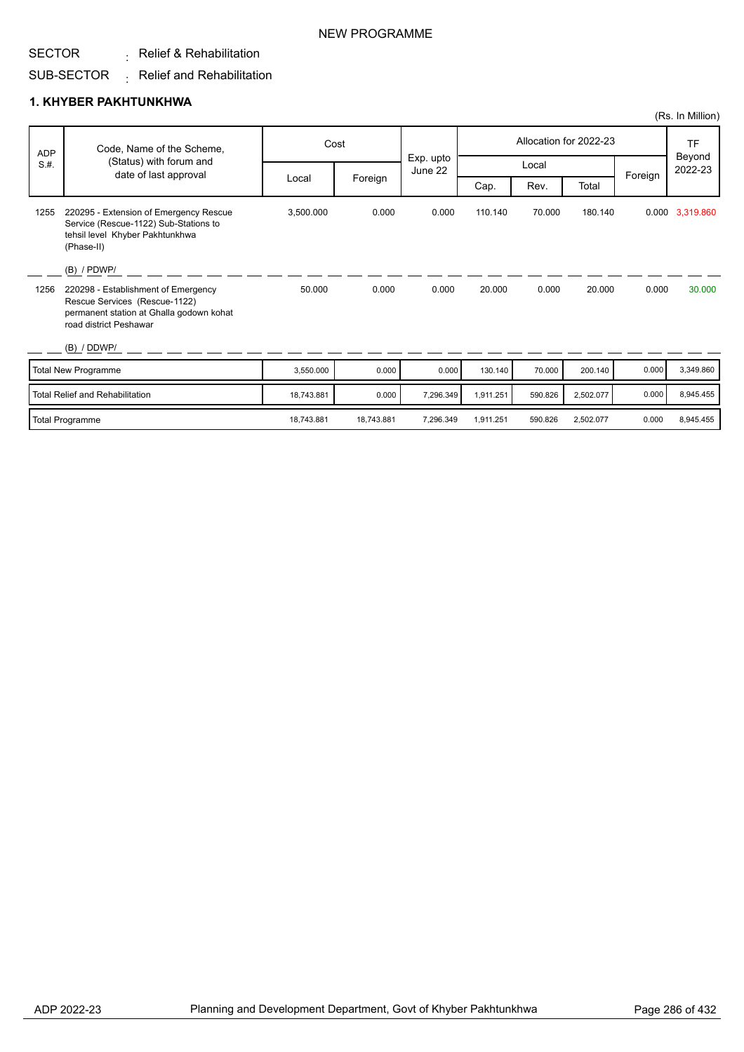NEW PROGRAMME

SECTOR : Relief & Rehabilitation

SUB-SECTOR : Relief and Rehabilitation

## 1. KHYBER PAKHTUNKHWA

(Rs. In Million)

| ADP S.#. | Code, Name of the Scheme, (Status) with forum and date of last approval | Cost | | Exp. upto June 22 | Allocation for 2022-23 | | | | TF Beyond 2022-23 |
|---|---|---|---|---|---|---|---|---|---|
| | | Local | Foreign | | Local | | | Foreign | |
| | | | | | Cap. | Rev. | Total | | |
| 1255 | 220295 - Extension of Emergency Rescue Service (Rescue-1122) Sub-Stations to tehsil level Khyber Pakhtunkhwa (Phase-II)<br>(B) / PDWP/ | 3,500.000 | 0.000 | 0.000 | 110.140 | 70.000 | 180.140 | 0.000 | 3,319.860 |
| 1256 | 220298 - Establishment of Emergency Rescue Services (Rescue-1122) permanent station at Ghalla godown kohat road district Peshawar<br>(B) / DDWP/ | 50.000 | 0.000 | 0.000 | 20.000 | 0.000 | 20.000 | 0.000 | 30.000 |
| | Total New Programme | 3,550.000 | 0.000 | 0.000 | 130.140 | 70.000 | 200.140 | 0.000 | 3,349.860 |
| | Total Relief and Rehabilitation | 18,743.881 | 0.000 | 7,296.349 | 1,911.251 | 590.826 | 2,502.077 | 0.000 | 8,945.455 |
| | Total Programme | 18,743.881 | 18,743.881 | 7,296.349 | 1,911.251 | 590.826 | 2,502.077 | 0.000 | 8,945.455 |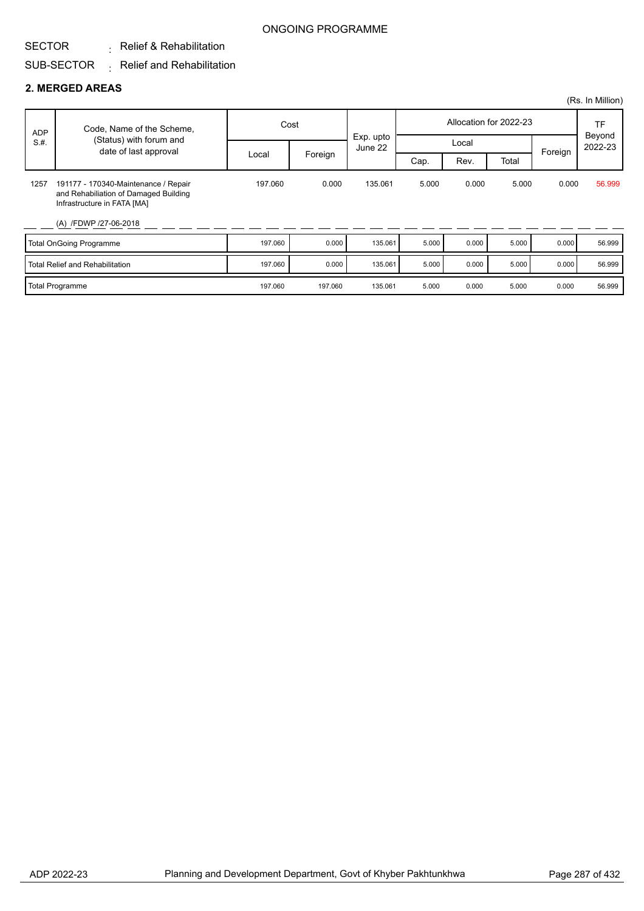ONGOING PROGRAMME

SECTOR : Relief & Rehabilitation

SUB-SECTOR : Relief and Rehabilitation

## 2. MERGED AREAS

(Rs. In Million)

| ADP S.#. | Code, Name of the Scheme, (Status) with forum and date of last approval | Cost | | Exp. upto June 22 | Allocation for 2022-23 | | | | TF Beyond 2022-23 |
|---|---|---|---|---|---|---|---|---|---|
| | | Local | Foreign | | Local | | | Foreign | |
| | | | | | Cap. | Rev. | Total | | |
| 1257 | 191177 - 170340-Maintenance / Repair and Rehabiliation of Damaged Building Infrastructure in FATA [MA]<br>(A) /FDWP /27-06-2018 | 197.060 | 0.000 | 135.061 | 5.000 | 0.000 | 5.000 | 0.000 | 56.999 |
| Total OnGoing Programme | | 197.060 | 0.000 | 135.061 | 5.000 | 0.000 | 5.000 | 0.000 | 56.999 |
| Total Relief and Rehabilitation | | 197.060 | 0.000 | 135.061 | 5.000 | 0.000 | 5.000 | 0.000 | 56.999 |
| Total Programme | | 197.060 | 197.060 | 135.061 | 5.000 | 0.000 | 5.000 | 0.000 | 56.999 |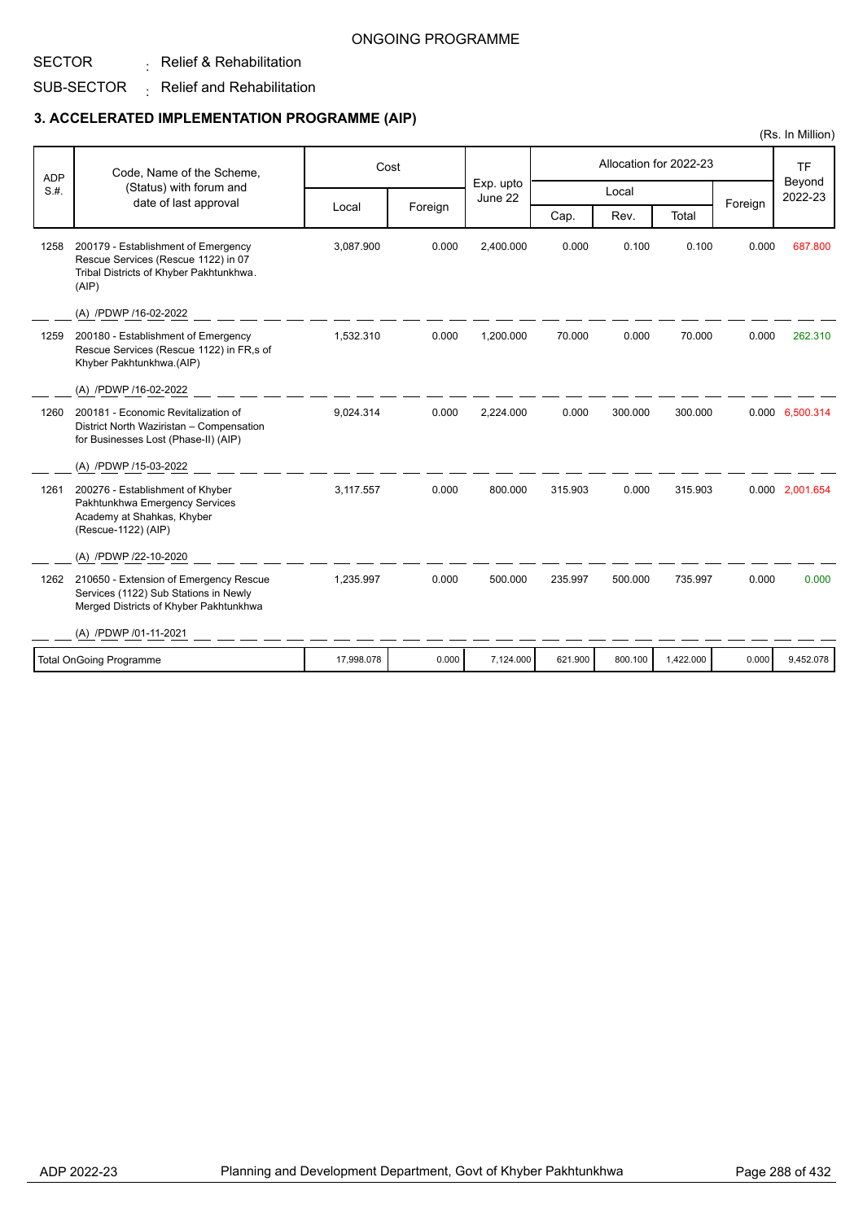ONGOING PROGRAMME

SECTOR : Relief & Rehabilitation

SUB-SECTOR : Relief and Rehabilitation

### 3. ACCELERATED IMPLEMENTATION PROGRAMME (AIP)

(Rs. In Million)

| ADP S.#. | Code, Name of the Scheme, (Status) with forum and date of last approval | Cost | | Exp. upto June 22 | Allocation for 2022-23 | | | | TF Beyond 2022-23 |
|---|---|---|---|---|---|---|---|---|---|
| | | Local | Foreign | | Local | | | Foreign | |
| | | | | | Cap. | Rev. | Total | | |
| 1258 | 200179 - Establishment of Emergency Rescue Services (Rescue 1122) in 07 Tribal Districts of Khyber Pakhtunkhwa.(AIP)<br>(A) /PDWP /16-02-2022 | 3,087.900 | 0.000 | 2,400.000 | 0.000 | 0.100 | 0.100 | 0.000 | 687.800 |
| 1259 | 200180 - Establishment of Emergency Rescue Services (Rescue 1122) in FR,s of Khyber Pakhtunkhwa.(AIP)<br>(A) /PDWP /16-02-2022 | 1,532.310 | 0.000 | 1,200.000 | 70.000 | 0.000 | 70.000 | 0.000 | 262.310 |
| 1260 | 200181 - Economic Revitalization of District North Waziristan – Compensation for Businesses Lost (Phase-II) (AIP)<br>(A) /PDWP /15-03-2022 | 9,024.314 | 0.000 | 2,224.000 | 0.000 | 300.000 | 300.000 | 0.000 | 6,500.314 |
| 1261 | 200276 - Establishment of Khyber Pakhtunkhwa Emergency Services Academy at Shahkas, Khyber (Rescue-1122) (AIP)<br>(A) /PDWP /22-10-2020 | 3,117.557 | 0.000 | 800.000 | 315.903 | 0.000 | 315.903 | 0.000 | 2,001.654 |
| 1262 | 210650 - Extension of Emergency Rescue Services (1122) Sub Stations in Newly Merged Districts of Khyber Pakhtunkhwa<br>(A) /PDWP /01-11-2021 | 1,235.997 | 0.000 | 500.000 | 235.997 | 500.000 | 735.997 | 0.000 | 0.000 |
| | Total OnGoing Programme | 17,998.078 | 0.000 | 7,124.000 | 621.900 | 800.100 | 1,422.000 | 0.000 | 9,452.078 |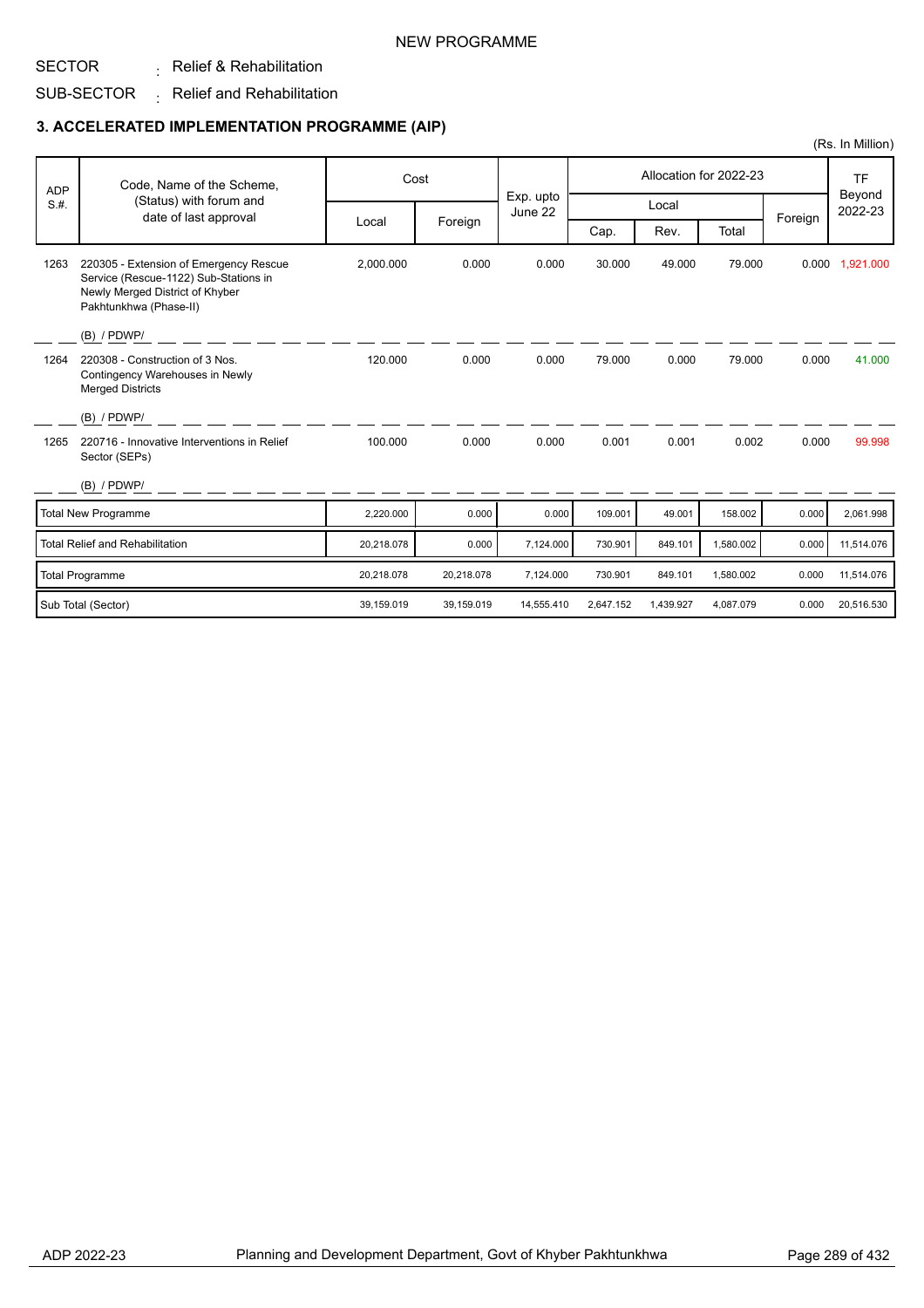NEW PROGRAMME

SECTOR : Relief & Rehabilitation

SUB-SECTOR : Relief and Rehabilitation

## 3. ACCELERATED IMPLEMENTATION PROGRAMME (AIP)

(Rs. In Million)

| ADP S.#. | Code, Name of the Scheme, (Status) with forum and date of last approval | Cost | | Exp. upto June 22 | Allocation for 2022-23 | | | | TF Beyond 2022-23 |
|---|---|---|---|---|---|---|---|---|---|
| | | Local | Foreign | | Local | | | Foreign | |
| | | | | | Cap. | Rev. | Total | | |
| 1263 | 220305 - Extension of Emergency Rescue Service (Rescue-1122) Sub-Stations in Newly Merged District of Khyber Pakhtunkhwa (Phase-II)<br>(B) / PDWP/ | 2,000.000 | 0.000 | 0.000 | 30.000 | 49.000 | 79.000 | 0.000 | 1,921.000 |
| 1264 | 220308 - Construction of 3 Nos. Contingency Warehouses in Newly Merged Districts<br>(B) / PDWP/ | 120.000 | 0.000 | 0.000 | 79.000 | 0.000 | 79.000 | 0.000 | 41.000 |
| 1265 | 220716 - Innovative Interventions in Relief Sector (SEPs)<br>(B) / PDWP/ | 100.000 | 0.000 | 0.000 | 0.001 | 0.001 | 0.002 | 0.000 | 99.998 |
| | Total New Programme | 2,220.000 | 0.000 | 0.000 | 109.001 | 49.001 | 158.002 | 0.000 | 2,061.998 |
| | Total Relief and Rehabilitation | 20,218.078 | 0.000 | 7,124.000 | 730.901 | 849.101 | 1,580.002 | 0.000 | 11,514.076 |
| | Total Programme | 20,218.078 | 20,218.078 | 7,124.000 | 730.901 | 849.101 | 1,580.002 | 0.000 | 11,514.076 |
| | Sub Total (Sector) | 39,159.019 | 39,159.019 | 14,555.410 | 2,647.152 | 1,439.927 | 4,087.079 | 0.000 | 20,516.530 |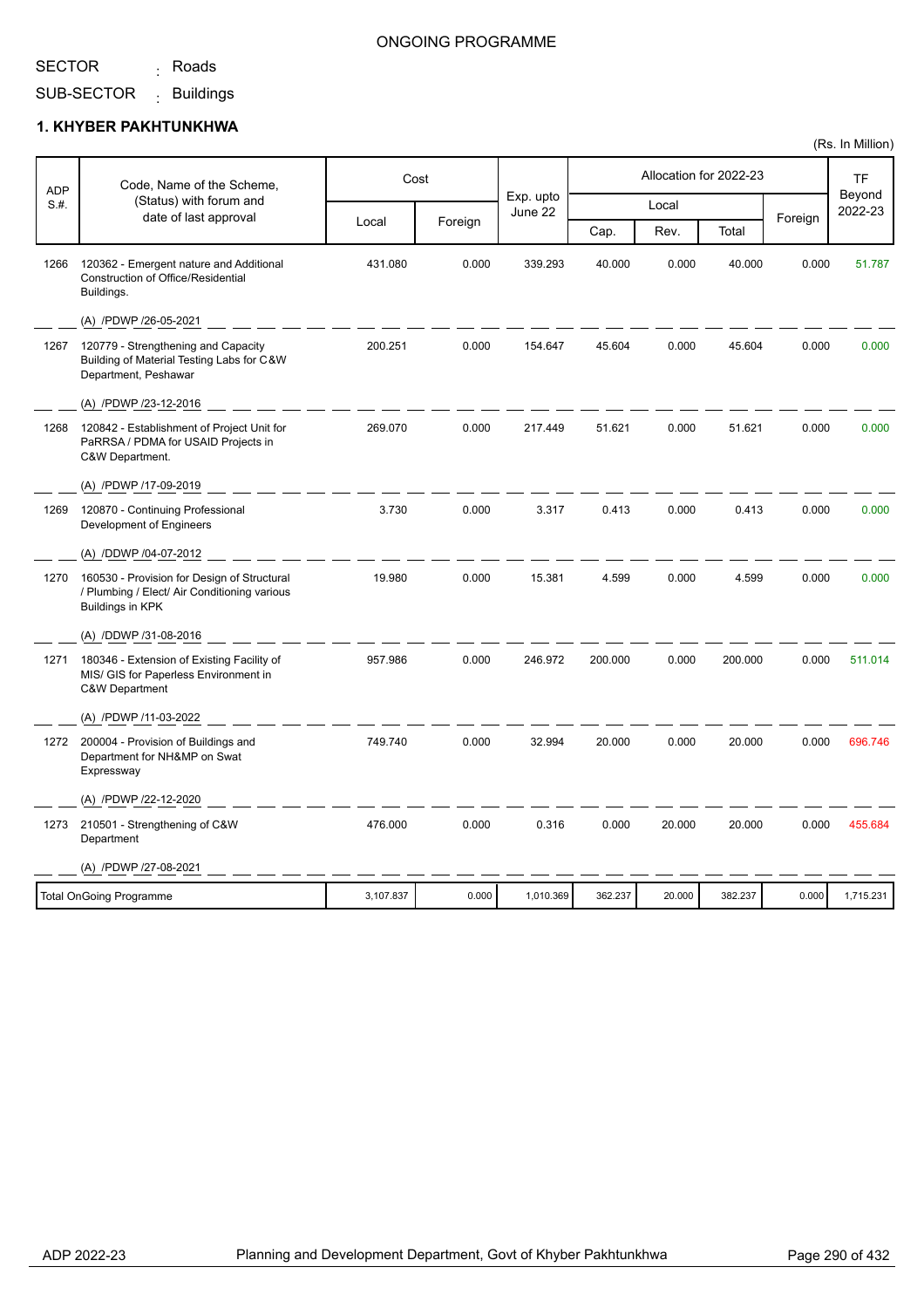ONGOING PROGRAMME

SECTOR : Roads

SUB-SECTOR : Buildings

## 1. KHYBER PAKHTUNKHWA

(Rs. In Million)

| ADP S.#. | Code, Name of the Scheme, (Status) with forum and date of last approval | Cost | | Exp. upto June 22 | Allocation for 2022-23 | | | | TF Beyond 2022-23 |
|---|---|---|---|---|---|---|---|---|---|
| | | Local | Foreign | | Local | | | Foreign | |
| | | | | | Cap. | Rev. | Total | | |
| 1266 | 120362 - Emergent nature and Additional Construction of Office/Residential Buildings. (A) /PDWP /26-05-2021 | 431.080 | 0.000 | 339.293 | 40.000 | 0.000 | 40.000 | 0.000 | 51.787 |
| 1267 | 120779 - Strengthening and Capacity Building of Material Testing Labs for C&W Department, Peshawar (A) /PDWP /23-12-2016 | 200.251 | 0.000 | 154.647 | 45.604 | 0.000 | 45.604 | 0.000 | 0.000 |
| 1268 | 120842 - Establishment of Project Unit for PaRRSA / PDMA for USAID Projects in C&W Department. (A) /PDWP /17-09-2019 | 269.070 | 0.000 | 217.449 | 51.621 | 0.000 | 51.621 | 0.000 | 0.000 |
| 1269 | 120870 - Continuing Professional Development of Engineers (A) /DDWP /04-07-2012 | 3.730 | 0.000 | 3.317 | 0.413 | 0.000 | 0.413 | 0.000 | 0.000 |
| 1270 | 160530 - Provision for Design of Structural / Plumbing / Elect/ Air Conditioning various Buildings in KPK (A) /DDWP /31-08-2016 | 19.980 | 0.000 | 15.381 | 4.599 | 0.000 | 4.599 | 0.000 | 0.000 |
| 1271 | 180346 - Extension of Existing Facility of MIS/ GIS for Paperless Environment in C&W Department (A) /PDWP /11-03-2022 | 957.986 | 0.000 | 246.972 | 200.000 | 0.000 | 200.000 | 0.000 | 511.014 |
| 1272 | 200004 - Provision of Buildings and Department for NH&MP on Swat Expressway (A) /PDWP /22-12-2020 | 749.740 | 0.000 | 32.994 | 20.000 | 0.000 | 20.000 | 0.000 | 696.746 |
| 1273 | 210501 - Strengthening of C&W Department (A) /PDWP /27-08-2021 | 476.000 | 0.000 | 0.316 | 0.000 | 20.000 | 20.000 | 0.000 | 455.684 |
| Total OnGoing Programme | | 3,107.837 | 0.000 | 1,010.369 | 362.237 | 20.000 | 382.237 | 0.000 | 1,715.231 |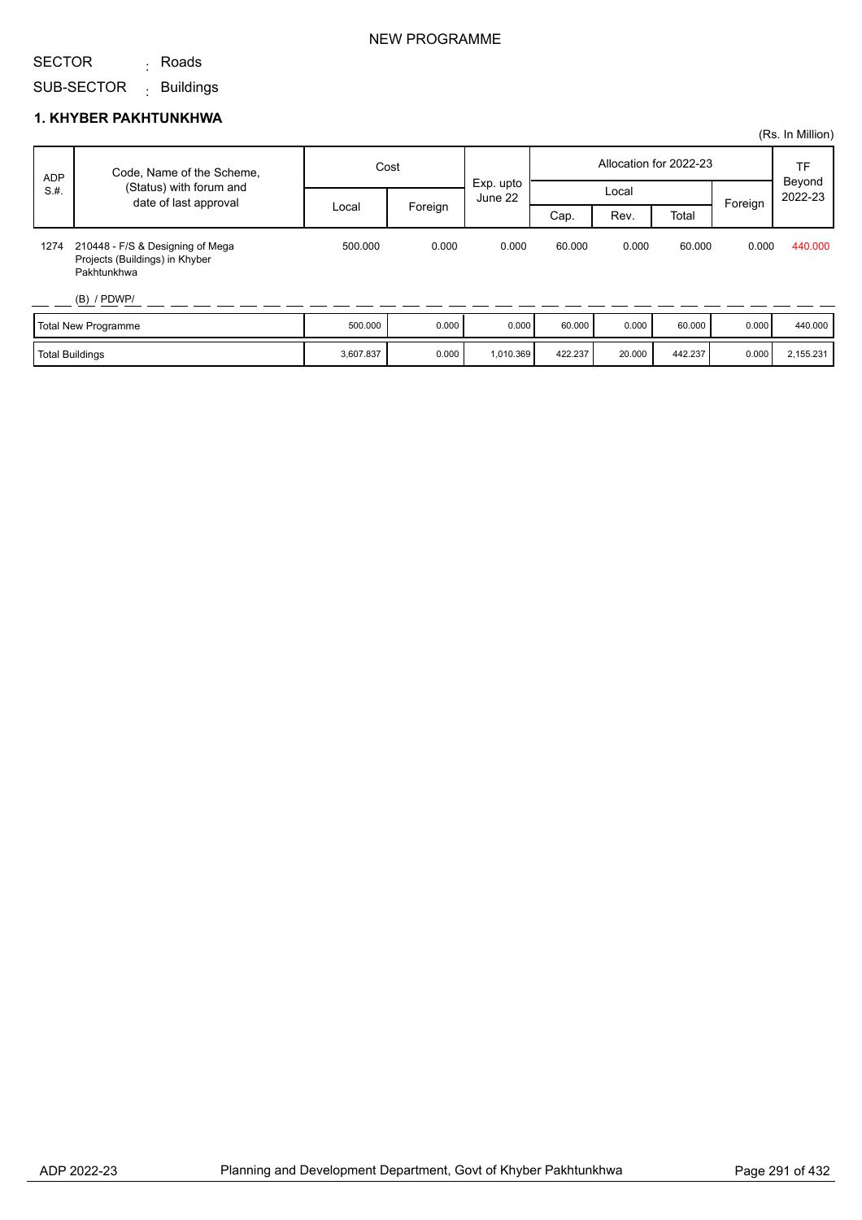NEW PROGRAMME

SECTOR : Roads

SUB-SECTOR : Buildings

### 1. KHYBER PAKHTUNKHWA

(Rs. In Million)

| ADP S.#. | Code, Name of the Scheme, (Status) with forum and date of last approval | Cost | | Exp. upto June 22 | Allocation for 2022-23 | | | | TF Beyond 2022-23 |
|---|---|---|---|---|---|---|---|---|---|
| | | Local | Foreign | | Local | | | Foreign | |
| | | | | | Cap. | Rev. | Total | | |
| 1274 | 210448 - F/S & Designing of Mega Projects (Buildings) in Khyber Pakhtunkhwa<br>(B) / PDWP/ | 500.000 | 0.000 | 0.000 | 60.000 | 0.000 | 60.000 | 0.000 | 440.000 |
| | Total New Programme | 500.000 | 0.000 | 0.000 | 60.000 | 0.000 | 60.000 | 0.000 | 440.000 |
| | Total Buildings | 3,607.837 | 0.000 | 1,010.369 | 422.237 | 20.000 | 442.237 | 0.000 | 2,155.231 |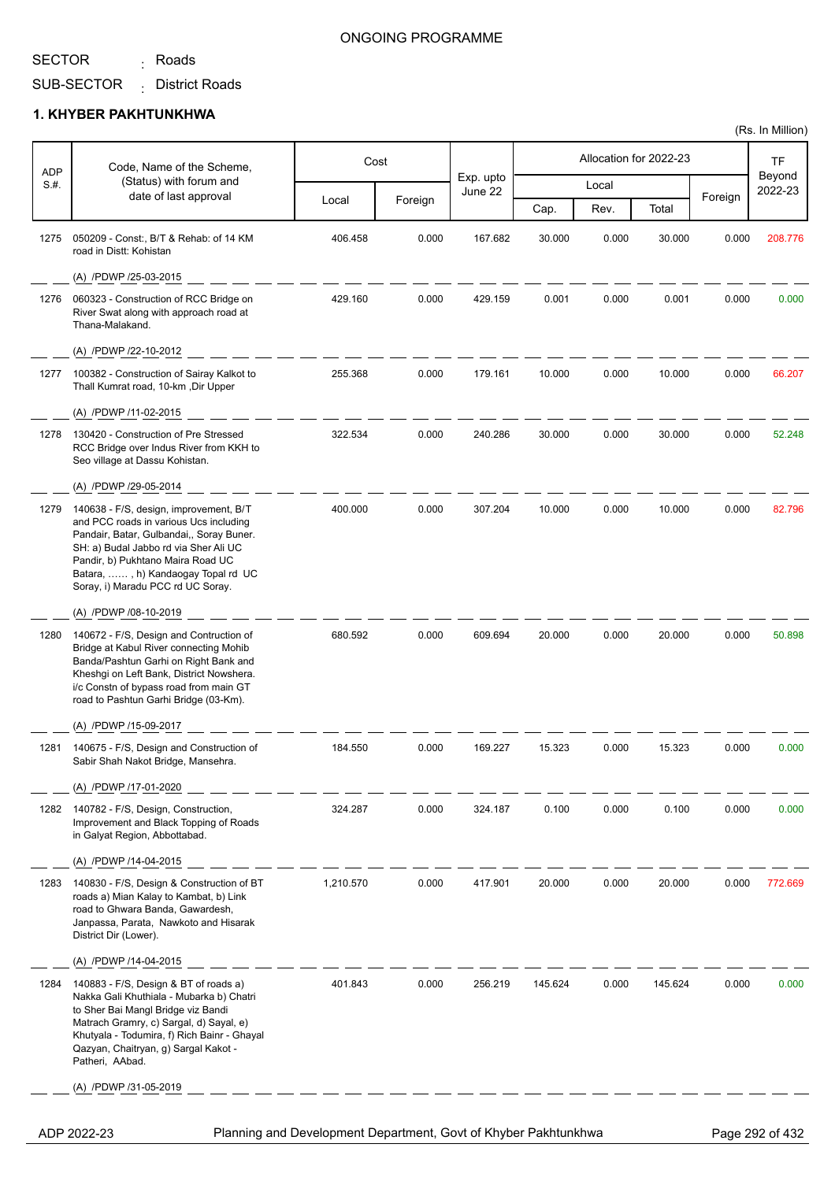ONGOING PROGRAMME

SECTOR : Roads

SUB-SECTOR : District Roads

## 1. KHYBER PAKHTUNKHWA

(Rs. In Million)

| ADP S.#. | Code, Name of the Scheme, (Status) with forum and date of last approval | Cost | | Exp. upto June 22 | Allocation for 2022-23 | | | | TF Beyond 2022-23 |
|---|---|---|---|---|---|---|---|---|---|
| | | Local | Foreign | | Local | | | Foreign | |
| | | | | | Cap. | Rev. | Total | | |
| 1275 | 050209 - Const:, B/T & Rehab: of 14 KM road in Distt: Kohistan<br>(A) /PDWP /25-03-2015 | 406.458 | 0.000 | 167.682 | 30.000 | 0.000 | 30.000 | 0.000 | 208.776 |
| 1276 | 060323 - Construction of RCC Bridge on River Swat along with approach road at Thana-Malakand.<br>(A) /PDWP /22-10-2012 | 429.160 | 0.000 | 429.159 | 0.001 | 0.000 | 0.001 | 0.000 | 0.000 |
| 1277 | 100382 - Construction of Sairay Kalkot to Thall Kumrat road, 10-km ,Dir Upper<br>(A) /PDWP /11-02-2015 | 255.368 | 0.000 | 179.161 | 10.000 | 0.000 | 10.000 | 0.000 | 66.207 |
| 1278 | 130420 - Construction of Pre Stressed RCC Bridge over Indus River from KKH to Seo village at Dassu Kohistan.<br>(A) /PDWP /29-05-2014 | 322.534 | 0.000 | 240.286 | 30.000 | 0.000 | 30.000 | 0.000 | 52.248 |
| 1279 | 140638 - F/S, design, improvement, B/T and PCC roads in various Ucs including Pandair, Batar, Gulbandai,, Soray Buner. SH: a) Budal Jabbo rd via Sher Ali UC Pandir, b) Pukhtano Maira Road UC Batara, …… , h) Kandaogay Topal rd UC Soray, i) Maradu PCC rd UC Soray.<br>(A) /PDWP /08-10-2019 | 400.000 | 0.000 | 307.204 | 10.000 | 0.000 | 10.000 | 0.000 | 82.796 |
| 1280 | 140672 - F/S, Design and Contruction of Bridge at Kabul River connecting Mohib Banda/Pashtun Garhi on Right Bank and Kheshgi on Left Bank, District Nowshera. i/c Constn of bypass road from main GT road to Pashtun Garhi Bridge (03-Km).<br>(A) /PDWP /15-09-2017 | 680.592 | 0.000 | 609.694 | 20.000 | 0.000 | 20.000 | 0.000 | 50.898 |
| 1281 | 140675 - F/S, Design and Construction of Sabir Shah Nakot Bridge, Mansehra.<br>(A) /PDWP /17-01-2020 | 184.550 | 0.000 | 169.227 | 15.323 | 0.000 | 15.323 | 0.000 | 0.000 |
| 1282 | 140782 - F/S, Design, Construction, Improvement and Black Topping of Roads in Galyat Region, Abbottabad.<br>(A) /PDWP /14-04-2015 | 324.287 | 0.000 | 324.187 | 0.100 | 0.000 | 0.100 | 0.000 | 0.000 |
| 1283 | 140830 - F/S, Design & Construction of BT roads a) Mian Kalay to Kambat, b) Link road to Ghwara Banda, Gawardesh, Janpassa, Parata, Nawkoto and Hisarak District Dir (Lower).<br>(A) /PDWP /14-04-2015 | 1,210.570 | 0.000 | 417.901 | 20.000 | 0.000 | 20.000 | 0.000 | 772.669 |
| 1284 | 140883 - F/S, Design & BT of roads a) Nakka Gali Khuthiala - Mubarka b) Chatri to Sher Bai Mangl Bridge viz Bandi Matrach Gramry, c) Sargal, d) Sayal, e) Khutyala - Todumira, f) Rich Bainr - Ghayal Qazyan, Chaitryan, g) Sargal Kakot - Patheri, AAbad.<br>(A) /PDWP /31-05-2019 | 401.843 | 0.000 | 256.219 | 145.624 | 0.000 | 145.624 | 0.000 | 0.000 |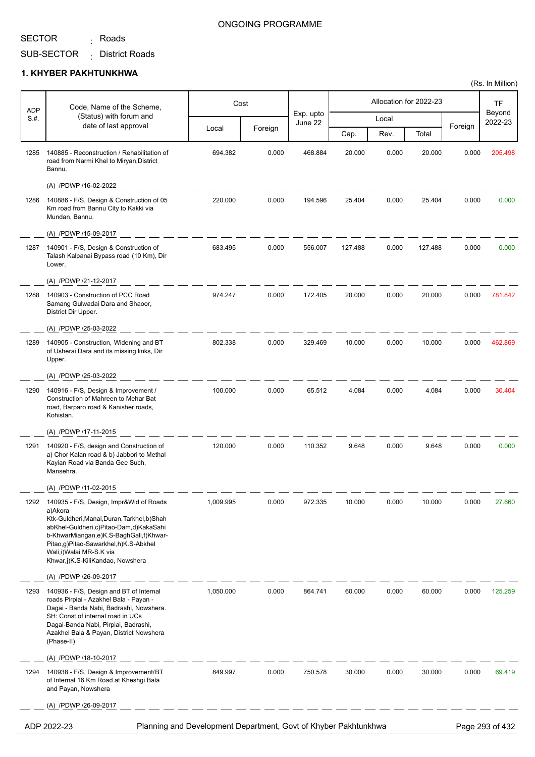ONGOING PROGRAMME

SECTOR : Roads

SUB-SECTOR : District Roads

## 1. KHYBER PAKHTUNKHWA

(Rs. In Million)

| ADP S.#. | Code, Name of the Scheme, (Status) with forum and date of last approval | Cost | | Exp. upto June 22 | Allocation for 2022-23 | | | | TF Beyond 2022-23 |
|---|---|---|---|---|---|---|---|---|---|
| | | Local | Foreign | | Local | | | Foreign | |
| | | | | | Cap. | Rev. | Total | | |
| 1285 | 140885 - Reconstruction / Rehabilitation of road from Narmi Khel to Miryan,District Bannu.<br>(A) /PDWP /16-02-2022 | 694.382 | 0.000 | 468.884 | 20.000 | 0.000 | 20.000 | 0.000 | 205.498 |
| 1286 | 140886 - F/S, Design & Construction of 05 Km road from Bannu City to Kakki via Mundan, Bannu.<br>(A) /PDWP /15-09-2017 | 220.000 | 0.000 | 194.596 | 25.404 | 0.000 | 25.404 | 0.000 | 0.000 |
| 1287 | 140901 - F/S, Design & Construction of Talash Kalpanai Bypass road (10 Km), Dir Lower.<br>(A) /PDWP /21-12-2017 | 683.495 | 0.000 | 556.007 | 127.488 | 0.000 | 127.488 | 0.000 | 0.000 |
| 1288 | 140903 - Construction of PCC Road Samang Gulwadai Dara and Shaoor, District Dir Upper.<br>(A) /PDWP /25-03-2022 | 974.247 | 0.000 | 172.405 | 20.000 | 0.000 | 20.000 | 0.000 | 781.842 |
| 1289 | 140905 - Construction, Widening and BT of Usherai Dara and its missing links, Dir Upper.<br>(A) /PDWP /25-03-2022 | 802.338 | 0.000 | 329.469 | 10.000 | 0.000 | 10.000 | 0.000 | 462.869 |
| 1290 | 140916 - F/S, Design & Improvement / Construction of Mahreen to Mehar Bat road, Barparo road & Kanisher roads, Kohistan.<br>(A) /PDWP /17-11-2015 | 100.000 | 0.000 | 65.512 | 4.084 | 0.000 | 4.084 | 0.000 | 30.404 |
| 1291 | 140920 - F/S, design and Construction of a) Chor Kalan road & b) Jabbori to Methal Kayian Road via Banda Gee Such, Mansehra.<br>(A) /PDWP /11-02-2015 | 120.000 | 0.000 | 110.352 | 9.648 | 0.000 | 9.648 | 0.000 | 0.000 |
| 1292 | 140935 - F/S, Design, Impr&Wid of Roads a)Akora Ktk-Guldheri,Manai,Duran,Tarkhel,b)Shah abKhel-Guldheri,c)Pitao-Dam,d)KakaSahi b-KhwarMiangan,e)K.S-BaghGali,f)Khwar-Pitao,g)Pitao-Sawarkhel,h)K.S-Abkhel Wali,i)Walai MR-S.K via Khwar,j)K.S-KiliKandao, Nowshera<br>(A) /PDWP /26-09-2017 | 1,009.995 | 0.000 | 972.335 | 10.000 | 0.000 | 10.000 | 0.000 | 27.660 |
| 1293 | 140936 - F/S, Design and BT of Internal roads Pirpiai - Azakhel Bala - Payan - Dagai - Banda Nabi, Badrashi, Nowshera. SH: Const of internal road in UCs Dagai-Banda Nabi, Pirpiai, Badrashi, Azakhel Bala & Payan, District Nowshera (Phase-II)<br>(A) /PDWP /18-10-2017 | 1,050.000 | 0.000 | 864.741 | 60.000 | 0.000 | 60.000 | 0.000 | 125.259 |
| 1294 | 140938 - F/S, Design & Improvement/BT of Internal 16 Km Road at Kheshgi Bala and Payan, Nowshera<br>(A) /PDWP /26-09-2017 | 849.997 | 0.000 | 750.578 | 30.000 | 0.000 | 30.000 | 0.000 | 69.419 |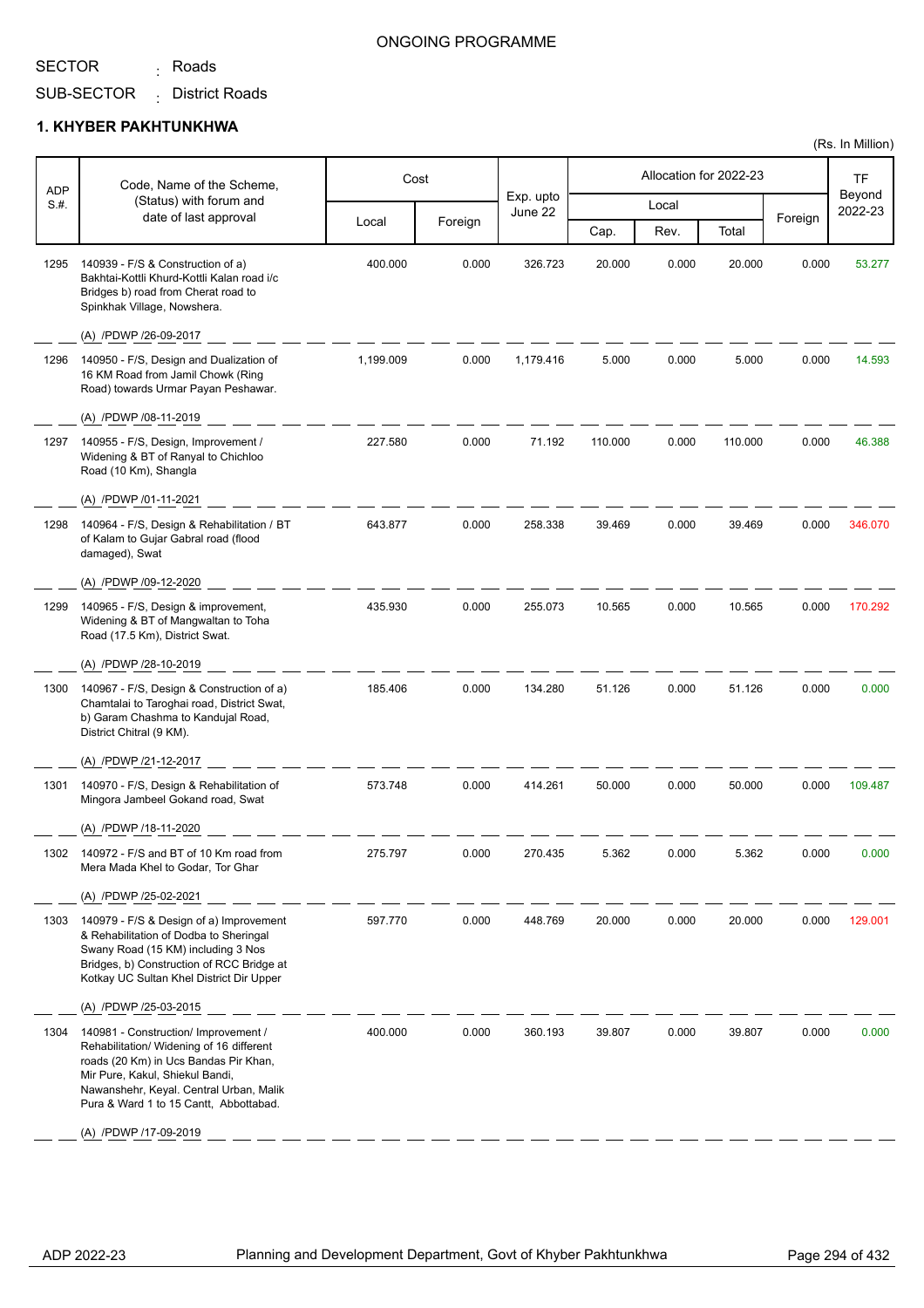ONGOING PROGRAMME

SECTOR : Roads

SUB-SECTOR : District Roads

## 1. KHYBER PAKHTUNKHWA

(Rs. In Million)

| ADP S.#. | Code, Name of the Scheme, (Status) with forum and date of last approval | Cost | | Exp. upto June 22 | Allocation for 2022-23 | | | | TF Beyond 2022-23 |
|---|---|---|---|---|---|---|---|---|---|
| | | | | | Local | | | Foreign | |
| | | Local | Foreign | | Cap. | Rev. | Total | | |
| 1295 | 140939 - F/S & Construction of a) Bakhtai-Kottli Khurd-Kottli Kalan road i/c Bridges b) road from Cherat road to Spinkhak Village, Nowshera. (A) /PDWP /26-09-2017 | 400.000 | 0.000 | 326.723 | 20.000 | 0.000 | 20.000 | 0.000 | 53.277 |
| 1296 | 140950 - F/S, Design and Dualization of 16 KM Road from Jamil Chowk (Ring Road) towards Urmar Payan Peshawar. (A) /PDWP /08-11-2019 | 1,199.009 | 0.000 | 1,179.416 | 5.000 | 0.000 | 5.000 | 0.000 | 14.593 |
| 1297 | 140955 - F/S, Design, Improvement / Widening & BT of Ranyal to Chichloo Road (10 Km), Shangla (A) /PDWP /01-11-2021 | 227.580 | 0.000 | 71.192 | 110.000 | 0.000 | 110.000 | 0.000 | 46.388 |
| 1298 | 140964 - F/S, Design & Rehabilitation / BT of Kalam to Gujar Gabral road (flood damaged), Swat (A) /PDWP /09-12-2020 | 643.877 | 0.000 | 258.338 | 39.469 | 0.000 | 39.469 | 0.000 | 346.070 |
| 1299 | 140965 - F/S, Design & improvement, Widening & BT of Mangwaltan to Toha Road (17.5 Km), District Swat. (A) /PDWP /28-10-2019 | 435.930 | 0.000 | 255.073 | 10.565 | 0.000 | 10.565 | 0.000 | 170.292 |
| 1300 | 140967 - F/S, Design & Construction of a) Chamtalai to Taroghai road, District Swat, b) Garam Chashma to Kandujal Road, District Chitral (9 KM). (A) /PDWP /21-12-2017 | 185.406 | 0.000 | 134.280 | 51.126 | 0.000 | 51.126 | 0.000 | 0.000 |
| 1301 | 140970 - F/S, Design & Rehabilitation of Mingora Jambeel Gokand road, Swat (A) /PDWP /18-11-2020 | 573.748 | 0.000 | 414.261 | 50.000 | 0.000 | 50.000 | 0.000 | 109.487 |
| 1302 | 140972 - F/S and BT of 10 Km road from Mera Mada Khel to Godar, Tor Ghar (A) /PDWP /25-02-2021 | 275.797 | 0.000 | 270.435 | 5.362 | 0.000 | 5.362 | 0.000 | 0.000 |
| 1303 | 140979 - F/S & Design of a) Improvement & Rehabilitation of Dodba to Sheringal Swany Road (15 KM) including 3 Nos Bridges, b) Construction of RCC Bridge at Kotkay UC Sultan Khel District Dir Upper (A) /PDWP /25-03-2015 | 597.770 | 0.000 | 448.769 | 20.000 | 0.000 | 20.000 | 0.000 | 129.001 |
| 1304 | 140981 - Construction/ Improvement / Rehabilitation/ Widening of 16 different roads (20 Km) in Ucs Bandas Pir Khan, Mir Pure, Kakul, Shiekul Bandi, Nawanshehr, Keyal. Central Urban, Malik Pura & Ward 1 to 15 Cantt, Abbottabad. (A) /PDWP /17-09-2019 | 400.000 | 0.000 | 360.193 | 39.807 | 0.000 | 39.807 | 0.000 | 0.000 |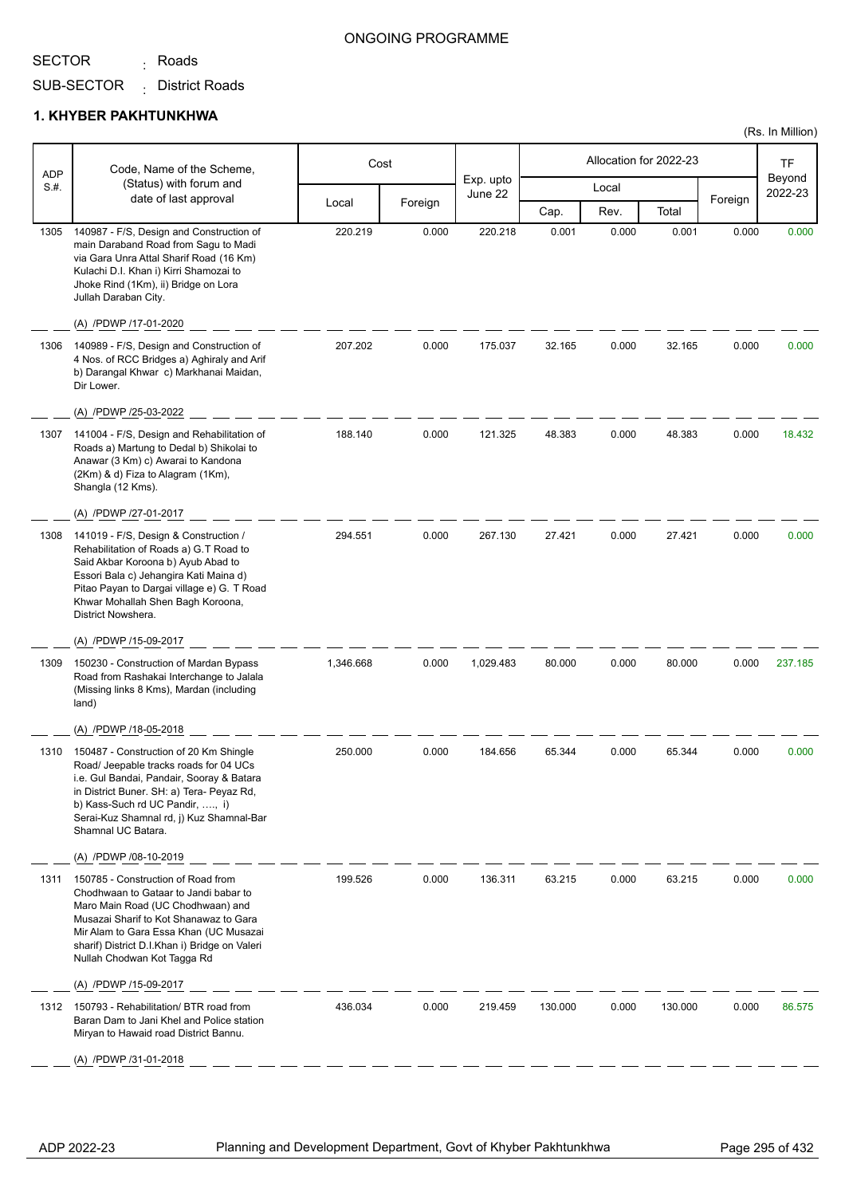ONGOING PROGRAMME

SECTOR : Roads

SUB-SECTOR : District Roads

## 1. KHYBER PAKHTUNKHWA

(Rs. In Million)

| ADP S.#. | Code, Name of the Scheme, (Status) with forum and date of last approval | Cost | | Exp. upto June 22 | Allocation for 2022-23 | | | | TF Beyond 2022-23 |
|---|---|---|---|---|---|---|---|---|---|
| | | Local | Foreign | | Local | | | Foreign | |
| | | | | | Cap. | Rev. | Total | | |
| 1305 | 140987 - F/S, Design and Construction of main Daraband Road from Sagu to Madi via Gara Unra Attal Sharif Road (16 Km) Kulachi D.I. Khan i) Kirri Shamozai to Jhoke Rind (1Km), ii) Bridge on Lora Jullah Daraban City. (A) /PDWP /17-01-2020 | 220.219 | 0.000 | 220.218 | 0.001 | 0.000 | 0.001 | 0.000 | 0.000 |
| 1306 | 140989 - F/S, Design and Construction of 4 Nos. of RCC Bridges a) Aghiraly and Arif b) Darangal Khwar c) Markhanai Maidan, Dir Lower. (A) /PDWP /25-03-2022 | 207.202 | 0.000 | 175.037 | 32.165 | 0.000 | 32.165 | 0.000 | 0.000 |
| 1307 | 141004 - F/S, Design and Rehabilitation of Roads a) Martung to Dedal b) Shikolai to Anawar (3 Km) c) Awarai to Kandona (2Km) & d) Fiza to Alagram (1Km), Shangla (12 Kms). (A) /PDWP /27-01-2017 | 188.140 | 0.000 | 121.325 | 48.383 | 0.000 | 48.383 | 0.000 | 18.432 |
| 1308 | 141019 - F/S, Design & Construction / Rehabilitation of Roads a) G.T Road to Said Akbar Koroona b) Ayub Abad to Essori Bala c) Jehangira Kati Maina d) Pitao Payan to Dargai village e) G. T Road Khwar Mohallah Shen Bagh Koroona, District Nowshera. (A) /PDWP /15-09-2017 | 294.551 | 0.000 | 267.130 | 27.421 | 0.000 | 27.421 | 0.000 | 0.000 |
| 1309 | 150230 - Construction of Mardan Bypass Road from Rashakai Interchange to Jalala (Missing links 8 Kms), Mardan (including land) (A) /PDWP /18-05-2018 | 1,346.668 | 0.000 | 1,029.483 | 80.000 | 0.000 | 80.000 | 0.000 | 237.185 |
| 1310 | 150487 - Construction of 20 Km Shingle Road/ Jeepable tracks roads for 04 UCs i.e. Gul Bandai, Pandair, Sooray & Batara in District Buner. SH: a) Tera- Peyaz Rd, b) Kass-Such rd UC Pandir, …., i) Serai-Kuz Shamnal rd, j) Kuz Shamnal-Bar Shamnal UC Batara. (A) /PDWP /08-10-2019 | 250.000 | 0.000 | 184.656 | 65.344 | 0.000 | 65.344 | 0.000 | 0.000 |
| 1311 | 150785 - Construction of Road from Chodhwaan to Gataar to Jandi babar to Maro Main Road (UC Chodhwaan) and Musazai Sharif to Kot Shanawaz to Gara Mir Alam to Gara Essa Khan (UC Musazai sharif) District D.I.Khan i) Bridge on Valeri Nullah Chodwan Kot Tagga Rd (A) /PDWP /15-09-2017 | 199.526 | 0.000 | 136.311 | 63.215 | 0.000 | 63.215 | 0.000 | 0.000 |
| 1312 | 150793 - Rehabilitation/ BTR road from Baran Dam to Jani Khel and Police station Miryan to Hawaid road District Bannu. (A) /PDWP /31-01-2018 | 436.034 | 0.000 | 219.459 | 130.000 | 0.000 | 130.000 | 0.000 | 86.575 |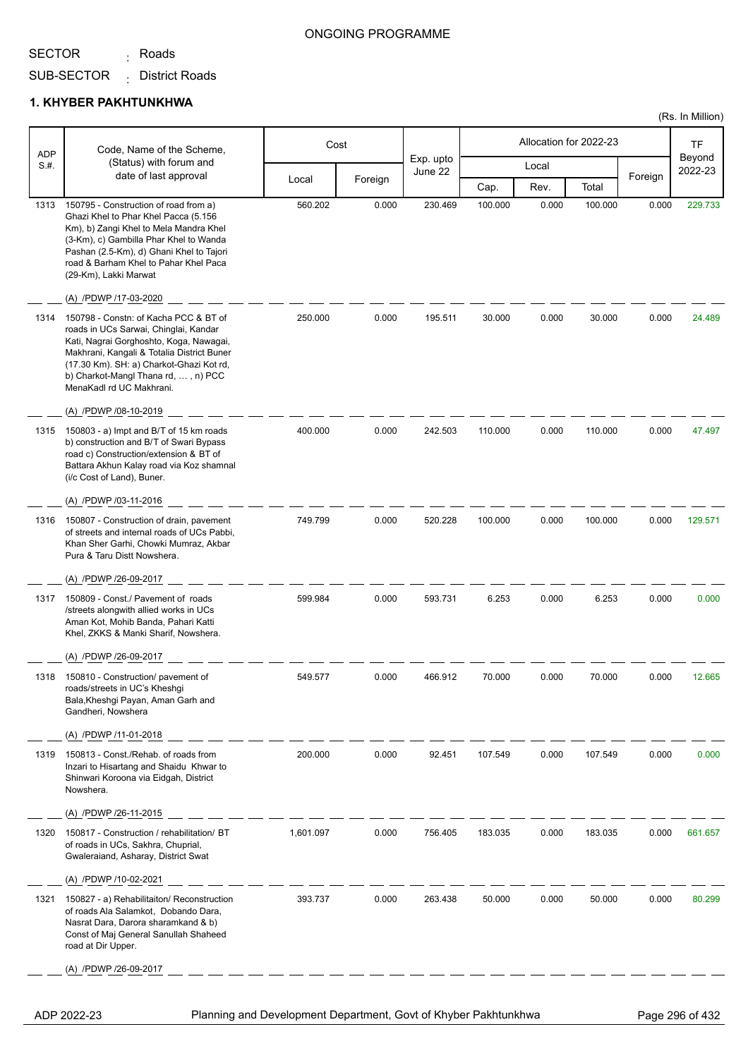ONGOING PROGRAMME

SECTOR : Roads

SUB-SECTOR : District Roads

## 1. KHYBER PAKHTUNKHWA

(Rs. In Million)

| ADP S.#. | Code, Name of the Scheme, (Status) with forum and date of last approval | Cost | | Exp. upto June 22 | Allocation for 2022-23 | | | | TF Beyond 2022-23 |
|---|---|---|---|---|---|---|---|---|---|
| | | Local | Foreign | | Local | | | Foreign | |
| | | | | | Cap. | Rev. | Total | | |
| 1313 | 150795 - Construction of road from a) Ghazi Khel to Phar Khel Pacca (5.156 Km), b) Zangi Khel to Mela Mandra Khel (3-Km), c) Gambilla Phar Khel to Wanda Pashan (2.5-Km), d) Ghani Khel to Tajori road & Barham Khel to Pahar Khel Paca (29-Km), Lakki Marwat<br>(A) /PDWP /17-03-2020 | 560.202 | 0.000 | 230.469 | 100.000 | 0.000 | 100.000 | 0.000 | 229.733 |
| 1314 | 150798 - Constn: of Kacha PCC & BT of roads in UCs Sarwai, Chinglai, Kandar Kati, Nagrai Gorghoshto, Koga, Nawagai, Makhrani, Kangali & Totalia District Buner (17.30 Km). SH: a) Charkot-Ghazi Kot rd, b) Charkot-Mangl Thana rd, … , n) PCC MenaKadl rd UC Makhrani.<br>(A) /PDWP /08-10-2019 | 250.000 | 0.000 | 195.511 | 30.000 | 0.000 | 30.000 | 0.000 | 24.489 |
| 1315 | 150803 - a) Impt and B/T of 15 km roads b) construction and B/T of Swari Bypass road c) Construction/extension & BT of Battara Akhun Kalay road via Koz shamnal (i/c Cost of Land), Buner.<br>(A) /PDWP /03-11-2016 | 400.000 | 0.000 | 242.503 | 110.000 | 0.000 | 110.000 | 0.000 | 47.497 |
| 1316 | 150807 - Construction of drain, pavement of streets and internal roads of UCs Pabbi, Khan Sher Garhi, Chowki Mumraz, Akbar Pura & Taru Distt Nowshera.<br>(A) /PDWP /26-09-2017 | 749.799 | 0.000 | 520.228 | 100.000 | 0.000 | 100.000 | 0.000 | 129.571 |
| 1317 | 150809 - Const./ Pavement of roads /streets alongwith allied works in UCs Aman Kot, Mohib Banda, Pahari Katti Khel, ZKKS & Manki Sharif, Nowshera.<br>(A) /PDWP /26-09-2017 | 599.984 | 0.000 | 593.731 | 6.253 | 0.000 | 6.253 | 0.000 | 0.000 |
| 1318 | 150810 - Construction/ pavement of roads/streets in UC's Kheshgi Bala,Kheshgi Payan, Aman Garh and Gandheri, Nowshera<br>(A) /PDWP /11-01-2018 | 549.577 | 0.000 | 466.912 | 70.000 | 0.000 | 70.000 | 0.000 | 12.665 |
| 1319 | 150813 - Const./Rehab. of roads from Inzari to Hisartang and Shaidu Khwar to Shinwari Koroona via Eidgah, District Nowshera.<br>(A) /PDWP /26-11-2015 | 200.000 | 0.000 | 92.451 | 107.549 | 0.000 | 107.549 | 0.000 | 0.000 |
| 1320 | 150817 - Construction / rehabilitation/ BT of roads in UCs, Sakhra, Chuprial, Gwaleraiand, Asharay, District Swat<br>(A) /PDWP /10-02-2021 | 1,601.097 | 0.000 | 756.405 | 183.035 | 0.000 | 183.035 | 0.000 | 661.657 |
| 1321 | 150827 - a) Rehabilitaiton/ Reconstruction of roads Ala Salamkot, Dobando Dara, Nasrat Dara, Darora sharamkand & b) Const of Maj General Sanullah Shaheed road at Dir Upper.<br>(A) /PDWP /26-09-2017 | 393.737 | 0.000 | 263.438 | 50.000 | 0.000 | 50.000 | 0.000 | 80.299 |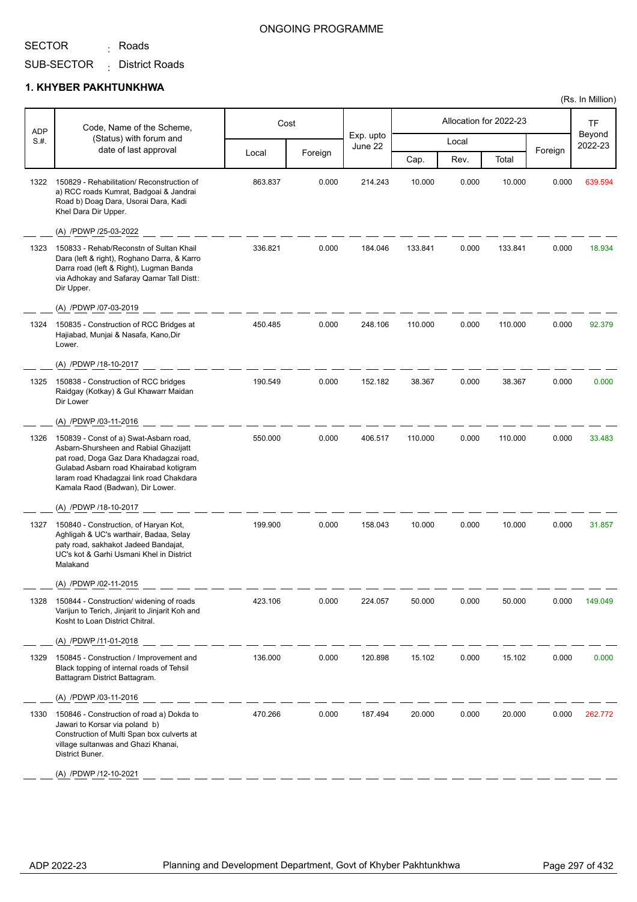ONGOING PROGRAMME

SECTOR : Roads

SUB-SECTOR : District Roads

## 1. KHYBER PAKHTUNKHWA

(Rs. In Million)

| ADP S.#. | Code, Name of the Scheme, (Status) with forum and date of last approval | Cost | | Exp. upto June 22 | Allocation for 2022-23 | | | | TF Beyond 2022-23 |
|---|---|---|---|---|---|---|---|---|---|
| | | Local | Foreign | | Local | | | Foreign | |
| | | | | | Cap. | Rev. | Total | | |
| 1322 | 150829 - Rehabilitation/ Reconstruction of a) RCC roads Kumrat, Badgoai & Jandrai Road b) Doag Dara, Usorai Dara, Kadi Khel Dara Dir Upper.<br>(A) /PDWP /25-03-2022 | 863.837 | 0.000 | 214.243 | 10.000 | 0.000 | 10.000 | 0.000 | 639.594 |
| 1323 | 150833 - Rehab/Reconstn of Sultan Khail Dara (left & right), Roghano Darra, & Karro Darra road (left & Right), Lugman Banda via Adhokay and Safaray Qamar Tall Distt: Dir Upper.<br>(A) /PDWP /07-03-2019 | 336.821 | 0.000 | 184.046 | 133.841 | 0.000 | 133.841 | 0.000 | 18.934 |
| 1324 | 150835 - Construction of RCC Bridges at Hajiabad, Munjai & Nasafa, Kano,Dir Lower.<br>(A) /PDWP /18-10-2017 | 450.485 | 0.000 | 248.106 | 110.000 | 0.000 | 110.000 | 0.000 | 92.379 |
| 1325 | 150838 - Construction of RCC bridges Raidgay (Kotkay) & Gul Khawarr Maidan Dir Lower<br>(A) /PDWP /03-11-2016 | 190.549 | 0.000 | 152.182 | 38.367 | 0.000 | 38.367 | 0.000 | 0.000 |
| 1326 | 150839 - Const of a) Swat-Asbarn road, Asbarn-Shursheen and Rabial Ghazijatt pat road, Doga Gaz Dara Khadagzai road, Gulabad Asbarn road Khairabad kotigram laram road Khadagzai link road Chakdara Kamala Raod (Badwan), Dir Lower.<br>(A) /PDWP /18-10-2017 | 550.000 | 0.000 | 406.517 | 110.000 | 0.000 | 110.000 | 0.000 | 33.483 |
| 1327 | 150840 - Construction, of Haryan Kot, Aghligah & UC's warthair, Badaa, Selay paty road, sakhakot Jadeed Bandajat, UC's kot & Garhi Usmani Khel in District Malakand<br>(A) /PDWP /02-11-2015 | 199.900 | 0.000 | 158.043 | 10.000 | 0.000 | 10.000 | 0.000 | 31.857 |
| 1328 | 150844 - Construction/ widening of roads Varijun to Terich, Jinjarit to Jinjarit Koh and Kosht to Loan District Chitral.<br>(A) /PDWP /11-01-2018 | 423.106 | 0.000 | 224.057 | 50.000 | 0.000 | 50.000 | 0.000 | 149.049 |
| 1329 | 150845 - Construction / Improvement and Black topping of internal roads of Tehsil Battagram District Battagram.<br>(A) /PDWP /03-11-2016 | 136.000 | 0.000 | 120.898 | 15.102 | 0.000 | 15.102 | 0.000 | 0.000 |
| 1330 | 150846 - Construction of road a) Dokda to Jawari to Korsar via poland b) Construction of Multi Span box culverts at village sultanwas and Ghazi Khanai, District Buner.<br>(A) /PDWP /12-10-2021 | 470.266 | 0.000 | 187.494 | 20.000 | 0.000 | 20.000 | 0.000 | 262.772 |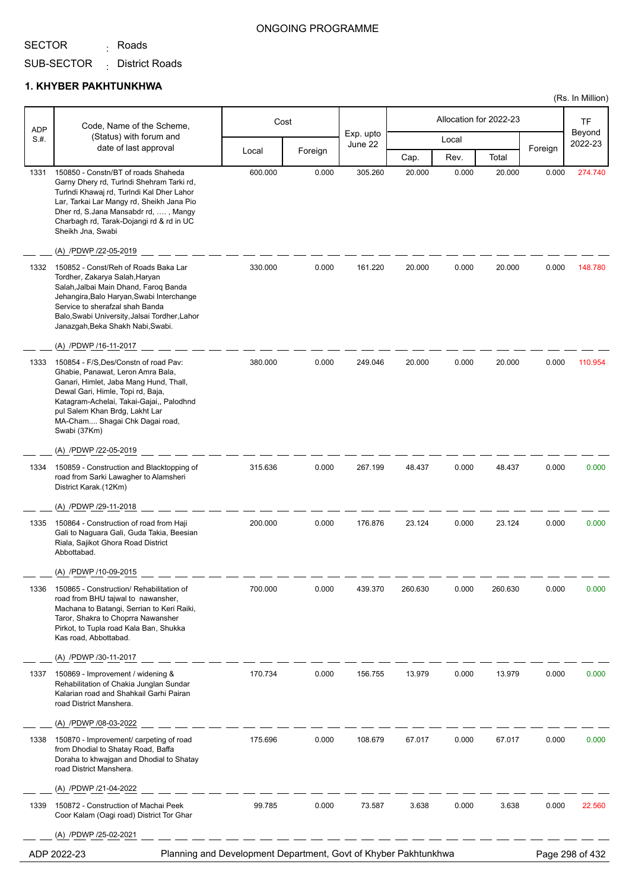ONGOING PROGRAMME

SECTOR : Roads

SUB-SECTOR : District Roads

## 1. KHYBER PAKHTUNKHWA

(Rs. In Million)

| ADP S.#. | Code, Name of the Scheme, (Status) with forum and date of last approval | Cost | | Exp. upto June 22 | Allocation for 2022-23 | | | | TF Beyond 2022-23 |
|---|---|---|---|---|---|---|---|---|---|
| | | Local | Foreign | | Local | | | Foreign | |
| | | | | | Cap. | Rev. | Total | | |
| 1331 | 150850 - Constn/BT of roads Shaheda Garny Dhery rd, Turlndi Shehram Tarki rd, Turlndi Khawaj rd, Turlndi Kal Dher Lahor Lar, Tarkai Lar Mangy rd, Sheikh Jana Pio Dher rd, S.Jana Mansabdr rd, .... , Mangy Charbagh rd, Tarak-Dojangi rd & rd in UC Sheikh Jna, Swabi<br>(A) /PDWP /22-05-2019 | 600.000 | 0.000 | 305.260 | 20.000 | 0.000 | 20.000 | 0.000 | 274.740 |
| 1332 | 150852 - Const/Reh of Roads Baka Lar Tordher, Zakarya Salah,Haryan Salah,Jalbai Main Dhand, Faroq Banda Jehangira,Balo Haryan,Swabi Interchange Service to sherafzal shah Banda Balo,Swabi University,Jalsai Tordher,Lahor Janazgah,Beka Shakh Nabi,Swabi.<br>(A) /PDWP /16-11-2017 | 330.000 | 0.000 | 161.220 | 20.000 | 0.000 | 20.000 | 0.000 | 148.780 |
| 1333 | 150854 - F/S,Des/Constn of road Pav: Ghabie, Panawat, Leron Amra Bala, Ganari, Himlet, Jaba Mang Hund, Thall, Dewal Gari, Himle, Topi rd, Baja, Katagram-Achelai, Takai-Gajai,, Palodhnd pul Salem Khan Brdg, Lakht Lar MA-Cham.... Shagai Chk Dagai road, Swabi (37Km)<br>(A) /PDWP /22-05-2019 | 380.000 | 0.000 | 249.046 | 20.000 | 0.000 | 20.000 | 0.000 | 110.954 |
| 1334 | 150859 - Construction and Blacktopping of road from Sarki Lawagher to Alamsheri District Karak.(12Km)<br>(A) /PDWP /29-11-2018 | 315.636 | 0.000 | 267.199 | 48.437 | 0.000 | 48.437 | 0.000 | 0.000 |
| 1335 | 150864 - Construction of road from Haji Gali to Naguara Gali, Guda Takia, Beesian Riala, Sajikot Ghora Road District Abbottabad.<br>(A) /PDWP /10-09-2015 | 200.000 | 0.000 | 176.876 | 23.124 | 0.000 | 23.124 | 0.000 | 0.000 |
| 1336 | 150865 - Construction/ Rehabilitation of road from BHU tajwal to nawansher, Machana to Batangi, Serrian to Keri Raiki, Taror, Shakra to Choprra Nawansher Pirkot, to Tupla road Kala Ban, Shukka Kas road, Abbottabad.<br>(A) /PDWP /30-11-2017 | 700.000 | 0.000 | 439.370 | 260.630 | 0.000 | 260.630 | 0.000 | 0.000 |
| 1337 | 150869 - Improvement / widening & Rehabilitation of Chakia Junglan Sundar Kalarian road and Shahkail Garhi Pairan road District Manshera.<br>(A) /PDWP /08-03-2022 | 170.734 | 0.000 | 156.755 | 13.979 | 0.000 | 13.979 | 0.000 | 0.000 |
| 1338 | 150870 - Improvement/ carpeting of road from Dhodial to Shatay Road, Baffa Doraha to khwajgan and Dhodial to Shatay road District Manshera.<br>(A) /PDWP /21-04-2022 | 175.696 | 0.000 | 108.679 | 67.017 | 0.000 | 67.017 | 0.000 | 0.000 |
| 1339 | 150872 - Construction of Machai Peek Coor Kalam (Oagi road) District Tor Ghar<br>(A) /PDWP /25-02-2021 | 99.785 | 0.000 | 73.587 | 3.638 | 0.000 | 3.638 | 0.000 | 22.560 |

ADP 2022-23 — Planning and Development Department, Govt of Khyber Pakhtunkhwa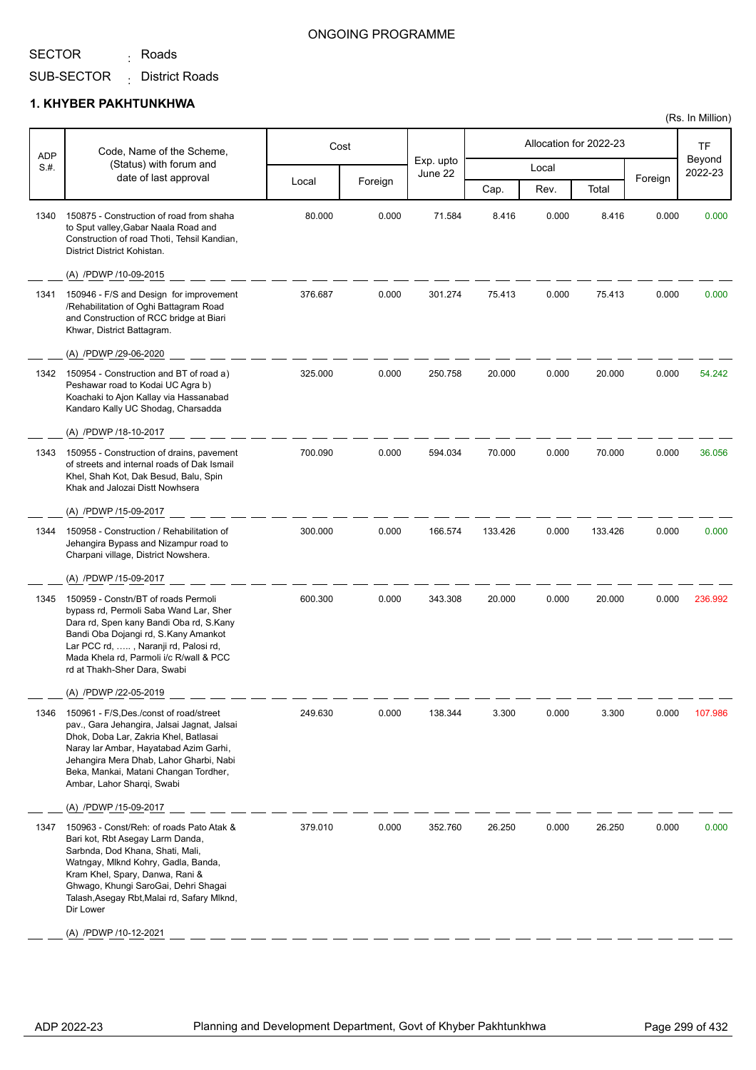ONGOING PROGRAMME

SECTOR : Roads

SUB-SECTOR : District Roads

## 1. KHYBER PAKHTUNKHWA

(Rs. In Million)

| ADP S.#. | Code, Name of the Scheme, (Status) with forum and date of last approval | Cost | | Exp. upto June 22 | Allocation for 2022-23 | | | | TF Beyond 2022-23 |
|---|---|---|---|---|---|---|---|---|---|
| | | Local | Foreign | | Local | | | Foreign | |
| | | | | | Cap. | Rev. | Total | | |
| 1340 | 150875 - Construction of road from shaha to Sput valley,Gabar Naala Road and Construction of road Thoti, Tehsil Kandian, District District Kohistan. (A) /PDWP /10-09-2015 | 80.000 | 0.000 | 71.584 | 8.416 | 0.000 | 8.416 | 0.000 | 0.000 |
| 1341 | 150946 - F/S and Design for improvement /Rehabilitation of Oghi Battagram Road and Construction of RCC bridge at Biari Khwar, District Battagram. (A) /PDWP /29-06-2020 | 376.687 | 0.000 | 301.274 | 75.413 | 0.000 | 75.413 | 0.000 | 0.000 |
| 1342 | 150954 - Construction and BT of road a) Peshawar road to Kodai UC Agra b) Koachaki to Ajon Kallay via Hassanabad Kandaro Kally UC Shodag, Charsadda (A) /PDWP /18-10-2017 | 325.000 | 0.000 | 250.758 | 20.000 | 0.000 | 20.000 | 0.000 | 54.242 |
| 1343 | 150955 - Construction of drains, pavement of streets and internal roads of Dak Ismail Khel, Shah Kot, Dak Besud, Balu, Spin Khak and Jalozai Distt Nowhsera (A) /PDWP /15-09-2017 | 700.090 | 0.000 | 594.034 | 70.000 | 0.000 | 70.000 | 0.000 | 36.056 |
| 1344 | 150958 - Construction / Rehabilitation of Jehangira Bypass and Nizampur road to Charpani village, District Nowshera. (A) /PDWP /15-09-2017 | 300.000 | 0.000 | 166.574 | 133.426 | 0.000 | 133.426 | 0.000 | 0.000 |
| 1345 | 150959 - Constn/BT of roads Permoli bypass rd, Permoli Saba Wand Lar, Sher Dara rd, Spen kany Bandi Oba rd, S.Kany Bandi Oba Dojangi rd, S.Kany Amankot Lar PCC rd, ….. , Naranji rd, Palosi rd, Mada Khela rd, Parmoli i/c R/wall & PCC rd at Thakh-Sher Dara, Swabi (A) /PDWP /22-05-2019 | 600.300 | 0.000 | 343.308 | 20.000 | 0.000 | 20.000 | 0.000 | 236.992 |
| 1346 | 150961 - F/S,Des./const of road/street pav., Gara Jehangira, Jalsai Jagnat, Jalsai Dhok, Doba Lar, Zakria Khel, Batlasai Naray lar Ambar, Hayatabad Azim Garhi, Jehangira Mera Dhab, Lahor Gharbi, Nabi Beka, Mankai, Matani Changan Tordher, Ambar, Lahor Sharqi, Swabi (A) /PDWP /15-09-2017 | 249.630 | 0.000 | 138.344 | 3.300 | 0.000 | 3.300 | 0.000 | 107.986 |
| 1347 | 150963 - Const/Reh: of roads Pato Atak & Bari kot, Rbt Asegay Larm Danda, Sarbnda, Dod Khana, Shati, Mali, Watngay, Mlknd Kohry, Gadla, Banda, Kram Khel, Spary, Danwa, Rani & Ghwago, Khungi SaroGai, Dehri Shagai Talash,Asegay Rbt,Malai rd, Safary Mlknd, Dir Lower (A) /PDWP /10-12-2021 | 379.010 | 0.000 | 352.760 | 26.250 | 0.000 | 26.250 | 0.000 | 0.000 |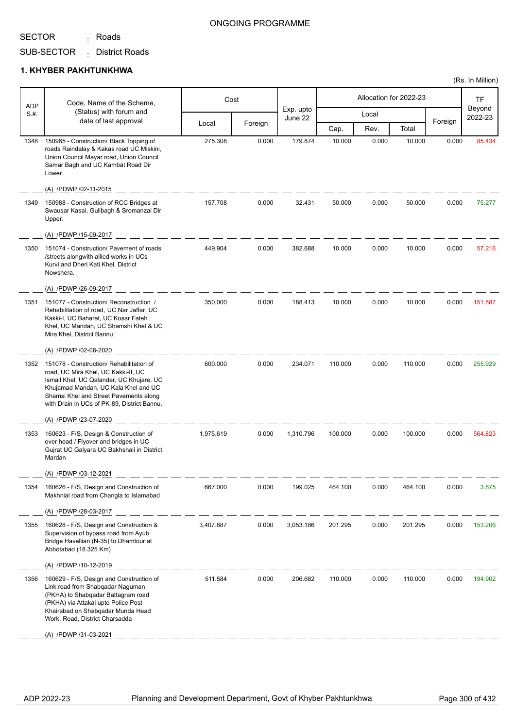ONGOING PROGRAMME

SECTOR : Roads

SUB-SECTOR : District Roads

**1. KHYBER PAKHTUNKHWA**

(Rs. In Million)

| ADP S.#. | Code, Name of the Scheme, (Status) with forum and date of last approval | Cost | | Exp. upto June 22 | Allocation for 2022-23 | | | | TF Beyond 2022-23 |
|---|---|---|---|---|---|---|---|---|---|
| | | Local | Foreign | | Local | | | Foreign | |
| | | | | | Cap. | Rev. | Total | | |
| 1348 | 150965 - Construction/ Black Topping of roads Raindalay & Kakas road UC Miskini, Union Council Mayar road, Union Council Samar Bagh and UC Kambat Road Dir Lower.<br>(A) /PDWP /02-11-2015 | 275.308 | 0.000 | 179.874 | 10.000 | 0.000 | 10.000 | 0.000 | 85.434 |
| 1349 | 150988 - Construction of RCC Bridges at Swausar Kasai, Gulibagh & Sromanzai Dir Upper.<br>(A) /PDWP /15-09-2017 | 157.708 | 0.000 | 32.431 | 50.000 | 0.000 | 50.000 | 0.000 | 75.277 |
| 1350 | 151074 - Construction/ Pavement of roads /streets alongwith allied works in UCs Kurvi and Dheri Kati Khel, District Nowshera.<br>(A) /PDWP /26-09-2017 | 449.904 | 0.000 | 382.688 | 10.000 | 0.000 | 10.000 | 0.000 | 57.216 |
| 1351 | 151077 - Construction/ Reconstruction / Rehabilitation of road, UC Nar Jaffar, UC Kakki-I, UC Baharat, UC Kosar Fateh Khel, UC Mandan, UC Shamshi Khel & UC Mira Khel, District Bannu.<br>(A) /PDWP /02-06-2020 | 350.000 | 0.000 | 188.413 | 10.000 | 0.000 | 10.000 | 0.000 | 151.587 |
| 1352 | 151078 - Construction/ Rehabilitation of road, UC Mira Khel, UC Kakki-II, UC Ismail Khel, UC Qalander, UC Khujare, UC Khujamad Mandan, UC Kala Khel and UC Shamsi Khel and Street Pavements along with Drain in UCs of PK-89, District Bannu.<br>(A) /PDWP /23-07-2020 | 600.000 | 0.000 | 234.071 | 110.000 | 0.000 | 110.000 | 0.000 | 255.929 |
| 1353 | 160623 - F/S, Design & Construction of over head / Flyover and bridges in UC Gujrat UC Galyara UC Bakhshali in District Mardan<br>(A) /PDWP /03-12-2021 | 1,975.619 | 0.000 | 1,310.796 | 100.000 | 0.000 | 100.000 | 0.000 | 564.823 |
| 1354 | 160626 - F/S, Design and Construction of Makhnial road from Changla to Islamabad<br>(A) /PDWP /28-03-2017 | 667.000 | 0.000 | 199.025 | 464.100 | 0.000 | 464.100 | 0.000 | 3.875 |
| 1355 | 160628 - F/S, Design and Construction & Supervision of bypass road from Ayub Bridge Havellian (N-35) to Dhamtour at Abbotabad (18.325 Km)<br>(A) /PDWP /10-12-2019 | 3,407.687 | 0.000 | 3,053.186 | 201.295 | 0.000 | 201.295 | 0.000 | 153.206 |
| 1356 | 160629 - F/S, Design and Construction of Link road from Shabqadar Naguman (PKHA) to Shabqadar Battagram road (PKHA) via Attakai upto Police Post Khairabad on Shabqadar Munda Head Work, Road, District Charsadda<br>(A) /PDWP /31-03-2021 | 511.584 | 0.000 | 206.682 | 110.000 | 0.000 | 110.000 | 0.000 | 194.902 |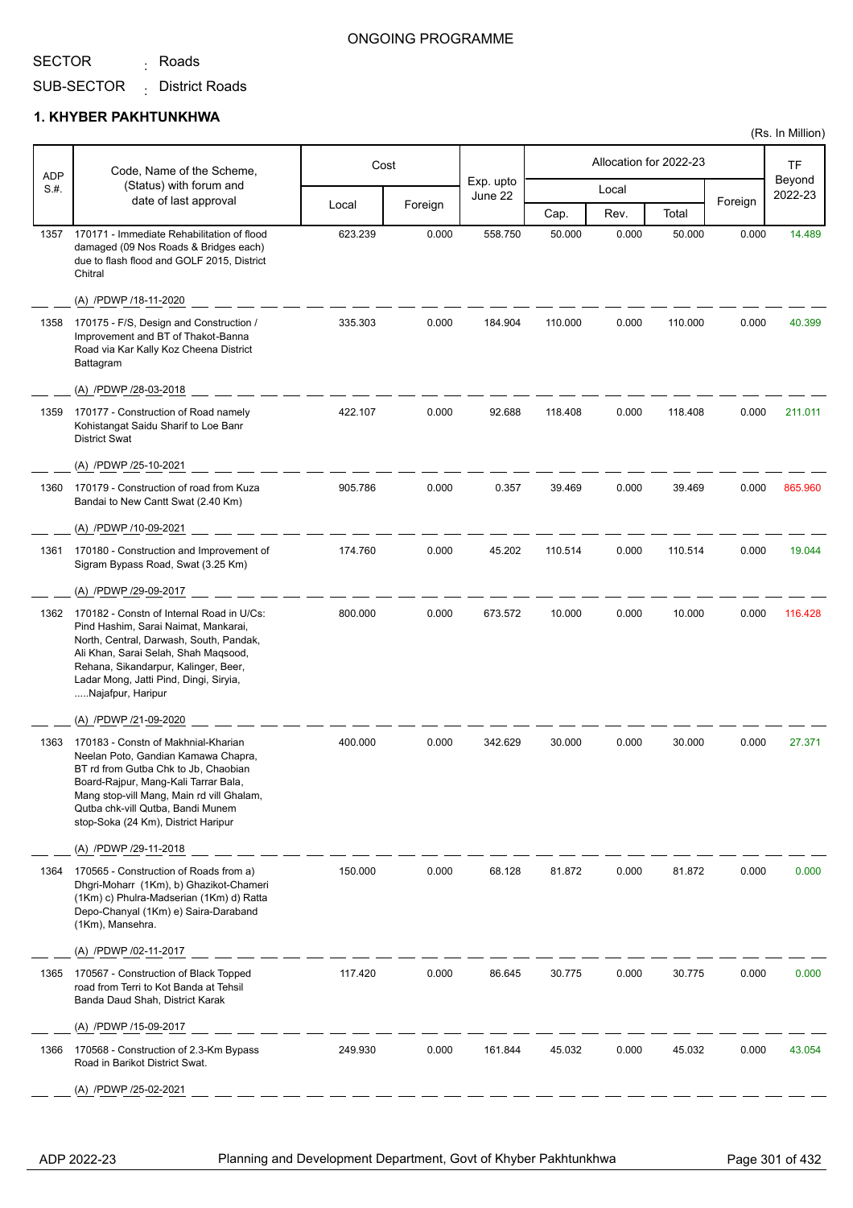ONGOING PROGRAMME

SECTOR : Roads

SUB-SECTOR : District Roads

## 1. KHYBER PAKHTUNKHWA

(Rs. In Million)

| ADP S.#. | Code, Name of the Scheme, (Status) with forum and date of last approval | Cost | | Exp. upto June 22 | Allocation for 2022-23 | | | | TF Beyond 2022-23 |
|---|---|---|---|---|---|---|---|---|---|
| | | Local | Foreign | | Local | | | Foreign | |
| | | | | | Cap. | Rev. | Total | | |
| 1357 | 170171 - Immediate Rehabilitation of flood damaged (09 Nos Roads & Bridges each) due to flash flood and GOLF 2015, District Chitral<br>(A) /PDWP /18-11-2020 | 623.239 | 0.000 | 558.750 | 50.000 | 0.000 | 50.000 | 0.000 | 14.489 |
| 1358 | 170175 - F/S, Design and Construction / Improvement and BT of Thakot-Banna Road via Kar Kally Koz Cheena District Battagram<br>(A) /PDWP /28-03-2018 | 335.303 | 0.000 | 184.904 | 110.000 | 0.000 | 110.000 | 0.000 | 40.399 |
| 1359 | 170177 - Construction of Road namely Kohistangat Saidu Sharif to Loe Banr District Swat<br>(A) /PDWP /25-10-2021 | 422.107 | 0.000 | 92.688 | 118.408 | 0.000 | 118.408 | 0.000 | 211.011 |
| 1360 | 170179 - Construction of road from Kuza Bandai to New Cantt Swat (2.40 Km)<br>(A) /PDWP /10-09-2021 | 905.786 | 0.000 | 0.357 | 39.469 | 0.000 | 39.469 | 0.000 | 865.960 |
| 1361 | 170180 - Construction and Improvement of Sigram Bypass Road, Swat (3.25 Km)<br>(A) /PDWP /29-09-2017 | 174.760 | 0.000 | 45.202 | 110.514 | 0.000 | 110.514 | 0.000 | 19.044 |
| 1362 | 170182 - Constn of Internal Road in U/Cs: Pind Hashim, Sarai Naimat, Mankarai, North, Central, Darwash, South, Pandak, Ali Khan, Sarai Selah, Shah Maqsood, Rehana, Sikandarpur, Kalinger, Beer, Ladar Mong, Jatti Pind, Dingi, Siryia, .....Najafpur, Haripur<br>(A) /PDWP /21-09-2020 | 800.000 | 0.000 | 673.572 | 10.000 | 0.000 | 10.000 | 0.000 | 116.428 |
| 1363 | 170183 - Constn of Makhnial-Kharian Neelan Poto, Gandian Kamawa Chapra, BT rd from Gutba Chk to Jb, Chaobian Board-Rajpur, Mang-Kali Tarrar Bala, Mang stop-vill Mang, Main rd vill Ghalam, Qutba chk-vill Qutba, Bandi Munem stop-Soka (24 Km), District Haripur<br>(A) /PDWP /29-11-2018 | 400.000 | 0.000 | 342.629 | 30.000 | 0.000 | 30.000 | 0.000 | 27.371 |
| 1364 | 170565 - Construction of Roads from a) Dhgri-Moharr (1Km), b) Ghazikot-Chameri (1Km) c) Phulra-Madserian (1Km) d) Ratta Depo-Chanyal (1Km) e) Saira-Daraband (1Km), Mansehra.<br>(A) /PDWP /02-11-2017 | 150.000 | 0.000 | 68.128 | 81.872 | 0.000 | 81.872 | 0.000 | 0.000 |
| 1365 | 170567 - Construction of Black Topped road from Terri to Kot Banda at Tehsil Banda Daud Shah, District Karak<br>(A) /PDWP /15-09-2017 | 117.420 | 0.000 | 86.645 | 30.775 | 0.000 | 30.775 | 0.000 | 0.000 |
| 1366 | 170568 - Construction of 2.3-Km Bypass Road in Barikot District Swat.<br>(A) /PDWP /25-02-2021 | 249.930 | 0.000 | 161.844 | 45.032 | 0.000 | 45.032 | 0.000 | 43.054 |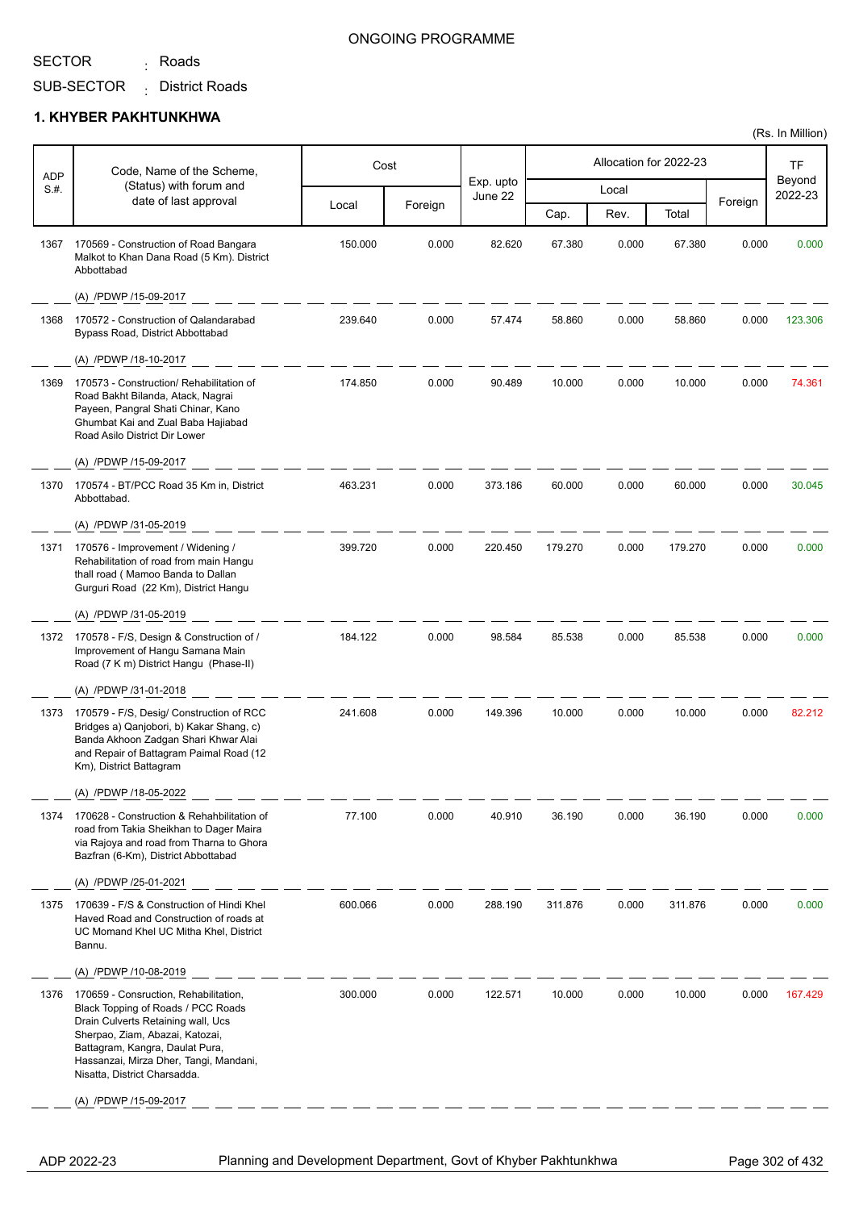ONGOING PROGRAMME

SECTOR : Roads

SUB-SECTOR : District Roads

## 1. KHYBER PAKHTUNKHWA

(Rs. In Million)

| ADP S.#. | Code, Name of the Scheme, (Status) with forum and date of last approval | Cost | | Exp. upto June 22 | Allocation for 2022-23 | | | | TF Beyond 2022-23 |
|---|---|---|---|---|---|---|---|---|---|
| | | Local | Foreign | | Local | | | Foreign | |
| | | | | | Cap. | Rev. | Total | | |
| 1367 | 170569 - Construction of Road Bangara Malkot to Khan Dana Road (5 Km). District Abbottabad<br>(A) /PDWP /15-09-2017 | 150.000 | 0.000 | 82.620 | 67.380 | 0.000 | 67.380 | 0.000 | 0.000 |
| 1368 | 170572 - Construction of Qalandarabad Bypass Road, District Abbottabad<br>(A) /PDWP /18-10-2017 | 239.640 | 0.000 | 57.474 | 58.860 | 0.000 | 58.860 | 0.000 | 123.306 |
| 1369 | 170573 - Construction/ Rehabilitation of Road Bakht Bilanda, Atack, Nagrai Payeen, Pangral Shati Chinar, Kano Ghumbat Kai and Zual Baba Hajiabad Road Asilo District Dir Lower<br>(A) /PDWP /15-09-2017 | 174.850 | 0.000 | 90.489 | 10.000 | 0.000 | 10.000 | 0.000 | 74.361 |
| 1370 | 170574 - BT/PCC Road 35 Km in, District Abbottabad.<br>(A) /PDWP /31-05-2019 | 463.231 | 0.000 | 373.186 | 60.000 | 0.000 | 60.000 | 0.000 | 30.045 |
| 1371 | 170576 - Improvement / Widening / Rehabilitation of road from main Hangu thall road ( Mamoo Banda to Dallan Gurguri Road (22 Km), District Hangu<br>(A) /PDWP /31-05-2019 | 399.720 | 0.000 | 220.450 | 179.270 | 0.000 | 179.270 | 0.000 | 0.000 |
| 1372 | 170578 - F/S, Design & Construction of / Improvement of Hangu Samana Main Road (7 K m) District Hangu (Phase-II)<br>(A) /PDWP /31-01-2018 | 184.122 | 0.000 | 98.584 | 85.538 | 0.000 | 85.538 | 0.000 | 0.000 |
| 1373 | 170579 - F/S, Desig/ Construction of RCC Bridges a) Qanjobori, b) Kakar Shang, c) Banda Akhoon Zadgan Shari Khwar Alai and Repair of Battagram Paimal Road (12 Km), District Battagram<br>(A) /PDWP /18-05-2022 | 241.608 | 0.000 | 149.396 | 10.000 | 0.000 | 10.000 | 0.000 | 82.212 |
| 1374 | 170628 - Construction & Rehahbilitation of road from Takia Sheikhan to Dager Maira via Rajoya and road from Tharna to Ghora Bazfran (6-Km), District Abbottabad<br>(A) /PDWP /25-01-2021 | 77.100 | 0.000 | 40.910 | 36.190 | 0.000 | 36.190 | 0.000 | 0.000 |
| 1375 | 170639 - F/S & Construction of Hindi Khel Haved Road and Construction of roads at UC Momand Khel UC Mitha Khel, District Bannu.<br>(A) /PDWP /10-08-2019 | 600.066 | 0.000 | 288.190 | 311.876 | 0.000 | 311.876 | 0.000 | 0.000 |
| 1376 | 170659 - Consruction, Rehabilitation, Black Topping of Roads / PCC Roads Drain Culverts Retaining wall, Ucs Sherpao, Ziam, Abazai, Katozai, Battagram, Kangra, Daulat Pura, Hassanzai, Mirza Dher, Tangi, Mandani, Nisatta, District Charsadda.<br>(A) /PDWP /15-09-2017 | 300.000 | 0.000 | 122.571 | 10.000 | 0.000 | 10.000 | 0.000 | 167.429 |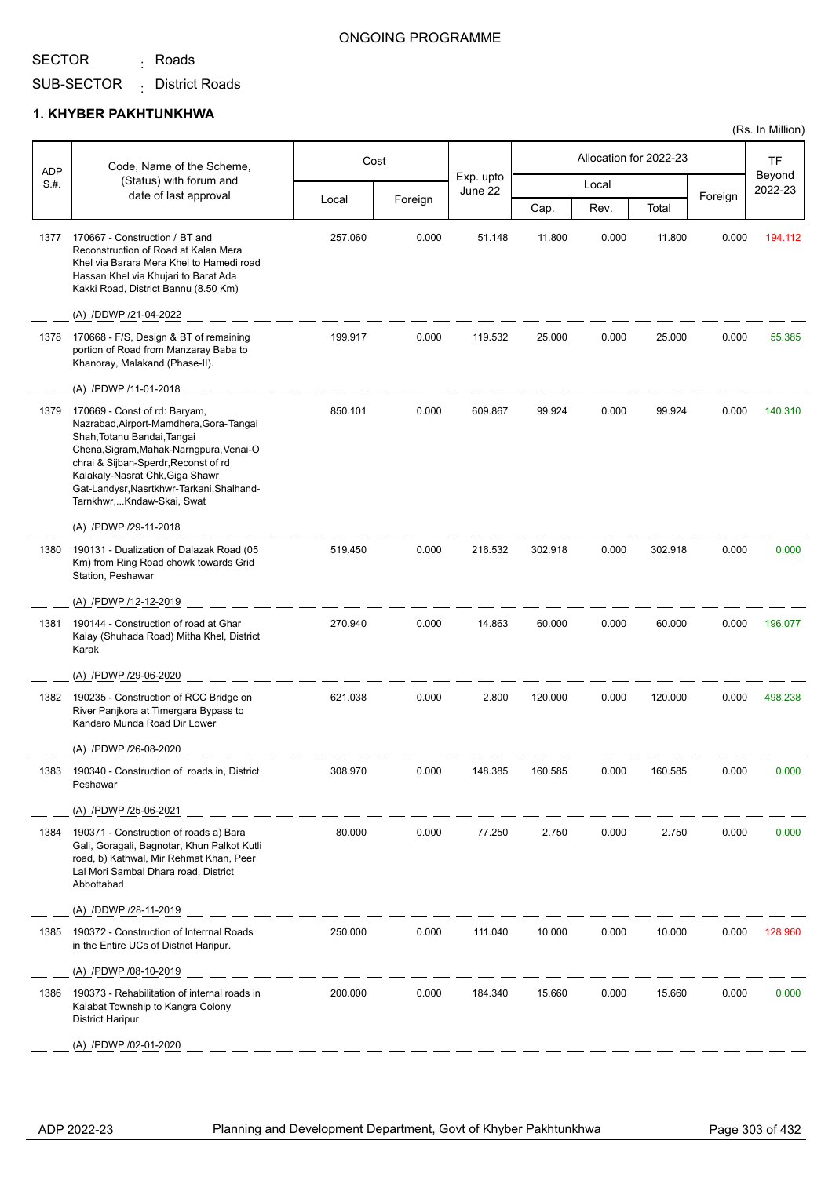ONGOING PROGRAMME

SECTOR : Roads

SUB-SECTOR : District Roads

## 1. KHYBER PAKHTUNKHWA

(Rs. In Million)

| ADP S.#. | Code, Name of the Scheme, (Status) with forum and date of last approval | Cost | | Exp. upto June 22 | Allocation for 2022-23 | | | | TF Beyond 2022-23 |
|---|---|---|---|---|---|---|---|---|---|
| | | Local | Foreign | | Local | | | Foreign | |
| | | | | | Cap. | Rev. | Total | | |
| 1377 | 170667 - Construction / BT and Reconstruction of Road at Kalan Mera Khel via Barara Mera Khel to Hamedi road Hassan Khel via Khujari to Barat Ada Kakki Road, District Bannu (8.50 Km) (A) /DDWP /21-04-2022 | 257.060 | 0.000 | 51.148 | 11.800 | 0.000 | 11.800 | 0.000 | 194.112 |
| 1378 | 170668 - F/S, Design & BT of remaining portion of Road from Manzaray Baba to Khanoray, Malakand (Phase-II). (A) /PDWP /11-01-2018 | 199.917 | 0.000 | 119.532 | 25.000 | 0.000 | 25.000 | 0.000 | 55.385 |
| 1379 | 170669 - Const of rd: Baryam, Nazrabad,Airport-Mamdhera,Gora-Tangai Shah,Totanu Bandai,Tangai Chena,Sigram,Mahak-Narngpura,Venai-O chrai & Sijban-Sperdr,Reconst of rd Kalakaly-Nasrat Chk,Giga Shawr Gat-Landysr,Nasrtkhwr-Tarkani,Shalhand-Tarnkhwr,...Kndaw-Skai, Swat (A) /PDWP /29-11-2018 | 850.101 | 0.000 | 609.867 | 99.924 | 0.000 | 99.924 | 0.000 | 140.310 |
| 1380 | 190131 - Dualization of Dalazak Road (05 Km) from Ring Road chowk towards Grid Station, Peshawar (A) /PDWP /12-12-2019 | 519.450 | 0.000 | 216.532 | 302.918 | 0.000 | 302.918 | 0.000 | 0.000 |
| 1381 | 190144 - Construction of road at Ghar Kalay (Shuhada Road) Mitha Khel, District Karak (A) /PDWP /29-06-2020 | 270.940 | 0.000 | 14.863 | 60.000 | 0.000 | 60.000 | 0.000 | 196.077 |
| 1382 | 190235 - Construction of RCC Bridge on River Panjkora at Timergara Bypass to Kandaro Munda Road Dir Lower (A) /PDWP /26-08-2020 | 621.038 | 0.000 | 2.800 | 120.000 | 0.000 | 120.000 | 0.000 | 498.238 |
| 1383 | 190340 - Construction of roads in, District Peshawar (A) /PDWP /25-06-2021 | 308.970 | 0.000 | 148.385 | 160.585 | 0.000 | 160.585 | 0.000 | 0.000 |
| 1384 | 190371 - Construction of roads a) Bara Gali, Goragali, Bagnotar, Khun Palkot Kutli road, b) Kathwal, Mir Rehmat Khan, Peer Lal Mori Sambal Dhara road, District Abbottabad (A) /DDWP /28-11-2019 | 80.000 | 0.000 | 77.250 | 2.750 | 0.000 | 2.750 | 0.000 | 0.000 |
| 1385 | 190372 - Construction of Interrnal Roads in the Entire UCs of District Haripur. (A) /PDWP /08-10-2019 | 250.000 | 0.000 | 111.040 | 10.000 | 0.000 | 10.000 | 0.000 | 128.960 |
| 1386 | 190373 - Rehabilitation of internal roads in Kalabat Township to Kangra Colony District Haripur (A) /PDWP /02-01-2020 | 200.000 | 0.000 | 184.340 | 15.660 | 0.000 | 15.660 | 0.000 | 0.000 |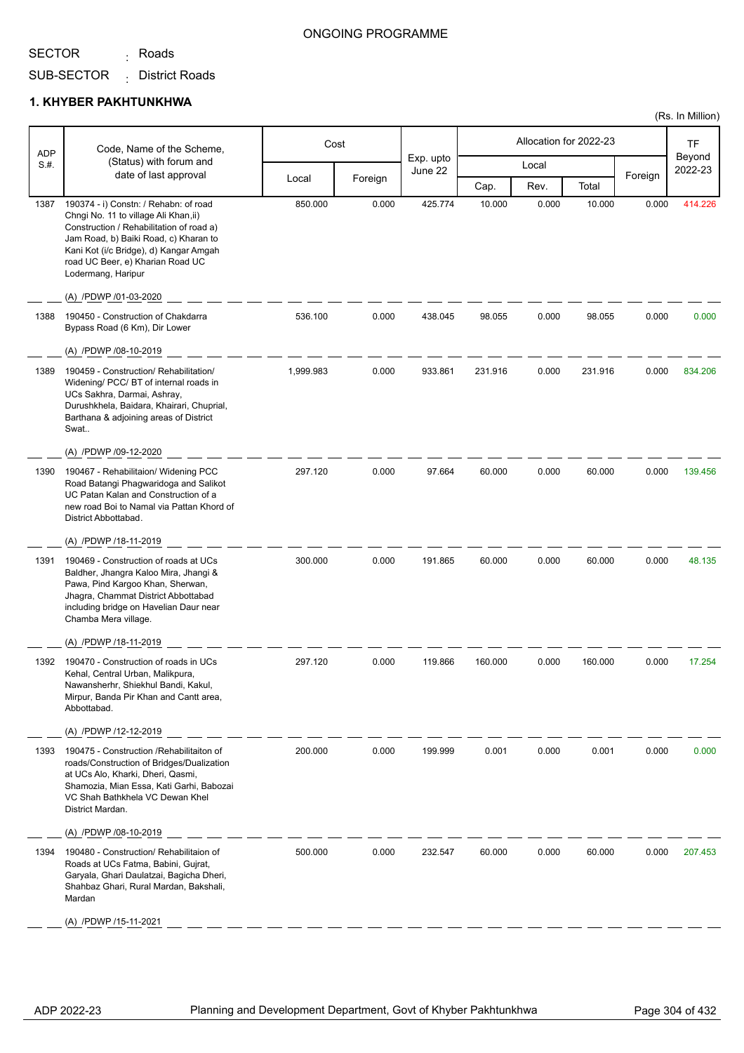ONGOING PROGRAMME

SECTOR : Roads

SUB-SECTOR : District Roads

## 1. KHYBER PAKHTUNKHWA

(Rs. In Million)

| ADP S.#. | Code, Name of the Scheme, (Status) with forum and date of last approval | Cost | | Exp. upto June 22 | Allocation for 2022-23 | | | | TF Beyond 2022-23 |
|---|---|---|---|---|---|---|---|---|---|
| | | Local | Foreign | | Local | | | Foreign | |
| | | | | | Cap. | Rev. | Total | | |
| 1387 | 190374 - i) Constn: / Rehabn: of road Chngi No. 11 to village Ali Khan,ii) Construction / Rehabilitation of road a) Jam Road, b) Baiki Road, c) Kharan to Kani Kot (i/c Bridge), d) Kangar Amgah road UC Beer, e) Kharian Road UC Lodermang, Haripur<br>(A) /PDWP /01-03-2020 | 850.000 | 0.000 | 425.774 | 10.000 | 0.000 | 10.000 | 0.000 | 414.226 |
| 1388 | 190450 - Construction of Chakdarra Bypass Road (6 Km), Dir Lower<br>(A) /PDWP /08-10-2019 | 536.100 | 0.000 | 438.045 | 98.055 | 0.000 | 98.055 | 0.000 | 0.000 |
| 1389 | 190459 - Construction/ Rehabilitation/ Widening/ PCC/ BT of internal roads in UCs Sakhra, Darmai, Ashray, Durushkhela, Baidara, Khairari, Chuprial, Barthana & adjoining areas of District Swat..<br>(A) /PDWP /09-12-2020 | 1,999.983 | 0.000 | 933.861 | 231.916 | 0.000 | 231.916 | 0.000 | 834.206 |
| 1390 | 190467 - Rehabilitaion/ Widening PCC Road Batangi Phagwaridoga and Salikot UC Patan Kalan and Construction of a new road Boi to Namal via Pattan Khord of District Abbottabad.<br>(A) /PDWP /18-11-2019 | 297.120 | 0.000 | 97.664 | 60.000 | 0.000 | 60.000 | 0.000 | 139.456 |
| 1391 | 190469 - Construction of roads at UCs Baldher, Jhangra Kaloo Mira, Jhangi & Pawa, Pind Kargoo Khan, Sherwan, Jhagra, Chammat District Abbottabad including bridge on Havelian Daur near Chamba Mera village.<br>(A) /PDWP /18-11-2019 | 300.000 | 0.000 | 191.865 | 60.000 | 0.000 | 60.000 | 0.000 | 48.135 |
| 1392 | 190470 - Construction of roads in UCs Kehal, Central Urban, Malikpura, Nawansherhr, Shiekhul Bandi, Kakul, Mirpur, Banda Pir Khan and Cantt area, Abbottabad.<br>(A) /PDWP /12-12-2019 | 297.120 | 0.000 | 119.866 | 160.000 | 0.000 | 160.000 | 0.000 | 17.254 |
| 1393 | 190475 - Construction /Rehabilitaiton of roads/Construction of Bridges/Dualization at UCs Alo, Kharki, Dheri, Qasmi, Shamozia, Mian Essa, Kati Garhi, Babozai VC Shah Bathkhela VC Dewan Khel District Mardan.<br>(A) /PDWP /08-10-2019 | 200.000 | 0.000 | 199.999 | 0.001 | 0.000 | 0.001 | 0.000 | 0.000 |
| 1394 | 190480 - Construction/ Rehabilitaion of Roads at UCs Fatma, Babini, Gujrat, Garyala, Ghari Daulatzai, Bagicha Dheri, Shahbaz Ghari, Rural Mardan, Bakshali, Mardan<br>(A) /PDWP /15-11-2021 | 500.000 | 0.000 | 232.547 | 60.000 | 0.000 | 60.000 | 0.000 | 207.453 |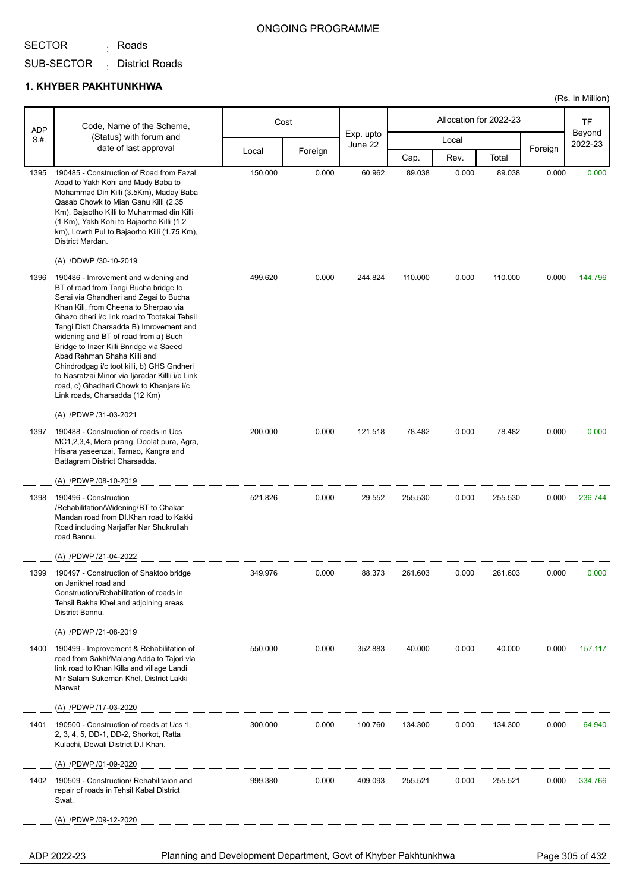ONGOING PROGRAMME

SECTOR : Roads

SUB-SECTOR : District Roads

## 1. KHYBER PAKHTUNKHWA

(Rs. In Million)

| ADP S.#. | Code, Name of the Scheme, (Status) with forum and date of last approval | Cost | | Exp. upto June 22 | Allocation for 2022-23 | | | | TF Beyond 2022-23 |
|---|---|---|---|---|---|---|---|---|---|
| | | Local | Foreign | | Local | | | Foreign | |
| | | | | | Cap. | Rev. | Total | | |
| 1395 | 190485 - Construction of Road from Fazal Abad to Yakh Kohi and Mady Baba to Mohammad Din Killi (3.5Km), Maday Baba Qasab Chowk to Mian Ganu Killi (2.35 Km), Bajaotho Killi to Muhammad din Killi (1 Km), Yakh Kohi to Bajaorho Killi (1.2 km), Lowrh Pul to Bajaorho Killi (1.75 Km), District Mardan.<br>(A) /DDWP /30-10-2019 | 150.000 | 0.000 | 60.962 | 89.038 | 0.000 | 89.038 | 0.000 | 0.000 |
| 1396 | 190486 - Imrovement and widening and BT of road from Tangi Bucha bridge to Serai via Ghandheri and Zegai to Bucha Khan Kili, from Cheena to Sherpao via Ghazo dheri i/c link road to Tootakai Tehsil Tangi Distt Charsadda B) Imrovement and widening and BT of road from a) Buch Bridge to Inzer Killi Bnridge via Saeed Abad Rehman Shaha Killi and Chindrodgag i/c toot killi, b) GHS Gndheri to Nasratzai Minor via Ijaradar Killli i/c Link road, c) Ghadheri Chowk to Khanjare i/c Link roads, Charsadda (12 Km)<br>(A) /PDWP /31-03-2021 | 499.620 | 0.000 | 244.824 | 110.000 | 0.000 | 110.000 | 0.000 | 144.796 |
| 1397 | 190488 - Construction of roads in Ucs MC1,2,3,4, Mera prang, Doolat pura, Agra, Hisara yaseenzai, Tarnao, Kangra and Battagram District Charsadda.<br>(A) /PDWP /08-10-2019 | 200.000 | 0.000 | 121.518 | 78.482 | 0.000 | 78.482 | 0.000 | 0.000 |
| 1398 | 190496 - Construction /Rehabilitation/Widening/BT to Chakar Mandan road from DI.Khan road to Kakki Road including Narjaffar Nar Shukrullah road Bannu.<br>(A) /PDWP /21-04-2022 | 521.826 | 0.000 | 29.552 | 255.530 | 0.000 | 255.530 | 0.000 | 236.744 |
| 1399 | 190497 - Construction of Shaktoo bridge on Janikhel road and Construction/Rehabilitation of roads in Tehsil Bakha Khel and adjoining areas District Bannu.<br>(A) /PDWP /21-08-2019 | 349.976 | 0.000 | 88.373 | 261.603 | 0.000 | 261.603 | 0.000 | 0.000 |
| 1400 | 190499 - Improvement & Rehabilitation of road from Sakhi/Malang Adda to Tajori via link road to Khan Killa and village Landi Mir Salam Sukeman Khel, District Lakki Marwat<br>(A) /PDWP /17-03-2020 | 550.000 | 0.000 | 352.883 | 40.000 | 0.000 | 40.000 | 0.000 | 157.117 |
| 1401 | 190500 - Construction of roads at Ucs 1, 2, 3, 4, 5, DD-1, DD-2, Shorkot, Ratta Kulachi, Dewali District D.I Khan.<br>(A) /PDWP /01-09-2020 | 300.000 | 0.000 | 100.760 | 134.300 | 0.000 | 134.300 | 0.000 | 64.940 |
| 1402 | 190509 - Construction/ Rehabilitaion and repair of roads in Tehsil Kabal District Swat.<br>(A) /PDWP /09-12-2020 | 999.380 | 0.000 | 409.093 | 255.521 | 0.000 | 255.521 | 0.000 | 334.766 |

ADP 2022-23 — Planning and Development Department, Govt of Khyber Pakhtunkhwa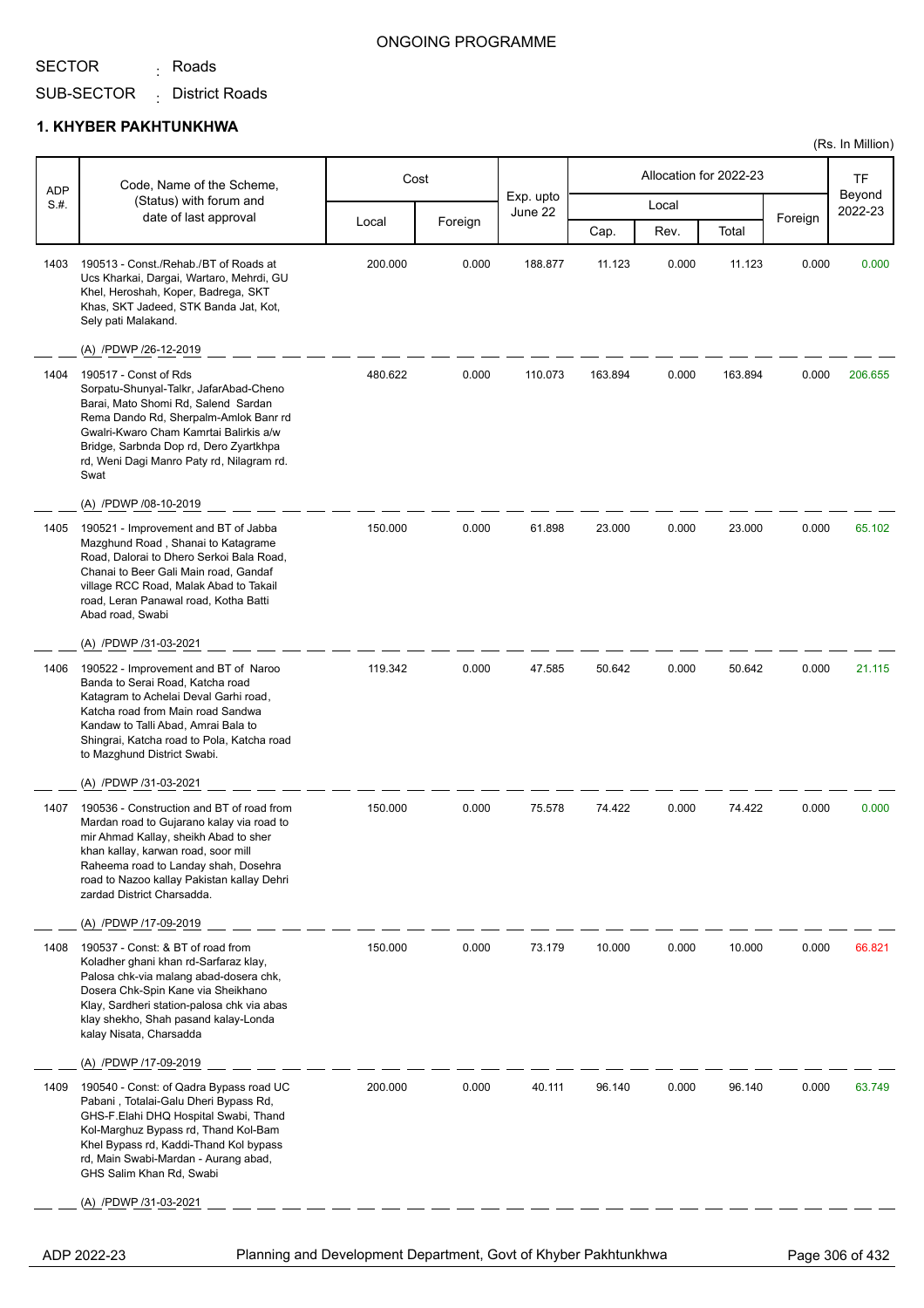ONGOING PROGRAMME

SECTOR : Roads

SUB-SECTOR : District Roads

## 1. KHYBER PAKHTUNKHWA

(Rs. In Million)

| ADP S.#. | Code, Name of the Scheme, (Status) with forum and date of last approval | Cost | | Exp. upto June 22 | Allocation for 2022-23 | | | | TF Beyond 2022-23 |
|---|---|---|---|---|---|---|---|---|---|
| | | Local | Foreign | | Local | | | Foreign | |
| | | | | | Cap. | Rev. | Total | | |
| 1403 | 190513 - Const./Rehab./BT of Roads at Ucs Kharkai, Dargai, Wartaro, Mehrdi, GU Khel, Heroshah, Koper, Badrega, SKT Khas, SKT Jadeed, STK Banda Jat, Kot, Sely pati Malakand.<br>(A) /PDWP /26-12-2019 | 200.000 | 0.000 | 188.877 | 11.123 | 0.000 | 11.123 | 0.000 | 0.000 |
| 1404 | 190517 - Const of Rds Sorpatu-Shunyal-Talkr, JafarAbad-Cheno Barai, Mato Shomi Rd, Salend Sardan Rema Dando Rd, Sherpalm-Amlok Banr rd Gwalri-Kwaro Cham Kamrtai Balirkis a/w Bridge, Sarbnda Dop rd, Dero Zyartkhpa rd, Weni Dagi Manro Paty rd, Nilagram rd. Swat<br>(A) /PDWP /08-10-2019 | 480.622 | 0.000 | 110.073 | 163.894 | 0.000 | 163.894 | 0.000 | 206.655 |
| 1405 | 190521 - Improvement and BT of Jabba Mazghund Road , Shanai to Katagrame Road, Dalorai to Dhero Serkoi Bala Road, Chanai to Beer Gali Main road, Gandaf village RCC Road, Malak Abad to Takail road, Leran Panawal road, Kotha Batti Abad road, Swabi<br>(A) /PDWP /31-03-2021 | 150.000 | 0.000 | 61.898 | 23.000 | 0.000 | 23.000 | 0.000 | 65.102 |
| 1406 | 190522 - Improvement and BT of Naroo Banda to Serai Road, Katcha road Katagram to Achelai Deval Garhi road, Katcha road from Main road Sandwa Kandaw to Talli Abad, Amrai Bala to Shingrai, Katcha road to Pola, Katcha road to Mazghund District Swabi.<br>(A) /PDWP /31-03-2021 | 119.342 | 0.000 | 47.585 | 50.642 | 0.000 | 50.642 | 0.000 | 21.115 |
| 1407 | 190536 - Construction and BT of road from Mardan road to Gujarano kalay via road to mir Ahmad Kallay, sheikh Abad to sher khan kallay, karwan road, soor mill Raheema road to Landay shah, Dosehra road to Nazoo kallay Pakistan kallay Dehri zardad District Charsadda.<br>(A) /PDWP /17-09-2019 | 150.000 | 0.000 | 75.578 | 74.422 | 0.000 | 74.422 | 0.000 | 0.000 |
| 1408 | 190537 - Const: & BT of road from Koladher ghani khan rd-Sarfaraz klay, Palosa chk-via malang abad-dosera chk, Dosera Chk-Spin Kane via Sheikhano Klay, Sardheri station-palosa chk via abas klay shekho, Shah pasand kalay-Londa kalay Nisata, Charsadda<br>(A) /PDWP /17-09-2019 | 150.000 | 0.000 | 73.179 | 10.000 | 0.000 | 10.000 | 0.000 | 66.821 |
| 1409 | 190540 - Const: of Qadra Bypass road UC Pabani , Totalai-Galu Dheri Bypass Rd, GHS-F.Elahi DHQ Hospital Swabi, Thand Kol-Marghuz Bypass rd, Thand Kol-Bam Khel Bypass rd, Kaddi-Thand Kol bypass rd, Main Swabi-Mardan - Aurang abad, GHS Salim Khan Rd, Swabi<br>(A) /PDWP /31-03-2021 | 200.000 | 0.000 | 40.111 | 96.140 | 0.000 | 96.140 | 0.000 | 63.749 |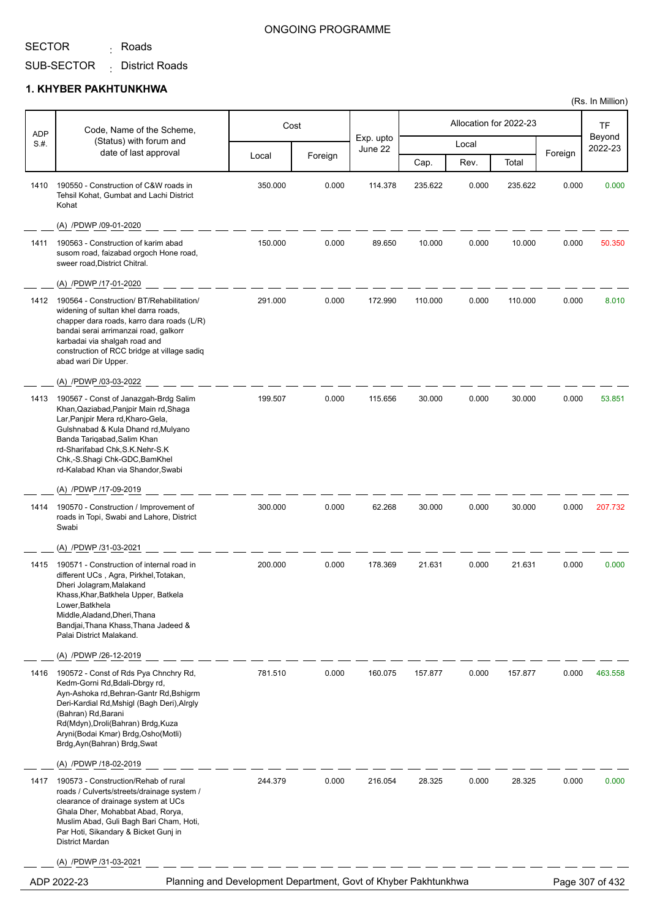ONGOING PROGRAMME

SECTOR : Roads

SUB-SECTOR : District Roads

## 1. KHYBER PAKHTUNKHWA

(Rs. In Million)

| ADP S.#. | Code, Name of the Scheme, (Status) with forum and date of last approval | Cost | | Exp. upto June 22 | Allocation for 2022-23 | | | | TF Beyond 2022-23 |
|---|---|---|---|---|---|---|---|---|---|
| | | Local | Foreign | | Local | | | Foreign | |
| | | | | | Cap. | Rev. | Total | | |
| 1410 | 190550 - Construction of C&W roads in Tehsil Kohat, Gumbat and Lachi District Kohat<br>(A) /PDWP /09-01-2020 | 350.000 | 0.000 | 114.378 | 235.622 | 0.000 | 235.622 | 0.000 | 0.000 |
| 1411 | 190563 - Construction of karim abad susom road, faizabad orgoch Hone road, sweer road,District Chitral.<br>(A) /PDWP /17-01-2020 | 150.000 | 0.000 | 89.650 | 10.000 | 0.000 | 10.000 | 0.000 | 50.350 |
| 1412 | 190564 - Construction/ BT/Rehabilitation/ widening of sultan khel darra roads, chapper dara roads, karro dara roads (L/R) bandai serai arrimanzai road, galkorr karbadai via shalgah road and construction of RCC bridge at village sadiq abad wari Dir Upper.<br>(A) /PDWP /03-03-2022 | 291.000 | 0.000 | 172.990 | 110.000 | 0.000 | 110.000 | 0.000 | 8.010 |
| 1413 | 190567 - Const of Janazgah-Brdg Salim Khan,Qaziabad,Panjpir Main rd,Shaga Lar,Panjpir Mera rd,Kharo-Gela, Gulshnabad & Kula Dhand rd,Mulyano Banda Tariqabad,Salim Khan rd-Sharifabad Chk,S.K.Nehr-S.K Chk,-S.Shagi Chk-GDC,BamKhel rd-Kalabad Khan via Shandor,Swabi<br>(A) /PDWP /17-09-2019 | 199.507 | 0.000 | 115.656 | 30.000 | 0.000 | 30.000 | 0.000 | 53.851 |
| 1414 | 190570 - Construction / Improvement of roads in Topi, Swabi and Lahore, District Swabi<br>(A) /PDWP /31-03-2021 | 300.000 | 0.000 | 62.268 | 30.000 | 0.000 | 30.000 | 0.000 | 207.732 |
| 1415 | 190571 - Construction of internal road in different UCs , Agra, Pirkhel,Totakan, Dheri Jolagram,Malakand Khass,Khar,Batkhela Upper, Batkela Lower,Batkhela Middle,Aladand,Dheri,Thana Bandjai,Thana Khass,Thana Jadeed & Palai District Malakand.<br>(A) /PDWP /26-12-2019 | 200.000 | 0.000 | 178.369 | 21.631 | 0.000 | 21.631 | 0.000 | 0.000 |
| 1416 | 190572 - Const of Rds Pya Chnchry Rd, Kedm-Gorni Rd,Bdali-Dbrgy rd, Ayn-Ashoka rd,Behran-Gantr Rd,Bshigrm Deri-Kardial Rd,Mshigl (Bagh Deri),Alrgly (Bahran) Rd,Barani Rd(Mdyn),Droli(Bahran) Brdg,Kuza Aryni(Bodai Kmar) Brdg,Osho(Motli) Brdg,Ayn(Bahran) Brdg,Swat<br>(A) /PDWP /18-02-2019 | 781.510 | 0.000 | 160.075 | 157.877 | 0.000 | 157.877 | 0.000 | 463.558 |
| 1417 | 190573 - Construction/Rehab of rural roads / Culverts/streets/drainage system / clearance of drainage system at UCs Ghala Dher, Mohabbat Abad, Rorya, Muslim Abad, Guli Bagh Bari Cham, Hoti, Par Hoti, Sikandary & Bicket Gunj in District Mardan<br>(A) /PDWP /31-03-2021 | 244.379 | 0.000 | 216.054 | 28.325 | 0.000 | 28.325 | 0.000 | 0.000 |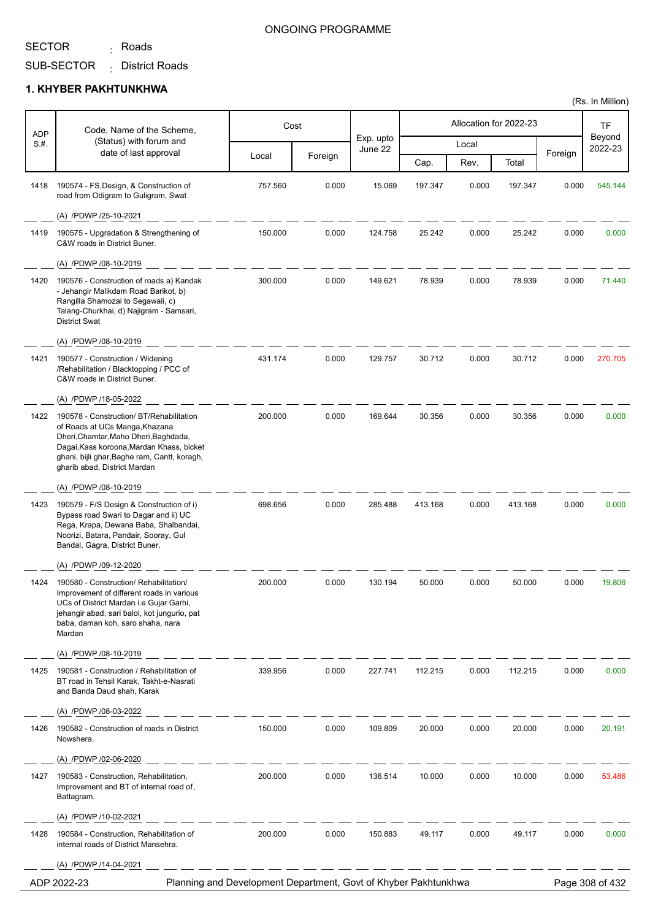ONGOING PROGRAMME

SECTOR : Roads

SUB-SECTOR : District Roads

## 1. KHYBER PAKHTUNKHWA

(Rs. In Million)

| ADP S.#. | Code, Name of the Scheme, (Status) with forum and date of last approval | Cost | | Exp. upto June 22 | Allocation for 2022-23 | | | | TF Beyond 2022-23 |
|---|---|---|---|---|---|---|---|---|---|
| | | Local | Foreign | | Local | | | Foreign | |
| | | | | | Cap. | Rev. | Total | | |
| 1418 | 190574 - FS,Design, & Construction of road from Odigram to Guligram, Swat<br>(A) /PDWP /25-10-2021 | 757.560 | 0.000 | 15.069 | 197.347 | 0.000 | 197.347 | 0.000 | 545.144 |
| 1419 | 190575 - Upgradation & Strengthening of C&W roads in District Buner.<br>(A) /PDWP /08-10-2019 | 150.000 | 0.000 | 124.758 | 25.242 | 0.000 | 25.242 | 0.000 | 0.000 |
| 1420 | 190576 - Construction of roads a) Kandak - Jehangir Malikdam Road Barikot, b) Rangilla Shamozai to Segawali, c) Talang-Churkhai, d) Najigram - Samsari, District Swat<br>(A) /PDWP /08-10-2019 | 300.000 | 0.000 | 149.621 | 78.939 | 0.000 | 78.939 | 0.000 | 71.440 |
| 1421 | 190577 - Construction / Widening /Rehabilitation / Blacktopping / PCC of C&W roads in District Buner.<br>(A) /PDWP /18-05-2022 | 431.174 | 0.000 | 129.757 | 30.712 | 0.000 | 30.712 | 0.000 | 270.705 |
| 1422 | 190578 - Construction/ BT/Rehabilitation of Roads at UCs Manga,Khazana Dheri,Chamtar,Maho Dheri,Baghdada, Dagai,Kass koroona,Mardan Khass, bicket ghani, bijli ghar,Baghe ram, Cantt, koragh, gharib abad, District Mardan<br>(A) /PDWP /08-10-2019 | 200.000 | 0.000 | 169.644 | 30.356 | 0.000 | 30.356 | 0.000 | 0.000 |
| 1423 | 190579 - F/S Design & Construction of i) Bypass road Swari to Dagar and ii) UC Rega, Krapa, Dewana Baba, Shalbandai, Noorizi, Batara, Pandair, Sooray, Gul Bandal, Gagra, District Buner.<br>(A) /PDWP /09-12-2020 | 698.656 | 0.000 | 285.488 | 413.168 | 0.000 | 413.168 | 0.000 | 0.000 |
| 1424 | 190580 - Construction/ Rehabilitation/ Improvement of different roads in various UCs of District Mardan i.e Gujar Garhi, jehangir abad, sari balol, kot jungurio, pat baba, daman koh, saro shaha, nara Mardan<br>(A) /PDWP /08-10-2019 | 200.000 | 0.000 | 130.194 | 50.000 | 0.000 | 50.000 | 0.000 | 19.806 |
| 1425 | 190581 - Construction / Rehabilitation of BT road in Tehsil Karak, Takht-e-Nasrati and Banda Daud shah, Karak<br>(A) /PDWP /08-03-2022 | 339.956 | 0.000 | 227.741 | 112.215 | 0.000 | 112.215 | 0.000 | 0.000 |
| 1426 | 190582 - Construction of roads in District Nowshera.<br>(A) /PDWP /02-06-2020 | 150.000 | 0.000 | 109.809 | 20.000 | 0.000 | 20.000 | 0.000 | 20.191 |
| 1427 | 190583 - Construction, Rehabilitation, Improvement and BT of internal road of, Battagram.<br>(A) /PDWP /10-02-2021 | 200.000 | 0.000 | 136.514 | 10.000 | 0.000 | 10.000 | 0.000 | 53.486 |
| 1428 | 190584 - Construction, Rehabilitation of internal roads of District Mansehra.<br>(A) /PDWP /14-04-2021 | 200.000 | 0.000 | 150.883 | 49.117 | 0.000 | 49.117 | 0.000 | 0.000 |

ADP 2022-23 Planning and Development Department, Govt of Khyber Pakhtunkhwa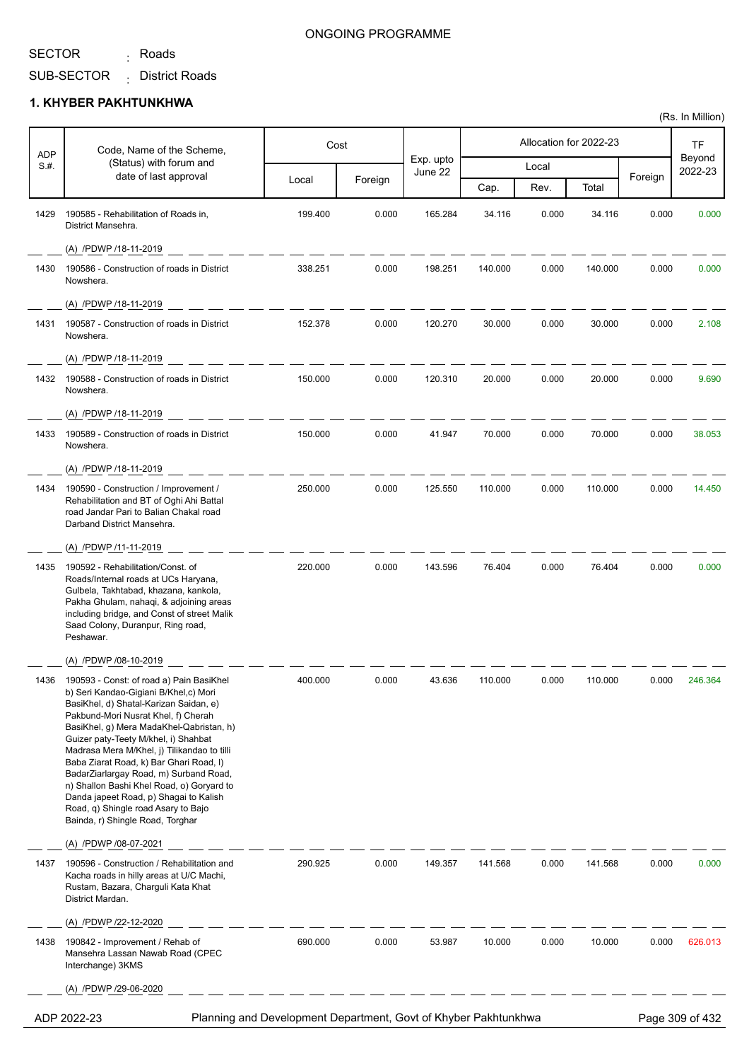ONGOING PROGRAMME

SECTOR : Roads

SUB-SECTOR : District Roads

## 1. KHYBER PAKHTUNKHWA

(Rs. In Million)

| ADP S.#. | Code, Name of the Scheme, (Status) with forum and date of last approval | Cost | | Exp. upto June 22 | Allocation for 2022-23 | | | | TF Beyond 2022-23 |
|---|---|---|---|---|---|---|---|---|---|
| | | Local | Foreign | | Local | | | Foreign | |
| | | | | | Cap. | Rev. | Total | | |
| 1429 | 190585 - Rehabilitation of Roads in, District Mansehra.<br>(A) /PDWP /18-11-2019 | 199.400 | 0.000 | 165.284 | 34.116 | 0.000 | 34.116 | 0.000 | 0.000 |
| 1430 | 190586 - Construction of roads in District Nowshera.<br>(A) /PDWP /18-11-2019 | 338.251 | 0.000 | 198.251 | 140.000 | 0.000 | 140.000 | 0.000 | 0.000 |
| 1431 | 190587 - Construction of roads in District Nowshera.<br>(A) /PDWP /18-11-2019 | 152.378 | 0.000 | 120.270 | 30.000 | 0.000 | 30.000 | 0.000 | 2.108 |
| 1432 | 190588 - Construction of roads in District Nowshera.<br>(A) /PDWP /18-11-2019 | 150.000 | 0.000 | 120.310 | 20.000 | 0.000 | 20.000 | 0.000 | 9.690 |
| 1433 | 190589 - Construction of roads in District Nowshera.<br>(A) /PDWP /18-11-2019 | 150.000 | 0.000 | 41.947 | 70.000 | 0.000 | 70.000 | 0.000 | 38.053 |
| 1434 | 190590 - Construction / Improvement / Rehabilitation and BT of Oghi Ahi Battal road Jandar Pari to Balian Chakal road Darband District Mansehra.<br>(A) /PDWP /11-11-2019 | 250.000 | 0.000 | 125.550 | 110.000 | 0.000 | 110.000 | 0.000 | 14.450 |
| 1435 | 190592 - Rehabilitation/Const. of Roads/Internal roads at UCs Haryana, Gulbela, Takhtabad, khazana, kankola, Pakha Ghulam, nahaqi, & adjoining areas including bridge, and Const of street Malik Saad Colony, Duranpur, Ring road, Peshawar.<br>(A) /PDWP /08-10-2019 | 220.000 | 0.000 | 143.596 | 76.404 | 0.000 | 76.404 | 0.000 | 0.000 |
| 1436 | 190593 - Const: of road a) Pain BasiKhel b) Seri Kandao-Gigiani B/Khel,c) Mori BasiKhel, d) Shatal-Karizan Saidan, e) Pakbund-Mori Nusrat Khel, f) Cherah BasiKhel, g) Mera MadaKhel-Qabristan, h) Guizer paty-Teety M/khel, i) Shahbat Madrasa Mera M/Khel, j) Tilikandao to tilli Baba Ziarat Road, k) Bar Ghari Road, l) BadarZiarlargay Road, m) Surband Road, n) Shallon Bashi Khel Road, o) Goryard to Danda japeet Road, p) Shagai to Kalish Road, q) Shingle road Asary to Bajo Bainda, r) Shingle Road, Torghar<br>(A) /PDWP /08-07-2021 | 400.000 | 0.000 | 43.636 | 110.000 | 0.000 | 110.000 | 0.000 | 246.364 |
| 1437 | 190596 - Construction / Rehabilitation and Kacha roads in hilly areas at U/C Machi, Rustam, Bazara, Charguli Kata Khat District Mardan.<br>(A) /PDWP /22-12-2020 | 290.925 | 0.000 | 149.357 | 141.568 | 0.000 | 141.568 | 0.000 | 0.000 |
| 1438 | 190842 - Improvement / Rehab of Mansehra Lassan Nawab Road (CPEC Interchange) 3KMS<br>(A) /PDWP /29-06-2020 | 690.000 | 0.000 | 53.987 | 10.000 | 0.000 | 10.000 | 0.000 | 626.013 |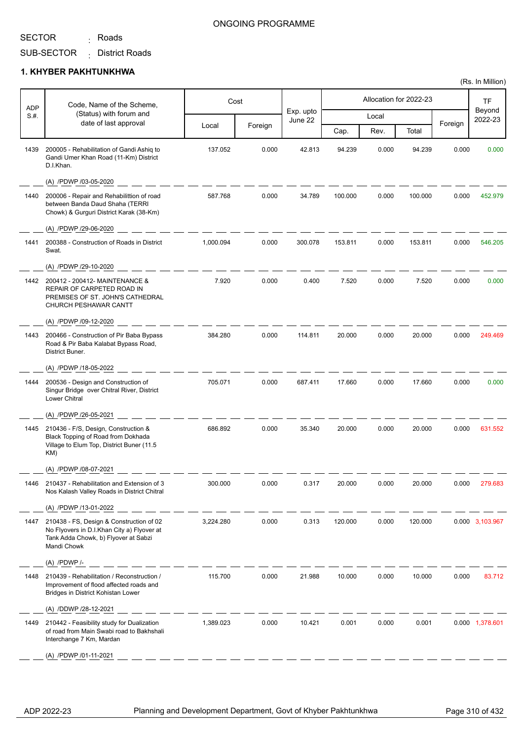ONGOING PROGRAMME

SECTOR : Roads

SUB-SECTOR : District Roads

## 1. KHYBER PAKHTUNKHWA

(Rs. In Million)

| ADP S.#. | Code, Name of the Scheme, (Status) with forum and date of last approval | Cost | | Exp. upto June 22 | Allocation for 2022-23 | | | | TF Beyond 2022-23 |
|---|---|---|---|---|---|---|---|---|---|
| | | Local | Foreign | | Local | | | Foreign | |
| | | | | | Cap. | Rev. | Total | | |
| 1439 | 200005 - Rehabilitation of Gandi Ashiq to Gandi Umer Khan Road (11-Km) District D.I.Khan. (A) /PDWP /03-05-2020 | 137.052 | 0.000 | 42.813 | 94.239 | 0.000 | 94.239 | 0.000 | 0.000 |
| 1440 | 200006 - Repair and Rehabilittion of road between Banda Daud Shaha (TERRI Chowk) & Gurguri District Karak (38-Km) (A) /PDWP /29-06-2020 | 587.768 | 0.000 | 34.789 | 100.000 | 0.000 | 100.000 | 0.000 | 452.979 |
| 1441 | 200388 - Construction of Roads in District Swat. (A) /PDWP /29-10-2020 | 1,000.094 | 0.000 | 300.078 | 153.811 | 0.000 | 153.811 | 0.000 | 546.205 |
| 1442 | 200412 - 200412- MAINTENANCE & REPAIR OF CARPETED ROAD IN PREMISES OF ST. JOHN'S CATHEDRAL CHURCH PESHAWAR CANTT (A) /PDWP /09-12-2020 | 7.920 | 0.000 | 0.400 | 7.520 | 0.000 | 7.520 | 0.000 | 0.000 |
| 1443 | 200466 - Construction of Pir Baba Bypass Road & Pir Baba Kalabat Bypass Road, District Buner. (A) /PDWP /18-05-2022 | 384.280 | 0.000 | 114.811 | 20.000 | 0.000 | 20.000 | 0.000 | 249.469 |
| 1444 | 200536 - Design and Construction of Singur Bridge over Chitral River, District Lower Chitral (A) /PDWP /26-05-2021 | 705.071 | 0.000 | 687.411 | 17.660 | 0.000 | 17.660 | 0.000 | 0.000 |
| 1445 | 210436 - F/S, Design, Construction & Black Topping of Road from Dokhada Village to Elum Top, District Buner (11.5 KM) (A) /PDWP /08-07-2021 | 686.892 | 0.000 | 35.340 | 20.000 | 0.000 | 20.000 | 0.000 | 631.552 |
| 1446 | 210437 - Rehabilitation and Extension of 3 Nos Kalash Valley Roads in District Chitral (A) /PDWP /13-01-2022 | 300.000 | 0.000 | 0.317 | 20.000 | 0.000 | 20.000 | 0.000 | 279.683 |
| 1447 | 210438 - FS, Design & Construction of 02 No Flyovers in D.I.Khan City a) Flyover at Tank Adda Chowk, b) Flyover at Sabzi Mandi Chowk (A) /PDWP /- | 3,224.280 | 0.000 | 0.313 | 120.000 | 0.000 | 120.000 | 0.000 | 3,103.967 |
| 1448 | 210439 - Rehabilitation / Reconstruction / Improvement of flood affected roads and Bridges in District Kohistan Lower (A) /DDWP /28-12-2021 | 115.700 | 0.000 | 21.988 | 10.000 | 0.000 | 10.000 | 0.000 | 83.712 |
| 1449 | 210442 - Feasibility study for Dualization of road from Main Swabi road to Bakhshali Interchange 7 Km, Mardan (A) /PDWP /01-11-2021 | 1,389.023 | 0.000 | 10.421 | 0.001 | 0.000 | 0.001 | 0.000 | 1,378.601 |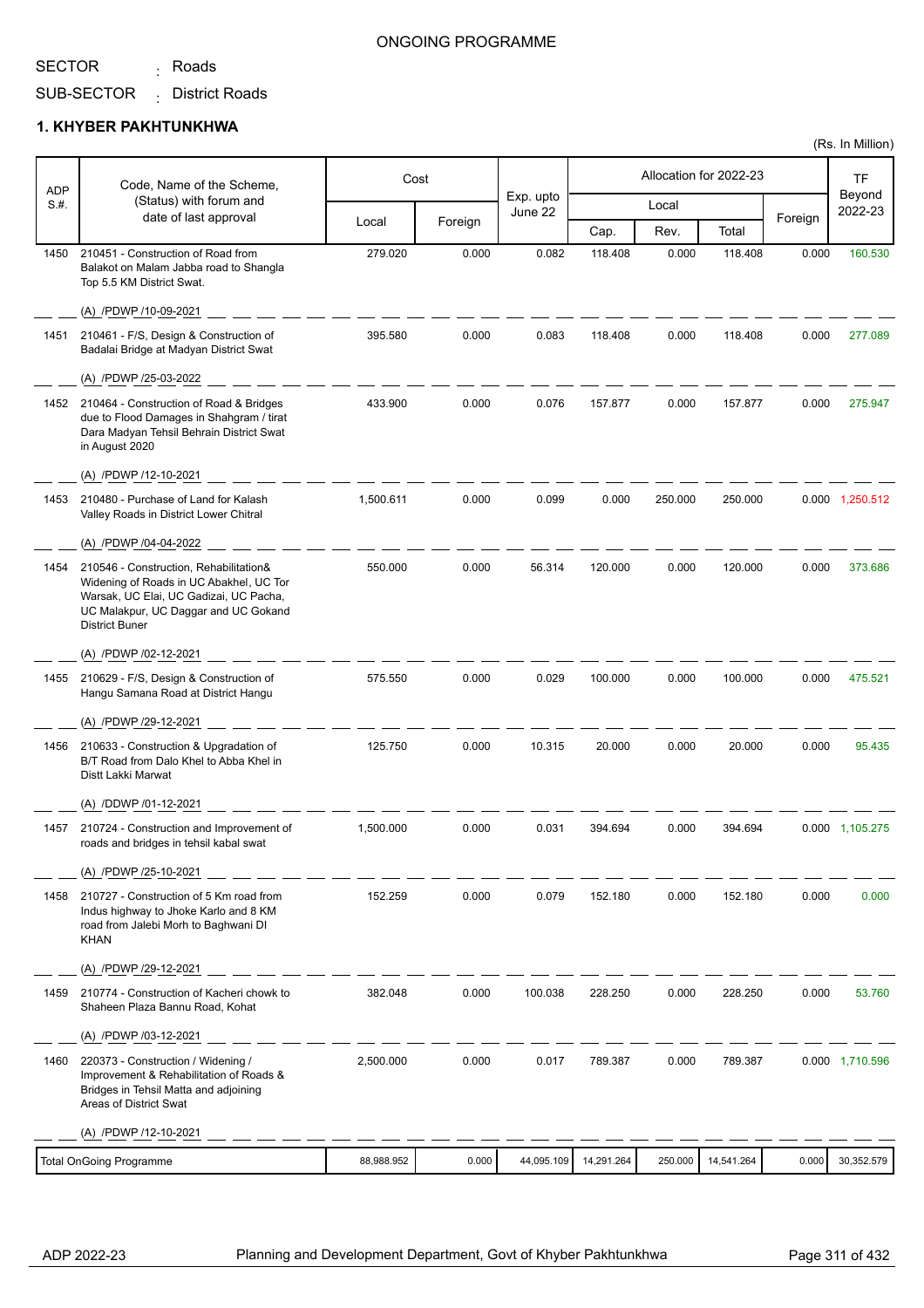ONGOING PROGRAMME

SECTOR : Roads

SUB-SECTOR : District Roads

## 1. KHYBER PAKHTUNKHWA

(Rs. In Million)

| ADP S.#. | Code, Name of the Scheme, (Status) with forum and date of last approval | Cost | | Exp. upto June 22 | Allocation for 2022-23 | | | | TF Beyond 2022-23 |
|---|---|---|---|---|---|---|---|---|---|
| | | Local | Foreign | | Local | | | Foreign | |
| | | | | | Cap. | Rev. | Total | | |
| 1450 | 210451 - Construction of Road from Balakot on Malam Jabba road to Shangla Top 5.5 KM District Swat. (A) /PDWP /10-09-2021 | 279.020 | 0.000 | 0.082 | 118.408 | 0.000 | 118.408 | 0.000 | 160.530 |
| 1451 | 210461 - F/S, Design & Construction of Badalai Bridge at Madyan District Swat (A) /PDWP /25-03-2022 | 395.580 | 0.000 | 0.083 | 118.408 | 0.000 | 118.408 | 0.000 | 277.089 |
| 1452 | 210464 - Construction of Road & Bridges due to Flood Damages in Shahgram / tirat Dara Madyan Tehsil Behrain District Swat in August 2020 (A) /PDWP /12-10-2021 | 433.900 | 0.000 | 0.076 | 157.877 | 0.000 | 157.877 | 0.000 | 275.947 |
| 1453 | 210480 - Purchase of Land for Kalash Valley Roads in District Lower Chitral (A) /PDWP /04-04-2022 | 1,500.611 | 0.000 | 0.099 | 0.000 | 250.000 | 250.000 | 0.000 | 1,250.512 |
| 1454 | 210546 - Construction, Rehabilitation& Widening of Roads in UC Abakhel, UC Tor Warsak, UC Elai, UC Gadizai, UC Pacha, UC Malakpur, UC Daggar and UC Gokand District Buner (A) /PDWP /02-12-2021 | 550.000 | 0.000 | 56.314 | 120.000 | 0.000 | 120.000 | 0.000 | 373.686 |
| 1455 | 210629 - F/S, Design & Construction of Hangu Samana Road at District Hangu (A) /PDWP /29-12-2021 | 575.550 | 0.000 | 0.029 | 100.000 | 0.000 | 100.000 | 0.000 | 475.521 |
| 1456 | 210633 - Construction & Upgradation of B/T Road from Dalo Khel to Abba Khel in Distt Lakki Marwat (A) /DDWP /01-12-2021 | 125.750 | 0.000 | 10.315 | 20.000 | 0.000 | 20.000 | 0.000 | 95.435 |
| 1457 | 210724 - Construction and Improvement of roads and bridges in tehsil kabal swat (A) /PDWP /25-10-2021 | 1,500.000 | 0.000 | 0.031 | 394.694 | 0.000 | 394.694 | 0.000 | 1,105.275 |
| 1458 | 210727 - Construction of 5 Km road from Indus highway to Jhoke Karlo and 8 KM road from Jalebi Morh to Baghwani DI KHAN (A) /PDWP /29-12-2021 | 152.259 | 0.000 | 0.079 | 152.180 | 0.000 | 152.180 | 0.000 | 0.000 |
| 1459 | 210774 - Construction of Kacheri chowk to Shaheen Plaza Bannu Road, Kohat (A) /PDWP /03-12-2021 | 382.048 | 0.000 | 100.038 | 228.250 | 0.000 | 228.250 | 0.000 | 53.760 |
| 1460 | 220373 - Construction / Widening / Improvement & Rehabilitation of Roads & Bridges in Tehsil Matta and adjoining Areas of District Swat (A) /PDWP /12-10-2021 | 2,500.000 | 0.000 | 0.017 | 789.387 | 0.000 | 789.387 | 0.000 | 1,710.596 |
| | Total OnGoing Programme | 88,988.952 | 0.000 | 44,095.109 | 14,291.264 | 250.000 | 14,541.264 | 0.000 | 30,352.579 |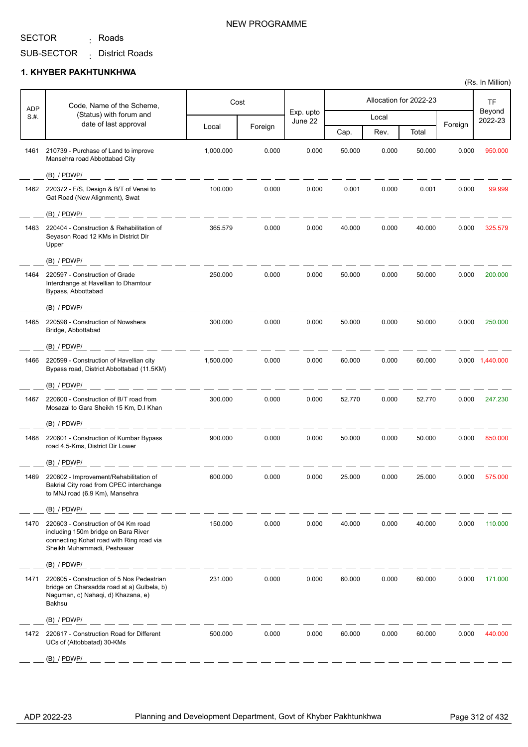NEW PROGRAMME

SECTOR : Roads

SUB-SECTOR : District Roads

## 1. KHYBER PAKHTUNKHWA

(Rs. In Million)

| ADP S.#. | Code, Name of the Scheme, (Status) with forum and date of last approval | Cost | | Exp. upto June 22 | Allocation for 2022-23 | | | | TF Beyond 2022-23 |
|---|---|---|---|---|---|---|---|---|---|
| | | Local | Foreign | | Local | | | Foreign | |
| | | | | | Cap. | Rev. | Total | | |
| 1461 | 210739 - Purchase of Land to improve Mansehra road Abbottabad City (B) / PDWP/ | 1,000.000 | 0.000 | 0.000 | 50.000 | 0.000 | 50.000 | 0.000 | 950.000 |
| 1462 | 220372 - F/S, Design & B/T of Venai to Gat Road (New Alignment), Swat (B) / PDWP/ | 100.000 | 0.000 | 0.000 | 0.001 | 0.000 | 0.001 | 0.000 | 99.999 |
| 1463 | 220404 - Construction & Rehabilitation of Seyason Road 12 KMs in District Dir Upper (B) / PDWP/ | 365.579 | 0.000 | 0.000 | 40.000 | 0.000 | 40.000 | 0.000 | 325.579 |
| 1464 | 220597 - Construction of Grade Interchange at Havellian to Dhamtour Bypass, Abbottabad (B) / PDWP/ | 250.000 | 0.000 | 0.000 | 50.000 | 0.000 | 50.000 | 0.000 | 200.000 |
| 1465 | 220598 - Construction of Nowshera Bridge, Abbottabad (B) / PDWP/ | 300.000 | 0.000 | 0.000 | 50.000 | 0.000 | 50.000 | 0.000 | 250.000 |
| 1466 | 220599 - Construction of Havellian city Bypass road, District Abbottabad (11.5KM) (B) / PDWP/ | 1,500.000 | 0.000 | 0.000 | 60.000 | 0.000 | 60.000 | 0.000 | 1,440.000 |
| 1467 | 220600 - Construction of B/T road from Mosazai to Gara Sheikh 15 Km, D.I Khan (B) / PDWP/ | 300.000 | 0.000 | 0.000 | 52.770 | 0.000 | 52.770 | 0.000 | 247.230 |
| 1468 | 220601 - Construction of Kumbar Bypass road 4.5-Kms, District Dir Lower (B) / PDWP/ | 900.000 | 0.000 | 0.000 | 50.000 | 0.000 | 50.000 | 0.000 | 850.000 |
| 1469 | 220602 - Improvement/Rehabilitation of Bakrial City road from CPEC interchange to MNJ road (6.9 Km), Mansehra (B) / PDWP/ | 600.000 | 0.000 | 0.000 | 25.000 | 0.000 | 25.000 | 0.000 | 575.000 |
| 1470 | 220603 - Construction of 04 Km road including 150m bridge on Bara River connecting Kohat road with Ring road via Sheikh Muhammadi, Peshawar (B) / PDWP/ | 150.000 | 0.000 | 0.000 | 40.000 | 0.000 | 40.000 | 0.000 | 110.000 |
| 1471 | 220605 - Construction of 5 Nos Pedestrian bridge on Charsadda road at a) Gulbela, b) Naguman, c) Nahaqi, d) Khazana, e) Bakhsu (B) / PDWP/ | 231.000 | 0.000 | 0.000 | 60.000 | 0.000 | 60.000 | 0.000 | 171.000 |
| 1472 | 220617 - Construction Road for Different UCs of (Attobbatad) 30-KMs (B) / PDWP/ | 500.000 | 0.000 | 0.000 | 60.000 | 0.000 | 60.000 | 0.000 | 440.000 |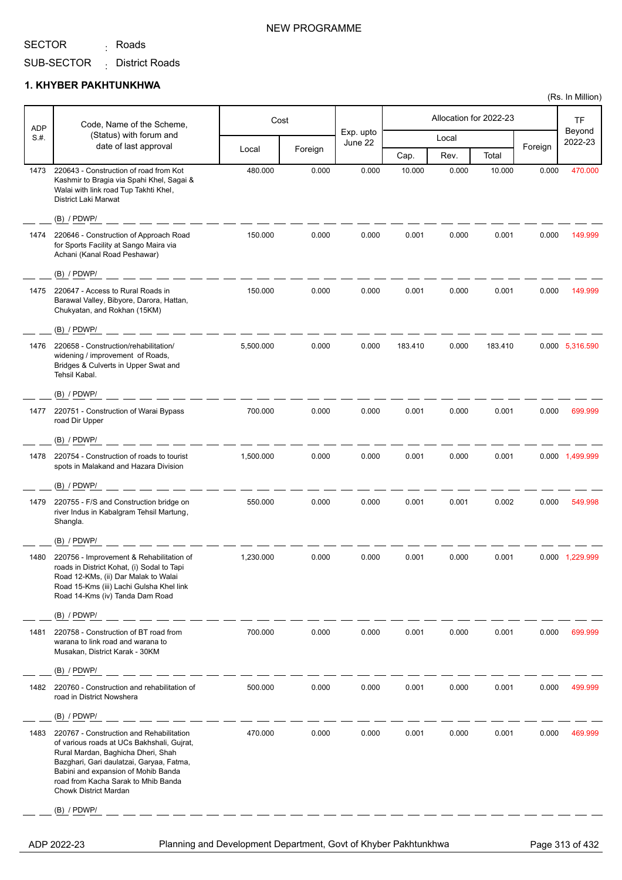NEW PROGRAMME

SECTOR : Roads

SUB-SECTOR : District Roads

## 1. KHYBER PAKHTUNKHWA

(Rs. In Million)

| ADP S.#. | Code, Name of the Scheme, (Status) with forum and date of last approval | Cost | | Exp. upto June 22 | Allocation for 2022-23 | | | | TF Beyond 2022-23 |
|---|---|---|---|---|---|---|---|---|---|
| | | Local | Foreign | | Local | | | Foreign | |
| | | | | | Cap. | Rev. | Total | | |
| 1473 | 220643 - Construction of road from Kot Kashmir to Bragia via Spahi Khel, Sagai & Walai with link road Tup Takhti Khel, District Laki Marwat<br>(B) / PDWP/ | 480.000 | 0.000 | 0.000 | 10.000 | 0.000 | 10.000 | 0.000 | 470.000 |
| 1474 | 220646 - Construction of Approach Road for Sports Facility at Sango Maira via Achani (Kanal Road Peshawar)<br>(B) / PDWP/ | 150.000 | 0.000 | 0.000 | 0.001 | 0.000 | 0.001 | 0.000 | 149.999 |
| 1475 | 220647 - Access to Rural Roads in Barawal Valley, Bibyore, Darora, Hattan, Chukyatan, and Rokhan (15KM)<br>(B) / PDWP/ | 150.000 | 0.000 | 0.000 | 0.001 | 0.000 | 0.001 | 0.000 | 149.999 |
| 1476 | 220658 - Construction/rehabilitation/ widening / improvement of Roads, Bridges & Culverts in Upper Swat and Tehsil Kabal.<br>(B) / PDWP/ | 5,500.000 | 0.000 | 0.000 | 183.410 | 0.000 | 183.410 | 0.000 | 5,316.590 |
| 1477 | 220751 - Construction of Warai Bypass road Dir Upper<br>(B) / PDWP/ | 700.000 | 0.000 | 0.000 | 0.001 | 0.000 | 0.001 | 0.000 | 699.999 |
| 1478 | 220754 - Construction of roads to tourist spots in Malakand and Hazara Division<br>(B) / PDWP/ | 1,500.000 | 0.000 | 0.000 | 0.001 | 0.000 | 0.001 | 0.000 | 1,499.999 |
| 1479 | 220755 - F/S and Construction bridge on river Indus in Kabalgram Tehsil Martung, Shangla.<br>(B) / PDWP/ | 550.000 | 0.000 | 0.000 | 0.001 | 0.001 | 0.002 | 0.000 | 549.998 |
| 1480 | 220756 - Improvement & Rehabilitation of roads in District Kohat, (i) Sodal to Tapi Road 12-KMs, (ii) Dar Malak to Walai Road 15-Kms (iii) Lachi Gulsha Khel link Road 14-Kms (iv) Tanda Dam Road<br>(B) / PDWP/ | 1,230.000 | 0.000 | 0.000 | 0.001 | 0.000 | 0.001 | 0.000 | 1,229.999 |
| 1481 | 220758 - Construction of BT road from warana to link road and warana to Musakan, District Karak - 30KM<br>(B) / PDWP/ | 700.000 | 0.000 | 0.000 | 0.001 | 0.000 | 0.001 | 0.000 | 699.999 |
| 1482 | 220760 - Construction and rehabilitation of road in District Nowshera<br>(B) / PDWP/ | 500.000 | 0.000 | 0.000 | 0.001 | 0.000 | 0.001 | 0.000 | 499.999 |
| 1483 | 220767 - Construction and Rehabilitation of various roads at UCs Bakhshali, Gujrat, Rural Mardan, Baghicha Dheri, Shah Bazghari, Gari daulatzai, Garyaa, Fatma, Babini and expansion of Mohib Banda road from Kacha Sarak to Mhib Banda Chowk District Mardan<br>(B) / PDWP/ | 470.000 | 0.000 | 0.000 | 0.001 | 0.000 | 0.001 | 0.000 | 469.999 |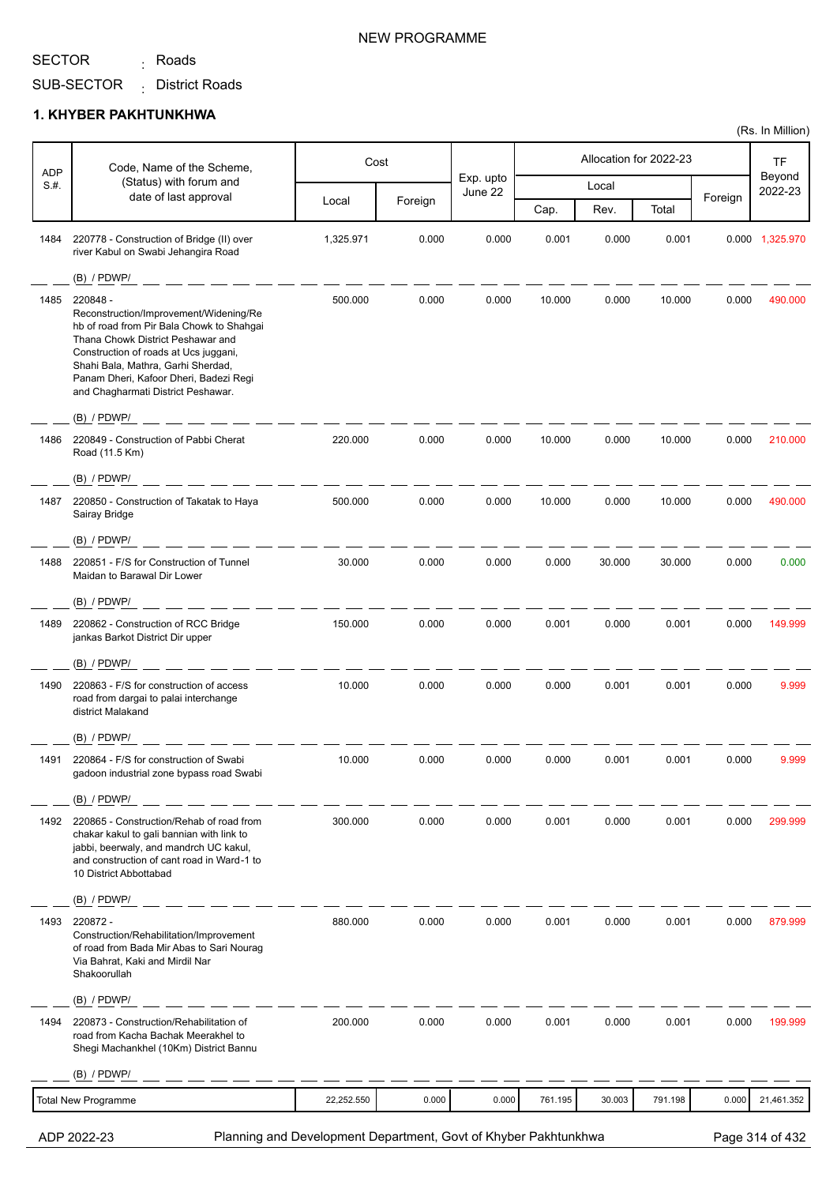NEW PROGRAMME

SECTOR : Roads

SUB-SECTOR : District Roads

## 1. KHYBER PAKHTUNKHWA

(Rs. In Million)

| ADP S.#. | Code, Name of the Scheme, (Status) with forum and date of last approval | Cost | | Exp. upto June 22 | Allocation for 2022-23 | | | | TF Beyond 2022-23 |
|---|---|---|---|---|---|---|---|---|---|
| | | Local | Foreign | | Local | | | Foreign | |
| | | | | | Cap. | Rev. | Total | | |
| 1484 | 220778 - Construction of Bridge (II) over river Kabul on Swabi Jehangira Road<br>(B) / PDWP/ | 1,325.971 | 0.000 | 0.000 | 0.001 | 0.000 | 0.001 | 0.000 | 1,325.970 |
| 1485 | 220848 - Reconstruction/Improvement/Widening/Rehb of road from Pir Bala Chowk to Shahgai Thana Chowk District Peshawar and Construction of roads at Ucs juggani, Shahi Bala, Mathra, Garhi Sherdad, Panam Dheri, Kafoor Dheri, Badezi Regi and Chagharmati District Peshawar.<br>(B) / PDWP/ | 500.000 | 0.000 | 0.000 | 10.000 | 0.000 | 10.000 | 0.000 | 490.000 |
| 1486 | 220849 - Construction of Pabbi Cherat Road (11.5 Km)<br>(B) / PDWP/ | 220.000 | 0.000 | 0.000 | 10.000 | 0.000 | 10.000 | 0.000 | 210.000 |
| 1487 | 220850 - Construction of Takatak to Haya Sairay Bridge<br>(B) / PDWP/ | 500.000 | 0.000 | 0.000 | 10.000 | 0.000 | 10.000 | 0.000 | 490.000 |
| 1488 | 220851 - F/S for Construction of Tunnel Maidan to Barawal Dir Lower<br>(B) / PDWP/ | 30.000 | 0.000 | 0.000 | 0.000 | 30.000 | 30.000 | 0.000 | 0.000 |
| 1489 | 220862 - Construction of RCC Bridge jankas Barkot District Dir upper<br>(B) / PDWP/ | 150.000 | 0.000 | 0.000 | 0.001 | 0.000 | 0.001 | 0.000 | 149.999 |
| 1490 | 220863 - F/S for construction of access road from dargai to palai interchange district Malakand<br>(B) / PDWP/ | 10.000 | 0.000 | 0.000 | 0.000 | 0.001 | 0.001 | 0.000 | 9.999 |
| 1491 | 220864 - F/S for construction of Swabi gadoon industrial zone bypass road Swabi<br>(B) / PDWP/ | 10.000 | 0.000 | 0.000 | 0.000 | 0.001 | 0.001 | 0.000 | 9.999 |
| 1492 | 220865 - Construction/Rehab of road from chakar kakul to gali bannian with link to jabbi, beerwaly, and mandrch UC kakul, and construction of cant road in Ward-1 to 10 District Abbottabad<br>(B) / PDWP/ | 300.000 | 0.000 | 0.000 | 0.001 | 0.000 | 0.001 | 0.000 | 299.999 |
| 1493 | 220872 - Construction/Rehabilitation/Improvement of road from Bada Mir Abas to Sari Nourag Via Bahrat, Kaki and Mirdil Nar Shakoorullah<br>(B) / PDWP/ | 880.000 | 0.000 | 0.000 | 0.001 | 0.000 | 0.001 | 0.000 | 879.999 |
| 1494 | 220873 - Construction/Rehabilitation of road from Kacha Bachak Meerakhel to Shegi Machankhel (10Km) District Bannu<br>(B) / PDWP/ | 200.000 | 0.000 | 0.000 | 0.001 | 0.000 | 0.001 | 0.000 | 199.999 |
| | Total New Programme | 22,252.550 | 0.000 | 0.000 | 761.195 | 30.003 | 791.198 | 0.000 | 21,461.352 |

ADP 2022-23 — Planning and Development Department, Govt of Khyber Pakhtunkhwa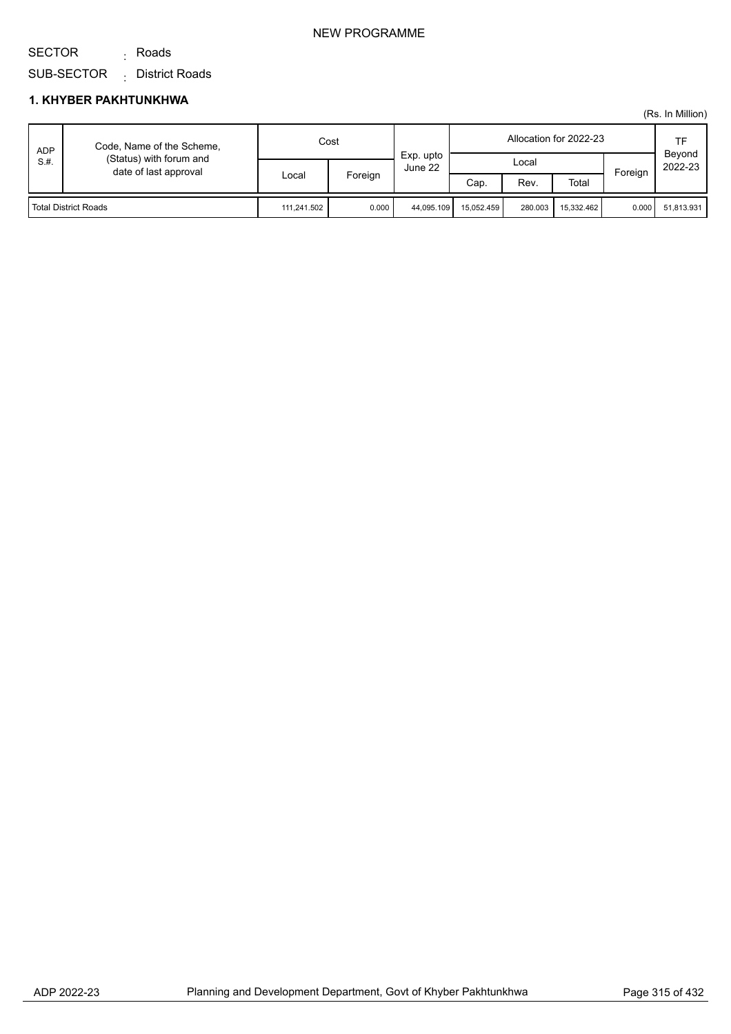NEW PROGRAMME

SECTOR : Roads

SUB-SECTOR : District Roads

## 1. KHYBER PAKHTUNKHWA

(Rs. In Million)

| ADP S.#. | Code, Name of the Scheme, (Status) with forum and date of last approval | Cost | | Exp. upto June 22 | Allocation for 2022-23 | | | | TF Beyond 2022-23 |
|---|---|---|---|---|---|---|---|---|---|
| | | Local | Foreign | | Local | | | Foreign | |
| | | | | | Cap. | Rev. | Total | | |
| Total District Roads | | 111,241.502 | 0.000 | 44,095.109 | 15,052.459 | 280.003 | 15,332.462 | 0.000 | 51,813.931 |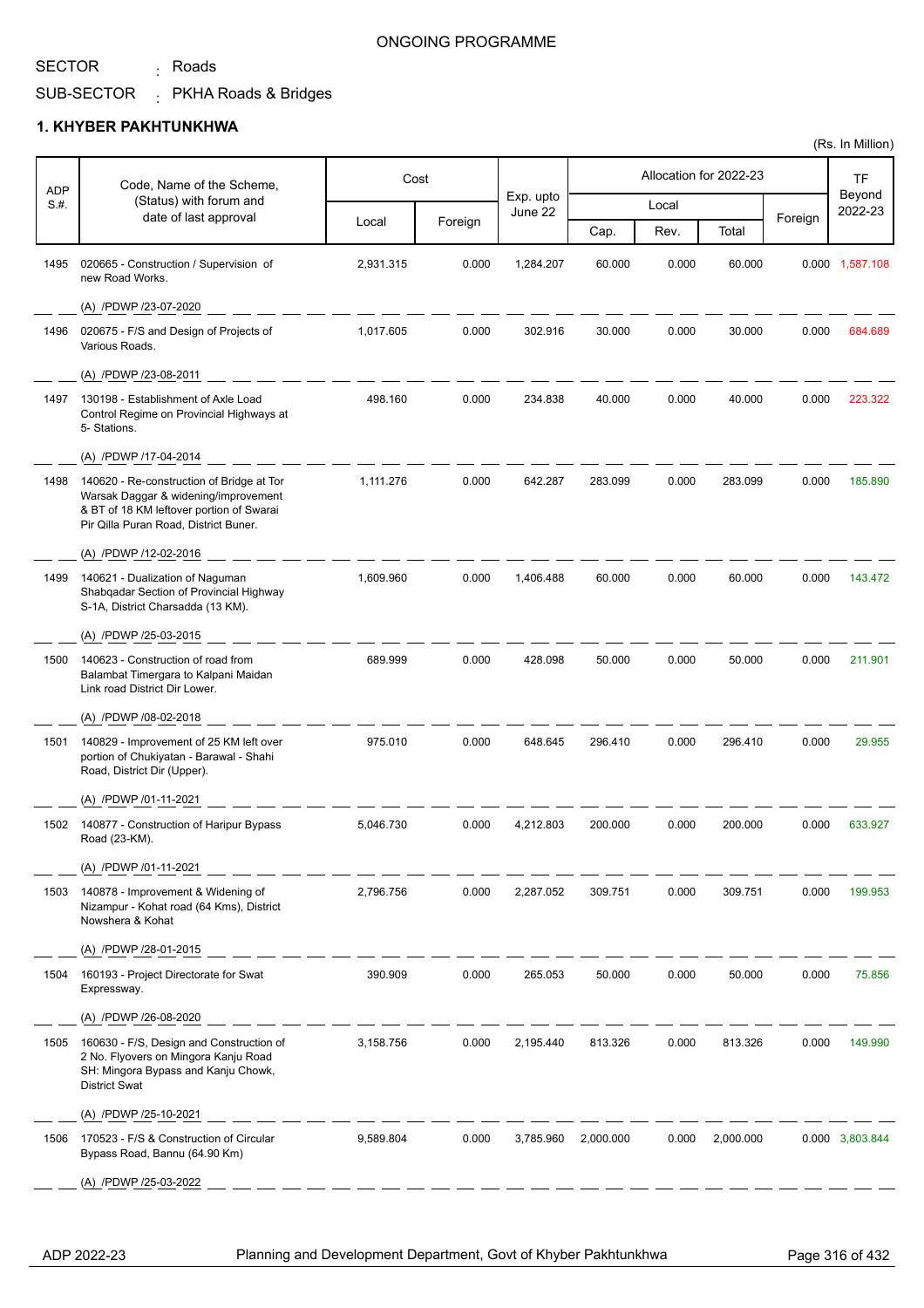ONGOING PROGRAMME

SECTOR : Roads

SUB-SECTOR : PKHA Roads & Bridges

## 1. KHYBER PAKHTUNKHWA

(Rs. In Million)

| ADP S.#. | Code, Name of the Scheme, (Status) with forum and date of last approval | Cost | | Exp. upto June 22 | Allocation for 2022-23 | | | | TF Beyond 2022-23 |
|---|---|---|---|---|---|---|---|---|---|
| | | Local | Foreign | | Local | | | Foreign | |
| | | | | | Cap. | Rev. | Total | | |
| 1495 | 020665 - Construction / Supervision of new Road Works. (A) /PDWP /23-07-2020 | 2,931.315 | 0.000 | 1,284.207 | 60.000 | 0.000 | 60.000 | 0.000 | 1,587.108 |
| 1496 | 020675 - F/S and Design of Projects of Various Roads. (A) /PDWP /23-08-2011 | 1,017.605 | 0.000 | 302.916 | 30.000 | 0.000 | 30.000 | 0.000 | 684.689 |
| 1497 | 130198 - Establishment of Axle Load Control Regime on Provincial Highways at 5- Stations. (A) /PDWP /17-04-2014 | 498.160 | 0.000 | 234.838 | 40.000 | 0.000 | 40.000 | 0.000 | 223.322 |
| 1498 | 140620 - Re-construction of Bridge at Tor Warsak Daggar & widening/improvement & BT of 18 KM leftover portion of Swarai Pir Qilla Puran Road, District Buner. (A) /PDWP /12-02-2016 | 1,111.276 | 0.000 | 642.287 | 283.099 | 0.000 | 283.099 | 0.000 | 185.890 |
| 1499 | 140621 - Dualization of Naguman Shabqadar Section of Provincial Highway S-1A, District Charsadda (13 KM). (A) /PDWP /25-03-2015 | 1,609.960 | 0.000 | 1,406.488 | 60.000 | 0.000 | 60.000 | 0.000 | 143.472 |
| 1500 | 140623 - Construction of road from Balambat Timergara to Kalpani Maidan Link road District Dir Lower. (A) /PDWP /08-02-2018 | 689.999 | 0.000 | 428.098 | 50.000 | 0.000 | 50.000 | 0.000 | 211.901 |
| 1501 | 140829 - Improvement of 25 KM left over portion of Chukiyatan - Barawal - Shahi Road, District Dir (Upper). (A) /PDWP /01-11-2021 | 975.010 | 0.000 | 648.645 | 296.410 | 0.000 | 296.410 | 0.000 | 29.955 |
| 1502 | 140877 - Construction of Haripur Bypass Road (23-KM). (A) /PDWP /01-11-2021 | 5,046.730 | 0.000 | 4,212.803 | 200.000 | 0.000 | 200.000 | 0.000 | 633.927 |
| 1503 | 140878 - Improvement & Widening of Nizampur - Kohat road (64 Kms), District Nowshera & Kohat (A) /PDWP /28-01-2015 | 2,796.756 | 0.000 | 2,287.052 | 309.751 | 0.000 | 309.751 | 0.000 | 199.953 |
| 1504 | 160193 - Project Directorate for Swat Expressway. (A) /PDWP /26-08-2020 | 390.909 | 0.000 | 265.053 | 50.000 | 0.000 | 50.000 | 0.000 | 75.856 |
| 1505 | 160630 - F/S, Design and Construction of 2 No. Flyovers on Mingora Kanju Road SH: Mingora Bypass and Kanju Chowk, District Swat (A) /PDWP /25-10-2021 | 3,158.756 | 0.000 | 2,195.440 | 813.326 | 0.000 | 813.326 | 0.000 | 149.990 |
| 1506 | 170523 - F/S & Construction of Circular Bypass Road, Bannu (64.90 Km) (A) /PDWP /25-03-2022 | 9,589.804 | 0.000 | 3,785.960 | 2,000.000 | 0.000 | 2,000.000 | 0.000 | 3,803.844 |

ADP 2022-23 — Planning and Development Department, Govt of Khyber Pakhtunkhwa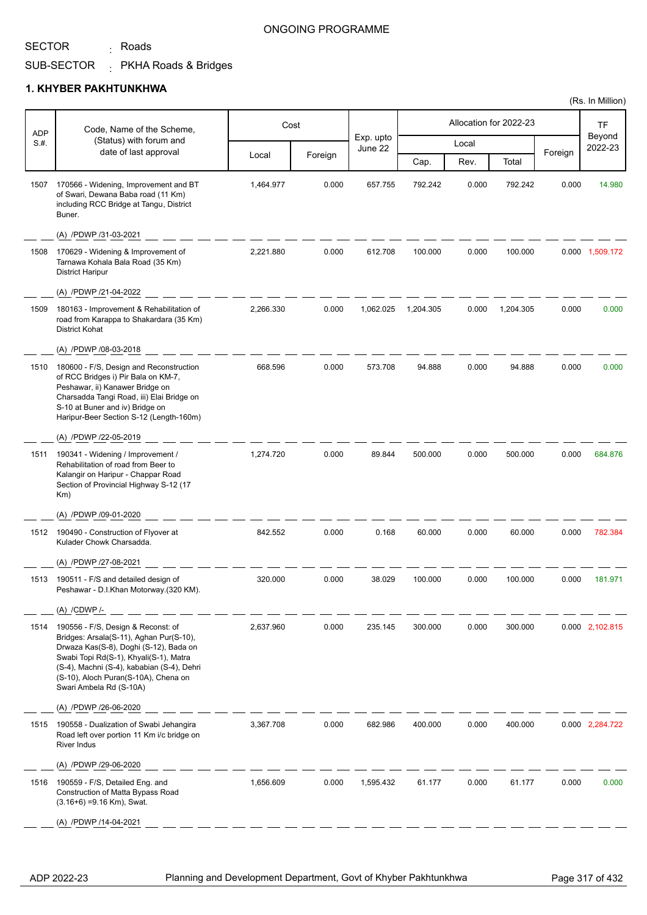ONGOING PROGRAMME

SECTOR : Roads

SUB-SECTOR : PKHA Roads & Bridges

## 1. KHYBER PAKHTUNKHWA

(Rs. In Million)

| ADP S.#. | Code, Name of the Scheme, (Status) with forum and date of last approval | Cost | | Exp. upto June 22 | Allocation for 2022-23 | | | | TF Beyond 2022-23 |
|---|---|---|---|---|---|---|---|---|---|
| | | Local | Foreign | | Local | | | Foreign | |
| | | | | | Cap. | Rev. | Total | | |
| 1507 | 170566 - Widening, Improvement and BT of Swari, Dewana Baba road (11 Km) including RCC Bridge at Tangu, District Buner.<br>(A) /PDWP /31-03-2021 | 1,464.977 | 0.000 | 657.755 | 792.242 | 0.000 | 792.242 | 0.000 | 14.980 |
| 1508 | 170629 - Widening & Improvement of Tarnawa Kohala Bala Road (35 Km) District Haripur<br>(A) /PDWP /21-04-2022 | 2,221.880 | 0.000 | 612.708 | 100.000 | 0.000 | 100.000 | 0.000 | 1,509.172 |
| 1509 | 180163 - Improvement & Rehabilitation of road from Karappa to Shakardara (35 Km) District Kohat<br>(A) /PDWP /08-03-2018 | 2,266.330 | 0.000 | 1,062.025 | 1,204.305 | 0.000 | 1,204.305 | 0.000 | 0.000 |
| 1510 | 180600 - F/S, Design and Reconstruction of RCC Bridges i) Pir Bala on KM-7, Peshawar, ii) Kanawer Bridge on Charsadda Tangi Road, iii) Elai Bridge on S-10 at Buner and iv) Bridge on Haripur-Beer Section S-12 (Length-160m)<br>(A) /PDWP /22-05-2019 | 668.596 | 0.000 | 573.708 | 94.888 | 0.000 | 94.888 | 0.000 | 0.000 |
| 1511 | 190341 - Widening / Improvement / Rehabilitation of road from Beer to Kalangir on Haripur - Chappar Road Section of Provincial Highway S-12 (17 Km)<br>(A) /PDWP /09-01-2020 | 1,274.720 | 0.000 | 89.844 | 500.000 | 0.000 | 500.000 | 0.000 | 684.876 |
| 1512 | 190490 - Construction of Flyover at Kulader Chowk Charsadda.<br>(A) /PDWP /27-08-2021 | 842.552 | 0.000 | 0.168 | 60.000 | 0.000 | 60.000 | 0.000 | 782.384 |
| 1513 | 190511 - F/S and detailed design of Peshawar - D.I.Khan Motorway.(320 KM).<br>(A) /CDWP /- | 320.000 | 0.000 | 38.029 | 100.000 | 0.000 | 100.000 | 0.000 | 181.971 |
| 1514 | 190556 - F/S, Design & Reconst: of Bridges: Arsala(S-11), Aghan Pur(S-10), Drwaza Kas(S-8), Doghi (S-12), Bada on Swabi Topi Rd(S-1), Khyali(S-1), Matra (S-4), Machni (S-4), kababian (S-4), Dehri (S-10), Aloch Puran(S-10A), Chena on Swari Ambela Rd (S-10A)<br>(A) /PDWP /26-06-2020 | 2,637.960 | 0.000 | 235.145 | 300.000 | 0.000 | 300.000 | 0.000 | 2,102.815 |
| 1515 | 190558 - Dualization of Swabi Jehangira Road left over portion 11 Km i/c bridge on River Indus<br>(A) /PDWP /29-06-2020 | 3,367.708 | 0.000 | 682.986 | 400.000 | 0.000 | 400.000 | 0.000 | 2,284.722 |
| 1516 | 190559 - F/S, Detailed Eng. and Construction of Matta Bypass Road (3.16+6) =9.16 Km), Swat.<br>(A) /PDWP /14-04-2021 | 1,656.609 | 0.000 | 1,595.432 | 61.177 | 0.000 | 61.177 | 0.000 | 0.000 |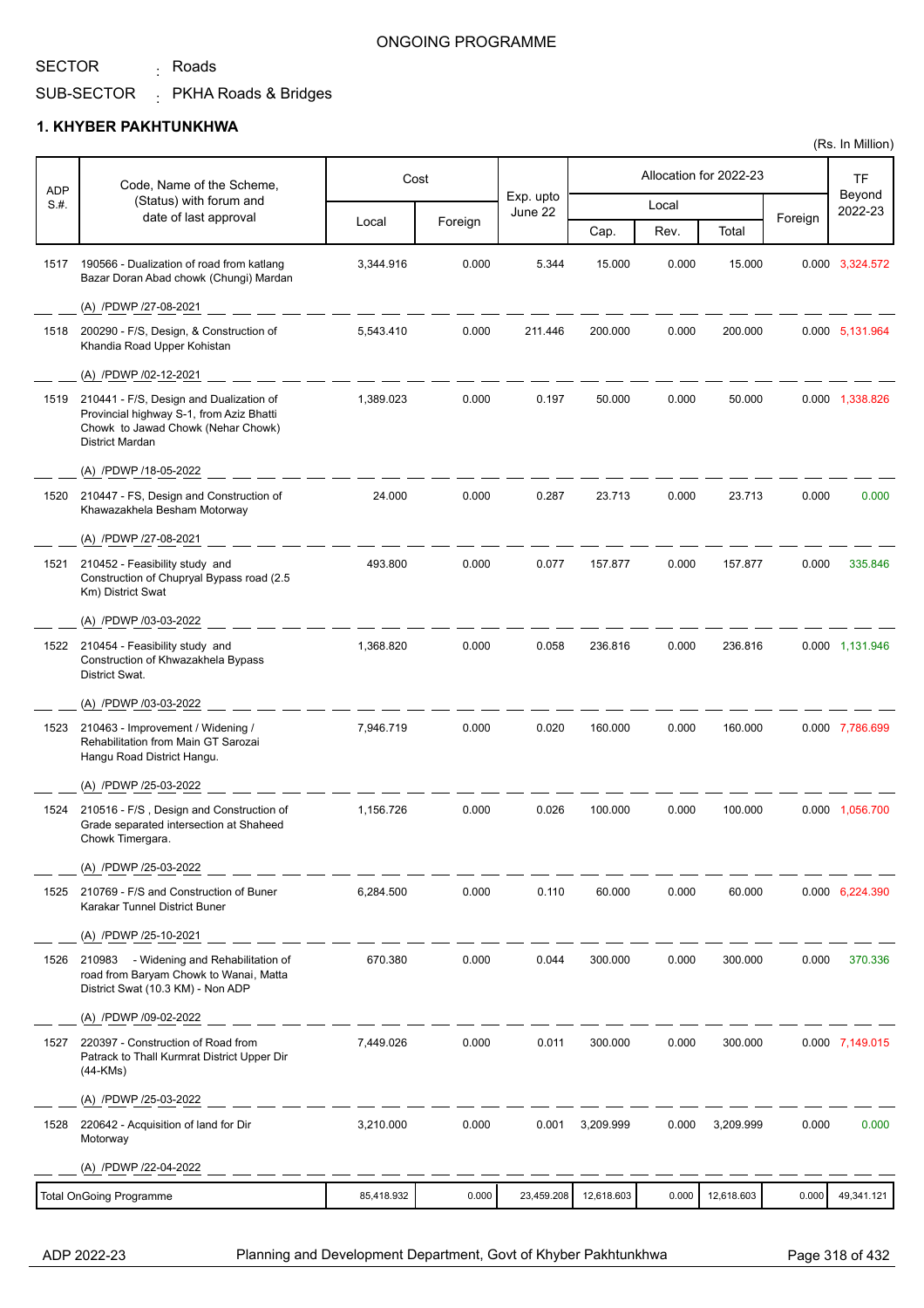ONGOING PROGRAMME

SECTOR : Roads

SUB-SECTOR : PKHA Roads & Bridges

## 1. KHYBER PAKHTUNKHWA

(Rs. In Million)

| ADP S.#. | Code, Name of the Scheme, (Status) with forum and date of last approval | Cost | | Exp. upto June 22 | Allocation for 2022-23 | | | | TF Beyond 2022-23 |
|---|---|---|---|---|---|---|---|---|---|
| | | Local | Foreign | | Local | | | Foreign | |
| | | | | | Cap. | Rev. | Total | | |
| 1517 | 190566 - Dualization of road from katlang Bazar Doran Abad chowk (Chungi) Mardan (A) /PDWP /27-08-2021 | 3,344.916 | 0.000 | 5.344 | 15.000 | 0.000 | 15.000 | 0.000 | 3,324.572 |
| 1518 | 200290 - F/S, Design, & Construction of Khandia Road Upper Kohistan (A) /PDWP /02-12-2021 | 5,543.410 | 0.000 | 211.446 | 200.000 | 0.000 | 200.000 | 0.000 | 5,131.964 |
| 1519 | 210441 - F/S, Design and Dualization of Provincial highway S-1, from Aziz Bhatti Chowk to Jawad Chowk (Nehar Chowk) District Mardan (A) /PDWP /18-05-2022 | 1,389.023 | 0.000 | 0.197 | 50.000 | 0.000 | 50.000 | 0.000 | 1,338.826 |
| 1520 | 210447 - FS, Design and Construction of Khawazakhela Besham Motorway (A) /PDWP /27-08-2021 | 24.000 | 0.000 | 0.287 | 23.713 | 0.000 | 23.713 | 0.000 | 0.000 |
| 1521 | 210452 - Feasibility study and Construction of Chupryal Bypass road (2.5 Km) District Swat (A) /PDWP /03-03-2022 | 493.800 | 0.000 | 0.077 | 157.877 | 0.000 | 157.877 | 0.000 | 335.846 |
| 1522 | 210454 - Feasibility study and Construction of Khwazakhela Bypass District Swat. (A) /PDWP /03-03-2022 | 1,368.820 | 0.000 | 0.058 | 236.816 | 0.000 | 236.816 | 0.000 | 1,131.946 |
| 1523 | 210463 - Improvement / Widening / Rehabilitation from Main GT Sarozai Hangu Road District Hangu. (A) /PDWP /25-03-2022 | 7,946.719 | 0.000 | 0.020 | 160.000 | 0.000 | 160.000 | 0.000 | 7,786.699 |
| 1524 | 210516 - F/S , Design and Construction of Grade separated intersection at Shaheed Chowk Timergara. (A) /PDWP /25-03-2022 | 1,156.726 | 0.000 | 0.026 | 100.000 | 0.000 | 100.000 | 0.000 | 1,056.700 |
| 1525 | 210769 - F/S and Construction of Buner Karakar Tunnel District Buner (A) /PDWP /25-10-2021 | 6,284.500 | 0.000 | 0.110 | 60.000 | 0.000 | 60.000 | 0.000 | 6,224.390 |
| 1526 | 210983 - Widening and Rehabilitation of road from Baryam Chowk to Wanai, Matta District Swat (10.3 KM) - Non ADP (A) /PDWP /09-02-2022 | 670.380 | 0.000 | 0.044 | 300.000 | 0.000 | 300.000 | 0.000 | 370.336 |
| 1527 | 220397 - Construction of Road from Patrack to Thall Kurmrat District Upper Dir (44-KMs) (A) /PDWP /25-03-2022 | 7,449.026 | 0.000 | 0.011 | 300.000 | 0.000 | 300.000 | 0.000 | 7,149.015 |
| 1528 | 220642 - Acquisition of land for Dir Motorway (A) /PDWP /22-04-2022 | 3,210.000 | 0.000 | 0.001 | 3,209.999 | 0.000 | 3,209.999 | 0.000 | 0.000 |
| | Total OnGoing Programme | 85,418.932 | 0.000 | 23,459.208 | 12,618.603 | 0.000 | 12,618.603 | 0.000 | 49,341.121 |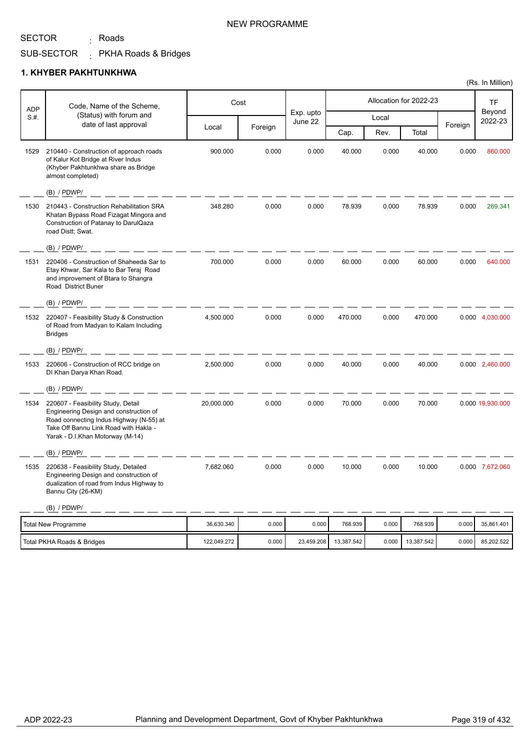NEW PROGRAMME

SECTOR : Roads

SUB-SECTOR : PKHA Roads & Bridges

## 1. KHYBER PAKHTUNKHWA

(Rs. In Million)

| ADP S.#. | Code, Name of the Scheme, (Status) with forum and date of last approval | Cost | | Exp. upto June 22 | Allocation for 2022-23 | | | | TF Beyond 2022-23 |
|---|---|---|---|---|---|---|---|---|---|
| | | Local | Foreign | | Local | | | Foreign | |
| | | | | | Cap. | Rev. | Total | | |
| 1529 | 210440 - Construction of approach roads of Kalur Kot Bridge at River Indus (Khyber Pakhtunkhwa share as Bridge almost completed)<br>(B) / PDWP/ | 900.000 | 0.000 | 0.000 | 40.000 | 0.000 | 40.000 | 0.000 | 860.000 |
| 1530 | 210443 - Construction Rehabilitation SRA Khatan Bypass Road Fizagat Mingora and Construction of Patanay to DarulQaza road Distt; Swat.<br>(B) / PDWP/ | 348.280 | 0.000 | 0.000 | 78.939 | 0.000 | 78.939 | 0.000 | 269.341 |
| 1531 | 220406 - Construction of Shaheeda Sar to Etay Khwar, Sar Kala to Bar Teraj Road and improvement of Btara to Shangra Road District Buner<br>(B) / PDWP/ | 700.000 | 0.000 | 0.000 | 60.000 | 0.000 | 60.000 | 0.000 | 640.000 |
| 1532 | 220407 - Feasibility Study & Construction of Road from Madyan to Kalam Including Bridges<br>(B) / PDWP/ | 4,500.000 | 0.000 | 0.000 | 470.000 | 0.000 | 470.000 | 0.000 | 4,030.000 |
| 1533 | 220606 - Construction of RCC bridge on DI Khan Darya Khan Road.<br>(B) / PDWP/ | 2,500.000 | 0.000 | 0.000 | 40.000 | 0.000 | 40.000 | 0.000 | 2,460.000 |
| 1534 | 220607 - Feasibility Study, Detail Engineering Design and construction of Road connecting Indus Highway (N-55) at Take Off Bannu Link Road with Hakla - Yarak - D.I.Khan Motorway (M-14)<br>(B) / PDWP/ | 20,000.000 | 0.000 | 0.000 | 70.000 | 0.000 | 70.000 | 0.000 | 19,930.000 |
| 1535 | 220638 - Feasibility Study, Detailed Engineering Design and construction of dualization of road from Indus Highway to Bannu City (26-KM)<br>(B) / PDWP/ | 7,682.060 | 0.000 | 0.000 | 10.000 | 0.000 | 10.000 | 0.000 | 7,672.060 |
| | Total New Programme | 36,630.340 | 0.000 | 0.000 | 768.939 | 0.000 | 768.939 | 0.000 | 35,861.401 |
| | Total PKHA Roads & Bridges | 122,049.272 | 0.000 | 23,459.208 | 13,387.542 | 0.000 | 13,387.542 | 0.000 | 85,202.522 |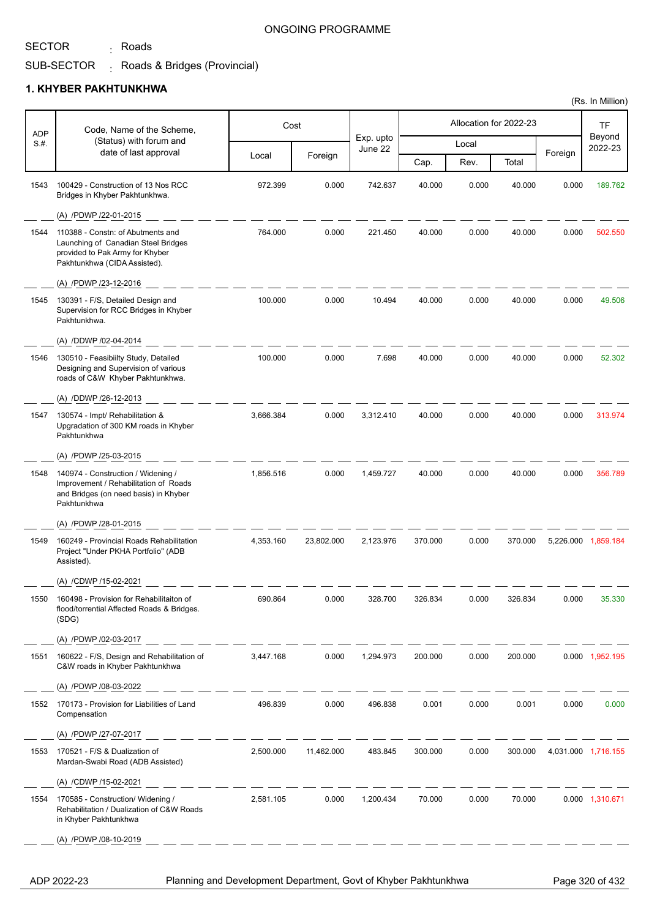ONGOING PROGRAMME

SECTOR : Roads

SUB-SECTOR : Roads & Bridges (Provincial)

## 1. KHYBER PAKHTUNKHWA

(Rs. In Million)

| ADP S.#. | Code, Name of the Scheme, (Status) with forum and date of last approval | Cost | | Exp. upto June 22 | Allocation for 2022-23 | | | | TF Beyond 2022-23 |
|---|---|---|---|---|---|---|---|---|---|
| | | Local | Foreign | | Local | | | Foreign | |
| | | | | | Cap. | Rev. | Total | | |
| 1543 | 100429 - Construction of 13 Nos RCC Bridges in Khyber Pakhtunkhwa. (A) /PDWP /22-01-2015 | 972.399 | 0.000 | 742.637 | 40.000 | 0.000 | 40.000 | 0.000 | 189.762 |
| 1544 | 110388 - Constn: of Abutments and Launching of Canadian Steel Bridges provided to Pak Army for Khyber Pakhtunkhwa (CIDA Assisted). (A) /PDWP /23-12-2016 | 764.000 | 0.000 | 221.450 | 40.000 | 0.000 | 40.000 | 0.000 | 502.550 |
| 1545 | 130391 - F/S, Detailed Design and Supervision for RCC Bridges in Khyber Pakhtunkhwa. (A) /DDWP /02-04-2014 | 100.000 | 0.000 | 10.494 | 40.000 | 0.000 | 40.000 | 0.000 | 49.506 |
| 1546 | 130510 - Feasibiilty Study, Detailed Designing and Supervision of various roads of C&W Khyber Pakhtunkhwa. (A) /DDWP /26-12-2013 | 100.000 | 0.000 | 7.698 | 40.000 | 0.000 | 40.000 | 0.000 | 52.302 |
| 1547 | 130574 - Impt/ Rehabilitation & Upgradation of 300 KM roads in Khyber Pakhtunkhwa (A) /PDWP /25-03-2015 | 3,666.384 | 0.000 | 3,312.410 | 40.000 | 0.000 | 40.000 | 0.000 | 313.974 |
| 1548 | 140974 - Construction / Widening / Improvement / Rehabilitation of Roads and Bridges (on need basis) in Khyber Pakhtunkhwa (A) /PDWP /28-01-2015 | 1,856.516 | 0.000 | 1,459.727 | 40.000 | 0.000 | 40.000 | 0.000 | 356.789 |
| 1549 | 160249 - Provincial Roads Rehabilitation Project "Under PKHA Portfolio" (ADB Assisted). (A) /CDWP /15-02-2021 | 4,353.160 | 23,802.000 | 2,123.976 | 370.000 | 0.000 | 370.000 | 5,226.000 | 1,859.184 |
| 1550 | 160498 - Provision for Rehabilitaiton of flood/torrential Affected Roads & Bridges. (SDG) (A) /PDWP /02-03-2017 | 690.864 | 0.000 | 328.700 | 326.834 | 0.000 | 326.834 | 0.000 | 35.330 |
| 1551 | 160622 - F/S, Design and Rehabilitation of C&W roads in Khyber Pakhtunkhwa (A) /PDWP /08-03-2022 | 3,447.168 | 0.000 | 1,294.973 | 200.000 | 0.000 | 200.000 | 0.000 | 1,952.195 |
| 1552 | 170173 - Provision for Liabilities of Land Compensation (A) /PDWP /27-07-2017 | 496.839 | 0.000 | 496.838 | 0.001 | 0.000 | 0.001 | 0.000 | 0.000 |
| 1553 | 170521 - F/S & Dualization of Mardan-Swabi Road (ADB Assisted) (A) /CDWP /15-02-2021 | 2,500.000 | 11,462.000 | 483.845 | 300.000 | 0.000 | 300.000 | 4,031.000 | 1,716.155 |
| 1554 | 170585 - Construction/ Widening / Rehabilitation / Dualization of C&W Roads in Khyber Pakhtunkhwa (A) /PDWP /08-10-2019 | 2,581.105 | 0.000 | 1,200.434 | 70.000 | 0.000 | 70.000 | 0.000 | 1,310.671 |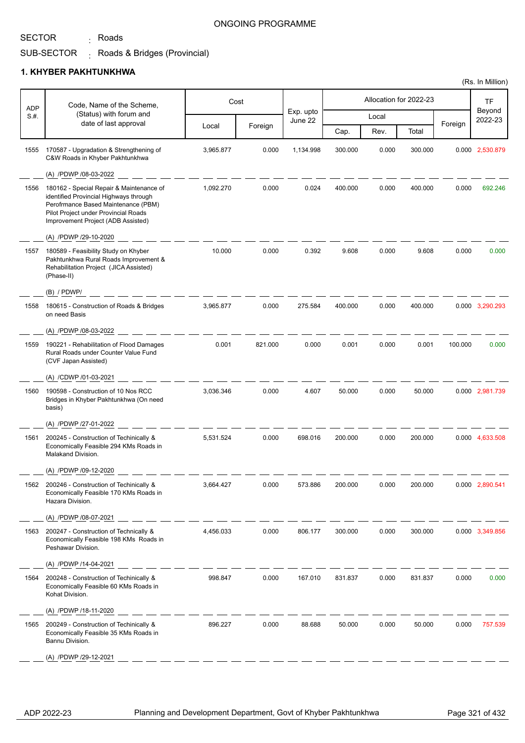ONGOING PROGRAMME

SECTOR : Roads

SUB-SECTOR : Roads & Bridges (Provincial)

## 1. KHYBER PAKHTUNKHWA

(Rs. In Million)

| ADP S.#. | Code, Name of the Scheme, (Status) with forum and date of last approval | Cost | | Exp. upto June 22 | Allocation for 2022-23 | | | | TF Beyond 2022-23 |
|---|---|---|---|---|---|---|---|---|---|
| | | Local | Foreign | | Local | | | Foreign | |
| | | | | | Cap. | Rev. | Total | | |
| 1555 | 170587 - Upgradation & Strengthening of C&W Roads in Khyber Pakhtunkhwa<br>(A) /PDWP /08-03-2022 | 3,965.877 | 0.000 | 1,134.998 | 300.000 | 0.000 | 300.000 | 0.000 | 2,530.879 |
| 1556 | 180162 - Special Repair & Maintenance of identified Provincial Highways through Perofrmance Based Maintenance (PBM) Pilot Project under Provincial Roads Improvement Project (ADB Assisted)<br>(A) /PDWP /29-10-2020 | 1,092.270 | 0.000 | 0.024 | 400.000 | 0.000 | 400.000 | 0.000 | 692.246 |
| 1557 | 180589 - Feasibility Study on Khyber Pakhtunkhwa Rural Roads Improvement & Rehabilitation Project (JICA Assisted) (Phase-II)<br>(B) / PDWP/ | 10.000 | 0.000 | 0.392 | 9.608 | 0.000 | 9.608 | 0.000 | 0.000 |
| 1558 | 180615 - Construction of Roads & Bridges on need Basis<br>(A) /PDWP /08-03-2022 | 3,965.877 | 0.000 | 275.584 | 400.000 | 0.000 | 400.000 | 0.000 | 3,290.293 |
| 1559 | 190221 - Rehabilitation of Flood Damages Rural Roads under Counter Value Fund (CVF Japan Assisted)<br>(A) /CDWP /01-03-2021 | 0.001 | 821.000 | 0.000 | 0.001 | 0.000 | 0.001 | 100.000 | 0.000 |
| 1560 | 190598 - Construction of 10 Nos RCC Bridges in Khyber Pakhtunkhwa (On need basis)<br>(A) /PDWP /27-01-2022 | 3,036.346 | 0.000 | 4.607 | 50.000 | 0.000 | 50.000 | 0.000 | 2,981.739 |
| 1561 | 200245 - Construction of Techinically & Economically Feasible 294 KMs Roads in Malakand Division.<br>(A) /PDWP /09-12-2020 | 5,531.524 | 0.000 | 698.016 | 200.000 | 0.000 | 200.000 | 0.000 | 4,633.508 |
| 1562 | 200246 - Construction of Techinically & Economically Feasible 170 KMs Roads in Hazara Division.<br>(A) /PDWP /08-07-2021 | 3,664.427 | 0.000 | 573.886 | 200.000 | 0.000 | 200.000 | 0.000 | 2,890.541 |
| 1563 | 200247 - Construction of Techinically & Economically Feasible 198 KMs Roads in Peshawar Division.<br>(A) /PDWP /14-04-2021 | 4,456.033 | 0.000 | 806.177 | 300.000 | 0.000 | 300.000 | 0.000 | 3,349.856 |
| 1564 | 200248 - Construction of Techinically & Economically Feasible 60 KMs Roads in Kohat Division.<br>(A) /PDWP /18-11-2020 | 998.847 | 0.000 | 167.010 | 831.837 | 0.000 | 831.837 | 0.000 | 0.000 |
| 1565 | 200249 - Construction of Techinically & Economically Feasible 35 KMs Roads in Bannu Division.<br>(A) /PDWP /29-12-2021 | 896.227 | 0.000 | 88.688 | 50.000 | 0.000 | 50.000 | 0.000 | 757.539 |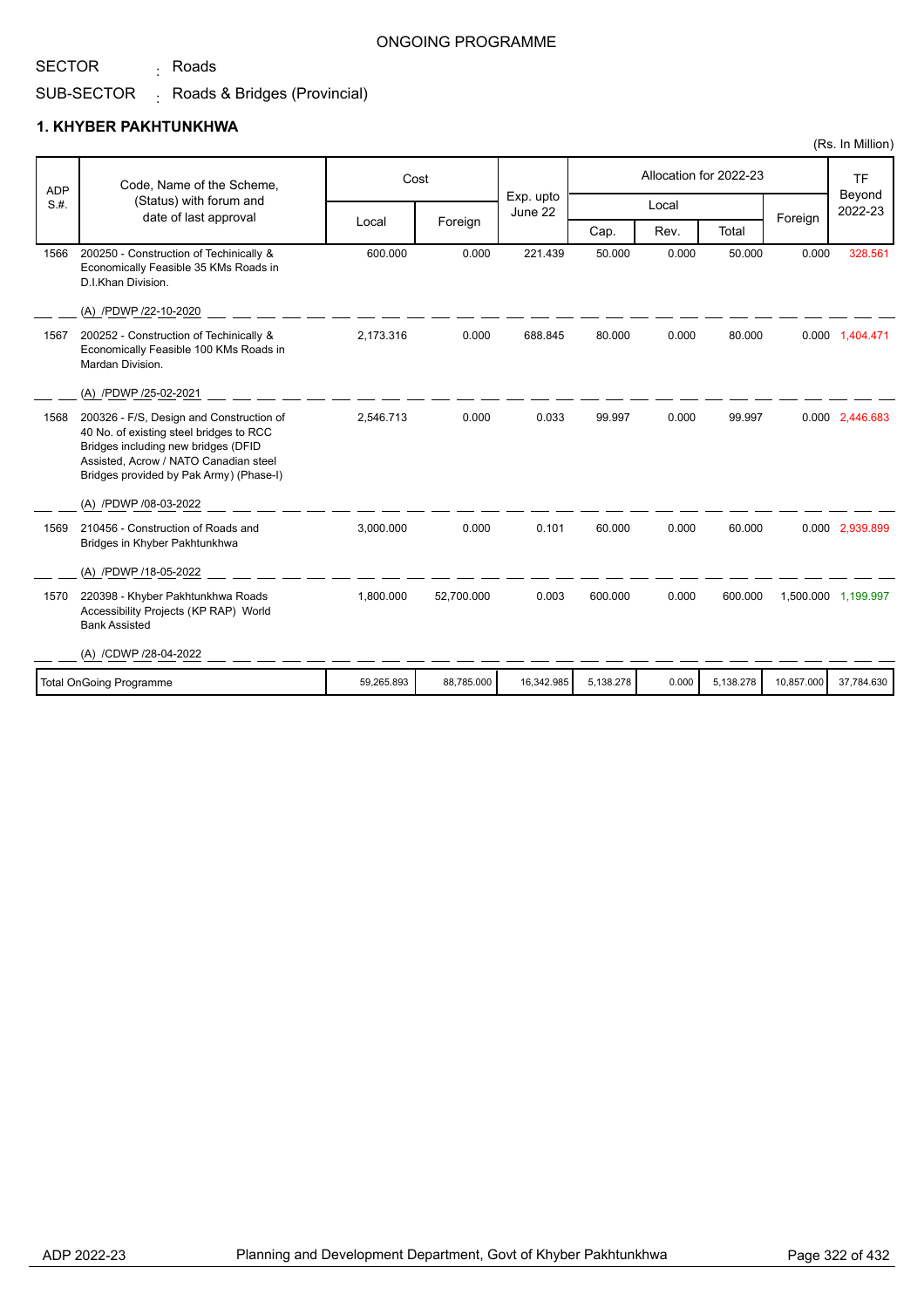ONGOING PROGRAMME

SECTOR : Roads

SUB-SECTOR : Roads & Bridges (Provincial)

## 1. KHYBER PAKHTUNKHWA

(Rs. In Million)

| ADP S.#. | Code, Name of the Scheme, (Status) with forum and date of last approval | Cost | | Exp. upto June 22 | Allocation for 2022-23 | | | | TF Beyond 2022-23 |
|---|---|---|---|---|---|---|---|---|---|
| | | Local | Foreign | | Local | | | Foreign | |
| | | | | | Cap. | Rev. | Total | | |
| 1566 | 200250 - Construction of Techinically & Economically Feasible 35 KMs Roads in D.I.Khan Division.<br>(A) /PDWP /22-10-2020 | 600.000 | 0.000 | 221.439 | 50.000 | 0.000 | 50.000 | 0.000 | 328.561 |
| 1567 | 200252 - Construction of Techinically & Economically Feasible 100 KMs Roads in Mardan Division.<br>(A) /PDWP /25-02-2021 | 2,173.316 | 0.000 | 688.845 | 80.000 | 0.000 | 80.000 | 0.000 | 1,404.471 |
| 1568 | 200326 - F/S, Design and Construction of 40 No. of existing steel bridges to RCC Bridges including new bridges (DFID Assisted, Acrow / NATO Canadian steel Bridges provided by Pak Army) (Phase-I)<br>(A) /PDWP /08-03-2022 | 2,546.713 | 0.000 | 0.033 | 99.997 | 0.000 | 99.997 | 0.000 | 2,446.683 |
| 1569 | 210456 - Construction of Roads and Bridges in Khyber Pakhtunkhwa<br>(A) /PDWP /18-05-2022 | 3,000.000 | 0.000 | 0.101 | 60.000 | 0.000 | 60.000 | 0.000 | 2,939.899 |
| 1570 | 220398 - Khyber Pakhtunkhwa Roads Accessibility Projects (KP RAP) World Bank Assisted<br>(A) /CDWP /28-04-2022 | 1,800.000 | 52,700.000 | 0.003 | 600.000 | 0.000 | 600.000 | 1,500.000 | 1,199.997 |
| | Total OnGoing Programme | 59,265.893 | 88,785.000 | 16,342.985 | 5,138.278 | 0.000 | 5,138.278 | 10,857.000 | 37,784.630 |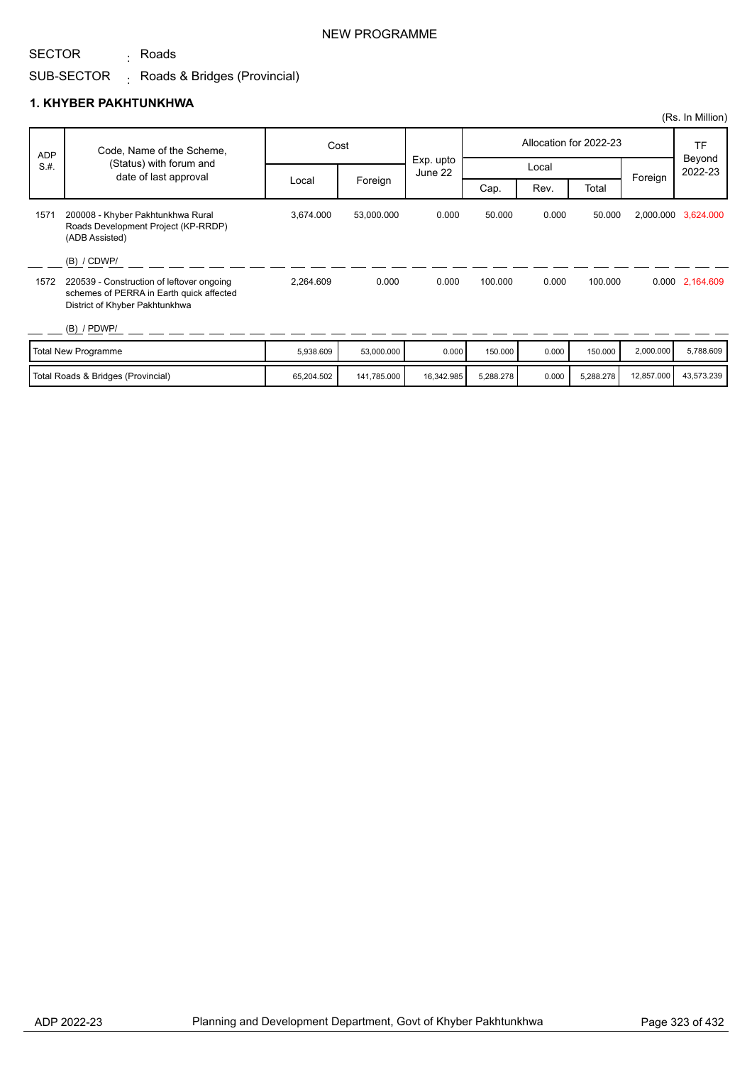NEW PROGRAMME

SECTOR : Roads

SUB-SECTOR : Roads & Bridges (Provincial)

### 1. KHYBER PAKHTUNKHWA

(Rs. In Million)

| ADP S.#. | Code, Name of the Scheme, (Status) with forum and date of last approval | Cost | | Exp. upto June 22 | Allocation for 2022-23 | | | | TF Beyond 2022-23 |
|---|---|---|---|---|---|---|---|---|---|
| | | Local | Foreign | | Local | | | Foreign | |
| | | | | | Cap. | Rev. | Total | | |
| 1571 | 200008 - Khyber Pakhtunkhwa Rural Roads Development Project (KP-RRDP) (ADB Assisted)<br>(B) / CDWP/ | 3,674.000 | 53,000.000 | 0.000 | 50.000 | 0.000 | 50.000 | 2,000.000 | 3,624.000 |
| 1572 | 220539 - Construction of leftover ongoing schemes of PERRA in Earth quick affected District of Khyber Pakhtunkhwa<br>(B) / PDWP/ | 2,264.609 | 0.000 | 0.000 | 100.000 | 0.000 | 100.000 | 0.000 | 2,164.609 |
| | Total New Programme | 5,938.609 | 53,000.000 | 0.000 | 150.000 | 0.000 | 150.000 | 2,000.000 | 5,788.609 |
| | Total Roads & Bridges (Provincial) | 65,204.502 | 141,785.000 | 16,342.985 | 5,288.278 | 0.000 | 5,288.278 | 12,857.000 | 43,573.239 |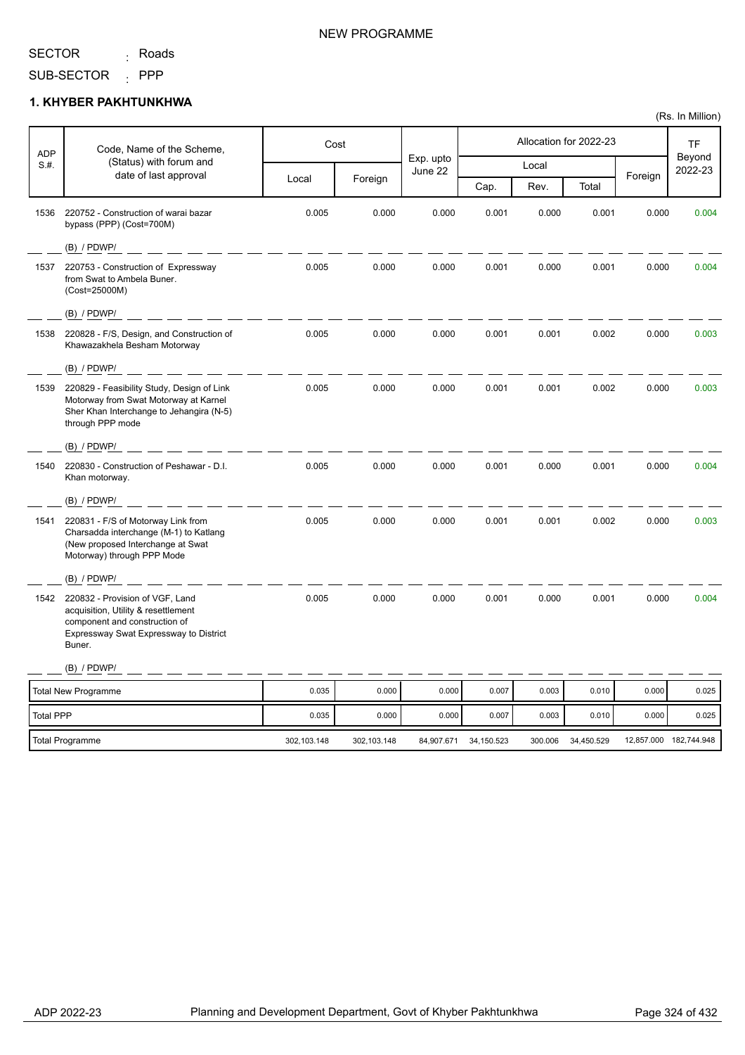NEW PROGRAMME

SECTOR : Roads

SUB-SECTOR : PPP

## 1. KHYBER PAKHTUNKHWA

(Rs. In Million)

| ADP S.#. | Code, Name of the Scheme, (Status) with forum and date of last approval | Cost | | Exp. upto June 22 | Allocation for 2022-23 | | | | TF Beyond 2022-23 |
|---|---|---|---|---|---|---|---|---|---|
| | | Local | Foreign | | Local | | | Foreign | |
| | | | | | Cap. | Rev. | Total | | |
| 1536 | 220752 - Construction of warai bazar bypass (PPP) (Cost=700M) (B) / PDWP/ | 0.005 | 0.000 | 0.000 | 0.001 | 0.000 | 0.001 | 0.000 | 0.004 |
| 1537 | 220753 - Construction of Expressway from Swat to Ambela Buner. (Cost=25000M) (B) / PDWP/ | 0.005 | 0.000 | 0.000 | 0.001 | 0.000 | 0.001 | 0.000 | 0.004 |
| 1538 | 220828 - F/S, Design, and Construction of Khawazakhela Besham Motorway (B) / PDWP/ | 0.005 | 0.000 | 0.000 | 0.001 | 0.001 | 0.002 | 0.000 | 0.003 |
| 1539 | 220829 - Feasibility Study, Design of Link Motorway from Swat Motorway at Karnel Sher Khan Interchange to Jehangira (N-5) through PPP mode (B) / PDWP/ | 0.005 | 0.000 | 0.000 | 0.001 | 0.001 | 0.002 | 0.000 | 0.003 |
| 1540 | 220830 - Construction of Peshawar - D.I. Khan motorway. (B) / PDWP/ | 0.005 | 0.000 | 0.000 | 0.001 | 0.000 | 0.001 | 0.000 | 0.004 |
| 1541 | 220831 - F/S of Motorway Link from Charsadda interchange (M-1) to Katlang (New proposed Interchange at Swat Motorway) through PPP Mode (B) / PDWP/ | 0.005 | 0.000 | 0.000 | 0.001 | 0.001 | 0.002 | 0.000 | 0.003 |
| 1542 | 220832 - Provision of VGF, Land acquisition, Utility & resettlement component and construction of Expressway Swat Expressway to District Buner. (B) / PDWP/ | 0.005 | 0.000 | 0.000 | 0.001 | 0.000 | 0.001 | 0.000 | 0.004 |
| | Total New Programme | 0.035 | 0.000 | 0.000 | 0.007 | 0.003 | 0.010 | 0.000 | 0.025 |
| | Total PPP | 0.035 | 0.000 | 0.000 | 0.007 | 0.003 | 0.010 | 0.000 | 0.025 |
| | Total Programme | 302,103.148 | 302,103.148 | 84,907.671 | 34,150.523 | 300.006 | 34,450.529 | 12,857.000 | 182,744.948 |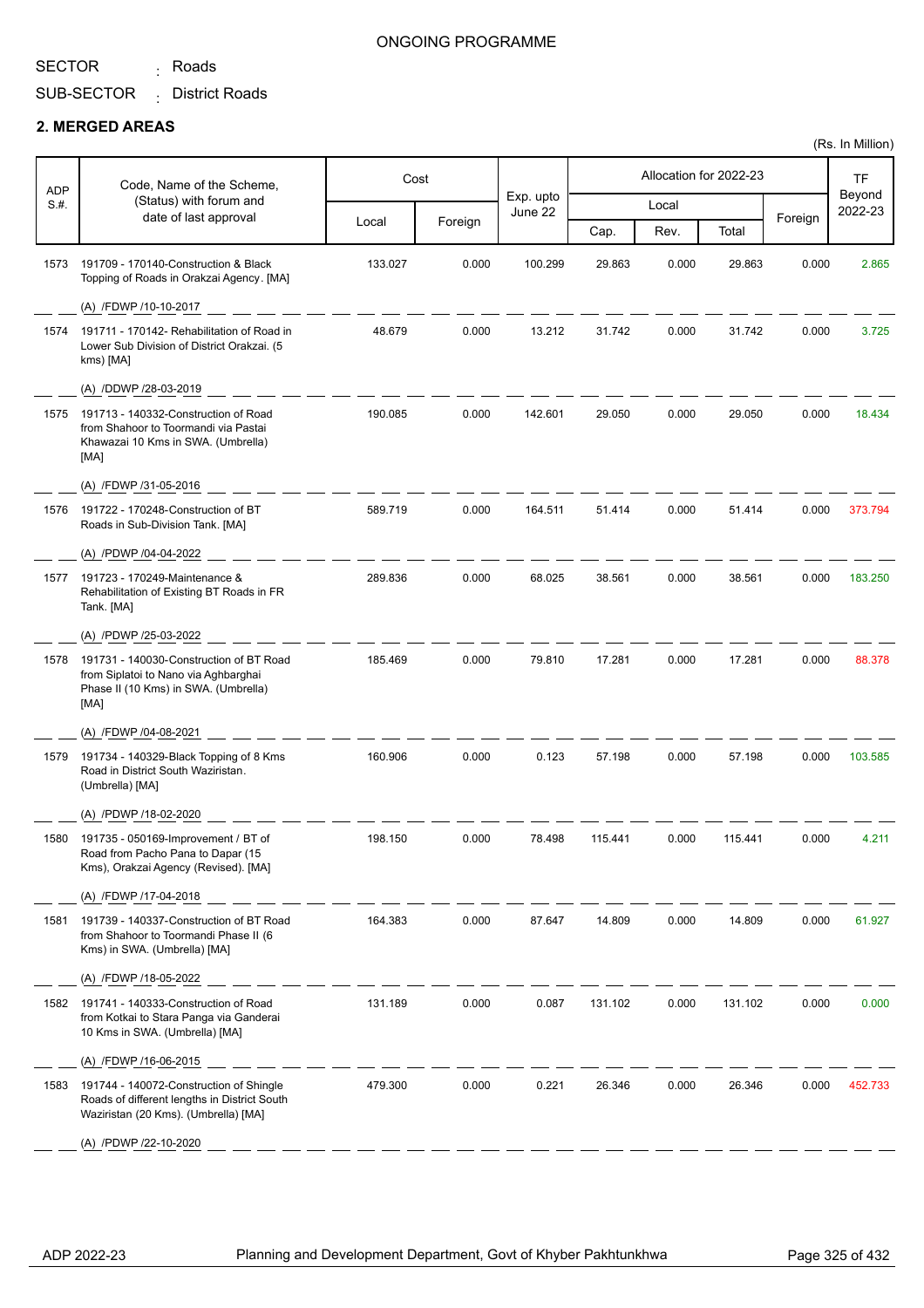ONGOING PROGRAMME

SECTOR : Roads

SUB-SECTOR : District Roads

## 2. MERGED AREAS

(Rs. In Million)

| ADP S.#. | Code, Name of the Scheme, (Status) with forum and date of last approval | Cost | | Exp. upto June 22 | Allocation for 2022-23 | | | | TF Beyond 2022-23 |
|---|---|---|---|---|---|---|---|---|---|
| | | Local | Foreign | | Local | | | Foreign | |
| | | | | | Cap. | Rev. | Total | | |
| 1573 | 191709 - 170140-Construction & Black Topping of Roads in Orakzai Agency. [MA] (A) /FDWP /10-10-2017 | 133.027 | 0.000 | 100.299 | 29.863 | 0.000 | 29.863 | 0.000 | 2.865 |
| 1574 | 191711 - 170142- Rehabilitation of Road in Lower Sub Division of District Orakzai. (5 kms) [MA] (A) /DDWP /28-03-2019 | 48.679 | 0.000 | 13.212 | 31.742 | 0.000 | 31.742 | 0.000 | 3.725 |
| 1575 | 191713 - 140332-Construction of Road from Shahoor to Toormandi via Pastai Khawazai 10 Kms in SWA. (Umbrella) [MA] (A) /FDWP /31-05-2016 | 190.085 | 0.000 | 142.601 | 29.050 | 0.000 | 29.050 | 0.000 | 18.434 |
| 1576 | 191722 - 170248-Construction of BT Roads in Sub-Division Tank. [MA] (A) /PDWP /04-04-2022 | 589.719 | 0.000 | 164.511 | 51.414 | 0.000 | 51.414 | 0.000 | 373.794 |
| 1577 | 191723 - 170249-Maintenance & Rehabilitation of Existing BT Roads in FR Tank. [MA] (A) /PDWP /25-03-2022 | 289.836 | 0.000 | 68.025 | 38.561 | 0.000 | 38.561 | 0.000 | 183.250 |
| 1578 | 191731 - 140030-Construction of BT Road from Siplatoi to Nano via Aghbarghai Phase II (10 Kms) in SWA. (Umbrella) [MA] (A) /FDWP /04-08-2021 | 185.469 | 0.000 | 79.810 | 17.281 | 0.000 | 17.281 | 0.000 | 88.378 |
| 1579 | 191734 - 140329-Black Topping of 8 Kms Road in District South Waziristan. (Umbrella) [MA] (A) /PDWP /18-02-2020 | 160.906 | 0.000 | 0.123 | 57.198 | 0.000 | 57.198 | 0.000 | 103.585 |
| 1580 | 191735 - 050169-Improvement / BT of Road from Pacho Pana to Dapar (15 Kms), Orakzai Agency (Revised). [MA] (A) /FDWP /17-04-2018 | 198.150 | 0.000 | 78.498 | 115.441 | 0.000 | 115.441 | 0.000 | 4.211 |
| 1581 | 191739 - 140337-Construction of BT Road from Shahoor to Toormandi Phase II (6 Kms) in SWA. (Umbrella) [MA] (A) /FDWP /18-05-2022 | 164.383 | 0.000 | 87.647 | 14.809 | 0.000 | 14.809 | 0.000 | 61.927 |
| 1582 | 191741 - 140333-Construction of Road from Kotkai to Stara Panga via Ganderai 10 Kms in SWA. (Umbrella) [MA] (A) /FDWP /16-06-2015 | 131.189 | 0.000 | 0.087 | 131.102 | 0.000 | 131.102 | 0.000 | 0.000 |
| 1583 | 191744 - 140072-Construction of Shingle Roads of different lengths in District South Waziristan (20 Kms). (Umbrella) [MA] (A) /PDWP /22-10-2020 | 479.300 | 0.000 | 0.221 | 26.346 | 0.000 | 26.346 | 0.000 | 452.733 |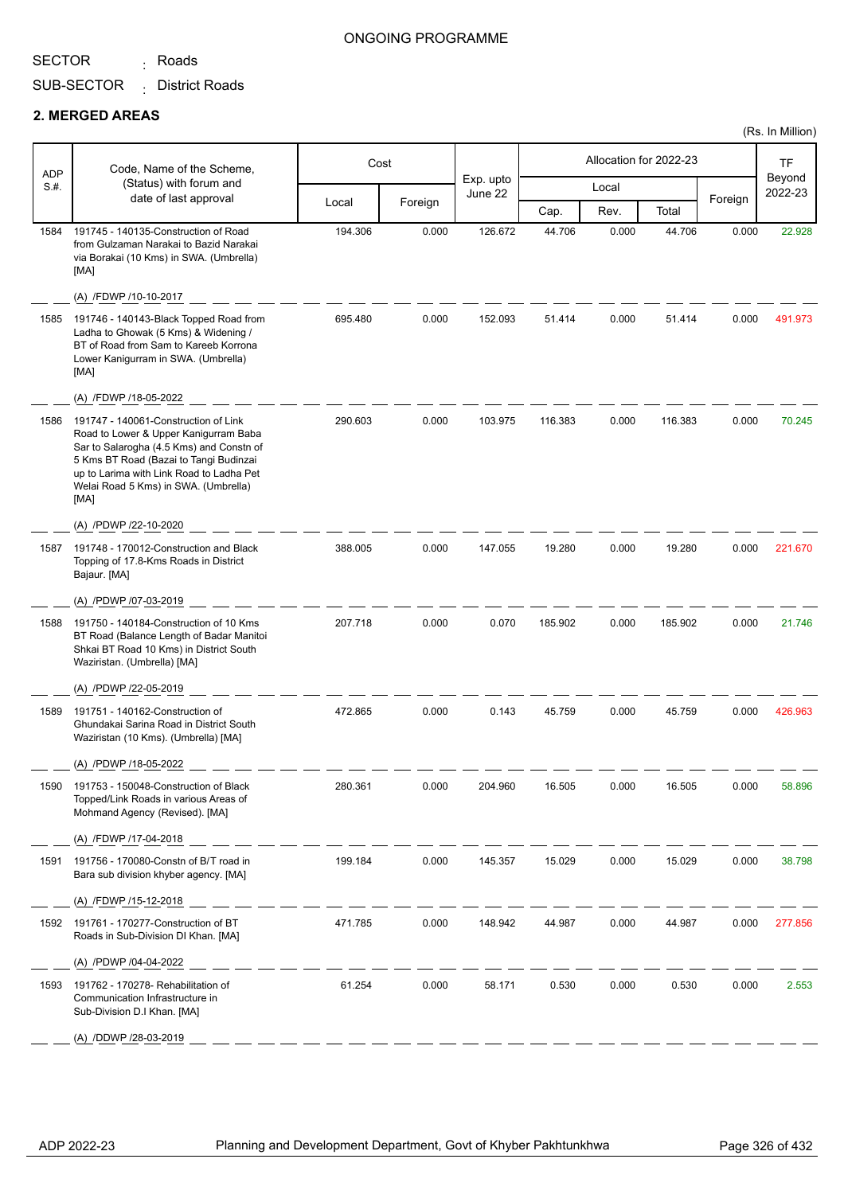ONGOING PROGRAMME

SECTOR : Roads

SUB-SECTOR : District Roads

## 2. MERGED AREAS

(Rs. In Million)

| ADP S.#. | Code, Name of the Scheme, (Status) with forum and date of last approval | Cost | | Exp. upto June 22 | Allocation for 2022-23 | | | | TF Beyond 2022-23 |
|---|---|---|---|---|---|---|---|---|---|
| | | Local | Foreign | | Local | | | Foreign | |
| | | | | | Cap. | Rev. | Total | | |
| 1584 | 191745 - 140135-Construction of Road from Gulzaman Narakai to Bazid Narakai via Borakai (10 Kms) in SWA. (Umbrella) [MA]<br>(A) /FDWP /10-10-2017 | 194.306 | 0.000 | 126.672 | 44.706 | 0.000 | 44.706 | 0.000 | 22.928 |
| 1585 | 191746 - 140143-Black Topped Road from Ladha to Ghowak (5 Kms) & Widening / BT of Road from Sam to Kareeb Korrona Lower Kanigurram in SWA. (Umbrella) [MA]<br>(A) /FDWP /18-05-2022 | 695.480 | 0.000 | 152.093 | 51.414 | 0.000 | 51.414 | 0.000 | 491.973 |
| 1586 | 191747 - 140061-Construction of Link Road to Lower & Upper Kanigurram Baba Sar to Salarogha (4.5 Kms) and Constn of 5 Kms BT Road (Bazai to Tangi Budinzai up to Larima with Link Road to Ladha Pet Welai Road 5 Kms) in SWA. (Umbrella) [MA]<br>(A) /PDWP /22-10-2020 | 290.603 | 0.000 | 103.975 | 116.383 | 0.000 | 116.383 | 0.000 | 70.245 |
| 1587 | 191748 - 170012-Construction and Black Topping of 17.8-Kms Roads in District Bajaur. [MA]<br>(A) /PDWP /07-03-2019 | 388.005 | 0.000 | 147.055 | 19.280 | 0.000 | 19.280 | 0.000 | 221.670 |
| 1588 | 191750 - 140184-Construction of 10 Kms BT Road (Balance Length of Badar Manitoi Shkai BT Road 10 Kms) in District South Waziristan. (Umbrella) [MA]<br>(A) /PDWP /22-05-2019 | 207.718 | 0.000 | 0.070 | 185.902 | 0.000 | 185.902 | 0.000 | 21.746 |
| 1589 | 191751 - 140162-Construction of Ghundakai Sarina Road in District South Waziristan (10 Kms). (Umbrella) [MA]<br>(A) /PDWP /18-05-2022 | 472.865 | 0.000 | 0.143 | 45.759 | 0.000 | 45.759 | 0.000 | 426.963 |
| 1590 | 191753 - 150048-Construction of Black Topped/Link Roads in various Areas of Mohmand Agency (Revised). [MA]<br>(A) /FDWP /17-04-2018 | 280.361 | 0.000 | 204.960 | 16.505 | 0.000 | 16.505 | 0.000 | 58.896 |
| 1591 | 191756 - 170080-Constn of B/T road in Bara sub division khyber agency. [MA]<br>(A) /FDWP /15-12-2018 | 199.184 | 0.000 | 145.357 | 15.029 | 0.000 | 15.029 | 0.000 | 38.798 |
| 1592 | 191761 - 170277-Construction of BT Roads in Sub-Division DI Khan. [MA]<br>(A) /PDWP /04-04-2022 | 471.785 | 0.000 | 148.942 | 44.987 | 0.000 | 44.987 | 0.000 | 277.856 |
| 1593 | 191762 - 170278- Rehabilitation of Communication Infrastructure in Sub-Division D.I Khan. [MA]<br>(A) /DDWP /28-03-2019 | 61.254 | 0.000 | 58.171 | 0.530 | 0.000 | 0.530 | 0.000 | 2.553 |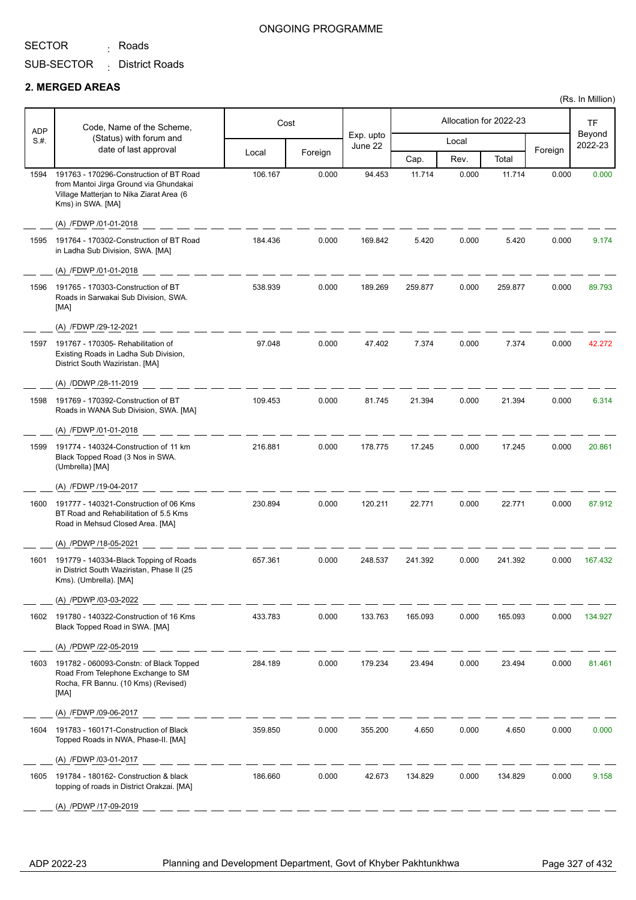ONGOING PROGRAMME

SECTOR : Roads

SUB-SECTOR : District Roads

## 2. MERGED AREAS

(Rs. In Million)

| ADP S.#. | Code, Name of the Scheme, (Status) with forum and date of last approval | Cost | | Exp. upto June 22 | Allocation for 2022-23 | | | | TF Beyond 2022-23 |
|---|---|---|---|---|---|---|---|---|---|
| | | Local | Foreign | | Local | | | Foreign | |
| | | | | | Cap. | Rev. | Total | | |
| 1594 | 191763 - 170296-Construction of BT Road from Mantoi Jirga Ground via Ghundakai Village Matterjan to Nika Ziarat Area (6 Kms) in SWA. [MA] (A) /FDWP /01-01-2018 | 106.167 | 0.000 | 94.453 | 11.714 | 0.000 | 11.714 | 0.000 | 0.000 |
| 1595 | 191764 - 170302-Construction of BT Road in Ladha Sub Division, SWA. [MA] (A) /FDWP /01-01-2018 | 184.436 | 0.000 | 169.842 | 5.420 | 0.000 | 5.420 | 0.000 | 9.174 |
| 1596 | 191765 - 170303-Construction of BT Roads in Sarwakai Sub Division, SWA. [MA] (A) /FDWP /29-12-2021 | 538.939 | 0.000 | 189.269 | 259.877 | 0.000 | 259.877 | 0.000 | 89.793 |
| 1597 | 191767 - 170305- Rehabilitation of Existing Roads in Ladha Sub Division, District South Waziristan. [MA] (A) /DDWP /28-11-2019 | 97.048 | 0.000 | 47.402 | 7.374 | 0.000 | 7.374 | 0.000 | 42.272 |
| 1598 | 191769 - 170392-Construction of BT Roads in WANA Sub Division, SWA. [MA] (A) /FDWP /01-01-2018 | 109.453 | 0.000 | 81.745 | 21.394 | 0.000 | 21.394 | 0.000 | 6.314 |
| 1599 | 191774 - 140324-Construction of 11 km Black Topped Road (3 Nos in SWA. (Umbrella) [MA] (A) /FDWP /19-04-2017 | 216.881 | 0.000 | 178.775 | 17.245 | 0.000 | 17.245 | 0.000 | 20.861 |
| 1600 | 191777 - 140321-Construction of 06 Kms BT Road and Rehabilitation of 5.5 Kms Road in Mehsud Closed Area. [MA] (A) /PDWP /18-05-2021 | 230.894 | 0.000 | 120.211 | 22.771 | 0.000 | 22.771 | 0.000 | 87.912 |
| 1601 | 191779 - 140334-Black Topping of Roads in District South Waziristan, Phase II (25 Kms). (Umbrella). [MA] (A) /PDWP /03-03-2022 | 657.361 | 0.000 | 248.537 | 241.392 | 0.000 | 241.392 | 0.000 | 167.432 |
| 1602 | 191780 - 140322-Construction of 16 Kms Black Topped Road in SWA. [MA] (A) /PDWP /22-05-2019 | 433.783 | 0.000 | 133.763 | 165.093 | 0.000 | 165.093 | 0.000 | 134.927 |
| 1603 | 191782 - 060093-Constn: of Black Topped Road From Telephone Exchange to SM Rocha, FR Bannu. (10 Kms) (Revised) [MA] (A) /FDWP /09-06-2017 | 284.189 | 0.000 | 179.234 | 23.494 | 0.000 | 23.494 | 0.000 | 81.461 |
| 1604 | 191783 - 160171-Construction of Black Topped Roads in NWA, Phase-II. [MA] (A) /FDWP /03-01-2017 | 359.850 | 0.000 | 355.200 | 4.650 | 0.000 | 4.650 | 0.000 | 0.000 |
| 1605 | 191784 - 180162- Construction & black topping of roads in District Orakzai. [MA] (A) /PDWP /17-09-2019 | 186.660 | 0.000 | 42.673 | 134.829 | 0.000 | 134.829 | 0.000 | 9.158 |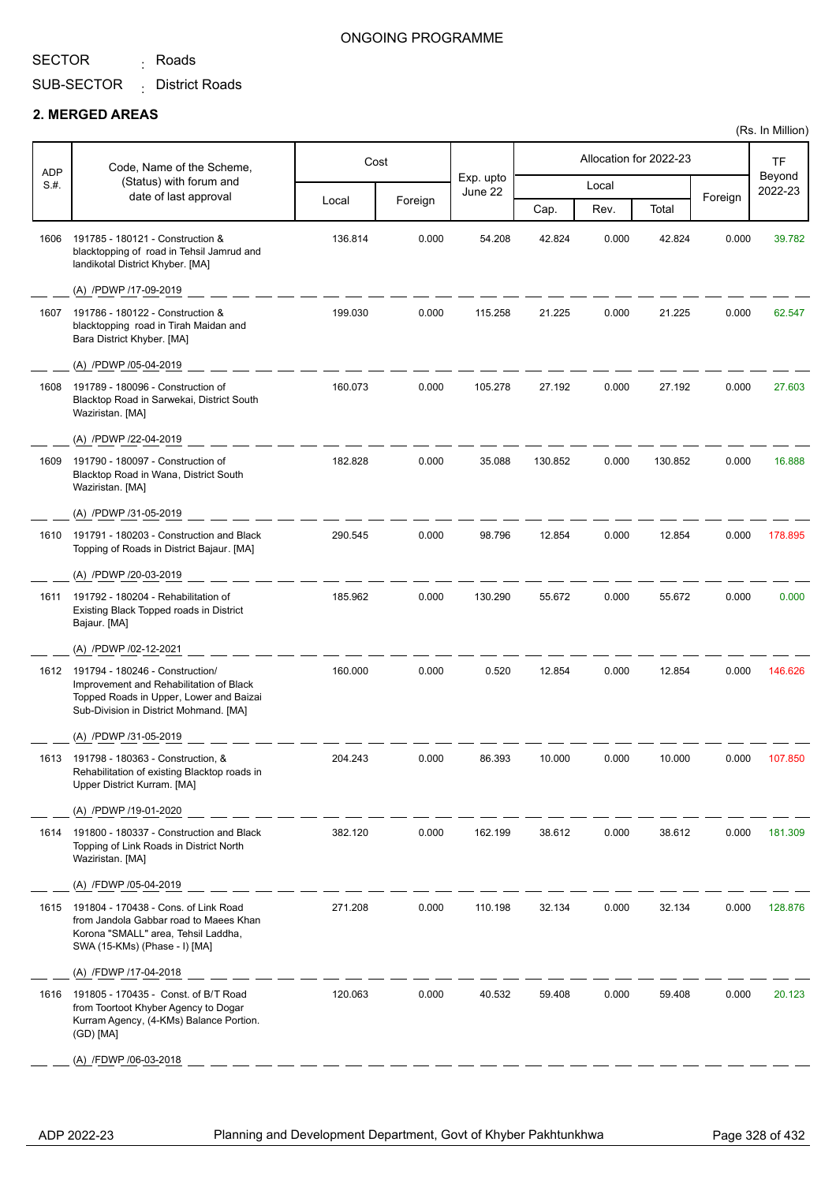ONGOING PROGRAMME

SECTOR : Roads

SUB-SECTOR : District Roads

## 2. MERGED AREAS

(Rs. In Million)

| ADP S.#. | Code, Name of the Scheme, (Status) with forum and date of last approval | Cost | | Exp. upto June 22 | Allocation for 2022-23 | | | | TF Beyond 2022-23 |
|---|---|---|---|---|---|---|---|---|---|
| | | Local | Foreign | | Local | | | Foreign | |
| | | | | | Cap. | Rev. | Total | | |
| 1606 | 191785 - 180121 - Construction & blacktopping of road in Tehsil Jamrud and landikotal District Khyber. [MA]<br>(A) /PDWP /17-09-2019 | 136.814 | 0.000 | 54.208 | 42.824 | 0.000 | 42.824 | 0.000 | 39.782 |
| 1607 | 191786 - 180122 - Construction & blacktopping road in Tirah Maidan and Bara District Khyber. [MA]<br>(A) /PDWP /05-04-2019 | 199.030 | 0.000 | 115.258 | 21.225 | 0.000 | 21.225 | 0.000 | 62.547 |
| 1608 | 191789 - 180096 - Construction of Blacktop Road in Sarwekai, District South Waziristan. [MA]<br>(A) /PDWP /22-04-2019 | 160.073 | 0.000 | 105.278 | 27.192 | 0.000 | 27.192 | 0.000 | 27.603 |
| 1609 | 191790 - 180097 - Construction of Blacktop Road in Wana, District South Waziristan. [MA]<br>(A) /PDWP /31-05-2019 | 182.828 | 0.000 | 35.088 | 130.852 | 0.000 | 130.852 | 0.000 | 16.888 |
| 1610 | 191791 - 180203 - Construction and Black Topping of Roads in District Bajaur. [MA]<br>(A) /PDWP /20-03-2019 | 290.545 | 0.000 | 98.796 | 12.854 | 0.000 | 12.854 | 0.000 | 178.895 |
| 1611 | 191792 - 180204 - Rehabilitation of Existing Black Topped roads in District Bajaur. [MA]<br>(A) /PDWP /02-12-2021 | 185.962 | 0.000 | 130.290 | 55.672 | 0.000 | 55.672 | 0.000 | 0.000 |
| 1612 | 191794 - 180246 - Construction/ Improvement and Rehabilitation of Black Topped Roads in Upper, Lower and Baizai Sub-Division in District Mohmand. [MA]<br>(A) /PDWP /31-05-2019 | 160.000 | 0.000 | 0.520 | 12.854 | 0.000 | 12.854 | 0.000 | 146.626 |
| 1613 | 191798 - 180363 - Construction, & Rehabilitation of existing Blacktop roads in Upper District Kurram. [MA]<br>(A) /PDWP /19-01-2020 | 204.243 | 0.000 | 86.393 | 10.000 | 0.000 | 10.000 | 0.000 | 107.850 |
| 1614 | 191800 - 180337 - Construction and Black Topping of Link Roads in District North Waziristan. [MA]<br>(A) /FDWP /05-04-2019 | 382.120 | 0.000 | 162.199 | 38.612 | 0.000 | 38.612 | 0.000 | 181.309 |
| 1615 | 191804 - 170438 - Cons. of Link Road from Jandola Gabbar road to Maees Khan Korona "SMALL" area, Tehsil Laddha, SWA (15-KMs) (Phase - I) [MA]<br>(A) /FDWP /17-04-2018 | 271.208 | 0.000 | 110.198 | 32.134 | 0.000 | 32.134 | 0.000 | 128.876 |
| 1616 | 191805 - 170435 - Const. of B/T Road from Toortoot Khyber Agency to Dogar Kurram Agency, (4-KMs) Balance Portion. (GD) [MA]<br>(A) /FDWP /06-03-2018 | 120.063 | 0.000 | 40.532 | 59.408 | 0.000 | 59.408 | 0.000 | 20.123 |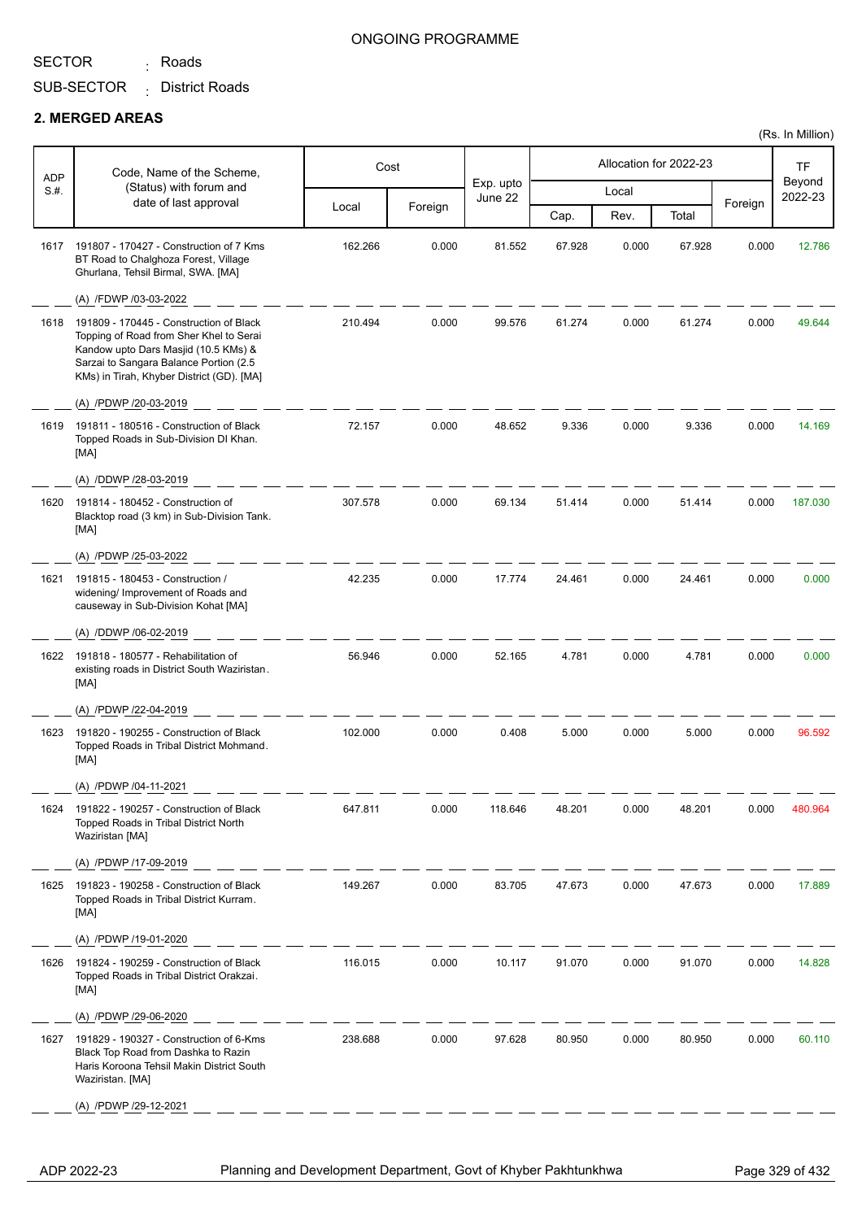ONGOING PROGRAMME

SECTOR : Roads

SUB-SECTOR : District Roads

**2. MERGED AREAS**

(Rs. In Million)

| ADP S.#. | Code, Name of the Scheme, (Status) with forum and date of last approval | Cost | | Exp. upto June 22 | Allocation for 2022-23 | | | | TF Beyond 2022-23 |
|---|---|---|---|---|---|---|---|---|---|
| | | Local | Foreign | | Local | | | Foreign | |
| | | | | | Cap. | Rev. | Total | | |
| 1617 | 191807 - 170427 - Construction of 7 Kms BT Road to Chalghoza Forest, Village Ghurlana, Tehsil Birmal, SWA. [MA] (A) /FDWP /03-03-2022 | 162.266 | 0.000 | 81.552 | 67.928 | 0.000 | 67.928 | 0.000 | 12.786 |
| 1618 | 191809 - 170445 - Construction of Black Topping of Road from Sher Khel to Serai Kandow upto Dars Masjid (10.5 KMs) & Sarzai to Sangara Balance Portion (2.5 KMs) in Tirah, Khyber District (GD). [MA] (A) /PDWP /20-03-2019 | 210.494 | 0.000 | 99.576 | 61.274 | 0.000 | 61.274 | 0.000 | 49.644 |
| 1619 | 191811 - 180516 - Construction of Black Topped Roads in Sub-Division DI Khan. [MA] (A) /DDWP /28-03-2019 | 72.157 | 0.000 | 48.652 | 9.336 | 0.000 | 9.336 | 0.000 | 14.169 |
| 1620 | 191814 - 180452 - Construction of Blacktop road (3 km) in Sub-Division Tank. [MA] (A) /PDWP /25-03-2022 | 307.578 | 0.000 | 69.134 | 51.414 | 0.000 | 51.414 | 0.000 | 187.030 |
| 1621 | 191815 - 180453 - Construction / widening/ Improvement of Roads and causeway in Sub-Division Kohat [MA] (A) /DDWP /06-02-2019 | 42.235 | 0.000 | 17.774 | 24.461 | 0.000 | 24.461 | 0.000 | 0.000 |
| 1622 | 191818 - 180577 - Rehabilitation of existing roads in District South Waziristan. [MA] (A) /PDWP /22-04-2019 | 56.946 | 0.000 | 52.165 | 4.781 | 0.000 | 4.781 | 0.000 | 0.000 |
| 1623 | 191820 - 190255 - Construction of Black Topped Roads in Tribal District Mohmand. [MA] (A) /PDWP /04-11-2021 | 102.000 | 0.000 | 0.408 | 5.000 | 0.000 | 5.000 | 0.000 | 96.592 |
| 1624 | 191822 - 190257 - Construction of Black Topped Roads in Tribal District North Waziristan [MA] (A) /PDWP /17-09-2019 | 647.811 | 0.000 | 118.646 | 48.201 | 0.000 | 48.201 | 0.000 | 480.964 |
| 1625 | 191823 - 190258 - Construction of Black Topped Roads in Tribal District Kurram. [MA] (A) /PDWP /19-01-2020 | 149.267 | 0.000 | 83.705 | 47.673 | 0.000 | 47.673 | 0.000 | 17.889 |
| 1626 | 191824 - 190259 - Construction of Black Topped Roads in Tribal District Orakzai. [MA] (A) /PDWP /29-06-2020 | 116.015 | 0.000 | 10.117 | 91.070 | 0.000 | 91.070 | 0.000 | 14.828 |
| 1627 | 191829 - 190327 - Construction of 6-Kms Black Top Road from Dashka to Razin Haris Koroona Tehsil Makin District South Waziristan. [MA] (A) /PDWP /29-12-2021 | 238.688 | 0.000 | 97.628 | 80.950 | 0.000 | 80.950 | 0.000 | 60.110 |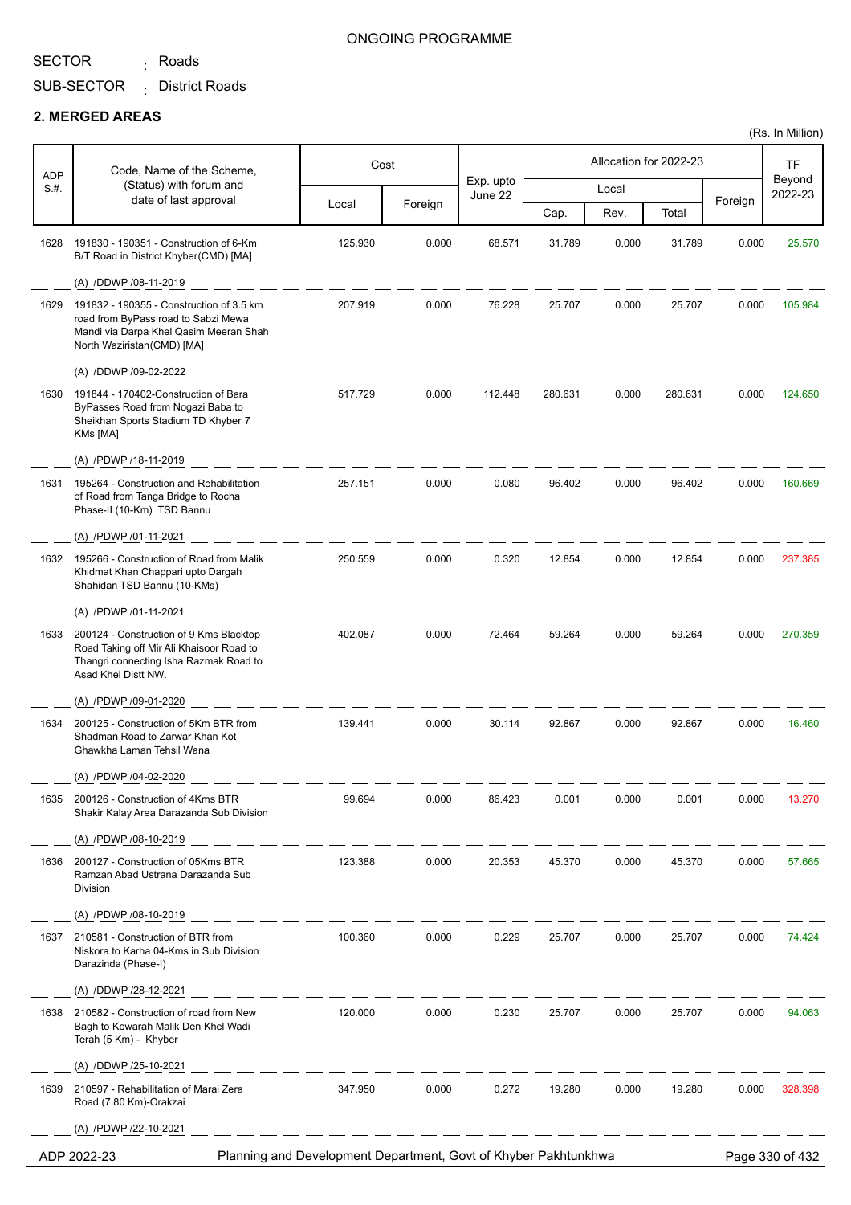ONGOING PROGRAMME

SECTOR : Roads

SUB-SECTOR : District Roads

**2. MERGED AREAS**

(Rs. In Million)

| ADP S.#. | Code, Name of the Scheme, (Status) with forum and date of last approval | Cost | | Exp. upto June 22 | Allocation for 2022-23 | | | | TF Beyond 2022-23 |
|---|---|---|---|---|---|---|---|---|---|
| | | Local | Foreign | | Local | | | Foreign | |
| | | | | | Cap. | Rev. | Total | | |
| 1628 | 191830 - 190351 - Construction of 6-Km B/T Road in District Khyber(CMD) [MA] (A) /DDWP /08-11-2019 | 125.930 | 0.000 | 68.571 | 31.789 | 0.000 | 31.789 | 0.000 | 25.570 |
| 1629 | 191832 - 190355 - Construction of 3.5 km road from ByPass road to Sabzi Mewa Mandi via Darpa Khel Qasim Meeran Shah North Waziristan(CMD) [MA] (A) /DDWP /09-02-2022 | 207.919 | 0.000 | 76.228 | 25.707 | 0.000 | 25.707 | 0.000 | 105.984 |
| 1630 | 191844 - 170402-Construction of Bara ByPasses Road from Nogazi Baba to Sheikhan Sports Stadium TD Khyber 7 KMs [MA] (A) /PDWP /18-11-2019 | 517.729 | 0.000 | 112.448 | 280.631 | 0.000 | 280.631 | 0.000 | 124.650 |
| 1631 | 195264 - Construction and Rehabilitation of Road from Tanga Bridge to Rocha Phase-II (10-Km) TSD Bannu (A) /PDWP /01-11-2021 | 257.151 | 0.000 | 0.080 | 96.402 | 0.000 | 96.402 | 0.000 | 160.669 |
| 1632 | 195266 - Construction of Road from Malik Khidmat Khan Chappari upto Dargah Shahidan TSD Bannu (10-KMs) (A) /PDWP /01-11-2021 | 250.559 | 0.000 | 0.320 | 12.854 | 0.000 | 12.854 | 0.000 | 237.385 |
| 1633 | 200124 - Construction of 9 Kms Blacktop Road Taking off Mir Ali Khaisoor Road to Thangri connecting Isha Razmak Road to Asad Khel Distt NW. (A) /PDWP /09-01-2020 | 402.087 | 0.000 | 72.464 | 59.264 | 0.000 | 59.264 | 0.000 | 270.359 |
| 1634 | 200125 - Construction of 5Km BTR from Shadman Road to Zarwar Khan Kot Ghawkha Laman Tehsil Wana (A) /PDWP /04-02-2020 | 139.441 | 0.000 | 30.114 | 92.867 | 0.000 | 92.867 | 0.000 | 16.460 |
| 1635 | 200126 - Construction of 4Kms BTR Shakir Kalay Area Darazanda Sub Division (A) /PDWP /08-10-2019 | 99.694 | 0.000 | 86.423 | 0.001 | 0.000 | 0.001 | 0.000 | 13.270 |
| 1636 | 200127 - Construction of 05Kms BTR Ramzan Abad Ustrana Darazanda Sub Division (A) /PDWP /08-10-2019 | 123.388 | 0.000 | 20.353 | 45.370 | 0.000 | 45.370 | 0.000 | 57.665 |
| 1637 | 210581 - Construction of BTR from Niskora to Karha 04-Kms in Sub Division Darazinda (Phase-I) (A) /DDWP /28-12-2021 | 100.360 | 0.000 | 0.229 | 25.707 | 0.000 | 25.707 | 0.000 | 74.424 |
| 1638 | 210582 - Construction of road from New Bagh to Kowarah Malik Den Khel Wadi Terah (5 Km) - Khyber (A) /DDWP /25-10-2021 | 120.000 | 0.000 | 0.230 | 25.707 | 0.000 | 25.707 | 0.000 | 94.063 |
| 1639 | 210597 - Rehabilitation of Marai Zera Road (7.80 Km)-Orakzai (A) /PDWP /22-10-2021 | 347.950 | 0.000 | 0.272 | 19.280 | 0.000 | 19.280 | 0.000 | 328.398 |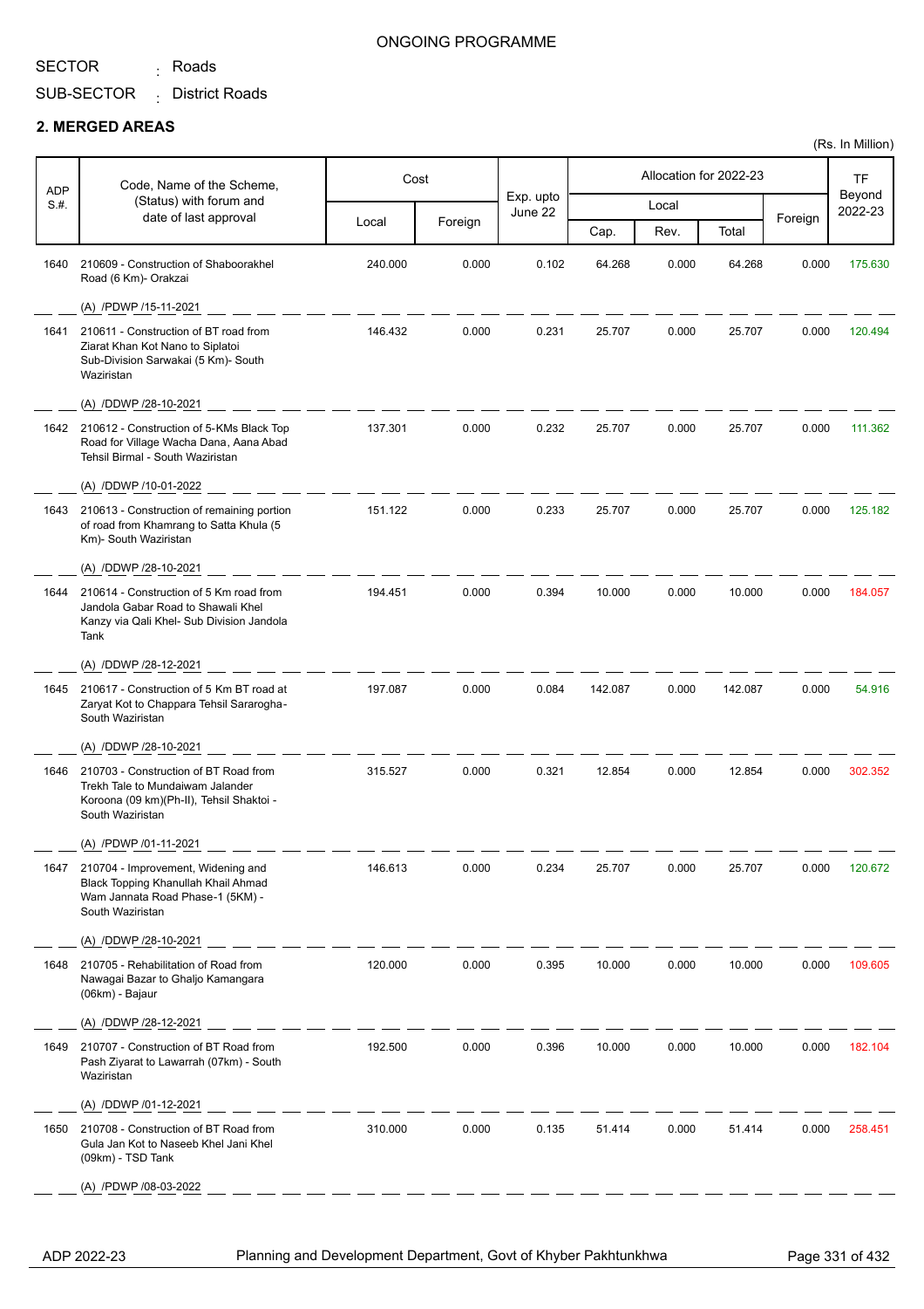ONGOING PROGRAMME

SECTOR : Roads

SUB-SECTOR : District Roads

## 2. MERGED AREAS

(Rs. In Million)

| ADP S.#. | Code, Name of the Scheme, (Status) with forum and date of last approval | Cost | | Exp. upto June 22 | Allocation for 2022-23 | | | | TF Beyond 2022-23 |
|---|---|---|---|---|---|---|---|---|---|
| | | Local | Foreign | | Local | | | Foreign | |
| | | | | | Cap. | Rev. | Total | | |
| 1640 | 210609 - Construction of Shaboorakhel Road (6 Km)- Orakzai<br>(A) /PDWP /15-11-2021 | 240.000 | 0.000 | 0.102 | 64.268 | 0.000 | 64.268 | 0.000 | 175.630 |
| 1641 | 210611 - Construction of BT road from Ziarat Khan Kot Nano to Siplatoi Sub-Division Sarwakai (5 Km)- South Waziristan<br>(A) /DDWP /28-10-2021 | 146.432 | 0.000 | 0.231 | 25.707 | 0.000 | 25.707 | 0.000 | 120.494 |
| 1642 | 210612 - Construction of 5-KMs Black Top Road for Village Wacha Dana, Aana Abad Tehsil Birmal - South Waziristan<br>(A) /DDWP /10-01-2022 | 137.301 | 0.000 | 0.232 | 25.707 | 0.000 | 25.707 | 0.000 | 111.362 |
| 1643 | 210613 - Construction of remaining portion of road from Khamrang to Satta Khula (5 Km)- South Waziristan<br>(A) /DDWP /28-10-2021 | 151.122 | 0.000 | 0.233 | 25.707 | 0.000 | 25.707 | 0.000 | 125.182 |
| 1644 | 210614 - Construction of 5 Km road from Jandola Gabar Road to Shawali Khel Kanzy via Qali Khel- Sub Division Jandola Tank<br>(A) /DDWP /28-12-2021 | 194.451 | 0.000 | 0.394 | 10.000 | 0.000 | 10.000 | 0.000 | 184.057 |
| 1645 | 210617 - Construction of 5 Km BT road at Zaryat Kot to Chappara Tehsil Sararogha-South Waziristan<br>(A) /DDWP /28-10-2021 | 197.087 | 0.000 | 0.084 | 142.087 | 0.000 | 142.087 | 0.000 | 54.916 |
| 1646 | 210703 - Construction of BT Road from Trekh Tale to Mundaiwam Jalander Koroona (09 km)(Ph-II), Tehsil Shaktoi - South Waziristan<br>(A) /PDWP /01-11-2021 | 315.527 | 0.000 | 0.321 | 12.854 | 0.000 | 12.854 | 0.000 | 302.352 |
| 1647 | 210704 - Improvement, Widening and Black Topping Khanullah Khail Ahmad Wam Jannata Road Phase-1 (5KM) - South Waziristan<br>(A) /DDWP /28-10-2021 | 146.613 | 0.000 | 0.234 | 25.707 | 0.000 | 25.707 | 0.000 | 120.672 |
| 1648 | 210705 - Rehabilitation of Road from Nawagai Bazar to Ghaljo Kamangara (06km) - Bajaur<br>(A) /DDWP /28-12-2021 | 120.000 | 0.000 | 0.395 | 10.000 | 0.000 | 10.000 | 0.000 | 109.605 |
| 1649 | 210707 - Construction of BT Road from Pash Ziyarat to Lawarrah (07km) - South Waziristan<br>(A) /DDWP /01-12-2021 | 192.500 | 0.000 | 0.396 | 10.000 | 0.000 | 10.000 | 0.000 | 182.104 |
| 1650 | 210708 - Construction of BT Road from Gula Jan Kot to Naseeb Khel Jani Khel (09km) - TSD Tank<br>(A) /PDWP /08-03-2022 | 310.000 | 0.000 | 0.135 | 51.414 | 0.000 | 51.414 | 0.000 | 258.451 |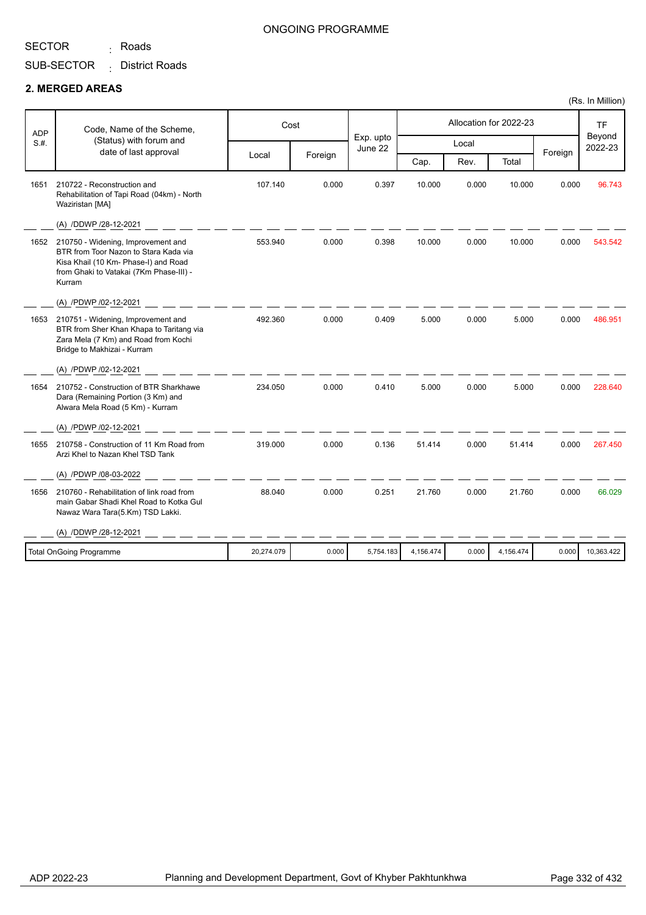ONGOING PROGRAMME

SECTOR : Roads

SUB-SECTOR : District Roads

## 2. MERGED AREAS

(Rs. In Million)

| ADP S.#. | Code, Name of the Scheme, (Status) with forum and date of last approval | Cost | | Exp. upto June 22 | Allocation for 2022-23 | | | | TF Beyond 2022-23 |
|---|---|---|---|---|---|---|---|---|---|
| | | Local | Foreign | | Local | | | Foreign | |
| | | | | | Cap. | Rev. | Total | | |
| 1651 | 210722 - Reconstruction and Rehabilitation of Tapi Road (04km) - North Waziristan [MA] (A) /DDWP /28-12-2021 | 107.140 | 0.000 | 0.397 | 10.000 | 0.000 | 10.000 | 0.000 | 96.743 |
| 1652 | 210750 - Widening, Improvement and BTR from Toor Nazon to Stara Kada via Kisa Khail (10 Km- Phase-I) and Road from Ghaki to Vatakai (7Km Phase-III) - Kurram (A) /PDWP /02-12-2021 | 553.940 | 0.000 | 0.398 | 10.000 | 0.000 | 10.000 | 0.000 | 543.542 |
| 1653 | 210751 - Widening, Improvement and BTR from Sher Khan Khapa to Taritang via Zara Mela (7 Km) and Road from Kochi Bridge to Makhizai - Kurram (A) /PDWP /02-12-2021 | 492.360 | 0.000 | 0.409 | 5.000 | 0.000 | 5.000 | 0.000 | 486.951 |
| 1654 | 210752 - Construction of BTR Sharkhawe Dara (Remaining Portion (3 Km) and Alwara Mela Road (5 Km) - Kurram (A) /PDWP /02-12-2021 | 234.050 | 0.000 | 0.410 | 5.000 | 0.000 | 5.000 | 0.000 | 228.640 |
| 1655 | 210758 - Construction of 11 Km Road from Arzi Khel to Nazan Khel TSD Tank (A) /PDWP /08-03-2022 | 319.000 | 0.000 | 0.136 | 51.414 | 0.000 | 51.414 | 0.000 | 267.450 |
| 1656 | 210760 - Rehabilitation of link road from main Gabar Shadi Khel Road to Kotka Gul Nawaz Wara Tara(5.Km) TSD Lakki. (A) /DDWP /28-12-2021 | 88.040 | 0.000 | 0.251 | 21.760 | 0.000 | 21.760 | 0.000 | 66.029 |
| | Total OnGoing Programme | 20,274.079 | 0.000 | 5,754.183 | 4,156.474 | 0.000 | 4,156.474 | 0.000 | 10,363.422 |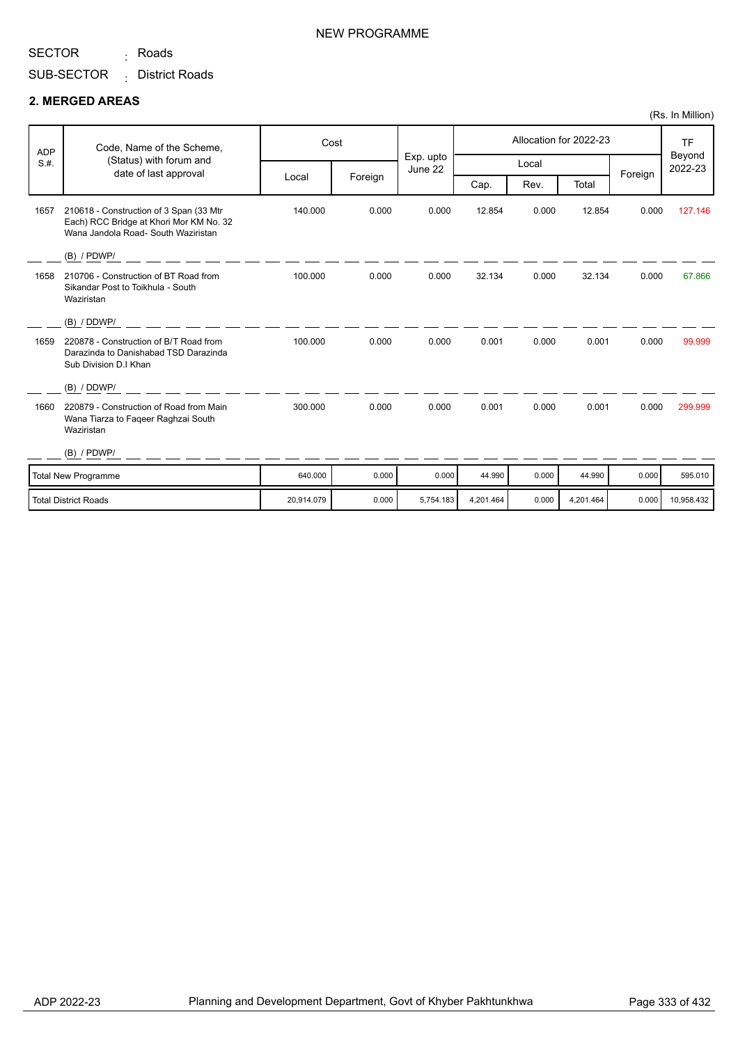NEW PROGRAMME

SECTOR : Roads

SUB-SECTOR : District Roads

## 2. MERGED AREAS

(Rs. In Million)

| ADP S.#. | Code, Name of the Scheme, (Status) with forum and date of last approval | Cost | | Exp. upto June 22 | Allocation for 2022-23 | | | | TF Beyond 2022-23 |
|---|---|---|---|---|---|---|---|---|---|
| | | Local | Foreign | | Local | | | Foreign | |
| | | | | | Cap. | Rev. | Total | | |
| 1657 | 210618 - Construction of 3 Span (33 Mtr Each) RCC Bridge at Khori Mor KM No. 32 Wana Jandola Road- South Waziristan (B) / PDWP/ | 140.000 | 0.000 | 0.000 | 12.854 | 0.000 | 12.854 | 0.000 | 127.146 |
| 1658 | 210706 - Construction of BT Road from Sikandar Post to Toikhula - South Waziristan (B) / DDWP/ | 100.000 | 0.000 | 0.000 | 32.134 | 0.000 | 32.134 | 0.000 | 67.866 |
| 1659 | 220878 - Construction of B/T Road from Darazinda to Danishabad TSD Darazinda Sub Division D.I Khan (B) / DDWP/ | 100.000 | 0.000 | 0.000 | 0.001 | 0.000 | 0.001 | 0.000 | 99.999 |
| 1660 | 220879 - Construction of Road from Main Wana Tiarza to Faqeer Raghzai South Waziristan (B) / PDWP/ | 300.000 | 0.000 | 0.000 | 0.001 | 0.000 | 0.001 | 0.000 | 299.999 |
| | Total New Programme | 640.000 | 0.000 | 0.000 | 44.990 | 0.000 | 44.990 | 0.000 | 595.010 |
| | Total District Roads | 20,914.079 | 0.000 | 5,754.183 | 4,201.464 | 0.000 | 4,201.464 | 0.000 | 10,958.432 |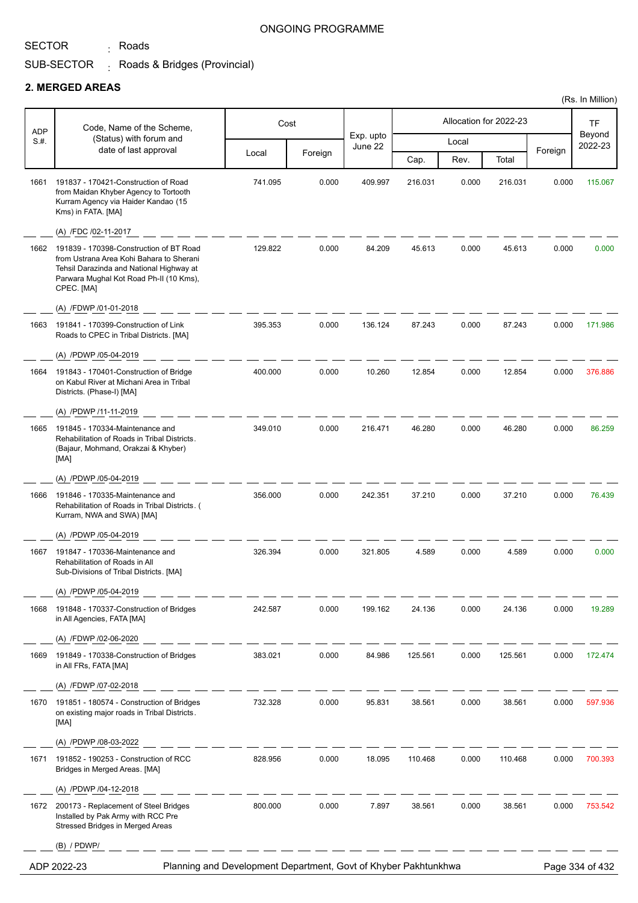ONGOING PROGRAMME

SECTOR : Roads

SUB-SECTOR : Roads & Bridges (Provincial)

## 2. MERGED AREAS

(Rs. In Million)

| ADP S.#. | Code, Name of the Scheme, (Status) with forum and date of last approval | Cost | | Exp. upto June 22 | Allocation for 2022-23 | | | | TF Beyond 2022-23 |
|---|---|---|---|---|---|---|---|---|---|
| | | Local | Foreign | | Local | | | Foreign | |
| | | | | | Cap. | Rev. | Total | | |
| 1661 | 191837 - 170421-Construction of Road from Maidan Khyber Agency to Tortooth Kurram Agency via Haider Kandao (15 Kms) in FATA. [MA]<br>(A) /FDC /02-11-2017 | 741.095 | 0.000 | 409.997 | 216.031 | 0.000 | 216.031 | 0.000 | 115.067 |
| 1662 | 191839 - 170398-Construction of BT Road from Ustrana Area Kohi Bahara to Sherani Tehsil Darazinda and National Highway at Parwara Mughal Kot Road Ph-II (10 Kms), CPEC. [MA]<br>(A) /FDWP /01-01-2018 | 129.822 | 0.000 | 84.209 | 45.613 | 0.000 | 45.613 | 0.000 | 0.000 |
| 1663 | 191841 - 170399-Construction of Link Roads to CPEC in Tribal Districts. [MA]<br>(A) /PDWP /05-04-2019 | 395.353 | 0.000 | 136.124 | 87.243 | 0.000 | 87.243 | 0.000 | 171.986 |
| 1664 | 191843 - 170401-Construction of Bridge on Kabul River at Michani Area in Tribal Districts. (Phase-I) [MA]<br>(A) /PDWP /11-11-2019 | 400.000 | 0.000 | 10.260 | 12.854 | 0.000 | 12.854 | 0.000 | 376.886 |
| 1665 | 191845 - 170334-Maintenance and Rehabilitation of Roads in Tribal Districts. (Bajaur, Mohmand, Orakzai & Khyber) [MA]<br>(A) /PDWP /05-04-2019 | 349.010 | 0.000 | 216.471 | 46.280 | 0.000 | 46.280 | 0.000 | 86.259 |
| 1666 | 191846 - 170335-Maintenance and Rehabilitation of Roads in Tribal Districts. ( Kurram, NWA and SWA) [MA]<br>(A) /PDWP /05-04-2019 | 356.000 | 0.000 | 242.351 | 37.210 | 0.000 | 37.210 | 0.000 | 76.439 |
| 1667 | 191847 - 170336-Maintenance and Rehabilitation of Roads in All Sub-Divisions of Tribal Districts. [MA]<br>(A) /PDWP /05-04-2019 | 326.394 | 0.000 | 321.805 | 4.589 | 0.000 | 4.589 | 0.000 | 0.000 |
| 1668 | 191848 - 170337-Construction of Bridges in All Agencies, FATA [MA]<br>(A) /FDWP /02-06-2020 | 242.587 | 0.000 | 199.162 | 24.136 | 0.000 | 24.136 | 0.000 | 19.289 |
| 1669 | 191849 - 170338-Construction of Bridges in All FRs, FATA [MA]<br>(A) /FDWP /07-02-2018 | 383.021 | 0.000 | 84.986 | 125.561 | 0.000 | 125.561 | 0.000 | 172.474 |
| 1670 | 191851 - 180574 - Construction of Bridges on existing major roads in Tribal Districts. [MA]<br>(A) /PDWP /08-03-2022 | 732.328 | 0.000 | 95.831 | 38.561 | 0.000 | 38.561 | 0.000 | 597.936 |
| 1671 | 191852 - 190253 - Construction of RCC Bridges in Merged Areas. [MA]<br>(A) /PDWP /04-12-2018 | 828.956 | 0.000 | 18.095 | 110.468 | 0.000 | 110.468 | 0.000 | 700.393 |
| 1672 | 200173 - Replacement of Steel Bridges Installed by Pak Army with RCC Pre Stressed Bridges in Merged Areas<br>(B) / PDWP/ | 800.000 | 0.000 | 7.897 | 38.561 | 0.000 | 38.561 | 0.000 | 753.542 |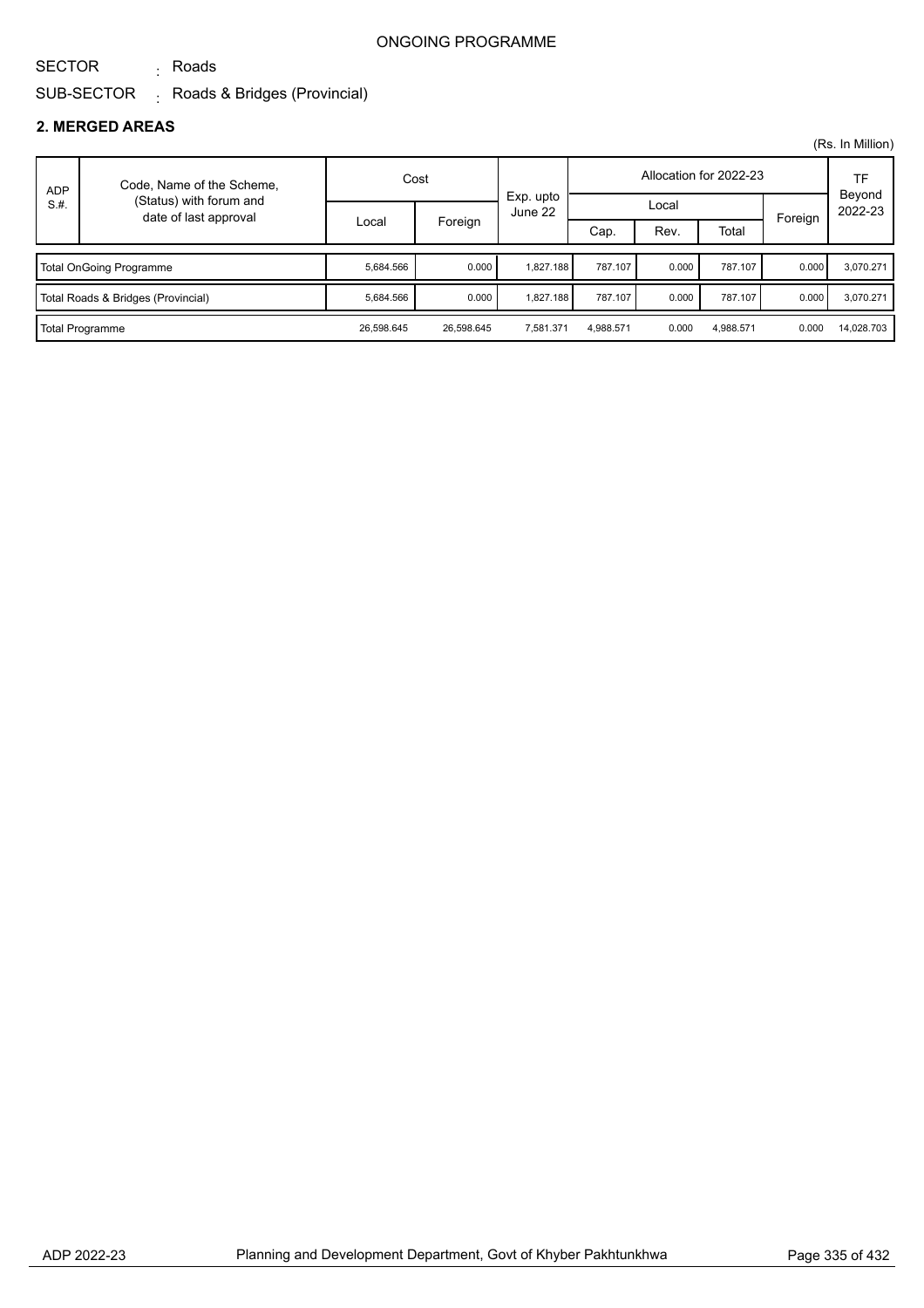ONGOING PROGRAMME

SECTOR : Roads

SUB-SECTOR : Roads & Bridges (Provincial)

## 2. MERGED AREAS

(Rs. In Million)

| ADP S.#. | Code, Name of the Scheme, (Status) with forum and date of last approval | Cost | | Exp. upto June 22 | Allocation for 2022-23 | | | | TF Beyond 2022-23 |
|---|---|---|---|---|---|---|---|---|---|
| | | Local | Foreign | | Local | | | Foreign | |
| | | | | | Cap. | Rev. | Total | | |
| Total OnGoing Programme | | 5,684.566 | 0.000 | 1,827.188 | 787.107 | 0.000 | 787.107 | 0.000 | 3,070.271 |
| Total Roads & Bridges (Provincial) | | 5,684.566 | 0.000 | 1,827.188 | 787.107 | 0.000 | 787.107 | 0.000 | 3,070.271 |
| Total Programme | | 26,598.645 | 26,598.645 | 7,581.371 | 4,988.571 | 0.000 | 4,988.571 | 0.000 | 14,028.703 |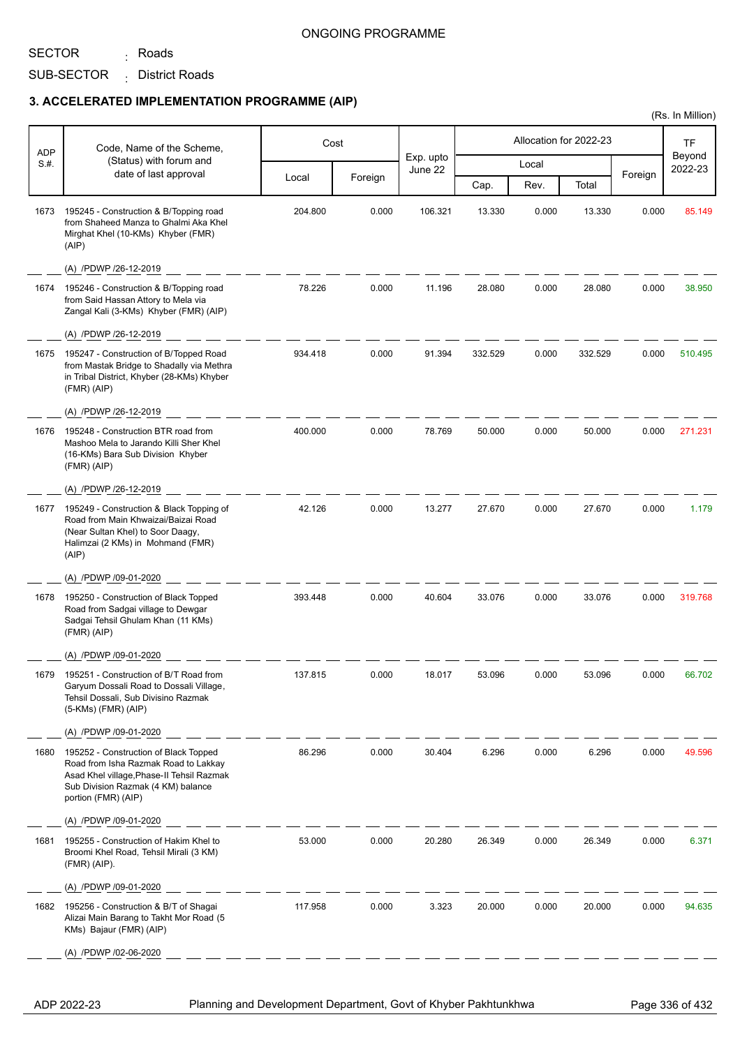ONGOING PROGRAMME

SECTOR : Roads

SUB-SECTOR : District Roads

## 3. ACCELERATED IMPLEMENTATION PROGRAMME (AIP)

(Rs. In Million)

| ADP S.#. | Code, Name of the Scheme, (Status) with forum and date of last approval | Cost | | Exp. upto June 22 | Allocation for 2022-23 | | | | TF Beyond 2022-23 |
|---|---|---|---|---|---|---|---|---|---|
| | | Local | Foreign | | Local | | | Foreign | |
| | | | | | Cap. | Rev. | Total | | |
| 1673 | 195245 - Construction & B/Topping road from Shaheed Manza to Ghalmi Aka Khel Mirghat Khel (10-KMs) Khyber (FMR) (AIP)<br>(A) /PDWP /26-12-2019 | 204.800 | 0.000 | 106.321 | 13.330 | 0.000 | 13.330 | 0.000 | 85.149 |
| 1674 | 195246 - Construction & B/Topping road from Said Hassan Attory to Mela via Zangal Kali (3-KMs) Khyber (FMR) (AIP)<br>(A) /PDWP /26-12-2019 | 78.226 | 0.000 | 11.196 | 28.080 | 0.000 | 28.080 | 0.000 | 38.950 |
| 1675 | 195247 - Construction of B/Topped Road from Mastak Bridge to Shadally via Methra in Tribal District, Khyber (28-KMs) Khyber (FMR) (AIP)<br>(A) /PDWP /26-12-2019 | 934.418 | 0.000 | 91.394 | 332.529 | 0.000 | 332.529 | 0.000 | 510.495 |
| 1676 | 195248 - Construction BTR road from Mashoo Mela to Jarando Killi Sher Khel (16-KMs) Bara Sub Division Khyber (FMR) (AIP)<br>(A) /PDWP /26-12-2019 | 400.000 | 0.000 | 78.769 | 50.000 | 0.000 | 50.000 | 0.000 | 271.231 |
| 1677 | 195249 - Construction & Black Topping of Road from Main Khwaizai/Baizai Road (Near Sultan Khel) to Soor Daagy, Halimzai (2 KMs) in Mohmand (FMR) (AIP)<br>(A) /PDWP /09-01-2020 | 42.126 | 0.000 | 13.277 | 27.670 | 0.000 | 27.670 | 0.000 | 1.179 |
| 1678 | 195250 - Construction of Black Topped Road from Sadgai village to Dewgar Sadgai Tehsil Ghulam Khan (11 KMs) (FMR) (AIP)<br>(A) /PDWP /09-01-2020 | 393.448 | 0.000 | 40.604 | 33.076 | 0.000 | 33.076 | 0.000 | 319.768 |
| 1679 | 195251 - Construction of B/T Road from Garyum Dossali Road to Dossali Village, Tehsil Dossali, Sub Divisino Razmak (5-KMs) (FMR) (AIP)<br>(A) /PDWP /09-01-2020 | 137.815 | 0.000 | 18.017 | 53.096 | 0.000 | 53.096 | 0.000 | 66.702 |
| 1680 | 195252 - Construction of Black Topped Road from Isha Razmak Road to Lakkay Asad Khel village,Phase-II Tehsil Razmak Sub Division Razmak (4 KM) balance portion (FMR) (AIP)<br>(A) /PDWP /09-01-2020 | 86.296 | 0.000 | 30.404 | 6.296 | 0.000 | 6.296 | 0.000 | 49.596 |
| 1681 | 195255 - Construction of Hakim Khel to Broomi Khel Road, Tehsil Mirali (3 KM) (FMR) (AIP).<br>(A) /PDWP /09-01-2020 | 53.000 | 0.000 | 20.280 | 26.349 | 0.000 | 26.349 | 0.000 | 6.371 |
| 1682 | 195256 - Construction & B/T of Shagai Alizai Main Barang to Takht Mor Road (5 KMs) Bajaur (FMR) (AIP)<br>(A) /PDWP /02-06-2020 | 117.958 | 0.000 | 3.323 | 20.000 | 0.000 | 20.000 | 0.000 | 94.635 |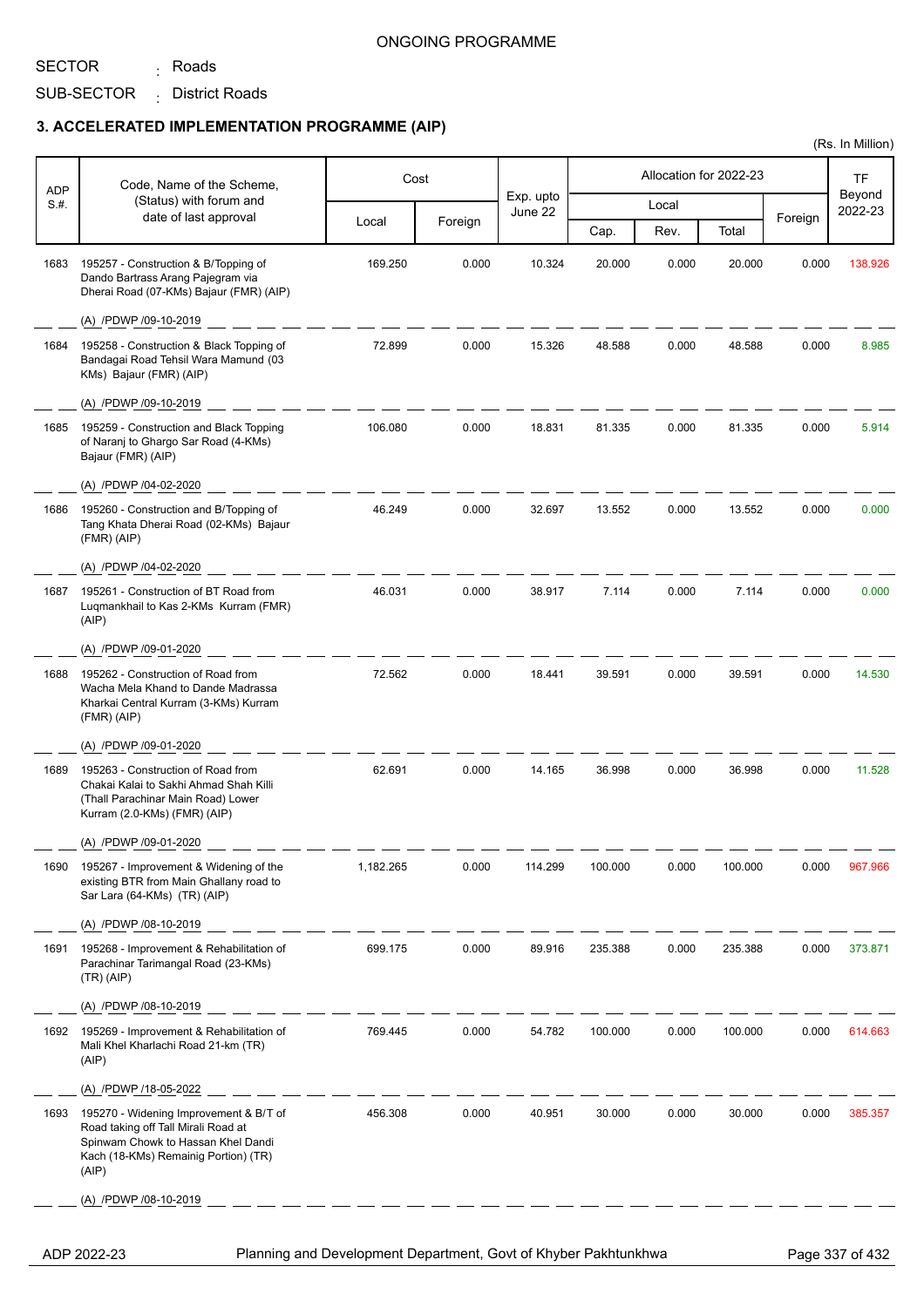ONGOING PROGRAMME

SECTOR : Roads

SUB-SECTOR : District Roads

### 3. ACCELERATED IMPLEMENTATION PROGRAMME (AIP)

(Rs. In Million)

| ADP S.#. | Code, Name of the Scheme, (Status) with forum and date of last approval | Cost | | Exp. upto June 22 | Allocation for 2022-23 | | | | TF Beyond 2022-23 |
|---|---|---|---|---|---|---|---|---|---|
| | | Local | Foreign | | Local | | | Foreign | |
| | | | | | Cap. | Rev. | Total | | |
| 1683 | 195257 - Construction & B/Topping of Dando Bartrass Arang Pajegram via Dherai Road (07-KMs) Bajaur (FMR) (AIP)<br>(A) /PDWP /09-10-2019 | 169.250 | 0.000 | 10.324 | 20.000 | 0.000 | 20.000 | 0.000 | 138.926 |
| 1684 | 195258 - Construction & Black Topping of Bandagai Road Tehsil Wara Mamund (03 KMs) Bajaur (FMR) (AIP)<br>(A) /PDWP /09-10-2019 | 72.899 | 0.000 | 15.326 | 48.588 | 0.000 | 48.588 | 0.000 | 8.985 |
| 1685 | 195259 - Construction and Black Topping of Naranj to Ghargo Sar Road (4-KMs) Bajaur (FMR) (AIP)<br>(A) /PDWP /04-02-2020 | 106.080 | 0.000 | 18.831 | 81.335 | 0.000 | 81.335 | 0.000 | 5.914 |
| 1686 | 195260 - Construction and B/Topping of Tang Khata Dherai Road (02-KMs) Bajaur (FMR) (AIP)<br>(A) /PDWP /04-02-2020 | 46.249 | 0.000 | 32.697 | 13.552 | 0.000 | 13.552 | 0.000 | 0.000 |
| 1687 | 195261 - Construction of BT Road from Luqmankhail to Kas 2-KMs Kurram (FMR) (AIP)<br>(A) /PDWP /09-01-2020 | 46.031 | 0.000 | 38.917 | 7.114 | 0.000 | 7.114 | 0.000 | 0.000 |
| 1688 | 195262 - Construction of Road from Wacha Mela Khand to Dande Madrassa Kharkai Central Kurram (3-KMs) Kurram (FMR) (AIP)<br>(A) /PDWP /09-01-2020 | 72.562 | 0.000 | 18.441 | 39.591 | 0.000 | 39.591 | 0.000 | 14.530 |
| 1689 | 195263 - Construction of Road from Chakai Kalai to Sakhi Ahmad Shah Killi (Thall Parachinar Main Road) Lower Kurram (2.0-KMs) (FMR) (AIP)<br>(A) /PDWP /09-01-2020 | 62.691 | 0.000 | 14.165 | 36.998 | 0.000 | 36.998 | 0.000 | 11.528 |
| 1690 | 195267 - Improvement & Widening of the existing BTR from Main Ghallany road to Sar Lara (64-KMs) (TR) (AIP)<br>(A) /PDWP /08-10-2019 | 1,182.265 | 0.000 | 114.299 | 100.000 | 0.000 | 100.000 | 0.000 | 967.966 |
| 1691 | 195268 - Improvement & Rehabilitation of Parachinar Tarimangal Road (23-KMs) (TR) (AIP)<br>(A) /PDWP /08-10-2019 | 699.175 | 0.000 | 89.916 | 235.388 | 0.000 | 235.388 | 0.000 | 373.871 |
| 1692 | 195269 - Improvement & Rehabilitation of Mali Khel Kharlachi Road 21-km (TR) (AIP)<br>(A) /PDWP /18-05-2022 | 769.445 | 0.000 | 54.782 | 100.000 | 0.000 | 100.000 | 0.000 | 614.663 |
| 1693 | 195270 - Widening Improvement & B/T of Road taking off Tall Mirali Road at Spinwam Chowk to Hassan Khel Dandi Kach (18-KMs) Remainig Portion) (TR) (AIP)<br>(A) /PDWP /08-10-2019 | 456.308 | 0.000 | 40.951 | 30.000 | 0.000 | 30.000 | 0.000 | 385.357 |

ADP 2022-23 Planning and Development Department, Govt of Khyber Pakhtunkhwa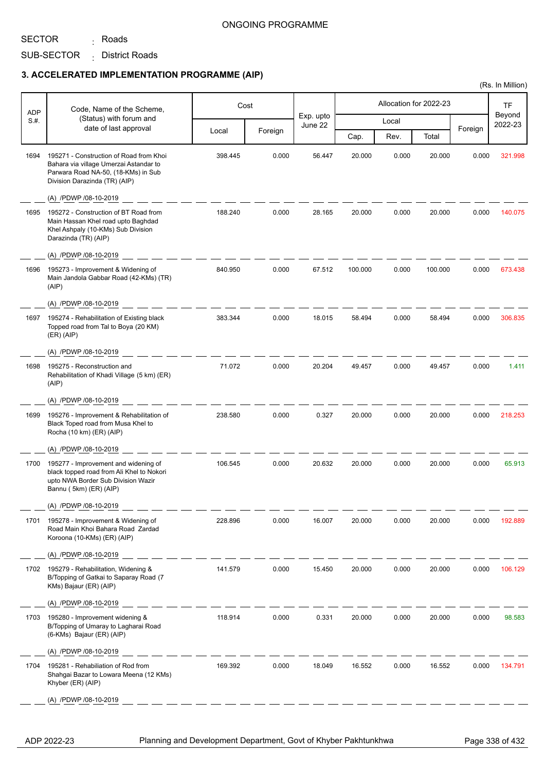ONGOING PROGRAMME

SECTOR : Roads

SUB-SECTOR : District Roads

## 3. ACCELERATED IMPLEMENTATION PROGRAMME (AIP)

(Rs. In Million)

| ADP S.#. | Code, Name of the Scheme, (Status) with forum and date of last approval | Cost | | Exp. upto June 22 | Allocation for 2022-23 | | | | TF Beyond 2022-23 |
|---|---|---|---|---|---|---|---|---|---|
| | | Local | Foreign | | Local | | | Foreign | |
| | | | | | Cap. | Rev. | Total | | |
| 1694 | 195271 - Construction of Road from Khoi Bahara via village Umerzai Astandar to Parwara Road NA-50, (18-KMs) in Sub Division Darazinda (TR) (AIP)<br>(A) /PDWP /08-10-2019 | 398.445 | 0.000 | 56.447 | 20.000 | 0.000 | 20.000 | 0.000 | 321.998 |
| 1695 | 195272 - Construction of BT Road from Main Hassan Khel road upto Baghdad Khel Ashpaly (10-KMs) Sub Division Darazinda (TR) (AIP)<br>(A) /PDWP /08-10-2019 | 188.240 | 0.000 | 28.165 | 20.000 | 0.000 | 20.000 | 0.000 | 140.075 |
| 1696 | 195273 - Improvement & Widening of Main Jandola Gabbar Road (42-KMs) (TR) (AIP)<br>(A) /PDWP /08-10-2019 | 840.950 | 0.000 | 67.512 | 100.000 | 0.000 | 100.000 | 0.000 | 673.438 |
| 1697 | 195274 - Rehabilitation of Existing black Topped road from Tal to Boya (20 KM) (ER) (AIP)<br>(A) /PDWP /08-10-2019 | 383.344 | 0.000 | 18.015 | 58.494 | 0.000 | 58.494 | 0.000 | 306.835 |
| 1698 | 195275 - Reconstruction and Rehabilitation of Khadi Village (5 km) (ER) (AIP)<br>(A) /PDWP /08-10-2019 | 71.072 | 0.000 | 20.204 | 49.457 | 0.000 | 49.457 | 0.000 | 1.411 |
| 1699 | 195276 - Improvement & Rehabilitation of Black Toped road from Musa Khel to Rocha (10 km) (ER) (AIP)<br>(A) /PDWP /08-10-2019 | 238.580 | 0.000 | 0.327 | 20.000 | 0.000 | 20.000 | 0.000 | 218.253 |
| 1700 | 195277 - Improvement and widening of black topped road from Ali Khel to Nokori upto NWA Border Sub Division Wazir Bannu ( 5km) (ER) (AIP)<br>(A) /PDWP /08-10-2019 | 106.545 | 0.000 | 20.632 | 20.000 | 0.000 | 20.000 | 0.000 | 65.913 |
| 1701 | 195278 - Improvement & Widening of Road Main Khoi Bahara Road Zardad Koroona (10-KMs) (ER) (AIP)<br>(A) /PDWP /08-10-2019 | 228.896 | 0.000 | 16.007 | 20.000 | 0.000 | 20.000 | 0.000 | 192.889 |
| 1702 | 195279 - Rehabilitation, Widening & B/Topping of Gatkai to Saparay Road (7 KMs) Bajaur (ER) (AIP)<br>(A) /PDWP /08-10-2019 | 141.579 | 0.000 | 15.450 | 20.000 | 0.000 | 20.000 | 0.000 | 106.129 |
| 1703 | 195280 - Improvement widening & B/Topping of Umaray to Lagharai Road (6-KMs) Bajaur (ER) (AIP)<br>(A) /PDWP /08-10-2019 | 118.914 | 0.000 | 0.331 | 20.000 | 0.000 | 20.000 | 0.000 | 98.583 |
| 1704 | 195281 - Rehabilitation of Rod from Shahgai Bazar to Lowara Meena (12 KMs) Khyber (ER) (AIP)<br>(A) /PDWP /08-10-2019 | 169.392 | 0.000 | 18.049 | 16.552 | 0.000 | 16.552 | 0.000 | 134.791 |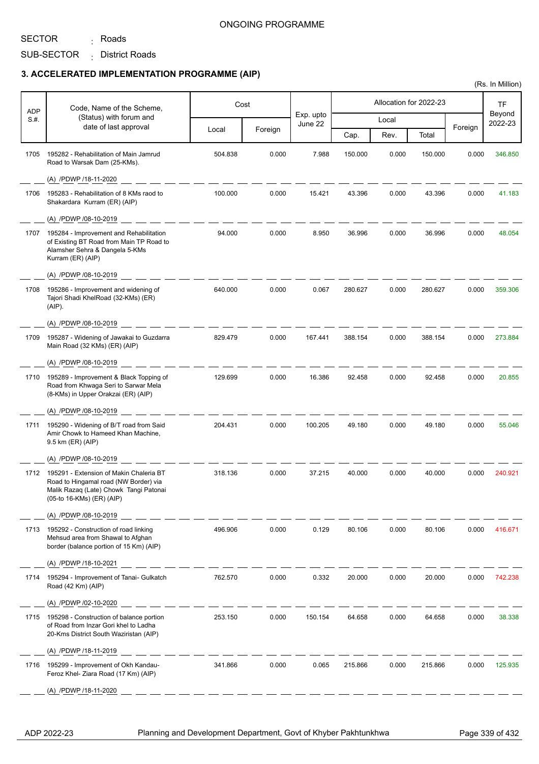ONGOING PROGRAMME

SECTOR : Roads

SUB-SECTOR : District Roads

### 3. ACCELERATED IMPLEMENTATION PROGRAMME (AIP)

(Rs. In Million)

| ADP S.#. | Code, Name of the Scheme, (Status) with forum and date of last approval | Cost | | Exp. upto June 22 | Allocation for 2022-23 | | | | TF Beyond 2022-23 |
|---|---|---|---|---|---|---|---|---|---|
| | | Local | Foreign | | Local | | | Foreign | |
| | | | | | Cap. | Rev. | Total | | |
| 1705 | 195282 - Rehabilitation of Main Jamrud Road to Warsak Dam (25-KMs). (A) /PDWP /18-11-2020 | 504.838 | 0.000 | 7.988 | 150.000 | 0.000 | 150.000 | 0.000 | 346.850 |
| 1706 | 195283 - Rehabilitation of 8 KMs raod to Shakardara Kurram (ER) (AIP) (A) /PDWP /08-10-2019 | 100.000 | 0.000 | 15.421 | 43.396 | 0.000 | 43.396 | 0.000 | 41.183 |
| 1707 | 195284 - Improvement and Rehabilitation of Existing BT Road from Main TP Road to Alamsher Sehra & Dangela 5-KMs Kurram (ER) (AIP) (A) /PDWP /08-10-2019 | 94.000 | 0.000 | 8.950 | 36.996 | 0.000 | 36.996 | 0.000 | 48.054 |
| 1708 | 195286 - Improvement and widening of Tajori Shadi KhelRoad (32-KMs) (ER) (AIP). (A) /PDWP /08-10-2019 | 640.000 | 0.000 | 0.067 | 280.627 | 0.000 | 280.627 | 0.000 | 359.306 |
| 1709 | 195287 - Widening of Jawakai to Guzdarra Main Road (32 KMs) (ER) (AIP) (A) /PDWP /08-10-2019 | 829.479 | 0.000 | 167.441 | 388.154 | 0.000 | 388.154 | 0.000 | 273.884 |
| 1710 | 195289 - Improvement & Black Topping of Road from Khwaga Seri to Sarwar Mela (8-KMs) in Upper Orakzai (ER) (AIP) (A) /PDWP /08-10-2019 | 129.699 | 0.000 | 16.386 | 92.458 | 0.000 | 92.458 | 0.000 | 20.855 |
| 1711 | 195290 - Widening of B/T road from Said Amir Chowk to Hameed Khan Machine, 9.5 km (ER) (AIP) (A) /PDWP /08-10-2019 | 204.431 | 0.000 | 100.205 | 49.180 | 0.000 | 49.180 | 0.000 | 55.046 |
| 1712 | 195291 - Extension of Makin Chaleria BT Road to Hingamal road (NW Border) via Malik Razaq (Late) Chowk Tangi Patonai (05-to 16-KMs) (ER) (AIP) (A) /PDWP /08-10-2019 | 318.136 | 0.000 | 37.215 | 40.000 | 0.000 | 40.000 | 0.000 | 240.921 |
| 1713 | 195292 - Construction of road linking Mehsud area from Shawal to Afghan border (balance portion of 15 Km) (AIP) (A) /PDWP /18-10-2021 | 496.906 | 0.000 | 0.129 | 80.106 | 0.000 | 80.106 | 0.000 | 416.671 |
| 1714 | 195294 - Improvement of Tanai- Gulkatch Road (42 Km) (AIP) (A) /PDWP /02-10-2020 | 762.570 | 0.000 | 0.332 | 20.000 | 0.000 | 20.000 | 0.000 | 742.238 |
| 1715 | 195298 - Construction of balance portion of Road from Inzar Gori khel to Ladha 20-Kms District South Waziristan (AIP) (A) /PDWP /18-11-2019 | 253.150 | 0.000 | 150.154 | 64.658 | 0.000 | 64.658 | 0.000 | 38.338 |
| 1716 | 195299 - Improvement of Okh Kandau-Feroz Khel- Ziara Road (17 Km) (AIP) (A) /PDWP /18-11-2020 | 341.866 | 0.000 | 0.065 | 215.866 | 0.000 | 215.866 | 0.000 | 125.935 |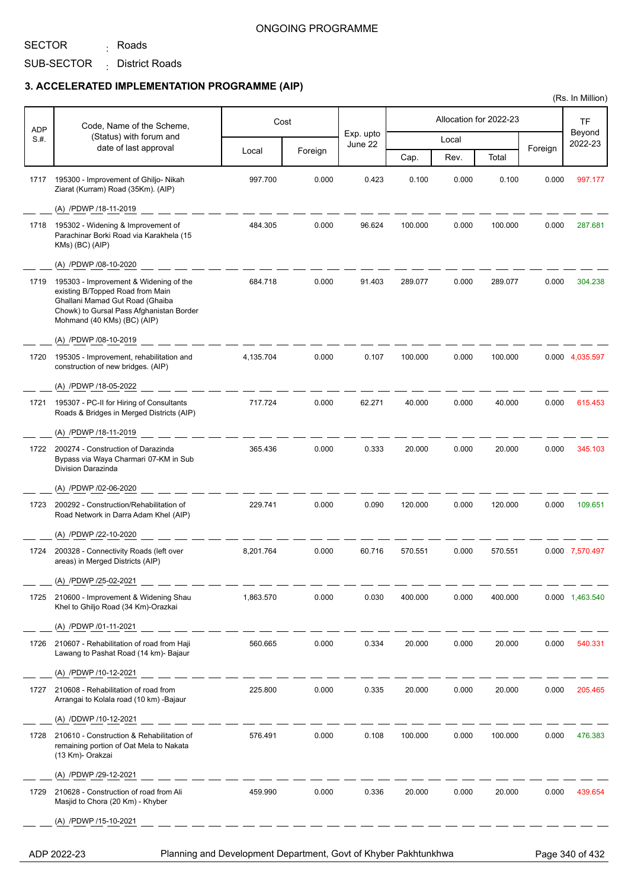ONGOING PROGRAMME

SECTOR : Roads

SUB-SECTOR : District Roads

### 3. ACCELERATED IMPLEMENTATION PROGRAMME (AIP)

(Rs. In Million)

| ADP S.#. | Code, Name of the Scheme, (Status) with forum and date of last approval | Cost | | Exp. upto June 22 | Allocation for 2022-23 | | | | TF Beyond 2022-23 |
|---|---|---|---|---|---|---|---|---|---|
| | | Local | Foreign | | Local | | | Foreign | |
| | | | | | Cap. | Rev. | Total | | |
| 1717 | 195300 - Improvement of Ghiljo- Nikah Ziarat (Kurram) Road (35Km). (AIP)<br>(A) /PDWP /18-11-2019 | 997.700 | 0.000 | 0.423 | 0.100 | 0.000 | 0.100 | 0.000 | 997.177 |
| 1718 | 195302 - Widening & Improvement of Parachinar Borki Road via Karakhela (15 KMs) (BC) (AIP)<br>(A) /PDWP /08-10-2020 | 484.305 | 0.000 | 96.624 | 100.000 | 0.000 | 100.000 | 0.000 | 287.681 |
| 1719 | 195303 - Improvement & Widening of the existing B/Topped Road from Main Ghallani Mamad Gut Road (Ghaiba Chowk) to Gursal Pass Afghanistan Border Mohmand (40 KMs) (BC) (AIP)<br>(A) /PDWP /08-10-2019 | 684.718 | 0.000 | 91.403 | 289.077 | 0.000 | 289.077 | 0.000 | 304.238 |
| 1720 | 195305 - Improvement, rehabilitation and construction of new bridges. (AIP)<br>(A) /PDWP /18-05-2022 | 4,135.704 | 0.000 | 0.107 | 100.000 | 0.000 | 100.000 | 0.000 | 4,035.597 |
| 1721 | 195307 - PC-II for Hiring of Consultants Roads & Bridges in Merged Districts (AIP)<br>(A) /PDWP /18-11-2019 | 717.724 | 0.000 | 62.271 | 40.000 | 0.000 | 40.000 | 0.000 | 615.453 |
| 1722 | 200274 - Construction of Darazinda Bypass via Waya Charmari 07-KM in Sub Division Darazinda<br>(A) /PDWP /02-06-2020 | 365.436 | 0.000 | 0.333 | 20.000 | 0.000 | 20.000 | 0.000 | 345.103 |
| 1723 | 200292 - Construction/Rehabilitation of Road Network in Darra Adam Khel (AIP)<br>(A) /PDWP /22-10-2020 | 229.741 | 0.000 | 0.090 | 120.000 | 0.000 | 120.000 | 0.000 | 109.651 |
| 1724 | 200328 - Connectivity Roads (left over areas) in Merged Districts (AIP)<br>(A) /PDWP /25-02-2021 | 8,201.764 | 0.000 | 60.716 | 570.551 | 0.000 | 570.551 | 0.000 | 7,570.497 |
| 1725 | 210600 - Improvement & Widening Shau Khel to Ghiljo Road (34 Km)-Orazkai<br>(A) /PDWP /01-11-2021 | 1,863.570 | 0.000 | 0.030 | 400.000 | 0.000 | 400.000 | 0.000 | 1,463.540 |
| 1726 | 210607 - Rehabilitation of road from Haji Lawang to Pashat Road (14 km)- Bajaur<br>(A) /PDWP /10-12-2021 | 560.665 | 0.000 | 0.334 | 20.000 | 0.000 | 20.000 | 0.000 | 540.331 |
| 1727 | 210608 - Rehabilitation of road from Arrangai to Kolala road (10 km) -Bajaur<br>(A) /DDWP /10-12-2021 | 225.800 | 0.000 | 0.335 | 20.000 | 0.000 | 20.000 | 0.000 | 205.465 |
| 1728 | 210610 - Construction & Rehabilitation of remaining portion of Oat Mela to Nakata (13 Km)- Orakzai<br>(A) /PDWP /29-12-2021 | 576.491 | 0.000 | 0.108 | 100.000 | 0.000 | 100.000 | 0.000 | 476.383 |
| 1729 | 210628 - Construction of road from Ali Masjid to Chora (20 Km) - Khyber<br>(A) /PDWP /15-10-2021 | 459.990 | 0.000 | 0.336 | 20.000 | 0.000 | 20.000 | 0.000 | 439.654 |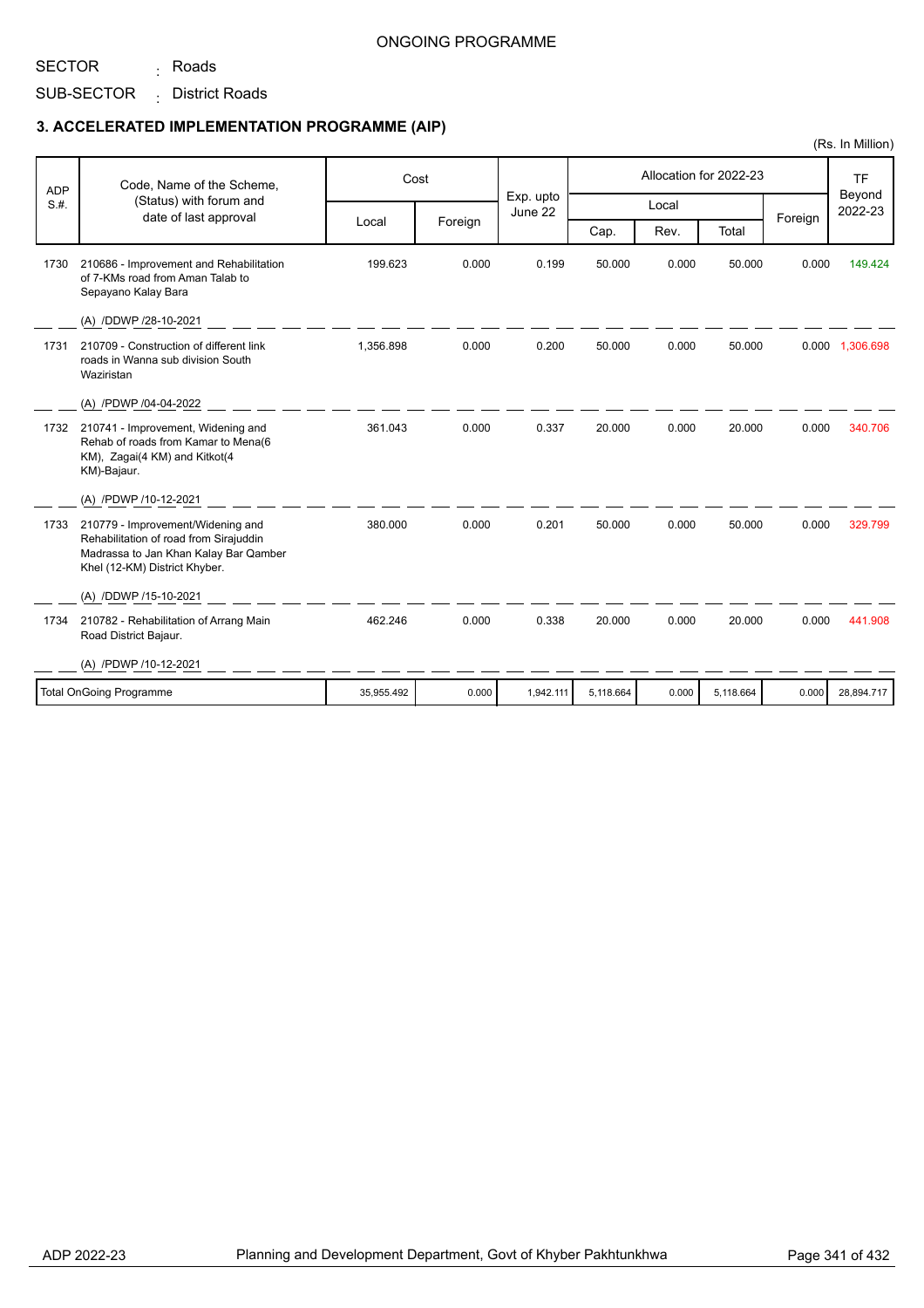ONGOING PROGRAMME

SECTOR : Roads

SUB-SECTOR : District Roads

### 3. ACCELERATED IMPLEMENTATION PROGRAMME (AIP)

(Rs. In Million)

| ADP S.#. | Code, Name of the Scheme, (Status) with forum and date of last approval | Cost | | Exp. upto June 22 | Allocation for 2022-23 | | | | TF Beyond 2022-23 |
|---|---|---|---|---|---|---|---|---|---|
| | | Local | Foreign | | Local | | | Foreign | |
| | | | | | Cap. | Rev. | Total | | |
| 1730 | 210686 - Improvement and Rehabilitation of 7-KMs road from Aman Talab to Sepayano Kalay Bara<br>(A) /DDWP /28-10-2021 | 199.623 | 0.000 | 0.199 | 50.000 | 0.000 | 50.000 | 0.000 | 149.424 |
| 1731 | 210709 - Construction of different link roads in Wanna sub division South Waziristan<br>(A) /PDWP /04-04-2022 | 1,356.898 | 0.000 | 0.200 | 50.000 | 0.000 | 50.000 | 0.000 | 1,306.698 |
| 1732 | 210741 - Improvement, Widening and Rehab of roads from Kamar to Mena(6 KM), Zagai(4 KM) and Kitkot(4 KM)-Bajaur.<br>(A) /PDWP /10-12-2021 | 361.043 | 0.000 | 0.337 | 20.000 | 0.000 | 20.000 | 0.000 | 340.706 |
| 1733 | 210779 - Improvement/Widening and Rehabilitation of road from Sirajuddin Madrassa to Jan Khan Kalay Bar Qamber Khel (12-KM) District Khyber.<br>(A) /DDWP /15-10-2021 | 380.000 | 0.000 | 0.201 | 50.000 | 0.000 | 50.000 | 0.000 | 329.799 |
| 1734 | 210782 - Rehabilitation of Arrang Main Road District Bajaur.<br>(A) /PDWP /10-12-2021 | 462.246 | 0.000 | 0.338 | 20.000 | 0.000 | 20.000 | 0.000 | 441.908 |
| | Total OnGoing Programme | 35,955.492 | 0.000 | 1,942.111 | 5,118.664 | 0.000 | 5,118.664 | 0.000 | 28,894.717 |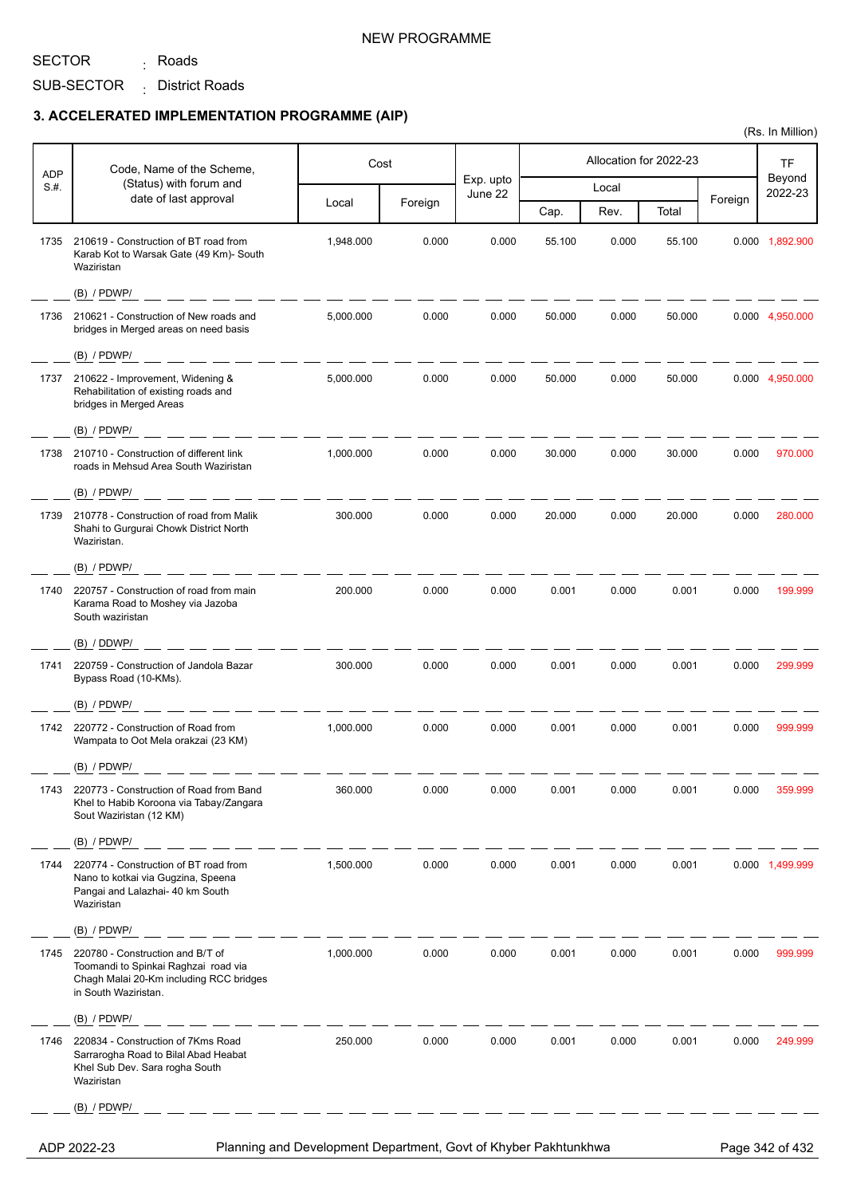NEW PROGRAMME

SECTOR : Roads

SUB-SECTOR : District Roads

## 3. ACCELERATED IMPLEMENTATION PROGRAMME (AIP)

(Rs. In Million)

| ADP S.#. | Code, Name of the Scheme, (Status) with forum and date of last approval | Cost | | Exp. upto June 22 | Allocation for 2022-23 | | | | TF Beyond 2022-23 |
|---|---|---|---|---|---|---|---|---|---|
| | | Local | Foreign | | Local | | | Foreign | |
| | | | | | Cap. | Rev. | Total | | |
| 1735 | 210619 - Construction of BT road from Karab Kot to Warsak Gate (49 Km)- South Waziristan<br>(B) / PDWP/ | 1,948.000 | 0.000 | 0.000 | 55.100 | 0.000 | 55.100 | 0.000 | 1,892.900 |
| 1736 | 210621 - Construction of New roads and bridges in Merged areas on need basis<br>(B) / PDWP/ | 5,000.000 | 0.000 | 0.000 | 50.000 | 0.000 | 50.000 | 0.000 | 4,950.000 |
| 1737 | 210622 - Improvement, Widening & Rehabilitation of existing roads and bridges in Merged Areas<br>(B) / PDWP/ | 5,000.000 | 0.000 | 0.000 | 50.000 | 0.000 | 50.000 | 0.000 | 4,950.000 |
| 1738 | 210710 - Construction of different link roads in Mehsud Area South Waziristan<br>(B) / PDWP/ | 1,000.000 | 0.000 | 0.000 | 30.000 | 0.000 | 30.000 | 0.000 | 970.000 |
| 1739 | 210778 - Construction of road from Malik Shahi to Gurgurai Chowk District North Waziristan.<br>(B) / PDWP/ | 300.000 | 0.000 | 0.000 | 20.000 | 0.000 | 20.000 | 0.000 | 280.000 |
| 1740 | 220757 - Construction of road from main Karama Road to Moshey via Jazoba South waziristan<br>(B) / DDWP/ | 200.000 | 0.000 | 0.000 | 0.001 | 0.000 | 0.001 | 0.000 | 199.999 |
| 1741 | 220759 - Construction of Jandola Bazar Bypass Road (10-KMs).<br>(B) / PDWP/ | 300.000 | 0.000 | 0.000 | 0.001 | 0.000 | 0.001 | 0.000 | 299.999 |
| 1742 | 220772 - Construction of Road from Wampata to Oot Mela orakzai (23 KM)<br>(B) / PDWP/ | 1,000.000 | 0.000 | 0.000 | 0.001 | 0.000 | 0.001 | 0.000 | 999.999 |
| 1743 | 220773 - Construction of Road from Band Khel to Habib Koroona via Tabay/Zangara Sout Waziristan (12 KM)<br>(B) / PDWP/ | 360.000 | 0.000 | 0.000 | 0.001 | 0.000 | 0.001 | 0.000 | 359.999 |
| 1744 | 220774 - Construction of BT road from Nano to kotkai via Gugzina, Speena Pangai and Lalazhai- 40 km South Waziristan<br>(B) / PDWP/ | 1,500.000 | 0.000 | 0.000 | 0.001 | 0.000 | 0.001 | 0.000 | 1,499.999 |
| 1745 | 220780 - Construction and B/T of Toomandi to Spinkai Raghzai road via Chagh Malai 20-Km including RCC bridges in South Waziristan.<br>(B) / PDWP/ | 1,000.000 | 0.000 | 0.000 | 0.001 | 0.000 | 0.001 | 0.000 | 999.999 |
| 1746 | 220834 - Construction of 7Kms Road Sarrarogha Road to Bilal Abad Heabat Khel Sub Dev. Sara rogha South Waziristan<br>(B) / PDWP/ | 250.000 | 0.000 | 0.000 | 0.001 | 0.000 | 0.001 | 0.000 | 249.999 |

ADP 2022-23 — Planning and Development Department, Govt of Khyber Pakhtunkhwa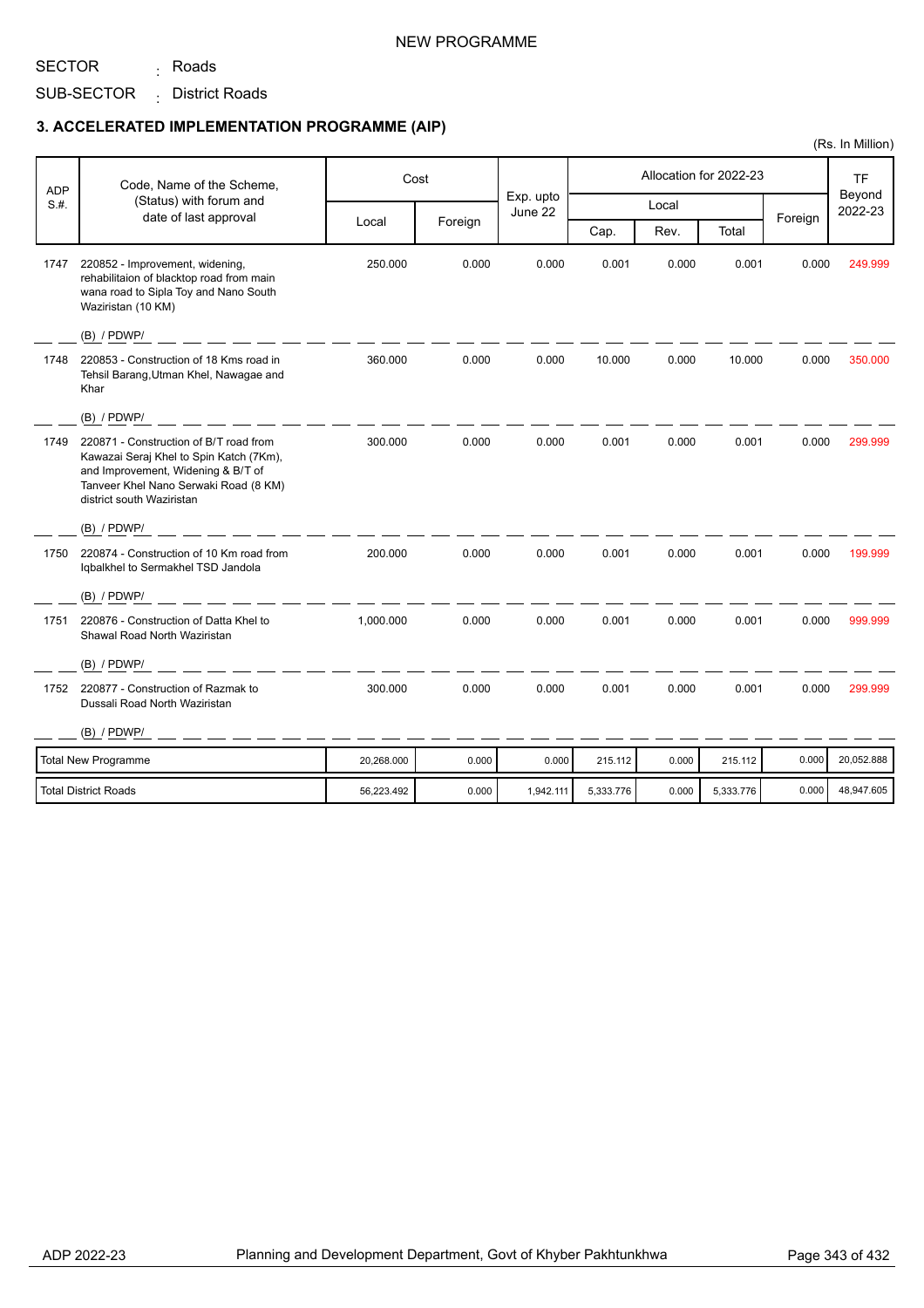NEW PROGRAMME

SECTOR : Roads

SUB-SECTOR : District Roads

### 3. ACCELERATED IMPLEMENTATION PROGRAMME (AIP)

(Rs. In Million)

| ADP S.#. | Code, Name of the Scheme, (Status) with forum and date of last approval | Cost | | Exp. upto June 22 | Allocation for 2022-23 | | | | TF Beyond 2022-23 |
|---|---|---|---|---|---|---|---|---|---|
| | | Local | Foreign | | Local | | | Foreign | |
| | | | | | Cap. | Rev. | Total | | |
| 1747 | 220852 - Improvement, widening, rehabilitaion of blacktop road from main wana road to Sipla Toy and Nano South Waziristan (10 KM)<br>(B) / PDWP/ | 250.000 | 0.000 | 0.000 | 0.001 | 0.000 | 0.001 | 0.000 | 249.999 |
| 1748 | 220853 - Construction of 18 Kms road in Tehsil Barang,Utman Khel, Nawagae and Khar<br>(B) / PDWP/ | 360.000 | 0.000 | 0.000 | 10.000 | 0.000 | 10.000 | 0.000 | 350.000 |
| 1749 | 220871 - Construction of B/T road from Kawazai Seraj Khel to Spin Katch (7Km), and Improvement, Widening & B/T of Tanveer Khel Nano Serwaki Road (8 KM) district south Waziristan<br>(B) / PDWP/ | 300.000 | 0.000 | 0.000 | 0.001 | 0.000 | 0.001 | 0.000 | 299.999 |
| 1750 | 220874 - Construction of 10 Km road from Iqbalkhel to Sermakhel TSD Jandola<br>(B) / PDWP/ | 200.000 | 0.000 | 0.000 | 0.001 | 0.000 | 0.001 | 0.000 | 199.999 |
| 1751 | 220876 - Construction of Datta Khel to Shawal Road North Waziristan<br>(B) / PDWP/ | 1,000.000 | 0.000 | 0.000 | 0.001 | 0.000 | 0.001 | 0.000 | 999.999 |
| 1752 | 220877 - Construction of Razmak to Dussali Road North Waziristan<br>(B) / PDWP/ | 300.000 | 0.000 | 0.000 | 0.001 | 0.000 | 0.001 | 0.000 | 299.999 |
| | Total New Programme | 20,268.000 | 0.000 | 0.000 | 215.112 | 0.000 | 215.112 | 0.000 | 20,052.888 |
| | Total District Roads | 56,223.492 | 0.000 | 1,942.111 | 5,333.776 | 0.000 | 5,333.776 | 0.000 | 48,947.605 |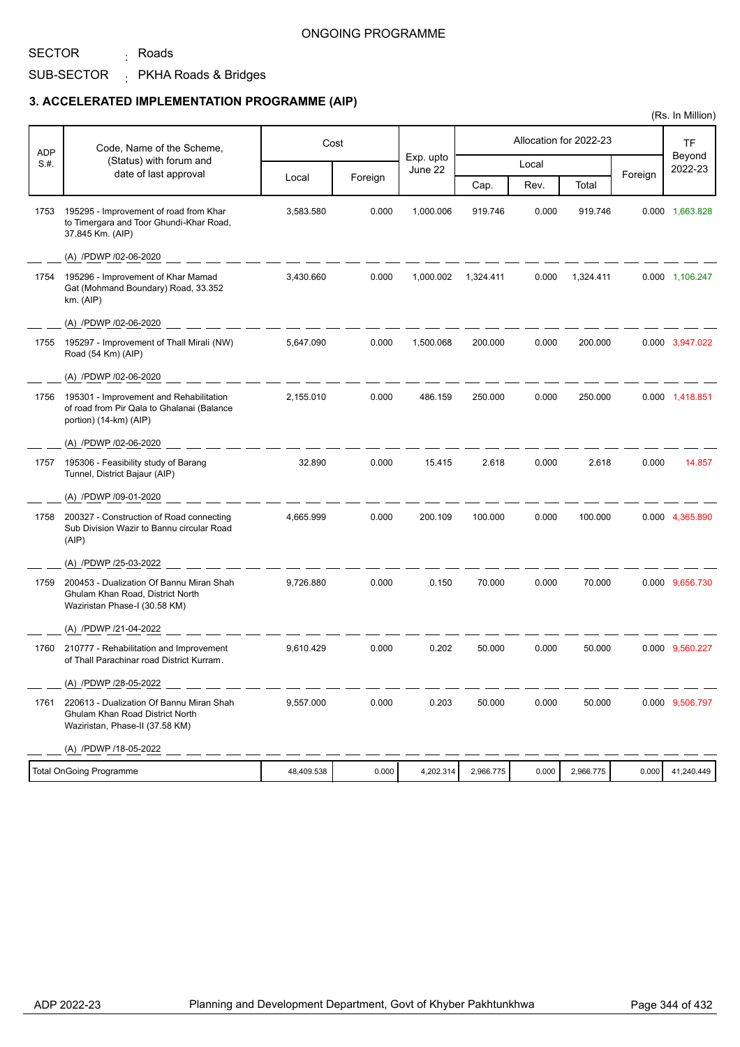ONGOING PROGRAMME

SECTOR : Roads

SUB-SECTOR : PKHA Roads & Bridges

### 3. ACCELERATED IMPLEMENTATION PROGRAMME (AIP)

(Rs. In Million)

| ADP S.#. | Code, Name of the Scheme, (Status) with forum and date of last approval | Cost | | Exp. upto June 22 | Allocation for 2022-23 | | | | TF Beyond 2022-23 |
|---|---|---|---|---|---|---|---|---|---|
| | | Local | Foreign | | Local | | | Foreign | |
| | | | | | Cap. | Rev. | Total | | |
| 1753 | 195295 - Improvement of road from Khar to Timergara and Toor Ghundi-Khar Road, 37.845 Km. (AIP)<br>(A) /PDWP /02-06-2020 | 3,583.580 | 0.000 | 1,000.006 | 919.746 | 0.000 | 919.746 | 0.000 | 1,663.828 |
| 1754 | 195296 - Improvement of Khar Mamad Gat (Mohmand Boundary) Road, 33.352 km. (AIP)<br>(A) /PDWP /02-06-2020 | 3,430.660 | 0.000 | 1,000.002 | 1,324.411 | 0.000 | 1,324.411 | 0.000 | 1,106.247 |
| 1755 | 195297 - Improvement of Thall Mirali (NW) Road (54 Km) (AIP)<br>(A) /PDWP /02-06-2020 | 5,647.090 | 0.000 | 1,500.068 | 200.000 | 0.000 | 200.000 | 0.000 | 3,947.022 |
| 1756 | 195301 - Improvement and Rehabilitation of road from Pir Qala to Ghalanai (Balance portion) (14-km) (AIP)<br>(A) /PDWP /02-06-2020 | 2,155.010 | 0.000 | 486.159 | 250.000 | 0.000 | 250.000 | 0.000 | 1,418.851 |
| 1757 | 195306 - Feasibility study of Barang Tunnel, District Bajaur (AIP)<br>(A) /PDWP /09-01-2020 | 32.890 | 0.000 | 15.415 | 2.618 | 0.000 | 2.618 | 0.000 | 14.857 |
| 1758 | 200327 - Construction of Road connecting Sub Division Wazir to Bannu circular Road (AIP)<br>(A) /PDWP /25-03-2022 | 4,665.999 | 0.000 | 200.109 | 100.000 | 0.000 | 100.000 | 0.000 | 4,365.890 |
| 1759 | 200453 - Dualization Of Bannu Miran Shah Ghulam Khan Road, District North Waziristan Phase-I (30.58 KM)<br>(A) /PDWP /21-04-2022 | 9,726.880 | 0.000 | 0.150 | 70.000 | 0.000 | 70.000 | 0.000 | 9,656.730 |
| 1760 | 210777 - Rehabilitation and Improvement of Thall Parachinar road District Kurram.<br>(A) /PDWP /28-05-2022 | 9,610.429 | 0.000 | 0.202 | 50.000 | 0.000 | 50.000 | 0.000 | 9,560.227 |
| 1761 | 220613 - Dualization Of Bannu Miran Shah Ghulam Khan Road District North Waziristan, Phase-II (37.58 KM)<br>(A) /PDWP /18-05-2022 | 9,557.000 | 0.000 | 0.203 | 50.000 | 0.000 | 50.000 | 0.000 | 9,506.797 |
| | Total OnGoing Programme | 48,409.538 | 0.000 | 4,202.314 | 2,966.775 | 0.000 | 2,966.775 | 0.000 | 41,240.449 |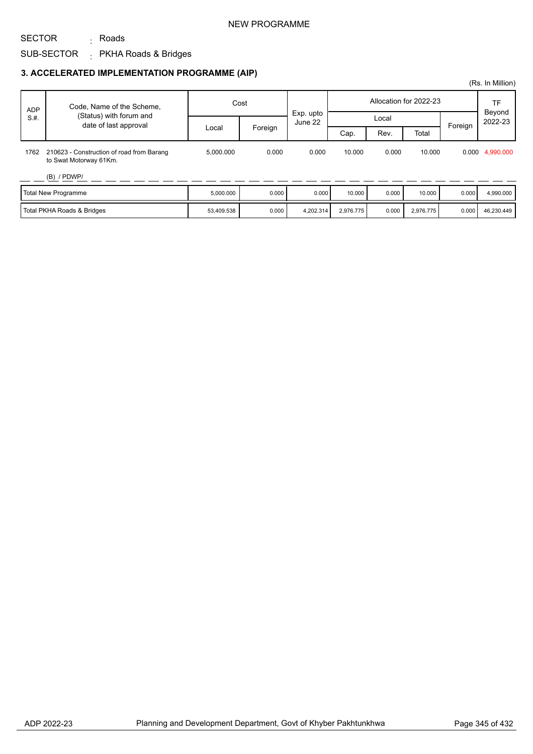NEW PROGRAMME

SECTOR : Roads

SUB-SECTOR : PKHA Roads & Bridges

### 3. ACCELERATED IMPLEMENTATION PROGRAMME (AIP)

(Rs. In Million)

| ADP S.#. | Code, Name of the Scheme, (Status) with forum and date of last approval | Cost | | Exp. upto June 22 | Allocation for 2022-23 | | | | TF Beyond 2022-23 |
|---|---|---|---|---|---|---|---|---|---|
| | | Local | Foreign | | Local | | | Foreign | |
| | | | | | Cap. | Rev. | Total | | |
| 1762 | 210623 - Construction of road from Barang to Swat Motorway 61Km. (B) / PDWP/ | 5,000.000 | 0.000 | 0.000 | 10.000 | 0.000 | 10.000 | 0.000 | 4,990.000 |
| | Total New Programme | 5,000.000 | 0.000 | 0.000 | 10.000 | 0.000 | 10.000 | 0.000 | 4,990.000 |
| | Total PKHA Roads & Bridges | 53,409.538 | 0.000 | 4,202.314 | 2,976.775 | 0.000 | 2,976.775 | 0.000 | 46,230.449 |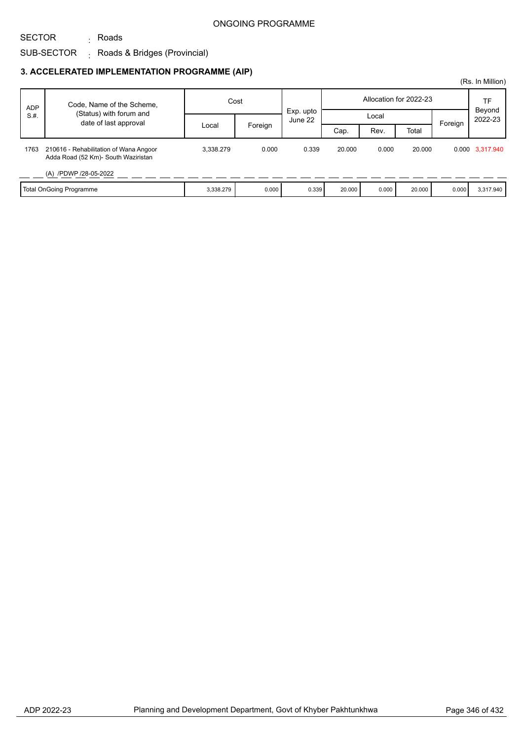ONGOING PROGRAMME

SECTOR : Roads

SUB-SECTOR : Roads & Bridges (Provincial)

### 3. ACCELERATED IMPLEMENTATION PROGRAMME (AIP)

(Rs. In Million)

| ADP S.#. | Code, Name of the Scheme, (Status) with forum and date of last approval | Cost | | Exp. upto June 22 | Allocation for 2022-23 | | | | TF Beyond 2022-23 |
|---|---|---|---|---|---|---|---|---|---|
| | | Local | Foreign | | Local | | | Foreign | |
| | | | | | Cap. | Rev. | Total | | |
| 1763 | 210616 - Rehabilitation of Wana Angoor Adda Road (52 Km)- South Waziristan<br><br>(A) /PDWP /28-05-2022 | 3,338.279 | 0.000 | 0.339 | 20.000 | 0.000 | 20.000 | 0.000 | 3,317.940 |
| | Total OnGoing Programme | 3,338.279 | 0.000 | 0.339 | 20.000 | 0.000 | 20.000 | 0.000 | 3,317.940 |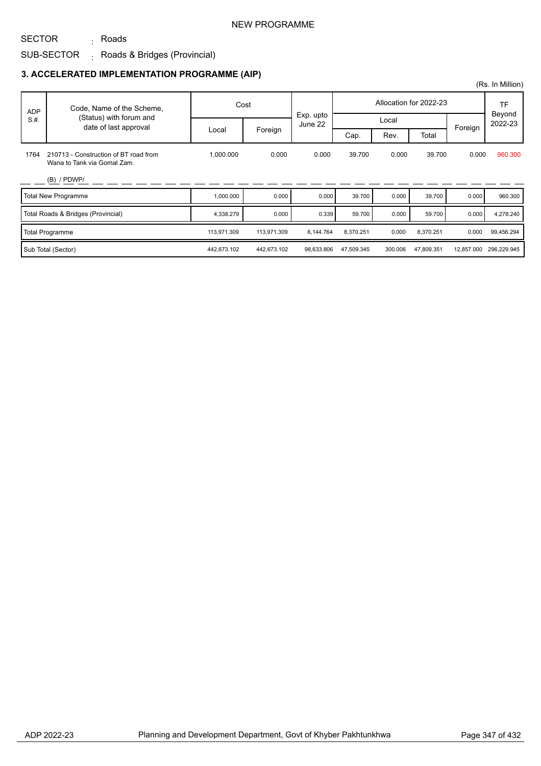NEW PROGRAMME

SECTOR : Roads

SUB-SECTOR : Roads & Bridges (Provincial)

## 3. ACCELERATED IMPLEMENTATION PROGRAMME (AIP)

(Rs. In Million)

| ADP S.#. | Code, Name of the Scheme, (Status) with forum and date of last approval | Cost | | Exp. upto June 22 | Allocation for 2022-23 | | | | TF Beyond 2022-23 |
|---|---|---|---|---|---|---|---|---|---|
| | | Local | Foreign | | Local | | | Foreign | |
| | | | | | Cap. | Rev. | Total | | |
| 1764 | 210713 - Construction of BT road from Wana to Tank via Gomal Zam. (B) / PDWP/ | 1,000.000 | 0.000 | 0.000 | 39.700 | 0.000 | 39.700 | 0.000 | 960.300 |
| | Total New Programme | 1,000.000 | 0.000 | 0.000 | 39.700 | 0.000 | 39.700 | 0.000 | 960.300 |
| | Total Roads & Bridges (Provincial) | 4,338.279 | 0.000 | 0.339 | 59.700 | 0.000 | 59.700 | 0.000 | 4,278.240 |
| | Total Programme | 113,971.309 | 113,971.309 | 6,144.764 | 8,370.251 | 0.000 | 8,370.251 | 0.000 | 99,456.294 |
| | Sub Total (Sector) | 442,673.102 | 442,673.102 | 98,633.806 | 47,509.345 | 300.006 | 47,809.351 | 12,857.000 | 296,229.945 |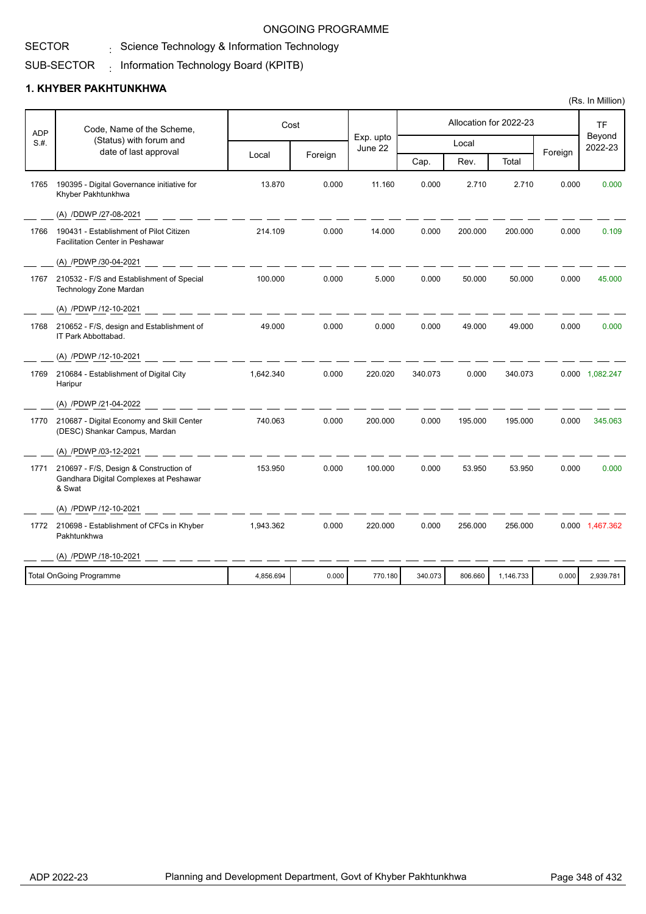ONGOING PROGRAMME

SECTOR : Science Technology & Information Technology

SUB-SECTOR : Information Technology Board (KPITB)

## 1. KHYBER PAKHTUNKHWA

(Rs. In Million)

| ADP S.#. | Code, Name of the Scheme, (Status) with forum and date of last approval | Cost | | Exp. upto June 22 | Allocation for 2022-23 | | | | TF Beyond 2022-23 |
|---|---|---|---|---|---|---|---|---|---|
| | | Local | Foreign | | Local | | | Foreign | |
| | | | | | Cap. | Rev. | Total | | |
| 1765 | 190395 - Digital Governance initiative for Khyber Pakhtunkhwa<br>(A) /DDWP /27-08-2021 | 13.870 | 0.000 | 11.160 | 0.000 | 2.710 | 2.710 | 0.000 | 0.000 |
| 1766 | 190431 - Establishment of Pilot Citizen Facilitation Center in Peshawar<br>(A) /PDWP /30-04-2021 | 214.109 | 0.000 | 14.000 | 0.000 | 200.000 | 200.000 | 0.000 | 0.109 |
| 1767 | 210532 - F/S and Establishment of Special Technology Zone Mardan<br>(A) /PDWP /12-10-2021 | 100.000 | 0.000 | 5.000 | 0.000 | 50.000 | 50.000 | 0.000 | 45.000 |
| 1768 | 210652 - F/S, design and Establishment of IT Park Abbottabad.<br>(A) /PDWP /12-10-2021 | 49.000 | 0.000 | 0.000 | 0.000 | 49.000 | 49.000 | 0.000 | 0.000 |
| 1769 | 210684 - Establishment of Digital City Haripur<br>(A) /PDWP /21-04-2022 | 1,642.340 | 0.000 | 220.020 | 340.073 | 0.000 | 340.073 | 0.000 | 1,082.247 |
| 1770 | 210687 - Digital Economy and Skill Center (DESC) Shankar Campus, Mardan<br>(A) /PDWP /03-12-2021 | 740.063 | 0.000 | 200.000 | 0.000 | 195.000 | 195.000 | 0.000 | 345.063 |
| 1771 | 210697 - F/S, Design & Construction of Gandhara Digital Complexes at Peshawar & Swat<br>(A) /PDWP /12-10-2021 | 153.950 | 0.000 | 100.000 | 0.000 | 53.950 | 53.950 | 0.000 | 0.000 |
| 1772 | 210698 - Establishment of CFCs in Khyber Pakhtunkhwa<br>(A) /PDWP /18-10-2021 | 1,943.362 | 0.000 | 220.000 | 0.000 | 256.000 | 256.000 | 0.000 | 1,467.362 |
| | Total OnGoing Programme | 4,856.694 | 0.000 | 770.180 | 340.073 | 806.660 | 1,146.733 | 0.000 | 2,939.781 |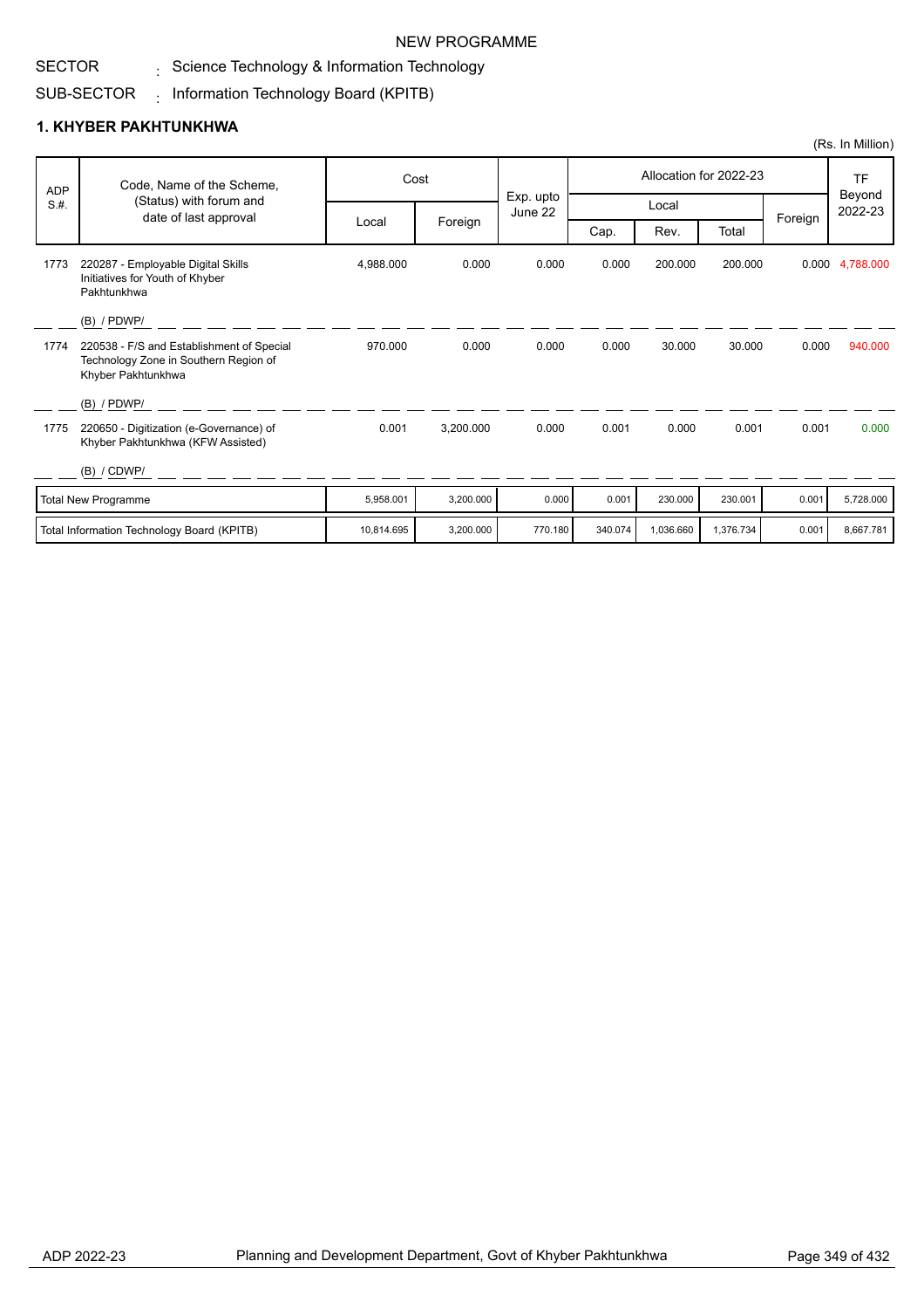NEW PROGRAMME

SECTOR : Science Technology & Information Technology

SUB-SECTOR : Information Technology Board (KPITB)

## 1. KHYBER PAKHTUNKHWA

(Rs. In Million)

| ADP S.#. | Code, Name of the Scheme, (Status) with forum and date of last approval | Cost | | Exp. upto June 22 | Allocation for 2022-23 | | | | TF Beyond 2022-23 |
|---|---|---|---|---|---|---|---|---|---|
| | | Local | Foreign | | Local | | | Foreign | |
| | | | | | Cap. | Rev. | Total | | |
| 1773 | 220287 - Employable Digital Skills Initiatives for Youth of Khyber Pakhtunkhwa (B) / PDWP/ | 4,988.000 | 0.000 | 0.000 | 0.000 | 200.000 | 200.000 | 0.000 | 4,788.000 |
| 1774 | 220538 - F/S and Establishment of Special Technology Zone in Southern Region of Khyber Pakhtunkhwa (B) / PDWP/ | 970.000 | 0.000 | 0.000 | 0.000 | 30.000 | 30.000 | 0.000 | 940.000 |
| 1775 | 220650 - Digitization (e-Governance) of Khyber Pakhtunkhwa (KFW Assisted) (B) / CDWP/ | 0.001 | 3,200.000 | 0.000 | 0.001 | 0.000 | 0.001 | 0.001 | 0.000 |
| | Total New Programme | 5,958.001 | 3,200.000 | 0.000 | 0.001 | 230.000 | 230.001 | 0.001 | 5,728.000 |
| | Total Information Technology Board (KPITB) | 10,814.695 | 3,200.000 | 770.180 | 340.074 | 1,036.660 | 1,376.734 | 0.001 | 8,667.781 |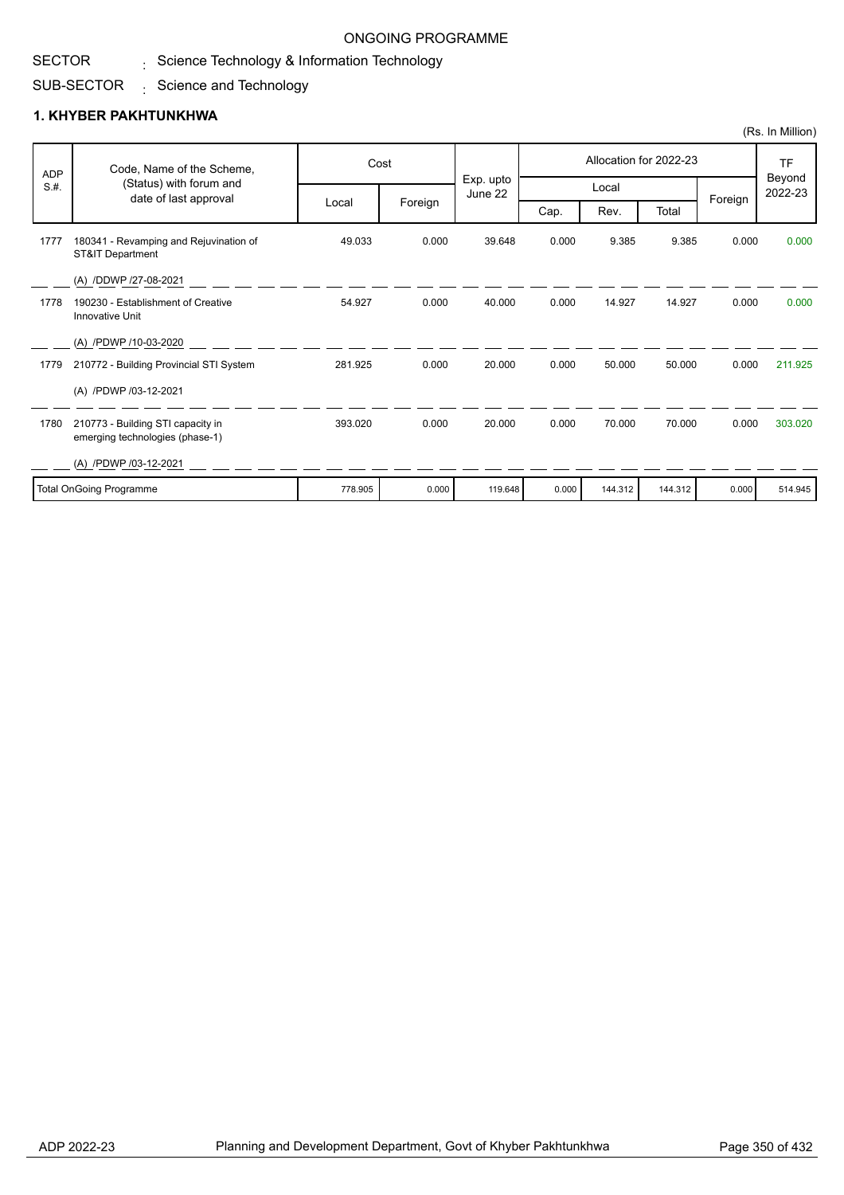ONGOING PROGRAMME

SECTOR : Science Technology & Information Technology

SUB-SECTOR : Science and Technology

## 1. KHYBER PAKHTUNKHWA

(Rs. In Million)

| ADP S.#. | Code, Name of the Scheme, (Status) with forum and date of last approval | Cost | | Exp. upto June 22 | Allocation for 2022-23 | | | | TF Beyond 2022-23 |
|---|---|---|---|---|---|---|---|---|---|
| | | Local | Foreign | | Local | | | Foreign | |
| | | | | | Cap. | Rev. | Total | | |
| 1777 | 180341 - Revamping and Rejuvination of ST&IT Department<br>(A) /DDWP /27-08-2021 | 49.033 | 0.000 | 39.648 | 0.000 | 9.385 | 9.385 | 0.000 | 0.000 |
| 1778 | 190230 - Establishment of Creative Innovative Unit<br>(A) /PDWP /10-03-2020 | 54.927 | 0.000 | 40.000 | 0.000 | 14.927 | 14.927 | 0.000 | 0.000 |
| 1779 | 210772 - Building Provincial STI System<br>(A) /PDWP /03-12-2021 | 281.925 | 0.000 | 20.000 | 0.000 | 50.000 | 50.000 | 0.000 | 211.925 |
| 1780 | 210773 - Building STI capacity in emerging technologies (phase-1)<br>(A) /PDWP /03-12-2021 | 393.020 | 0.000 | 20.000 | 0.000 | 70.000 | 70.000 | 0.000 | 303.020 |
| | Total OnGoing Programme | 778.905 | 0.000 | 119.648 | 0.000 | 144.312 | 144.312 | 0.000 | 514.945 |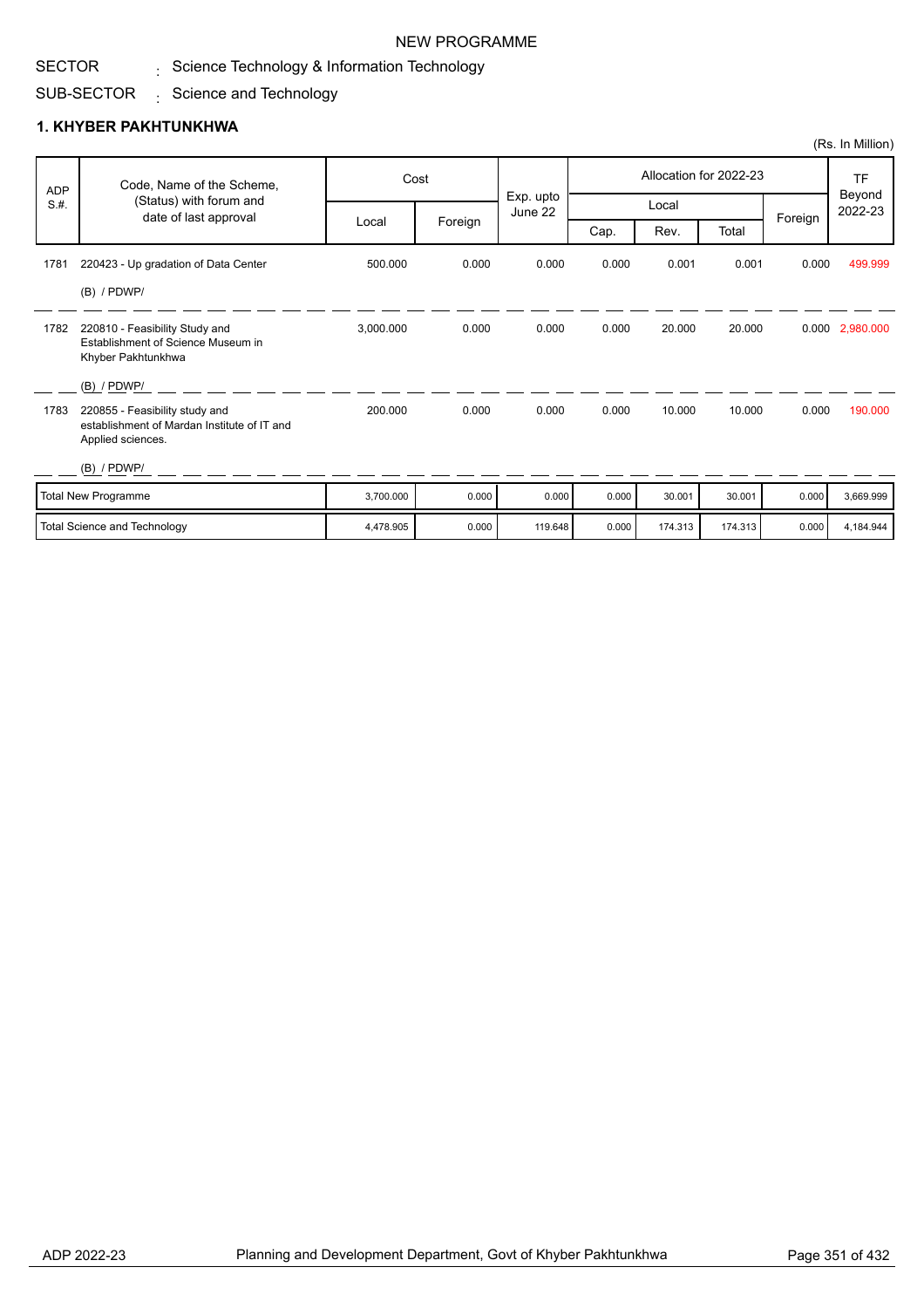NEW PROGRAMME

SECTOR : Science Technology & Information Technology

SUB-SECTOR : Science and Technology

## 1. KHYBER PAKHTUNKHWA

(Rs. In Million)

| ADP S.#. | Code, Name of the Scheme, (Status) with forum and date of last approval | Cost | | Exp. upto June 22 | Allocation for 2022-23 | | | | TF Beyond 2022-23 |
|---|---|---|---|---|---|---|---|---|---|
| | | Local | Foreign | | Local | | | Foreign | |
| | | | | | Cap. | Rev. | Total | | |
| 1781 | 220423 - Up gradation of Data Center<br>(B) / PDWP/ | 500.000 | 0.000 | 0.000 | 0.000 | 0.001 | 0.001 | 0.000 | 499.999 |
| 1782 | 220810 - Feasibility Study and Establishment of Science Museum in Khyber Pakhtunkhwa<br>(B) / PDWP/ | 3,000.000 | 0.000 | 0.000 | 0.000 | 20.000 | 20.000 | 0.000 | 2,980.000 |
| 1783 | 220855 - Feasibility study and establishment of Mardan Institute of IT and Applied sciences.<br>(B) / PDWP/ | 200.000 | 0.000 | 0.000 | 0.000 | 10.000 | 10.000 | 0.000 | 190.000 |
| | Total New Programme | 3,700.000 | 0.000 | 0.000 | 0.000 | 30.001 | 30.001 | 0.000 | 3,669.999 |
| | Total Science and Technology | 4,478.905 | 0.000 | 119.648 | 0.000 | 174.313 | 174.313 | 0.000 | 4,184.944 |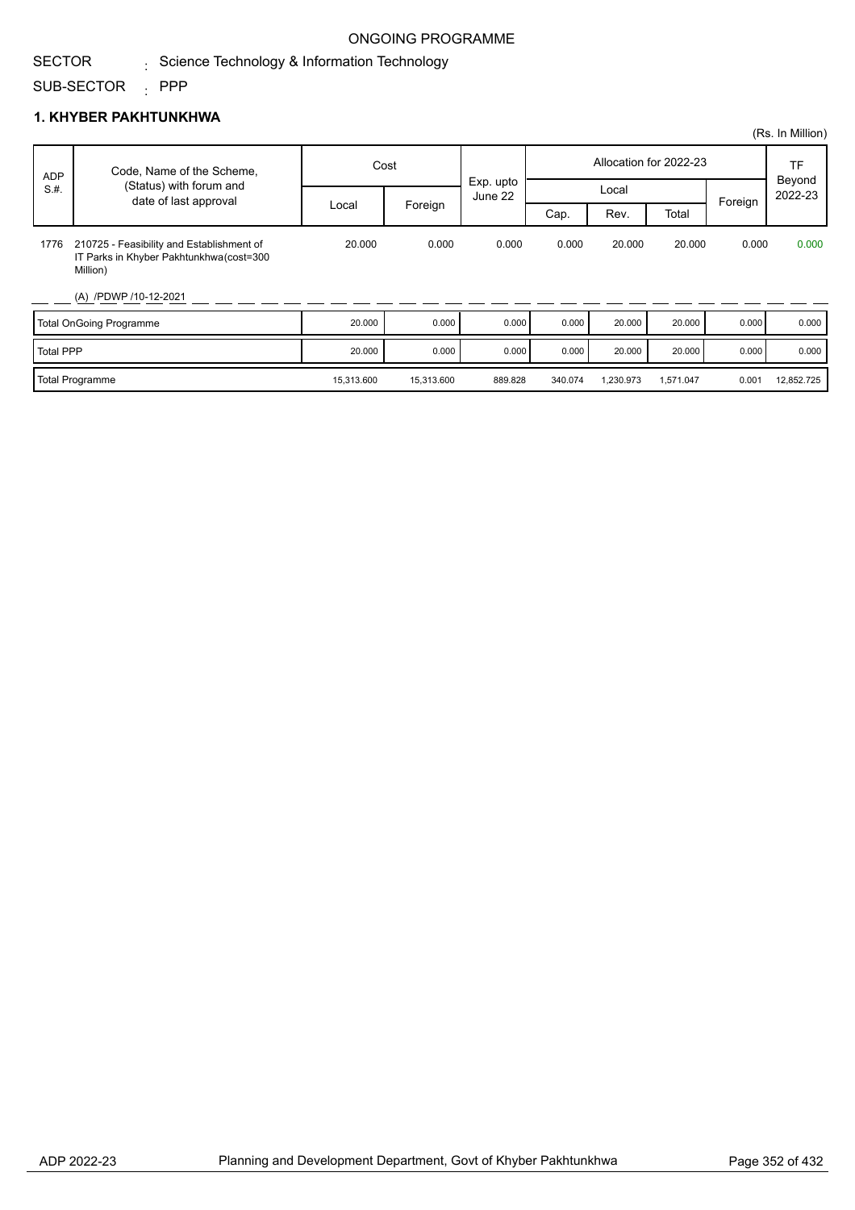ONGOING PROGRAMME

SECTOR : Science Technology & Information Technology

SUB-SECTOR : PPP

## 1. KHYBER PAKHTUNKHWA

(Rs. In Million)

| ADP S.#. | Code, Name of the Scheme, (Status) with forum and date of last approval | Cost | | Exp. upto June 22 | Allocation for 2022-23 | | | | TF Beyond 2022-23 |
|---|---|---|---|---|---|---|---|---|---|
| | | Local | Foreign | | Local | | | Foreign | |
| | | | | | Cap. | Rev. | Total | | |
| 1776 | 210725 - Feasibility and Establishment of IT Parks in Khyber Pakhtunkhwa(cost=300 Million)<br>(A) /PDWP /10-12-2021 | 20.000 | 0.000 | 0.000 | 0.000 | 20.000 | 20.000 | 0.000 | 0.000 |
| | Total OnGoing Programme | 20.000 | 0.000 | 0.000 | 0.000 | 20.000 | 20.000 | 0.000 | 0.000 |
| | Total PPP | 20.000 | 0.000 | 0.000 | 0.000 | 20.000 | 20.000 | 0.000 | 0.000 |
| | Total Programme | 15,313.600 | 15,313.600 | 889.828 | 340.074 | 1,230.973 | 1,571.047 | 0.001 | 12,852.725 |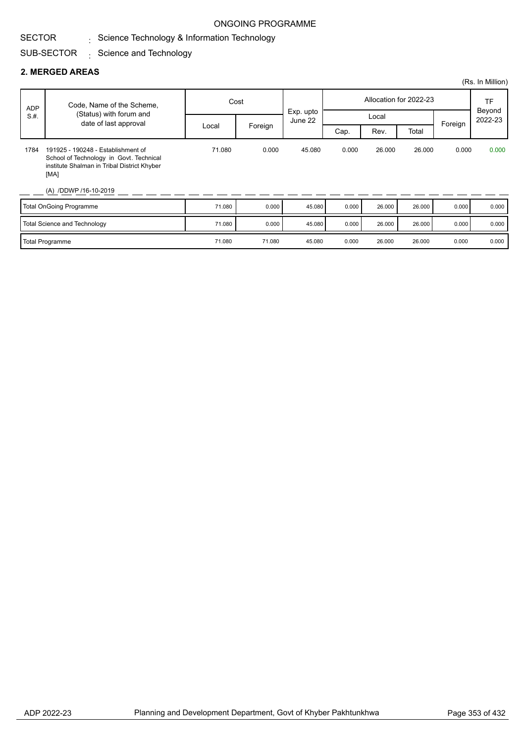ONGOING PROGRAMME

SECTOR : Science Technology & Information Technology

SUB-SECTOR : Science and Technology

## 2. MERGED AREAS

(Rs. In Million)

| ADP S.#. | Code, Name of the Scheme, (Status) with forum and date of last approval | Cost | | Exp. upto June 22 | Allocation for 2022-23 | | | | TF Beyond 2022-23 |
|---|---|---|---|---|---|---|---|---|---|
| | | | | | Local | | | | |
| | | Local | Foreign | | Cap. | Rev. | Total | Foreign | |
| 1784 | 191925 - 190248 - Establishment of School of Technology in Govt. Technical institute Shalman in Tribal District Khyber [MA]<br>(A) /DDWP /16-10-2019 | 71.080 | 0.000 | 45.080 | 0.000 | 26.000 | 26.000 | 0.000 | 0.000 |
| | Total OnGoing Programme | 71.080 | 0.000 | 45.080 | 0.000 | 26.000 | 26.000 | 0.000 | 0.000 |
| | Total Science and Technology | 71.080 | 0.000 | 45.080 | 0.000 | 26.000 | 26.000 | 0.000 | 0.000 |
| | Total Programme | 71.080 | 71.080 | 45.080 | 0.000 | 26.000 | 26.000 | 0.000 | 0.000 |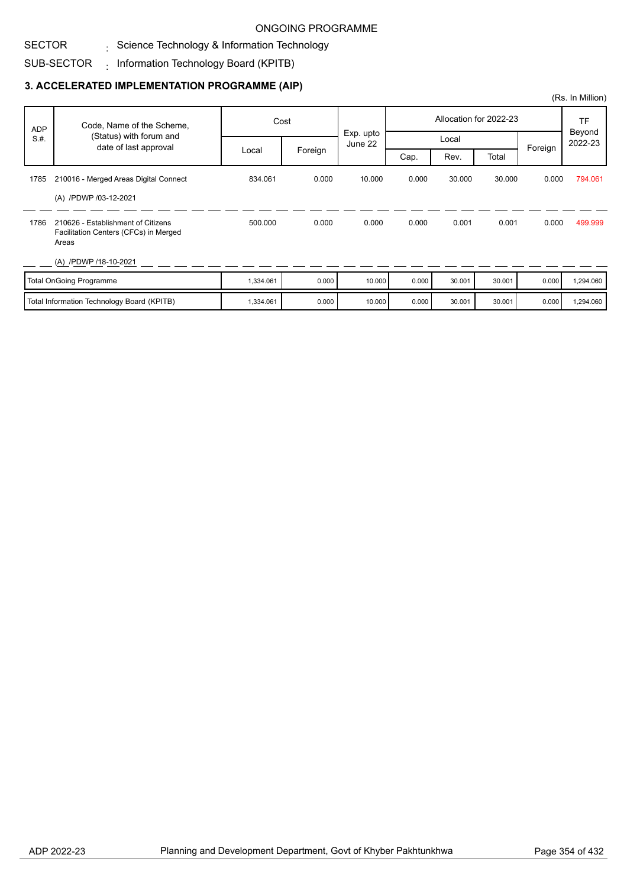ONGOING PROGRAMME

SECTOR : Science Technology & Information Technology

SUB-SECTOR : Information Technology Board (KPITB)

### 3. ACCELERATED IMPLEMENTATION PROGRAMME (AIP)

(Rs. In Million)

| ADP S.#. | Code, Name of the Scheme, (Status) with forum and date of last approval | Cost | | Exp. upto June 22 | Allocation for 2022-23 | | | | TF Beyond 2022-23 |
|---|---|---|---|---|---|---|---|---|---|
| | | Local | Foreign | | Local | | | Foreign | |
| | | | | | Cap. | Rev. | Total | | |
| 1785 | 210016 - Merged Areas Digital Connect<br>(A) /PDWP /03-12-2021 | 834.061 | 0.000 | 10.000 | 0.000 | 30.000 | 30.000 | 0.000 | 794.061 |
| 1786 | 210626 - Establishment of Citizens Facilitation Centers (CFCs) in Merged Areas<br>(A) /PDWP /18-10-2021 | 500.000 | 0.000 | 0.000 | 0.000 | 0.001 | 0.001 | 0.000 | 499.999 |
| | Total OnGoing Programme | 1,334.061 | 0.000 | 10.000 | 0.000 | 30.001 | 30.001 | 0.000 | 1,294.060 |
| | Total Information Technology Board (KPITB) | 1,334.061 | 0.000 | 10.000 | 0.000 | 30.001 | 30.001 | 0.000 | 1,294.060 |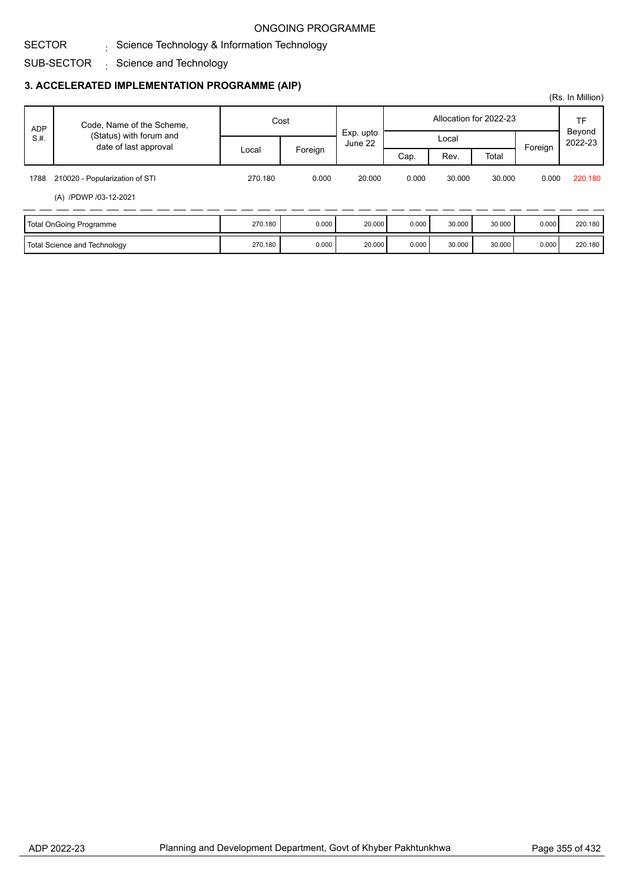ONGOING PROGRAMME

SECTOR : Science Technology & Information Technology

SUB-SECTOR : Science and Technology

### 3. ACCELERATED IMPLEMENTATION PROGRAMME (AIP)

(Rs. In Million)

| ADP S.#. | Code, Name of the Scheme, (Status) with forum and date of last approval | Cost | | Exp. upto June 22 | Allocation for 2022-23 | | | | TF Beyond 2022-23 |
|---|---|---|---|---|---|---|---|---|---|
| | | | | | Local | | | Foreign | |
| | | Local | Foreign | | Cap. | Rev. | Total | | |
| 1788 | 210020 - Popularization of STI<br>(A) /PDWP /03-12-2021 | 270.180 | 0.000 | 20.000 | 0.000 | 30.000 | 30.000 | 0.000 | 220.180 |
| | Total OnGoing Programme | 270.180 | 0.000 | 20.000 | 0.000 | 30.000 | 30.000 | 0.000 | 220.180 |
| | Total Science and Technology | 270.180 | 0.000 | 20.000 | 0.000 | 30.000 | 30.000 | 0.000 | 220.180 |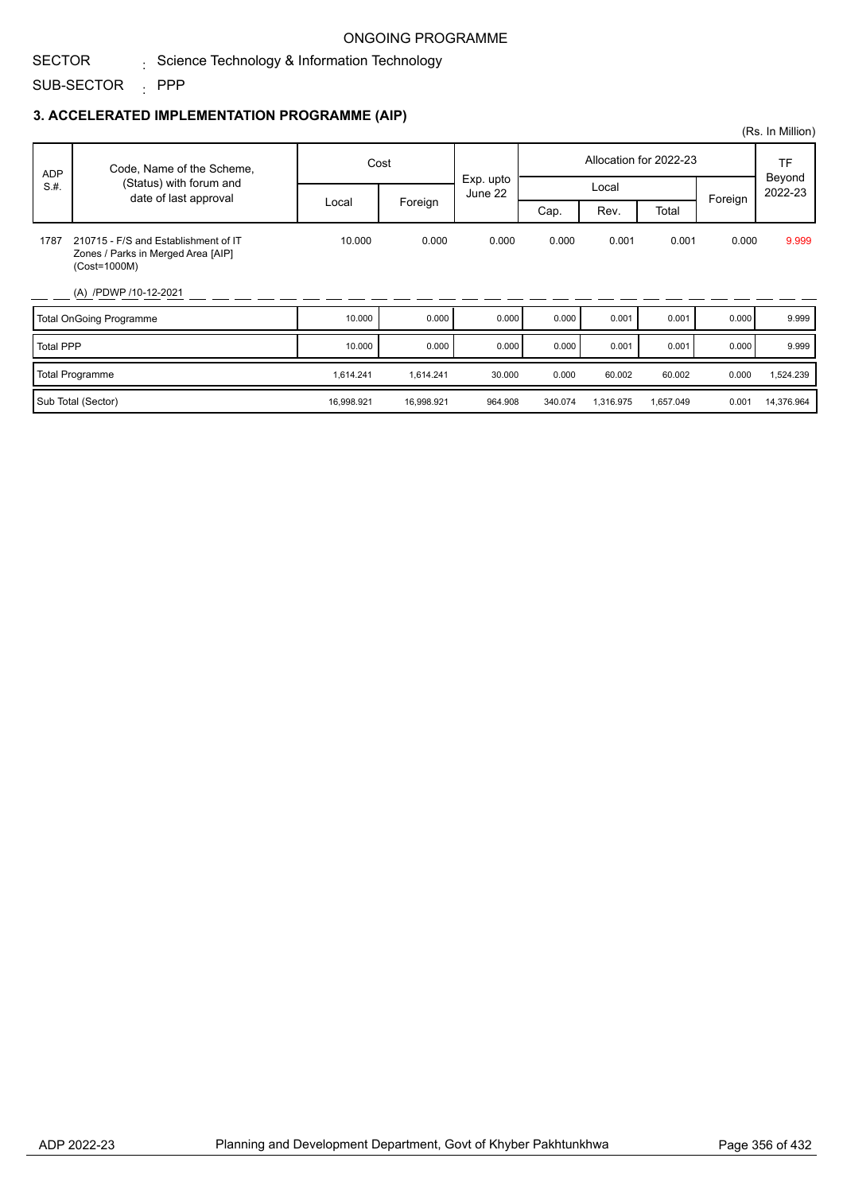ONGOING PROGRAMME

SECTOR : Science Technology & Information Technology

SUB-SECTOR : PPP

## 3. ACCELERATED IMPLEMENTATION PROGRAMME (AIP)

(Rs. In Million)

| ADP S.#. | Code, Name of the Scheme, (Status) with forum and date of last approval | Cost | | Exp. upto June 22 | Allocation for 2022-23 | | | | TF Beyond 2022-23 |
|---|---|---|---|---|---|---|---|---|---|
| | | Local | Foreign | | Local | | | Foreign | |
| | | | | | Cap. | Rev. | Total | | |
| 1787 | 210715 - F/S and Establishment of IT Zones / Parks in Merged Area [AIP] (Cost=1000M) (A) /PDWP /10-12-2021 | 10.000 | 0.000 | 0.000 | 0.000 | 0.001 | 0.001 | 0.000 | 9.999 |
| | Total OnGoing Programme | 10.000 | 0.000 | 0.000 | 0.000 | 0.001 | 0.001 | 0.000 | 9.999 |
| | Total PPP | 10.000 | 0.000 | 0.000 | 0.000 | 0.001 | 0.001 | 0.000 | 9.999 |
| | Total Programme | 1,614.241 | 1,614.241 | 30.000 | 0.000 | 60.002 | 60.002 | 0.000 | 1,524.239 |
| | Sub Total (Sector) | 16,998.921 | 16,998.921 | 964.908 | 340.074 | 1,316.975 | 1,657.049 | 0.001 | 14,376.964 |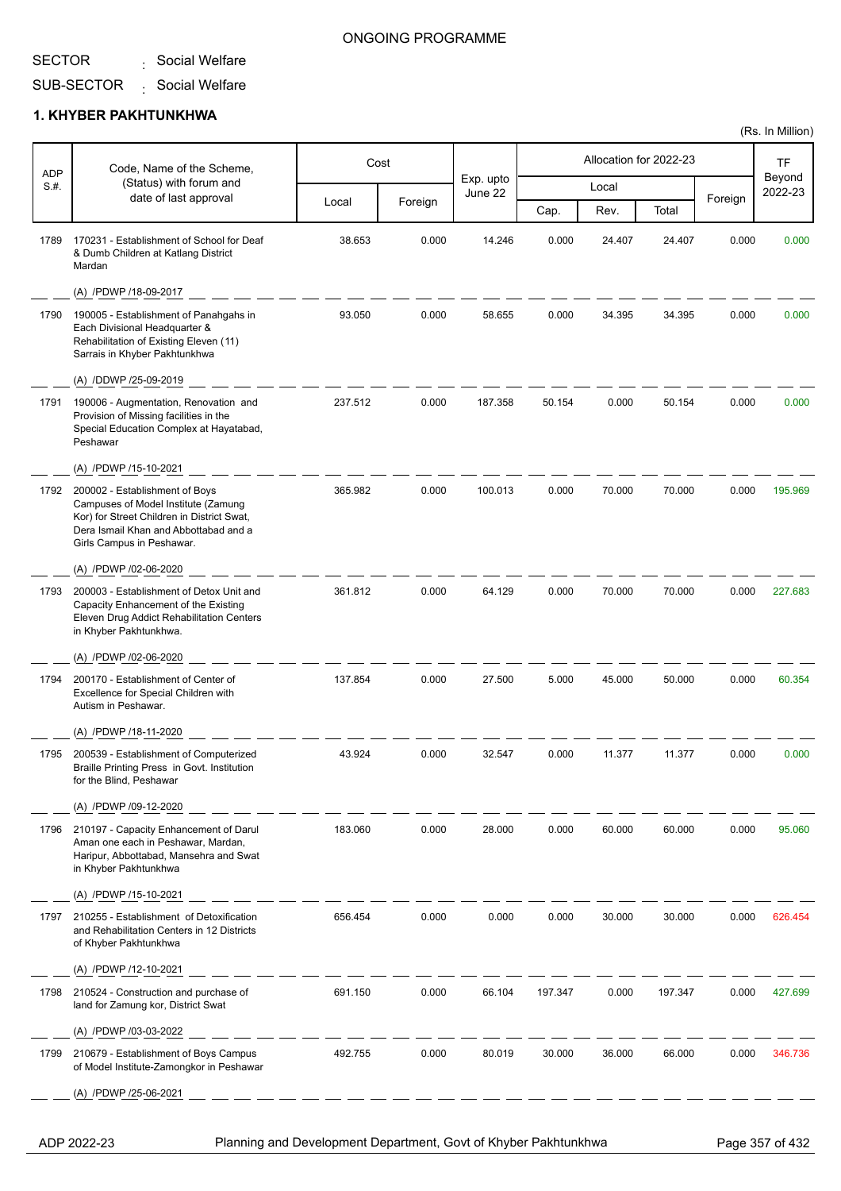ONGOING PROGRAMME

SECTOR : Social Welfare

SUB-SECTOR : Social Welfare

## 1. KHYBER PAKHTUNKHWA

(Rs. In Million)

| ADP S.#. | Code, Name of the Scheme, (Status) with forum and date of last approval | Cost | | Exp. upto June 22 | Allocation for 2022-23 | | | | TF Beyond 2022-23 |
|---|---|---|---|---|---|---|---|---|---|
| | | Local | Foreign | | Local | | | Foreign | |
| | | | | | Cap. | Rev. | Total | | |
| 1789 | 170231 - Establishment of School for Deaf & Dumb Children at Katlang District Mardan<br>(A) /PDWP /18-09-2017 | 38.653 | 0.000 | 14.246 | 0.000 | 24.407 | 24.407 | 0.000 | 0.000 |
| 1790 | 190005 - Establishment of Panahgahs in Each Divisional Headquarter & Rehabilitation of Existing Eleven (11) Sarrais in Khyber Pakhtunkhwa<br>(A) /DDWP /25-09-2019 | 93.050 | 0.000 | 58.655 | 0.000 | 34.395 | 34.395 | 0.000 | 0.000 |
| 1791 | 190006 - Augmentation, Renovation and Provision of Missing facilities in the Special Education Complex at Hayatabad, Peshawar<br>(A) /PDWP /15-10-2021 | 237.512 | 0.000 | 187.358 | 50.154 | 0.000 | 50.154 | 0.000 | 0.000 |
| 1792 | 200002 - Establishment of Boys Campuses of Model Institute (Zamung Kor) for Street Children in District Swat, Dera Ismail Khan and Abbottabad and a Girls Campus in Peshawar.<br>(A) /PDWP /02-06-2020 | 365.982 | 0.000 | 100.013 | 0.000 | 70.000 | 70.000 | 0.000 | 195.969 |
| 1793 | 200003 - Establishment of Detox Unit and Capacity Enhancement of the Existing Eleven Drug Addict Rehabilitation Centers in Khyber Pakhtunkhwa.<br>(A) /PDWP /02-06-2020 | 361.812 | 0.000 | 64.129 | 0.000 | 70.000 | 70.000 | 0.000 | 227.683 |
| 1794 | 200170 - Establishment of Center of Excellence for Special Children with Autism in Peshawar.<br>(A) /PDWP /18-11-2020 | 137.854 | 0.000 | 27.500 | 5.000 | 45.000 | 50.000 | 0.000 | 60.354 |
| 1795 | 200539 - Establishment of Computerized Braille Printing Press in Govt. Institution for the Blind, Peshawar<br>(A) /PDWP /09-12-2020 | 43.924 | 0.000 | 32.547 | 0.000 | 11.377 | 11.377 | 0.000 | 0.000 |
| 1796 | 210197 - Capacity Enhancement of Darul Aman one each in Peshawar, Mardan, Haripur, Abbottabad, Mansehra and Swat in Khyber Pakhtunkhwa<br>(A) /PDWP /15-10-2021 | 183.060 | 0.000 | 28.000 | 0.000 | 60.000 | 60.000 | 0.000 | 95.060 |
| 1797 | 210255 - Establishment of Detoxification and Rehabilitation Centers in 12 Districts of Khyber Pakhtunkhwa<br>(A) /PDWP /12-10-2021 | 656.454 | 0.000 | 0.000 | 0.000 | 30.000 | 30.000 | 0.000 | 626.454 |
| 1798 | 210524 - Construction and purchase of land for Zamung kor, District Swat<br>(A) /PDWP /03-03-2022 | 691.150 | 0.000 | 66.104 | 197.347 | 0.000 | 197.347 | 0.000 | 427.699 |
| 1799 | 210679 - Establishment of Boys Campus of Model Institute-Zamongkor in Peshawar<br>(A) /PDWP /25-06-2021 | 492.755 | 0.000 | 80.019 | 30.000 | 36.000 | 66.000 | 0.000 | 346.736 |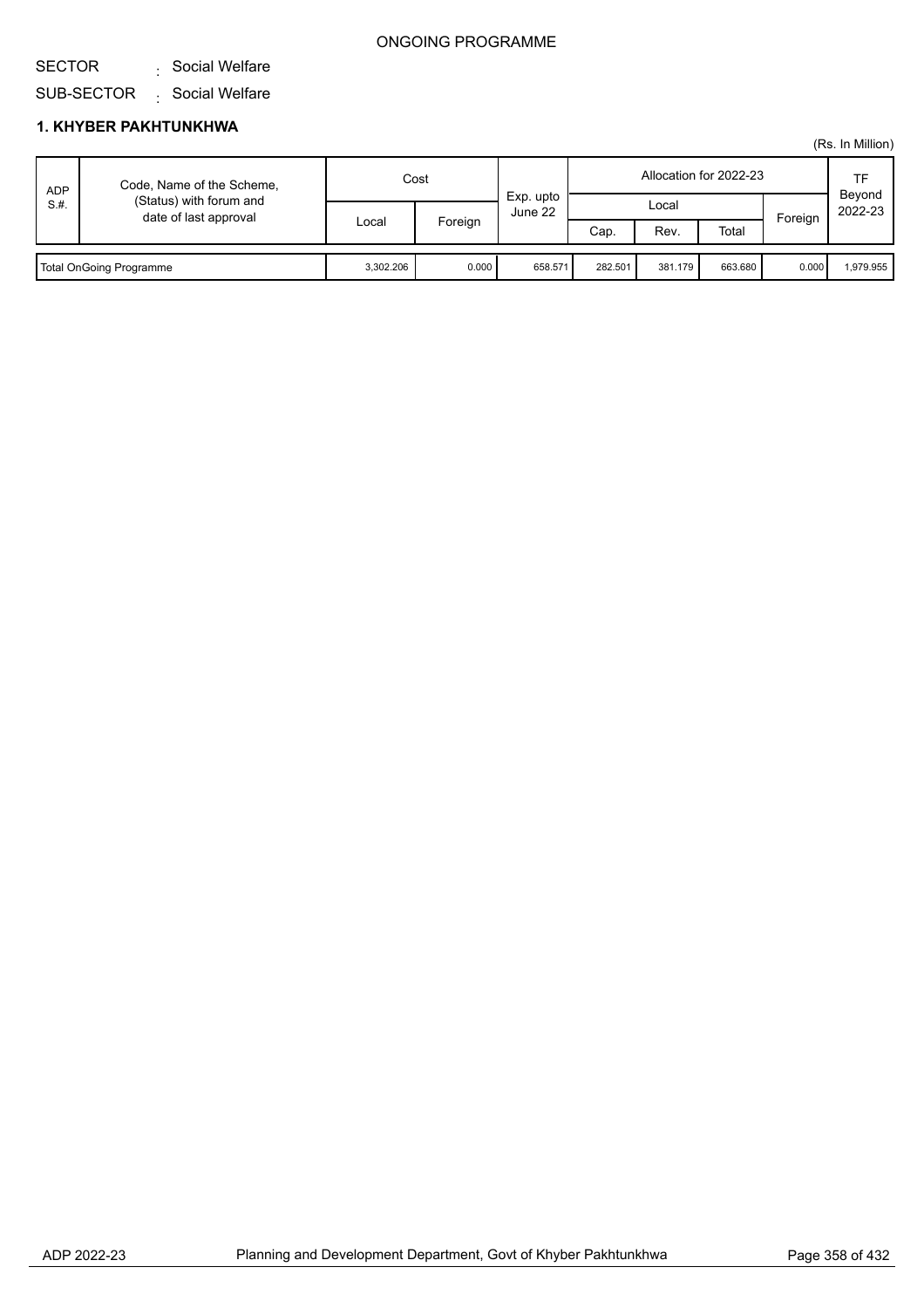ONGOING PROGRAMME

SECTOR : Social Welfare

SUB-SECTOR : Social Welfare

### 1. KHYBER PAKHTUNKHWA

(Rs. In Million)

| ADP S.#. | Code, Name of the Scheme, (Status) with forum and date of last approval | Cost | | Exp. upto June 22 | Allocation for 2022-23 | | | | TF Beyond 2022-23 |
|---|---|---|---|---|---|---|---|---|---|
| | | Local | Foreign | | Local | | | Foreign | |
| | | | | | Cap. | Rev. | Total | | |
| Total OnGoing Programme | | 3,302.206 | 0.000 | 658.571 | 282.501 | 381.179 | 663.680 | 0.000 | 1,979.955 |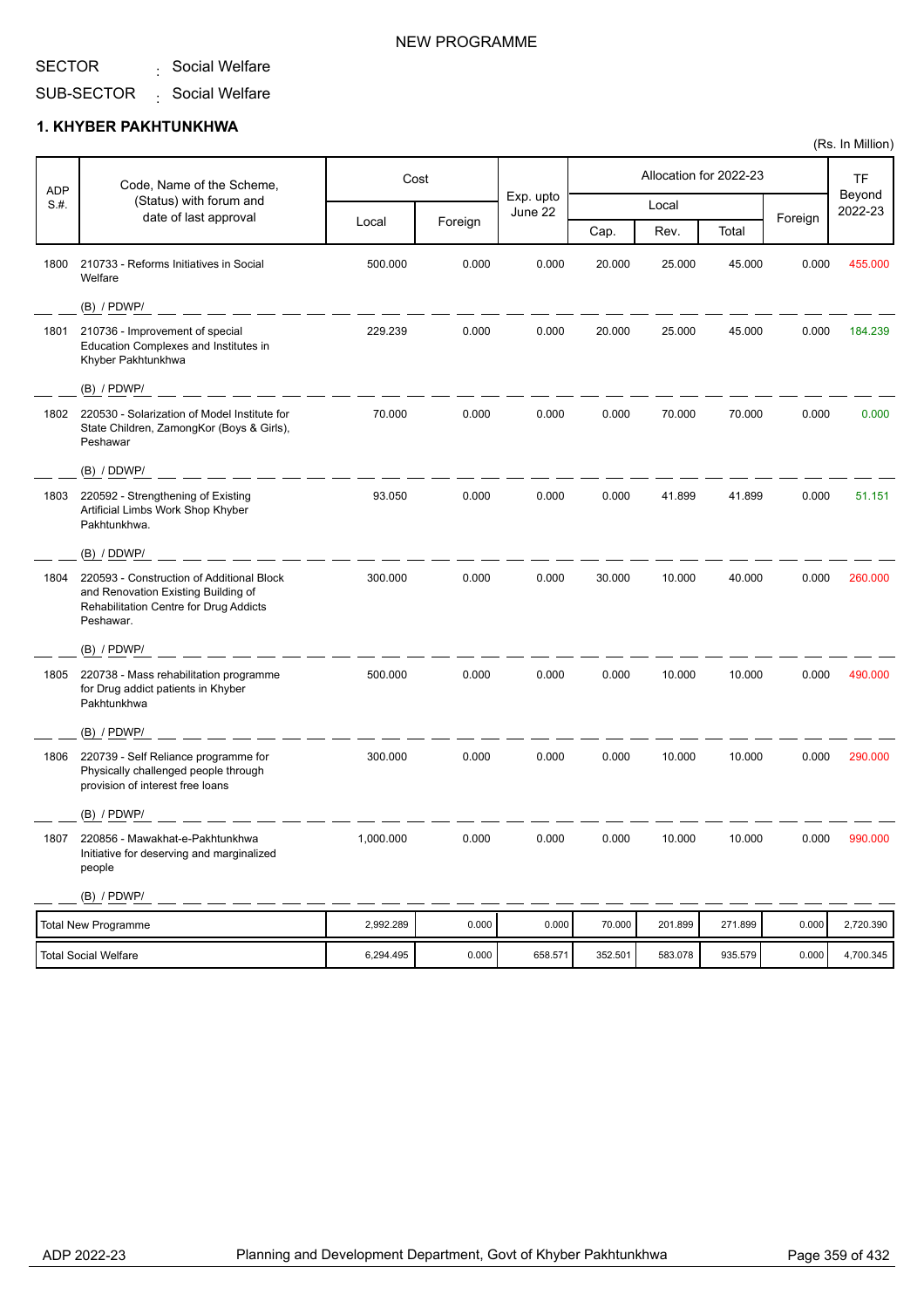NEW PROGRAMME

SECTOR : Social Welfare

SUB-SECTOR : Social Welfare

### 1. KHYBER PAKHTUNKHWA

(Rs. In Million)

| ADP S.#. | Code, Name of the Scheme, (Status) with forum and date of last approval | Cost | | Exp. upto June 22 | Allocation for 2022-23 | | | | TF Beyond 2022-23 |
|---|---|---|---|---|---|---|---|---|---|
| | | | | | Local | | | Foreign | |
| | | Local | Foreign | | Cap. | Rev. | Total | | |
| 1800 | 210733 - Reforms Initiatives in Social Welfare<br>(B) / PDWP/ | 500.000 | 0.000 | 0.000 | 20.000 | 25.000 | 45.000 | 0.000 | 455.000 |
| 1801 | 210736 - Improvement of special Education Complexes and Institutes in Khyber Pakhtunkhwa<br>(B) / PDWP/ | 229.239 | 0.000 | 0.000 | 20.000 | 25.000 | 45.000 | 0.000 | 184.239 |
| 1802 | 220530 - Solarization of Model Institute for State Children, ZamongKor (Boys & Girls), Peshawar<br>(B) / DDWP/ | 70.000 | 0.000 | 0.000 | 0.000 | 70.000 | 70.000 | 0.000 | 0.000 |
| 1803 | 220592 - Strengthening of Existing Artificial Limbs Work Shop Khyber Pakhtunkhwa.<br>(B) / DDWP/ | 93.050 | 0.000 | 0.000 | 0.000 | 41.899 | 41.899 | 0.000 | 51.151 |
| 1804 | 220593 - Construction of Additional Block and Renovation Existing Building of Rehabilitation Centre for Drug Addicts Peshawar.<br>(B) / PDWP/ | 300.000 | 0.000 | 0.000 | 30.000 | 10.000 | 40.000 | 0.000 | 260.000 |
| 1805 | 220738 - Mass rehabilitation programme for Drug addict patients in Khyber Pakhtunkhwa<br>(B) / PDWP/ | 500.000 | 0.000 | 0.000 | 0.000 | 10.000 | 10.000 | 0.000 | 490.000 |
| 1806 | 220739 - Self Reliance programme for Physically challenged people through provision of interest free loans<br>(B) / PDWP/ | 300.000 | 0.000 | 0.000 | 0.000 | 10.000 | 10.000 | 0.000 | 290.000 |
| 1807 | 220856 - Mawakhat-e-Pakhtunkhwa Initiative for deserving and marginalized people<br>(B) / PDWP/ | 1,000.000 | 0.000 | 0.000 | 0.000 | 10.000 | 10.000 | 0.000 | 990.000 |
| | Total New Programme | 2,992.289 | 0.000 | 0.000 | 70.000 | 201.899 | 271.899 | 0.000 | 2,720.390 |
| | Total Social Welfare | 6,294.495 | 0.000 | 658.571 | 352.501 | 583.078 | 935.579 | 0.000 | 4,700.345 |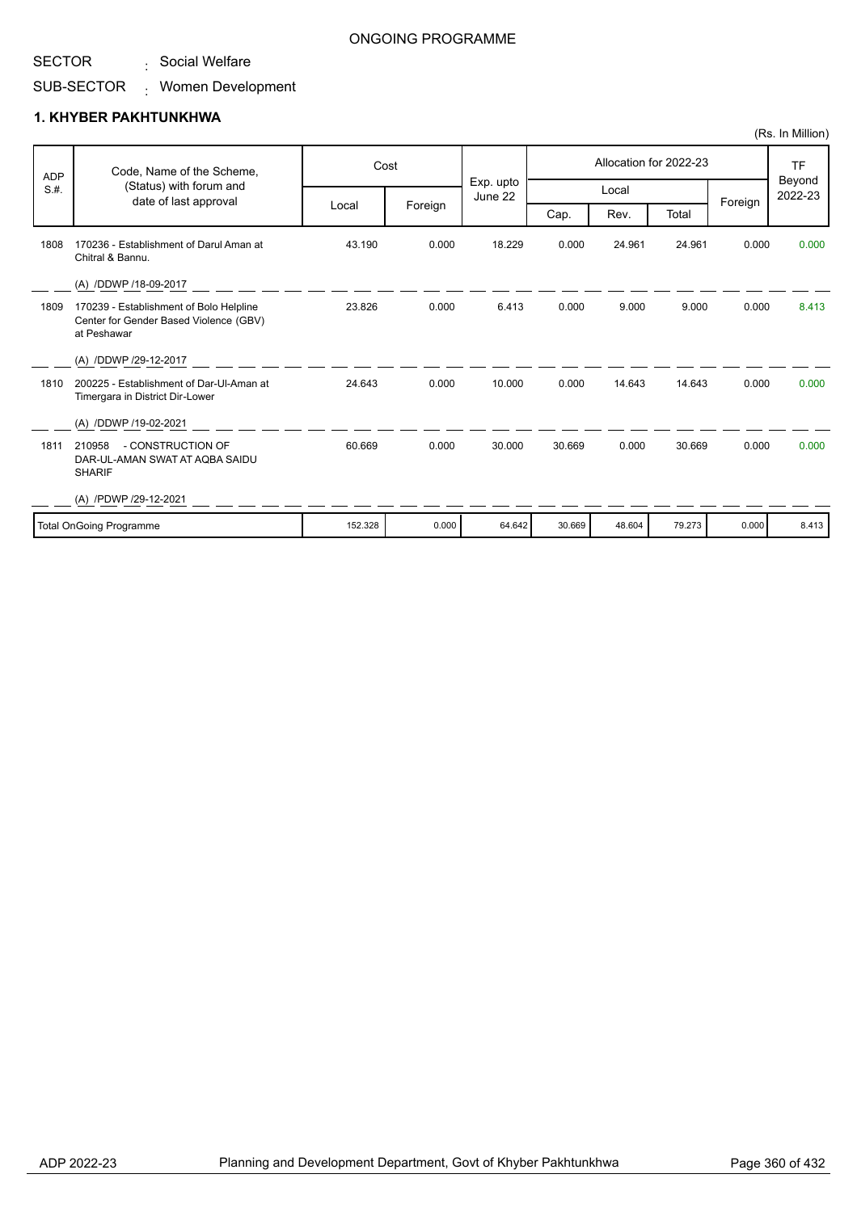ONGOING PROGRAMME

SECTOR : Social Welfare

SUB-SECTOR : Women Development

## 1. KHYBER PAKHTUNKHWA

(Rs. In Million)

| ADP S.#. | Code, Name of the Scheme, (Status) with forum and date of last approval | Cost | | Exp. upto June 22 | Allocation for 2022-23 | | | | TF Beyond 2022-23 |
|---|---|---|---|---|---|---|---|---|---|
| | | Local | Foreign | | Local | | | Foreign | |
| | | | | | Cap. | Rev. | Total | | |
| 1808 | 170236 - Establishment of Darul Aman at Chitral & Bannu.<br>(A) /DDWP /18-09-2017 | 43.190 | 0.000 | 18.229 | 0.000 | 24.961 | 24.961 | 0.000 | 0.000 |
| 1809 | 170239 - Establishment of Bolo Helpline Center for Gender Based Violence (GBV) at Peshawar<br>(A) /DDWP /29-12-2017 | 23.826 | 0.000 | 6.413 | 0.000 | 9.000 | 9.000 | 0.000 | 8.413 |
| 1810 | 200225 - Establishment of Dar-Ul-Aman at Timergara in District Dir-Lower<br>(A) /DDWP /19-02-2021 | 24.643 | 0.000 | 10.000 | 0.000 | 14.643 | 14.643 | 0.000 | 0.000 |
| 1811 | 210958 - CONSTRUCTION OF DAR-UL-AMAN SWAT AT AQBA SAIDU SHARIF<br>(A) /PDWP /29-12-2021 | 60.669 | 0.000 | 30.000 | 30.669 | 0.000 | 30.669 | 0.000 | 0.000 |
| | Total OnGoing Programme | 152.328 | 0.000 | 64.642 | 30.669 | 48.604 | 79.273 | 0.000 | 8.413 |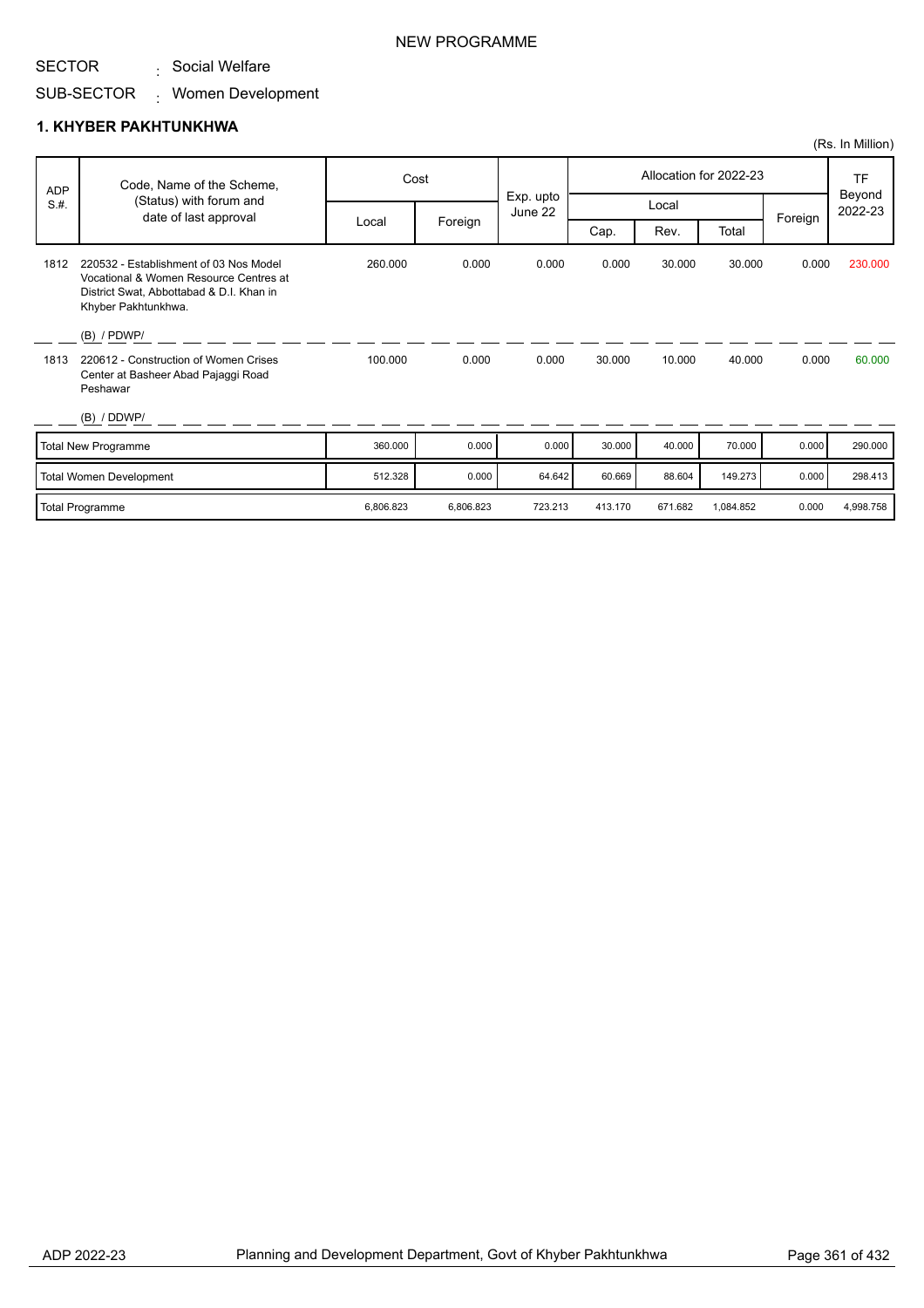NEW PROGRAMME

SECTOR : Social Welfare

SUB-SECTOR : Women Development

## 1. KHYBER PAKHTUNKHWA

(Rs. In Million)

| ADP S.#. | Code, Name of the Scheme, (Status) with forum and date of last approval | Cost | | Exp. upto June 22 | Allocation for 2022-23 | | | | TF Beyond 2022-23 |
|---|---|---|---|---|---|---|---|---|---|
| | | Local | Foreign | | Local | | | Foreign | |
| | | | | | Cap. | Rev. | Total | | |
| 1812 | 220532 - Establishment of 03 Nos Model Vocational & Women Resource Centres at District Swat, Abbottabad & D.I. Khan in Khyber Pakhtunkhwa. (B) / PDWP/ | 260.000 | 0.000 | 0.000 | 0.000 | 30.000 | 30.000 | 0.000 | 230.000 |
| 1813 | 220612 - Construction of Women Crises Center at Basheer Abad Pajaggi Road Peshawar (B) / DDWP/ | 100.000 | 0.000 | 0.000 | 30.000 | 10.000 | 40.000 | 0.000 | 60.000 |
| | Total New Programme | 360.000 | 0.000 | 0.000 | 30.000 | 40.000 | 70.000 | 0.000 | 290.000 |
| | Total Women Development | 512.328 | 0.000 | 64.642 | 60.669 | 88.604 | 149.273 | 0.000 | 298.413 |
| | Total Programme | 6,806.823 | 6,806.823 | 723.213 | 413.170 | 671.682 | 1,084.852 | 0.000 | 4,998.758 |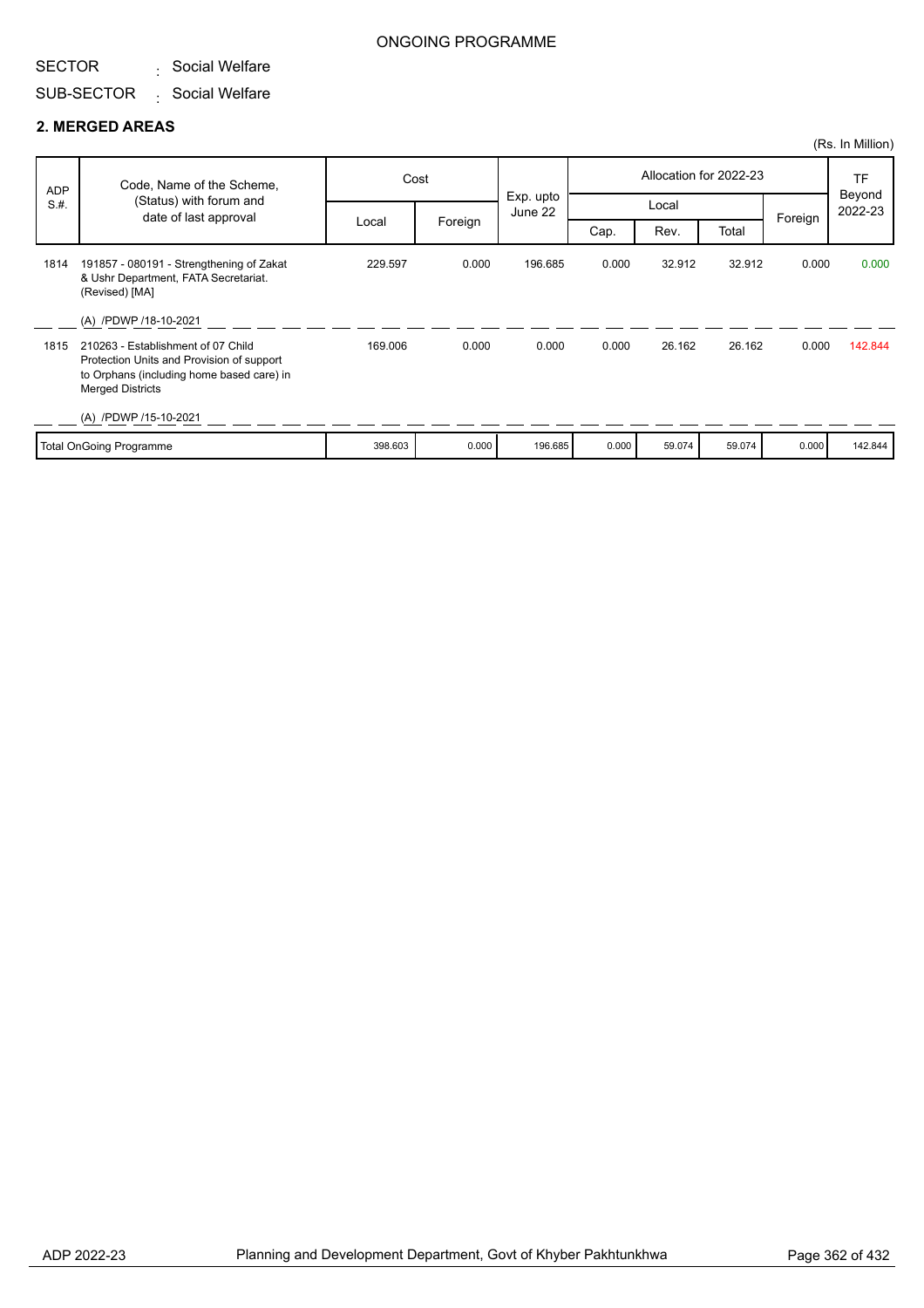ONGOING PROGRAMME

SECTOR : Social Welfare

SUB-SECTOR : Social Welfare

## 2. MERGED AREAS

(Rs. In Million)

| ADP S.#. | Code, Name of the Scheme, (Status) with forum and date of last approval | Cost | | Exp. upto June 22 | Allocation for 2022-23 | | | | TF Beyond 2022-23 |
|---|---|---|---|---|---|---|---|---|---|
| | | Local | Foreign | | Local | | | Foreign | |
| | | | | | Cap. | Rev. | Total | | |
| 1814 | 191857 - 080191 - Strengthening of Zakat & Ushr Department, FATA Secretariat. (Revised) [MA]<br>(A) /PDWP /18-10-2021 | 229.597 | 0.000 | 196.685 | 0.000 | 32.912 | 32.912 | 0.000 | 0.000 |
| 1815 | 210263 - Establishment of 07 Child Protection Units and Provision of support to Orphans (including home based care) in Merged Districts<br>(A) /PDWP /15-10-2021 | 169.006 | 0.000 | 0.000 | 0.000 | 26.162 | 26.162 | 0.000 | 142.844 |
| | Total OnGoing Programme | 398.603 | 0.000 | 196.685 | 0.000 | 59.074 | 59.074 | 0.000 | 142.844 |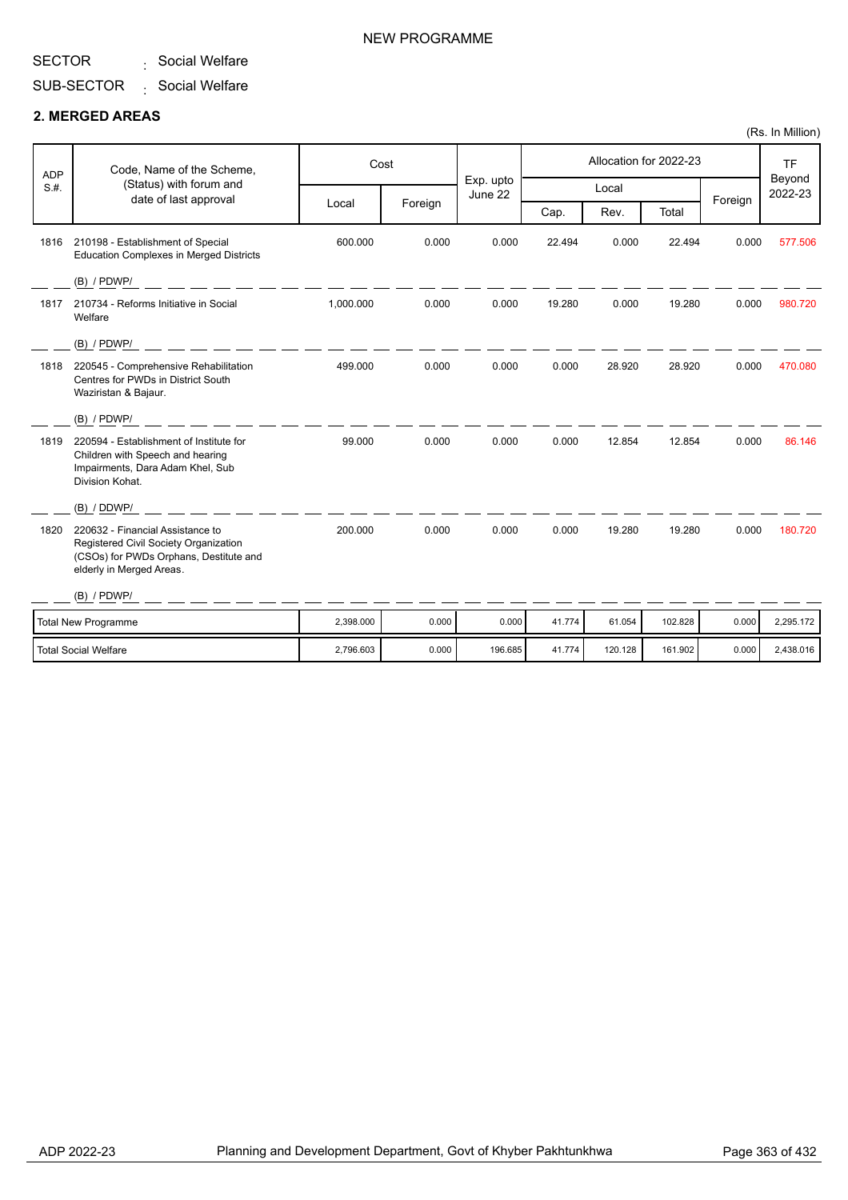NEW PROGRAMME

SECTOR : Social Welfare

SUB-SECTOR : Social Welfare

## 2. MERGED AREAS

(Rs. In Million)

| ADP S.#. | Code, Name of the Scheme, (Status) with forum and date of last approval | Cost | | Exp. upto June 22 | Allocation for 2022-23 | | | | TF Beyond 2022-23 |
|---|---|---|---|---|---|---|---|---|---|
| | | Local | Foreign | | Local | | | Foreign | |
| | | | | | Cap. | Rev. | Total | | |
| 1816 | 210198 - Establishment of Special Education Complexes in Merged Districts (B) / PDWP/ | 600.000 | 0.000 | 0.000 | 22.494 | 0.000 | 22.494 | 0.000 | 577.506 |
| 1817 | 210734 - Reforms Initiative in Social Welfare (B) / PDWP/ | 1,000.000 | 0.000 | 0.000 | 19.280 | 0.000 | 19.280 | 0.000 | 980.720 |
| 1818 | 220545 - Comprehensive Rehabilitation Centres for PWDs in District South Waziristan & Bajaur. (B) / PDWP/ | 499.000 | 0.000 | 0.000 | 0.000 | 28.920 | 28.920 | 0.000 | 470.080 |
| 1819 | 220594 - Establishment of Institute for Children with Speech and hearing Impairments, Dara Adam Khel, Sub Division Kohat. (B) / DDWP/ | 99.000 | 0.000 | 0.000 | 0.000 | 12.854 | 12.854 | 0.000 | 86.146 |
| 1820 | 220632 - Financial Assistance to Registered Civil Society Organization (CSOs) for PWDs Orphans, Destitute and elderly in Merged Areas. (B) / PDWP/ | 200.000 | 0.000 | 0.000 | 0.000 | 19.280 | 19.280 | 0.000 | 180.720 |
| | Total New Programme | 2,398.000 | 0.000 | 0.000 | 41.774 | 61.054 | 102.828 | 0.000 | 2,295.172 |
| | Total Social Welfare | 2,796.603 | 0.000 | 196.685 | 41.774 | 120.128 | 161.902 | 0.000 | 2,438.016 |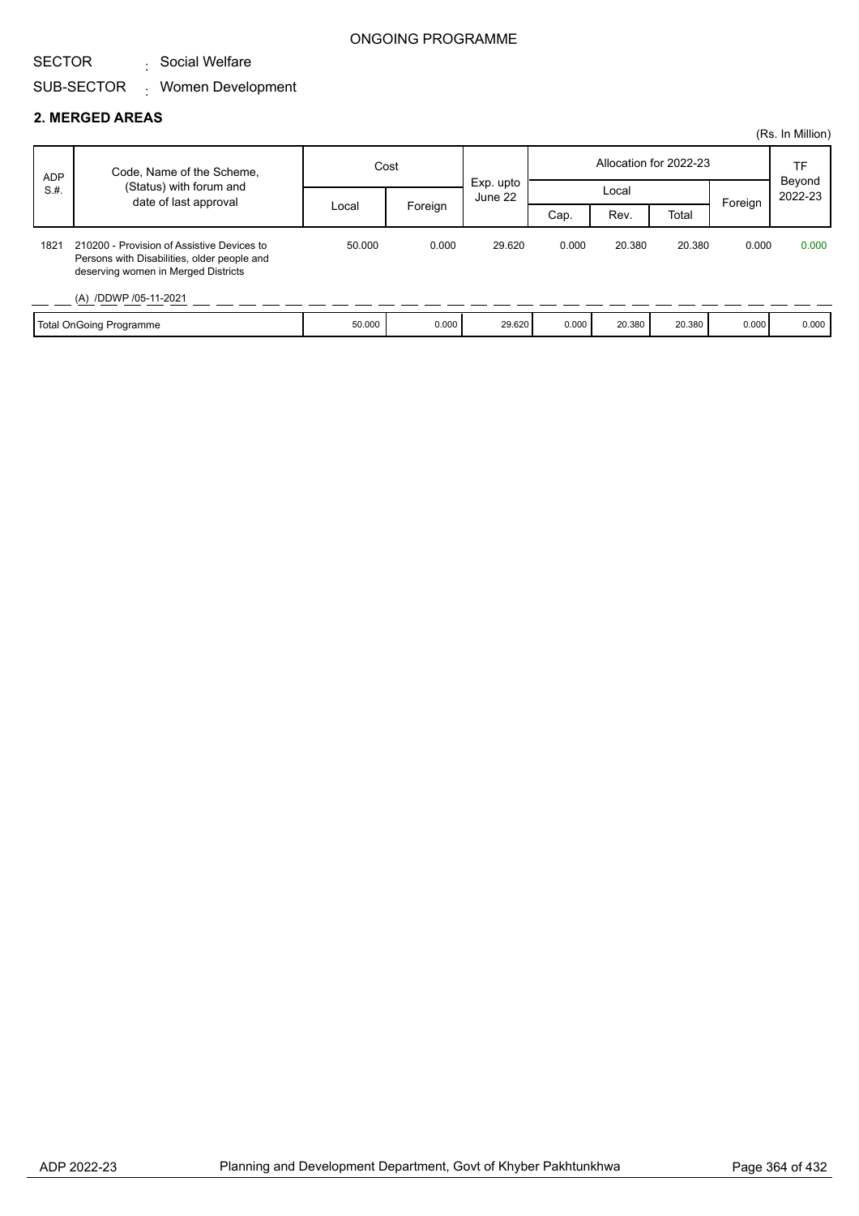ONGOING PROGRAMME

SECTOR : Social Welfare

SUB-SECTOR : Women Development

## 2. MERGED AREAS

(Rs. In Million)

| ADP S.#. | Code, Name of the Scheme, (Status) with forum and date of last approval | Cost | | Exp. upto June 22 | Allocation for 2022-23 | | | | TF Beyond 2022-23 |
|---|---|---|---|---|---|---|---|---|---|
| | | Local | Foreign | | Local | | | Foreign | |
| | | | | | Cap. | Rev. | Total | | |
| 1821 | 210200 - Provision of Assistive Devices to Persons with Disabilities, older people and deserving women in Merged Districts<br>(A) /DDWP /05-11-2021 | 50.000 | 0.000 | 29.620 | 0.000 | 20.380 | 20.380 | 0.000 | 0.000 |
| | Total OnGoing Programme | 50.000 | 0.000 | 29.620 | 0.000 | 20.380 | 20.380 | 0.000 | 0.000 |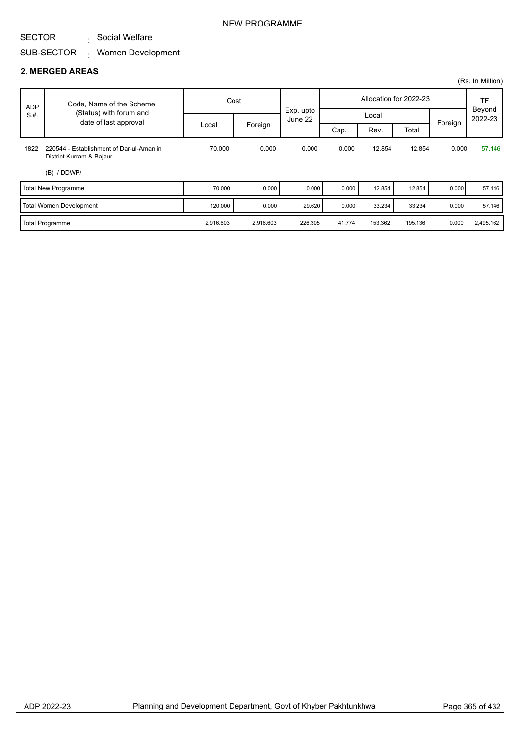NEW PROGRAMME

SECTOR : Social Welfare

SUB-SECTOR : Women Development

## 2. MERGED AREAS

(Rs. In Million)

| ADP S.#. | Code, Name of the Scheme, (Status) with forum and date of last approval | Cost | | Exp. upto June 22 | Allocation for 2022-23 | | | | TF Beyond 2022-23 |
|---|---|---|---|---|---|---|---|---|---|
| | | | | | Local | | | Foreign | |
| | | Local | Foreign | | Cap. | Rev. | Total | | |
| 1822 | 220544 - Establishment of Dar-ul-Aman in District Kurram & Bajaur. (B) / DDWP/ | 70.000 | 0.000 | 0.000 | 0.000 | 12.854 | 12.854 | 0.000 | 57.146 |
| | Total New Programme | 70.000 | 0.000 | 0.000 | 0.000 | 12.854 | 12.854 | 0.000 | 57.146 |
| | Total Women Development | 120.000 | 0.000 | 29.620 | 0.000 | 33.234 | 33.234 | 0.000 | 57.146 |
| | Total Programme | 2,916.603 | 2,916.603 | 226.305 | 41.774 | 153.362 | 195.136 | 0.000 | 2,495.162 |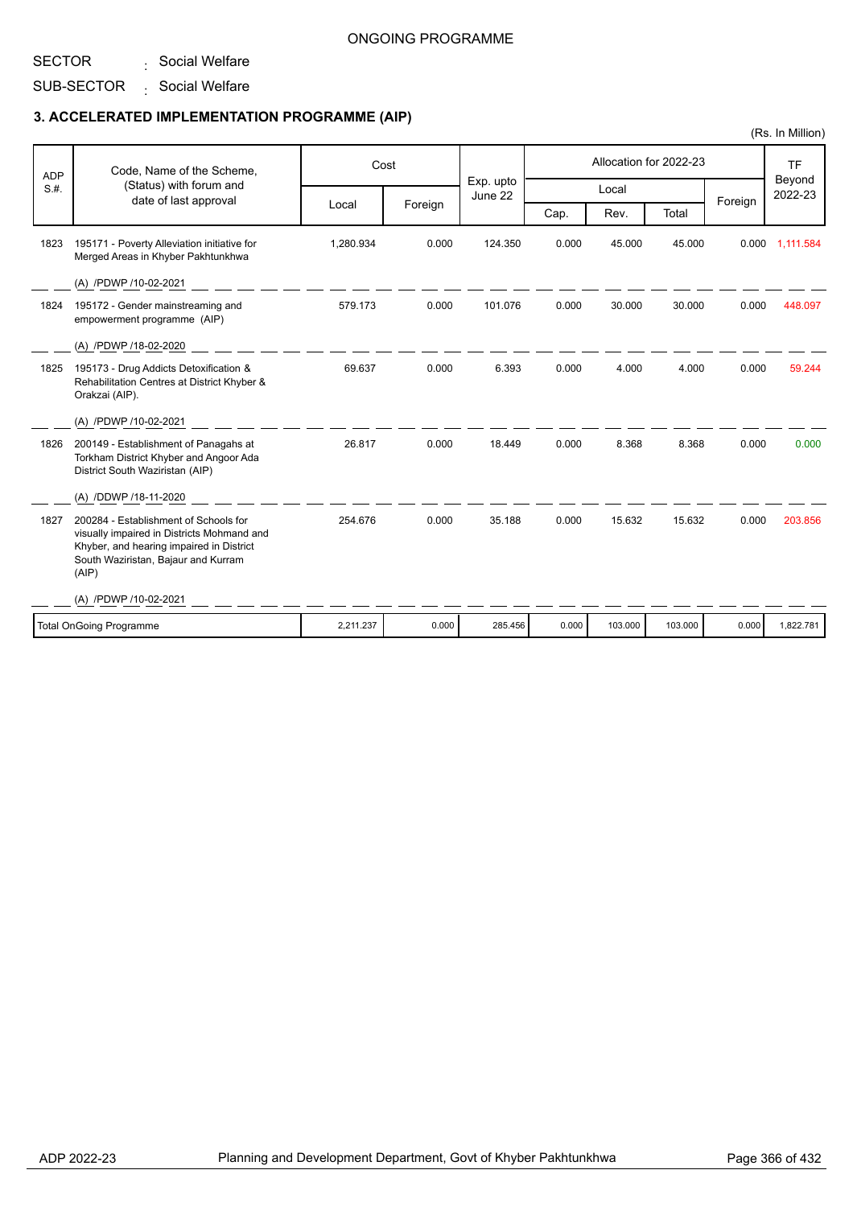ONGOING PROGRAMME

SECTOR : Social Welfare

SUB-SECTOR : Social Welfare

### 3. ACCELERATED IMPLEMENTATION PROGRAMME (AIP)

(Rs. In Million)

| ADP S.#. | Code, Name of the Scheme, (Status) with forum and date of last approval | Cost | | Exp. upto June 22 | Allocation for 2022-23 | | | | TF Beyond 2022-23 |
|---|---|---|---|---|---|---|---|---|---|
| | | Local | Foreign | | Local | | | Foreign | |
| | | | | | Cap. | Rev. | Total | | |
| 1823 | 195171 - Poverty Alleviation initiative for Merged Areas in Khyber Pakhtunkhwa<br>(A) /PDWP /10-02-2021 | 1,280.934 | 0.000 | 124.350 | 0.000 | 45.000 | 45.000 | 0.000 | 1,111.584 |
| 1824 | 195172 - Gender mainstreaming and empowerment programme (AIP)<br>(A) /PDWP /18-02-2020 | 579.173 | 0.000 | 101.076 | 0.000 | 30.000 | 30.000 | 0.000 | 448.097 |
| 1825 | 195173 - Drug Addicts Detoxification & Rehabilitation Centres at District Khyber & Orakzai (AIP).<br>(A) /PDWP /10-02-2021 | 69.637 | 0.000 | 6.393 | 0.000 | 4.000 | 4.000 | 0.000 | 59.244 |
| 1826 | 200149 - Establishment of Panagahs at Torkham District Khyber and Angoor Ada District South Waziristan (AIP)<br>(A) /DDWP /18-11-2020 | 26.817 | 0.000 | 18.449 | 0.000 | 8.368 | 8.368 | 0.000 | 0.000 |
| 1827 | 200284 - Establishment of Schools for visually impaired in Districts Mohmand and Khyber, and hearing impaired in District South Waziristan, Bajaur and Kurram (AIP)<br>(A) /PDWP /10-02-2021 | 254.676 | 0.000 | 35.188 | 0.000 | 15.632 | 15.632 | 0.000 | 203.856 |
| | Total OnGoing Programme | 2,211.237 | 0.000 | 285.456 | 0.000 | 103.000 | 103.000 | 0.000 | 1,822.781 |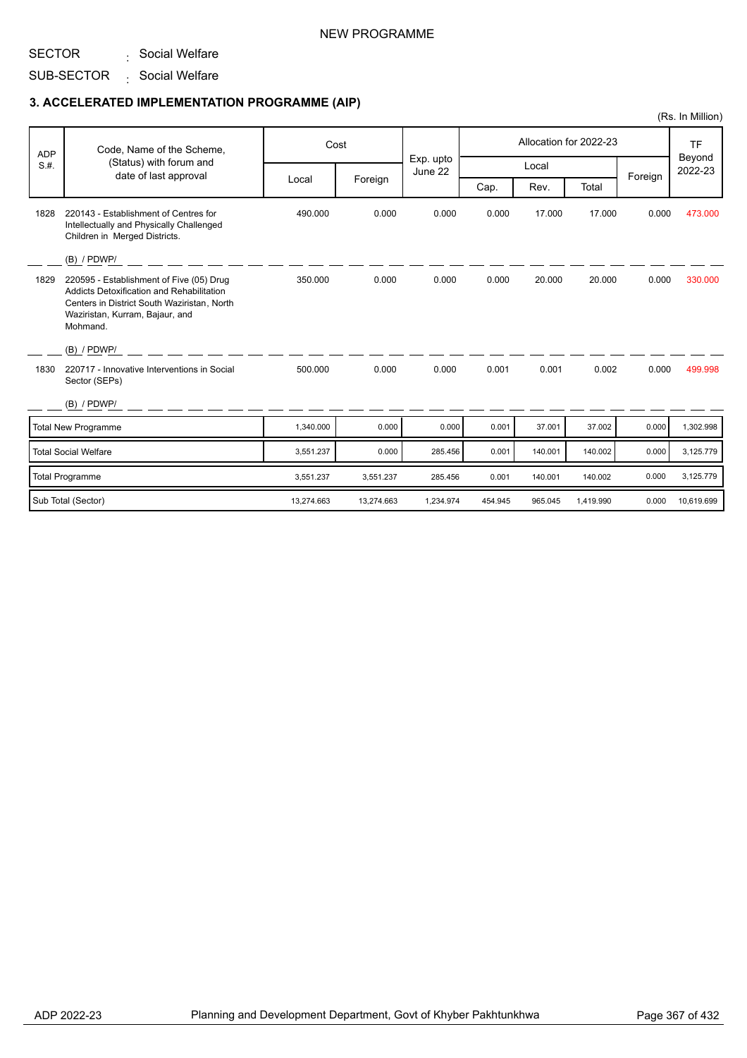NEW PROGRAMME

SECTOR : Social Welfare

SUB-SECTOR : Social Welfare

### 3. ACCELERATED IMPLEMENTATION PROGRAMME (AIP)

(Rs. In Million)

| ADP S.#. | Code, Name of the Scheme, (Status) with forum and date of last approval | Cost | | Exp. upto June 22 | Allocation for 2022-23 | | | | TF Beyond 2022-23 |
|---|---|---|---|---|---|---|---|---|---|
| | | Local | Foreign | | Local | | | Foreign | |
| | | | | | Cap. | Rev. | Total | | |
| 1828 | 220143 - Establishment of Centres for Intellectually and Physically Challenged Children in Merged Districts.<br>(B) / PDWP/ | 490.000 | 0.000 | 0.000 | 0.000 | 17.000 | 17.000 | 0.000 | 473.000 |
| 1829 | 220595 - Establishment of Five (05) Drug Addicts Detoxification and Rehabilitation Centers in District South Waziristan, North Waziristan, Kurram, Bajaur, and Mohmand.<br>(B) / PDWP/ | 350.000 | 0.000 | 0.000 | 0.000 | 20.000 | 20.000 | 0.000 | 330.000 |
| 1830 | 220717 - Innovative Interventions in Social Sector (SEPs)<br>(B) / PDWP/ | 500.000 | 0.000 | 0.000 | 0.001 | 0.001 | 0.002 | 0.000 | 499.998 |
| | Total New Programme | 1,340.000 | 0.000 | 0.000 | 0.001 | 37.001 | 37.002 | 0.000 | 1,302.998 |
| | Total Social Welfare | 3,551.237 | 0.000 | 285.456 | 0.001 | 140.001 | 140.002 | 0.000 | 3,125.779 |
| | Total Programme | 3,551.237 | 3,551.237 | 285.456 | 0.001 | 140.001 | 140.002 | 0.000 | 3,125.779 |
| | Sub Total (Sector) | 13,274.663 | 13,274.663 | 1,234.974 | 454.945 | 965.045 | 1,419.990 | 0.000 | 10,619.699 |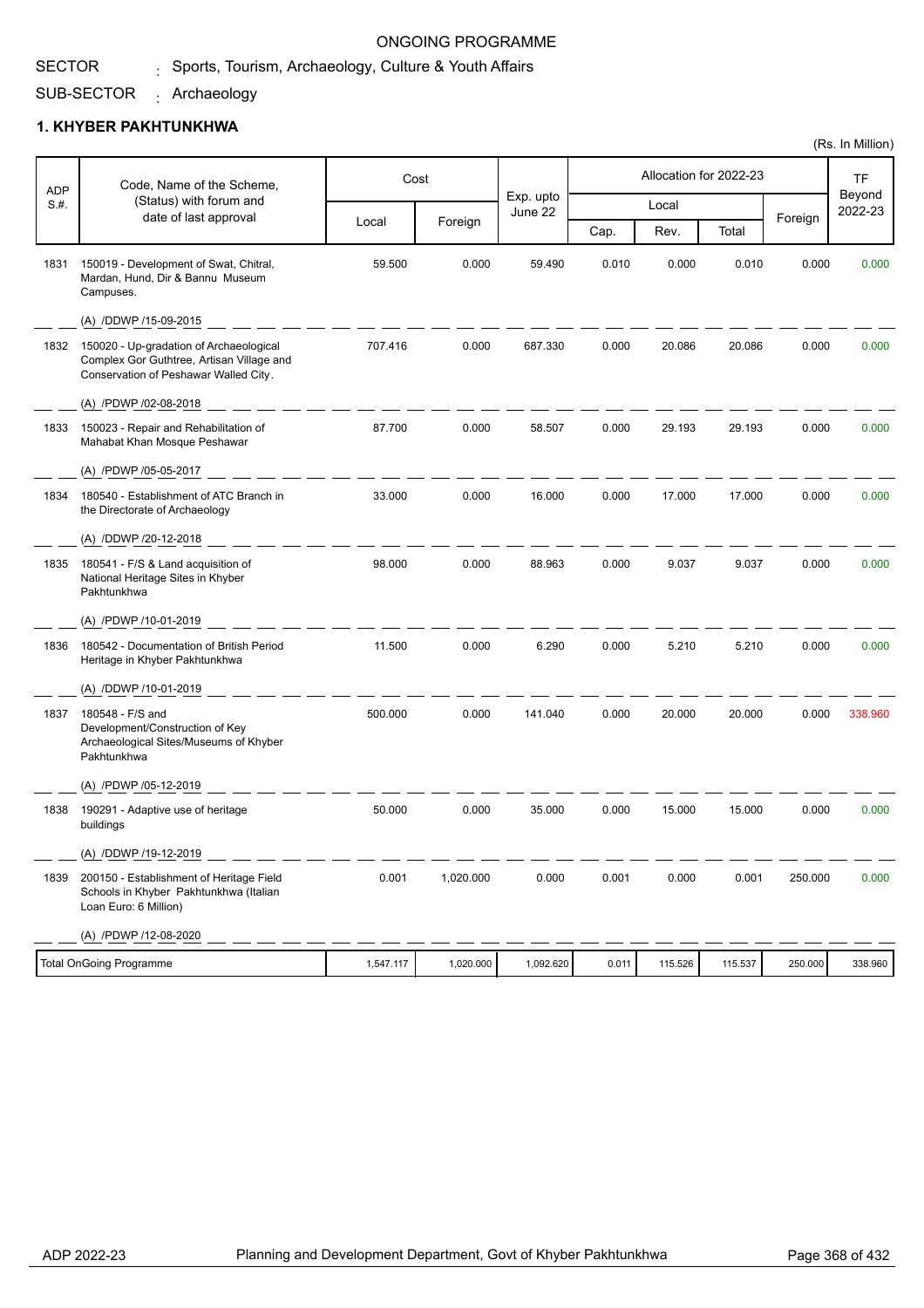ONGOING PROGRAMME

SECTOR : Sports, Tourism, Archaeology, Culture & Youth Affairs

SUB-SECTOR : Archaeology

## 1. KHYBER PAKHTUNKHWA

(Rs. In Million)

| ADP S.#. | Code, Name of the Scheme, (Status) with forum and date of last approval | Cost | | Exp. upto June 22 | Allocation for 2022-23 | | | | TF Beyond 2022-23 |
|---|---|---|---|---|---|---|---|---|---|
| | | Local | Foreign | | Local | | | Foreign | |
| | | | | | Cap. | Rev. | Total | | |
| 1831 | 150019 - Development of Swat, Chitral, Mardan, Hund, Dir & Bannu Museum Campuses. (A) /DDWP /15-09-2015 | 59.500 | 0.000 | 59.490 | 0.010 | 0.000 | 0.010 | 0.000 | 0.000 |
| 1832 | 150020 - Up-gradation of Archaeological Complex Gor Guthtree, Artisan Village and Conservation of Peshawar Walled City. (A) /PDWP /02-08-2018 | 707.416 | 0.000 | 687.330 | 0.000 | 20.086 | 20.086 | 0.000 | 0.000 |
| 1833 | 150023 - Repair and Rehabilitation of Mahabat Khan Mosque Peshawar (A) /PDWP /05-05-2017 | 87.700 | 0.000 | 58.507 | 0.000 | 29.193 | 29.193 | 0.000 | 0.000 |
| 1834 | 180540 - Establishment of ATC Branch in the Directorate of Archaeology (A) /DDWP /20-12-2018 | 33.000 | 0.000 | 16.000 | 0.000 | 17.000 | 17.000 | 0.000 | 0.000 |
| 1835 | 180541 - F/S & Land acquisition of National Heritage Sites in Khyber Pakhtunkhwa (A) /PDWP /10-01-2019 | 98.000 | 0.000 | 88.963 | 0.000 | 9.037 | 9.037 | 0.000 | 0.000 |
| 1836 | 180542 - Documentation of British Period Heritage in Khyber Pakhtunkhwa (A) /DDWP /10-01-2019 | 11.500 | 0.000 | 6.290 | 0.000 | 5.210 | 5.210 | 0.000 | 0.000 |
| 1837 | 180548 - F/S and Development/Construction of Key Archaeological Sites/Museums of Khyber Pakhtunkhwa (A) /PDWP /05-12-2019 | 500.000 | 0.000 | 141.040 | 0.000 | 20.000 | 20.000 | 0.000 | 338.960 |
| 1838 | 190291 - Adaptive use of heritage buildings (A) /DDWP /19-12-2019 | 50.000 | 0.000 | 35.000 | 0.000 | 15.000 | 15.000 | 0.000 | 0.000 |
| 1839 | 200150 - Establishment of Heritage Field Schools in Khyber Pakhtunkhwa (Italian Loan Euro: 6 Million) (A) /PDWP /12-08-2020 | 0.001 | 1,020.000 | 0.000 | 0.001 | 0.000 | 0.001 | 250.000 | 0.000 |
| | Total OnGoing Programme | 1,547.117 | 1,020.000 | 1,092.620 | 0.011 | 115.526 | 115.537 | 250.000 | 338.960 |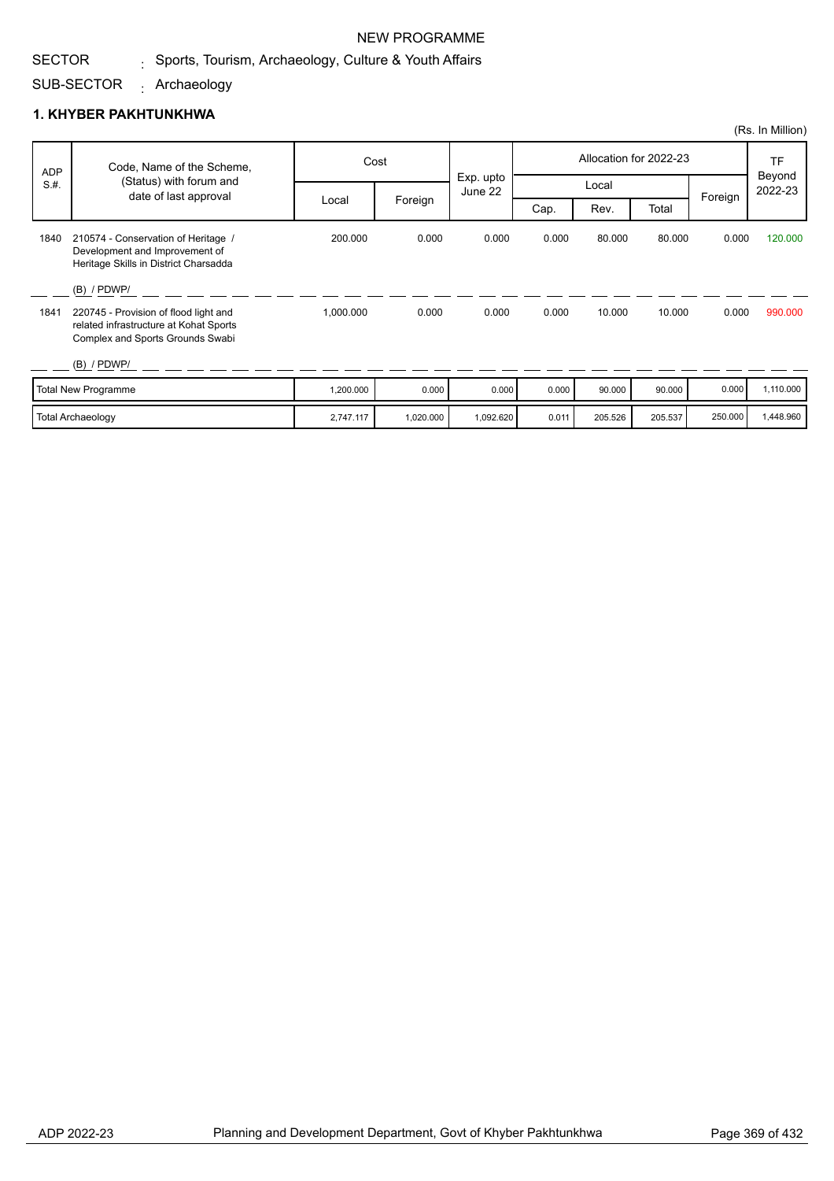NEW PROGRAMME

SECTOR : Sports, Tourism, Archaeology, Culture & Youth Affairs

SUB-SECTOR : Archaeology

## 1. KHYBER PAKHTUNKHWA

(Rs. In Million)

| ADP S.#. | Code, Name of the Scheme, (Status) with forum and date of last approval | Cost | | Exp. upto June 22 | Allocation for 2022-23 | | | | TF Beyond 2022-23 |
|---|---|---|---|---|---|---|---|---|---|
| | | Local | Foreign | | Local | | | Foreign | |
| | | | | | Cap. | Rev. | Total | | |
| 1840 | 210574 - Conservation of Heritage / Development and Improvement of Heritage Skills in District Charsadda (B) / PDWP/ | 200.000 | 0.000 | 0.000 | 0.000 | 80.000 | 80.000 | 0.000 | 120.000 |
| 1841 | 220745 - Provision of flood light and related infrastructure at Kohat Sports Complex and Sports Grounds Swabi (B) / PDWP/ | 1,000.000 | 0.000 | 0.000 | 0.000 | 10.000 | 10.000 | 0.000 | 990.000 |
| | Total New Programme | 1,200.000 | 0.000 | 0.000 | 0.000 | 90.000 | 90.000 | 0.000 | 1,110.000 |
| | Total Archaeology | 2,747.117 | 1,020.000 | 1,092.620 | 0.011 | 205.526 | 205.537 | 250.000 | 1,448.960 |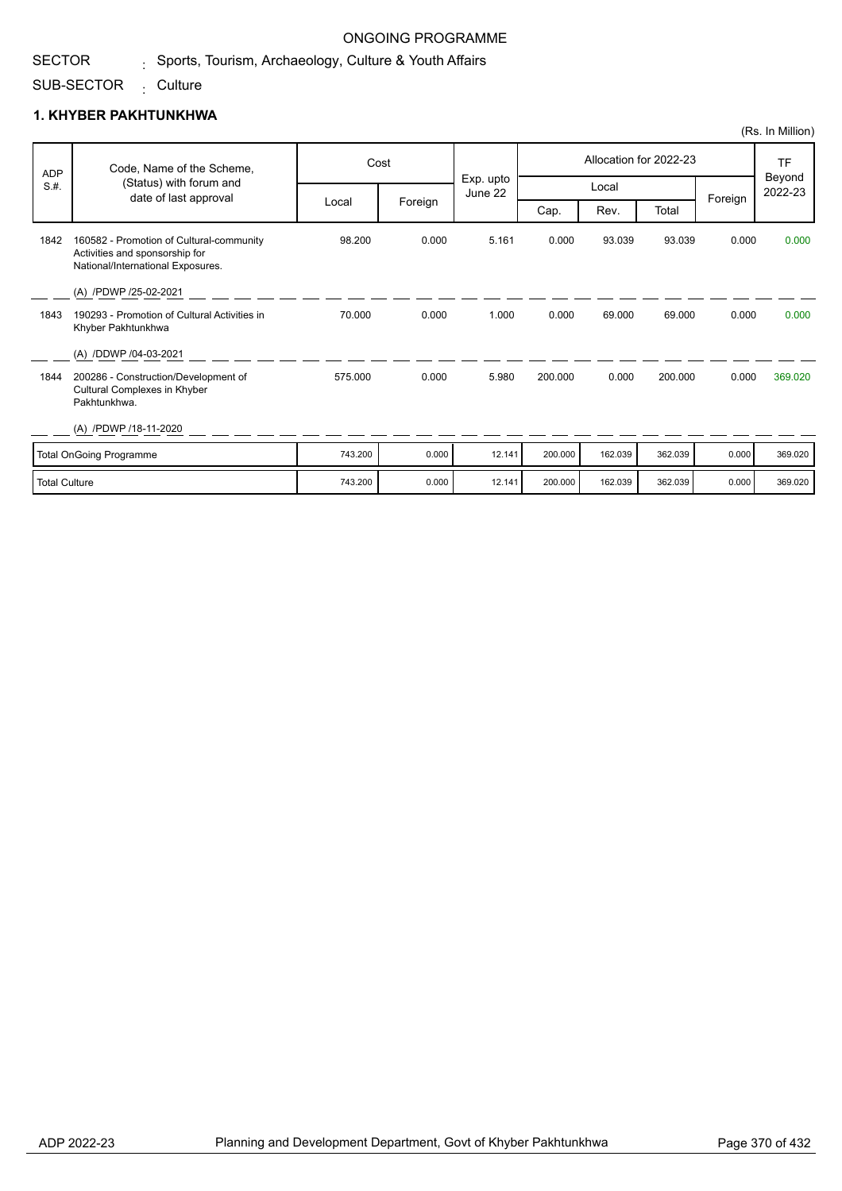ONGOING PROGRAMME

SECTOR : Sports, Tourism, Archaeology, Culture & Youth Affairs

SUB-SECTOR : Culture

## 1. KHYBER PAKHTUNKHWA

(Rs. In Million)

| ADP S.#. | Code, Name of the Scheme, (Status) with forum and date of last approval | Cost | | Exp. upto June 22 | Allocation for 2022-23 | | | | TF Beyond 2022-23 |
|---|---|---|---|---|---|---|---|---|---|
| | | Local | Foreign | | Local | | | Foreign | |
| | | | | | Cap. | Rev. | Total | | |
| 1842 | 160582 - Promotion of Cultural-community Activities and sponsorship for National/International Exposures.<br>(A) /PDWP /25-02-2021 | 98.200 | 0.000 | 5.161 | 0.000 | 93.039 | 93.039 | 0.000 | 0.000 |
| 1843 | 190293 - Promotion of Cultural Activities in Khyber Pakhtunkhwa<br>(A) /DDWP /04-03-2021 | 70.000 | 0.000 | 1.000 | 0.000 | 69.000 | 69.000 | 0.000 | 0.000 |
| 1844 | 200286 - Construction/Development of Cultural Complexes in Khyber Pakhtunkhwa.<br>(A) /PDWP /18-11-2020 | 575.000 | 0.000 | 5.980 | 200.000 | 0.000 | 200.000 | 0.000 | 369.020 |
| | Total OnGoing Programme | 743.200 | 0.000 | 12.141 | 200.000 | 162.039 | 362.039 | 0.000 | 369.020 |
| | Total Culture | 743.200 | 0.000 | 12.141 | 200.000 | 162.039 | 362.039 | 0.000 | 369.020 |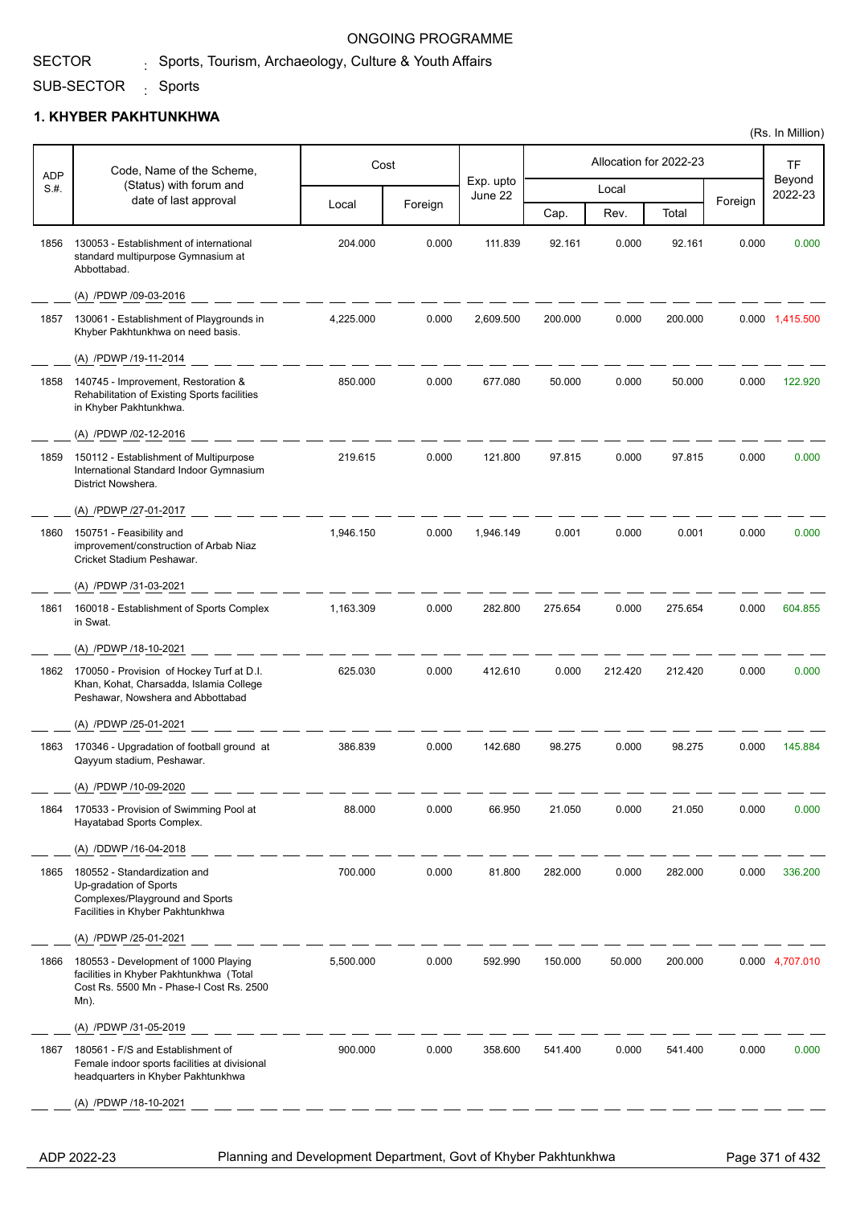ONGOING PROGRAMME

SECTOR : Sports, Tourism, Archaeology, Culture & Youth Affairs

SUB-SECTOR : Sports

## 1. KHYBER PAKHTUNKHWA

(Rs. In Million)

| ADP S.#. | Code, Name of the Scheme, (Status) with forum and date of last approval | Cost | | Exp. upto June 22 | Allocation for 2022-23 | | | | TF Beyond 2022-23 |
|---|---|---|---|---|---|---|---|---|---|
| | | Local | Foreign | | Local | | | Foreign | |
| | | | | | Cap. | Rev. | Total | | |
| 1856 | 130053 - Establishment of international standard multipurpose Gymnasium at Abbottabad. (A) /PDWP /09-03-2016 | 204.000 | 0.000 | 111.839 | 92.161 | 0.000 | 92.161 | 0.000 | 0.000 |
| 1857 | 130061 - Establishment of Playgrounds in Khyber Pakhtunkhwa on need basis. (A) /PDWP /19-11-2014 | 4,225.000 | 0.000 | 2,609.500 | 200.000 | 0.000 | 200.000 | 0.000 | 1,415.500 |
| 1858 | 140745 - Improvement, Restoration & Rehabilitation of Existing Sports facilities in Khyber Pakhtunkhwa. (A) /PDWP /02-12-2016 | 850.000 | 0.000 | 677.080 | 50.000 | 0.000 | 50.000 | 0.000 | 122.920 |
| 1859 | 150112 - Establishment of Multipurpose International Standard Indoor Gymnasium District Nowshera. (A) /PDWP /27-01-2017 | 219.615 | 0.000 | 121.800 | 97.815 | 0.000 | 97.815 | 0.000 | 0.000 |
| 1860 | 150751 - Feasibility and improvement/construction of Arbab Niaz Cricket Stadium Peshawar. (A) /PDWP /31-03-2021 | 1,946.150 | 0.000 | 1,946.149 | 0.001 | 0.000 | 0.001 | 0.000 | 0.000 |
| 1861 | 160018 - Establishment of Sports Complex in Swat. (A) /PDWP /18-10-2021 | 1,163.309 | 0.000 | 282.800 | 275.654 | 0.000 | 275.654 | 0.000 | 604.855 |
| 1862 | 170050 - Provision of Hockey Turf at D.I. Khan, Kohat, Charsadda, Islamia College Peshawar, Nowshera and Abbottabad (A) /PDWP /25-01-2021 | 625.030 | 0.000 | 412.610 | 0.000 | 212.420 | 212.420 | 0.000 | 0.000 |
| 1863 | 170346 - Upgradation of football ground at Qayyum stadium, Peshawar. (A) /PDWP /10-09-2020 | 386.839 | 0.000 | 142.680 | 98.275 | 0.000 | 98.275 | 0.000 | 145.884 |
| 1864 | 170533 - Provision of Swimming Pool at Hayatabad Sports Complex. (A) /DDWP /16-04-2018 | 88.000 | 0.000 | 66.950 | 21.050 | 0.000 | 21.050 | 0.000 | 0.000 |
| 1865 | 180552 - Standardization and Up-gradation of Sports Complexes/Playground and Sports Facilities in Khyber Pakhtunkhwa (A) /PDWP /25-01-2021 | 700.000 | 0.000 | 81.800 | 282.000 | 0.000 | 282.000 | 0.000 | 336.200 |
| 1866 | 180553 - Development of 1000 Playing facilities in Khyber Pakhtunkhwa (Total Cost Rs. 5500 Mn - Phase-I Cost Rs. 2500 Mn). (A) /PDWP /31-05-2019 | 5,500.000 | 0.000 | 592.990 | 150.000 | 50.000 | 200.000 | 0.000 | 4,707.010 |
| 1867 | 180561 - F/S and Establishment of Female indoor sports facilities at divisional headquarters in Khyber Pakhtunkhwa (A) /PDWP /18-10-2021 | 900.000 | 0.000 | 358.600 | 541.400 | 0.000 | 541.400 | 0.000 | 0.000 |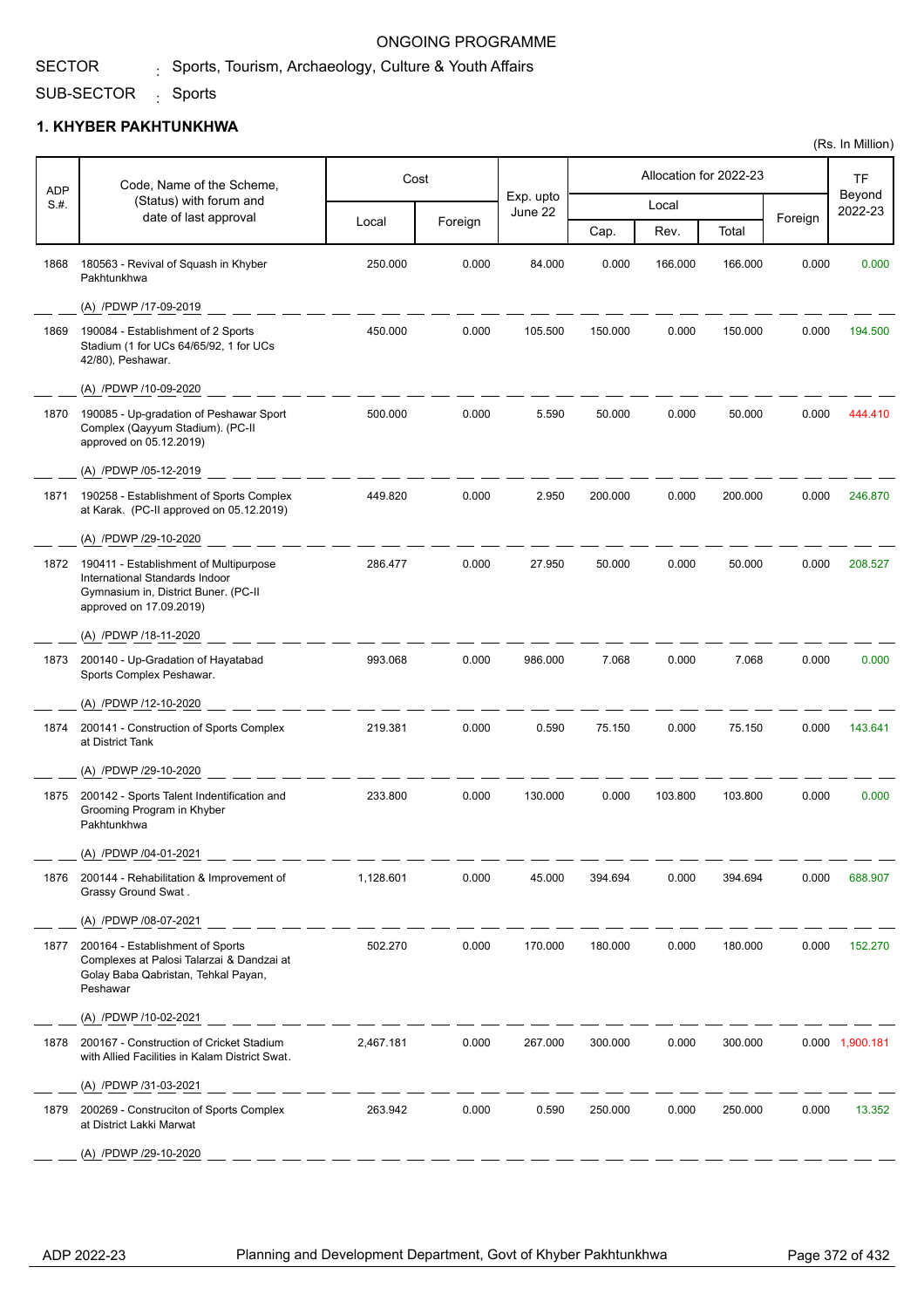ONGOING PROGRAMME

SECTOR : Sports, Tourism, Archaeology, Culture & Youth Affairs

SUB-SECTOR : Sports

## 1. KHYBER PAKHTUNKHWA

(Rs. In Million)

| ADP S.#. | Code, Name of the Scheme, (Status) with forum and date of last approval | Cost | | Exp. upto June 22 | Allocation for 2022-23 | | | | TF Beyond 2022-23 |
|---|---|---|---|---|---|---|---|---|---|
| | | Local | Foreign | | Local | | | Foreign | |
| | | | | | Cap. | Rev. | Total | | |
| 1868 | 180563 - Revival of Squash in Khyber Pakhtunkhwa<br>(A) /PDWP /17-09-2019 | 250.000 | 0.000 | 84.000 | 0.000 | 166.000 | 166.000 | 0.000 | 0.000 |
| 1869 | 190084 - Establishment of 2 Sports Stadium (1 for UCs 64/65/92, 1 for UCs 42/80), Peshawar.<br>(A) /PDWP /10-09-2020 | 450.000 | 0.000 | 105.500 | 150.000 | 0.000 | 150.000 | 0.000 | 194.500 |
| 1870 | 190085 - Up-gradation of Peshawar Sport Complex (Qayyum Stadium). (PC-II approved on 05.12.2019)<br>(A) /PDWP /05-12-2019 | 500.000 | 0.000 | 5.590 | 50.000 | 0.000 | 50.000 | 0.000 | 444.410 |
| 1871 | 190258 - Establishment of Sports Complex at Karak. (PC-II approved on 05.12.2019)<br>(A) /PDWP /29-10-2020 | 449.820 | 0.000 | 2.950 | 200.000 | 0.000 | 200.000 | 0.000 | 246.870 |
| 1872 | 190411 - Establishment of Multipurpose International Standards Indoor Gymnasium in, District Buner. (PC-II approved on 17.09.2019)<br>(A) /PDWP /18-11-2020 | 286.477 | 0.000 | 27.950 | 50.000 | 0.000 | 50.000 | 0.000 | 208.527 |
| 1873 | 200140 - Up-Gradation of Hayatabad Sports Complex Peshawar.<br>(A) /PDWP /12-10-2020 | 993.068 | 0.000 | 986.000 | 7.068 | 0.000 | 7.068 | 0.000 | 0.000 |
| 1874 | 200141 - Construction of Sports Complex at District Tank<br>(A) /PDWP /29-10-2020 | 219.381 | 0.000 | 0.590 | 75.150 | 0.000 | 75.150 | 0.000 | 143.641 |
| 1875 | 200142 - Sports Talent Indentification and Grooming Program in Khyber Pakhtunkhwa<br>(A) /PDWP /04-01-2021 | 233.800 | 0.000 | 130.000 | 0.000 | 103.800 | 103.800 | 0.000 | 0.000 |
| 1876 | 200144 - Rehabilitation & Improvement of Grassy Ground Swat .<br>(A) /PDWP /08-07-2021 | 1,128.601 | 0.000 | 45.000 | 394.694 | 0.000 | 394.694 | 0.000 | 688.907 |
| 1877 | 200164 - Establishment of Sports Complexes at Palosi Talarzai & Dandzai at Golay Baba Qabristan, Tehkal Payan, Peshawar<br>(A) /PDWP /10-02-2021 | 502.270 | 0.000 | 170.000 | 180.000 | 0.000 | 180.000 | 0.000 | 152.270 |
| 1878 | 200167 - Construction of Cricket Stadium with Allied Facilities in Kalam District Swat.<br>(A) /PDWP /31-03-2021 | 2,467.181 | 0.000 | 267.000 | 300.000 | 0.000 | 300.000 | 0.000 | 1,900.181 |
| 1879 | 200269 - Construciton of Sports Complex at District Lakki Marwat<br>(A) /PDWP /29-10-2020 | 263.942 | 0.000 | 0.590 | 250.000 | 0.000 | 250.000 | 0.000 | 13.352 |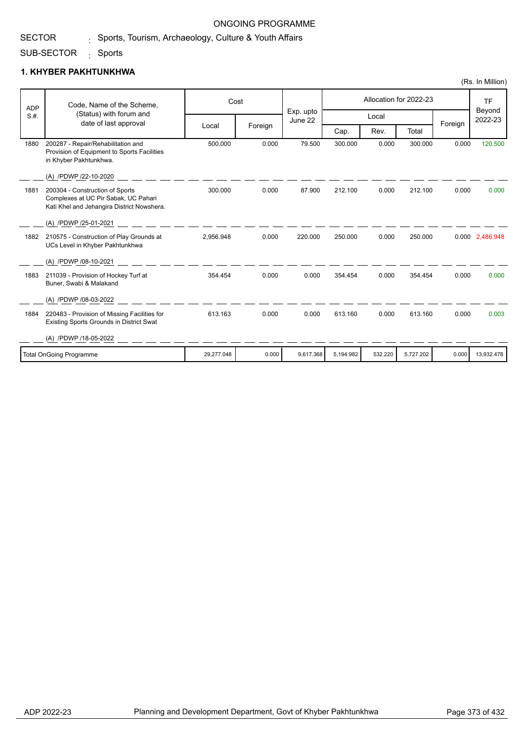ONGOING PROGRAMME

SECTOR : Sports, Tourism, Archaeology, Culture & Youth Affairs

SUB-SECTOR : Sports

## 1. KHYBER PAKHTUNKHWA

(Rs. In Million)

| ADP S.#. | Code, Name of the Scheme, (Status) with forum and date of last approval | Cost | | Exp. upto June 22 | Allocation for 2022-23 | | | | TF Beyond 2022-23 |
|---|---|---|---|---|---|---|---|---|---|
| | | Local | Foreign | | Local | | | Foreign | |
| | | | | | Cap. | Rev. | Total | | |
| 1880 | 200287 - Repair/Rehabilitation and Provision of Equipment to Sports Facilities in Khyber Pakhtunkhwa. (A) /PDWP /22-10-2020 | 500.000 | 0.000 | 79.500 | 300.000 | 0.000 | 300.000 | 0.000 | 120.500 |
| 1881 | 200304 - Construction of Sports Complexes at UC Pir Sabak, UC Pahari Kati Khel and Jehangira District Nowshera. (A) /PDWP /25-01-2021 | 300.000 | 0.000 | 87.900 | 212.100 | 0.000 | 212.100 | 0.000 | 0.000 |
| 1882 | 210575 - Construction of Play Grounds at UCs Level in Khyber Pakhtunkhwa (A) /PDWP /08-10-2021 | 2,956.948 | 0.000 | 220.000 | 250.000 | 0.000 | 250.000 | 0.000 | 2,486.948 |
| 1883 | 211039 - Provision of Hockey Turf at Buner, Swabi & Malakand (A) /PDWP /08-03-2022 | 354.454 | 0.000 | 0.000 | 354.454 | 0.000 | 354.454 | 0.000 | 0.000 |
| 1884 | 220483 - Provision of Missing Facilities for Existing Sports Grounds in District Swat (A) /PDWP /18-05-2022 | 613.163 | 0.000 | 0.000 | 613.160 | 0.000 | 613.160 | 0.000 | 0.003 |
| | Total OnGoing Programme | 29,277.048 | 0.000 | 9,617.368 | 5,194.982 | 532.220 | 5,727.202 | 0.000 | 13,932.478 |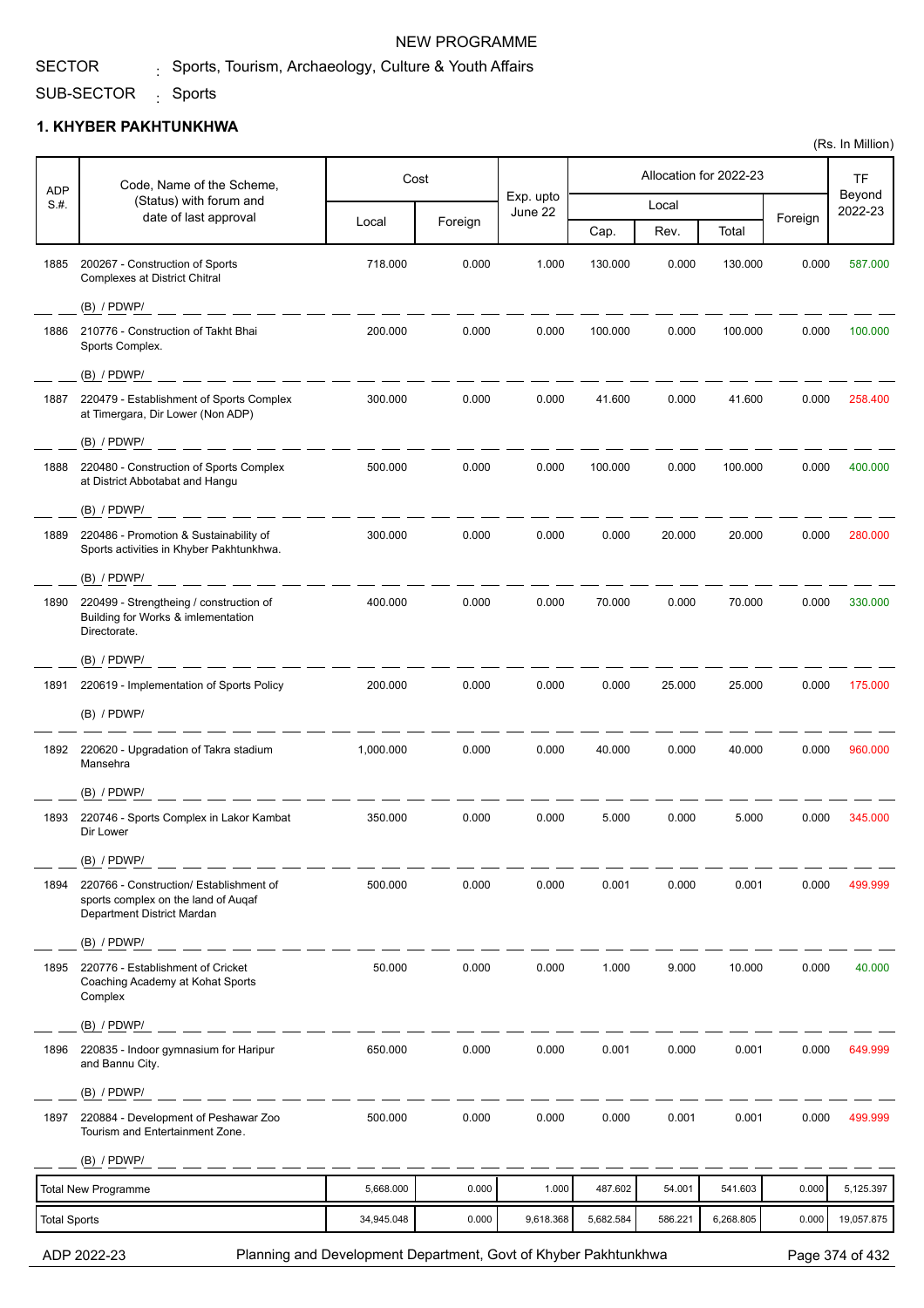NEW PROGRAMME

SECTOR : Sports, Tourism, Archaeology, Culture & Youth Affairs

SUB-SECTOR : Sports

## 1. KHYBER PAKHTUNKHWA

(Rs. In Million)

| ADP S.#. | Code, Name of the Scheme, (Status) with forum and date of last approval | Cost | | Exp. upto June 22 | Allocation for 2022-23 | | | | TF Beyond 2022-23 |
|---|---|---|---|---|---|---|---|---|---|
| | | Local | Foreign | | Local | | | Foreign | |
| | | | | | Cap. | Rev. | Total | | |
| 1885 | 200267 - Construction of Sports Complexes at District Chitral (B) / PDWP/ | 718.000 | 0.000 | 1.000 | 130.000 | 0.000 | 130.000 | 0.000 | 587.000 |
| 1886 | 210776 - Construction of Takht Bhai Sports Complex. (B) / PDWP/ | 200.000 | 0.000 | 0.000 | 100.000 | 0.000 | 100.000 | 0.000 | 100.000 |
| 1887 | 220479 - Establishment of Sports Complex at Timergara, Dir Lower (Non ADP) (B) / PDWP/ | 300.000 | 0.000 | 0.000 | 41.600 | 0.000 | 41.600 | 0.000 | 258.400 |
| 1888 | 220480 - Construction of Sports Complex at District Abbotabat and Hangu (B) / PDWP/ | 500.000 | 0.000 | 0.000 | 100.000 | 0.000 | 100.000 | 0.000 | 400.000 |
| 1889 | 220486 - Promotion & Sustainability of Sports activities in Khyber Pakhtunkhwa. (B) / PDWP/ | 300.000 | 0.000 | 0.000 | 0.000 | 20.000 | 20.000 | 0.000 | 280.000 |
| 1890 | 220499 - Strengtheing / construction of Building for Works & imlementation Directorate. (B) / PDWP/ | 400.000 | 0.000 | 0.000 | 70.000 | 0.000 | 70.000 | 0.000 | 330.000 |
| 1891 | 220619 - Implementation of Sports Policy (B) / PDWP/ | 200.000 | 0.000 | 0.000 | 0.000 | 25.000 | 25.000 | 0.000 | 175.000 |
| 1892 | 220620 - Upgradation of Takra stadium Mansehra (B) / PDWP/ | 1,000.000 | 0.000 | 0.000 | 40.000 | 0.000 | 40.000 | 0.000 | 960.000 |
| 1893 | 220746 - Sports Complex in Lakor Kambat Dir Lower (B) / PDWP/ | 350.000 | 0.000 | 0.000 | 5.000 | 0.000 | 5.000 | 0.000 | 345.000 |
| 1894 | 220766 - Construction/ Establishment of sports complex on the land of Auqaf Department District Mardan (B) / PDWP/ | 500.000 | 0.000 | 0.000 | 0.001 | 0.000 | 0.001 | 0.000 | 499.999 |
| 1895 | 220776 - Establishment of Cricket Coaching Academy at Kohat Sports Complex (B) / PDWP/ | 50.000 | 0.000 | 0.000 | 1.000 | 9.000 | 10.000 | 0.000 | 40.000 |
| 1896 | 220835 - Indoor gymnasium for Haripur and Bannu City. (B) / PDWP/ | 650.000 | 0.000 | 0.000 | 0.001 | 0.000 | 0.001 | 0.000 | 649.999 |
| 1897 | 220884 - Development of Peshawar Zoo Tourism and Entertainment Zone. (B) / PDWP/ | 500.000 | 0.000 | 0.000 | 0.000 | 0.001 | 0.001 | 0.000 | 499.999 |
| | Total New Programme | 5,668.000 | 0.000 | 1.000 | 487.602 | 54.001 | 541.603 | 0.000 | 5,125.397 |
| | Total Sports | 34,945.048 | 0.000 | 9,618.368 | 5,682.584 | 586.221 | 6,268.805 | 0.000 | 19,057.875 |

ADP 2022-23 Planning and Development Department, Govt of Khyber Pakhtunkhwa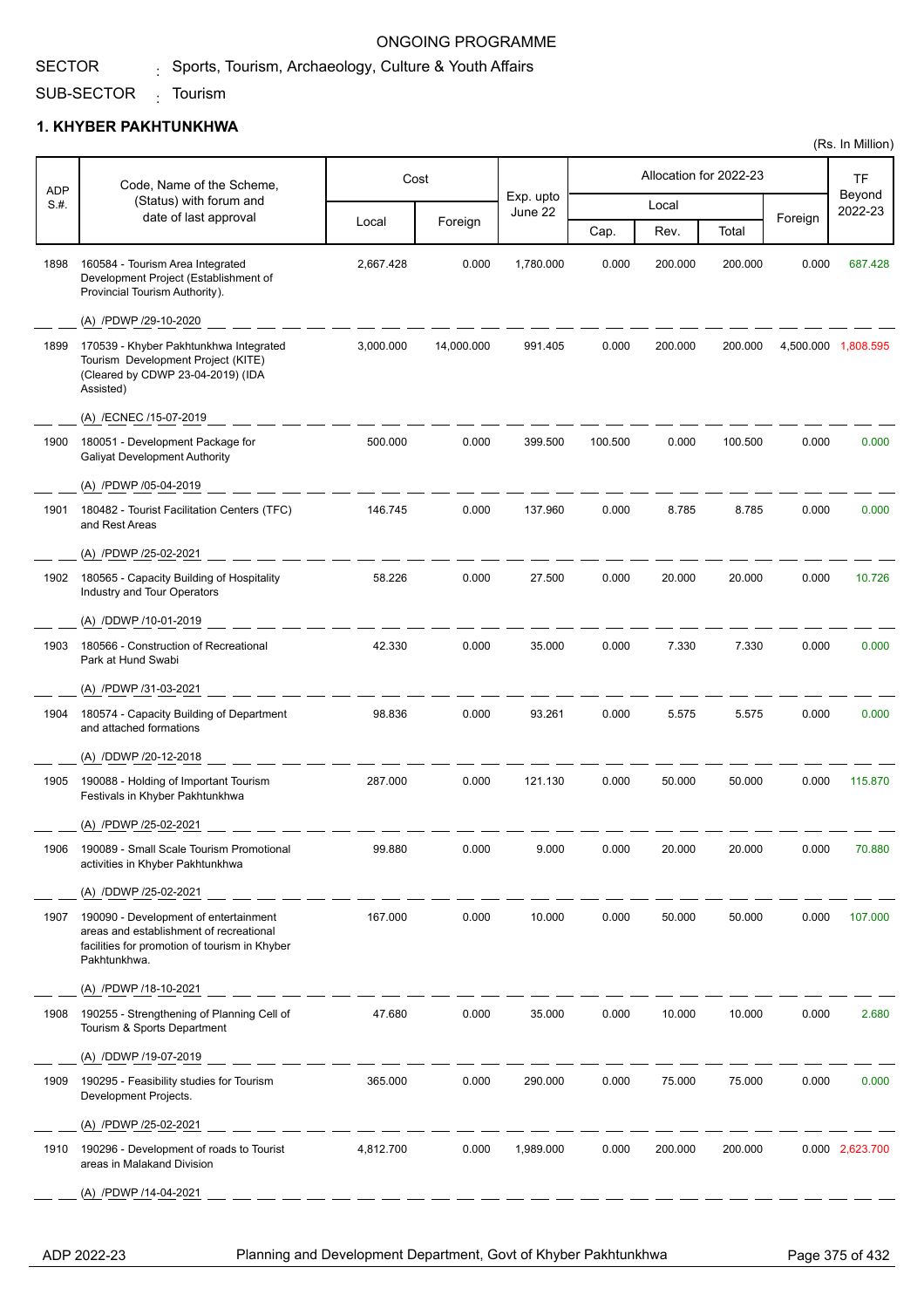ONGOING PROGRAMME

SECTOR : Sports, Tourism, Archaeology, Culture & Youth Affairs

SUB-SECTOR : Tourism

## 1. KHYBER PAKHTUNKHWA

(Rs. In Million)

| ADP S.#. | Code, Name of the Scheme, (Status) with forum and date of last approval | Cost | | Exp. upto June 22 | Allocation for 2022-23 | | | | TF Beyond 2022-23 |
|---|---|---|---|---|---|---|---|---|---|
| | | Local | Foreign | | Local | | | Foreign | |
| | | | | | Cap. | Rev. | Total | | |
| 1898 | 160584 - Tourism Area Integrated Development Project (Establishment of Provincial Tourism Authority). (A) /PDWP /29-10-2020 | 2,667.428 | 0.000 | 1,780.000 | 0.000 | 200.000 | 200.000 | 0.000 | 687.428 |
| 1899 | 170539 - Khyber Pakhtunkhwa Integrated Tourism Development Project (KITE) (Cleared by CDWP 23-04-2019) (IDA Assisted) (A) /ECNEC /15-07-2019 | 3,000.000 | 14,000.000 | 991.405 | 0.000 | 200.000 | 200.000 | 4,500.000 | 1,808.595 |
| 1900 | 180051 - Development Package for Galiyat Development Authority (A) /PDWP /05-04-2019 | 500.000 | 0.000 | 399.500 | 100.500 | 0.000 | 100.500 | 0.000 | 0.000 |
| 1901 | 180482 - Tourist Facilitation Centers (TFC) and Rest Areas (A) /PDWP /25-02-2021 | 146.745 | 0.000 | 137.960 | 0.000 | 8.785 | 8.785 | 0.000 | 0.000 |
| 1902 | 180565 - Capacity Building of Hospitality Industry and Tour Operators (A) /DDWP /10-01-2019 | 58.226 | 0.000 | 27.500 | 0.000 | 20.000 | 20.000 | 0.000 | 10.726 |
| 1903 | 180566 - Construction of Recreational Park at Hund Swabi (A) /PDWP /31-03-2021 | 42.330 | 0.000 | 35.000 | 0.000 | 7.330 | 7.330 | 0.000 | 0.000 |
| 1904 | 180574 - Capacity Building of Department and attached formations (A) /DDWP /20-12-2018 | 98.836 | 0.000 | 93.261 | 0.000 | 5.575 | 5.575 | 0.000 | 0.000 |
| 1905 | 190088 - Holding of Important Tourism Festivals in Khyber Pakhtunkhwa (A) /PDWP /25-02-2021 | 287.000 | 0.000 | 121.130 | 0.000 | 50.000 | 50.000 | 0.000 | 115.870 |
| 1906 | 190089 - Small Scale Tourism Promotional activities in Khyber Pakhtunkhwa (A) /DDWP /25-02-2021 | 99.880 | 0.000 | 9.000 | 0.000 | 20.000 | 20.000 | 0.000 | 70.880 |
| 1907 | 190090 - Development of entertainment areas and establishment of recreational facilities for promotion of tourism in Khyber Pakhtunkhwa. (A) /PDWP /18-10-2021 | 167.000 | 0.000 | 10.000 | 0.000 | 50.000 | 50.000 | 0.000 | 107.000 |
| 1908 | 190255 - Strengthening of Planning Cell of Tourism & Sports Department (A) /DDWP /19-07-2019 | 47.680 | 0.000 | 35.000 | 0.000 | 10.000 | 10.000 | 0.000 | 2.680 |
| 1909 | 190295 - Feasibility studies for Tourism Development Projects. (A) /PDWP /25-02-2021 | 365.000 | 0.000 | 290.000 | 0.000 | 75.000 | 75.000 | 0.000 | 0.000 |
| 1910 | 190296 - Development of roads to Tourist areas in Malakand Division (A) /PDWP /14-04-2021 | 4,812.700 | 0.000 | 1,989.000 | 0.000 | 200.000 | 200.000 | 0.000 | 2,623.700 |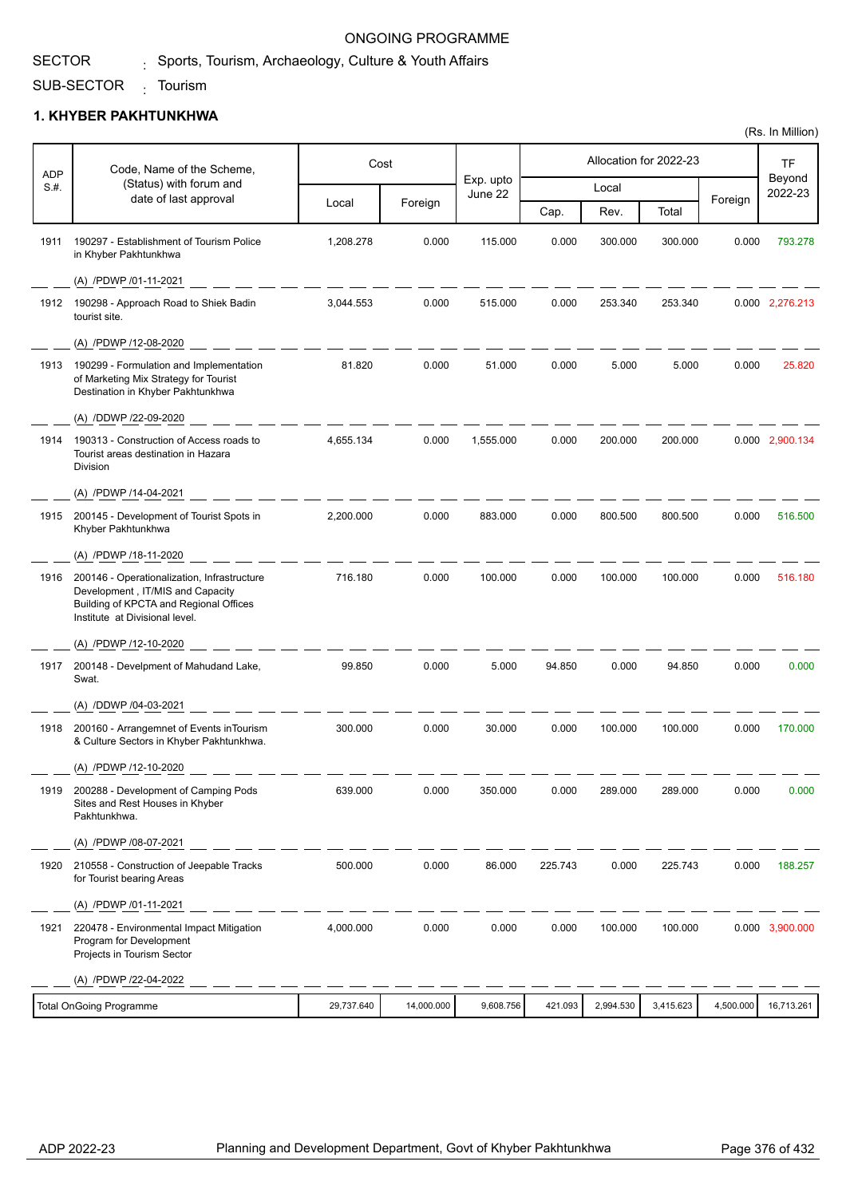ONGOING PROGRAMME

SECTOR : Sports, Tourism, Archaeology, Culture & Youth Affairs

SUB-SECTOR : Tourism

## 1. KHYBER PAKHTUNKHWA

(Rs. In Million)

| ADP S.#. | Code, Name of the Scheme, (Status) with forum and date of last approval | Cost | | Exp. upto June 22 | Allocation for 2022-23 | | | | TF Beyond 2022-23 |
|---|---|---|---|---|---|---|---|---|---|
| | | Local | Foreign | | Local | | | Foreign | |
| | | | | | Cap. | Rev. | Total | | |
| 1911 | 190297 - Establishment of Tourism Police in Khyber Pakhtunkhwa<br>(A) /PDWP /01-11-2021 | 1,208.278 | 0.000 | 115.000 | 0.000 | 300.000 | 300.000 | 0.000 | 793.278 |
| 1912 | 190298 - Approach Road to Shiek Badin tourist site.<br>(A) /PDWP /12-08-2020 | 3,044.553 | 0.000 | 515.000 | 0.000 | 253.340 | 253.340 | 0.000 | 2,276.213 |
| 1913 | 190299 - Formulation and Implementation of Marketing Mix Strategy for Tourist Destination in Khyber Pakhtunkhwa<br>(A) /DDWP /22-09-2020 | 81.820 | 0.000 | 51.000 | 0.000 | 5.000 | 5.000 | 0.000 | 25.820 |
| 1914 | 190313 - Construction of Access roads to Tourist areas destination in Hazara Division<br>(A) /PDWP /14-04-2021 | 4,655.134 | 0.000 | 1,555.000 | 0.000 | 200.000 | 200.000 | 0.000 | 2,900.134 |
| 1915 | 200145 - Development of Tourist Spots in Khyber Pakhtunkhwa<br>(A) /PDWP /18-11-2020 | 2,200.000 | 0.000 | 883.000 | 0.000 | 800.500 | 800.500 | 0.000 | 516.500 |
| 1916 | 200146 - Operationalization, Infrastructure Development , IT/MIS and Capacity Building of KPCTA and Regional Offices Institute at Divisional level.<br>(A) /PDWP /12-10-2020 | 716.180 | 0.000 | 100.000 | 0.000 | 100.000 | 100.000 | 0.000 | 516.180 |
| 1917 | 200148 - Develpment of Mahudand Lake, Swat.<br>(A) /DDWP /04-03-2021 | 99.850 | 0.000 | 5.000 | 94.850 | 0.000 | 94.850 | 0.000 | 0.000 |
| 1918 | 200160 - Arrangemnet of Events inTourism & Culture Sectors in Khyber Pakhtunkhwa.<br>(A) /PDWP /12-10-2020 | 300.000 | 0.000 | 30.000 | 0.000 | 100.000 | 100.000 | 0.000 | 170.000 |
| 1919 | 200288 - Development of Camping Pods Sites and Rest Houses in Khyber Pakhtunkhwa.<br>(A) /PDWP /08-07-2021 | 639.000 | 0.000 | 350.000 | 0.000 | 289.000 | 289.000 | 0.000 | 0.000 |
| 1920 | 210558 - Construction of Jeepable Tracks for Tourist bearing Areas<br>(A) /PDWP /01-11-2021 | 500.000 | 0.000 | 86.000 | 225.743 | 0.000 | 225.743 | 0.000 | 188.257 |
| 1921 | 220478 - Environmental Impact Mitigation Program for Development Projects in Tourism Sector<br>(A) /PDWP /22-04-2022 | 4,000.000 | 0.000 | 0.000 | 0.000 | 100.000 | 100.000 | 0.000 | 3,900.000 |
| | Total OnGoing Programme | 29,737.640 | 14,000.000 | 9,608.756 | 421.093 | 2,994.530 | 3,415.623 | 4,500.000 | 16,713.261 |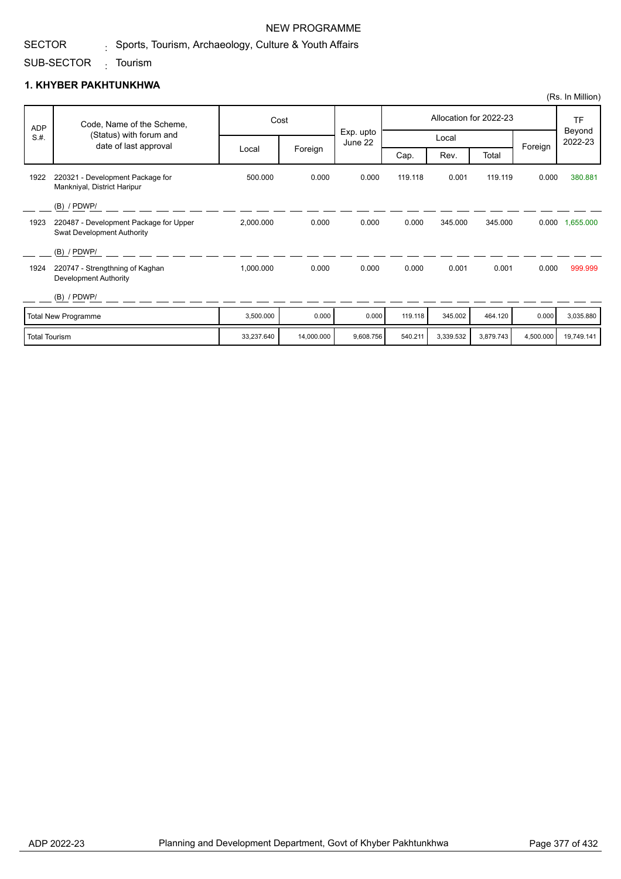NEW PROGRAMME

SECTOR : Sports, Tourism, Archaeology, Culture & Youth Affairs

SUB-SECTOR : Tourism

## 1. KHYBER PAKHTUNKHWA

(Rs. In Million)

| ADP S.#. | Code, Name of the Scheme, (Status) with forum and date of last approval | Cost | | Exp. upto June 22 | Allocation for 2022-23 | | | | TF Beyond 2022-23 |
|---|---|---|---|---|---|---|---|---|---|
| | | | | | Local | | | Foreign | |
| | | Local | Foreign | | Cap. | Rev. | Total | | |
| 1922 | 220321 - Development Package for Mankniyal, District Haripur (B) / PDWP/ | 500.000 | 0.000 | 0.000 | 119.118 | 0.001 | 119.119 | 0.000 | 380.881 |
| 1923 | 220487 - Development Package for Upper Swat Development Authority (B) / PDWP/ | 2,000.000 | 0.000 | 0.000 | 0.000 | 345.000 | 345.000 | 0.000 | 1,655.000 |
| 1924 | 220747 - Strengthning of Kaghan Development Authority (B) / PDWP/ | 1,000.000 | 0.000 | 0.000 | 0.000 | 0.001 | 0.001 | 0.000 | 999.999 |
| | Total New Programme | 3,500.000 | 0.000 | 0.000 | 119.118 | 345.002 | 464.120 | 0.000 | 3,035.880 |
| | Total Tourism | 33,237.640 | 14,000.000 | 9,608.756 | 540.211 | 3,339.532 | 3,879.743 | 4,500.000 | 19,749.141 |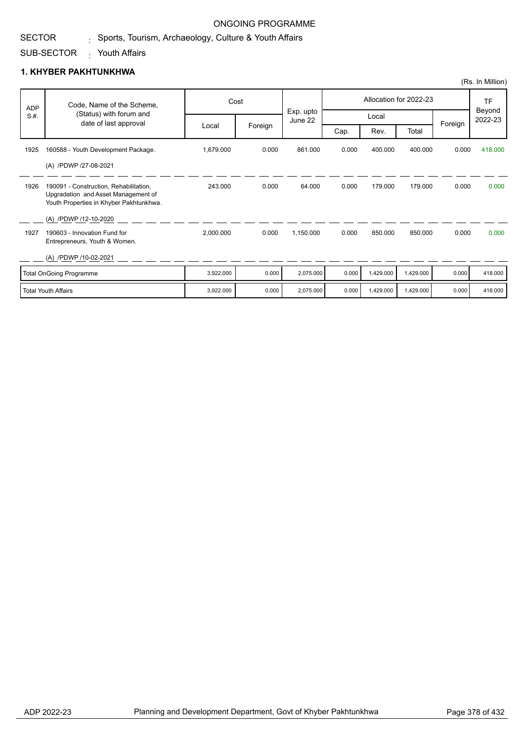ONGOING PROGRAMME

SECTOR : Sports, Tourism, Archaeology, Culture & Youth Affairs

SUB-SECTOR : Youth Affairs

## 1. KHYBER PAKHTUNKHWA

(Rs. In Million)

| ADP S.#. | Code, Name of the Scheme, (Status) with forum and date of last approval | Cost | | Exp. upto June 22 | Allocation for 2022-23 | | | | TF Beyond 2022-23 |
|---|---|---|---|---|---|---|---|---|---|
| | | Local | Foreign | | Local | | | Foreign | |
| | | | | | Cap. | Rev. | Total | | |
| 1925 | 160588 - Youth Development Package. (A) /PDWP /27-08-2021 | 1,679.000 | 0.000 | 861.000 | 0.000 | 400.000 | 400.000 | 0.000 | 418.000 |
| 1926 | 190091 - Construction, Rehabilitation, Upgradation and Asset Management of Youth Properties in Khyber Pakhtunkhwa. (A) /PDWP /12-10-2020 | 243.000 | 0.000 | 64.000 | 0.000 | 179.000 | 179.000 | 0.000 | 0.000 |
| 1927 | 190603 - Innovation Fund for Entrepreneurs, Youth & Women. (A) /PDWP /10-02-2021 | 2,000.000 | 0.000 | 1,150.000 | 0.000 | 850.000 | 850.000 | 0.000 | 0.000 |
| | Total OnGoing Programme | 3,922.000 | 0.000 | 2,075.000 | 0.000 | 1,429.000 | 1,429.000 | 0.000 | 418.000 |
| | Total Youth Affairs | 3,922.000 | 0.000 | 2,075.000 | 0.000 | 1,429.000 | 1,429.000 | 0.000 | 418.000 |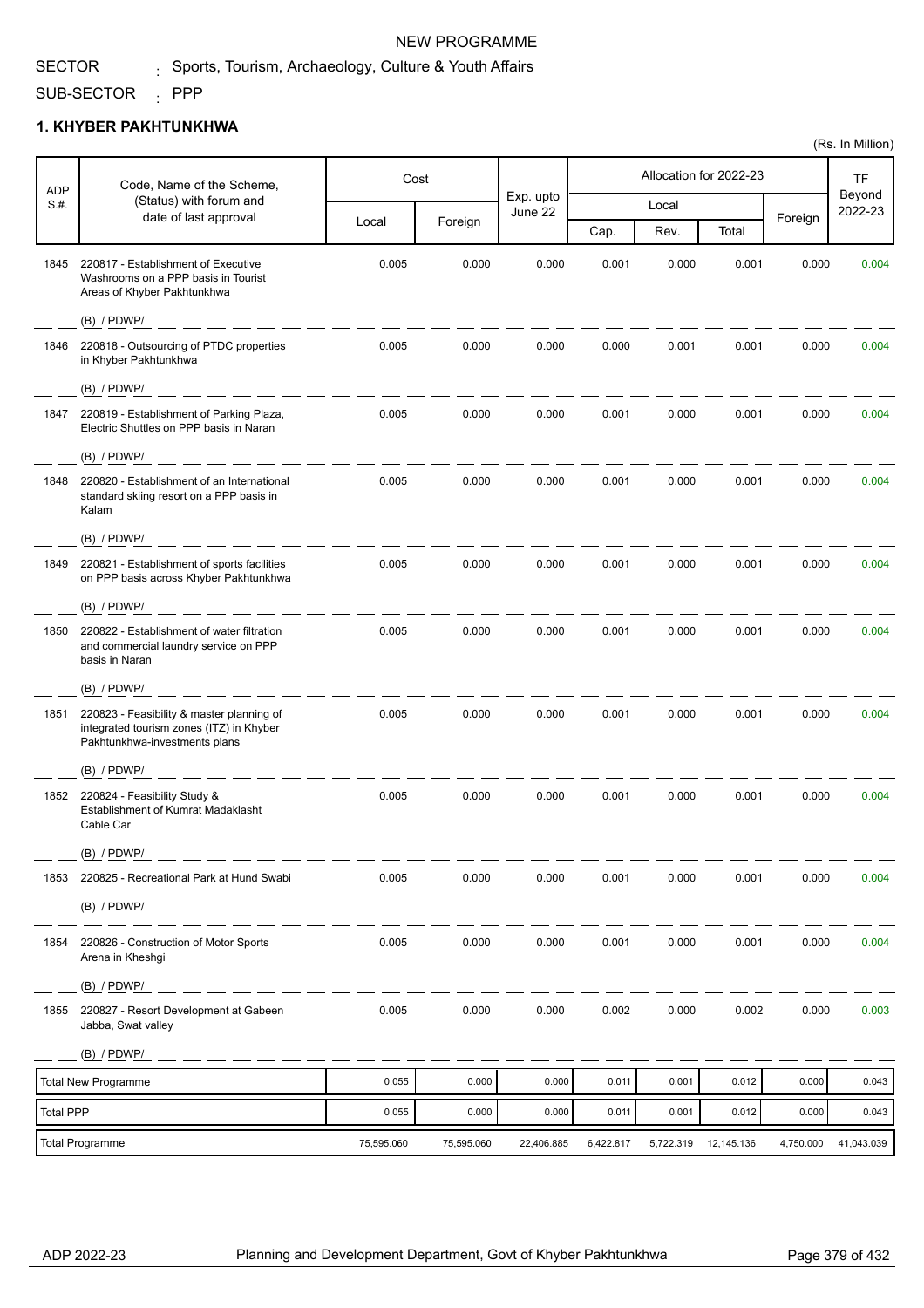NEW PROGRAMME

SECTOR : Sports, Tourism, Archaeology, Culture & Youth Affairs

SUB-SECTOR : PPP

## 1. KHYBER PAKHTUNKHWA

(Rs. In Million)

| ADP S.#. | Code, Name of the Scheme, (Status) with forum and date of last approval | Cost | | Exp. upto June 22 | Allocation for 2022-23 | | | | TF Beyond 2022-23 |
|---|---|---|---|---|---|---|---|---|---|
| | | Local | Foreign | | Local | | | Foreign | |
| | | | | | Cap. | Rev. | Total | | |
| 1845 | 220817 - Establishment of Executive Washrooms on a PPP basis in Tourist Areas of Khyber Pakhtunkhwa (B) / PDWP/ | 0.005 | 0.000 | 0.000 | 0.001 | 0.000 | 0.001 | 0.000 | 0.004 |
| 1846 | 220818 - Outsourcing of PTDC properties in Khyber Pakhtunkhwa (B) / PDWP/ | 0.005 | 0.000 | 0.000 | 0.000 | 0.001 | 0.001 | 0.000 | 0.004 |
| 1847 | 220819 - Establishment of Parking Plaza, Electric Shuttles on PPP basis in Naran (B) / PDWP/ | 0.005 | 0.000 | 0.000 | 0.001 | 0.000 | 0.001 | 0.000 | 0.004 |
| 1848 | 220820 - Establishment of an International standard skiing resort on a PPP basis in Kalam (B) / PDWP/ | 0.005 | 0.000 | 0.000 | 0.001 | 0.000 | 0.001 | 0.000 | 0.004 |
| 1849 | 220821 - Establishment of sports facilities on PPP basis across Khyber Pakhtunkhwa (B) / PDWP/ | 0.005 | 0.000 | 0.000 | 0.001 | 0.000 | 0.001 | 0.000 | 0.004 |
| 1850 | 220822 - Establishment of water filtration and commercial laundry service on PPP basis in Naran (B) / PDWP/ | 0.005 | 0.000 | 0.000 | 0.001 | 0.000 | 0.001 | 0.000 | 0.004 |
| 1851 | 220823 - Feasibility & master planning of integrated tourism zones (ITZ) in Khyber Pakhtunkhwa-investments plans (B) / PDWP/ | 0.005 | 0.000 | 0.000 | 0.001 | 0.000 | 0.001 | 0.000 | 0.004 |
| 1852 | 220824 - Feasibility Study & Establishment of Kumrat Madaklasht Cable Car (B) / PDWP/ | 0.005 | 0.000 | 0.000 | 0.001 | 0.000 | 0.001 | 0.000 | 0.004 |
| 1853 | 220825 - Recreational Park at Hund Swabi (B) / PDWP/ | 0.005 | 0.000 | 0.000 | 0.001 | 0.000 | 0.001 | 0.000 | 0.004 |
| 1854 | 220826 - Construction of Motor Sports Arena in Kheshgi (B) / PDWP/ | 0.005 | 0.000 | 0.000 | 0.001 | 0.000 | 0.001 | 0.000 | 0.004 |
| 1855 | 220827 - Resort Development at Gabeen Jabba, Swat valley (B) / PDWP/ | 0.005 | 0.000 | 0.000 | 0.002 | 0.000 | 0.002 | 0.000 | 0.003 |
| | Total New Programme | 0.055 | 0.000 | 0.000 | 0.011 | 0.001 | 0.012 | 0.000 | 0.043 |
| | Total PPP | 0.055 | 0.000 | 0.000 | 0.011 | 0.001 | 0.012 | 0.000 | 0.043 |
| | Total Programme | 75,595.060 | 75,595.060 | 22,406.885 | 6,422.817 | 5,722.319 | 12,145.136 | 4,750.000 | 41,043.039 |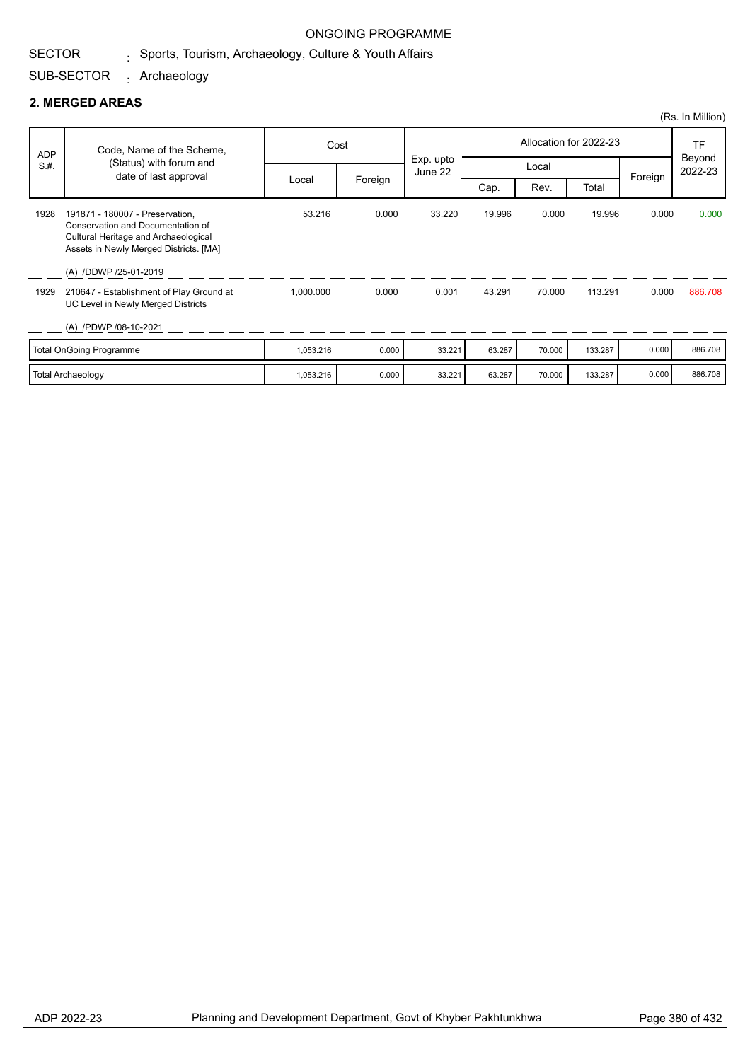ONGOING PROGRAMME

SECTOR : Sports, Tourism, Archaeology, Culture & Youth Affairs

SUB-SECTOR : Archaeology

## 2. MERGED AREAS

(Rs. In Million)

| ADP S.#. | Code, Name of the Scheme, (Status) with forum and date of last approval | Cost | | Exp. upto June 22 | Allocation for 2022-23 | | | | TF Beyond 2022-23 |
|---|---|---|---|---|---|---|---|---|---|
| | | Local | Foreign | | Local | | | Foreign | |
| | | | | | Cap. | Rev. | Total | | |
| 1928 | 191871 - 180007 - Preservation, Conservation and Documentation of Cultural Heritage and Archaeological Assets in Newly Merged Districts. [MA] (A) /DDWP /25-01-2019 | 53.216 | 0.000 | 33.220 | 19.996 | 0.000 | 19.996 | 0.000 | 0.000 |
| 1929 | 210647 - Establishment of Play Ground at UC Level in Newly Merged Districts (A) /PDWP /08-10-2021 | 1,000.000 | 0.000 | 0.001 | 43.291 | 70.000 | 113.291 | 0.000 | 886.708 |
| | Total OnGoing Programme | 1,053.216 | 0.000 | 33.221 | 63.287 | 70.000 | 133.287 | 0.000 | 886.708 |
| | Total Archaeology | 1,053.216 | 0.000 | 33.221 | 63.287 | 70.000 | 133.287 | 0.000 | 886.708 |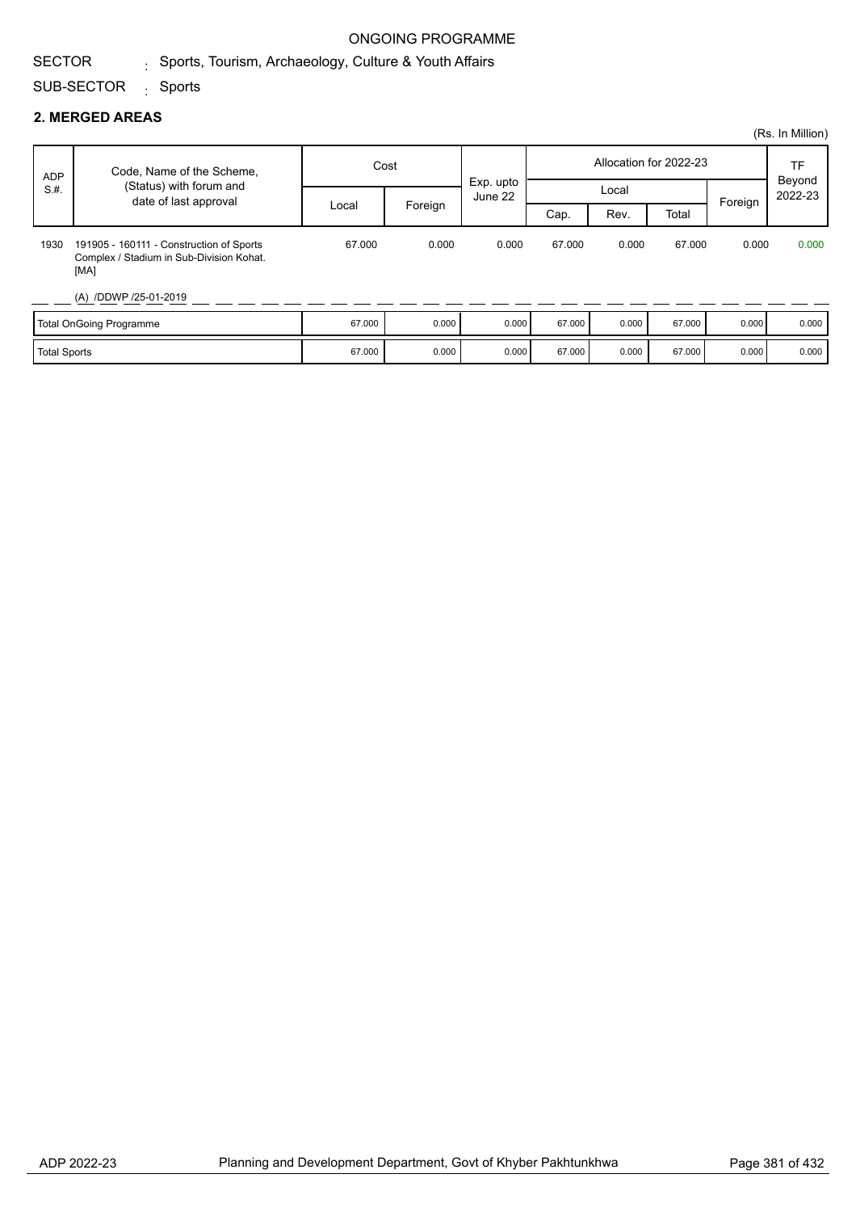ONGOING PROGRAMME

SECTOR : Sports, Tourism, Archaeology, Culture & Youth Affairs

SUB-SECTOR : Sports

## 2. MERGED AREAS

(Rs. In Million)

| ADP S.#. | Code, Name of the Scheme, (Status) with forum and date of last approval | Cost | | Exp. upto June 22 | Allocation for 2022-23 | | | | TF Beyond 2022-23 |
|---|---|---|---|---|---|---|---|---|---|
| | | Local | Foreign | | Local | | | Foreign | |
| | | | | | Cap. | Rev. | Total | | |
| 1930 | 191905 - 160111 - Construction of Sports Complex / Stadium in Sub-Division Kohat. [MA] (A) /DDWP /25-01-2019 | 67.000 | 0.000 | 0.000 | 67.000 | 0.000 | 67.000 | 0.000 | 0.000 |
| Total OnGoing Programme | | 67.000 | 0.000 | 0.000 | 67.000 | 0.000 | 67.000 | 0.000 | 0.000 |
| Total Sports | | 67.000 | 0.000 | 0.000 | 67.000 | 0.000 | 67.000 | 0.000 | 0.000 |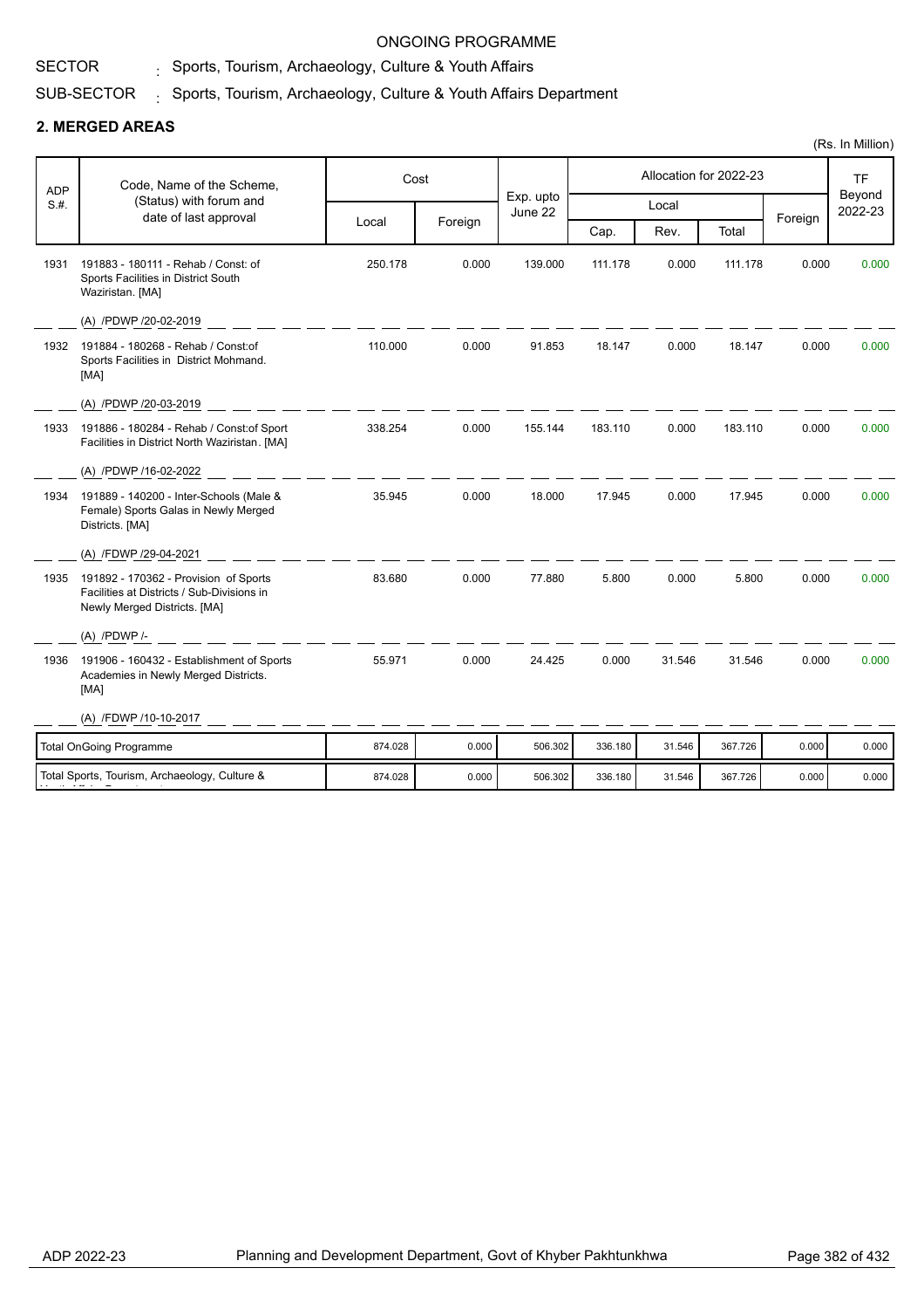ONGOING PROGRAMME

SECTOR : Sports, Tourism, Archaeology, Culture & Youth Affairs

SUB-SECTOR : Sports, Tourism, Archaeology, Culture & Youth Affairs Department

## 2. MERGED AREAS

(Rs. In Million)

| ADP S.#. | Code, Name of the Scheme, (Status) with forum and date of last approval | Cost | | Exp. upto June 22 | Allocation for 2022-23 | | | | TF Beyond 2022-23 |
|---|---|---|---|---|---|---|---|---|---|
| | | Local | Foreign | | Local | | | Foreign | |
| | | | | | Cap. | Rev. | Total | | |
| 1931 | 191883 - 180111 - Rehab / Const: of Sports Facilities in District South Waziristan. [MA] (A) /PDWP /20-02-2019 | 250.178 | 0.000 | 139.000 | 111.178 | 0.000 | 111.178 | 0.000 | 0.000 |
| 1932 | 191884 - 180268 - Rehab / Const:of Sports Facilities in District Mohmand. [MA] (A) /PDWP /20-03-2019 | 110.000 | 0.000 | 91.853 | 18.147 | 0.000 | 18.147 | 0.000 | 0.000 |
| 1933 | 191886 - 180284 - Rehab / Const:of Sport Facilities in District North Waziristan. [MA] (A) /PDWP /16-02-2022 | 338.254 | 0.000 | 155.144 | 183.110 | 0.000 | 183.110 | 0.000 | 0.000 |
| 1934 | 191889 - 140200 - Inter-Schools (Male & Female) Sports Galas in Newly Merged Districts. [MA] (A) /FDWP /29-04-2021 | 35.945 | 0.000 | 18.000 | 17.945 | 0.000 | 17.945 | 0.000 | 0.000 |
| 1935 | 191892 - 170362 - Provision of Sports Facilities at Districts / Sub-Divisions in Newly Merged Districts. [MA] (A) /PDWP /- | 83.680 | 0.000 | 77.880 | 5.800 | 0.000 | 5.800 | 0.000 | 0.000 |
| 1936 | 191906 - 160432 - Establishment of Sports Academies in Newly Merged Districts. [MA] (A) /FDWP /10-10-2017 | 55.971 | 0.000 | 24.425 | 0.000 | 31.546 | 31.546 | 0.000 | 0.000 |
| | Total OnGoing Programme | 874.028 | 0.000 | 506.302 | 336.180 | 31.546 | 367.726 | 0.000 | 0.000 |
| | Total Sports, Tourism, Archaeology, Culture & Youth Affairs Department | 874.028 | 0.000 | 506.302 | 336.180 | 31.546 | 367.726 | 0.000 | 0.000 |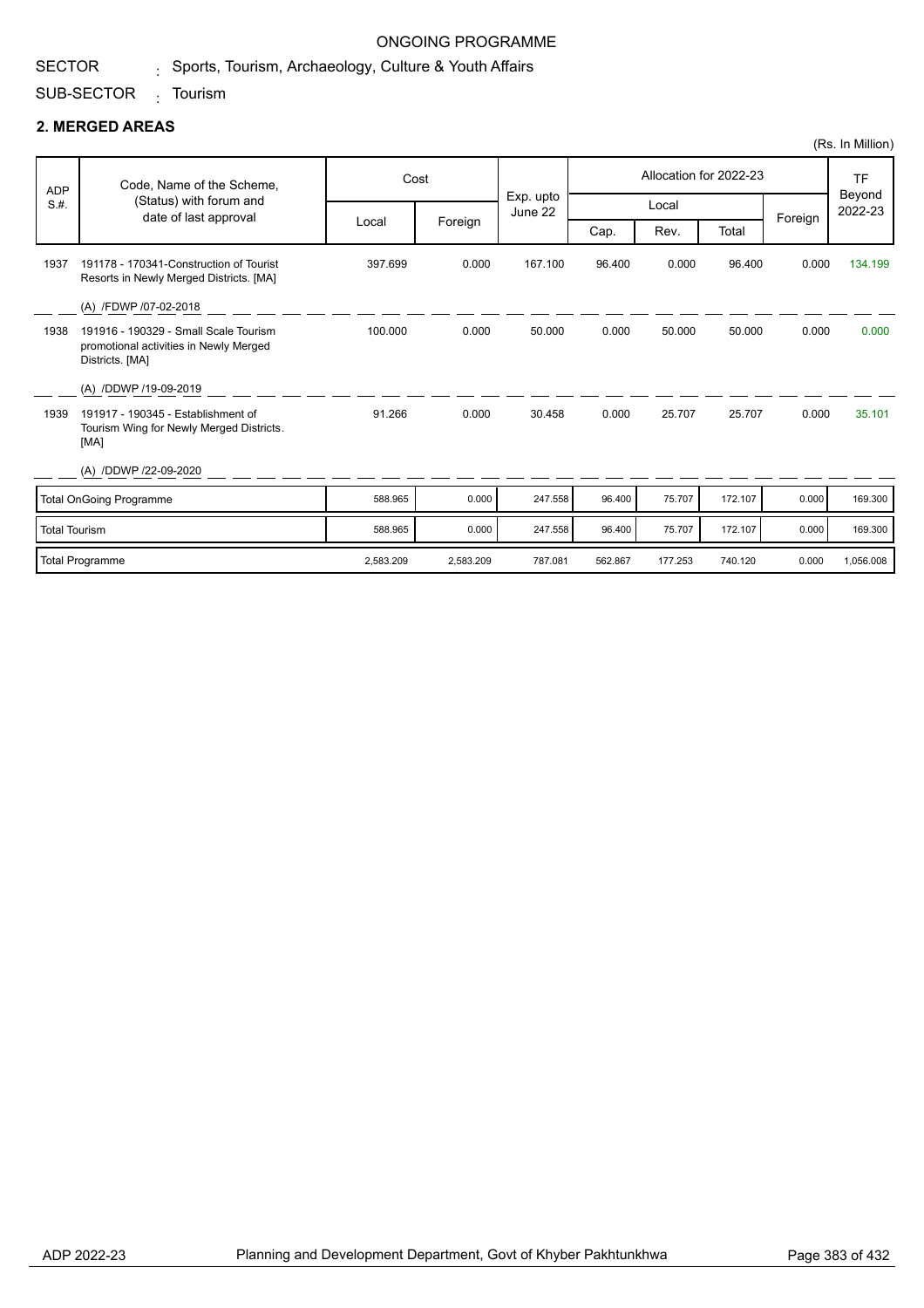ONGOING PROGRAMME

SECTOR : Sports, Tourism, Archaeology, Culture & Youth Affairs

SUB-SECTOR : Tourism

## 2. MERGED AREAS

(Rs. In Million)

| ADP S.#. | Code, Name of the Scheme, (Status) with forum and date of last approval | Cost | | Exp. upto June 22 | Allocation for 2022-23 | | | | TF Beyond 2022-23 |
|---|---|---|---|---|---|---|---|---|---|
| | | Local | Foreign | | Local | | | Foreign | |
| | | | | | Cap. | Rev. | Total | | |
| 1937 | 191178 - 170341-Construction of Tourist Resorts in Newly Merged Districts. [MA]<br>(A) /FDWP /07-02-2018 | 397.699 | 0.000 | 167.100 | 96.400 | 0.000 | 96.400 | 0.000 | 134.199 |
| 1938 | 191916 - 190329 - Small Scale Tourism promotional activities in Newly Merged Districts. [MA]<br>(A) /DDWP /19-09-2019 | 100.000 | 0.000 | 50.000 | 0.000 | 50.000 | 50.000 | 0.000 | 0.000 |
| 1939 | 191917 - 190345 - Establishment of Tourism Wing for Newly Merged Districts. [MA]<br>(A) /DDWP /22-09-2020 | 91.266 | 0.000 | 30.458 | 0.000 | 25.707 | 25.707 | 0.000 | 35.101 |
| | Total OnGoing Programme | 588.965 | 0.000 | 247.558 | 96.400 | 75.707 | 172.107 | 0.000 | 169.300 |
| | Total Tourism | 588.965 | 0.000 | 247.558 | 96.400 | 75.707 | 172.107 | 0.000 | 169.300 |
| | Total Programme | 2,583.209 | 2,583.209 | 787.081 | 562.867 | 177.253 | 740.120 | 0.000 | 1,056.008 |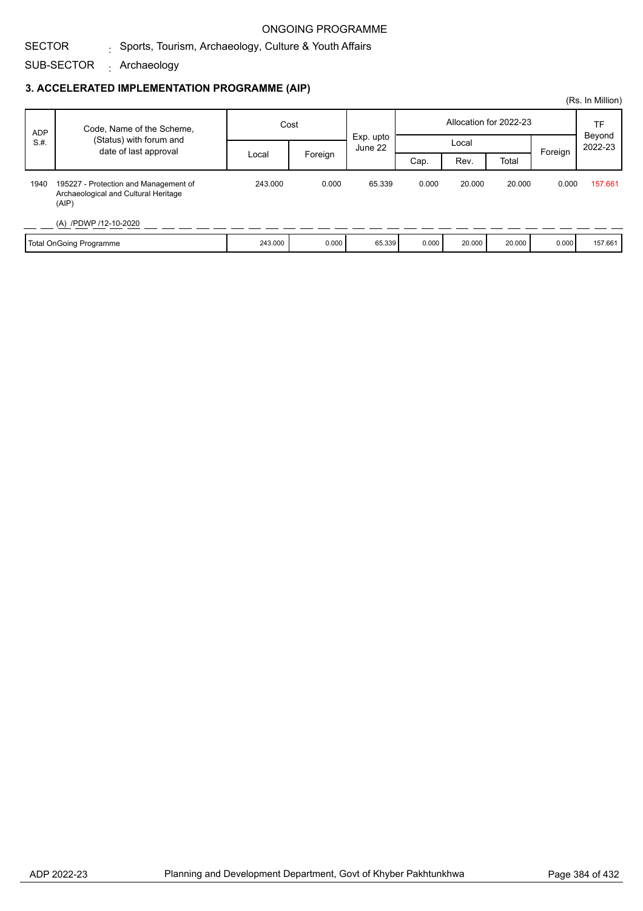ONGOING PROGRAMME

SECTOR : Sports, Tourism, Archaeology, Culture & Youth Affairs

SUB-SECTOR : Archaeology

### 3. ACCELERATED IMPLEMENTATION PROGRAMME (AIP)

(Rs. In Million)

| ADP S.#. | Code, Name of the Scheme, (Status) with forum and date of last approval | Cost | | Exp. upto June 22 | Allocation for 2022-23 | | | | TF Beyond 2022-23 |
|---|---|---|---|---|---|---|---|---|---|
| | | Local | Foreign | | Local | | | Foreign | |
| | | | | | Cap. | Rev. | Total | | |
| 1940 | 195227 - Protection and Management of Archaeological and Cultural Heritage (AIP)<br>(A) /PDWP /12-10-2020 | 243.000 | 0.000 | 65.339 | 0.000 | 20.000 | 20.000 | 0.000 | 157.661 |
| Total OnGoing Programme | | 243.000 | 0.000 | 65.339 | 0.000 | 20.000 | 20.000 | 0.000 | 157.661 |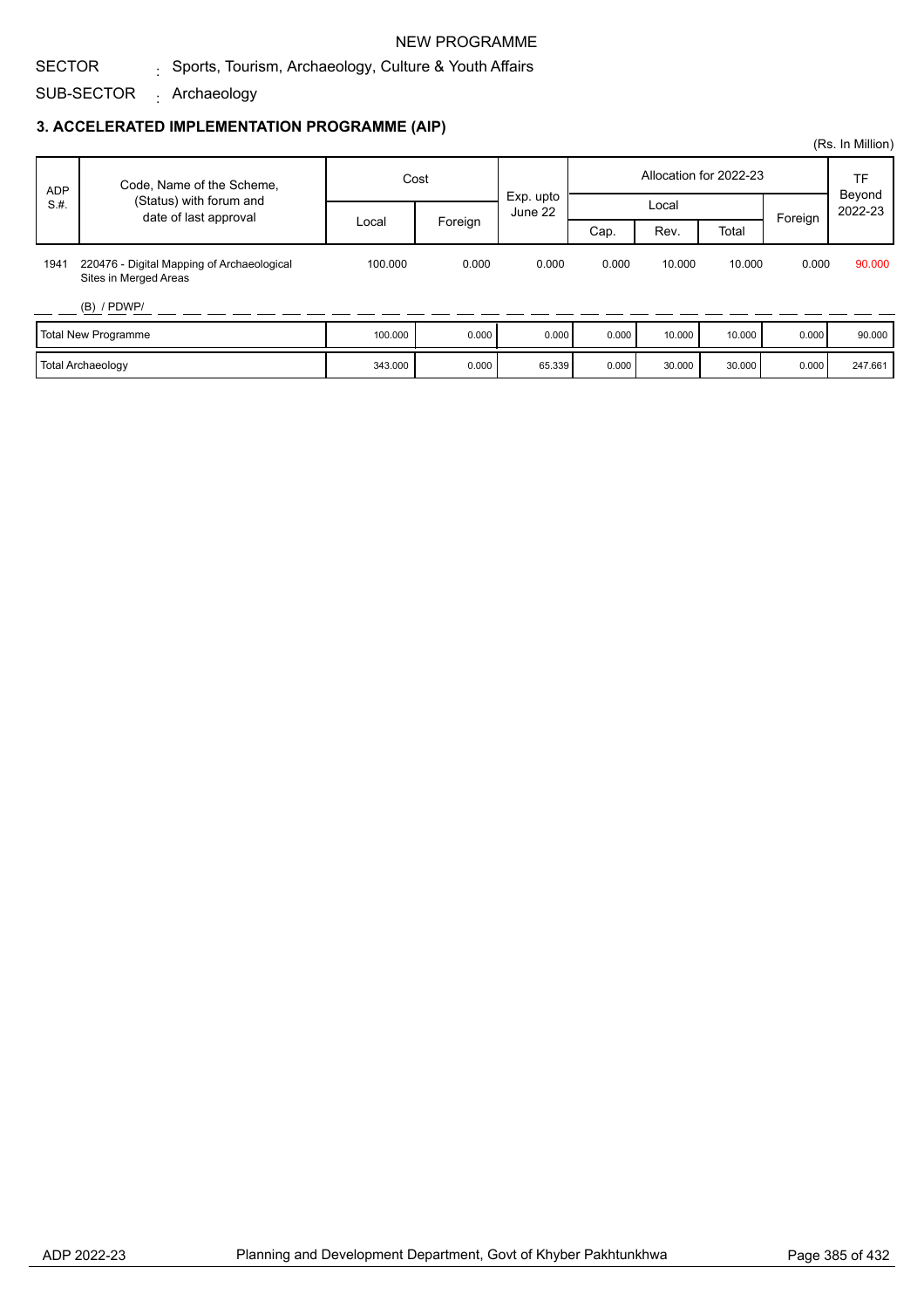NEW PROGRAMME

SECTOR : Sports, Tourism, Archaeology, Culture & Youth Affairs

SUB-SECTOR : Archaeology

### 3. ACCELERATED IMPLEMENTATION PROGRAMME (AIP)

(Rs. In Million)

| ADP S.#. | Code, Name of the Scheme, (Status) with forum and date of last approval | Cost | | Exp. upto June 22 | Allocation for 2022-23 | | | | TF Beyond 2022-23 |
|---|---|---|---|---|---|---|---|---|---|
| | | Local | Foreign | | Local | | | Foreign | |
| | | | | | Cap. | Rev. | Total | | |
| 1941 | 220476 - Digital Mapping of Archaeological Sites in Merged Areas<br>(B) / PDWP/ | 100.000 | 0.000 | 0.000 | 0.000 | 10.000 | 10.000 | 0.000 | 90.000 |
| | Total New Programme | 100.000 | 0.000 | 0.000 | 0.000 | 10.000 | 10.000 | 0.000 | 90.000 |
| | Total Archaeology | 343.000 | 0.000 | 65.339 | 0.000 | 30.000 | 30.000 | 0.000 | 247.661 |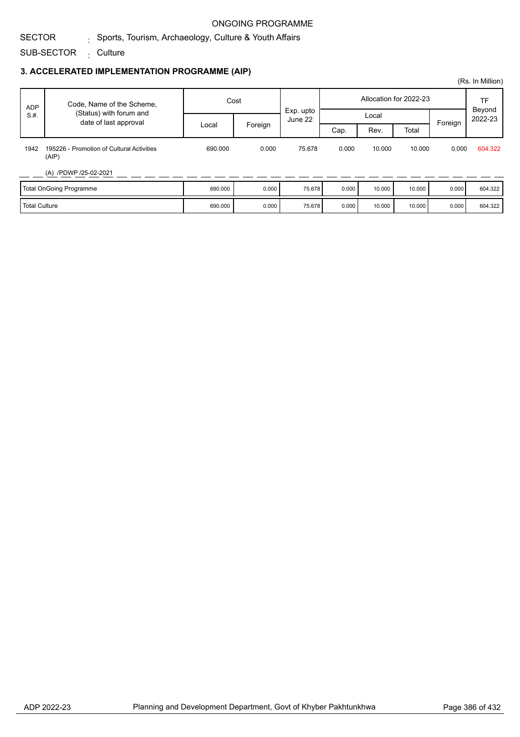ONGOING PROGRAMME

SECTOR : Sports, Tourism, Archaeology, Culture & Youth Affairs

SUB-SECTOR : Culture

### 3. ACCELERATED IMPLEMENTATION PROGRAMME (AIP)

(Rs. In Million)

| ADP S.#. | Code, Name of the Scheme, (Status) with forum and date of last approval | Cost | | Exp. upto June 22 | Allocation for 2022-23 | | | | TF Beyond 2022-23 |
|---|---|---|---|---|---|---|---|---|---|
| | | Local | Foreign | | Local | | | Foreign | |
| | | | | | Cap. | Rev. | Total | | |
| 1942 | 195226 - Promotion of Cultural Activities (AIP)<br>(A) /PDWP /25-02-2021 | 690.000 | 0.000 | 75.678 | 0.000 | 10.000 | 10.000 | 0.000 | 604.322 |
| Total OnGoing Programme | | 690.000 | 0.000 | 75.678 | 0.000 | 10.000 | 10.000 | 0.000 | 604.322 |
| Total Culture | | 690.000 | 0.000 | 75.678 | 0.000 | 10.000 | 10.000 | 0.000 | 604.322 |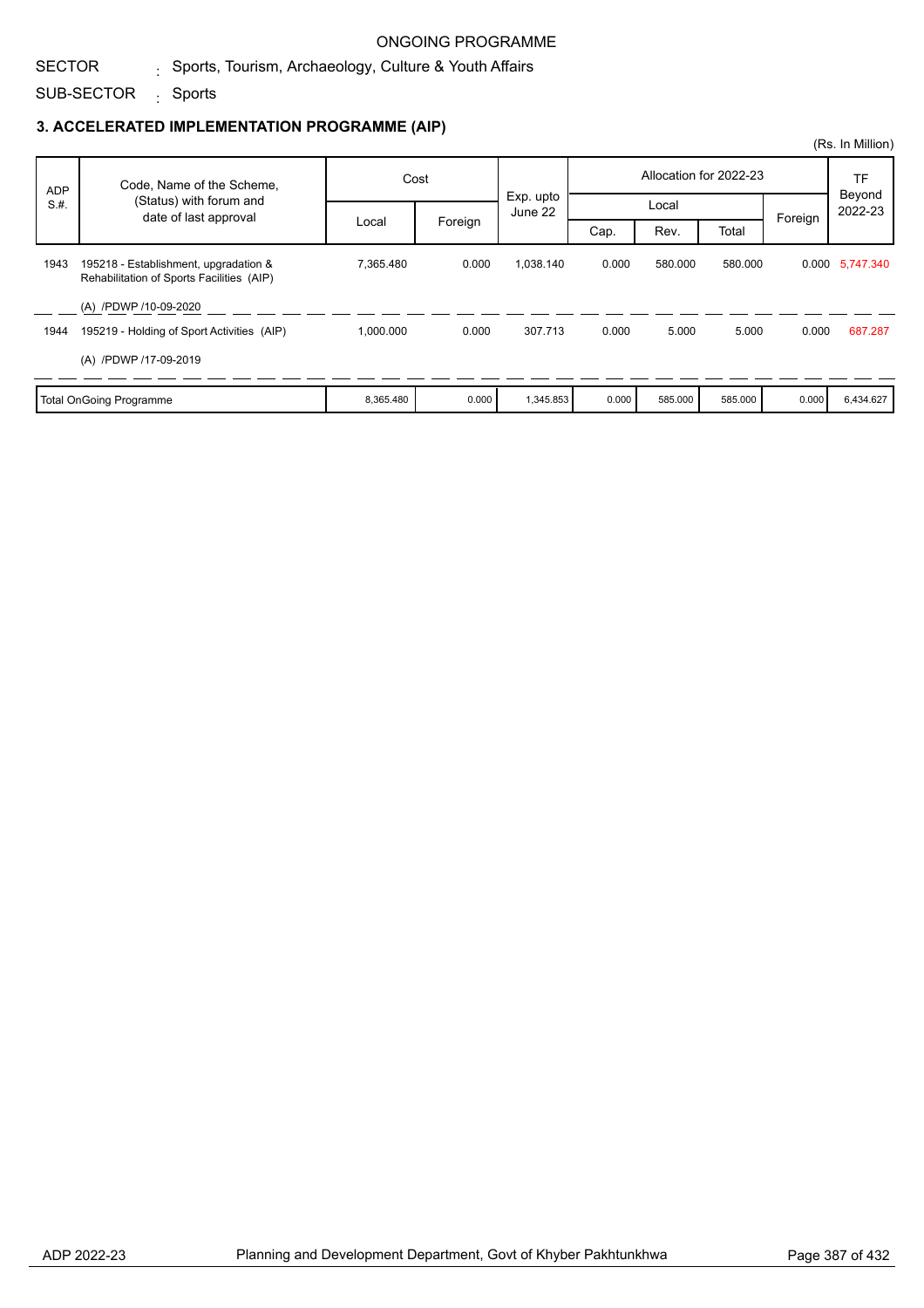ONGOING PROGRAMME

SECTOR : Sports, Tourism, Archaeology, Culture & Youth Affairs

SUB-SECTOR : Sports

### 3. ACCELERATED IMPLEMENTATION PROGRAMME (AIP)

(Rs. In Million)

| ADP S.#. | Code, Name of the Scheme, (Status) with forum and date of last approval | Cost | | Exp. upto June 22 | Allocation for 2022-23 | | | | TF Beyond 2022-23 |
|---|---|---|---|---|---|---|---|---|---|
| | | Local | Foreign | | Local | | | Foreign | |
| | | | | | Cap. | Rev. | Total | | |
| 1943 | 195218 - Establishment, upgradation & Rehabilitation of Sports Facilities (AIP)<br>(A) /PDWP /10-09-2020 | 7,365.480 | 0.000 | 1,038.140 | 0.000 | 580.000 | 580.000 | 0.000 | 5,747.340 |
| 1944 | 195219 - Holding of Sport Activities (AIP)<br>(A) /PDWP /17-09-2019 | 1,000.000 | 0.000 | 307.713 | 0.000 | 5.000 | 5.000 | 0.000 | 687.287 |
| | Total OnGoing Programme | 8,365.480 | 0.000 | 1,345.853 | 0.000 | 585.000 | 585.000 | 0.000 | 6,434.627 |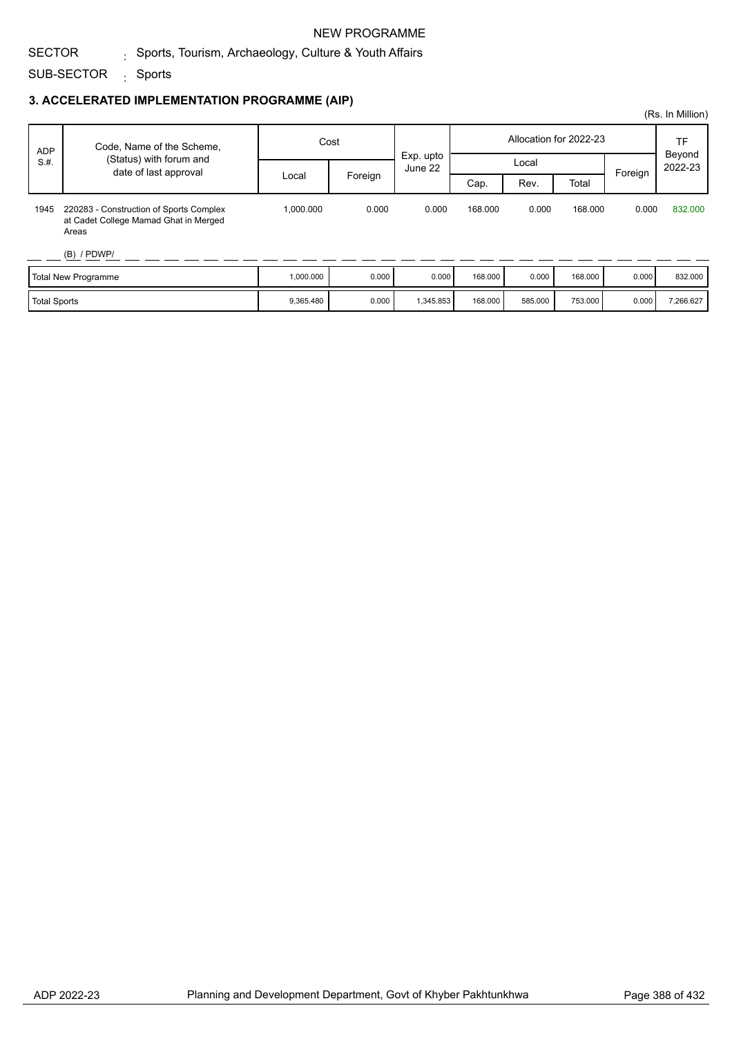NEW PROGRAMME

SECTOR : Sports, Tourism, Archaeology, Culture & Youth Affairs

SUB-SECTOR : Sports

## 3. ACCELERATED IMPLEMENTATION PROGRAMME (AIP)

(Rs. In Million)

| ADP S.#. | Code, Name of the Scheme, (Status) with forum and date of last approval | Cost | | Exp. upto June 22 | Allocation for 2022-23 | | | | TF Beyond 2022-23 |
|---|---|---|---|---|---|---|---|---|---|
| | | Local | Foreign | | Local | | | Foreign | |
| | | | | | Cap. | Rev. | Total | | |
| 1945 | 220283 - Construction of Sports Complex at Cadet College Mamad Ghat in Merged Areas<br>(B) / PDWP/ | 1,000.000 | 0.000 | 0.000 | 168.000 | 0.000 | 168.000 | 0.000 | 832.000 |
| | Total New Programme | 1,000.000 | 0.000 | 0.000 | 168.000 | 0.000 | 168.000 | 0.000 | 832.000 |
| | Total Sports | 9,365.480 | 0.000 | 1,345.853 | 168.000 | 585.000 | 753.000 | 0.000 | 7,266.627 |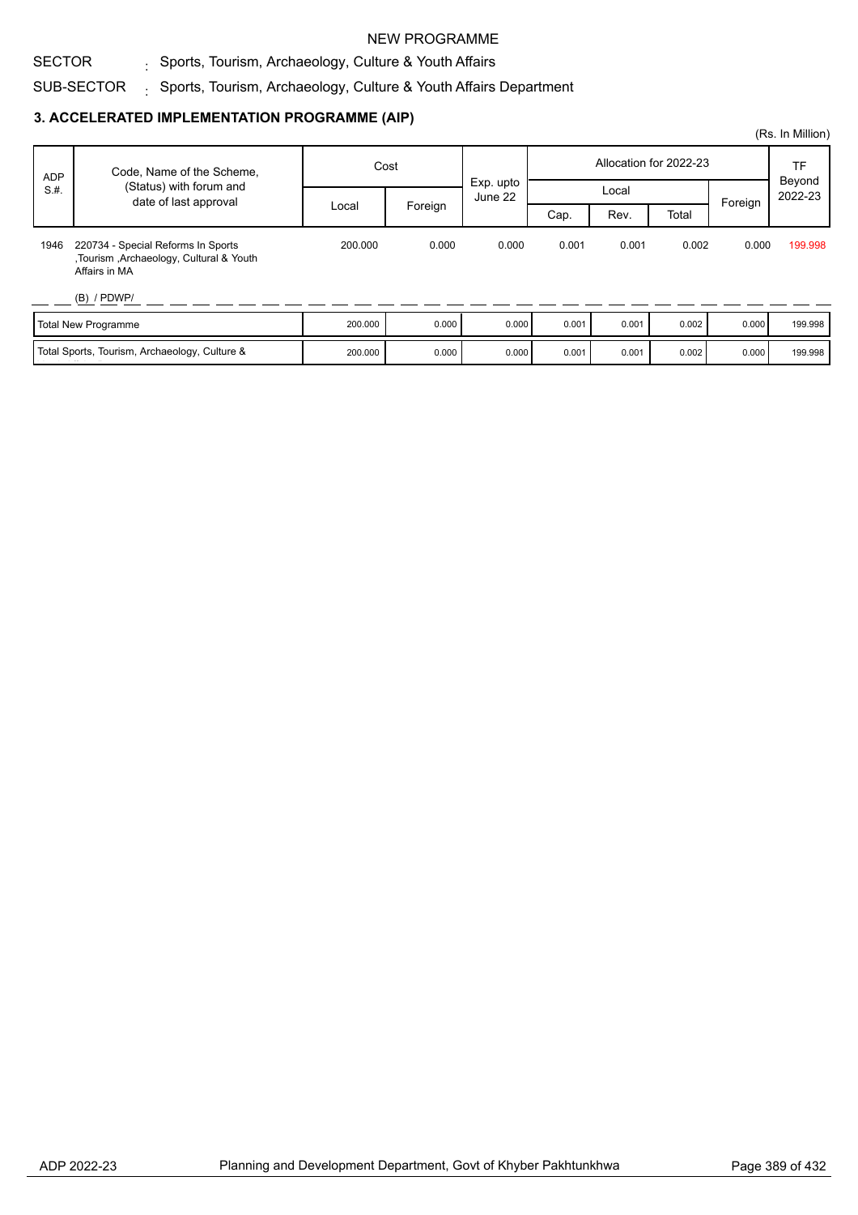NEW PROGRAMME

SECTOR : Sports, Tourism, Archaeology, Culture & Youth Affairs

SUB-SECTOR : Sports, Tourism, Archaeology, Culture & Youth Affairs Department

### 3. ACCELERATED IMPLEMENTATION PROGRAMME (AIP)

(Rs. In Million)

| ADP S.#. | Code, Name of the Scheme, (Status) with forum and date of last approval | Cost | | Exp. upto June 22 | Allocation for 2022-23 | | | | TF Beyond 2022-23 |
|---|---|---|---|---|---|---|---|---|---|
| | | Local | Foreign | | Local | | | Foreign | |
| | | | | | Cap. | Rev. | Total | | |
| 1946 | 220734 - Special Reforms In Sports ,Tourism ,Archaeology, Cultural & Youth Affairs in MA<br>(B) / PDWP/ | 200.000 | 0.000 | 0.000 | 0.001 | 0.001 | 0.002 | 0.000 | 199.998 |
| | Total New Programme | 200.000 | 0.000 | 0.000 | 0.001 | 0.001 | 0.002 | 0.000 | 199.998 |
| | Total Sports, Tourism, Archaeology, Culture & | 200.000 | 0.000 | 0.000 | 0.001 | 0.001 | 0.002 | 0.000 | 199.998 |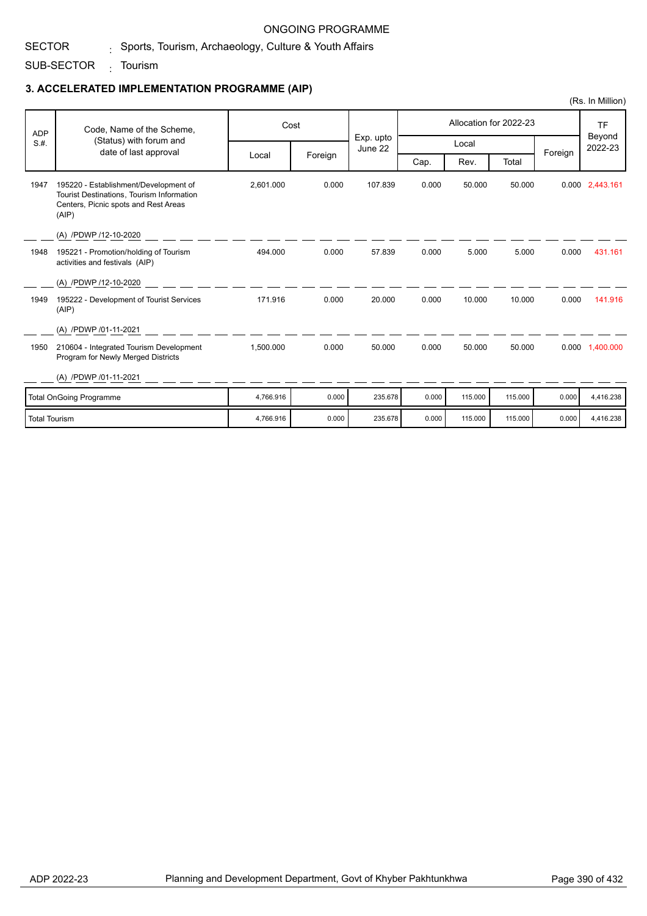ONGOING PROGRAMME

SECTOR : Sports, Tourism, Archaeology, Culture & Youth Affairs

SUB-SECTOR : Tourism

## 3. ACCELERATED IMPLEMENTATION PROGRAMME (AIP)

(Rs. In Million)

| ADP S.#. | Code, Name of the Scheme, (Status) with forum and date of last approval | Cost | | Exp. upto June 22 | Allocation for 2022-23 | | | | TF Beyond 2022-23 |
|---|---|---|---|---|---|---|---|---|---|
| | | Local | Foreign | | Local | | | Foreign | |
| | | | | | Cap. | Rev. | Total | | |
| 1947 | 195220 - Establishment/Development of Tourist Destinations, Tourism Information Centers, Picnic spots and Rest Areas (AIP)<br>(A) /PDWP /12-10-2020 | 2,601.000 | 0.000 | 107.839 | 0.000 | 50.000 | 50.000 | 0.000 | 2,443.161 |
| 1948 | 195221 - Promotion/holding of Tourism activities and festivals (AIP)<br>(A) /PDWP /12-10-2020 | 494.000 | 0.000 | 57.839 | 0.000 | 5.000 | 5.000 | 0.000 | 431.161 |
| 1949 | 195222 - Development of Tourist Services (AIP)<br>(A) /PDWP /01-11-2021 | 171.916 | 0.000 | 20.000 | 0.000 | 10.000 | 10.000 | 0.000 | 141.916 |
| 1950 | 210604 - Integrated Tourism Development Program for Newly Merged Districts<br>(A) /PDWP /01-11-2021 | 1,500.000 | 0.000 | 50.000 | 0.000 | 50.000 | 50.000 | 0.000 | 1,400.000 |
| | Total OnGoing Programme | 4,766.916 | 0.000 | 235.678 | 0.000 | 115.000 | 115.000 | 0.000 | 4,416.238 |
| | Total Tourism | 4,766.916 | 0.000 | 235.678 | 0.000 | 115.000 | 115.000 | 0.000 | 4,416.238 |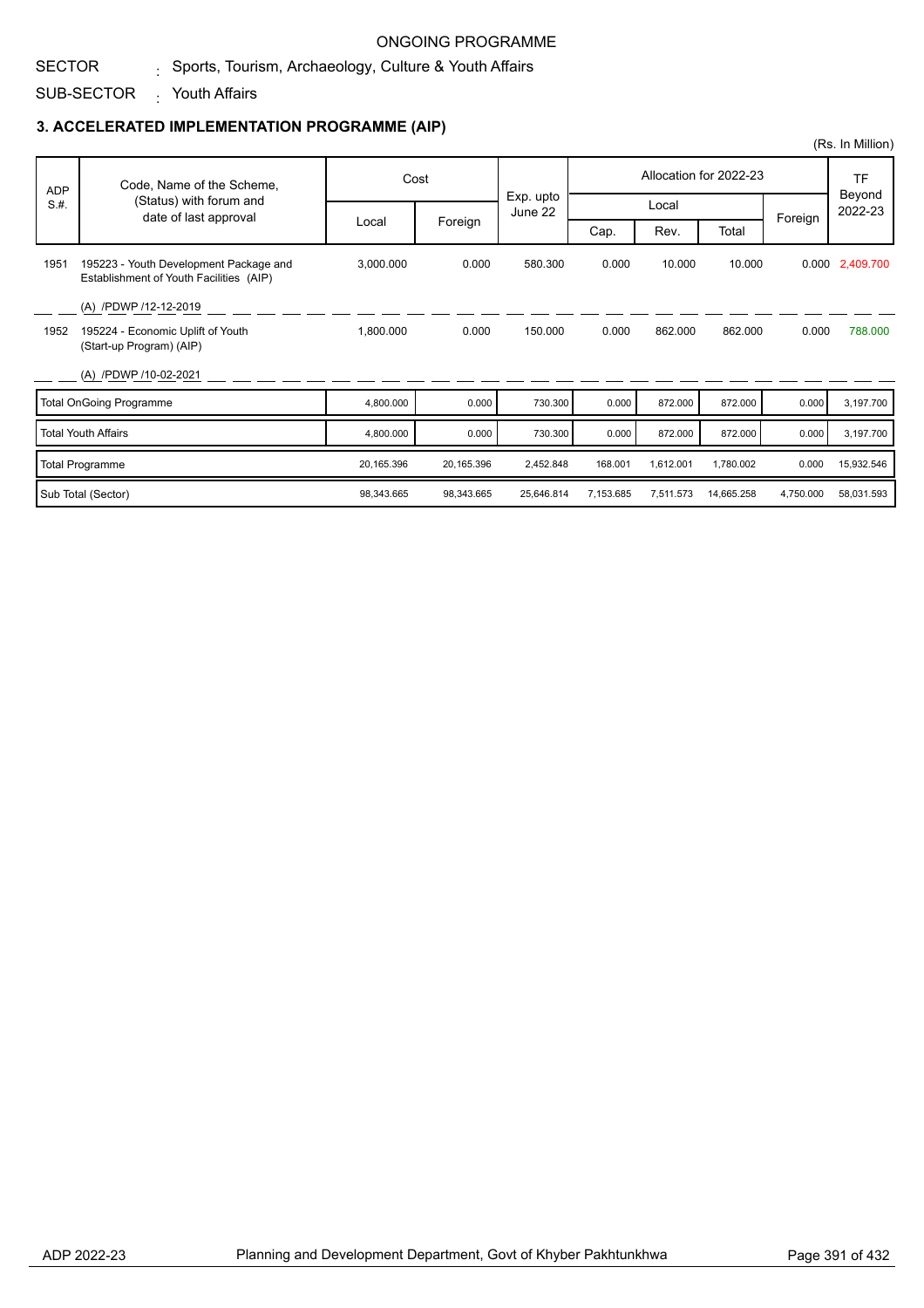ONGOING PROGRAMME

SECTOR : Sports, Tourism, Archaeology, Culture & Youth Affairs

SUB-SECTOR : Youth Affairs

### 3. ACCELERATED IMPLEMENTATION PROGRAMME (AIP)

(Rs. In Million)

| ADP S.#. | Code, Name of the Scheme, (Status) with forum and date of last approval | Cost | | Exp. upto June 22 | Allocation for 2022-23 | | | | TF Beyond 2022-23 |
|---|---|---|---|---|---|---|---|---|---|
| | | Local | Foreign | | Local | | | Foreign | |
| | | | | | Cap. | Rev. | Total | | |
| 1951 | 195223 - Youth Development Package and Establishment of Youth Facilities (AIP)<br>(A) /PDWP /12-12-2019 | 3,000.000 | 0.000 | 580.300 | 0.000 | 10.000 | 10.000 | 0.000 | 2,409.700 |
| 1952 | 195224 - Economic Uplift of Youth (Start-up Program) (AIP)<br>(A) /PDWP /10-02-2021 | 1,800.000 | 0.000 | 150.000 | 0.000 | 862.000 | 862.000 | 0.000 | 788.000 |
| | Total OnGoing Programme | 4,800.000 | 0.000 | 730.300 | 0.000 | 872.000 | 872.000 | 0.000 | 3,197.700 |
| | Total Youth Affairs | 4,800.000 | 0.000 | 730.300 | 0.000 | 872.000 | 872.000 | 0.000 | 3,197.700 |
| | Total Programme | 20,165.396 | 20,165.396 | 2,452.848 | 168.001 | 1,612.001 | 1,780.002 | 0.000 | 15,932.546 |
| | Sub Total (Sector) | 98,343.665 | 98,343.665 | 25,646.814 | 7,153.685 | 7,511.573 | 14,665.258 | 4,750.000 | 58,031.593 |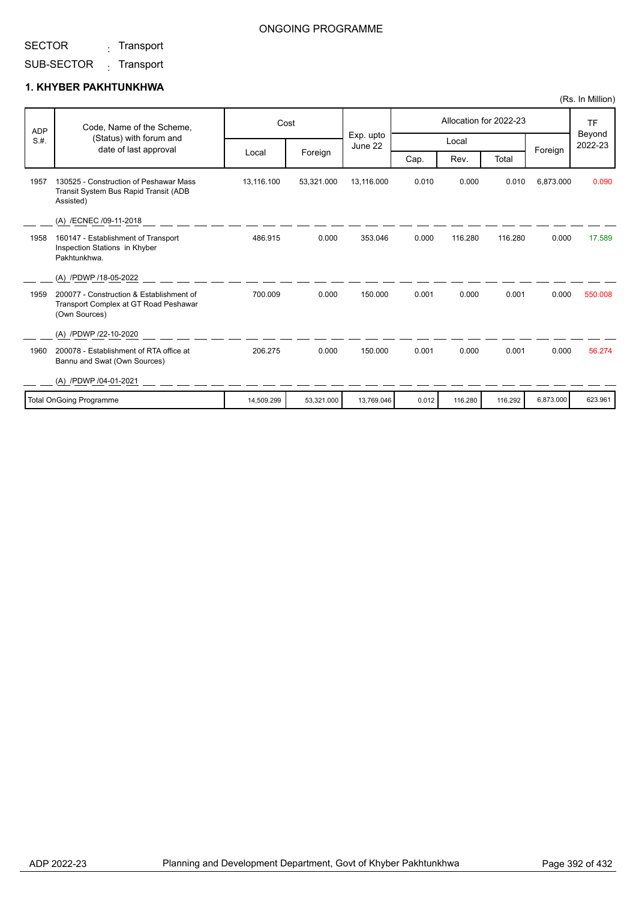ONGOING PROGRAMME

SECTOR : Transport

SUB-SECTOR : Transport

## 1. KHYBER PAKHTUNKHWA

(Rs. In Million)

| ADP S.#. | Code, Name of the Scheme, (Status) with forum and date of last approval | Cost | | Exp. upto June 22 | Allocation for 2022-23 | | | | TF Beyond 2022-23 |
|---|---|---|---|---|---|---|---|---|---|
| | | Local | Foreign | | Local | | | Foreign | |
| | | | | | Cap. | Rev. | Total | | |
| 1957 | 130525 - Construction of Peshawar Mass Transit System Bus Rapid Transit (ADB Assisted)<br>(A) /ECNEC /09-11-2018 | 13,116.100 | 53,321.000 | 13,116.000 | 0.010 | 0.000 | 0.010 | 6,873.000 | 0.090 |
| 1958 | 160147 - Establishment of Transport Inspection Stations in Khyber Pakhtunkhwa.<br>(A) /PDWP /18-05-2022 | 486.915 | 0.000 | 353.046 | 0.000 | 116.280 | 116.280 | 0.000 | 17.589 |
| 1959 | 200077 - Construction & Establishment of Transport Complex at GT Road Peshawar (Own Sources)<br>(A) /PDWP /22-10-2020 | 700.009 | 0.000 | 150.000 | 0.001 | 0.000 | 0.001 | 0.000 | 550.008 |
| 1960 | 200078 - Establishment of RTA office at Bannu and Swat (Own Sources)<br>(A) /PDWP /04-01-2021 | 206.275 | 0.000 | 150.000 | 0.001 | 0.000 | 0.001 | 0.000 | 56.274 |
| | Total OnGoing Programme | 14,509.299 | 53,321.000 | 13,769.046 | 0.012 | 116.280 | 116.292 | 6,873.000 | 623.961 |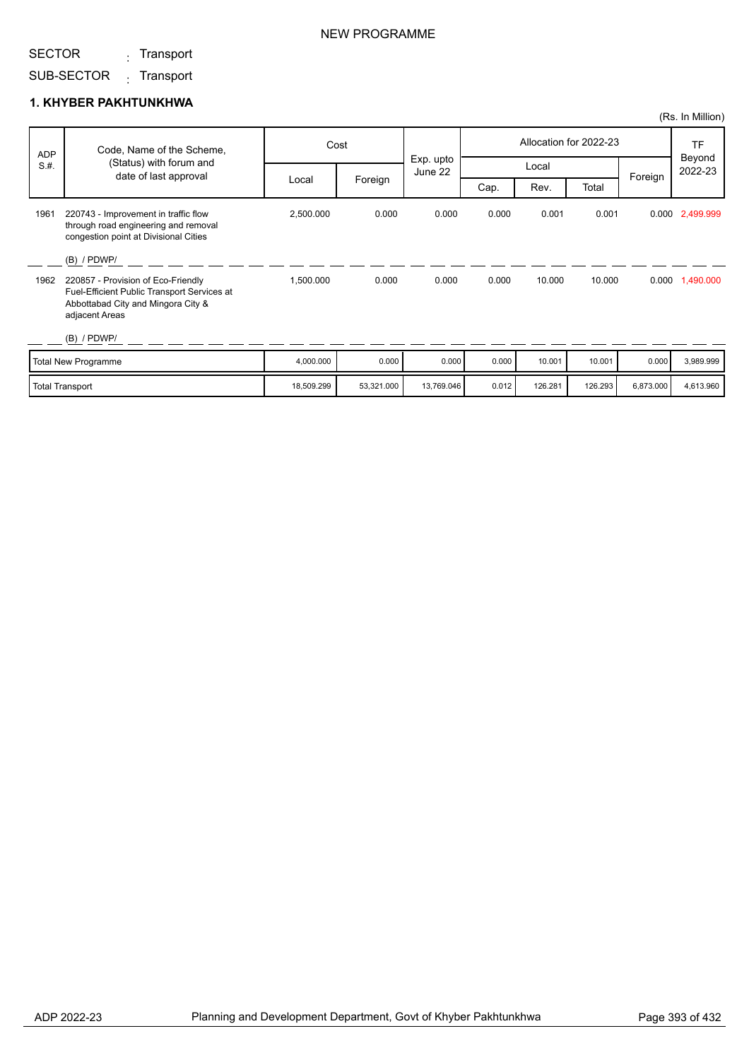NEW PROGRAMME

SECTOR : Transport

SUB-SECTOR : Transport

## 1. KHYBER PAKHTUNKHWA

(Rs. In Million)

| ADP S.#. | Code, Name of the Scheme, (Status) with forum and date of last approval | Cost | | Exp. upto June 22 | Allocation for 2022-23 | | | | TF Beyond 2022-23 |
|---|---|---|---|---|---|---|---|---|---|
| | | Local | Foreign | | Local | | | Foreign | |
| | | | | | Cap. | Rev. | Total | | |
| 1961 | 220743 - Improvement in traffic flow through road engineering and removal congestion point at Divisional Cities<br>(B) / PDWP/ | 2,500.000 | 0.000 | 0.000 | 0.000 | 0.001 | 0.001 | 0.000 | 2,499.999 |
| 1962 | 220857 - Provision of Eco-Friendly Fuel-Efficient Public Transport Services at Abbottabad City and Mingora City & adjacent Areas<br>(B) / PDWP/ | 1,500.000 | 0.000 | 0.000 | 0.000 | 10.000 | 10.000 | 0.000 | 1,490.000 |
| | Total New Programme | 4,000.000 | 0.000 | 0.000 | 0.000 | 10.001 | 10.001 | 0.000 | 3,989.999 |
| | Total Transport | 18,509.299 | 53,321.000 | 13,769.046 | 0.012 | 126.281 | 126.293 | 6,873.000 | 4,613.960 |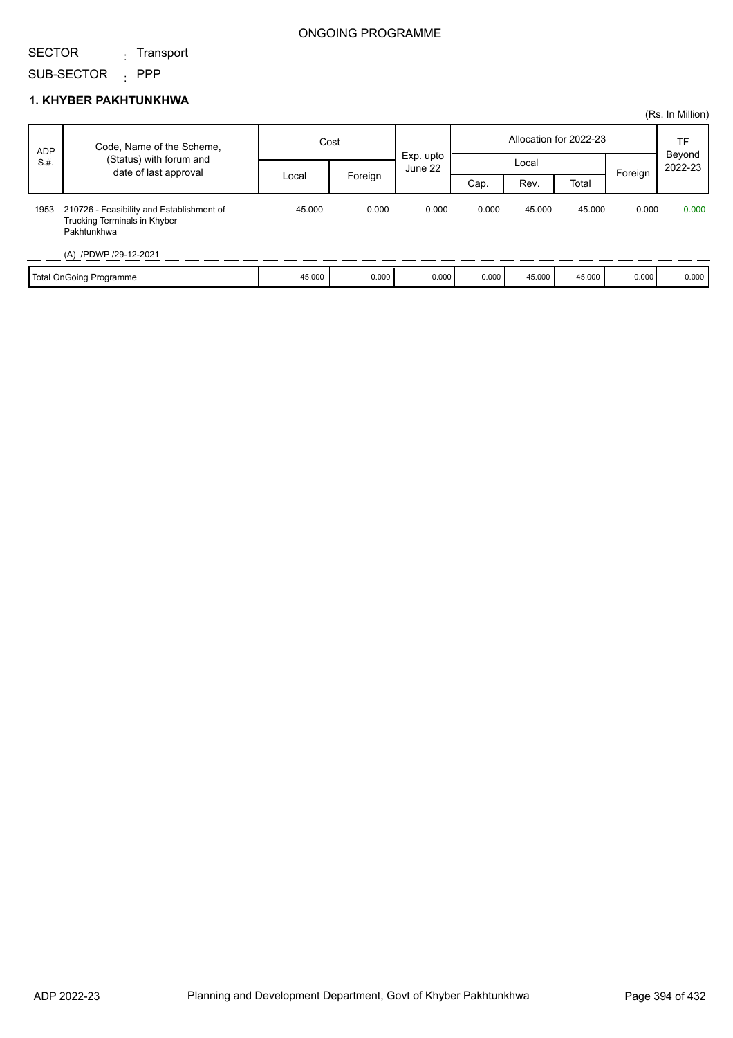ONGOING PROGRAMME

SECTOR : Transport

SUB-SECTOR : PPP

## 1. KHYBER PAKHTUNKHWA

(Rs. In Million)

| ADP S.#. | Code, Name of the Scheme, (Status) with forum and date of last approval | Cost | | Exp. upto June 22 | Allocation for 2022-23 | | | | TF Beyond 2022-23 |
|---|---|---|---|---|---|---|---|---|---|
| | | Local | Foreign | | Local | | | Foreign | |
| | | | | | Cap. | Rev. | Total | | |
| 1953 | 210726 - Feasibility and Establishment of Trucking Terminals in Khyber Pakhtunkhwa<br>(A) /PDWP /29-12-2021 | 45.000 | 0.000 | 0.000 | 0.000 | 45.000 | 45.000 | 0.000 | 0.000 |
| | Total OnGoing Programme | 45.000 | 0.000 | 0.000 | 0.000 | 45.000 | 45.000 | 0.000 | 0.000 |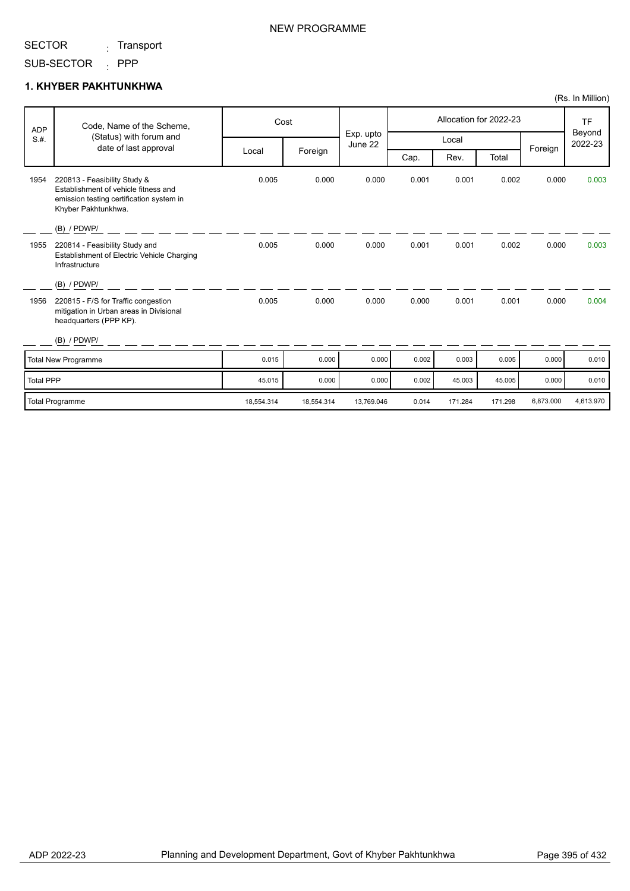NEW PROGRAMME

SECTOR : Transport

SUB-SECTOR : PPP

## 1. KHYBER PAKHTUNKHWA

(Rs. In Million)

| ADP S.#. | Code, Name of the Scheme, (Status) with forum and date of last approval | Cost | | Exp. upto June 22 | Allocation for 2022-23 | | | | TF Beyond 2022-23 |
|---|---|---|---|---|---|---|---|---|---|
| | | Local | Foreign | | Local | | | Foreign | |
| | | | | | Cap. | Rev. | Total | | |
| 1954 | 220813 - Feasibility Study & Establishment of vehicle fitness and emission testing certification system in Khyber Pakhtunkhwa. (B) / PDWP/ | 0.005 | 0.000 | 0.000 | 0.001 | 0.001 | 0.002 | 0.000 | 0.003 |
| 1955 | 220814 - Feasibility Study and Establishment of Electric Vehicle Charging Infrastructure (B) / PDWP/ | 0.005 | 0.000 | 0.000 | 0.001 | 0.001 | 0.002 | 0.000 | 0.003 |
| 1956 | 220815 - F/S for Traffic congestion mitigation in Urban areas in Divisional headquarters (PPP KP). (B) / PDWP/ | 0.005 | 0.000 | 0.000 | 0.000 | 0.001 | 0.001 | 0.000 | 0.004 |
| | Total New Programme | 0.015 | 0.000 | 0.000 | 0.002 | 0.003 | 0.005 | 0.000 | 0.010 |
| | Total PPP | 45.015 | 0.000 | 0.000 | 0.002 | 45.003 | 45.005 | 0.000 | 0.010 |
| | Total Programme | 18,554.314 | 18,554.314 | 13,769.046 | 0.014 | 171.284 | 171.298 | 6,873.000 | 4,613.970 |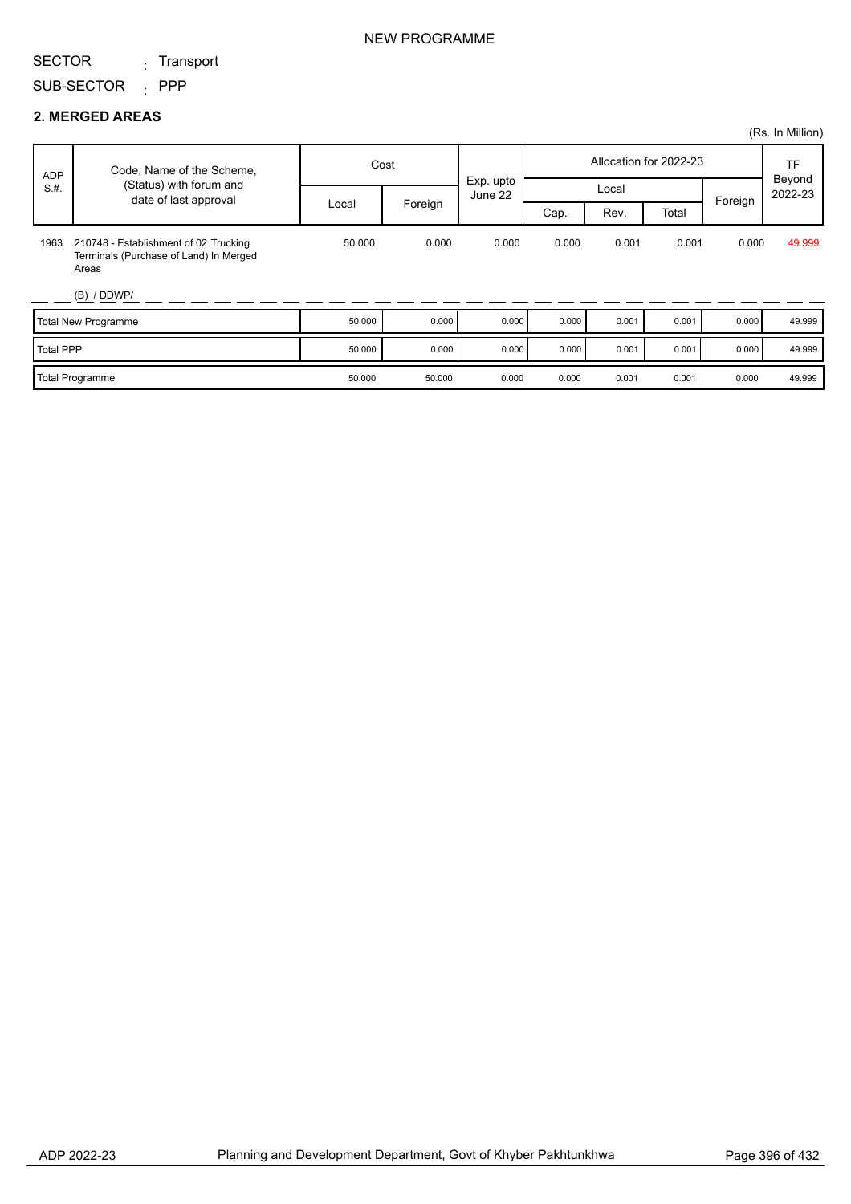NEW PROGRAMME

SECTOR : Transport

SUB-SECTOR : PPP

## 2. MERGED AREAS

(Rs. In Million)

| ADP S.#. | Code, Name of the Scheme, (Status) with forum and date of last approval | Cost | | Exp. upto June 22 | Allocation for 2022-23 | | | | TF Beyond 2022-23 |
|---|---|---|---|---|---|---|---|---|---|
| | | | | | Local | | | Foreign | |
| | | Local | Foreign | | Cap. | Rev. | Total | | |
| 1963 | 210748 - Establishment of 02 Trucking Terminals (Purchase of Land) In Merged Areas<br>(B) / DDWP/ | 50.000 | 0.000 | 0.000 | 0.000 | 0.001 | 0.001 | 0.000 | 49.999 |
| | Total New Programme | 50.000 | 0.000 | 0.000 | 0.000 | 0.001 | 0.001 | 0.000 | 49.999 |
| | Total PPP | 50.000 | 0.000 | 0.000 | 0.000 | 0.001 | 0.001 | 0.000 | 49.999 |
| | Total Programme | 50.000 | 50.000 | 0.000 | 0.000 | 0.001 | 0.001 | 0.000 | 49.999 |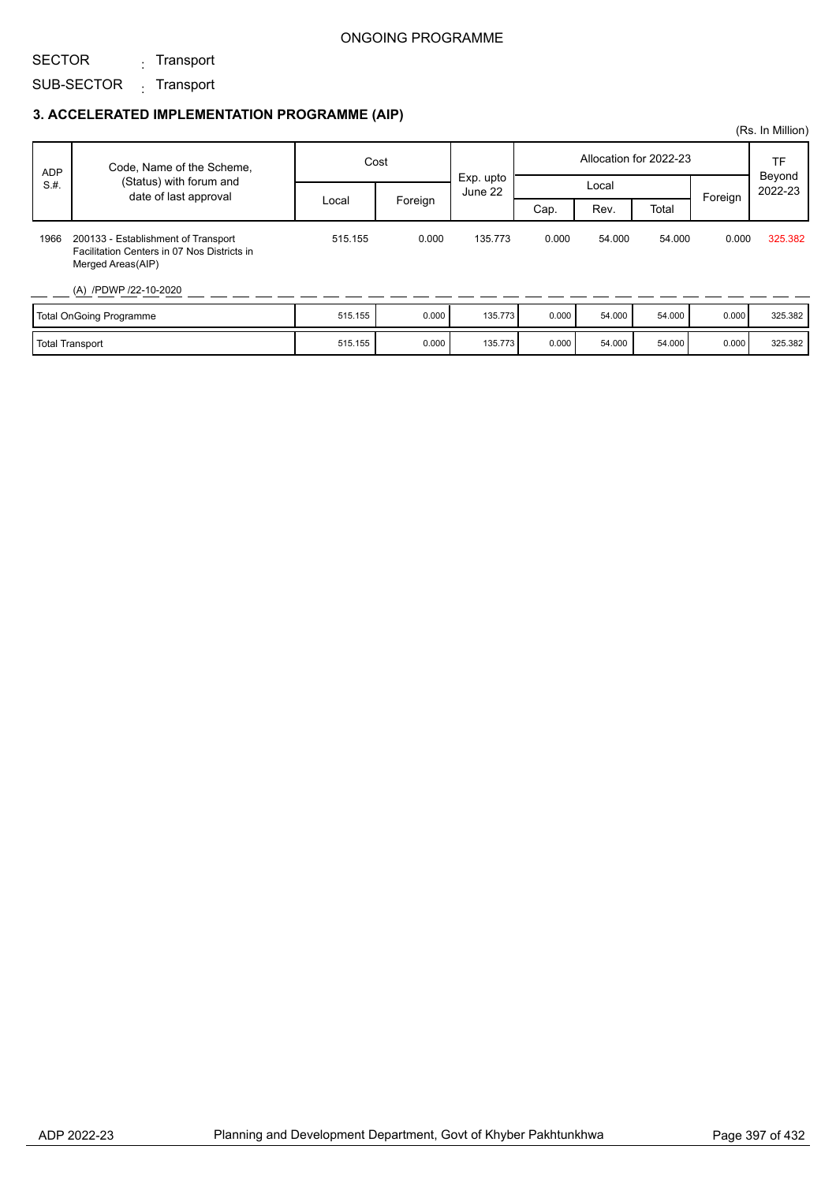ONGOING PROGRAMME

SECTOR : Transport

SUB-SECTOR : Transport

## 3. ACCELERATED IMPLEMENTATION PROGRAMME (AIP)

(Rs. In Million)

| ADP S.#. | Code, Name of the Scheme, (Status) with forum and date of last approval | Cost | | Exp. upto June 22 | Allocation for 2022-23 | | | | TF Beyond 2022-23 |
|---|---|---|---|---|---|---|---|---|---|
| | | Local | Foreign | | Local | | | Foreign | |
| | | | | | Cap. | Rev. | Total | | |
| 1966 | 200133 - Establishment of Transport Facilitation Centers in 07 Nos Districts in Merged Areas(AIP)<br><br>(A) /PDWP /22-10-2020 | 515.155 | 0.000 | 135.773 | 0.000 | 54.000 | 54.000 | 0.000 | 325.382 |
| | Total OnGoing Programme | 515.155 | 0.000 | 135.773 | 0.000 | 54.000 | 54.000 | 0.000 | 325.382 |
| | Total Transport | 515.155 | 0.000 | 135.773 | 0.000 | 54.000 | 54.000 | 0.000 | 325.382 |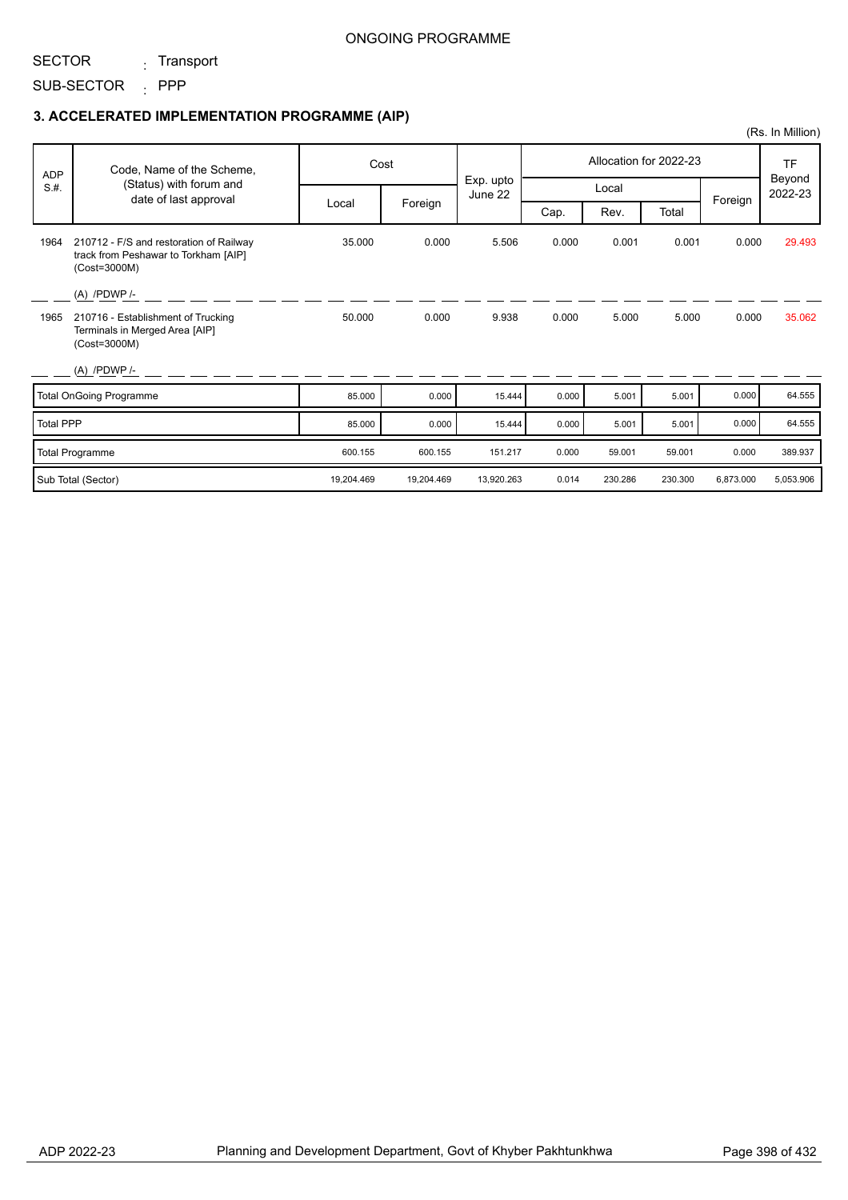ONGOING PROGRAMME

SECTOR : Transport

SUB-SECTOR : PPP

### 3. ACCELERATED IMPLEMENTATION PROGRAMME (AIP)

(Rs. In Million)

| ADP S.#. | Code, Name of the Scheme, (Status) with forum and date of last approval | Cost | | Exp. upto June 22 | Allocation for 2022-23 | | | | TF Beyond 2022-23 |
|---|---|---|---|---|---|---|---|---|---|
| | | Local | Foreign | | Local | | | Foreign | |
| | | | | | Cap. | Rev. | Total | | |
| 1964 | 210712 - F/S and restoration of Railway track from Peshawar to Torkham [AIP] (Cost=3000M)<br>(A) /PDWP /- | 35.000 | 0.000 | 5.506 | 0.000 | 0.001 | 0.001 | 0.000 | 29.493 |
| 1965 | 210716 - Establishment of Trucking Terminals in Merged Area [AIP] (Cost=3000M)<br>(A) /PDWP /- | 50.000 | 0.000 | 9.938 | 0.000 | 5.000 | 5.000 | 0.000 | 35.062 |
| Total OnGoing Programme | | 85.000 | 0.000 | 15.444 | 0.000 | 5.001 | 5.001 | 0.000 | 64.555 |
| Total PPP | | 85.000 | 0.000 | 15.444 | 0.000 | 5.001 | 5.001 | 0.000 | 64.555 |
| Total Programme | | 600.155 | 600.155 | 151.217 | 0.000 | 59.001 | 59.001 | 0.000 | 389.937 |
| Sub Total (Sector) | | 19,204.469 | 19,204.469 | 13,920.263 | 0.014 | 230.286 | 230.300 | 6,873.000 | 5,053.906 |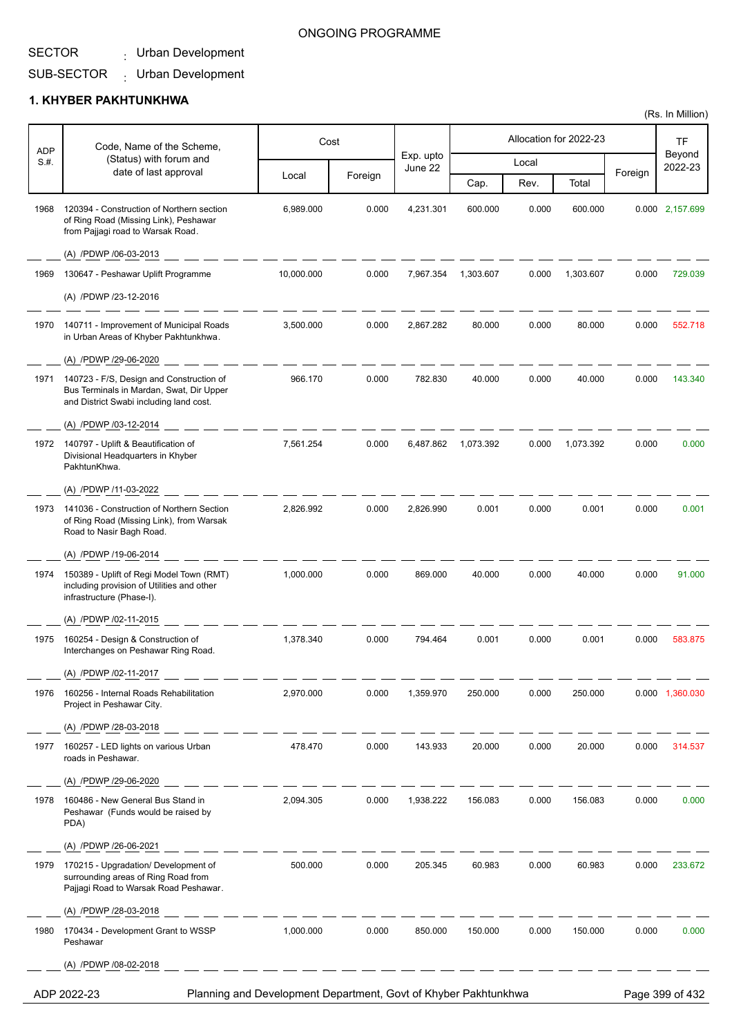ONGOING PROGRAMME

SECTOR : Urban Development

SUB-SECTOR : Urban Development

## 1. KHYBER PAKHTUNKHWA

(Rs. In Million)

| ADP S.#. | Code, Name of the Scheme, (Status) with forum and date of last approval | Cost | | Exp. upto June 22 | Allocation for 2022-23 | | | | TF Beyond 2022-23 |
|---|---|---|---|---|---|---|---|---|---|
| | | Local | Foreign | | Local | | | Foreign | |
| | | | | | Cap. | Rev. | Total | | |
| 1968 | 120394 - Construction of Northern section of Ring Road (Missing Link), Peshawar from Pajjagi road to Warsak Road. (A) /PDWP /06-03-2013 | 6,989.000 | 0.000 | 4,231.301 | 600.000 | 0.000 | 600.000 | 0.000 | 2,157.699 |
| 1969 | 130647 - Peshawar Uplift Programme (A) /PDWP /23-12-2016 | 10,000.000 | 0.000 | 7,967.354 | 1,303.607 | 0.000 | 1,303.607 | 0.000 | 729.039 |
| 1970 | 140711 - Improvement of Municipal Roads in Urban Areas of Khyber Pakhtunkhwa. (A) /PDWP /29-06-2020 | 3,500.000 | 0.000 | 2,867.282 | 80.000 | 0.000 | 80.000 | 0.000 | 552.718 |
| 1971 | 140723 - F/S, Design and Construction of Bus Terminals in Mardan, Swat, Dir Upper and District Swabi including land cost. (A) /PDWP /03-12-2014 | 966.170 | 0.000 | 782.830 | 40.000 | 0.000 | 40.000 | 0.000 | 143.340 |
| 1972 | 140797 - Uplift & Beautification of Divisional Headquarters in Khyber PakhtunKhwa. (A) /PDWP /11-03-2022 | 7,561.254 | 0.000 | 6,487.862 | 1,073.392 | 0.000 | 1,073.392 | 0.000 | 0.000 |
| 1973 | 141036 - Construction of Northern Section of Ring Road (Missing Link), from Warsak Road to Nasir Bagh Road. (A) /PDWP /19-06-2014 | 2,826.992 | 0.000 | 2,826.990 | 0.001 | 0.000 | 0.001 | 0.000 | 0.001 |
| 1974 | 150389 - Uplift of Regi Model Town (RMT) including provision of Utilities and other infrastructure (Phase-I). (A) /PDWP /02-11-2015 | 1,000.000 | 0.000 | 869.000 | 40.000 | 0.000 | 40.000 | 0.000 | 91.000 |
| 1975 | 160254 - Design & Construction of Interchanges on Peshawar Ring Road. (A) /PDWP /02-11-2017 | 1,378.340 | 0.000 | 794.464 | 0.001 | 0.000 | 0.001 | 0.000 | 583.875 |
| 1976 | 160256 - Internal Roads Rehabilitation Project in Peshawar City. (A) /PDWP /28-03-2018 | 2,970.000 | 0.000 | 1,359.970 | 250.000 | 0.000 | 250.000 | 0.000 | 1,360.030 |
| 1977 | 160257 - LED lights on various Urban roads in Peshawar. (A) /PDWP /29-06-2020 | 478.470 | 0.000 | 143.933 | 20.000 | 0.000 | 20.000 | 0.000 | 314.537 |
| 1978 | 160486 - New General Bus Stand in Peshawar (Funds would be raised by PDA) (A) /PDWP /26-06-2021 | 2,094.305 | 0.000 | 1,938.222 | 156.083 | 0.000 | 156.083 | 0.000 | 0.000 |
| 1979 | 170215 - Upgradation/ Development of surrounding areas of Ring Road from Pajjagi Road to Warsak Road Peshawar. (A) /PDWP /28-03-2018 | 500.000 | 0.000 | 205.345 | 60.983 | 0.000 | 60.983 | 0.000 | 233.672 |
| 1980 | 170434 - Development Grant to WSSP Peshawar (A) /PDWP /08-02-2018 | 1,000.000 | 0.000 | 850.000 | 150.000 | 0.000 | 150.000 | 0.000 | 0.000 |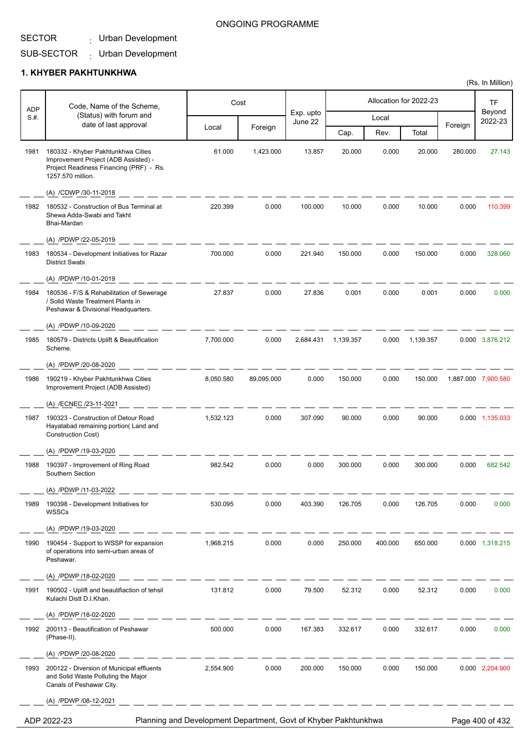ONGOING PROGRAMME

SECTOR : Urban Development

SUB-SECTOR : Urban Development

## 1. KHYBER PAKHTUNKHWA

(Rs. In Million)

| ADP S.#. | Code, Name of the Scheme, (Status) with forum and date of last approval | Cost | | Exp. upto June 22 | Allocation for 2022-23 | | | | TF Beyond 2022-23 |
|---|---|---|---|---|---|---|---|---|---|
| | | Local | Foreign | | Local | | | Foreign | |
| | | | | | Cap. | Rev. | Total | | |
| 1981 | 180332 - Khyber Pakhtunkhwa Cities Improvement Project (ADB Assisted) - Project Readiness Financing (PRF) - Rs. 1257.570 million. (A) /CDWP /30-11-2018 | 61.000 | 1,423.000 | 13.857 | 20.000 | 0.000 | 20.000 | 280.000 | 27.143 |
| 1982 | 180532 - Construction of Bus Terminal at Shewa Adda-Swabi and Takht Bhai-Mardan (A) /PDWP /22-05-2019 | 220.399 | 0.000 | 100.000 | 10.000 | 0.000 | 10.000 | 0.000 | 110.399 |
| 1983 | 180534 - Development Initiatives for Razar District Swabi. (A) /PDWP /10-01-2019 | 700.000 | 0.000 | 221.940 | 150.000 | 0.000 | 150.000 | 0.000 | 328.060 |
| 1984 | 180536 - F/S & Rehabilitation of Sewerage / Solid Waste Treatment Plants in Peshawar & Divisional Headquarters. (A) /PDWP /10-09-2020 | 27.837 | 0.000 | 27.836 | 0.001 | 0.000 | 0.001 | 0.000 | 0.000 |
| 1985 | 180579 - Districts Uplift & Beautification Scheme. (A) /PDWP /20-08-2020 | 7,700.000 | 0.000 | 2,684.431 | 1,139.357 | 0.000 | 1,139.357 | 0.000 | 3,876.212 |
| 1986 | 190219 - Khyber Pakhtunkhwa Cities Improvement Project (ADB Assisted) (A) /ECNEC /23-11-2021 | 8,050.580 | 89,095.000 | 0.000 | 150.000 | 0.000 | 150.000 | 1,887.000 | 7,900.580 |
| 1987 | 190323 - Construction of Detour Road Hayatabad remaining portion( Land and Construction Cost) (A) /PDWP /19-03-2020 | 1,532.123 | 0.000 | 307.090 | 90.000 | 0.000 | 90.000 | 0.000 | 1,135.033 |
| 1988 | 190397 - Improvement of Ring Road Southern Section (A) /PDWP /11-03-2022 | 982.542 | 0.000 | 0.000 | 300.000 | 0.000 | 300.000 | 0.000 | 682.542 |
| 1989 | 190398 - Development Initiatives for WSSCs (A) /PDWP /19-03-2020 | 530.095 | 0.000 | 403.390 | 126.705 | 0.000 | 126.705 | 0.000 | 0.000 |
| 1990 | 190454 - Support to WSSP for expansion of operations into semi-urban areas of Peshawar. (A) /PDWP /18-02-2020 | 1,968.215 | 0.000 | 0.000 | 250.000 | 400.000 | 650.000 | 0.000 | 1,318.215 |
| 1991 | 190502 - Uplift and beautifiaction of tehsil Kulachi Distt D.I.Khan. (A) /PDWP /18-02-2020 | 131.812 | 0.000 | 79.500 | 52.312 | 0.000 | 52.312 | 0.000 | 0.000 |
| 1992 | 200113 - Beautification of Peshawar (Phase-II). (A) /PDWP /20-08-2020 | 500.000 | 0.000 | 167.383 | 332.617 | 0.000 | 332.617 | 0.000 | 0.000 |
| 1993 | 200122 - Diversion of Municipal effluents and Solid Waste Polluting the Major Canals of Peshawar City. (A) /PDWP /08-12-2021 | 2,554.900 | 0.000 | 200.000 | 150.000 | 0.000 | 150.000 | 0.000 | 2,204.900 |

ADP 2022-23 Planning and Development Department, Govt of Khyber Pakhtunkhwa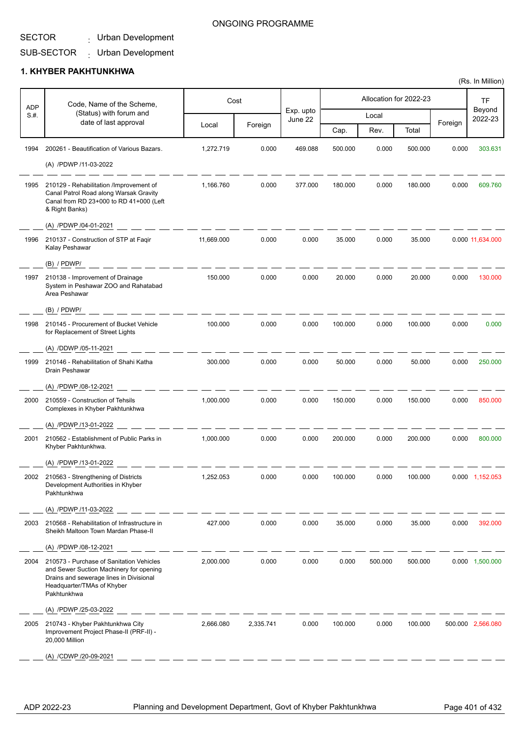ONGOING PROGRAMME

SECTOR : Urban Development

SUB-SECTOR : Urban Development

## 1. KHYBER PAKHTUNKHWA

(Rs. In Million)

| ADP S.#. | Code, Name of the Scheme, (Status) with forum and date of last approval | Cost | | Exp. upto June 22 | Allocation for 2022-23 | | | | TF Beyond 2022-23 |
|---|---|---|---|---|---|---|---|---|---|
| | | Local | Foreign | | Local | | | Foreign | |
| | | | | | Cap. | Rev. | Total | | |
| 1994 | 200261 - Beautification of Various Bazars. (A) /PDWP /11-03-2022 | 1,272.719 | 0.000 | 469.088 | 500.000 | 0.000 | 500.000 | 0.000 | 303.631 |
| 1995 | 210129 - Rehabilitation /Improvement of Canal Patrol Road along Warsak Gravity Canal from RD 23+000 to RD 41+000 (Left & Right Banks) (A) /PDWP /04-01-2021 | 1,166.760 | 0.000 | 377.000 | 180.000 | 0.000 | 180.000 | 0.000 | 609.760 |
| 1996 | 210137 - Construction of STP at Faqir Kalay Peshawar (B) / PDWP/ | 11,669.000 | 0.000 | 0.000 | 35.000 | 0.000 | 35.000 | 0.000 | 11,634.000 |
| 1997 | 210138 - Improvement of Drainage System in Peshawar ZOO and Rahatabad Area Peshawar (B) / PDWP/ | 150.000 | 0.000 | 0.000 | 20.000 | 0.000 | 20.000 | 0.000 | 130.000 |
| 1998 | 210145 - Procurement of Bucket Vehicle for Replacement of Street Lights (A) /DDWP /05-11-2021 | 100.000 | 0.000 | 0.000 | 100.000 | 0.000 | 100.000 | 0.000 | 0.000 |
| 1999 | 210146 - Rehabilitation of Shahi Katha Drain Peshawar (A) /PDWP /08-12-2021 | 300.000 | 0.000 | 0.000 | 50.000 | 0.000 | 50.000 | 0.000 | 250.000 |
| 2000 | 210559 - Construction of Tehsils Complexes in Khyber Pakhtunkhwa (A) /PDWP /13-01-2022 | 1,000.000 | 0.000 | 0.000 | 150.000 | 0.000 | 150.000 | 0.000 | 850.000 |
| 2001 | 210562 - Establishment of Public Parks in Khyber Pakhtunkhwa. (A) /PDWP /13-01-2022 | 1,000.000 | 0.000 | 0.000 | 200.000 | 0.000 | 200.000 | 0.000 | 800.000 |
| 2002 | 210563 - Strengthening of Districts Development Authorities in Khyber Pakhtunkhwa (A) /PDWP /11-03-2022 | 1,252.053 | 0.000 | 0.000 | 100.000 | 0.000 | 100.000 | 0.000 | 1,152.053 |
| 2003 | 210568 - Rehabilitation of Infrastructure in Sheikh Maltoon Town Mardan Phase-II (A) /PDWP /08-12-2021 | 427.000 | 0.000 | 0.000 | 35.000 | 0.000 | 35.000 | 0.000 | 392.000 |
| 2004 | 210573 - Purchase of Sanitation Vehicles and Sewer Suction Machinery for opening Drains and sewerage lines in Divisional Headquarter/TMAs of Khyber Pakhtunkhwa (A) /PDWP /25-03-2022 | 2,000.000 | 0.000 | 0.000 | 0.000 | 500.000 | 500.000 | 0.000 | 1,500.000 |
| 2005 | 210743 - Khyber Pakhtunkhwa City Improvement Project Phase-II (PRF-II) - 20,000 Million (A) /CDWP /20-09-2021 | 2,666.080 | 2,335.741 | 0.000 | 100.000 | 0.000 | 100.000 | 500.000 | 2,566.080 |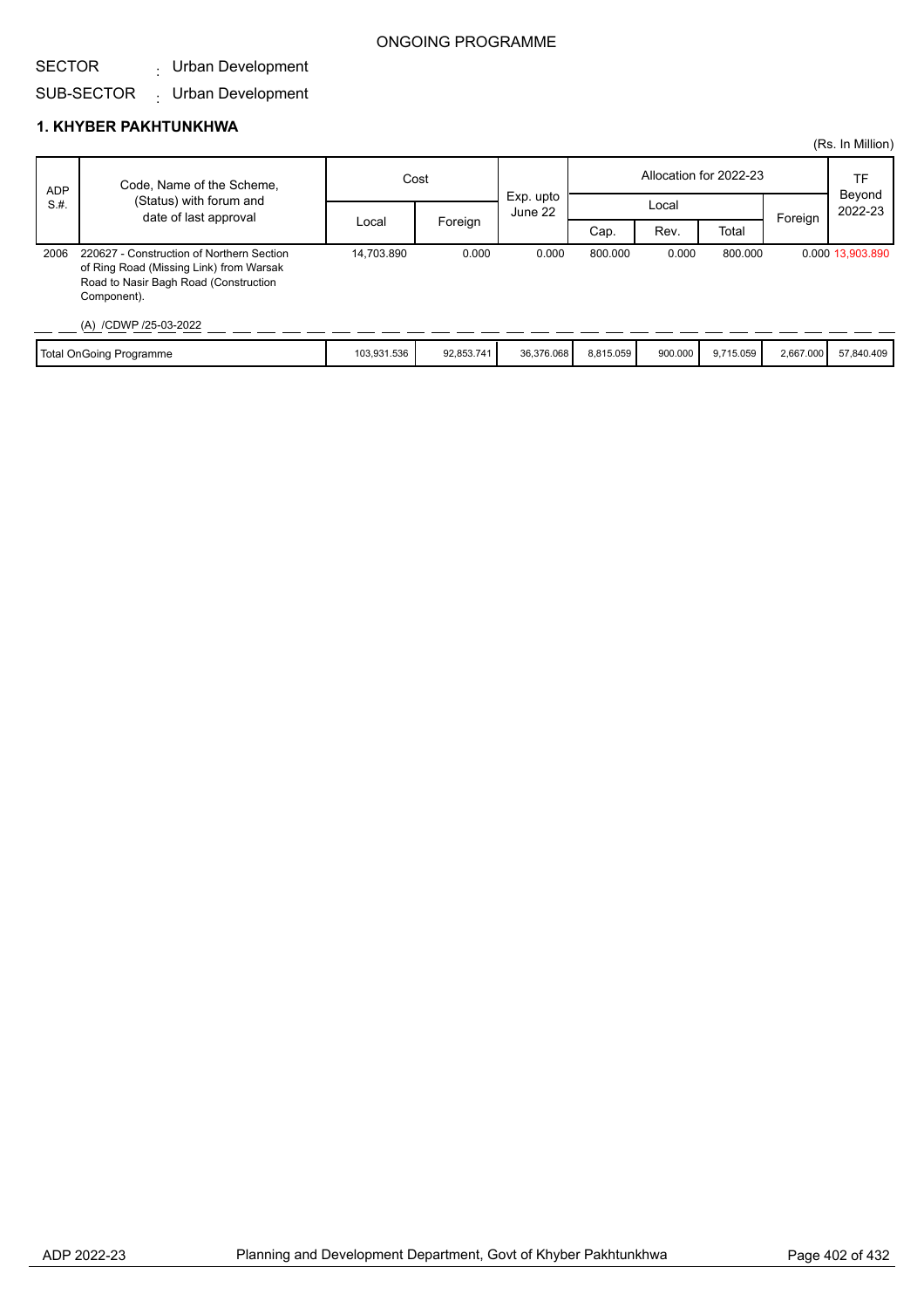ONGOING PROGRAMME

SECTOR : Urban Development

SUB-SECTOR : Urban Development

## 1. KHYBER PAKHTUNKHWA

(Rs. In Million)

| ADP S.#. | Code, Name of the Scheme, (Status) with forum and date of last approval | Cost | | Exp. upto June 22 | Allocation for 2022-23 | | | | TF Beyond 2022-23 |
|---|---|---|---|---|---|---|---|---|---|
| | | Local | Foreign | | Local | | | Foreign | |
| | | | | | Cap. | Rev. | Total | | |
| 2006 | 220627 - Construction of Northern Section of Ring Road (Missing Link) from Warsak Road to Nasir Bagh Road (Construction Component).<br><br>(A) /CDWP /25-03-2022 | 14,703.890 | 0.000 | 0.000 | 800.000 | 0.000 | 800.000 | 0.000 | 13,903.890 |
| | Total OnGoing Programme | 103,931.536 | 92,853.741 | 36,376.068 | 8,815.059 | 900.000 | 9,715.059 | 2,667.000 | 57,840.409 |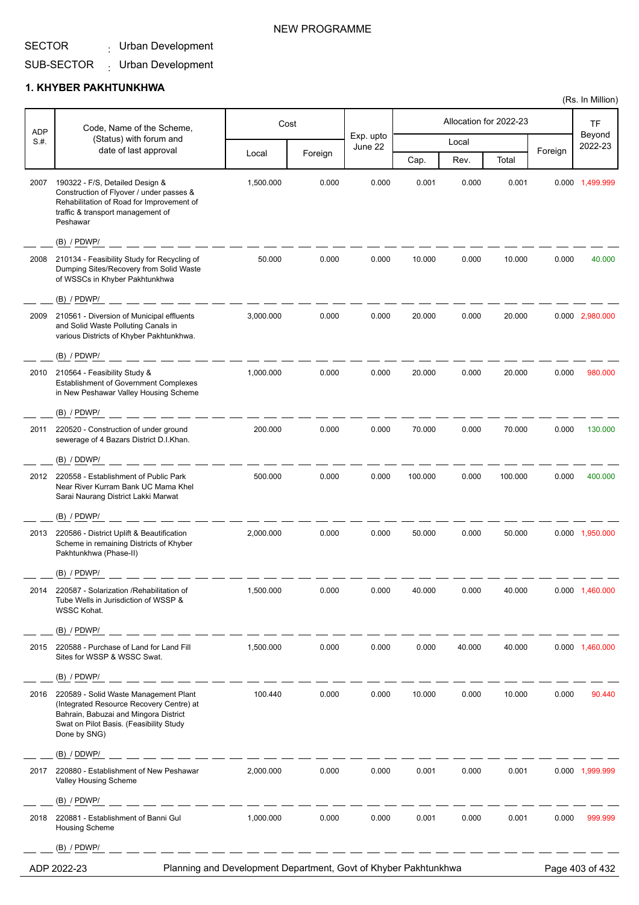NEW PROGRAMME

SECTOR : Urban Development

SUB-SECTOR : Urban Development

## 1. KHYBER PAKHTUNKHWA

(Rs. In Million)

| ADP S.#. | Code, Name of the Scheme, (Status) with forum and date of last approval | Cost | | Exp. upto June 22 | Allocation for 2022-23 | | | | TF Beyond 2022-23 |
|---|---|---|---|---|---|---|---|---|---|
| | | Local | Foreign | | Local | | | Foreign | |
| | | | | | Cap. | Rev. | Total | | |
| 2007 | 190322 - F/S, Detailed Design & Construction of Flyover / under passes & Rehabilitation of Road for Improvement of traffic & transport management of Peshawar (B) / PDWP/ | 1,500.000 | 0.000 | 0.000 | 0.001 | 0.000 | 0.001 | 0.000 | 1,499.999 |
| 2008 | 210134 - Feasibility Study for Recycling of Dumping Sites/Recovery from Solid Waste of WSSCs in Khyber Pakhtunkhwa (B) / PDWP/ | 50.000 | 0.000 | 0.000 | 10.000 | 0.000 | 10.000 | 0.000 | 40.000 |
| 2009 | 210561 - Diversion of Municipal effluents and Solid Waste Polluting Canals in various Districts of Khyber Pakhtunkhwa. (B) / PDWP/ | 3,000.000 | 0.000 | 0.000 | 20.000 | 0.000 | 20.000 | 0.000 | 2,980.000 |
| 2010 | 210564 - Feasibility Study & Establishment of Government Complexes in New Peshawar Valley Housing Scheme (B) / PDWP/ | 1,000.000 | 0.000 | 0.000 | 20.000 | 0.000 | 20.000 | 0.000 | 980.000 |
| 2011 | 220520 - Construction of under ground sewerage of 4 Bazars District D.I.Khan. (B) / DDWP/ | 200.000 | 0.000 | 0.000 | 70.000 | 0.000 | 70.000 | 0.000 | 130.000 |
| 2012 | 220558 - Establishment of Public Park Near River Kurram Bank UC Mama Khel Sarai Naurang District Lakki Marwat (B) / PDWP/ | 500.000 | 0.000 | 0.000 | 100.000 | 0.000 | 100.000 | 0.000 | 400.000 |
| 2013 | 220586 - District Uplift & Beautification Scheme in remaining Districts of Khyber Pakhtunkhwa (Phase-II) (B) / PDWP/ | 2,000.000 | 0.000 | 0.000 | 50.000 | 0.000 | 50.000 | 0.000 | 1,950.000 |
| 2014 | 220587 - Solarization /Rehabilitation of Tube Wells in Jurisdiction of WSSP & WSSC Kohat. (B) / PDWP/ | 1,500.000 | 0.000 | 0.000 | 40.000 | 0.000 | 40.000 | 0.000 | 1,460.000 |
| 2015 | 220588 - Purchase of Land for Land Fill Sites for WSSP & WSSC Swat. (B) / PDWP/ | 1,500.000 | 0.000 | 0.000 | 0.000 | 40.000 | 40.000 | 0.000 | 1,460.000 |
| 2016 | 220589 - Solid Waste Management Plant (Integrated Resource Recovery Centre) at Bahrain, Babuzai and Mingora District Swat on Pilot Basis. (Feasibility Study Done by SNG) (B) / DDWP/ | 100.440 | 0.000 | 0.000 | 10.000 | 0.000 | 10.000 | 0.000 | 90.440 |
| 2017 | 220880 - Establishment of New Peshawar Valley Housing Scheme (B) / PDWP/ | 2,000.000 | 0.000 | 0.000 | 0.001 | 0.000 | 0.001 | 0.000 | 1,999.999 |
| 2018 | 220881 - Establishment of Banni Gul Housing Scheme (B) / PDWP/ | 1,000.000 | 0.000 | 0.000 | 0.001 | 0.000 | 0.001 | 0.000 | 999.999 |

ADP 2022-23 — Planning and Development Department, Govt of Khyber Pakhtunkhwa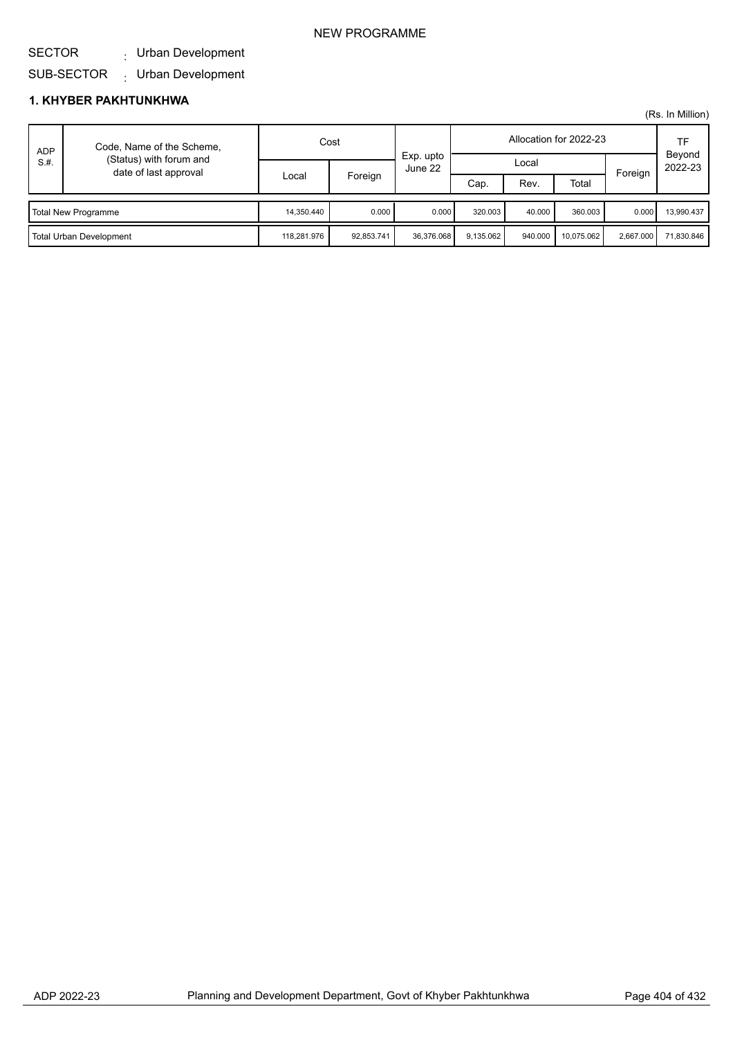NEW PROGRAMME

SECTOR : Urban Development

SUB-SECTOR : Urban Development

### 1. KHYBER PAKHTUNKHWA

(Rs. In Million)

| ADP S.#. | Code, Name of the Scheme, (Status) with forum and date of last approval | Cost | | Exp. upto June 22 | Allocation for 2022-23 | | | | TF Beyond 2022-23 |
|---|---|---|---|---|---|---|---|---|---|
| | | Local | Foreign | | Local | | | Foreign | |
| | | | | | Cap. | Rev. | Total | | |
| Total New Programme | | 14,350.440 | 0.000 | 0.000 | 320.003 | 40.000 | 360.003 | 0.000 | 13,990.437 |
| Total Urban Development | | 118,281.976 | 92,853.741 | 36,376.068 | 9,135.062 | 940.000 | 10,075.062 | 2,667.000 | 71,830.846 |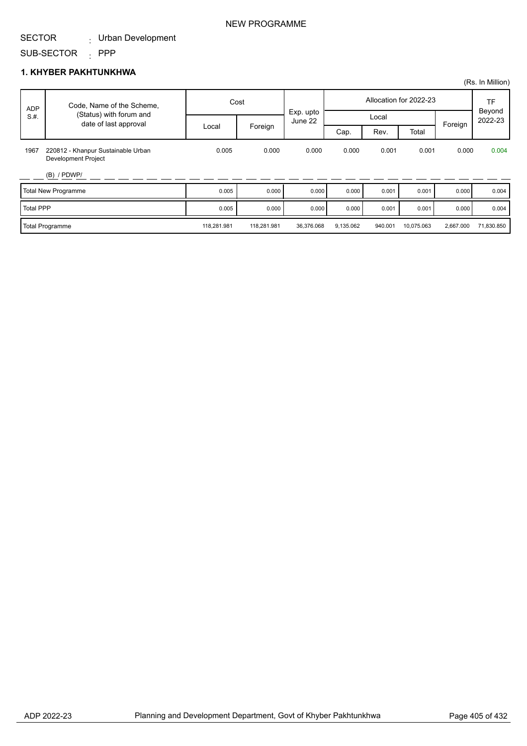NEW PROGRAMME

SECTOR : Urban Development

SUB-SECTOR : PPP

## 1. KHYBER PAKHTUNKHWA

(Rs. In Million)

| ADP S.#. | Code, Name of the Scheme, (Status) with forum and date of last approval | Cost | | Exp. upto June 22 | Allocation for 2022-23 | | | | TF Beyond 2022-23 |
|---|---|---|---|---|---|---|---|---|---|
| | | | | | Local | | | | |
| | | Local | Foreign | | Cap. | Rev. | Total | Foreign | |
| 1967 | 220812 - Khanpur Sustainable Urban Development Project (B) / PDWP/ | 0.005 | 0.000 | 0.000 | 0.000 | 0.001 | 0.001 | 0.000 | 0.004 |
| Total New Programme | | 0.005 | 0.000 | 0.000 | 0.000 | 0.001 | 0.001 | 0.000 | 0.004 |
| Total PPP | | 0.005 | 0.000 | 0.000 | 0.000 | 0.001 | 0.001 | 0.000 | 0.004 |
| Total Programme | | 118,281.981 | 118,281.981 | 36,376.068 | 9,135.062 | 940.001 | 10,075.063 | 2,667.000 | 71,830.850 |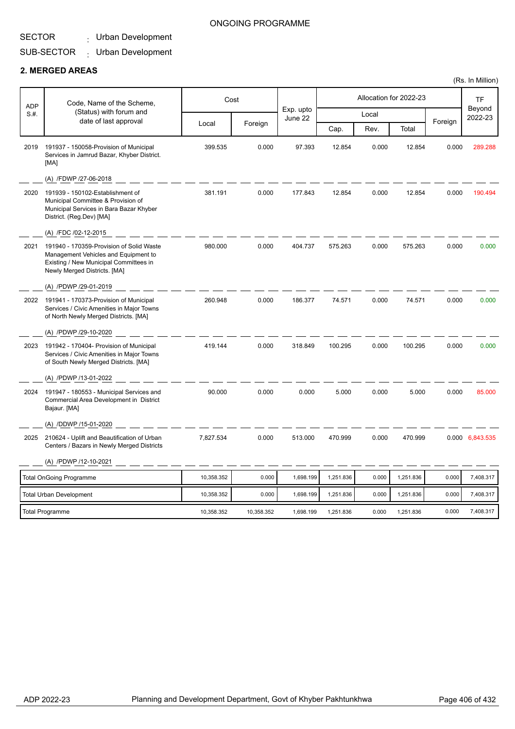ONGOING PROGRAMME

SECTOR : Urban Development

SUB-SECTOR : Urban Development

## 2. MERGED AREAS

(Rs. In Million)

| ADP S.#. | Code, Name of the Scheme, (Status) with forum and date of last approval | Cost | | Exp. upto June 22 | Allocation for 2022-23 | | | | TF Beyond 2022-23 |
|---|---|---|---|---|---|---|---|---|---|
| | | | | | Local | | | Foreign | |
| | | Local | Foreign | | Cap. | Rev. | Total | | |
| 2019 | 191937 - 150058-Provision of Municipal Services in Jamrud Bazar, Khyber District. [MA]<br>(A) /FDWP /27-06-2018 | 399.535 | 0.000 | 97.393 | 12.854 | 0.000 | 12.854 | 0.000 | 289.288 |
| 2020 | 191939 - 150102-Establishment of Municipal Committee & Provision of Municipal Services in Bara Bazar Khyber District. (Reg.Dev) [MA]<br>(A) /FDC /02-12-2015 | 381.191 | 0.000 | 177.843 | 12.854 | 0.000 | 12.854 | 0.000 | 190.494 |
| 2021 | 191940 - 170359-Provision of Solid Waste Management Vehicles and Equipment to Existing / New Municipal Committees in Newly Merged Districts. [MA]<br>(A) /PDWP /29-01-2019 | 980.000 | 0.000 | 404.737 | 575.263 | 0.000 | 575.263 | 0.000 | 0.000 |
| 2022 | 191941 - 170373-Provision of Municipal Services / Civic Amenities in Major Towns of North Newly Merged Districts. [MA]<br>(A) /PDWP /29-10-2020 | 260.948 | 0.000 | 186.377 | 74.571 | 0.000 | 74.571 | 0.000 | 0.000 |
| 2023 | 191942 - 170404- Provision of Municipal Services / Civic Amenities in Major Towns of South Newly Merged Districts. [MA]<br>(A) /PDWP /13-01-2022 | 419.144 | 0.000 | 318.849 | 100.295 | 0.000 | 100.295 | 0.000 | 0.000 |
| 2024 | 191947 - 180553 - Municipal Services and Commercial Area Development in District Bajaur. [MA]<br>(A) /DDWP /15-01-2020 | 90.000 | 0.000 | 0.000 | 5.000 | 0.000 | 5.000 | 0.000 | 85.000 |
| 2025 | 210624 - Uplift and Beautification of Urban Centers / Bazars in Newly Merged Districts<br>(A) /PDWP /12-10-2021 | 7,827.534 | 0.000 | 513.000 | 470.999 | 0.000 | 470.999 | 0.000 | 6,843.535 |
| | Total OnGoing Programme | 10,358.352 | 0.000 | 1,698.199 | 1,251.836 | 0.000 | 1,251.836 | 0.000 | 7,408.317 |
| | Total Urban Development | 10,358.352 | 0.000 | 1,698.199 | 1,251.836 | 0.000 | 1,251.836 | 0.000 | 7,408.317 |
| | Total Programme | 10,358.352 | 10,358.352 | 1,698.199 | 1,251.836 | 0.000 | 1,251.836 | 0.000 | 7,408.317 |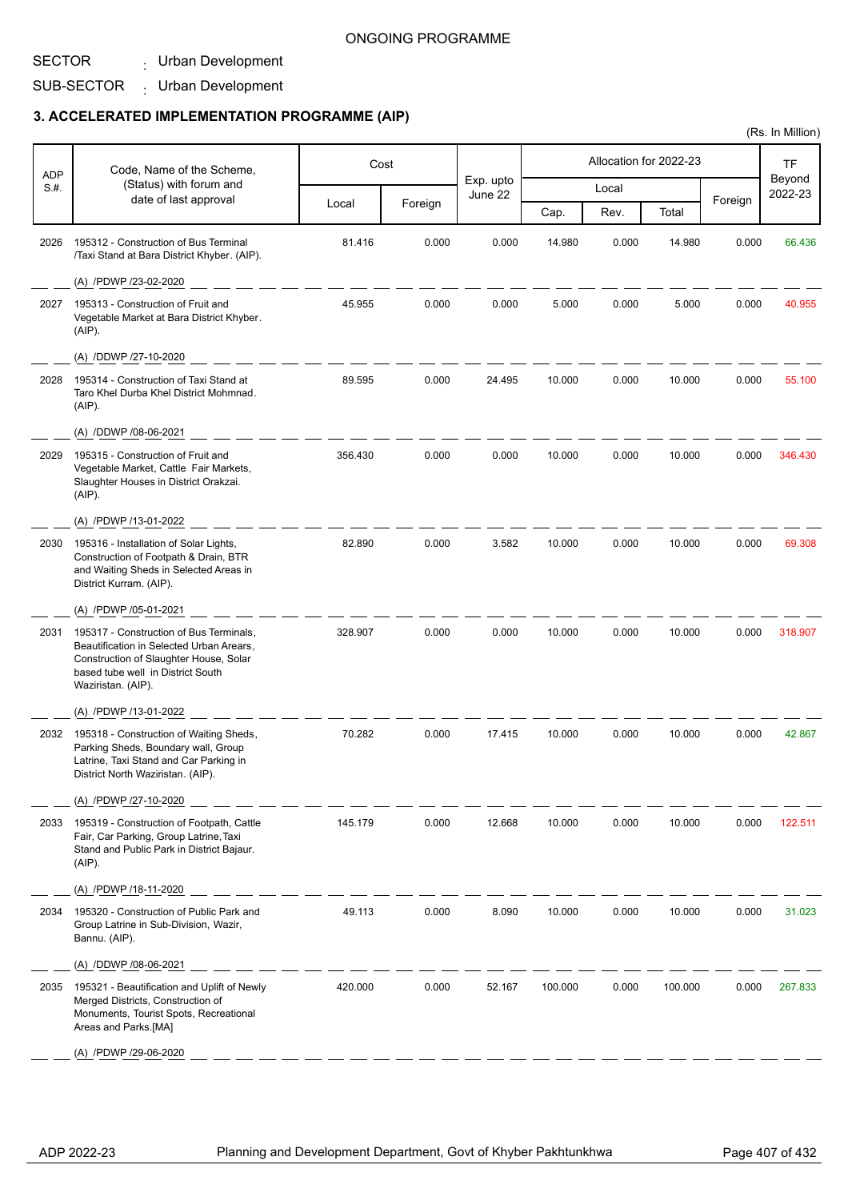ONGOING PROGRAMME

SECTOR : Urban Development

SUB-SECTOR : Urban Development

### 3. ACCELERATED IMPLEMENTATION PROGRAMME (AIP)

(Rs. In Million)

| ADP S.#. | Code, Name of the Scheme, (Status) with forum and date of last approval | Cost | | Exp. upto June 22 | Allocation for 2022-23 | | | | TF Beyond 2022-23 |
|---|---|---|---|---|---|---|---|---|---|
| | | Local | Foreign | | Local | | | Foreign | |
| | | | | | Cap. | Rev. | Total | | |
| 2026 | 195312 - Construction of Bus Terminal /Taxi Stand at Bara District Khyber. (AIP). (A) /PDWP /23-02-2020 | 81.416 | 0.000 | 0.000 | 14.980 | 0.000 | 14.980 | 0.000 | 66.436 |
| 2027 | 195313 - Construction of Fruit and Vegetable Market at Bara District Khyber. (AIP). (A) /DDWP /27-10-2020 | 45.955 | 0.000 | 0.000 | 5.000 | 0.000 | 5.000 | 0.000 | 40.955 |
| 2028 | 195314 - Construction of Taxi Stand at Taro Khel Durba Khel District Mohmnad. (AIP). (A) /DDWP /08-06-2021 | 89.595 | 0.000 | 24.495 | 10.000 | 0.000 | 10.000 | 0.000 | 55.100 |
| 2029 | 195315 - Construction of Fruit and Vegetable Market, Cattle Fair Markets, Slaughter Houses in District Orakzai. (AIP). (A) /PDWP /13-01-2022 | 356.430 | 0.000 | 0.000 | 10.000 | 0.000 | 10.000 | 0.000 | 346.430 |
| 2030 | 195316 - Installation of Solar Lights, Construction of Footpath & Drain, BTR and Waiting Sheds in Selected Areas in District Kurram. (AIP). (A) /PDWP /05-01-2021 | 82.890 | 0.000 | 3.582 | 10.000 | 0.000 | 10.000 | 0.000 | 69.308 |
| 2031 | 195317 - Construction of Bus Terminals, Beautification in Selected Urban Arears, Construction of Slaughter House, Solar based tube well in District South Waziristan. (AIP). (A) /PDWP /13-01-2022 | 328.907 | 0.000 | 0.000 | 10.000 | 0.000 | 10.000 | 0.000 | 318.907 |
| 2032 | 195318 - Construction of Waiting Sheds, Parking Sheds, Boundary wall, Group Latrine, Taxi Stand and Car Parking in District North Waziristan. (AIP). (A) /PDWP /27-10-2020 | 70.282 | 0.000 | 17.415 | 10.000 | 0.000 | 10.000 | 0.000 | 42.867 |
| 2033 | 195319 - Construction of Footpath, Cattle Fair, Car Parking, Group Latrine, Taxi Stand and Public Park in District Bajaur. (AIP). (A) /PDWP /18-11-2020 | 145.179 | 0.000 | 12.668 | 10.000 | 0.000 | 10.000 | 0.000 | 122.511 |
| 2034 | 195320 - Construction of Public Park and Group Latrine in Sub-Division, Wazir, Bannu. (AIP). (A) /DDWP /08-06-2021 | 49.113 | 0.000 | 8.090 | 10.000 | 0.000 | 10.000 | 0.000 | 31.023 |
| 2035 | 195321 - Beautification and Uplift of Newly Merged Districts, Construction of Monuments, Tourist Spots, Recreational Areas and Parks.[MA] (A) /PDWP /29-06-2020 | 420.000 | 0.000 | 52.167 | 100.000 | 0.000 | 100.000 | 0.000 | 267.833 |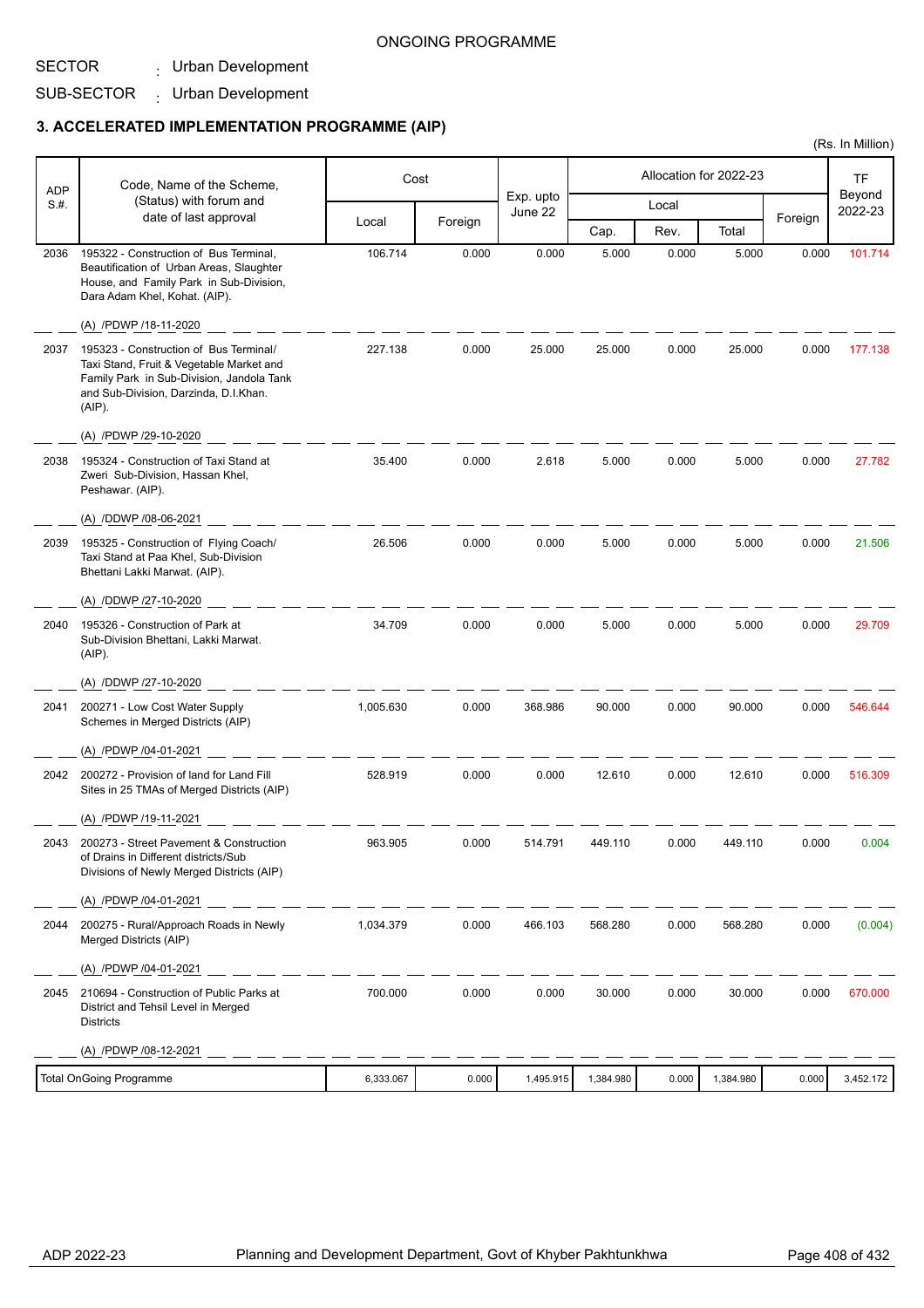ONGOING PROGRAMME

SECTOR : Urban Development

SUB-SECTOR : Urban Development

### 3. ACCELERATED IMPLEMENTATION PROGRAMME (AIP)

(Rs. In Million)

| ADP S.#. | Code, Name of the Scheme, (Status) with forum and date of last approval | Cost | | Exp. upto June 22 | Allocation for 2022-23 | | | | TF Beyond 2022-23 |
|---|---|---|---|---|---|---|---|---|---|
| | | Local | Foreign | | Local | | | Foreign | |
| | | | | | Cap. | Rev. | Total | | |
| 2036 | 195322 - Construction of Bus Terminal, Beautification of Urban Areas, Slaughter House, and Family Park in Sub-Division, Dara Adam Khel, Kohat. (AIP). (A) /PDWP /18-11-2020 | 106.714 | 0.000 | 0.000 | 5.000 | 0.000 | 5.000 | 0.000 | 101.714 |
| 2037 | 195323 - Construction of Bus Terminal/ Taxi Stand, Fruit & Vegetable Market and Family Park in Sub-Division, Jandola Tank and Sub-Division, Darzinda, D.I.Khan. (AIP). (A) /PDWP /29-10-2020 | 227.138 | 0.000 | 25.000 | 25.000 | 0.000 | 25.000 | 0.000 | 177.138 |
| 2038 | 195324 - Construction of Taxi Stand at Zweri Sub-Division, Hassan Khel, Peshawar. (AIP). (A) /DDWP /08-06-2021 | 35.400 | 0.000 | 2.618 | 5.000 | 0.000 | 5.000 | 0.000 | 27.782 |
| 2039 | 195325 - Construction of Flying Coach/ Taxi Stand at Paa Khel, Sub-Division Bhettani Lakki Marwat. (AIP). (A) /DDWP /27-10-2020 | 26.506 | 0.000 | 0.000 | 5.000 | 0.000 | 5.000 | 0.000 | 21.506 |
| 2040 | 195326 - Construction of Park at Sub-Division Bhettani, Lakki Marwat. (AIP). (A) /DDWP /27-10-2020 | 34.709 | 0.000 | 0.000 | 5.000 | 0.000 | 5.000 | 0.000 | 29.709 |
| 2041 | 200271 - Low Cost Water Supply Schemes in Merged Districts (AIP) (A) /PDWP /04-01-2021 | 1,005.630 | 0.000 | 368.986 | 90.000 | 0.000 | 90.000 | 0.000 | 546.644 |
| 2042 | 200272 - Provision of land for Land Fill Sites in 25 TMAs of Merged Districts (AIP) (A) /PDWP /19-11-2021 | 528.919 | 0.000 | 0.000 | 12.610 | 0.000 | 12.610 | 0.000 | 516.309 |
| 2043 | 200273 - Street Pavement & Construction of Drains in Different districts/Sub Divisions of Newly Merged Districts (AIP) (A) /PDWP /04-01-2021 | 963.905 | 0.000 | 514.791 | 449.110 | 0.000 | 449.110 | 0.000 | 0.004 |
| 2044 | 200275 - Rural/Approach Roads in Newly Merged Districts (AIP) (A) /PDWP /04-01-2021 | 1,034.379 | 0.000 | 466.103 | 568.280 | 0.000 | 568.280 | 0.000 | (0.004) |
| 2045 | 210694 - Construction of Public Parks at District and Tehsil Level in Merged Districts (A) /PDWP /08-12-2021 | 700.000 | 0.000 | 0.000 | 30.000 | 0.000 | 30.000 | 0.000 | 670.000 |
| | Total OnGoing Programme | 6,333.067 | 0.000 | 1,495.915 | 1,384.980 | 0.000 | 1,384.980 | 0.000 | 3,452.172 |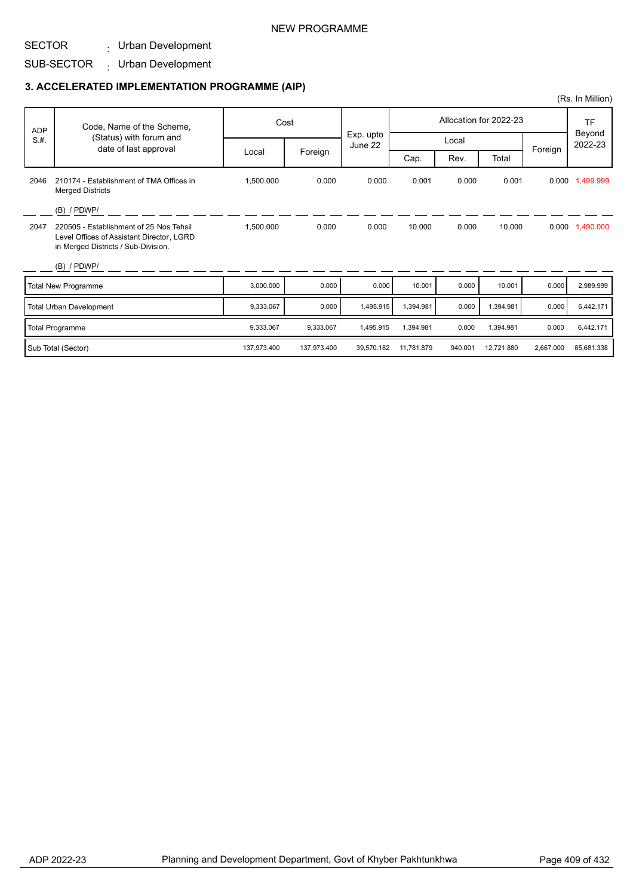NEW PROGRAMME

SECTOR : Urban Development

SUB-SECTOR : Urban Development

### 3. ACCELERATED IMPLEMENTATION PROGRAMME (AIP)

(Rs. In Million)

| ADP S.#. | Code, Name of the Scheme, (Status) with forum and date of last approval | Cost | | Exp. upto June 22 | Allocation for 2022-23 | | | | TF Beyond 2022-23 |
|---|---|---|---|---|---|---|---|---|---|
| | | Local | Foreign | | Local | | | Foreign | |
| | | | | | Cap. | Rev. | Total | | |
| 2046 | 210174 - Establishment of TMA Offices in Merged Districts<br>(B) / PDWP/ | 1,500.000 | 0.000 | 0.000 | 0.001 | 0.000 | 0.001 | 0.000 | 1,499.999 |
| 2047 | 220505 - Establishment of 25 Nos Tehsil Level Offices of Assistant Director, LGRD in Merged Districts / Sub-Division.<br>(B) / PDWP/ | 1,500.000 | 0.000 | 0.000 | 10.000 | 0.000 | 10.000 | 0.000 | 1,490.000 |
| Total New Programme | | 3,000.000 | 0.000 | 0.000 | 10.001 | 0.000 | 10.001 | 0.000 | 2,989.999 |
| Total Urban Development | | 9,333.067 | 0.000 | 1,495.915 | 1,394.981 | 0.000 | 1,394.981 | 0.000 | 6,442.171 |
| Total Programme | | 9,333.067 | 9,333.067 | 1,495.915 | 1,394.981 | 0.000 | 1,394.981 | 0.000 | 6,442.171 |
| Sub Total (Sector) | | 137,973.400 | 137,973.400 | 39,570.182 | 11,781.879 | 940.001 | 12,721.880 | 2,667.000 | 85,681.338 |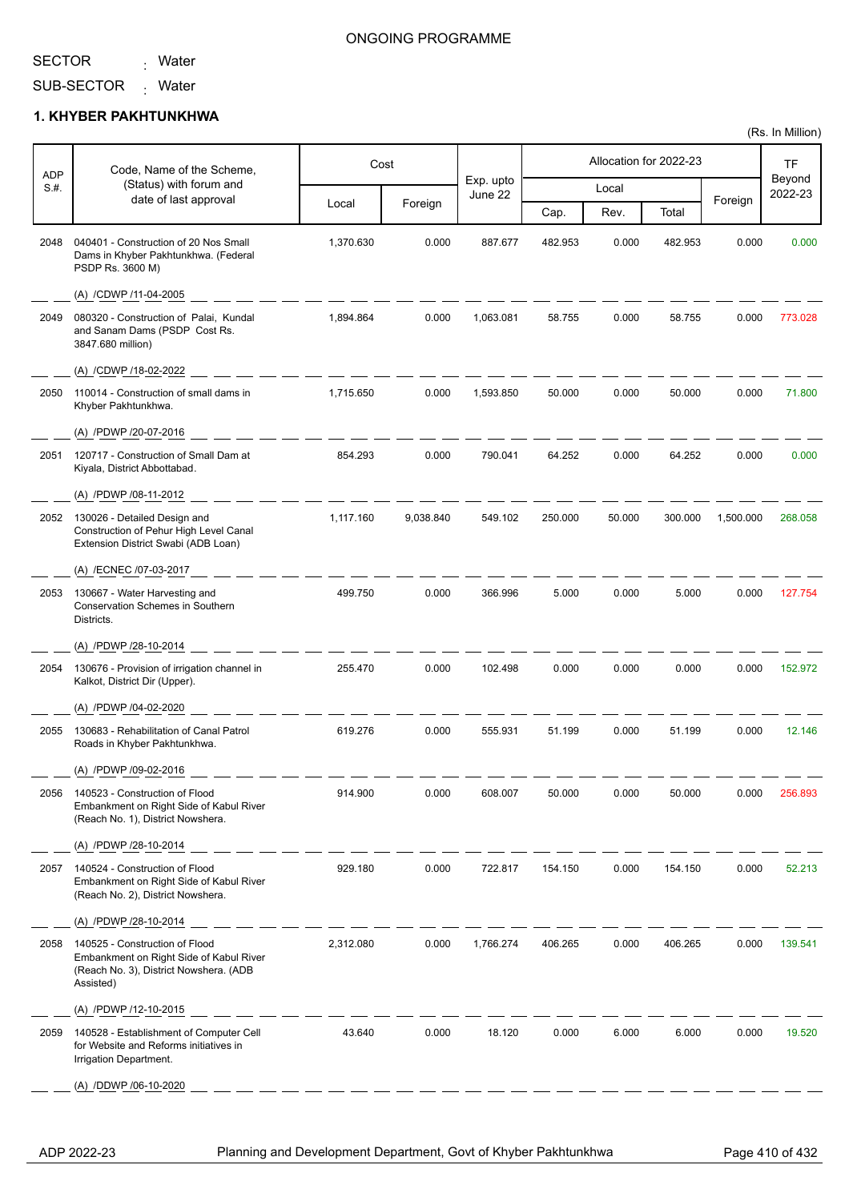ONGOING PROGRAMME

SECTOR : Water

SUB-SECTOR : Water

## 1. KHYBER PAKHTUNKHWA

(Rs. In Million)

| ADP S.#. | Code, Name of the Scheme, (Status) with forum and date of last approval | Cost | | Exp. upto June 22 | Allocation for 2022-23 | | | | TF Beyond 2022-23 |
|---|---|---|---|---|---|---|---|---|---|
| | | Local | Foreign | | Local | | | Foreign | |
| | | | | | Cap. | Rev. | Total | | |
| 2048 | 040401 - Construction of 20 Nos Small Dams in Khyber Pakhtunkhwa. (Federal PSDP Rs. 3600 M)<br>(A) /CDWP /11-04-2005 | 1,370.630 | 0.000 | 887.677 | 482.953 | 0.000 | 482.953 | 0.000 | 0.000 |
| 2049 | 080320 - Construction of Palai, Kundal and Sanam Dams (PSDP Cost Rs. 3847.680 million)<br>(A) /CDWP /18-02-2022 | 1,894.864 | 0.000 | 1,063.081 | 58.755 | 0.000 | 58.755 | 0.000 | 773.028 |
| 2050 | 110014 - Construction of small dams in Khyber Pakhtunkhwa.<br>(A) /PDWP /20-07-2016 | 1,715.650 | 0.000 | 1,593.850 | 50.000 | 0.000 | 50.000 | 0.000 | 71.800 |
| 2051 | 120717 - Construction of Small Dam at Kiyala, District Abbottabad.<br>(A) /PDWP /08-11-2012 | 854.293 | 0.000 | 790.041 | 64.252 | 0.000 | 64.252 | 0.000 | 0.000 |
| 2052 | 130026 - Detailed Design and Construction of Pehur High Level Canal Extension District Swabi (ADB Loan)<br>(A) /ECNEC /07-03-2017 | 1,117.160 | 9,038.840 | 549.102 | 250.000 | 50.000 | 300.000 | 1,500.000 | 268.058 |
| 2053 | 130667 - Water Harvesting and Conservation Schemes in Southern Districts.<br>(A) /PDWP /28-10-2014 | 499.750 | 0.000 | 366.996 | 5.000 | 0.000 | 5.000 | 0.000 | 127.754 |
| 2054 | 130676 - Provision of irrigation channel in Kalkot, District Dir (Upper).<br>(A) /PDWP /04-02-2020 | 255.470 | 0.000 | 102.498 | 0.000 | 0.000 | 0.000 | 0.000 | 152.972 |
| 2055 | 130683 - Rehabilitation of Canal Patrol Roads in Khyber Pakhtunkhwa.<br>(A) /PDWP /09-02-2016 | 619.276 | 0.000 | 555.931 | 51.199 | 0.000 | 51.199 | 0.000 | 12.146 |
| 2056 | 140523 - Construction of Flood Embankment on Right Side of Kabul River (Reach No. 1), District Nowshera.<br>(A) /PDWP /28-10-2014 | 914.900 | 0.000 | 608.007 | 50.000 | 0.000 | 50.000 | 0.000 | 256.893 |
| 2057 | 140524 - Construction of Flood Embankment on Right Side of Kabul River (Reach No. 2), District Nowshera.<br>(A) /PDWP /28-10-2014 | 929.180 | 0.000 | 722.817 | 154.150 | 0.000 | 154.150 | 0.000 | 52.213 |
| 2058 | 140525 - Construction of Flood Embankment on Right Side of Kabul River (Reach No. 3), District Nowshera. (ADB Assisted)<br>(A) /PDWP /12-10-2015 | 2,312.080 | 0.000 | 1,766.274 | 406.265 | 0.000 | 406.265 | 0.000 | 139.541 |
| 2059 | 140528 - Establishment of Computer Cell for Website and Reforms initiatives in Irrigation Department.<br>(A) /DDWP /06-10-2020 | 43.640 | 0.000 | 18.120 | 0.000 | 6.000 | 6.000 | 0.000 | 19.520 |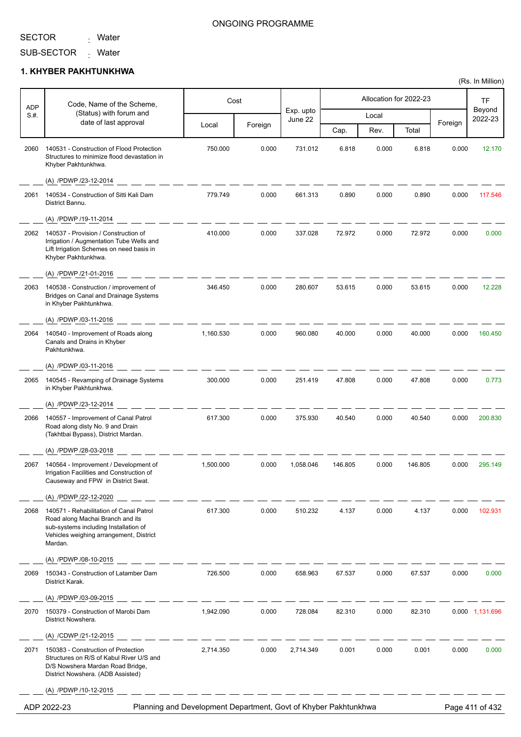ONGOING PROGRAMME

SECTOR : Water

SUB-SECTOR : Water

## 1. KHYBER PAKHTUNKHWA

(Rs. In Million)

| ADP S.#. | Code, Name of the Scheme, (Status) with forum and date of last approval | Cost | | Exp. upto June 22 | Allocation for 2022-23 | | | | TF Beyond 2022-23 |
|---|---|---|---|---|---|---|---|---|---|
| | | Local | Foreign | | Local | | | Foreign | |
| | | | | | Cap. | Rev. | Total | | |
| 2060 | 140531 - Construction of Flood Protection Structures to minimize flood devastation in Khyber Pakhtunkhwa. (A) /PDWP /23-12-2014 | 750.000 | 0.000 | 731.012 | 6.818 | 0.000 | 6.818 | 0.000 | 12.170 |
| 2061 | 140534 - Construction of Sitti Kali Dam District Bannu. (A) /PDWP /19-11-2014 | 779.749 | 0.000 | 661.313 | 0.890 | 0.000 | 0.890 | 0.000 | 117.546 |
| 2062 | 140537 - Provision / Construction of Irrigation / Augmentation Tube Wells and Lift Irrigation Schemes on need basis in Khyber Pakhtunkhwa. (A) /PDWP /21-01-2016 | 410.000 | 0.000 | 337.028 | 72.972 | 0.000 | 72.972 | 0.000 | 0.000 |
| 2063 | 140538 - Construction / improvement of Bridges on Canal and Drainage Systems in Khyber Pakhtunkhwa. (A) /PDWP /03-11-2016 | 346.450 | 0.000 | 280.607 | 53.615 | 0.000 | 53.615 | 0.000 | 12.228 |
| 2064 | 140540 - Improvement of Roads along Canals and Drains in Khyber Pakhtunkhwa. (A) /PDWP /03-11-2016 | 1,160.530 | 0.000 | 960.080 | 40.000 | 0.000 | 40.000 | 0.000 | 160.450 |
| 2065 | 140545 - Revamping of Drainage Systems in Khyber Pakhtunkhwa. (A) /PDWP /23-12-2014 | 300.000 | 0.000 | 251.419 | 47.808 | 0.000 | 47.808 | 0.000 | 0.773 |
| 2066 | 140557 - Improvement of Canal Patrol Road along disty No. 9 and Drain (Takhtbai Bypass), District Mardan. (A) /PDWP /28-03-2018 | 617.300 | 0.000 | 375.930 | 40.540 | 0.000 | 40.540 | 0.000 | 200.830 |
| 2067 | 140564 - Improvement / Development of Irrigation Facilities and Construction of Causeway and FPW in District Swat. (A) /PDWP /22-12-2020 | 1,500.000 | 0.000 | 1,058.046 | 146.805 | 0.000 | 146.805 | 0.000 | 295.149 |
| 2068 | 140571 - Rehabilitation of Canal Patrol Road along Machai Branch and its sub-systems including Installation of Vehicles weighing arrangement, District Mardan. (A) /PDWP /08-10-2015 | 617.300 | 0.000 | 510.232 | 4.137 | 0.000 | 4.137 | 0.000 | 102.931 |
| 2069 | 150343 - Construction of Latamber Dam District Karak. (A) /PDWP /03-09-2015 | 726.500 | 0.000 | 658.963 | 67.537 | 0.000 | 67.537 | 0.000 | 0.000 |
| 2070 | 150379 - Construction of Marobi Dam District Nowshera. (A) /CDWP /21-12-2015 | 1,942.090 | 0.000 | 728.084 | 82.310 | 0.000 | 82.310 | 0.000 | 1,131.696 |
| 2071 | 150383 - Construction of Protection Structures on R/S of Kabul River U/S and D/S Nowshera Mardan Road Bridge, District Nowshera. (ADB Assisted) (A) /PDWP /10-12-2015 | 2,714.350 | 0.000 | 2,714.349 | 0.001 | 0.000 | 0.001 | 0.000 | 0.000 |

ADP 2022-23 — Planning and Development Department, Govt of Khyber Pakhtunkhwa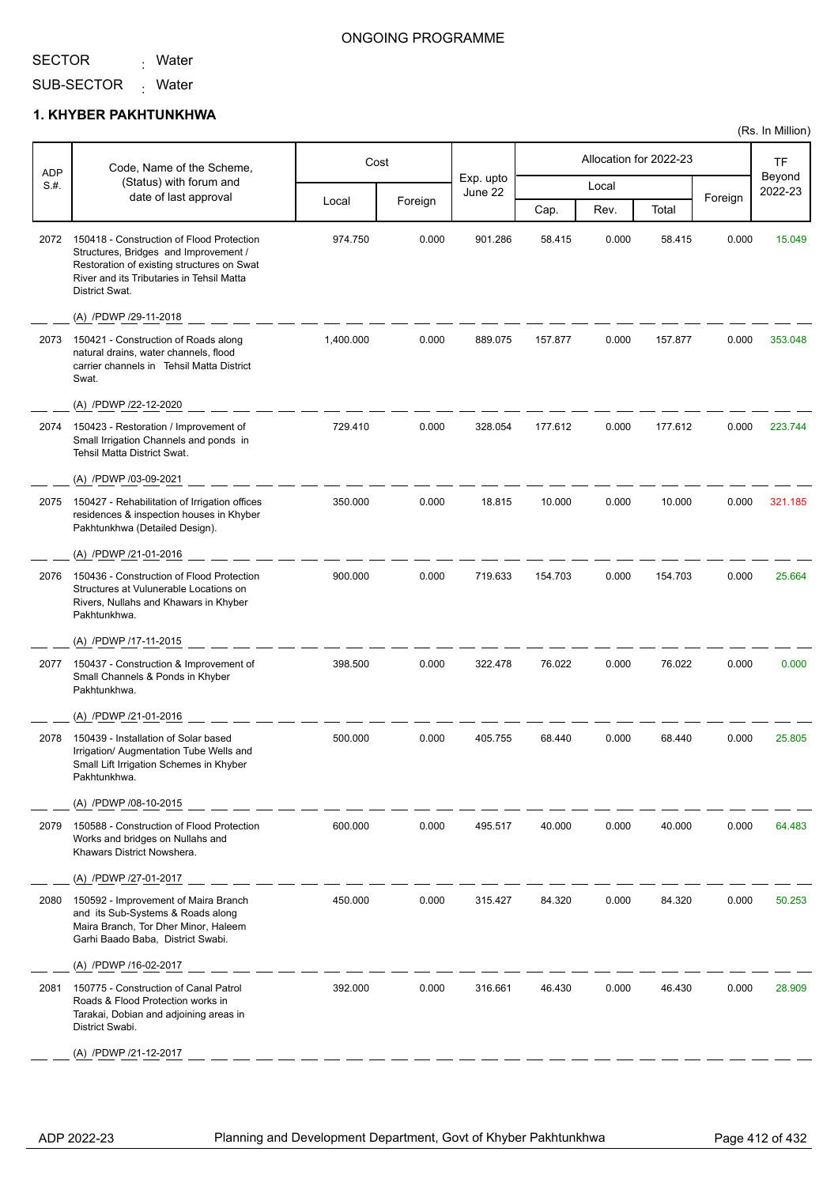ONGOING PROGRAMME

SECTOR : Water

SUB-SECTOR : Water

## 1. KHYBER PAKHTUNKHWA

(Rs. In Million)

| ADP S.#. | Code, Name of the Scheme, (Status) with forum and date of last approval | Cost | | Exp. upto June 22 | Allocation for 2022-23 | | | | TF Beyond 2022-23 |
|---|---|---|---|---|---|---|---|---|---|
| | | Local | Foreign | | Local | | | Foreign | |
| | | | | | Cap. | Rev. | Total | | |
| 2072 | 150418 - Construction of Flood Protection Structures, Bridges and Improvement / Restoration of existing structures on Swat River and its Tributaries in Tehsil Matta District Swat. (A) /PDWP /29-11-2018 | 974.750 | 0.000 | 901.286 | 58.415 | 0.000 | 58.415 | 0.000 | 15.049 |
| 2073 | 150421 - Construction of Roads along natural drains, water channels, flood carrier channels in Tehsil Matta District Swat. (A) /PDWP /22-12-2020 | 1,400.000 | 0.000 | 889.075 | 157.877 | 0.000 | 157.877 | 0.000 | 353.048 |
| 2074 | 150423 - Restoration / Improvement of Small Irrigation Channels and ponds in Tehsil Matta District Swat. (A) /PDWP /03-09-2021 | 729.410 | 0.000 | 328.054 | 177.612 | 0.000 | 177.612 | 0.000 | 223.744 |
| 2075 | 150427 - Rehabilitation of Irrigation offices residences & inspection houses in Khyber Pakhtunkhwa (Detailed Design). (A) /PDWP /21-01-2016 | 350.000 | 0.000 | 18.815 | 10.000 | 0.000 | 10.000 | 0.000 | 321.185 |
| 2076 | 150436 - Construction of Flood Protection Structures at Vulunerable Locations on Rivers, Nullahs and Khawars in Khyber Pakhtunkhwa. (A) /PDWP /17-11-2015 | 900.000 | 0.000 | 719.633 | 154.703 | 0.000 | 154.703 | 0.000 | 25.664 |
| 2077 | 150437 - Construction & Improvement of Small Channels & Ponds in Khyber Pakhtunkhwa. (A) /PDWP /21-01-2016 | 398.500 | 0.000 | 322.478 | 76.022 | 0.000 | 76.022 | 0.000 | 0.000 |
| 2078 | 150439 - Installation of Solar based Irrigation/ Augmentation Tube Wells and Small Lift Irrigation Schemes in Khyber Pakhtunkhwa. (A) /PDWP /08-10-2015 | 500.000 | 0.000 | 405.755 | 68.440 | 0.000 | 68.440 | 0.000 | 25.805 |
| 2079 | 150588 - Construction of Flood Protection Works and bridges on Nullahs and Khawars District Nowshera. (A) /PDWP /27-01-2017 | 600.000 | 0.000 | 495.517 | 40.000 | 0.000 | 40.000 | 0.000 | 64.483 |
| 2080 | 150592 - Improvement of Maira Branch and its Sub-Systems & Roads along Maira Branch, Tor Dher Minor, Haleem Garhi Baado Baba, District Swabi. (A) /PDWP /16-02-2017 | 450.000 | 0.000 | 315.427 | 84.320 | 0.000 | 84.320 | 0.000 | 50.253 |
| 2081 | 150775 - Construction of Canal Patrol Roads & Flood Protection works in Tarakai, Dobian and adjoining areas in District Swabi. (A) /PDWP /21-12-2017 | 392.000 | 0.000 | 316.661 | 46.430 | 0.000 | 46.430 | 0.000 | 28.909 |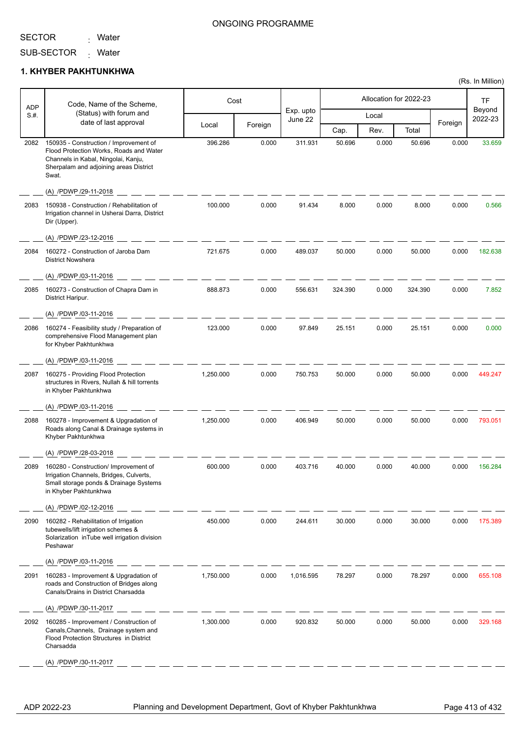ONGOING PROGRAMME

SECTOR : Water

SUB-SECTOR : Water

## 1. KHYBER PAKHTUNKHWA

(Rs. In Million)

| ADP S.#. | Code, Name of the Scheme, (Status) with forum and date of last approval | Cost | | Exp. upto June 22 | Allocation for 2022-23 | | | | TF Beyond 2022-23 |
|---|---|---|---|---|---|---|---|---|---|
| | | Local | Foreign | | Local | | | Foreign | |
| | | | | | Cap. | Rev. | Total | | |
| 2082 | 150935 - Construction / Improvement of Flood Protection Works, Roads and Water Channels in Kabal, Ningolai, Kanju, Sherpalam and adjoining areas District Swat. (A) /PDWP /29-11-2018 | 396.286 | 0.000 | 311.931 | 50.696 | 0.000 | 50.696 | 0.000 | 33.659 |
| 2083 | 150938 - Construction / Rehabilitation of Irrigation channel in Usherai Darra, District Dir (Upper). (A) /PDWP /23-12-2016 | 100.000 | 0.000 | 91.434 | 8.000 | 0.000 | 8.000 | 0.000 | 0.566 |
| 2084 | 160272 - Construction of Jaroba Dam District Nowshera (A) /PDWP /03-11-2016 | 721.675 | 0.000 | 489.037 | 50.000 | 0.000 | 50.000 | 0.000 | 182.638 |
| 2085 | 160273 - Construction of Chapra Dam in District Haripur. (A) /PDWP /03-11-2016 | 888.873 | 0.000 | 556.631 | 324.390 | 0.000 | 324.390 | 0.000 | 7.852 |
| 2086 | 160274 - Feasibility study / Preparation of comprehensive Flood Management plan for Khyber Pakhtunkhwa (A) /PDWP /03-11-2016 | 123.000 | 0.000 | 97.849 | 25.151 | 0.000 | 25.151 | 0.000 | 0.000 |
| 2087 | 160275 - Providing Flood Protection structures in Rivers, Nullah & hill torrents in Khyber Pakhtunkhwa (A) /PDWP /03-11-2016 | 1,250.000 | 0.000 | 750.753 | 50.000 | 0.000 | 50.000 | 0.000 | 449.247 |
| 2088 | 160278 - Improvement & Upgradation of Roads along Canal & Drainage systems in Khyber Pakhtunkhwa (A) /PDWP /28-03-2018 | 1,250.000 | 0.000 | 406.949 | 50.000 | 0.000 | 50.000 | 0.000 | 793.051 |
| 2089 | 160280 - Construction/ Improvement of Irrigation Channels, Bridges, Culverts, Small storage ponds & Drainage Systems in Khyber Pakhtunkhwa (A) /PDWP /02-12-2016 | 600.000 | 0.000 | 403.716 | 40.000 | 0.000 | 40.000 | 0.000 | 156.284 |
| 2090 | 160282 - Rehabilitation of Irrigation tubewells/lift irrigation schemes & Solarization inTube well irrigation division Peshawar (A) /PDWP /03-11-2016 | 450.000 | 0.000 | 244.611 | 30.000 | 0.000 | 30.000 | 0.000 | 175.389 |
| 2091 | 160283 - Improvement & Upgradation of roads and Construction of Bridges along Canals/Drains in District Charsadda (A) /PDWP /30-11-2017 | 1,750.000 | 0.000 | 1,016.595 | 78.297 | 0.000 | 78.297 | 0.000 | 655.108 |
| 2092 | 160285 - Improvement / Construction of Canals,Channels, Drainage system and Flood Protection Structures in District Charsadda (A) /PDWP /30-11-2017 | 1,300.000 | 0.000 | 920.832 | 50.000 | 0.000 | 50.000 | 0.000 | 329.168 |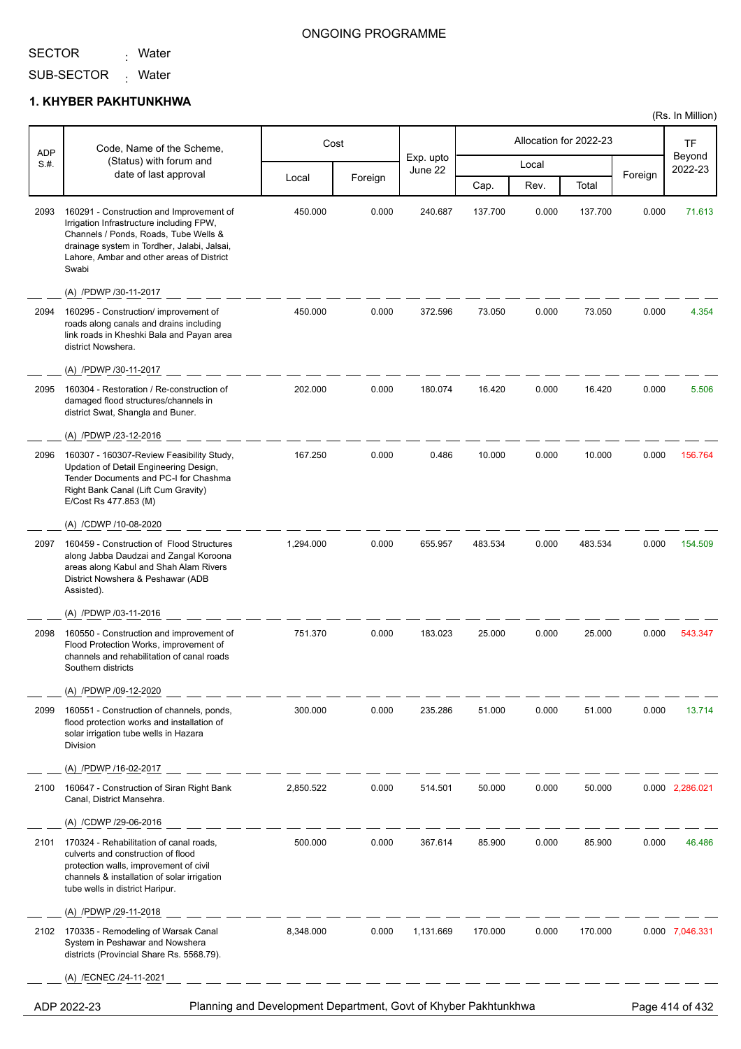ONGOING PROGRAMME

SECTOR : Water

SUB-SECTOR : Water

## 1. KHYBER PAKHTUNKHWA

(Rs. In Million)

| ADP S.#. | Code, Name of the Scheme, (Status) with forum and date of last approval | Cost | | Exp. upto June 22 | Allocation for 2022-23 | | | | TF Beyond 2022-23 |
|---|---|---|---|---|---|---|---|---|---|
| | | Local | Foreign | | Local | | | Foreign | |
| | | | | | Cap. | Rev. | Total | | |
| 2093 | 160291 - Construction and Improvement of Irrigation Infrastructure including FPW, Channels / Ponds, Roads, Tube Wells & drainage system in Tordher, Jalabi, Jalsai, Lahore, Ambar and other areas of District Swabi<br>(A) /PDWP /30-11-2017 | 450.000 | 0.000 | 240.687 | 137.700 | 0.000 | 137.700 | 0.000 | 71.613 |
| 2094 | 160295 - Construction/ improvement of roads along canals and drains including link roads in Kheshki Bala and Payan area district Nowshera.<br>(A) /PDWP /30-11-2017 | 450.000 | 0.000 | 372.596 | 73.050 | 0.000 | 73.050 | 0.000 | 4.354 |
| 2095 | 160304 - Restoration / Re-construction of damaged flood structures/channels in district Swat, Shangla and Buner.<br>(A) /PDWP /23-12-2016 | 202.000 | 0.000 | 180.074 | 16.420 | 0.000 | 16.420 | 0.000 | 5.506 |
| 2096 | 160307 - 160307-Review Feasibility Study, Updation of Detail Engineering Design, Tender Documents and PC-I for Chashma Right Bank Canal (Lift Cum Gravity) E/Cost Rs 477.853 (M)<br>(A) /CDWP /10-08-2020 | 167.250 | 0.000 | 0.486 | 10.000 | 0.000 | 10.000 | 0.000 | 156.764 |
| 2097 | 160459 - Construction of Flood Structures along Jabba Daudzai and Zangal Koroona areas along Kabul and Shah Alam Rivers District Nowshera & Peshawar (ADB Assisted).<br>(A) /PDWP /03-11-2016 | 1,294.000 | 0.000 | 655.957 | 483.534 | 0.000 | 483.534 | 0.000 | 154.509 |
| 2098 | 160550 - Construction and improvement of Flood Protection Works, improvement of channels and rehabilitation of canal roads Southern districts<br>(A) /PDWP /09-12-2020 | 751.370 | 0.000 | 183.023 | 25.000 | 0.000 | 25.000 | 0.000 | 543.347 |
| 2099 | 160551 - Construction of channels, ponds, flood protection works and installation of solar irrigation tube wells in Hazara Division<br>(A) /PDWP /16-02-2017 | 300.000 | 0.000 | 235.286 | 51.000 | 0.000 | 51.000 | 0.000 | 13.714 |
| 2100 | 160647 - Construction of Siran Right Bank Canal, District Mansehra.<br>(A) /CDWP /29-06-2016 | 2,850.522 | 0.000 | 514.501 | 50.000 | 0.000 | 50.000 | 0.000 | 2,286.021 |
| 2101 | 170324 - Rehabilitation of canal roads, culverts and construction of flood protection walls, improvement of civil channels & installation of solar irrigation tube wells in district Haripur.<br>(A) /PDWP /29-11-2018 | 500.000 | 0.000 | 367.614 | 85.900 | 0.000 | 85.900 | 0.000 | 46.486 |
| 2102 | 170335 - Remodeling of Warsak Canal System in Peshawar and Nowshera districts (Provincial Share Rs. 5568.79).<br>(A) /ECNEC /24-11-2021 | 8,348.000 | 0.000 | 1,131.669 | 170.000 | 0.000 | 170.000 | 0.000 | 7,046.331 |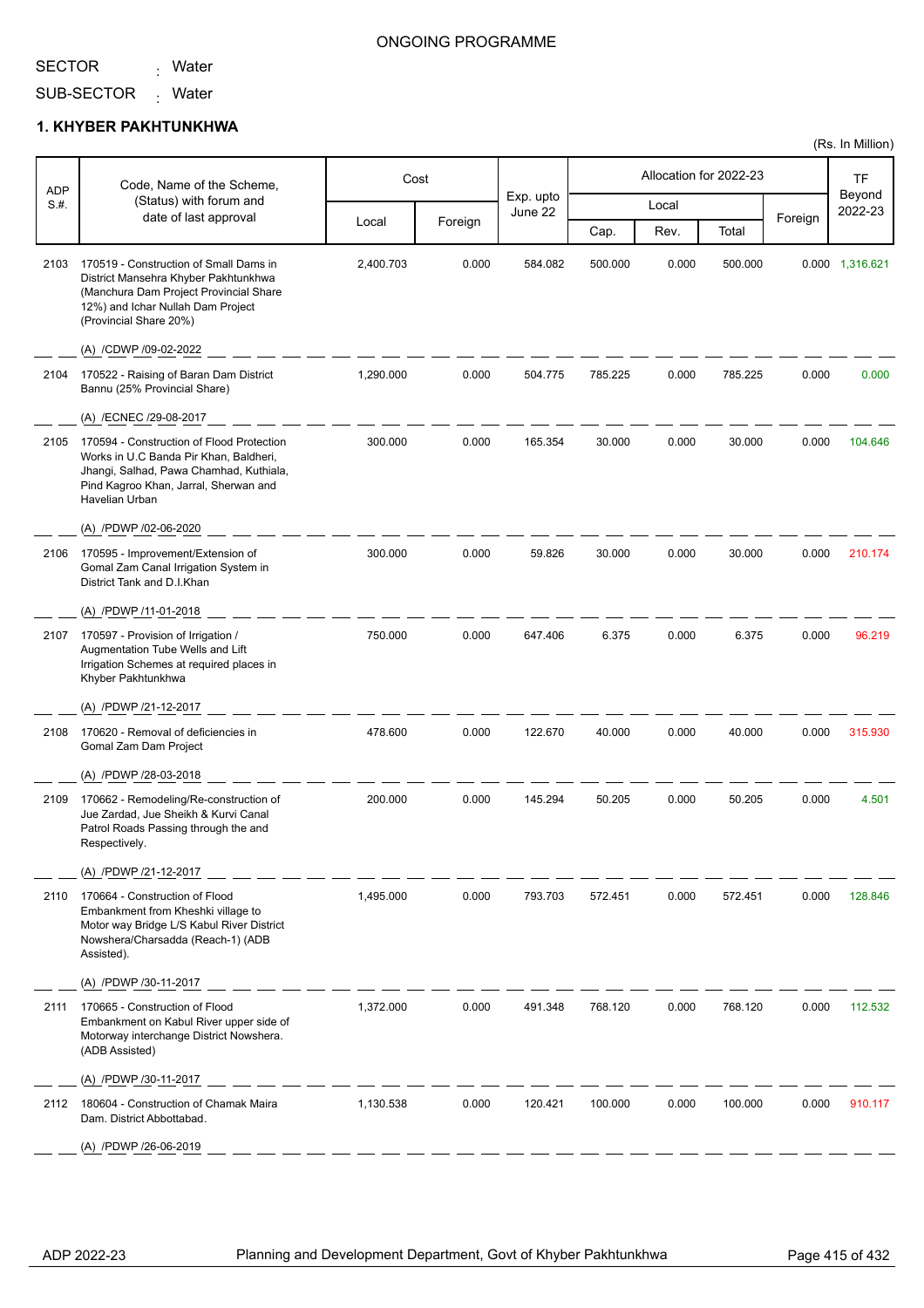ONGOING PROGRAMME

SECTOR : Water

SUB-SECTOR : Water

## 1. KHYBER PAKHTUNKHWA

(Rs. In Million)

| ADP S.#. | Code, Name of the Scheme, (Status) with forum and date of last approval | Cost | | Exp. upto June 22 | Allocation for 2022-23 | | | | TF Beyond 2022-23 |
|---|---|---|---|---|---|---|---|---|---|
| | | Local | Foreign | | Local | | | Foreign | |
| | | | | | Cap. | Rev. | Total | | |
| 2103 | 170519 - Construction of Small Dams in District Mansehra Khyber Pakhtunkhwa (Manchura Dam Project Provincial Share 12%) and Ichar Nullah Dam Project (Provincial Share 20%)<br>(A) /CDWP /09-02-2022 | 2,400.703 | 0.000 | 584.082 | 500.000 | 0.000 | 500.000 | 0.000 | 1,316.621 |
| 2104 | 170522 - Raising of Baran Dam District Bannu (25% Provincial Share)<br>(A) /ECNEC /29-08-2017 | 1,290.000 | 0.000 | 504.775 | 785.225 | 0.000 | 785.225 | 0.000 | 0.000 |
| 2105 | 170594 - Construction of Flood Protection Works in U.C Banda Pir Khan, Baldheri, Jhangi, Salhad, Pawa Chamhad, Kuthiala, Pind Kagroo Khan, Jarral, Sherwan and Havelian Urban<br>(A) /PDWP /02-06-2020 | 300.000 | 0.000 | 165.354 | 30.000 | 0.000 | 30.000 | 0.000 | 104.646 |
| 2106 | 170595 - Improvement/Extension of Gomal Zam Canal Irrigation System in District Tank and D.I.Khan<br>(A) /PDWP /11-01-2018 | 300.000 | 0.000 | 59.826 | 30.000 | 0.000 | 30.000 | 0.000 | 210.174 |
| 2107 | 170597 - Provision of Irrigation / Augmentation Tube Wells and Lift Irrigation Schemes at required places in Khyber Pakhtunkhwa<br>(A) /PDWP /21-12-2017 | 750.000 | 0.000 | 647.406 | 6.375 | 0.000 | 6.375 | 0.000 | 96.219 |
| 2108 | 170620 - Removal of deficiencies in Gomal Zam Dam Project<br>(A) /PDWP /28-03-2018 | 478.600 | 0.000 | 122.670 | 40.000 | 0.000 | 40.000 | 0.000 | 315.930 |
| 2109 | 170662 - Remodeling/Re-construction of Jue Zardad, Jue Sheikh & Kurvi Canal Patrol Roads Passing through the and Respectively.<br>(A) /PDWP /21-12-2017 | 200.000 | 0.000 | 145.294 | 50.205 | 0.000 | 50.205 | 0.000 | 4.501 |
| 2110 | 170664 - Construction of Flood Embankment from Kheshki village to Motor way Bridge L/S Kabul River District Nowshera/Charsadda (Reach-1) (ADB Assisted).<br>(A) /PDWP /30-11-2017 | 1,495.000 | 0.000 | 793.703 | 572.451 | 0.000 | 572.451 | 0.000 | 128.846 |
| 2111 | 170665 - Construction of Flood Embankment on Kabul River upper side of Motorway interchange District Nowshera. (ADB Assisted)<br>(A) /PDWP /30-11-2017 | 1,372.000 | 0.000 | 491.348 | 768.120 | 0.000 | 768.120 | 0.000 | 112.532 |
| 2112 | 180604 - Construction of Chamak Maira Dam. District Abbottabad.<br>(A) /PDWP /26-06-2019 | 1,130.538 | 0.000 | 120.421 | 100.000 | 0.000 | 100.000 | 0.000 | 910.117 |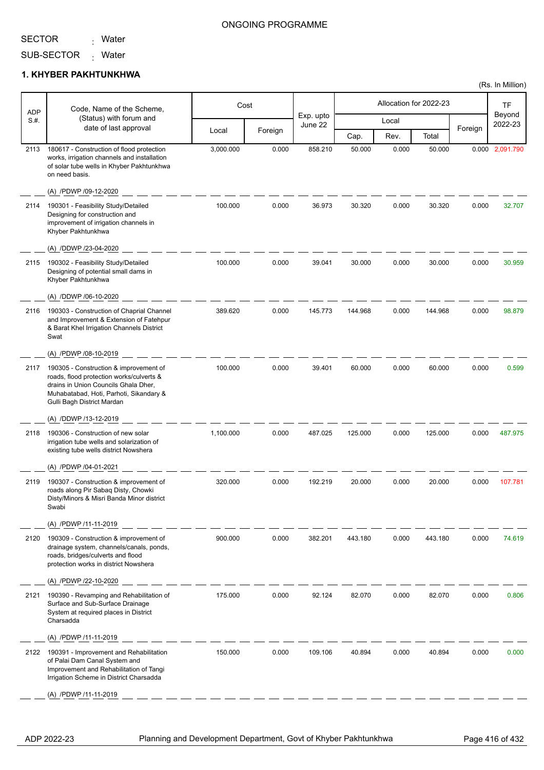ONGOING PROGRAMME

SECTOR : Water

SUB-SECTOR : Water

## 1. KHYBER PAKHTUNKHWA

(Rs. In Million)

| ADP S.#. | Code, Name of the Scheme, (Status) with forum and date of last approval | Cost | | Exp. upto June 22 | Allocation for 2022-23 | | | | TF Beyond 2022-23 |
|---|---|---|---|---|---|---|---|---|---|
| | | Local | Foreign | | Local | | | Foreign | |
| | | | | | Cap. | Rev. | Total | | |
| 2113 | 180617 - Construction of flood protection works, irrigation channels and installation of solar tube wells in Khyber Pakhtunkhwa on need basis.<br>(A) /PDWP /09-12-2020 | 3,000.000 | 0.000 | 858.210 | 50.000 | 0.000 | 50.000 | 0.000 | 2,091.790 |
| 2114 | 190301 - Feasibility Study/Detailed Designing for construction and improvement of irrigation channels in Khyber Pakhtunkhwa<br>(A) /DDWP /23-04-2020 | 100.000 | 0.000 | 36.973 | 30.320 | 0.000 | 30.320 | 0.000 | 32.707 |
| 2115 | 190302 - Feasibility Study/Detailed Designing of potential small dams in Khyber Pakhtunkhwa<br>(A) /DDWP /06-10-2020 | 100.000 | 0.000 | 39.041 | 30.000 | 0.000 | 30.000 | 0.000 | 30.959 |
| 2116 | 190303 - Construction of Chaprial Channel and Improvement & Extension of Fatehpur & Barat Khel Irrigation Channels District Swat<br>(A) /PDWP /08-10-2019 | 389.620 | 0.000 | 145.773 | 144.968 | 0.000 | 144.968 | 0.000 | 98.879 |
| 2117 | 190305 - Construction & improvement of roads, flood protection works/culverts & drains in Union Councils Ghala Dher, Muhabatabad, Hoti, Parhoti, Sikandary & Gulli Bagh District Mardan<br>(A) /DDWP /13-12-2019 | 100.000 | 0.000 | 39.401 | 60.000 | 0.000 | 60.000 | 0.000 | 0.599 |
| 2118 | 190306 - Construction of new solar irrigation tube wells and solarization of existing tube wells district Nowshera<br>(A) /PDWP /04-01-2021 | 1,100.000 | 0.000 | 487.025 | 125.000 | 0.000 | 125.000 | 0.000 | 487.975 |
| 2119 | 190307 - Construction & improvement of roads along Pir Sabaq Disty, Chowki Disty/Minors & Misri Banda Minor district Swabi<br>(A) /PDWP /11-11-2019 | 320.000 | 0.000 | 192.219 | 20.000 | 0.000 | 20.000 | 0.000 | 107.781 |
| 2120 | 190309 - Construction & improvement of drainage system, channels/canals, ponds, roads, bridges/culverts and flood protection works in district Nowshera<br>(A) /PDWP /22-10-2020 | 900.000 | 0.000 | 382.201 | 443.180 | 0.000 | 443.180 | 0.000 | 74.619 |
| 2121 | 190390 - Revamping and Rehabilitation of Surface and Sub-Surface Drainage System at required places in District Charsadda<br>(A) /PDWP /11-11-2019 | 175.000 | 0.000 | 92.124 | 82.070 | 0.000 | 82.070 | 0.000 | 0.806 |
| 2122 | 190391 - Improvement and Rehabilitation of Palai Dam Canal System and Improvement and Rehabilitation of Tangi Irrigation Scheme in District Charsadda<br>(A) /PDWP /11-11-2019 | 150.000 | 0.000 | 109.106 | 40.894 | 0.000 | 40.894 | 0.000 | 0.000 |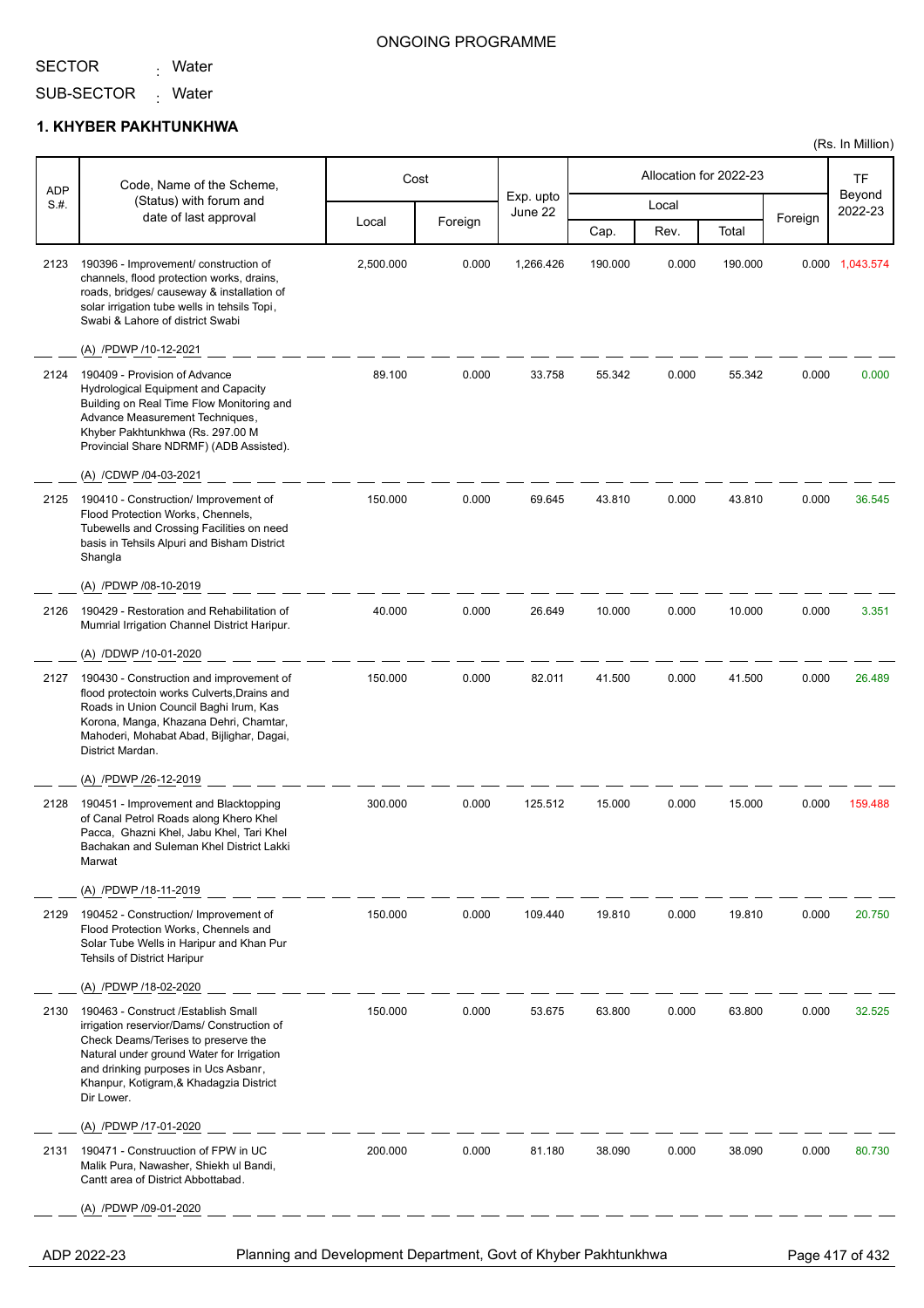ONGOING PROGRAMME

SECTOR : Water

SUB-SECTOR : Water

## 1. KHYBER PAKHTUNKHWA

(Rs. In Million)

| ADP S.#. | Code, Name of the Scheme, (Status) with forum and date of last approval | Cost | | Exp. upto June 22 | Allocation for 2022-23 | | | | TF Beyond 2022-23 |
|---|---|---|---|---|---|---|---|---|---|
| | | Local | Foreign | | Local | | | Foreign | |
| | | | | | Cap. | Rev. | Total | | |
| 2123 | 190396 - Improvement/ construction of channels, flood protection works, drains, roads, bridges/ causeway & installation of solar irrigation tube wells in tehsils Topi, Swabi & Lahore of district Swabi<br>(A) /PDWP /10-12-2021 | 2,500.000 | 0.000 | 1,266.426 | 190.000 | 0.000 | 190.000 | 0.000 | 1,043.574 |
| 2124 | 190409 - Provision of Advance Hydrological Equipment and Capacity Building on Real Time Flow Monitoring and Advance Measurement Techniques, Khyber Pakhtunkhwa (Rs. 297.00 M Provincial Share NDRMF) (ADB Assisted).<br>(A) /CDWP /04-03-2021 | 89.100 | 0.000 | 33.758 | 55.342 | 0.000 | 55.342 | 0.000 | 0.000 |
| 2125 | 190410 - Construction/ Improvement of Flood Protection Works, Chennels, Tubewells and Crossing Facilities on need basis in Tehsils Alpuri and Bisham District Shangla<br>(A) /PDWP /08-10-2019 | 150.000 | 0.000 | 69.645 | 43.810 | 0.000 | 43.810 | 0.000 | 36.545 |
| 2126 | 190429 - Restoration and Rehabilitation of Mumrial Irrigation Channel District Haripur.<br>(A) /DDWP /10-01-2020 | 40.000 | 0.000 | 26.649 | 10.000 | 0.000 | 10.000 | 0.000 | 3.351 |
| 2127 | 190430 - Construction and improvement of flood protectoin works Culverts,Drains and Roads in Union Council Baghi Irum, Kas Korona, Manga, Khazana Dehri, Chamtar, Mahoderi, Mohabat Abad, Bijlighar, Dagai, District Mardan.<br>(A) /PDWP /26-12-2019 | 150.000 | 0.000 | 82.011 | 41.500 | 0.000 | 41.500 | 0.000 | 26.489 |
| 2128 | 190451 - Improvement and Blacktopping of Canal Petrol Roads along Khero Khel Pacca, Ghazni Khel, Jabu Khel, Tari Khel Bachakan and Suleman Khel District Lakki Marwat<br>(A) /PDWP /18-11-2019 | 300.000 | 0.000 | 125.512 | 15.000 | 0.000 | 15.000 | 0.000 | 159.488 |
| 2129 | 190452 - Construction/ Improvement of Flood Protection Works, Chennels and Solar Tube Wells in Haripur and Khan Pur Tehsils of District Haripur<br>(A) /PDWP /18-02-2020 | 150.000 | 0.000 | 109.440 | 19.810 | 0.000 | 19.810 | 0.000 | 20.750 |
| 2130 | 190463 - Construct /Establish Small irrigation reservior/Dams/ Construction of Check Deams/Terises to preserve the Natural under ground Water for Irrigation and drinking purposes in Ucs Asbanr, Khanpur, Kotigram,& Khadagzia District Dir Lower.<br>(A) /PDWP /17-01-2020 | 150.000 | 0.000 | 53.675 | 63.800 | 0.000 | 63.800 | 0.000 | 32.525 |
| 2131 | 190471 - Construuction of FPW in UC Malik Pura, Nawasher, Shiekh ul Bandi, Cantt area of District Abbottabad.<br>(A) /PDWP /09-01-2020 | 200.000 | 0.000 | 81.180 | 38.090 | 0.000 | 38.090 | 0.000 | 80.730 |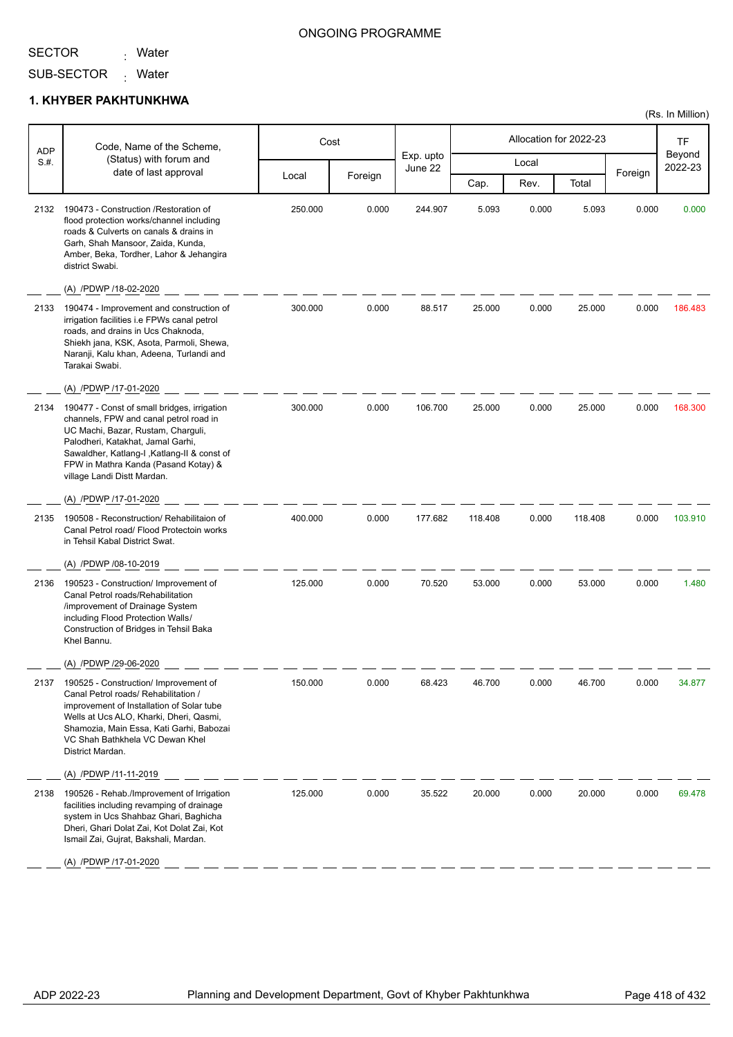ONGOING PROGRAMME

SECTOR : Water

SUB-SECTOR : Water

## 1. KHYBER PAKHTUNKHWA

(Rs. In Million)

| ADP S.#. | Code, Name of the Scheme, (Status) with forum and date of last approval | Cost | | Exp. upto June 22 | Allocation for 2022-23 | | | | TF Beyond 2022-23 |
|---|---|---|---|---|---|---|---|---|---|
| | | Local | Foreign | | Local | | | Foreign | |
| | | | | | Cap. | Rev. | Total | | |
| 2132 | 190473 - Construction /Restoration of flood protection works/channel including roads & Culverts on canals & drains in Garh, Shah Mansoor, Zaida, Kunda, Amber, Beka, Tordher, Lahor & Jehangira district Swabi.<br>(A) /PDWP /18-02-2020 | 250.000 | 0.000 | 244.907 | 5.093 | 0.000 | 5.093 | 0.000 | 0.000 |
| 2133 | 190474 - Improvement and construction of irrigation facilities i.e FPWs canal petrol roads, and drains in Ucs Chaknoda, Shiekh jana, KSK, Asota, Parmoli, Shewa, Naranji, Kalu khan, Adeena, Turlandi and Tarakai Swabi.<br>(A) /PDWP /17-01-2020 | 300.000 | 0.000 | 88.517 | 25.000 | 0.000 | 25.000 | 0.000 | 186.483 |
| 2134 | 190477 - Const of small bridges, irrigation channels, FPW and canal petrol road in UC Machi, Bazar, Rustam, Charguli, Palodheri, Katakhat, Jamal Garhi, Sawaldher, Katlang-I ,Katlang-II & const of FPW in Mathra Kanda (Pasand Kotay) & village Landi Distt Mardan.<br>(A) /PDWP /17-01-2020 | 300.000 | 0.000 | 106.700 | 25.000 | 0.000 | 25.000 | 0.000 | 168.300 |
| 2135 | 190508 - Reconstruction/ Rehabilitaion of Canal Petrol road/ Flood Protectoin works in Tehsil Kabal District Swat.<br>(A) /PDWP /08-10-2019 | 400.000 | 0.000 | 177.682 | 118.408 | 0.000 | 118.408 | 0.000 | 103.910 |
| 2136 | 190523 - Construction/ Improvement of Canal Petrol roads/Rehabilitation /improvement of Drainage System including Flood Protection Walls/ Construction of Bridges in Tehsil Baka Khel Bannu.<br>(A) /PDWP /29-06-2020 | 125.000 | 0.000 | 70.520 | 53.000 | 0.000 | 53.000 | 0.000 | 1.480 |
| 2137 | 190525 - Construction/ Improvement of Canal Petrol roads/ Rehabilitation / improvement of Installation of Solar tube Wells at Ucs ALO, Kharki, Dheri, Qasmi, Shamozia, Main Essa, Kati Garhi, Babozai VC Shah Bathkhela VC Dewan Khel District Mardan.<br>(A) /PDWP /11-11-2019 | 150.000 | 0.000 | 68.423 | 46.700 | 0.000 | 46.700 | 0.000 | 34.877 |
| 2138 | 190526 - Rehab./Improvement of Irrigation facilities including revamping of drainage system in Ucs Shahbaz Ghari, Baghicha Dheri, Ghari Dolat Zai, Kot Dolat Zai, Kot Ismail Zai, Gujrat, Bakshali, Mardan.<br>(A) /PDWP /17-01-2020 | 125.000 | 0.000 | 35.522 | 20.000 | 0.000 | 20.000 | 0.000 | 69.478 |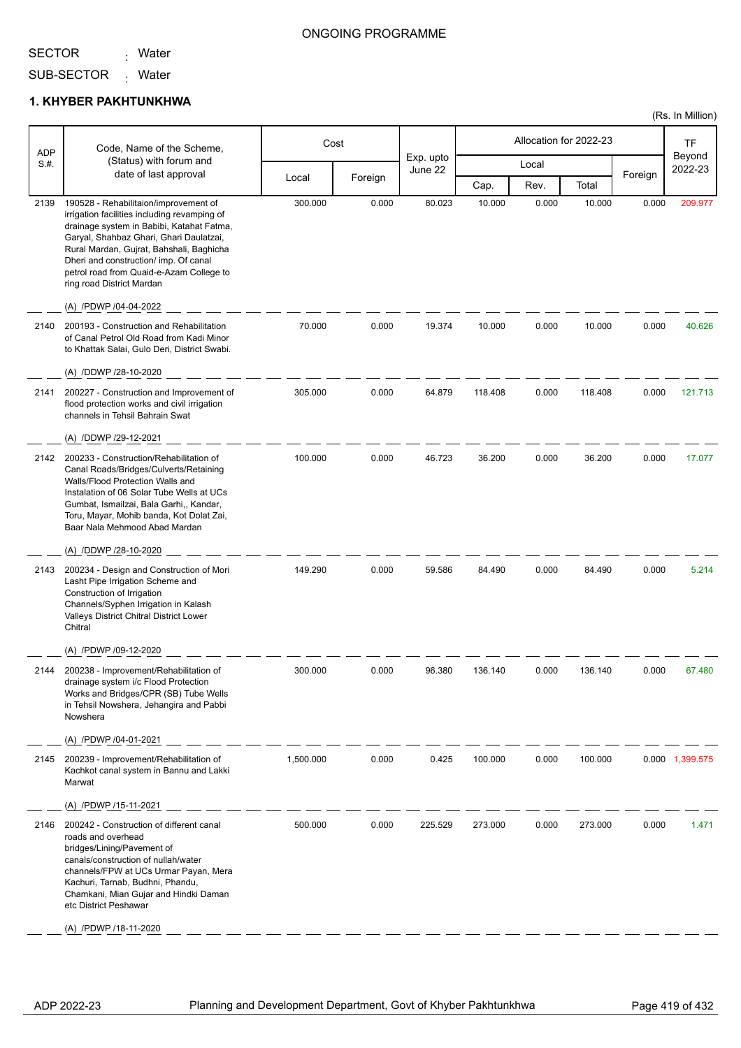ONGOING PROGRAMME

SECTOR : Water

SUB-SECTOR : Water

## 1. KHYBER PAKHTUNKHWA

(Rs. In Million)

| ADP S.#. | Code, Name of the Scheme, (Status) with forum and date of last approval | Cost | | Exp. upto June 22 | Allocation for 2022-23 | | | | TF Beyond 2022-23 |
|---|---|---|---|---|---|---|---|---|---|
| | | Local | Foreign | | Local | | | Foreign | |
| | | | | | Cap. | Rev. | Total | | |
| 2139 | 190528 - Rehabilitaion/improvement of irrigation facilities including revamping of drainage system in Babibi, Katahat Fatma, Garyal, Shahbaz Ghari, Ghari Daulatzai, Rural Mardan, Gujrat, Bahshali, Baghicha Dheri and construction/ imp. Of canal petrol road from Quaid-e-Azam College to ring road District Mardan<br><br>(A) /PDWP /04-04-2022 | 300.000 | 0.000 | 80.023 | 10.000 | 0.000 | 10.000 | 0.000 | 209.977 |
| 2140 | 200193 - Construction and Rehabilitation of Canal Petrol Old Road from Kadi Minor to Khattak Salai, Gulo Deri, District Swabi.<br><br>(A) /DDWP /28-10-2020 | 70.000 | 0.000 | 19.374 | 10.000 | 0.000 | 10.000 | 0.000 | 40.626 |
| 2141 | 200227 - Construction and Improvement of flood protection works and civil irrigation channels in Tehsil Bahrain Swat<br><br>(A) /DDWP /29-12-2021 | 305.000 | 0.000 | 64.879 | 118.408 | 0.000 | 118.408 | 0.000 | 121.713 |
| 2142 | 200233 - Construction/Rehabilitation of Canal Roads/Bridges/Culverts/Retaining Walls/Flood Protection Walls and Instalation of 06 Solar Tube Wells at UCs Gumbat, Ismailzai, Bala Garhi,, Kandar, Toru, Mayar, Mohib banda, Kot Dolat Zai, Baar Nala Mehmood Abad Mardan<br><br>(A) /DDWP /28-10-2020 | 100.000 | 0.000 | 46.723 | 36.200 | 0.000 | 36.200 | 0.000 | 17.077 |
| 2143 | 200234 - Design and Construction of Mori Lasht Pipe Irrigation Scheme and Construction of Irrigation Channels/Syphen Irrigation in Kalash Valleys District Chitral District Lower Chitral<br><br>(A) /PDWP /09-12-2020 | 149.290 | 0.000 | 59.586 | 84.490 | 0.000 | 84.490 | 0.000 | 5.214 |
| 2144 | 200238 - Improvement/Rehabilitation of drainage system i/c Flood Protection Works and Bridges/CPR (SB) Tube Wells in Tehsil Nowshera, Jehangira and Pabbi Nowshera<br><br>(A) /PDWP /04-01-2021 | 300.000 | 0.000 | 96.380 | 136.140 | 0.000 | 136.140 | 0.000 | 67.480 |
| 2145 | 200239 - Improvement/Rehabilitation of Kachkot canal system in Bannu and Lakki Marwat<br><br>(A) /PDWP /15-11-2021 | 1,500.000 | 0.000 | 0.425 | 100.000 | 0.000 | 100.000 | 0.000 | 1,399.575 |
| 2146 | 200242 - Construction of different canal roads and overhead bridges/Lining/Pavement of canals/construction of nullah/water channels/FPW at UCs Urmar Payan, Mera Kachuri, Tarnab, Budhni, Phandu, Chamkani, Mian Gujar and Hindki Daman etc District Peshawar<br><br>(A) /PDWP /18-11-2020 | 500.000 | 0.000 | 225.529 | 273.000 | 0.000 | 273.000 | 0.000 | 1.471 |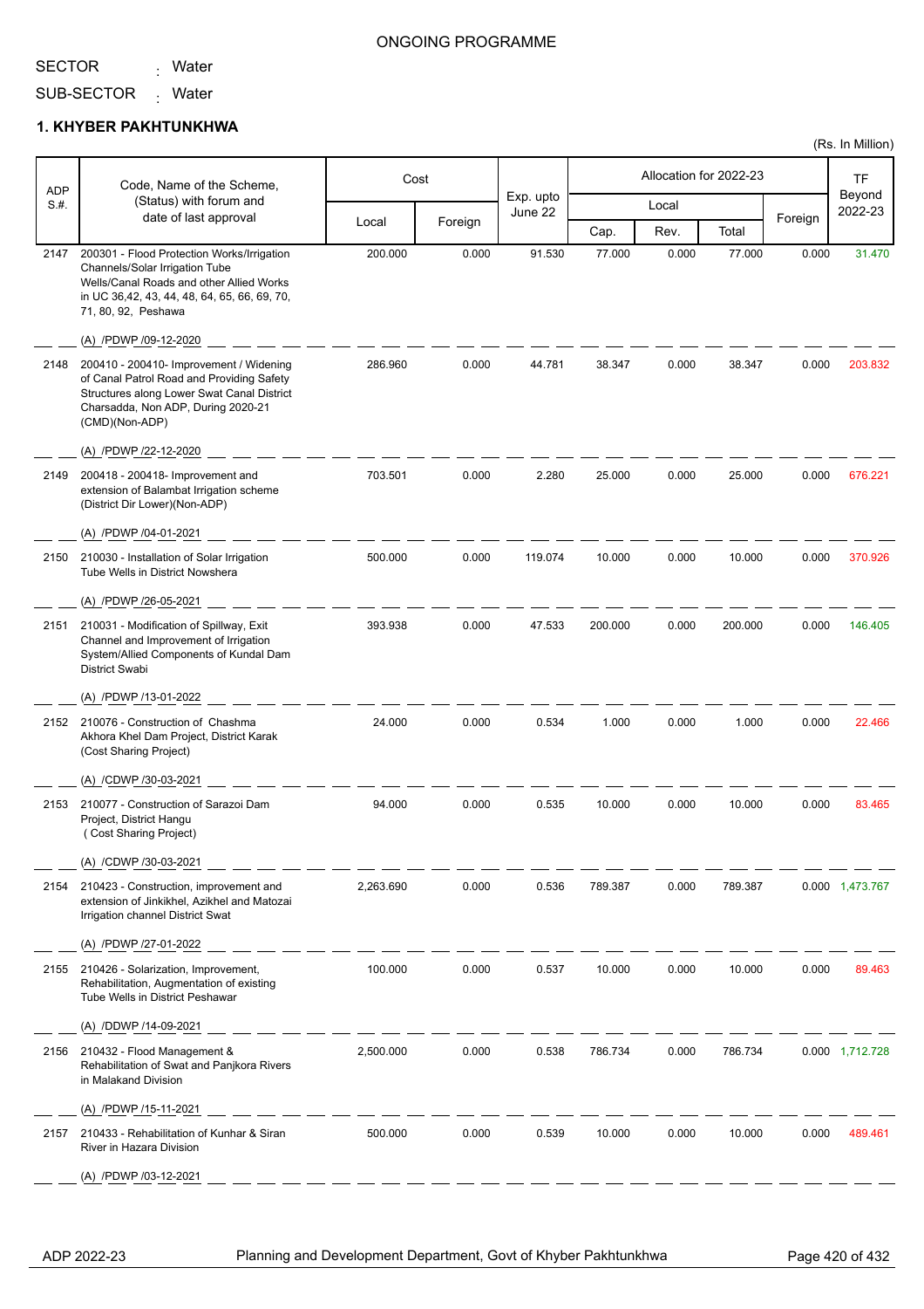ONGOING PROGRAMME

SECTOR : Water

SUB-SECTOR : Water

## 1. KHYBER PAKHTUNKHWA

(Rs. In Million)

| ADP S.#. | Code, Name of the Scheme, (Status) with forum and date of last approval | Cost | | Exp. upto June 22 | Allocation for 2022-23 | | | | TF Beyond 2022-23 |
|---|---|---|---|---|---|---|---|---|---|
| | | Local | Foreign | | Local | | | Foreign | |
| | | | | | Cap. | Rev. | Total | | |
| 2147 | 200301 - Flood Protection Works/Irrigation Channels/Solar Irrigation Tube Wells/Canal Roads and other Allied Works in UC 36,42, 43, 44, 48, 64, 65, 66, 69, 70, 71, 80, 92, Peshawa<br>(A) /PDWP /09-12-2020 | 200.000 | 0.000 | 91.530 | 77.000 | 0.000 | 77.000 | 0.000 | 31.470 |
| 2148 | 200410 - 200410- Improvement / Widening of Canal Patrol Road and Providing Safety Structures along Lower Swat Canal District Charsadda, Non ADP, During 2020-21 (CMD)(Non-ADP)<br>(A) /PDWP /22-12-2020 | 286.960 | 0.000 | 44.781 | 38.347 | 0.000 | 38.347 | 0.000 | 203.832 |
| 2149 | 200418 - 200418- Improvement and extension of Balambat Irrigation scheme (District Dir Lower)(Non-ADP)<br>(A) /PDWP /04-01-2021 | 703.501 | 0.000 | 2.280 | 25.000 | 0.000 | 25.000 | 0.000 | 676.221 |
| 2150 | 210030 - Installation of Solar Irrigation Tube Wells in District Nowshera<br>(A) /PDWP /26-05-2021 | 500.000 | 0.000 | 119.074 | 10.000 | 0.000 | 10.000 | 0.000 | 370.926 |
| 2151 | 210031 - Modification of Spillway, Exit Channel and Improvement of Irrigation System/Allied Components of Kundal Dam District Swabi<br>(A) /PDWP /13-01-2022 | 393.938 | 0.000 | 47.533 | 200.000 | 0.000 | 200.000 | 0.000 | 146.405 |
| 2152 | 210076 - Construction of Chashma Akhora Khel Dam Project, District Karak (Cost Sharing Project)<br>(A) /CDWP /30-03-2021 | 24.000 | 0.000 | 0.534 | 1.000 | 0.000 | 1.000 | 0.000 | 22.466 |
| 2153 | 210077 - Construction of Sarazoi Dam Project, District Hangu ( Cost Sharing Project)<br>(A) /CDWP /30-03-2021 | 94.000 | 0.000 | 0.535 | 10.000 | 0.000 | 10.000 | 0.000 | 83.465 |
| 2154 | 210423 - Construction, improvement and extension of Jinkikhel, Azikhel and Matozai Irrigation channel District Swat<br>(A) /PDWP /27-01-2022 | 2,263.690 | 0.000 | 0.536 | 789.387 | 0.000 | 789.387 | 0.000 | 1,473.767 |
| 2155 | 210426 - Solarization, Improvement, Rehabilitation, Augmentation of existing Tube Wells in District Peshawar<br>(A) /DDWP /14-09-2021 | 100.000 | 0.000 | 0.537 | 10.000 | 0.000 | 10.000 | 0.000 | 89.463 |
| 2156 | 210432 - Flood Management & Rehabilitation of Swat and Panjkora Rivers in Malakand Division<br>(A) /PDWP /15-11-2021 | 2,500.000 | 0.000 | 0.538 | 786.734 | 0.000 | 786.734 | 0.000 | 1,712.728 |
| 2157 | 210433 - Rehabilitation of Kunhar & Siran River in Hazara Division<br>(A) /PDWP /03-12-2021 | 500.000 | 0.000 | 0.539 | 10.000 | 0.000 | 10.000 | 0.000 | 489.461 |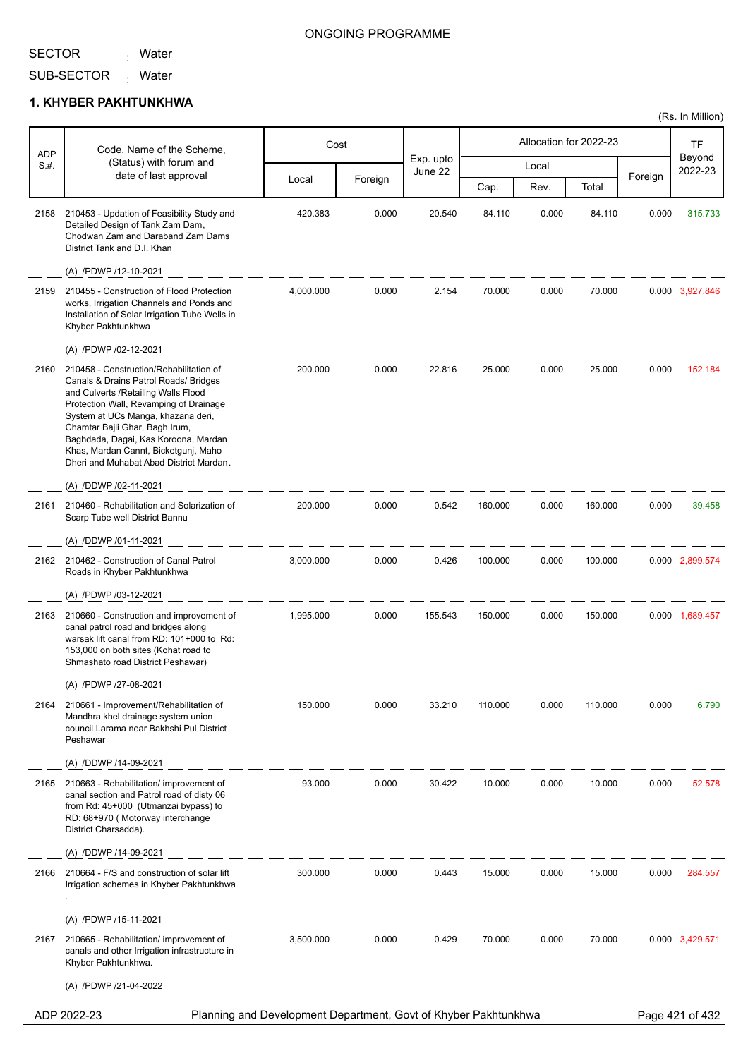ONGOING PROGRAMME

SECTOR : Water

SUB-SECTOR : Water

## 1. KHYBER PAKHTUNKHWA

(Rs. In Million)

| ADP S.#. | Code, Name of the Scheme, (Status) with forum and date of last approval | Cost | | Exp. upto June 22 | Allocation for 2022-23 | | | | TF Beyond 2022-23 |
|---|---|---|---|---|---|---|---|---|---|
| | | Local | Foreign | | Local | | | Foreign | |
| | | | | | Cap. | Rev. | Total | | |
| 2158 | 210453 - Updation of Feasibility Study and Detailed Design of Tank Zam Dam, Chodwan Zam and Daraband Zam Dams District Tank and D.I. Khan<br>(A) /PDWP /12-10-2021 | 420.383 | 0.000 | 20.540 | 84.110 | 0.000 | 84.110 | 0.000 | 315.733 |
| 2159 | 210455 - Construction of Flood Protection works, Irrigation Channels and Ponds and Installation of Solar Irrigation Tube Wells in Khyber Pakhtunkhwa<br>(A) /PDWP /02-12-2021 | 4,000.000 | 0.000 | 2.154 | 70.000 | 0.000 | 70.000 | 0.000 | 3,927.846 |
| 2160 | 210458 - Construction/Rehabilitation of Canals & Drains Patrol Roads/ Bridges and Culverts /Retailing Walls Flood Protection Wall, Revamping of Drainage System at UCs Manga, khazana deri, Chamtar Bajli Ghar, Bagh Irum, Baghdada, Dagai, Kas Koroona, Mardan Khas, Mardan Cannt, Bicketgunj, Maho Dheri and Muhabat Abad District Mardan.<br>(A) /DDWP /02-11-2021 | 200.000 | 0.000 | 22.816 | 25.000 | 0.000 | 25.000 | 0.000 | 152.184 |
| 2161 | 210460 - Rehabilitation and Solarization of Scarp Tube well District Bannu<br>(A) /DDWP /01-11-2021 | 200.000 | 0.000 | 0.542 | 160.000 | 0.000 | 160.000 | 0.000 | 39.458 |
| 2162 | 210462 - Construction of Canal Patrol Roads in Khyber Pakhtunkhwa<br>(A) /PDWP /03-12-2021 | 3,000.000 | 0.000 | 0.426 | 100.000 | 0.000 | 100.000 | 0.000 | 2,899.574 |
| 2163 | 210660 - Construction and improvement of canal patrol road and bridges along warsak lift canal from RD: 101+000 to Rd: 153,000 on both sites (Kohat road to Shmashato road District Peshawar)<br>(A) /PDWP /27-08-2021 | 1,995.000 | 0.000 | 155.543 | 150.000 | 0.000 | 150.000 | 0.000 | 1,689.457 |
| 2164 | 210661 - Improvement/Rehabilitation of Mandhra khel drainage system union council Larama near Bakhshi Pul District Peshawar<br>(A) /DDWP /14-09-2021 | 150.000 | 0.000 | 33.210 | 110.000 | 0.000 | 110.000 | 0.000 | 6.790 |
| 2165 | 210663 - Rehabilitation/ improvement of canal section and Patrol road of disty 06 from Rd: 45+000 (Utmanzai bypass) to RD: 68+970 ( Motorway interchange District Charsadda).<br>(A) /DDWP /14-09-2021 | 93.000 | 0.000 | 30.422 | 10.000 | 0.000 | 10.000 | 0.000 | 52.578 |
| 2166 | 210664 - F/S and construction of solar lift Irrigation schemes in Khyber Pakhtunkhwa .<br>(A) /PDWP /15-11-2021 | 300.000 | 0.000 | 0.443 | 15.000 | 0.000 | 15.000 | 0.000 | 284.557 |
| 2167 | 210665 - Rehabilitation/ improvement of canals and other Irrigation infrastructure in Khyber Pakhtunkhwa.<br>(A) /PDWP /21-04-2022 | 3,500.000 | 0.000 | 0.429 | 70.000 | 0.000 | 70.000 | 0.000 | 3,429.571 |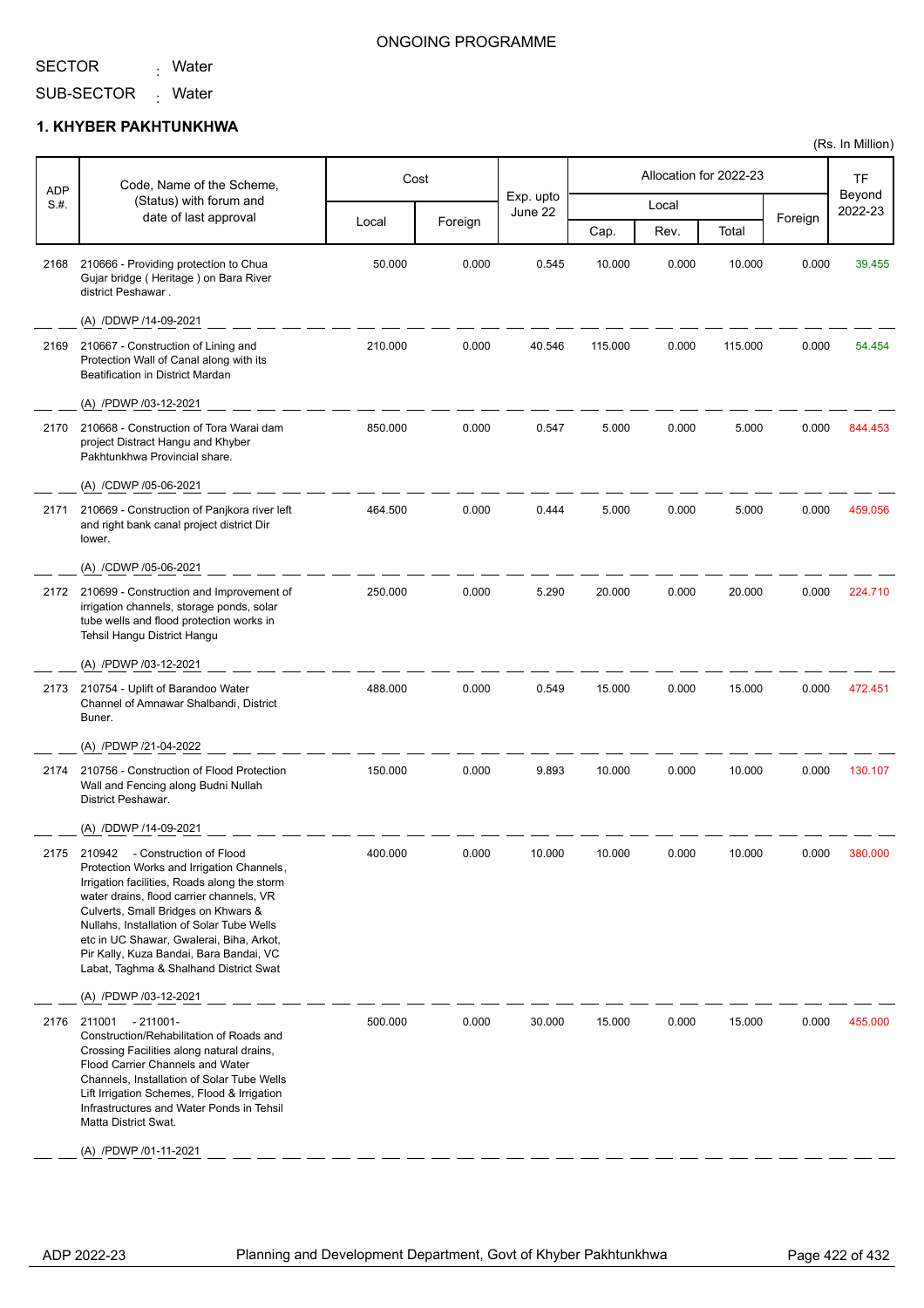ONGOING PROGRAMME

SECTOR : Water

SUB-SECTOR : Water

## 1. KHYBER PAKHTUNKHWA

(Rs. In Million)

| ADP S.#. | Code, Name of the Scheme, (Status) with forum and date of last approval | Cost | | Exp. upto June 22 | Allocation for 2022-23 | | | | TF Beyond 2022-23 |
|---|---|---|---|---|---|---|---|---|---|
| | | Local | Foreign | | Local | | | Foreign | |
| | | | | | Cap. | Rev. | Total | | |
| 2168 | 210666 - Providing protection to Chua Gujar bridge ( Heritage ) on Bara River district Peshawar . (A) /DDWP /14-09-2021 | 50.000 | 0.000 | 0.545 | 10.000 | 0.000 | 10.000 | 0.000 | 39.455 |
| 2169 | 210667 - Construction of Lining and Protection Wall of Canal along with its Beatification in District Mardan (A) /PDWP /03-12-2021 | 210.000 | 0.000 | 40.546 | 115.000 | 0.000 | 115.000 | 0.000 | 54.454 |
| 2170 | 210668 - Construction of Tora Warai dam project Distract Hangu and Khyber Pakhtunkhwa Provincial share. (A) /CDWP /05-06-2021 | 850.000 | 0.000 | 0.547 | 5.000 | 0.000 | 5.000 | 0.000 | 844.453 |
| 2171 | 210669 - Construction of Panjkora river left and right bank canal project district Dir lower. (A) /CDWP /05-06-2021 | 464.500 | 0.000 | 0.444 | 5.000 | 0.000 | 5.000 | 0.000 | 459.056 |
| 2172 | 210699 - Construction and Improvement of irrigation channels, storage ponds, solar tube wells and flood protection works in Tehsil Hangu District Hangu (A) /PDWP /03-12-2021 | 250.000 | 0.000 | 5.290 | 20.000 | 0.000 | 20.000 | 0.000 | 224.710 |
| 2173 | 210754 - Uplift of Barandoo Water Channel of Amnawar Shalbandi, District Buner. (A) /PDWP /21-04-2022 | 488.000 | 0.000 | 0.549 | 15.000 | 0.000 | 15.000 | 0.000 | 472.451 |
| 2174 | 210756 - Construction of Flood Protection Wall and Fencing along Budni Nullah District Peshawar. (A) /DDWP /14-09-2021 | 150.000 | 0.000 | 9.893 | 10.000 | 0.000 | 10.000 | 0.000 | 130.107 |
| 2175 | 210942 - Construction of Flood Protection Works and Irrigation Channels, Irrigation facilities, Roads along the storm water drains, flood carrier channels, VR Culverts, Small Bridges on Khwars & Nullahs, Installation of Solar Tube Wells etc in UC Shawar, Gwalerai, Biha, Arkot, Pir Kally, Kuza Bandai, Bara Bandai, VC Labat, Taghma & Shalhand District Swat (A) /PDWP /03-12-2021 | 400.000 | 0.000 | 10.000 | 10.000 | 0.000 | 10.000 | 0.000 | 380.000 |
| 2176 | 211001 - 211001- Construction/Rehabilitation of Roads and Crossing Facilities along natural drains, Flood Carrier Channels and Water Channels, Installation of Solar Tube Wells Lift Irrigation Schemes, Flood & Irrigation Infrastructures and Water Ponds in Tehsil Matta District Swat. (A) /PDWP /01-11-2021 | 500.000 | 0.000 | 30.000 | 15.000 | 0.000 | 15.000 | 0.000 | 455.000 |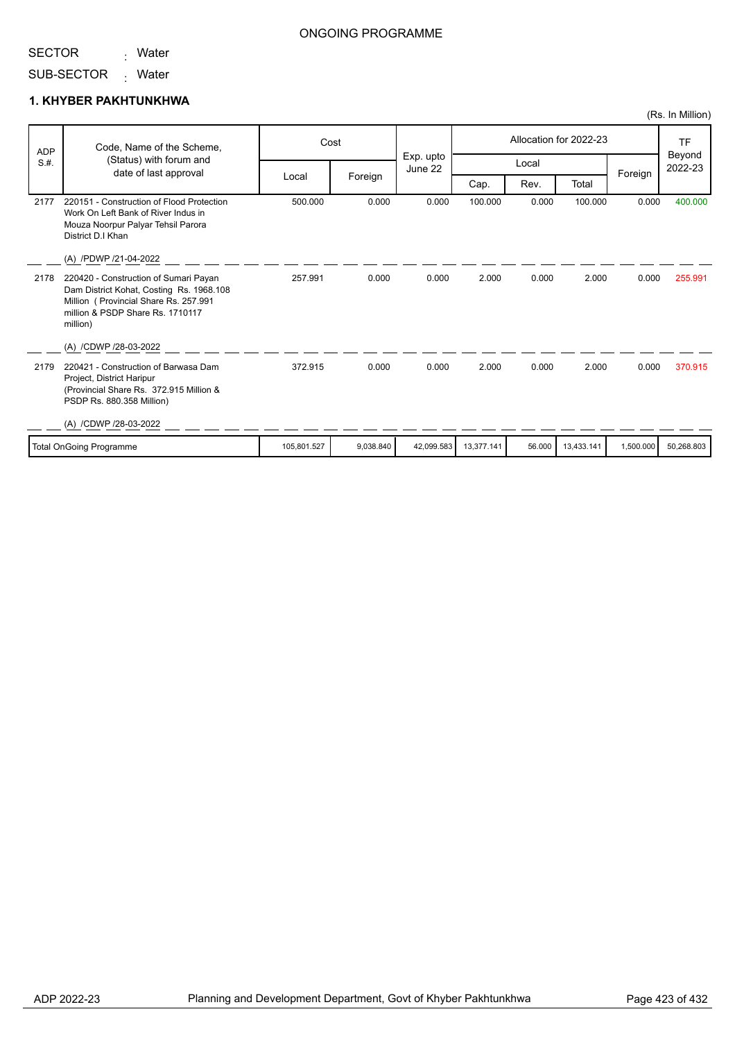ONGOING PROGRAMME

SECTOR : Water

SUB-SECTOR : Water

## 1. KHYBER PAKHTUNKHWA

(Rs. In Million)

| ADP S.#. | Code, Name of the Scheme, (Status) with forum and date of last approval | Cost | | Exp. upto June 22 | Allocation for 2022-23 | | | | TF Beyond 2022-23 |
|---|---|---|---|---|---|---|---|---|---|
| | | Local | Foreign | | Local | | | Foreign | |
| | | | | | Cap. | Rev. | Total | | |
| 2177 | 220151 - Construction of Flood Protection Work On Left Bank of River Indus in Mouza Noorpur Palyar Tehsil Parora District D.I Khan<br><br>(A) /PDWP /21-04-2022 | 500.000 | 0.000 | 0.000 | 100.000 | 0.000 | 100.000 | 0.000 | 400.000 |
| 2178 | 220420 - Construction of Sumari Payan Dam District Kohat, Costing Rs. 1968.108 Million ( Provincial Share Rs. 257.991 million & PSDP Share Rs. 1710117 million)<br><br>(A) /CDWP /28-03-2022 | 257.991 | 0.000 | 0.000 | 2.000 | 0.000 | 2.000 | 0.000 | 255.991 |
| 2179 | 220421 - Construction of Barwasa Dam Project, District Haripur (Provincial Share Rs. 372.915 Million & PSDP Rs. 880.358 Million)<br><br>(A) /CDWP /28-03-2022 | 372.915 | 0.000 | 0.000 | 2.000 | 0.000 | 2.000 | 0.000 | 370.915 |
| | Total OnGoing Programme | 105,801.527 | 9,038.840 | 42,099.583 | 13,377.141 | 56.000 | 13,433.141 | 1,500.000 | 50,268.803 |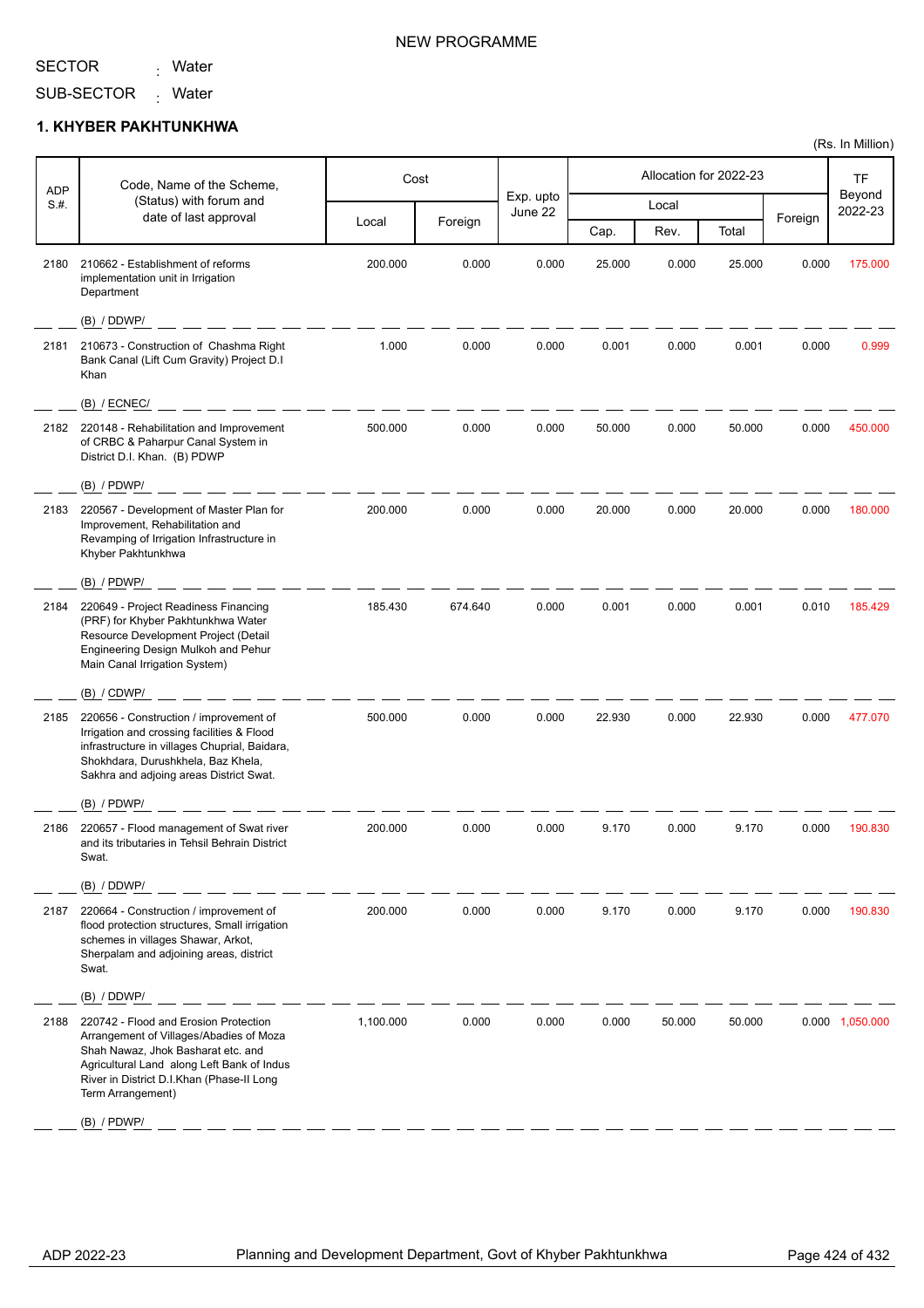NEW PROGRAMME

SECTOR : Water

SUB-SECTOR : Water

## 1. KHYBER PAKHTUNKHWA

(Rs. In Million)

| ADP S.#. | Code, Name of the Scheme, (Status) with forum and date of last approval | Cost | | Exp. upto June 22 | Allocation for 2022-23 | | | | TF Beyond 2022-23 |
|---|---|---|---|---|---|---|---|---|---|
| | | Local | Foreign | | Local | | | Foreign | |
| | | | | | Cap. | Rev. | Total | | |
| 2180 | 210662 - Establishment of reforms implementation unit in Irrigation Department (B) / DDWP/ | 200.000 | 0.000 | 0.000 | 25.000 | 0.000 | 25.000 | 0.000 | 175.000 |
| 2181 | 210673 - Construction of Chashma Right Bank Canal (Lift Cum Gravity) Project D.I Khan (B) / ECNEC/ | 1.000 | 0.000 | 0.000 | 0.001 | 0.000 | 0.001 | 0.000 | 0.999 |
| 2182 | 220148 - Rehabilitation and Improvement of CRBC & Paharpur Canal System in District D.I. Khan. (B) PDWP (B) / PDWP/ | 500.000 | 0.000 | 0.000 | 50.000 | 0.000 | 50.000 | 0.000 | 450.000 |
| 2183 | 220567 - Development of Master Plan for Improvement, Rehabilitation and Revamping of Irrigation Infrastructure in Khyber Pakhtunkhwa (B) / PDWP/ | 200.000 | 0.000 | 0.000 | 20.000 | 0.000 | 20.000 | 0.000 | 180.000 |
| 2184 | 220649 - Project Readiness Financing (PRF) for Khyber Pakhtunkhwa Water Resource Development Project (Detail Engineering Design Mulkoh and Pehur Main Canal Irrigation System) (B) / CDWP/ | 185.430 | 674.640 | 0.000 | 0.001 | 0.000 | 0.001 | 0.010 | 185.429 |
| 2185 | 220656 - Construction / improvement of Irrigation and crossing facilities & Flood infrastructure in villages Chuprial, Baidara, Shokhdara, Durushkhela, Baz Khela, Sakhra and adjoing areas District Swat. (B) / PDWP/ | 500.000 | 0.000 | 0.000 | 22.930 | 0.000 | 22.930 | 0.000 | 477.070 |
| 2186 | 220657 - Flood management of Swat river and its tributaries in Tehsil Behrain District Swat. (B) / DDWP/ | 200.000 | 0.000 | 0.000 | 9.170 | 0.000 | 9.170 | 0.000 | 190.830 |
| 2187 | 220664 - Construction / improvement of flood protection structures, Small irrigation schemes in villages Shawar, Arkot, Sherpalam and adjoining areas, district Swat. (B) / DDWP/ | 200.000 | 0.000 | 0.000 | 9.170 | 0.000 | 9.170 | 0.000 | 190.830 |
| 2188 | 220742 - Flood and Erosion Protection Arrangement of Villages/Abadies of Moza Shah Nawaz, Jhok Basharat etc. and Agricultural Land along Left Bank of Indus River in District D.I.Khan (Phase-II Long Term Arrangement) (B) / PDWP/ | 1,100.000 | 0.000 | 0.000 | 0.000 | 50.000 | 50.000 | 0.000 | 1,050.000 |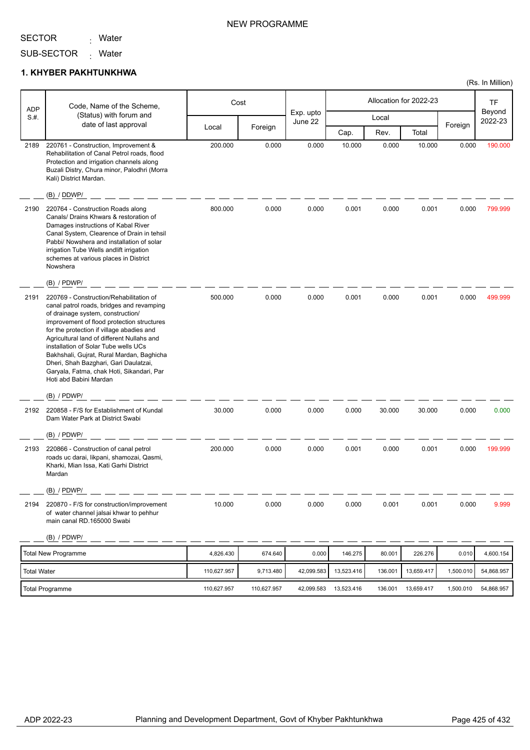NEW PROGRAMME

SECTOR : Water

SUB-SECTOR : Water

## 1. KHYBER PAKHTUNKHWA

(Rs. In Million)

| ADP S.#. | Code, Name of the Scheme, (Status) with forum and date of last approval | Cost | | Exp. upto June 22 | Allocation for 2022-23 | | | | TF Beyond 2022-23 |
|---|---|---|---|---|---|---|---|---|---|
| | | Local | Foreign | | Local | | | Foreign | |
| | | | | | Cap. | Rev. | Total | | |
| 2189 | 220761 - Construction, Improvement & Rehabilitation of Canal Petrol roads, flood Protection and irrigation channels along Buzali Distry, Chura minor, Palodhri (Morra Kali) District Mardan. (B) / DDWP/ | 200.000 | 0.000 | 0.000 | 10.000 | 0.000 | 10.000 | 0.000 | 190.000 |
| 2190 | 220764 - Construction Roads along Canals/ Drains Khwars & restoration of Damages instructions of Kabal River Canal System, Clearence of Drain in tehsil Pabbi/ Nowshera and installation of solar irrigation Tube Wells andlift irrigation schemes at various places in District Nowshera (B) / PDWP/ | 800.000 | 0.000 | 0.000 | 0.001 | 0.000 | 0.001 | 0.000 | 799.999 |
| 2191 | 220769 - Construction/Rehabilitation of canal patrol roads, bridges and revamping of drainage system, construction/ improvement of flood protection structures for the protection if village abadies and Agricultural land of different Nullahs and installation of Solar Tube wells UCs Bakhshali, Gujrat, Rural Mardan, Baghicha Dheri, Shah Bazghari, Gari Daulatzai, Garyala, Fatma, chak Hoti, Sikandari, Par Hoti abd Babini Mardan (B) / PDWP/ | 500.000 | 0.000 | 0.000 | 0.001 | 0.000 | 0.001 | 0.000 | 499.999 |
| 2192 | 220858 - F/S for Establishment of Kundal Dam Water Park at District Swabi (B) / PDWP/ | 30.000 | 0.000 | 0.000 | 0.000 | 30.000 | 30.000 | 0.000 | 0.000 |
| 2193 | 220866 - Construction of canal petrol roads uc darai, likpani, shamozai, Qasmi, Kharki, Mian Issa, Kati Garhi District Mardan (B) / PDWP/ | 200.000 | 0.000 | 0.000 | 0.001 | 0.000 | 0.001 | 0.000 | 199.999 |
| 2194 | 220870 - F/S for construction/improvement of water channel jalsai khwar to pehhur main canal RD.165000 Swabi (B) / PDWP/ | 10.000 | 0.000 | 0.000 | 0.000 | 0.001 | 0.001 | 0.000 | 9.999 |
| | Total New Programme | 4,826.430 | 674.640 | 0.000 | 146.275 | 80.001 | 226.276 | 0.010 | 4,600.154 |
| | Total Water | 110,627.957 | 9,713.480 | 42,099.583 | 13,523.416 | 136.001 | 13,659.417 | 1,500.010 | 54,868.957 |
| | Total Programme | 110,627.957 | 110,627.957 | 42,099.583 | 13,523.416 | 136.001 | 13,659.417 | 1,500.010 | 54,868.957 |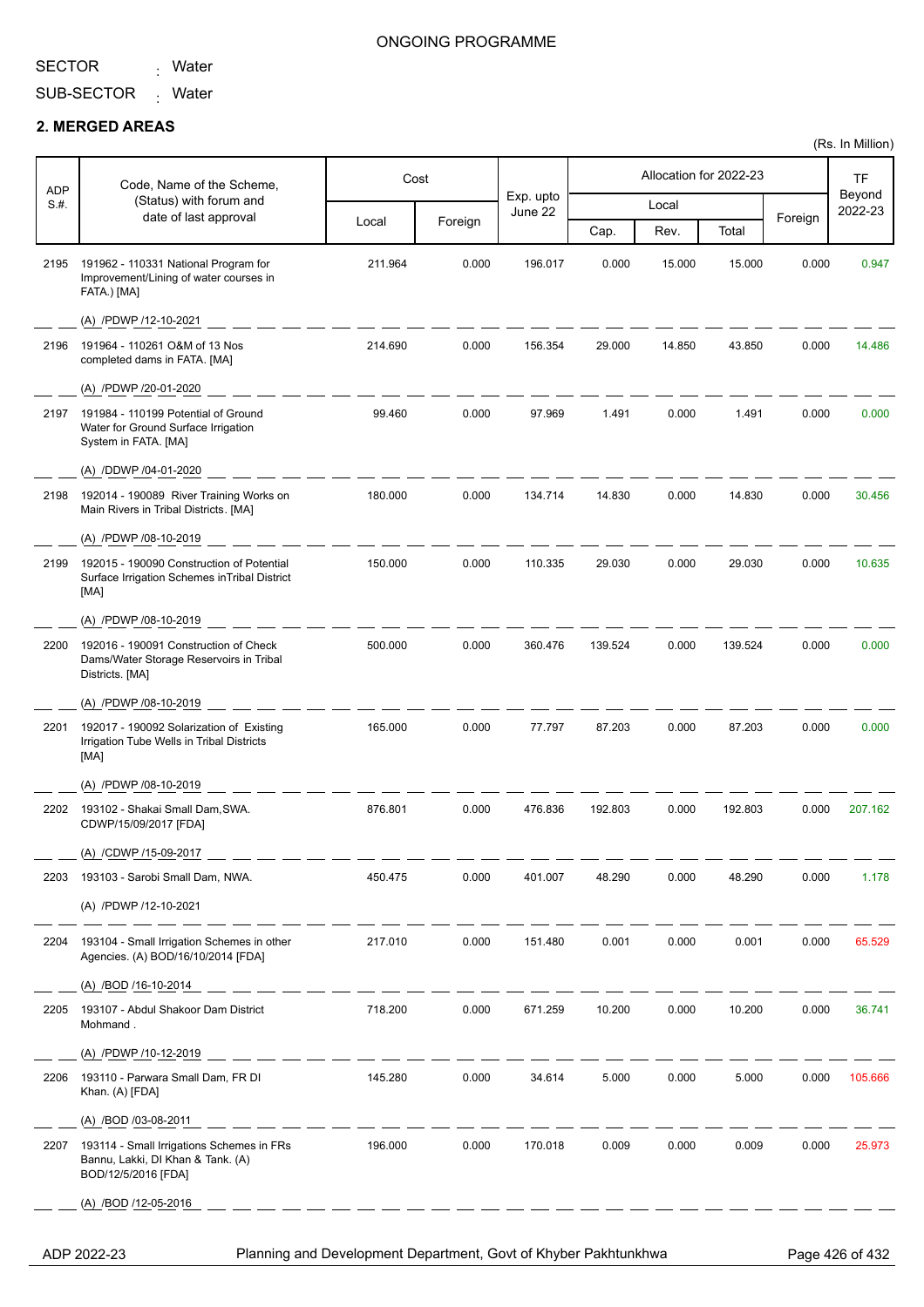ONGOING PROGRAMME

SECTOR : Water

SUB-SECTOR : Water

## 2. MERGED AREAS

(Rs. In Million)

| ADP S.#. | Code, Name of the Scheme, (Status) with forum and date of last approval | Cost | | Exp. upto June 22 | Allocation for 2022-23 | | | | TF Beyond 2022-23 |
|---|---|---|---|---|---|---|---|---|---|
| | | Local | Foreign | | Local | | | Foreign | |
| | | | | | Cap. | Rev. | Total | | |
| 2195 | 191962 - 110331 National Program for Improvement/Lining of water courses in FATA.) [MA] (A) /PDWP /12-10-2021 | 211.964 | 0.000 | 196.017 | 0.000 | 15.000 | 15.000 | 0.000 | 0.947 |
| 2196 | 191964 - 110261 O&M of 13 Nos completed dams in FATA. [MA] (A) /PDWP /20-01-2020 | 214.690 | 0.000 | 156.354 | 29.000 | 14.850 | 43.850 | 0.000 | 14.486 |
| 2197 | 191984 - 110199 Potential of Ground Water for Ground Surface Irrigation System in FATA. [MA] (A) /DDWP /04-01-2020 | 99.460 | 0.000 | 97.969 | 1.491 | 0.000 | 1.491 | 0.000 | 0.000 |
| 2198 | 192014 - 190089 River Training Works on Main Rivers in Tribal Districts. [MA] (A) /PDWP /08-10-2019 | 180.000 | 0.000 | 134.714 | 14.830 | 0.000 | 14.830 | 0.000 | 30.456 |
| 2199 | 192015 - 190090 Construction of Potential Surface Irrigation Schemes inTribal District [MA] (A) /PDWP /08-10-2019 | 150.000 | 0.000 | 110.335 | 29.030 | 0.000 | 29.030 | 0.000 | 10.635 |
| 2200 | 192016 - 190091 Construction of Check Dams/Water Storage Reservoirs in Tribal Districts. [MA] (A) /PDWP /08-10-2019 | 500.000 | 0.000 | 360.476 | 139.524 | 0.000 | 139.524 | 0.000 | 0.000 |
| 2201 | 192017 - 190092 Solarization of Existing Irrigation Tube Wells in Tribal Districts [MA] (A) /PDWP /08-10-2019 | 165.000 | 0.000 | 77.797 | 87.203 | 0.000 | 87.203 | 0.000 | 0.000 |
| 2202 | 193102 - Shakai Small Dam,SWA. CDWP/15/09/2017 [FDA] (A) /CDWP /15-09-2017 | 876.801 | 0.000 | 476.836 | 192.803 | 0.000 | 192.803 | 0.000 | 207.162 |
| 2203 | 193103 - Sarobi Small Dam, NWA. (A) /PDWP /12-10-2021 | 450.475 | 0.000 | 401.007 | 48.290 | 0.000 | 48.290 | 0.000 | 1.178 |
| 2204 | 193104 - Small Irrigation Schemes in other Agencies. (A) BOD/16/10/2014 [FDA] (A) /BOD /16-10-2014 | 217.010 | 0.000 | 151.480 | 0.001 | 0.000 | 0.001 | 0.000 | 65.529 |
| 2205 | 193107 - Abdul Shakoor Dam District Mohmand . (A) /PDWP /10-12-2019 | 718.200 | 0.000 | 671.259 | 10.200 | 0.000 | 10.200 | 0.000 | 36.741 |
| 2206 | 193110 - Parwara Small Dam, FR DI Khan. (A) [FDA] (A) /BOD /03-08-2011 | 145.280 | 0.000 | 34.614 | 5.000 | 0.000 | 5.000 | 0.000 | 105.666 |
| 2207 | 193114 - Small Irrigations Schemes in FRs Bannu, Lakki, DI Khan & Tank. (A) BOD/12/5/2016 [FDA] (A) /BOD /12-05-2016 | 196.000 | 0.000 | 170.018 | 0.009 | 0.000 | 0.009 | 0.000 | 25.973 |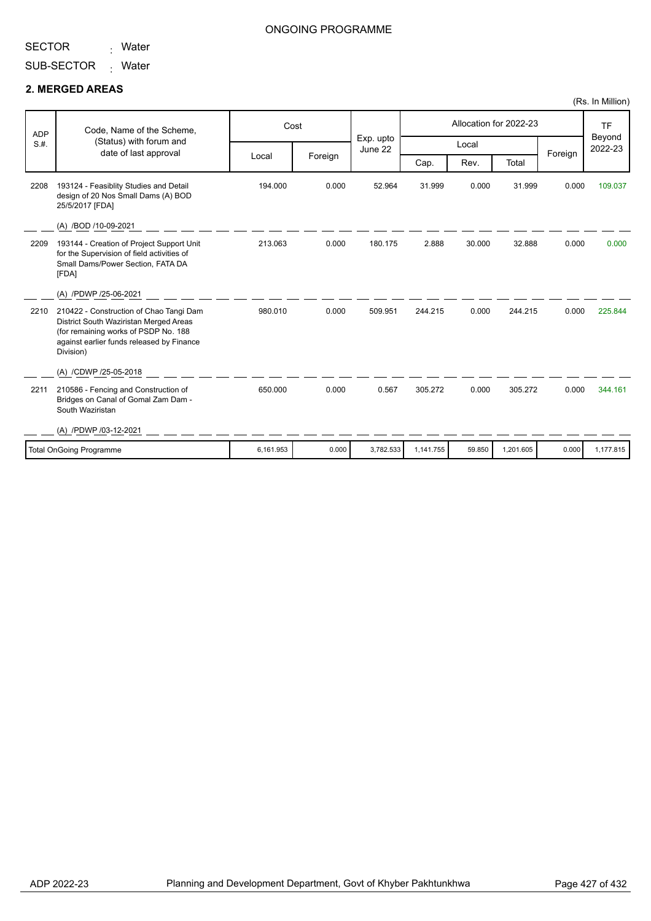ONGOING PROGRAMME

SECTOR : Water

SUB-SECTOR : Water

## 2. MERGED AREAS

(Rs. In Million)

| ADP S.#. | Code, Name of the Scheme, (Status) with forum and date of last approval | Cost | | Exp. upto June 22 | Allocation for 2022-23 | | | | TF Beyond 2022-23 |
|---|---|---|---|---|---|---|---|---|---|
| | | | | | Local | | | Foreign | |
| | | Local | Foreign | | Cap. | Rev. | Total | | |
| 2208 | 193124 - Feasiblity Studies and Detail design of 20 Nos Small Dams (A) BOD 25/5/2017 [FDA]<br>(A) /BOD /10-09-2021 | 194.000 | 0.000 | 52.964 | 31.999 | 0.000 | 31.999 | 0.000 | 109.037 |
| 2209 | 193144 - Creation of Project Support Unit for the Supervision of field activities of Small Dams/Power Section, FATA DA [FDA]<br>(A) /PDWP /25-06-2021 | 213.063 | 0.000 | 180.175 | 2.888 | 30.000 | 32.888 | 0.000 | 0.000 |
| 2210 | 210422 - Construction of Chao Tangi Dam District South Waziristan Merged Areas (for remaining works of PSDP No. 188 against earlier funds released by Finance Division)<br>(A) /CDWP /25-05-2018 | 980.010 | 0.000 | 509.951 | 244.215 | 0.000 | 244.215 | 0.000 | 225.844 |
| 2211 | 210586 - Fencing and Construction of Bridges on Canal of Gomal Zam Dam - South Waziristan<br>(A) /PDWP /03-12-2021 | 650.000 | 0.000 | 0.567 | 305.272 | 0.000 | 305.272 | 0.000 | 344.161 |
| | Total OnGoing Programme | 6,161.953 | 0.000 | 3,782.533 | 1,141.755 | 59.850 | 1,201.605 | 0.000 | 1,177.815 |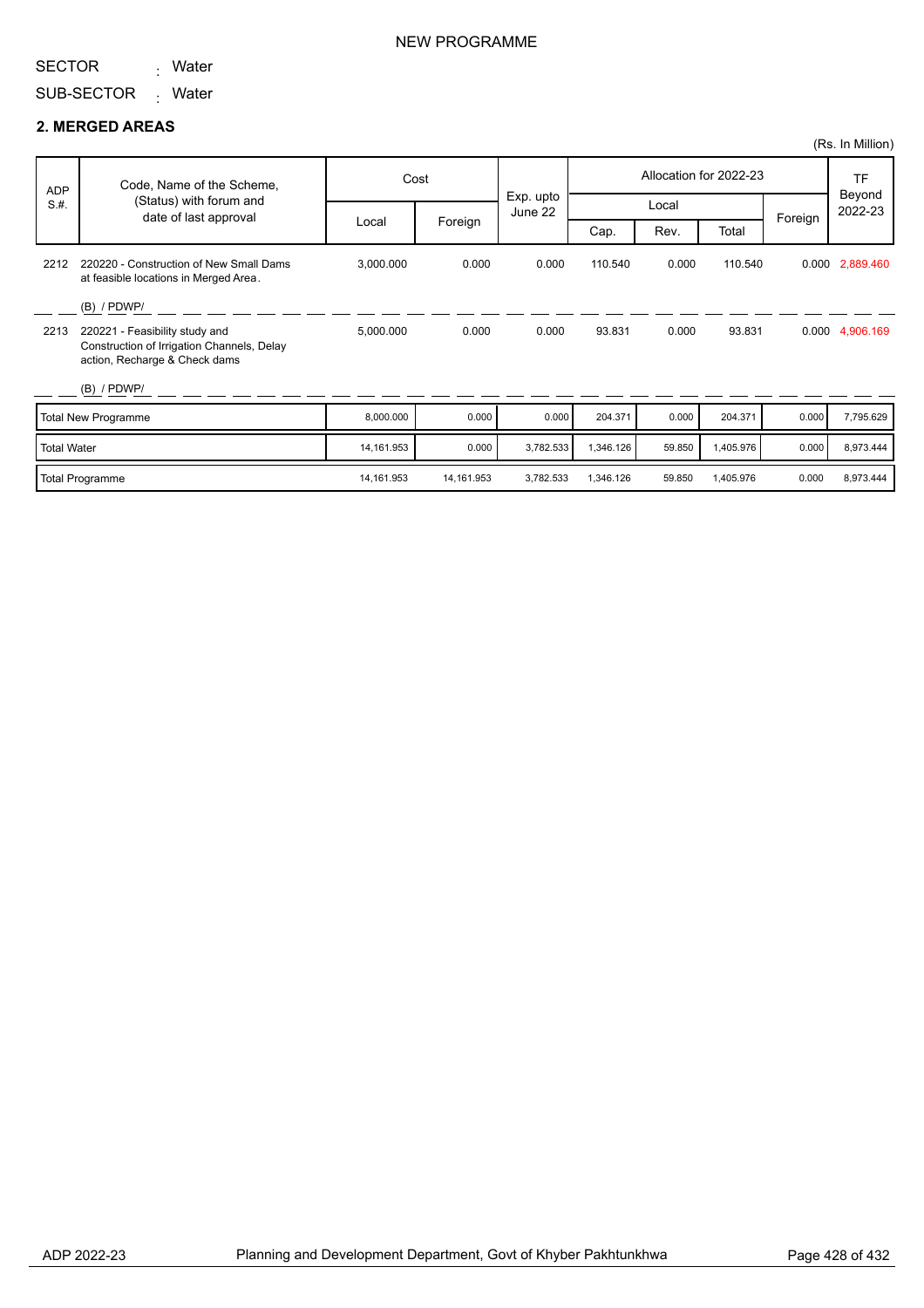NEW PROGRAMME

SECTOR : Water

SUB-SECTOR : Water

## 2. MERGED AREAS

(Rs. In Million)

| ADP S.#. | Code, Name of the Scheme, (Status) with forum and date of last approval | Cost | | Exp. upto June 22 | Allocation for 2022-23 | | | | TF Beyond 2022-23 |
|---|---|---|---|---|---|---|---|---|---|
| | | | | | Local | | | Foreign | |
| | | Local | Foreign | | Cap. | Rev. | Total | | |
| 2212 | 220220 - Construction of New Small Dams at feasible locations in Merged Area. (B) / PDWP/ | 3,000.000 | 0.000 | 0.000 | 110.540 | 0.000 | 110.540 | 0.000 | 2,889.460 |
| 2213 | 220221 - Feasibility study and Construction of Irrigation Channels, Delay action, Recharge & Check dams (B) / PDWP/ | 5,000.000 | 0.000 | 0.000 | 93.831 | 0.000 | 93.831 | 0.000 | 4,906.169 |
| Total New Programme | | 8,000.000 | 0.000 | 0.000 | 204.371 | 0.000 | 204.371 | 0.000 | 7,795.629 |
| Total Water | | 14,161.953 | 0.000 | 3,782.533 | 1,346.126 | 59.850 | 1,405.976 | 0.000 | 8,973.444 |
| Total Programme | | 14,161.953 | 14,161.953 | 3,782.533 | 1,346.126 | 59.850 | 1,405.976 | 0.000 | 8,973.444 |

ADP 2022-23 Planning and Development Department, Govt of Khyber Pakhtunkhwa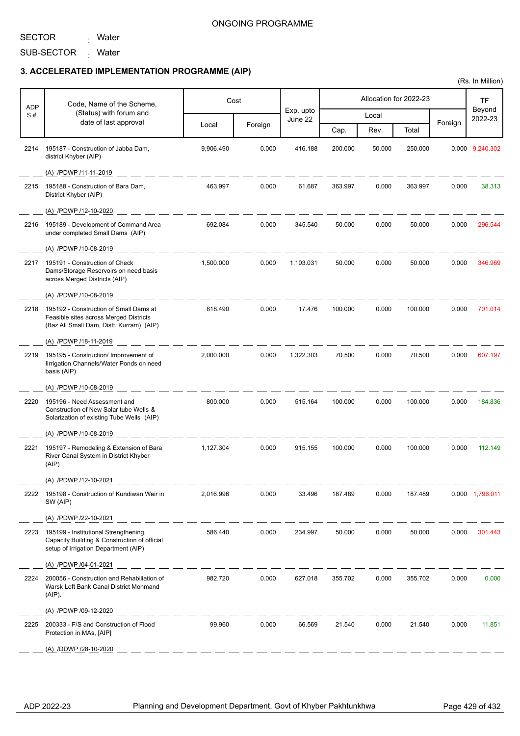ONGOING PROGRAMME

SECTOR : Water

SUB-SECTOR : Water

### 3. ACCELERATED IMPLEMENTATION PROGRAMME (AIP)

(Rs. In Million)

| ADP S.#. | Code, Name of the Scheme, (Status) with forum and date of last approval | Cost | | Exp. upto June 22 | Allocation for 2022-23 | | | | TF Beyond 2022-23 |
|---|---|---|---|---|---|---|---|---|---|
| | | Local | Foreign | | Local | | | Foreign | |
| | | | | | Cap. | Rev. | Total | | |
| 2214 | 195187 - Construction of Jabba Dam, district Khyber (AIP)<br>(A) /PDWP /11-11-2019 | 9,906.490 | 0.000 | 416.188 | 200.000 | 50.000 | 250.000 | 0.000 | 9,240.302 |
| 2215 | 195188 - Construction of Bara Dam, District Khyber (AIP)<br>(A) /PDWP /12-10-2020 | 463.997 | 0.000 | 61.687 | 363.997 | 0.000 | 363.997 | 0.000 | 38.313 |
| 2216 | 195189 - Development of Command Area under completed Small Dams (AIP)<br>(A) /PDWP /10-08-2019 | 692.084 | 0.000 | 345.540 | 50.000 | 0.000 | 50.000 | 0.000 | 296.544 |
| 2217 | 195191 - Construction of Check Dams/Storage Reservoirs on need basis across Merged Districts (AIP)<br>(A) /PDWP /10-08-2019 | 1,500.000 | 0.000 | 1,103.031 | 50.000 | 0.000 | 50.000 | 0.000 | 346.969 |
| 2218 | 195192 - Construction of Small Dams at Feasible sites across Merged Districts (Baz Ali Small Dam, Distt. Kurram) (AIP)<br>(A) /PDWP /18-11-2019 | 818.490 | 0.000 | 17.476 | 100.000 | 0.000 | 100.000 | 0.000 | 701.014 |
| 2219 | 195195 - Construction/ Improvement of Iirrigation Channels/Water Ponds on need basis (AIP)<br>(A) /PDWP /10-08-2019 | 2,000.000 | 0.000 | 1,322.303 | 70.500 | 0.000 | 70.500 | 0.000 | 607.197 |
| 2220 | 195196 - Need Assessment and Construction of New Solar tube Wells & Solarization of existing Tube Wells (AIP)<br>(A) /PDWP /10-08-2019 | 800.000 | 0.000 | 515.164 | 100.000 | 0.000 | 100.000 | 0.000 | 184.836 |
| 2221 | 195197 - Remodeling & Extension of Bara River Canal System in District Khyber (AIP)<br>(A) /PDWP /12-10-2021 | 1,127.304 | 0.000 | 915.155 | 100.000 | 0.000 | 100.000 | 0.000 | 112.149 |
| 2222 | 195198 - Construction of Kundiwan Weir in SW (AIP)<br>(A) /PDWP /22-10-2021 | 2,016.996 | 0.000 | 33.496 | 187.489 | 0.000 | 187.489 | 0.000 | 1,796.011 |
| 2223 | 195199 - Institutional Strengthening, Capacity Building & Construction of official setup of Irrigation Department (AIP)<br>(A) /PDWP /04-01-2021 | 586.440 | 0.000 | 234.997 | 50.000 | 0.000 | 50.000 | 0.000 | 301.443 |
| 2224 | 200056 - Construction and Rehabiliation of Warsk Left Bank Canal District Mohmand (AIP).<br>(A) /PDWP /09-12-2020 | 982.720 | 0.000 | 627.018 | 355.702 | 0.000 | 355.702 | 0.000 | 0.000 |
| 2225 | 200333 - F/S and Construction of Flood Protection in MAs, [AIP]<br>(A) /DDWP /28-10-2020 | 99.960 | 0.000 | 66.569 | 21.540 | 0.000 | 21.540 | 0.000 | 11.851 |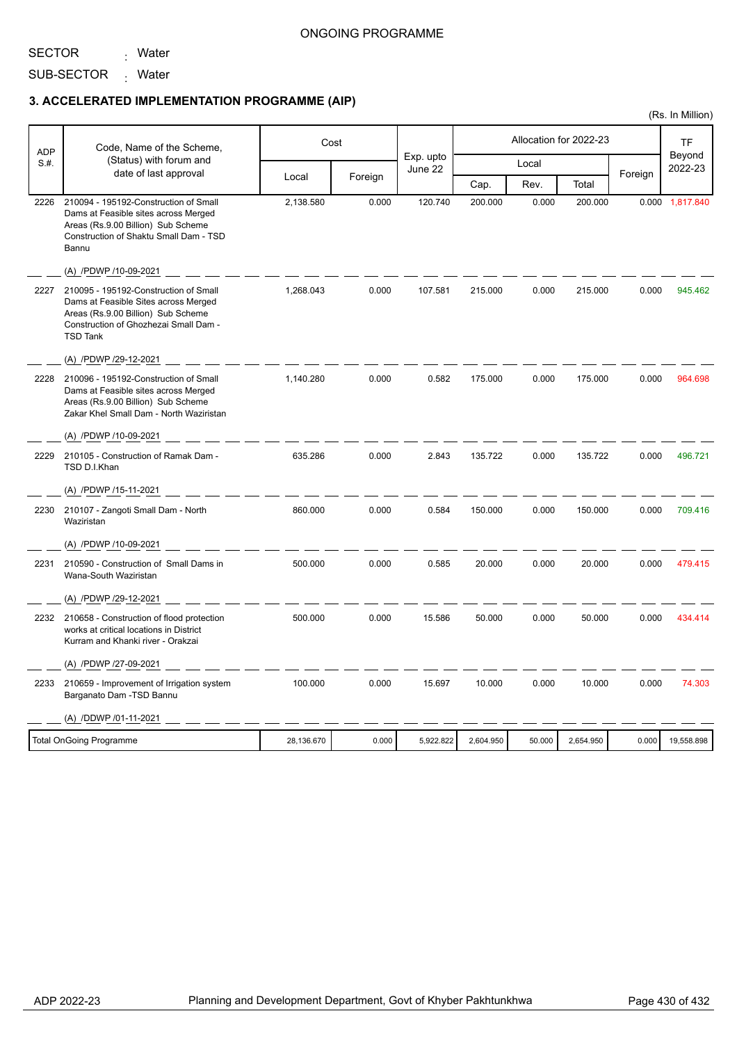ONGOING PROGRAMME

SECTOR : Water

SUB-SECTOR : Water

### 3. ACCELERATED IMPLEMENTATION PROGRAMME (AIP)

(Rs. In Million)

| ADP S.#. | Code, Name of the Scheme, (Status) with forum and date of last approval | Cost | | Exp. upto June 22 | Allocation for 2022-23 | | | | TF Beyond 2022-23 |
|---|---|---|---|---|---|---|---|---|---|
| | | Local | Foreign | | Local | | | Foreign | |
| | | | | | Cap. | Rev. | Total | | |
| 2226 | 210094 - 195192-Construction of Small Dams at Feasible sites across Merged Areas (Rs.9.00 Billion) Sub Scheme Construction of Shaktu Small Dam - TSD Bannu<br>(A) /PDWP /10-09-2021 | 2,138.580 | 0.000 | 120.740 | 200.000 | 0.000 | 200.000 | 0.000 | 1,817.840 |
| 2227 | 210095 - 195192-Construction of Small Dams at Feasible Sites across Merged Areas (Rs.9.00 Billion) Sub Scheme Construction of Ghozhezai Small Dam - TSD Tank<br>(A) /PDWP /29-12-2021 | 1,268.043 | 0.000 | 107.581 | 215.000 | 0.000 | 215.000 | 0.000 | 945.462 |
| 2228 | 210096 - 195192-Construction of Small Dams at Feasible sites across Merged Areas (Rs.9.00 Billion) Sub Scheme Zakar Khel Small Dam - North Waziristan<br>(A) /PDWP /10-09-2021 | 1,140.280 | 0.000 | 0.582 | 175.000 | 0.000 | 175.000 | 0.000 | 964.698 |
| 2229 | 210105 - Construction of Ramak Dam - TSD D.I.Khan<br>(A) /PDWP /15-11-2021 | 635.286 | 0.000 | 2.843 | 135.722 | 0.000 | 135.722 | 0.000 | 496.721 |
| 2230 | 210107 - Zangoti Small Dam - North Waziristan<br>(A) /PDWP /10-09-2021 | 860.000 | 0.000 | 0.584 | 150.000 | 0.000 | 150.000 | 0.000 | 709.416 |
| 2231 | 210590 - Construction of Small Dams in Wana-South Waziristan<br>(A) /PDWP /29-12-2021 | 500.000 | 0.000 | 0.585 | 20.000 | 0.000 | 20.000 | 0.000 | 479.415 |
| 2232 | 210658 - Construction of flood protection works at critical locations in District Kurram and Khanki river - Orakzai<br>(A) /PDWP /27-09-2021 | 500.000 | 0.000 | 15.586 | 50.000 | 0.000 | 50.000 | 0.000 | 434.414 |
| 2233 | 210659 - Improvement of Irrigation system Barganato Dam -TSD Bannu<br>(A) /DDWP /01-11-2021 | 100.000 | 0.000 | 15.697 | 10.000 | 0.000 | 10.000 | 0.000 | 74.303 |
| | Total OnGoing Programme | 28,136.670 | 0.000 | 5,922.822 | 2,604.950 | 50.000 | 2,654.950 | 0.000 | 19,558.898 |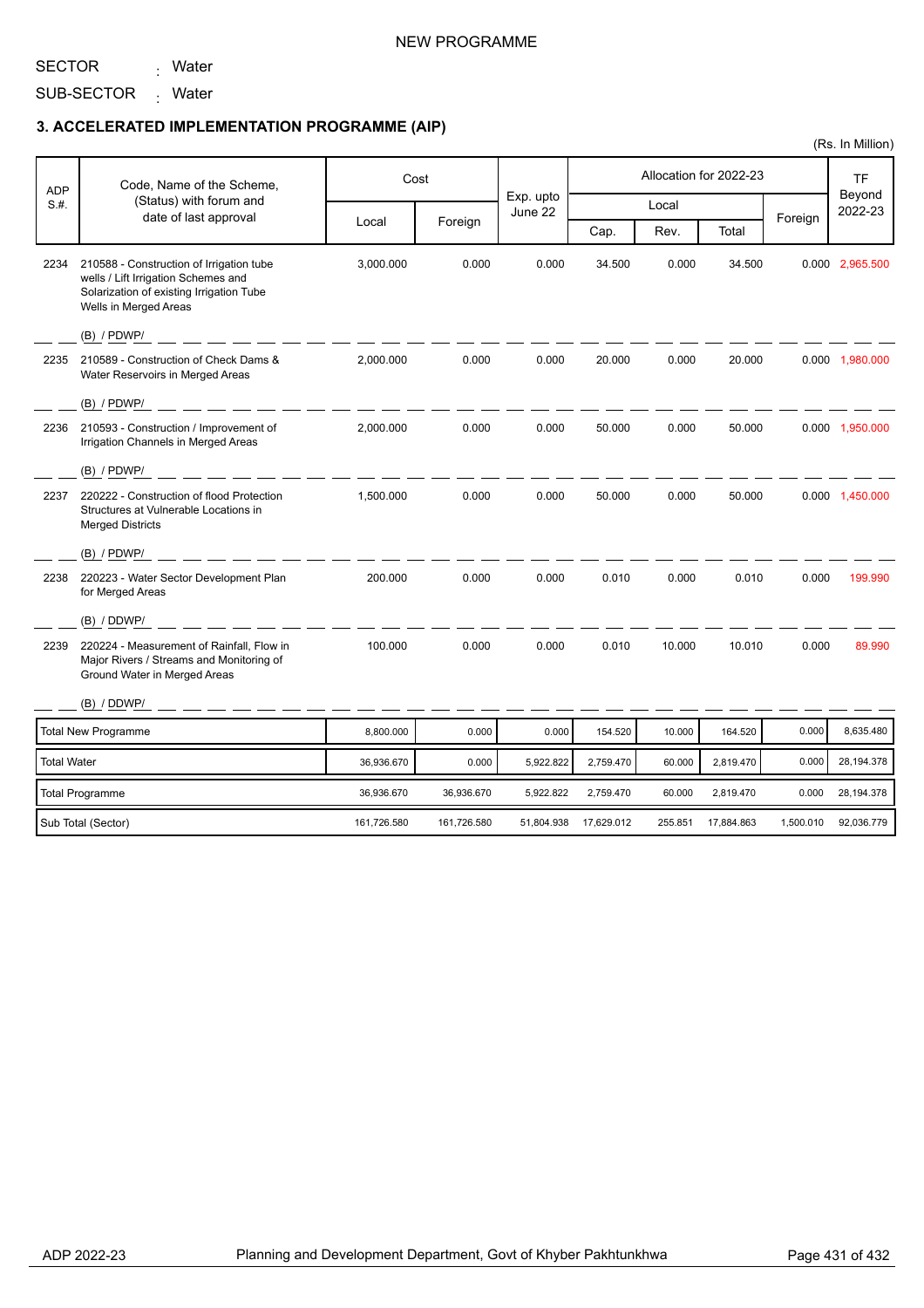NEW PROGRAMME

SECTOR : Water

SUB-SECTOR : Water

### 3. ACCELERATED IMPLEMENTATION PROGRAMME (AIP)

(Rs. In Million)

| ADP S.#. | Code, Name of the Scheme, (Status) with forum and date of last approval | Cost | | Exp. upto June 22 | Allocation for 2022-23 | | | | TF Beyond 2022-23 |
|---|---|---|---|---|---|---|---|---|---|
| | | Local | Foreign | | Local | | | Foreign | |
| | | | | | Cap. | Rev. | Total | | |
| 2234 | 210588 - Construction of Irrigation tube wells / Lift Irrigation Schemes and Solarization of existing Irrigation Tube Wells in Merged Areas (B) / PDWP/ | 3,000.000 | 0.000 | 0.000 | 34.500 | 0.000 | 34.500 | 0.000 | 2,965.500 |
| 2235 | 210589 - Construction of Check Dams & Water Reservoirs in Merged Areas (B) / PDWP/ | 2,000.000 | 0.000 | 0.000 | 20.000 | 0.000 | 20.000 | 0.000 | 1,980.000 |
| 2236 | 210593 - Construction / Improvement of Irrigation Channels in Merged Areas (B) / PDWP/ | 2,000.000 | 0.000 | 0.000 | 50.000 | 0.000 | 50.000 | 0.000 | 1,950.000 |
| 2237 | 220222 - Construction of flood Protection Structures at Vulnerable Locations in Merged Districts (B) / PDWP/ | 1,500.000 | 0.000 | 0.000 | 50.000 | 0.000 | 50.000 | 0.000 | 1,450.000 |
| 2238 | 220223 - Water Sector Development Plan for Merged Areas (B) / DDWP/ | 200.000 | 0.000 | 0.000 | 0.010 | 0.000 | 0.010 | 0.000 | 199.990 |
| 2239 | 220224 - Measurement of Rainfall, Flow in Major Rivers / Streams and Monitoring of Ground Water in Merged Areas (B) / DDWP/ | 100.000 | 0.000 | 0.000 | 0.010 | 10.000 | 10.010 | 0.000 | 89.990 |
| Total New Programme | | 8,800.000 | 0.000 | 0.000 | 154.520 | 10.000 | 164.520 | 0.000 | 8,635.480 |
| Total Water | | 36,936.670 | 0.000 | 5,922.822 | 2,759.470 | 60.000 | 2,819.470 | 0.000 | 28,194.378 |
| Total Programme | | 36,936.670 | 36,936.670 | 5,922.822 | 2,759.470 | 60.000 | 2,819.470 | 0.000 | 28,194.378 |
| Sub Total (Sector) | | 161,726.580 | 161,726.580 | 51,804.938 | 17,629.012 | 255.851 | 17,884.863 | 1,500.010 | 92,036.779 |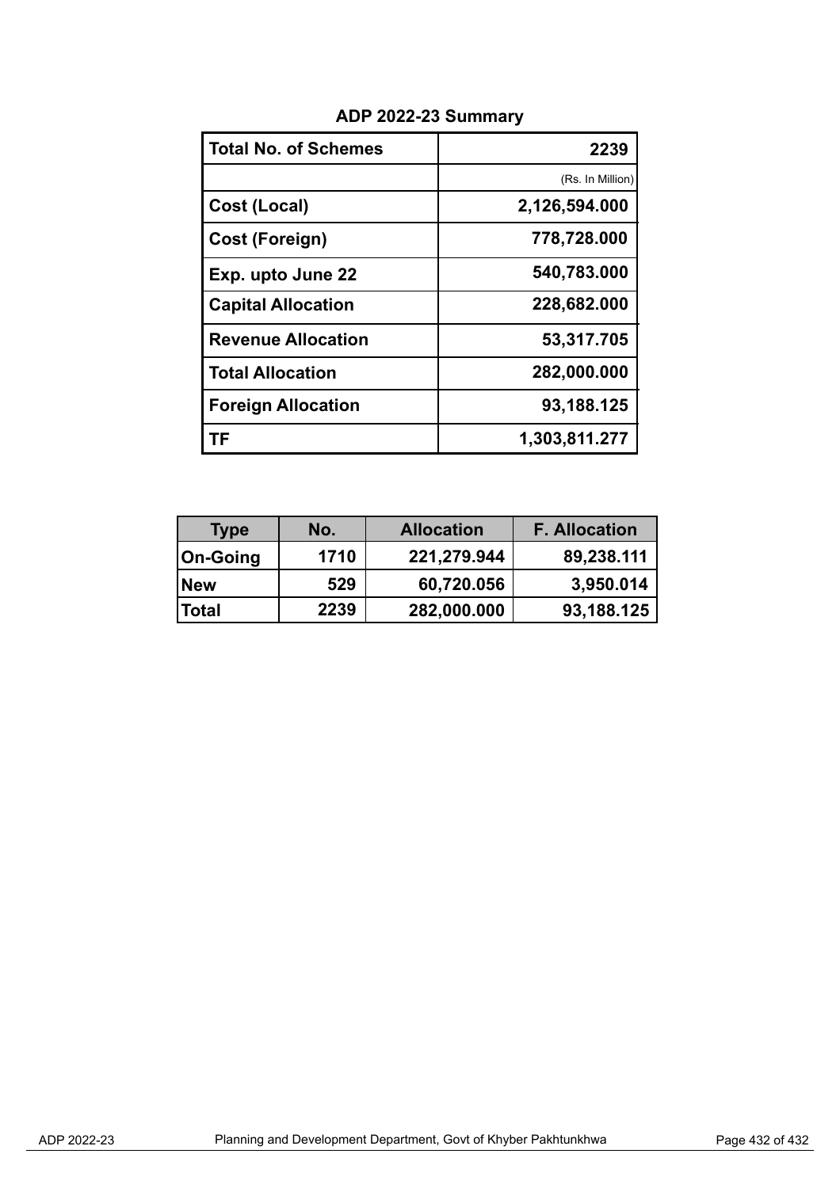## ADP 2022-23 Summary

| | |
|---|---|
| **Total No. of Schemes** | **2239** |
| | (Rs. In Million) |
| **Cost (Local)** | **2,126,594.000** |
| **Cost (Foreign)** | **778,728.000** |
| **Exp. upto June 22** | **540,783.000** |
| **Capital Allocation** | **228,682.000** |
| **Revenue Allocation** | **53,317.705** |
| **Total Allocation** | **282,000.000** |
| **Foreign Allocation** | **93,188.125** |
| **TF** | **1,303,811.277** |

| Type | No. | Allocation | F. Allocation |
|---|---|---|---|
| **On-Going** | **1710** | **221,279.944** | **89,238.111** |
| **New** | **529** | **60,720.056** | **3,950.014** |
| **Total** | **2239** | **282,000.000** | **93,188.125** |